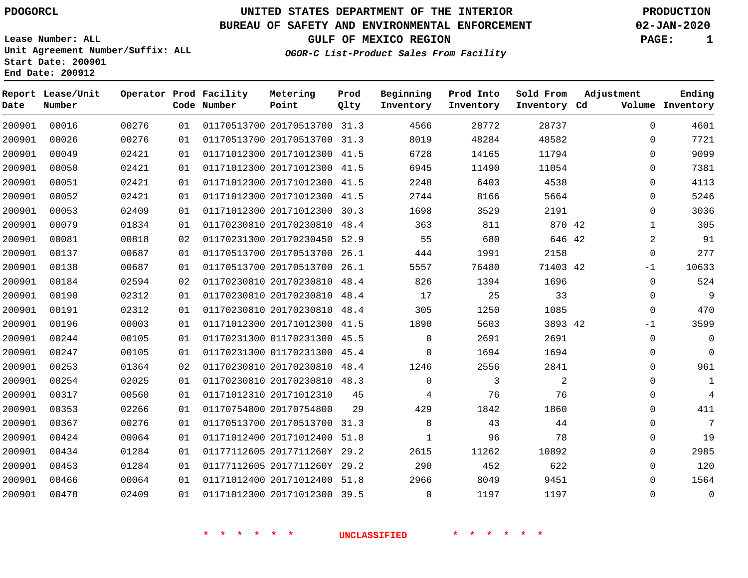PDOGORCL

Lease Number: ALL
Unit Agreement Number/Suffix: ALL
Start Date: 200901
End Date: 200912

# UNITED STATES DEPARTMENT OF THE INTERIOR
## BUREAU OF SAFETY AND ENVIRONMENTAL ENFORCEMENT
### GULF OF MEXICO REGION

*OGOR-C List-Product Sales From Facility*

PRODUCTION
02-JAN-2020

| Report Date | Lease/Unit Number | Operator | Prod Code | Facility Number | Metering Point | Prod Qlty | Beginning Inventory | Prod Into Inventory | Sold From Inventory | Adjustment Cd | Volume | Ending Inventory |
|---|---|---|---|---|---|---|---|---|---|---|---|---|
| 200901 | 00016 | 00276 | 01 | 01170513700 | 20170513700 | 31.3 | 4566 | 28772 | 28737 | | 0 | 4601 |
| 200901 | 00026 | 00276 | 01 | 01170513700 | 20170513700 | 31.3 | 8019 | 48284 | 48582 | | 0 | 7721 |
| 200901 | 00049 | 02421 | 01 | 01171012300 | 20171012300 | 41.5 | 6728 | 14165 | 11794 | | 0 | 9099 |
| 200901 | 00050 | 02421 | 01 | 01171012300 | 20171012300 | 41.5 | 6945 | 11490 | 11054 | | 0 | 7381 |
| 200901 | 00051 | 02421 | 01 | 01171012300 | 20171012300 | 41.5 | 2248 | 6403 | 4538 | | 0 | 4113 |
| 200901 | 00052 | 02421 | 01 | 01171012300 | 20171012300 | 41.5 | 2744 | 8166 | 5664 | | 0 | 5246 |
| 200901 | 00053 | 02409 | 01 | 01171012300 | 20171012300 | 30.3 | 1698 | 3529 | 2191 | | 0 | 3036 |
| 200901 | 00079 | 01834 | 01 | 01170230810 | 20170230810 | 48.4 | 363 | 811 | 870 | 42 | 1 | 305 |
| 200901 | 00081 | 00818 | 02 | 01170231300 | 20170230450 | 52.9 | 55 | 680 | 646 | 42 | 2 | 91 |
| 200901 | 00137 | 00687 | 01 | 01170513700 | 20170513700 | 26.1 | 444 | 1991 | 2158 | | 0 | 277 |
| 200901 | 00138 | 00687 | 01 | 01170513700 | 20170513700 | 26.1 | 5557 | 76480 | 71403 | 42 | -1 | 10633 |
| 200901 | 00184 | 02594 | 02 | 01170230810 | 20170230810 | 48.4 | 826 | 1394 | 1696 | | 0 | 524 |
| 200901 | 00190 | 02312 | 01 | 01170230810 | 20170230810 | 48.4 | 17 | 25 | 33 | | 0 | 9 |
| 200901 | 00191 | 02312 | 01 | 01170230810 | 20170230810 | 48.4 | 305 | 1250 | 1085 | | 0 | 470 |
| 200901 | 00196 | 00003 | 01 | 01171012300 | 20171012300 | 41.5 | 1890 | 5603 | 3893 | 42 | -1 | 3599 |
| 200901 | 00244 | 00105 | 01 | 01170231300 | 01170231300 | 45.5 | 0 | 2691 | 2691 | | 0 | 0 |
| 200901 | 00247 | 00105 | 01 | 01170231300 | 01170231300 | 45.4 | 0 | 1694 | 1694 | | 0 | 0 |
| 200901 | 00253 | 01364 | 02 | 01170230810 | 20170230810 | 48.4 | 1246 | 2556 | 2841 | | 0 | 961 |
| 200901 | 00254 | 02025 | 01 | 01170230810 | 20170230810 | 48.3 | 0 | 3 | 2 | | 0 | 1 |
| 200901 | 00317 | 00560 | 01 | 01171012310 | 20171012310 | 45 | 4 | 76 | 76 | | 0 | 4 |
| 200901 | 00353 | 02266 | 01 | 01170754800 | 20170754800 | 29 | 429 | 1842 | 1860 | | 0 | 411 |
| 200901 | 00367 | 00276 | 01 | 01170513700 | 20170513700 | 31.3 | 8 | 43 | 44 | | 0 | 7 |
| 200901 | 00424 | 00064 | 01 | 01171012400 | 20171012400 | 51.8 | 1 | 96 | 78 | | 0 | 19 |
| 200901 | 00434 | 01284 | 01 | 01177112605 | 2017711260Y | 29.2 | 2615 | 11262 | 10892 | | 0 | 2985 |
| 200901 | 00453 | 01284 | 01 | 01177112605 | 2017711260Y | 29.2 | 290 | 452 | 622 | | 0 | 120 |
| 200901 | 00466 | 00064 | 01 | 01171012400 | 20171012400 | 51.8 | 2966 | 8049 | 9451 | | 0 | 1564 |
| 200901 | 00478 | 02409 | 01 | 01171012300 | 20171012300 | 39.5 | 0 | 1197 | 1197 | | 0 | 0 |

* * * * * * UNCLASSIFIED * * * * * *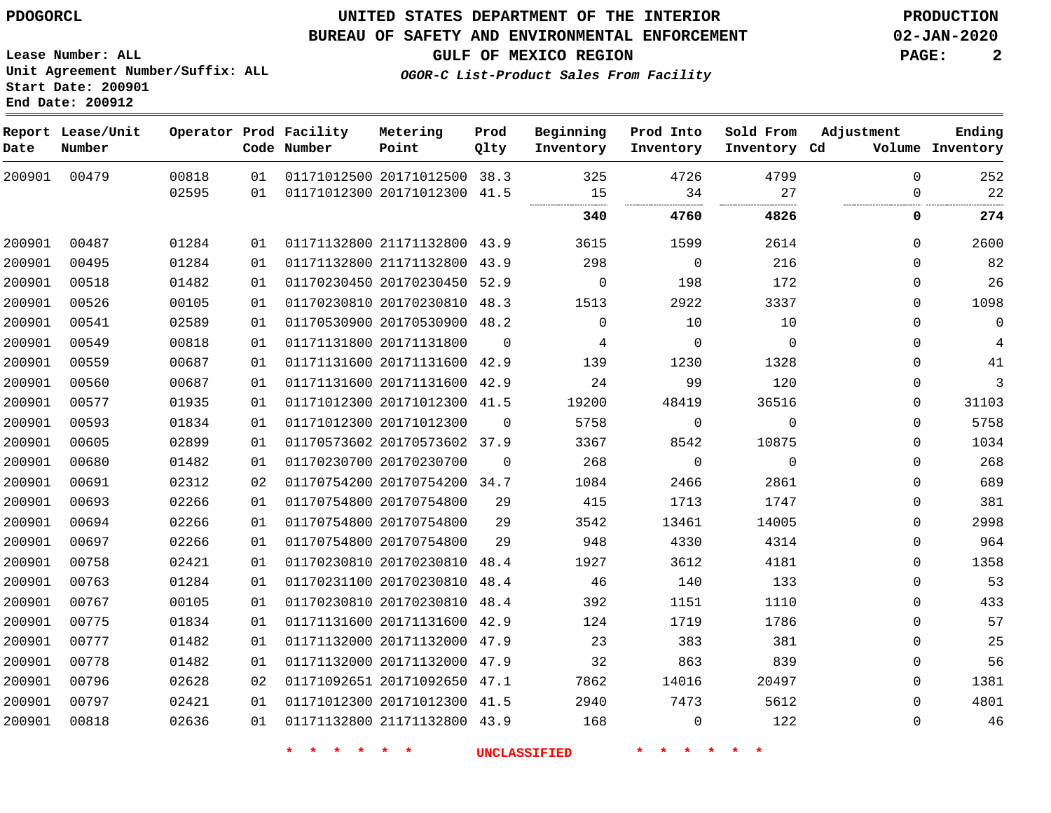PDOGORCL

# UNITED STATES DEPARTMENT OF THE INTERIOR
## BUREAU OF SAFETY AND ENVIRONMENTAL ENFORCEMENT
### GULF OF MEXICO REGION

*OGOR-C List-Product Sales From Facility*

PRODUCTION
02-JAN-2020

Lease Number: ALL
Unit Agreement Number/Suffix: ALL
Start Date: 200901
End Date: 200912

| Report Date | Lease/Unit Number | Operator | Prod Code | Facility Number | Metering Point | Prod Qlty | Beginning Inventory | Prod Into Inventory | Sold From Inventory | Adjustment Cd | Adjustment Volume | Ending Inventory |
|---|---|---|---|---|---|---|---|---|---|---|---|---|
| 200901 | 00479 | 00818 | 01 | 01171012500 | 20171012500 | 38.3 | 325 | 4726 | 4799 | | 0 | 252 |
| | | 02595 | 01 | 01171012300 | 20171012300 | 41.5 | 15 | 34 | 27 | | 0 | 22 |
| | | | | | | | **340** | **4760** | **4826** | | **0** | **274** |
| 200901 | 00487 | 01284 | 01 | 01171132800 | 21171132800 | 43.9 | 3615 | 1599 | 2614 | | 0 | 2600 |
| 200901 | 00495 | 01284 | 01 | 01171132800 | 21171132800 | 43.9 | 298 | 0 | 216 | | 0 | 82 |
| 200901 | 00518 | 01482 | 01 | 01170230450 | 20170230450 | 52.9 | 0 | 198 | 172 | | 0 | 26 |
| 200901 | 00526 | 00105 | 01 | 01170230810 | 20170230810 | 48.3 | 1513 | 2922 | 3337 | | 0 | 1098 |
| 200901 | 00541 | 02589 | 01 | 01170530900 | 20170530900 | 48.2 | 0 | 10 | 10 | | 0 | 0 |
| 200901 | 00549 | 00818 | 01 | 01171131800 | 20171131800 | 0 | 4 | 0 | 0 | | 0 | 4 |
| 200901 | 00559 | 00687 | 01 | 01171131600 | 20171131600 | 42.9 | 139 | 1230 | 1328 | | 0 | 41 |
| 200901 | 00560 | 00687 | 01 | 01171131600 | 20171131600 | 42.9 | 24 | 99 | 120 | | 0 | 3 |
| 200901 | 00577 | 01935 | 01 | 01171012300 | 20171012300 | 41.5 | 19200 | 48419 | 36516 | | 0 | 31103 |
| 200901 | 00593 | 01834 | 01 | 01171012300 | 20171012300 | 0 | 5758 | 0 | 0 | | 0 | 5758 |
| 200901 | 00605 | 02899 | 01 | 01170573602 | 20170573602 | 37.9 | 3367 | 8542 | 10875 | | 0 | 1034 |
| 200901 | 00680 | 01482 | 01 | 01170230700 | 20170230700 | 0 | 268 | 0 | 0 | | 0 | 268 |
| 200901 | 00691 | 02312 | 02 | 01170754200 | 20170754200 | 34.7 | 1084 | 2466 | 2861 | | 0 | 689 |
| 200901 | 00693 | 02266 | 01 | 01170754800 | 20170754800 | 29 | 415 | 1713 | 1747 | | 0 | 381 |
| 200901 | 00694 | 02266 | 01 | 01170754800 | 20170754800 | 29 | 3542 | 13461 | 14005 | | 0 | 2998 |
| 200901 | 00697 | 02266 | 01 | 01170754800 | 20170754800 | 29 | 948 | 4330 | 4314 | | 0 | 964 |
| 200901 | 00758 | 02421 | 01 | 01170230810 | 20170230810 | 48.4 | 1927 | 3612 | 4181 | | 0 | 1358 |
| 200901 | 00763 | 01284 | 01 | 01170231100 | 20170230810 | 48.4 | 46 | 140 | 133 | | 0 | 53 |
| 200901 | 00767 | 00105 | 01 | 01170230810 | 20170230810 | 48.4 | 392 | 1151 | 1110 | | 0 | 433 |
| 200901 | 00775 | 01834 | 01 | 01171131600 | 20171131600 | 42.9 | 124 | 1719 | 1786 | | 0 | 57 |
| 200901 | 00777 | 01482 | 01 | 01171132000 | 20171132000 | 47.9 | 23 | 383 | 381 | | 0 | 25 |
| 200901 | 00778 | 01482 | 01 | 01171132000 | 20171132000 | 47.9 | 32 | 863 | 839 | | 0 | 56 |
| 200901 | 00796 | 02628 | 02 | 01171092651 | 20171092650 | 47.1 | 7862 | 14016 | 20497 | | 0 | 1381 |
| 200901 | 00797 | 02421 | 01 | 01171012300 | 20171012300 | 41.5 | 2940 | 7473 | 5612 | | 0 | 4801 |
| 200901 | 00818 | 02636 | 01 | 01171132800 | 21171132800 | 43.9 | 168 | 0 | 122 | | 0 | 46 |

* * * * * * UNCLASSIFIED * * * * * *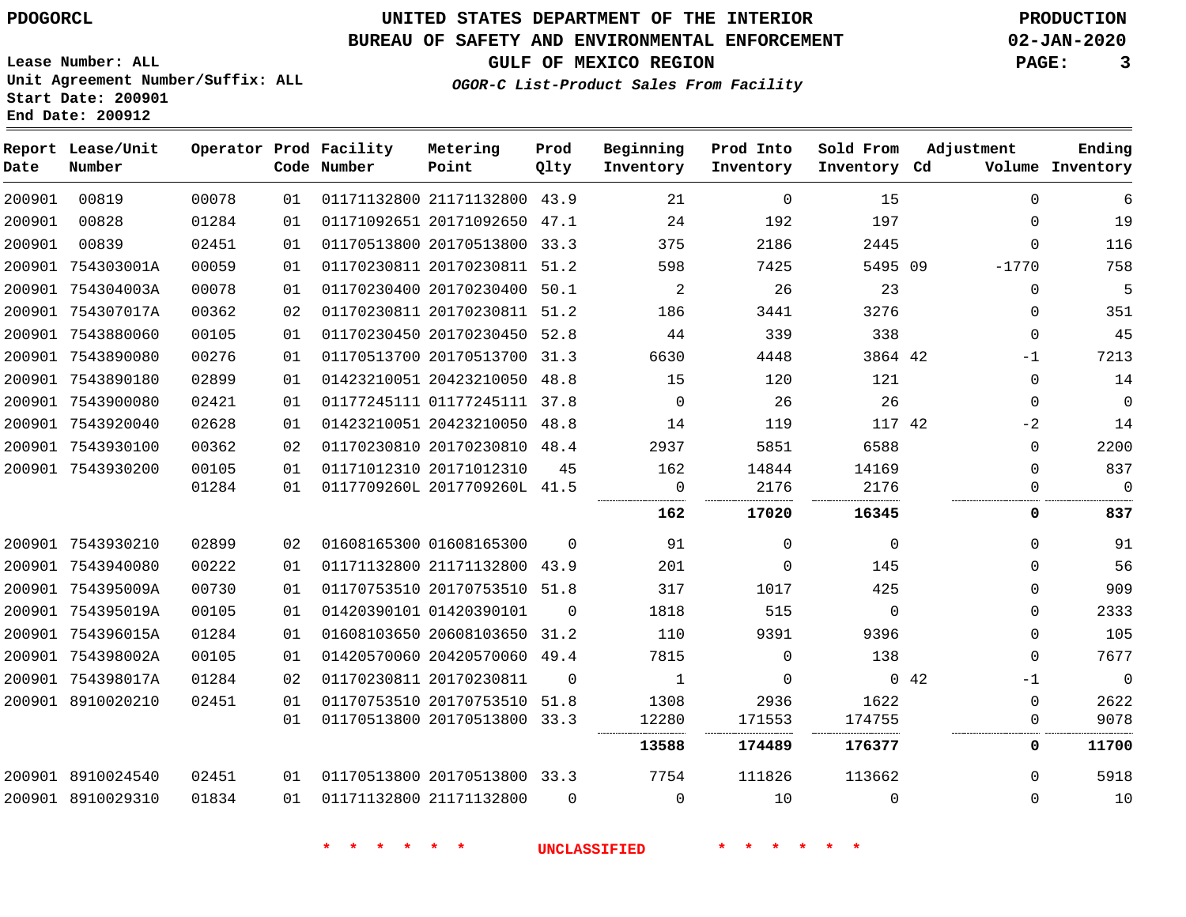PDOGORCL

# UNITED STATES DEPARTMENT OF THE INTERIOR
## BUREAU OF SAFETY AND ENVIRONMENTAL ENFORCEMENT
### GULF OF MEXICO REGION

*OGOR-C List-Product Sales From Facility*

PRODUCTION
02-JAN-2020

Lease Number: ALL
Unit Agreement Number/Suffix: ALL
Start Date: 200901
End Date: 200912

| Report Date | Lease/Unit Number | Operator | Prod Code | Facility Number | Metering Point | Prod Qlty | Beginning Inventory | Prod Into Inventory | Sold From Inventory | Adjustment Cd | Adjustment Volume | Ending Inventory |
|---|---|---|---|---|---|---|---|---|---|---|---|---|
| 200901 | 00819 | 00078 | 01 | 01171132800 | 21171132800 | 43.9 | 21 | 0 | 15 | | 0 | 6 |
| 200901 | 00828 | 01284 | 01 | 01171092651 | 20171092650 | 47.1 | 24 | 192 | 197 | | 0 | 19 |
| 200901 | 00839 | 02451 | 01 | 01170513800 | 20170513800 | 33.3 | 375 | 2186 | 2445 | | 0 | 116 |
| 200901 | 754303001A | 00059 | 01 | 01170230811 | 20170230811 | 51.2 | 598 | 7425 | 5495 | 09 | -1770 | 758 |
| 200901 | 754304003A | 00078 | 01 | 01170230400 | 20170230400 | 50.1 | 2 | 26 | 23 | | 0 | 5 |
| 200901 | 754307017A | 00362 | 02 | 01170230811 | 20170230811 | 51.2 | 186 | 3441 | 3276 | | 0 | 351 |
| 200901 | 7543880060 | 00105 | 01 | 01170230450 | 20170230450 | 52.8 | 44 | 339 | 338 | | 0 | 45 |
| 200901 | 7543890080 | 00276 | 01 | 01170513700 | 20170513700 | 31.3 | 6630 | 4448 | 3864 | 42 | -1 | 7213 |
| 200901 | 7543890180 | 02899 | 01 | 01423210051 | 20423210050 | 48.8 | 15 | 120 | 121 | | 0 | 14 |
| 200901 | 7543900080 | 02421 | 01 | 01177245111 | 01177245111 | 37.8 | 0 | 26 | 26 | | 0 | 0 |
| 200901 | 7543920040 | 02628 | 01 | 01423210051 | 20423210050 | 48.8 | 14 | 119 | 117 | 42 | -2 | 14 |
| 200901 | 7543930100 | 00362 | 02 | 01170230810 | 20170230810 | 48.4 | 2937 | 5851 | 6588 | | 0 | 2200 |
| 200901 | 7543930200 | 00105 | 01 | 01171012310 | 20171012310 | 45 | 162 | 14844 | 14169 | | 0 | 837 |
| | | 01284 | 01 | 0117709260L | 2017709260L | 41.5 | 0 | 2176 | 2176 | | 0 | 0 |
| | | | | | | | **162** | **17020** | **16345** | | **0** | **837** |
| 200901 | 7543930210 | 02899 | 02 | 01608165300 | 01608165300 | 0 | 91 | 0 | 0 | | 0 | 91 |
| 200901 | 7543940080 | 00222 | 01 | 01171132800 | 21171132800 | 43.9 | 201 | 0 | 145 | | 0 | 56 |
| 200901 | 754395009A | 00730 | 01 | 01170753510 | 20170753510 | 51.8 | 317 | 1017 | 425 | | 0 | 909 |
| 200901 | 754395019A | 00105 | 01 | 01420390101 | 01420390101 | 0 | 1818 | 515 | 0 | | 0 | 2333 |
| 200901 | 754396015A | 01284 | 01 | 01608103650 | 20608103650 | 31.2 | 110 | 9391 | 9396 | | 0 | 105 |
| 200901 | 754398002A | 00105 | 01 | 01420570060 | 20420570060 | 49.4 | 7815 | 0 | 138 | | 0 | 7677 |
| 200901 | 754398017A | 01284 | 02 | 01170230811 | 20170230811 | 0 | 1 | 0 | 0 | 42 | -1 | 0 |
| 200901 | 8910020210 | 02451 | 01 | 01170753510 | 20170753510 | 51.8 | 1308 | 2936 | 1622 | | 0 | 2622 |
| | | | 01 | 01170513800 | 20170513800 | 33.3 | 12280 | 171553 | 174755 | | 0 | 9078 |
| | | | | | | | **13588** | **174489** | **176377** | | **0** | **11700** |
| 200901 | 8910024540 | 02451 | 01 | 01170513800 | 20170513800 | 33.3 | 7754 | 111826 | 113662 | | 0 | 5918 |
| 200901 | 8910029310 | 01834 | 01 | 01171132800 | 21171132800 | 0 | 0 | 10 | 0 | | 0 | 10 |

* * * * * * UNCLASSIFIED * * * * * *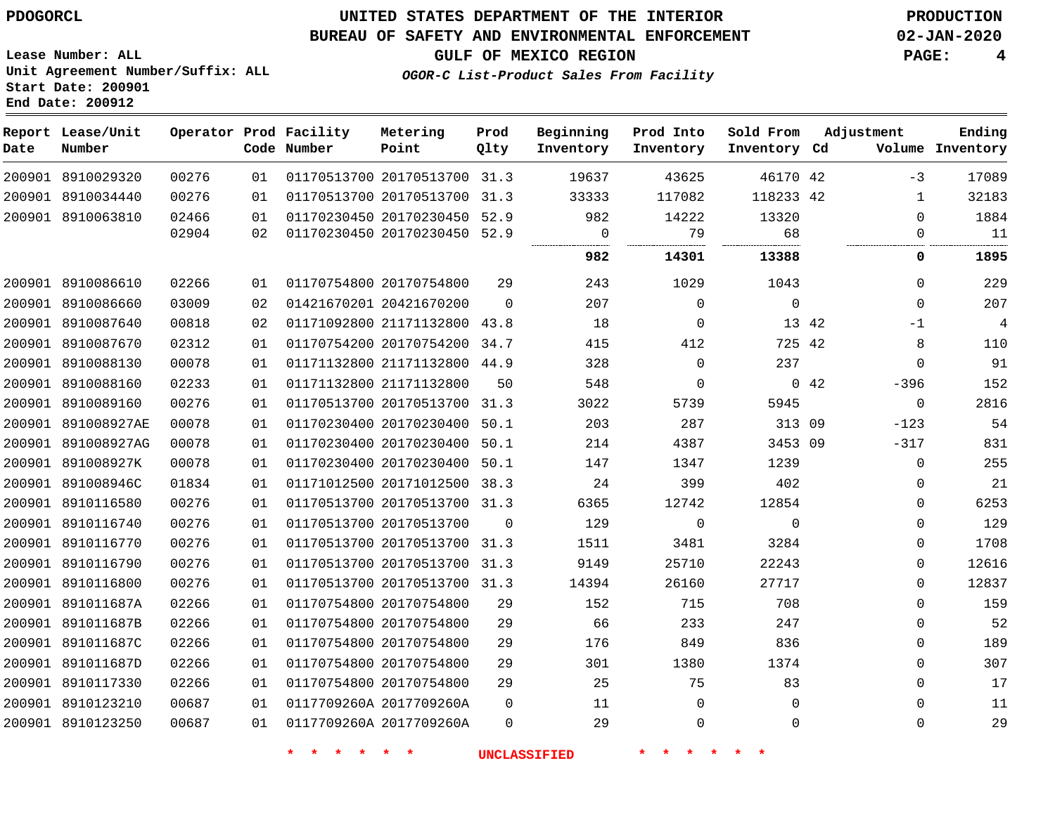PDOGORCL

# UNITED STATES DEPARTMENT OF THE INTERIOR
## BUREAU OF SAFETY AND ENVIRONMENTAL ENFORCEMENT
### GULF OF MEXICO REGION
*OGOR-C List-Product Sales From Facility*

PRODUCTION
02-JAN-2020

Lease Number: ALL
Unit Agreement Number/Suffix: ALL
Start Date: 200901
End Date: 200912

| Report Date | Lease/Unit Number | Operator | Prod Code | Facility Number | Metering Point | Prod Qlty | Beginning Inventory | Prod Into Inventory | Sold From Inventory | Adjustment Cd | Volume | Ending Inventory |
|---|---|---|---|---|---|---|---|---|---|---|---|---|
| 200901 | 8910029320 | 00276 | 01 | 01170513700 | 20170513700 | 31.3 | 19637 | 43625 | 46170 | 42 | -3 | 17089 |
| 200901 | 8910034440 | 00276 | 01 | 01170513700 | 20170513700 | 31.3 | 33333 | 117082 | 118233 | 42 | 1 | 32183 |
| 200901 | 8910063810 | 02466 | 01 | 01170230450 | 20170230450 | 52.9 | 982 | 14222 | 13320 | | 0 | 1884 |
| | | 02904 | 02 | 01170230450 | 20170230450 | 52.9 | 0 | 79 | 68 | | 0 | 11 |
| | | | | | | | **982** | **14301** | **13388** | | **0** | **1895** |
| 200901 | 8910086610 | 02266 | 01 | 01170754800 | 20170754800 | 29 | 243 | 1029 | 1043 | | 0 | 229 |
| 200901 | 8910086660 | 03009 | 02 | 01421670201 | 20421670200 | 0 | 207 | 0 | 0 | | 0 | 207 |
| 200901 | 8910087640 | 00818 | 02 | 01171092800 | 21171132800 | 43.8 | 18 | 0 | 13 | 42 | -1 | 4 |
| 200901 | 8910087670 | 02312 | 01 | 01170754200 | 20170754200 | 34.7 | 415 | 412 | 725 | 42 | 8 | 110 |
| 200901 | 8910088130 | 00078 | 01 | 01171132800 | 21171132800 | 44.9 | 328 | 0 | 237 | | 0 | 91 |
| 200901 | 8910088160 | 02233 | 01 | 01171132800 | 21171132800 | 50 | 548 | 0 | 0 | 42 | -396 | 152 |
| 200901 | 8910089160 | 00276 | 01 | 01170513700 | 20170513700 | 31.3 | 3022 | 5739 | 5945 | | 0 | 2816 |
| 200901 | 891008927AE | 00078 | 01 | 01170230400 | 20170230400 | 50.1 | 203 | 287 | 313 | 09 | -123 | 54 |
| 200901 | 891008927AG | 00078 | 01 | 01170230400 | 20170230400 | 50.1 | 214 | 4387 | 3453 | 09 | -317 | 831 |
| 200901 | 891008927K | 00078 | 01 | 01170230400 | 20170230400 | 50.1 | 147 | 1347 | 1239 | | 0 | 255 |
| 200901 | 891008946C | 01834 | 01 | 01171012500 | 20171012500 | 38.3 | 24 | 399 | 402 | | 0 | 21 |
| 200901 | 8910116580 | 00276 | 01 | 01170513700 | 20170513700 | 31.3 | 6365 | 12742 | 12854 | | 0 | 6253 |
| 200901 | 8910116740 | 00276 | 01 | 01170513700 | 20170513700 | 0 | 129 | 0 | 0 | | 0 | 129 |
| 200901 | 8910116770 | 00276 | 01 | 01170513700 | 20170513700 | 31.3 | 1511 | 3481 | 3284 | | 0 | 1708 |
| 200901 | 8910116790 | 00276 | 01 | 01170513700 | 20170513700 | 31.3 | 9149 | 25710 | 22243 | | 0 | 12616 |
| 200901 | 8910116800 | 00276 | 01 | 01170513700 | 20170513700 | 31.3 | 14394 | 26160 | 27717 | | 0 | 12837 |
| 200901 | 891011687A | 02266 | 01 | 01170754800 | 20170754800 | 29 | 152 | 715 | 708 | | 0 | 159 |
| 200901 | 891011687B | 02266 | 01 | 01170754800 | 20170754800 | 29 | 66 | 233 | 247 | | 0 | 52 |
| 200901 | 891011687C | 02266 | 01 | 01170754800 | 20170754800 | 29 | 176 | 849 | 836 | | 0 | 189 |
| 200901 | 891011687D | 02266 | 01 | 01170754800 | 20170754800 | 29 | 301 | 1380 | 1374 | | 0 | 307 |
| 200901 | 8910117330 | 02266 | 01 | 01170754800 | 20170754800 | 29 | 25 | 75 | 83 | | 0 | 17 |
| 200901 | 8910123210 | 00687 | 01 | 0117709260A | 2017709260A | 0 | 11 | 0 | 0 | | 0 | 11 |
| 200901 | 8910123250 | 00687 | 01 | 0117709260A | 2017709260A | 0 | 29 | 0 | 0 | | 0 | 29 |

\* \* \* \* \* \* UNCLASSIFIED \* \* \* \* \* \*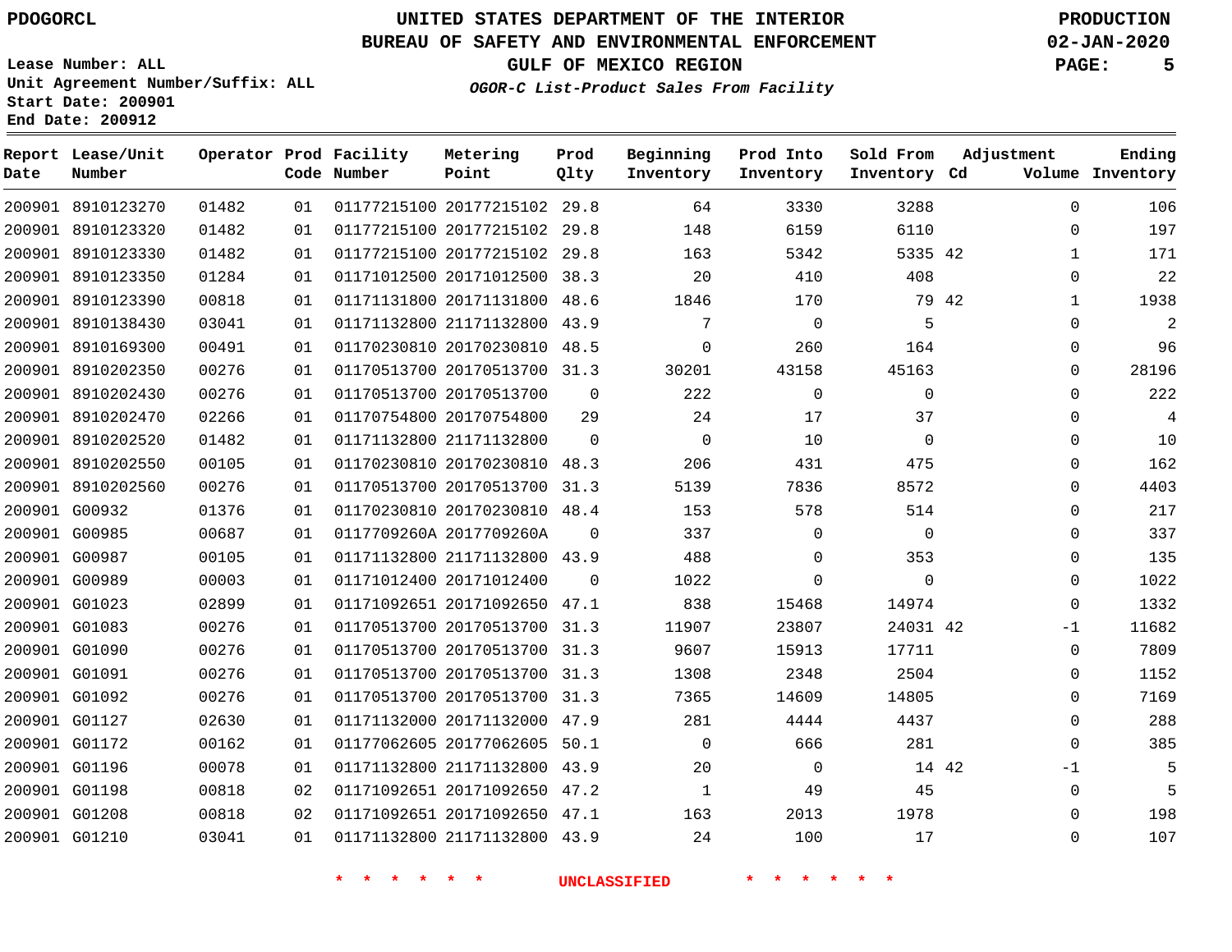PDOGORCL

# UNITED STATES DEPARTMENT OF THE INTERIOR
## BUREAU OF SAFETY AND ENVIRONMENTAL ENFORCEMENT
### GULF OF MEXICO REGION
*OGOR-C List-Product Sales From Facility*

PRODUCTION
02-JAN-2020

Lease Number: ALL
Unit Agreement Number/Suffix: ALL
Start Date: 200901
End Date: 200912

| Report Date | Lease/Unit Number | Operator | Prod Code | Facility Number | Metering Point | Prod Qlty | Beginning Inventory | Prod Into Inventory | Sold From Inventory | Adjustment Cd | Volume | Ending Inventory |
|---|---|---|---|---|---|---|---|---|---|---|---|---|
| 200901 | 8910123270 | 01482 | 01 | 01177215100 | 20177215102 | 29.8 | 64 | 3330 | 3288 | | 0 | 106 |
| 200901 | 8910123320 | 01482 | 01 | 01177215100 | 20177215102 | 29.8 | 148 | 6159 | 6110 | | 0 | 197 |
| 200901 | 8910123330 | 01482 | 01 | 01177215100 | 20177215102 | 29.8 | 163 | 5342 | 5335 | 42 | 1 | 171 |
| 200901 | 8910123350 | 01284 | 01 | 01171012500 | 20171012500 | 38.3 | 20 | 410 | 408 | | 0 | 22 |
| 200901 | 8910123390 | 00818 | 01 | 01171131800 | 20171131800 | 48.6 | 1846 | 170 | 79 | 42 | 1 | 1938 |
| 200901 | 8910138430 | 03041 | 01 | 01171132800 | 21171132800 | 43.9 | 7 | 0 | 5 | | 0 | 2 |
| 200901 | 8910169300 | 00491 | 01 | 01170230810 | 20170230810 | 48.5 | 0 | 260 | 164 | | 0 | 96 |
| 200901 | 8910202350 | 00276 | 01 | 01170513700 | 20170513700 | 31.3 | 30201 | 43158 | 45163 | | 0 | 28196 |
| 200901 | 8910202430 | 00276 | 01 | 01170513700 | 20170513700 | 0 | 222 | 0 | 0 | | 0 | 222 |
| 200901 | 8910202470 | 02266 | 01 | 01170754800 | 20170754800 | 29 | 24 | 17 | 37 | | 0 | 4 |
| 200901 | 8910202520 | 01482 | 01 | 01171132800 | 21171132800 | 0 | 0 | 10 | 0 | | 0 | 10 |
| 200901 | 8910202550 | 00105 | 01 | 01170230810 | 20170230810 | 48.3 | 206 | 431 | 475 | | 0 | 162 |
| 200901 | 8910202560 | 00276 | 01 | 01170513700 | 20170513700 | 31.3 | 5139 | 7836 | 8572 | | 0 | 4403 |
| 200901 | G00932 | 01376 | 01 | 01170230810 | 20170230810 | 48.4 | 153 | 578 | 514 | | 0 | 217 |
| 200901 | G00985 | 00687 | 01 | 0117709260A | 2017709260A | 0 | 337 | 0 | 0 | | 0 | 337 |
| 200901 | G00987 | 00105 | 01 | 01171132800 | 21171132800 | 43.9 | 488 | 0 | 353 | | 0 | 135 |
| 200901 | G00989 | 00003 | 01 | 01171012400 | 20171012400 | 0 | 1022 | 0 | 0 | | 0 | 1022 |
| 200901 | G01023 | 02899 | 01 | 01171092651 | 20171092650 | 47.1 | 838 | 15468 | 14974 | | 0 | 1332 |
| 200901 | G01083 | 00276 | 01 | 01170513700 | 20170513700 | 31.3 | 11907 | 23807 | 24031 | 42 | -1 | 11682 |
| 200901 | G01090 | 00276 | 01 | 01170513700 | 20170513700 | 31.3 | 9607 | 15913 | 17711 | | 0 | 7809 |
| 200901 | G01091 | 00276 | 01 | 01170513700 | 20170513700 | 31.3 | 1308 | 2348 | 2504 | | 0 | 1152 |
| 200901 | G01092 | 00276 | 01 | 01170513700 | 20170513700 | 31.3 | 7365 | 14609 | 14805 | | 0 | 7169 |
| 200901 | G01127 | 02630 | 01 | 01171132000 | 20171132000 | 47.9 | 281 | 4444 | 4437 | | 0 | 288 |
| 200901 | G01172 | 00162 | 01 | 01177062605 | 20177062605 | 50.1 | 0 | 666 | 281 | | 0 | 385 |
| 200901 | G01196 | 00078 | 01 | 01171132800 | 21171132800 | 43.9 | 20 | 0 | 14 | 42 | -1 | 5 |
| 200901 | G01198 | 00818 | 02 | 01171092651 | 20171092650 | 47.2 | 1 | 49 | 45 | | 0 | 5 |
| 200901 | G01208 | 00818 | 02 | 01171092651 | 20171092650 | 47.1 | 163 | 2013 | 1978 | | 0 | 198 |
| 200901 | G01210 | 03041 | 01 | 01171132800 | 21171132800 | 43.9 | 24 | 100 | 17 | | 0 | 107 |

\* \* \* \* \* \* UNCLASSIFIED \* \* \* \* \* \*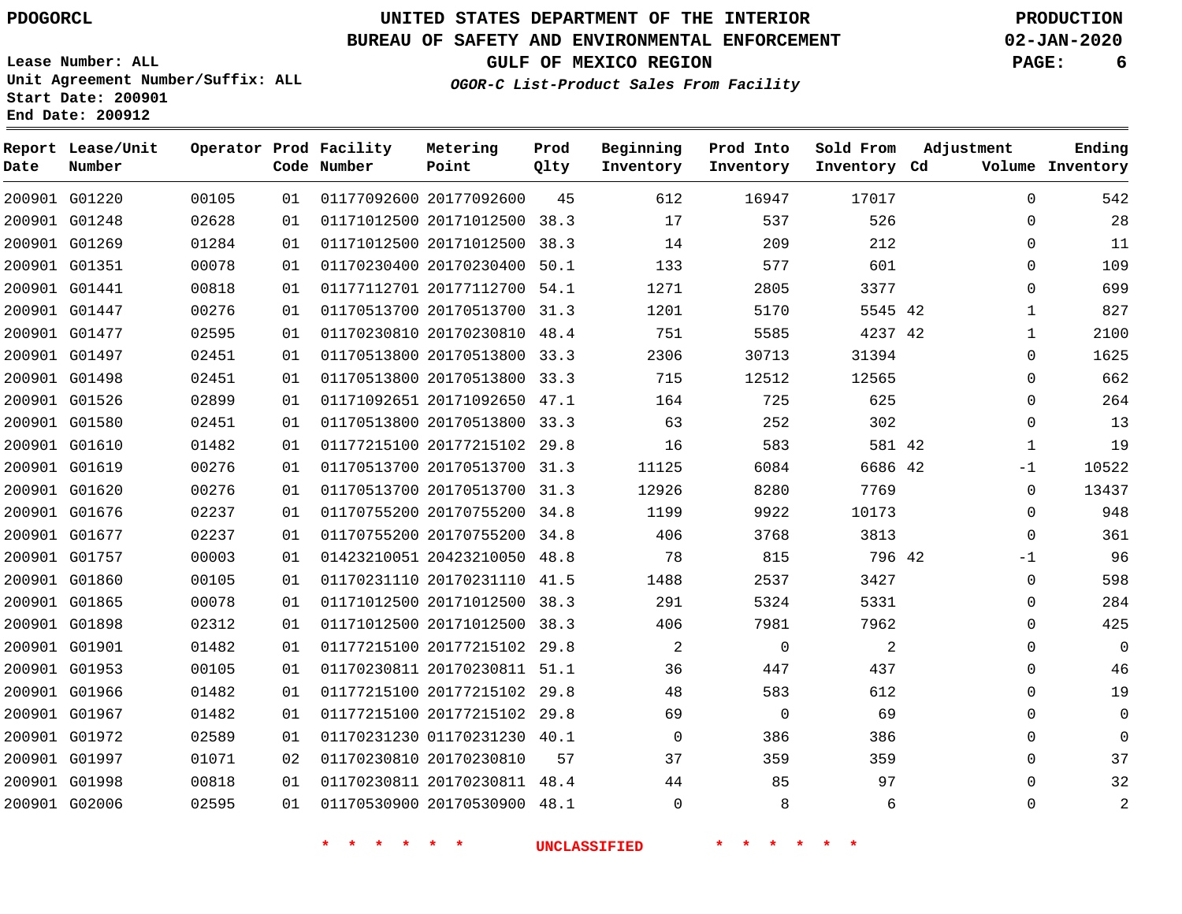PDOGORCL

# UNITED STATES DEPARTMENT OF THE INTERIOR
## BUREAU OF SAFETY AND ENVIRONMENTAL ENFORCEMENT
### GULF OF MEXICO REGION
*OGOR-C List-Product Sales From Facility*

PRODUCTION
02-JAN-2020

Lease Number: ALL
Unit Agreement Number/Suffix: ALL
Start Date: 200901
End Date: 200912

| Report Date | Lease/Unit Number | Operator | Prod Code | Facility Number | Metering Point | Prod Qlty | Beginning Inventory | Prod Into Inventory | Sold From Inventory | Adjustment Cd | Adjustment Volume | Ending Inventory |
|---|---|---|---|---|---|---|---|---|---|---|---|---|
| 200901 | G01220 | 00105 | 01 | 01177092600 | 20177092600 | 45 | 612 | 16947 | 17017 | | 0 | 542 |
| 200901 | G01248 | 02628 | 01 | 01171012500 | 20171012500 | 38.3 | 17 | 537 | 526 | | 0 | 28 |
| 200901 | G01269 | 01284 | 01 | 01171012500 | 20171012500 | 38.3 | 14 | 209 | 212 | | 0 | 11 |
| 200901 | G01351 | 00078 | 01 | 01170230400 | 20170230400 | 50.1 | 133 | 577 | 601 | | 0 | 109 |
| 200901 | G01441 | 00818 | 01 | 01177112701 | 20177112700 | 54.1 | 1271 | 2805 | 3377 | | 0 | 699 |
| 200901 | G01447 | 00276 | 01 | 01170513700 | 20170513700 | 31.3 | 1201 | 5170 | 5545 | 42 | 1 | 827 |
| 200901 | G01477 | 02595 | 01 | 01170230810 | 20170230810 | 48.4 | 751 | 5585 | 4237 | 42 | 1 | 2100 |
| 200901 | G01497 | 02451 | 01 | 01170513800 | 20170513800 | 33.3 | 2306 | 30713 | 31394 | | 0 | 1625 |
| 200901 | G01498 | 02451 | 01 | 01170513800 | 20170513800 | 33.3 | 715 | 12512 | 12565 | | 0 | 662 |
| 200901 | G01526 | 02899 | 01 | 01171092651 | 20171092650 | 47.1 | 164 | 725 | 625 | | 0 | 264 |
| 200901 | G01580 | 02451 | 01 | 01170513800 | 20170513800 | 33.3 | 63 | 252 | 302 | | 0 | 13 |
| 200901 | G01610 | 01482 | 01 | 01177215100 | 20177215102 | 29.8 | 16 | 583 | 581 | 42 | 1 | 19 |
| 200901 | G01619 | 00276 | 01 | 01170513700 | 20170513700 | 31.3 | 11125 | 6084 | 6686 | 42 | -1 | 10522 |
| 200901 | G01620 | 00276 | 01 | 01170513700 | 20170513700 | 31.3 | 12926 | 8280 | 7769 | | 0 | 13437 |
| 200901 | G01676 | 02237 | 01 | 01170755200 | 20170755200 | 34.8 | 1199 | 9922 | 10173 | | 0 | 948 |
| 200901 | G01677 | 02237 | 01 | 01170755200 | 20170755200 | 34.8 | 406 | 3768 | 3813 | | 0 | 361 |
| 200901 | G01757 | 00003 | 01 | 01423210051 | 20423210050 | 48.8 | 78 | 815 | 796 | 42 | -1 | 96 |
| 200901 | G01860 | 00105 | 01 | 01170231110 | 20170231110 | 41.5 | 1488 | 2537 | 3427 | | 0 | 598 |
| 200901 | G01865 | 00078 | 01 | 01171012500 | 20171012500 | 38.3 | 291 | 5324 | 5331 | | 0 | 284 |
| 200901 | G01898 | 02312 | 01 | 01171012500 | 20171012500 | 38.3 | 406 | 7981 | 7962 | | 0 | 425 |
| 200901 | G01901 | 01482 | 01 | 01177215100 | 20177215102 | 29.8 | 2 | 0 | 2 | | 0 | 0 |
| 200901 | G01953 | 00105 | 01 | 01170230811 | 20170230811 | 51.1 | 36 | 447 | 437 | | 0 | 46 |
| 200901 | G01966 | 01482 | 01 | 01177215100 | 20177215102 | 29.8 | 48 | 583 | 612 | | 0 | 19 |
| 200901 | G01967 | 01482 | 01 | 01177215100 | 20177215102 | 29.8 | 69 | 0 | 69 | | 0 | 0 |
| 200901 | G01972 | 02589 | 01 | 01170231230 | 01170231230 | 40.1 | 0 | 386 | 386 | | 0 | 0 |
| 200901 | G01997 | 01071 | 02 | 01170230810 | 20170230810 | 57 | 37 | 359 | 359 | | 0 | 37 |
| 200901 | G01998 | 00818 | 01 | 01170230811 | 20170230811 | 48.4 | 44 | 85 | 97 | | 0 | 32 |
| 200901 | G02006 | 02595 | 01 | 01170530900 | 20170530900 | 48.1 | 0 | 8 | 6 | | 0 | 2 |

* * * * * * UNCLASSIFIED * * * * * *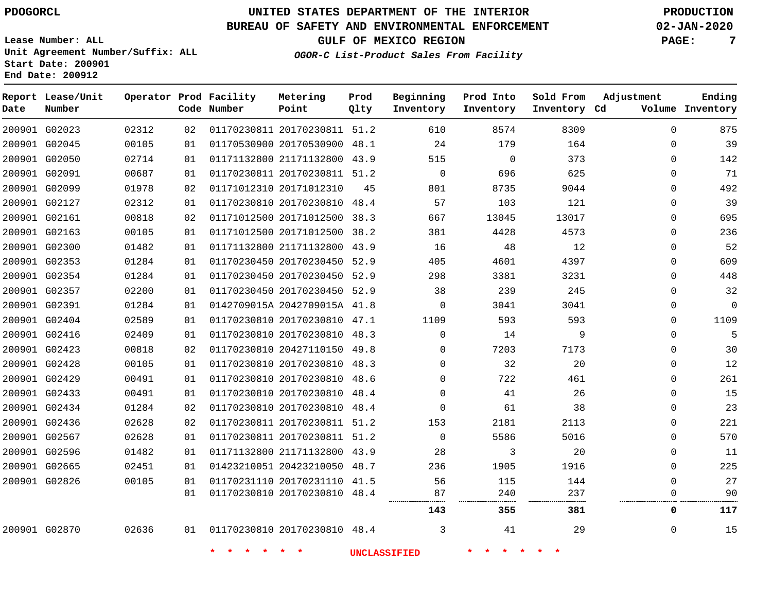PDOGORCL

# UNITED STATES DEPARTMENT OF THE INTERIOR
## BUREAU OF SAFETY AND ENVIRONMENTAL ENFORCEMENT
### GULF OF MEXICO REGION
*OGOR-C List-Product Sales From Facility*

PRODUCTION
02-JAN-2020

Lease Number: ALL
Unit Agreement Number/Suffix: ALL
Start Date: 200901
End Date: 200912

| Report Date | Lease/Unit Number | Operator | Prod Code | Facility Number | Metering Point | Prod Qlty | Beginning Inventory | Prod Into Inventory | Sold From Inventory | Adjustment Cd | Volume | Ending Inventory |
|---|---|---|---|---|---|---|---|---|---|---|---|---|
| 200901 | G02023 | 02312 | 02 | 01170230811 | 20170230811 | 51.2 | 610 | 8574 | 8309 | | 0 | 875 |
| 200901 | G02045 | 00105 | 01 | 01170530900 | 20170530900 | 48.1 | 24 | 179 | 164 | | 0 | 39 |
| 200901 | G02050 | 02714 | 01 | 01171132800 | 21171132800 | 43.9 | 515 | 0 | 373 | | 0 | 142 |
| 200901 | G02091 | 00687 | 01 | 01170230811 | 20170230811 | 51.2 | 0 | 696 | 625 | | 0 | 71 |
| 200901 | G02099 | 01978 | 02 | 01171012310 | 20171012310 | 45 | 801 | 8735 | 9044 | | 0 | 492 |
| 200901 | G02127 | 02312 | 01 | 01170230810 | 20170230810 | 48.4 | 57 | 103 | 121 | | 0 | 39 |
| 200901 | G02161 | 00818 | 02 | 01171012500 | 20171012500 | 38.3 | 667 | 13045 | 13017 | | 0 | 695 |
| 200901 | G02163 | 00105 | 01 | 01171012500 | 20171012500 | 38.2 | 381 | 4428 | 4573 | | 0 | 236 |
| 200901 | G02300 | 01482 | 01 | 01171132800 | 21171132800 | 43.9 | 16 | 48 | 12 | | 0 | 52 |
| 200901 | G02353 | 01284 | 01 | 01170230450 | 20170230450 | 52.9 | 405 | 4601 | 4397 | | 0 | 609 |
| 200901 | G02354 | 01284 | 01 | 01170230450 | 20170230450 | 52.9 | 298 | 3381 | 3231 | | 0 | 448 |
| 200901 | G02357 | 02200 | 01 | 01170230450 | 20170230450 | 52.9 | 38 | 239 | 245 | | 0 | 32 |
| 200901 | G02391 | 01284 | 01 | 0142709015A | 2042709015A | 41.8 | 0 | 3041 | 3041 | | 0 | 0 |
| 200901 | G02404 | 02589 | 01 | 01170230810 | 20170230810 | 47.1 | 1109 | 593 | 593 | | 0 | 1109 |
| 200901 | G02416 | 02409 | 01 | 01170230810 | 20170230810 | 48.3 | 0 | 14 | 9 | | 0 | 5 |
| 200901 | G02423 | 00818 | 02 | 01170230810 | 20427110150 | 49.8 | 0 | 7203 | 7173 | | 0 | 30 |
| 200901 | G02428 | 00105 | 01 | 01170230810 | 20170230810 | 48.3 | 0 | 32 | 20 | | 0 | 12 |
| 200901 | G02429 | 00491 | 01 | 01170230810 | 20170230810 | 48.6 | 0 | 722 | 461 | | 0 | 261 |
| 200901 | G02433 | 00491 | 01 | 01170230810 | 20170230810 | 48.4 | 0 | 41 | 26 | | 0 | 15 |
| 200901 | G02434 | 01284 | 02 | 01170230810 | 20170230810 | 48.4 | 0 | 61 | 38 | | 0 | 23 |
| 200901 | G02436 | 02628 | 02 | 01170230811 | 20170230811 | 51.2 | 153 | 2181 | 2113 | | 0 | 221 |
| 200901 | G02567 | 02628 | 01 | 01170230811 | 20170230811 | 51.2 | 0 | 5586 | 5016 | | 0 | 570 |
| 200901 | G02596 | 01482 | 01 | 01171132800 | 21171132800 | 43.9 | 28 | 3 | 20 | | 0 | 11 |
| 200901 | G02665 | 02451 | 01 | 01423210051 | 20423210050 | 48.7 | 236 | 1905 | 1916 | | 0 | 225 |
| 200901 | G02826 | 00105 | 01 | 01170231110 | 20170231110 | 41.5 | 56 | 115 | 144 | | 0 | 27 |
| | | | 01 | 01170230810 | 20170230810 | 48.4 | 87 | 240 | 237 | | 0 | 90 |
| | | | | | | | **143** | **355** | **381** | | **0** | **117** |
| 200901 | G02870 | 02636 | 01 | 01170230810 | 20170230810 | 48.4 | 3 | 41 | 29 | | 0 | 15 |

\* \* \* \* \* \* UNCLASSIFIED \* \* \* \* \* \*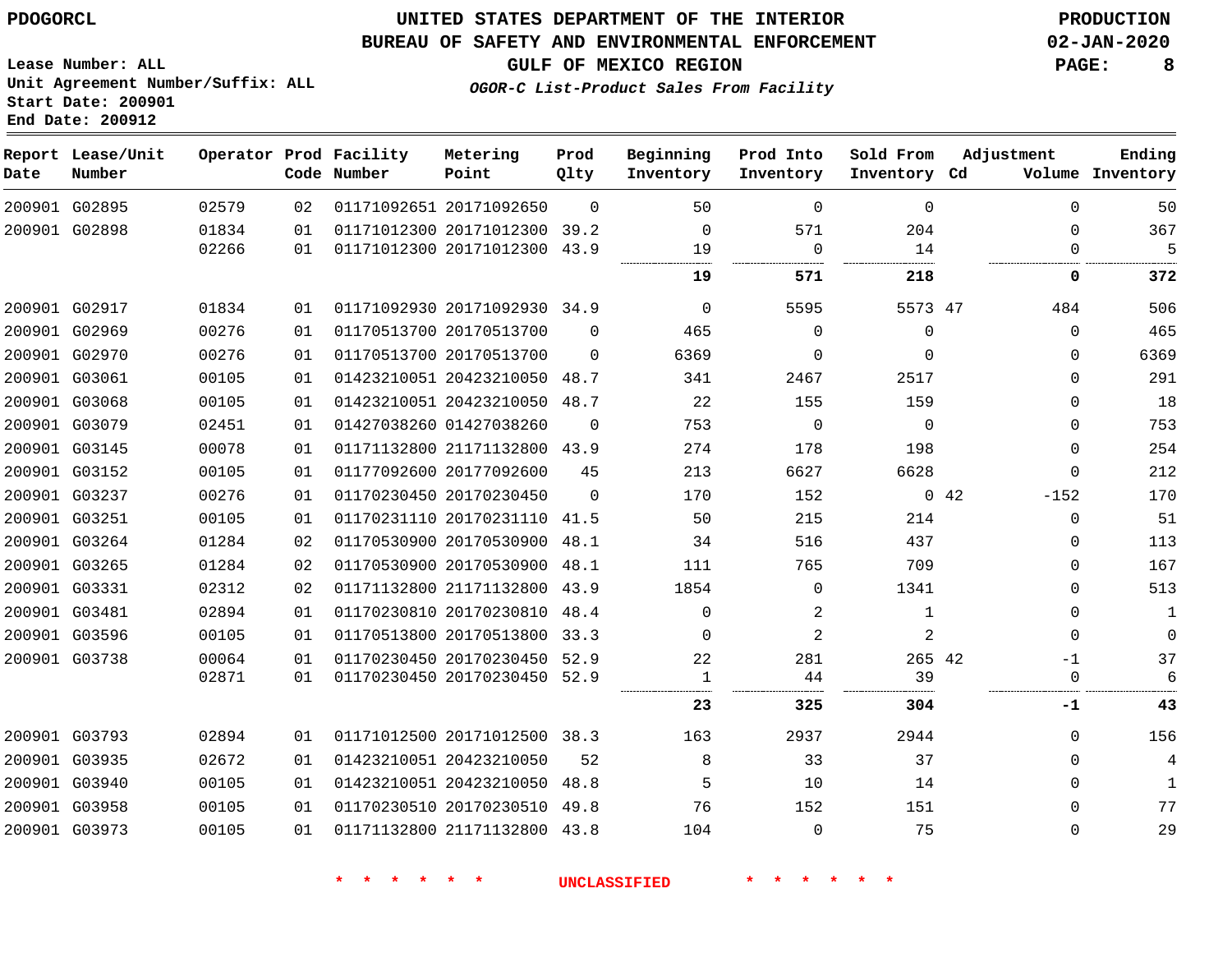PDOGORCL

# UNITED STATES DEPARTMENT OF THE INTERIOR
## BUREAU OF SAFETY AND ENVIRONMENTAL ENFORCEMENT
### GULF OF MEXICO REGION
*OGOR-C List-Product Sales From Facility*

PRODUCTION
02-JAN-2020

Lease Number: ALL
Unit Agreement Number/Suffix: ALL
Start Date: 200901
End Date: 200912

| Report Date | Lease/Unit Number | Operator | Prod Code | Facility Number | Metering Point | Prod Qlty | Beginning Inventory | Prod Into Inventory | Sold From Inventory | Adjustment Cd | Adjustment Volume | Ending Inventory |
|---|---|---|---|---|---|---|---|---|---|---|---|---|
| 200901 | G02895 | 02579 | 02 | 01171092651 | 20171092650 | 0 | 50 | 0 | 0 | | 0 | 50 |
| 200901 | G02898 | 01834 | 01 | 01171012300 | 20171012300 | 39.2 | 0 | 571 | 204 | | 0 | 367 |
| | | 02266 | 01 | 01171012300 | 20171012300 | 43.9 | 19 | 0 | 14 | | 0 | 5 |
| | | | | | | | **19** | **571** | **218** | | **0** | **372** |
| 200901 | G02917 | 01834 | 01 | 01171092930 | 20171092930 | 34.9 | 0 | 5595 | 5573 | 47 | 484 | 506 |
| 200901 | G02969 | 00276 | 01 | 01170513700 | 20170513700 | 0 | 465 | 0 | 0 | | 0 | 465 |
| 200901 | G02970 | 00276 | 01 | 01170513700 | 20170513700 | 0 | 6369 | 0 | 0 | | 0 | 6369 |
| 200901 | G03061 | 00105 | 01 | 01423210051 | 20423210050 | 48.7 | 341 | 2467 | 2517 | | 0 | 291 |
| 200901 | G03068 | 00105 | 01 | 01423210051 | 20423210050 | 48.7 | 22 | 155 | 159 | | 0 | 18 |
| 200901 | G03079 | 02451 | 01 | 01427038260 | 01427038260 | 0 | 753 | 0 | 0 | | 0 | 753 |
| 200901 | G03145 | 00078 | 01 | 01171132800 | 21171132800 | 43.9 | 274 | 178 | 198 | | 0 | 254 |
| 200901 | G03152 | 00105 | 01 | 01177092600 | 20177092600 | 45 | 213 | 6627 | 6628 | | 0 | 212 |
| 200901 | G03237 | 00276 | 01 | 01170230450 | 20170230450 | 0 | 170 | 152 | 0 | 42 | -152 | 170 |
| 200901 | G03251 | 00105 | 01 | 01170231110 | 20170231110 | 41.5 | 50 | 215 | 214 | | 0 | 51 |
| 200901 | G03264 | 01284 | 02 | 01170530900 | 20170530900 | 48.1 | 34 | 516 | 437 | | 0 | 113 |
| 200901 | G03265 | 01284 | 02 | 01170530900 | 20170530900 | 48.1 | 111 | 765 | 709 | | 0 | 167 |
| 200901 | G03331 | 02312 | 02 | 01171132800 | 21171132800 | 43.9 | 1854 | 0 | 1341 | | 0 | 513 |
| 200901 | G03481 | 02894 | 01 | 01170230810 | 20170230810 | 48.4 | 0 | 2 | 1 | | 0 | 1 |
| 200901 | G03596 | 00105 | 01 | 01170513800 | 20170513800 | 33.3 | 0 | 2 | 2 | | 0 | 0 |
| 200901 | G03738 | 00064 | 01 | 01170230450 | 20170230450 | 52.9 | 22 | 281 | 265 | 42 | -1 | 37 |
| | | 02871 | 01 | 01170230450 | 20170230450 | 52.9 | 1 | 44 | 39 | | 0 | 6 |
| | | | | | | | **23** | **325** | **304** | | **-1** | **43** |
| 200901 | G03793 | 02894 | 01 | 01171012500 | 20171012500 | 38.3 | 163 | 2937 | 2944 | | 0 | 156 |
| 200901 | G03935 | 02672 | 01 | 01423210051 | 20423210050 | 52 | 8 | 33 | 37 | | 0 | 4 |
| 200901 | G03940 | 00105 | 01 | 01423210051 | 20423210050 | 48.8 | 5 | 10 | 14 | | 0 | 1 |
| 200901 | G03958 | 00105 | 01 | 01170230510 | 20170230510 | 49.8 | 76 | 152 | 151 | | 0 | 77 |
| 200901 | G03973 | 00105 | 01 | 01171132800 | 21171132800 | 43.8 | 104 | 0 | 75 | | 0 | 29 |

* * * * * * UNCLASSIFIED * * * * * *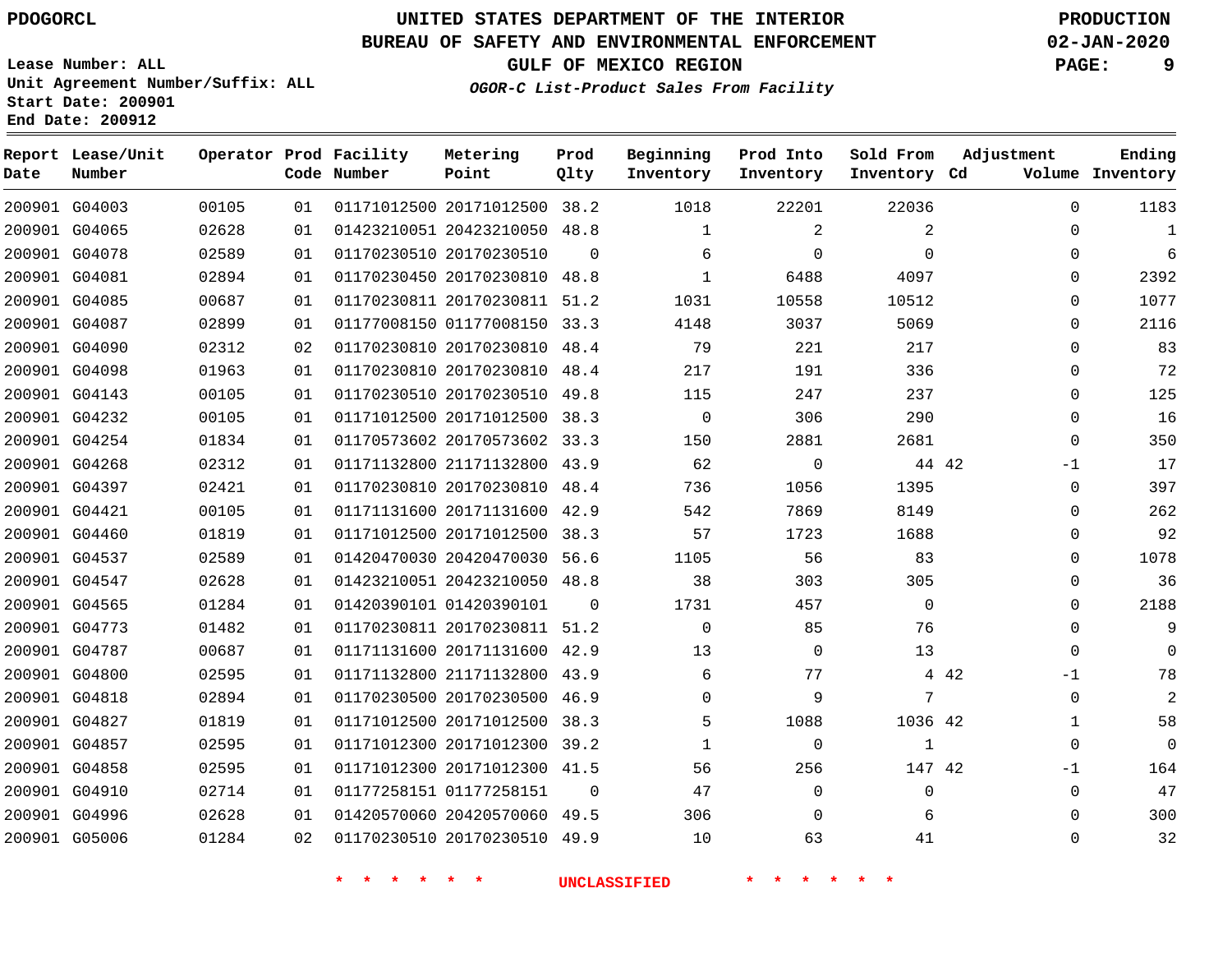PDOGORCL

Lease Number: ALL
Unit Agreement Number/Suffix: ALL
Start Date: 200901
End Date: 200912

# UNITED STATES DEPARTMENT OF THE INTERIOR
## BUREAU OF SAFETY AND ENVIRONMENTAL ENFORCEMENT
### GULF OF MEXICO REGION
*OGOR-C List-Product Sales From Facility*

PRODUCTION
02-JAN-2020

| Report Date | Lease/Unit Number | Operator | Prod Code | Facility Number | Metering Point | Prod Qlty | Beginning Inventory | Prod Into Inventory | Sold From Inventory | Adjustment Cd | Volume | Ending Inventory |
|---|---|---|---|---|---|---|---|---|---|---|---|---|
| 200901 | G04003 | 00105 | 01 | 01171012500 | 20171012500 | 38.2 | 1018 | 22201 | 22036 | | 0 | 1183 |
| 200901 | G04065 | 02628 | 01 | 01423210051 | 20423210050 | 48.8 | 1 | 2 | 2 | | 0 | 1 |
| 200901 | G04078 | 02589 | 01 | 01170230510 | 20170230510 | 0 | 6 | 0 | 0 | | 0 | 6 |
| 200901 | G04081 | 02894 | 01 | 01170230450 | 20170230810 | 48.8 | 1 | 6488 | 4097 | | 0 | 2392 |
| 200901 | G04085 | 00687 | 01 | 01170230811 | 20170230811 | 51.2 | 1031 | 10558 | 10512 | | 0 | 1077 |
| 200901 | G04087 | 02899 | 01 | 01177008150 | 01177008150 | 33.3 | 4148 | 3037 | 5069 | | 0 | 2116 |
| 200901 | G04090 | 02312 | 02 | 01170230810 | 20170230810 | 48.4 | 79 | 221 | 217 | | 0 | 83 |
| 200901 | G04098 | 01963 | 01 | 01170230810 | 20170230810 | 48.4 | 217 | 191 | 336 | | 0 | 72 |
| 200901 | G04143 | 00105 | 01 | 01170230510 | 20170230510 | 49.8 | 115 | 247 | 237 | | 0 | 125 |
| 200901 | G04232 | 00105 | 01 | 01171012500 | 20171012500 | 38.3 | 0 | 306 | 290 | | 0 | 16 |
| 200901 | G04254 | 01834 | 01 | 01170573602 | 20170573602 | 33.3 | 150 | 2881 | 2681 | | 0 | 350 |
| 200901 | G04268 | 02312 | 01 | 01171132800 | 21171132800 | 43.9 | 62 | 0 | 44 | 42 | -1 | 17 |
| 200901 | G04397 | 02421 | 01 | 01170230810 | 20170230810 | 48.4 | 736 | 1056 | 1395 | | 0 | 397 |
| 200901 | G04421 | 00105 | 01 | 01171131600 | 20171131600 | 42.9 | 542 | 7869 | 8149 | | 0 | 262 |
| 200901 | G04460 | 01819 | 01 | 01171012500 | 20171012500 | 38.3 | 57 | 1723 | 1688 | | 0 | 92 |
| 200901 | G04537 | 02589 | 01 | 01420470030 | 20420470030 | 56.6 | 1105 | 56 | 83 | | 0 | 1078 |
| 200901 | G04547 | 02628 | 01 | 01423210051 | 20423210050 | 48.8 | 38 | 303 | 305 | | 0 | 36 |
| 200901 | G04565 | 01284 | 01 | 01420390101 | 01420390101 | 0 | 1731 | 457 | 0 | | 0 | 2188 |
| 200901 | G04773 | 01482 | 01 | 01170230811 | 20170230811 | 51.2 | 0 | 85 | 76 | | 0 | 9 |
| 200901 | G04787 | 00687 | 01 | 01171131600 | 20171131600 | 42.9 | 13 | 0 | 13 | | 0 | 0 |
| 200901 | G04800 | 02595 | 01 | 01171132800 | 21171132800 | 43.9 | 6 | 77 | 4 | 42 | -1 | 78 |
| 200901 | G04818 | 02894 | 01 | 01170230500 | 20170230500 | 46.9 | 0 | 9 | 7 | | 0 | 2 |
| 200901 | G04827 | 01819 | 01 | 01171012500 | 20171012500 | 38.3 | 5 | 1088 | 1036 | 42 | 1 | 58 |
| 200901 | G04857 | 02595 | 01 | 01171012300 | 20171012300 | 39.2 | 1 | 0 | 1 | | 0 | 0 |
| 200901 | G04858 | 02595 | 01 | 01171012300 | 20171012300 | 41.5 | 56 | 256 | 147 | 42 | -1 | 164 |
| 200901 | G04910 | 02714 | 01 | 01177258151 | 01177258151 | 0 | 47 | 0 | 0 | | 0 | 47 |
| 200901 | G04996 | 02628 | 01 | 01420570060 | 20420570060 | 49.5 | 306 | 0 | 6 | | 0 | 300 |
| 200901 | G05006 | 01284 | 02 | 01170230510 | 20170230510 | 49.9 | 10 | 63 | 41 | | 0 | 32 |

\* \* \* \* \* \* UNCLASSIFIED \* \* \* \* \* \*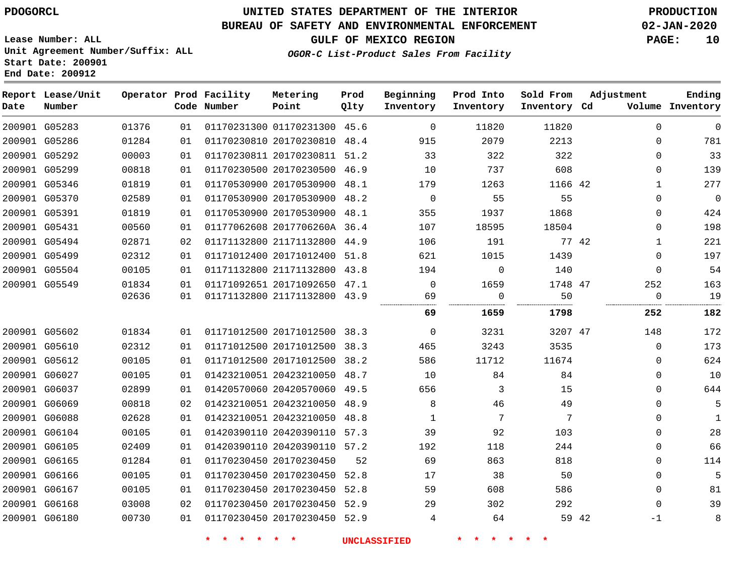PDOGORCL

# UNITED STATES DEPARTMENT OF THE INTERIOR
## BUREAU OF SAFETY AND ENVIRONMENTAL ENFORCEMENT
### GULF OF MEXICO REGION

*OGOR-C List-Product Sales From Facility*

PRODUCTION
02-JAN-2020

Lease Number: ALL
Unit Agreement Number/Suffix: ALL
Start Date: 200901
End Date: 200912

| Report Date | Lease/Unit Number | Operator | Prod Code | Facility Number | Metering Point | Prod Qlty | Beginning Inventory | Prod Into Inventory | Sold From Inventory | Adjustment Cd | Adjustment Volume | Ending Inventory |
|---|---|---|---|---|---|---|---|---|---|---|---|---|
| 200901 | G05283 | 01376 | 01 | 01170231300 | 01170231300 | 45.6 | 0 | 11820 | 11820 | | 0 | 0 |
| 200901 | G05286 | 01284 | 01 | 01170230810 | 20170230810 | 48.4 | 915 | 2079 | 2213 | | 0 | 781 |
| 200901 | G05292 | 00003 | 01 | 01170230811 | 20170230811 | 51.2 | 33 | 322 | 322 | | 0 | 33 |
| 200901 | G05299 | 00818 | 01 | 01170230500 | 20170230500 | 46.9 | 10 | 737 | 608 | | 0 | 139 |
| 200901 | G05346 | 01819 | 01 | 01170530900 | 20170530900 | 48.1 | 179 | 1263 | 1166 | 42 | 1 | 277 |
| 200901 | G05370 | 02589 | 01 | 01170530900 | 20170530900 | 48.2 | 0 | 55 | 55 | | 0 | 0 |
| 200901 | G05391 | 01819 | 01 | 01170530900 | 20170530900 | 48.1 | 355 | 1937 | 1868 | | 0 | 424 |
| 200901 | G05431 | 00560 | 01 | 01177062608 | 2017706260A | 36.4 | 107 | 18595 | 18504 | | 0 | 198 |
| 200901 | G05494 | 02871 | 02 | 01171132800 | 21171132800 | 44.9 | 106 | 191 | 77 | 42 | 1 | 221 |
| 200901 | G05499 | 02312 | 01 | 01171012400 | 20171012400 | 51.8 | 621 | 1015 | 1439 | | 0 | 197 |
| 200901 | G05504 | 00105 | 01 | 01171132800 | 21171132800 | 43.8 | 194 | 0 | 140 | | 0 | 54 |
| 200901 | G05549 | 01834 | 01 | 01171092651 | 20171092650 | 47.1 | 0 | 1659 | 1748 | 47 | 252 | 163 |
| | | 02636 | 01 | 01171132800 | 21171132800 | 43.9 | 69 | 0 | 50 | | 0 | 19 |
| | | | | | | | **69** | **1659** | **1798** | | **252** | **182** |
| 200901 | G05602 | 01834 | 01 | 01171012500 | 20171012500 | 38.3 | 0 | 3231 | 3207 | 47 | 148 | 172 |
| 200901 | G05610 | 02312 | 01 | 01171012500 | 20171012500 | 38.3 | 465 | 3243 | 3535 | | 0 | 173 |
| 200901 | G05612 | 00105 | 01 | 01171012500 | 20171012500 | 38.2 | 586 | 11712 | 11674 | | 0 | 624 |
| 200901 | G06027 | 00105 | 01 | 01423210051 | 20423210050 | 48.7 | 10 | 84 | 84 | | 0 | 10 |
| 200901 | G06037 | 02899 | 01 | 01420570060 | 20420570060 | 49.5 | 656 | 3 | 15 | | 0 | 644 |
| 200901 | G06069 | 00818 | 02 | 01423210051 | 20423210050 | 48.9 | 8 | 46 | 49 | | 0 | 5 |
| 200901 | G06088 | 02628 | 01 | 01423210051 | 20423210050 | 48.8 | 1 | 7 | 7 | | 0 | 1 |
| 200901 | G06104 | 00105 | 01 | 01420390110 | 20420390110 | 57.3 | 39 | 92 | 103 | | 0 | 28 |
| 200901 | G06105 | 02409 | 01 | 01420390110 | 20420390110 | 57.2 | 192 | 118 | 244 | | 0 | 66 |
| 200901 | G06165 | 01284 | 01 | 01170230450 | 20170230450 | 52 | 69 | 863 | 818 | | 0 | 114 |
| 200901 | G06166 | 00105 | 01 | 01170230450 | 20170230450 | 52.8 | 17 | 38 | 50 | | 0 | 5 |
| 200901 | G06167 | 00105 | 01 | 01170230450 | 20170230450 | 52.8 | 59 | 608 | 586 | | 0 | 81 |
| 200901 | G06168 | 03008 | 02 | 01170230450 | 20170230450 | 52.9 | 29 | 302 | 292 | | 0 | 39 |
| 200901 | G06180 | 00730 | 01 | 01170230450 | 20170230450 | 52.9 | 4 | 64 | 59 | 42 | -1 | 8 |

\* \* \* \* \* \* UNCLASSIFIED \* \* \* \* \* \*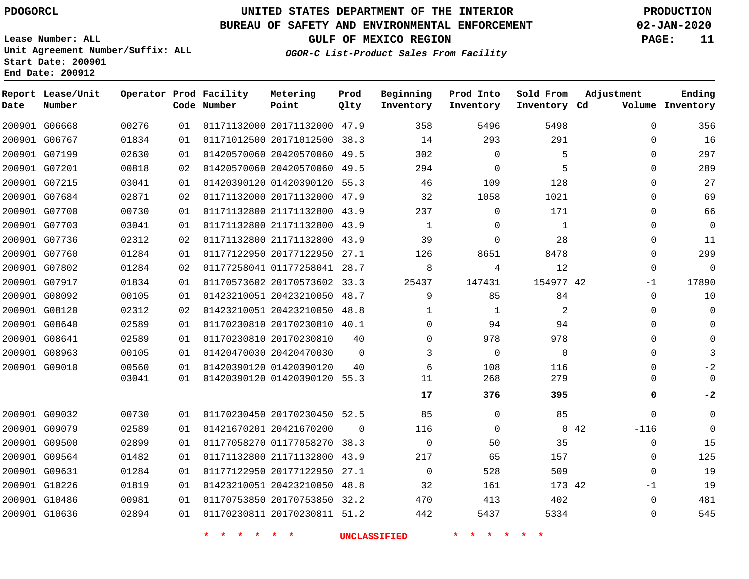PDOGORCL

# UNITED STATES DEPARTMENT OF THE INTERIOR
## BUREAU OF SAFETY AND ENVIRONMENTAL ENFORCEMENT
### GULF OF MEXICO REGION
*OGOR-C List-Product Sales From Facility*

PRODUCTION
02-JAN-2020

Lease Number: ALL
Unit Agreement Number/Suffix: ALL
Start Date: 200901
End Date: 200912

| Report Date | Lease/Unit Number | Operator | Prod Code | Facility Number | Metering Point | Prod Qlty | Beginning Inventory | Prod Into Inventory | Sold From Inventory | Adjustment Cd | Adjustment Volume | Ending Inventory |
|---|---|---|---|---|---|---|---|---|---|---|---|---|
| 200901 | G06668 | 00276 | 01 | 01171132000 | 20171132000 | 47.9 | 358 | 5496 | 5498 | | 0 | 356 |
| 200901 | G06767 | 01834 | 01 | 01171012500 | 20171012500 | 38.3 | 14 | 293 | 291 | | 0 | 16 |
| 200901 | G07199 | 02630 | 01 | 01420570060 | 20420570060 | 49.5 | 302 | 0 | 5 | | 0 | 297 |
| 200901 | G07201 | 00818 | 02 | 01420570060 | 20420570060 | 49.5 | 294 | 0 | 5 | | 0 | 289 |
| 200901 | G07215 | 03041 | 01 | 01420390120 | 01420390120 | 55.3 | 46 | 109 | 128 | | 0 | 27 |
| 200901 | G07684 | 02871 | 02 | 01171132000 | 20171132000 | 47.9 | 32 | 1058 | 1021 | | 0 | 69 |
| 200901 | G07700 | 00730 | 01 | 01171132800 | 21171132800 | 43.9 | 237 | 0 | 171 | | 0 | 66 |
| 200901 | G07703 | 03041 | 01 | 01171132800 | 21171132800 | 43.9 | 1 | 0 | 1 | | 0 | 0 |
| 200901 | G07736 | 02312 | 02 | 01171132800 | 21171132800 | 43.9 | 39 | 0 | 28 | | 0 | 11 |
| 200901 | G07760 | 01284 | 01 | 01177122950 | 20177122950 | 27.1 | 126 | 8651 | 8478 | | 0 | 299 |
| 200901 | G07802 | 01284 | 02 | 01177258041 | 01177258041 | 28.7 | 8 | 4 | 12 | | 0 | 0 |
| 200901 | G07917 | 01834 | 01 | 01170573602 | 20170573602 | 33.3 | 25437 | 147431 | 154977 | 42 | -1 | 17890 |
| 200901 | G08092 | 00105 | 01 | 01423210051 | 20423210050 | 48.7 | 9 | 85 | 84 | | 0 | 10 |
| 200901 | G08120 | 02312 | 02 | 01423210051 | 20423210050 | 48.8 | 1 | 1 | 2 | | 0 | 0 |
| 200901 | G08640 | 02589 | 01 | 01170230810 | 20170230810 | 40.1 | 0 | 94 | 94 | | 0 | 0 |
| 200901 | G08641 | 02589 | 01 | 01170230810 | 20170230810 | 40 | 0 | 978 | 978 | | 0 | 0 |
| 200901 | G08963 | 00105 | 01 | 01420470030 | 20420470030 | 0 | 3 | 0 | 0 | | 0 | 3 |
| 200901 | G09010 | 00560 | 01 | 01420390120 | 01420390120 | 40 | 6 | 108 | 116 | | 0 | -2 |
| | | 03041 | 01 | 01420390120 | 01420390120 | 55.3 | 11 | 268 | 279 | | 0 | 0 |
| | | | | | | | **17** | **376** | **395** | | **0** | **-2** |
| 200901 | G09032 | 00730 | 01 | 01170230450 | 20170230450 | 52.5 | 85 | 0 | 85 | | 0 | 0 |
| 200901 | G09079 | 02589 | 01 | 01421670201 | 20421670200 | 0 | 116 | 0 | 0 | 42 | -116 | 0 |
| 200901 | G09500 | 02899 | 01 | 01177058270 | 01177058270 | 38.3 | 0 | 50 | 35 | | 0 | 15 |
| 200901 | G09564 | 01482 | 01 | 01171132800 | 21171132800 | 43.9 | 217 | 65 | 157 | | 0 | 125 |
| 200901 | G09631 | 01284 | 01 | 01177122950 | 20177122950 | 27.1 | 0 | 528 | 509 | | 0 | 19 |
| 200901 | G10226 | 01819 | 01 | 01423210051 | 20423210050 | 48.8 | 32 | 161 | 173 | 42 | -1 | 19 |
| 200901 | G10486 | 00981 | 01 | 01170753850 | 20170753850 | 32.2 | 470 | 413 | 402 | | 0 | 481 |
| 200901 | G10636 | 02894 | 01 | 01170230811 | 20170230811 | 51.2 | 442 | 5437 | 5334 | | 0 | 545 |

* * * * * * UNCLASSIFIED * * * * * *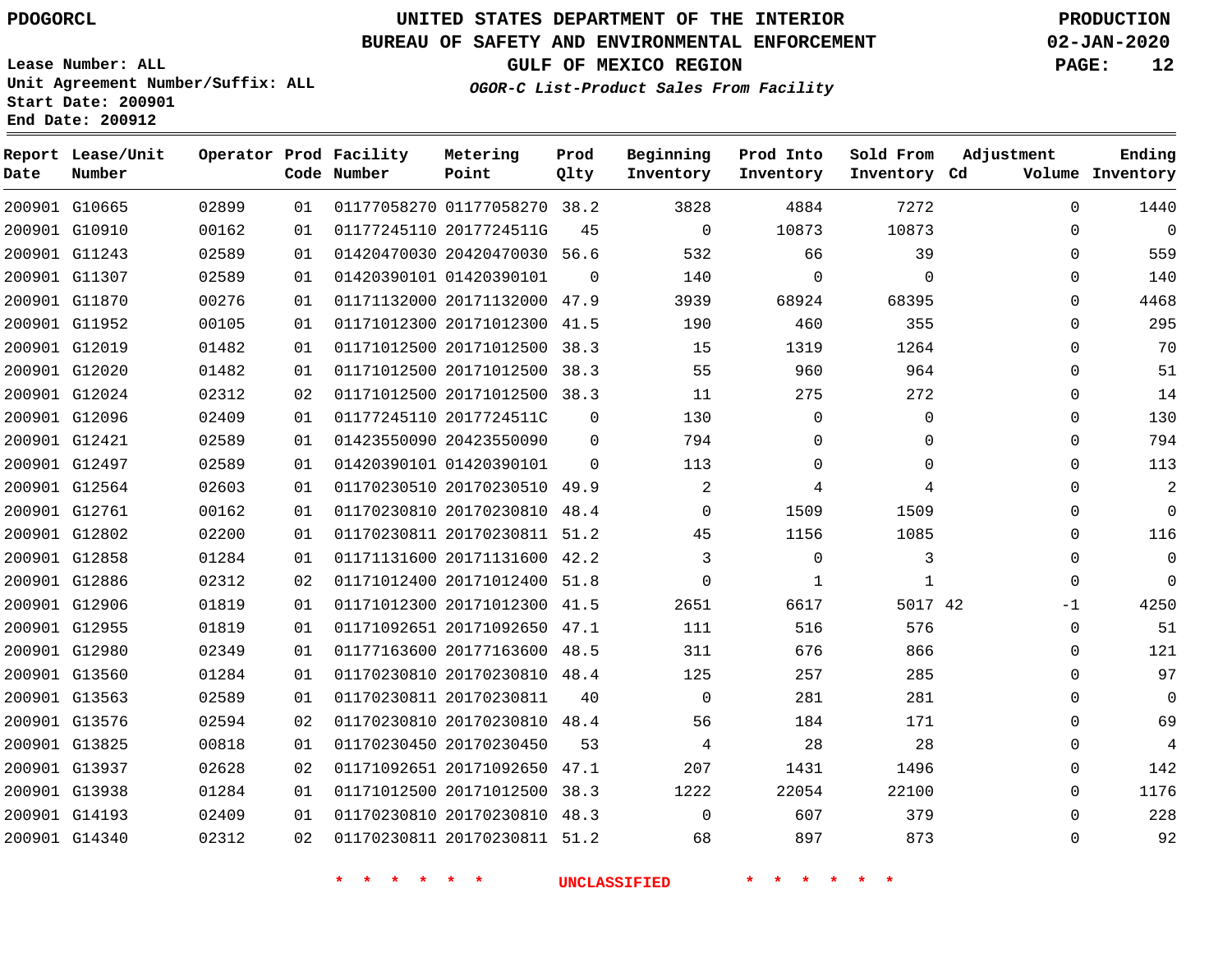PDOGORCL

# UNITED STATES DEPARTMENT OF THE INTERIOR
## BUREAU OF SAFETY AND ENVIRONMENTAL ENFORCEMENT
### GULF OF MEXICO REGION
*OGOR-C List-Product Sales From Facility*

PRODUCTION
02-JAN-2020

Lease Number: ALL
Unit Agreement Number/Suffix: ALL
Start Date: 200901
End Date: 200912

| Report Date | Lease/Unit Number | Operator | Prod Code | Facility Number | Metering Point | Prod Qlty | Beginning Inventory | Prod Into Inventory | Sold From Inventory | Adjustment Cd | Adjustment Volume | Ending Inventory |
|---|---|---|---|---|---|---|---|---|---|---|---|---|
| 200901 | G10665 | 02899 | 01 | 01177058270 | 01177058270 | 38.2 | 3828 | 4884 | 7272 | | 0 | 1440 |
| 200901 | G10910 | 00162 | 01 | 01177245110 | 2017724511G | 45 | 0 | 10873 | 10873 | | 0 | 0 |
| 200901 | G11243 | 02589 | 01 | 01420470030 | 20420470030 | 56.6 | 532 | 66 | 39 | | 0 | 559 |
| 200901 | G11307 | 02589 | 01 | 01420390101 | 01420390101 | 0 | 140 | 0 | 0 | | 0 | 140 |
| 200901 | G11870 | 00276 | 01 | 01171132000 | 20171132000 | 47.9 | 3939 | 68924 | 68395 | | 0 | 4468 |
| 200901 | G11952 | 00105 | 01 | 01171012300 | 20171012300 | 41.5 | 190 | 460 | 355 | | 0 | 295 |
| 200901 | G12019 | 01482 | 01 | 01171012500 | 20171012500 | 38.3 | 15 | 1319 | 1264 | | 0 | 70 |
| 200901 | G12020 | 01482 | 01 | 01171012500 | 20171012500 | 38.3 | 55 | 960 | 964 | | 0 | 51 |
| 200901 | G12024 | 02312 | 02 | 01171012500 | 20171012500 | 38.3 | 11 | 275 | 272 | | 0 | 14 |
| 200901 | G12096 | 02409 | 01 | 01177245110 | 2017724511C | 0 | 130 | 0 | 0 | | 0 | 130 |
| 200901 | G12421 | 02589 | 01 | 01423550090 | 20423550090 | 0 | 794 | 0 | 0 | | 0 | 794 |
| 200901 | G12497 | 02589 | 01 | 01420390101 | 01420390101 | 0 | 113 | 0 | 0 | | 0 | 113 |
| 200901 | G12564 | 02603 | 01 | 01170230510 | 20170230510 | 49.9 | 2 | 4 | 4 | | 0 | 2 |
| 200901 | G12761 | 00162 | 01 | 01170230810 | 20170230810 | 48.4 | 0 | 1509 | 1509 | | 0 | 0 |
| 200901 | G12802 | 02200 | 01 | 01170230811 | 20170230811 | 51.2 | 45 | 1156 | 1085 | | 0 | 116 |
| 200901 | G12858 | 01284 | 01 | 01171131600 | 20171131600 | 42.2 | 3 | 0 | 3 | | 0 | 0 |
| 200901 | G12886 | 02312 | 02 | 01171012400 | 20171012400 | 51.8 | 0 | 1 | 1 | | 0 | 0 |
| 200901 | G12906 | 01819 | 01 | 01171012300 | 20171012300 | 41.5 | 2651 | 6617 | 5017 | 42 | -1 | 4250 |
| 200901 | G12955 | 01819 | 01 | 01171092651 | 20171092650 | 47.1 | 111 | 516 | 576 | | 0 | 51 |
| 200901 | G12980 | 02349 | 01 | 01177163600 | 20177163600 | 48.5 | 311 | 676 | 866 | | 0 | 121 |
| 200901 | G13560 | 01284 | 01 | 01170230810 | 20170230810 | 48.4 | 125 | 257 | 285 | | 0 | 97 |
| 200901 | G13563 | 02589 | 01 | 01170230811 | 20170230811 | 40 | 0 | 281 | 281 | | 0 | 0 |
| 200901 | G13576 | 02594 | 02 | 01170230810 | 20170230810 | 48.4 | 56 | 184 | 171 | | 0 | 69 |
| 200901 | G13825 | 00818 | 01 | 01170230450 | 20170230450 | 53 | 4 | 28 | 28 | | 0 | 4 |
| 200901 | G13937 | 02628 | 02 | 01171092651 | 20171092650 | 47.1 | 207 | 1431 | 1496 | | 0 | 142 |
| 200901 | G13938 | 01284 | 01 | 01171012500 | 20171012500 | 38.3 | 1222 | 22054 | 22100 | | 0 | 1176 |
| 200901 | G14193 | 02409 | 01 | 01170230810 | 20170230810 | 48.3 | 0 | 607 | 379 | | 0 | 228 |
| 200901 | G14340 | 02312 | 02 | 01170230811 | 20170230811 | 51.2 | 68 | 897 | 873 | | 0 | 92 |

* * * * * * UNCLASSIFIED * * * * * *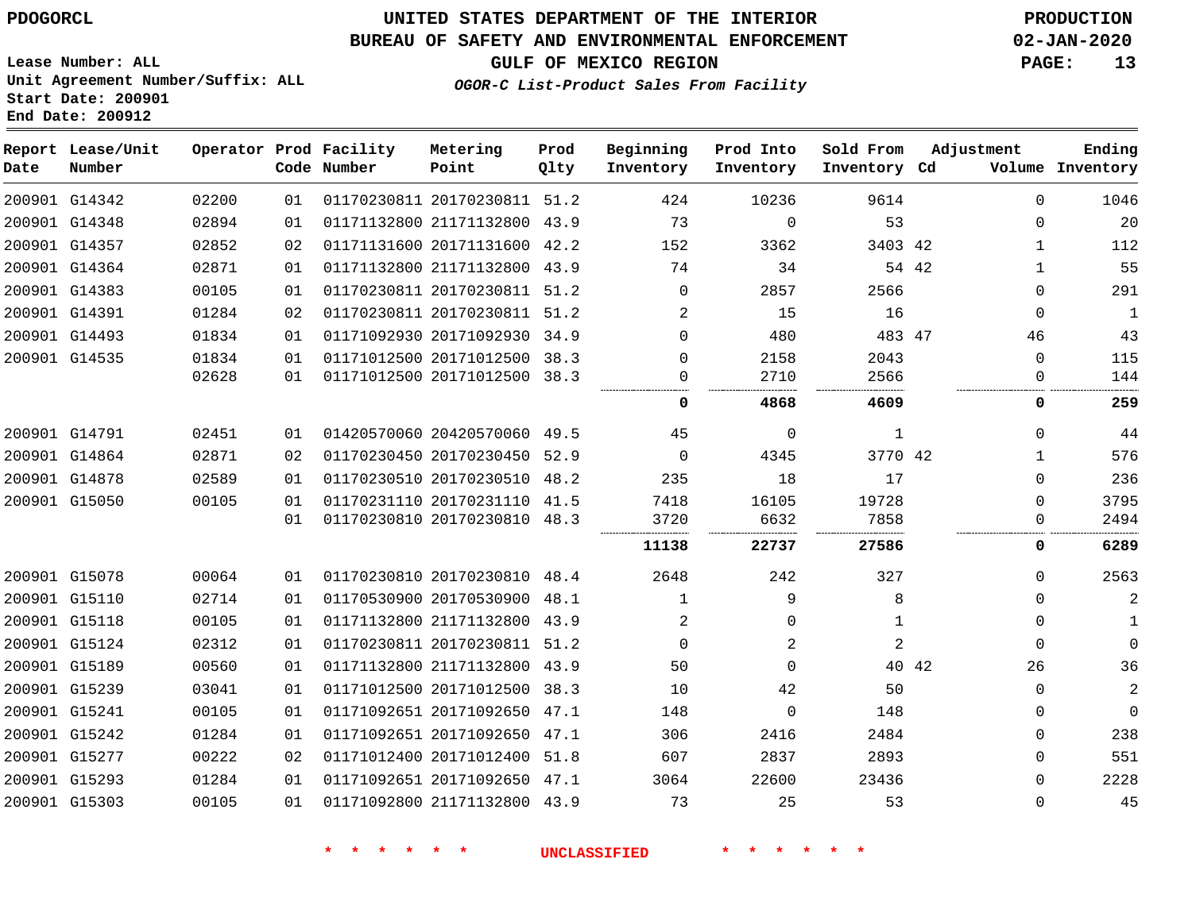PDOGORCL

# UNITED STATES DEPARTMENT OF THE INTERIOR
## BUREAU OF SAFETY AND ENVIRONMENTAL ENFORCEMENT
## GULF OF MEXICO REGION
### *OGOR-C List-Product Sales From Facility*

PRODUCTION
02-JAN-2020

Lease Number: ALL
Unit Agreement Number/Suffix: ALL
Start Date: 200901
End Date: 200912

| Report Date | Lease/Unit Number | Operator | Prod Code | Facility Number | Metering Point | Prod Qlty | Beginning Inventory | Prod Into Inventory | Sold From Inventory | Adjustment Cd | Adjustment Volume | Ending Inventory |
|---|---|---|---|---|---|---|---|---|---|---|---|---|
| 200901 | G14342 | 02200 | 01 | 01170230811 | 20170230811 | 51.2 | 424 | 10236 | 9614 | | 0 | 1046 |
| 200901 | G14348 | 02894 | 01 | 01171132800 | 21171132800 | 43.9 | 73 | 0 | 53 | | 0 | 20 |
| 200901 | G14357 | 02852 | 02 | 01171131600 | 20171131600 | 42.2 | 152 | 3362 | 3403 | 42 | 1 | 112 |
| 200901 | G14364 | 02871 | 01 | 01171132800 | 21171132800 | 43.9 | 74 | 34 | 54 | 42 | 1 | 55 |
| 200901 | G14383 | 00105 | 01 | 01170230811 | 20170230811 | 51.2 | 0 | 2857 | 2566 | | 0 | 291 |
| 200901 | G14391 | 01284 | 02 | 01170230811 | 20170230811 | 51.2 | 2 | 15 | 16 | | 0 | 1 |
| 200901 | G14493 | 01834 | 01 | 01171092930 | 20171092930 | 34.9 | 0 | 480 | 483 | 47 | 46 | 43 |
| 200901 | G14535 | 01834 | 01 | 01171012500 | 20171012500 | 38.3 | 0 | 2158 | 2043 | | 0 | 115 |
| | | 02628 | 01 | 01171012500 | 20171012500 | 38.3 | 0 | 2710 | 2566 | | 0 | 144 |
| | | | | | | | **0** | **4868** | **4609** | | **0** | **259** |
| 200901 | G14791 | 02451 | 01 | 01420570060 | 20420570060 | 49.5 | 45 | 0 | 1 | | 0 | 44 |
| 200901 | G14864 | 02871 | 02 | 01170230450 | 20170230450 | 52.9 | 0 | 4345 | 3770 | 42 | 1 | 576 |
| 200901 | G14878 | 02589 | 01 | 01170230510 | 20170230510 | 48.2 | 235 | 18 | 17 | | 0 | 236 |
| 200901 | G15050 | 00105 | 01 | 01170231110 | 20170231110 | 41.5 | 7418 | 16105 | 19728 | | 0 | 3795 |
| | | | 01 | 01170230810 | 20170230810 | 48.3 | 3720 | 6632 | 7858 | | 0 | 2494 |
| | | | | | | | **11138** | **22737** | **27586** | | **0** | **6289** |
| 200901 | G15078 | 00064 | 01 | 01170230810 | 20170230810 | 48.4 | 2648 | 242 | 327 | | 0 | 2563 |
| 200901 | G15110 | 02714 | 01 | 01170530900 | 20170530900 | 48.1 | 1 | 9 | 8 | | 0 | 2 |
| 200901 | G15118 | 00105 | 01 | 01171132800 | 21171132800 | 43.9 | 2 | 0 | 1 | | 0 | 1 |
| 200901 | G15124 | 02312 | 01 | 01170230811 | 20170230811 | 51.2 | 0 | 2 | 2 | | 0 | 0 |
| 200901 | G15189 | 00560 | 01 | 01171132800 | 21171132800 | 43.9 | 50 | 0 | 40 | 42 | 26 | 36 |
| 200901 | G15239 | 03041 | 01 | 01171012500 | 20171012500 | 38.3 | 10 | 42 | 50 | | 0 | 2 |
| 200901 | G15241 | 00105 | 01 | 01171092651 | 20171092650 | 47.1 | 148 | 0 | 148 | | 0 | 0 |
| 200901 | G15242 | 01284 | 01 | 01171092651 | 20171092650 | 47.1 | 306 | 2416 | 2484 | | 0 | 238 |
| 200901 | G15277 | 00222 | 02 | 01171012400 | 20171012400 | 51.8 | 607 | 2837 | 2893 | | 0 | 551 |
| 200901 | G15293 | 01284 | 01 | 01171092651 | 20171092650 | 47.1 | 3064 | 22600 | 23436 | | 0 | 2228 |
| 200901 | G15303 | 00105 | 01 | 01171092800 | 21171132800 | 43.9 | 73 | 25 | 53 | | 0 | 45 |

\* \* \* \* \* \* UNCLASSIFIED \* \* \* \* \* \*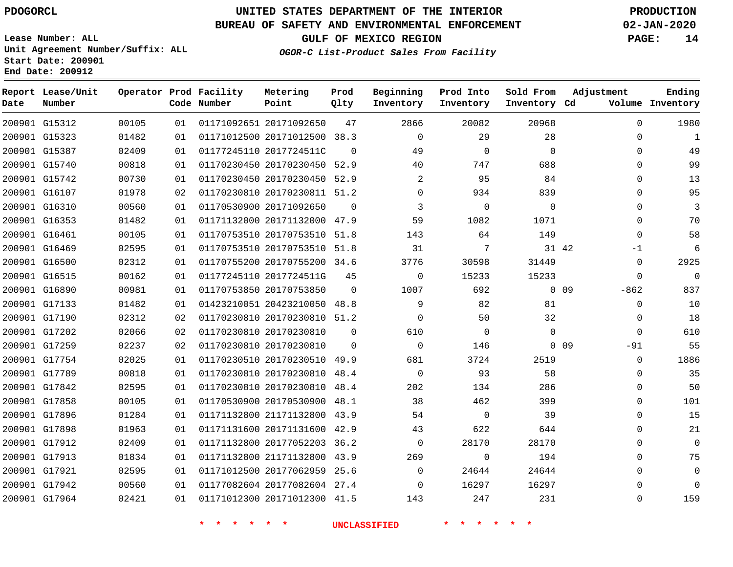PDOGORCL

Lease Number: ALL
Unit Agreement Number/Suffix: ALL
Start Date: 200901
End Date: 200912

# UNITED STATES DEPARTMENT OF THE INTERIOR
## BUREAU OF SAFETY AND ENVIRONMENTAL ENFORCEMENT
### GULF OF MEXICO REGION

*OGOR-C List-Product Sales From Facility*

PRODUCTION
02-JAN-2020

| Report Date | Lease/Unit Number | Operator | Prod Code | Facility Number | Metering Point | Prod Qlty | Beginning Inventory | Prod Into Inventory | Sold From Inventory | Adjustment Cd | Adjustment Volume | Ending Inventory |
|---|---|---|---|---|---|---|---|---|---|---|---|---|
| 200901 | G15312 | 00105 | 01 | 01171092651 | 20171092650 | 47 | 2866 | 20082 | 20968 | | 0 | 1980 |
| 200901 | G15323 | 01482 | 01 | 01171012500 | 20171012500 | 38.3 | 0 | 29 | 28 | | 0 | 1 |
| 200901 | G15387 | 02409 | 01 | 01177245110 | 2017724511C | 0 | 49 | 0 | 0 | | 0 | 49 |
| 200901 | G15740 | 00818 | 01 | 01170230450 | 20170230450 | 52.9 | 40 | 747 | 688 | | 0 | 99 |
| 200901 | G15742 | 00730 | 01 | 01170230450 | 20170230450 | 52.9 | 2 | 95 | 84 | | 0 | 13 |
| 200901 | G16107 | 01978 | 02 | 01170230810 | 20170230811 | 51.2 | 0 | 934 | 839 | | 0 | 95 |
| 200901 | G16310 | 00560 | 01 | 01170530900 | 20171092650 | 0 | 3 | 0 | 0 | | 0 | 3 |
| 200901 | G16353 | 01482 | 01 | 01171132000 | 20171132000 | 47.9 | 59 | 1082 | 1071 | | 0 | 70 |
| 200901 | G16461 | 00105 | 01 | 01170753510 | 20170753510 | 51.8 | 143 | 64 | 149 | | 0 | 58 |
| 200901 | G16469 | 02595 | 01 | 01170753510 | 20170753510 | 51.8 | 31 | 7 | 31 | 42 | -1 | 6 |
| 200901 | G16500 | 02312 | 01 | 01170755200 | 20170755200 | 34.6 | 3776 | 30598 | 31449 | | 0 | 2925 |
| 200901 | G16515 | 00162 | 01 | 01177245110 | 2017724511G | 45 | 0 | 15233 | 15233 | | 0 | 0 |
| 200901 | G16890 | 00981 | 01 | 01170753850 | 20170753850 | 0 | 1007 | 692 | 0 | 09 | -862 | 837 |
| 200901 | G17133 | 01482 | 01 | 01423210051 | 20423210050 | 48.8 | 9 | 82 | 81 | | 0 | 10 |
| 200901 | G17190 | 02312 | 02 | 01170230810 | 20170230810 | 51.2 | 0 | 50 | 32 | | 0 | 18 |
| 200901 | G17202 | 02066 | 02 | 01170230810 | 20170230810 | 0 | 610 | 0 | 0 | | 0 | 610 |
| 200901 | G17259 | 02237 | 02 | 01170230810 | 20170230810 | 0 | 0 | 146 | 0 | 09 | -91 | 55 |
| 200901 | G17754 | 02025 | 01 | 01170230510 | 20170230510 | 49.9 | 681 | 3724 | 2519 | | 0 | 1886 |
| 200901 | G17789 | 00818 | 01 | 01170230810 | 20170230810 | 48.4 | 0 | 93 | 58 | | 0 | 35 |
| 200901 | G17842 | 02595 | 01 | 01170230810 | 20170230810 | 48.4 | 202 | 134 | 286 | | 0 | 50 |
| 200901 | G17858 | 00105 | 01 | 01170530900 | 20170530900 | 48.1 | 38 | 462 | 399 | | 0 | 101 |
| 200901 | G17896 | 01284 | 01 | 01171132800 | 21171132800 | 43.9 | 54 | 0 | 39 | | 0 | 15 |
| 200901 | G17898 | 01963 | 01 | 01171131600 | 20171131600 | 42.9 | 43 | 622 | 644 | | 0 | 21 |
| 200901 | G17912 | 02409 | 01 | 01171132800 | 20177052203 | 36.2 | 0 | 28170 | 28170 | | 0 | 0 |
| 200901 | G17913 | 01834 | 01 | 01171132800 | 21171132800 | 43.9 | 269 | 0 | 194 | | 0 | 75 |
| 200901 | G17921 | 02595 | 01 | 01171012500 | 20177062959 | 25.6 | 0 | 24644 | 24644 | | 0 | 0 |
| 200901 | G17942 | 00560 | 01 | 01177082604 | 20177082604 | 27.4 | 0 | 16297 | 16297 | | 0 | 0 |
| 200901 | G17964 | 02421 | 01 | 01171012300 | 20171012300 | 41.5 | 143 | 247 | 231 | | 0 | 159 |

* * * * * * UNCLASSIFIED * * * * * *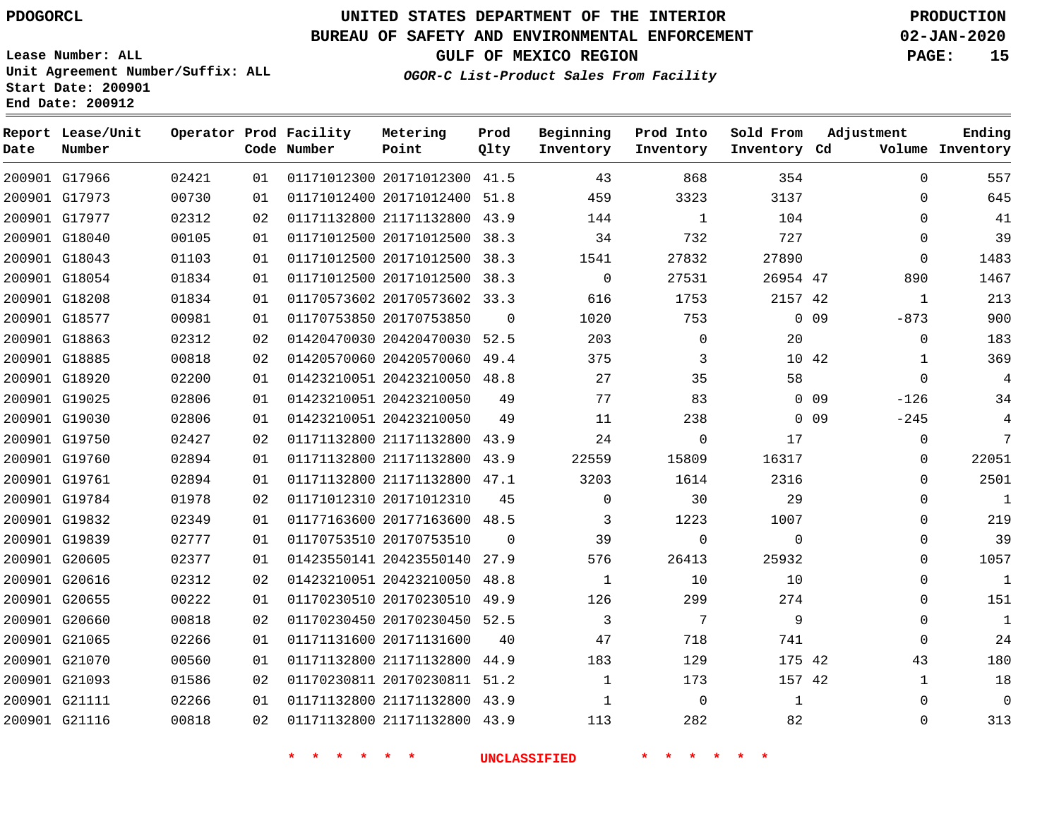PDOGORCL

# UNITED STATES DEPARTMENT OF THE INTERIOR
## BUREAU OF SAFETY AND ENVIRONMENTAL ENFORCEMENT
### GULF OF MEXICO REGION
*OGOR-C List-Product Sales From Facility*

PRODUCTION
02-JAN-2020

Lease Number: ALL
Unit Agreement Number/Suffix: ALL
Start Date: 200901
End Date: 200912

| Report Date | Lease/Unit Number | Operator | Prod Code | Facility Number | Metering Point | Prod Qlty | Beginning Inventory | Prod Into Inventory | Sold From Inventory | Adjustment Cd | Adjustment Volume | Ending Inventory |
|---|---|---|---|---|---|---|---|---|---|---|---|---|
| 200901 | G17966 | 02421 | 01 | 01171012300 | 20171012300 | 41.5 | 43 | 868 | 354 | | 0 | 557 |
| 200901 | G17973 | 00730 | 01 | 01171012400 | 20171012400 | 51.8 | 459 | 3323 | 3137 | | 0 | 645 |
| 200901 | G17977 | 02312 | 02 | 01171132800 | 21171132800 | 43.9 | 144 | 1 | 104 | | 0 | 41 |
| 200901 | G18040 | 00105 | 01 | 01171012500 | 20171012500 | 38.3 | 34 | 732 | 727 | | 0 | 39 |
| 200901 | G18043 | 01103 | 01 | 01171012500 | 20171012500 | 38.3 | 1541 | 27832 | 27890 | | 0 | 1483 |
| 200901 | G18054 | 01834 | 01 | 01171012500 | 20171012500 | 38.3 | 0 | 27531 | 26954 | 47 | 890 | 1467 |
| 200901 | G18208 | 01834 | 01 | 01170573602 | 20170573602 | 33.3 | 616 | 1753 | 2157 | 42 | 1 | 213 |
| 200901 | G18577 | 00981 | 01 | 01170753850 | 20170753850 | 0 | 1020 | 753 | 0 | 09 | -873 | 900 |
| 200901 | G18863 | 02312 | 02 | 01420470030 | 20420470030 | 52.5 | 203 | 0 | 20 | | 0 | 183 |
| 200901 | G18885 | 00818 | 02 | 01420570060 | 20420570060 | 49.4 | 375 | 3 | 10 | 42 | 1 | 369 |
| 200901 | G18920 | 02200 | 01 | 01423210051 | 20423210050 | 48.8 | 27 | 35 | 58 | | 0 | 4 |
| 200901 | G19025 | 02806 | 01 | 01423210051 | 20423210050 | 49 | 77 | 83 | 0 | 09 | -126 | 34 |
| 200901 | G19030 | 02806 | 01 | 01423210051 | 20423210050 | 49 | 11 | 238 | 0 | 09 | -245 | 4 |
| 200901 | G19750 | 02427 | 02 | 01171132800 | 21171132800 | 43.9 | 24 | 0 | 17 | | 0 | 7 |
| 200901 | G19760 | 02894 | 01 | 01171132800 | 21171132800 | 43.9 | 22559 | 15809 | 16317 | | 0 | 22051 |
| 200901 | G19761 | 02894 | 01 | 01171132800 | 21171132800 | 47.1 | 3203 | 1614 | 2316 | | 0 | 2501 |
| 200901 | G19784 | 01978 | 02 | 01171012310 | 20171012310 | 45 | 0 | 30 | 29 | | 0 | 1 |
| 200901 | G19832 | 02349 | 01 | 01177163600 | 20177163600 | 48.5 | 3 | 1223 | 1007 | | 0 | 219 |
| 200901 | G19839 | 02777 | 01 | 01170753510 | 20170753510 | 0 | 39 | 0 | 0 | | 0 | 39 |
| 200901 | G20605 | 02377 | 01 | 01423550141 | 20423550140 | 27.9 | 576 | 26413 | 25932 | | 0 | 1057 |
| 200901 | G20616 | 02312 | 02 | 01423210051 | 20423210050 | 48.8 | 1 | 10 | 10 | | 0 | 1 |
| 200901 | G20655 | 00222 | 01 | 01170230510 | 20170230510 | 49.9 | 126 | 299 | 274 | | 0 | 151 |
| 200901 | G20660 | 00818 | 02 | 01170230450 | 20170230450 | 52.5 | 3 | 7 | 9 | | 0 | 1 |
| 200901 | G21065 | 02266 | 01 | 01171131600 | 20171131600 | 40 | 47 | 718 | 741 | | 0 | 24 |
| 200901 | G21070 | 00560 | 01 | 01171132800 | 21171132800 | 44.9 | 183 | 129 | 175 | 42 | 43 | 180 |
| 200901 | G21093 | 01586 | 02 | 01170230811 | 20170230811 | 51.2 | 1 | 173 | 157 | 42 | 1 | 18 |
| 200901 | G21111 | 02266 | 01 | 01171132800 | 21171132800 | 43.9 | 1 | 0 | 1 | | 0 | 0 |
| 200901 | G21116 | 00818 | 02 | 01171132800 | 21171132800 | 43.9 | 113 | 282 | 82 | | 0 | 313 |

\* \* \* \* \* \* UNCLASSIFIED \* \* \* \* \* \*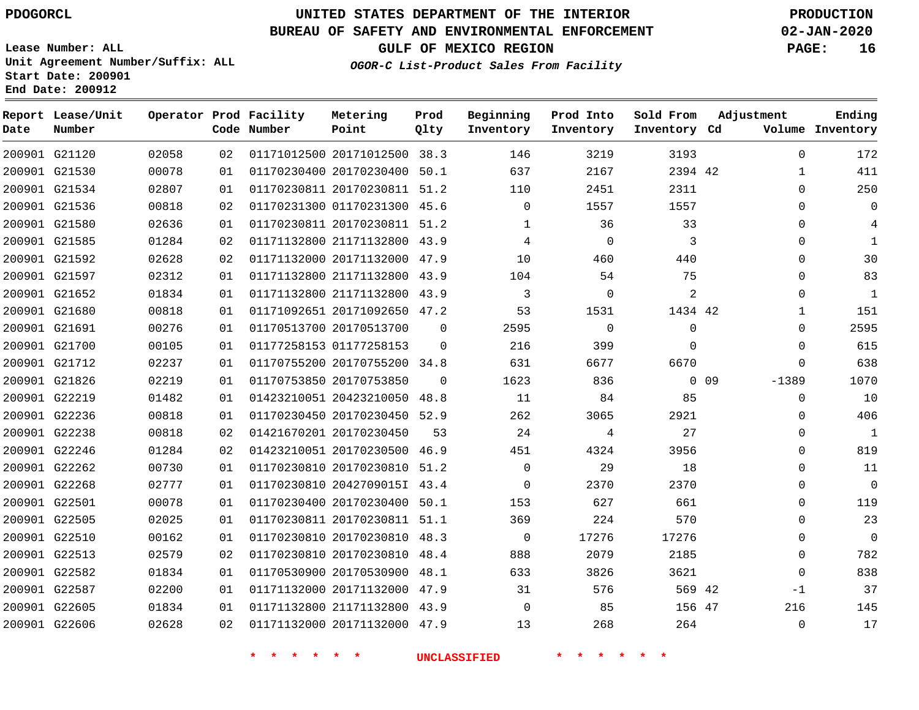PDOGORCL

UNITED STATES DEPARTMENT OF THE INTERIOR
BUREAU OF SAFETY AND ENVIRONMENTAL ENFORCEMENT
GULF OF MEXICO REGION
*OGOR-C List-Product Sales From Facility*

PRODUCTION
02-JAN-2020

Lease Number: ALL
Unit Agreement Number/Suffix: ALL
Start Date: 200901
End Date: 200912

| Report Date | Lease/Unit Number | Operator | Prod Code | Facility Number | Metering Point | Prod Qlty | Beginning Inventory | Prod Into Inventory | Sold From Inventory | Adjustment Cd | Volume | Ending Inventory |
|---|---|---|---|---|---|---|---|---|---|---|---|---|
| 200901 | G21120 | 02058 | 02 | 01171012500 | 20171012500 | 38.3 | 146 | 3219 | 3193 | | 0 | 172 |
| 200901 | G21530 | 00078 | 01 | 01170230400 | 20170230400 | 50.1 | 637 | 2167 | 2394 | 42 | 1 | 411 |
| 200901 | G21534 | 02807 | 01 | 01170230811 | 20170230811 | 51.2 | 110 | 2451 | 2311 | | 0 | 250 |
| 200901 | G21536 | 00818 | 02 | 01170231300 | 01170231300 | 45.6 | 0 | 1557 | 1557 | | 0 | 0 |
| 200901 | G21580 | 02636 | 01 | 01170230811 | 20170230811 | 51.2 | 1 | 36 | 33 | | 0 | 4 |
| 200901 | G21585 | 01284 | 02 | 01171132800 | 21171132800 | 43.9 | 4 | 0 | 3 | | 0 | 1 |
| 200901 | G21592 | 02628 | 02 | 01171132000 | 20171132000 | 47.9 | 10 | 460 | 440 | | 0 | 30 |
| 200901 | G21597 | 02312 | 01 | 01171132800 | 21171132800 | 43.9 | 104 | 54 | 75 | | 0 | 83 |
| 200901 | G21652 | 01834 | 01 | 01171132800 | 21171132800 | 43.9 | 3 | 0 | 2 | | 0 | 1 |
| 200901 | G21680 | 00818 | 01 | 01171092651 | 20171092650 | 47.2 | 53 | 1531 | 1434 | 42 | 1 | 151 |
| 200901 | G21691 | 00276 | 01 | 01170513700 | 20170513700 | 0 | 2595 | 0 | 0 | | 0 | 2595 |
| 200901 | G21700 | 00105 | 01 | 01177258153 | 01177258153 | 0 | 216 | 399 | 0 | | 0 | 615 |
| 200901 | G21712 | 02237 | 01 | 01170755200 | 20170755200 | 34.8 | 631 | 6677 | 6670 | | 0 | 638 |
| 200901 | G21826 | 02219 | 01 | 01170753850 | 20170753850 | 0 | 1623 | 836 | 0 | 09 | -1389 | 1070 |
| 200901 | G22219 | 01482 | 01 | 01423210051 | 20423210050 | 48.8 | 11 | 84 | 85 | | 0 | 10 |
| 200901 | G22236 | 00818 | 01 | 01170230450 | 20170230450 | 52.9 | 262 | 3065 | 2921 | | 0 | 406 |
| 200901 | G22238 | 00818 | 02 | 01421670201 | 20170230450 | 53 | 24 | 4 | 27 | | 0 | 1 |
| 200901 | G22246 | 01284 | 02 | 01423210051 | 20170230500 | 46.9 | 451 | 4324 | 3956 | | 0 | 819 |
| 200901 | G22262 | 00730 | 01 | 01170230810 | 20170230810 | 51.2 | 0 | 29 | 18 | | 0 | 11 |
| 200901 | G22268 | 02777 | 01 | 01170230810 | 2042709015I | 43.4 | 0 | 2370 | 2370 | | 0 | 0 |
| 200901 | G22501 | 00078 | 01 | 01170230400 | 20170230400 | 50.1 | 153 | 627 | 661 | | 0 | 119 |
| 200901 | G22505 | 02025 | 01 | 01170230811 | 20170230811 | 51.1 | 369 | 224 | 570 | | 0 | 23 |
| 200901 | G22510 | 00162 | 01 | 01170230810 | 20170230810 | 48.3 | 0 | 17276 | 17276 | | 0 | 0 |
| 200901 | G22513 | 02579 | 02 | 01170230810 | 20170230810 | 48.4 | 888 | 2079 | 2185 | | 0 | 782 |
| 200901 | G22582 | 01834 | 01 | 01170530900 | 20170530900 | 48.1 | 633 | 3826 | 3621 | | 0 | 838 |
| 200901 | G22587 | 02200 | 01 | 01171132000 | 20171132000 | 47.9 | 31 | 576 | 569 | 42 | -1 | 37 |
| 200901 | G22605 | 01834 | 01 | 01171132800 | 21171132800 | 43.9 | 0 | 85 | 156 | 47 | 216 | 145 |
| 200901 | G22606 | 02628 | 02 | 01171132000 | 20171132000 | 47.9 | 13 | 268 | 264 | | 0 | 17 |

* * * * * * UNCLASSIFIED * * * * * *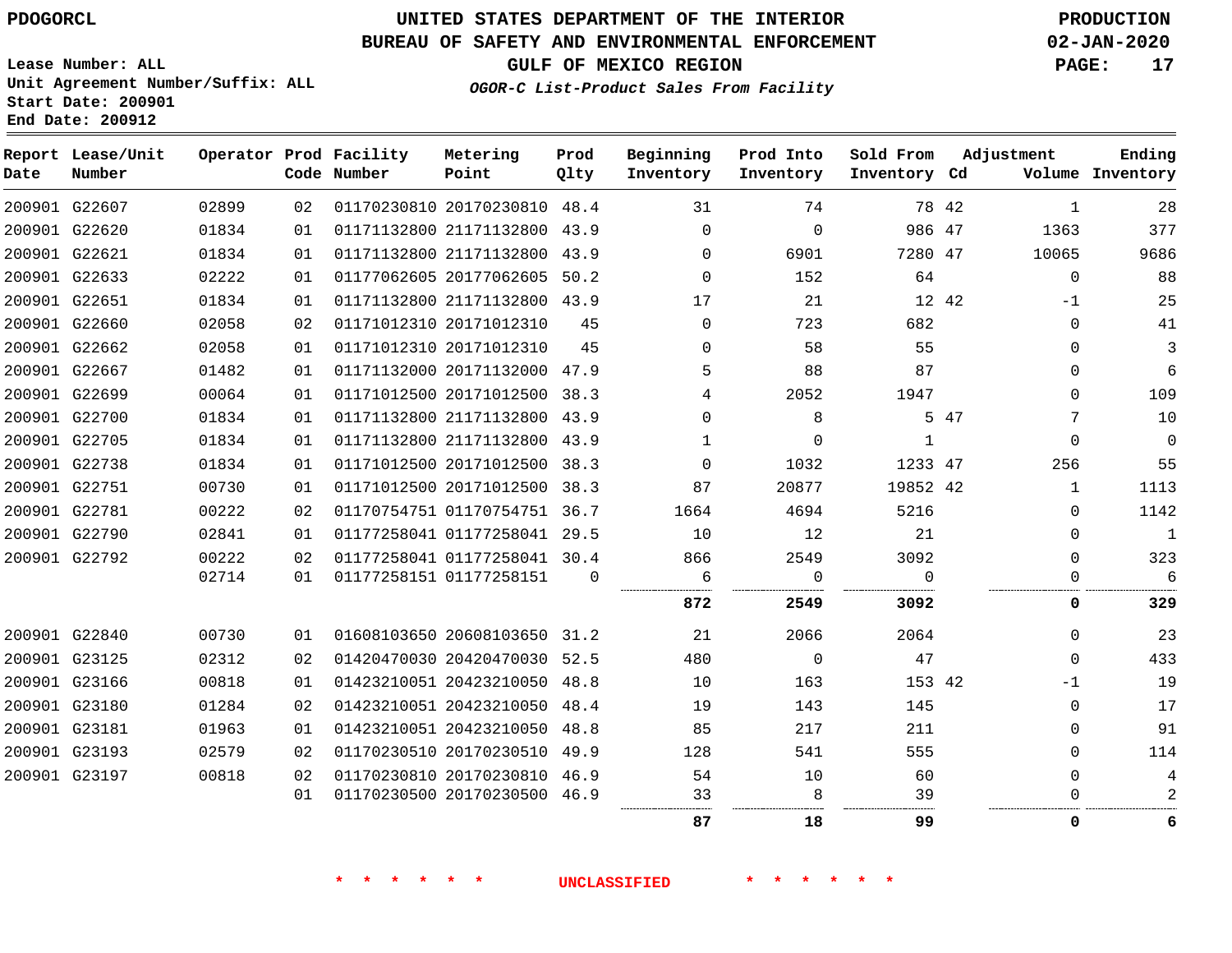PDOGORCL

# UNITED STATES DEPARTMENT OF THE INTERIOR
## BUREAU OF SAFETY AND ENVIRONMENTAL ENFORCEMENT
### GULF OF MEXICO REGION

PRODUCTION
02-JAN-2020

Lease Number: ALL
Unit Agreement Number/Suffix: ALL
Start Date: 200901
End Date: 200912

*OGOR-C List-Product Sales From Facility*

| Report Date | Lease/Unit Number | Operator | Prod Code | Facility Number | Metering Point | Prod Qlty | Beginning Inventory | Prod Into Inventory | Sold From Inventory | Adjustment Cd | Adjustment Volume | Ending Inventory |
|---|---|---|---|---|---|---|---|---|---|---|---|---|
| 200901 | G22607 | 02899 | 02 | 01170230810 | 20170230810 | 48.4 | 31 | 74 | 78 | 42 | 1 | 28 |
| 200901 | G22620 | 01834 | 01 | 01171132800 | 21171132800 | 43.9 | 0 | 0 | 986 | 47 | 1363 | 377 |
| 200901 | G22621 | 01834 | 01 | 01171132800 | 21171132800 | 43.9 | 0 | 6901 | 7280 | 47 | 10065 | 9686 |
| 200901 | G22633 | 02222 | 01 | 01177062605 | 20177062605 | 50.2 | 0 | 152 | 64 | | 0 | 88 |
| 200901 | G22651 | 01834 | 01 | 01171132800 | 21171132800 | 43.9 | 17 | 21 | 12 | 42 | -1 | 25 |
| 200901 | G22660 | 02058 | 02 | 01171012310 | 20171012310 | 45 | 0 | 723 | 682 | | 0 | 41 |
| 200901 | G22662 | 02058 | 01 | 01171012310 | 20171012310 | 45 | 0 | 58 | 55 | | 0 | 3 |
| 200901 | G22667 | 01482 | 01 | 01171132000 | 20171132000 | 47.9 | 5 | 88 | 87 | | 0 | 6 |
| 200901 | G22699 | 00064 | 01 | 01171012500 | 20171012500 | 38.3 | 4 | 2052 | 1947 | | 0 | 109 |
| 200901 | G22700 | 01834 | 01 | 01171132800 | 21171132800 | 43.9 | 0 | 8 | 5 | 47 | 7 | 10 |
| 200901 | G22705 | 01834 | 01 | 01171132800 | 21171132800 | 43.9 | 1 | 0 | 1 | | 0 | 0 |
| 200901 | G22738 | 01834 | 01 | 01171012500 | 20171012500 | 38.3 | 0 | 1032 | 1233 | 47 | 256 | 55 |
| 200901 | G22751 | 00730 | 01 | 01171012500 | 20171012500 | 38.3 | 87 | 20877 | 19852 | 42 | 1 | 1113 |
| 200901 | G22781 | 00222 | 02 | 01170754751 | 01170754751 | 36.7 | 1664 | 4694 | 5216 | | 0 | 1142 |
| 200901 | G22790 | 02841 | 01 | 01177258041 | 01177258041 | 29.5 | 10 | 12 | 21 | | 0 | 1 |
| 200901 | G22792 | 00222 | 02 | 01177258041 | 01177258041 | 30.4 | 866 | 2549 | 3092 | | 0 | 323 |
| | | 02714 | 01 | 01177258151 | 01177258151 | 0 | 6 | 0 | 0 | | 0 | 6 |
| | | | | | | | **872** | **2549** | **3092** | | **0** | **329** |
| 200901 | G22840 | 00730 | 01 | 01608103650 | 20608103650 | 31.2 | 21 | 2066 | 2064 | | 0 | 23 |
| 200901 | G23125 | 02312 | 02 | 01420470030 | 20420470030 | 52.5 | 480 | 0 | 47 | | 0 | 433 |
| 200901 | G23166 | 00818 | 01 | 01423210051 | 20423210050 | 48.8 | 10 | 163 | 153 | 42 | -1 | 19 |
| 200901 | G23180 | 01284 | 02 | 01423210051 | 20423210050 | 48.4 | 19 | 143 | 145 | | 0 | 17 |
| 200901 | G23181 | 01963 | 01 | 01423210051 | 20423210050 | 48.8 | 85 | 217 | 211 | | 0 | 91 |
| 200901 | G23193 | 02579 | 02 | 01170230510 | 20170230510 | 49.9 | 128 | 541 | 555 | | 0 | 114 |
| 200901 | G23197 | 00818 | 02 | 01170230810 | 20170230810 | 46.9 | 54 | 10 | 60 | | 0 | 4 |
| | | | 01 | 01170230500 | 20170230500 | 46.9 | 33 | 8 | 39 | | 0 | 2 |
| | | | | | | | **87** | **18** | **99** | | **0** | **6** |

\* \* \* \* \* \* UNCLASSIFIED \* \* \* \* \* \*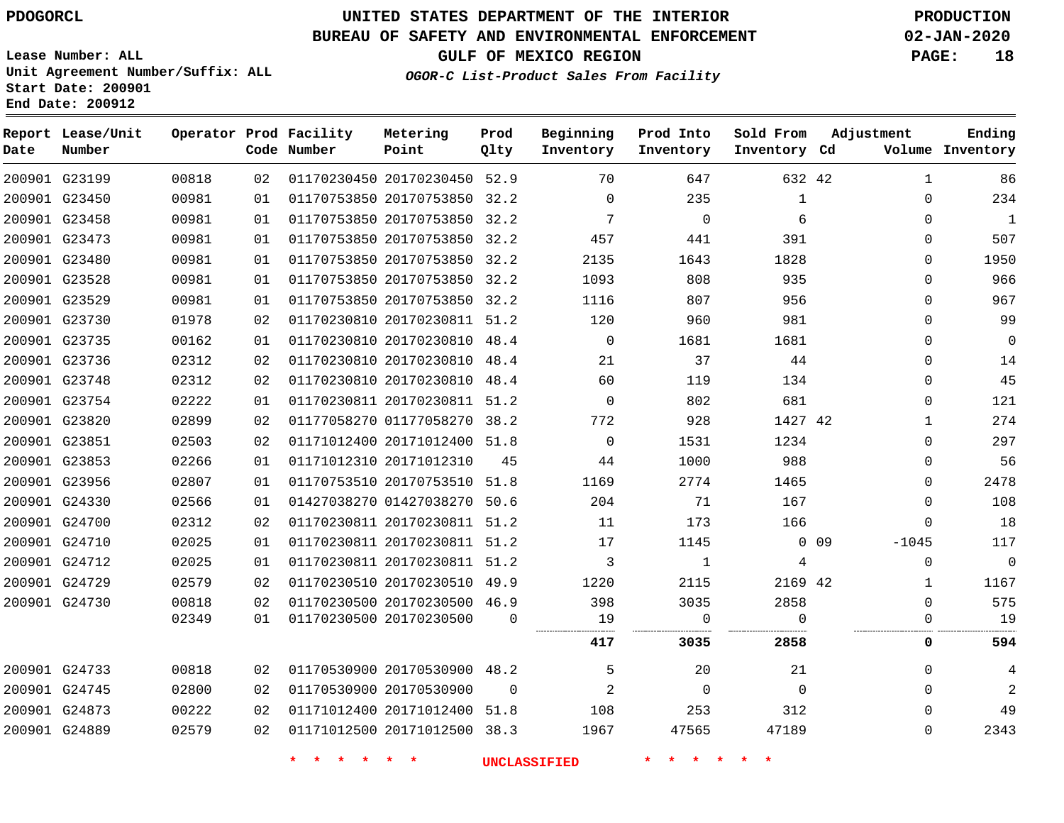PDOGORCL

# UNITED STATES DEPARTMENT OF THE INTERIOR
## BUREAU OF SAFETY AND ENVIRONMENTAL ENFORCEMENT
### GULF OF MEXICO REGION
*OGOR-C List-Product Sales From Facility*

PRODUCTION
02-JAN-2020

Lease Number: ALL
Unit Agreement Number/Suffix: ALL
Start Date: 200901
End Date: 200912

| Report Date | Lease/Unit Number | Operator | Prod Code | Facility Number | Metering Point | Prod Qlty | Beginning Inventory | Prod Into Inventory | Sold From Inventory | Adjustment Cd | Volume | Ending Inventory |
|---|---|---|---|---|---|---|---|---|---|---|---|---|
| 200901 | G23199 | 00818 | 02 | 01170230450 | 20170230450 | 52.9 | 70 | 647 | 632 | 42 | 1 | 86 |
| 200901 | G23450 | 00981 | 01 | 01170753850 | 20170753850 | 32.2 | 0 | 235 | 1 | | 0 | 234 |
| 200901 | G23458 | 00981 | 01 | 01170753850 | 20170753850 | 32.2 | 7 | 0 | 6 | | 0 | 1 |
| 200901 | G23473 | 00981 | 01 | 01170753850 | 20170753850 | 32.2 | 457 | 441 | 391 | | 0 | 507 |
| 200901 | G23480 | 00981 | 01 | 01170753850 | 20170753850 | 32.2 | 2135 | 1643 | 1828 | | 0 | 1950 |
| 200901 | G23528 | 00981 | 01 | 01170753850 | 20170753850 | 32.2 | 1093 | 808 | 935 | | 0 | 966 |
| 200901 | G23529 | 00981 | 01 | 01170753850 | 20170753850 | 32.2 | 1116 | 807 | 956 | | 0 | 967 |
| 200901 | G23730 | 01978 | 02 | 01170230810 | 20170230811 | 51.2 | 120 | 960 | 981 | | 0 | 99 |
| 200901 | G23735 | 00162 | 01 | 01170230810 | 20170230810 | 48.4 | 0 | 1681 | 1681 | | 0 | 0 |
| 200901 | G23736 | 02312 | 02 | 01170230810 | 20170230810 | 48.4 | 21 | 37 | 44 | | 0 | 14 |
| 200901 | G23748 | 02312 | 02 | 01170230810 | 20170230810 | 48.4 | 60 | 119 | 134 | | 0 | 45 |
| 200901 | G23754 | 02222 | 01 | 01170230811 | 20170230811 | 51.2 | 0 | 802 | 681 | | 0 | 121 |
| 200901 | G23820 | 02899 | 02 | 01177058270 | 01177058270 | 38.2 | 772 | 928 | 1427 | 42 | 1 | 274 |
| 200901 | G23851 | 02503 | 02 | 01171012400 | 20171012400 | 51.8 | 0 | 1531 | 1234 | | 0 | 297 |
| 200901 | G23853 | 02266 | 01 | 01171012310 | 20171012310 | 45 | 44 | 1000 | 988 | | 0 | 56 |
| 200901 | G23956 | 02807 | 01 | 01170753510 | 20170753510 | 51.8 | 1169 | 2774 | 1465 | | 0 | 2478 |
| 200901 | G24330 | 02566 | 01 | 01427038270 | 01427038270 | 50.6 | 204 | 71 | 167 | | 0 | 108 |
| 200901 | G24700 | 02312 | 02 | 01170230811 | 20170230811 | 51.2 | 11 | 173 | 166 | | 0 | 18 |
| 200901 | G24710 | 02025 | 01 | 01170230811 | 20170230811 | 51.2 | 17 | 1145 | 0 | 09 | -1045 | 117 |
| 200901 | G24712 | 02025 | 01 | 01170230811 | 20170230811 | 51.2 | 3 | 1 | 4 | | 0 | 0 |
| 200901 | G24729 | 02579 | 02 | 01170230510 | 20170230510 | 49.9 | 1220 | 2115 | 2169 | 42 | 1 | 1167 |
| 200901 | G24730 | 00818 | 02 | 01170230500 | 20170230500 | 46.9 | 398 | 3035 | 2858 | | 0 | 575 |
| | | 02349 | 01 | 01170230500 | 20170230500 | 0 | 19 | 0 | 0 | | 0 | 19 |
| | | | | | | | **417** | **3035** | **2858** | | **0** | **594** |
| 200901 | G24733 | 00818 | 02 | 01170530900 | 20170530900 | 48.2 | 5 | 20 | 21 | | 0 | 4 |
| 200901 | G24745 | 02800 | 02 | 01170530900 | 20170530900 | 0 | 2 | 0 | 0 | | 0 | 2 |
| 200901 | G24873 | 00222 | 02 | 01171012400 | 20171012400 | 51.8 | 108 | 253 | 312 | | 0 | 49 |
| 200901 | G24889 | 02579 | 02 | 01171012500 | 20171012500 | 38.3 | 1967 | 47565 | 47189 | | 0 | 2343 |

\* \* \* \* \* \* UNCLASSIFIED \* \* \* \* \* \*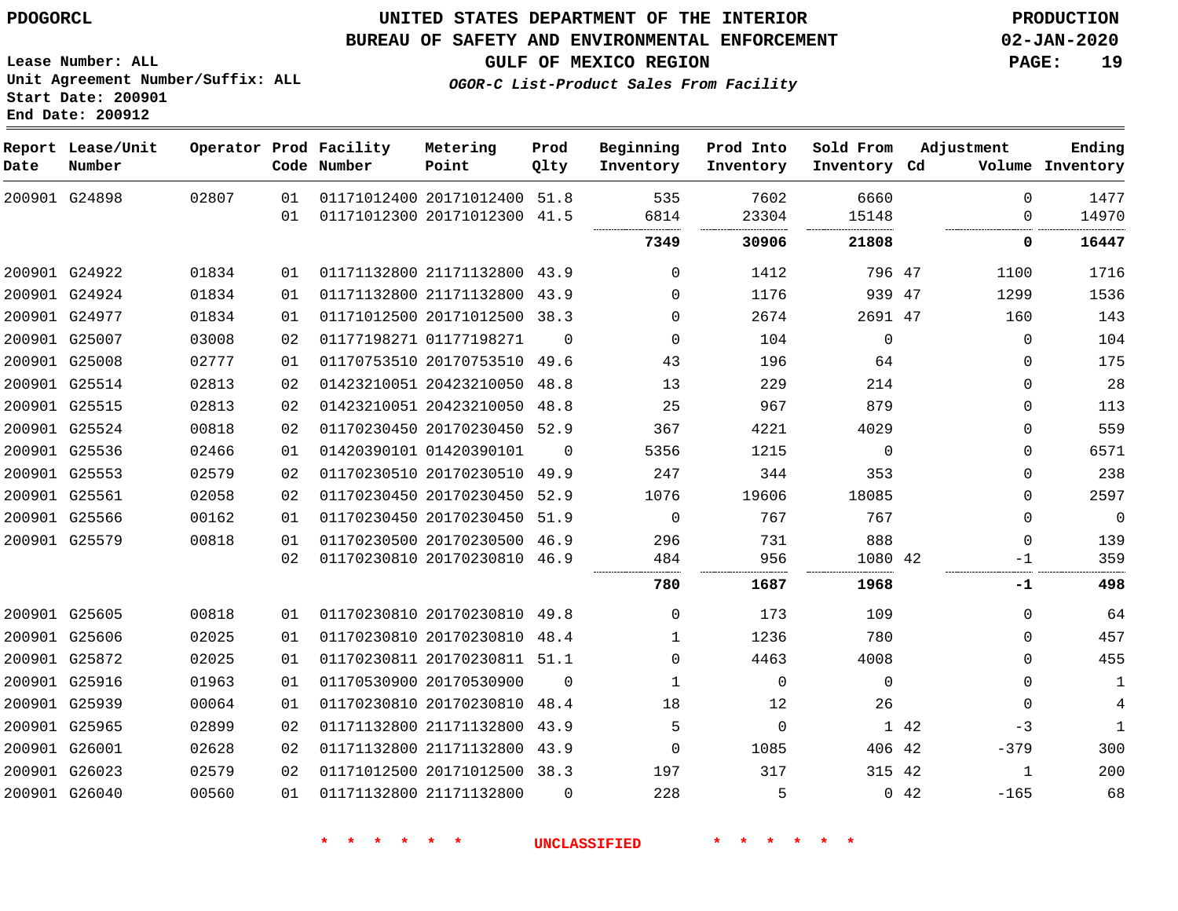PDOGORCL

# UNITED STATES DEPARTMENT OF THE INTERIOR
## BUREAU OF SAFETY AND ENVIRONMENTAL ENFORCEMENT
### GULF OF MEXICO REGION
*OGOR-C List-Product Sales From Facility*

PRODUCTION
02-JAN-2020

Lease Number: ALL
Unit Agreement Number/Suffix: ALL
Start Date: 200901
End Date: 200912

| Report Date | Lease/Unit Number | Operator | Prod Code | Facility Number | Metering Point | Prod Qlty | Beginning Inventory | Prod Into Inventory | Sold From Inventory | Adjustment Cd | Adjustment Volume | Ending Inventory |
|---|---|---|---|---|---|---|---|---|---|---|---|---|
| 200901 | G24898 | 02807 | 01 | 01171012400 | 20171012400 | 51.8 | 535 | 7602 | 6660 | | 0 | 1477 |
| | | | 01 | 01171012300 | 20171012300 | 41.5 | 6814 | 23304 | 15148 | | 0 | 14970 |
| | | | | | | | **7349** | **30906** | **21808** | | **0** | **16447** |
| 200901 | G24922 | 01834 | 01 | 01171132800 | 21171132800 | 43.9 | 0 | 1412 | 796 | 47 | 1100 | 1716 |
| 200901 | G24924 | 01834 | 01 | 01171132800 | 21171132800 | 43.9 | 0 | 1176 | 939 | 47 | 1299 | 1536 |
| 200901 | G24977 | 01834 | 01 | 01171012500 | 20171012500 | 38.3 | 0 | 2674 | 2691 | 47 | 160 | 143 |
| 200901 | G25007 | 03008 | 02 | 01177198271 | 01177198271 | 0 | 0 | 104 | 0 | | 0 | 104 |
| 200901 | G25008 | 02777 | 01 | 01170753510 | 20170753510 | 49.6 | 43 | 196 | 64 | | 0 | 175 |
| 200901 | G25514 | 02813 | 02 | 01423210051 | 20423210050 | 48.8 | 13 | 229 | 214 | | 0 | 28 |
| 200901 | G25515 | 02813 | 02 | 01423210051 | 20423210050 | 48.8 | 25 | 967 | 879 | | 0 | 113 |
| 200901 | G25524 | 00818 | 02 | 01170230450 | 20170230450 | 52.9 | 367 | 4221 | 4029 | | 0 | 559 |
| 200901 | G25536 | 02466 | 01 | 01420390101 | 01420390101 | 0 | 5356 | 1215 | 0 | | 0 | 6571 |
| 200901 | G25553 | 02579 | 02 | 01170230510 | 20170230510 | 49.9 | 247 | 344 | 353 | | 0 | 238 |
| 200901 | G25561 | 02058 | 02 | 01170230450 | 20170230450 | 52.9 | 1076 | 19606 | 18085 | | 0 | 2597 |
| 200901 | G25566 | 00162 | 01 | 01170230450 | 20170230450 | 51.9 | 0 | 767 | 767 | | 0 | 0 |
| 200901 | G25579 | 00818 | 01 | 01170230500 | 20170230500 | 46.9 | 296 | 731 | 888 | | 0 | 139 |
| | | | 02 | 01170230810 | 20170230810 | 46.9 | 484 | 956 | 1080 | 42 | -1 | 359 |
| | | | | | | | **780** | **1687** | **1968** | | **-1** | **498** |
| 200901 | G25605 | 00818 | 01 | 01170230810 | 20170230810 | 49.8 | 0 | 173 | 109 | | 0 | 64 |
| 200901 | G25606 | 02025 | 01 | 01170230810 | 20170230810 | 48.4 | 1 | 1236 | 780 | | 0 | 457 |
| 200901 | G25872 | 02025 | 01 | 01170230811 | 20170230811 | 51.1 | 0 | 4463 | 4008 | | 0 | 455 |
| 200901 | G25916 | 01963 | 01 | 01170530900 | 20170530900 | 0 | 1 | 0 | 0 | | 0 | 1 |
| 200901 | G25939 | 00064 | 01 | 01170230810 | 20170230810 | 48.4 | 18 | 12 | 26 | | 0 | 4 |
| 200901 | G25965 | 02899 | 02 | 01171132800 | 21171132800 | 43.9 | 5 | 0 | 1 | 42 | -3 | 1 |
| 200901 | G26001 | 02628 | 02 | 01171132800 | 21171132800 | 43.9 | 0 | 1085 | 406 | 42 | -379 | 300 |
| 200901 | G26023 | 02579 | 02 | 01171012500 | 20171012500 | 38.3 | 197 | 317 | 315 | 42 | 1 | 200 |
| 200901 | G26040 | 00560 | 01 | 01171132800 | 21171132800 | 0 | 228 | 5 | 0 | 42 | -165 | 68 |

\* \* \* \* \* \* UNCLASSIFIED \* \* \* \* \* \*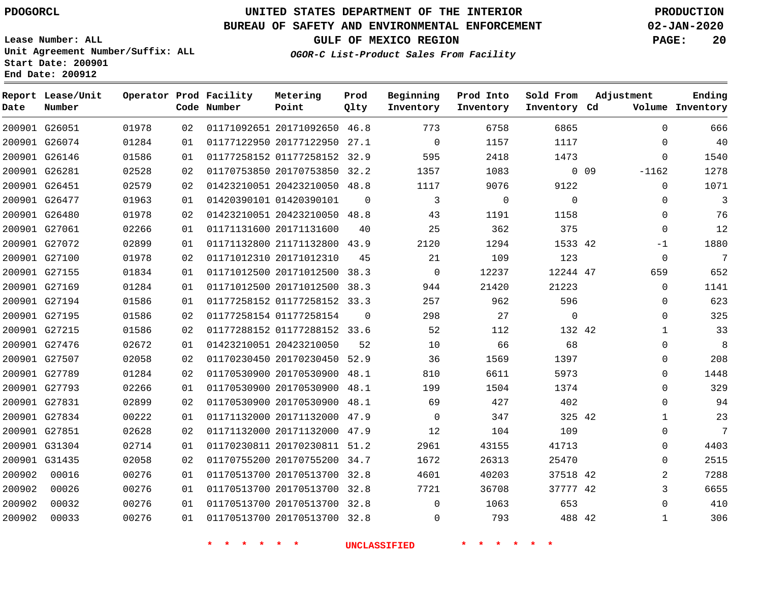PDOGORCL

UNITED STATES DEPARTMENT OF THE INTERIOR
BUREAU OF SAFETY AND ENVIRONMENTAL ENFORCEMENT
GULF OF MEXICO REGION
*OGOR-C List-Product Sales From Facility*

PRODUCTION
02-JAN-2020

Lease Number: ALL
Unit Agreement Number/Suffix: ALL
Start Date: 200901
End Date: 200912

| Report Date | Lease/Unit Number | Operator | Prod Code | Facility Number | Metering Point | Prod Qlty | Beginning Inventory | Prod Into Inventory | Sold From Inventory | Adjustment Cd | Adjustment Volume | Ending Inventory |
|---|---|---|---|---|---|---|---|---|---|---|---|---|
| 200901 | G26051 | 01978 | 02 | 01171092651 | 20171092650 | 46.8 | 773 | 6758 | 6865 | | 0 | 666 |
| 200901 | G26074 | 01284 | 01 | 01177122950 | 20177122950 | 27.1 | 0 | 1157 | 1117 | | 0 | 40 |
| 200901 | G26146 | 01586 | 01 | 01177258152 | 01177258152 | 32.9 | 595 | 2418 | 1473 | | 0 | 1540 |
| 200901 | G26281 | 02528 | 02 | 01170753850 | 20170753850 | 32.2 | 1357 | 1083 | 0 | 09 | -1162 | 1278 |
| 200901 | G26451 | 02579 | 02 | 01423210051 | 20423210050 | 48.8 | 1117 | 9076 | 9122 | | 0 | 1071 |
| 200901 | G26477 | 01963 | 01 | 01420390101 | 01420390101 | 0 | 3 | 0 | 0 | | 0 | 3 |
| 200901 | G26480 | 01978 | 02 | 01423210051 | 20423210050 | 48.8 | 43 | 1191 | 1158 | | 0 | 76 |
| 200901 | G27061 | 02266 | 01 | 01171131600 | 20171131600 | 40 | 25 | 362 | 375 | | 0 | 12 |
| 200901 | G27072 | 02899 | 01 | 01171132800 | 21171132800 | 43.9 | 2120 | 1294 | 1533 | 42 | -1 | 1880 |
| 200901 | G27100 | 01978 | 02 | 01171012310 | 20171012310 | 45 | 21 | 109 | 123 | | 0 | 7 |
| 200901 | G27155 | 01834 | 01 | 01171012500 | 20171012500 | 38.3 | 0 | 12237 | 12244 | 47 | 659 | 652 |
| 200901 | G27169 | 01284 | 01 | 01171012500 | 20171012500 | 38.3 | 944 | 21420 | 21223 | | 0 | 1141 |
| 200901 | G27194 | 01586 | 01 | 01177258152 | 01177258152 | 33.3 | 257 | 962 | 596 | | 0 | 623 |
| 200901 | G27195 | 01586 | 02 | 01177258154 | 01177258154 | 0 | 298 | 27 | 0 | | 0 | 325 |
| 200901 | G27215 | 01586 | 02 | 01177288152 | 01177288152 | 33.6 | 52 | 112 | 132 | 42 | 1 | 33 |
| 200901 | G27476 | 02672 | 01 | 01423210051 | 20423210050 | 52 | 10 | 66 | 68 | | 0 | 8 |
| 200901 | G27507 | 02058 | 02 | 01170230450 | 20170230450 | 52.9 | 36 | 1569 | 1397 | | 0 | 208 |
| 200901 | G27789 | 01284 | 02 | 01170530900 | 20170530900 | 48.1 | 810 | 6611 | 5973 | | 0 | 1448 |
| 200901 | G27793 | 02266 | 01 | 01170530900 | 20170530900 | 48.1 | 199 | 1504 | 1374 | | 0 | 329 |
| 200901 | G27831 | 02899 | 02 | 01170530900 | 20170530900 | 48.1 | 69 | 427 | 402 | | 0 | 94 |
| 200901 | G27834 | 00222 | 01 | 01171132000 | 20171132000 | 47.9 | 0 | 347 | 325 | 42 | 1 | 23 |
| 200901 | G27851 | 02628 | 02 | 01171132000 | 20171132000 | 47.9 | 12 | 104 | 109 | | 0 | 7 |
| 200901 | G31304 | 02714 | 01 | 01170230811 | 20170230811 | 51.2 | 2961 | 43155 | 41713 | | 0 | 4403 |
| 200901 | G31435 | 02058 | 02 | 01170755200 | 20170755200 | 34.7 | 1672 | 26313 | 25470 | | 0 | 2515 |
| 200902 | 00016 | 00276 | 01 | 01170513700 | 20170513700 | 32.8 | 4601 | 40203 | 37518 | 42 | 2 | 7288 |
| 200902 | 00026 | 00276 | 01 | 01170513700 | 20170513700 | 32.8 | 7721 | 36708 | 37777 | 42 | 3 | 6655 |
| 200902 | 00032 | 00276 | 01 | 01170513700 | 20170513700 | 32.8 | 0 | 1063 | 653 | | 0 | 410 |
| 200902 | 00033 | 00276 | 01 | 01170513700 | 20170513700 | 32.8 | 0 | 793 | 488 | 42 | 1 | 306 |

\* \* \* \* \* \* UNCLASSIFIED \* \* \* \* \* \*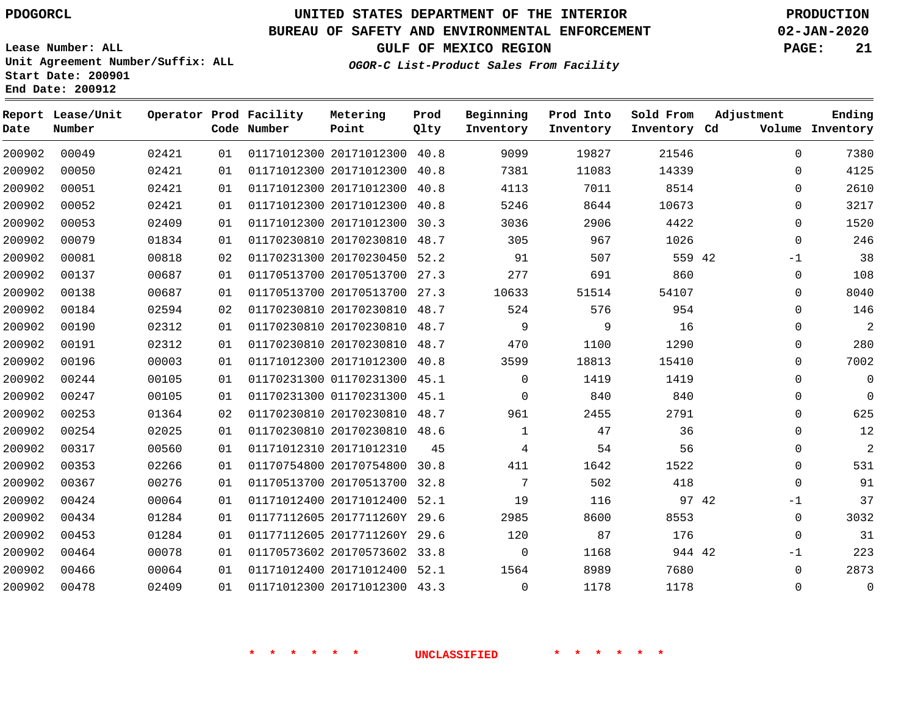PDOGORCL

# UNITED STATES DEPARTMENT OF THE INTERIOR
## BUREAU OF SAFETY AND ENVIRONMENTAL ENFORCEMENT
### GULF OF MEXICO REGION
*OGOR-C List-Product Sales From Facility*

PRODUCTION
02-JAN-2020

Lease Number: ALL
Unit Agreement Number/Suffix: ALL
Start Date: 200901
End Date: 200912

| Report Date | Lease/Unit Number | Operator | Prod Code | Facility Number | Metering Point | Prod Qlty | Beginning Inventory | Prod Into Inventory | Sold From Inventory | Adjustment Cd | Volume | Ending Inventory |
|---|---|---|---|---|---|---|---|---|---|---|---|---|
| 200902 | 00049 | 02421 | 01 | 01171012300 | 20171012300 | 40.8 | 9099 | 19827 | 21546 | | 0 | 7380 |
| 200902 | 00050 | 02421 | 01 | 01171012300 | 20171012300 | 40.8 | 7381 | 11083 | 14339 | | 0 | 4125 |
| 200902 | 00051 | 02421 | 01 | 01171012300 | 20171012300 | 40.8 | 4113 | 7011 | 8514 | | 0 | 2610 |
| 200902 | 00052 | 02421 | 01 | 01171012300 | 20171012300 | 40.8 | 5246 | 8644 | 10673 | | 0 | 3217 |
| 200902 | 00053 | 02409 | 01 | 01171012300 | 20171012300 | 30.3 | 3036 | 2906 | 4422 | | 0 | 1520 |
| 200902 | 00079 | 01834 | 01 | 01170230810 | 20170230810 | 48.7 | 305 | 967 | 1026 | | 0 | 246 |
| 200902 | 00081 | 00818 | 02 | 01170231300 | 20170230450 | 52.2 | 91 | 507 | 559 | 42 | -1 | 38 |
| 200902 | 00137 | 00687 | 01 | 01170513700 | 20170513700 | 27.3 | 277 | 691 | 860 | | 0 | 108 |
| 200902 | 00138 | 00687 | 01 | 01170513700 | 20170513700 | 27.3 | 10633 | 51514 | 54107 | | 0 | 8040 |
| 200902 | 00184 | 02594 | 02 | 01170230810 | 20170230810 | 48.7 | 524 | 576 | 954 | | 0 | 146 |
| 200902 | 00190 | 02312 | 01 | 01170230810 | 20170230810 | 48.7 | 9 | 9 | 16 | | 0 | 2 |
| 200902 | 00191 | 02312 | 01 | 01170230810 | 20170230810 | 48.7 | 470 | 1100 | 1290 | | 0 | 280 |
| 200902 | 00196 | 00003 | 01 | 01171012300 | 20171012300 | 40.8 | 3599 | 18813 | 15410 | | 0 | 7002 |
| 200902 | 00244 | 00105 | 01 | 01170231300 | 01170231300 | 45.1 | 0 | 1419 | 1419 | | 0 | 0 |
| 200902 | 00247 | 00105 | 01 | 01170231300 | 01170231300 | 45.1 | 0 | 840 | 840 | | 0 | 0 |
| 200902 | 00253 | 01364 | 02 | 01170230810 | 20170230810 | 48.7 | 961 | 2455 | 2791 | | 0 | 625 |
| 200902 | 00254 | 02025 | 01 | 01170230810 | 20170230810 | 48.6 | 1 | 47 | 36 | | 0 | 12 |
| 200902 | 00317 | 00560 | 01 | 01171012310 | 20171012310 | 45 | 4 | 54 | 56 | | 0 | 2 |
| 200902 | 00353 | 02266 | 01 | 01170754800 | 20170754800 | 30.8 | 411 | 1642 | 1522 | | 0 | 531 |
| 200902 | 00367 | 00276 | 01 | 01170513700 | 20170513700 | 32.8 | 7 | 502 | 418 | | 0 | 91 |
| 200902 | 00424 | 00064 | 01 | 01171012400 | 20171012400 | 52.1 | 19 | 116 | 97 | 42 | -1 | 37 |
| 200902 | 00434 | 01284 | 01 | 01177112605 | 2017711260Y | 29.6 | 2985 | 8600 | 8553 | | 0 | 3032 |
| 200902 | 00453 | 01284 | 01 | 01177112605 | 2017711260Y | 29.6 | 120 | 87 | 176 | | 0 | 31 |
| 200902 | 00464 | 00078 | 01 | 01170573602 | 20170573602 | 33.8 | 0 | 1168 | 944 | 42 | -1 | 223 |
| 200902 | 00466 | 00064 | 01 | 01171012400 | 20171012400 | 52.1 | 1564 | 8989 | 7680 | | 0 | 2873 |
| 200902 | 00478 | 02409 | 01 | 01171012300 | 20171012300 | 43.3 | 0 | 1178 | 1178 | | 0 | 0 |

* * * * * * UNCLASSIFIED * * * * * *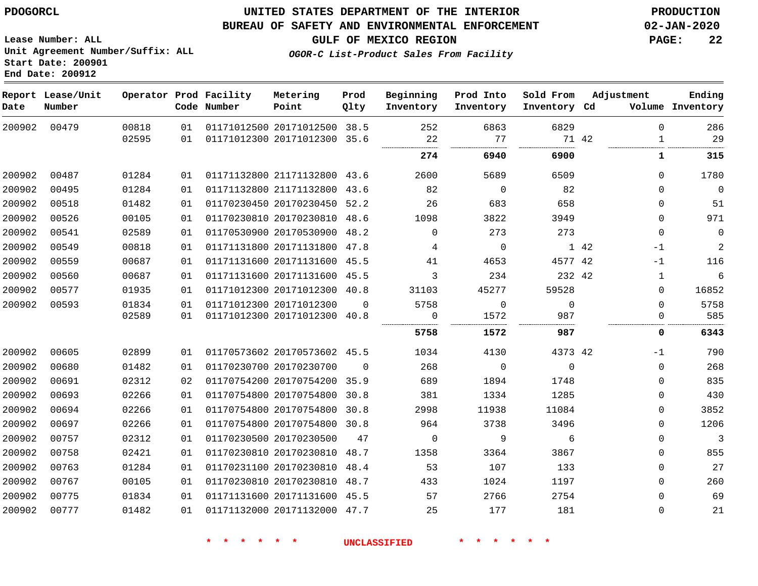PDOGORCL

# UNITED STATES DEPARTMENT OF THE INTERIOR
## BUREAU OF SAFETY AND ENVIRONMENTAL ENFORCEMENT
### GULF OF MEXICO REGION
*OGOR-C List-Product Sales From Facility*

PRODUCTION
02-JAN-2020

Lease Number: ALL
Unit Agreement Number/Suffix: ALL
Start Date: 200901
End Date: 200912

| Report Date | Lease/Unit Number | Operator | Prod Code | Facility Number | Metering Point | Prod Qlty | Beginning Inventory | Prod Into Inventory | Sold From Inventory | Adjustment Cd | Volume | Ending Inventory |
|---|---|---|---|---|---|---|---|---|---|---|---|---|
| 200902 | 00479 | 00818 | 01 | 01171012500 | 20171012500 | 38.5 | 252 | 6863 | 6829 | | 0 | 286 |
| | | 02595 | 01 | 01171012300 | 20171012300 | 35.6 | 22 | 77 | 71 | 42 | 1 | 29 |
| | | | | | | | **274** | **6940** | **6900** | | **1** | **315** |
| 200902 | 00487 | 01284 | 01 | 01171132800 | 21171132800 | 43.6 | 2600 | 5689 | 6509 | | 0 | 1780 |
| 200902 | 00495 | 01284 | 01 | 01171132800 | 21171132800 | 43.6 | 82 | 0 | 82 | | 0 | 0 |
| 200902 | 00518 | 01482 | 01 | 01170230450 | 20170230450 | 52.2 | 26 | 683 | 658 | | 0 | 51 |
| 200902 | 00526 | 00105 | 01 | 01170230810 | 20170230810 | 48.6 | 1098 | 3822 | 3949 | | 0 | 971 |
| 200902 | 00541 | 02589 | 01 | 01170530900 | 20170530900 | 48.2 | 0 | 273 | 273 | | 0 | 0 |
| 200902 | 00549 | 00818 | 01 | 01171131800 | 20171131800 | 47.8 | 4 | 0 | 1 | 42 | -1 | 2 |
| 200902 | 00559 | 00687 | 01 | 01171131600 | 20171131600 | 45.5 | 41 | 4653 | 4577 | 42 | -1 | 116 |
| 200902 | 00560 | 00687 | 01 | 01171131600 | 20171131600 | 45.5 | 3 | 234 | 232 | 42 | 1 | 6 |
| 200902 | 00577 | 01935 | 01 | 01171012300 | 20171012300 | 40.8 | 31103 | 45277 | 59528 | | 0 | 16852 |
| 200902 | 00593 | 01834 | 01 | 01171012300 | 20171012300 | 0 | 5758 | 0 | 0 | | 0 | 5758 |
| | | 02589 | 01 | 01171012300 | 20171012300 | 40.8 | 0 | 1572 | 987 | | 0 | 585 |
| | | | | | | | **5758** | **1572** | **987** | | **0** | **6343** |
| 200902 | 00605 | 02899 | 01 | 01170573602 | 20170573602 | 45.5 | 1034 | 4130 | 4373 | 42 | -1 | 790 |
| 200902 | 00680 | 01482 | 01 | 01170230700 | 20170230700 | 0 | 268 | 0 | 0 | | 0 | 268 |
| 200902 | 00691 | 02312 | 02 | 01170754200 | 20170754200 | 35.9 | 689 | 1894 | 1748 | | 0 | 835 |
| 200902 | 00693 | 02266 | 01 | 01170754800 | 20170754800 | 30.8 | 381 | 1334 | 1285 | | 0 | 430 |
| 200902 | 00694 | 02266 | 01 | 01170754800 | 20170754800 | 30.8 | 2998 | 11938 | 11084 | | 0 | 3852 |
| 200902 | 00697 | 02266 | 01 | 01170754800 | 20170754800 | 30.8 | 964 | 3738 | 3496 | | 0 | 1206 |
| 200902 | 00757 | 02312 | 01 | 01170230500 | 20170230500 | 47 | 0 | 9 | 6 | | 0 | 3 |
| 200902 | 00758 | 02421 | 01 | 01170230810 | 20170230810 | 48.7 | 1358 | 3364 | 3867 | | 0 | 855 |
| 200902 | 00763 | 01284 | 01 | 01170231100 | 20170230810 | 48.4 | 53 | 107 | 133 | | 0 | 27 |
| 200902 | 00767 | 00105 | 01 | 01170230810 | 20170230810 | 48.7 | 433 | 1024 | 1197 | | 0 | 260 |
| 200902 | 00775 | 01834 | 01 | 01171131600 | 20171131600 | 45.5 | 57 | 2766 | 2754 | | 0 | 69 |
| 200902 | 00777 | 01482 | 01 | 01171132000 | 20171132000 | 47.7 | 25 | 177 | 181 | | 0 | 21 |

* * * * * * UNCLASSIFIED * * * * * *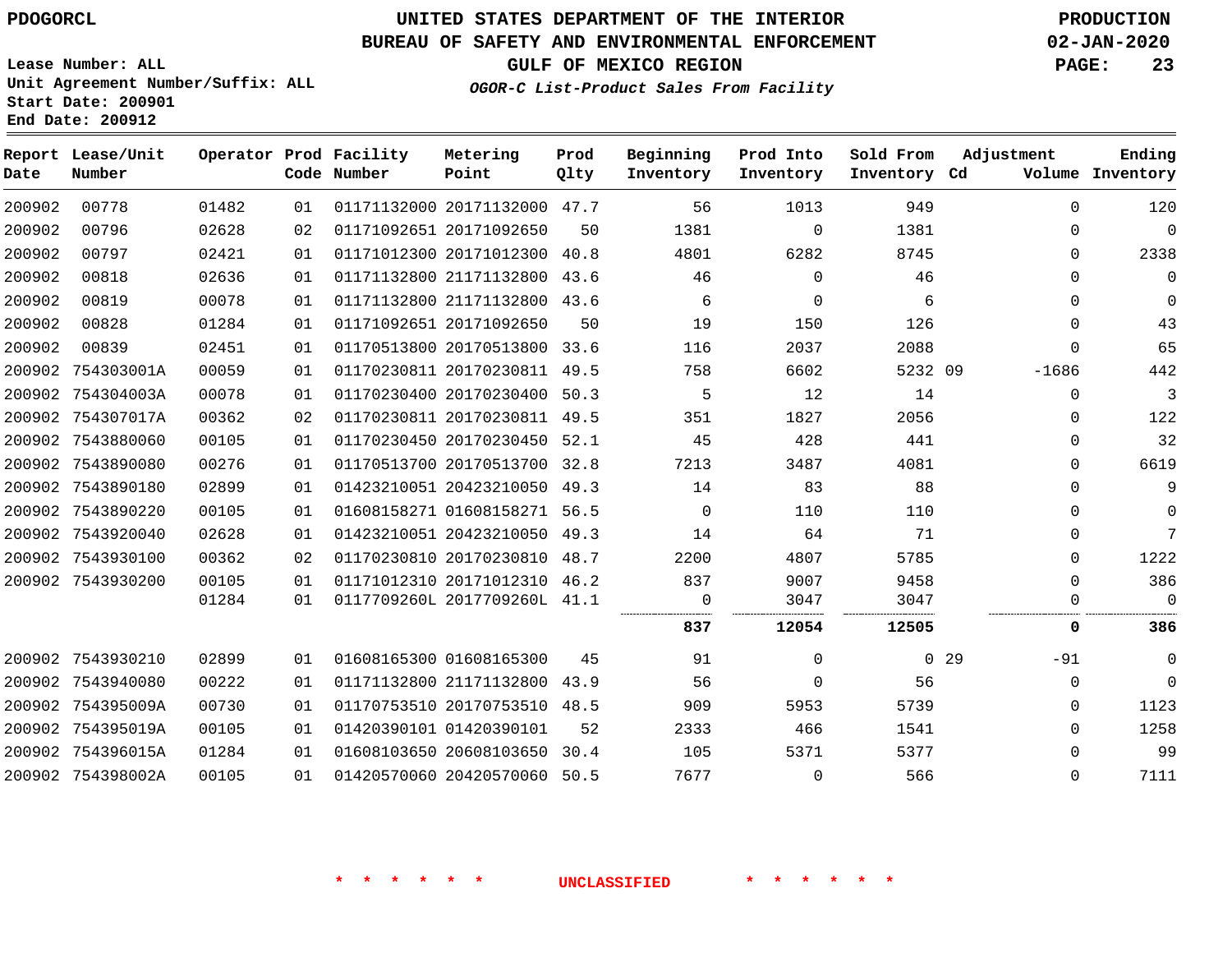PDOGORCL

# UNITED STATES DEPARTMENT OF THE INTERIOR
## BUREAU OF SAFETY AND ENVIRONMENTAL ENFORCEMENT
### GULF OF MEXICO REGION
*OGOR-C List-Product Sales From Facility*

PRODUCTION
02-JAN-2020

Lease Number: ALL
Unit Agreement Number/Suffix: ALL
Start Date: 200901
End Date: 200912

| Report Date | Lease/Unit Number | Operator | Prod Code | Facility Number | Metering Point | Prod Qlty | Beginning Inventory | Prod Into Inventory | Sold From Inventory | Adjustment Cd | Volume | Ending Inventory |
|---|---|---|---|---|---|---|---|---|---|---|---|---|
| 200902 | 00778 | 01482 | 01 | 01171132000 | 20171132000 | 47.7 | 56 | 1013 | 949 | | 0 | 120 |
| 200902 | 00796 | 02628 | 02 | 01171092651 | 20171092650 | 50 | 1381 | 0 | 1381 | | 0 | 0 |
| 200902 | 00797 | 02421 | 01 | 01171012300 | 20171012300 | 40.8 | 4801 | 6282 | 8745 | | 0 | 2338 |
| 200902 | 00818 | 02636 | 01 | 01171132800 | 21171132800 | 43.6 | 46 | 0 | 46 | | 0 | 0 |
| 200902 | 00819 | 00078 | 01 | 01171132800 | 21171132800 | 43.6 | 6 | 0 | 6 | | 0 | 0 |
| 200902 | 00828 | 01284 | 01 | 01171092651 | 20171092650 | 50 | 19 | 150 | 126 | | 0 | 43 |
| 200902 | 00839 | 02451 | 01 | 01170513800 | 20170513800 | 33.6 | 116 | 2037 | 2088 | | 0 | 65 |
| 200902 | 754303001A | 00059 | 01 | 01170230811 | 20170230811 | 49.5 | 758 | 6602 | 5232 | 09 | -1686 | 442 |
| 200902 | 754304003A | 00078 | 01 | 01170230400 | 20170230400 | 50.3 | 5 | 12 | 14 | | 0 | 3 |
| 200902 | 754307017A | 00362 | 02 | 01170230811 | 20170230811 | 49.5 | 351 | 1827 | 2056 | | 0 | 122 |
| 200902 | 7543880060 | 00105 | 01 | 01170230450 | 20170230450 | 52.1 | 45 | 428 | 441 | | 0 | 32 |
| 200902 | 7543890080 | 00276 | 01 | 01170513700 | 20170513700 | 32.8 | 7213 | 3487 | 4081 | | 0 | 6619 |
| 200902 | 7543890180 | 02899 | 01 | 01423210051 | 20423210050 | 49.3 | 14 | 83 | 88 | | 0 | 9 |
| 200902 | 7543890220 | 00105 | 01 | 01608158271 | 01608158271 | 56.5 | 0 | 110 | 110 | | 0 | 0 |
| 200902 | 7543920040 | 02628 | 01 | 01423210051 | 20423210050 | 49.3 | 14 | 64 | 71 | | 0 | 7 |
| 200902 | 7543930100 | 00362 | 02 | 01170230810 | 20170230810 | 48.7 | 2200 | 4807 | 5785 | | 0 | 1222 |
| 200902 | 7543930200 | 00105 | 01 | 01171012310 | 20171012310 | 46.2 | 837 | 9007 | 9458 | | 0 | 386 |
| | | 01284 | 01 | 0117709260L | 2017709260L | 41.1 | 0 | 3047 | 3047 | | 0 | 0 |
| | | | | | | | **837** | **12054** | **12505** | | **0** | **386** |
| 200902 | 7543930210 | 02899 | 01 | 01608165300 | 01608165300 | 45 | 91 | 0 | 0 | 29 | -91 | 0 |
| 200902 | 7543940080 | 00222 | 01 | 01171132800 | 21171132800 | 43.9 | 56 | 0 | 56 | | 0 | 0 |
| 200902 | 754395009A | 00730 | 01 | 01170753510 | 20170753510 | 48.5 | 909 | 5953 | 5739 | | 0 | 1123 |
| 200902 | 754395019A | 00105 | 01 | 01420390101 | 01420390101 | 52 | 2333 | 466 | 1541 | | 0 | 1258 |
| 200902 | 754396015A | 01284 | 01 | 01608103650 | 20608103650 | 30.4 | 105 | 5371 | 5377 | | 0 | 99 |
| 200902 | 754398002A | 00105 | 01 | 01420570060 | 20420570060 | 50.5 | 7677 | 0 | 566 | | 0 | 7111 |

\* \* \* \* \* \* UNCLASSIFIED \* \* \* \* \* \*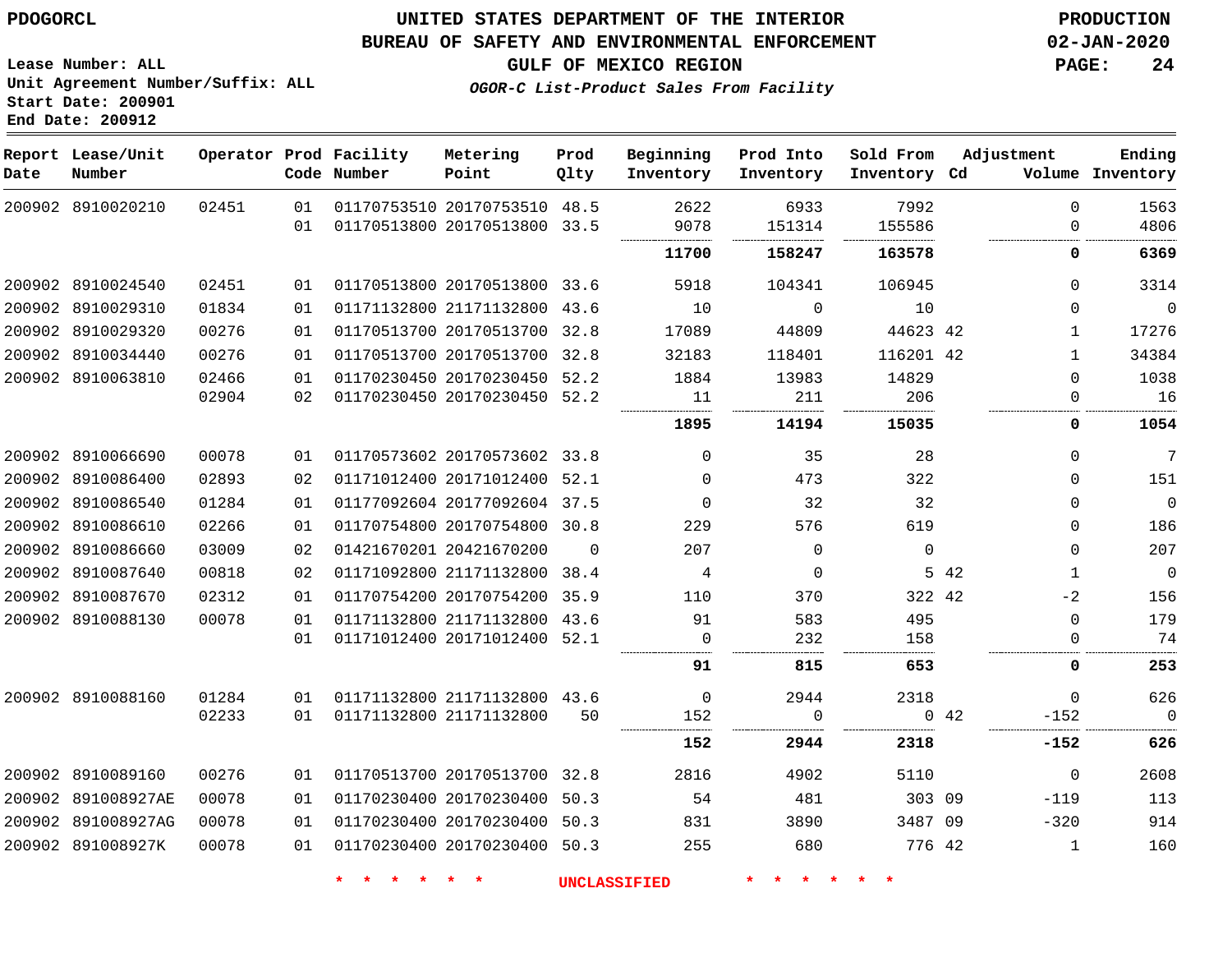# UNITED STATES DEPARTMENT OF THE INTERIOR
## BUREAU OF SAFETY AND ENVIRONMENTAL ENFORCEMENT
### GULF OF MEXICO REGION
*OGOR-C List-Product Sales From Facility*

PDOGORCL

PRODUCTION
02-JAN-2020

Lease Number: ALL
Unit Agreement Number/Suffix: ALL
Start Date: 200901
End Date: 200912

| Report Date | Lease/Unit Number | Operator | Prod Code | Facility Number | Metering Point | Prod Qlty | Beginning Inventory | Prod Into Inventory | Sold From Inventory | Adjustment Cd | Volume | Ending Inventory |
|---|---|---|---|---|---|---|---|---|---|---|---|---|
| 200902 | 8910020210 | 02451 | 01 | 01170753510 | 20170753510 | 48.5 | 2622 | 6933 | 7992 | | 0 | 1563 |
| | | | 01 | 01170513800 | 20170513800 | 33.5 | 9078 | 151314 | 155586 | | 0 | 4806 |
| | | | | | | | **11700** | **158247** | **163578** | | **0** | **6369** |
| 200902 | 8910024540 | 02451 | 01 | 01170513800 | 20170513800 | 33.6 | 5918 | 104341 | 106945 | | 0 | 3314 |
| 200902 | 8910029310 | 01834 | 01 | 01171132800 | 21171132800 | 43.6 | 10 | 0 | 10 | | 0 | 0 |
| 200902 | 8910029320 | 00276 | 01 | 01170513700 | 20170513700 | 32.8 | 17089 | 44809 | 44623 | 42 | 1 | 17276 |
| 200902 | 8910034440 | 00276 | 01 | 01170513700 | 20170513700 | 32.8 | 32183 | 118401 | 116201 | 42 | 1 | 34384 |
| 200902 | 8910063810 | 02466 | 01 | 01170230450 | 20170230450 | 52.2 | 1884 | 13983 | 14829 | | 0 | 1038 |
| | | 02904 | 02 | 01170230450 | 20170230450 | 52.2 | 11 | 211 | 206 | | 0 | 16 |
| | | | | | | | **1895** | **14194** | **15035** | | **0** | **1054** |
| 200902 | 8910066690 | 00078 | 01 | 01170573602 | 20170573602 | 33.8 | 0 | 35 | 28 | | 0 | 7 |
| 200902 | 8910086400 | 02893 | 02 | 01171012400 | 20171012400 | 52.1 | 0 | 473 | 322 | | 0 | 151 |
| 200902 | 8910086540 | 01284 | 01 | 01177092604 | 20177092604 | 37.5 | 0 | 32 | 32 | | 0 | 0 |
| 200902 | 8910086610 | 02266 | 01 | 01170754800 | 20170754800 | 30.8 | 229 | 576 | 619 | | 0 | 186 |
| 200902 | 8910086660 | 03009 | 02 | 01421670201 | 20421670200 | 0 | 207 | 0 | 0 | | 0 | 207 |
| 200902 | 8910087640 | 00818 | 02 | 01171092800 | 21171132800 | 38.4 | 4 | 0 | 5 | 42 | 1 | 0 |
| 200902 | 8910087670 | 02312 | 01 | 01170754200 | 20170754200 | 35.9 | 110 | 370 | 322 | 42 | -2 | 156 |
| 200902 | 8910088130 | 00078 | 01 | 01171132800 | 21171132800 | 43.6 | 91 | 583 | 495 | | 0 | 179 |
| | | | 01 | 01171012400 | 20171012400 | 52.1 | 0 | 232 | 158 | | 0 | 74 |
| | | | | | | | **91** | **815** | **653** | | **0** | **253** |
| 200902 | 8910088160 | 01284 | 01 | 01171132800 | 21171132800 | 43.6 | 0 | 2944 | 2318 | | 0 | 626 |
| | | 02233 | 01 | 01171132800 | 21171132800 | 50 | 152 | 0 | 0 | 42 | -152 | 0 |
| | | | | | | | **152** | **2944** | **2318** | | **-152** | **626** |
| 200902 | 8910089160 | 00276 | 01 | 01170513700 | 20170513700 | 32.8 | 2816 | 4902 | 5110 | | 0 | 2608 |
| 200902 | 891008927AE | 00078 | 01 | 01170230400 | 20170230400 | 50.3 | 54 | 481 | 303 | 09 | -119 | 113 |
| 200902 | 891008927AG | 00078 | 01 | 01170230400 | 20170230400 | 50.3 | 831 | 3890 | 3487 | 09 | -320 | 914 |
| 200902 | 891008927K | 00078 | 01 | 01170230400 | 20170230400 | 50.3 | 255 | 680 | 776 | 42 | 1 | 160 |

* * * * * * UNCLASSIFIED * * * * * *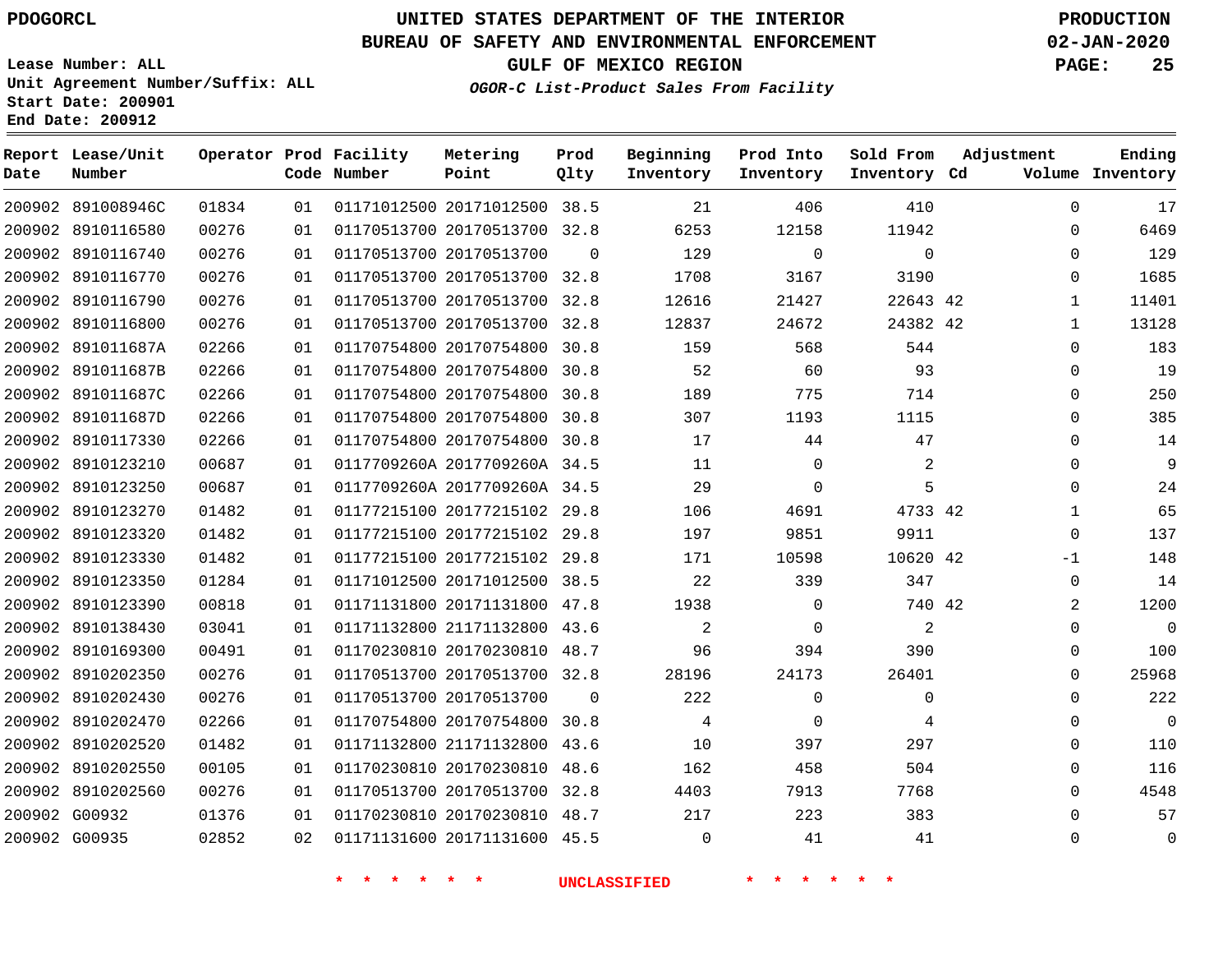PDOGORCL

# UNITED STATES DEPARTMENT OF THE INTERIOR
## BUREAU OF SAFETY AND ENVIRONMENTAL ENFORCEMENT
### GULF OF MEXICO REGION
*OGOR-C List-Product Sales From Facility*

PRODUCTION
02-JAN-2020

Lease Number: ALL
Unit Agreement Number/Suffix: ALL
Start Date: 200901
End Date: 200912

| Report Date | Lease/Unit Number | Operator | Prod Code | Facility Number | Metering Point | Prod Qlty | Beginning Inventory | Prod Into Inventory | Sold From Inventory | Adjustment Cd | Adjustment Volume | Ending Inventory |
|---|---|---|---|---|---|---|---|---|---|---|---|---|
| 200902 | 891008946C | 01834 | 01 | 01171012500 | 20171012500 | 38.5 | 21 | 406 | 410 | | 0 | 17 |
| 200902 | 8910116580 | 00276 | 01 | 01170513700 | 20170513700 | 32.8 | 6253 | 12158 | 11942 | | 0 | 6469 |
| 200902 | 8910116740 | 00276 | 01 | 01170513700 | 20170513700 | 0 | 129 | 0 | 0 | | 0 | 129 |
| 200902 | 8910116770 | 00276 | 01 | 01170513700 | 20170513700 | 32.8 | 1708 | 3167 | 3190 | | 0 | 1685 |
| 200902 | 8910116790 | 00276 | 01 | 01170513700 | 20170513700 | 32.8 | 12616 | 21427 | 22643 | 42 | 1 | 11401 |
| 200902 | 8910116800 | 00276 | 01 | 01170513700 | 20170513700 | 32.8 | 12837 | 24672 | 24382 | 42 | 1 | 13128 |
| 200902 | 891011687A | 02266 | 01 | 01170754800 | 20170754800 | 30.8 | 159 | 568 | 544 | | 0 | 183 |
| 200902 | 891011687B | 02266 | 01 | 01170754800 | 20170754800 | 30.8 | 52 | 60 | 93 | | 0 | 19 |
| 200902 | 891011687C | 02266 | 01 | 01170754800 | 20170754800 | 30.8 | 189 | 775 | 714 | | 0 | 250 |
| 200902 | 891011687D | 02266 | 01 | 01170754800 | 20170754800 | 30.8 | 307 | 1193 | 1115 | | 0 | 385 |
| 200902 | 8910117330 | 02266 | 01 | 01170754800 | 20170754800 | 30.8 | 17 | 44 | 47 | | 0 | 14 |
| 200902 | 8910123210 | 00687 | 01 | 0117709260A | 2017709260A | 34.5 | 11 | 0 | 2 | | 0 | 9 |
| 200902 | 8910123250 | 00687 | 01 | 0117709260A | 2017709260A | 34.5 | 29 | 0 | 5 | | 0 | 24 |
| 200902 | 8910123270 | 01482 | 01 | 01177215100 | 20177215102 | 29.8 | 106 | 4691 | 4733 | 42 | 1 | 65 |
| 200902 | 8910123320 | 01482 | 01 | 01177215100 | 20177215102 | 29.8 | 197 | 9851 | 9911 | | 0 | 137 |
| 200902 | 8910123330 | 01482 | 01 | 01177215100 | 20177215102 | 29.8 | 171 | 10598 | 10620 | 42 | -1 | 148 |
| 200902 | 8910123350 | 01284 | 01 | 01171012500 | 20171012500 | 38.5 | 22 | 339 | 347 | | 0 | 14 |
| 200902 | 8910123390 | 00818 | 01 | 01171131800 | 20171131800 | 47.8 | 1938 | 0 | 740 | 42 | 2 | 1200 |
| 200902 | 8910138430 | 03041 | 01 | 01171132800 | 21171132800 | 43.6 | 2 | 0 | 2 | | 0 | 0 |
| 200902 | 8910169300 | 00491 | 01 | 01170230810 | 20170230810 | 48.7 | 96 | 394 | 390 | | 0 | 100 |
| 200902 | 8910202350 | 00276 | 01 | 01170513700 | 20170513700 | 32.8 | 28196 | 24173 | 26401 | | 0 | 25968 |
| 200902 | 8910202430 | 00276 | 01 | 01170513700 | 20170513700 | 0 | 222 | 0 | 0 | | 0 | 222 |
| 200902 | 8910202470 | 02266 | 01 | 01170754800 | 20170754800 | 30.8 | 4 | 0 | 4 | | 0 | 0 |
| 200902 | 8910202520 | 01482 | 01 | 01171132800 | 21171132800 | 43.6 | 10 | 397 | 297 | | 0 | 110 |
| 200902 | 8910202550 | 00105 | 01 | 01170230810 | 20170230810 | 48.6 | 162 | 458 | 504 | | 0 | 116 |
| 200902 | 8910202560 | 00276 | 01 | 01170513700 | 20170513700 | 32.8 | 4403 | 7913 | 7768 | | 0 | 4548 |
| 200902 | G00932 | 01376 | 01 | 01170230810 | 20170230810 | 48.7 | 217 | 223 | 383 | | 0 | 57 |
| 200902 | G00935 | 02852 | 02 | 01171131600 | 20171131600 | 45.5 | 0 | 41 | 41 | | 0 | 0 |

* * * * * * UNCLASSIFIED * * * * * *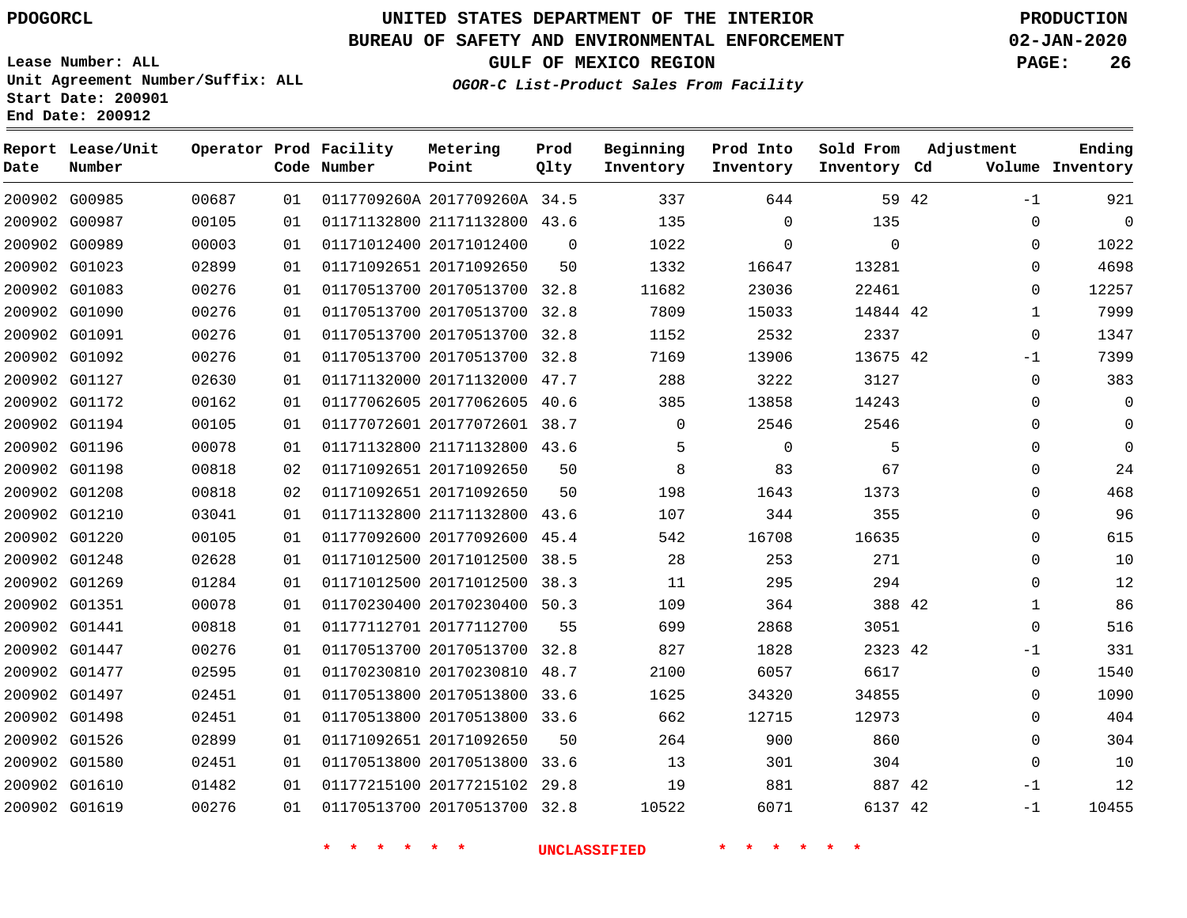PDOGORCL

# UNITED STATES DEPARTMENT OF THE INTERIOR
## BUREAU OF SAFETY AND ENVIRONMENTAL ENFORCEMENT
### GULF OF MEXICO REGION
*OGOR-C List-Product Sales From Facility*

PRODUCTION
02-JAN-2020

Lease Number: ALL
Unit Agreement Number/Suffix: ALL
Start Date: 200901
End Date: 200912

| Report Date | Lease/Unit Number | Operator | Prod Code | Facility Number | Metering Point | Prod Qlty | Beginning Inventory | Prod Into Inventory | Sold From Inventory | Adjustment Cd | Adjustment Volume | Ending Inventory |
|---|---|---|---|---|---|---|---|---|---|---|---|---|
| 200902 | G00985 | 00687 | 01 | 0117709260A | 2017709260A | 34.5 | 337 | 644 | 59 | 42 | -1 | 921 |
| 200902 | G00987 | 00105 | 01 | 01171132800 | 21171132800 | 43.6 | 135 | 0 | 135 | | 0 | 0 |
| 200902 | G00989 | 00003 | 01 | 01171012400 | 20171012400 | 0 | 1022 | 0 | 0 | | 0 | 1022 |
| 200902 | G01023 | 02899 | 01 | 01171092651 | 20171092650 | 50 | 1332 | 16647 | 13281 | | 0 | 4698 |
| 200902 | G01083 | 00276 | 01 | 01170513700 | 20170513700 | 32.8 | 11682 | 23036 | 22461 | | 0 | 12257 |
| 200902 | G01090 | 00276 | 01 | 01170513700 | 20170513700 | 32.8 | 7809 | 15033 | 14844 | 42 | 1 | 7999 |
| 200902 | G01091 | 00276 | 01 | 01170513700 | 20170513700 | 32.8 | 1152 | 2532 | 2337 | | 0 | 1347 |
| 200902 | G01092 | 00276 | 01 | 01170513700 | 20170513700 | 32.8 | 7169 | 13906 | 13675 | 42 | -1 | 7399 |
| 200902 | G01127 | 02630 | 01 | 01171132000 | 20171132000 | 47.7 | 288 | 3222 | 3127 | | 0 | 383 |
| 200902 | G01172 | 00162 | 01 | 01177062605 | 20177062605 | 40.6 | 385 | 13858 | 14243 | | 0 | 0 |
| 200902 | G01194 | 00105 | 01 | 01177072601 | 20177072601 | 38.7 | 0 | 2546 | 2546 | | 0 | 0 |
| 200902 | G01196 | 00078 | 01 | 01171132800 | 21171132800 | 43.6 | 5 | 0 | 5 | | 0 | 0 |
| 200902 | G01198 | 00818 | 02 | 01171092651 | 20171092650 | 50 | 8 | 83 | 67 | | 0 | 24 |
| 200902 | G01208 | 00818 | 02 | 01171092651 | 20171092650 | 50 | 198 | 1643 | 1373 | | 0 | 468 |
| 200902 | G01210 | 03041 | 01 | 01171132800 | 21171132800 | 43.6 | 107 | 344 | 355 | | 0 | 96 |
| 200902 | G01220 | 00105 | 01 | 01177092600 | 20177092600 | 45.4 | 542 | 16708 | 16635 | | 0 | 615 |
| 200902 | G01248 | 02628 | 01 | 01171012500 | 20171012500 | 38.5 | 28 | 253 | 271 | | 0 | 10 |
| 200902 | G01269 | 01284 | 01 | 01171012500 | 20171012500 | 38.3 | 11 | 295 | 294 | | 0 | 12 |
| 200902 | G01351 | 00078 | 01 | 01170230400 | 20170230400 | 50.3 | 109 | 364 | 388 | 42 | 1 | 86 |
| 200902 | G01441 | 00818 | 01 | 01177112701 | 20177112700 | 55 | 699 | 2868 | 3051 | | 0 | 516 |
| 200902 | G01447 | 00276 | 01 | 01170513700 | 20170513700 | 32.8 | 827 | 1828 | 2323 | 42 | -1 | 331 |
| 200902 | G01477 | 02595 | 01 | 01170230810 | 20170230810 | 48.7 | 2100 | 6057 | 6617 | | 0 | 1540 |
| 200902 | G01497 | 02451 | 01 | 01170513800 | 20170513800 | 33.6 | 1625 | 34320 | 34855 | | 0 | 1090 |
| 200902 | G01498 | 02451 | 01 | 01170513800 | 20170513800 | 33.6 | 662 | 12715 | 12973 | | 0 | 404 |
| 200902 | G01526 | 02899 | 01 | 01171092651 | 20171092650 | 50 | 264 | 900 | 860 | | 0 | 304 |
| 200902 | G01580 | 02451 | 01 | 01170513800 | 20170513800 | 33.6 | 13 | 301 | 304 | | 0 | 10 |
| 200902 | G01610 | 01482 | 01 | 01177215100 | 20177215102 | 29.8 | 19 | 881 | 887 | 42 | -1 | 12 |
| 200902 | G01619 | 00276 | 01 | 01170513700 | 20170513700 | 32.8 | 10522 | 6071 | 6137 | 42 | -1 | 10455 |

\* \* \* \* \* \* UNCLASSIFIED \* \* \* \* \* \*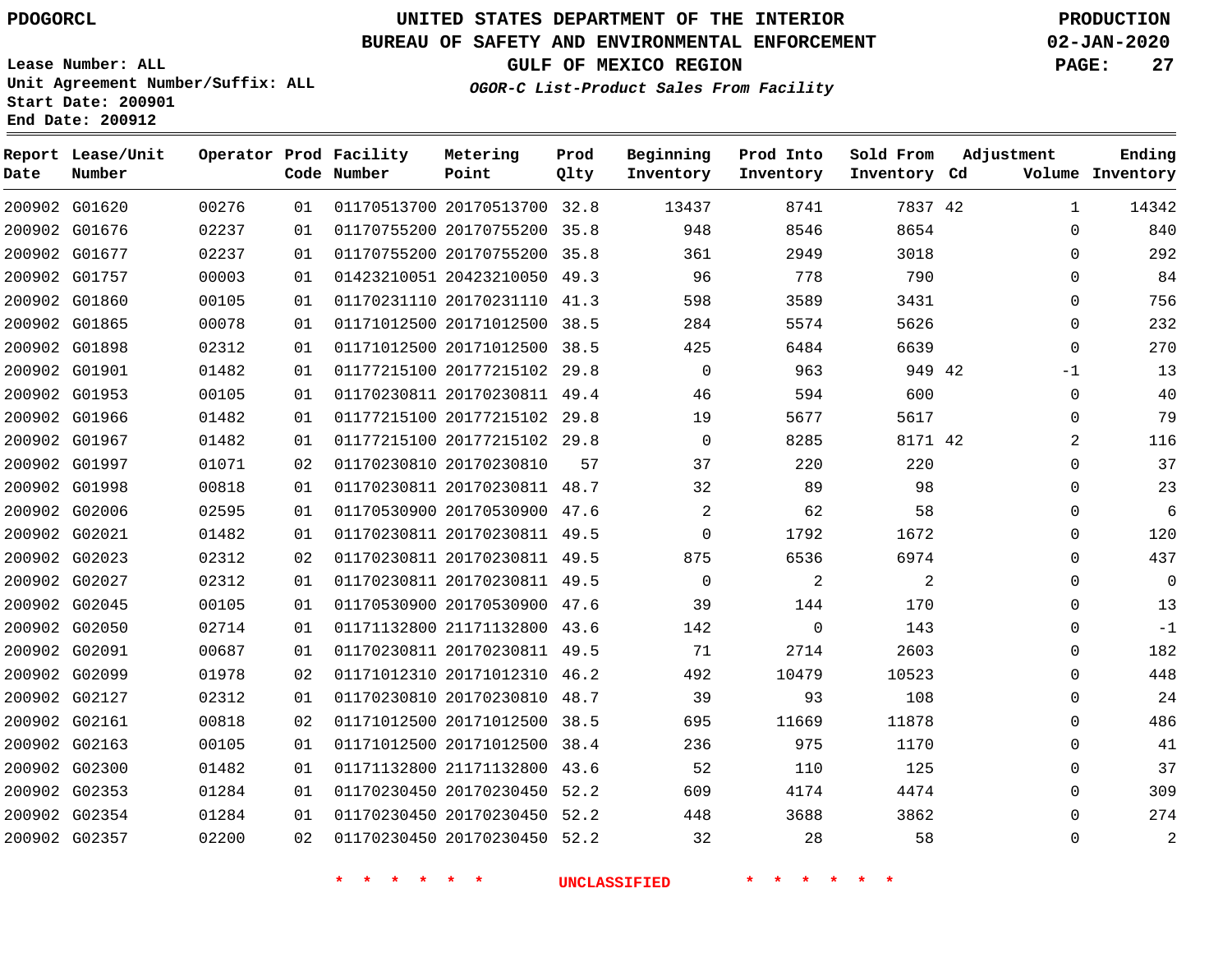PDOGORCL

Lease Number: ALL
Unit Agreement Number/Suffix: ALL
Start Date: 200901
End Date: 200912

# UNITED STATES DEPARTMENT OF THE INTERIOR
## BUREAU OF SAFETY AND ENVIRONMENTAL ENFORCEMENT
### GULF OF MEXICO REGION

*OGOR-C List-Product Sales From Facility*

PRODUCTION
02-JAN-2020

| Report Date | Lease/Unit Number | Operator | Prod Code | Facility Number | Metering Point | Prod Qlty | Beginning Inventory | Prod Into Inventory | Sold From Inventory | Adjustment Cd | Adjustment Volume | Ending Inventory |
|---|---|---|---|---|---|---|---|---|---|---|---|---|
| 200902 | G01620 | 00276 | 01 | 01170513700 | 20170513700 | 32.8 | 13437 | 8741 | 7837 | 42 | 1 | 14342 |
| 200902 | G01676 | 02237 | 01 | 01170755200 | 20170755200 | 35.8 | 948 | 8546 | 8654 | | 0 | 840 |
| 200902 | G01677 | 02237 | 01 | 01170755200 | 20170755200 | 35.8 | 361 | 2949 | 3018 | | 0 | 292 |
| 200902 | G01757 | 00003 | 01 | 01423210051 | 20423210050 | 49.3 | 96 | 778 | 790 | | 0 | 84 |
| 200902 | G01860 | 00105 | 01 | 01170231110 | 20170231110 | 41.3 | 598 | 3589 | 3431 | | 0 | 756 |
| 200902 | G01865 | 00078 | 01 | 01171012500 | 20171012500 | 38.5 | 284 | 5574 | 5626 | | 0 | 232 |
| 200902 | G01898 | 02312 | 01 | 01171012500 | 20171012500 | 38.5 | 425 | 6484 | 6639 | | 0 | 270 |
| 200902 | G01901 | 01482 | 01 | 01177215100 | 20177215102 | 29.8 | 0 | 963 | 949 | 42 | -1 | 13 |
| 200902 | G01953 | 00105 | 01 | 01170230811 | 20170230811 | 49.4 | 46 | 594 | 600 | | 0 | 40 |
| 200902 | G01966 | 01482 | 01 | 01177215100 | 20177215102 | 29.8 | 19 | 5677 | 5617 | | 0 | 79 |
| 200902 | G01967 | 01482 | 01 | 01177215100 | 20177215102 | 29.8 | 0 | 8285 | 8171 | 42 | 2 | 116 |
| 200902 | G01997 | 01071 | 02 | 01170230810 | 20170230810 | 57 | 37 | 220 | 220 | | 0 | 37 |
| 200902 | G01998 | 00818 | 01 | 01170230811 | 20170230811 | 48.7 | 32 | 89 | 98 | | 0 | 23 |
| 200902 | G02006 | 02595 | 01 | 01170530900 | 20170530900 | 47.6 | 2 | 62 | 58 | | 0 | 6 |
| 200902 | G02021 | 01482 | 01 | 01170230811 | 20170230811 | 49.5 | 0 | 1792 | 1672 | | 0 | 120 |
| 200902 | G02023 | 02312 | 02 | 01170230811 | 20170230811 | 49.5 | 875 | 6536 | 6974 | | 0 | 437 |
| 200902 | G02027 | 02312 | 01 | 01170230811 | 20170230811 | 49.5 | 0 | 2 | 2 | | 0 | 0 |
| 200902 | G02045 | 00105 | 01 | 01170530900 | 20170530900 | 47.6 | 39 | 144 | 170 | | 0 | 13 |
| 200902 | G02050 | 02714 | 01 | 01171132800 | 21171132800 | 43.6 | 142 | 0 | 143 | | 0 | -1 |
| 200902 | G02091 | 00687 | 01 | 01170230811 | 20170230811 | 49.5 | 71 | 2714 | 2603 | | 0 | 182 |
| 200902 | G02099 | 01978 | 02 | 01171012310 | 20171012310 | 46.2 | 492 | 10479 | 10523 | | 0 | 448 |
| 200902 | G02127 | 02312 | 01 | 01170230810 | 20170230810 | 48.7 | 39 | 93 | 108 | | 0 | 24 |
| 200902 | G02161 | 00818 | 02 | 01171012500 | 20171012500 | 38.5 | 695 | 11669 | 11878 | | 0 | 486 |
| 200902 | G02163 | 00105 | 01 | 01171012500 | 20171012500 | 38.4 | 236 | 975 | 1170 | | 0 | 41 |
| 200902 | G02300 | 01482 | 01 | 01171132800 | 21171132800 | 43.6 | 52 | 110 | 125 | | 0 | 37 |
| 200902 | G02353 | 01284 | 01 | 01170230450 | 20170230450 | 52.2 | 609 | 4174 | 4474 | | 0 | 309 |
| 200902 | G02354 | 01284 | 01 | 01170230450 | 20170230450 | 52.2 | 448 | 3688 | 3862 | | 0 | 274 |
| 200902 | G02357 | 02200 | 02 | 01170230450 | 20170230450 | 52.2 | 32 | 28 | 58 | | 0 | 2 |

* * * * * * UNCLASSIFIED * * * * * *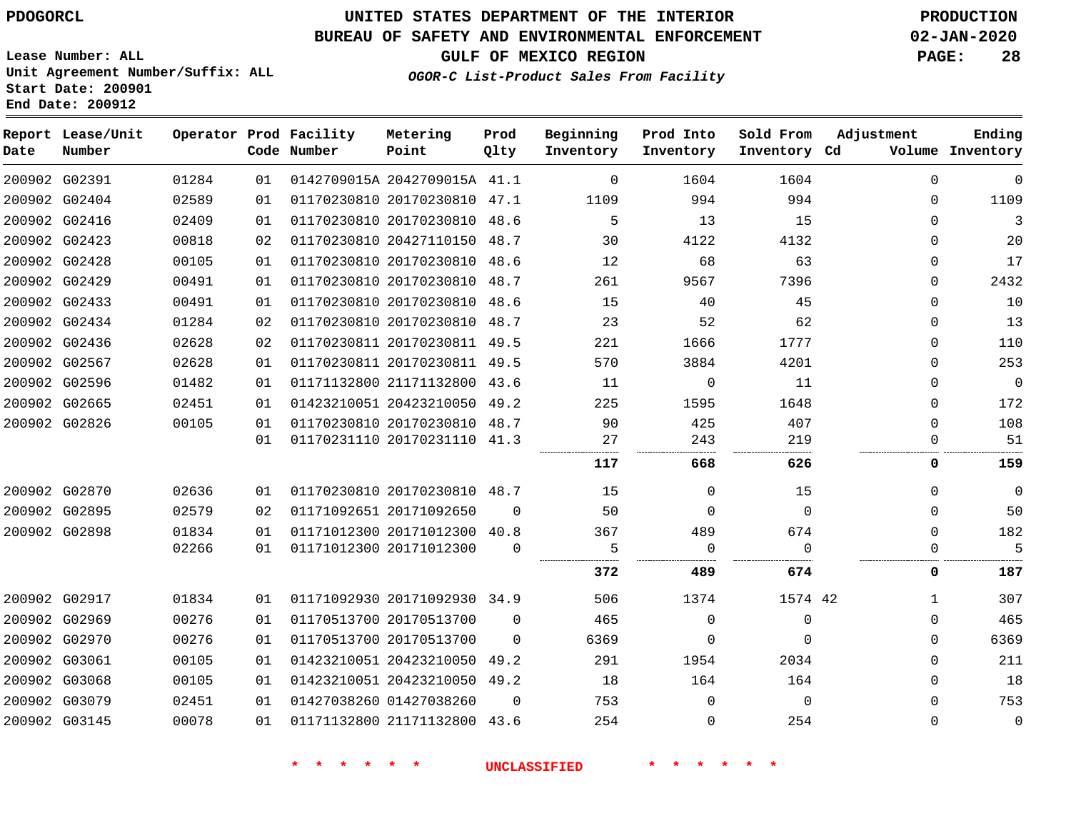PDOGORCL

# UNITED STATES DEPARTMENT OF THE INTERIOR
## BUREAU OF SAFETY AND ENVIRONMENTAL ENFORCEMENT
### GULF OF MEXICO REGION

*OGOR-C List-Product Sales From Facility*

PRODUCTION
02-JAN-2020

Lease Number: ALL
Unit Agreement Number/Suffix: ALL
Start Date: 200901
End Date: 200912

| Report Date | Lease/Unit Number | Operator | Prod Code | Facility Number | Metering Point | Prod Qlty | Beginning Inventory | Prod Into Inventory | Sold From Inventory | Adjustment Cd | Volume | Ending Inventory |
|---|---|---|---|---|---|---|---|---|---|---|---|---|
| 200902 | G02391 | 01284 | 01 | 0142709015A | 2042709015A | 41.1 | 0 | 1604 | 1604 | | 0 | 0 |
| 200902 | G02404 | 02589 | 01 | 01170230810 | 20170230810 | 47.1 | 1109 | 994 | 994 | | 0 | 1109 |
| 200902 | G02416 | 02409 | 01 | 01170230810 | 20170230810 | 48.6 | 5 | 13 | 15 | | 0 | 3 |
| 200902 | G02423 | 00818 | 02 | 01170230810 | 20427110150 | 48.7 | 30 | 4122 | 4132 | | 0 | 20 |
| 200902 | G02428 | 00105 | 01 | 01170230810 | 20170230810 | 48.6 | 12 | 68 | 63 | | 0 | 17 |
| 200902 | G02429 | 00491 | 01 | 01170230810 | 20170230810 | 48.7 | 261 | 9567 | 7396 | | 0 | 2432 |
| 200902 | G02433 | 00491 | 01 | 01170230810 | 20170230810 | 48.6 | 15 | 40 | 45 | | 0 | 10 |
| 200902 | G02434 | 01284 | 02 | 01170230810 | 20170230810 | 48.7 | 23 | 52 | 62 | | 0 | 13 |
| 200902 | G02436 | 02628 | 02 | 01170230811 | 20170230811 | 49.5 | 221 | 1666 | 1777 | | 0 | 110 |
| 200902 | G02567 | 02628 | 01 | 01170230811 | 20170230811 | 49.5 | 570 | 3884 | 4201 | | 0 | 253 |
| 200902 | G02596 | 01482 | 01 | 01171132800 | 21171132800 | 43.6 | 11 | 0 | 11 | | 0 | 0 |
| 200902 | G02665 | 02451 | 01 | 01423210051 | 20423210050 | 49.2 | 225 | 1595 | 1648 | | 0 | 172 |
| 200902 | G02826 | 00105 | 01 | 01170230810 | 20170230810 | 48.7 | 90 | 425 | 407 | | 0 | 108 |
| | | | 01 | 01170231110 | 20170231110 | 41.3 | 27 | 243 | 219 | | 0 | 51 |
| | | | | | | | **117** | **668** | **626** | | **0** | **159** |
| 200902 | G02870 | 02636 | 01 | 01170230810 | 20170230810 | 48.7 | 15 | 0 | 15 | | 0 | 0 |
| 200902 | G02895 | 02579 | 02 | 01171092651 | 20171092650 | 0 | 50 | 0 | 0 | | 0 | 50 |
| 200902 | G02898 | 01834 | 01 | 01171012300 | 20171012300 | 40.8 | 367 | 489 | 674 | | 0 | 182 |
| | | 02266 | 01 | 01171012300 | 20171012300 | 0 | 5 | 0 | 0 | | 0 | 5 |
| | | | | | | | **372** | **489** | **674** | | **0** | **187** |
| 200902 | G02917 | 01834 | 01 | 01171092930 | 20171092930 | 34.9 | 506 | 1374 | 1574 | 42 | 1 | 307 |
| 200902 | G02969 | 00276 | 01 | 01170513700 | 20170513700 | 0 | 465 | 0 | 0 | | 0 | 465 |
| 200902 | G02970 | 00276 | 01 | 01170513700 | 20170513700 | 0 | 6369 | 0 | 0 | | 0 | 6369 |
| 200902 | G03061 | 00105 | 01 | 01423210051 | 20423210050 | 49.2 | 291 | 1954 | 2034 | | 0 | 211 |
| 200902 | G03068 | 00105 | 01 | 01423210051 | 20423210050 | 49.2 | 18 | 164 | 164 | | 0 | 18 |
| 200902 | G03079 | 02451 | 01 | 01427038260 | 01427038260 | 0 | 753 | 0 | 0 | | 0 | 753 |
| 200902 | G03145 | 00078 | 01 | 01171132800 | 21171132800 | 43.6 | 254 | 0 | 254 | | 0 | 0 |

\* \* \* \* \* \* UNCLASSIFIED \* \* \* \* \* \*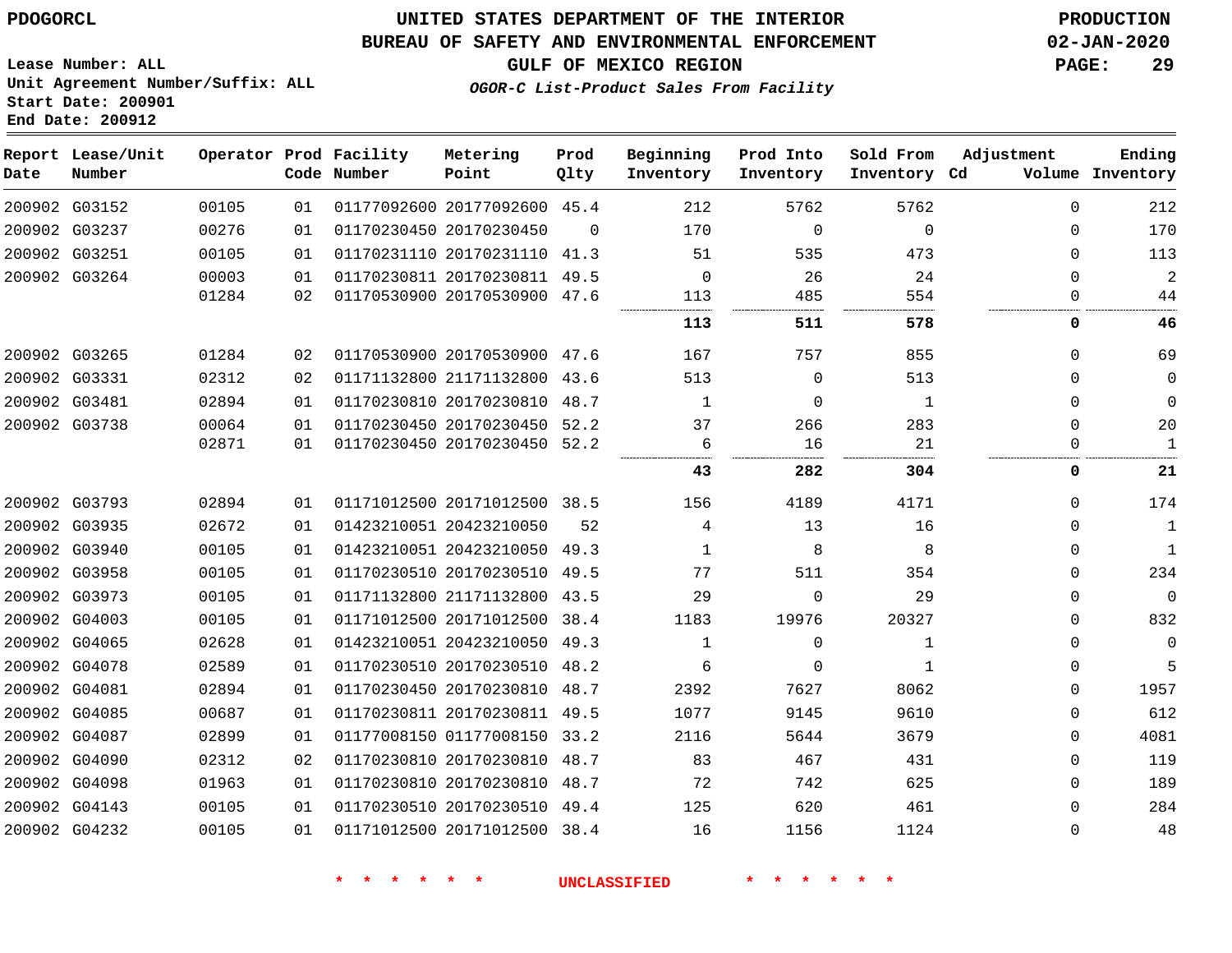PDOGORCL

Lease Number: ALL
Unit Agreement Number/Suffix: ALL
Start Date: 200901
End Date: 200912

# UNITED STATES DEPARTMENT OF THE INTERIOR
## BUREAU OF SAFETY AND ENVIRONMENTAL ENFORCEMENT
## GULF OF MEXICO REGION
### *OGOR-C List-Product Sales From Facility*

PRODUCTION
02-JAN-2020

| Report Date | Lease/Unit Number | Operator | Prod Code | Facility Number | Metering Point | Prod Qlty | Beginning Inventory | Prod Into Inventory | Sold From Inventory | Adjustment Cd | Adjustment Volume | Ending Inventory |
|---|---|---|---|---|---|---|---|---|---|---|---|---|
| 200902 | G03152 | 00105 | 01 | 01177092600 | 20177092600 | 45.4 | 212 | 5762 | 5762 | | 0 | 212 |
| 200902 | G03237 | 00276 | 01 | 01170230450 | 20170230450 | 0 | 170 | 0 | 0 | | 0 | 170 |
| 200902 | G03251 | 00105 | 01 | 01170231110 | 20170231110 | 41.3 | 51 | 535 | 473 | | 0 | 113 |
| 200902 | G03264 | 00003 | 01 | 01170230811 | 20170230811 | 49.5 | 0 | 26 | 24 | | 0 | 2 |
| | | 01284 | 02 | 01170530900 | 20170530900 | 47.6 | 113 | 485 | 554 | | 0 | 44 |
| | | | | | | | **113** | **511** | **578** | | **0** | **46** |
| 200902 | G03265 | 01284 | 02 | 01170530900 | 20170530900 | 47.6 | 167 | 757 | 855 | | 0 | 69 |
| 200902 | G03331 | 02312 | 02 | 01171132800 | 21171132800 | 43.6 | 513 | 0 | 513 | | 0 | 0 |
| 200902 | G03481 | 02894 | 01 | 01170230810 | 20170230810 | 48.7 | 1 | 0 | 1 | | 0 | 0 |
| 200902 | G03738 | 00064 | 01 | 01170230450 | 20170230450 | 52.2 | 37 | 266 | 283 | | 0 | 20 |
| | | 02871 | 01 | 01170230450 | 20170230450 | 52.2 | 6 | 16 | 21 | | 0 | 1 |
| | | | | | | | **43** | **282** | **304** | | **0** | **21** |
| 200902 | G03793 | 02894 | 01 | 01171012500 | 20171012500 | 38.5 | 156 | 4189 | 4171 | | 0 | 174 |
| 200902 | G03935 | 02672 | 01 | 01423210051 | 20423210050 | 52 | 4 | 13 | 16 | | 0 | 1 |
| 200902 | G03940 | 00105 | 01 | 01423210051 | 20423210050 | 49.3 | 1 | 8 | 8 | | 0 | 1 |
| 200902 | G03958 | 00105 | 01 | 01170230510 | 20170230510 | 49.5 | 77 | 511 | 354 | | 0 | 234 |
| 200902 | G03973 | 00105 | 01 | 01171132800 | 21171132800 | 43.5 | 29 | 0 | 29 | | 0 | 0 |
| 200902 | G04003 | 00105 | 01 | 01171012500 | 20171012500 | 38.4 | 1183 | 19976 | 20327 | | 0 | 832 |
| 200902 | G04065 | 02628 | 01 | 01423210051 | 20423210050 | 49.3 | 1 | 0 | 1 | | 0 | 0 |
| 200902 | G04078 | 02589 | 01 | 01170230510 | 20170230510 | 48.2 | 6 | 0 | 1 | | 0 | 5 |
| 200902 | G04081 | 02894 | 01 | 01170230450 | 20170230810 | 48.7 | 2392 | 7627 | 8062 | | 0 | 1957 |
| 200902 | G04085 | 00687 | 01 | 01170230811 | 20170230811 | 49.5 | 1077 | 9145 | 9610 | | 0 | 612 |
| 200902 | G04087 | 02899 | 01 | 01177008150 | 01177008150 | 33.2 | 2116 | 5644 | 3679 | | 0 | 4081 |
| 200902 | G04090 | 02312 | 02 | 01170230810 | 20170230810 | 48.7 | 83 | 467 | 431 | | 0 | 119 |
| 200902 | G04098 | 01963 | 01 | 01170230810 | 20170230810 | 48.7 | 72 | 742 | 625 | | 0 | 189 |
| 200902 | G04143 | 00105 | 01 | 01170230510 | 20170230510 | 49.4 | 125 | 620 | 461 | | 0 | 284 |
| 200902 | G04232 | 00105 | 01 | 01171012500 | 20171012500 | 38.4 | 16 | 1156 | 1124 | | 0 | 48 |

\* \* \* \* \* \* UNCLASSIFIED \* \* \* \* \* \*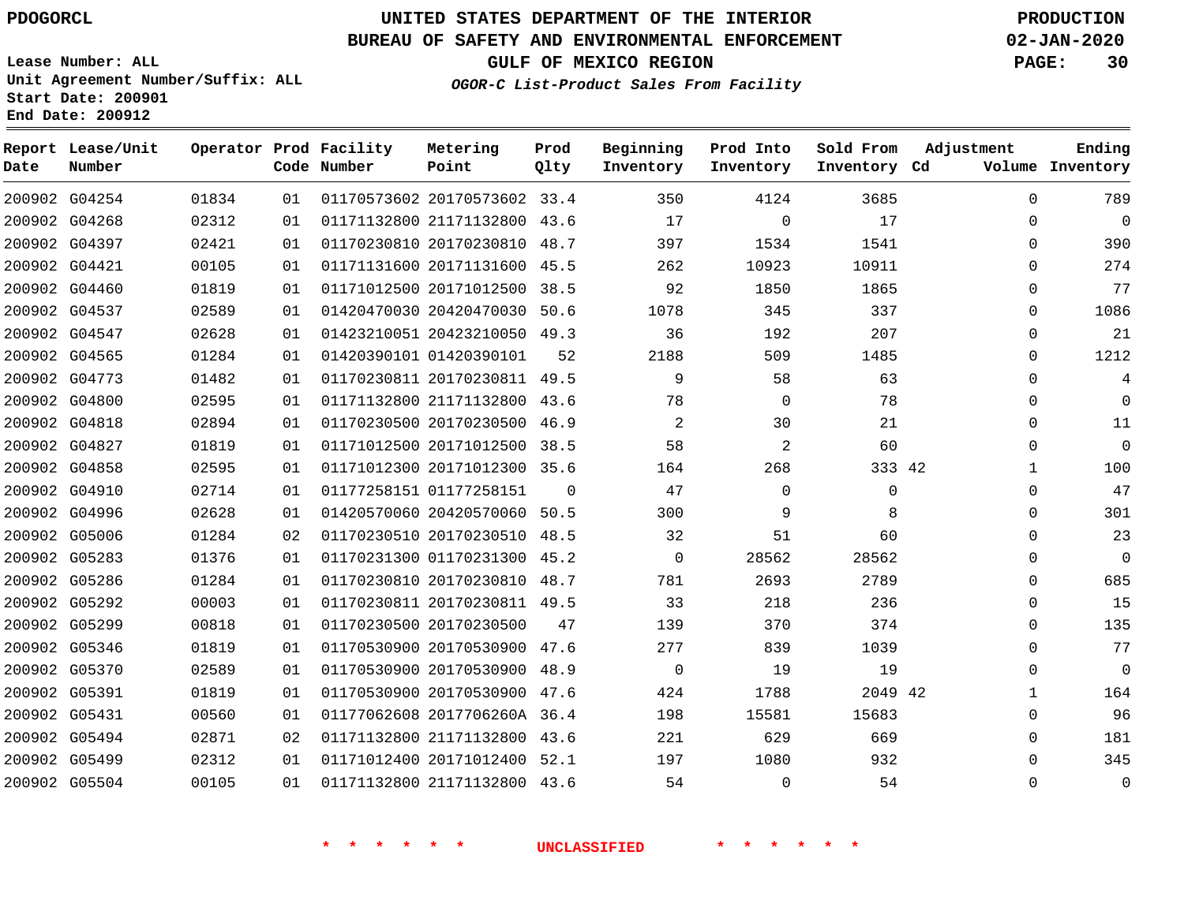PDOGORCL

# UNITED STATES DEPARTMENT OF THE INTERIOR
## BUREAU OF SAFETY AND ENVIRONMENTAL ENFORCEMENT
### GULF OF MEXICO REGION
*OGOR-C List-Product Sales From Facility*

PRODUCTION
02-JAN-2020

Lease Number: ALL
Unit Agreement Number/Suffix: ALL
Start Date: 200901
End Date: 200912

| Report Date | Lease/Unit Number | Operator | Prod Code | Facility Number | Metering Point | Prod Qlty | Beginning Inventory | Prod Into Inventory | Sold From Inventory | Adjustment Cd | Adjustment Volume | Ending Inventory |
|---|---|---|---|---|---|---|---|---|---|---|---|---|
| 200902 | G04254 | 01834 | 01 | 01170573602 | 20170573602 | 33.4 | 350 | 4124 | 3685 | | 0 | 789 |
| 200902 | G04268 | 02312 | 01 | 01171132800 | 21171132800 | 43.6 | 17 | 0 | 17 | | 0 | 0 |
| 200902 | G04397 | 02421 | 01 | 01170230810 | 20170230810 | 48.7 | 397 | 1534 | 1541 | | 0 | 390 |
| 200902 | G04421 | 00105 | 01 | 01171131600 | 20171131600 | 45.5 | 262 | 10923 | 10911 | | 0 | 274 |
| 200902 | G04460 | 01819 | 01 | 01171012500 | 20171012500 | 38.5 | 92 | 1850 | 1865 | | 0 | 77 |
| 200902 | G04537 | 02589 | 01 | 01420470030 | 20420470030 | 50.6 | 1078 | 345 | 337 | | 0 | 1086 |
| 200902 | G04547 | 02628 | 01 | 01423210051 | 20423210050 | 49.3 | 36 | 192 | 207 | | 0 | 21 |
| 200902 | G04565 | 01284 | 01 | 01420390101 | 01420390101 | 52 | 2188 | 509 | 1485 | | 0 | 1212 |
| 200902 | G04773 | 01482 | 01 | 01170230811 | 20170230811 | 49.5 | 9 | 58 | 63 | | 0 | 4 |
| 200902 | G04800 | 02595 | 01 | 01171132800 | 21171132800 | 43.6 | 78 | 0 | 78 | | 0 | 0 |
| 200902 | G04818 | 02894 | 01 | 01170230500 | 20170230500 | 46.9 | 2 | 30 | 21 | | 0 | 11 |
| 200902 | G04827 | 01819 | 01 | 01171012500 | 20171012500 | 38.5 | 58 | 2 | 60 | | 0 | 0 |
| 200902 | G04858 | 02595 | 01 | 01171012300 | 20171012300 | 35.6 | 164 | 268 | 333 | 42 | 1 | 100 |
| 200902 | G04910 | 02714 | 01 | 01177258151 | 01177258151 | 0 | 47 | 0 | 0 | | 0 | 47 |
| 200902 | G04996 | 02628 | 01 | 01420570060 | 20420570060 | 50.5 | 300 | 9 | 8 | | 0 | 301 |
| 200902 | G05006 | 01284 | 02 | 01170230510 | 20170230510 | 48.5 | 32 | 51 | 60 | | 0 | 23 |
| 200902 | G05283 | 01376 | 01 | 01170231300 | 01170231300 | 45.2 | 0 | 28562 | 28562 | | 0 | 0 |
| 200902 | G05286 | 01284 | 01 | 01170230810 | 20170230810 | 48.7 | 781 | 2693 | 2789 | | 0 | 685 |
| 200902 | G05292 | 00003 | 01 | 01170230811 | 20170230811 | 49.5 | 33 | 218 | 236 | | 0 | 15 |
| 200902 | G05299 | 00818 | 01 | 01170230500 | 20170230500 | 47 | 139 | 370 | 374 | | 0 | 135 |
| 200902 | G05346 | 01819 | 01 | 01170530900 | 20170530900 | 47.6 | 277 | 839 | 1039 | | 0 | 77 |
| 200902 | G05370 | 02589 | 01 | 01170530900 | 20170530900 | 48.9 | 0 | 19 | 19 | | 0 | 0 |
| 200902 | G05391 | 01819 | 01 | 01170530900 | 20170530900 | 47.6 | 424 | 1788 | 2049 | 42 | 1 | 164 |
| 200902 | G05431 | 00560 | 01 | 01177062608 | 2017706260A | 36.4 | 198 | 15581 | 15683 | | 0 | 96 |
| 200902 | G05494 | 02871 | 02 | 01171132800 | 21171132800 | 43.6 | 221 | 629 | 669 | | 0 | 181 |
| 200902 | G05499 | 02312 | 01 | 01171012400 | 20171012400 | 52.1 | 197 | 1080 | 932 | | 0 | 345 |
| 200902 | G05504 | 00105 | 01 | 01171132800 | 21171132800 | 43.6 | 54 | 0 | 54 | | 0 | 0 |

* * * * * * UNCLASSIFIED * * * * * *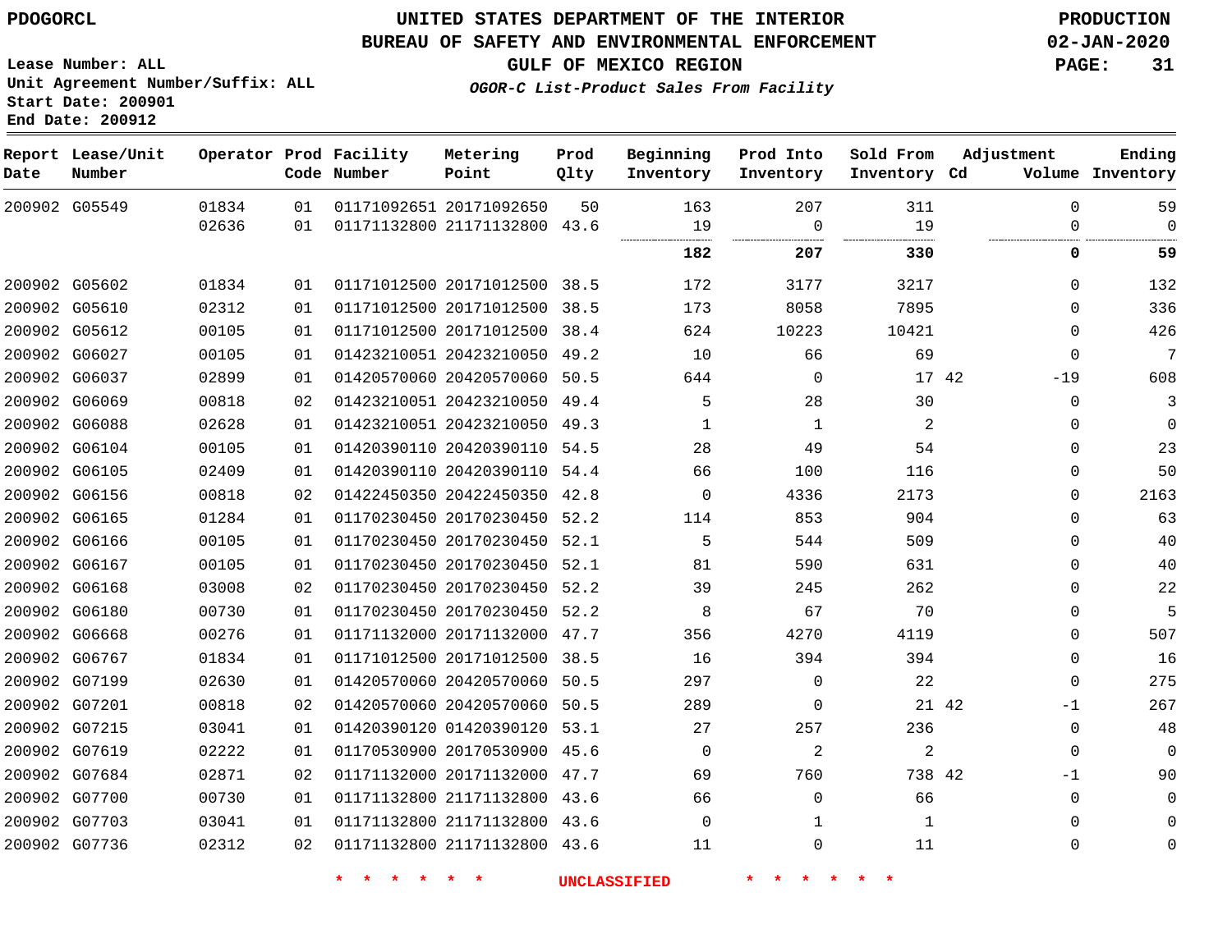# UNITED STATES DEPARTMENT OF THE INTERIOR
## BUREAU OF SAFETY AND ENVIRONMENTAL ENFORCEMENT
### GULF OF MEXICO REGION
*OGOR-C List-Product Sales From Facility*

PDOGORCL

Lease Number: ALL
Unit Agreement Number/Suffix: ALL
Start Date: 200901
End Date: 200912

PRODUCTION
02-JAN-2020

| Report Date | Lease/Unit Number | Operator | Prod Code | Facility Number | Metering Point | Prod Qlty | Beginning Inventory | Prod Into Inventory | Sold From Inventory | Adjustment Cd | Adjustment Volume | Ending Inventory |
|---|---|---|---|---|---|---|---|---|---|---|---|---|
| 200902 | G05549 | 01834 | 01 | 01171092651 | 20171092650 | 50 | 163 | 207 | 311 | | 0 | 59 |
| | | 02636 | 01 | 01171132800 | 21171132800 | 43.6 | 19 | 0 | 19 | | 0 | 0 |
| | | | | | | | **182** | **207** | **330** | | **0** | **59** |
| 200902 | G05602 | 01834 | 01 | 01171012500 | 20171012500 | 38.5 | 172 | 3177 | 3217 | | 0 | 132 |
| 200902 | G05610 | 02312 | 01 | 01171012500 | 20171012500 | 38.5 | 173 | 8058 | 7895 | | 0 | 336 |
| 200902 | G05612 | 00105 | 01 | 01171012500 | 20171012500 | 38.4 | 624 | 10223 | 10421 | | 0 | 426 |
| 200902 | G06027 | 00105 | 01 | 01423210051 | 20423210050 | 49.2 | 10 | 66 | 69 | | 0 | 7 |
| 200902 | G06037 | 02899 | 01 | 01420570060 | 20420570060 | 50.5 | 644 | 0 | 17 | 42 | -19 | 608 |
| 200902 | G06069 | 00818 | 02 | 01423210051 | 20423210050 | 49.4 | 5 | 28 | 30 | | 0 | 3 |
| 200902 | G06088 | 02628 | 01 | 01423210051 | 20423210050 | 49.3 | 1 | 1 | 2 | | 0 | 0 |
| 200902 | G06104 | 00105 | 01 | 01420390110 | 20420390110 | 54.5 | 28 | 49 | 54 | | 0 | 23 |
| 200902 | G06105 | 02409 | 01 | 01420390110 | 20420390110 | 54.4 | 66 | 100 | 116 | | 0 | 50 |
| 200902 | G06156 | 00818 | 02 | 01422450350 | 20422450350 | 42.8 | 0 | 4336 | 2173 | | 0 | 2163 |
| 200902 | G06165 | 01284 | 01 | 01170230450 | 20170230450 | 52.2 | 114 | 853 | 904 | | 0 | 63 |
| 200902 | G06166 | 00105 | 01 | 01170230450 | 20170230450 | 52.1 | 5 | 544 | 509 | | 0 | 40 |
| 200902 | G06167 | 00105 | 01 | 01170230450 | 20170230450 | 52.1 | 81 | 590 | 631 | | 0 | 40 |
| 200902 | G06168 | 03008 | 02 | 01170230450 | 20170230450 | 52.2 | 39 | 245 | 262 | | 0 | 22 |
| 200902 | G06180 | 00730 | 01 | 01170230450 | 20170230450 | 52.2 | 8 | 67 | 70 | | 0 | 5 |
| 200902 | G06668 | 00276 | 01 | 01171132000 | 20171132000 | 47.7 | 356 | 4270 | 4119 | | 0 | 507 |
| 200902 | G06767 | 01834 | 01 | 01171012500 | 20171012500 | 38.5 | 16 | 394 | 394 | | 0 | 16 |
| 200902 | G07199 | 02630 | 01 | 01420570060 | 20420570060 | 50.5 | 297 | 0 | 22 | | 0 | 275 |
| 200902 | G07201 | 00818 | 02 | 01420570060 | 20420570060 | 50.5 | 289 | 0 | 21 | 42 | -1 | 267 |
| 200902 | G07215 | 03041 | 01 | 01420390120 | 01420390120 | 53.1 | 27 | 257 | 236 | | 0 | 48 |
| 200902 | G07619 | 02222 | 01 | 01170530900 | 20170530900 | 45.6 | 0 | 2 | 2 | | 0 | 0 |
| 200902 | G07684 | 02871 | 02 | 01171132000 | 20171132000 | 47.7 | 69 | 760 | 738 | 42 | -1 | 90 |
| 200902 | G07700 | 00730 | 01 | 01171132800 | 21171132800 | 43.6 | 66 | 0 | 66 | | 0 | 0 |
| 200902 | G07703 | 03041 | 01 | 01171132800 | 21171132800 | 43.6 | 0 | 1 | 1 | | 0 | 0 |
| 200902 | G07736 | 02312 | 02 | 01171132800 | 21171132800 | 43.6 | 11 | 0 | 11 | | 0 | 0 |

* * * * * * UNCLASSIFIED * * * * * *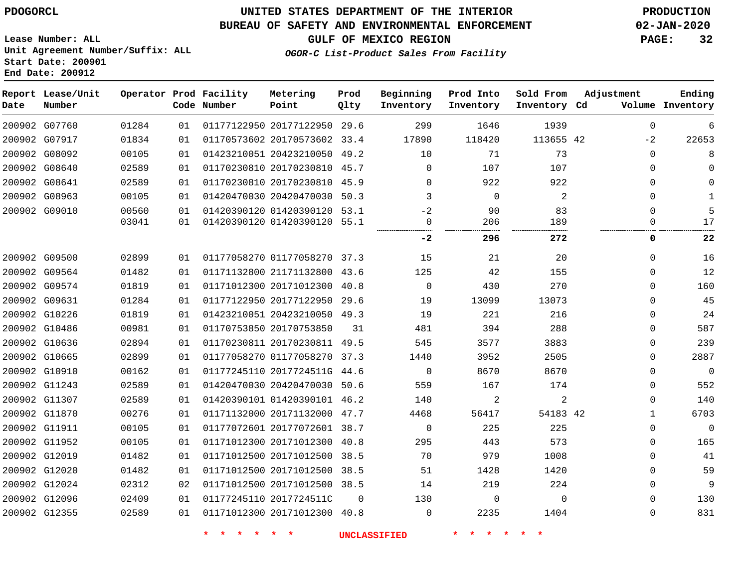PDOGORCL

# UNITED STATES DEPARTMENT OF THE INTERIOR
## BUREAU OF SAFETY AND ENVIRONMENTAL ENFORCEMENT
### GULF OF MEXICO REGION

*OGOR-C List-Product Sales From Facility*

PRODUCTION
02-JAN-2020

Lease Number: ALL
Unit Agreement Number/Suffix: ALL
Start Date: 200901
End Date: 200912

| Report Date | Lease/Unit Number | Operator | Prod Code | Facility Number | Metering Point | Prod Qlty | Beginning Inventory | Prod Into Inventory | Sold From Inventory | Adjustment Cd | Adjustment Volume | Ending Inventory |
|---|---|---|---|---|---|---|---|---|---|---|---|---|
| 200902 | G07760 | 01284 | 01 | 01177122950 | 20177122950 | 29.6 | 299 | 1646 | 1939 | | 0 | 6 |
| 200902 | G07917 | 01834 | 01 | 01170573602 | 20170573602 | 33.4 | 17890 | 118420 | 113655 | 42 | -2 | 22653 |
| 200902 | G08092 | 00105 | 01 | 01423210051 | 20423210050 | 49.2 | 10 | 71 | 73 | | 0 | 8 |
| 200902 | G08640 | 02589 | 01 | 01170230810 | 20170230810 | 45.7 | 0 | 107 | 107 | | 0 | 0 |
| 200902 | G08641 | 02589 | 01 | 01170230810 | 20170230810 | 45.9 | 0 | 922 | 922 | | 0 | 0 |
| 200902 | G08963 | 00105 | 01 | 01420470030 | 20420470030 | 50.3 | 3 | 0 | 2 | | 0 | 1 |
| 200902 | G09010 | 00560 | 01 | 01420390120 | 01420390120 | 53.1 | -2 | 90 | 83 | | 0 | 5 |
| | | 03041 | 01 | 01420390120 | 01420390120 | 55.1 | 0 | 206 | 189 | | 0 | 17 |
| | | | | | | | **-2** | **296** | **272** | | **0** | **22** |
| 200902 | G09500 | 02899 | 01 | 01177058270 | 01177058270 | 37.3 | 15 | 21 | 20 | | 0 | 16 |
| 200902 | G09564 | 01482 | 01 | 01171132800 | 21171132800 | 43.6 | 125 | 42 | 155 | | 0 | 12 |
| 200902 | G09574 | 01819 | 01 | 01171012300 | 20171012300 | 40.8 | 0 | 430 | 270 | | 0 | 160 |
| 200902 | G09631 | 01284 | 01 | 01177122950 | 20177122950 | 29.6 | 19 | 13099 | 13073 | | 0 | 45 |
| 200902 | G10226 | 01819 | 01 | 01423210051 | 20423210050 | 49.3 | 19 | 221 | 216 | | 0 | 24 |
| 200902 | G10486 | 00981 | 01 | 01170753850 | 20170753850 | 31 | 481 | 394 | 288 | | 0 | 587 |
| 200902 | G10636 | 02894 | 01 | 01170230811 | 20170230811 | 49.5 | 545 | 3577 | 3883 | | 0 | 239 |
| 200902 | G10665 | 02899 | 01 | 01177058270 | 01177058270 | 37.3 | 1440 | 3952 | 2505 | | 0 | 2887 |
| 200902 | G10910 | 00162 | 01 | 01177245110 | 2017724511G | 44.6 | 0 | 8670 | 8670 | | 0 | 0 |
| 200902 | G11243 | 02589 | 01 | 01420470030 | 20420470030 | 50.6 | 559 | 167 | 174 | | 0 | 552 |
| 200902 | G11307 | 02589 | 01 | 01420390101 | 01420390101 | 46.2 | 140 | 2 | 2 | | 0 | 140 |
| 200902 | G11870 | 00276 | 01 | 01171132000 | 20171132000 | 47.7 | 4468 | 56417 | 54183 | 42 | 1 | 6703 |
| 200902 | G11911 | 00105 | 01 | 01177072601 | 20177072601 | 38.7 | 0 | 225 | 225 | | 0 | 0 |
| 200902 | G11952 | 00105 | 01 | 01171012300 | 20171012300 | 40.8 | 295 | 443 | 573 | | 0 | 165 |
| 200902 | G12019 | 01482 | 01 | 01171012500 | 20171012500 | 38.5 | 70 | 979 | 1008 | | 0 | 41 |
| 200902 | G12020 | 01482 | 01 | 01171012500 | 20171012500 | 38.5 | 51 | 1428 | 1420 | | 0 | 59 |
| 200902 | G12024 | 02312 | 02 | 01171012500 | 20171012500 | 38.5 | 14 | 219 | 224 | | 0 | 9 |
| 200902 | G12096 | 02409 | 01 | 01177245110 | 2017724511C | 0 | 130 | 0 | 0 | | 0 | 130 |
| 200902 | G12355 | 02589 | 01 | 01171012300 | 20171012300 | 40.8 | 0 | 2235 | 1404 | | 0 | 831 |

* * * * * * UNCLASSIFIED * * * * * *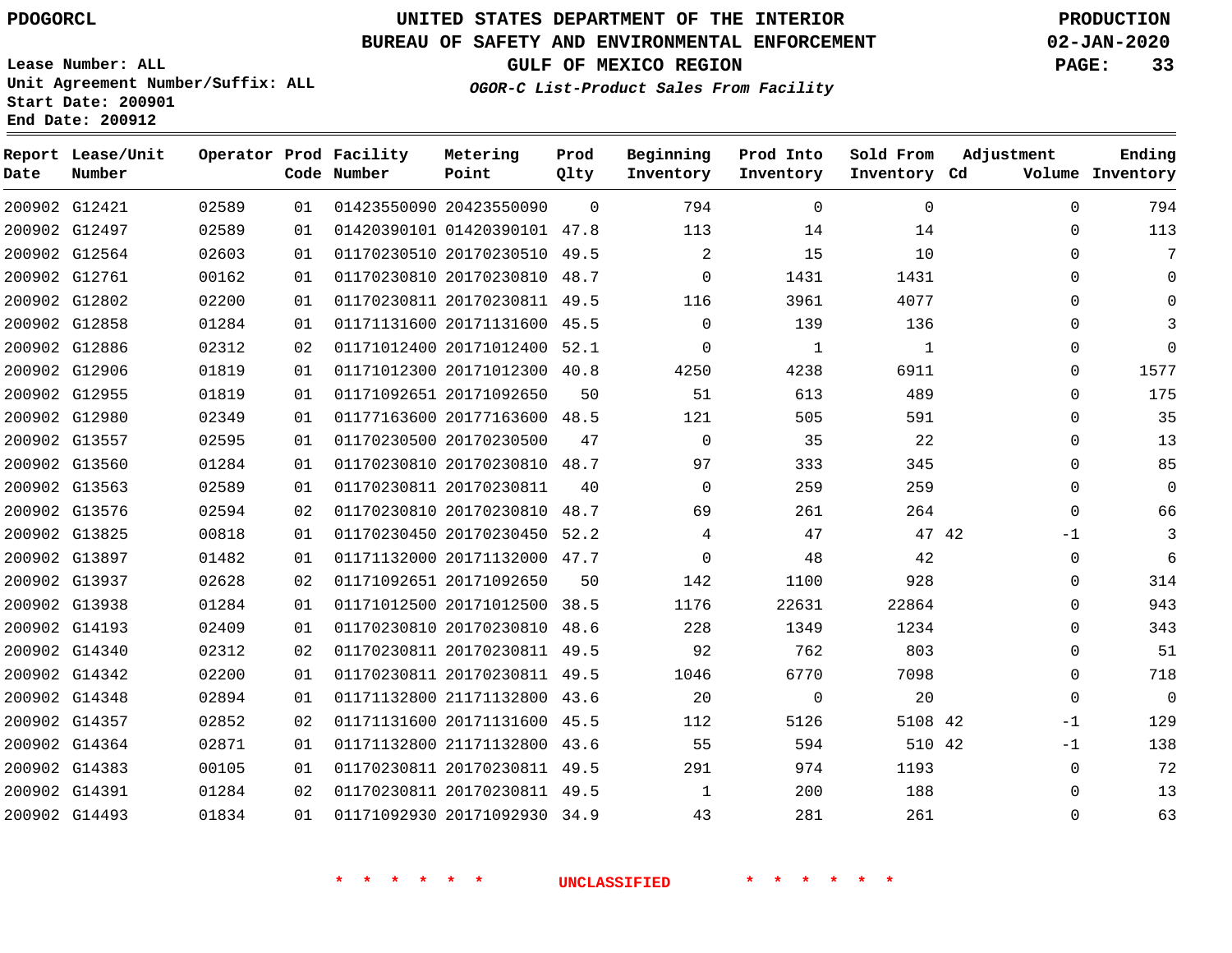PDOGORCL

# UNITED STATES DEPARTMENT OF THE INTERIOR
## BUREAU OF SAFETY AND ENVIRONMENTAL ENFORCEMENT
### GULF OF MEXICO REGION
*OGOR-C List-Product Sales From Facility*

PRODUCTION
02-JAN-2020

Lease Number: ALL
Unit Agreement Number/Suffix: ALL
Start Date: 200901
End Date: 200912

| Report Date | Lease/Unit Number | Operator | Prod Code | Facility Number | Metering Point | Prod Qlty | Beginning Inventory | Prod Into Inventory | Sold From Inventory | Adjustment Cd | Adjustment Volume | Ending Inventory |
|---|---|---|---|---|---|---|---|---|---|---|---|---|
| 200902 | G12421 | 02589 | 01 | 01423550090 | 20423550090 | 0 | 794 | 0 | 0 | | 0 | 794 |
| 200902 | G12497 | 02589 | 01 | 01420390101 | 01420390101 | 47.8 | 113 | 14 | 14 | | 0 | 113 |
| 200902 | G12564 | 02603 | 01 | 01170230510 | 20170230510 | 49.5 | 2 | 15 | 10 | | 0 | 7 |
| 200902 | G12761 | 00162 | 01 | 01170230810 | 20170230810 | 48.7 | 0 | 1431 | 1431 | | 0 | 0 |
| 200902 | G12802 | 02200 | 01 | 01170230811 | 20170230811 | 49.5 | 116 | 3961 | 4077 | | 0 | 0 |
| 200902 | G12858 | 01284 | 01 | 01171131600 | 20171131600 | 45.5 | 0 | 139 | 136 | | 0 | 3 |
| 200902 | G12886 | 02312 | 02 | 01171012400 | 20171012400 | 52.1 | 0 | 1 | 1 | | 0 | 0 |
| 200902 | G12906 | 01819 | 01 | 01171012300 | 20171012300 | 40.8 | 4250 | 4238 | 6911 | | 0 | 1577 |
| 200902 | G12955 | 01819 | 01 | 01171092651 | 20171092650 | 50 | 51 | 613 | 489 | | 0 | 175 |
| 200902 | G12980 | 02349 | 01 | 01177163600 | 20177163600 | 48.5 | 121 | 505 | 591 | | 0 | 35 |
| 200902 | G13557 | 02595 | 01 | 01170230500 | 20170230500 | 47 | 0 | 35 | 22 | | 0 | 13 |
| 200902 | G13560 | 01284 | 01 | 01170230810 | 20170230810 | 48.7 | 97 | 333 | 345 | | 0 | 85 |
| 200902 | G13563 | 02589 | 01 | 01170230811 | 20170230811 | 40 | 0 | 259 | 259 | | 0 | 0 |
| 200902 | G13576 | 02594 | 02 | 01170230810 | 20170230810 | 48.7 | 69 | 261 | 264 | | 0 | 66 |
| 200902 | G13825 | 00818 | 01 | 01170230450 | 20170230450 | 52.2 | 4 | 47 | 47 | 42 | -1 | 3 |
| 200902 | G13897 | 01482 | 01 | 01171132000 | 20171132000 | 47.7 | 0 | 48 | 42 | | 0 | 6 |
| 200902 | G13937 | 02628 | 02 | 01171092651 | 20171092650 | 50 | 142 | 1100 | 928 | | 0 | 314 |
| 200902 | G13938 | 01284 | 01 | 01171012500 | 20171012500 | 38.5 | 1176 | 22631 | 22864 | | 0 | 943 |
| 200902 | G14193 | 02409 | 01 | 01170230810 | 20170230810 | 48.6 | 228 | 1349 | 1234 | | 0 | 343 |
| 200902 | G14340 | 02312 | 02 | 01170230811 | 20170230811 | 49.5 | 92 | 762 | 803 | | 0 | 51 |
| 200902 | G14342 | 02200 | 01 | 01170230811 | 20170230811 | 49.5 | 1046 | 6770 | 7098 | | 0 | 718 |
| 200902 | G14348 | 02894 | 01 | 01171132800 | 21171132800 | 43.6 | 20 | 0 | 20 | | 0 | 0 |
| 200902 | G14357 | 02852 | 02 | 01171131600 | 20171131600 | 45.5 | 112 | 5126 | 5108 | 42 | -1 | 129 |
| 200902 | G14364 | 02871 | 01 | 01171132800 | 21171132800 | 43.6 | 55 | 594 | 510 | 42 | -1 | 138 |
| 200902 | G14383 | 00105 | 01 | 01170230811 | 20170230811 | 49.5 | 291 | 974 | 1193 | | 0 | 72 |
| 200902 | G14391 | 01284 | 02 | 01170230811 | 20170230811 | 49.5 | 1 | 200 | 188 | | 0 | 13 |
| 200902 | G14493 | 01834 | 01 | 01171092930 | 20171092930 | 34.9 | 43 | 281 | 261 | | 0 | 63 |

* * * * * * UNCLASSIFIED * * * * * *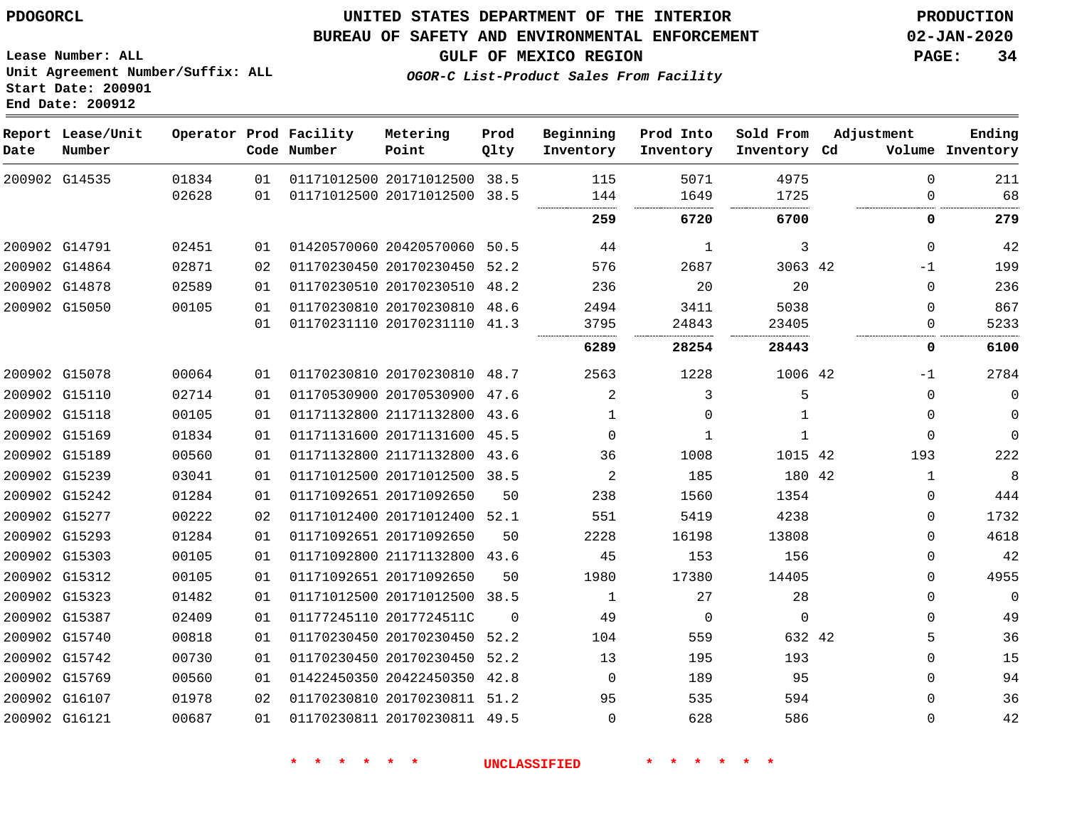PDOGORCL

# UNITED STATES DEPARTMENT OF THE INTERIOR
## BUREAU OF SAFETY AND ENVIRONMENTAL ENFORCEMENT
## GULF OF MEXICO REGION
*OGOR-C List-Product Sales From Facility*

PRODUCTION
02-JAN-2020

Lease Number: ALL
Unit Agreement Number/Suffix: ALL
Start Date: 200901
End Date: 200912

| Report Date | Lease/Unit Number | Operator | Prod Code | Facility Number | Metering Point | Prod Qlty | Beginning Inventory | Prod Into Inventory | Sold From Inventory | Adjustment Cd | Volume | Ending Inventory |
|---|---|---|---|---|---|---|---|---|---|---|---|---|
| 200902 | G14535 | 01834 | 01 | 01171012500 | 20171012500 | 38.5 | 115 | 5071 | 4975 | | 0 | 211 |
| | | 02628 | 01 | 01171012500 | 20171012500 | 38.5 | 144 | 1649 | 1725 | | 0 | 68 |
| | | | | | | | **259** | **6720** | **6700** | | **0** | **279** |
| 200902 | G14791 | 02451 | 01 | 01420570060 | 20420570060 | 50.5 | 44 | 1 | 3 | | 0 | 42 |
| 200902 | G14864 | 02871 | 02 | 01170230450 | 20170230450 | 52.2 | 576 | 2687 | 3063 | 42 | -1 | 199 |
| 200902 | G14878 | 02589 | 01 | 01170230510 | 20170230510 | 48.2 | 236 | 20 | 20 | | 0 | 236 |
| 200902 | G15050 | 00105 | 01 | 01170230810 | 20170230810 | 48.6 | 2494 | 3411 | 5038 | | 0 | 867 |
| | | | 01 | 01170231110 | 20170231110 | 41.3 | 3795 | 24843 | 23405 | | 0 | 5233 |
| | | | | | | | **6289** | **28254** | **28443** | | **0** | **6100** |
| 200902 | G15078 | 00064 | 01 | 01170230810 | 20170230810 | 48.7 | 2563 | 1228 | 1006 | 42 | -1 | 2784 |
| 200902 | G15110 | 02714 | 01 | 01170530900 | 20170530900 | 47.6 | 2 | 3 | 5 | | 0 | 0 |
| 200902 | G15118 | 00105 | 01 | 01171132800 | 21171132800 | 43.6 | 1 | 0 | 1 | | 0 | 0 |
| 200902 | G15169 | 01834 | 01 | 01171131600 | 20171131600 | 45.5 | 0 | 1 | 1 | | 0 | 0 |
| 200902 | G15189 | 00560 | 01 | 01171132800 | 21171132800 | 43.6 | 36 | 1008 | 1015 | 42 | 193 | 222 |
| 200902 | G15239 | 03041 | 01 | 01171012500 | 20171012500 | 38.5 | 2 | 185 | 180 | 42 | 1 | 8 |
| 200902 | G15242 | 01284 | 01 | 01171092651 | 20171092650 | 50 | 238 | 1560 | 1354 | | 0 | 444 |
| 200902 | G15277 | 00222 | 02 | 01171012400 | 20171012400 | 52.1 | 551 | 5419 | 4238 | | 0 | 1732 |
| 200902 | G15293 | 01284 | 01 | 01171092651 | 20171092650 | 50 | 2228 | 16198 | 13808 | | 0 | 4618 |
| 200902 | G15303 | 00105 | 01 | 01171092800 | 21171132800 | 43.6 | 45 | 153 | 156 | | 0 | 42 |
| 200902 | G15312 | 00105 | 01 | 01171092651 | 20171092650 | 50 | 1980 | 17380 | 14405 | | 0 | 4955 |
| 200902 | G15323 | 01482 | 01 | 01171012500 | 20171012500 | 38.5 | 1 | 27 | 28 | | 0 | 0 |
| 200902 | G15387 | 02409 | 01 | 01177245110 | 2017724511C | 0 | 49 | 0 | 0 | | 0 | 49 |
| 200902 | G15740 | 00818 | 01 | 01170230450 | 20170230450 | 52.2 | 104 | 559 | 632 | 42 | 5 | 36 |
| 200902 | G15742 | 00730 | 01 | 01170230450 | 20170230450 | 52.2 | 13 | 195 | 193 | | 0 | 15 |
| 200902 | G15769 | 00560 | 01 | 01422450350 | 20422450350 | 42.8 | 0 | 189 | 95 | | 0 | 94 |
| 200902 | G16107 | 01978 | 02 | 01170230810 | 20170230811 | 51.2 | 95 | 535 | 594 | | 0 | 36 |
| 200902 | G16121 | 00687 | 01 | 01170230811 | 20170230811 | 49.5 | 0 | 628 | 586 | | 0 | 42 |

\* \* \* \* \* \* UNCLASSIFIED \* \* \* \* \* \*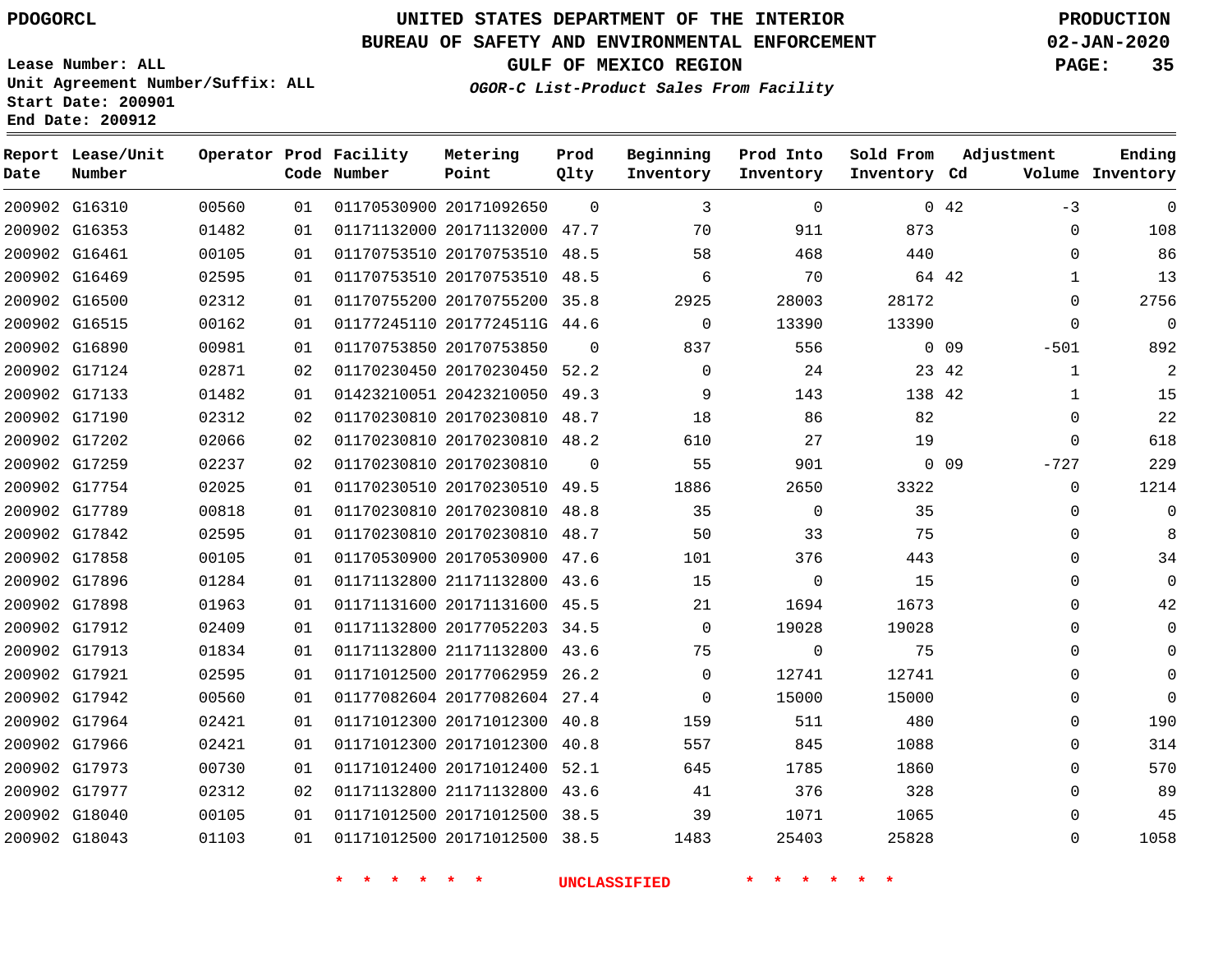# UNITED STATES DEPARTMENT OF THE INTERIOR
## BUREAU OF SAFETY AND ENVIRONMENTAL ENFORCEMENT
### GULF OF MEXICO REGION
#### *OGOR-C List-Product Sales From Facility*

PDOGORCL

PRODUCTION
02-JAN-2020

Lease Number: ALL
Unit Agreement Number/Suffix: ALL
Start Date: 200901
End Date: 200912

| Report Date | Lease/Unit Number | Operator | Prod Code | Facility Number | Metering Point | Prod Qlty | Beginning Inventory | Prod Into Inventory | Sold From Inventory | Adjustment Cd | Adjustment Volume | Ending Inventory |
|---|---|---|---|---|---|---|---|---|---|---|---|---|
| 200902 | G16310 | 00560 | 01 | 01170530900 | 20171092650 | 0 | 3 | 0 | 0 | 42 | -3 | 0 |
| 200902 | G16353 | 01482 | 01 | 01171132000 | 20171132000 | 47.7 | 70 | 911 | 873 | | 0 | 108 |
| 200902 | G16461 | 00105 | 01 | 01170753510 | 20170753510 | 48.5 | 58 | 468 | 440 | | 0 | 86 |
| 200902 | G16469 | 02595 | 01 | 01170753510 | 20170753510 | 48.5 | 6 | 70 | 64 | 42 | 1 | 13 |
| 200902 | G16500 | 02312 | 01 | 01170755200 | 20170755200 | 35.8 | 2925 | 28003 | 28172 | | 0 | 2756 |
| 200902 | G16515 | 00162 | 01 | 01177245110 | 2017724511G | 44.6 | 0 | 13390 | 13390 | | 0 | 0 |
| 200902 | G16890 | 00981 | 01 | 01170753850 | 20170753850 | 0 | 837 | 556 | 0 | 09 | -501 | 892 |
| 200902 | G17124 | 02871 | 02 | 01170230450 | 20170230450 | 52.2 | 0 | 24 | 23 | 42 | 1 | 2 |
| 200902 | G17133 | 01482 | 01 | 01423210051 | 20423210050 | 49.3 | 9 | 143 | 138 | 42 | 1 | 15 |
| 200902 | G17190 | 02312 | 02 | 01170230810 | 20170230810 | 48.7 | 18 | 86 | 82 | | 0 | 22 |
| 200902 | G17202 | 02066 | 02 | 01170230810 | 20170230810 | 48.2 | 610 | 27 | 19 | | 0 | 618 |
| 200902 | G17259 | 02237 | 02 | 01170230810 | 20170230810 | 0 | 55 | 901 | 0 | 09 | -727 | 229 |
| 200902 | G17754 | 02025 | 01 | 01170230510 | 20170230510 | 49.5 | 1886 | 2650 | 3322 | | 0 | 1214 |
| 200902 | G17789 | 00818 | 01 | 01170230810 | 20170230810 | 48.8 | 35 | 0 | 35 | | 0 | 0 |
| 200902 | G17842 | 02595 | 01 | 01170230810 | 20170230810 | 48.7 | 50 | 33 | 75 | | 0 | 8 |
| 200902 | G17858 | 00105 | 01 | 01170530900 | 20170530900 | 47.6 | 101 | 376 | 443 | | 0 | 34 |
| 200902 | G17896 | 01284 | 01 | 01171132800 | 21171132800 | 43.6 | 15 | 0 | 15 | | 0 | 0 |
| 200902 | G17898 | 01963 | 01 | 01171131600 | 20171131600 | 45.5 | 21 | 1694 | 1673 | | 0 | 42 |
| 200902 | G17912 | 02409 | 01 | 01171132800 | 20177052203 | 34.5 | 0 | 19028 | 19028 | | 0 | 0 |
| 200902 | G17913 | 01834 | 01 | 01171132800 | 21171132800 | 43.6 | 75 | 0 | 75 | | 0 | 0 |
| 200902 | G17921 | 02595 | 01 | 01171012500 | 20177062959 | 26.2 | 0 | 12741 | 12741 | | 0 | 0 |
| 200902 | G17942 | 00560 | 01 | 01177082604 | 20177082604 | 27.4 | 0 | 15000 | 15000 | | 0 | 0 |
| 200902 | G17964 | 02421 | 01 | 01171012300 | 20171012300 | 40.8 | 159 | 511 | 480 | | 0 | 190 |
| 200902 | G17966 | 02421 | 01 | 01171012300 | 20171012300 | 40.8 | 557 | 845 | 1088 | | 0 | 314 |
| 200902 | G17973 | 00730 | 01 | 01171012400 | 20171012400 | 52.1 | 645 | 1785 | 1860 | | 0 | 570 |
| 200902 | G17977 | 02312 | 02 | 01171132800 | 21171132800 | 43.6 | 41 | 376 | 328 | | 0 | 89 |
| 200902 | G18040 | 00105 | 01 | 01171012500 | 20171012500 | 38.5 | 39 | 1071 | 1065 | | 0 | 45 |
| 200902 | G18043 | 01103 | 01 | 01171012500 | 20171012500 | 38.5 | 1483 | 25403 | 25828 | | 0 | 1058 |

* * * * * * UNCLASSIFIED * * * * * *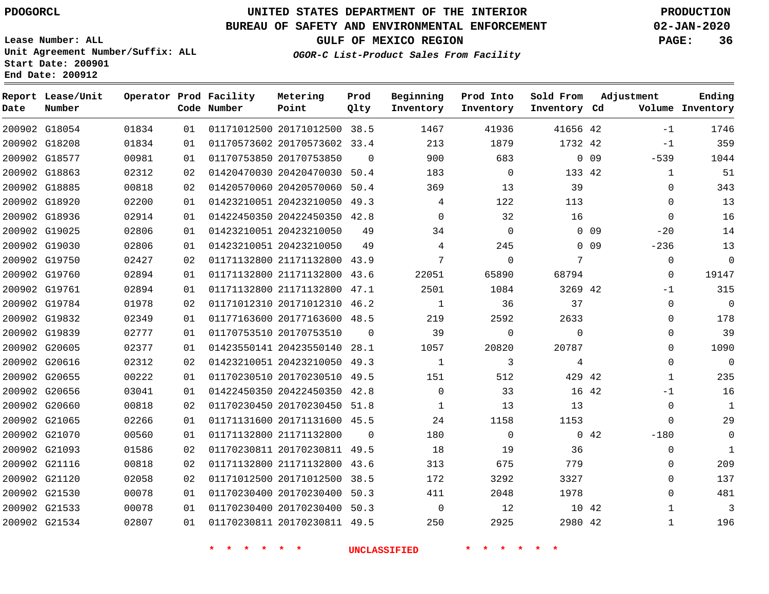PDOGORCL

UNITED STATES DEPARTMENT OF THE INTERIOR
BUREAU OF SAFETY AND ENVIRONMENTAL ENFORCEMENT
GULF OF MEXICO REGION
*OGOR-C List-Product Sales From Facility*

PRODUCTION
02-JAN-2020

Lease Number: ALL
Unit Agreement Number/Suffix: ALL
Start Date: 200901
End Date: 200912

| Report Date | Lease/Unit Number | Operator | Prod Code | Facility Number | Metering Point | Prod Qlty | Beginning Inventory | Prod Into Inventory | Sold From Inventory | Adjustment Cd | Adjustment Volume | Ending Inventory |
|---|---|---|---|---|---|---|---|---|---|---|---|---|
| 200902 | G18054 | 01834 | 01 | 01171012500 | 20171012500 | 38.5 | 1467 | 41936 | 41656 | 42 | -1 | 1746 |
| 200902 | G18208 | 01834 | 01 | 01170573602 | 20170573602 | 33.4 | 213 | 1879 | 1732 | 42 | -1 | 359 |
| 200902 | G18577 | 00981 | 01 | 01170753850 | 20170753850 | 0 | 900 | 683 | 0 | 09 | -539 | 1044 |
| 200902 | G18863 | 02312 | 02 | 01420470030 | 20420470030 | 50.4 | 183 | 0 | 133 | 42 | 1 | 51 |
| 200902 | G18885 | 00818 | 02 | 01420570060 | 20420570060 | 50.4 | 369 | 13 | 39 | | 0 | 343 |
| 200902 | G18920 | 02200 | 01 | 01423210051 | 20423210050 | 49.3 | 4 | 122 | 113 | | 0 | 13 |
| 200902 | G18936 | 02914 | 01 | 01422450350 | 20422450350 | 42.8 | 0 | 32 | 16 | | 0 | 16 |
| 200902 | G19025 | 02806 | 01 | 01423210051 | 20423210050 | 49 | 34 | 0 | 0 | 09 | -20 | 14 |
| 200902 | G19030 | 02806 | 01 | 01423210051 | 20423210050 | 49 | 4 | 245 | 0 | 09 | -236 | 13 |
| 200902 | G19750 | 02427 | 02 | 01171132800 | 21171132800 | 43.9 | 7 | 0 | 7 | | 0 | 0 |
| 200902 | G19760 | 02894 | 01 | 01171132800 | 21171132800 | 43.6 | 22051 | 65890 | 68794 | | 0 | 19147 |
| 200902 | G19761 | 02894 | 01 | 01171132800 | 21171132800 | 47.1 | 2501 | 1084 | 3269 | 42 | -1 | 315 |
| 200902 | G19784 | 01978 | 02 | 01171012310 | 20171012310 | 46.2 | 1 | 36 | 37 | | 0 | 0 |
| 200902 | G19832 | 02349 | 01 | 01177163600 | 20177163600 | 48.5 | 219 | 2592 | 2633 | | 0 | 178 |
| 200902 | G19839 | 02777 | 01 | 01170753510 | 20170753510 | 0 | 39 | 0 | 0 | | 0 | 39 |
| 200902 | G20605 | 02377 | 01 | 01423550141 | 20423550140 | 28.1 | 1057 | 20820 | 20787 | | 0 | 1090 |
| 200902 | G20616 | 02312 | 02 | 01423210051 | 20423210050 | 49.3 | 1 | 3 | 4 | | 0 | 0 |
| 200902 | G20655 | 00222 | 01 | 01170230510 | 20170230510 | 49.5 | 151 | 512 | 429 | 42 | 1 | 235 |
| 200902 | G20656 | 03041 | 01 | 01422450350 | 20422450350 | 42.8 | 0 | 33 | 16 | 42 | -1 | 16 |
| 200902 | G20660 | 00818 | 02 | 01170230450 | 20170230450 | 51.8 | 1 | 13 | 13 | | 0 | 1 |
| 200902 | G21065 | 02266 | 01 | 01171131600 | 20171131600 | 45.5 | 24 | 1158 | 1153 | | 0 | 29 |
| 200902 | G21070 | 00560 | 01 | 01171132800 | 21171132800 | 0 | 180 | 0 | 0 | 42 | -180 | 0 |
| 200902 | G21093 | 01586 | 02 | 01170230811 | 20170230811 | 49.5 | 18 | 19 | 36 | | 0 | 1 |
| 200902 | G21116 | 00818 | 02 | 01171132800 | 21171132800 | 43.6 | 313 | 675 | 779 | | 0 | 209 |
| 200902 | G21120 | 02058 | 02 | 01171012500 | 20171012500 | 38.5 | 172 | 3292 | 3327 | | 0 | 137 |
| 200902 | G21530 | 00078 | 01 | 01170230400 | 20170230400 | 50.3 | 411 | 2048 | 1978 | | 0 | 481 |
| 200902 | G21533 | 00078 | 01 | 01170230400 | 20170230400 | 50.3 | 0 | 12 | 10 | 42 | 1 | 3 |
| 200902 | G21534 | 02807 | 01 | 01170230811 | 20170230811 | 49.5 | 250 | 2925 | 2980 | 42 | 1 | 196 |

\* \* \* \* \* \* UNCLASSIFIED \* \* \* \* \* \*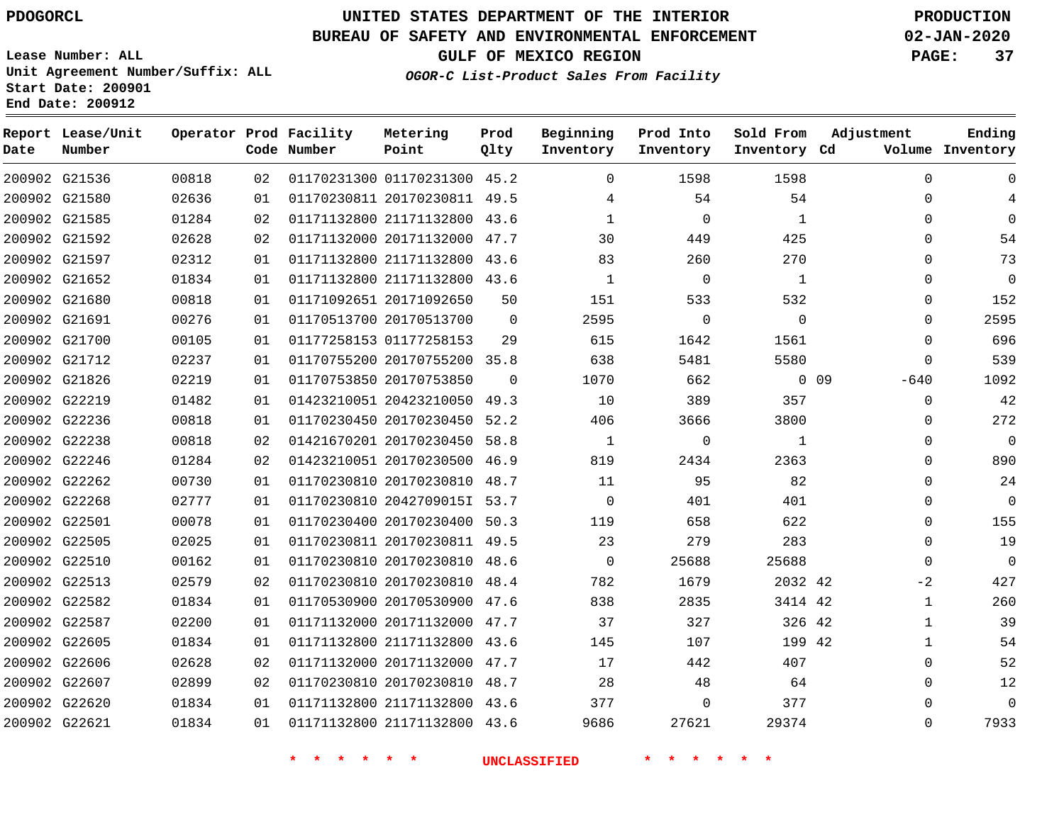UNITED STATES DEPARTMENT OF THE INTERIOR
BUREAU OF SAFETY AND ENVIRONMENTAL ENFORCEMENT
GULF OF MEXICO REGION
*OGOR-C List-Product Sales From Facility*

PDOGORCL

Lease Number: ALL
Unit Agreement Number/Suffix: ALL
Start Date: 200901
End Date: 200912

PRODUCTION
02-JAN-2020

| Report Date | Lease/Unit Number | Operator | Prod Code | Facility Number | Metering Point | Prod Qlty | Beginning Inventory | Prod Into Inventory | Sold From Inventory | Adjustment Cd | Adjustment Volume | Ending Inventory |
|---|---|---|---|---|---|---|---|---|---|---|---|---|
| 200902 | G21536 | 00818 | 02 | 01170231300 | 01170231300 | 45.2 | 0 | 1598 | 1598 | | 0 | 0 |
| 200902 | G21580 | 02636 | 01 | 01170230811 | 20170230811 | 49.5 | 4 | 54 | 54 | | 0 | 4 |
| 200902 | G21585 | 01284 | 02 | 01171132800 | 21171132800 | 43.6 | 1 | 0 | 1 | | 0 | 0 |
| 200902 | G21592 | 02628 | 02 | 01171132000 | 20171132000 | 47.7 | 30 | 449 | 425 | | 0 | 54 |
| 200902 | G21597 | 02312 | 01 | 01171132800 | 21171132800 | 43.6 | 83 | 260 | 270 | | 0 | 73 |
| 200902 | G21652 | 01834 | 01 | 01171132800 | 21171132800 | 43.6 | 1 | 0 | 1 | | 0 | 0 |
| 200902 | G21680 | 00818 | 01 | 01171092651 | 20171092650 | 50 | 151 | 533 | 532 | | 0 | 152 |
| 200902 | G21691 | 00276 | 01 | 01170513700 | 20170513700 | 0 | 2595 | 0 | 0 | | 0 | 2595 |
| 200902 | G21700 | 00105 | 01 | 01177258153 | 01177258153 | 29 | 615 | 1642 | 1561 | | 0 | 696 |
| 200902 | G21712 | 02237 | 01 | 01170755200 | 20170755200 | 35.8 | 638 | 5481 | 5580 | | 0 | 539 |
| 200902 | G21826 | 02219 | 01 | 01170753850 | 20170753850 | 0 | 1070 | 662 | 0 | 09 | -640 | 1092 |
| 200902 | G22219 | 01482 | 01 | 01423210051 | 20423210050 | 49.3 | 10 | 389 | 357 | | 0 | 42 |
| 200902 | G22236 | 00818 | 01 | 01170230450 | 20170230450 | 52.2 | 406 | 3666 | 3800 | | 0 | 272 |
| 200902 | G22238 | 00818 | 02 | 01421670201 | 20170230450 | 58.8 | 1 | 0 | 1 | | 0 | 0 |
| 200902 | G22246 | 01284 | 02 | 01423210051 | 20170230500 | 46.9 | 819 | 2434 | 2363 | | 0 | 890 |
| 200902 | G22262 | 00730 | 01 | 01170230810 | 20170230810 | 48.7 | 11 | 95 | 82 | | 0 | 24 |
| 200902 | G22268 | 02777 | 01 | 01170230810 | 2042709015I | 53.7 | 0 | 401 | 401 | | 0 | 0 |
| 200902 | G22501 | 00078 | 01 | 01170230400 | 20170230400 | 50.3 | 119 | 658 | 622 | | 0 | 155 |
| 200902 | G22505 | 02025 | 01 | 01170230811 | 20170230811 | 49.5 | 23 | 279 | 283 | | 0 | 19 |
| 200902 | G22510 | 00162 | 01 | 01170230810 | 20170230810 | 48.6 | 0 | 25688 | 25688 | | 0 | 0 |
| 200902 | G22513 | 02579 | 02 | 01170230810 | 20170230810 | 48.4 | 782 | 1679 | 2032 | 42 | -2 | 427 |
| 200902 | G22582 | 01834 | 01 | 01170530900 | 20170530900 | 47.6 | 838 | 2835 | 3414 | 42 | 1 | 260 |
| 200902 | G22587 | 02200 | 01 | 01171132000 | 20171132000 | 47.7 | 37 | 327 | 326 | 42 | 1 | 39 |
| 200902 | G22605 | 01834 | 01 | 01171132800 | 21171132800 | 43.6 | 145 | 107 | 199 | 42 | 1 | 54 |
| 200902 | G22606 | 02628 | 02 | 01171132000 | 20171132000 | 47.7 | 17 | 442 | 407 | | 0 | 52 |
| 200902 | G22607 | 02899 | 02 | 01170230810 | 20170230810 | 48.7 | 28 | 48 | 64 | | 0 | 12 |
| 200902 | G22620 | 01834 | 01 | 01171132800 | 21171132800 | 43.6 | 377 | 0 | 377 | | 0 | 0 |
| 200902 | G22621 | 01834 | 01 | 01171132800 | 21171132800 | 43.6 | 9686 | 27621 | 29374 | | 0 | 7933 |

* * * * * * UNCLASSIFIED * * * * * *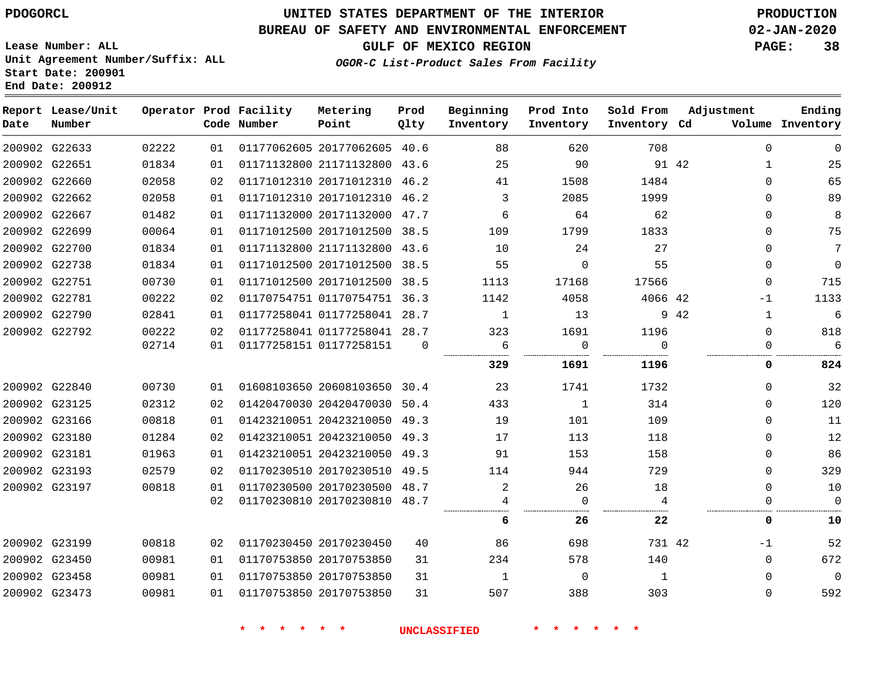PDOGORCL

Lease Number: ALL
Unit Agreement Number/Suffix: ALL
Start Date: 200901
End Date: 200912

# UNITED STATES DEPARTMENT OF THE INTERIOR
## BUREAU OF SAFETY AND ENVIRONMENTAL ENFORCEMENT
### GULF OF MEXICO REGION

*OGOR-C List-Product Sales From Facility*

PRODUCTION
02-JAN-2020

| Report Date | Lease/Unit Number | Operator | Prod Code | Facility Number | Metering Point | Prod Qlty | Beginning Inventory | Prod Into Inventory | Sold From Inventory | Adjustment Cd | Adjustment Volume | Ending Inventory |
|---|---|---|---|---|---|---|---|---|---|---|---|---|
| 200902 | G22633 | 02222 | 01 | 01177062605 | 20177062605 | 40.6 | 88 | 620 | 708 | | 0 | 0 |
| 200902 | G22651 | 01834 | 01 | 01171132800 | 21171132800 | 43.6 | 25 | 90 | 91 | 42 | 1 | 25 |
| 200902 | G22660 | 02058 | 02 | 01171012310 | 20171012310 | 46.2 | 41 | 1508 | 1484 | | 0 | 65 |
| 200902 | G22662 | 02058 | 01 | 01171012310 | 20171012310 | 46.2 | 3 | 2085 | 1999 | | 0 | 89 |
| 200902 | G22667 | 01482 | 01 | 01171132000 | 20171132000 | 47.7 | 6 | 64 | 62 | | 0 | 8 |
| 200902 | G22699 | 00064 | 01 | 01171012500 | 20171012500 | 38.5 | 109 | 1799 | 1833 | | 0 | 75 |
| 200902 | G22700 | 01834 | 01 | 01171132800 | 21171132800 | 43.6 | 10 | 24 | 27 | | 0 | 7 |
| 200902 | G22738 | 01834 | 01 | 01171012500 | 20171012500 | 38.5 | 55 | 0 | 55 | | 0 | 0 |
| 200902 | G22751 | 00730 | 01 | 01171012500 | 20171012500 | 38.5 | 1113 | 17168 | 17566 | | 0 | 715 |
| 200902 | G22781 | 00222 | 02 | 01170754751 | 01170754751 | 36.3 | 1142 | 4058 | 4066 | 42 | -1 | 1133 |
| 200902 | G22790 | 02841 | 01 | 01177258041 | 01177258041 | 28.7 | 1 | 13 | 9 | 42 | 1 | 6 |
| 200902 | G22792 | 00222 | 02 | 01177258041 | 01177258041 | 28.7 | 323 | 1691 | 1196 | | 0 | 818 |
| | | 02714 | 01 | 01177258151 | 01177258151 | 0 | 6 | 0 | 0 | | 0 | 6 |
| | | | | | | | **329** | **1691** | **1196** | | **0** | **824** |
| 200902 | G22840 | 00730 | 01 | 01608103650 | 20608103650 | 30.4 | 23 | 1741 | 1732 | | 0 | 32 |
| 200902 | G23125 | 02312 | 02 | 01420470030 | 20420470030 | 50.4 | 433 | 1 | 314 | | 0 | 120 |
| 200902 | G23166 | 00818 | 01 | 01423210051 | 20423210050 | 49.3 | 19 | 101 | 109 | | 0 | 11 |
| 200902 | G23180 | 01284 | 02 | 01423210051 | 20423210050 | 49.3 | 17 | 113 | 118 | | 0 | 12 |
| 200902 | G23181 | 01963 | 01 | 01423210051 | 20423210050 | 49.3 | 91 | 153 | 158 | | 0 | 86 |
| 200902 | G23193 | 02579 | 02 | 01170230510 | 20170230510 | 49.5 | 114 | 944 | 729 | | 0 | 329 |
| 200902 | G23197 | 00818 | 01 | 01170230500 | 20170230500 | 48.7 | 2 | 26 | 18 | | 0 | 10 |
| | | | 02 | 01170230810 | 20170230810 | 48.7 | 4 | 0 | 4 | | 0 | 0 |
| | | | | | | | **6** | **26** | **22** | | **0** | **10** |
| 200902 | G23199 | 00818 | 02 | 01170230450 | 20170230450 | 40 | 86 | 698 | 731 | 42 | -1 | 52 |
| 200902 | G23450 | 00981 | 01 | 01170753850 | 20170753850 | 31 | 234 | 578 | 140 | | 0 | 672 |
| 200902 | G23458 | 00981 | 01 | 01170753850 | 20170753850 | 31 | 1 | 0 | 1 | | 0 | 0 |
| 200902 | G23473 | 00981 | 01 | 01170753850 | 20170753850 | 31 | 507 | 388 | 303 | | 0 | 592 |

* * * * * * UNCLASSIFIED * * * * * *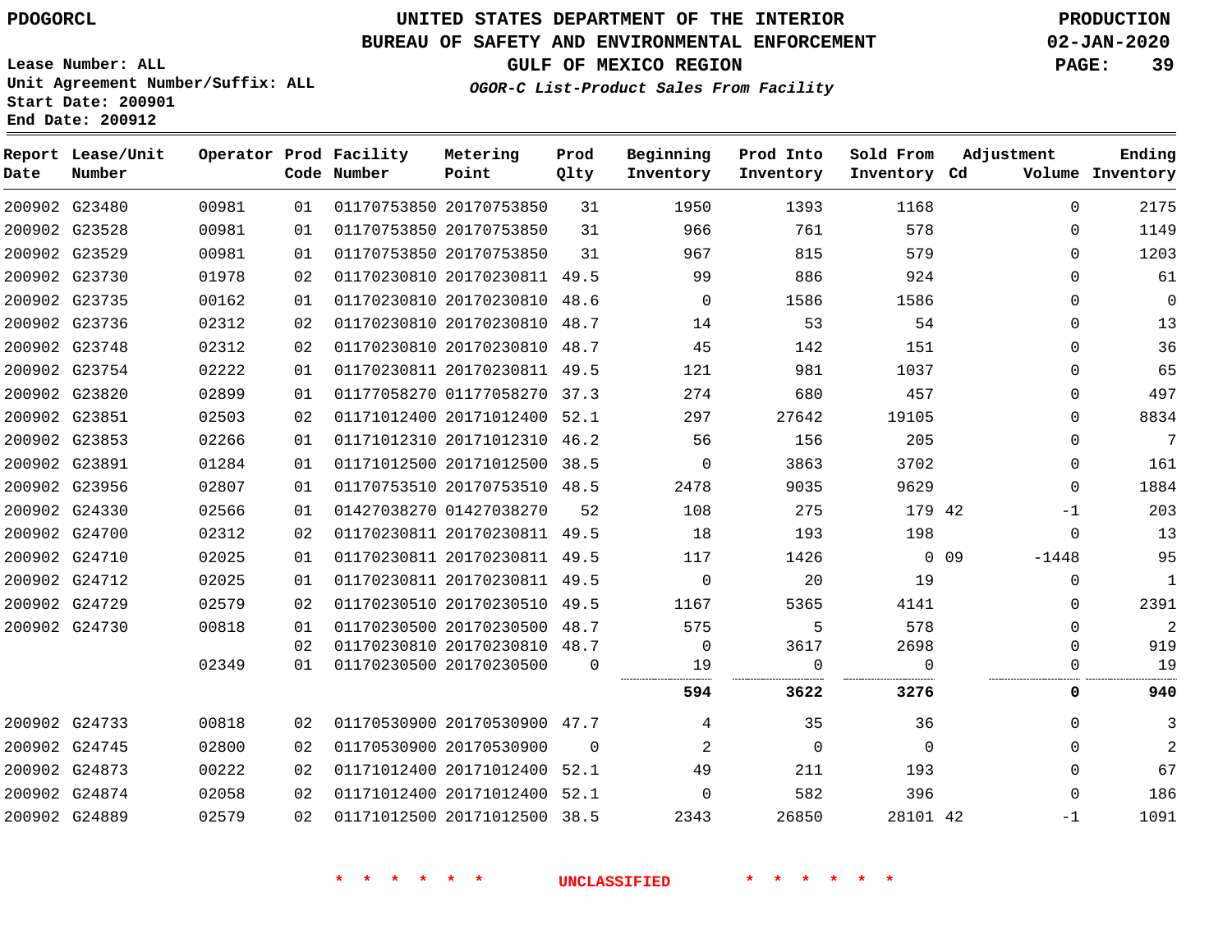# UNITED STATES DEPARTMENT OF THE INTERIOR
## BUREAU OF SAFETY AND ENVIRONMENTAL ENFORCEMENT
### GULF OF MEXICO REGION

*OGOR-C List-Product Sales From Facility*

PDOGORCL

PRODUCTION 02-JAN-2020

Lease Number: ALL
Unit Agreement Number/Suffix: ALL
Start Date: 200901
End Date: 200912

| Report Date | Lease/Unit Number | Operator | Prod Code | Facility Number | Metering Point | Prod Qlty | Beginning Inventory | Prod Into Inventory | Sold From Inventory | Adjustment Cd | Adjustment Volume | Ending Inventory |
|---|---|---|---|---|---|---|---|---|---|---|---|---|
| 200902 | G23480 | 00981 | 01 | 01170753850 | 20170753850 | 31 | 1950 | 1393 | 1168 | | 0 | 2175 |
| 200902 | G23528 | 00981 | 01 | 01170753850 | 20170753850 | 31 | 966 | 761 | 578 | | 0 | 1149 |
| 200902 | G23529 | 00981 | 01 | 01170753850 | 20170753850 | 31 | 967 | 815 | 579 | | 0 | 1203 |
| 200902 | G23730 | 01978 | 02 | 01170230810 | 20170230811 | 49.5 | 99 | 886 | 924 | | 0 | 61 |
| 200902 | G23735 | 00162 | 01 | 01170230810 | 20170230810 | 48.6 | 0 | 1586 | 1586 | | 0 | 0 |
| 200902 | G23736 | 02312 | 02 | 01170230810 | 20170230810 | 48.7 | 14 | 53 | 54 | | 0 | 13 |
| 200902 | G23748 | 02312 | 02 | 01170230810 | 20170230810 | 48.7 | 45 | 142 | 151 | | 0 | 36 |
| 200902 | G23754 | 02222 | 01 | 01170230811 | 20170230811 | 49.5 | 121 | 981 | 1037 | | 0 | 65 |
| 200902 | G23820 | 02899 | 01 | 01177058270 | 01177058270 | 37.3 | 274 | 680 | 457 | | 0 | 497 |
| 200902 | G23851 | 02503 | 02 | 01171012400 | 20171012400 | 52.1 | 297 | 27642 | 19105 | | 0 | 8834 |
| 200902 | G23853 | 02266 | 01 | 01171012310 | 20171012310 | 46.2 | 56 | 156 | 205 | | 0 | 7 |
| 200902 | G23891 | 01284 | 01 | 01171012500 | 20171012500 | 38.5 | 0 | 3863 | 3702 | | 0 | 161 |
| 200902 | G23956 | 02807 | 01 | 01170753510 | 20170753510 | 48.5 | 2478 | 9035 | 9629 | | 0 | 1884 |
| 200902 | G24330 | 02566 | 01 | 01427038270 | 01427038270 | 52 | 108 | 275 | 179 | 42 | -1 | 203 |
| 200902 | G24700 | 02312 | 02 | 01170230811 | 20170230811 | 49.5 | 18 | 193 | 198 | | 0 | 13 |
| 200902 | G24710 | 02025 | 01 | 01170230811 | 20170230811 | 49.5 | 117 | 1426 | 0 | 09 | -1448 | 95 |
| 200902 | G24712 | 02025 | 01 | 01170230811 | 20170230811 | 49.5 | 0 | 20 | 19 | | 0 | 1 |
| 200902 | G24729 | 02579 | 02 | 01170230510 | 20170230510 | 49.5 | 1167 | 5365 | 4141 | | 0 | 2391 |
| 200902 | G24730 | 00818 | 01 | 01170230500 | 20170230500 | 48.7 | 575 | 5 | 578 | | 0 | 2 |
| | | | 02 | 01170230810 | 20170230810 | 48.7 | 0 | 3617 | 2698 | | 0 | 919 |
| | | 02349 | 01 | 01170230500 | 20170230500 | 0 | 19 | 0 | 0 | | 0 | 19 |
| | | | | | | | **594** | **3622** | **3276** | | **0** | **940** |
| 200902 | G24733 | 00818 | 02 | 01170530900 | 20170530900 | 47.7 | 4 | 35 | 36 | | 0 | 3 |
| 200902 | G24745 | 02800 | 02 | 01170530900 | 20170530900 | 0 | 2 | 0 | 0 | | 0 | 2 |
| 200902 | G24873 | 00222 | 02 | 01171012400 | 20171012400 | 52.1 | 49 | 211 | 193 | | 0 | 67 |
| 200902 | G24874 | 02058 | 02 | 01171012400 | 20171012400 | 52.1 | 0 | 582 | 396 | | 0 | 186 |
| 200902 | G24889 | 02579 | 02 | 01171012500 | 20171012500 | 38.5 | 2343 | 26850 | 28101 | 42 | -1 | 1091 |

\* \* \* \* \* \* UNCLASSIFIED \* \* \* \* \* \*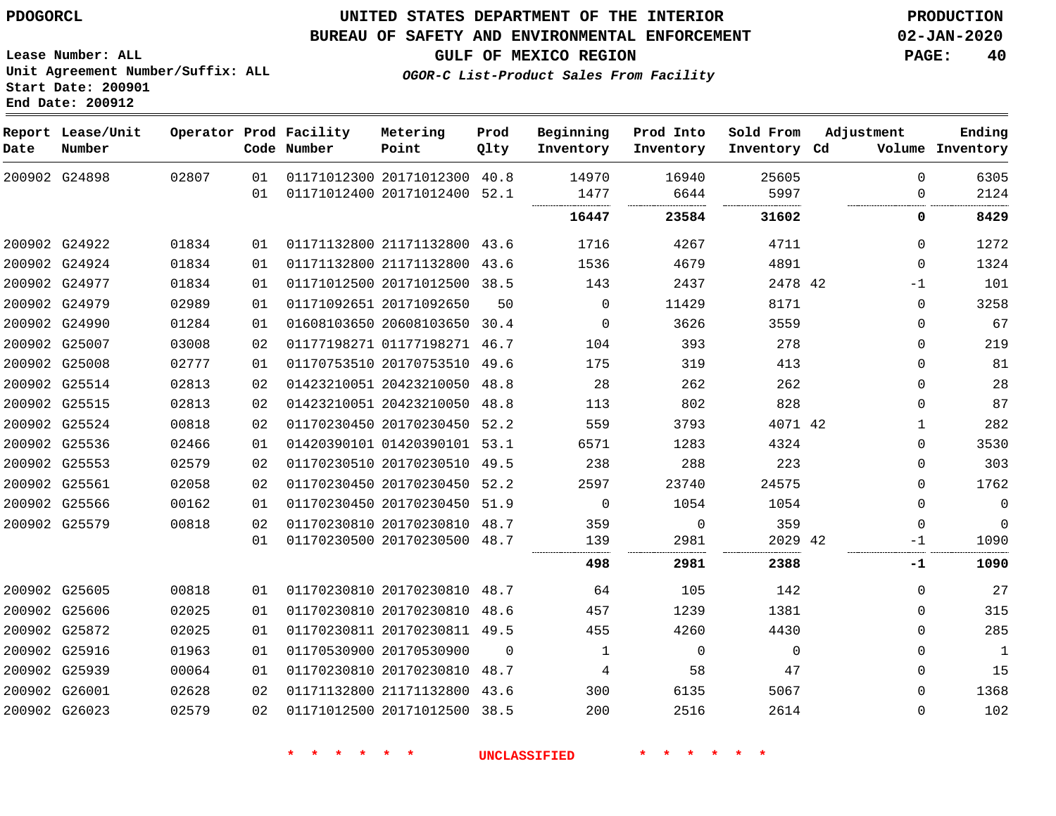PDOGORCL

# UNITED STATES DEPARTMENT OF THE INTERIOR
## BUREAU OF SAFETY AND ENVIRONMENTAL ENFORCEMENT
### GULF OF MEXICO REGION
*OGOR-C List-Product Sales From Facility*

PRODUCTION
02-JAN-2020

Lease Number: ALL
Unit Agreement Number/Suffix: ALL
Start Date: 200901
End Date: 200912

| Report Date | Lease/Unit Number | Operator | Prod Code | Facility Number | Metering Point | Prod Qlty | Beginning Inventory | Prod Into Inventory | Sold From Inventory | Adjustment Cd | Volume | Ending Inventory |
|---|---|---|---|---|---|---|---|---|---|---|---|---|
| 200902 | G24898 | 02807 | 01 | 01171012300 | 20171012300 | 40.8 | 14970 | 16940 | 25605 | | 0 | 6305 |
| | | | 01 | 01171012400 | 20171012400 | 52.1 | 1477 | 6644 | 5997 | | 0 | 2124 |
| | | | | | | | **16447** | **23584** | **31602** | | **0** | **8429** |
| 200902 | G24922 | 01834 | 01 | 01171132800 | 21171132800 | 43.6 | 1716 | 4267 | 4711 | | 0 | 1272 |
| 200902 | G24924 | 01834 | 01 | 01171132800 | 21171132800 | 43.6 | 1536 | 4679 | 4891 | | 0 | 1324 |
| 200902 | G24977 | 01834 | 01 | 01171012500 | 20171012500 | 38.5 | 143 | 2437 | 2478 | 42 | -1 | 101 |
| 200902 | G24979 | 02989 | 01 | 01171092651 | 20171092650 | 50 | 0 | 11429 | 8171 | | 0 | 3258 |
| 200902 | G24990 | 01284 | 01 | 01608103650 | 20608103650 | 30.4 | 0 | 3626 | 3559 | | 0 | 67 |
| 200902 | G25007 | 03008 | 02 | 01177198271 | 01177198271 | 46.7 | 104 | 393 | 278 | | 0 | 219 |
| 200902 | G25008 | 02777 | 01 | 01170753510 | 20170753510 | 49.6 | 175 | 319 | 413 | | 0 | 81 |
| 200902 | G25514 | 02813 | 02 | 01423210051 | 20423210050 | 48.8 | 28 | 262 | 262 | | 0 | 28 |
| 200902 | G25515 | 02813 | 02 | 01423210051 | 20423210050 | 48.8 | 113 | 802 | 828 | | 0 | 87 |
| 200902 | G25524 | 00818 | 02 | 01170230450 | 20170230450 | 52.2 | 559 | 3793 | 4071 | 42 | 1 | 282 |
| 200902 | G25536 | 02466 | 01 | 01420390101 | 01420390101 | 53.1 | 6571 | 1283 | 4324 | | 0 | 3530 |
| 200902 | G25553 | 02579 | 02 | 01170230510 | 20170230510 | 49.5 | 238 | 288 | 223 | | 0 | 303 |
| 200902 | G25561 | 02058 | 02 | 01170230450 | 20170230450 | 52.2 | 2597 | 23740 | 24575 | | 0 | 1762 |
| 200902 | G25566 | 00162 | 01 | 01170230450 | 20170230450 | 51.9 | 0 | 1054 | 1054 | | 0 | 0 |
| 200902 | G25579 | 00818 | 02 | 01170230810 | 20170230810 | 48.7 | 359 | 0 | 359 | | 0 | 0 |
| | | | 01 | 01170230500 | 20170230500 | 48.7 | 139 | 2981 | 2029 | 42 | -1 | 1090 |
| | | | | | | | **498** | **2981** | **2388** | | **-1** | **1090** |
| 200902 | G25605 | 00818 | 01 | 01170230810 | 20170230810 | 48.7 | 64 | 105 | 142 | | 0 | 27 |
| 200902 | G25606 | 02025 | 01 | 01170230810 | 20170230810 | 48.6 | 457 | 1239 | 1381 | | 0 | 315 |
| 200902 | G25872 | 02025 | 01 | 01170230811 | 20170230811 | 49.5 | 455 | 4260 | 4430 | | 0 | 285 |
| 200902 | G25916 | 01963 | 01 | 01170530900 | 20170530900 | 0 | 1 | 0 | 0 | | 0 | 1 |
| 200902 | G25939 | 00064 | 01 | 01170230810 | 20170230810 | 48.7 | 4 | 58 | 47 | | 0 | 15 |
| 200902 | G26001 | 02628 | 02 | 01171132800 | 21171132800 | 43.6 | 300 | 6135 | 5067 | | 0 | 1368 |
| 200902 | G26023 | 02579 | 02 | 01171012500 | 20171012500 | 38.5 | 200 | 2516 | 2614 | | 0 | 102 |

* * * * * * UNCLASSIFIED * * * * * *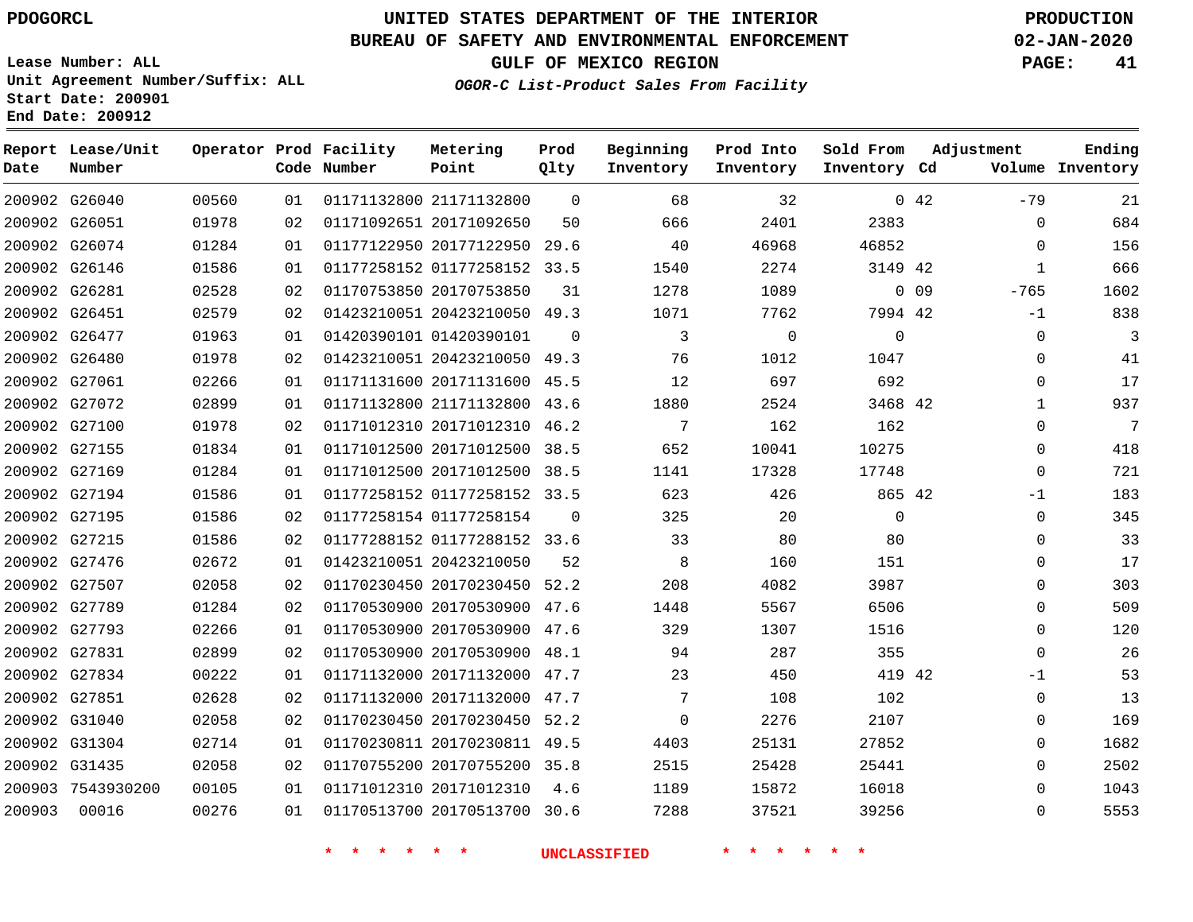PDOGORCL

Lease Number: ALL
Unit Agreement Number/Suffix: ALL
Start Date: 200901
End Date: 200912

# UNITED STATES DEPARTMENT OF THE INTERIOR
## BUREAU OF SAFETY AND ENVIRONMENTAL ENFORCEMENT
### GULF OF MEXICO REGION

*OGOR-C List-Product Sales From Facility*

PRODUCTION
02-JAN-2020

| Report Date | Lease/Unit Number | Operator | Prod Code | Facility Number | Metering Point | Prod Qlty | Beginning Inventory | Prod Into Inventory | Sold From Inventory | Adjustment Cd | Volume | Ending Inventory |
|---|---|---|---|---|---|---|---|---|---|---|---|---|
| 200902 | G26040 | 00560 | 01 | 01171132800 | 21171132800 | 0 | 68 | 32 | 0 | 42 | -79 | 21 |
| 200902 | G26051 | 01978 | 02 | 01171092651 | 20171092650 | 50 | 666 | 2401 | 2383 | | 0 | 684 |
| 200902 | G26074 | 01284 | 01 | 01177122950 | 20177122950 | 29.6 | 40 | 46968 | 46852 | | 0 | 156 |
| 200902 | G26146 | 01586 | 01 | 01177258152 | 01177258152 | 33.5 | 1540 | 2274 | 3149 | 42 | 1 | 666 |
| 200902 | G26281 | 02528 | 02 | 01170753850 | 20170753850 | 31 | 1278 | 1089 | 0 | 09 | -765 | 1602 |
| 200902 | G26451 | 02579 | 02 | 01423210051 | 20423210050 | 49.3 | 1071 | 7762 | 7994 | 42 | -1 | 838 |
| 200902 | G26477 | 01963 | 01 | 01420390101 | 01420390101 | 0 | 3 | 0 | 0 | | 0 | 3 |
| 200902 | G26480 | 01978 | 02 | 01423210051 | 20423210050 | 49.3 | 76 | 1012 | 1047 | | 0 | 41 |
| 200902 | G27061 | 02266 | 01 | 01171131600 | 20171131600 | 45.5 | 12 | 697 | 692 | | 0 | 17 |
| 200902 | G27072 | 02899 | 01 | 01171132800 | 21171132800 | 43.6 | 1880 | 2524 | 3468 | 42 | 1 | 937 |
| 200902 | G27100 | 01978 | 02 | 01171012310 | 20171012310 | 46.2 | 7 | 162 | 162 | | 0 | 7 |
| 200902 | G27155 | 01834 | 01 | 01171012500 | 20171012500 | 38.5 | 652 | 10041 | 10275 | | 0 | 418 |
| 200902 | G27169 | 01284 | 01 | 01171012500 | 20171012500 | 38.5 | 1141 | 17328 | 17748 | | 0 | 721 |
| 200902 | G27194 | 01586 | 01 | 01177258152 | 01177258152 | 33.5 | 623 | 426 | 865 | 42 | -1 | 183 |
| 200902 | G27195 | 01586 | 02 | 01177258154 | 01177258154 | 0 | 325 | 20 | 0 | | 0 | 345 |
| 200902 | G27215 | 01586 | 02 | 01177288152 | 01177288152 | 33.6 | 33 | 80 | 80 | | 0 | 33 |
| 200902 | G27476 | 02672 | 01 | 01423210051 | 20423210050 | 52 | 8 | 160 | 151 | | 0 | 17 |
| 200902 | G27507 | 02058 | 02 | 01170230450 | 20170230450 | 52.2 | 208 | 4082 | 3987 | | 0 | 303 |
| 200902 | G27789 | 01284 | 02 | 01170530900 | 20170530900 | 47.6 | 1448 | 5567 | 6506 | | 0 | 509 |
| 200902 | G27793 | 02266 | 01 | 01170530900 | 20170530900 | 47.6 | 329 | 1307 | 1516 | | 0 | 120 |
| 200902 | G27831 | 02899 | 02 | 01170530900 | 20170530900 | 48.1 | 94 | 287 | 355 | | 0 | 26 |
| 200902 | G27834 | 00222 | 01 | 01171132000 | 20171132000 | 47.7 | 23 | 450 | 419 | 42 | -1 | 53 |
| 200902 | G27851 | 02628 | 02 | 01171132000 | 20171132000 | 47.7 | 7 | 108 | 102 | | 0 | 13 |
| 200902 | G31040 | 02058 | 02 | 01170230450 | 20170230450 | 52.2 | 0 | 2276 | 2107 | | 0 | 169 |
| 200902 | G31304 | 02714 | 01 | 01170230811 | 20170230811 | 49.5 | 4403 | 25131 | 27852 | | 0 | 1682 |
| 200902 | G31435 | 02058 | 02 | 01170755200 | 20170755200 | 35.8 | 2515 | 25428 | 25441 | | 0 | 2502 |
| 200903 | 7543930200 | 00105 | 01 | 01171012310 | 20171012310 | 4.6 | 1189 | 15872 | 16018 | | 0 | 1043 |
| 200903 | 00016 | 00276 | 01 | 01170513700 | 20170513700 | 30.6 | 7288 | 37521 | 39256 | | 0 | 5553 |

* * * * * * UNCLASSIFIED * * * * * *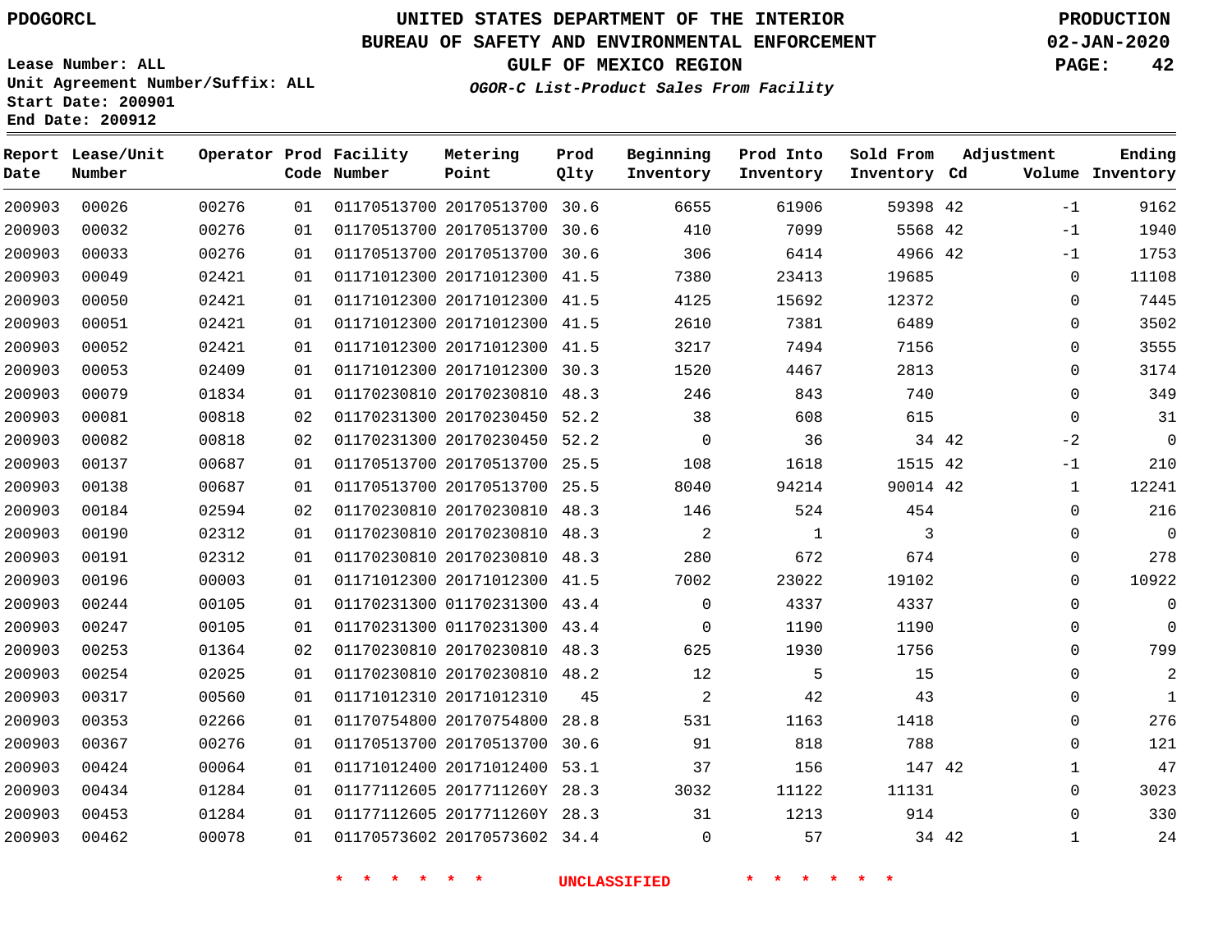PDOGORCL

# UNITED STATES DEPARTMENT OF THE INTERIOR
## BUREAU OF SAFETY AND ENVIRONMENTAL ENFORCEMENT
## GULF OF MEXICO REGION
### *OGOR-C List-Product Sales From Facility*

PRODUCTION
02-JAN-2020

Lease Number: ALL
Unit Agreement Number/Suffix: ALL
Start Date: 200901
End Date: 200912

| Report Date | Lease/Unit Number | Operator | Prod Code | Facility Number | Metering Point | Prod Qlty | Beginning Inventory | Prod Into Inventory | Sold From Inventory | Adjustment Cd | Adjustment Volume | Ending Inventory |
|---|---|---|---|---|---|---|---|---|---|---|---|---|
| 200903 | 00026 | 00276 | 01 | 01170513700 | 20170513700 | 30.6 | 6655 | 61906 | 59398 | 42 | -1 | 9162 |
| 200903 | 00032 | 00276 | 01 | 01170513700 | 20170513700 | 30.6 | 410 | 7099 | 5568 | 42 | -1 | 1940 |
| 200903 | 00033 | 00276 | 01 | 01170513700 | 20170513700 | 30.6 | 306 | 6414 | 4966 | 42 | -1 | 1753 |
| 200903 | 00049 | 02421 | 01 | 01171012300 | 20171012300 | 41.5 | 7380 | 23413 | 19685 | | 0 | 11108 |
| 200903 | 00050 | 02421 | 01 | 01171012300 | 20171012300 | 41.5 | 4125 | 15692 | 12372 | | 0 | 7445 |
| 200903 | 00051 | 02421 | 01 | 01171012300 | 20171012300 | 41.5 | 2610 | 7381 | 6489 | | 0 | 3502 |
| 200903 | 00052 | 02421 | 01 | 01171012300 | 20171012300 | 41.5 | 3217 | 7494 | 7156 | | 0 | 3555 |
| 200903 | 00053 | 02409 | 01 | 01171012300 | 20171012300 | 30.3 | 1520 | 4467 | 2813 | | 0 | 3174 |
| 200903 | 00079 | 01834 | 01 | 01170230810 | 20170230810 | 48.3 | 246 | 843 | 740 | | 0 | 349 |
| 200903 | 00081 | 00818 | 02 | 01170231300 | 20170230450 | 52.2 | 38 | 608 | 615 | | 0 | 31 |
| 200903 | 00082 | 00818 | 02 | 01170231300 | 20170230450 | 52.2 | 0 | 36 | 34 | 42 | -2 | 0 |
| 200903 | 00137 | 00687 | 01 | 01170513700 | 20170513700 | 25.5 | 108 | 1618 | 1515 | 42 | -1 | 210 |
| 200903 | 00138 | 00687 | 01 | 01170513700 | 20170513700 | 25.5 | 8040 | 94214 | 90014 | 42 | 1 | 12241 |
| 200903 | 00184 | 02594 | 02 | 01170230810 | 20170230810 | 48.3 | 146 | 524 | 454 | | 0 | 216 |
| 200903 | 00190 | 02312 | 01 | 01170230810 | 20170230810 | 48.3 | 2 | 1 | 3 | | 0 | 0 |
| 200903 | 00191 | 02312 | 01 | 01170230810 | 20170230810 | 48.3 | 280 | 672 | 674 | | 0 | 278 |
| 200903 | 00196 | 00003 | 01 | 01171012300 | 20171012300 | 41.5 | 7002 | 23022 | 19102 | | 0 | 10922 |
| 200903 | 00244 | 00105 | 01 | 01170231300 | 01170231300 | 43.4 | 0 | 4337 | 4337 | | 0 | 0 |
| 200903 | 00247 | 00105 | 01 | 01170231300 | 01170231300 | 43.4 | 0 | 1190 | 1190 | | 0 | 0 |
| 200903 | 00253 | 01364 | 02 | 01170230810 | 20170230810 | 48.3 | 625 | 1930 | 1756 | | 0 | 799 |
| 200903 | 00254 | 02025 | 01 | 01170230810 | 20170230810 | 48.2 | 12 | 5 | 15 | | 0 | 2 |
| 200903 | 00317 | 00560 | 01 | 01171012310 | 20171012310 | 45 | 2 | 42 | 43 | | 0 | 1 |
| 200903 | 00353 | 02266 | 01 | 01170754800 | 20170754800 | 28.8 | 531 | 1163 | 1418 | | 0 | 276 |
| 200903 | 00367 | 00276 | 01 | 01170513700 | 20170513700 | 30.6 | 91 | 818 | 788 | | 0 | 121 |
| 200903 | 00424 | 00064 | 01 | 01171012400 | 20171012400 | 53.1 | 37 | 156 | 147 | 42 | 1 | 47 |
| 200903 | 00434 | 01284 | 01 | 01177112605 | 2017711260Y | 28.3 | 3032 | 11122 | 11131 | | 0 | 3023 |
| 200903 | 00453 | 01284 | 01 | 01177112605 | 2017711260Y | 28.3 | 31 | 1213 | 914 | | 0 | 330 |
| 200903 | 00462 | 00078 | 01 | 01170573602 | 20170573602 | 34.4 | 0 | 57 | 34 | 42 | 1 | 24 |

\* \* \* \* \* \* UNCLASSIFIED \* \* \* \* \* \*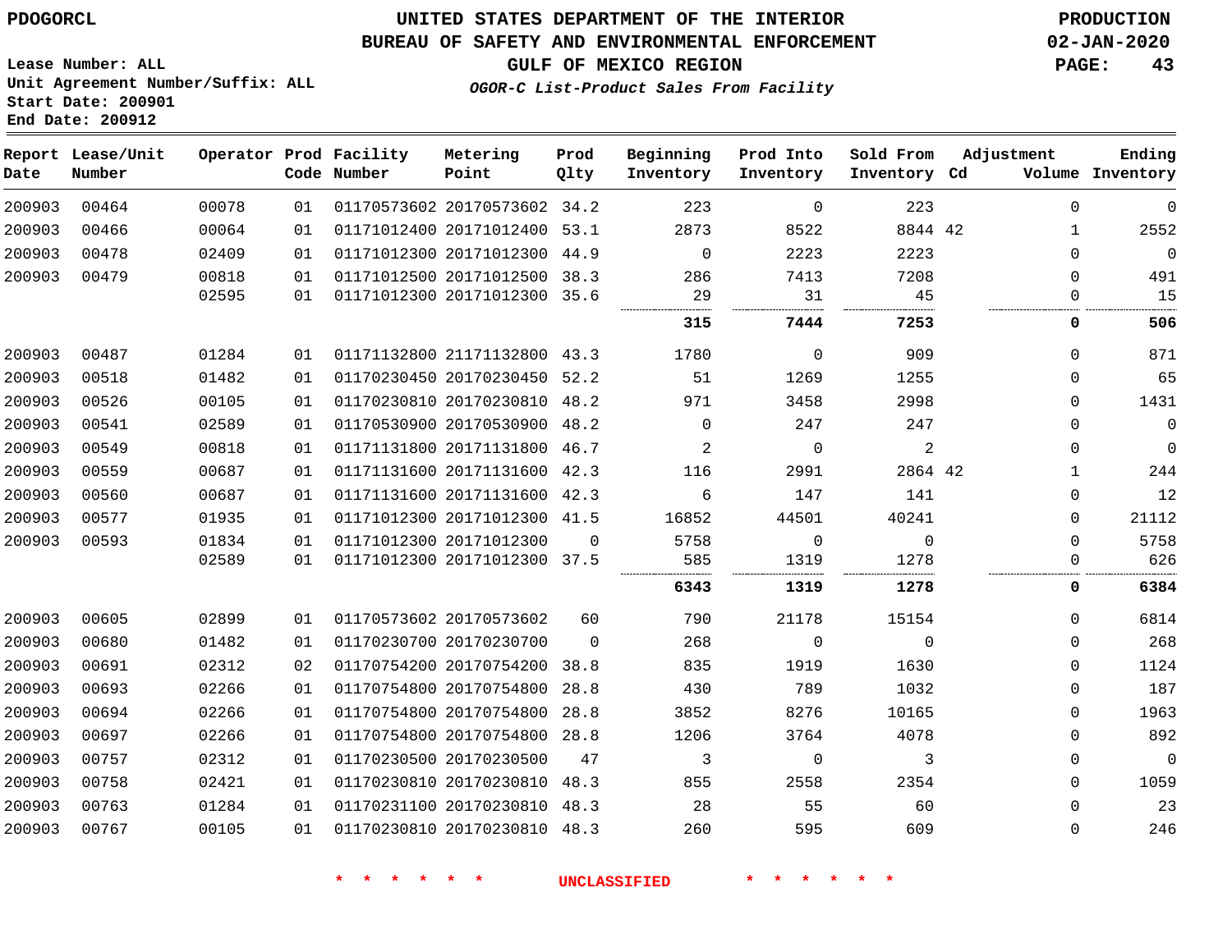PDOGORCL

Lease Number: ALL
Unit Agreement Number/Suffix: ALL
Start Date: 200901
End Date: 200912

# UNITED STATES DEPARTMENT OF THE INTERIOR
## BUREAU OF SAFETY AND ENVIRONMENTAL ENFORCEMENT
### GULF OF MEXICO REGION
*OGOR-C List-Product Sales From Facility*

PRODUCTION
02-JAN-2020

| Report Date | Lease/Unit Number | Operator | Prod Code | Facility Number | Metering Point | Prod Qlty | Beginning Inventory | Prod Into Inventory | Sold From Inventory | Adjustment Cd | Volume | Ending Inventory |
|---|---|---|---|---|---|---|---|---|---|---|---|---|
| 200903 | 00464 | 00078 | 01 | 01170573602 | 20170573602 | 34.2 | 223 | 0 | 223 | | 0 | 0 |
| 200903 | 00466 | 00064 | 01 | 01171012400 | 20171012400 | 53.1 | 2873 | 8522 | 8844 | 42 | 1 | 2552 |
| 200903 | 00478 | 02409 | 01 | 01171012300 | 20171012300 | 44.9 | 0 | 2223 | 2223 | | 0 | 0 |
| 200903 | 00479 | 00818 | 01 | 01171012500 | 20171012500 | 38.3 | 286 | 7413 | 7208 | | 0 | 491 |
| | | 02595 | 01 | 01171012300 | 20171012300 | 35.6 | 29 | 31 | 45 | | 0 | 15 |
| | | | | | | | **315** | **7444** | **7253** | | **0** | **506** |
| 200903 | 00487 | 01284 | 01 | 01171132800 | 21171132800 | 43.3 | 1780 | 0 | 909 | | 0 | 871 |
| 200903 | 00518 | 01482 | 01 | 01170230450 | 20170230450 | 52.2 | 51 | 1269 | 1255 | | 0 | 65 |
| 200903 | 00526 | 00105 | 01 | 01170230810 | 20170230810 | 48.2 | 971 | 3458 | 2998 | | 0 | 1431 |
| 200903 | 00541 | 02589 | 01 | 01170530900 | 20170530900 | 48.2 | 0 | 247 | 247 | | 0 | 0 |
| 200903 | 00549 | 00818 | 01 | 01171131800 | 20171131800 | 46.7 | 2 | 0 | 2 | | 0 | 0 |
| 200903 | 00559 | 00687 | 01 | 01171131600 | 20171131600 | 42.3 | 116 | 2991 | 2864 | 42 | 1 | 244 |
| 200903 | 00560 | 00687 | 01 | 01171131600 | 20171131600 | 42.3 | 6 | 147 | 141 | | 0 | 12 |
| 200903 | 00577 | 01935 | 01 | 01171012300 | 20171012300 | 41.5 | 16852 | 44501 | 40241 | | 0 | 21112 |
| 200903 | 00593 | 01834 | 01 | 01171012300 | 20171012300 | 0 | 5758 | 0 | 0 | | 0 | 5758 |
| | | 02589 | 01 | 01171012300 | 20171012300 | 37.5 | 585 | 1319 | 1278 | | 0 | 626 |
| | | | | | | | **6343** | **1319** | **1278** | | **0** | **6384** |
| 200903 | 00605 | 02899 | 01 | 01170573602 | 20170573602 | 60 | 790 | 21178 | 15154 | | 0 | 6814 |
| 200903 | 00680 | 01482 | 01 | 01170230700 | 20170230700 | 0 | 268 | 0 | 0 | | 0 | 268 |
| 200903 | 00691 | 02312 | 02 | 01170754200 | 20170754200 | 38.8 | 835 | 1919 | 1630 | | 0 | 1124 |
| 200903 | 00693 | 02266 | 01 | 01170754800 | 20170754800 | 28.8 | 430 | 789 | 1032 | | 0 | 187 |
| 200903 | 00694 | 02266 | 01 | 01170754800 | 20170754800 | 28.8 | 3852 | 8276 | 10165 | | 0 | 1963 |
| 200903 | 00697 | 02266 | 01 | 01170754800 | 20170754800 | 28.8 | 1206 | 3764 | 4078 | | 0 | 892 |
| 200903 | 00757 | 02312 | 01 | 01170230500 | 20170230500 | 47 | 3 | 0 | 3 | | 0 | 0 |
| 200903 | 00758 | 02421 | 01 | 01170230810 | 20170230810 | 48.3 | 855 | 2558 | 2354 | | 0 | 1059 |
| 200903 | 00763 | 01284 | 01 | 01170231100 | 20170230810 | 48.3 | 28 | 55 | 60 | | 0 | 23 |
| 200903 | 00767 | 00105 | 01 | 01170230810 | 20170230810 | 48.3 | 260 | 595 | 609 | | 0 | 246 |

* * * * * * UNCLASSIFIED * * * * * *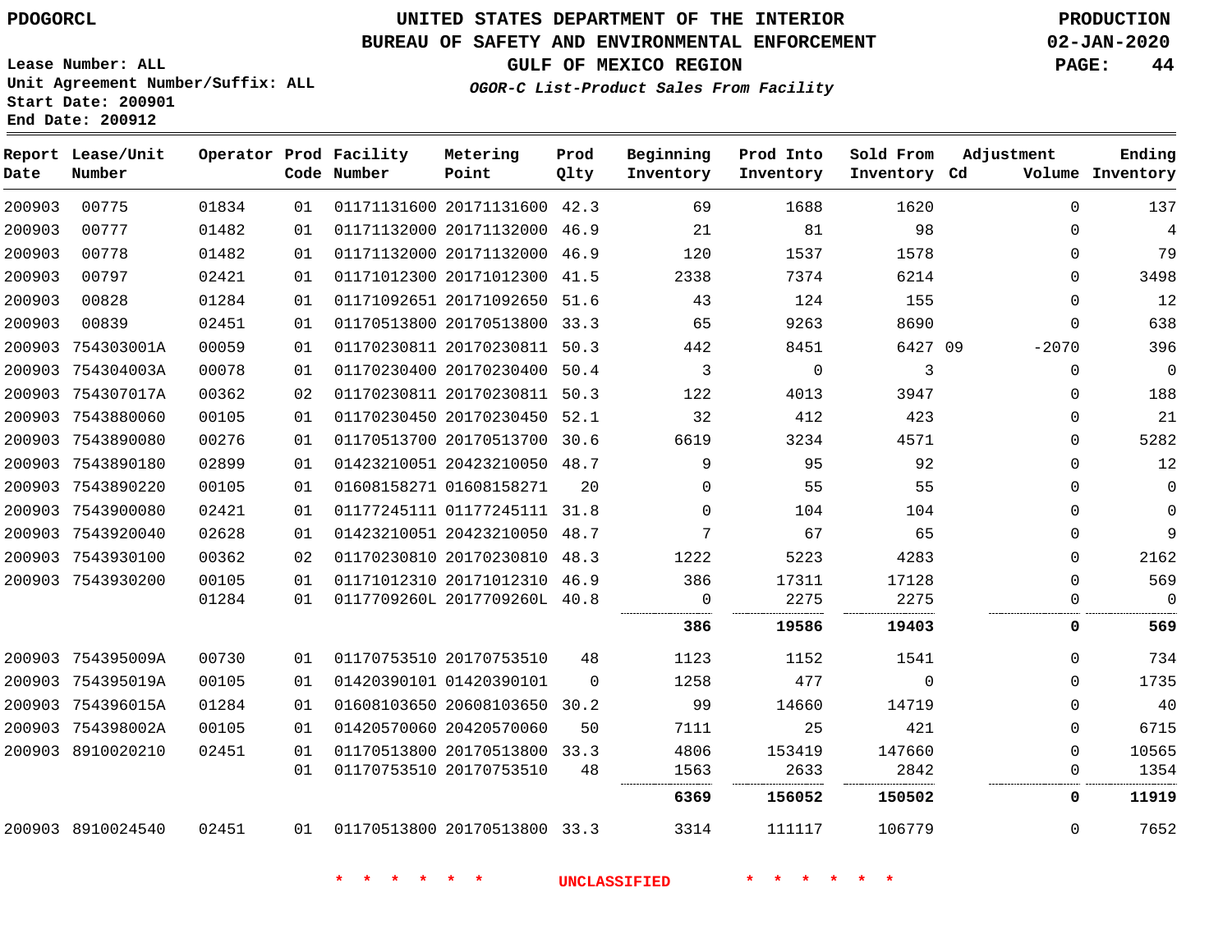UNITED STATES DEPARTMENT OF THE INTERIOR
BUREAU OF SAFETY AND ENVIRONMENTAL ENFORCEMENT
GULF OF MEXICO REGION
*OGOR-C List-Product Sales From Facility*

PDOGORCL

Lease Number: ALL
Unit Agreement Number/Suffix: ALL
Start Date: 200901
End Date: 200912

PRODUCTION
02-JAN-2020

| Report Date | Lease/Unit Number | Operator | Prod Code | Facility Number | Metering Point | Prod Qlty | Beginning Inventory | Prod Into Inventory | Sold From Inventory | Adjustment Cd | Volume | Ending Inventory |
|---|---|---|---|---|---|---|---|---|---|---|---|---|
| 200903 | 00775 | 01834 | 01 | 01171131600 | 20171131600 | 42.3 | 69 | 1688 | 1620 | | 0 | 137 |
| 200903 | 00777 | 01482 | 01 | 01171132000 | 20171132000 | 46.9 | 21 | 81 | 98 | | 0 | 4 |
| 200903 | 00778 | 01482 | 01 | 01171132000 | 20171132000 | 46.9 | 120 | 1537 | 1578 | | 0 | 79 |
| 200903 | 00797 | 02421 | 01 | 01171012300 | 20171012300 | 41.5 | 2338 | 7374 | 6214 | | 0 | 3498 |
| 200903 | 00828 | 01284 | 01 | 01171092651 | 20171092650 | 51.6 | 43 | 124 | 155 | | 0 | 12 |
| 200903 | 00839 | 02451 | 01 | 01170513800 | 20170513800 | 33.3 | 65 | 9263 | 8690 | | 0 | 638 |
| 200903 | 754303001A | 00059 | 01 | 01170230811 | 20170230811 | 50.3 | 442 | 8451 | 6427 | 09 | -2070 | 396 |
| 200903 | 754304003A | 00078 | 01 | 01170230400 | 20170230400 | 50.4 | 3 | 0 | 3 | | 0 | 0 |
| 200903 | 754307017A | 00362 | 02 | 01170230811 | 20170230811 | 50.3 | 122 | 4013 | 3947 | | 0 | 188 |
| 200903 | 7543880060 | 00105 | 01 | 01170230450 | 20170230450 | 52.1 | 32 | 412 | 423 | | 0 | 21 |
| 200903 | 7543890080 | 00276 | 01 | 01170513700 | 20170513700 | 30.6 | 6619 | 3234 | 4571 | | 0 | 5282 |
| 200903 | 7543890180 | 02899 | 01 | 01423210051 | 20423210050 | 48.7 | 9 | 95 | 92 | | 0 | 12 |
| 200903 | 7543890220 | 00105 | 01 | 01608158271 | 01608158271 | 20 | 0 | 55 | 55 | | 0 | 0 |
| 200903 | 7543900080 | 02421 | 01 | 01177245111 | 01177245111 | 31.8 | 0 | 104 | 104 | | 0 | 0 |
| 200903 | 7543920040 | 02628 | 01 | 01423210051 | 20423210050 | 48.7 | 7 | 67 | 65 | | 0 | 9 |
| 200903 | 7543930100 | 00362 | 02 | 01170230810 | 20170230810 | 48.3 | 1222 | 5223 | 4283 | | 0 | 2162 |
| 200903 | 7543930200 | 00105 | 01 | 01171012310 | 20171012310 | 46.9 | 386 | 17311 | 17128 | | 0 | 569 |
| | | 01284 | 01 | 0117709260L | 2017709260L | 40.8 | 0 | 2275 | 2275 | | 0 | 0 |
| | | | | | | | **386** | **19586** | **19403** | | **0** | **569** |
| 200903 | 754395009A | 00730 | 01 | 01170753510 | 20170753510 | 48 | 1123 | 1152 | 1541 | | 0 | 734 |
| 200903 | 754395019A | 00105 | 01 | 01420390101 | 01420390101 | 0 | 1258 | 477 | 0 | | 0 | 1735 |
| 200903 | 754396015A | 01284 | 01 | 01608103650 | 20608103650 | 30.2 | 99 | 14660 | 14719 | | 0 | 40 |
| 200903 | 754398002A | 00105 | 01 | 01420570060 | 20420570060 | 50 | 7111 | 25 | 421 | | 0 | 6715 |
| 200903 | 8910020210 | 02451 | 01 | 01170513800 | 20170513800 | 33.3 | 4806 | 153419 | 147660 | | 0 | 10565 |
| | | | 01 | 01170753510 | 20170753510 | 48 | 1563 | 2633 | 2842 | | 0 | 1354 |
| | | | | | | | **6369** | **156052** | **150502** | | **0** | **11919** |
| 200903 | 8910024540 | 02451 | 01 | 01170513800 | 20170513800 | 33.3 | 3314 | 111117 | 106779 | | 0 | 7652 |

\* \* \* \* \* \* UNCLASSIFIED \* \* \* \* \* \*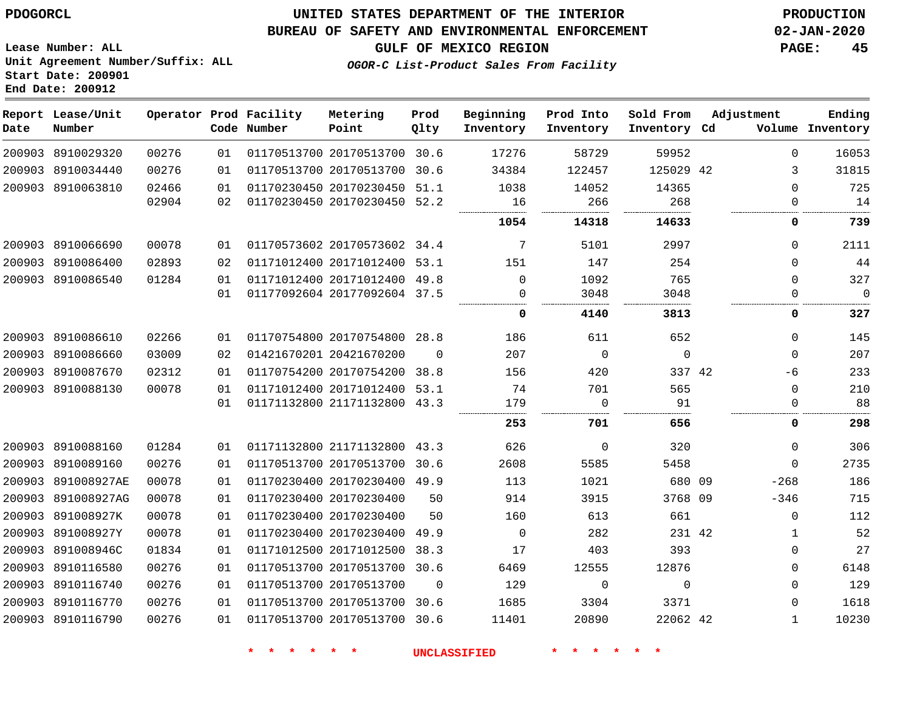PDOGORCL

Lease Number: ALL
Unit Agreement Number/Suffix: ALL
Start Date: 200901
End Date: 200912

# UNITED STATES DEPARTMENT OF THE INTERIOR
## BUREAU OF SAFETY AND ENVIRONMENTAL ENFORCEMENT
### GULF OF MEXICO REGION

*OGOR-C List-Product Sales From Facility*

PRODUCTION
02-JAN-2020

| Report Date | Lease/Unit Number | Operator | Prod Code | Facility Number | Metering Point | Prod Qlty | Beginning Inventory | Prod Into Inventory | Sold From Inventory | Adjustment Cd | Volume | Ending Inventory |
|---|---|---|---|---|---|---|---|---|---|---|---|---|
| 200903 | 8910029320 | 00276 | 01 | 01170513700 | 20170513700 | 30.6 | 17276 | 58729 | 59952 | | 0 | 16053 |
| 200903 | 8910034440 | 00276 | 01 | 01170513700 | 20170513700 | 30.6 | 34384 | 122457 | 125029 | 42 | 3 | 31815 |
| 200903 | 8910063810 | 02466 | 01 | 01170230450 | 20170230450 | 51.1 | 1038 | 14052 | 14365 | | 0 | 725 |
| | | 02904 | 02 | 01170230450 | 20170230450 | 52.2 | 16 | 266 | 268 | | 0 | 14 |
| | | | | | | | **1054** | **14318** | **14633** | | **0** | **739** |
| 200903 | 8910066690 | 00078 | 01 | 01170573602 | 20170573602 | 34.4 | 7 | 5101 | 2997 | | 0 | 2111 |
| 200903 | 8910086400 | 02893 | 02 | 01171012400 | 20171012400 | 53.1 | 151 | 147 | 254 | | 0 | 44 |
| 200903 | 8910086540 | 01284 | 01 | 01171012400 | 20171012400 | 49.8 | 0 | 1092 | 765 | | 0 | 327 |
| | | | 01 | 01177092604 | 20177092604 | 37.5 | 0 | 3048 | 3048 | | 0 | 0 |
| | | | | | | | **0** | **4140** | **3813** | | **0** | **327** |
| 200903 | 8910086610 | 02266 | 01 | 01170754800 | 20170754800 | 28.8 | 186 | 611 | 652 | | 0 | 145 |
| 200903 | 8910086660 | 03009 | 02 | 01421670201 | 20421670200 | 0 | 207 | 0 | 0 | | 0 | 207 |
| 200903 | 8910087670 | 02312 | 01 | 01170754200 | 20170754200 | 38.8 | 156 | 420 | 337 | 42 | -6 | 233 |
| 200903 | 8910088130 | 00078 | 01 | 01171012400 | 20171012400 | 53.1 | 74 | 701 | 565 | | 0 | 210 |
| | | | 01 | 01171132800 | 21171132800 | 43.3 | 179 | 0 | 91 | | 0 | 88 |
| | | | | | | | **253** | **701** | **656** | | **0** | **298** |
| 200903 | 8910088160 | 01284 | 01 | 01171132800 | 21171132800 | 43.3 | 626 | 0 | 320 | | 0 | 306 |
| 200903 | 8910089160 | 00276 | 01 | 01170513700 | 20170513700 | 30.6 | 2608 | 5585 | 5458 | | 0 | 2735 |
| 200903 | 891008927AE | 00078 | 01 | 01170230400 | 20170230400 | 49.9 | 113 | 1021 | 680 | 09 | -268 | 186 |
| 200903 | 891008927AG | 00078 | 01 | 01170230400 | 20170230400 | 50 | 914 | 3915 | 3768 | 09 | -346 | 715 |
| 200903 | 891008927K | 00078 | 01 | 01170230400 | 20170230400 | 50 | 160 | 613 | 661 | | 0 | 112 |
| 200903 | 891008927Y | 00078 | 01 | 01170230400 | 20170230400 | 49.9 | 0 | 282 | 231 | 42 | 1 | 52 |
| 200903 | 891008946C | 01834 | 01 | 01171012500 | 20171012500 | 38.3 | 17 | 403 | 393 | | 0 | 27 |
| 200903 | 8910116580 | 00276 | 01 | 01170513700 | 20170513700 | 30.6 | 6469 | 12555 | 12876 | | 0 | 6148 |
| 200903 | 8910116740 | 00276 | 01 | 01170513700 | 20170513700 | 0 | 129 | 0 | 0 | | 0 | 129 |
| 200903 | 8910116770 | 00276 | 01 | 01170513700 | 20170513700 | 30.6 | 1685 | 3304 | 3371 | | 0 | 1618 |
| 200903 | 8910116790 | 00276 | 01 | 01170513700 | 20170513700 | 30.6 | 11401 | 20890 | 22062 | 42 | 1 | 10230 |

* * * * * * UNCLASSIFIED * * * * * *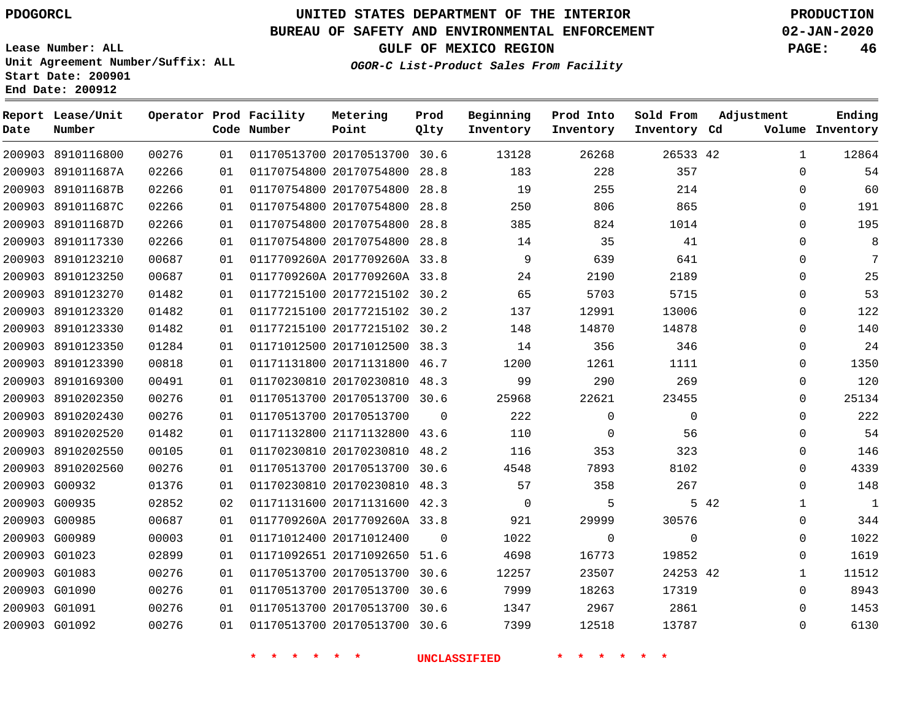PDOGORCL

# UNITED STATES DEPARTMENT OF THE INTERIOR
## BUREAU OF SAFETY AND ENVIRONMENTAL ENFORCEMENT
### GULF OF MEXICO REGION
*OGOR-C List-Product Sales From Facility*

PRODUCTION
02-JAN-2020

Lease Number: ALL
Unit Agreement Number/Suffix: ALL
Start Date: 200901
End Date: 200912

| Report Date | Lease/Unit Number | Operator | Prod Code | Facility Number | Metering Point | Prod Qlty | Beginning Inventory | Prod Into Inventory | Sold From Inventory | Adjustment Cd | Volume | Ending Inventory |
|---|---|---|---|---|---|---|---|---|---|---|---|---|
| 200903 | 8910116800 | 00276 | 01 | 01170513700 | 20170513700 | 30.6 | 13128 | 26268 | 26533 | 42 | 1 | 12864 |
| 200903 | 891011687A | 02266 | 01 | 01170754800 | 20170754800 | 28.8 | 183 | 228 | 357 | | 0 | 54 |
| 200903 | 891011687B | 02266 | 01 | 01170754800 | 20170754800 | 28.8 | 19 | 255 | 214 | | 0 | 60 |
| 200903 | 891011687C | 02266 | 01 | 01170754800 | 20170754800 | 28.8 | 250 | 806 | 865 | | 0 | 191 |
| 200903 | 891011687D | 02266 | 01 | 01170754800 | 20170754800 | 28.8 | 385 | 824 | 1014 | | 0 | 195 |
| 200903 | 8910117330 | 02266 | 01 | 01170754800 | 20170754800 | 28.8 | 14 | 35 | 41 | | 0 | 8 |
| 200903 | 8910123210 | 00687 | 01 | 0117709260A | 2017709260A | 33.8 | 9 | 639 | 641 | | 0 | 7 |
| 200903 | 8910123250 | 00687 | 01 | 0117709260A | 2017709260A | 33.8 | 24 | 2190 | 2189 | | 0 | 25 |
| 200903 | 8910123270 | 01482 | 01 | 01177215100 | 20177215102 | 30.2 | 65 | 5703 | 5715 | | 0 | 53 |
| 200903 | 8910123320 | 01482 | 01 | 01177215100 | 20177215102 | 30.2 | 137 | 12991 | 13006 | | 0 | 122 |
| 200903 | 8910123330 | 01482 | 01 | 01177215100 | 20177215102 | 30.2 | 148 | 14870 | 14878 | | 0 | 140 |
| 200903 | 8910123350 | 01284 | 01 | 01171012500 | 20171012500 | 38.3 | 14 | 356 | 346 | | 0 | 24 |
| 200903 | 8910123390 | 00818 | 01 | 01171131800 | 20171131800 | 46.7 | 1200 | 1261 | 1111 | | 0 | 1350 |
| 200903 | 8910169300 | 00491 | 01 | 01170230810 | 20170230810 | 48.3 | 99 | 290 | 269 | | 0 | 120 |
| 200903 | 8910202350 | 00276 | 01 | 01170513700 | 20170513700 | 30.6 | 25968 | 22621 | 23455 | | 0 | 25134 |
| 200903 | 8910202430 | 00276 | 01 | 01170513700 | 20170513700 | 0 | 222 | 0 | 0 | | 0 | 222 |
| 200903 | 8910202520 | 01482 | 01 | 01171132800 | 21171132800 | 43.6 | 110 | 0 | 56 | | 0 | 54 |
| 200903 | 8910202550 | 00105 | 01 | 01170230810 | 20170230810 | 48.2 | 116 | 353 | 323 | | 0 | 146 |
| 200903 | 8910202560 | 00276 | 01 | 01170513700 | 20170513700 | 30.6 | 4548 | 7893 | 8102 | | 0 | 4339 |
| 200903 | G00932 | 01376 | 01 | 01170230810 | 20170230810 | 48.3 | 57 | 358 | 267 | | 0 | 148 |
| 200903 | G00935 | 02852 | 02 | 01171131600 | 20171131600 | 42.3 | 0 | 5 | 5 | 42 | 1 | 1 |
| 200903 | G00985 | 00687 | 01 | 0117709260A | 2017709260A | 33.8 | 921 | 29999 | 30576 | | 0 | 344 |
| 200903 | G00989 | 00003 | 01 | 01171012400 | 20171012400 | 0 | 1022 | 0 | 0 | | 0 | 1022 |
| 200903 | G01023 | 02899 | 01 | 01171092651 | 20171092650 | 51.6 | 4698 | 16773 | 19852 | | 0 | 1619 |
| 200903 | G01083 | 00276 | 01 | 01170513700 | 20170513700 | 30.6 | 12257 | 23507 | 24253 | 42 | 1 | 11512 |
| 200903 | G01090 | 00276 | 01 | 01170513700 | 20170513700 | 30.6 | 7999 | 18263 | 17319 | | 0 | 8943 |
| 200903 | G01091 | 00276 | 01 | 01170513700 | 20170513700 | 30.6 | 1347 | 2967 | 2861 | | 0 | 1453 |
| 200903 | G01092 | 00276 | 01 | 01170513700 | 20170513700 | 30.6 | 7399 | 12518 | 13787 | | 0 | 6130 |

* * * * * * UNCLASSIFIED * * * * * *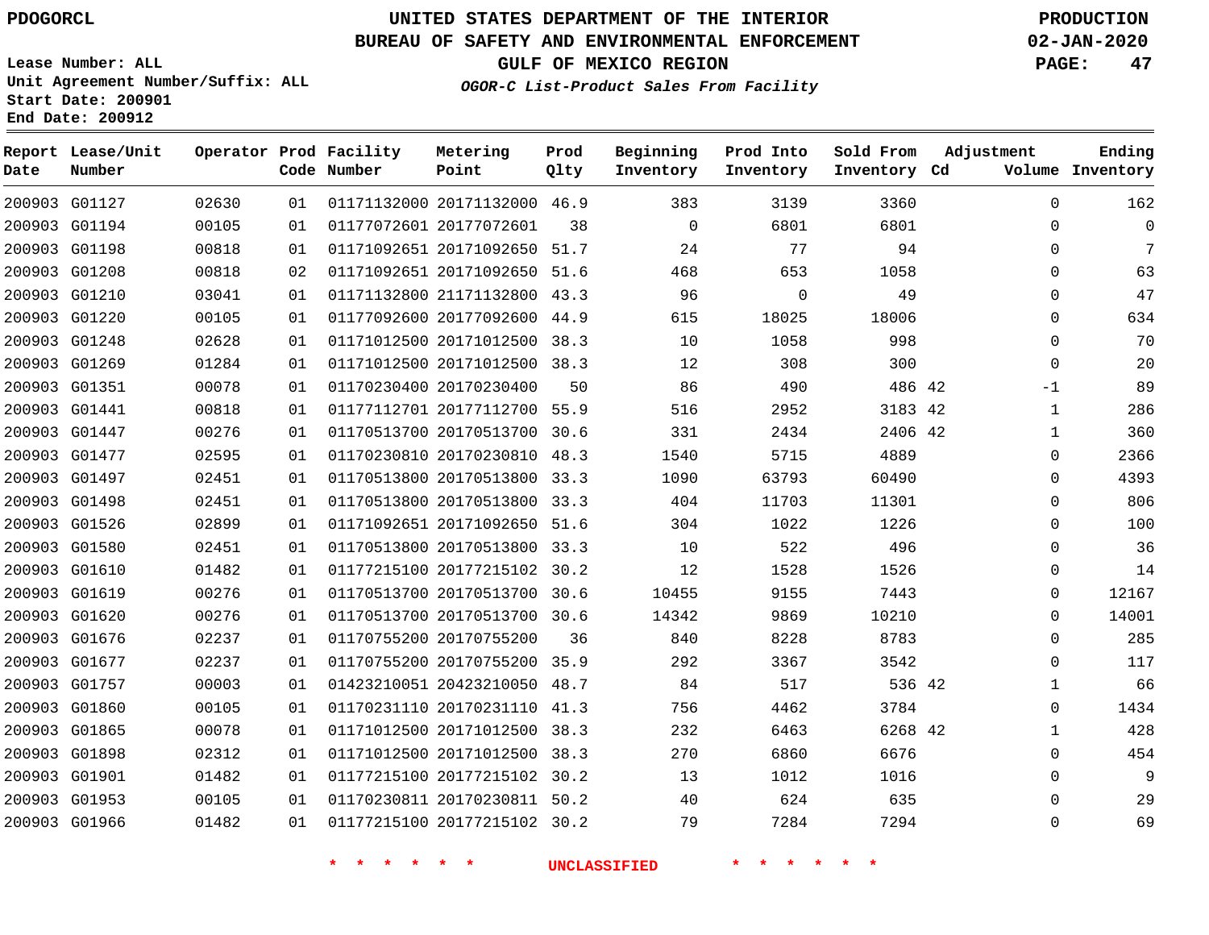PDOGORCL

# UNITED STATES DEPARTMENT OF THE INTERIOR
## BUREAU OF SAFETY AND ENVIRONMENTAL ENFORCEMENT
### GULF OF MEXICO REGION
*OGOR-C List-Product Sales From Facility*

PRODUCTION
02-JAN-2020

Lease Number: ALL
Unit Agreement Number/Suffix: ALL
Start Date: 200901
End Date: 200912

| Report Date | Lease/Unit Number | Operator | Prod Code | Facility Number | Metering Point | Prod Qlty | Beginning Inventory | Prod Into Inventory | Sold From Inventory | Adjustment Cd | Adjustment Volume | Ending Inventory |
|---|---|---|---|---|---|---|---|---|---|---|---|---|
| 200903 | G01127 | 02630 | 01 | 01171132000 | 20171132000 | 46.9 | 383 | 3139 | 3360 | | 0 | 162 |
| 200903 | G01194 | 00105 | 01 | 01177072601 | 20177072601 | 38 | 0 | 6801 | 6801 | | 0 | 0 |
| 200903 | G01198 | 00818 | 01 | 01171092651 | 20171092650 | 51.7 | 24 | 77 | 94 | | 0 | 7 |
| 200903 | G01208 | 00818 | 02 | 01171092651 | 20171092650 | 51.6 | 468 | 653 | 1058 | | 0 | 63 |
| 200903 | G01210 | 03041 | 01 | 01171132800 | 21171132800 | 43.3 | 96 | 0 | 49 | | 0 | 47 |
| 200903 | G01220 | 00105 | 01 | 01177092600 | 20177092600 | 44.9 | 615 | 18025 | 18006 | | 0 | 634 |
| 200903 | G01248 | 02628 | 01 | 01171012500 | 20171012500 | 38.3 | 10 | 1058 | 998 | | 0 | 70 |
| 200903 | G01269 | 01284 | 01 | 01171012500 | 20171012500 | 38.3 | 12 | 308 | 300 | | 0 | 20 |
| 200903 | G01351 | 00078 | 01 | 01170230400 | 20170230400 | 50 | 86 | 490 | 486 | 42 | -1 | 89 |
| 200903 | G01441 | 00818 | 01 | 01177112701 | 20177112700 | 55.9 | 516 | 2952 | 3183 | 42 | 1 | 286 |
| 200903 | G01447 | 00276 | 01 | 01170513700 | 20170513700 | 30.6 | 331 | 2434 | 2406 | 42 | 1 | 360 |
| 200903 | G01477 | 02595 | 01 | 01170230810 | 20170230810 | 48.3 | 1540 | 5715 | 4889 | | 0 | 2366 |
| 200903 | G01497 | 02451 | 01 | 01170513800 | 20170513800 | 33.3 | 1090 | 63793 | 60490 | | 0 | 4393 |
| 200903 | G01498 | 02451 | 01 | 01170513800 | 20170513800 | 33.3 | 404 | 11703 | 11301 | | 0 | 806 |
| 200903 | G01526 | 02899 | 01 | 01171092651 | 20171092650 | 51.6 | 304 | 1022 | 1226 | | 0 | 100 |
| 200903 | G01580 | 02451 | 01 | 01170513800 | 20170513800 | 33.3 | 10 | 522 | 496 | | 0 | 36 |
| 200903 | G01610 | 01482 | 01 | 01177215100 | 20177215102 | 30.2 | 12 | 1528 | 1526 | | 0 | 14 |
| 200903 | G01619 | 00276 | 01 | 01170513700 | 20170513700 | 30.6 | 10455 | 9155 | 7443 | | 0 | 12167 |
| 200903 | G01620 | 00276 | 01 | 01170513700 | 20170513700 | 30.6 | 14342 | 9869 | 10210 | | 0 | 14001 |
| 200903 | G01676 | 02237 | 01 | 01170755200 | 20170755200 | 36 | 840 | 8228 | 8783 | | 0 | 285 |
| 200903 | G01677 | 02237 | 01 | 01170755200 | 20170755200 | 35.9 | 292 | 3367 | 3542 | | 0 | 117 |
| 200903 | G01757 | 00003 | 01 | 01423210051 | 20423210050 | 48.7 | 84 | 517 | 536 | 42 | 1 | 66 |
| 200903 | G01860 | 00105 | 01 | 01170231110 | 20170231110 | 41.3 | 756 | 4462 | 3784 | | 0 | 1434 |
| 200903 | G01865 | 00078 | 01 | 01171012500 | 20171012500 | 38.3 | 232 | 6463 | 6268 | 42 | 1 | 428 |
| 200903 | G01898 | 02312 | 01 | 01171012500 | 20171012500 | 38.3 | 270 | 6860 | 6676 | | 0 | 454 |
| 200903 | G01901 | 01482 | 01 | 01177215100 | 20177215102 | 30.2 | 13 | 1012 | 1016 | | 0 | 9 |
| 200903 | G01953 | 00105 | 01 | 01170230811 | 20170230811 | 50.2 | 40 | 624 | 635 | | 0 | 29 |
| 200903 | G01966 | 01482 | 01 | 01177215100 | 20177215102 | 30.2 | 79 | 7284 | 7294 | | 0 | 69 |

* * * * * * UNCLASSIFIED * * * * * *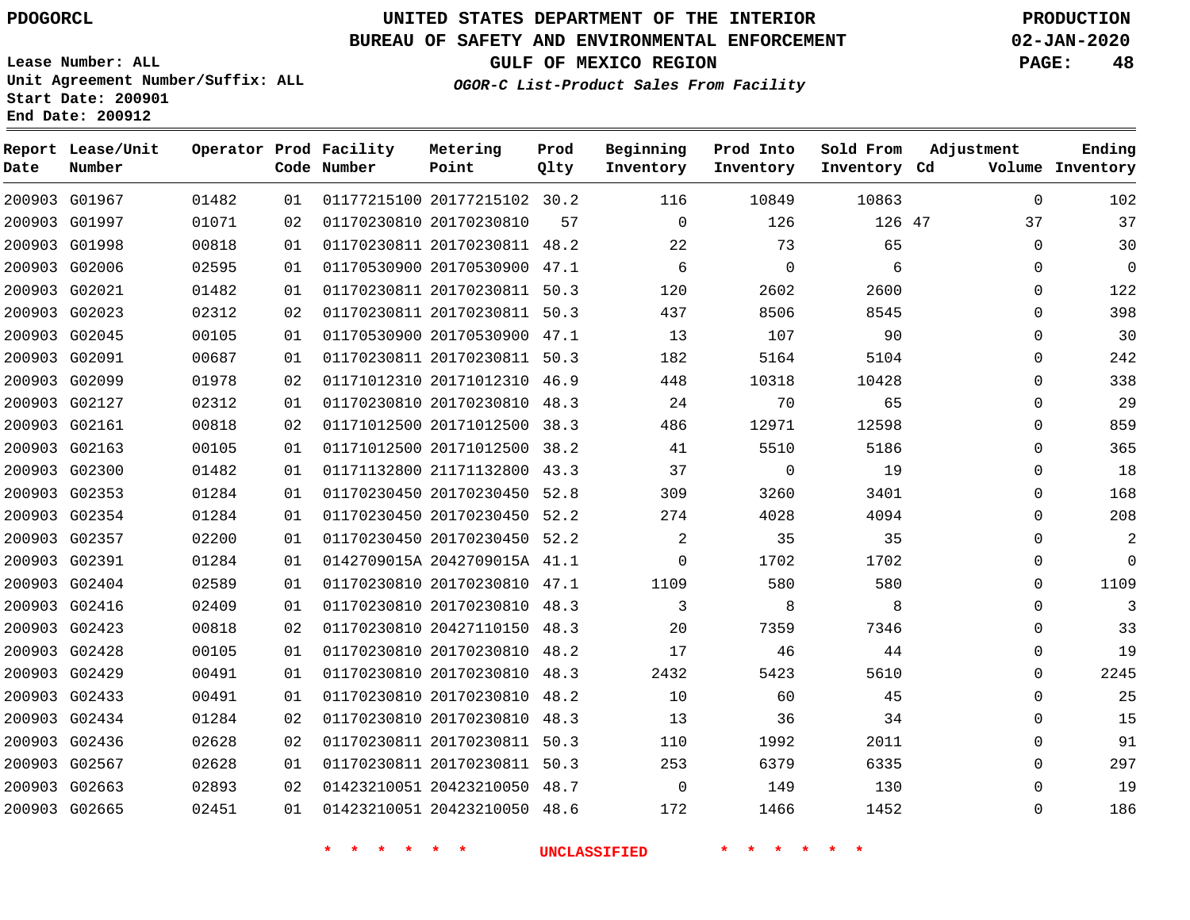PDOGORCL

# UNITED STATES DEPARTMENT OF THE INTERIOR
## BUREAU OF SAFETY AND ENVIRONMENTAL ENFORCEMENT
### GULF OF MEXICO REGION

PRODUCTION
02-JAN-2020

Lease Number: ALL
Unit Agreement Number/Suffix: ALL
Start Date: 200901
End Date: 200912

*OGOR-C List-Product Sales From Facility*

| Report Date | Lease/Unit Number | Operator | Prod Code | Facility Number | Metering Point | Prod Qlty | Beginning Inventory | Prod Into Inventory | Sold From Inventory | Adjustment Cd | Adjustment Volume | Ending Inventory |
|---|---|---|---|---|---|---|---|---|---|---|---|---|
| 200903 | G01967 | 01482 | 01 | 01177215100 | 20177215102 | 30.2 | 116 | 10849 | 10863 | | 0 | 102 |
| 200903 | G01997 | 01071 | 02 | 01170230810 | 20170230810 | 57 | 0 | 126 | 126 | 47 | 37 | 37 |
| 200903 | G01998 | 00818 | 01 | 01170230811 | 20170230811 | 48.2 | 22 | 73 | 65 | | 0 | 30 |
| 200903 | G02006 | 02595 | 01 | 01170530900 | 20170530900 | 47.1 | 6 | 0 | 6 | | 0 | 0 |
| 200903 | G02021 | 01482 | 01 | 01170230811 | 20170230811 | 50.3 | 120 | 2602 | 2600 | | 0 | 122 |
| 200903 | G02023 | 02312 | 02 | 01170230811 | 20170230811 | 50.3 | 437 | 8506 | 8545 | | 0 | 398 |
| 200903 | G02045 | 00105 | 01 | 01170530900 | 20170530900 | 47.1 | 13 | 107 | 90 | | 0 | 30 |
| 200903 | G02091 | 00687 | 01 | 01170230811 | 20170230811 | 50.3 | 182 | 5164 | 5104 | | 0 | 242 |
| 200903 | G02099 | 01978 | 02 | 01171012310 | 20171012310 | 46.9 | 448 | 10318 | 10428 | | 0 | 338 |
| 200903 | G02127 | 02312 | 01 | 01170230810 | 20170230810 | 48.3 | 24 | 70 | 65 | | 0 | 29 |
| 200903 | G02161 | 00818 | 02 | 01171012500 | 20171012500 | 38.3 | 486 | 12971 | 12598 | | 0 | 859 |
| 200903 | G02163 | 00105 | 01 | 01171012500 | 20171012500 | 38.2 | 41 | 5510 | 5186 | | 0 | 365 |
| 200903 | G02300 | 01482 | 01 | 01171132800 | 21171132800 | 43.3 | 37 | 0 | 19 | | 0 | 18 |
| 200903 | G02353 | 01284 | 01 | 01170230450 | 20170230450 | 52.8 | 309 | 3260 | 3401 | | 0 | 168 |
| 200903 | G02354 | 01284 | 01 | 01170230450 | 20170230450 | 52.2 | 274 | 4028 | 4094 | | 0 | 208 |
| 200903 | G02357 | 02200 | 01 | 01170230450 | 20170230450 | 52.2 | 2 | 35 | 35 | | 0 | 2 |
| 200903 | G02391 | 01284 | 01 | 0142709015A | 2042709015A | 41.1 | 0 | 1702 | 1702 | | 0 | 0 |
| 200903 | G02404 | 02589 | 01 | 01170230810 | 20170230810 | 47.1 | 1109 | 580 | 580 | | 0 | 1109 |
| 200903 | G02416 | 02409 | 01 | 01170230810 | 20170230810 | 48.3 | 3 | 8 | 8 | | 0 | 3 |
| 200903 | G02423 | 00818 | 02 | 01170230810 | 20427110150 | 48.3 | 20 | 7359 | 7346 | | 0 | 33 |
| 200903 | G02428 | 00105 | 01 | 01170230810 | 20170230810 | 48.2 | 17 | 46 | 44 | | 0 | 19 |
| 200903 | G02429 | 00491 | 01 | 01170230810 | 20170230810 | 48.3 | 2432 | 5423 | 5610 | | 0 | 2245 |
| 200903 | G02433 | 00491 | 01 | 01170230810 | 20170230810 | 48.2 | 10 | 60 | 45 | | 0 | 25 |
| 200903 | G02434 | 01284 | 02 | 01170230810 | 20170230810 | 48.3 | 13 | 36 | 34 | | 0 | 15 |
| 200903 | G02436 | 02628 | 02 | 01170230811 | 20170230811 | 50.3 | 110 | 1992 | 2011 | | 0 | 91 |
| 200903 | G02567 | 02628 | 01 | 01170230811 | 20170230811 | 50.3 | 253 | 6379 | 6335 | | 0 | 297 |
| 200903 | G02663 | 02893 | 02 | 01423210051 | 20423210050 | 48.7 | 0 | 149 | 130 | | 0 | 19 |
| 200903 | G02665 | 02451 | 01 | 01423210051 | 20423210050 | 48.6 | 172 | 1466 | 1452 | | 0 | 186 |

* * * * * * UNCLASSIFIED * * * * * *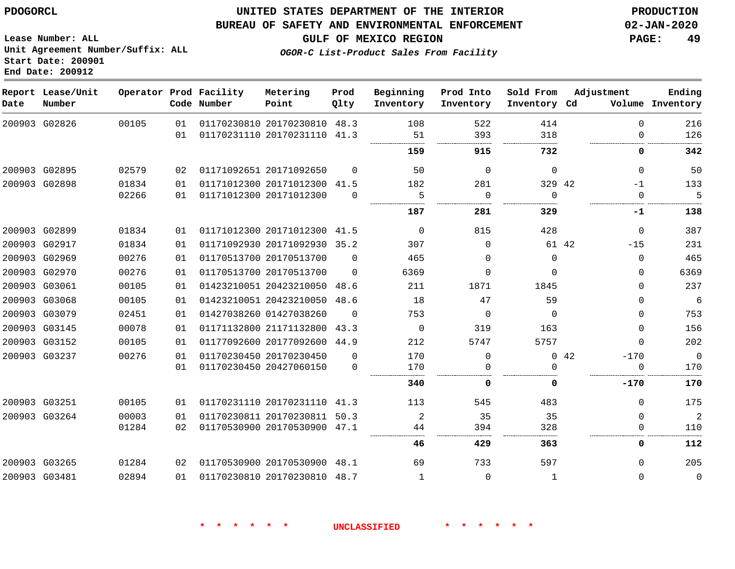PDOGORCL

# UNITED STATES DEPARTMENT OF THE INTERIOR
## BUREAU OF SAFETY AND ENVIRONMENTAL ENFORCEMENT
### GULF OF MEXICO REGION

PRODUCTION
02-JAN-2020

Lease Number: ALL
Unit Agreement Number/Suffix: ALL
Start Date: 200901
End Date: 200912

*OGOR-C List-Product Sales From Facility*

| Report Date | Lease/Unit Number | Operator | Prod Code | Facility Number | Metering Point | Prod Qlty | Beginning Inventory | Prod Into Inventory | Sold From Inventory | Adjustment Cd | Volume | Ending Inventory |
|---|---|---|---|---|---|---|---|---|---|---|---|---|
| 200903 | G02826 | 00105 | 01 | 01170230810 | 20170230810 | 48.3 | 108 | 522 | 414 | | 0 | 216 |
| | | | 01 | 01170231110 | 20170231110 | 41.3 | 51 | 393 | 318 | | 0 | 126 |
| | | | | | | | **159** | **915** | **732** | | **0** | **342** |
| 200903 | G02895 | 02579 | 02 | 01171092651 | 20171092650 | 0 | 50 | 0 | 0 | | 0 | 50 |
| 200903 | G02898 | 01834 | 01 | 01171012300 | 20171012300 | 41.5 | 182 | 281 | 329 | 42 | -1 | 133 |
| | | 02266 | 01 | 01171012300 | 20171012300 | 0 | 5 | 0 | 0 | | 0 | 5 |
| | | | | | | | **187** | **281** | **329** | | **-1** | **138** |
| 200903 | G02899 | 01834 | 01 | 01171012300 | 20171012300 | 41.5 | 0 | 815 | 428 | | 0 | 387 |
| 200903 | G02917 | 01834 | 01 | 01171092930 | 20171092930 | 35.2 | 307 | 0 | 61 | 42 | -15 | 231 |
| 200903 | G02969 | 00276 | 01 | 01170513700 | 20170513700 | 0 | 465 | 0 | 0 | | 0 | 465 |
| 200903 | G02970 | 00276 | 01 | 01170513700 | 20170513700 | 0 | 6369 | 0 | 0 | | 0 | 6369 |
| 200903 | G03061 | 00105 | 01 | 01423210051 | 20423210050 | 48.6 | 211 | 1871 | 1845 | | 0 | 237 |
| 200903 | G03068 | 00105 | 01 | 01423210051 | 20423210050 | 48.6 | 18 | 47 | 59 | | 0 | 6 |
| 200903 | G03079 | 02451 | 01 | 01427038260 | 01427038260 | 0 | 753 | 0 | 0 | | 0 | 753 |
| 200903 | G03145 | 00078 | 01 | 01171132800 | 21171132800 | 43.3 | 0 | 319 | 163 | | 0 | 156 |
| 200903 | G03152 | 00105 | 01 | 01177092600 | 20177092600 | 44.9 | 212 | 5747 | 5757 | | 0 | 202 |
| 200903 | G03237 | 00276 | 01 | 01170230450 | 20170230450 | 0 | 170 | 0 | 0 | 42 | -170 | 0 |
| | | | 01 | 01170230450 | 20427060150 | 0 | 170 | 0 | 0 | | 0 | 170 |
| | | | | | | | **340** | **0** | **0** | | **-170** | **170** |
| 200903 | G03251 | 00105 | 01 | 01170231110 | 20170231110 | 41.3 | 113 | 545 | 483 | | 0 | 175 |
| 200903 | G03264 | 00003 | 01 | 01170230811 | 20170230811 | 50.3 | 2 | 35 | 35 | | 0 | 2 |
| | | 01284 | 02 | 01170530900 | 20170530900 | 47.1 | 44 | 394 | 328 | | 0 | 110 |
| | | | | | | | **46** | **429** | **363** | | **0** | **112** |
| 200903 | G03265 | 01284 | 02 | 01170530900 | 20170530900 | 48.1 | 69 | 733 | 597 | | 0 | 205 |
| 200903 | G03481 | 02894 | 01 | 01170230810 | 20170230810 | 48.7 | 1 | 0 | 1 | | 0 | 0 |

\* \* \* \* \* \* UNCLASSIFIED \* \* \* \* \* \*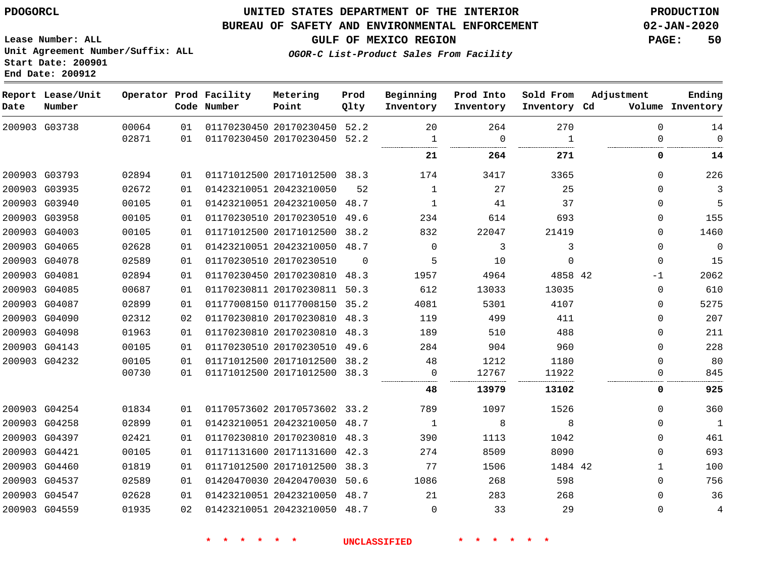# UNITED STATES DEPARTMENT OF THE INTERIOR
## BUREAU OF SAFETY AND ENVIRONMENTAL ENFORCEMENT
### GULF OF MEXICO REGION
***OGOR-C List-Product Sales From Facility***

PDOGORCL

PRODUCTION
02-JAN-2020

Lease Number: ALL
Unit Agreement Number/Suffix: ALL
Start Date: 200901
End Date: 200912

| Report Date | Lease/Unit Number | Operator | Prod Code | Facility Number | Metering Point | Prod Qlty | Beginning Inventory | Prod Into Inventory | Sold From Inventory | Adjustment Cd | Adjustment Volume | Ending Inventory |
|---|---|---|---|---|---|---|---|---|---|---|---|---|
| 200903 | G03738 | 00064 | 01 | 01170230450 | 20170230450 | 52.2 | 20 | 264 | 270 | | 0 | 14 |
| | | 02871 | 01 | 01170230450 | 20170230450 | 52.2 | 1 | 0 | 1 | | 0 | 0 |
| | | | | | | | **21** | **264** | **271** | | **0** | **14** |
| 200903 | G03793 | 02894 | 01 | 01171012500 | 20171012500 | 38.3 | 174 | 3417 | 3365 | | 0 | 226 |
| 200903 | G03935 | 02672 | 01 | 01423210051 | 20423210050 | 52 | 1 | 27 | 25 | | 0 | 3 |
| 200903 | G03940 | 00105 | 01 | 01423210051 | 20423210050 | 48.7 | 1 | 41 | 37 | | 0 | 5 |
| 200903 | G03958 | 00105 | 01 | 01170230510 | 20170230510 | 49.6 | 234 | 614 | 693 | | 0 | 155 |
| 200903 | G04003 | 00105 | 01 | 01171012500 | 20171012500 | 38.2 | 832 | 22047 | 21419 | | 0 | 1460 |
| 200903 | G04065 | 02628 | 01 | 01423210051 | 20423210050 | 48.7 | 0 | 3 | 3 | | 0 | 0 |
| 200903 | G04078 | 02589 | 01 | 01170230510 | 20170230510 | 0 | 5 | 10 | 0 | | 0 | 15 |
| 200903 | G04081 | 02894 | 01 | 01170230450 | 20170230810 | 48.3 | 1957 | 4964 | 4858 | 42 | -1 | 2062 |
| 200903 | G04085 | 00687 | 01 | 01170230811 | 20170230811 | 50.3 | 612 | 13033 | 13035 | | 0 | 610 |
| 200903 | G04087 | 02899 | 01 | 01177008150 | 01177008150 | 35.2 | 4081 | 5301 | 4107 | | 0 | 5275 |
| 200903 | G04090 | 02312 | 02 | 01170230810 | 20170230810 | 48.3 | 119 | 499 | 411 | | 0 | 207 |
| 200903 | G04098 | 01963 | 01 | 01170230810 | 20170230810 | 48.3 | 189 | 510 | 488 | | 0 | 211 |
| 200903 | G04143 | 00105 | 01 | 01170230510 | 20170230510 | 49.6 | 284 | 904 | 960 | | 0 | 228 |
| 200903 | G04232 | 00105 | 01 | 01171012500 | 20171012500 | 38.2 | 48 | 1212 | 1180 | | 0 | 80 |
| | | 00730 | 01 | 01171012500 | 20171012500 | 38.3 | 0 | 12767 | 11922 | | 0 | 845 |
| | | | | | | | **48** | **13979** | **13102** | | **0** | **925** |
| 200903 | G04254 | 01834 | 01 | 01170573602 | 20170573602 | 33.2 | 789 | 1097 | 1526 | | 0 | 360 |
| 200903 | G04258 | 02899 | 01 | 01423210051 | 20423210050 | 48.7 | 1 | 8 | 8 | | 0 | 1 |
| 200903 | G04397 | 02421 | 01 | 01170230810 | 20170230810 | 48.3 | 390 | 1113 | 1042 | | 0 | 461 |
| 200903 | G04421 | 00105 | 01 | 01171131600 | 20171131600 | 42.3 | 274 | 8509 | 8090 | | 0 | 693 |
| 200903 | G04460 | 01819 | 01 | 01171012500 | 20171012500 | 38.3 | 77 | 1506 | 1484 | 42 | 1 | 100 |
| 200903 | G04537 | 02589 | 01 | 01420470030 | 20420470030 | 50.6 | 1086 | 268 | 598 | | 0 | 756 |
| 200903 | G04547 | 02628 | 01 | 01423210051 | 20423210050 | 48.7 | 21 | 283 | 268 | | 0 | 36 |
| 200903 | G04559 | 01935 | 02 | 01423210051 | 20423210050 | 48.7 | 0 | 33 | 29 | | 0 | 4 |

* * * * * * UNCLASSIFIED * * * * * *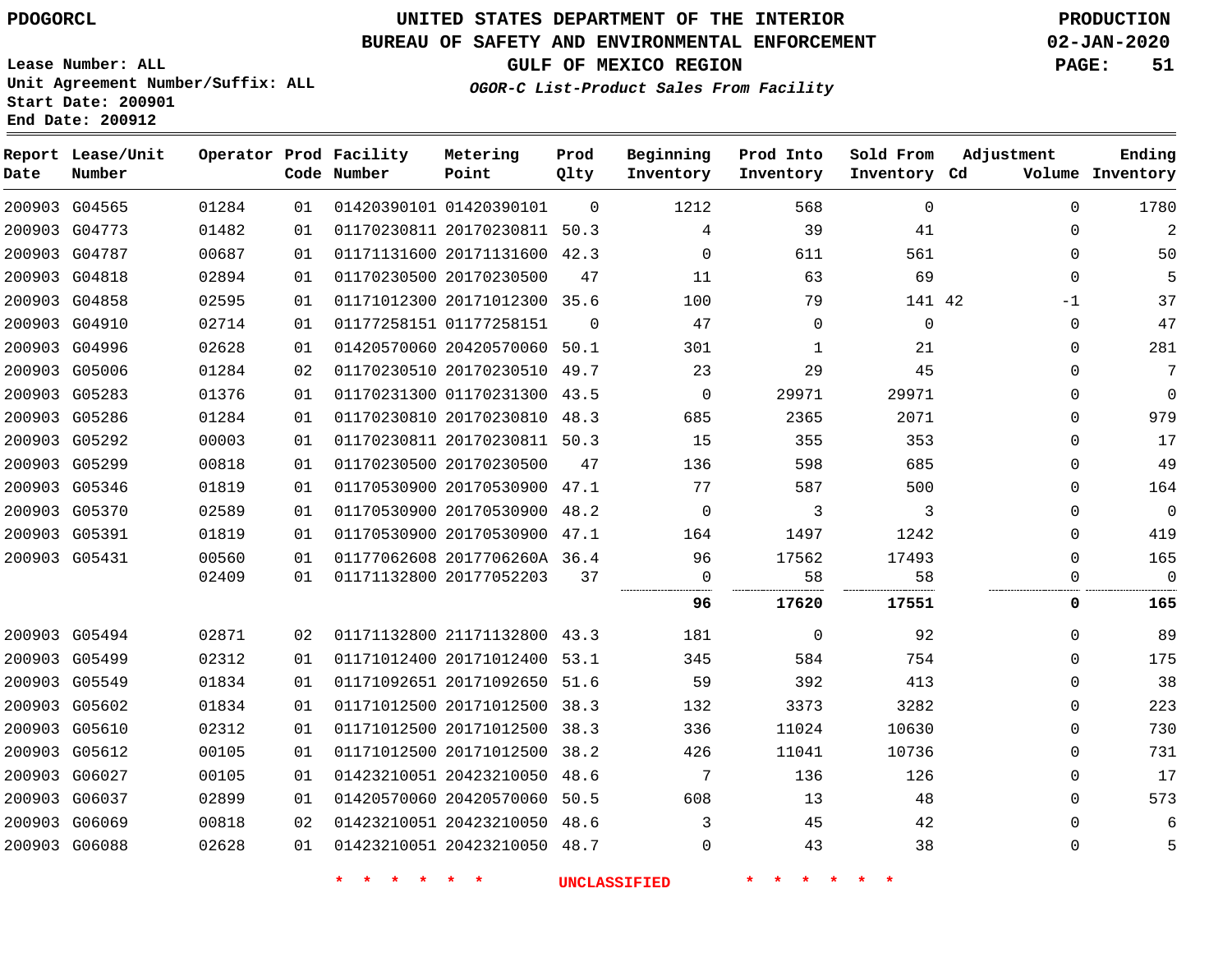PDOGORCL

# UNITED STATES DEPARTMENT OF THE INTERIOR
## BUREAU OF SAFETY AND ENVIRONMENTAL ENFORCEMENT
## GULF OF MEXICO REGION
### *OGOR-C List-Product Sales From Facility*

PRODUCTION
02-JAN-2020

Lease Number: ALL
Unit Agreement Number/Suffix: ALL
Start Date: 200901
End Date: 200912

| Report Date | Lease/Unit Number | Operator | Prod Code | Facility Number | Metering Point | Prod Qlty | Beginning Inventory | Prod Into Inventory | Sold From Inventory | Adjustment Cd | Adjustment Volume | Ending Inventory |
|---|---|---|---|---|---|---|---|---|---|---|---|---|
| 200903 | G04565 | 01284 | 01 | 01420390101 | 01420390101 | 0 | 1212 | 568 | 0 | | 0 | 1780 |
| 200903 | G04773 | 01482 | 01 | 01170230811 | 20170230811 | 50.3 | 4 | 39 | 41 | | 0 | 2 |
| 200903 | G04787 | 00687 | 01 | 01171131600 | 20171131600 | 42.3 | 0 | 611 | 561 | | 0 | 50 |
| 200903 | G04818 | 02894 | 01 | 01170230500 | 20170230500 | 47 | 11 | 63 | 69 | | 0 | 5 |
| 200903 | G04858 | 02595 | 01 | 01171012300 | 20171012300 | 35.6 | 100 | 79 | 141 | 42 | -1 | 37 |
| 200903 | G04910 | 02714 | 01 | 01177258151 | 01177258151 | 0 | 47 | 0 | 0 | | 0 | 47 |
| 200903 | G04996 | 02628 | 01 | 01420570060 | 20420570060 | 50.1 | 301 | 1 | 21 | | 0 | 281 |
| 200903 | G05006 | 01284 | 02 | 01170230510 | 20170230510 | 49.7 | 23 | 29 | 45 | | 0 | 7 |
| 200903 | G05283 | 01376 | 01 | 01170231300 | 01170231300 | 43.5 | 0 | 29971 | 29971 | | 0 | 0 |
| 200903 | G05286 | 01284 | 01 | 01170230810 | 20170230810 | 48.3 | 685 | 2365 | 2071 | | 0 | 979 |
| 200903 | G05292 | 00003 | 01 | 01170230811 | 20170230811 | 50.3 | 15 | 355 | 353 | | 0 | 17 |
| 200903 | G05299 | 00818 | 01 | 01170230500 | 20170230500 | 47 | 136 | 598 | 685 | | 0 | 49 |
| 200903 | G05346 | 01819 | 01 | 01170530900 | 20170530900 | 47.1 | 77 | 587 | 500 | | 0 | 164 |
| 200903 | G05370 | 02589 | 01 | 01170530900 | 20170530900 | 48.2 | 0 | 3 | 3 | | 0 | 0 |
| 200903 | G05391 | 01819 | 01 | 01170530900 | 20170530900 | 47.1 | 164 | 1497 | 1242 | | 0 | 419 |
| 200903 | G05431 | 00560 | 01 | 01177062608 | 2017706260A | 36.4 | 96 | 17562 | 17493 | | 0 | 165 |
| | | 02409 | 01 | 01171132800 | 20177052203 | 37 | 0 | 58 | 58 | | 0 | 0 |
| | | | | | | | **96** | **17620** | **17551** | | **0** | **165** |
| 200903 | G05494 | 02871 | 02 | 01171132800 | 21171132800 | 43.3 | 181 | 0 | 92 | | 0 | 89 |
| 200903 | G05499 | 02312 | 01 | 01171012400 | 20171012400 | 53.1 | 345 | 584 | 754 | | 0 | 175 |
| 200903 | G05549 | 01834 | 01 | 01171092651 | 20171092650 | 51.6 | 59 | 392 | 413 | | 0 | 38 |
| 200903 | G05602 | 01834 | 01 | 01171012500 | 20171012500 | 38.3 | 132 | 3373 | 3282 | | 0 | 223 |
| 200903 | G05610 | 02312 | 01 | 01171012500 | 20171012500 | 38.3 | 336 | 11024 | 10630 | | 0 | 730 |
| 200903 | G05612 | 00105 | 01 | 01171012500 | 20171012500 | 38.2 | 426 | 11041 | 10736 | | 0 | 731 |
| 200903 | G06027 | 00105 | 01 | 01423210051 | 20423210050 | 48.6 | 7 | 136 | 126 | | 0 | 17 |
| 200903 | G06037 | 02899 | 01 | 01420570060 | 20420570060 | 50.5 | 608 | 13 | 48 | | 0 | 573 |
| 200903 | G06069 | 00818 | 02 | 01423210051 | 20423210050 | 48.6 | 3 | 45 | 42 | | 0 | 6 |
| 200903 | G06088 | 02628 | 01 | 01423210051 | 20423210050 | 48.7 | 0 | 43 | 38 | | 0 | 5 |

* * * * * * UNCLASSIFIED * * * * * *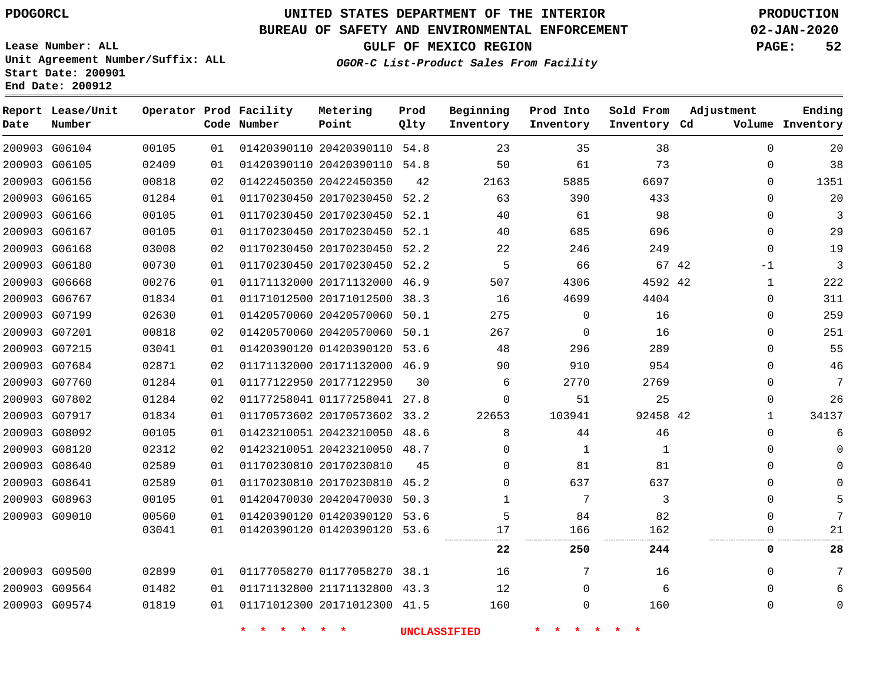PDOGORCL

# UNITED STATES DEPARTMENT OF THE INTERIOR
## BUREAU OF SAFETY AND ENVIRONMENTAL ENFORCEMENT
### GULF OF MEXICO REGION
*OGOR-C List-Product Sales From Facility*

PRODUCTION
02-JAN-2020

Lease Number: ALL
Unit Agreement Number/Suffix: ALL
Start Date: 200901
End Date: 200912

| Report Date | Lease/Unit Number | Operator | Prod Code | Facility Number | Metering Point | Prod Qlty | Beginning Inventory | Prod Into Inventory | Sold From Inventory | Adjustment Cd | Volume | Ending Inventory |
|---|---|---|---|---|---|---|---|---|---|---|---|---|
| 200903 | G06104 | 00105 | 01 | 01420390110 | 20420390110 | 54.8 | 23 | 35 | 38 | | 0 | 20 |
| 200903 | G06105 | 02409 | 01 | 01420390110 | 20420390110 | 54.8 | 50 | 61 | 73 | | 0 | 38 |
| 200903 | G06156 | 00818 | 02 | 01422450350 | 20422450350 | 42 | 2163 | 5885 | 6697 | | 0 | 1351 |
| 200903 | G06165 | 01284 | 01 | 01170230450 | 20170230450 | 52.2 | 63 | 390 | 433 | | 0 | 20 |
| 200903 | G06166 | 00105 | 01 | 01170230450 | 20170230450 | 52.1 | 40 | 61 | 98 | | 0 | 3 |
| 200903 | G06167 | 00105 | 01 | 01170230450 | 20170230450 | 52.1 | 40 | 685 | 696 | | 0 | 29 |
| 200903 | G06168 | 03008 | 02 | 01170230450 | 20170230450 | 52.2 | 22 | 246 | 249 | | 0 | 19 |
| 200903 | G06180 | 00730 | 01 | 01170230450 | 20170230450 | 52.2 | 5 | 66 | 67 | 42 | -1 | 3 |
| 200903 | G06668 | 00276 | 01 | 01171132000 | 20171132000 | 46.9 | 507 | 4306 | 4592 | 42 | 1 | 222 |
| 200903 | G06767 | 01834 | 01 | 01171012500 | 20171012500 | 38.3 | 16 | 4699 | 4404 | | 0 | 311 |
| 200903 | G07199 | 02630 | 01 | 01420570060 | 20420570060 | 50.1 | 275 | 0 | 16 | | 0 | 259 |
| 200903 | G07201 | 00818 | 02 | 01420570060 | 20420570060 | 50.1 | 267 | 0 | 16 | | 0 | 251 |
| 200903 | G07215 | 03041 | 01 | 01420390120 | 01420390120 | 53.6 | 48 | 296 | 289 | | 0 | 55 |
| 200903 | G07684 | 02871 | 02 | 01171132000 | 20171132000 | 46.9 | 90 | 910 | 954 | | 0 | 46 |
| 200903 | G07760 | 01284 | 01 | 01177122950 | 20177122950 | 30 | 6 | 2770 | 2769 | | 0 | 7 |
| 200903 | G07802 | 01284 | 02 | 01177258041 | 01177258041 | 27.8 | 0 | 51 | 25 | | 0 | 26 |
| 200903 | G07917 | 01834 | 01 | 01170573602 | 20170573602 | 33.2 | 22653 | 103941 | 92458 | 42 | 1 | 34137 |
| 200903 | G08092 | 00105 | 01 | 01423210051 | 20423210050 | 48.6 | 8 | 44 | 46 | | 0 | 6 |
| 200903 | G08120 | 02312 | 02 | 01423210051 | 20423210050 | 48.7 | 0 | 1 | 1 | | 0 | 0 |
| 200903 | G08640 | 02589 | 01 | 01170230810 | 20170230810 | 45 | 0 | 81 | 81 | | 0 | 0 |
| 200903 | G08641 | 02589 | 01 | 01170230810 | 20170230810 | 45.2 | 0 | 637 | 637 | | 0 | 0 |
| 200903 | G08963 | 00105 | 01 | 01420470030 | 20420470030 | 50.3 | 1 | 7 | 3 | | 0 | 5 |
| 200903 | G09010 | 00560 | 01 | 01420390120 | 01420390120 | 53.6 | 5 | 84 | 82 | | 0 | 7 |
| | | 03041 | 01 | 01420390120 | 01420390120 | 53.6 | 17 | 166 | 162 | | 0 | 21 |
| | | | | | | | **22** | **250** | **244** | | **0** | **28** |
| 200903 | G09500 | 02899 | 01 | 01177058270 | 01177058270 | 38.1 | 16 | 7 | 16 | | 0 | 7 |
| 200903 | G09564 | 01482 | 01 | 01171132800 | 21171132800 | 43.3 | 12 | 0 | 6 | | 0 | 6 |
| 200903 | G09574 | 01819 | 01 | 01171012300 | 20171012300 | 41.5 | 160 | 0 | 160 | | 0 | 0 |

* * * * * * UNCLASSIFIED * * * * * *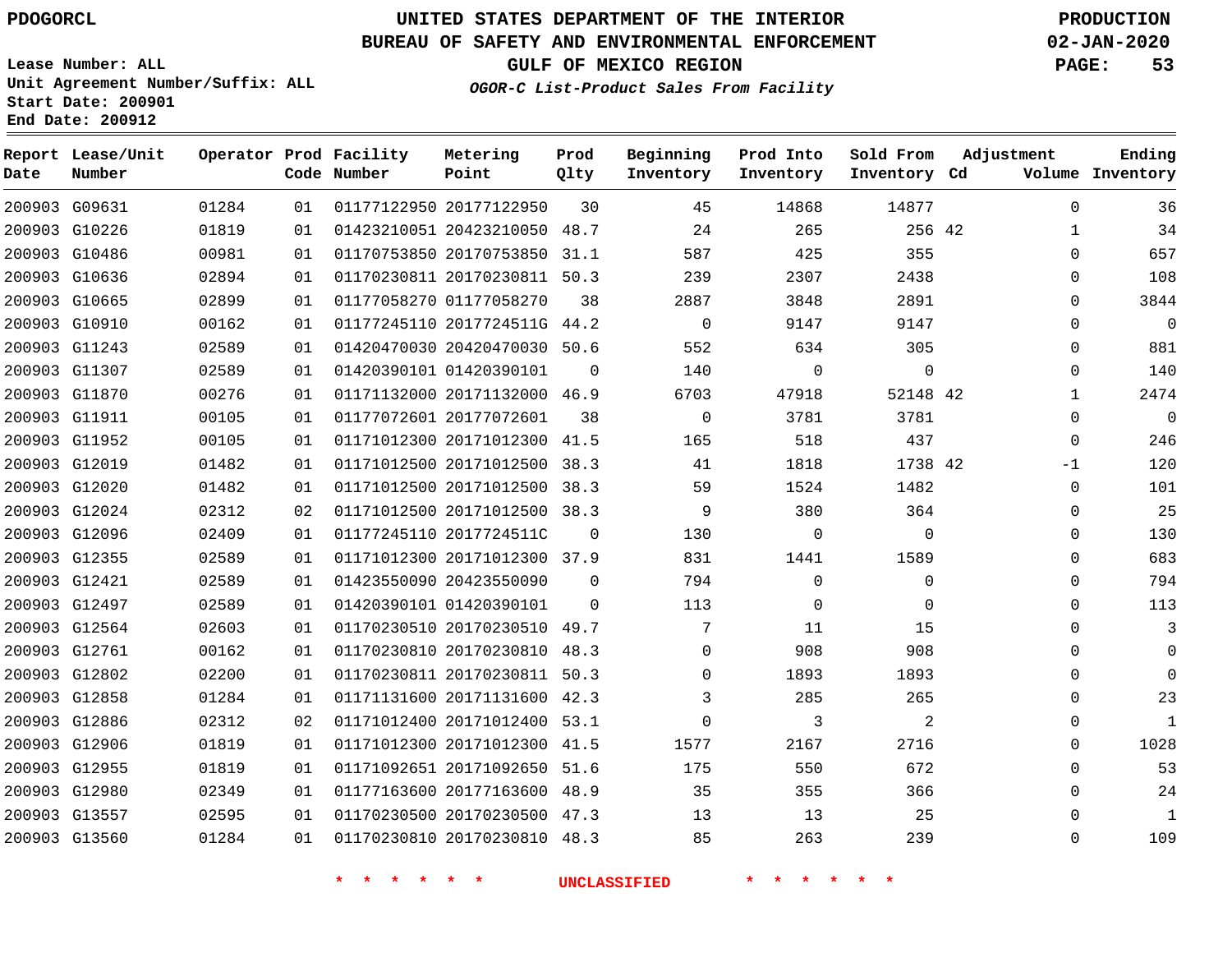PDOGORCL

UNITED STATES DEPARTMENT OF THE INTERIOR
BUREAU OF SAFETY AND ENVIRONMENTAL ENFORCEMENT
GULF OF MEXICO REGION

PRODUCTION
02-JAN-2020

Lease Number: ALL
Unit Agreement Number/Suffix: ALL
Start Date: 200901
End Date: 200912

*OGOR-C List-Product Sales From Facility*

| Report Date | Lease/Unit Number | Operator | Prod Code | Facility Number | Metering Point | Prod Qlty | Beginning Inventory | Prod Into Inventory | Sold From Inventory | Adjustment Cd | Adjustment Volume | Ending Inventory |
|---|---|---|---|---|---|---|---|---|---|---|---|---|
| 200903 | G09631 | 01284 | 01 | 01177122950 | 20177122950 | 30 | 45 | 14868 | 14877 | | 0 | 36 |
| 200903 | G10226 | 01819 | 01 | 01423210051 | 20423210050 | 48.7 | 24 | 265 | 256 | 42 | 1 | 34 |
| 200903 | G10486 | 00981 | 01 | 01170753850 | 20170753850 | 31.1 | 587 | 425 | 355 | | 0 | 657 |
| 200903 | G10636 | 02894 | 01 | 01170230811 | 20170230811 | 50.3 | 239 | 2307 | 2438 | | 0 | 108 |
| 200903 | G10665 | 02899 | 01 | 01177058270 | 01177058270 | 38 | 2887 | 3848 | 2891 | | 0 | 3844 |
| 200903 | G10910 | 00162 | 01 | 01177245110 | 2017724511G | 44.2 | 0 | 9147 | 9147 | | 0 | 0 |
| 200903 | G11243 | 02589 | 01 | 01420470030 | 20420470030 | 50.6 | 552 | 634 | 305 | | 0 | 881 |
| 200903 | G11307 | 02589 | 01 | 01420390101 | 01420390101 | 0 | 140 | 0 | 0 | | 0 | 140 |
| 200903 | G11870 | 00276 | 01 | 01171132000 | 20171132000 | 46.9 | 6703 | 47918 | 52148 | 42 | 1 | 2474 |
| 200903 | G11911 | 00105 | 01 | 01177072601 | 20177072601 | 38 | 0 | 3781 | 3781 | | 0 | 0 |
| 200903 | G11952 | 00105 | 01 | 01171012300 | 20171012300 | 41.5 | 165 | 518 | 437 | | 0 | 246 |
| 200903 | G12019 | 01482 | 01 | 01171012500 | 20171012500 | 38.3 | 41 | 1818 | 1738 | 42 | -1 | 120 |
| 200903 | G12020 | 01482 | 01 | 01171012500 | 20171012500 | 38.3 | 59 | 1524 | 1482 | | 0 | 101 |
| 200903 | G12024 | 02312 | 02 | 01171012500 | 20171012500 | 38.3 | 9 | 380 | 364 | | 0 | 25 |
| 200903 | G12096 | 02409 | 01 | 01177245110 | 2017724511C | 0 | 130 | 0 | 0 | | 0 | 130 |
| 200903 | G12355 | 02589 | 01 | 01171012300 | 20171012300 | 37.9 | 831 | 1441 | 1589 | | 0 | 683 |
| 200903 | G12421 | 02589 | 01 | 01423550090 | 20423550090 | 0 | 794 | 0 | 0 | | 0 | 794 |
| 200903 | G12497 | 02589 | 01 | 01420390101 | 01420390101 | 0 | 113 | 0 | 0 | | 0 | 113 |
| 200903 | G12564 | 02603 | 01 | 01170230510 | 20170230510 | 49.7 | 7 | 11 | 15 | | 0 | 3 |
| 200903 | G12761 | 00162 | 01 | 01170230810 | 20170230810 | 48.3 | 0 | 908 | 908 | | 0 | 0 |
| 200903 | G12802 | 02200 | 01 | 01170230811 | 20170230811 | 50.3 | 0 | 1893 | 1893 | | 0 | 0 |
| 200903 | G12858 | 01284 | 01 | 01171131600 | 20171131600 | 42.3 | 3 | 285 | 265 | | 0 | 23 |
| 200903 | G12886 | 02312 | 02 | 01171012400 | 20171012400 | 53.1 | 0 | 3 | 2 | | 0 | 1 |
| 200903 | G12906 | 01819 | 01 | 01171012300 | 20171012300 | 41.5 | 1577 | 2167 | 2716 | | 0 | 1028 |
| 200903 | G12955 | 01819 | 01 | 01171092651 | 20171092650 | 51.6 | 175 | 550 | 672 | | 0 | 53 |
| 200903 | G12980 | 02349 | 01 | 01177163600 | 20177163600 | 48.9 | 35 | 355 | 366 | | 0 | 24 |
| 200903 | G13557 | 02595 | 01 | 01170230500 | 20170230500 | 47.3 | 13 | 13 | 25 | | 0 | 1 |
| 200903 | G13560 | 01284 | 01 | 01170230810 | 20170230810 | 48.3 | 85 | 263 | 239 | | 0 | 109 |

* * * * * * UNCLASSIFIED * * * * * *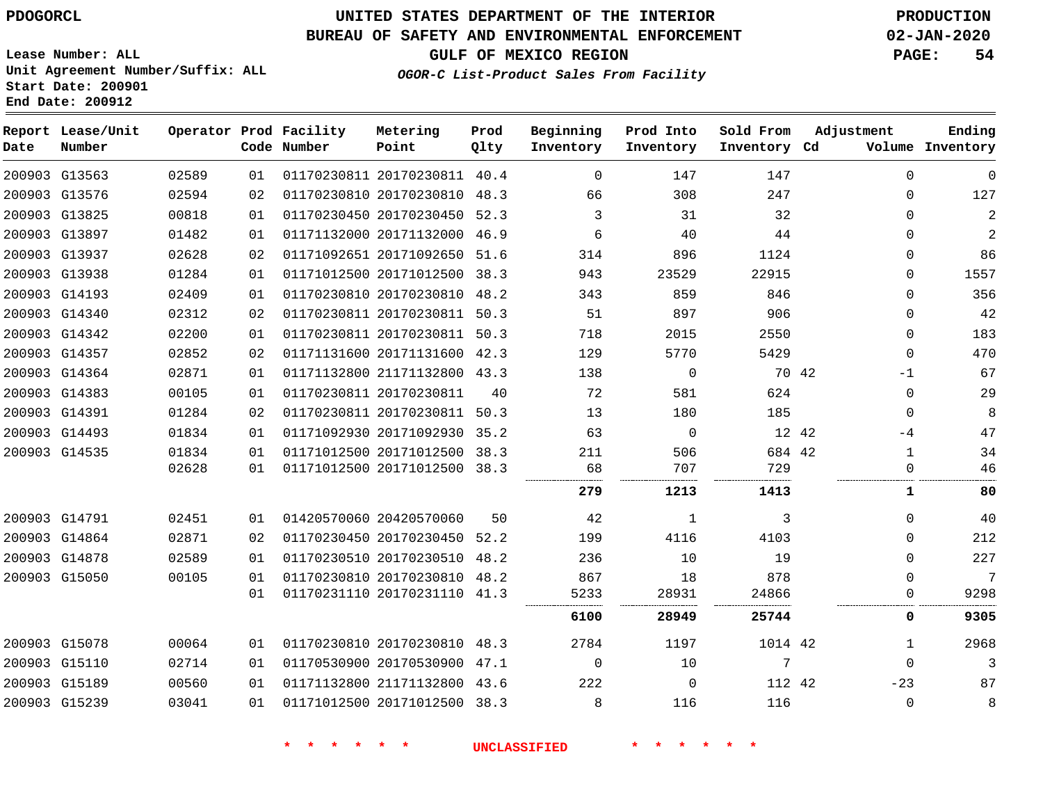PDOGORCL

# UNITED STATES DEPARTMENT OF THE INTERIOR
## BUREAU OF SAFETY AND ENVIRONMENTAL ENFORCEMENT
### GULF OF MEXICO REGION
*OGOR-C List-Product Sales From Facility*

PRODUCTION
02-JAN-2020

Lease Number: ALL
Unit Agreement Number/Suffix: ALL
Start Date: 200901
End Date: 200912

| Report Date | Lease/Unit Number | Operator | Prod Code | Facility Number | Metering Point | Prod Qlty | Beginning Inventory | Prod Into Inventory | Sold From Inventory | Adjustment Cd | Adjustment Volume | Ending Inventory |
|---|---|---|---|---|---|---|---|---|---|---|---|---|
| 200903 | G13563 | 02589 | 01 | 01170230811 | 20170230811 | 40.4 | 0 | 147 | 147 | | 0 | 0 |
| 200903 | G13576 | 02594 | 02 | 01170230810 | 20170230810 | 48.3 | 66 | 308 | 247 | | 0 | 127 |
| 200903 | G13825 | 00818 | 01 | 01170230450 | 20170230450 | 52.3 | 3 | 31 | 32 | | 0 | 2 |
| 200903 | G13897 | 01482 | 01 | 01171132000 | 20171132000 | 46.9 | 6 | 40 | 44 | | 0 | 2 |
| 200903 | G13937 | 02628 | 02 | 01171092651 | 20171092650 | 51.6 | 314 | 896 | 1124 | | 0 | 86 |
| 200903 | G13938 | 01284 | 01 | 01171012500 | 20171012500 | 38.3 | 943 | 23529 | 22915 | | 0 | 1557 |
| 200903 | G14193 | 02409 | 01 | 01170230810 | 20170230810 | 48.2 | 343 | 859 | 846 | | 0 | 356 |
| 200903 | G14340 | 02312 | 02 | 01170230811 | 20170230811 | 50.3 | 51 | 897 | 906 | | 0 | 42 |
| 200903 | G14342 | 02200 | 01 | 01170230811 | 20170230811 | 50.3 | 718 | 2015 | 2550 | | 0 | 183 |
| 200903 | G14357 | 02852 | 02 | 01171131600 | 20171131600 | 42.3 | 129 | 5770 | 5429 | | 0 | 470 |
| 200903 | G14364 | 02871 | 01 | 01171132800 | 21171132800 | 43.3 | 138 | 0 | 70 | 42 | -1 | 67 |
| 200903 | G14383 | 00105 | 01 | 01170230811 | 20170230811 | 40 | 72 | 581 | 624 | | 0 | 29 |
| 200903 | G14391 | 01284 | 02 | 01170230811 | 20170230811 | 50.3 | 13 | 180 | 185 | | 0 | 8 |
| 200903 | G14493 | 01834 | 01 | 01171092930 | 20171092930 | 35.2 | 63 | 0 | 12 | 42 | -4 | 47 |
| 200903 | G14535 | 01834 | 01 | 01171012500 | 20171012500 | 38.3 | 211 | 506 | 684 | 42 | 1 | 34 |
| | | 02628 | 01 | 01171012500 | 20171012500 | 38.3 | 68 | 707 | 729 | | 0 | 46 |
| | | | | | | | **279** | **1213** | **1413** | | **1** | **80** |
| 200903 | G14791 | 02451 | 01 | 01420570060 | 20420570060 | 50 | 42 | 1 | 3 | | 0 | 40 |
| 200903 | G14864 | 02871 | 02 | 01170230450 | 20170230450 | 52.2 | 199 | 4116 | 4103 | | 0 | 212 |
| 200903 | G14878 | 02589 | 01 | 01170230510 | 20170230510 | 48.2 | 236 | 10 | 19 | | 0 | 227 |
| 200903 | G15050 | 00105 | 01 | 01170230810 | 20170230810 | 48.2 | 867 | 18 | 878 | | 0 | 7 |
| | | | 01 | 01170231110 | 20170231110 | 41.3 | 5233 | 28931 | 24866 | | 0 | 9298 |
| | | | | | | | **6100** | **28949** | **25744** | | **0** | **9305** |
| 200903 | G15078 | 00064 | 01 | 01170230810 | 20170230810 | 48.3 | 2784 | 1197 | 1014 | 42 | 1 | 2968 |
| 200903 | G15110 | 02714 | 01 | 01170530900 | 20170530900 | 47.1 | 0 | 10 | 7 | | 0 | 3 |
| 200903 | G15189 | 00560 | 01 | 01171132800 | 21171132800 | 43.6 | 222 | 0 | 112 | 42 | -23 | 87 |
| 200903 | G15239 | 03041 | 01 | 01171012500 | 20171012500 | 38.3 | 8 | 116 | 116 | | 0 | 8 |

* * * * * * UNCLASSIFIED * * * * * *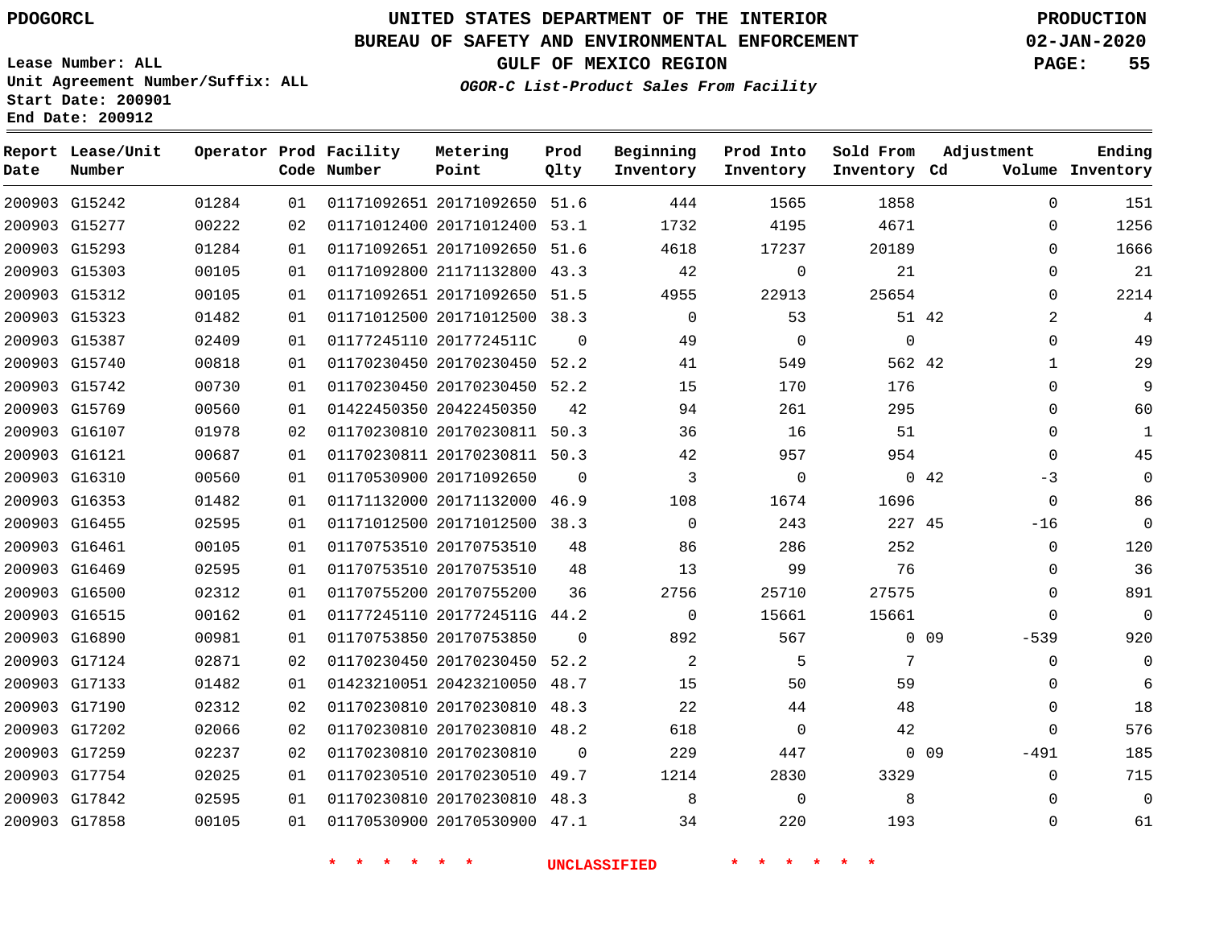PDOGORCL

# UNITED STATES DEPARTMENT OF THE INTERIOR
## BUREAU OF SAFETY AND ENVIRONMENTAL ENFORCEMENT
### GULF OF MEXICO REGION
*OGOR-C List-Product Sales From Facility*

PRODUCTION
02-JAN-2020

Lease Number: ALL
Unit Agreement Number/Suffix: ALL
Start Date: 200901
End Date: 200912

| Report Date | Lease/Unit Number | Operator | Prod Code | Facility Number | Metering Point | Prod Qlty | Beginning Inventory | Prod Into Inventory | Sold From Inventory | Adjustment Cd | Adjustment Volume | Ending Inventory |
|---|---|---|---|---|---|---|---|---|---|---|---|---|
| 200903 | G15242 | 01284 | 01 | 01171092651 | 20171092650 | 51.6 | 444 | 1565 | 1858 | | 0 | 151 |
| 200903 | G15277 | 00222 | 02 | 01171012400 | 20171012400 | 53.1 | 1732 | 4195 | 4671 | | 0 | 1256 |
| 200903 | G15293 | 01284 | 01 | 01171092651 | 20171092650 | 51.6 | 4618 | 17237 | 20189 | | 0 | 1666 |
| 200903 | G15303 | 00105 | 01 | 01171092800 | 21171132800 | 43.3 | 42 | 0 | 21 | | 0 | 21 |
| 200903 | G15312 | 00105 | 01 | 01171092651 | 20171092650 | 51.5 | 4955 | 22913 | 25654 | | 0 | 2214 |
| 200903 | G15323 | 01482 | 01 | 01171012500 | 20171012500 | 38.3 | 0 | 53 | 51 | 42 | 2 | 4 |
| 200903 | G15387 | 02409 | 01 | 01177245110 | 2017724511C | 0 | 49 | 0 | 0 | | 0 | 49 |
| 200903 | G15740 | 00818 | 01 | 01170230450 | 20170230450 | 52.2 | 41 | 549 | 562 | 42 | 1 | 29 |
| 200903 | G15742 | 00730 | 01 | 01170230450 | 20170230450 | 52.2 | 15 | 170 | 176 | | 0 | 9 |
| 200903 | G15769 | 00560 | 01 | 01422450350 | 20422450350 | 42 | 94 | 261 | 295 | | 0 | 60 |
| 200903 | G16107 | 01978 | 02 | 01170230810 | 20170230811 | 50.3 | 36 | 16 | 51 | | 0 | 1 |
| 200903 | G16121 | 00687 | 01 | 01170230811 | 20170230811 | 50.3 | 42 | 957 | 954 | | 0 | 45 |
| 200903 | G16310 | 00560 | 01 | 01170530900 | 20171092650 | 0 | 3 | 0 | 0 | 42 | -3 | 0 |
| 200903 | G16353 | 01482 | 01 | 01171132000 | 20171132000 | 46.9 | 108 | 1674 | 1696 | | 0 | 86 |
| 200903 | G16455 | 02595 | 01 | 01171012500 | 20171012500 | 38.3 | 0 | 243 | 227 | 45 | -16 | 0 |
| 200903 | G16461 | 00105 | 01 | 01170753510 | 20170753510 | 48 | 86 | 286 | 252 | | 0 | 120 |
| 200903 | G16469 | 02595 | 01 | 01170753510 | 20170753510 | 48 | 13 | 99 | 76 | | 0 | 36 |
| 200903 | G16500 | 02312 | 01 | 01170755200 | 20170755200 | 36 | 2756 | 25710 | 27575 | | 0 | 891 |
| 200903 | G16515 | 00162 | 01 | 01177245110 | 2017724511G | 44.2 | 0 | 15661 | 15661 | | 0 | 0 |
| 200903 | G16890 | 00981 | 01 | 01170753850 | 20170753850 | 0 | 892 | 567 | 0 | 09 | -539 | 920 |
| 200903 | G17124 | 02871 | 02 | 01170230450 | 20170230450 | 52.2 | 2 | 5 | 7 | | 0 | 0 |
| 200903 | G17133 | 01482 | 01 | 01423210051 | 20423210050 | 48.7 | 15 | 50 | 59 | | 0 | 6 |
| 200903 | G17190 | 02312 | 02 | 01170230810 | 20170230810 | 48.3 | 22 | 44 | 48 | | 0 | 18 |
| 200903 | G17202 | 02066 | 02 | 01170230810 | 20170230810 | 48.2 | 618 | 0 | 42 | | 0 | 576 |
| 200903 | G17259 | 02237 | 02 | 01170230810 | 20170230810 | 0 | 229 | 447 | 0 | 09 | -491 | 185 |
| 200903 | G17754 | 02025 | 01 | 01170230510 | 20170230510 | 49.7 | 1214 | 2830 | 3329 | | 0 | 715 |
| 200903 | G17842 | 02595 | 01 | 01170230810 | 20170230810 | 48.3 | 8 | 0 | 8 | | 0 | 0 |
| 200903 | G17858 | 00105 | 01 | 01170530900 | 20170530900 | 47.1 | 34 | 220 | 193 | | 0 | 61 |

* * * * * * UNCLASSIFIED * * * * * *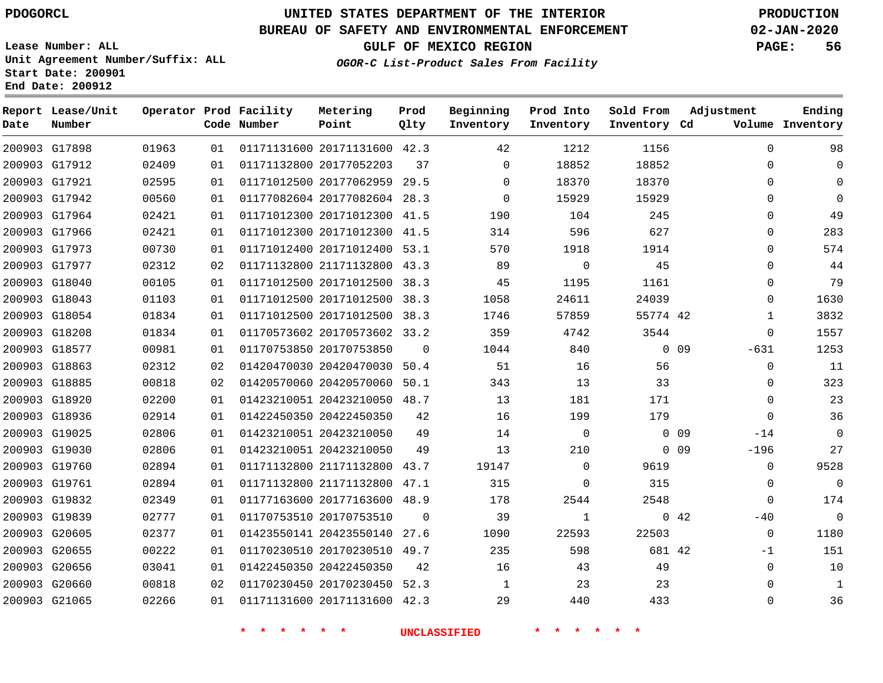PDOGORCL

# UNITED STATES DEPARTMENT OF THE INTERIOR
## BUREAU OF SAFETY AND ENVIRONMENTAL ENFORCEMENT
### GULF OF MEXICO REGION
*OGOR-C List-Product Sales From Facility*

PRODUCTION
02-JAN-2020

Lease Number: ALL
Unit Agreement Number/Suffix: ALL
Start Date: 200901
End Date: 200912

| Report Date | Lease/Unit Number | Operator | Prod Code | Facility Number | Metering Point | Prod Qlty | Beginning Inventory | Prod Into Inventory | Sold From Inventory | Adjustment Cd | Adjustment Volume | Ending Inventory |
|---|---|---|---|---|---|---|---|---|---|---|---|---|
| 200903 | G17898 | 01963 | 01 | 01171131600 | 20171131600 | 42.3 | 42 | 1212 | 1156 | | 0 | 98 |
| 200903 | G17912 | 02409 | 01 | 01171132800 | 20177052203 | 37 | 0 | 18852 | 18852 | | 0 | 0 |
| 200903 | G17921 | 02595 | 01 | 01171012500 | 20177062959 | 29.5 | 0 | 18370 | 18370 | | 0 | 0 |
| 200903 | G17942 | 00560 | 01 | 01177082604 | 20177082604 | 28.3 | 0 | 15929 | 15929 | | 0 | 0 |
| 200903 | G17964 | 02421 | 01 | 01171012300 | 20171012300 | 41.5 | 190 | 104 | 245 | | 0 | 49 |
| 200903 | G17966 | 02421 | 01 | 01171012300 | 20171012300 | 41.5 | 314 | 596 | 627 | | 0 | 283 |
| 200903 | G17973 | 00730 | 01 | 01171012400 | 20171012400 | 53.1 | 570 | 1918 | 1914 | | 0 | 574 |
| 200903 | G17977 | 02312 | 02 | 01171132800 | 21171132800 | 43.3 | 89 | 0 | 45 | | 0 | 44 |
| 200903 | G18040 | 00105 | 01 | 01171012500 | 20171012500 | 38.3 | 45 | 1195 | 1161 | | 0 | 79 |
| 200903 | G18043 | 01103 | 01 | 01171012500 | 20171012500 | 38.3 | 1058 | 24611 | 24039 | | 0 | 1630 |
| 200903 | G18054 | 01834 | 01 | 01171012500 | 20171012500 | 38.3 | 1746 | 57859 | 55774 | 42 | 1 | 3832 |
| 200903 | G18208 | 01834 | 01 | 01170573602 | 20170573602 | 33.2 | 359 | 4742 | 3544 | | 0 | 1557 |
| 200903 | G18577 | 00981 | 01 | 01170753850 | 20170753850 | 0 | 1044 | 840 | 0 | 09 | -631 | 1253 |
| 200903 | G18863 | 02312 | 02 | 01420470030 | 20420470030 | 50.4 | 51 | 16 | 56 | | 0 | 11 |
| 200903 | G18885 | 00818 | 02 | 01420570060 | 20420570060 | 50.1 | 343 | 13 | 33 | | 0 | 323 |
| 200903 | G18920 | 02200 | 01 | 01423210051 | 20423210050 | 48.7 | 13 | 181 | 171 | | 0 | 23 |
| 200903 | G18936 | 02914 | 01 | 01422450350 | 20422450350 | 42 | 16 | 199 | 179 | | 0 | 36 |
| 200903 | G19025 | 02806 | 01 | 01423210051 | 20423210050 | 49 | 14 | 0 | 0 | 09 | -14 | 0 |
| 200903 | G19030 | 02806 | 01 | 01423210051 | 20423210050 | 49 | 13 | 210 | 0 | 09 | -196 | 27 |
| 200903 | G19760 | 02894 | 01 | 01171132800 | 21171132800 | 43.7 | 19147 | 0 | 9619 | | 0 | 9528 |
| 200903 | G19761 | 02894 | 01 | 01171132800 | 21171132800 | 47.1 | 315 | 0 | 315 | | 0 | 0 |
| 200903 | G19832 | 02349 | 01 | 01177163600 | 20177163600 | 48.9 | 178 | 2544 | 2548 | | 0 | 174 |
| 200903 | G19839 | 02777 | 01 | 01170753510 | 20170753510 | 0 | 39 | 1 | 0 | 42 | -40 | 0 |
| 200903 | G20605 | 02377 | 01 | 01423550141 | 20423550140 | 27.6 | 1090 | 22593 | 22503 | | 0 | 1180 |
| 200903 | G20655 | 00222 | 01 | 01170230510 | 20170230510 | 49.7 | 235 | 598 | 681 | 42 | -1 | 151 |
| 200903 | G20656 | 03041 | 01 | 01422450350 | 20422450350 | 42 | 16 | 43 | 49 | | 0 | 10 |
| 200903 | G20660 | 00818 | 02 | 01170230450 | 20170230450 | 52.3 | 1 | 23 | 23 | | 0 | 1 |
| 200903 | G21065 | 02266 | 01 | 01171131600 | 20171131600 | 42.3 | 29 | 440 | 433 | | 0 | 36 |

* * * * * * UNCLASSIFIED * * * * * *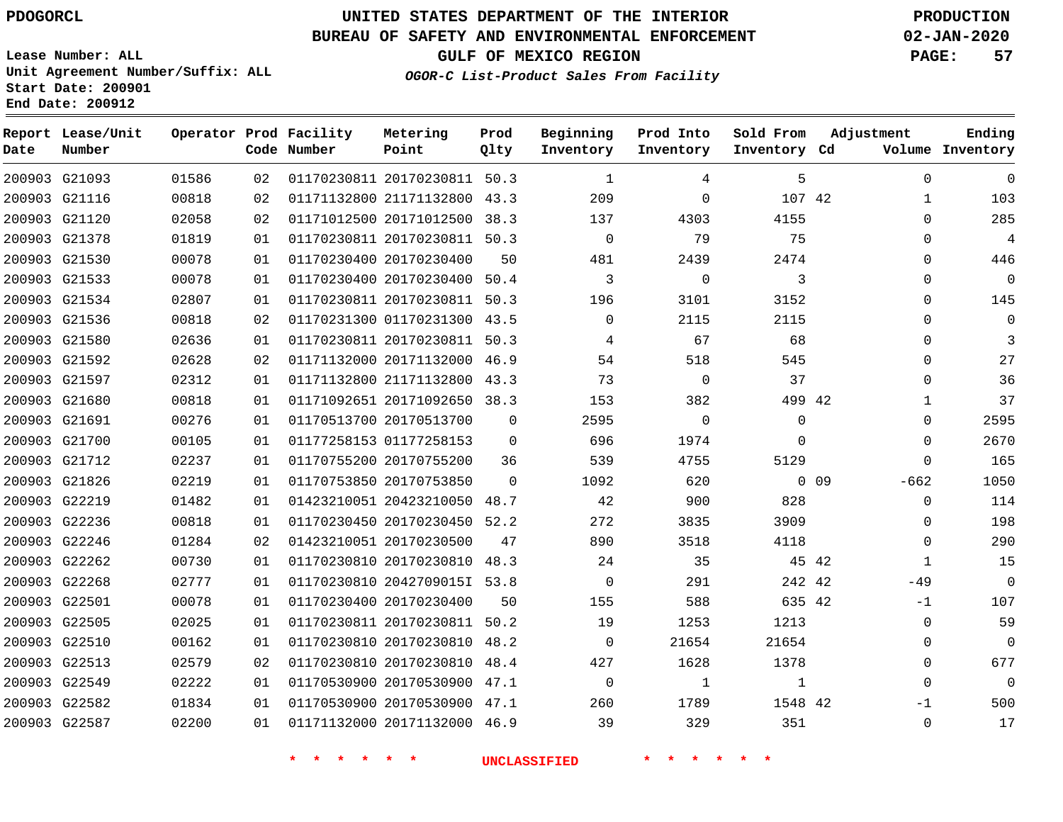PDOGORCL

# UNITED STATES DEPARTMENT OF THE INTERIOR
## BUREAU OF SAFETY AND ENVIRONMENTAL ENFORCEMENT
### GULF OF MEXICO REGION
*OGOR-C List-Product Sales From Facility*

PRODUCTION
02-JAN-2020

Lease Number: ALL
Unit Agreement Number/Suffix: ALL
Start Date: 200901
End Date: 200912

| Report Date | Lease/Unit Number | Operator | Prod Code | Facility Number | Metering Point | Prod Qlty | Beginning Inventory | Prod Into Inventory | Sold From Inventory | Adjustment Cd | Adjustment Volume | Ending Inventory |
|---|---|---|---|---|---|---|---|---|---|---|---|---|
| 200903 | G21093 | 01586 | 02 | 01170230811 | 20170230811 | 50.3 | 1 | 4 | 5 | | 0 | 0 |
| 200903 | G21116 | 00818 | 02 | 01171132800 | 21171132800 | 43.3 | 209 | 0 | 107 | 42 | 1 | 103 |
| 200903 | G21120 | 02058 | 02 | 01171012500 | 20171012500 | 38.3 | 137 | 4303 | 4155 | | 0 | 285 |
| 200903 | G21378 | 01819 | 01 | 01170230811 | 20170230811 | 50.3 | 0 | 79 | 75 | | 0 | 4 |
| 200903 | G21530 | 00078 | 01 | 01170230400 | 20170230400 | 50 | 481 | 2439 | 2474 | | 0 | 446 |
| 200903 | G21533 | 00078 | 01 | 01170230400 | 20170230400 | 50.4 | 3 | 0 | 3 | | 0 | 0 |
| 200903 | G21534 | 02807 | 01 | 01170230811 | 20170230811 | 50.3 | 196 | 3101 | 3152 | | 0 | 145 |
| 200903 | G21536 | 00818 | 02 | 01170231300 | 01170231300 | 43.5 | 0 | 2115 | 2115 | | 0 | 0 |
| 200903 | G21580 | 02636 | 01 | 01170230811 | 20170230811 | 50.3 | 4 | 67 | 68 | | 0 | 3 |
| 200903 | G21592 | 02628 | 02 | 01171132000 | 20171132000 | 46.9 | 54 | 518 | 545 | | 0 | 27 |
| 200903 | G21597 | 02312 | 01 | 01171132800 | 21171132800 | 43.3 | 73 | 0 | 37 | | 0 | 36 |
| 200903 | G21680 | 00818 | 01 | 01171092651 | 20171092650 | 38.3 | 153 | 382 | 499 | 42 | 1 | 37 |
| 200903 | G21691 | 00276 | 01 | 01170513700 | 20170513700 | 0 | 2595 | 0 | 0 | | 0 | 2595 |
| 200903 | G21700 | 00105 | 01 | 01177258153 | 01177258153 | 0 | 696 | 1974 | 0 | | 0 | 2670 |
| 200903 | G21712 | 02237 | 01 | 01170755200 | 20170755200 | 36 | 539 | 4755 | 5129 | | 0 | 165 |
| 200903 | G21826 | 02219 | 01 | 01170753850 | 20170753850 | 0 | 1092 | 620 | 0 | 09 | -662 | 1050 |
| 200903 | G22219 | 01482 | 01 | 01423210051 | 20423210050 | 48.7 | 42 | 900 | 828 | | 0 | 114 |
| 200903 | G22236 | 00818 | 01 | 01170230450 | 20170230450 | 52.2 | 272 | 3835 | 3909 | | 0 | 198 |
| 200903 | G22246 | 01284 | 02 | 01423210051 | 20170230500 | 47 | 890 | 3518 | 4118 | | 0 | 290 |
| 200903 | G22262 | 00730 | 01 | 01170230810 | 20170230810 | 48.3 | 24 | 35 | 45 | 42 | 1 | 15 |
| 200903 | G22268 | 02777 | 01 | 01170230810 | 2042709015I | 53.8 | 0 | 291 | 242 | 42 | -49 | 0 |
| 200903 | G22501 | 00078 | 01 | 01170230400 | 20170230400 | 50 | 155 | 588 | 635 | 42 | -1 | 107 |
| 200903 | G22505 | 02025 | 01 | 01170230811 | 20170230811 | 50.2 | 19 | 1253 | 1213 | | 0 | 59 |
| 200903 | G22510 | 00162 | 01 | 01170230810 | 20170230810 | 48.2 | 0 | 21654 | 21654 | | 0 | 0 |
| 200903 | G22513 | 02579 | 02 | 01170230810 | 20170230810 | 48.4 | 427 | 1628 | 1378 | | 0 | 677 |
| 200903 | G22549 | 02222 | 01 | 01170530900 | 20170530900 | 47.1 | 0 | 1 | 1 | | 0 | 0 |
| 200903 | G22582 | 01834 | 01 | 01170530900 | 20170530900 | 47.1 | 260 | 1789 | 1548 | 42 | -1 | 500 |
| 200903 | G22587 | 02200 | 01 | 01171132000 | 20171132000 | 46.9 | 39 | 329 | 351 | | 0 | 17 |

\* \* \* \* \* \* UNCLASSIFIED \* \* \* \* \* \*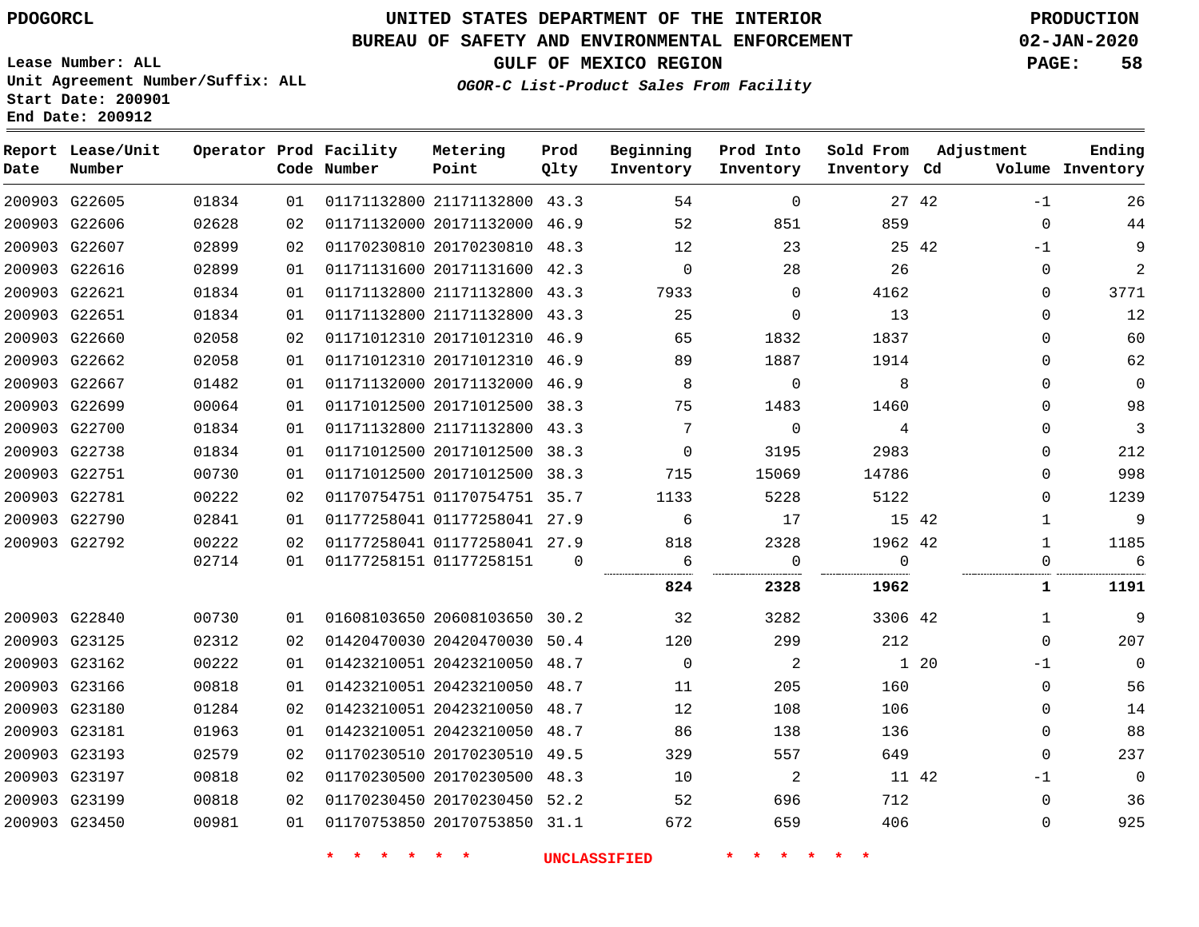PDOGORCL

# UNITED STATES DEPARTMENT OF THE INTERIOR
## BUREAU OF SAFETY AND ENVIRONMENTAL ENFORCEMENT
## GULF OF MEXICO REGION
### *OGOR-C List-Product Sales From Facility*

PRODUCTION
02-JAN-2020

Lease Number: ALL
Unit Agreement Number/Suffix: ALL
Start Date: 200901
End Date: 200912

| Report Date | Lease/Unit Number | Operator | Prod Code | Facility Number | Metering Point | Prod Qlty | Beginning Inventory | Prod Into Inventory | Sold From Inventory | Adjustment Cd | Adjustment Volume | Ending Inventory |
|---|---|---|---|---|---|---|---|---|---|---|---|---|
| 200903 | G22605 | 01834 | 01 | 01171132800 | 21171132800 | 43.3 | 54 | 0 | 27 | 42 | -1 | 26 |
| 200903 | G22606 | 02628 | 02 | 01171132000 | 20171132000 | 46.9 | 52 | 851 | 859 | | 0 | 44 |
| 200903 | G22607 | 02899 | 02 | 01170230810 | 20170230810 | 48.3 | 12 | 23 | 25 | 42 | -1 | 9 |
| 200903 | G22616 | 02899 | 01 | 01171131600 | 20171131600 | 42.3 | 0 | 28 | 26 | | 0 | 2 |
| 200903 | G22621 | 01834 | 01 | 01171132800 | 21171132800 | 43.3 | 7933 | 0 | 4162 | | 0 | 3771 |
| 200903 | G22651 | 01834 | 01 | 01171132800 | 21171132800 | 43.3 | 25 | 0 | 13 | | 0 | 12 |
| 200903 | G22660 | 02058 | 02 | 01171012310 | 20171012310 | 46.9 | 65 | 1832 | 1837 | | 0 | 60 |
| 200903 | G22662 | 02058 | 01 | 01171012310 | 20171012310 | 46.9 | 89 | 1887 | 1914 | | 0 | 62 |
| 200903 | G22667 | 01482 | 01 | 01171132000 | 20171132000 | 46.9 | 8 | 0 | 8 | | 0 | 0 |
| 200903 | G22699 | 00064 | 01 | 01171012500 | 20171012500 | 38.3 | 75 | 1483 | 1460 | | 0 | 98 |
| 200903 | G22700 | 01834 | 01 | 01171132800 | 21171132800 | 43.3 | 7 | 0 | 4 | | 0 | 3 |
| 200903 | G22738 | 01834 | 01 | 01171012500 | 20171012500 | 38.3 | 0 | 3195 | 2983 | | 0 | 212 |
| 200903 | G22751 | 00730 | 01 | 01171012500 | 20171012500 | 38.3 | 715 | 15069 | 14786 | | 0 | 998 |
| 200903 | G22781 | 00222 | 02 | 01170754751 | 01170754751 | 35.7 | 1133 | 5228 | 5122 | | 0 | 1239 |
| 200903 | G22790 | 02841 | 01 | 01177258041 | 01177258041 | 27.9 | 6 | 17 | 15 | 42 | 1 | 9 |
| 200903 | G22792 | 00222 | 02 | 01177258041 | 01177258041 | 27.9 | 818 | 2328 | 1962 | 42 | 1 | 1185 |
| | | 02714 | 01 | 01177258151 | 01177258151 | 0 | 6 | 0 | 0 | | 0 | 6 |
| | | | | | | | **824** | **2328** | **1962** | | **1** | **1191** |
| 200903 | G22840 | 00730 | 01 | 01608103650 | 20608103650 | 30.2 | 32 | 3282 | 3306 | 42 | 1 | 9 |
| 200903 | G23125 | 02312 | 02 | 01420470030 | 20420470030 | 50.4 | 120 | 299 | 212 | | 0 | 207 |
| 200903 | G23162 | 00222 | 01 | 01423210051 | 20423210050 | 48.7 | 0 | 2 | 1 | 20 | -1 | 0 |
| 200903 | G23166 | 00818 | 01 | 01423210051 | 20423210050 | 48.7 | 11 | 205 | 160 | | 0 | 56 |
| 200903 | G23180 | 01284 | 02 | 01423210051 | 20423210050 | 48.7 | 12 | 108 | 106 | | 0 | 14 |
| 200903 | G23181 | 01963 | 01 | 01423210051 | 20423210050 | 48.7 | 86 | 138 | 136 | | 0 | 88 |
| 200903 | G23193 | 02579 | 02 | 01170230510 | 20170230510 | 49.5 | 329 | 557 | 649 | | 0 | 237 |
| 200903 | G23197 | 00818 | 02 | 01170230500 | 20170230500 | 48.3 | 10 | 2 | 11 | 42 | -1 | 0 |
| 200903 | G23199 | 00818 | 02 | 01170230450 | 20170230450 | 52.2 | 52 | 696 | 712 | | 0 | 36 |
| 200903 | G23450 | 00981 | 01 | 01170753850 | 20170753850 | 31.1 | 672 | 659 | 406 | | 0 | 925 |

\* \* \* \* \* \* UNCLASSIFIED \* \* \* \* \* \*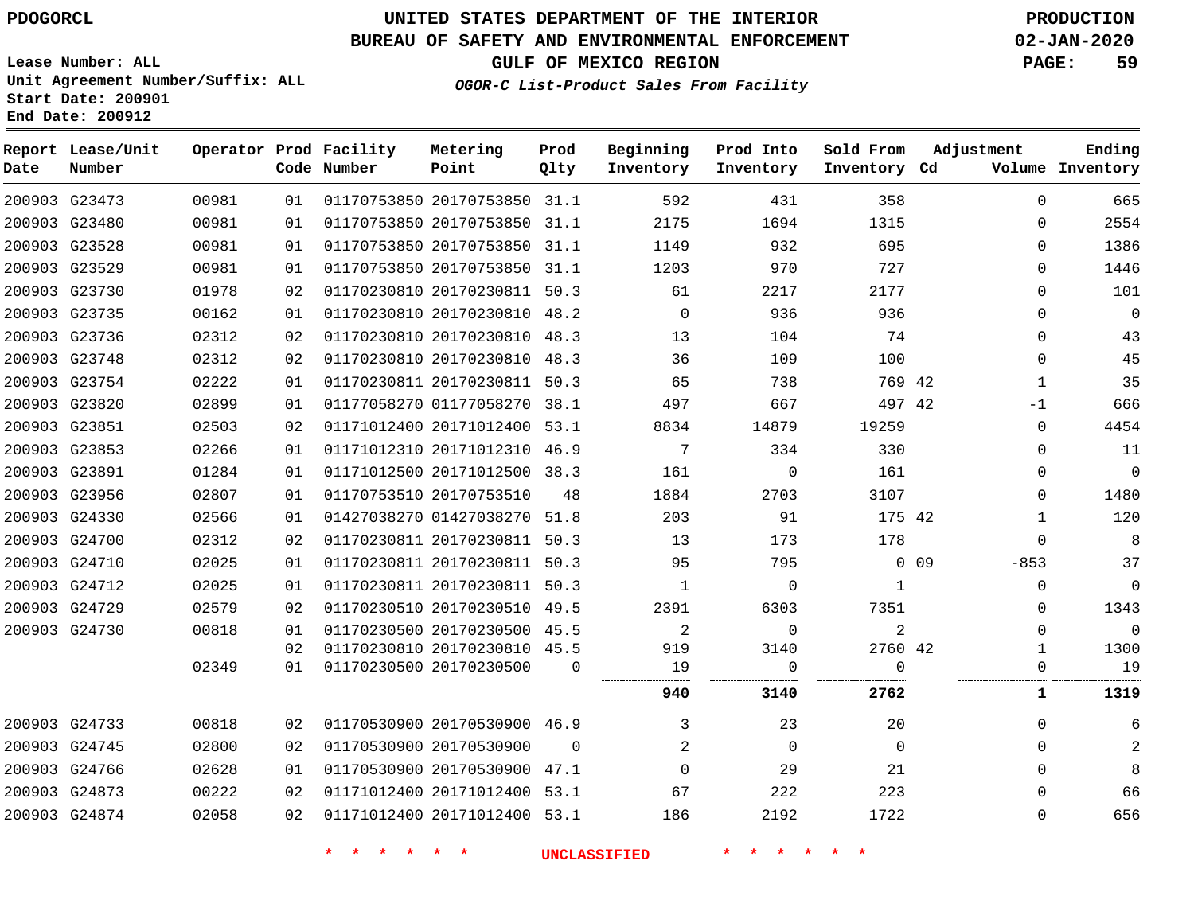PDOGORCL

# UNITED STATES DEPARTMENT OF THE INTERIOR
## BUREAU OF SAFETY AND ENVIRONMENTAL ENFORCEMENT
### GULF OF MEXICO REGION
*OGOR-C List-Product Sales From Facility*

PRODUCTION
02-JAN-2020

Lease Number: ALL
Unit Agreement Number/Suffix: ALL
Start Date: 200901
End Date: 200912

| Report Date | Lease/Unit Number | Operator | Prod Code | Facility Number | Metering Point | Prod Qlty | Beginning Inventory | Prod Into Inventory | Sold From Inventory | Adjustment Cd | Volume | Ending Inventory |
|---|---|---|---|---|---|---|---|---|---|---|---|---|
| 200903 | G23473 | 00981 | 01 | 01170753850 | 20170753850 | 31.1 | 592 | 431 | 358 | | 0 | 665 |
| 200903 | G23480 | 00981 | 01 | 01170753850 | 20170753850 | 31.1 | 2175 | 1694 | 1315 | | 0 | 2554 |
| 200903 | G23528 | 00981 | 01 | 01170753850 | 20170753850 | 31.1 | 1149 | 932 | 695 | | 0 | 1386 |
| 200903 | G23529 | 00981 | 01 | 01170753850 | 20170753850 | 31.1 | 1203 | 970 | 727 | | 0 | 1446 |
| 200903 | G23730 | 01978 | 02 | 01170230810 | 20170230811 | 50.3 | 61 | 2217 | 2177 | | 0 | 101 |
| 200903 | G23735 | 00162 | 01 | 01170230810 | 20170230810 | 48.2 | 0 | 936 | 936 | | 0 | 0 |
| 200903 | G23736 | 02312 | 02 | 01170230810 | 20170230810 | 48.3 | 13 | 104 | 74 | | 0 | 43 |
| 200903 | G23748 | 02312 | 02 | 01170230810 | 20170230810 | 48.3 | 36 | 109 | 100 | | 0 | 45 |
| 200903 | G23754 | 02222 | 01 | 01170230811 | 20170230811 | 50.3 | 65 | 738 | 769 | 42 | 1 | 35 |
| 200903 | G23820 | 02899 | 01 | 01177058270 | 01177058270 | 38.1 | 497 | 667 | 497 | 42 | -1 | 666 |
| 200903 | G23851 | 02503 | 02 | 01171012400 | 20171012400 | 53.1 | 8834 | 14879 | 19259 | | 0 | 4454 |
| 200903 | G23853 | 02266 | 01 | 01171012310 | 20171012310 | 46.9 | 7 | 334 | 330 | | 0 | 11 |
| 200903 | G23891 | 01284 | 01 | 01171012500 | 20171012500 | 38.3 | 161 | 0 | 161 | | 0 | 0 |
| 200903 | G23956 | 02807 | 01 | 01170753510 | 20170753510 | 48 | 1884 | 2703 | 3107 | | 0 | 1480 |
| 200903 | G24330 | 02566 | 01 | 01427038270 | 01427038270 | 51.8 | 203 | 91 | 175 | 42 | 1 | 120 |
| 200903 | G24700 | 02312 | 02 | 01170230811 | 20170230811 | 50.3 | 13 | 173 | 178 | | 0 | 8 |
| 200903 | G24710 | 02025 | 01 | 01170230811 | 20170230811 | 50.3 | 95 | 795 | 0 | 09 | -853 | 37 |
| 200903 | G24712 | 02025 | 01 | 01170230811 | 20170230811 | 50.3 | 1 | 0 | 1 | | 0 | 0 |
| 200903 | G24729 | 02579 | 02 | 01170230510 | 20170230510 | 49.5 | 2391 | 6303 | 7351 | | 0 | 1343 |
| 200903 | G24730 | 00818 | 01 | 01170230500 | 20170230500 | 45.5 | 2 | 0 | 2 | | 0 | 0 |
| | | | 02 | 01170230810 | 20170230810 | 45.5 | 919 | 3140 | 2760 | 42 | 1 | 1300 |
| | | 02349 | 01 | 01170230500 | 20170230500 | 0 | 19 | 0 | 0 | | 0 | 19 |
| | | | | | | | **940** | **3140** | **2762** | | **1** | **1319** |
| 200903 | G24733 | 00818 | 02 | 01170530900 | 20170530900 | 46.9 | 3 | 23 | 20 | | 0 | 6 |
| 200903 | G24745 | 02800 | 02 | 01170530900 | 20170530900 | 0 | 2 | 0 | 0 | | 0 | 2 |
| 200903 | G24766 | 02628 | 01 | 01170530900 | 20170530900 | 47.1 | 0 | 29 | 21 | | 0 | 8 |
| 200903 | G24873 | 00222 | 02 | 01171012400 | 20171012400 | 53.1 | 67 | 222 | 223 | | 0 | 66 |
| 200903 | G24874 | 02058 | 02 | 01171012400 | 20171012400 | 53.1 | 186 | 2192 | 1722 | | 0 | 656 |

* * * * * * UNCLASSIFIED * * * * * *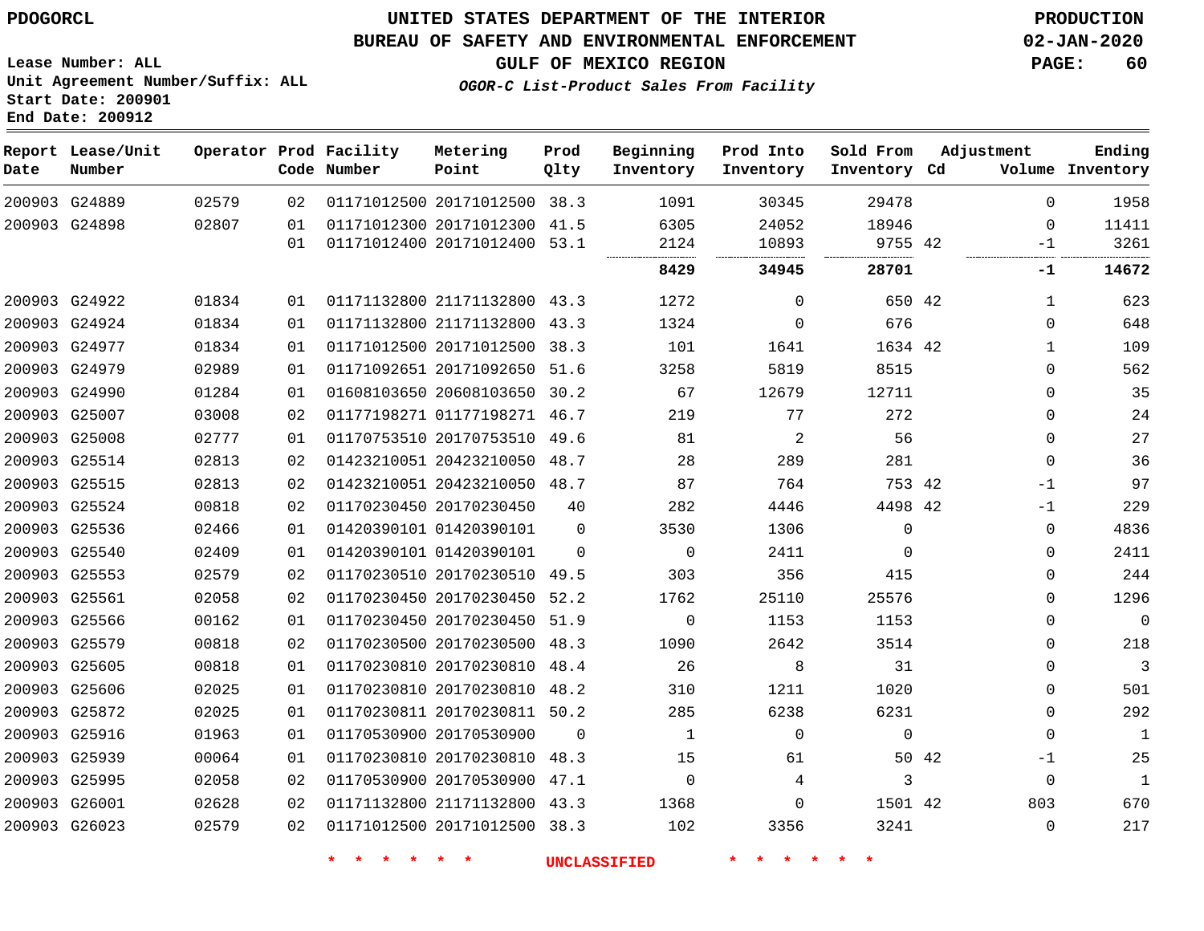PDOGORCL

Lease Number: ALL
Unit Agreement Number/Suffix: ALL
Start Date: 200901
End Date: 200912

# UNITED STATES DEPARTMENT OF THE INTERIOR
## BUREAU OF SAFETY AND ENVIRONMENTAL ENFORCEMENT
### GULF OF MEXICO REGION

*OGOR-C List-Product Sales From Facility*

PRODUCTION
02-JAN-2020

| Report Date | Lease/Unit Number | Operator | Prod Code | Facility Number | Metering Point | Prod Qlty | Beginning Inventory | Prod Into Inventory | Sold From Inventory | Adjustment Cd | Adjustment Volume | Ending Inventory |
|---|---|---|---|---|---|---|---|---|---|---|---|---|
| 200903 | G24889 | 02579 | 02 | 01171012500 | 20171012500 | 38.3 | 1091 | 30345 | 29478 | | 0 | 1958 |
| 200903 | G24898 | 02807 | 01 | 01171012300 | 20171012300 | 41.5 | 6305 | 24052 | 18946 | | 0 | 11411 |
| | | | 01 | 01171012400 | 20171012400 | 53.1 | 2124 | 10893 | 9755 | 42 | -1 | 3261 |
| | | | | | | | **8429** | **34945** | **28701** | | **-1** | **14672** |
| 200903 | G24922 | 01834 | 01 | 01171132800 | 21171132800 | 43.3 | 1272 | 0 | 650 | 42 | 1 | 623 |
| 200903 | G24924 | 01834 | 01 | 01171132800 | 21171132800 | 43.3 | 1324 | 0 | 676 | | 0 | 648 |
| 200903 | G24977 | 01834 | 01 | 01171012500 | 20171012500 | 38.3 | 101 | 1641 | 1634 | 42 | 1 | 109 |
| 200903 | G24979 | 02989 | 01 | 01171092651 | 20171092650 | 51.6 | 3258 | 5819 | 8515 | | 0 | 562 |
| 200903 | G24990 | 01284 | 01 | 01608103650 | 20608103650 | 30.2 | 67 | 12679 | 12711 | | 0 | 35 |
| 200903 | G25007 | 03008 | 02 | 01177198271 | 01177198271 | 46.7 | 219 | 77 | 272 | | 0 | 24 |
| 200903 | G25008 | 02777 | 01 | 01170753510 | 20170753510 | 49.6 | 81 | 2 | 56 | | 0 | 27 |
| 200903 | G25514 | 02813 | 02 | 01423210051 | 20423210050 | 48.7 | 28 | 289 | 281 | | 0 | 36 |
| 200903 | G25515 | 02813 | 02 | 01423210051 | 20423210050 | 48.7 | 87 | 764 | 753 | 42 | -1 | 97 |
| 200903 | G25524 | 00818 | 02 | 01170230450 | 20170230450 | 40 | 282 | 4446 | 4498 | 42 | -1 | 229 |
| 200903 | G25536 | 02466 | 01 | 01420390101 | 01420390101 | 0 | 3530 | 1306 | 0 | | 0 | 4836 |
| 200903 | G25540 | 02409 | 01 | 01420390101 | 01420390101 | 0 | 0 | 2411 | 0 | | 0 | 2411 |
| 200903 | G25553 | 02579 | 02 | 01170230510 | 20170230510 | 49.5 | 303 | 356 | 415 | | 0 | 244 |
| 200903 | G25561 | 02058 | 02 | 01170230450 | 20170230450 | 52.2 | 1762 | 25110 | 25576 | | 0 | 1296 |
| 200903 | G25566 | 00162 | 01 | 01170230450 | 20170230450 | 51.9 | 0 | 1153 | 1153 | | 0 | 0 |
| 200903 | G25579 | 00818 | 02 | 01170230500 | 20170230500 | 48.3 | 1090 | 2642 | 3514 | | 0 | 218 |
| 200903 | G25605 | 00818 | 01 | 01170230810 | 20170230810 | 48.4 | 26 | 8 | 31 | | 0 | 3 |
| 200903 | G25606 | 02025 | 01 | 01170230810 | 20170230810 | 48.2 | 310 | 1211 | 1020 | | 0 | 501 |
| 200903 | G25872 | 02025 | 01 | 01170230811 | 20170230811 | 50.2 | 285 | 6238 | 6231 | | 0 | 292 |
| 200903 | G25916 | 01963 | 01 | 01170530900 | 20170530900 | 0 | 1 | 0 | 0 | | 0 | 1 |
| 200903 | G25939 | 00064 | 01 | 01170230810 | 20170230810 | 48.3 | 15 | 61 | 50 | 42 | -1 | 25 |
| 200903 | G25995 | 02058 | 02 | 01170530900 | 20170530900 | 47.1 | 0 | 4 | 3 | | 0 | 1 |
| 200903 | G26001 | 02628 | 02 | 01171132800 | 21171132800 | 43.3 | 1368 | 0 | 1501 | 42 | 803 | 670 |
| 200903 | G26023 | 02579 | 02 | 01171012500 | 20171012500 | 38.3 | 102 | 3356 | 3241 | | 0 | 217 |

\* \* \* \* \* \* UNCLASSIFIED \* \* \* \* \* \*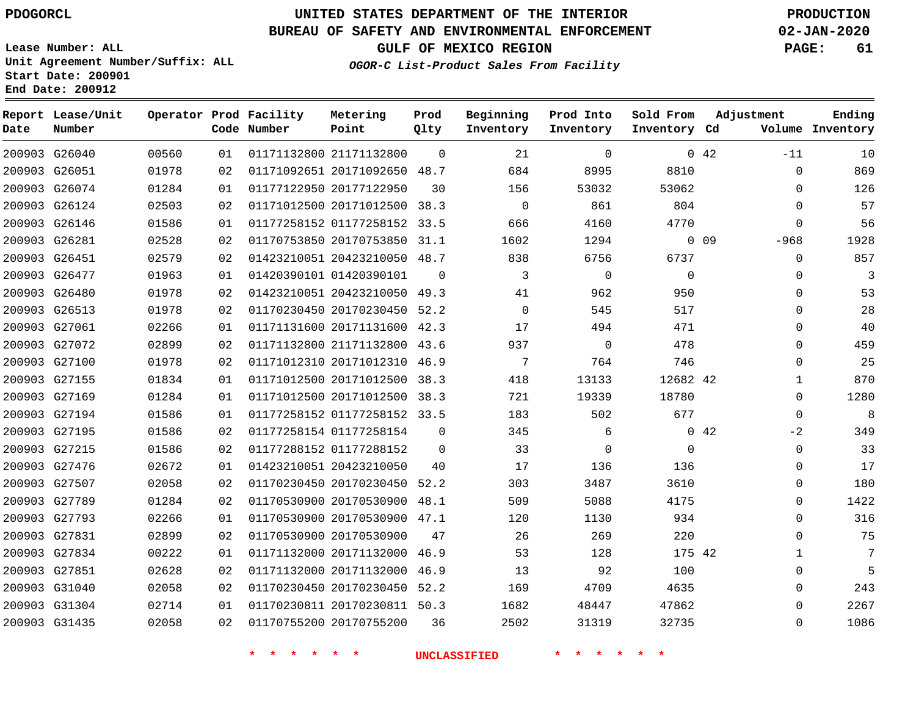PDOGORCL

# UNITED STATES DEPARTMENT OF THE INTERIOR
## BUREAU OF SAFETY AND ENVIRONMENTAL ENFORCEMENT
### GULF OF MEXICO REGION
*OGOR-C List-Product Sales From Facility*

PRODUCTION
02-JAN-2020

Lease Number: ALL
Unit Agreement Number/Suffix: ALL
Start Date: 200901
End Date: 200912

| Report Date | Lease/Unit Number | Operator | Prod Code | Facility Number | Metering Point | Prod Qlty | Beginning Inventory | Prod Into Inventory | Sold From Inventory | Adjustment Cd | Adjustment Volume | Ending Inventory |
|---|---|---|---|---|---|---|---|---|---|---|---|---|
| 200903 | G26040 | 00560 | 01 | 01171132800 | 21171132800 | 0 | 21 | 0 | 0 | 42 | -11 | 10 |
| 200903 | G26051 | 01978 | 02 | 01171092651 | 20171092650 | 48.7 | 684 | 8995 | 8810 | | 0 | 869 |
| 200903 | G26074 | 01284 | 01 | 01177122950 | 20177122950 | 30 | 156 | 53032 | 53062 | | 0 | 126 |
| 200903 | G26124 | 02503 | 02 | 01171012500 | 20171012500 | 38.3 | 0 | 861 | 804 | | 0 | 57 |
| 200903 | G26146 | 01586 | 01 | 01177258152 | 01177258152 | 33.5 | 666 | 4160 | 4770 | | 0 | 56 |
| 200903 | G26281 | 02528 | 02 | 01170753850 | 20170753850 | 31.1 | 1602 | 1294 | 0 | 09 | -968 | 1928 |
| 200903 | G26451 | 02579 | 02 | 01423210051 | 20423210050 | 48.7 | 838 | 6756 | 6737 | | 0 | 857 |
| 200903 | G26477 | 01963 | 01 | 01420390101 | 01420390101 | 0 | 3 | 0 | 0 | | 0 | 3 |
| 200903 | G26480 | 01978 | 02 | 01423210051 | 20423210050 | 49.3 | 41 | 962 | 950 | | 0 | 53 |
| 200903 | G26513 | 01978 | 02 | 01170230450 | 20170230450 | 52.2 | 0 | 545 | 517 | | 0 | 28 |
| 200903 | G27061 | 02266 | 01 | 01171131600 | 20171131600 | 42.3 | 17 | 494 | 471 | | 0 | 40 |
| 200903 | G27072 | 02899 | 02 | 01171132800 | 21171132800 | 43.6 | 937 | 0 | 478 | | 0 | 459 |
| 200903 | G27100 | 01978 | 02 | 01171012310 | 20171012310 | 46.9 | 7 | 764 | 746 | | 0 | 25 |
| 200903 | G27155 | 01834 | 01 | 01171012500 | 20171012500 | 38.3 | 418 | 13133 | 12682 | 42 | 1 | 870 |
| 200903 | G27169 | 01284 | 01 | 01171012500 | 20171012500 | 38.3 | 721 | 19339 | 18780 | | 0 | 1280 |
| 200903 | G27194 | 01586 | 01 | 01177258152 | 01177258152 | 33.5 | 183 | 502 | 677 | | 0 | 8 |
| 200903 | G27195 | 01586 | 02 | 01177258154 | 01177258154 | 0 | 345 | 6 | 0 | 42 | -2 | 349 |
| 200903 | G27215 | 01586 | 02 | 01177288152 | 01177288152 | 0 | 33 | 0 | 0 | | 0 | 33 |
| 200903 | G27476 | 02672 | 01 | 01423210051 | 20423210050 | 40 | 17 | 136 | 136 | | 0 | 17 |
| 200903 | G27507 | 02058 | 02 | 01170230450 | 20170230450 | 52.2 | 303 | 3487 | 3610 | | 0 | 180 |
| 200903 | G27789 | 01284 | 02 | 01170530900 | 20170530900 | 48.1 | 509 | 5088 | 4175 | | 0 | 1422 |
| 200903 | G27793 | 02266 | 01 | 01170530900 | 20170530900 | 47.1 | 120 | 1130 | 934 | | 0 | 316 |
| 200903 | G27831 | 02899 | 02 | 01170530900 | 20170530900 | 47 | 26 | 269 | 220 | | 0 | 75 |
| 200903 | G27834 | 00222 | 01 | 01171132000 | 20171132000 | 46.9 | 53 | 128 | 175 | 42 | 1 | 7 |
| 200903 | G27851 | 02628 | 02 | 01171132000 | 20171132000 | 46.9 | 13 | 92 | 100 | | 0 | 5 |
| 200903 | G31040 | 02058 | 02 | 01170230450 | 20170230450 | 52.2 | 169 | 4709 | 4635 | | 0 | 243 |
| 200903 | G31304 | 02714 | 01 | 01170230811 | 20170230811 | 50.3 | 1682 | 48447 | 47862 | | 0 | 2267 |
| 200903 | G31435 | 02058 | 02 | 01170755200 | 20170755200 | 36 | 2502 | 31319 | 32735 | | 0 | 1086 |

* * * * * * UNCLASSIFIED * * * * * *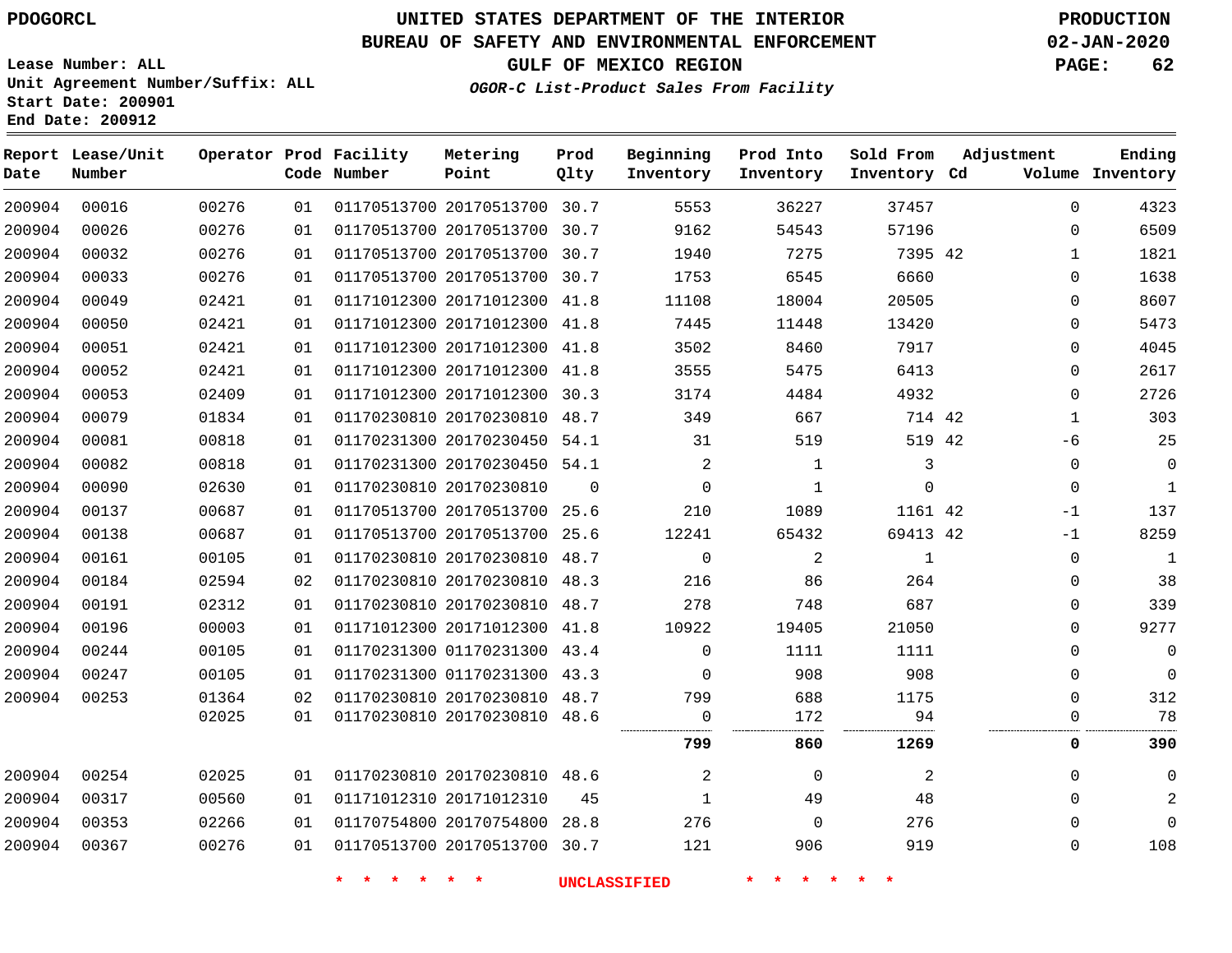PDOGORCL

# UNITED STATES DEPARTMENT OF THE INTERIOR
## BUREAU OF SAFETY AND ENVIRONMENTAL ENFORCEMENT
### GULF OF MEXICO REGION
*OGOR-C List-Product Sales From Facility*

PRODUCTION
02-JAN-2020

Lease Number: ALL
Unit Agreement Number/Suffix: ALL
Start Date: 200901
End Date: 200912

| Report Date | Lease/Unit Number | Operator | Prod Code | Facility Number | Metering Point | Prod Qlty | Beginning Inventory | Prod Into Inventory | Sold From Inventory | Adjustment Cd | Volume | Ending Inventory |
|---|---|---|---|---|---|---|---|---|---|---|---|---|
| 200904 | 00016 | 00276 | 01 | 01170513700 | 20170513700 | 30.7 | 5553 | 36227 | 37457 | | 0 | 4323 |
| 200904 | 00026 | 00276 | 01 | 01170513700 | 20170513700 | 30.7 | 9162 | 54543 | 57196 | | 0 | 6509 |
| 200904 | 00032 | 00276 | 01 | 01170513700 | 20170513700 | 30.7 | 1940 | 7275 | 7395 | 42 | 1 | 1821 |
| 200904 | 00033 | 00276 | 01 | 01170513700 | 20170513700 | 30.7 | 1753 | 6545 | 6660 | | 0 | 1638 |
| 200904 | 00049 | 02421 | 01 | 01171012300 | 20171012300 | 41.8 | 11108 | 18004 | 20505 | | 0 | 8607 |
| 200904 | 00050 | 02421 | 01 | 01171012300 | 20171012300 | 41.8 | 7445 | 11448 | 13420 | | 0 | 5473 |
| 200904 | 00051 | 02421 | 01 | 01171012300 | 20171012300 | 41.8 | 3502 | 8460 | 7917 | | 0 | 4045 |
| 200904 | 00052 | 02421 | 01 | 01171012300 | 20171012300 | 41.8 | 3555 | 5475 | 6413 | | 0 | 2617 |
| 200904 | 00053 | 02409 | 01 | 01171012300 | 20171012300 | 30.3 | 3174 | 4484 | 4932 | | 0 | 2726 |
| 200904 | 00079 | 01834 | 01 | 01170230810 | 20170230810 | 48.7 | 349 | 667 | 714 | 42 | 1 | 303 |
| 200904 | 00081 | 00818 | 01 | 01170231300 | 20170230450 | 54.1 | 31 | 519 | 519 | 42 | -6 | 25 |
| 200904 | 00082 | 00818 | 01 | 01170231300 | 20170230450 | 54.1 | 2 | 1 | 3 | | 0 | 0 |
| 200904 | 00090 | 02630 | 01 | 01170230810 | 20170230810 | 0 | 0 | 1 | 0 | | 0 | 1 |
| 200904 | 00137 | 00687 | 01 | 01170513700 | 20170513700 | 25.6 | 210 | 1089 | 1161 | 42 | -1 | 137 |
| 200904 | 00138 | 00687 | 01 | 01170513700 | 20170513700 | 25.6 | 12241 | 65432 | 69413 | 42 | -1 | 8259 |
| 200904 | 00161 | 00105 | 01 | 01170230810 | 20170230810 | 48.7 | 0 | 2 | 1 | | 0 | 1 |
| 200904 | 00184 | 02594 | 02 | 01170230810 | 20170230810 | 48.3 | 216 | 86 | 264 | | 0 | 38 |
| 200904 | 00191 | 02312 | 01 | 01170230810 | 20170230810 | 48.7 | 278 | 748 | 687 | | 0 | 339 |
| 200904 | 00196 | 00003 | 01 | 01171012300 | 20171012300 | 41.8 | 10922 | 19405 | 21050 | | 0 | 9277 |
| 200904 | 00244 | 00105 | 01 | 01170231300 | 01170231300 | 43.4 | 0 | 1111 | 1111 | | 0 | 0 |
| 200904 | 00247 | 00105 | 01 | 01170231300 | 01170231300 | 43.3 | 0 | 908 | 908 | | 0 | 0 |
| 200904 | 00253 | 01364 | 02 | 01170230810 | 20170230810 | 48.7 | 799 | 688 | 1175 | | 0 | 312 |
| | | 02025 | 01 | 01170230810 | 20170230810 | 48.6 | 0 | 172 | 94 | | 0 | 78 |
| | | | | | | | **799** | **860** | **1269** | | **0** | **390** |
| 200904 | 00254 | 02025 | 01 | 01170230810 | 20170230810 | 48.6 | 2 | 0 | 2 | | 0 | 0 |
| 200904 | 00317 | 00560 | 01 | 01171012310 | 20171012310 | 45 | 1 | 49 | 48 | | 0 | 2 |
| 200904 | 00353 | 02266 | 01 | 01170754800 | 20170754800 | 28.8 | 276 | 0 | 276 | | 0 | 0 |
| 200904 | 00367 | 00276 | 01 | 01170513700 | 20170513700 | 30.7 | 121 | 906 | 919 | | 0 | 108 |

* * * * * * UNCLASSIFIED * * * * * *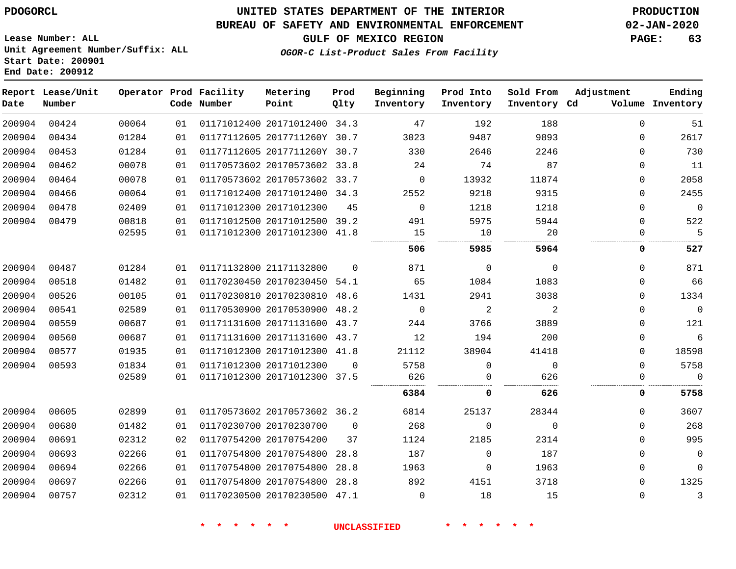PDOGORCL

# UNITED STATES DEPARTMENT OF THE INTERIOR
## BUREAU OF SAFETY AND ENVIRONMENTAL ENFORCEMENT
### GULF OF MEXICO REGION
*OGOR-C List-Product Sales From Facility*

PRODUCTION
02-JAN-2020

Lease Number: ALL
Unit Agreement Number/Suffix: ALL
Start Date: 200901
End Date: 200912

| Report Date | Lease/Unit Number | Operator | Prod Code | Facility Number | Metering Point | Prod Qlty | Beginning Inventory | Prod Into Inventory | Sold From Inventory | Adjustment Cd | Volume | Ending Inventory |
|---|---|---|---|---|---|---|---|---|---|---|---|---|
| 200904 | 00424 | 00064 | 01 | 01171012400 | 20171012400 | 34.3 | 47 | 192 | 188 | | 0 | 51 |
| 200904 | 00434 | 01284 | 01 | 01177112605 | 2017711260Y | 30.7 | 3023 | 9487 | 9893 | | 0 | 2617 |
| 200904 | 00453 | 01284 | 01 | 01177112605 | 2017711260Y | 30.7 | 330 | 2646 | 2246 | | 0 | 730 |
| 200904 | 00462 | 00078 | 01 | 01170573602 | 20170573602 | 33.8 | 24 | 74 | 87 | | 0 | 11 |
| 200904 | 00464 | 00078 | 01 | 01170573602 | 20170573602 | 33.7 | 0 | 13932 | 11874 | | 0 | 2058 |
| 200904 | 00466 | 00064 | 01 | 01171012400 | 20171012400 | 34.3 | 2552 | 9218 | 9315 | | 0 | 2455 |
| 200904 | 00478 | 02409 | 01 | 01171012300 | 20171012300 | 45 | 0 | 1218 | 1218 | | 0 | 0 |
| 200904 | 00479 | 00818 | 01 | 01171012500 | 20171012500 | 39.2 | 491 | 5975 | 5944 | | 0 | 522 |
| | | 02595 | 01 | 01171012300 | 20171012300 | 41.8 | 15 | 10 | 20 | | 0 | 5 |
| | | | | | | | **506** | **5985** | **5964** | | **0** | **527** |
| 200904 | 00487 | 01284 | 01 | 01171132800 | 21171132800 | 0 | 871 | 0 | 0 | | 0 | 871 |
| 200904 | 00518 | 01482 | 01 | 01170230450 | 20170230450 | 54.1 | 65 | 1084 | 1083 | | 0 | 66 |
| 200904 | 00526 | 00105 | 01 | 01170230810 | 20170230810 | 48.6 | 1431 | 2941 | 3038 | | 0 | 1334 |
| 200904 | 00541 | 02589 | 01 | 01170530900 | 20170530900 | 48.2 | 0 | 2 | 2 | | 0 | 0 |
| 200904 | 00559 | 00687 | 01 | 01171131600 | 20171131600 | 43.7 | 244 | 3766 | 3889 | | 0 | 121 |
| 200904 | 00560 | 00687 | 01 | 01171131600 | 20171131600 | 43.7 | 12 | 194 | 200 | | 0 | 6 |
| 200904 | 00577 | 01935 | 01 | 01171012300 | 20171012300 | 41.8 | 21112 | 38904 | 41418 | | 0 | 18598 |
| 200904 | 00593 | 01834 | 01 | 01171012300 | 20171012300 | 0 | 5758 | 0 | 0 | | 0 | 5758 |
| | | 02589 | 01 | 01171012300 | 20171012300 | 37.5 | 626 | 0 | 626 | | 0 | 0 |
| | | | | | | | **6384** | **0** | **626** | | **0** | **5758** |
| 200904 | 00605 | 02899 | 01 | 01170573602 | 20170573602 | 36.2 | 6814 | 25137 | 28344 | | 0 | 3607 |
| 200904 | 00680 | 01482 | 01 | 01170230700 | 20170230700 | 0 | 268 | 0 | 0 | | 0 | 268 |
| 200904 | 00691 | 02312 | 02 | 01170754200 | 20170754200 | 37 | 1124 | 2185 | 2314 | | 0 | 995 |
| 200904 | 00693 | 02266 | 01 | 01170754800 | 20170754800 | 28.8 | 187 | 0 | 187 | | 0 | 0 |
| 200904 | 00694 | 02266 | 01 | 01170754800 | 20170754800 | 28.8 | 1963 | 0 | 1963 | | 0 | 0 |
| 200904 | 00697 | 02266 | 01 | 01170754800 | 20170754800 | 28.8 | 892 | 4151 | 3718 | | 0 | 1325 |
| 200904 | 00757 | 02312 | 01 | 01170230500 | 20170230500 | 47.1 | 0 | 18 | 15 | | 0 | 3 |

\* \* \* \* \* \* UNCLASSIFIED \* \* \* \* \* \*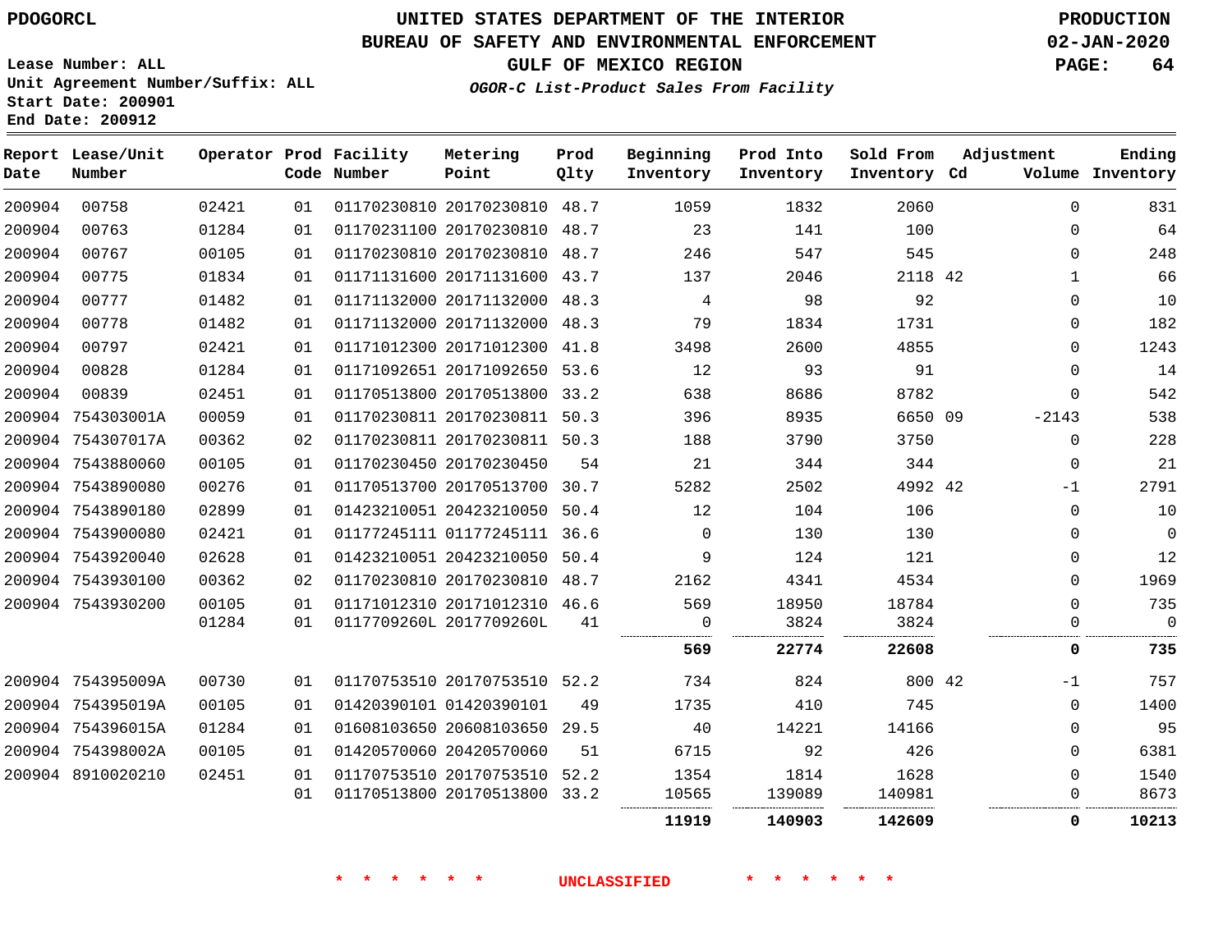PDOGORCL

# UNITED STATES DEPARTMENT OF THE INTERIOR
## BUREAU OF SAFETY AND ENVIRONMENTAL ENFORCEMENT
### GULF OF MEXICO REGION
*OGOR-C List-Product Sales From Facility*

PRODUCTION
02-JAN-2020

Lease Number: ALL
Unit Agreement Number/Suffix: ALL
Start Date: 200901
End Date: 200912

| Report Date | Lease/Unit Number | Operator | Prod Code | Facility Number | Metering Point | Prod Qlty | Beginning Inventory | Prod Into Inventory | Sold From Inventory | Adjustment Cd | Volume | Ending Inventory |
|---|---|---|---|---|---|---|---|---|---|---|---|---|
| 200904 | 00758 | 02421 | 01 | 01170230810 | 20170230810 | 48.7 | 1059 | 1832 | 2060 | | 0 | 831 |
| 200904 | 00763 | 01284 | 01 | 01170231100 | 20170230810 | 48.7 | 23 | 141 | 100 | | 0 | 64 |
| 200904 | 00767 | 00105 | 01 | 01170230810 | 20170230810 | 48.7 | 246 | 547 | 545 | | 0 | 248 |
| 200904 | 00775 | 01834 | 01 | 01171131600 | 20171131600 | 43.7 | 137 | 2046 | 2118 | 42 | 1 | 66 |
| 200904 | 00777 | 01482 | 01 | 01171132000 | 20171132000 | 48.3 | 4 | 98 | 92 | | 0 | 10 |
| 200904 | 00778 | 01482 | 01 | 01171132000 | 20171132000 | 48.3 | 79 | 1834 | 1731 | | 0 | 182 |
| 200904 | 00797 | 02421 | 01 | 01171012300 | 20171012300 | 41.8 | 3498 | 2600 | 4855 | | 0 | 1243 |
| 200904 | 00828 | 01284 | 01 | 01171092651 | 20171092650 | 53.6 | 12 | 93 | 91 | | 0 | 14 |
| 200904 | 00839 | 02451 | 01 | 01170513800 | 20170513800 | 33.2 | 638 | 8686 | 8782 | | 0 | 542 |
| 200904 | 754303001A | 00059 | 01 | 01170230811 | 20170230811 | 50.3 | 396 | 8935 | 6650 | 09 | -2143 | 538 |
| 200904 | 754307017A | 00362 | 02 | 01170230811 | 20170230811 | 50.3 | 188 | 3790 | 3750 | | 0 | 228 |
| 200904 | 7543880060 | 00105 | 01 | 01170230450 | 20170230450 | 54 | 21 | 344 | 344 | | 0 | 21 |
| 200904 | 7543890080 | 00276 | 01 | 01170513700 | 20170513700 | 30.7 | 5282 | 2502 | 4992 | 42 | -1 | 2791 |
| 200904 | 7543890180 | 02899 | 01 | 01423210051 | 20423210050 | 50.4 | 12 | 104 | 106 | | 0 | 10 |
| 200904 | 7543900080 | 02421 | 01 | 01177245111 | 01177245111 | 36.6 | 0 | 130 | 130 | | 0 | 0 |
| 200904 | 7543920040 | 02628 | 01 | 01423210051 | 20423210050 | 50.4 | 9 | 124 | 121 | | 0 | 12 |
| 200904 | 7543930100 | 00362 | 02 | 01170230810 | 20170230810 | 48.7 | 2162 | 4341 | 4534 | | 0 | 1969 |
| 200904 | 7543930200 | 00105 | 01 | 01171012310 | 20171012310 | 46.6 | 569 | 18950 | 18784 | | 0 | 735 |
| | | 01284 | 01 | 0117709260L | 2017709260L | 41 | 0 | 3824 | 3824 | | 0 | 0 |
| | | | | | | | **569** | **22774** | **22608** | | **0** | **735** |
| 200904 | 754395009A | 00730 | 01 | 01170753510 | 20170753510 | 52.2 | 734 | 824 | 800 | 42 | -1 | 757 |
| 200904 | 754395019A | 00105 | 01 | 01420390101 | 01420390101 | 49 | 1735 | 410 | 745 | | 0 | 1400 |
| 200904 | 754396015A | 01284 | 01 | 01608103650 | 20608103650 | 29.5 | 40 | 14221 | 14166 | | 0 | 95 |
| 200904 | 754398002A | 00105 | 01 | 01420570060 | 20420570060 | 51 | 6715 | 92 | 426 | | 0 | 6381 |
| 200904 | 8910020210 | 02451 | 01 | 01170753510 | 20170753510 | 52.2 | 1354 | 1814 | 1628 | | 0 | 1540 |
| | | | 01 | 01170513800 | 20170513800 | 33.2 | 10565 | 139089 | 140981 | | 0 | 8673 |
| | | | | | | | **11919** | **140903** | **142609** | | **0** | **10213** |

\* \* \* \* \* \* UNCLASSIFIED \* \* \* \* \* \*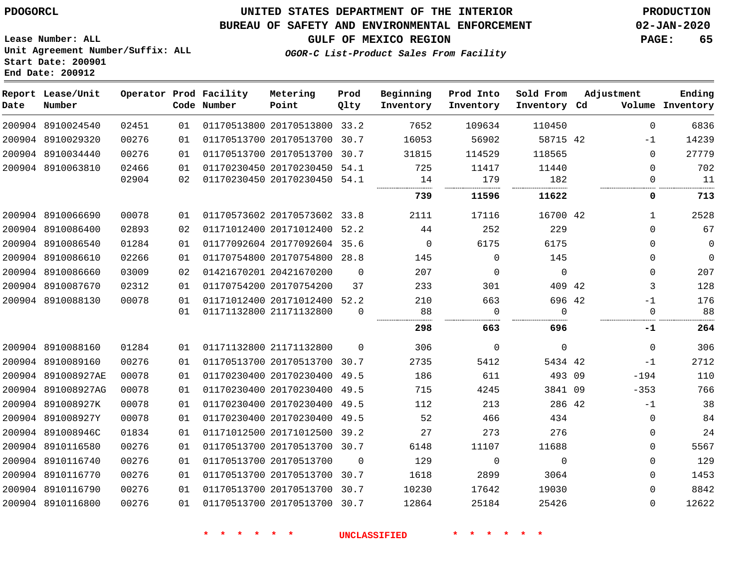# UNITED STATES DEPARTMENT OF THE INTERIOR
## BUREAU OF SAFETY AND ENVIRONMENTAL ENFORCEMENT
### GULF OF MEXICO REGION
*OGOR-C List-Product Sales From Facility*

PDOGORCL

PRODUCTION 02-JAN-2020

Lease Number: ALL
Unit Agreement Number/Suffix: ALL
Start Date: 200901
End Date: 200912

| Report Date | Lease/Unit Number | Operator | Prod Code | Facility Number | Metering Point | Prod Qlty | Beginning Inventory | Prod Into Inventory | Sold From Inventory | Adjustment Cd | Adjustment Volume | Ending Inventory |
|---|---|---|---|---|---|---|---|---|---|---|---|---|
| 200904 | 8910024540 | 02451 | 01 | 01170513800 | 20170513800 | 33.2 | 7652 | 109634 | 110450 | | 0 | 6836 |
| 200904 | 8910029320 | 00276 | 01 | 01170513700 | 20170513700 | 30.7 | 16053 | 56902 | 58715 | 42 | -1 | 14239 |
| 200904 | 8910034440 | 00276 | 01 | 01170513700 | 20170513700 | 30.7 | 31815 | 114529 | 118565 | | 0 | 27779 |
| 200904 | 8910063810 | 02466 | 01 | 01170230450 | 20170230450 | 54.1 | 725 | 11417 | 11440 | | 0 | 702 |
| | | 02904 | 02 | 01170230450 | 20170230450 | 54.1 | 14 | 179 | 182 | | 0 | 11 |
| | | | | | | | **739** | **11596** | **11622** | | **0** | **713** |
| 200904 | 8910066690 | 00078 | 01 | 01170573602 | 20170573602 | 33.8 | 2111 | 17116 | 16700 | 42 | 1 | 2528 |
| 200904 | 8910086400 | 02893 | 02 | 01171012400 | 20171012400 | 52.2 | 44 | 252 | 229 | | 0 | 67 |
| 200904 | 8910086540 | 01284 | 01 | 01177092604 | 20177092604 | 35.6 | 0 | 6175 | 6175 | | 0 | 0 |
| 200904 | 8910086610 | 02266 | 01 | 01170754800 | 20170754800 | 28.8 | 145 | 0 | 145 | | 0 | 0 |
| 200904 | 8910086660 | 03009 | 02 | 01421670201 | 20421670200 | 0 | 207 | 0 | 0 | | 0 | 207 |
| 200904 | 8910087670 | 02312 | 01 | 01170754200 | 20170754200 | 37 | 233 | 301 | 409 | 42 | 3 | 128 |
| 200904 | 8910088130 | 00078 | 01 | 01171012400 | 20171012400 | 52.2 | 210 | 663 | 696 | 42 | -1 | 176 |
| | | | 01 | 01171132800 | 21171132800 | 0 | 88 | 0 | 0 | | 0 | 88 |
| | | | | | | | **298** | **663** | **696** | | **-1** | **264** |
| 200904 | 8910088160 | 01284 | 01 | 01171132800 | 21171132800 | 0 | 306 | 0 | 0 | | 0 | 306 |
| 200904 | 8910089160 | 00276 | 01 | 01170513700 | 20170513700 | 30.7 | 2735 | 5412 | 5434 | 42 | -1 | 2712 |
| 200904 | 891008927AE | 00078 | 01 | 01170230400 | 20170230400 | 49.5 | 186 | 611 | 493 | 09 | -194 | 110 |
| 200904 | 891008927AG | 00078 | 01 | 01170230400 | 20170230400 | 49.5 | 715 | 4245 | 3841 | 09 | -353 | 766 |
| 200904 | 891008927K | 00078 | 01 | 01170230400 | 20170230400 | 49.5 | 112 | 213 | 286 | 42 | -1 | 38 |
| 200904 | 891008927Y | 00078 | 01 | 01170230400 | 20170230400 | 49.5 | 52 | 466 | 434 | | 0 | 84 |
| 200904 | 891008946C | 01834 | 01 | 01171012500 | 20171012500 | 39.2 | 27 | 273 | 276 | | 0 | 24 |
| 200904 | 8910116580 | 00276 | 01 | 01170513700 | 20170513700 | 30.7 | 6148 | 11107 | 11688 | | 0 | 5567 |
| 200904 | 8910116740 | 00276 | 01 | 01170513700 | 20170513700 | 0 | 129 | 0 | 0 | | 0 | 129 |
| 200904 | 8910116770 | 00276 | 01 | 01170513700 | 20170513700 | 30.7 | 1618 | 2899 | 3064 | | 0 | 1453 |
| 200904 | 8910116790 | 00276 | 01 | 01170513700 | 20170513700 | 30.7 | 10230 | 17642 | 19030 | | 0 | 8842 |
| 200904 | 8910116800 | 00276 | 01 | 01170513700 | 20170513700 | 30.7 | 12864 | 25184 | 25426 | | 0 | 12622 |

* * * * * * UNCLASSIFIED * * * * * *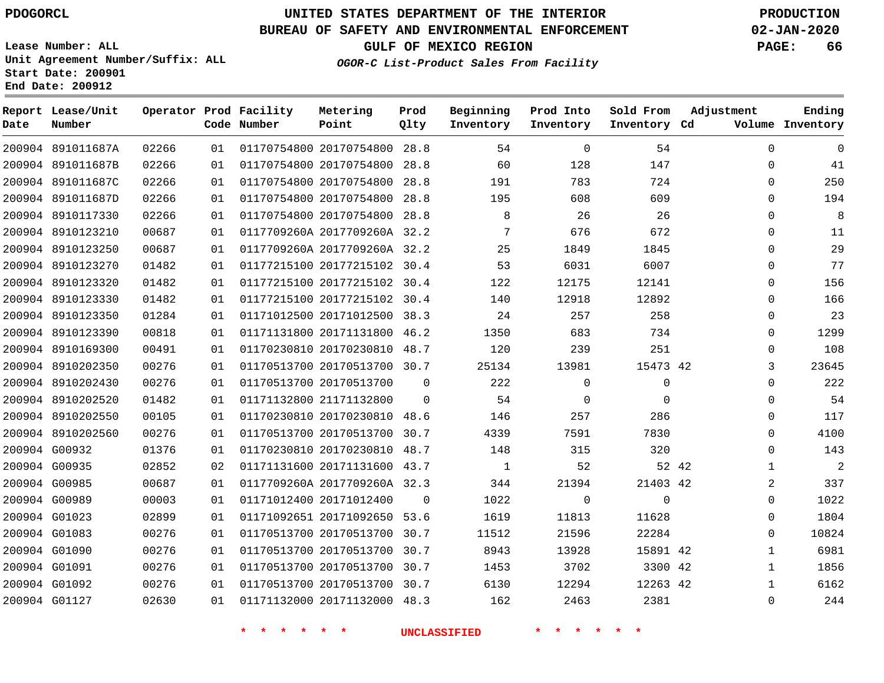PDOGORCL

Lease Number: ALL
Unit Agreement Number/Suffix: ALL
Start Date: 200901
End Date: 200912

# UNITED STATES DEPARTMENT OF THE INTERIOR
## BUREAU OF SAFETY AND ENVIRONMENTAL ENFORCEMENT
### GULF OF MEXICO REGION
*OGOR-C List-Product Sales From Facility*

PRODUCTION
02-JAN-2020

| Report Date | Lease/Unit Number | Operator | Prod Code | Facility Number | Metering Point | Prod Qlty | Beginning Inventory | Prod Into Inventory | Sold From Inventory | Adjustment Cd | Adjustment Volume | Ending Inventory |
|---|---|---|---|---|---|---|---|---|---|---|---|---|
| 200904 | 891011687A | 02266 | 01 | 01170754800 | 20170754800 | 28.8 | 54 | 0 | 54 | | 0 | 0 |
| 200904 | 891011687B | 02266 | 01 | 01170754800 | 20170754800 | 28.8 | 60 | 128 | 147 | | 0 | 41 |
| 200904 | 891011687C | 02266 | 01 | 01170754800 | 20170754800 | 28.8 | 191 | 783 | 724 | | 0 | 250 |
| 200904 | 891011687D | 02266 | 01 | 01170754800 | 20170754800 | 28.8 | 195 | 608 | 609 | | 0 | 194 |
| 200904 | 8910117330 | 02266 | 01 | 01170754800 | 20170754800 | 28.8 | 8 | 26 | 26 | | 0 | 8 |
| 200904 | 8910123210 | 00687 | 01 | 0117709260A | 2017709260A | 32.2 | 7 | 676 | 672 | | 0 | 11 |
| 200904 | 8910123250 | 00687 | 01 | 0117709260A | 2017709260A | 32.2 | 25 | 1849 | 1845 | | 0 | 29 |
| 200904 | 8910123270 | 01482 | 01 | 01177215100 | 20177215102 | 30.4 | 53 | 6031 | 6007 | | 0 | 77 |
| 200904 | 8910123320 | 01482 | 01 | 01177215100 | 20177215102 | 30.4 | 122 | 12175 | 12141 | | 0 | 156 |
| 200904 | 8910123330 | 01482 | 01 | 01177215100 | 20177215102 | 30.4 | 140 | 12918 | 12892 | | 0 | 166 |
| 200904 | 8910123350 | 01284 | 01 | 01171012500 | 20171012500 | 38.3 | 24 | 257 | 258 | | 0 | 23 |
| 200904 | 8910123390 | 00818 | 01 | 01171131800 | 20171131800 | 46.2 | 1350 | 683 | 734 | | 0 | 1299 |
| 200904 | 8910169300 | 00491 | 01 | 01170230810 | 20170230810 | 48.7 | 120 | 239 | 251 | | 0 | 108 |
| 200904 | 8910202350 | 00276 | 01 | 01170513700 | 20170513700 | 30.7 | 25134 | 13981 | 15473 | 42 | 3 | 23645 |
| 200904 | 8910202430 | 00276 | 01 | 01170513700 | 20170513700 | 0 | 222 | 0 | 0 | | 0 | 222 |
| 200904 | 8910202520 | 01482 | 01 | 01171132800 | 21171132800 | 0 | 54 | 0 | 0 | | 0 | 54 |
| 200904 | 8910202550 | 00105 | 01 | 01170230810 | 20170230810 | 48.6 | 146 | 257 | 286 | | 0 | 117 |
| 200904 | 8910202560 | 00276 | 01 | 01170513700 | 20170513700 | 30.7 | 4339 | 7591 | 7830 | | 0 | 4100 |
| 200904 | G00932 | 01376 | 01 | 01170230810 | 20170230810 | 48.7 | 148 | 315 | 320 | | 0 | 143 |
| 200904 | G00935 | 02852 | 02 | 01171131600 | 20171131600 | 43.7 | 1 | 52 | 52 | 42 | 1 | 2 |
| 200904 | G00985 | 00687 | 01 | 0117709260A | 2017709260A | 32.3 | 344 | 21394 | 21403 | 42 | 2 | 337 |
| 200904 | G00989 | 00003 | 01 | 01171012400 | 20171012400 | 0 | 1022 | 0 | 0 | | 0 | 1022 |
| 200904 | G01023 | 02899 | 01 | 01171092651 | 20171092650 | 53.6 | 1619 | 11813 | 11628 | | 0 | 1804 |
| 200904 | G01083 | 00276 | 01 | 01170513700 | 20170513700 | 30.7 | 11512 | 21596 | 22284 | | 0 | 10824 |
| 200904 | G01090 | 00276 | 01 | 01170513700 | 20170513700 | 30.7 | 8943 | 13928 | 15891 | 42 | 1 | 6981 |
| 200904 | G01091 | 00276 | 01 | 01170513700 | 20170513700 | 30.7 | 1453 | 3702 | 3300 | 42 | 1 | 1856 |
| 200904 | G01092 | 00276 | 01 | 01170513700 | 20170513700 | 30.7 | 6130 | 12294 | 12263 | 42 | 1 | 6162 |
| 200904 | G01127 | 02630 | 01 | 01171132000 | 20171132000 | 48.3 | 162 | 2463 | 2381 | | 0 | 244 |

* * * * * * UNCLASSIFIED * * * * * *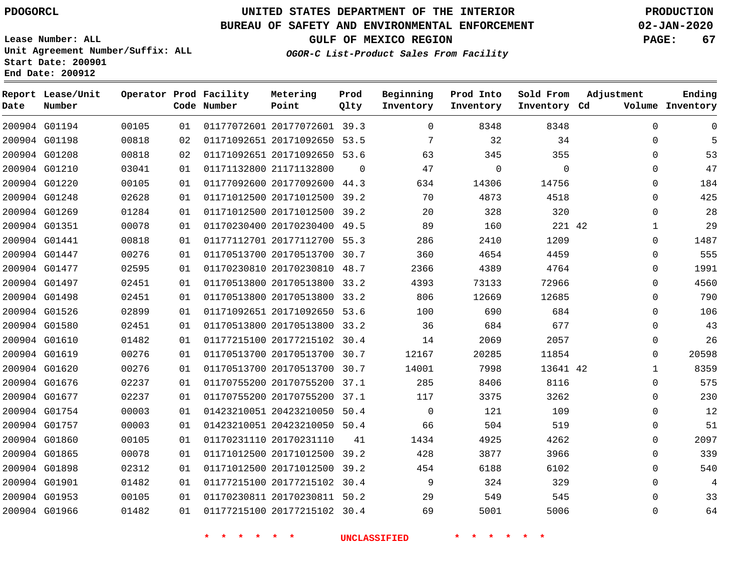# UNITED STATES DEPARTMENT OF THE INTERIOR
## BUREAU OF SAFETY AND ENVIRONMENTAL ENFORCEMENT
### GULF OF MEXICO REGION
#### *OGOR-C List-Product Sales From Facility*

PDOGORCL

PRODUCTION
02-JAN-2020

Lease Number: ALL
Unit Agreement Number/Suffix: ALL
Start Date: 200901
End Date: 200912

| Report Date | Lease/Unit Number | Operator | Prod Code | Facility Number | Metering Point | Prod Qlty | Beginning Inventory | Prod Into Inventory | Sold From Inventory | Adjustment Cd | Adjustment Volume | Ending Inventory |
|---|---|---|---|---|---|---|---|---|---|---|---|---|
| 200904 | G01194 | 00105 | 01 | 01177072601 | 20177072601 | 39.3 | 0 | 8348 | 8348 | | 0 | 0 |
| 200904 | G01198 | 00818 | 02 | 01171092651 | 20171092650 | 53.5 | 7 | 32 | 34 | | 0 | 5 |
| 200904 | G01208 | 00818 | 02 | 01171092651 | 20171092650 | 53.6 | 63 | 345 | 355 | | 0 | 53 |
| 200904 | G01210 | 03041 | 01 | 01171132800 | 21171132800 | 0 | 47 | 0 | 0 | | 0 | 47 |
| 200904 | G01220 | 00105 | 01 | 01177092600 | 20177092600 | 44.3 | 634 | 14306 | 14756 | | 0 | 184 |
| 200904 | G01248 | 02628 | 01 | 01171012500 | 20171012500 | 39.2 | 70 | 4873 | 4518 | | 0 | 425 |
| 200904 | G01269 | 01284 | 01 | 01171012500 | 20171012500 | 39.2 | 20 | 328 | 320 | | 0 | 28 |
| 200904 | G01351 | 00078 | 01 | 01170230400 | 20170230400 | 49.5 | 89 | 160 | 221 | 42 | 1 | 29 |
| 200904 | G01441 | 00818 | 01 | 01177112701 | 20177112700 | 55.3 | 286 | 2410 | 1209 | | 0 | 1487 |
| 200904 | G01447 | 00276 | 01 | 01170513700 | 20170513700 | 30.7 | 360 | 4654 | 4459 | | 0 | 555 |
| 200904 | G01477 | 02595 | 01 | 01170230810 | 20170230810 | 48.7 | 2366 | 4389 | 4764 | | 0 | 1991 |
| 200904 | G01497 | 02451 | 01 | 01170513800 | 20170513800 | 33.2 | 4393 | 73133 | 72966 | | 0 | 4560 |
| 200904 | G01498 | 02451 | 01 | 01170513800 | 20170513800 | 33.2 | 806 | 12669 | 12685 | | 0 | 790 |
| 200904 | G01526 | 02899 | 01 | 01171092651 | 20171092650 | 53.6 | 100 | 690 | 684 | | 0 | 106 |
| 200904 | G01580 | 02451 | 01 | 01170513800 | 20170513800 | 33.2 | 36 | 684 | 677 | | 0 | 43 |
| 200904 | G01610 | 01482 | 01 | 01177215100 | 20177215102 | 30.4 | 14 | 2069 | 2057 | | 0 | 26 |
| 200904 | G01619 | 00276 | 01 | 01170513700 | 20170513700 | 30.7 | 12167 | 20285 | 11854 | | 0 | 20598 |
| 200904 | G01620 | 00276 | 01 | 01170513700 | 20170513700 | 30.7 | 14001 | 7998 | 13641 | 42 | 1 | 8359 |
| 200904 | G01676 | 02237 | 01 | 01170755200 | 20170755200 | 37.1 | 285 | 8406 | 8116 | | 0 | 575 |
| 200904 | G01677 | 02237 | 01 | 01170755200 | 20170755200 | 37.1 | 117 | 3375 | 3262 | | 0 | 230 |
| 200904 | G01754 | 00003 | 01 | 01423210051 | 20423210050 | 50.4 | 0 | 121 | 109 | | 0 | 12 |
| 200904 | G01757 | 00003 | 01 | 01423210051 | 20423210050 | 50.4 | 66 | 504 | 519 | | 0 | 51 |
| 200904 | G01860 | 00105 | 01 | 01170231110 | 20170231110 | 41 | 1434 | 4925 | 4262 | | 0 | 2097 |
| 200904 | G01865 | 00078 | 01 | 01171012500 | 20171012500 | 39.2 | 428 | 3877 | 3966 | | 0 | 339 |
| 200904 | G01898 | 02312 | 01 | 01171012500 | 20171012500 | 39.2 | 454 | 6188 | 6102 | | 0 | 540 |
| 200904 | G01901 | 01482 | 01 | 01177215100 | 20177215102 | 30.4 | 9 | 324 | 329 | | 0 | 4 |
| 200904 | G01953 | 00105 | 01 | 01170230811 | 20170230811 | 50.2 | 29 | 549 | 545 | | 0 | 33 |
| 200904 | G01966 | 01482 | 01 | 01177215100 | 20177215102 | 30.4 | 69 | 5001 | 5006 | | 0 | 64 |

\* \* \* \* \* \* UNCLASSIFIED \* \* \* \* \* \*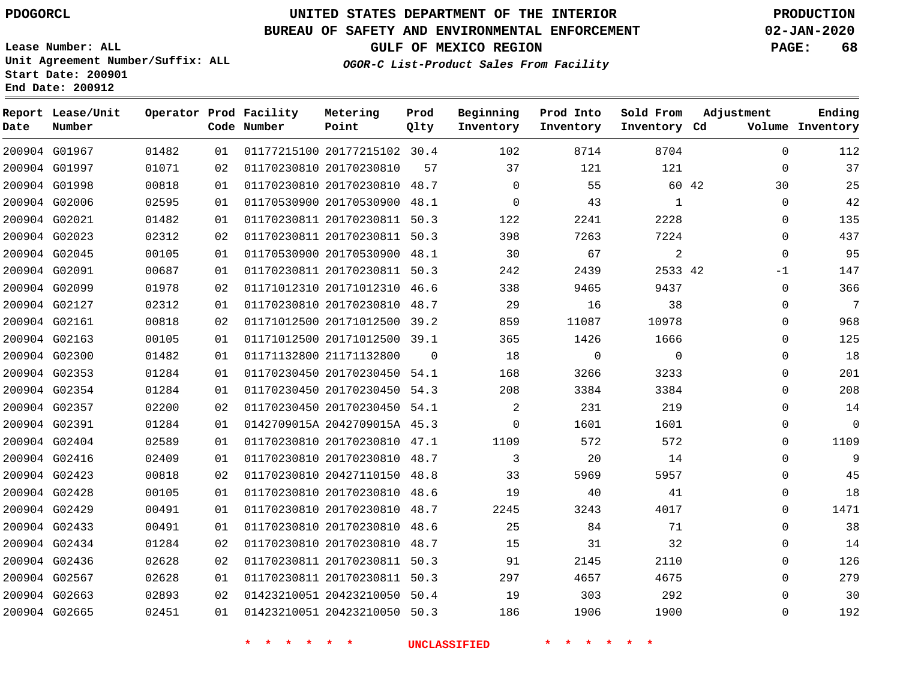PDOGORCL

# UNITED STATES DEPARTMENT OF THE INTERIOR
## BUREAU OF SAFETY AND ENVIRONMENTAL ENFORCEMENT
### GULF OF MEXICO REGION

*OGOR-C List-Product Sales From Facility*

PRODUCTION
02-JAN-2020

Lease Number: ALL
Unit Agreement Number/Suffix: ALL
Start Date: 200901
End Date: 200912

| Report Date | Lease/Unit Number | Operator | Prod Code | Facility Number | Metering Point | Prod Qlty | Beginning Inventory | Prod Into Inventory | Sold From Inventory | Adjustment Cd | Adjustment Volume | Ending Inventory |
|---|---|---|---|---|---|---|---|---|---|---|---|---|
| 200904 | G01967 | 01482 | 01 | 01177215100 | 20177215102 | 30.4 | 102 | 8714 | 8704 | | 0 | 112 |
| 200904 | G01997 | 01071 | 02 | 01170230810 | 20170230810 | 57 | 37 | 121 | 121 | | 0 | 37 |
| 200904 | G01998 | 00818 | 01 | 01170230810 | 20170230810 | 48.7 | 0 | 55 | 60 | 42 | 30 | 25 |
| 200904 | G02006 | 02595 | 01 | 01170530900 | 20170530900 | 48.1 | 0 | 43 | 1 | | 0 | 42 |
| 200904 | G02021 | 01482 | 01 | 01170230811 | 20170230811 | 50.3 | 122 | 2241 | 2228 | | 0 | 135 |
| 200904 | G02023 | 02312 | 02 | 01170230811 | 20170230811 | 50.3 | 398 | 7263 | 7224 | | 0 | 437 |
| 200904 | G02045 | 00105 | 01 | 01170530900 | 20170530900 | 48.1 | 30 | 67 | 2 | | 0 | 95 |
| 200904 | G02091 | 00687 | 01 | 01170230811 | 20170230811 | 50.3 | 242 | 2439 | 2533 | 42 | -1 | 147 |
| 200904 | G02099 | 01978 | 02 | 01171012310 | 20171012310 | 46.6 | 338 | 9465 | 9437 | | 0 | 366 |
| 200904 | G02127 | 02312 | 01 | 01170230810 | 20170230810 | 48.7 | 29 | 16 | 38 | | 0 | 7 |
| 200904 | G02161 | 00818 | 02 | 01171012500 | 20171012500 | 39.2 | 859 | 11087 | 10978 | | 0 | 968 |
| 200904 | G02163 | 00105 | 01 | 01171012500 | 20171012500 | 39.1 | 365 | 1426 | 1666 | | 0 | 125 |
| 200904 | G02300 | 01482 | 01 | 01171132800 | 21171132800 | 0 | 18 | 0 | 0 | | 0 | 18 |
| 200904 | G02353 | 01284 | 01 | 01170230450 | 20170230450 | 54.1 | 168 | 3266 | 3233 | | 0 | 201 |
| 200904 | G02354 | 01284 | 01 | 01170230450 | 20170230450 | 54.3 | 208 | 3384 | 3384 | | 0 | 208 |
| 200904 | G02357 | 02200 | 02 | 01170230450 | 20170230450 | 54.1 | 2 | 231 | 219 | | 0 | 14 |
| 200904 | G02391 | 01284 | 01 | 0142709015A | 2042709015A | 45.3 | 0 | 1601 | 1601 | | 0 | 0 |
| 200904 | G02404 | 02589 | 01 | 01170230810 | 20170230810 | 47.1 | 1109 | 572 | 572 | | 0 | 1109 |
| 200904 | G02416 | 02409 | 01 | 01170230810 | 20170230810 | 48.7 | 3 | 20 | 14 | | 0 | 9 |
| 200904 | G02423 | 00818 | 02 | 01170230810 | 20427110150 | 48.8 | 33 | 5969 | 5957 | | 0 | 45 |
| 200904 | G02428 | 00105 | 01 | 01170230810 | 20170230810 | 48.6 | 19 | 40 | 41 | | 0 | 18 |
| 200904 | G02429 | 00491 | 01 | 01170230810 | 20170230810 | 48.7 | 2245 | 3243 | 4017 | | 0 | 1471 |
| 200904 | G02433 | 00491 | 01 | 01170230810 | 20170230810 | 48.6 | 25 | 84 | 71 | | 0 | 38 |
| 200904 | G02434 | 01284 | 02 | 01170230810 | 20170230810 | 48.7 | 15 | 31 | 32 | | 0 | 14 |
| 200904 | G02436 | 02628 | 02 | 01170230811 | 20170230811 | 50.3 | 91 | 2145 | 2110 | | 0 | 126 |
| 200904 | G02567 | 02628 | 01 | 01170230811 | 20170230811 | 50.3 | 297 | 4657 | 4675 | | 0 | 279 |
| 200904 | G02663 | 02893 | 02 | 01423210051 | 20423210050 | 50.4 | 19 | 303 | 292 | | 0 | 30 |
| 200904 | G02665 | 02451 | 01 | 01423210051 | 20423210050 | 50.3 | 186 | 1906 | 1900 | | 0 | 192 |

* * * * * * UNCLASSIFIED * * * * * *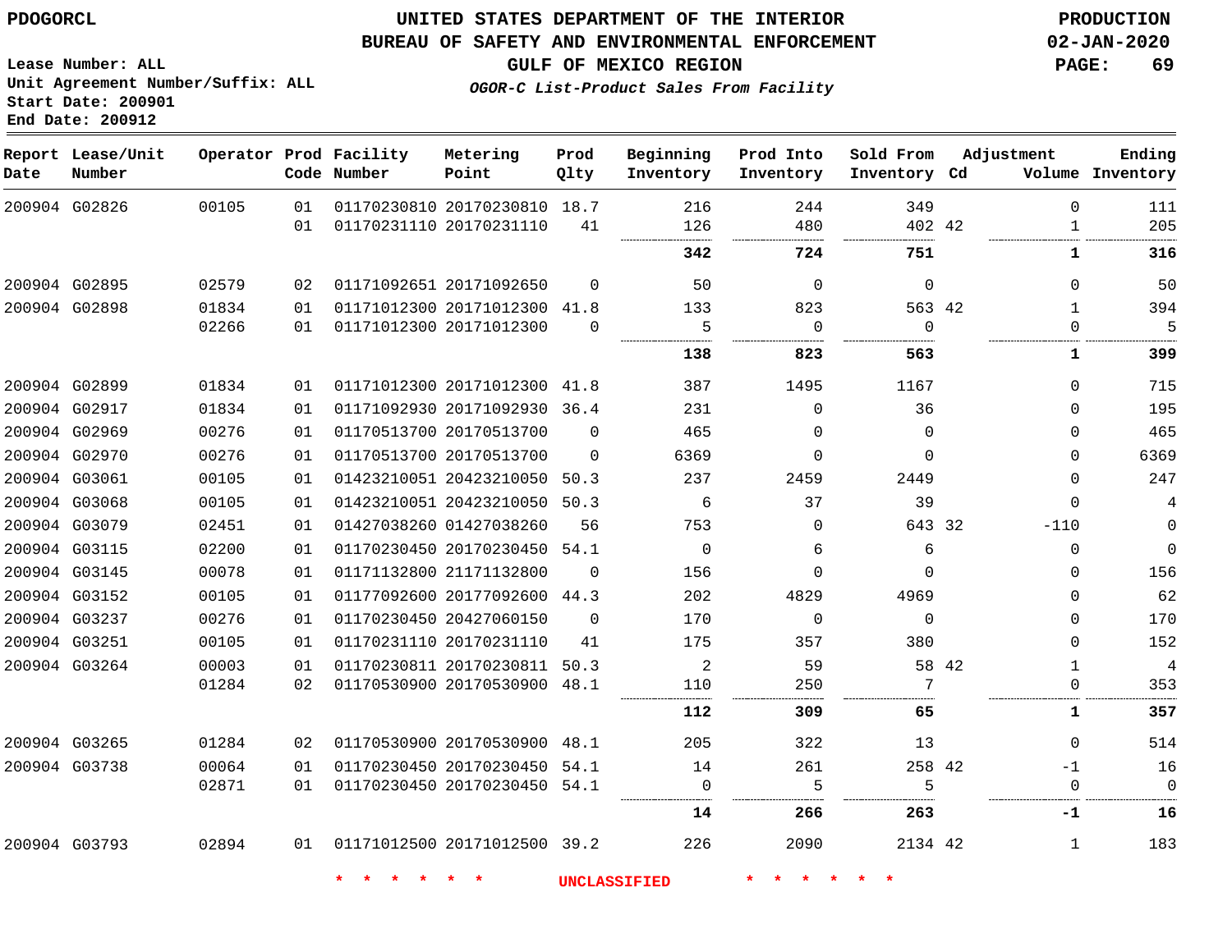# UNITED STATES DEPARTMENT OF THE INTERIOR
## BUREAU OF SAFETY AND ENVIRONMENTAL ENFORCEMENT
### GULF OF MEXICO REGION
### *OGOR-C List-Product Sales From Facility*

PDOGORCL

PRODUCTION
02-JAN-2020

Lease Number: ALL
Unit Agreement Number/Suffix: ALL
Start Date: 200901
End Date: 200912

| Report Date | Lease/Unit Number | Operator | Prod Code | Facility Number | Metering Point | Prod Qlty | Beginning Inventory | Prod Into Inventory | Sold From Inventory | Adjustment Cd | Adjustment Volume | Ending Inventory |
|---|---|---|---|---|---|---|---|---|---|---|---|---|
| 200904 | G02826 | 00105 | 01 | 01170230810 | 20170230810 | 18.7 | 216 | 244 | 349 | | 0 | 111 |
| | | | 01 | 01170231110 | 20170231110 | 41 | 126 | 480 | 402 | 42 | 1 | 205 |
| | | | | | | | **342** | **724** | **751** | | **1** | **316** |
| 200904 | G02895 | 02579 | 02 | 01171092651 | 20171092650 | 0 | 50 | 0 | 0 | | 0 | 50 |
| 200904 | G02898 | 01834 | 01 | 01171012300 | 20171012300 | 41.8 | 133 | 823 | 563 | 42 | 1 | 394 |
| | | 02266 | 01 | 01171012300 | 20171012300 | 0 | 5 | 0 | 0 | | 0 | 5 |
| | | | | | | | **138** | **823** | **563** | | **1** | **399** |
| 200904 | G02899 | 01834 | 01 | 01171012300 | 20171012300 | 41.8 | 387 | 1495 | 1167 | | 0 | 715 |
| 200904 | G02917 | 01834 | 01 | 01171092930 | 20171092930 | 36.4 | 231 | 0 | 36 | | 0 | 195 |
| 200904 | G02969 | 00276 | 01 | 01170513700 | 20170513700 | 0 | 465 | 0 | 0 | | 0 | 465 |
| 200904 | G02970 | 00276 | 01 | 01170513700 | 20170513700 | 0 | 6369 | 0 | 0 | | 0 | 6369 |
| 200904 | G03061 | 00105 | 01 | 01423210051 | 20423210050 | 50.3 | 237 | 2459 | 2449 | | 0 | 247 |
| 200904 | G03068 | 00105 | 01 | 01423210051 | 20423210050 | 50.3 | 6 | 37 | 39 | | 0 | 4 |
| 200904 | G03079 | 02451 | 01 | 01427038260 | 01427038260 | 56 | 753 | 0 | 643 | 32 | -110 | 0 |
| 200904 | G03115 | 02200 | 01 | 01170230450 | 20170230450 | 54.1 | 0 | 6 | 6 | | 0 | 0 |
| 200904 | G03145 | 00078 | 01 | 01171132800 | 21171132800 | 0 | 156 | 0 | 0 | | 0 | 156 |
| 200904 | G03152 | 00105 | 01 | 01177092600 | 20177092600 | 44.3 | 202 | 4829 | 4969 | | 0 | 62 |
| 200904 | G03237 | 00276 | 01 | 01170230450 | 20427060150 | 0 | 170 | 0 | 0 | | 0 | 170 |
| 200904 | G03251 | 00105 | 01 | 01170231110 | 20170231110 | 41 | 175 | 357 | 380 | | 0 | 152 |
| 200904 | G03264 | 00003 | 01 | 01170230811 | 20170230811 | 50.3 | 2 | 59 | 58 | 42 | 1 | 4 |
| | | 01284 | 02 | 01170530900 | 20170530900 | 48.1 | 110 | 250 | 7 | | 0 | 353 |
| | | | | | | | **112** | **309** | **65** | | **1** | **357** |
| 200904 | G03265 | 01284 | 02 | 01170530900 | 20170530900 | 48.1 | 205 | 322 | 13 | | 0 | 514 |
| 200904 | G03738 | 00064 | 01 | 01170230450 | 20170230450 | 54.1 | 14 | 261 | 258 | 42 | -1 | 16 |
| | | 02871 | 01 | 01170230450 | 20170230450 | 54.1 | 0 | 5 | 5 | | 0 | 0 |
| | | | | | | | **14** | **266** | **263** | | **-1** | **16** |
| 200904 | G03793 | 02894 | 01 | 01171012500 | 20171012500 | 39.2 | 226 | 2090 | 2134 | 42 | 1 | 183 |

* * * * * * UNCLASSIFIED * * * * * *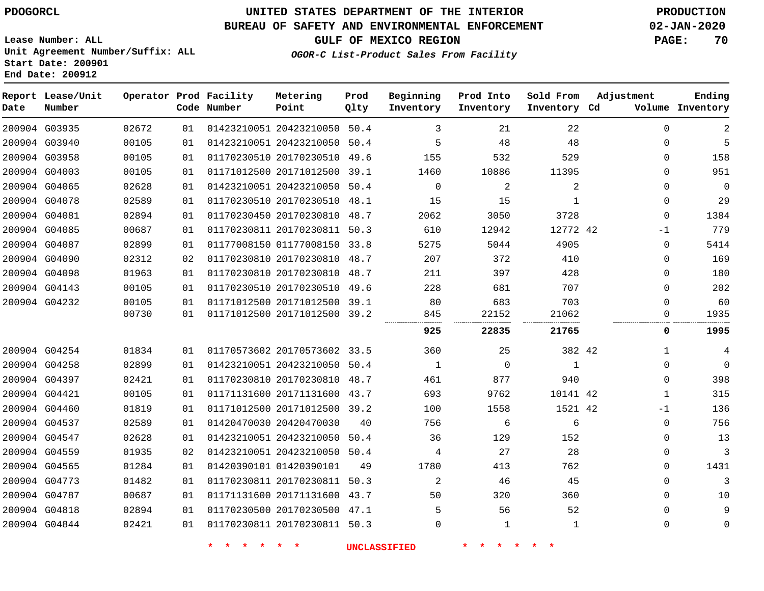PDOGORCL

# UNITED STATES DEPARTMENT OF THE INTERIOR
## BUREAU OF SAFETY AND ENVIRONMENTAL ENFORCEMENT
### GULF OF MEXICO REGION

*OGOR-C List-Product Sales From Facility*

PRODUCTION
02-JAN-2020

Lease Number: ALL
Unit Agreement Number/Suffix: ALL
Start Date: 200901
End Date: 200912

| Report Date | Lease/Unit Number | Operator | Prod Code | Facility Number | Metering Point | Prod Qlty | Beginning Inventory | Prod Into Inventory | Sold From Inventory | Adjustment Cd | Adjustment Volume | Ending Inventory |
|---|---|---|---|---|---|---|---|---|---|---|---|---|
| 200904 | G03935 | 02672 | 01 | 01423210051 | 20423210050 | 50.4 | 3 | 21 | 22 | | 0 | 2 |
| 200904 | G03940 | 00105 | 01 | 01423210051 | 20423210050 | 50.4 | 5 | 48 | 48 | | 0 | 5 |
| 200904 | G03958 | 00105 | 01 | 01170230510 | 20170230510 | 49.6 | 155 | 532 | 529 | | 0 | 158 |
| 200904 | G04003 | 00105 | 01 | 01171012500 | 20171012500 | 39.1 | 1460 | 10886 | 11395 | | 0 | 951 |
| 200904 | G04065 | 02628 | 01 | 01423210051 | 20423210050 | 50.4 | 0 | 2 | 2 | | 0 | 0 |
| 200904 | G04078 | 02589 | 01 | 01170230510 | 20170230510 | 48.1 | 15 | 15 | 1 | | 0 | 29 |
| 200904 | G04081 | 02894 | 01 | 01170230450 | 20170230810 | 48.7 | 2062 | 3050 | 3728 | | 0 | 1384 |
| 200904 | G04085 | 00687 | 01 | 01170230811 | 20170230811 | 50.3 | 610 | 12942 | 12772 | 42 | -1 | 779 |
| 200904 | G04087 | 02899 | 01 | 01177008150 | 01177008150 | 33.8 | 5275 | 5044 | 4905 | | 0 | 5414 |
| 200904 | G04090 | 02312 | 02 | 01170230810 | 20170230810 | 48.7 | 207 | 372 | 410 | | 0 | 169 |
| 200904 | G04098 | 01963 | 01 | 01170230810 | 20170230810 | 48.7 | 211 | 397 | 428 | | 0 | 180 |
| 200904 | G04143 | 00105 | 01 | 01170230510 | 20170230510 | 49.6 | 228 | 681 | 707 | | 0 | 202 |
| 200904 | G04232 | 00105 | 01 | 01171012500 | 20171012500 | 39.1 | 80 | 683 | 703 | | 0 | 60 |
| | | 00730 | 01 | 01171012500 | 20171012500 | 39.2 | 845 | 22152 | 21062 | | 0 | 1935 |
| | | | | | | | **925** | **22835** | **21765** | | **0** | **1995** |
| 200904 | G04254 | 01834 | 01 | 01170573602 | 20170573602 | 33.5 | 360 | 25 | 382 | 42 | 1 | 4 |
| 200904 | G04258 | 02899 | 01 | 01423210051 | 20423210050 | 50.4 | 1 | 0 | 1 | | 0 | 0 |
| 200904 | G04397 | 02421 | 01 | 01170230810 | 20170230810 | 48.7 | 461 | 877 | 940 | | 0 | 398 |
| 200904 | G04421 | 00105 | 01 | 01171131600 | 20171131600 | 43.7 | 693 | 9762 | 10141 | 42 | 1 | 315 |
| 200904 | G04460 | 01819 | 01 | 01171012500 | 20171012500 | 39.2 | 100 | 1558 | 1521 | 42 | -1 | 136 |
| 200904 | G04537 | 02589 | 01 | 01420470030 | 20420470030 | 40 | 756 | 6 | 6 | | 0 | 756 |
| 200904 | G04547 | 02628 | 01 | 01423210051 | 20423210050 | 50.4 | 36 | 129 | 152 | | 0 | 13 |
| 200904 | G04559 | 01935 | 02 | 01423210051 | 20423210050 | 50.4 | 4 | 27 | 28 | | 0 | 3 |
| 200904 | G04565 | 01284 | 01 | 01420390101 | 01420390101 | 49 | 1780 | 413 | 762 | | 0 | 1431 |
| 200904 | G04773 | 01482 | 01 | 01170230811 | 20170230811 | 50.3 | 2 | 46 | 45 | | 0 | 3 |
| 200904 | G04787 | 00687 | 01 | 01171131600 | 20171131600 | 43.7 | 50 | 320 | 360 | | 0 | 10 |
| 200904 | G04818 | 02894 | 01 | 01170230500 | 20170230500 | 47.1 | 5 | 56 | 52 | | 0 | 9 |
| 200904 | G04844 | 02421 | 01 | 01170230811 | 20170230811 | 50.3 | 0 | 1 | 1 | | 0 | 0 |

* * * * * * UNCLASSIFIED * * * * * *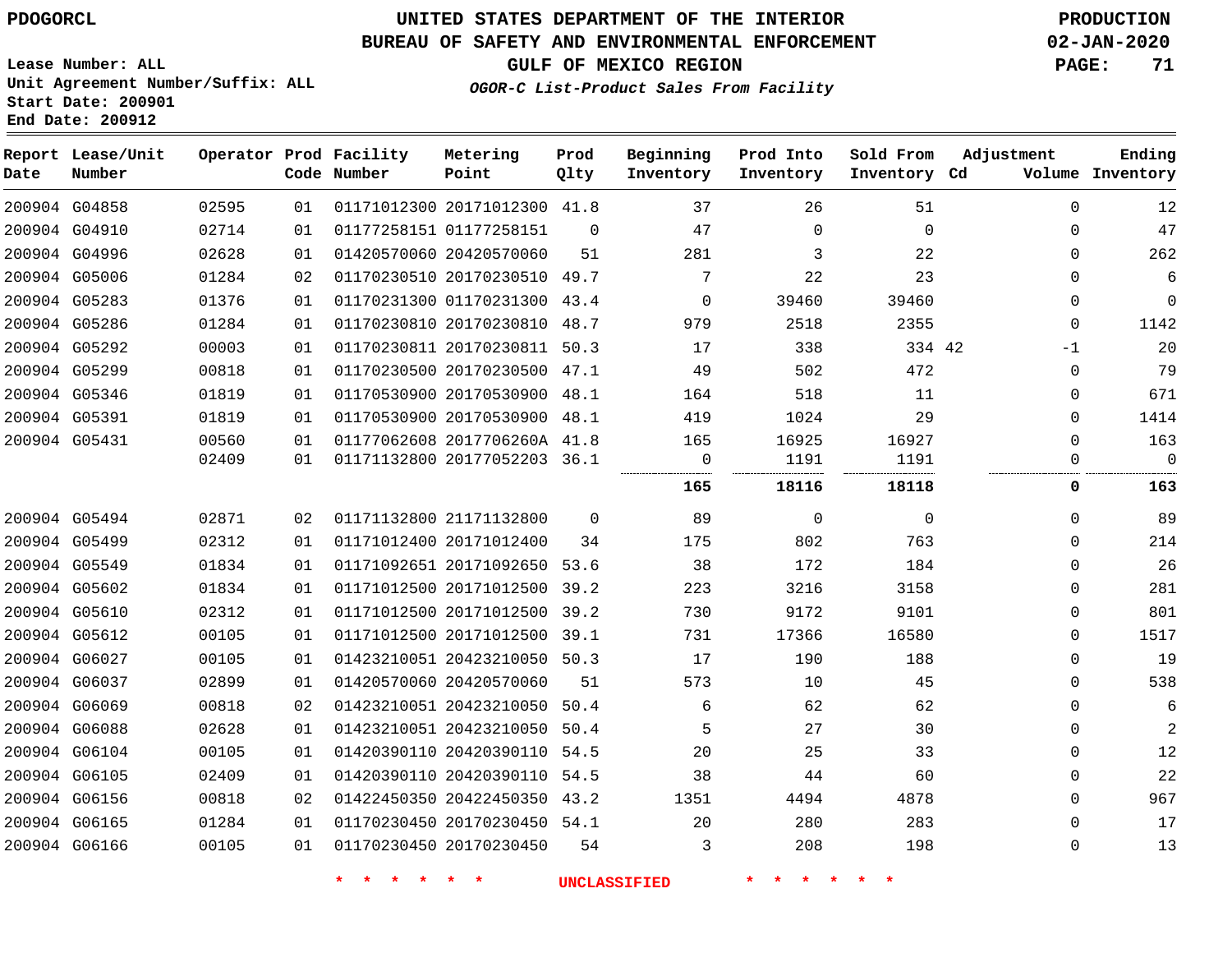PDOGORCL

# UNITED STATES DEPARTMENT OF THE INTERIOR
## BUREAU OF SAFETY AND ENVIRONMENTAL ENFORCEMENT
### GULF OF MEXICO REGION
*OGOR-C List-Product Sales From Facility*

PRODUCTION
02-JAN-2020

Lease Number: ALL
Unit Agreement Number/Suffix: ALL
Start Date: 200901
End Date: 200912

| Report Date | Lease/Unit Number | Operator | Prod Code | Facility Number | Metering Point | Prod Qlty | Beginning Inventory | Prod Into Inventory | Sold From Inventory | Adjustment Cd | Adjustment Volume | Ending Inventory |
|---|---|---|---|---|---|---|---|---|---|---|---|---|
| 200904 | G04858 | 02595 | 01 | 01171012300 | 20171012300 | 41.8 | 37 | 26 | 51 | | 0 | 12 |
| 200904 | G04910 | 02714 | 01 | 01177258151 | 01177258151 | 0 | 47 | 0 | 0 | | 0 | 47 |
| 200904 | G04996 | 02628 | 01 | 01420570060 | 20420570060 | 51 | 281 | 3 | 22 | | 0 | 262 |
| 200904 | G05006 | 01284 | 02 | 01170230510 | 20170230510 | 49.7 | 7 | 22 | 23 | | 0 | 6 |
| 200904 | G05283 | 01376 | 01 | 01170231300 | 01170231300 | 43.4 | 0 | 39460 | 39460 | | 0 | 0 |
| 200904 | G05286 | 01284 | 01 | 01170230810 | 20170230810 | 48.7 | 979 | 2518 | 2355 | | 0 | 1142 |
| 200904 | G05292 | 00003 | 01 | 01170230811 | 20170230811 | 50.3 | 17 | 338 | 334 | 42 | -1 | 20 |
| 200904 | G05299 | 00818 | 01 | 01170230500 | 20170230500 | 47.1 | 49 | 502 | 472 | | 0 | 79 |
| 200904 | G05346 | 01819 | 01 | 01170530900 | 20170530900 | 48.1 | 164 | 518 | 11 | | 0 | 671 |
| 200904 | G05391 | 01819 | 01 | 01170530900 | 20170530900 | 48.1 | 419 | 1024 | 29 | | 0 | 1414 |
| 200904 | G05431 | 00560 | 01 | 01177062608 | 2017706260A | 41.8 | 165 | 16925 | 16927 | | 0 | 163 |
| | | 02409 | 01 | 01171132800 | 20177052203 | 36.1 | 0 | 1191 | 1191 | | 0 | 0 |
| | | | | | | | **165** | **18116** | **18118** | | **0** | **163** |
| 200904 | G05494 | 02871 | 02 | 01171132800 | 21171132800 | 0 | 89 | 0 | 0 | | 0 | 89 |
| 200904 | G05499 | 02312 | 01 | 01171012400 | 20171012400 | 34 | 175 | 802 | 763 | | 0 | 214 |
| 200904 | G05549 | 01834 | 01 | 01171092651 | 20171092650 | 53.6 | 38 | 172 | 184 | | 0 | 26 |
| 200904 | G05602 | 01834 | 01 | 01171012500 | 20171012500 | 39.2 | 223 | 3216 | 3158 | | 0 | 281 |
| 200904 | G05610 | 02312 | 01 | 01171012500 | 20171012500 | 39.2 | 730 | 9172 | 9101 | | 0 | 801 |
| 200904 | G05612 | 00105 | 01 | 01171012500 | 20171012500 | 39.1 | 731 | 17366 | 16580 | | 0 | 1517 |
| 200904 | G06027 | 00105 | 01 | 01423210051 | 20423210050 | 50.3 | 17 | 190 | 188 | | 0 | 19 |
| 200904 | G06037 | 02899 | 01 | 01420570060 | 20420570060 | 51 | 573 | 10 | 45 | | 0 | 538 |
| 200904 | G06069 | 00818 | 02 | 01423210051 | 20423210050 | 50.4 | 6 | 62 | 62 | | 0 | 6 |
| 200904 | G06088 | 02628 | 01 | 01423210051 | 20423210050 | 50.4 | 5 | 27 | 30 | | 0 | 2 |
| 200904 | G06104 | 00105 | 01 | 01420390110 | 20420390110 | 54.5 | 20 | 25 | 33 | | 0 | 12 |
| 200904 | G06105 | 02409 | 01 | 01420390110 | 20420390110 | 54.5 | 38 | 44 | 60 | | 0 | 22 |
| 200904 | G06156 | 00818 | 02 | 01422450350 | 20422450350 | 43.2 | 1351 | 4494 | 4878 | | 0 | 967 |
| 200904 | G06165 | 01284 | 01 | 01170230450 | 20170230450 | 54.1 | 20 | 280 | 283 | | 0 | 17 |
| 200904 | G06166 | 00105 | 01 | 01170230450 | 20170230450 | 54 | 3 | 208 | 198 | | 0 | 13 |

* * * * * * UNCLASSIFIED * * * * * *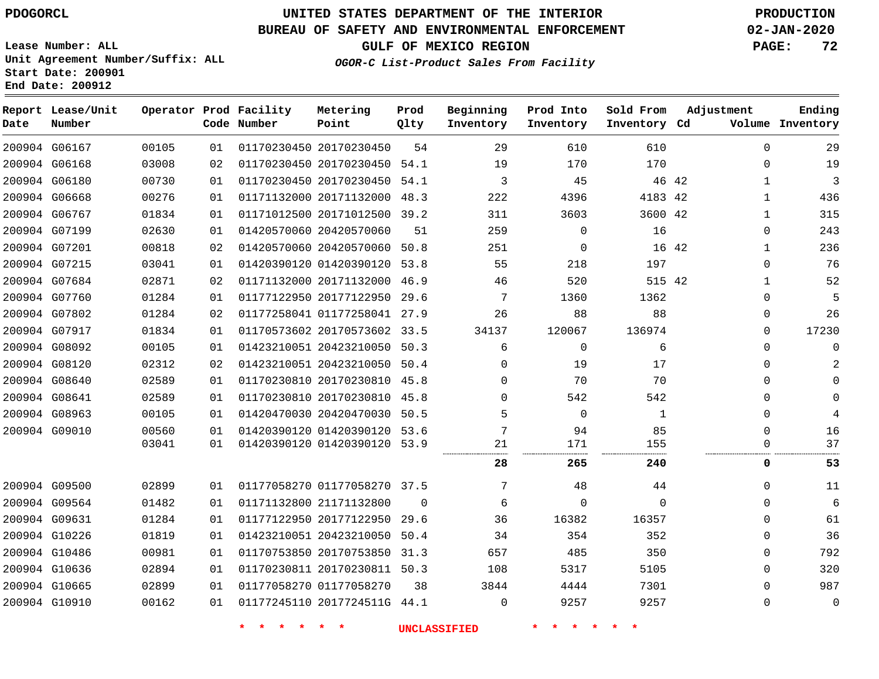PDOGORCL

# UNITED STATES DEPARTMENT OF THE INTERIOR
## BUREAU OF SAFETY AND ENVIRONMENTAL ENFORCEMENT
### GULF OF MEXICO REGION
*OGOR-C List-Product Sales From Facility*

PRODUCTION
02-JAN-2020

Lease Number: ALL
Unit Agreement Number/Suffix: ALL
Start Date: 200901
End Date: 200912

| Report Date | Lease/Unit Number | Operator | Prod Code | Facility Number | Metering Point | Prod Qlty | Beginning Inventory | Prod Into Inventory | Sold From Inventory | Adjustment Cd | Volume | Ending Inventory |
|---|---|---|---|---|---|---|---|---|---|---|---|---|
| 200904 | G06167 | 00105 | 01 | 01170230450 | 20170230450 | 54 | 29 | 610 | 610 | | 0 | 29 |
| 200904 | G06168 | 03008 | 02 | 01170230450 | 20170230450 | 54.1 | 19 | 170 | 170 | | 0 | 19 |
| 200904 | G06180 | 00730 | 01 | 01170230450 | 20170230450 | 54.1 | 3 | 45 | 46 | 42 | 1 | 3 |
| 200904 | G06668 | 00276 | 01 | 01171132000 | 20171132000 | 48.3 | 222 | 4396 | 4183 | 42 | 1 | 436 |
| 200904 | G06767 | 01834 | 01 | 01171012500 | 20171012500 | 39.2 | 311 | 3603 | 3600 | 42 | 1 | 315 |
| 200904 | G07199 | 02630 | 01 | 01420570060 | 20420570060 | 51 | 259 | 0 | 16 | | 0 | 243 |
| 200904 | G07201 | 00818 | 02 | 01420570060 | 20420570060 | 50.8 | 251 | 0 | 16 | 42 | 1 | 236 |
| 200904 | G07215 | 03041 | 01 | 01420390120 | 01420390120 | 53.8 | 55 | 218 | 197 | | 0 | 76 |
| 200904 | G07684 | 02871 | 02 | 01171132000 | 20171132000 | 46.9 | 46 | 520 | 515 | 42 | 1 | 52 |
| 200904 | G07760 | 01284 | 01 | 01177122950 | 20177122950 | 29.6 | 7 | 1360 | 1362 | | 0 | 5 |
| 200904 | G07802 | 01284 | 02 | 01177258041 | 01177258041 | 27.9 | 26 | 88 | 88 | | 0 | 26 |
| 200904 | G07917 | 01834 | 01 | 01170573602 | 20170573602 | 33.5 | 34137 | 120067 | 136974 | | 0 | 17230 |
| 200904 | G08092 | 00105 | 01 | 01423210051 | 20423210050 | 50.3 | 6 | 0 | 6 | | 0 | 0 |
| 200904 | G08120 | 02312 | 02 | 01423210051 | 20423210050 | 50.4 | 0 | 19 | 17 | | 0 | 2 |
| 200904 | G08640 | 02589 | 01 | 01170230810 | 20170230810 | 45.8 | 0 | 70 | 70 | | 0 | 0 |
| 200904 | G08641 | 02589 | 01 | 01170230810 | 20170230810 | 45.8 | 0 | 542 | 542 | | 0 | 0 |
| 200904 | G08963 | 00105 | 01 | 01420470030 | 20420470030 | 50.5 | 5 | 0 | 1 | | 0 | 4 |
| 200904 | G09010 | 00560 | 01 | 01420390120 | 01420390120 | 53.6 | 7 | 94 | 85 | | 0 | 16 |
| | | 03041 | 01 | 01420390120 | 01420390120 | 53.9 | 21 | 171 | 155 | | 0 | 37 |
| | | | | | | | **28** | **265** | **240** | | **0** | **53** |
| 200904 | G09500 | 02899 | 01 | 01177058270 | 01177058270 | 37.5 | 7 | 48 | 44 | | 0 | 11 |
| 200904 | G09564 | 01482 | 01 | 01171132800 | 21171132800 | 0 | 6 | 0 | 0 | | 0 | 6 |
| 200904 | G09631 | 01284 | 01 | 01177122950 | 20177122950 | 29.6 | 36 | 16382 | 16357 | | 0 | 61 |
| 200904 | G10226 | 01819 | 01 | 01423210051 | 20423210050 | 50.4 | 34 | 354 | 352 | | 0 | 36 |
| 200904 | G10486 | 00981 | 01 | 01170753850 | 20170753850 | 31.3 | 657 | 485 | 350 | | 0 | 792 |
| 200904 | G10636 | 02894 | 01 | 01170230811 | 20170230811 | 50.3 | 108 | 5317 | 5105 | | 0 | 320 |
| 200904 | G10665 | 02899 | 01 | 01177058270 | 01177058270 | 38 | 3844 | 4444 | 7301 | | 0 | 987 |
| 200904 | G10910 | 00162 | 01 | 01177245110 | 2017724511G | 44.1 | 0 | 9257 | 9257 | | 0 | 0 |

\* \* \* \* \* \* UNCLASSIFIED \* \* \* \* \* \*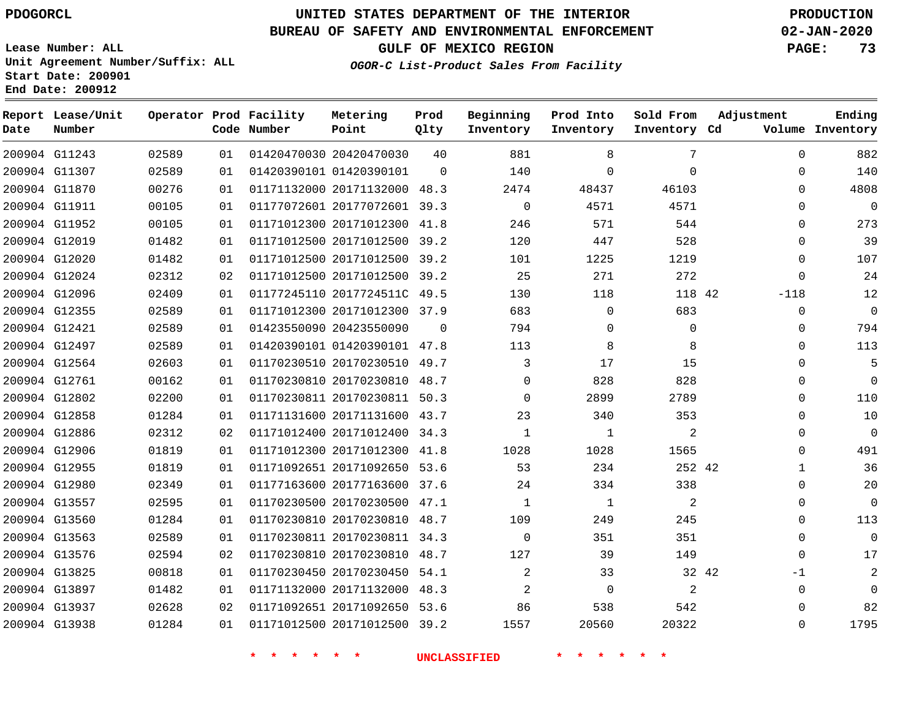# UNITED STATES DEPARTMENT OF THE INTERIOR
## BUREAU OF SAFETY AND ENVIRONMENTAL ENFORCEMENT
### GULF OF MEXICO REGION
*OGOR-C List-Product Sales From Facility*

PDOGORCL

PRODUCTION
02-JAN-2020

Lease Number: ALL
Unit Agreement Number/Suffix: ALL
Start Date: 200901
End Date: 200912

| Report Date | Lease/Unit Number | Operator | Prod Code | Facility Number | Metering Point | Prod Qlty | Beginning Inventory | Prod Into Inventory | Sold From Inventory | Adjustment Cd | Adjustment Volume | Ending Inventory |
|---|---|---|---|---|---|---|---|---|---|---|---|---|
| 200904 | G11243 | 02589 | 01 | 01420470030 | 20420470030 | 40 | 881 | 8 | 7 | | 0 | 882 |
| 200904 | G11307 | 02589 | 01 | 01420390101 | 01420390101 | 0 | 140 | 0 | 0 | | 0 | 140 |
| 200904 | G11870 | 00276 | 01 | 01171132000 | 20171132000 | 48.3 | 2474 | 48437 | 46103 | | 0 | 4808 |
| 200904 | G11911 | 00105 | 01 | 01177072601 | 20177072601 | 39.3 | 0 | 4571 | 4571 | | 0 | 0 |
| 200904 | G11952 | 00105 | 01 | 01171012300 | 20171012300 | 41.8 | 246 | 571 | 544 | | 0 | 273 |
| 200904 | G12019 | 01482 | 01 | 01171012500 | 20171012500 | 39.2 | 120 | 447 | 528 | | 0 | 39 |
| 200904 | G12020 | 01482 | 01 | 01171012500 | 20171012500 | 39.2 | 101 | 1225 | 1219 | | 0 | 107 |
| 200904 | G12024 | 02312 | 02 | 01171012500 | 20171012500 | 39.2 | 25 | 271 | 272 | | 0 | 24 |
| 200904 | G12096 | 02409 | 01 | 01177245110 | 2017724511C | 49.5 | 130 | 118 | 118 | 42 | -118 | 12 |
| 200904 | G12355 | 02589 | 01 | 01171012300 | 20171012300 | 37.9 | 683 | 0 | 683 | | 0 | 0 |
| 200904 | G12421 | 02589 | 01 | 01423550090 | 20423550090 | 0 | 794 | 0 | 0 | | 0 | 794 |
| 200904 | G12497 | 02589 | 01 | 01420390101 | 01420390101 | 47.8 | 113 | 8 | 8 | | 0 | 113 |
| 200904 | G12564 | 02603 | 01 | 01170230510 | 20170230510 | 49.7 | 3 | 17 | 15 | | 0 | 5 |
| 200904 | G12761 | 00162 | 01 | 01170230810 | 20170230810 | 48.7 | 0 | 828 | 828 | | 0 | 0 |
| 200904 | G12802 | 02200 | 01 | 01170230811 | 20170230811 | 50.3 | 0 | 2899 | 2789 | | 0 | 110 |
| 200904 | G12858 | 01284 | 01 | 01171131600 | 20171131600 | 43.7 | 23 | 340 | 353 | | 0 | 10 |
| 200904 | G12886 | 02312 | 02 | 01171012400 | 20171012400 | 34.3 | 1 | 1 | 2 | | 0 | 0 |
| 200904 | G12906 | 01819 | 01 | 01171012300 | 20171012300 | 41.8 | 1028 | 1028 | 1565 | | 0 | 491 |
| 200904 | G12955 | 01819 | 01 | 01171092651 | 20171092650 | 53.6 | 53 | 234 | 252 | 42 | 1 | 36 |
| 200904 | G12980 | 02349 | 01 | 01177163600 | 20177163600 | 37.6 | 24 | 334 | 338 | | 0 | 20 |
| 200904 | G13557 | 02595 | 01 | 01170230500 | 20170230500 | 47.1 | 1 | 1 | 2 | | 0 | 0 |
| 200904 | G13560 | 01284 | 01 | 01170230810 | 20170230810 | 48.7 | 109 | 249 | 245 | | 0 | 113 |
| 200904 | G13563 | 02589 | 01 | 01170230811 | 20170230811 | 34.3 | 0 | 351 | 351 | | 0 | 0 |
| 200904 | G13576 | 02594 | 02 | 01170230810 | 20170230810 | 48.7 | 127 | 39 | 149 | | 0 | 17 |
| 200904 | G13825 | 00818 | 01 | 01170230450 | 20170230450 | 54.1 | 2 | 33 | 32 | 42 | -1 | 2 |
| 200904 | G13897 | 01482 | 01 | 01171132000 | 20171132000 | 48.3 | 2 | 0 | 2 | | 0 | 0 |
| 200904 | G13937 | 02628 | 02 | 01171092651 | 20171092650 | 53.6 | 86 | 538 | 542 | | 0 | 82 |
| 200904 | G13938 | 01284 | 01 | 01171012500 | 20171012500 | 39.2 | 1557 | 20560 | 20322 | | 0 | 1795 |

\* \* \* \* \* \* UNCLASSIFIED \* \* \* \* \* \*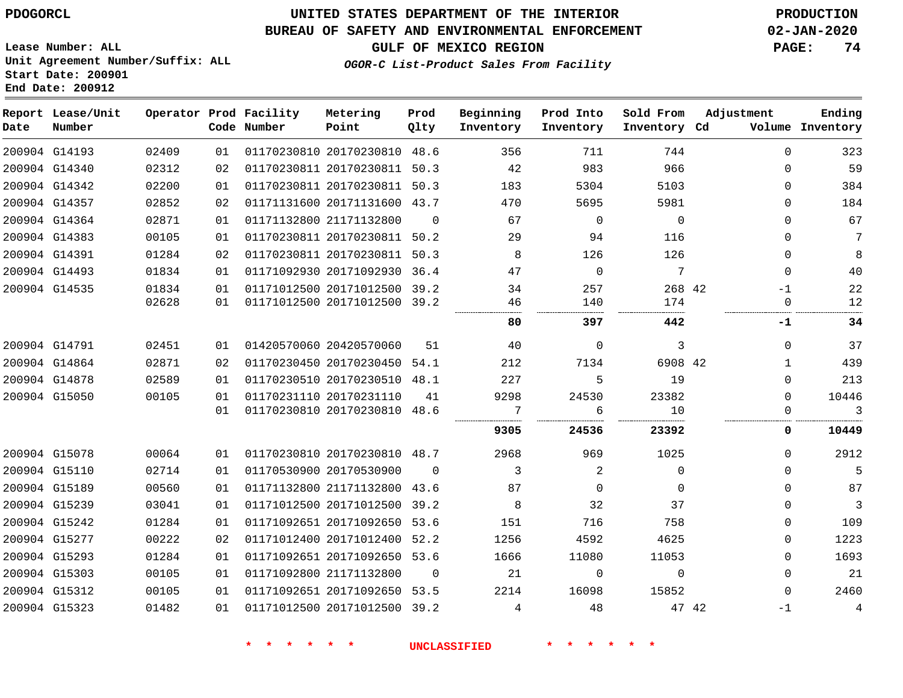PDOGORCL

# UNITED STATES DEPARTMENT OF THE INTERIOR
## BUREAU OF SAFETY AND ENVIRONMENTAL ENFORCEMENT
### GULF OF MEXICO REGION
*OGOR-C List-Product Sales From Facility*

PRODUCTION
02-JAN-2020

Lease Number: ALL
Unit Agreement Number/Suffix: ALL
Start Date: 200901
End Date: 200912

| Report Date | Lease/Unit Number | Operator | Prod Code | Facility Number | Metering Point | Prod Qlty | Beginning Inventory | Prod Into Inventory | Sold From Inventory | Adjustment Cd | Adjustment Volume | Ending Inventory |
|---|---|---|---|---|---|---|---|---|---|---|---|---|
| 200904 | G14193 | 02409 | 01 | 01170230810 | 20170230810 | 48.6 | 356 | 711 | 744 | | 0 | 323 |
| 200904 | G14340 | 02312 | 02 | 01170230811 | 20170230811 | 50.3 | 42 | 983 | 966 | | 0 | 59 |
| 200904 | G14342 | 02200 | 01 | 01170230811 | 20170230811 | 50.3 | 183 | 5304 | 5103 | | 0 | 384 |
| 200904 | G14357 | 02852 | 02 | 01171131600 | 20171131600 | 43.7 | 470 | 5695 | 5981 | | 0 | 184 |
| 200904 | G14364 | 02871 | 01 | 01171132800 | 21171132800 | 0 | 67 | 0 | 0 | | 0 | 67 |
| 200904 | G14383 | 00105 | 01 | 01170230811 | 20170230811 | 50.2 | 29 | 94 | 116 | | 0 | 7 |
| 200904 | G14391 | 01284 | 02 | 01170230811 | 20170230811 | 50.3 | 8 | 126 | 126 | | 0 | 8 |
| 200904 | G14493 | 01834 | 01 | 01171092930 | 20171092930 | 36.4 | 47 | 0 | 7 | | 0 | 40 |
| 200904 | G14535 | 01834 | 01 | 01171012500 | 20171012500 | 39.2 | 34 | 257 | 268 | 42 | -1 | 22 |
| | | 02628 | 01 | 01171012500 | 20171012500 | 39.2 | 46 | 140 | 174 | | 0 | 12 |
| | | | | | | | **80** | **397** | **442** | | **-1** | **34** |
| 200904 | G14791 | 02451 | 01 | 01420570060 | 20420570060 | 51 | 40 | 0 | 3 | | 0 | 37 |
| 200904 | G14864 | 02871 | 02 | 01170230450 | 20170230450 | 54.1 | 212 | 7134 | 6908 | 42 | 1 | 439 |
| 200904 | G14878 | 02589 | 01 | 01170230510 | 20170230510 | 48.1 | 227 | 5 | 19 | | 0 | 213 |
| 200904 | G15050 | 00105 | 01 | 01170231110 | 20170231110 | 41 | 9298 | 24530 | 23382 | | 0 | 10446 |
| | | | 01 | 01170230810 | 20170230810 | 48.6 | 7 | 6 | 10 | | 0 | 3 |
| | | | | | | | **9305** | **24536** | **23392** | | **0** | **10449** |
| 200904 | G15078 | 00064 | 01 | 01170230810 | 20170230810 | 48.7 | 2968 | 969 | 1025 | | 0 | 2912 |
| 200904 | G15110 | 02714 | 01 | 01170530900 | 20170530900 | 0 | 3 | 2 | 0 | | 0 | 5 |
| 200904 | G15189 | 00560 | 01 | 01171132800 | 21171132800 | 43.6 | 87 | 0 | 0 | | 0 | 87 |
| 200904 | G15239 | 03041 | 01 | 01171012500 | 20171012500 | 39.2 | 8 | 32 | 37 | | 0 | 3 |
| 200904 | G15242 | 01284 | 01 | 01171092651 | 20171092650 | 53.6 | 151 | 716 | 758 | | 0 | 109 |
| 200904 | G15277 | 00222 | 02 | 01171012400 | 20171012400 | 52.2 | 1256 | 4592 | 4625 | | 0 | 1223 |
| 200904 | G15293 | 01284 | 01 | 01171092651 | 20171092650 | 53.6 | 1666 | 11080 | 11053 | | 0 | 1693 |
| 200904 | G15303 | 00105 | 01 | 01171092800 | 21171132800 | 0 | 21 | 0 | 0 | | 0 | 21 |
| 200904 | G15312 | 00105 | 01 | 01171092651 | 20171092650 | 53.5 | 2214 | 16098 | 15852 | | 0 | 2460 |
| 200904 | G15323 | 01482 | 01 | 01171012500 | 20171012500 | 39.2 | 4 | 48 | 47 | 42 | -1 | 4 |

\* \* \* \* \* \* UNCLASSIFIED \* \* \* \* \* \*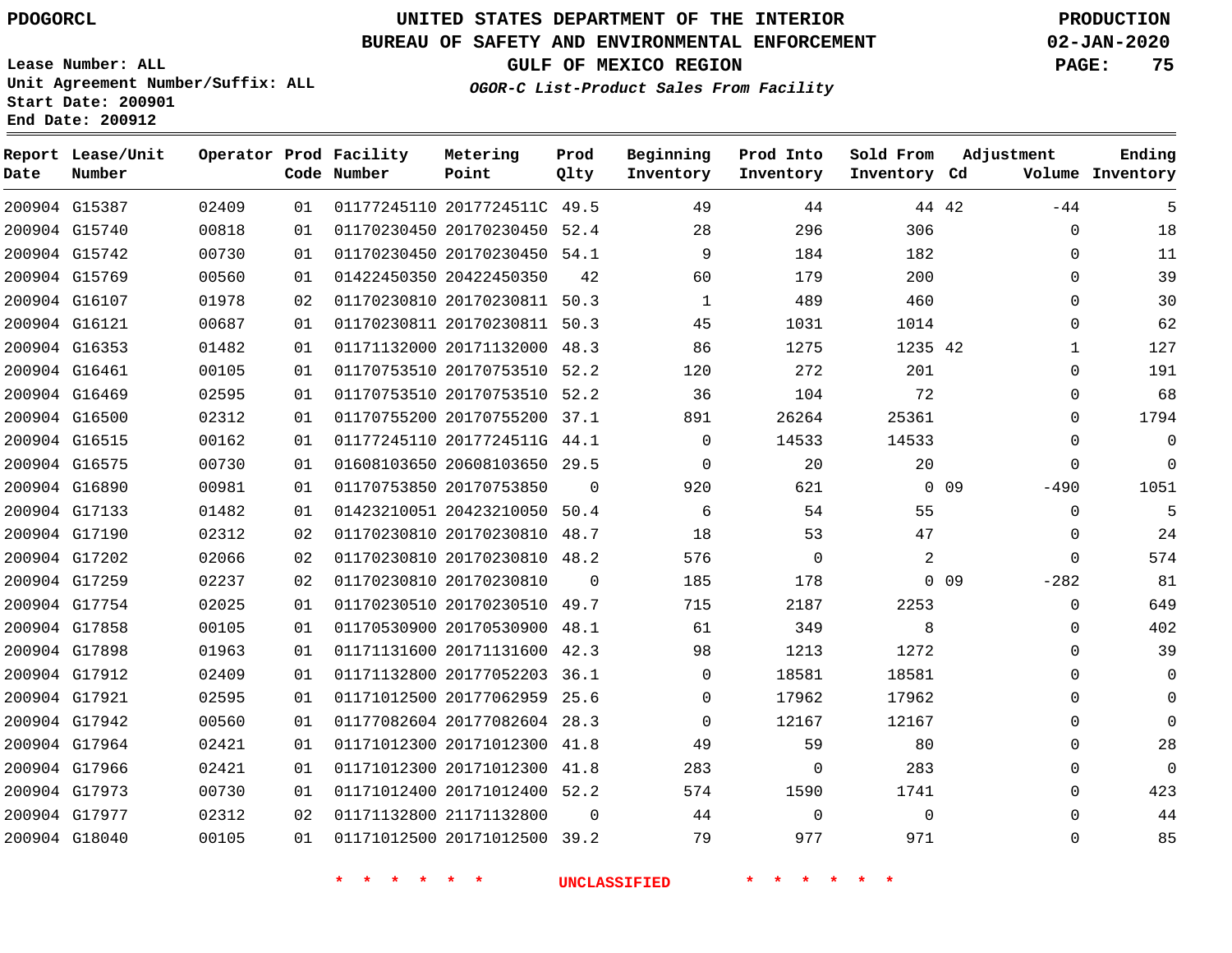PDOGORCL

# UNITED STATES DEPARTMENT OF THE INTERIOR
## BUREAU OF SAFETY AND ENVIRONMENTAL ENFORCEMENT
### GULF OF MEXICO REGION
*OGOR-C List-Product Sales From Facility*

PRODUCTION
02-JAN-2020

Lease Number: ALL
Unit Agreement Number/Suffix: ALL
Start Date: 200901
End Date: 200912

| Report Date | Lease/Unit Number | Operator | Prod Code | Facility Number | Metering Point | Prod Qlty | Beginning Inventory | Prod Into Inventory | Sold From Inventory | Adjustment Cd | Adjustment Volume | Ending Inventory |
|---|---|---|---|---|---|---|---|---|---|---|---|---|
| 200904 | G15387 | 02409 | 01 | 01177245110 | 2017724511C | 49.5 | 49 | 44 | 44 | 42 | -44 | 5 |
| 200904 | G15740 | 00818 | 01 | 01170230450 | 20170230450 | 52.4 | 28 | 296 | 306 | | 0 | 18 |
| 200904 | G15742 | 00730 | 01 | 01170230450 | 20170230450 | 54.1 | 9 | 184 | 182 | | 0 | 11 |
| 200904 | G15769 | 00560 | 01 | 01422450350 | 20422450350 | 42 | 60 | 179 | 200 | | 0 | 39 |
| 200904 | G16107 | 01978 | 02 | 01170230810 | 20170230811 | 50.3 | 1 | 489 | 460 | | 0 | 30 |
| 200904 | G16121 | 00687 | 01 | 01170230811 | 20170230811 | 50.3 | 45 | 1031 | 1014 | | 0 | 62 |
| 200904 | G16353 | 01482 | 01 | 01171132000 | 20171132000 | 48.3 | 86 | 1275 | 1235 | 42 | 1 | 127 |
| 200904 | G16461 | 00105 | 01 | 01170753510 | 20170753510 | 52.2 | 120 | 272 | 201 | | 0 | 191 |
| 200904 | G16469 | 02595 | 01 | 01170753510 | 20170753510 | 52.2 | 36 | 104 | 72 | | 0 | 68 |
| 200904 | G16500 | 02312 | 01 | 01170755200 | 20170755200 | 37.1 | 891 | 26264 | 25361 | | 0 | 1794 |
| 200904 | G16515 | 00162 | 01 | 01177245110 | 2017724511G | 44.1 | 0 | 14533 | 14533 | | 0 | 0 |
| 200904 | G16575 | 00730 | 01 | 01608103650 | 20608103650 | 29.5 | 0 | 20 | 20 | | 0 | 0 |
| 200904 | G16890 | 00981 | 01 | 01170753850 | 20170753850 | 0 | 920 | 621 | 0 | 09 | -490 | 1051 |
| 200904 | G17133 | 01482 | 01 | 01423210051 | 20423210050 | 50.4 | 6 | 54 | 55 | | 0 | 5 |
| 200904 | G17190 | 02312 | 02 | 01170230810 | 20170230810 | 48.7 | 18 | 53 | 47 | | 0 | 24 |
| 200904 | G17202 | 02066 | 02 | 01170230810 | 20170230810 | 48.2 | 576 | 0 | 2 | | 0 | 574 |
| 200904 | G17259 | 02237 | 02 | 01170230810 | 20170230810 | 0 | 185 | 178 | 0 | 09 | -282 | 81 |
| 200904 | G17754 | 02025 | 01 | 01170230510 | 20170230510 | 49.7 | 715 | 2187 | 2253 | | 0 | 649 |
| 200904 | G17858 | 00105 | 01 | 01170530900 | 20170530900 | 48.1 | 61 | 349 | 8 | | 0 | 402 |
| 200904 | G17898 | 01963 | 01 | 01171131600 | 20171131600 | 42.3 | 98 | 1213 | 1272 | | 0 | 39 |
| 200904 | G17912 | 02409 | 01 | 01171132800 | 20177052203 | 36.1 | 0 | 18581 | 18581 | | 0 | 0 |
| 200904 | G17921 | 02595 | 01 | 01171012500 | 20177062959 | 25.6 | 0 | 17962 | 17962 | | 0 | 0 |
| 200904 | G17942 | 00560 | 01 | 01177082604 | 20177082604 | 28.3 | 0 | 12167 | 12167 | | 0 | 0 |
| 200904 | G17964 | 02421 | 01 | 01171012300 | 20171012300 | 41.8 | 49 | 59 | 80 | | 0 | 28 |
| 200904 | G17966 | 02421 | 01 | 01171012300 | 20171012300 | 41.8 | 283 | 0 | 283 | | 0 | 0 |
| 200904 | G17973 | 00730 | 01 | 01171012400 | 20171012400 | 52.2 | 574 | 1590 | 1741 | | 0 | 423 |
| 200904 | G17977 | 02312 | 02 | 01171132800 | 21171132800 | 0 | 44 | 0 | 0 | | 0 | 44 |
| 200904 | G18040 | 00105 | 01 | 01171012500 | 20171012500 | 39.2 | 79 | 977 | 971 | | 0 | 85 |

\* \* \* \* \* \* UNCLASSIFIED \* \* \* \* \* \*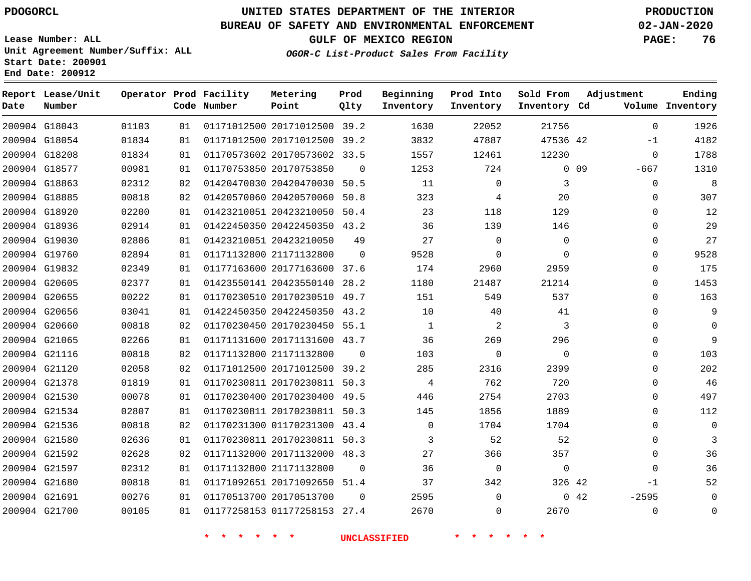PDOGORCL

# UNITED STATES DEPARTMENT OF THE INTERIOR
## BUREAU OF SAFETY AND ENVIRONMENTAL ENFORCEMENT
### GULF OF MEXICO REGION
*OGOR-C List-Product Sales From Facility*

PRODUCTION
02-JAN-2020

Lease Number: ALL
Unit Agreement Number/Suffix: ALL
Start Date: 200901
End Date: 200912

| Report Date | Lease/Unit Number | Operator | Prod Code | Facility Number | Metering Point | Prod Qlty | Beginning Inventory | Prod Into Inventory | Sold From Inventory | Adjustment Cd | Volume | Ending Inventory |
|---|---|---|---|---|---|---|---|---|---|---|---|---|
| 200904 | G18043 | 01103 | 01 | 01171012500 | 20171012500 | 39.2 | 1630 | 22052 | 21756 | | 0 | 1926 |
| 200904 | G18054 | 01834 | 01 | 01171012500 | 20171012500 | 39.2 | 3832 | 47887 | 47536 | 42 | -1 | 4182 |
| 200904 | G18208 | 01834 | 01 | 01170573602 | 20170573602 | 33.5 | 1557 | 12461 | 12230 | | 0 | 1788 |
| 200904 | G18577 | 00981 | 01 | 01170753850 | 20170753850 | 0 | 1253 | 724 | 0 | 09 | -667 | 1310 |
| 200904 | G18863 | 02312 | 02 | 01420470030 | 20420470030 | 50.5 | 11 | 0 | 3 | | 0 | 8 |
| 200904 | G18885 | 00818 | 02 | 01420570060 | 20420570060 | 50.8 | 323 | 4 | 20 | | 0 | 307 |
| 200904 | G18920 | 02200 | 01 | 01423210051 | 20423210050 | 50.4 | 23 | 118 | 129 | | 0 | 12 |
| 200904 | G18936 | 02914 | 01 | 01422450350 | 20422450350 | 43.2 | 36 | 139 | 146 | | 0 | 29 |
| 200904 | G19030 | 02806 | 01 | 01423210051 | 20423210050 | 49 | 27 | 0 | 0 | | 0 | 27 |
| 200904 | G19760 | 02894 | 01 | 01171132800 | 21171132800 | 0 | 9528 | 0 | 0 | | 0 | 9528 |
| 200904 | G19832 | 02349 | 01 | 01177163600 | 20177163600 | 37.6 | 174 | 2960 | 2959 | | 0 | 175 |
| 200904 | G20605 | 02377 | 01 | 01423550141 | 20423550140 | 28.2 | 1180 | 21487 | 21214 | | 0 | 1453 |
| 200904 | G20655 | 00222 | 01 | 01170230510 | 20170230510 | 49.7 | 151 | 549 | 537 | | 0 | 163 |
| 200904 | G20656 | 03041 | 01 | 01422450350 | 20422450350 | 43.2 | 10 | 40 | 41 | | 0 | 9 |
| 200904 | G20660 | 00818 | 02 | 01170230450 | 20170230450 | 55.1 | 1 | 2 | 3 | | 0 | 0 |
| 200904 | G21065 | 02266 | 01 | 01171131600 | 20171131600 | 43.7 | 36 | 269 | 296 | | 0 | 9 |
| 200904 | G21116 | 00818 | 02 | 01171132800 | 21171132800 | 0 | 103 | 0 | 0 | | 0 | 103 |
| 200904 | G21120 | 02058 | 02 | 01171012500 | 20171012500 | 39.2 | 285 | 2316 | 2399 | | 0 | 202 |
| 200904 | G21378 | 01819 | 01 | 01170230811 | 20170230811 | 50.3 | 4 | 762 | 720 | | 0 | 46 |
| 200904 | G21530 | 00078 | 01 | 01170230400 | 20170230400 | 49.5 | 446 | 2754 | 2703 | | 0 | 497 |
| 200904 | G21534 | 02807 | 01 | 01170230811 | 20170230811 | 50.3 | 145 | 1856 | 1889 | | 0 | 112 |
| 200904 | G21536 | 00818 | 02 | 01170231300 | 01170231300 | 43.4 | 0 | 1704 | 1704 | | 0 | 0 |
| 200904 | G21580 | 02636 | 01 | 01170230811 | 20170230811 | 50.3 | 3 | 52 | 52 | | 0 | 3 |
| 200904 | G21592 | 02628 | 02 | 01171132000 | 20171132000 | 48.3 | 27 | 366 | 357 | | 0 | 36 |
| 200904 | G21597 | 02312 | 01 | 01171132800 | 21171132800 | 0 | 36 | 0 | 0 | | 0 | 36 |
| 200904 | G21680 | 00818 | 01 | 01171092651 | 20171092650 | 51.4 | 37 | 342 | 326 | 42 | -1 | 52 |
| 200904 | G21691 | 00276 | 01 | 01170513700 | 20170513700 | 0 | 2595 | 0 | 0 | 42 | -2595 | 0 |
| 200904 | G21700 | 00105 | 01 | 01177258153 | 01177258153 | 27.4 | 2670 | 0 | 2670 | | 0 | 0 |

\* \* \* \* \* \* UNCLASSIFIED \* \* \* \* \* \*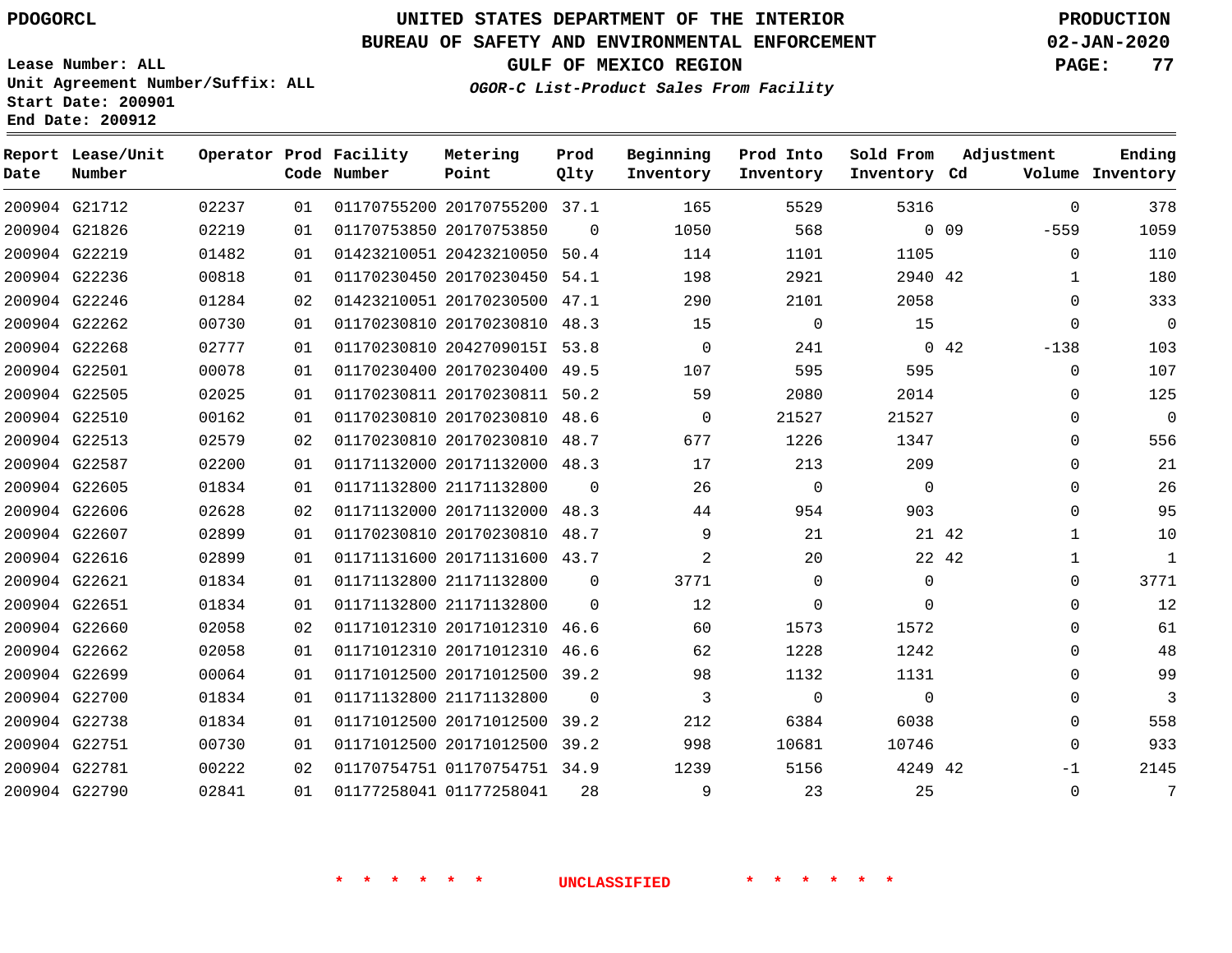# UNITED STATES DEPARTMENT OF THE INTERIOR
## BUREAU OF SAFETY AND ENVIRONMENTAL ENFORCEMENT
### GULF OF MEXICO REGION
*OGOR-C List-Product Sales From Facility*

PDOGORCL

Lease Number: ALL
Unit Agreement Number/Suffix: ALL
Start Date: 200901
End Date: 200912

PRODUCTION
02-JAN-2020

| Report Date | Lease/Unit Number | Operator | Prod Code | Facility Number | Metering Point | Prod Qlty | Beginning Inventory | Prod Into Inventory | Sold From Inventory | Adjustment Cd | Adjustment Volume | Ending Inventory |
|---|---|---|---|---|---|---|---|---|---|---|---|---|
| 200904 | G21712 | 02237 | 01 | 01170755200 | 20170755200 | 37.1 | 165 | 5529 | 5316 | | 0 | 378 |
| 200904 | G21826 | 02219 | 01 | 01170753850 | 20170753850 | 0 | 1050 | 568 | 0 | 09 | -559 | 1059 |
| 200904 | G22219 | 01482 | 01 | 01423210051 | 20423210050 | 50.4 | 114 | 1101 | 1105 | | 0 | 110 |
| 200904 | G22236 | 00818 | 01 | 01170230450 | 20170230450 | 54.1 | 198 | 2921 | 2940 | 42 | 1 | 180 |
| 200904 | G22246 | 01284 | 02 | 01423210051 | 20170230500 | 47.1 | 290 | 2101 | 2058 | | 0 | 333 |
| 200904 | G22262 | 00730 | 01 | 01170230810 | 20170230810 | 48.3 | 15 | 0 | 15 | | 0 | 0 |
| 200904 | G22268 | 02777 | 01 | 01170230810 | 2042709015I | 53.8 | 0 | 241 | 0 | 42 | -138 | 103 |
| 200904 | G22501 | 00078 | 01 | 01170230400 | 20170230400 | 49.5 | 107 | 595 | 595 | | 0 | 107 |
| 200904 | G22505 | 02025 | 01 | 01170230811 | 20170230811 | 50.2 | 59 | 2080 | 2014 | | 0 | 125 |
| 200904 | G22510 | 00162 | 01 | 01170230810 | 20170230810 | 48.6 | 0 | 21527 | 21527 | | 0 | 0 |
| 200904 | G22513 | 02579 | 02 | 01170230810 | 20170230810 | 48.7 | 677 | 1226 | 1347 | | 0 | 556 |
| 200904 | G22587 | 02200 | 01 | 01171132000 | 20171132000 | 48.3 | 17 | 213 | 209 | | 0 | 21 |
| 200904 | G22605 | 01834 | 01 | 01171132800 | 21171132800 | 0 | 26 | 0 | 0 | | 0 | 26 |
| 200904 | G22606 | 02628 | 02 | 01171132000 | 20171132000 | 48.3 | 44 | 954 | 903 | | 0 | 95 |
| 200904 | G22607 | 02899 | 01 | 01170230810 | 20170230810 | 48.7 | 9 | 21 | 21 | 42 | 1 | 10 |
| 200904 | G22616 | 02899 | 01 | 01171131600 | 20171131600 | 43.7 | 2 | 20 | 22 | 42 | 1 | 1 |
| 200904 | G22621 | 01834 | 01 | 01171132800 | 21171132800 | 0 | 3771 | 0 | 0 | | 0 | 3771 |
| 200904 | G22651 | 01834 | 01 | 01171132800 | 21171132800 | 0 | 12 | 0 | 0 | | 0 | 12 |
| 200904 | G22660 | 02058 | 02 | 01171012310 | 20171012310 | 46.6 | 60 | 1573 | 1572 | | 0 | 61 |
| 200904 | G22662 | 02058 | 01 | 01171012310 | 20171012310 | 46.6 | 62 | 1228 | 1242 | | 0 | 48 |
| 200904 | G22699 | 00064 | 01 | 01171012500 | 20171012500 | 39.2 | 98 | 1132 | 1131 | | 0 | 99 |
| 200904 | G22700 | 01834 | 01 | 01171132800 | 21171132800 | 0 | 3 | 0 | 0 | | 0 | 3 |
| 200904 | G22738 | 01834 | 01 | 01171012500 | 20171012500 | 39.2 | 212 | 6384 | 6038 | | 0 | 558 |
| 200904 | G22751 | 00730 | 01 | 01171012500 | 20171012500 | 39.2 | 998 | 10681 | 10746 | | 0 | 933 |
| 200904 | G22781 | 00222 | 02 | 01170754751 | 01170754751 | 34.9 | 1239 | 5156 | 4249 | 42 | -1 | 2145 |
| 200904 | G22790 | 02841 | 01 | 01177258041 | 01177258041 | 28 | 9 | 23 | 25 | | 0 | 7 |

\* \* \* \* \* \* UNCLASSIFIED \* \* \* \* \* \*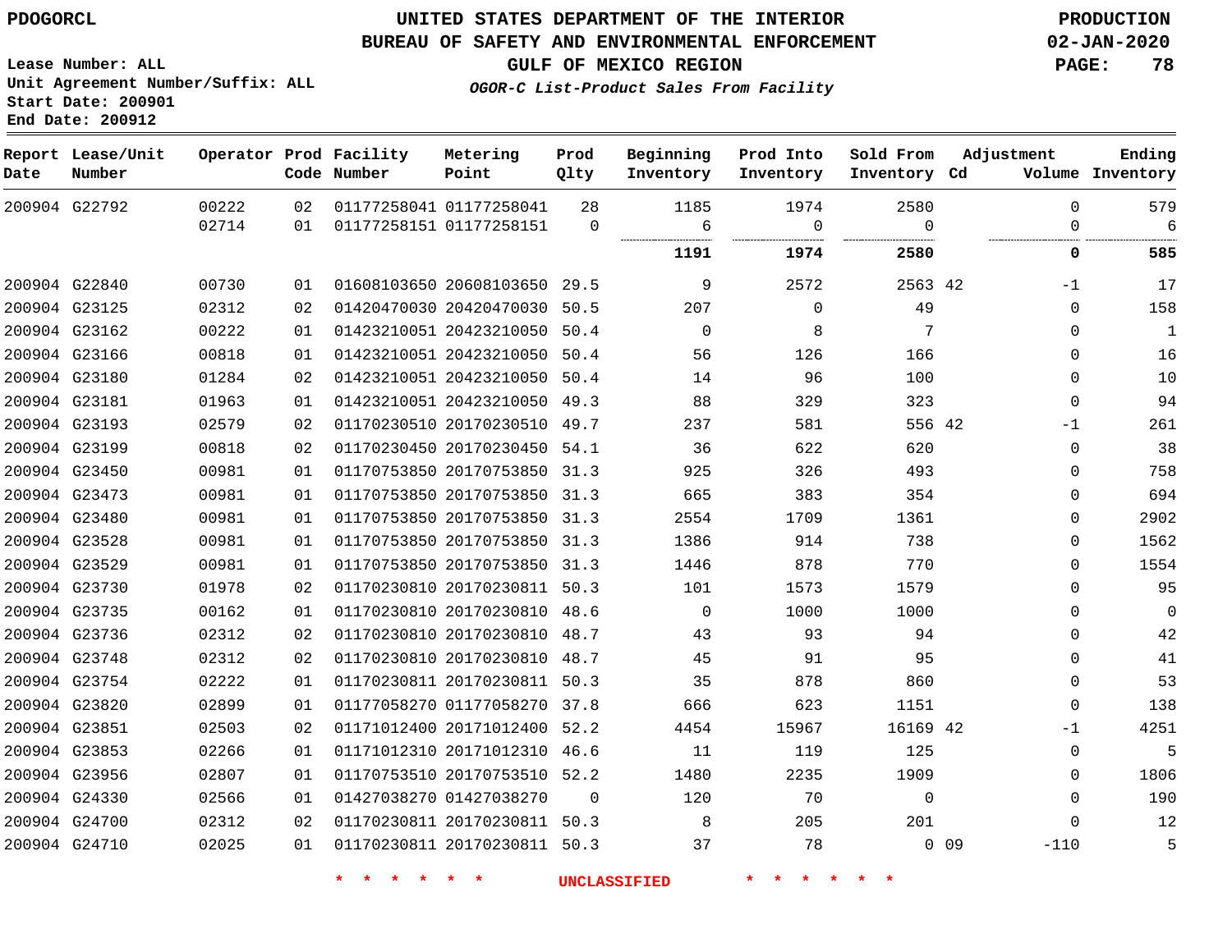**PDOGORCL**

**Lease Number: ALL**
**Unit Agreement Number/Suffix: ALL**
**Start Date: 200901**
**End Date: 200912**

# UNITED STATES DEPARTMENT OF THE INTERIOR
## BUREAU OF SAFETY AND ENVIRONMENTAL ENFORCEMENT
## GULF OF MEXICO REGION
### *OGOR-C List-Product Sales From Facility*

**PRODUCTION**
**02-JAN-2020**

| Report Date | Lease/Unit Number | Operator | Prod Code | Facility Number | Metering Point | Prod Qlty | Beginning Inventory | Prod Into Inventory | Sold From Inventory | Adjustment Cd | Volume | Ending Inventory |
|---|---|---|---|---|---|---|---|---|---|---|---|---|
| 200904 | G22792 | 00222 | 02 | 01177258041 | 01177258041 | 28 | 1185 | 1974 | 2580 | | 0 | 579 |
| | | 02714 | 01 | 01177258151 | 01177258151 | 0 | 6 | 0 | 0 | | 0 | 6 |
| | | | | | | | **1191** | **1974** | **2580** | | **0** | **585** |
| 200904 | G22840 | 00730 | 01 | 01608103650 | 20608103650 | 29.5 | 9 | 2572 | 2563 | 42 | -1 | 17 |
| 200904 | G23125 | 02312 | 02 | 01420470030 | 20420470030 | 50.5 | 207 | 0 | 49 | | 0 | 158 |
| 200904 | G23162 | 00222 | 01 | 01423210051 | 20423210050 | 50.4 | 0 | 8 | 7 | | 0 | 1 |
| 200904 | G23166 | 00818 | 01 | 01423210051 | 20423210050 | 50.4 | 56 | 126 | 166 | | 0 | 16 |
| 200904 | G23180 | 01284 | 02 | 01423210051 | 20423210050 | 50.4 | 14 | 96 | 100 | | 0 | 10 |
| 200904 | G23181 | 01963 | 01 | 01423210051 | 20423210050 | 49.3 | 88 | 329 | 323 | | 0 | 94 |
| 200904 | G23193 | 02579 | 02 | 01170230510 | 20170230510 | 49.7 | 237 | 581 | 556 | 42 | -1 | 261 |
| 200904 | G23199 | 00818 | 02 | 01170230450 | 20170230450 | 54.1 | 36 | 622 | 620 | | 0 | 38 |
| 200904 | G23450 | 00981 | 01 | 01170753850 | 20170753850 | 31.3 | 925 | 326 | 493 | | 0 | 758 |
| 200904 | G23473 | 00981 | 01 | 01170753850 | 20170753850 | 31.3 | 665 | 383 | 354 | | 0 | 694 |
| 200904 | G23480 | 00981 | 01 | 01170753850 | 20170753850 | 31.3 | 2554 | 1709 | 1361 | | 0 | 2902 |
| 200904 | G23528 | 00981 | 01 | 01170753850 | 20170753850 | 31.3 | 1386 | 914 | 738 | | 0 | 1562 |
| 200904 | G23529 | 00981 | 01 | 01170753850 | 20170753850 | 31.3 | 1446 | 878 | 770 | | 0 | 1554 |
| 200904 | G23730 | 01978 | 02 | 01170230810 | 20170230811 | 50.3 | 101 | 1573 | 1579 | | 0 | 95 |
| 200904 | G23735 | 00162 | 01 | 01170230810 | 20170230810 | 48.6 | 0 | 1000 | 1000 | | 0 | 0 |
| 200904 | G23736 | 02312 | 02 | 01170230810 | 20170230810 | 48.7 | 43 | 93 | 94 | | 0 | 42 |
| 200904 | G23748 | 02312 | 02 | 01170230810 | 20170230810 | 48.7 | 45 | 91 | 95 | | 0 | 41 |
| 200904 | G23754 | 02222 | 01 | 01170230811 | 20170230811 | 50.3 | 35 | 878 | 860 | | 0 | 53 |
| 200904 | G23820 | 02899 | 01 | 01177058270 | 01177058270 | 37.8 | 666 | 623 | 1151 | | 0 | 138 |
| 200904 | G23851 | 02503 | 02 | 01171012400 | 20171012400 | 52.2 | 4454 | 15967 | 16169 | 42 | -1 | 4251 |
| 200904 | G23853 | 02266 | 01 | 01171012310 | 20171012310 | 46.6 | 11 | 119 | 125 | | 0 | 5 |
| 200904 | G23956 | 02807 | 01 | 01170753510 | 20170753510 | 52.2 | 1480 | 2235 | 1909 | | 0 | 1806 |
| 200904 | G24330 | 02566 | 01 | 01427038270 | 01427038270 | 0 | 120 | 70 | 0 | | 0 | 190 |
| 200904 | G24700 | 02312 | 02 | 01170230811 | 20170230811 | 50.3 | 8 | 205 | 201 | | 0 | 12 |
| 200904 | G24710 | 02025 | 01 | 01170230811 | 20170230811 | 50.3 | 37 | 78 | 0 | 09 | -110 | 5 |

\* \* \* \* \* \* UNCLASSIFIED \* \* \* \* \* \*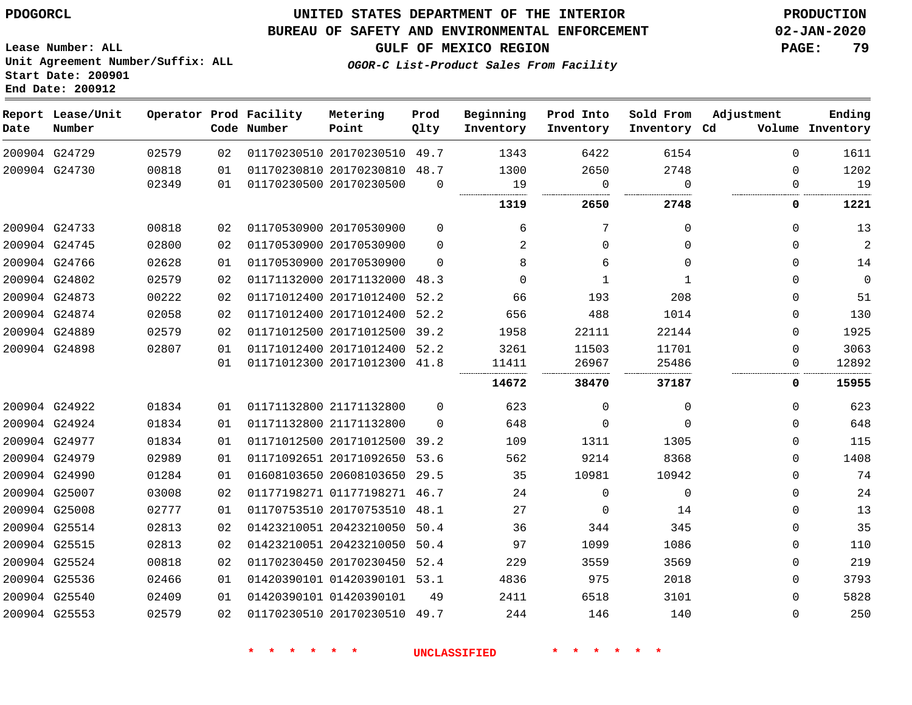PDOGORCL

# UNITED STATES DEPARTMENT OF THE INTERIOR
## BUREAU OF SAFETY AND ENVIRONMENTAL ENFORCEMENT
### GULF OF MEXICO REGION

PRODUCTION
02-JAN-2020

Lease Number: ALL
Unit Agreement Number/Suffix: ALL
Start Date: 200901
End Date: 200912

*OGOR-C List-Product Sales From Facility*

| Report Date | Lease/Unit Number | Operator | Prod Code | Facility Number | Metering Point | Prod Qlty | Beginning Inventory | Prod Into Inventory | Sold From Inventory | Adjustment Cd | Volume | Ending Inventory |
|---|---|---|---|---|---|---|---|---|---|---|---|---|
| 200904 | G24729 | 02579 | 02 | 01170230510 | 20170230510 | 49.7 | 1343 | 6422 | 6154 | | 0 | 1611 |
| 200904 | G24730 | 00818 | 01 | 01170230810 | 20170230810 | 48.7 | 1300 | 2650 | 2748 | | 0 | 1202 |
| | | 02349 | 01 | 01170230500 | 20170230500 | 0 | 19 | 0 | 0 | | 0 | 19 |
| | | | | | | | **1319** | **2650** | **2748** | | **0** | **1221** |
| 200904 | G24733 | 00818 | 02 | 01170530900 | 20170530900 | 0 | 6 | 7 | 0 | | 0 | 13 |
| 200904 | G24745 | 02800 | 02 | 01170530900 | 20170530900 | 0 | 2 | 0 | 0 | | 0 | 2 |
| 200904 | G24766 | 02628 | 01 | 01170530900 | 20170530900 | 0 | 8 | 6 | 0 | | 0 | 14 |
| 200904 | G24802 | 02579 | 02 | 01171132000 | 20171132000 | 48.3 | 0 | 1 | 1 | | 0 | 0 |
| 200904 | G24873 | 00222 | 02 | 01171012400 | 20171012400 | 52.2 | 66 | 193 | 208 | | 0 | 51 |
| 200904 | G24874 | 02058 | 02 | 01171012400 | 20171012400 | 52.2 | 656 | 488 | 1014 | | 0 | 130 |
| 200904 | G24889 | 02579 | 02 | 01171012500 | 20171012500 | 39.2 | 1958 | 22111 | 22144 | | 0 | 1925 |
| 200904 | G24898 | 02807 | 01 | 01171012400 | 20171012400 | 52.2 | 3261 | 11503 | 11701 | | 0 | 3063 |
| | | | 01 | 01171012300 | 20171012300 | 41.8 | 11411 | 26967 | 25486 | | 0 | 12892 |
| | | | | | | | **14672** | **38470** | **37187** | | **0** | **15955** |
| 200904 | G24922 | 01834 | 01 | 01171132800 | 21171132800 | 0 | 623 | 0 | 0 | | 0 | 623 |
| 200904 | G24924 | 01834 | 01 | 01171132800 | 21171132800 | 0 | 648 | 0 | 0 | | 0 | 648 |
| 200904 | G24977 | 01834 | 01 | 01171012500 | 20171012500 | 39.2 | 109 | 1311 | 1305 | | 0 | 115 |
| 200904 | G24979 | 02989 | 01 | 01171092651 | 20171092650 | 53.6 | 562 | 9214 | 8368 | | 0 | 1408 |
| 200904 | G24990 | 01284 | 01 | 01608103650 | 20608103650 | 29.5 | 35 | 10981 | 10942 | | 0 | 74 |
| 200904 | G25007 | 03008 | 02 | 01177198271 | 01177198271 | 46.7 | 24 | 0 | 0 | | 0 | 24 |
| 200904 | G25008 | 02777 | 01 | 01170753510 | 20170753510 | 48.1 | 27 | 0 | 14 | | 0 | 13 |
| 200904 | G25514 | 02813 | 02 | 01423210051 | 20423210050 | 50.4 | 36 | 344 | 345 | | 0 | 35 |
| 200904 | G25515 | 02813 | 02 | 01423210051 | 20423210050 | 50.4 | 97 | 1099 | 1086 | | 0 | 110 |
| 200904 | G25524 | 00818 | 02 | 01170230450 | 20170230450 | 52.4 | 229 | 3559 | 3569 | | 0 | 219 |
| 200904 | G25536 | 02466 | 01 | 01420390101 | 01420390101 | 53.1 | 4836 | 975 | 2018 | | 0 | 3793 |
| 200904 | G25540 | 02409 | 01 | 01420390101 | 01420390101 | 49 | 2411 | 6518 | 3101 | | 0 | 5828 |
| 200904 | G25553 | 02579 | 02 | 01170230510 | 20170230510 | 49.7 | 244 | 146 | 140 | | 0 | 250 |

\* \* \* \* \* \* UNCLASSIFIED \* \* \* \* \* \*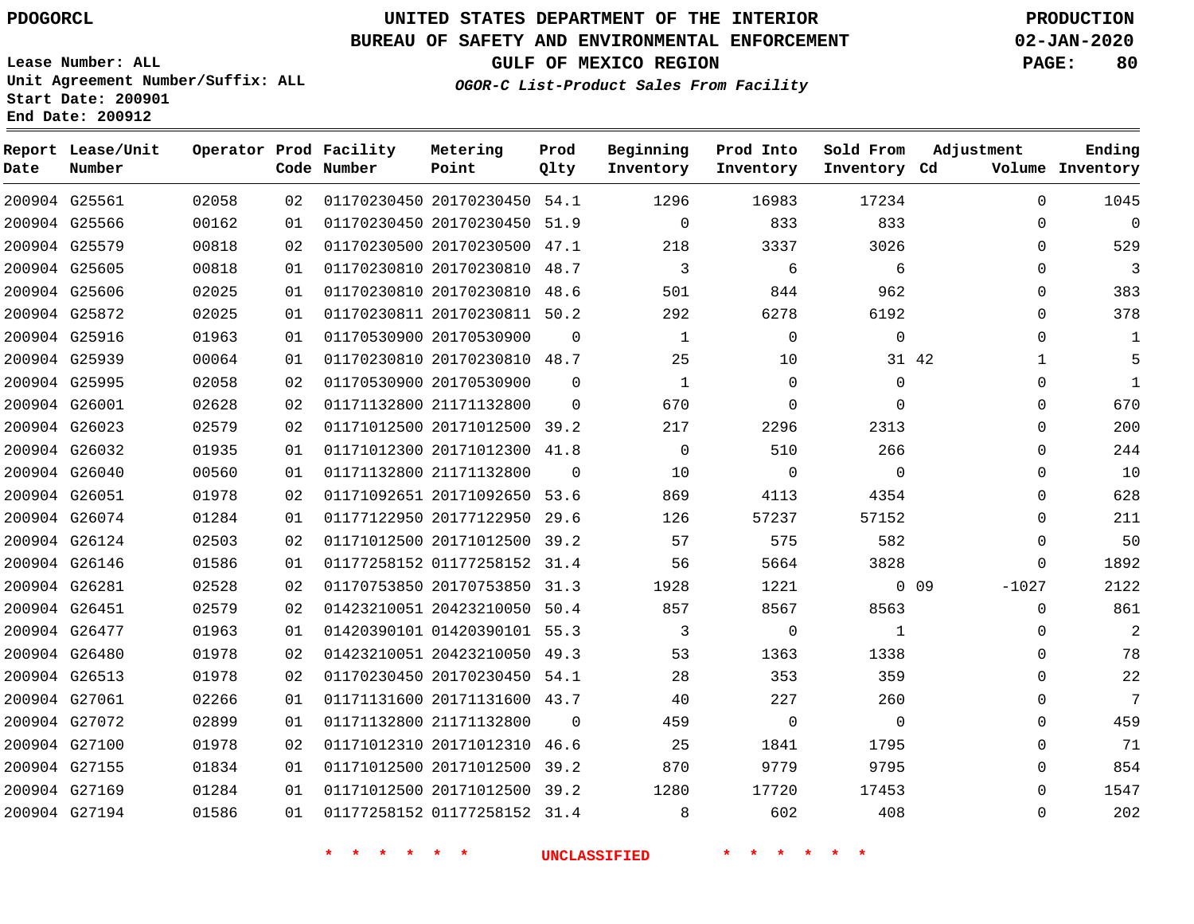PDOGORCL

Lease Number: ALL
Unit Agreement Number/Suffix: ALL
Start Date: 200901
End Date: 200912

# UNITED STATES DEPARTMENT OF THE INTERIOR
## BUREAU OF SAFETY AND ENVIRONMENTAL ENFORCEMENT
### GULF OF MEXICO REGION
*OGOR-C List-Product Sales From Facility*

PRODUCTION
02-JAN-2020

| Report Date | Lease/Unit Number | Operator | Prod Code | Facility Number | Metering Point | Prod Qlty | Beginning Inventory | Prod Into Inventory | Sold From Inventory | Adjustment Cd | Adjustment Volume | Ending Inventory |
|---|---|---|---|---|---|---|---|---|---|---|---|---|
| 200904 | G25561 | 02058 | 02 | 01170230450 | 20170230450 | 54.1 | 1296 | 16983 | 17234 | | 0 | 1045 |
| 200904 | G25566 | 00162 | 01 | 01170230450 | 20170230450 | 51.9 | 0 | 833 | 833 | | 0 | 0 |
| 200904 | G25579 | 00818 | 02 | 01170230500 | 20170230500 | 47.1 | 218 | 3337 | 3026 | | 0 | 529 |
| 200904 | G25605 | 00818 | 01 | 01170230810 | 20170230810 | 48.7 | 3 | 6 | 6 | | 0 | 3 |
| 200904 | G25606 | 02025 | 01 | 01170230810 | 20170230810 | 48.6 | 501 | 844 | 962 | | 0 | 383 |
| 200904 | G25872 | 02025 | 01 | 01170230811 | 20170230811 | 50.2 | 292 | 6278 | 6192 | | 0 | 378 |
| 200904 | G25916 | 01963 | 01 | 01170530900 | 20170530900 | 0 | 1 | 0 | 0 | | 0 | 1 |
| 200904 | G25939 | 00064 | 01 | 01170230810 | 20170230810 | 48.7 | 25 | 10 | 31 | 42 | 1 | 5 |
| 200904 | G25995 | 02058 | 02 | 01170530900 | 20170530900 | 0 | 1 | 0 | 0 | | 0 | 1 |
| 200904 | G26001 | 02628 | 02 | 01171132800 | 21171132800 | 0 | 670 | 0 | 0 | | 0 | 670 |
| 200904 | G26023 | 02579 | 02 | 01171012500 | 20171012500 | 39.2 | 217 | 2296 | 2313 | | 0 | 200 |
| 200904 | G26032 | 01935 | 01 | 01171012300 | 20171012300 | 41.8 | 0 | 510 | 266 | | 0 | 244 |
| 200904 | G26040 | 00560 | 01 | 01171132800 | 21171132800 | 0 | 10 | 0 | 0 | | 0 | 10 |
| 200904 | G26051 | 01978 | 02 | 01171092651 | 20171092650 | 53.6 | 869 | 4113 | 4354 | | 0 | 628 |
| 200904 | G26074 | 01284 | 01 | 01177122950 | 20177122950 | 29.6 | 126 | 57237 | 57152 | | 0 | 211 |
| 200904 | G26124 | 02503 | 02 | 01171012500 | 20171012500 | 39.2 | 57 | 575 | 582 | | 0 | 50 |
| 200904 | G26146 | 01586 | 01 | 01177258152 | 01177258152 | 31.4 | 56 | 5664 | 3828 | | 0 | 1892 |
| 200904 | G26281 | 02528 | 02 | 01170753850 | 20170753850 | 31.3 | 1928 | 1221 | 0 | 09 | -1027 | 2122 |
| 200904 | G26451 | 02579 | 02 | 01423210051 | 20423210050 | 50.4 | 857 | 8567 | 8563 | | 0 | 861 |
| 200904 | G26477 | 01963 | 01 | 01420390101 | 01420390101 | 55.3 | 3 | 0 | 1 | | 0 | 2 |
| 200904 | G26480 | 01978 | 02 | 01423210051 | 20423210050 | 49.3 | 53 | 1363 | 1338 | | 0 | 78 |
| 200904 | G26513 | 01978 | 02 | 01170230450 | 20170230450 | 54.1 | 28 | 353 | 359 | | 0 | 22 |
| 200904 | G27061 | 02266 | 01 | 01171131600 | 20171131600 | 43.7 | 40 | 227 | 260 | | 0 | 7 |
| 200904 | G27072 | 02899 | 01 | 01171132800 | 21171132800 | 0 | 459 | 0 | 0 | | 0 | 459 |
| 200904 | G27100 | 01978 | 02 | 01171012310 | 20171012310 | 46.6 | 25 | 1841 | 1795 | | 0 | 71 |
| 200904 | G27155 | 01834 | 01 | 01171012500 | 20171012500 | 39.2 | 870 | 9779 | 9795 | | 0 | 854 |
| 200904 | G27169 | 01284 | 01 | 01171012500 | 20171012500 | 39.2 | 1280 | 17720 | 17453 | | 0 | 1547 |
| 200904 | G27194 | 01586 | 01 | 01177258152 | 01177258152 | 31.4 | 8 | 602 | 408 | | 0 | 202 |

* * * * * * UNCLASSIFIED * * * * * *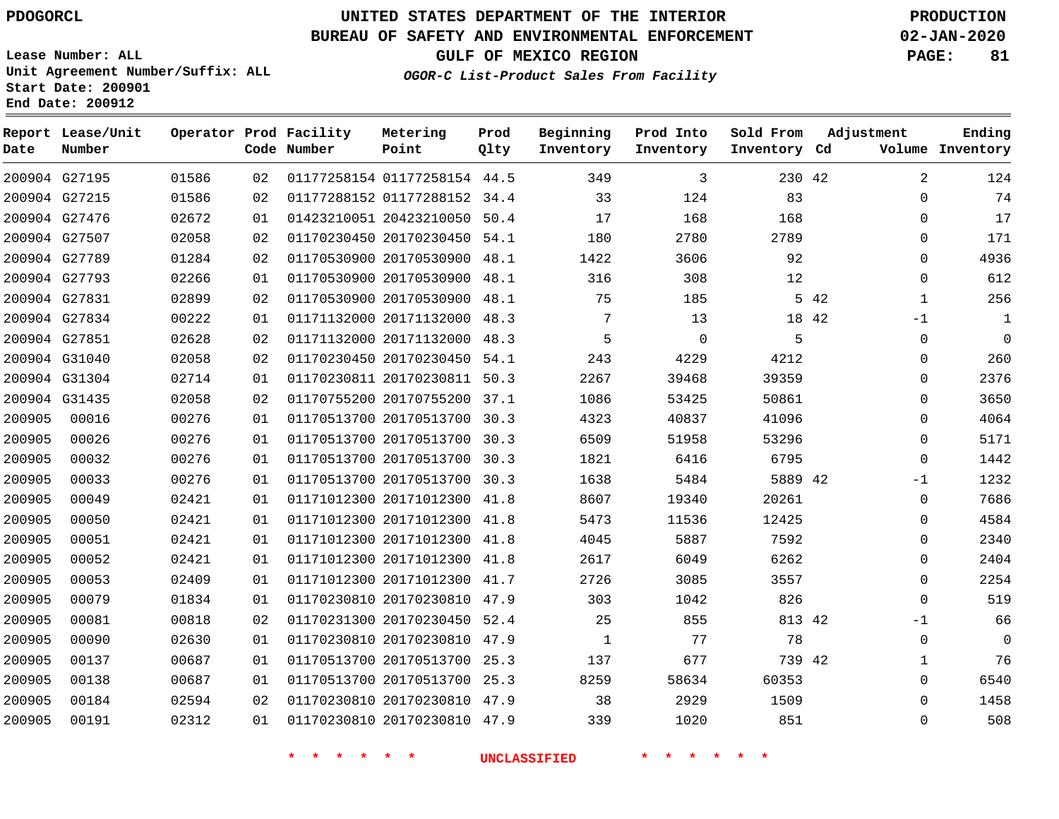PDOGORCL

Lease Number: ALL
Unit Agreement Number/Suffix: ALL
Start Date: 200901
End Date: 200912

# UNITED STATES DEPARTMENT OF THE INTERIOR
## BUREAU OF SAFETY AND ENVIRONMENTAL ENFORCEMENT
### GULF OF MEXICO REGION
*OGOR-C List-Product Sales From Facility*

PRODUCTION
02-JAN-2020

| Report Date | Lease/Unit Number | Operator | Prod Code | Facility Number | Metering Point | Prod Qlty | Beginning Inventory | Prod Into Inventory | Sold From Inventory | Adjustment Cd | Adjustment Volume | Ending Inventory |
|---|---|---|---|---|---|---|---|---|---|---|---|---|
| 200904 | G27195 | 01586 | 02 | 01177258154 | 01177258154 | 44.5 | 349 | 3 | 230 | 42 | 2 | 124 |
| 200904 | G27215 | 01586 | 02 | 01177288152 | 01177288152 | 34.4 | 33 | 124 | 83 | | 0 | 74 |
| 200904 | G27476 | 02672 | 01 | 01423210051 | 20423210050 | 50.4 | 17 | 168 | 168 | | 0 | 17 |
| 200904 | G27507 | 02058 | 02 | 01170230450 | 20170230450 | 54.1 | 180 | 2780 | 2789 | | 0 | 171 |
| 200904 | G27789 | 01284 | 02 | 01170530900 | 20170530900 | 48.1 | 1422 | 3606 | 92 | | 0 | 4936 |
| 200904 | G27793 | 02266 | 01 | 01170530900 | 20170530900 | 48.1 | 316 | 308 | 12 | | 0 | 612 |
| 200904 | G27831 | 02899 | 02 | 01170530900 | 20170530900 | 48.1 | 75 | 185 | 5 | 42 | 1 | 256 |
| 200904 | G27834 | 00222 | 01 | 01171132000 | 20171132000 | 48.3 | 7 | 13 | 18 | 42 | -1 | 1 |
| 200904 | G27851 | 02628 | 02 | 01171132000 | 20171132000 | 48.3 | 5 | 0 | 5 | | 0 | 0 |
| 200904 | G31040 | 02058 | 02 | 01170230450 | 20170230450 | 54.1 | 243 | 4229 | 4212 | | 0 | 260 |
| 200904 | G31304 | 02714 | 01 | 01170230811 | 20170230811 | 50.3 | 2267 | 39468 | 39359 | | 0 | 2376 |
| 200904 | G31435 | 02058 | 02 | 01170755200 | 20170755200 | 37.1 | 1086 | 53425 | 50861 | | 0 | 3650 |
| 200905 | 00016 | 00276 | 01 | 01170513700 | 20170513700 | 30.3 | 4323 | 40837 | 41096 | | 0 | 4064 |
| 200905 | 00026 | 00276 | 01 | 01170513700 | 20170513700 | 30.3 | 6509 | 51958 | 53296 | | 0 | 5171 |
| 200905 | 00032 | 00276 | 01 | 01170513700 | 20170513700 | 30.3 | 1821 | 6416 | 6795 | | 0 | 1442 |
| 200905 | 00033 | 00276 | 01 | 01170513700 | 20170513700 | 30.3 | 1638 | 5484 | 5889 | 42 | -1 | 1232 |
| 200905 | 00049 | 02421 | 01 | 01171012300 | 20171012300 | 41.8 | 8607 | 19340 | 20261 | | 0 | 7686 |
| 200905 | 00050 | 02421 | 01 | 01171012300 | 20171012300 | 41.8 | 5473 | 11536 | 12425 | | 0 | 4584 |
| 200905 | 00051 | 02421 | 01 | 01171012300 | 20171012300 | 41.8 | 4045 | 5887 | 7592 | | 0 | 2340 |
| 200905 | 00052 | 02421 | 01 | 01171012300 | 20171012300 | 41.8 | 2617 | 6049 | 6262 | | 0 | 2404 |
| 200905 | 00053 | 02409 | 01 | 01171012300 | 20171012300 | 41.7 | 2726 | 3085 | 3557 | | 0 | 2254 |
| 200905 | 00079 | 01834 | 01 | 01170230810 | 20170230810 | 47.9 | 303 | 1042 | 826 | | 0 | 519 |
| 200905 | 00081 | 00818 | 02 | 01170231300 | 20170230450 | 52.4 | 25 | 855 | 813 | 42 | -1 | 66 |
| 200905 | 00090 | 02630 | 01 | 01170230810 | 20170230810 | 47.9 | 1 | 77 | 78 | | 0 | 0 |
| 200905 | 00137 | 00687 | 01 | 01170513700 | 20170513700 | 25.3 | 137 | 677 | 739 | 42 | 1 | 76 |
| 200905 | 00138 | 00687 | 01 | 01170513700 | 20170513700 | 25.3 | 8259 | 58634 | 60353 | | 0 | 6540 |
| 200905 | 00184 | 02594 | 02 | 01170230810 | 20170230810 | 47.9 | 38 | 2929 | 1509 | | 0 | 1458 |
| 200905 | 00191 | 02312 | 01 | 01170230810 | 20170230810 | 47.9 | 339 | 1020 | 851 | | 0 | 508 |

\* \* \* \* \* \* UNCLASSIFIED \* \* \* \* \* \*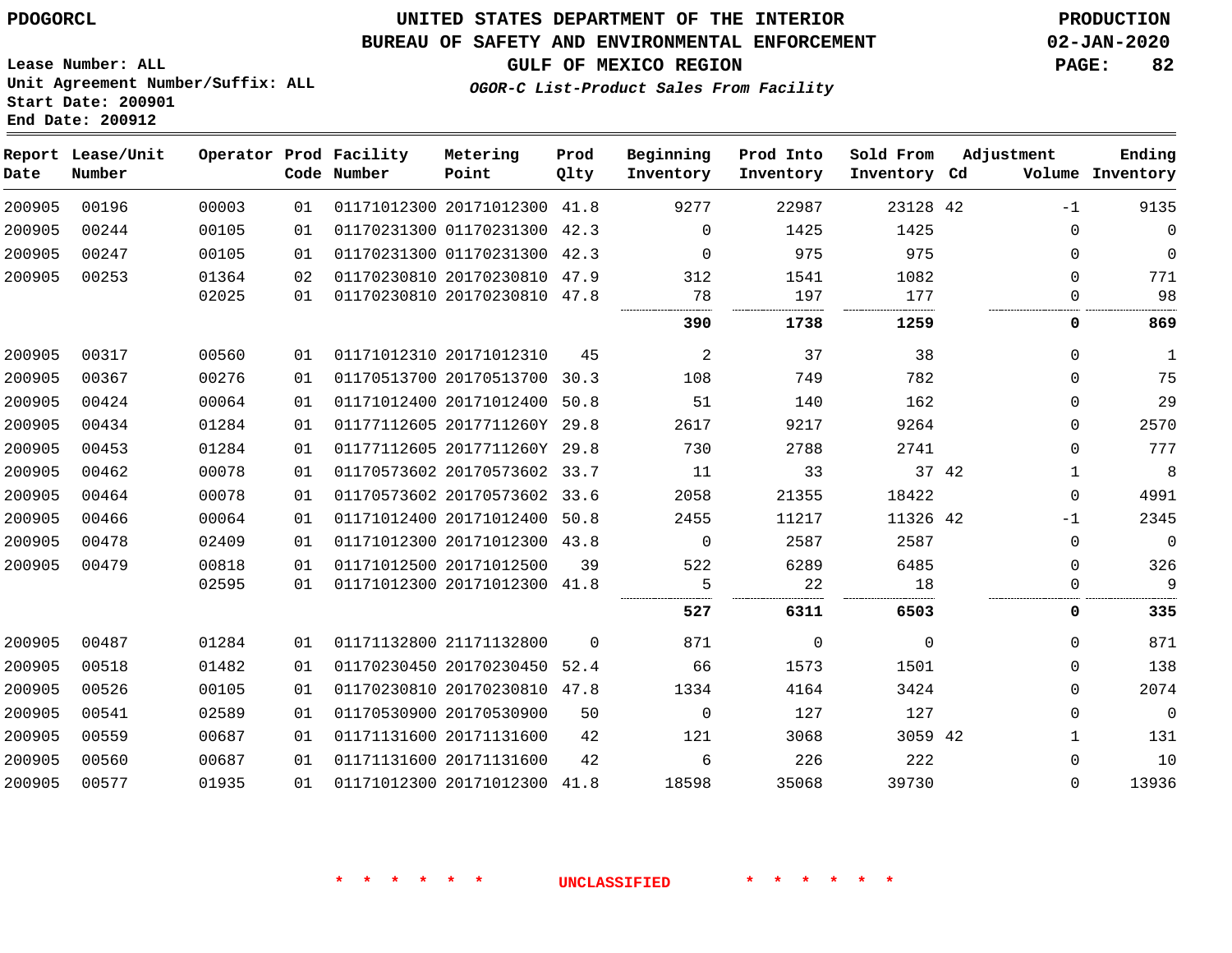PDOGORCL

# UNITED STATES DEPARTMENT OF THE INTERIOR
## BUREAU OF SAFETY AND ENVIRONMENTAL ENFORCEMENT
### GULF OF MEXICO REGION

*OGOR-C List-Product Sales From Facility*

PRODUCTION
02-JAN-2020

Lease Number: ALL
Unit Agreement Number/Suffix: ALL
Start Date: 200901
End Date: 200912

| Report Date | Lease/Unit Number | Operator | Prod Code | Facility Number | Metering Point | Prod Qlty | Beginning Inventory | Prod Into Inventory | Sold From Inventory | Adjustment Cd | Volume | Ending Inventory |
|---|---|---|---|---|---|---|---|---|---|---|---|---|
| 200905 | 00196 | 00003 | 01 | 01171012300 | 20171012300 | 41.8 | 9277 | 22987 | 23128 | 42 | -1 | 9135 |
| 200905 | 00244 | 00105 | 01 | 01170231300 | 01170231300 | 42.3 | 0 | 1425 | 1425 | | 0 | 0 |
| 200905 | 00247 | 00105 | 01 | 01170231300 | 01170231300 | 42.3 | 0 | 975 | 975 | | 0 | 0 |
| 200905 | 00253 | 01364 | 02 | 01170230810 | 20170230810 | 47.9 | 312 | 1541 | 1082 | | 0 | 771 |
| | | 02025 | 01 | 01170230810 | 20170230810 | 47.8 | 78 | 197 | 177 | | 0 | 98 |
| | | | | | | | **390** | **1738** | **1259** | | **0** | **869** |
| 200905 | 00317 | 00560 | 01 | 01171012310 | 20171012310 | 45 | 2 | 37 | 38 | | 0 | 1 |
| 200905 | 00367 | 00276 | 01 | 01170513700 | 20170513700 | 30.3 | 108 | 749 | 782 | | 0 | 75 |
| 200905 | 00424 | 00064 | 01 | 01171012400 | 20171012400 | 50.8 | 51 | 140 | 162 | | 0 | 29 |
| 200905 | 00434 | 01284 | 01 | 01177112605 | 2017711260Y | 29.8 | 2617 | 9217 | 9264 | | 0 | 2570 |
| 200905 | 00453 | 01284 | 01 | 01177112605 | 2017711260Y | 29.8 | 730 | 2788 | 2741 | | 0 | 777 |
| 200905 | 00462 | 00078 | 01 | 01170573602 | 20170573602 | 33.7 | 11 | 33 | 37 | 42 | 1 | 8 |
| 200905 | 00464 | 00078 | 01 | 01170573602 | 20170573602 | 33.6 | 2058 | 21355 | 18422 | | 0 | 4991 |
| 200905 | 00466 | 00064 | 01 | 01171012400 | 20171012400 | 50.8 | 2455 | 11217 | 11326 | 42 | -1 | 2345 |
| 200905 | 00478 | 02409 | 01 | 01171012300 | 20171012300 | 43.8 | 0 | 2587 | 2587 | | 0 | 0 |
| 200905 | 00479 | 00818 | 01 | 01171012500 | 20171012500 | 39 | 522 | 6289 | 6485 | | 0 | 326 |
| | | 02595 | 01 | 01171012300 | 20171012300 | 41.8 | 5 | 22 | 18 | | 0 | 9 |
| | | | | | | | **527** | **6311** | **6503** | | **0** | **335** |
| 200905 | 00487 | 01284 | 01 | 01171132800 | 21171132800 | 0 | 871 | 0 | 0 | | 0 | 871 |
| 200905 | 00518 | 01482 | 01 | 01170230450 | 20170230450 | 52.4 | 66 | 1573 | 1501 | | 0 | 138 |
| 200905 | 00526 | 00105 | 01 | 01170230810 | 20170230810 | 47.8 | 1334 | 4164 | 3424 | | 0 | 2074 |
| 200905 | 00541 | 02589 | 01 | 01170530900 | 20170530900 | 50 | 0 | 127 | 127 | | 0 | 0 |
| 200905 | 00559 | 00687 | 01 | 01171131600 | 20171131600 | 42 | 121 | 3068 | 3059 | 42 | 1 | 131 |
| 200905 | 00560 | 00687 | 01 | 01171131600 | 20171131600 | 42 | 6 | 226 | 222 | | 0 | 10 |
| 200905 | 00577 | 01935 | 01 | 01171012300 | 20171012300 | 41.8 | 18598 | 35068 | 39730 | | 0 | 13936 |

* * * * * * UNCLASSIFIED * * * * * *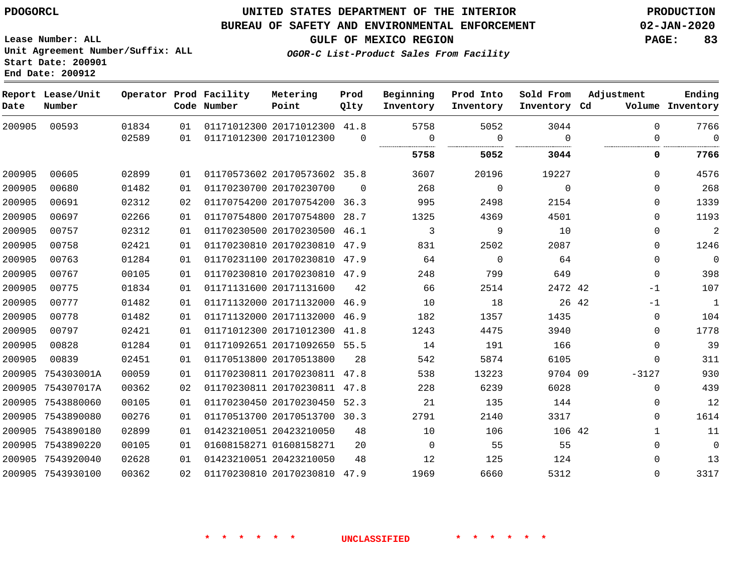**PDOGORCL**

**Lease Number: ALL**
**Unit Agreement Number/Suffix: ALL**
**Start Date: 200901**
**End Date: 200912**

# UNITED STATES DEPARTMENT OF THE INTERIOR
## BUREAU OF SAFETY AND ENVIRONMENTAL ENFORCEMENT
## GULF OF MEXICO REGION
### *OGOR-C List-Product Sales From Facility*

**PRODUCTION**
**02-JAN-2020**

| Report Date | Lease/Unit Number | Operator | Prod Code | Facility Number | Metering Point | Prod Qlty | Beginning Inventory | Prod Into Inventory | Sold From Inventory | Adjustment Cd | Adjustment Volume | Ending Inventory |
|---|---|---|---|---|---|---|---|---|---|---|---|---|
| 200905 | 00593 | 01834 | 01 | 01171012300 | 20171012300 | 41.8 | 5758 | 5052 | 3044 | | 0 | 7766 |
| | | 02589 | 01 | 01171012300 | 20171012300 | 0 | 0 | 0 | 0 | | 0 | 0 |
| | | | | | | | **5758** | **5052** | **3044** | | **0** | **7766** |
| 200905 | 00605 | 02899 | 01 | 01170573602 | 20170573602 | 35.8 | 3607 | 20196 | 19227 | | 0 | 4576 |
| 200905 | 00680 | 01482 | 01 | 01170230700 | 20170230700 | 0 | 268 | 0 | 0 | | 0 | 268 |
| 200905 | 00691 | 02312 | 02 | 01170754200 | 20170754200 | 36.3 | 995 | 2498 | 2154 | | 0 | 1339 |
| 200905 | 00697 | 02266 | 01 | 01170754800 | 20170754800 | 28.7 | 1325 | 4369 | 4501 | | 0 | 1193 |
| 200905 | 00757 | 02312 | 01 | 01170230500 | 20170230500 | 46.1 | 3 | 9 | 10 | | 0 | 2 |
| 200905 | 00758 | 02421 | 01 | 01170230810 | 20170230810 | 47.9 | 831 | 2502 | 2087 | | 0 | 1246 |
| 200905 | 00763 | 01284 | 01 | 01170231100 | 20170230810 | 47.9 | 64 | 0 | 64 | | 0 | 0 |
| 200905 | 00767 | 00105 | 01 | 01170230810 | 20170230810 | 47.9 | 248 | 799 | 649 | | 0 | 398 |
| 200905 | 00775 | 01834 | 01 | 01171131600 | 20171131600 | 42 | 66 | 2514 | 2472 | 42 | -1 | 107 |
| 200905 | 00777 | 01482 | 01 | 01171132000 | 20171132000 | 46.9 | 10 | 18 | 26 | 42 | -1 | 1 |
| 200905 | 00778 | 01482 | 01 | 01171132000 | 20171132000 | 46.9 | 182 | 1357 | 1435 | | 0 | 104 |
| 200905 | 00797 | 02421 | 01 | 01171012300 | 20171012300 | 41.8 | 1243 | 4475 | 3940 | | 0 | 1778 |
| 200905 | 00828 | 01284 | 01 | 01171092651 | 20171092650 | 55.5 | 14 | 191 | 166 | | 0 | 39 |
| 200905 | 00839 | 02451 | 01 | 01170513800 | 20170513800 | 28 | 542 | 5874 | 6105 | | 0 | 311 |
| 200905 | 754303001A | 00059 | 01 | 01170230811 | 20170230811 | 47.8 | 538 | 13223 | 9704 | 09 | -3127 | 930 |
| 200905 | 754307017A | 00362 | 02 | 01170230811 | 20170230811 | 47.8 | 228 | 6239 | 6028 | | 0 | 439 |
| 200905 | 7543880060 | 00105 | 01 | 01170230450 | 20170230450 | 52.3 | 21 | 135 | 144 | | 0 | 12 |
| 200905 | 7543890080 | 00276 | 01 | 01170513700 | 20170513700 | 30.3 | 2791 | 2140 | 3317 | | 0 | 1614 |
| 200905 | 7543890180 | 02899 | 01 | 01423210051 | 20423210050 | 48 | 10 | 106 | 106 | 42 | 1 | 11 |
| 200905 | 7543890220 | 00105 | 01 | 01608158271 | 01608158271 | 20 | 0 | 55 | 55 | | 0 | 0 |
| 200905 | 7543920040 | 02628 | 01 | 01423210051 | 20423210050 | 48 | 12 | 125 | 124 | | 0 | 13 |
| 200905 | 7543930100 | 00362 | 02 | 01170230810 | 20170230810 | 47.9 | 1969 | 6660 | 5312 | | 0 | 3317 |

\* \* \* \* \* \* UNCLASSIFIED \* \* \* \* \* \*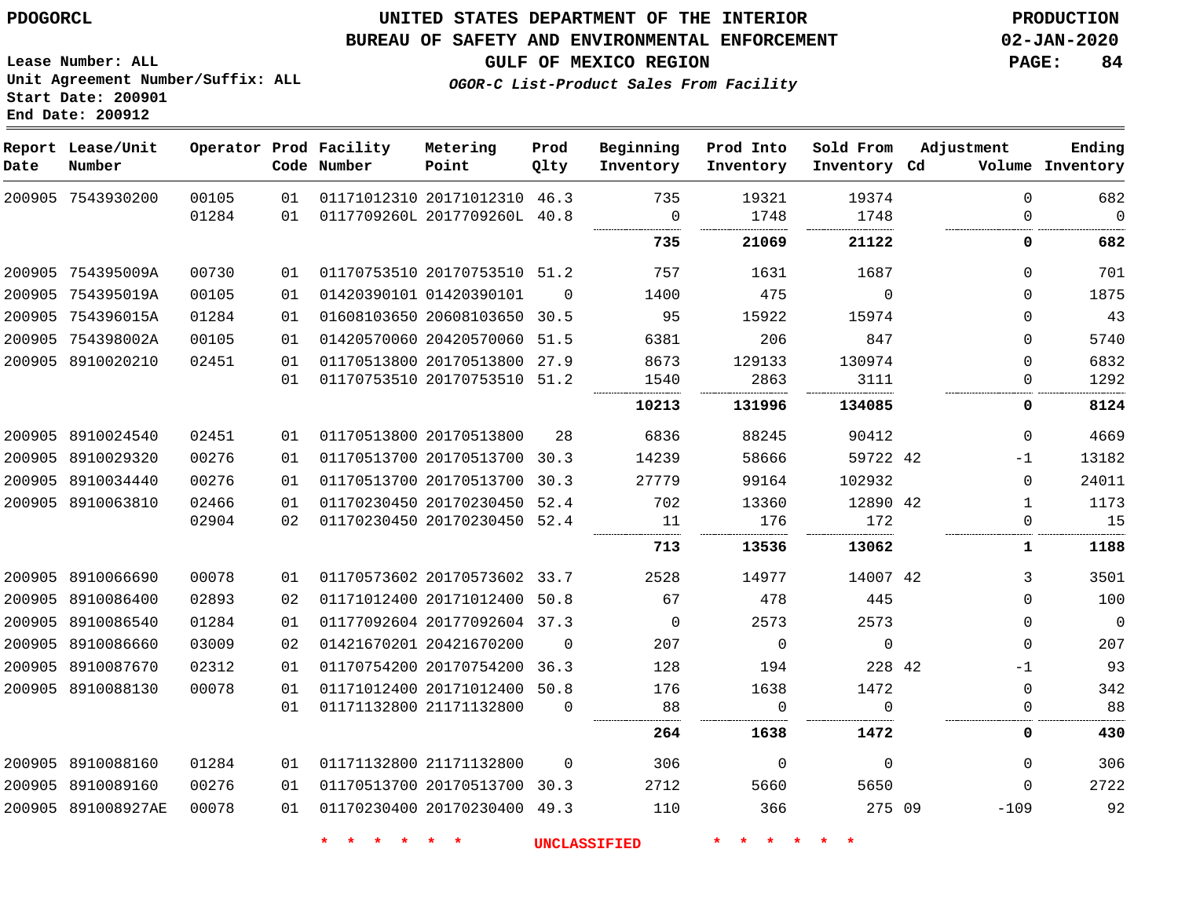PDOGORCL

# UNITED STATES DEPARTMENT OF THE INTERIOR
## BUREAU OF SAFETY AND ENVIRONMENTAL ENFORCEMENT
### GULF OF MEXICO REGION
*OGOR-C List-Product Sales From Facility*

PRODUCTION
02-JAN-2020

Lease Number: ALL
Unit Agreement Number/Suffix: ALL
Start Date: 200901
End Date: 200912

| Report Date | Lease/Unit Number | Operator | Prod Code | Facility Number | Metering Point | Prod Qlty | Beginning Inventory | Prod Into Inventory | Sold From Inventory | Adjustment Cd | Volume | Ending Inventory |
|---|---|---|---|---|---|---|---|---|---|---|---|---|
| 200905 | 7543930200 | 00105 | 01 | 01171012310 | 20171012310 | 46.3 | 735 | 19321 | 19374 | | 0 | 682 |
| | | 01284 | 01 | 0117709260L | 2017709260L | 40.8 | 0 | 1748 | 1748 | | 0 | 0 |
| | | | | | | | **735** | **21069** | **21122** | | **0** | **682** |
| 200905 | 754395009A | 00730 | 01 | 01170753510 | 20170753510 | 51.2 | 757 | 1631 | 1687 | | 0 | 701 |
| 200905 | 754395019A | 00105 | 01 | 01420390101 | 01420390101 | 0 | 1400 | 475 | 0 | | 0 | 1875 |
| 200905 | 754396015A | 01284 | 01 | 01608103650 | 20608103650 | 30.5 | 95 | 15922 | 15974 | | 0 | 43 |
| 200905 | 754398002A | 00105 | 01 | 01420570060 | 20420570060 | 51.5 | 6381 | 206 | 847 | | 0 | 5740 |
| 200905 | 8910020210 | 02451 | 01 | 01170513800 | 20170513800 | 27.9 | 8673 | 129133 | 130974 | | 0 | 6832 |
| | | | 01 | 01170753510 | 20170753510 | 51.2 | 1540 | 2863 | 3111 | | 0 | 1292 |
| | | | | | | | **10213** | **131996** | **134085** | | **0** | **8124** |
| 200905 | 8910024540 | 02451 | 01 | 01170513800 | 20170513800 | 28 | 6836 | 88245 | 90412 | | 0 | 4669 |
| 200905 | 8910029320 | 00276 | 01 | 01170513700 | 20170513700 | 30.3 | 14239 | 58666 | 59722 | 42 | -1 | 13182 |
| 200905 | 8910034440 | 00276 | 01 | 01170513700 | 20170513700 | 30.3 | 27779 | 99164 | 102932 | | 0 | 24011 |
| 200905 | 8910063810 | 02466 | 01 | 01170230450 | 20170230450 | 52.4 | 702 | 13360 | 12890 | 42 | 1 | 1173 |
| | | 02904 | 02 | 01170230450 | 20170230450 | 52.4 | 11 | 176 | 172 | | 0 | 15 |
| | | | | | | | **713** | **13536** | **13062** | | **1** | **1188** |
| 200905 | 8910066690 | 00078 | 01 | 01170573602 | 20170573602 | 33.7 | 2528 | 14977 | 14007 | 42 | 3 | 3501 |
| 200905 | 8910086400 | 02893 | 02 | 01171012400 | 20171012400 | 50.8 | 67 | 478 | 445 | | 0 | 100 |
| 200905 | 8910086540 | 01284 | 01 | 01177092604 | 20177092604 | 37.3 | 0 | 2573 | 2573 | | 0 | 0 |
| 200905 | 8910086660 | 03009 | 02 | 01421670201 | 20421670200 | 0 | 207 | 0 | 0 | | 0 | 207 |
| 200905 | 8910087670 | 02312 | 01 | 01170754200 | 20170754200 | 36.3 | 128 | 194 | 228 | 42 | -1 | 93 |
| 200905 | 8910088130 | 00078 | 01 | 01171012400 | 20171012400 | 50.8 | 176 | 1638 | 1472 | | 0 | 342 |
| | | | 01 | 01171132800 | 21171132800 | 0 | 88 | 0 | 0 | | 0 | 88 |
| | | | | | | | **264** | **1638** | **1472** | | **0** | **430** |
| 200905 | 8910088160 | 01284 | 01 | 01171132800 | 21171132800 | 0 | 306 | 0 | 0 | | 0 | 306 |
| 200905 | 8910089160 | 00276 | 01 | 01170513700 | 20170513700 | 30.3 | 2712 | 5660 | 5650 | | 0 | 2722 |
| 200905 | 891008927AE | 00078 | 01 | 01170230400 | 20170230400 | 49.3 | 110 | 366 | 275 | 09 | -109 | 92 |

* * * * * * UNCLASSIFIED * * * * * *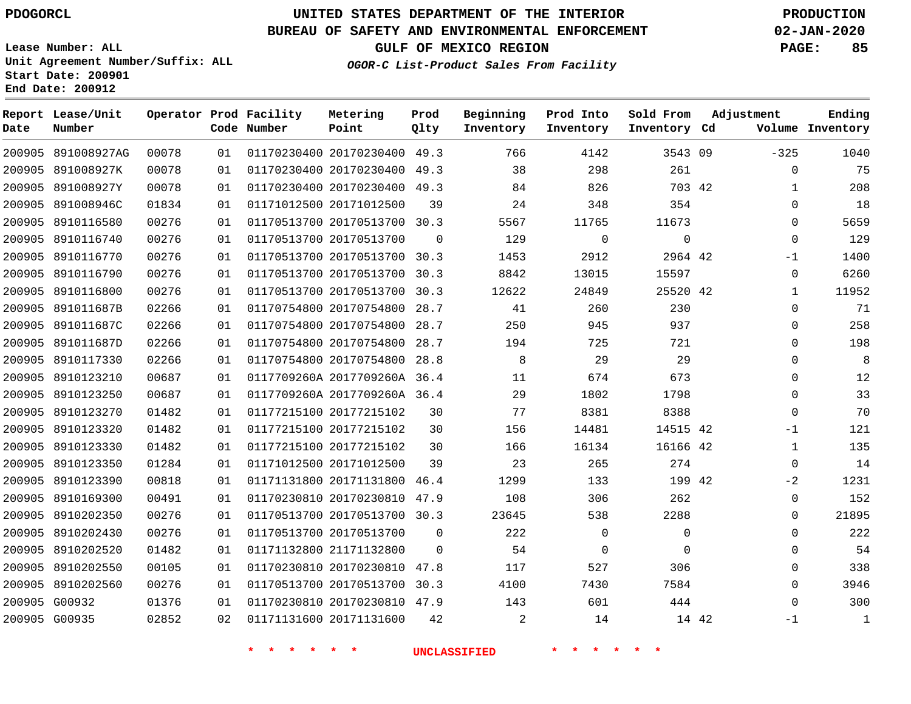PDOGORCL

# UNITED STATES DEPARTMENT OF THE INTERIOR
## BUREAU OF SAFETY AND ENVIRONMENTAL ENFORCEMENT
### GULF OF MEXICO REGION
*OGOR-C List-Product Sales From Facility*

PRODUCTION
02-JAN-2020

Lease Number: ALL
Unit Agreement Number/Suffix: ALL
Start Date: 200901
End Date: 200912

| Report Date | Lease/Unit Number | Operator | Prod Code | Facility Number | Metering Point | Prod Qlty | Beginning Inventory | Prod Into Inventory | Sold From Inventory | Adjustment Cd | Adjustment Volume | Ending Inventory |
|---|---|---|---|---|---|---|---|---|---|---|---|---|
| 200905 | 891008927AG | 00078 | 01 | 01170230400 | 20170230400 | 49.3 | 766 | 4142 | 3543 | 09 | -325 | 1040 |
| 200905 | 891008927K | 00078 | 01 | 01170230400 | 20170230400 | 49.3 | 38 | 298 | 261 | | 0 | 75 |
| 200905 | 891008927Y | 00078 | 01 | 01170230400 | 20170230400 | 49.3 | 84 | 826 | 703 | 42 | 1 | 208 |
| 200905 | 891008946C | 01834 | 01 | 01171012500 | 20171012500 | 39 | 24 | 348 | 354 | | 0 | 18 |
| 200905 | 8910116580 | 00276 | 01 | 01170513700 | 20170513700 | 30.3 | 5567 | 11765 | 11673 | | 0 | 5659 |
| 200905 | 8910116740 | 00276 | 01 | 01170513700 | 20170513700 | 0 | 129 | 0 | 0 | | 0 | 129 |
| 200905 | 8910116770 | 00276 | 01 | 01170513700 | 20170513700 | 30.3 | 1453 | 2912 | 2964 | 42 | -1 | 1400 |
| 200905 | 8910116790 | 00276 | 01 | 01170513700 | 20170513700 | 30.3 | 8842 | 13015 | 15597 | | 0 | 6260 |
| 200905 | 8910116800 | 00276 | 01 | 01170513700 | 20170513700 | 30.3 | 12622 | 24849 | 25520 | 42 | 1 | 11952 |
| 200905 | 891011687B | 02266 | 01 | 01170754800 | 20170754800 | 28.7 | 41 | 260 | 230 | | 0 | 71 |
| 200905 | 891011687C | 02266 | 01 | 01170754800 | 20170754800 | 28.7 | 250 | 945 | 937 | | 0 | 258 |
| 200905 | 891011687D | 02266 | 01 | 01170754800 | 20170754800 | 28.7 | 194 | 725 | 721 | | 0 | 198 |
| 200905 | 8910117330 | 02266 | 01 | 01170754800 | 20170754800 | 28.8 | 8 | 29 | 29 | | 0 | 8 |
| 200905 | 8910123210 | 00687 | 01 | 0117709260A | 2017709260A | 36.4 | 11 | 674 | 673 | | 0 | 12 |
| 200905 | 8910123250 | 00687 | 01 | 0117709260A | 2017709260A | 36.4 | 29 | 1802 | 1798 | | 0 | 33 |
| 200905 | 8910123270 | 01482 | 01 | 01177215100 | 20177215102 | 30 | 77 | 8381 | 8388 | | 0 | 70 |
| 200905 | 8910123320 | 01482 | 01 | 01177215100 | 20177215102 | 30 | 156 | 14481 | 14515 | 42 | -1 | 121 |
| 200905 | 8910123330 | 01482 | 01 | 01177215100 | 20177215102 | 30 | 166 | 16134 | 16166 | 42 | 1 | 135 |
| 200905 | 8910123350 | 01284 | 01 | 01171012500 | 20171012500 | 39 | 23 | 265 | 274 | | 0 | 14 |
| 200905 | 8910123390 | 00818 | 01 | 01171131800 | 20171131800 | 46.4 | 1299 | 133 | 199 | 42 | -2 | 1231 |
| 200905 | 8910169300 | 00491 | 01 | 01170230810 | 20170230810 | 47.9 | 108 | 306 | 262 | | 0 | 152 |
| 200905 | 8910202350 | 00276 | 01 | 01170513700 | 20170513700 | 30.3 | 23645 | 538 | 2288 | | 0 | 21895 |
| 200905 | 8910202430 | 00276 | 01 | 01170513700 | 20170513700 | 0 | 222 | 0 | 0 | | 0 | 222 |
| 200905 | 8910202520 | 01482 | 01 | 01171132800 | 21171132800 | 0 | 54 | 0 | 0 | | 0 | 54 |
| 200905 | 8910202550 | 00105 | 01 | 01170230810 | 20170230810 | 47.8 | 117 | 527 | 306 | | 0 | 338 |
| 200905 | 8910202560 | 00276 | 01 | 01170513700 | 20170513700 | 30.3 | 4100 | 7430 | 7584 | | 0 | 3946 |
| 200905 | G00932 | 01376 | 01 | 01170230810 | 20170230810 | 47.9 | 143 | 601 | 444 | | 0 | 300 |
| 200905 | G00935 | 02852 | 02 | 01171131600 | 20171131600 | 42 | 2 | 14 | 14 | 42 | -1 | 1 |

\* \* \* \* \* \* UNCLASSIFIED \* \* \* \* \* \*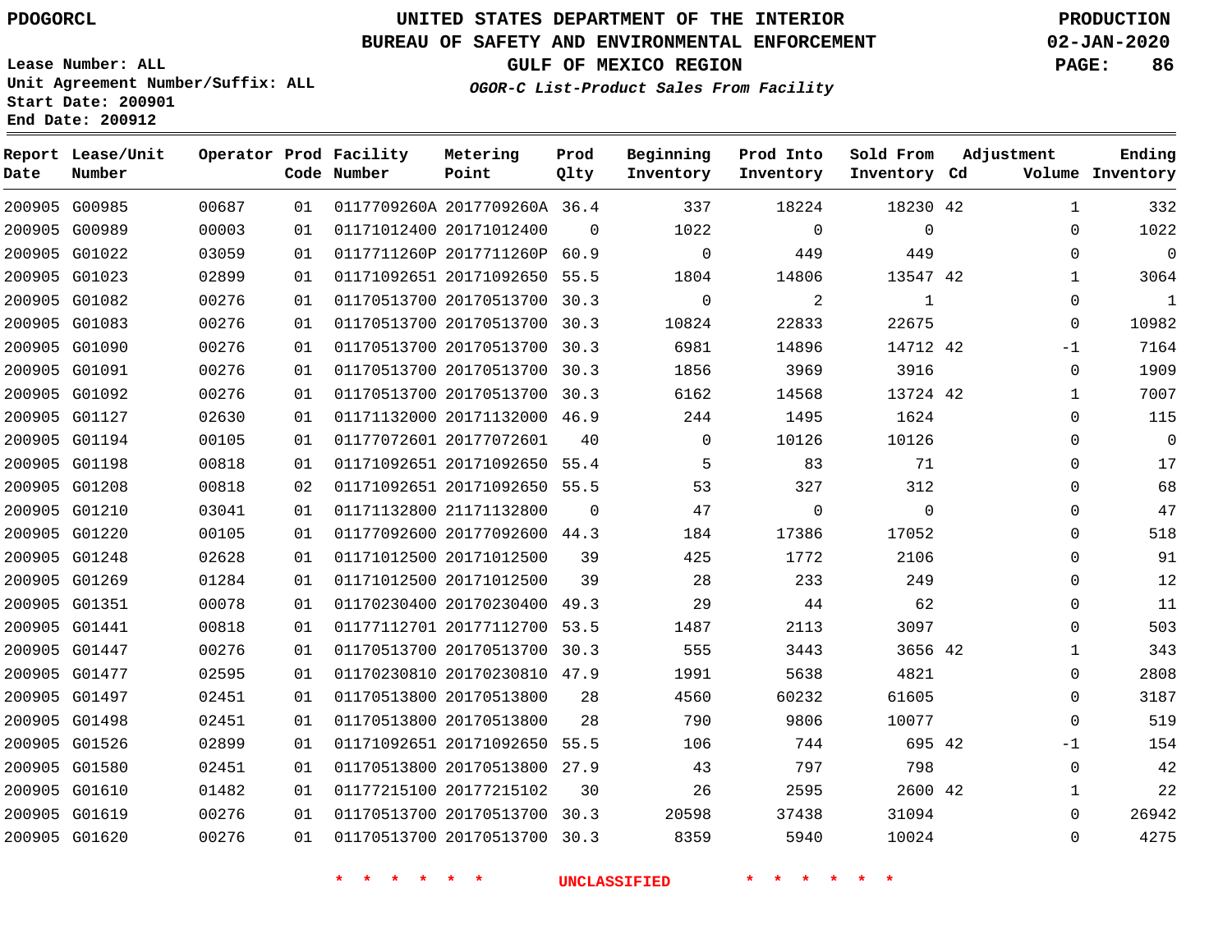# UNITED STATES DEPARTMENT OF THE INTERIOR
## BUREAU OF SAFETY AND ENVIRONMENTAL ENFORCEMENT
### GULF OF MEXICO REGION
*OGOR-C List-Product Sales From Facility*

PDOGORCL

Lease Number: ALL
Unit Agreement Number/Suffix: ALL
Start Date: 200901
End Date: 200912

PRODUCTION
02-JAN-2020

| Report Date | Lease/Unit Number | Operator | Prod Code | Facility Number | Metering Point | Prod Qlty | Beginning Inventory | Prod Into Inventory | Sold From Inventory | Adjustment Cd | Volume | Ending Inventory |
|---|---|---|---|---|---|---|---|---|---|---|---|---|
| 200905 | G00985 | 00687 | 01 | 0117709260A | 2017709260A | 36.4 | 337 | 18224 | 18230 | 42 | 1 | 332 |
| 200905 | G00989 | 00003 | 01 | 01171012400 | 20171012400 | 0 | 1022 | 0 | 0 | | 0 | 1022 |
| 200905 | G01022 | 03059 | 01 | 0117711260P | 2017711260P | 60.9 | 0 | 449 | 449 | | 0 | 0 |
| 200905 | G01023 | 02899 | 01 | 01171092651 | 20171092650 | 55.5 | 1804 | 14806 | 13547 | 42 | 1 | 3064 |
| 200905 | G01082 | 00276 | 01 | 01170513700 | 20170513700 | 30.3 | 0 | 2 | 1 | | 0 | 1 |
| 200905 | G01083 | 00276 | 01 | 01170513700 | 20170513700 | 30.3 | 10824 | 22833 | 22675 | | 0 | 10982 |
| 200905 | G01090 | 00276 | 01 | 01170513700 | 20170513700 | 30.3 | 6981 | 14896 | 14712 | 42 | -1 | 7164 |
| 200905 | G01091 | 00276 | 01 | 01170513700 | 20170513700 | 30.3 | 1856 | 3969 | 3916 | | 0 | 1909 |
| 200905 | G01092 | 00276 | 01 | 01170513700 | 20170513700 | 30.3 | 6162 | 14568 | 13724 | 42 | 1 | 7007 |
| 200905 | G01127 | 02630 | 01 | 01171132000 | 20171132000 | 46.9 | 244 | 1495 | 1624 | | 0 | 115 |
| 200905 | G01194 | 00105 | 01 | 01177072601 | 20177072601 | 40 | 0 | 10126 | 10126 | | 0 | 0 |
| 200905 | G01198 | 00818 | 01 | 01171092651 | 20171092650 | 55.4 | 5 | 83 | 71 | | 0 | 17 |
| 200905 | G01208 | 00818 | 02 | 01171092651 | 20171092650 | 55.5 | 53 | 327 | 312 | | 0 | 68 |
| 200905 | G01210 | 03041 | 01 | 01171132800 | 21171132800 | 0 | 47 | 0 | 0 | | 0 | 47 |
| 200905 | G01220 | 00105 | 01 | 01177092600 | 20177092600 | 44.3 | 184 | 17386 | 17052 | | 0 | 518 |
| 200905 | G01248 | 02628 | 01 | 01171012500 | 20171012500 | 39 | 425 | 1772 | 2106 | | 0 | 91 |
| 200905 | G01269 | 01284 | 01 | 01171012500 | 20171012500 | 39 | 28 | 233 | 249 | | 0 | 12 |
| 200905 | G01351 | 00078 | 01 | 01170230400 | 20170230400 | 49.3 | 29 | 44 | 62 | | 0 | 11 |
| 200905 | G01441 | 00818 | 01 | 01177112701 | 20177112700 | 53.5 | 1487 | 2113 | 3097 | | 0 | 503 |
| 200905 | G01447 | 00276 | 01 | 01170513700 | 20170513700 | 30.3 | 555 | 3443 | 3656 | 42 | 1 | 343 |
| 200905 | G01477 | 02595 | 01 | 01170230810 | 20170230810 | 47.9 | 1991 | 5638 | 4821 | | 0 | 2808 |
| 200905 | G01497 | 02451 | 01 | 01170513800 | 20170513800 | 28 | 4560 | 60232 | 61605 | | 0 | 3187 |
| 200905 | G01498 | 02451 | 01 | 01170513800 | 20170513800 | 28 | 790 | 9806 | 10077 | | 0 | 519 |
| 200905 | G01526 | 02899 | 01 | 01171092651 | 20171092650 | 55.5 | 106 | 744 | 695 | 42 | -1 | 154 |
| 200905 | G01580 | 02451 | 01 | 01170513800 | 20170513800 | 27.9 | 43 | 797 | 798 | | 0 | 42 |
| 200905 | G01610 | 01482 | 01 | 01177215100 | 20177215102 | 30 | 26 | 2595 | 2600 | 42 | 1 | 22 |
| 200905 | G01619 | 00276 | 01 | 01170513700 | 20170513700 | 30.3 | 20598 | 37438 | 31094 | | 0 | 26942 |
| 200905 | G01620 | 00276 | 01 | 01170513700 | 20170513700 | 30.3 | 8359 | 5940 | 10024 | | 0 | 4275 |

\* \* \* \* \* \* UNCLASSIFIED \* \* \* \* \* \*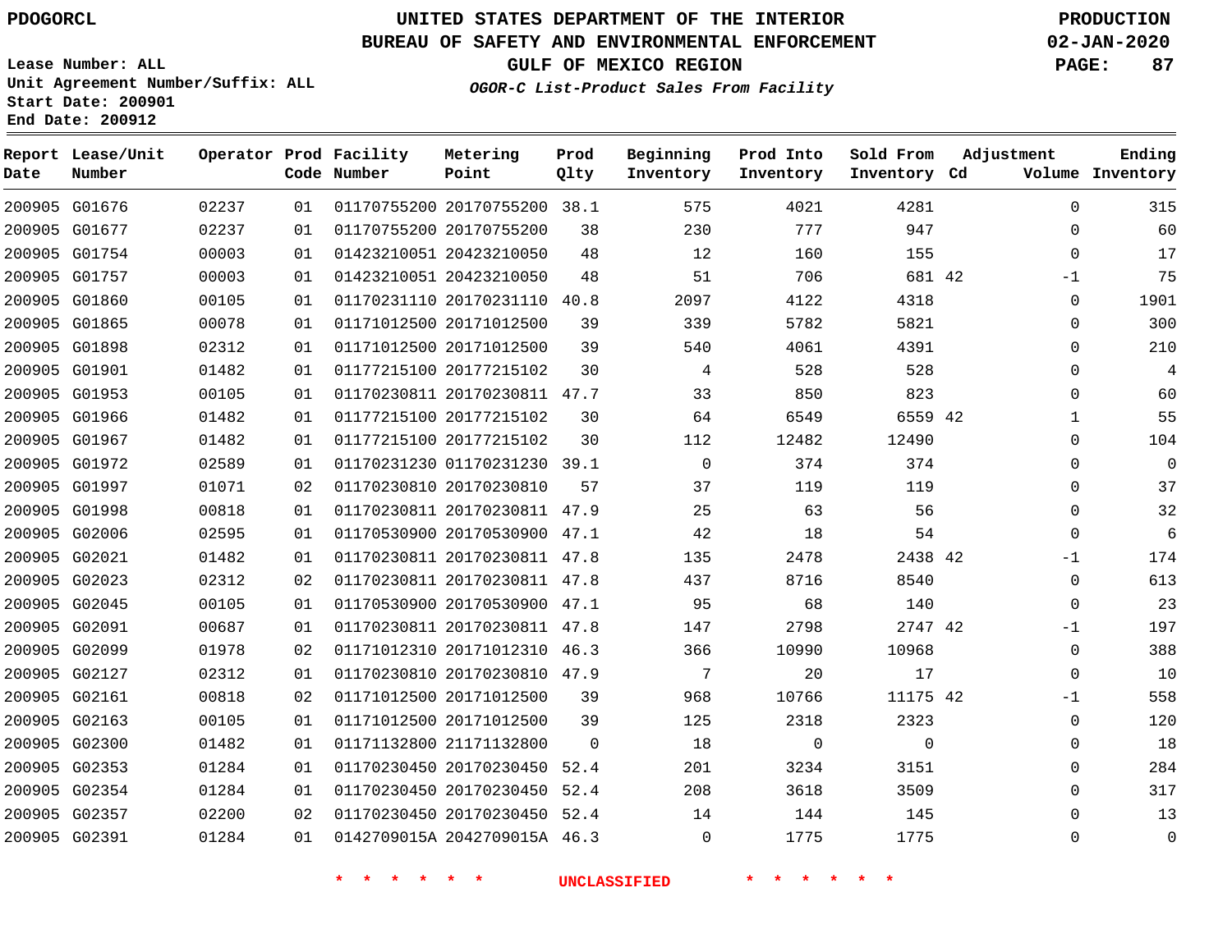PDOGORCL

# UNITED STATES DEPARTMENT OF THE INTERIOR
## BUREAU OF SAFETY AND ENVIRONMENTAL ENFORCEMENT
## GULF OF MEXICO REGION
### *OGOR-C List-Product Sales From Facility*

PRODUCTION
02-JAN-2020

Lease Number: ALL
Unit Agreement Number/Suffix: ALL
Start Date: 200901
End Date: 200912

| Report Date | Lease/Unit Number | Operator | Prod Code | Facility Number | Metering Point | Prod Qlty | Beginning Inventory | Prod Into Inventory | Sold From Inventory | Adjustment Cd | Adjustment Volume | Ending Inventory |
|---|---|---|---|---|---|---|---|---|---|---|---|---|
| 200905 | G01676 | 02237 | 01 | 01170755200 | 20170755200 | 38.1 | 575 | 4021 | 4281 | | 0 | 315 |
| 200905 | G01677 | 02237 | 01 | 01170755200 | 20170755200 | 38 | 230 | 777 | 947 | | 0 | 60 |
| 200905 | G01754 | 00003 | 01 | 01423210051 | 20423210050 | 48 | 12 | 160 | 155 | | 0 | 17 |
| 200905 | G01757 | 00003 | 01 | 01423210051 | 20423210050 | 48 | 51 | 706 | 681 | 42 | -1 | 75 |
| 200905 | G01860 | 00105 | 01 | 01170231110 | 20170231110 | 40.8 | 2097 | 4122 | 4318 | | 0 | 1901 |
| 200905 | G01865 | 00078 | 01 | 01171012500 | 20171012500 | 39 | 339 | 5782 | 5821 | | 0 | 300 |
| 200905 | G01898 | 02312 | 01 | 01171012500 | 20171012500 | 39 | 540 | 4061 | 4391 | | 0 | 210 |
| 200905 | G01901 | 01482 | 01 | 01177215100 | 20177215102 | 30 | 4 | 528 | 528 | | 0 | 4 |
| 200905 | G01953 | 00105 | 01 | 01170230811 | 20170230811 | 47.7 | 33 | 850 | 823 | | 0 | 60 |
| 200905 | G01966 | 01482 | 01 | 01177215100 | 20177215102 | 30 | 64 | 6549 | 6559 | 42 | 1 | 55 |
| 200905 | G01967 | 01482 | 01 | 01177215100 | 20177215102 | 30 | 112 | 12482 | 12490 | | 0 | 104 |
| 200905 | G01972 | 02589 | 01 | 01170231230 | 01170231230 | 39.1 | 0 | 374 | 374 | | 0 | 0 |
| 200905 | G01997 | 01071 | 02 | 01170230810 | 20170230810 | 57 | 37 | 119 | 119 | | 0 | 37 |
| 200905 | G01998 | 00818 | 01 | 01170230811 | 20170230811 | 47.9 | 25 | 63 | 56 | | 0 | 32 |
| 200905 | G02006 | 02595 | 01 | 01170530900 | 20170530900 | 47.1 | 42 | 18 | 54 | | 0 | 6 |
| 200905 | G02021 | 01482 | 01 | 01170230811 | 20170230811 | 47.8 | 135 | 2478 | 2438 | 42 | -1 | 174 |
| 200905 | G02023 | 02312 | 02 | 01170230811 | 20170230811 | 47.8 | 437 | 8716 | 8540 | | 0 | 613 |
| 200905 | G02045 | 00105 | 01 | 01170530900 | 20170530900 | 47.1 | 95 | 68 | 140 | | 0 | 23 |
| 200905 | G02091 | 00687 | 01 | 01170230811 | 20170230811 | 47.8 | 147 | 2798 | 2747 | 42 | -1 | 197 |
| 200905 | G02099 | 01978 | 02 | 01171012310 | 20171012310 | 46.3 | 366 | 10990 | 10968 | | 0 | 388 |
| 200905 | G02127 | 02312 | 01 | 01170230810 | 20170230810 | 47.9 | 7 | 20 | 17 | | 0 | 10 |
| 200905 | G02161 | 00818 | 02 | 01171012500 | 20171012500 | 39 | 968 | 10766 | 11175 | 42 | -1 | 558 |
| 200905 | G02163 | 00105 | 01 | 01171012500 | 20171012500 | 39 | 125 | 2318 | 2323 | | 0 | 120 |
| 200905 | G02300 | 01482 | 01 | 01171132800 | 21171132800 | 0 | 18 | 0 | 0 | | 0 | 18 |
| 200905 | G02353 | 01284 | 01 | 01170230450 | 20170230450 | 52.4 | 201 | 3234 | 3151 | | 0 | 284 |
| 200905 | G02354 | 01284 | 01 | 01170230450 | 20170230450 | 52.4 | 208 | 3618 | 3509 | | 0 | 317 |
| 200905 | G02357 | 02200 | 02 | 01170230450 | 20170230450 | 52.4 | 14 | 144 | 145 | | 0 | 13 |
| 200905 | G02391 | 01284 | 01 | 0142709015A | 2042709015A | 46.3 | 0 | 1775 | 1775 | | 0 | 0 |

* * * * * * UNCLASSIFIED * * * * * *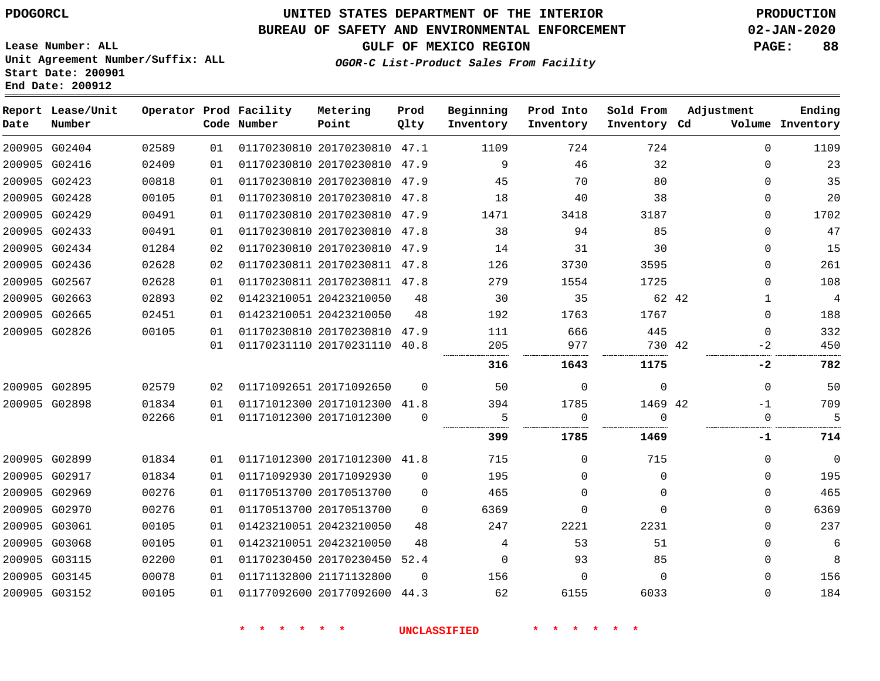# UNITED STATES DEPARTMENT OF THE INTERIOR
## BUREAU OF SAFETY AND ENVIRONMENTAL ENFORCEMENT
### GULF OF MEXICO REGION
*OGOR-C List-Product Sales From Facility*

PDOGORCL

Lease Number: ALL
Unit Agreement Number/Suffix: ALL
Start Date: 200901
End Date: 200912

PRODUCTION
02-JAN-2020

| Report Date | Lease/Unit Number | Operator | Prod Code | Facility Number | Metering Point | Prod Qlty | Beginning Inventory | Prod Into Inventory | Sold From Inventory | Adjustment Cd | Adjustment Volume | Ending Inventory |
|---|---|---|---|---|---|---|---|---|---|---|---|---|
| 200905 | G02404 | 02589 | 01 | 01170230810 | 20170230810 | 47.1 | 1109 | 724 | 724 | | 0 | 1109 |
| 200905 | G02416 | 02409 | 01 | 01170230810 | 20170230810 | 47.9 | 9 | 46 | 32 | | 0 | 23 |
| 200905 | G02423 | 00818 | 01 | 01170230810 | 20170230810 | 47.9 | 45 | 70 | 80 | | 0 | 35 |
| 200905 | G02428 | 00105 | 01 | 01170230810 | 20170230810 | 47.8 | 18 | 40 | 38 | | 0 | 20 |
| 200905 | G02429 | 00491 | 01 | 01170230810 | 20170230810 | 47.9 | 1471 | 3418 | 3187 | | 0 | 1702 |
| 200905 | G02433 | 00491 | 01 | 01170230810 | 20170230810 | 47.8 | 38 | 94 | 85 | | 0 | 47 |
| 200905 | G02434 | 01284 | 02 | 01170230810 | 20170230810 | 47.9 | 14 | 31 | 30 | | 0 | 15 |
| 200905 | G02436 | 02628 | 02 | 01170230811 | 20170230811 | 47.8 | 126 | 3730 | 3595 | | 0 | 261 |
| 200905 | G02567 | 02628 | 01 | 01170230811 | 20170230811 | 47.8 | 279 | 1554 | 1725 | | 0 | 108 |
| 200905 | G02663 | 02893 | 02 | 01423210051 | 20423210050 | 48 | 30 | 35 | 62 | 42 | 1 | 4 |
| 200905 | G02665 | 02451 | 01 | 01423210051 | 20423210050 | 48 | 192 | 1763 | 1767 | | 0 | 188 |
| 200905 | G02826 | 00105 | 01 | 01170230810 | 20170230810 | 47.9 | 111 | 666 | 445 | | 0 | 332 |
| | | | 01 | 01170231110 | 20170231110 | 40.8 | 205 | 977 | 730 | 42 | -2 | 450 |
| | | | | | | | **316** | **1643** | **1175** | | **-2** | **782** |
| 200905 | G02895 | 02579 | 02 | 01171092651 | 20171092650 | 0 | 50 | 0 | 0 | | 0 | 50 |
| 200905 | G02898 | 01834 | 01 | 01171012300 | 20171012300 | 41.8 | 394 | 1785 | 1469 | 42 | -1 | 709 |
| | | 02266 | 01 | 01171012300 | 20171012300 | 0 | 5 | 0 | 0 | | 0 | 5 |
| | | | | | | | **399** | **1785** | **1469** | | **-1** | **714** |
| 200905 | G02899 | 01834 | 01 | 01171012300 | 20171012300 | 41.8 | 715 | 0 | 715 | | 0 | 0 |
| 200905 | G02917 | 01834 | 01 | 01171092930 | 20171092930 | 0 | 195 | 0 | 0 | | 0 | 195 |
| 200905 | G02969 | 00276 | 01 | 01170513700 | 20170513700 | 0 | 465 | 0 | 0 | | 0 | 465 |
| 200905 | G02970 | 00276 | 01 | 01170513700 | 20170513700 | 0 | 6369 | 0 | 0 | | 0 | 6369 |
| 200905 | G03061 | 00105 | 01 | 01423210051 | 20423210050 | 48 | 247 | 2221 | 2231 | | 0 | 237 |
| 200905 | G03068 | 00105 | 01 | 01423210051 | 20423210050 | 48 | 4 | 53 | 51 | | 0 | 6 |
| 200905 | G03115 | 02200 | 01 | 01170230450 | 20170230450 | 52.4 | 0 | 93 | 85 | | 0 | 8 |
| 200905 | G03145 | 00078 | 01 | 01171132800 | 21171132800 | 0 | 156 | 0 | 0 | | 0 | 156 |
| 200905 | G03152 | 00105 | 01 | 01177092600 | 20177092600 | 44.3 | 62 | 6155 | 6033 | | 0 | 184 |

* * * * * * UNCLASSIFIED * * * * * *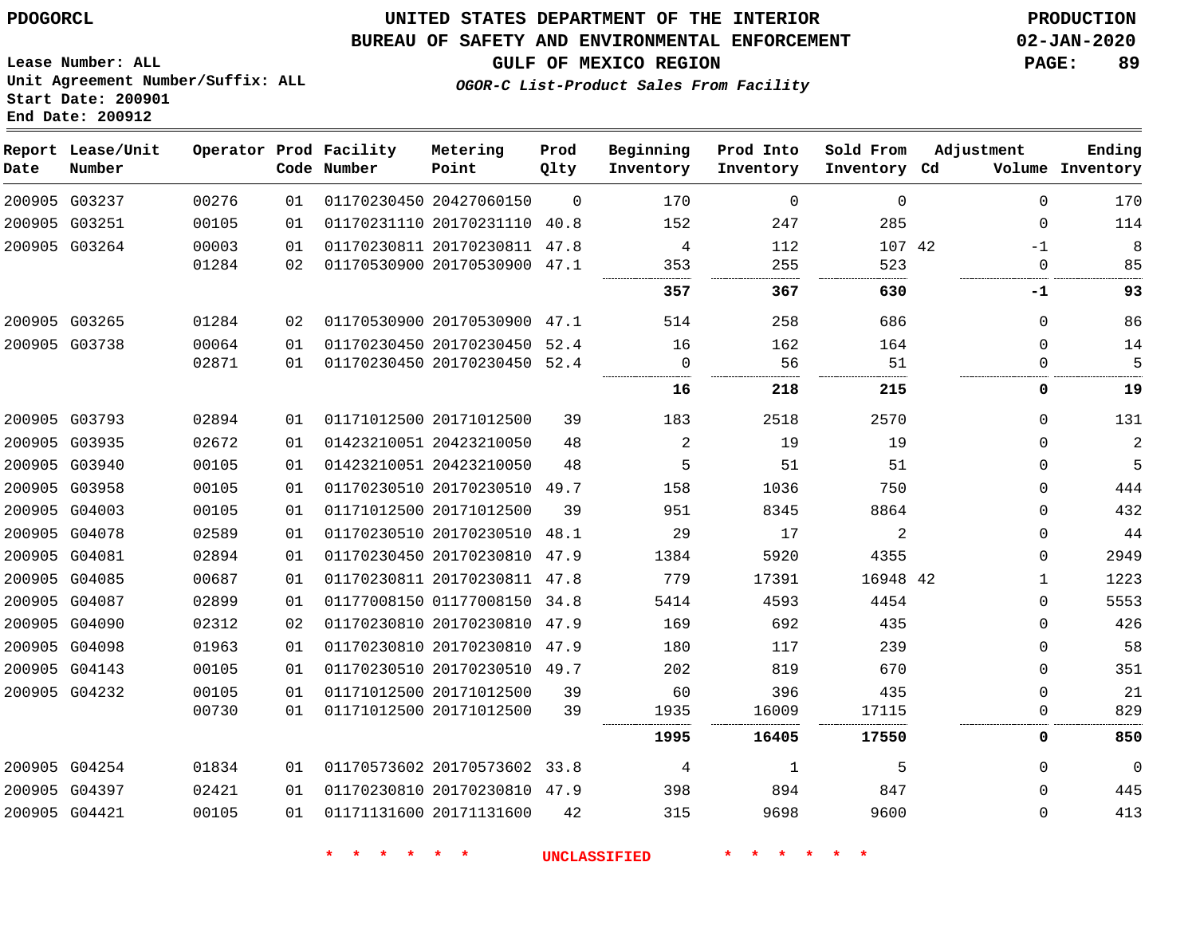PDOGORCL

Lease Number: ALL
Unit Agreement Number/Suffix: ALL
Start Date: 200901
End Date: 200912

# UNITED STATES DEPARTMENT OF THE INTERIOR
## BUREAU OF SAFETY AND ENVIRONMENTAL ENFORCEMENT
### GULF OF MEXICO REGION

*OGOR-C List-Product Sales From Facility*

PRODUCTION
02-JAN-2020

| Report Date | Lease/Unit Number | Operator | Prod Code | Facility Number | Metering Point | Prod Qlty | Beginning Inventory | Prod Into Inventory | Sold From Inventory | Adjustment Cd | Volume | Ending Inventory |
|---|---|---|---|---|---|---|---|---|---|---|---|---|
| 200905 | G03237 | 00276 | 01 | 01170230450 | 20427060150 | 0 | 170 | 0 | 0 | | 0 | 170 |
| 200905 | G03251 | 00105 | 01 | 01170231110 | 20170231110 | 40.8 | 152 | 247 | 285 | | 0 | 114 |
| 200905 | G03264 | 00003 | 01 | 01170230811 | 20170230811 | 47.8 | 4 | 112 | 107 | 42 | -1 | 8 |
| | | 01284 | 02 | 01170530900 | 20170530900 | 47.1 | 353 | 255 | 523 | | 0 | 85 |
| | | | | | | | **357** | **367** | **630** | | **-1** | **93** |
| 200905 | G03265 | 01284 | 02 | 01170530900 | 20170530900 | 47.1 | 514 | 258 | 686 | | 0 | 86 |
| 200905 | G03738 | 00064 | 01 | 01170230450 | 20170230450 | 52.4 | 16 | 162 | 164 | | 0 | 14 |
| | | 02871 | 01 | 01170230450 | 20170230450 | 52.4 | 0 | 56 | 51 | | 0 | 5 |
| | | | | | | | **16** | **218** | **215** | | **0** | **19** |
| 200905 | G03793 | 02894 | 01 | 01171012500 | 20171012500 | 39 | 183 | 2518 | 2570 | | 0 | 131 |
| 200905 | G03935 | 02672 | 01 | 01423210051 | 20423210050 | 48 | 2 | 19 | 19 | | 0 | 2 |
| 200905 | G03940 | 00105 | 01 | 01423210051 | 20423210050 | 48 | 5 | 51 | 51 | | 0 | 5 |
| 200905 | G03958 | 00105 | 01 | 01170230510 | 20170230510 | 49.7 | 158 | 1036 | 750 | | 0 | 444 |
| 200905 | G04003 | 00105 | 01 | 01171012500 | 20171012500 | 39 | 951 | 8345 | 8864 | | 0 | 432 |
| 200905 | G04078 | 02589 | 01 | 01170230510 | 20170230510 | 48.1 | 29 | 17 | 2 | | 0 | 44 |
| 200905 | G04081 | 02894 | 01 | 01170230450 | 20170230810 | 47.9 | 1384 | 5920 | 4355 | | 0 | 2949 |
| 200905 | G04085 | 00687 | 01 | 01170230811 | 20170230811 | 47.8 | 779 | 17391 | 16948 | 42 | 1 | 1223 |
| 200905 | G04087 | 02899 | 01 | 01177008150 | 01177008150 | 34.8 | 5414 | 4593 | 4454 | | 0 | 5553 |
| 200905 | G04090 | 02312 | 02 | 01170230810 | 20170230810 | 47.9 | 169 | 692 | 435 | | 0 | 426 |
| 200905 | G04098 | 01963 | 01 | 01170230810 | 20170230810 | 47.9 | 180 | 117 | 239 | | 0 | 58 |
| 200905 | G04143 | 00105 | 01 | 01170230510 | 20170230510 | 49.7 | 202 | 819 | 670 | | 0 | 351 |
| 200905 | G04232 | 00105 | 01 | 01171012500 | 20171012500 | 39 | 60 | 396 | 435 | | 0 | 21 |
| | | 00730 | 01 | 01171012500 | 20171012500 | 39 | 1935 | 16009 | 17115 | | 0 | 829 |
| | | | | | | | **1995** | **16405** | **17550** | | **0** | **850** |
| 200905 | G04254 | 01834 | 01 | 01170573602 | 20170573602 | 33.8 | 4 | 1 | 5 | | 0 | 0 |
| 200905 | G04397 | 02421 | 01 | 01170230810 | 20170230810 | 47.9 | 398 | 894 | 847 | | 0 | 445 |
| 200905 | G04421 | 00105 | 01 | 01171131600 | 20171131600 | 42 | 315 | 9698 | 9600 | | 0 | 413 |

* * * * * * UNCLASSIFIED * * * * * *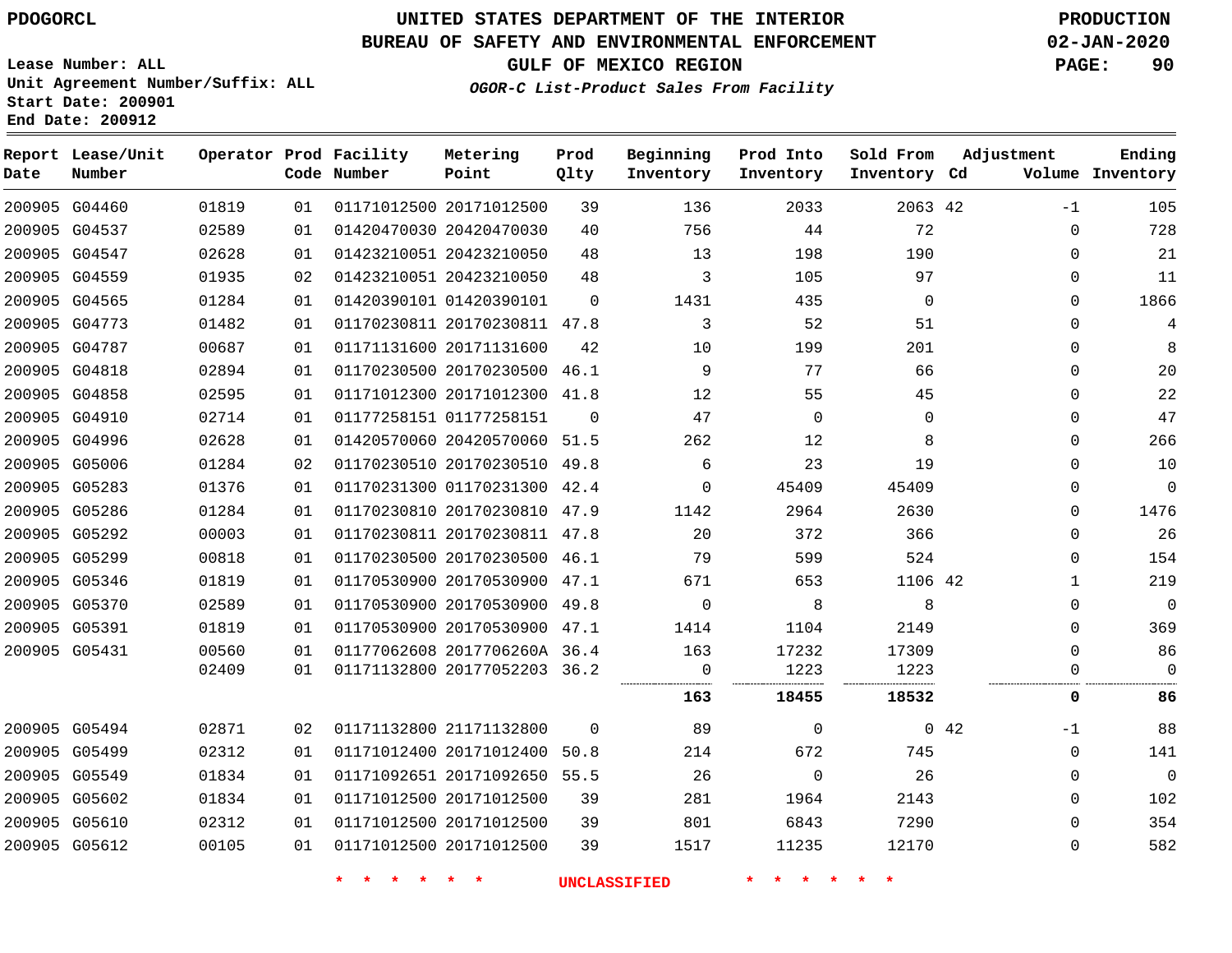Lease Number: ALL
Unit Agreement Number/Suffix: ALL
Start Date: 200901
End Date: 200912

# UNITED STATES DEPARTMENT OF THE INTERIOR
## BUREAU OF SAFETY AND ENVIRONMENTAL ENFORCEMENT
### GULF OF MEXICO REGION
*OGOR-C List-Product Sales From Facility*

PRODUCTION
02-JAN-2020

| Report Date | Lease/Unit Number | Operator | Prod Code | Facility Number | Metering Point | Prod Qlty | Beginning Inventory | Prod Into Inventory | Sold From Inventory | Adjustment Cd | Adjustment Volume | Ending Inventory |
|---|---|---|---|---|---|---|---|---|---|---|---|---|
| 200905 | G04460 | 01819 | 01 | 01171012500 | 20171012500 | 39 | 136 | 2033 | 2063 | 42 | -1 | 105 |
| 200905 | G04537 | 02589 | 01 | 01420470030 | 20420470030 | 40 | 756 | 44 | 72 | | 0 | 728 |
| 200905 | G04547 | 02628 | 01 | 01423210051 | 20423210050 | 48 | 13 | 198 | 190 | | 0 | 21 |
| 200905 | G04559 | 01935 | 02 | 01423210051 | 20423210050 | 48 | 3 | 105 | 97 | | 0 | 11 |
| 200905 | G04565 | 01284 | 01 | 01420390101 | 01420390101 | 0 | 1431 | 435 | 0 | | 0 | 1866 |
| 200905 | G04773 | 01482 | 01 | 01170230811 | 20170230811 | 47.8 | 3 | 52 | 51 | | 0 | 4 |
| 200905 | G04787 | 00687 | 01 | 01171131600 | 20171131600 | 42 | 10 | 199 | 201 | | 0 | 8 |
| 200905 | G04818 | 02894 | 01 | 01170230500 | 20170230500 | 46.1 | 9 | 77 | 66 | | 0 | 20 |
| 200905 | G04858 | 02595 | 01 | 01171012300 | 20171012300 | 41.8 | 12 | 55 | 45 | | 0 | 22 |
| 200905 | G04910 | 02714 | 01 | 01177258151 | 01177258151 | 0 | 47 | 0 | 0 | | 0 | 47 |
| 200905 | G04996 | 02628 | 01 | 01420570060 | 20420570060 | 51.5 | 262 | 12 | 8 | | 0 | 266 |
| 200905 | G05006 | 01284 | 02 | 01170230510 | 20170230510 | 49.8 | 6 | 23 | 19 | | 0 | 10 |
| 200905 | G05283 | 01376 | 01 | 01170231300 | 01170231300 | 42.4 | 0 | 45409 | 45409 | | 0 | 0 |
| 200905 | G05286 | 01284 | 01 | 01170230810 | 20170230810 | 47.9 | 1142 | 2964 | 2630 | | 0 | 1476 |
| 200905 | G05292 | 00003 | 01 | 01170230811 | 20170230811 | 47.8 | 20 | 372 | 366 | | 0 | 26 |
| 200905 | G05299 | 00818 | 01 | 01170230500 | 20170230500 | 46.1 | 79 | 599 | 524 | | 0 | 154 |
| 200905 | G05346 | 01819 | 01 | 01170530900 | 20170530900 | 47.1 | 671 | 653 | 1106 | 42 | 1 | 219 |
| 200905 | G05370 | 02589 | 01 | 01170530900 | 20170530900 | 49.8 | 0 | 8 | 8 | | 0 | 0 |
| 200905 | G05391 | 01819 | 01 | 01170530900 | 20170530900 | 47.1 | 1414 | 1104 | 2149 | | 0 | 369 |
| 200905 | G05431 | 00560 | 01 | 01177062608 | 2017706260A | 36.4 | 163 | 17232 | 17309 | | 0 | 86 |
| | | 02409 | 01 | 01171132800 | 20177052203 | 36.2 | 0 | 1223 | 1223 | | 0 | 0 |
| | | | | | | | **163** | **18455** | **18532** | | **0** | **86** |
| 200905 | G05494 | 02871 | 02 | 01171132800 | 21171132800 | 0 | 89 | 0 | 0 | 42 | -1 | 88 |
| 200905 | G05499 | 02312 | 01 | 01171012400 | 20171012400 | 50.8 | 214 | 672 | 745 | | 0 | 141 |
| 200905 | G05549 | 01834 | 01 | 01171092651 | 20171092650 | 55.5 | 26 | 0 | 26 | | 0 | 0 |
| 200905 | G05602 | 01834 | 01 | 01171012500 | 20171012500 | 39 | 281 | 1964 | 2143 | | 0 | 102 |
| 200905 | G05610 | 02312 | 01 | 01171012500 | 20171012500 | 39 | 801 | 6843 | 7290 | | 0 | 354 |
| 200905 | G05612 | 00105 | 01 | 01171012500 | 20171012500 | 39 | 1517 | 11235 | 12170 | | 0 | 582 |

* * * * * * UNCLASSIFIED * * * * * *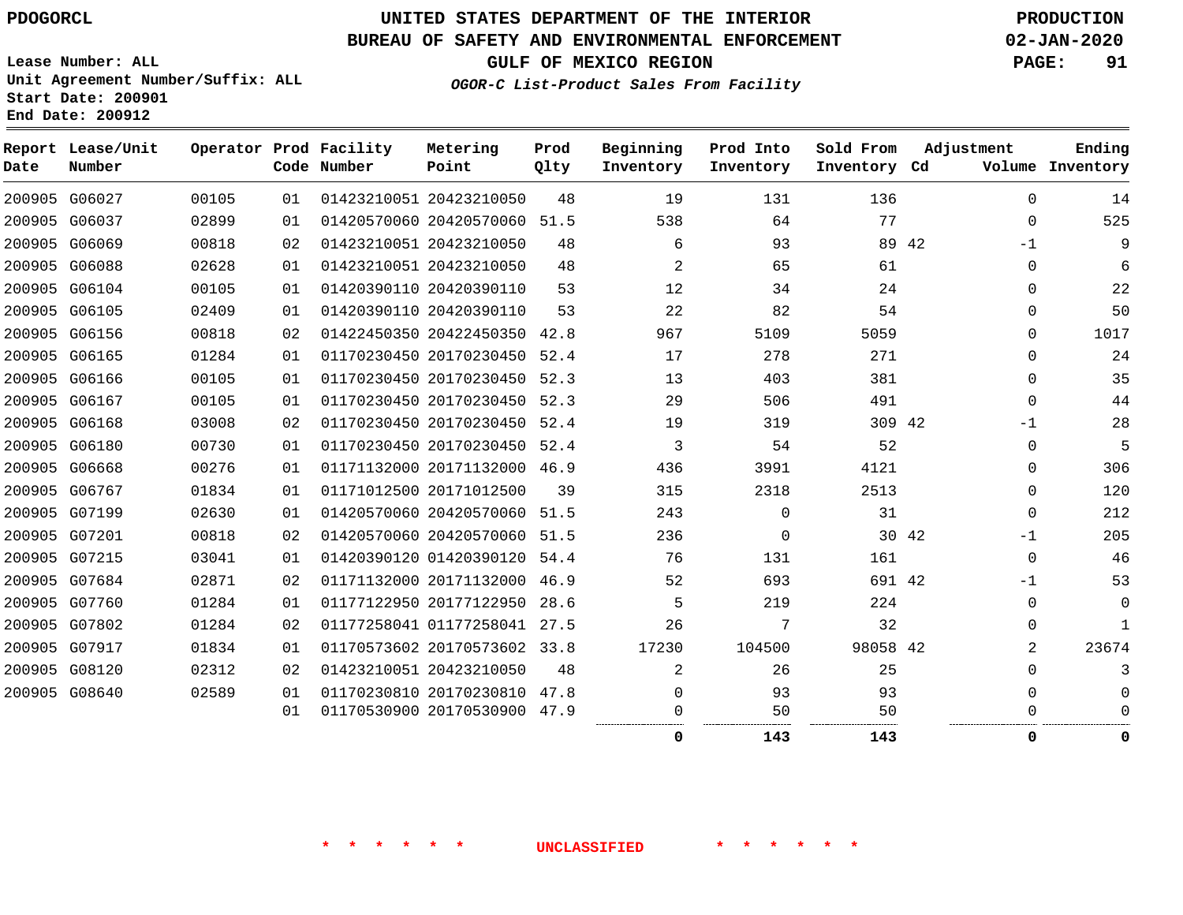PDOGORCL

# UNITED STATES DEPARTMENT OF THE INTERIOR
## BUREAU OF SAFETY AND ENVIRONMENTAL ENFORCEMENT
### GULF OF MEXICO REGION
*OGOR-C List-Product Sales From Facility*

PRODUCTION
02-JAN-2020

Lease Number: ALL
Unit Agreement Number/Suffix: ALL
Start Date: 200901
End Date: 200912

| Report Date | Lease/Unit Number | Operator | Prod Code | Facility Number | Metering Point | Prod Qlty | Beginning Inventory | Prod Into Inventory | Sold From Inventory | Adjustment Cd | Volume | Ending Inventory |
|---|---|---|---|---|---|---|---|---|---|---|---|---|
| 200905 | G06027 | 00105 | 01 | 01423210051 | 20423210050 | 48 | 19 | 131 | 136 | | 0 | 14 |
| 200905 | G06037 | 02899 | 01 | 01420570060 | 20420570060 | 51.5 | 538 | 64 | 77 | | 0 | 525 |
| 200905 | G06069 | 00818 | 02 | 01423210051 | 20423210050 | 48 | 6 | 93 | 89 | 42 | -1 | 9 |
| 200905 | G06088 | 02628 | 01 | 01423210051 | 20423210050 | 48 | 2 | 65 | 61 | | 0 | 6 |
| 200905 | G06104 | 00105 | 01 | 01420390110 | 20420390110 | 53 | 12 | 34 | 24 | | 0 | 22 |
| 200905 | G06105 | 02409 | 01 | 01420390110 | 20420390110 | 53 | 22 | 82 | 54 | | 0 | 50 |
| 200905 | G06156 | 00818 | 02 | 01422450350 | 20422450350 | 42.8 | 967 | 5109 | 5059 | | 0 | 1017 |
| 200905 | G06165 | 01284 | 01 | 01170230450 | 20170230450 | 52.4 | 17 | 278 | 271 | | 0 | 24 |
| 200905 | G06166 | 00105 | 01 | 01170230450 | 20170230450 | 52.3 | 13 | 403 | 381 | | 0 | 35 |
| 200905 | G06167 | 00105 | 01 | 01170230450 | 20170230450 | 52.3 | 29 | 506 | 491 | | 0 | 44 |
| 200905 | G06168 | 03008 | 02 | 01170230450 | 20170230450 | 52.4 | 19 | 319 | 309 | 42 | -1 | 28 |
| 200905 | G06180 | 00730 | 01 | 01170230450 | 20170230450 | 52.4 | 3 | 54 | 52 | | 0 | 5 |
| 200905 | G06668 | 00276 | 01 | 01171132000 | 20171132000 | 46.9 | 436 | 3991 | 4121 | | 0 | 306 |
| 200905 | G06767 | 01834 | 01 | 01171012500 | 20171012500 | 39 | 315 | 2318 | 2513 | | 0 | 120 |
| 200905 | G07199 | 02630 | 01 | 01420570060 | 20420570060 | 51.5 | 243 | 0 | 31 | | 0 | 212 |
| 200905 | G07201 | 00818 | 02 | 01420570060 | 20420570060 | 51.5 | 236 | 0 | 30 | 42 | -1 | 205 |
| 200905 | G07215 | 03041 | 01 | 01420390120 | 01420390120 | 54.4 | 76 | 131 | 161 | | 0 | 46 |
| 200905 | G07684 | 02871 | 02 | 01171132000 | 20171132000 | 46.9 | 52 | 693 | 691 | 42 | -1 | 53 |
| 200905 | G07760 | 01284 | 01 | 01177122950 | 20177122950 | 28.6 | 5 | 219 | 224 | | 0 | 0 |
| 200905 | G07802 | 01284 | 02 | 01177258041 | 01177258041 | 27.5 | 26 | 7 | 32 | | 0 | 1 |
| 200905 | G07917 | 01834 | 01 | 01170573602 | 20170573602 | 33.8 | 17230 | 104500 | 98058 | 42 | 2 | 23674 |
| 200905 | G08120 | 02312 | 02 | 01423210051 | 20423210050 | 48 | 2 | 26 | 25 | | 0 | 3 |
| 200905 | G08640 | 02589 | 01 | 01170230810 | 20170230810 | 47.8 | 0 | 93 | 93 | | 0 | 0 |
| | | | 01 | 01170530900 | 20170530900 | 47.9 | 0 | 50 | 50 | | 0 | 0 |
| | | | | | | | **0** | **143** | **143** | | **0** | **0** |

\* \* \* \* \* \* UNCLASSIFIED \* \* \* \* \* \*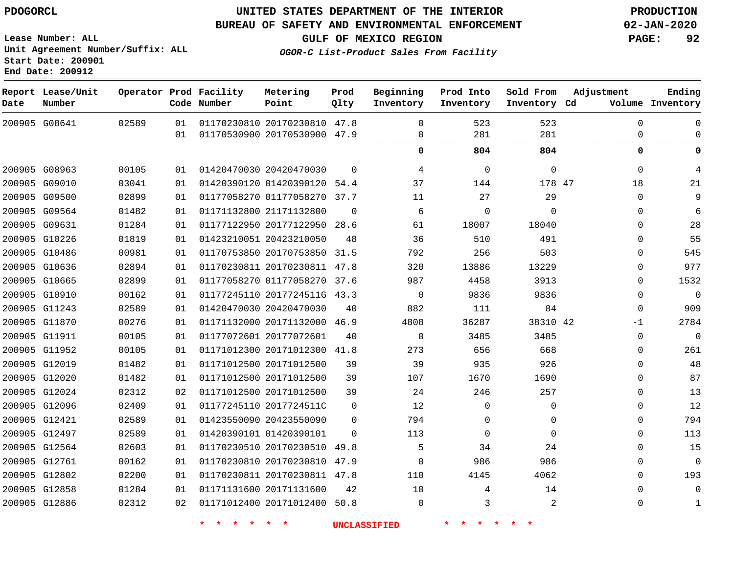# UNITED STATES DEPARTMENT OF THE INTERIOR
## BUREAU OF SAFETY AND ENVIRONMENTAL ENFORCEMENT
### GULF OF MEXICO REGION
*OGOR-C List-Product Sales From Facility*

PDOGORCL

Lease Number: ALL
Unit Agreement Number/Suffix: ALL
Start Date: 200901
End Date: 200912

PRODUCTION
02-JAN-2020

| Report Date | Lease/Unit Number | Operator | Prod Code | Facility Number | Metering Point | Prod Qlty | Beginning Inventory | Prod Into Inventory | Sold From Inventory | Adjustment Cd | Adjustment Volume | Ending Inventory |
|---|---|---|---|---|---|---|---|---|---|---|---|---|
| 200905 | G08641 | 02589 | 01 | 01170230810 | 20170230810 | 47.8 | 0 | 523 | 523 | | 0 | 0 |
| | | | 01 | 01170530900 | 20170530900 | 47.9 | 0 | 281 | 281 | | 0 | 0 |
| | | | | | | | **0** | **804** | **804** | | **0** | **0** |
| 200905 | G08963 | 00105 | 01 | 01420470030 | 20420470030 | 0 | 4 | 0 | 0 | | 0 | 4 |
| 200905 | G09010 | 03041 | 01 | 01420390120 | 01420390120 | 54.4 | 37 | 144 | 178 | 47 | 18 | 21 |
| 200905 | G09500 | 02899 | 01 | 01177058270 | 01177058270 | 37.7 | 11 | 27 | 29 | | 0 | 9 |
| 200905 | G09564 | 01482 | 01 | 01171132800 | 21171132800 | 0 | 6 | 0 | 0 | | 0 | 6 |
| 200905 | G09631 | 01284 | 01 | 01177122950 | 20177122950 | 28.6 | 61 | 18007 | 18040 | | 0 | 28 |
| 200905 | G10226 | 01819 | 01 | 01423210051 | 20423210050 | 48 | 36 | 510 | 491 | | 0 | 55 |
| 200905 | G10486 | 00981 | 01 | 01170753850 | 20170753850 | 31.5 | 792 | 256 | 503 | | 0 | 545 |
| 200905 | G10636 | 02894 | 01 | 01170230811 | 20170230811 | 47.8 | 320 | 13886 | 13229 | | 0 | 977 |
| 200905 | G10665 | 02899 | 01 | 01177058270 | 01177058270 | 37.6 | 987 | 4458 | 3913 | | 0 | 1532 |
| 200905 | G10910 | 00162 | 01 | 01177245110 | 2017724511G | 43.3 | 0 | 9836 | 9836 | | 0 | 0 |
| 200905 | G11243 | 02589 | 01 | 01420470030 | 20420470030 | 40 | 882 | 111 | 84 | | 0 | 909 |
| 200905 | G11870 | 00276 | 01 | 01171132000 | 20171132000 | 46.9 | 4808 | 36287 | 38310 | 42 | -1 | 2784 |
| 200905 | G11911 | 00105 | 01 | 01177072601 | 20177072601 | 40 | 0 | 3485 | 3485 | | 0 | 0 |
| 200905 | G11952 | 00105 | 01 | 01171012300 | 20171012300 | 41.8 | 273 | 656 | 668 | | 0 | 261 |
| 200905 | G12019 | 01482 | 01 | 01171012500 | 20171012500 | 39 | 39 | 935 | 926 | | 0 | 48 |
| 200905 | G12020 | 01482 | 01 | 01171012500 | 20171012500 | 39 | 107 | 1670 | 1690 | | 0 | 87 |
| 200905 | G12024 | 02312 | 02 | 01171012500 | 20171012500 | 39 | 24 | 246 | 257 | | 0 | 13 |
| 200905 | G12096 | 02409 | 01 | 01177245110 | 2017724511C | 0 | 12 | 0 | 0 | | 0 | 12 |
| 200905 | G12421 | 02589 | 01 | 01423550090 | 20423550090 | 0 | 794 | 0 | 0 | | 0 | 794 |
| 200905 | G12497 | 02589 | 01 | 01420390101 | 01420390101 | 0 | 113 | 0 | 0 | | 0 | 113 |
| 200905 | G12564 | 02603 | 01 | 01170230510 | 20170230510 | 49.8 | 5 | 34 | 24 | | 0 | 15 |
| 200905 | G12761 | 00162 | 01 | 01170230810 | 20170230810 | 47.9 | 0 | 986 | 986 | | 0 | 0 |
| 200905 | G12802 | 02200 | 01 | 01170230811 | 20170230811 | 47.8 | 110 | 4145 | 4062 | | 0 | 193 |
| 200905 | G12858 | 01284 | 01 | 01171131600 | 20171131600 | 42 | 10 | 4 | 14 | | 0 | 0 |
| 200905 | G12886 | 02312 | 02 | 01171012400 | 20171012400 | 50.8 | 0 | 3 | 2 | | 0 | 1 |

* * * * * * UNCLASSIFIED * * * * * *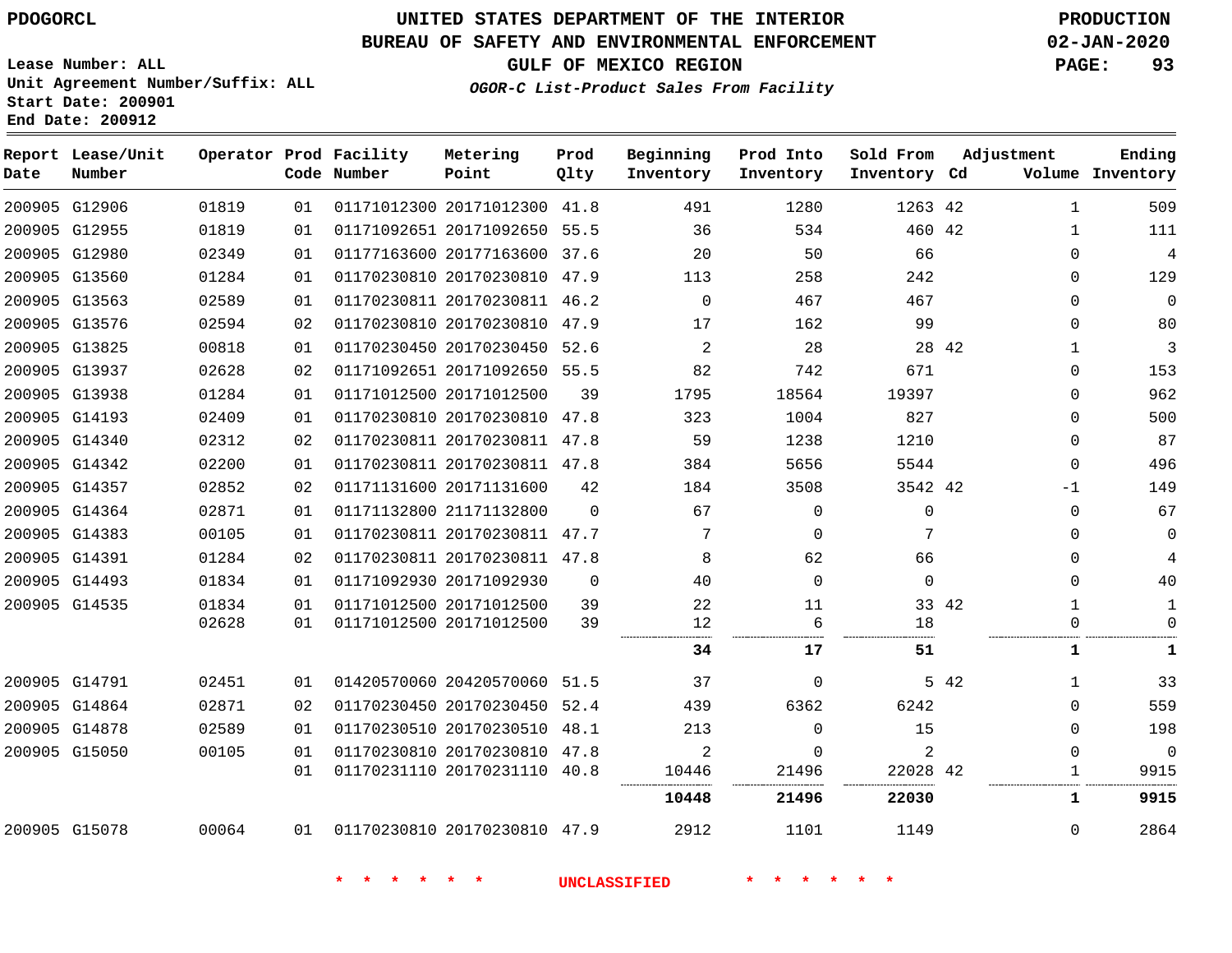# UNITED STATES DEPARTMENT OF THE INTERIOR
## BUREAU OF SAFETY AND ENVIRONMENTAL ENFORCEMENT
### GULF OF MEXICO REGION

PDOGORCL

PRODUCTION 02-JAN-2020

Lease Number: ALL
Unit Agreement Number/Suffix: ALL
Start Date: 200901
End Date: 200912

*OGOR-C List-Product Sales From Facility*

| Report Date | Lease/Unit Number | Operator | Prod Code | Facility Number | Metering Point | Prod Qlty | Beginning Inventory | Prod Into Inventory | Sold From Inventory | Adjustment Cd | Adjustment Volume | Ending Inventory |
|---|---|---|---|---|---|---|---|---|---|---|---|---|
| 200905 | G12906 | 01819 | 01 | 01171012300 | 20171012300 | 41.8 | 491 | 1280 | 1263 | 42 | 1 | 509 |
| 200905 | G12955 | 01819 | 01 | 01171092651 | 20171092650 | 55.5 | 36 | 534 | 460 | 42 | 1 | 111 |
| 200905 | G12980 | 02349 | 01 | 01177163600 | 20177163600 | 37.6 | 20 | 50 | 66 | | 0 | 4 |
| 200905 | G13560 | 01284 | 01 | 01170230810 | 20170230810 | 47.9 | 113 | 258 | 242 | | 0 | 129 |
| 200905 | G13563 | 02589 | 01 | 01170230811 | 20170230811 | 46.2 | 0 | 467 | 467 | | 0 | 0 |
| 200905 | G13576 | 02594 | 02 | 01170230810 | 20170230810 | 47.9 | 17 | 162 | 99 | | 0 | 80 |
| 200905 | G13825 | 00818 | 01 | 01170230450 | 20170230450 | 52.6 | 2 | 28 | 28 | 42 | 1 | 3 |
| 200905 | G13937 | 02628 | 02 | 01171092651 | 20171092650 | 55.5 | 82 | 742 | 671 | | 0 | 153 |
| 200905 | G13938 | 01284 | 01 | 01171012500 | 20171012500 | 39 | 1795 | 18564 | 19397 | | 0 | 962 |
| 200905 | G14193 | 02409 | 01 | 01170230810 | 20170230810 | 47.8 | 323 | 1004 | 827 | | 0 | 500 |
| 200905 | G14340 | 02312 | 02 | 01170230811 | 20170230811 | 47.8 | 59 | 1238 | 1210 | | 0 | 87 |
| 200905 | G14342 | 02200 | 01 | 01170230811 | 20170230811 | 47.8 | 384 | 5656 | 5544 | | 0 | 496 |
| 200905 | G14357 | 02852 | 02 | 01171131600 | 20171131600 | 42 | 184 | 3508 | 3542 | 42 | -1 | 149 |
| 200905 | G14364 | 02871 | 01 | 01171132800 | 21171132800 | 0 | 67 | 0 | 0 | | 0 | 67 |
| 200905 | G14383 | 00105 | 01 | 01170230811 | 20170230811 | 47.7 | 7 | 0 | 7 | | 0 | 0 |
| 200905 | G14391 | 01284 | 02 | 01170230811 | 20170230811 | 47.8 | 8 | 62 | 66 | | 0 | 4 |
| 200905 | G14493 | 01834 | 01 | 01171092930 | 20171092930 | 0 | 40 | 0 | 0 | | 0 | 40 |
| 200905 | G14535 | 01834 | 01 | 01171012500 | 20171012500 | 39 | 22 | 11 | 33 | 42 | 1 | 1 |
| | | 02628 | 01 | 01171012500 | 20171012500 | 39 | 12 | 6 | 18 | | 0 | 0 |
| | | | | | | | **34** | **17** | **51** | | **1** | **1** |
| 200905 | G14791 | 02451 | 01 | 01420570060 | 20420570060 | 51.5 | 37 | 0 | 5 | 42 | 1 | 33 |
| 200905 | G14864 | 02871 | 02 | 01170230450 | 20170230450 | 52.4 | 439 | 6362 | 6242 | | 0 | 559 |
| 200905 | G14878 | 02589 | 01 | 01170230510 | 20170230510 | 48.1 | 213 | 0 | 15 | | 0 | 198 |
| 200905 | G15050 | 00105 | 01 | 01170230810 | 20170230810 | 47.8 | 2 | 0 | 2 | | 0 | 0 |
| | | | 01 | 01170231110 | 20170231110 | 40.8 | 10446 | 21496 | 22028 | 42 | 1 | 9915 |
| | | | | | | | **10448** | **21496** | **22030** | | **1** | **9915** |
| 200905 | G15078 | 00064 | 01 | 01170230810 | 20170230810 | 47.9 | 2912 | 1101 | 1149 | | 0 | 2864 |

* * * * * * UNCLASSIFIED * * * * * *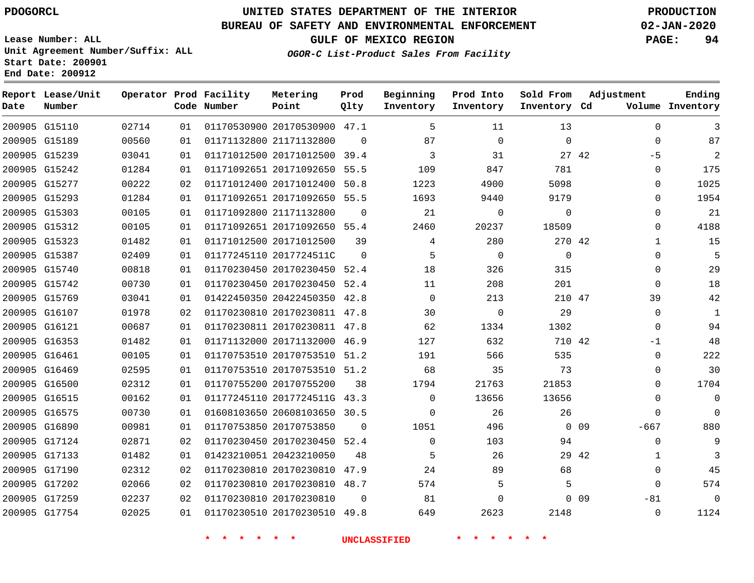PDOGORCL

# UNITED STATES DEPARTMENT OF THE INTERIOR
## BUREAU OF SAFETY AND ENVIRONMENTAL ENFORCEMENT
### GULF OF MEXICO REGION
*OGOR-C List-Product Sales From Facility*

PRODUCTION
02-JAN-2020

Lease Number: ALL
Unit Agreement Number/Suffix: ALL
Start Date: 200901
End Date: 200912

| Report Date | Lease/Unit Number | Operator | Prod Code | Facility Number | Metering Point | Prod Qlty | Beginning Inventory | Prod Into Inventory | Sold From Inventory | Adjustment Cd | Adjustment Volume | Ending Inventory |
|---|---|---|---|---|---|---|---|---|---|---|---|---|
| 200905 | G15110 | 02714 | 01 | 01170530900 | 20170530900 | 47.1 | 5 | 11 | 13 | | 0 | 3 |
| 200905 | G15189 | 00560 | 01 | 01171132800 | 21171132800 | 0 | 87 | 0 | 0 | | 0 | 87 |
| 200905 | G15239 | 03041 | 01 | 01171012500 | 20171012500 | 39.4 | 3 | 31 | 27 | 42 | -5 | 2 |
| 200905 | G15242 | 01284 | 01 | 01171092651 | 20171092650 | 55.5 | 109 | 847 | 781 | | 0 | 175 |
| 200905 | G15277 | 00222 | 02 | 01171012400 | 20171012400 | 50.8 | 1223 | 4900 | 5098 | | 0 | 1025 |
| 200905 | G15293 | 01284 | 01 | 01171092651 | 20171092650 | 55.5 | 1693 | 9440 | 9179 | | 0 | 1954 |
| 200905 | G15303 | 00105 | 01 | 01171092800 | 21171132800 | 0 | 21 | 0 | 0 | | 0 | 21 |
| 200905 | G15312 | 00105 | 01 | 01171092651 | 20171092650 | 55.4 | 2460 | 20237 | 18509 | | 0 | 4188 |
| 200905 | G15323 | 01482 | 01 | 01171012500 | 20171012500 | 39 | 4 | 280 | 270 | 42 | 1 | 15 |
| 200905 | G15387 | 02409 | 01 | 01177245110 | 2017724511C | 0 | 5 | 0 | 0 | | 0 | 5 |
| 200905 | G15740 | 00818 | 01 | 01170230450 | 20170230450 | 52.4 | 18 | 326 | 315 | | 0 | 29 |
| 200905 | G15742 | 00730 | 01 | 01170230450 | 20170230450 | 52.4 | 11 | 208 | 201 | | 0 | 18 |
| 200905 | G15769 | 03041 | 01 | 01422450350 | 20422450350 | 42.8 | 0 | 213 | 210 | 47 | 39 | 42 |
| 200905 | G16107 | 01978 | 02 | 01170230810 | 20170230811 | 47.8 | 30 | 0 | 29 | | 0 | 1 |
| 200905 | G16121 | 00687 | 01 | 01170230811 | 20170230811 | 47.8 | 62 | 1334 | 1302 | | 0 | 94 |
| 200905 | G16353 | 01482 | 01 | 01171132000 | 20171132000 | 46.9 | 127 | 632 | 710 | 42 | -1 | 48 |
| 200905 | G16461 | 00105 | 01 | 01170753510 | 20170753510 | 51.2 | 191 | 566 | 535 | | 0 | 222 |
| 200905 | G16469 | 02595 | 01 | 01170753510 | 20170753510 | 51.2 | 68 | 35 | 73 | | 0 | 30 |
| 200905 | G16500 | 02312 | 01 | 01170755200 | 20170755200 | 38 | 1794 | 21763 | 21853 | | 0 | 1704 |
| 200905 | G16515 | 00162 | 01 | 01177245110 | 2017724511G | 43.3 | 0 | 13656 | 13656 | | 0 | 0 |
| 200905 | G16575 | 00730 | 01 | 01608103650 | 20608103650 | 30.5 | 0 | 26 | 26 | | 0 | 0 |
| 200905 | G16890 | 00981 | 01 | 01170753850 | 20170753850 | 0 | 1051 | 496 | 0 | 09 | -667 | 880 |
| 200905 | G17124 | 02871 | 02 | 01170230450 | 20170230450 | 52.4 | 0 | 103 | 94 | | 0 | 9 |
| 200905 | G17133 | 01482 | 01 | 01423210051 | 20423210050 | 48 | 5 | 26 | 29 | 42 | 1 | 3 |
| 200905 | G17190 | 02312 | 02 | 01170230810 | 20170230810 | 47.9 | 24 | 89 | 68 | | 0 | 45 |
| 200905 | G17202 | 02066 | 02 | 01170230810 | 20170230810 | 48.7 | 574 | 5 | 5 | | 0 | 574 |
| 200905 | G17259 | 02237 | 02 | 01170230810 | 20170230810 | 0 | 81 | 0 | 0 | 09 | -81 | 0 |
| 200905 | G17754 | 02025 | 01 | 01170230510 | 20170230510 | 49.8 | 649 | 2623 | 2148 | | 0 | 1124 |

* * * * * * UNCLASSIFIED * * * * * *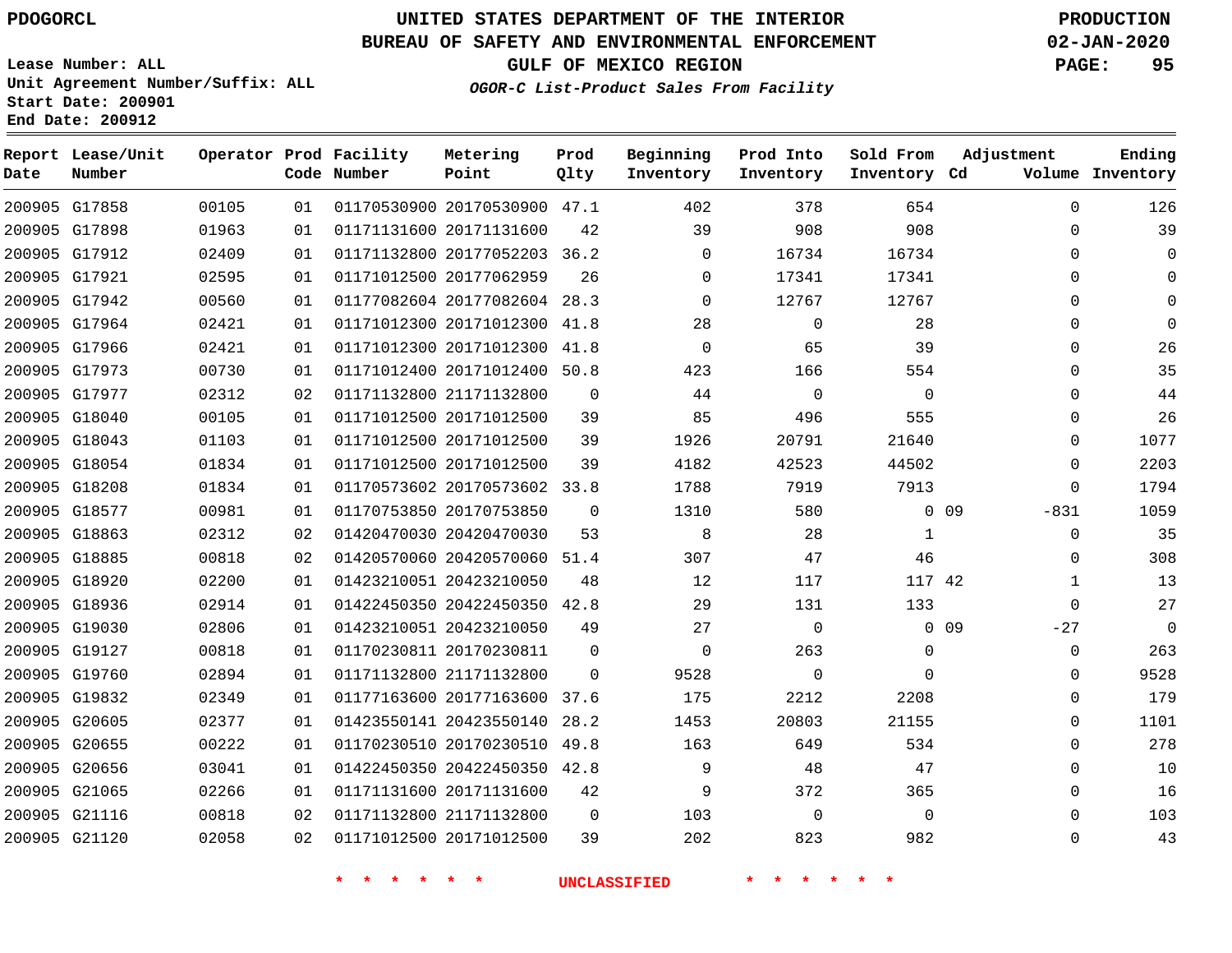PDOGORCL

# UNITED STATES DEPARTMENT OF THE INTERIOR
## BUREAU OF SAFETY AND ENVIRONMENTAL ENFORCEMENT
### GULF OF MEXICO REGION
*OGOR-C List-Product Sales From Facility*

PRODUCTION
02-JAN-2020

Lease Number: ALL
Unit Agreement Number/Suffix: ALL
Start Date: 200901
End Date: 200912

| Report Date | Lease/Unit Number | Operator | Prod Code | Facility Number | Metering Point | Prod Qlty | Beginning Inventory | Prod Into Inventory | Sold From Inventory | Adjustment Cd | Adjustment Volume | Ending Inventory |
|---|---|---|---|---|---|---|---|---|---|---|---|---|
| 200905 | G17858 | 00105 | 01 | 01170530900 | 20170530900 | 47.1 | 402 | 378 | 654 | | 0 | 126 |
| 200905 | G17898 | 01963 | 01 | 01171131600 | 20171131600 | 42 | 39 | 908 | 908 | | 0 | 39 |
| 200905 | G17912 | 02409 | 01 | 01171132800 | 20177052203 | 36.2 | 0 | 16734 | 16734 | | 0 | 0 |
| 200905 | G17921 | 02595 | 01 | 01171012500 | 20177062959 | 26 | 0 | 17341 | 17341 | | 0 | 0 |
| 200905 | G17942 | 00560 | 01 | 01177082604 | 20177082604 | 28.3 | 0 | 12767 | 12767 | | 0 | 0 |
| 200905 | G17964 | 02421 | 01 | 01171012300 | 20171012300 | 41.8 | 28 | 0 | 28 | | 0 | 0 |
| 200905 | G17966 | 02421 | 01 | 01171012300 | 20171012300 | 41.8 | 0 | 65 | 39 | | 0 | 26 |
| 200905 | G17973 | 00730 | 01 | 01171012400 | 20171012400 | 50.8 | 423 | 166 | 554 | | 0 | 35 |
| 200905 | G17977 | 02312 | 02 | 01171132800 | 21171132800 | 0 | 44 | 0 | 0 | | 0 | 44 |
| 200905 | G18040 | 00105 | 01 | 01171012500 | 20171012500 | 39 | 85 | 496 | 555 | | 0 | 26 |
| 200905 | G18043 | 01103 | 01 | 01171012500 | 20171012500 | 39 | 1926 | 20791 | 21640 | | 0 | 1077 |
| 200905 | G18054 | 01834 | 01 | 01171012500 | 20171012500 | 39 | 4182 | 42523 | 44502 | | 0 | 2203 |
| 200905 | G18208 | 01834 | 01 | 01170573602 | 20170573602 | 33.8 | 1788 | 7919 | 7913 | | 0 | 1794 |
| 200905 | G18577 | 00981 | 01 | 01170753850 | 20170753850 | 0 | 1310 | 580 | 0 | 09 | -831 | 1059 |
| 200905 | G18863 | 02312 | 02 | 01420470030 | 20420470030 | 53 | 8 | 28 | 1 | | 0 | 35 |
| 200905 | G18885 | 00818 | 02 | 01420570060 | 20420570060 | 51.4 | 307 | 47 | 46 | | 0 | 308 |
| 200905 | G18920 | 02200 | 01 | 01423210051 | 20423210050 | 48 | 12 | 117 | 117 | 42 | 1 | 13 |
| 200905 | G18936 | 02914 | 01 | 01422450350 | 20422450350 | 42.8 | 29 | 131 | 133 | | 0 | 27 |
| 200905 | G19030 | 02806 | 01 | 01423210051 | 20423210050 | 49 | 27 | 0 | 0 | 09 | -27 | 0 |
| 200905 | G19127 | 00818 | 01 | 01170230811 | 20170230811 | 0 | 0 | 263 | 0 | | 0 | 263 |
| 200905 | G19760 | 02894 | 01 | 01171132800 | 21171132800 | 0 | 9528 | 0 | 0 | | 0 | 9528 |
| 200905 | G19832 | 02349 | 01 | 01177163600 | 20177163600 | 37.6 | 175 | 2212 | 2208 | | 0 | 179 |
| 200905 | G20605 | 02377 | 01 | 01423550141 | 20423550140 | 28.2 | 1453 | 20803 | 21155 | | 0 | 1101 |
| 200905 | G20655 | 00222 | 01 | 01170230510 | 20170230510 | 49.8 | 163 | 649 | 534 | | 0 | 278 |
| 200905 | G20656 | 03041 | 01 | 01422450350 | 20422450350 | 42.8 | 9 | 48 | 47 | | 0 | 10 |
| 200905 | G21065 | 02266 | 01 | 01171131600 | 20171131600 | 42 | 9 | 372 | 365 | | 0 | 16 |
| 200905 | G21116 | 00818 | 02 | 01171132800 | 21171132800 | 0 | 103 | 0 | 0 | | 0 | 103 |
| 200905 | G21120 | 02058 | 02 | 01171012500 | 20171012500 | 39 | 202 | 823 | 982 | | 0 | 43 |

\* \* \* \* \* \* UNCLASSIFIED \* \* \* \* \* \*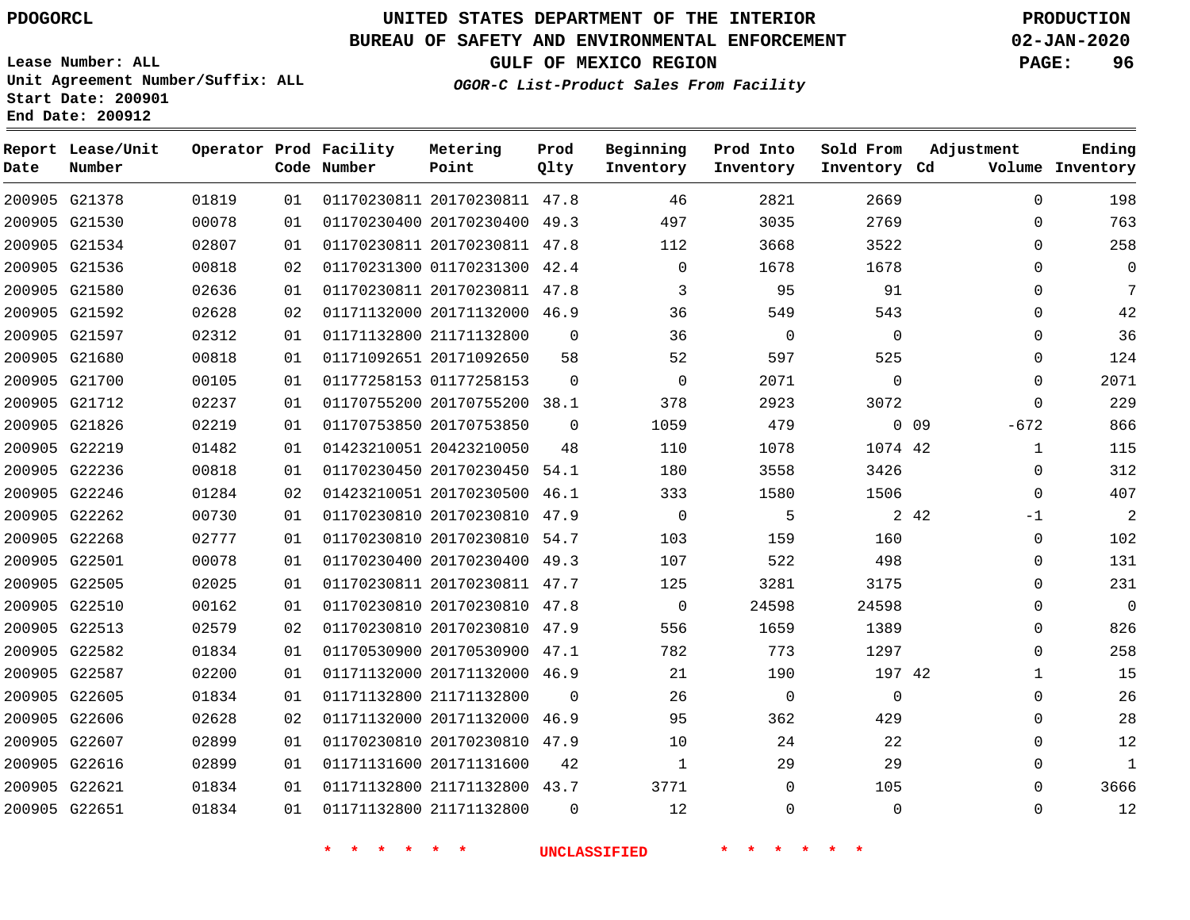PDOGORCL

Lease Number: ALL
Unit Agreement Number/Suffix: ALL
Start Date: 200901
End Date: 200912

# UNITED STATES DEPARTMENT OF THE INTERIOR
## BUREAU OF SAFETY AND ENVIRONMENTAL ENFORCEMENT
## GULF OF MEXICO REGION
### *OGOR-C List-Product Sales From Facility*

PRODUCTION
02-JAN-2020

| Report Date | Lease/Unit Number | Operator | Prod Code | Facility Number | Metering Point | Prod Qlty | Beginning Inventory | Prod Into Inventory | Sold From Inventory | Adjustment Cd | Adjustment Volume | Ending Inventory |
|---|---|---|---|---|---|---|---|---|---|---|---|---|
| 200905 | G21378 | 01819 | 01 | 01170230811 | 20170230811 | 47.8 | 46 | 2821 | 2669 | | 0 | 198 |
| 200905 | G21530 | 00078 | 01 | 01170230400 | 20170230400 | 49.3 | 497 | 3035 | 2769 | | 0 | 763 |
| 200905 | G21534 | 02807 | 01 | 01170230811 | 20170230811 | 47.8 | 112 | 3668 | 3522 | | 0 | 258 |
| 200905 | G21536 | 00818 | 02 | 01170231300 | 01170231300 | 42.4 | 0 | 1678 | 1678 | | 0 | 0 |
| 200905 | G21580 | 02636 | 01 | 01170230811 | 20170230811 | 47.8 | 3 | 95 | 91 | | 0 | 7 |
| 200905 | G21592 | 02628 | 02 | 01171132000 | 20171132000 | 46.9 | 36 | 549 | 543 | | 0 | 42 |
| 200905 | G21597 | 02312 | 01 | 01171132800 | 21171132800 | 0 | 36 | 0 | 0 | | 0 | 36 |
| 200905 | G21680 | 00818 | 01 | 01171092651 | 20171092650 | 58 | 52 | 597 | 525 | | 0 | 124 |
| 200905 | G21700 | 00105 | 01 | 01177258153 | 01177258153 | 0 | 0 | 2071 | 0 | | 0 | 2071 |
| 200905 | G21712 | 02237 | 01 | 01170755200 | 20170755200 | 38.1 | 378 | 2923 | 3072 | | 0 | 229 |
| 200905 | G21826 | 02219 | 01 | 01170753850 | 20170753850 | 0 | 1059 | 479 | 0 | 09 | -672 | 866 |
| 200905 | G22219 | 01482 | 01 | 01423210051 | 20423210050 | 48 | 110 | 1078 | 1074 | 42 | 1 | 115 |
| 200905 | G22236 | 00818 | 01 | 01170230450 | 20170230450 | 54.1 | 180 | 3558 | 3426 | | 0 | 312 |
| 200905 | G22246 | 01284 | 02 | 01423210051 | 20170230500 | 46.1 | 333 | 1580 | 1506 | | 0 | 407 |
| 200905 | G22262 | 00730 | 01 | 01170230810 | 20170230810 | 47.9 | 0 | 5 | 2 | 42 | -1 | 2 |
| 200905 | G22268 | 02777 | 01 | 01170230810 | 20170230810 | 54.7 | 103 | 159 | 160 | | 0 | 102 |
| 200905 | G22501 | 00078 | 01 | 01170230400 | 20170230400 | 49.3 | 107 | 522 | 498 | | 0 | 131 |
| 200905 | G22505 | 02025 | 01 | 01170230811 | 20170230811 | 47.7 | 125 | 3281 | 3175 | | 0 | 231 |
| 200905 | G22510 | 00162 | 01 | 01170230810 | 20170230810 | 47.8 | 0 | 24598 | 24598 | | 0 | 0 |
| 200905 | G22513 | 02579 | 02 | 01170230810 | 20170230810 | 47.9 | 556 | 1659 | 1389 | | 0 | 826 |
| 200905 | G22582 | 01834 | 01 | 01170530900 | 20170530900 | 47.1 | 782 | 773 | 1297 | | 0 | 258 |
| 200905 | G22587 | 02200 | 01 | 01171132000 | 20171132000 | 46.9 | 21 | 190 | 197 | 42 | 1 | 15 |
| 200905 | G22605 | 01834 | 01 | 01171132800 | 21171132800 | 0 | 26 | 0 | 0 | | 0 | 26 |
| 200905 | G22606 | 02628 | 02 | 01171132000 | 20171132000 | 46.9 | 95 | 362 | 429 | | 0 | 28 |
| 200905 | G22607 | 02899 | 01 | 01170230810 | 20170230810 | 47.9 | 10 | 24 | 22 | | 0 | 12 |
| 200905 | G22616 | 02899 | 01 | 01171131600 | 20171131600 | 42 | 1 | 29 | 29 | | 0 | 1 |
| 200905 | G22621 | 01834 | 01 | 01171132800 | 21171132800 | 43.7 | 3771 | 0 | 105 | | 0 | 3666 |
| 200905 | G22651 | 01834 | 01 | 01171132800 | 21171132800 | 0 | 12 | 0 | 0 | | 0 | 12 |

* * * * * * UNCLASSIFIED * * * * * *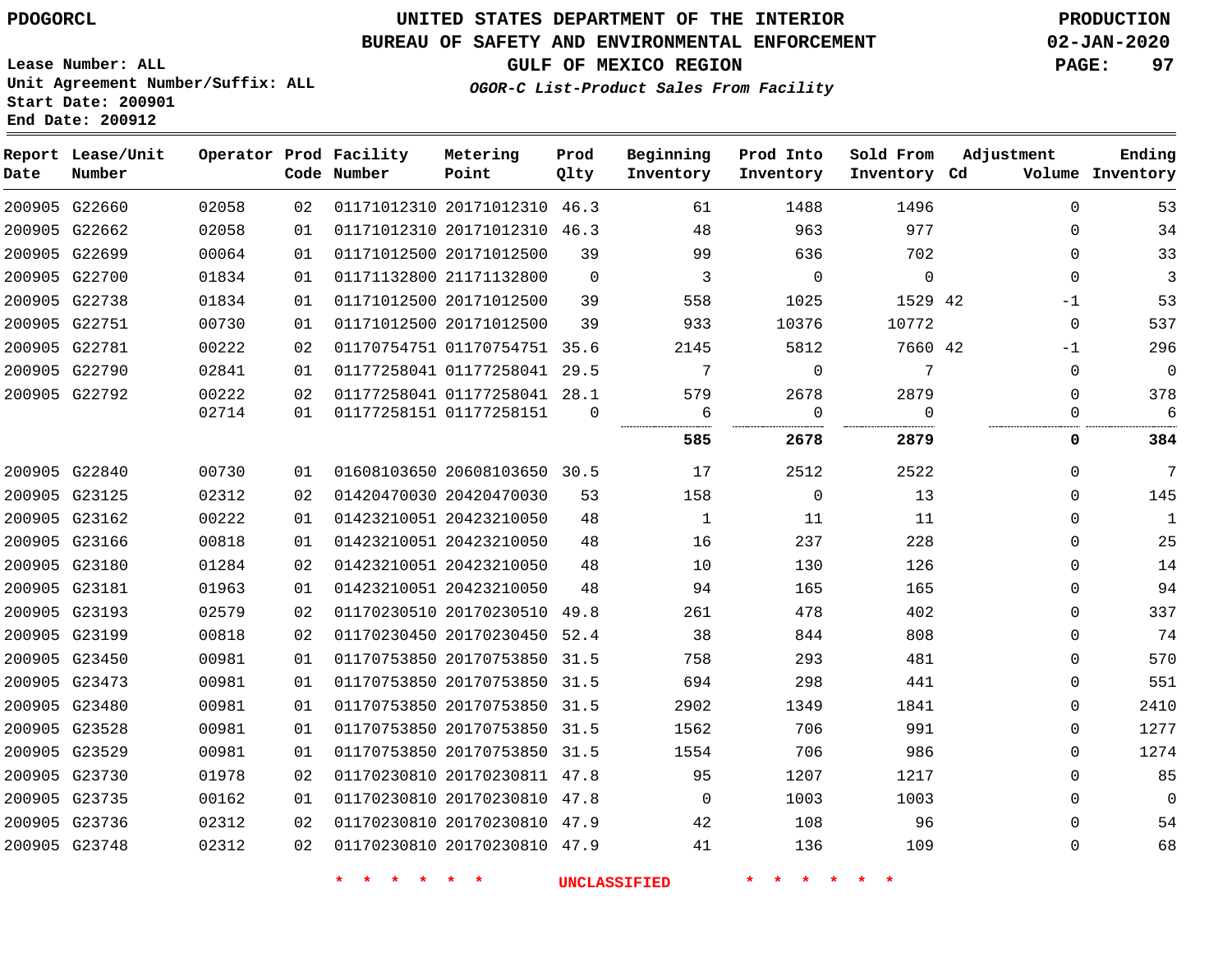PDOGORCL

# UNITED STATES DEPARTMENT OF THE INTERIOR
## BUREAU OF SAFETY AND ENVIRONMENTAL ENFORCEMENT
### GULF OF MEXICO REGION
*OGOR-C List-Product Sales From Facility*

PRODUCTION
02-JAN-2020

Lease Number: ALL
Unit Agreement Number/Suffix: ALL
Start Date: 200901
End Date: 200912

| Report Date | Lease/Unit Number | Operator | Prod Code | Facility Number | Metering Point | Prod Qlty | Beginning Inventory | Prod Into Inventory | Sold From Inventory | Adjustment Cd | Volume | Ending Inventory |
|---|---|---|---|---|---|---|---|---|---|---|---|---|
| 200905 | G22660 | 02058 | 02 | 01171012310 | 20171012310 | 46.3 | 61 | 1488 | 1496 | | 0 | 53 |
| 200905 | G22662 | 02058 | 01 | 01171012310 | 20171012310 | 46.3 | 48 | 963 | 977 | | 0 | 34 |
| 200905 | G22699 | 00064 | 01 | 01171012500 | 20171012500 | 39 | 99 | 636 | 702 | | 0 | 33 |
| 200905 | G22700 | 01834 | 01 | 01171132800 | 21171132800 | 0 | 3 | 0 | 0 | | 0 | 3 |
| 200905 | G22738 | 01834 | 01 | 01171012500 | 20171012500 | 39 | 558 | 1025 | 1529 | 42 | -1 | 53 |
| 200905 | G22751 | 00730 | 01 | 01171012500 | 20171012500 | 39 | 933 | 10376 | 10772 | | 0 | 537 |
| 200905 | G22781 | 00222 | 02 | 01170754751 | 01170754751 | 35.6 | 2145 | 5812 | 7660 | 42 | -1 | 296 |
| 200905 | G22790 | 02841 | 01 | 01177258041 | 01177258041 | 29.5 | 7 | 0 | 7 | | 0 | 0 |
| 200905 | G22792 | 00222 | 02 | 01177258041 | 01177258041 | 28.1 | 579 | 2678 | 2879 | | 0 | 378 |
| | | 02714 | 01 | 01177258151 | 01177258151 | 0 | 6 | 0 | 0 | | 0 | 6 |
| | | | | | | | **585** | **2678** | **2879** | | **0** | **384** |
| 200905 | G22840 | 00730 | 01 | 01608103650 | 20608103650 | 30.5 | 17 | 2512 | 2522 | | 0 | 7 |
| 200905 | G23125 | 02312 | 02 | 01420470030 | 20420470030 | 53 | 158 | 0 | 13 | | 0 | 145 |
| 200905 | G23162 | 00222 | 01 | 01423210051 | 20423210050 | 48 | 1 | 11 | 11 | | 0 | 1 |
| 200905 | G23166 | 00818 | 01 | 01423210051 | 20423210050 | 48 | 16 | 237 | 228 | | 0 | 25 |
| 200905 | G23180 | 01284 | 02 | 01423210051 | 20423210050 | 48 | 10 | 130 | 126 | | 0 | 14 |
| 200905 | G23181 | 01963 | 01 | 01423210051 | 20423210050 | 48 | 94 | 165 | 165 | | 0 | 94 |
| 200905 | G23193 | 02579 | 02 | 01170230510 | 20170230510 | 49.8 | 261 | 478 | 402 | | 0 | 337 |
| 200905 | G23199 | 00818 | 02 | 01170230450 | 20170230450 | 52.4 | 38 | 844 | 808 | | 0 | 74 |
| 200905 | G23450 | 00981 | 01 | 01170753850 | 20170753850 | 31.5 | 758 | 293 | 481 | | 0 | 570 |
| 200905 | G23473 | 00981 | 01 | 01170753850 | 20170753850 | 31.5 | 694 | 298 | 441 | | 0 | 551 |
| 200905 | G23480 | 00981 | 01 | 01170753850 | 20170753850 | 31.5 | 2902 | 1349 | 1841 | | 0 | 2410 |
| 200905 | G23528 | 00981 | 01 | 01170753850 | 20170753850 | 31.5 | 1562 | 706 | 991 | | 0 | 1277 |
| 200905 | G23529 | 00981 | 01 | 01170753850 | 20170753850 | 31.5 | 1554 | 706 | 986 | | 0 | 1274 |
| 200905 | G23730 | 01978 | 02 | 01170230810 | 20170230811 | 47.8 | 95 | 1207 | 1217 | | 0 | 85 |
| 200905 | G23735 | 00162 | 01 | 01170230810 | 20170230810 | 47.8 | 0 | 1003 | 1003 | | 0 | 0 |
| 200905 | G23736 | 02312 | 02 | 01170230810 | 20170230810 | 47.9 | 42 | 108 | 96 | | 0 | 54 |
| 200905 | G23748 | 02312 | 02 | 01170230810 | 20170230810 | 47.9 | 41 | 136 | 109 | | 0 | 68 |

\* \* \* \* \* \* UNCLASSIFIED \* \* \* \* \* \*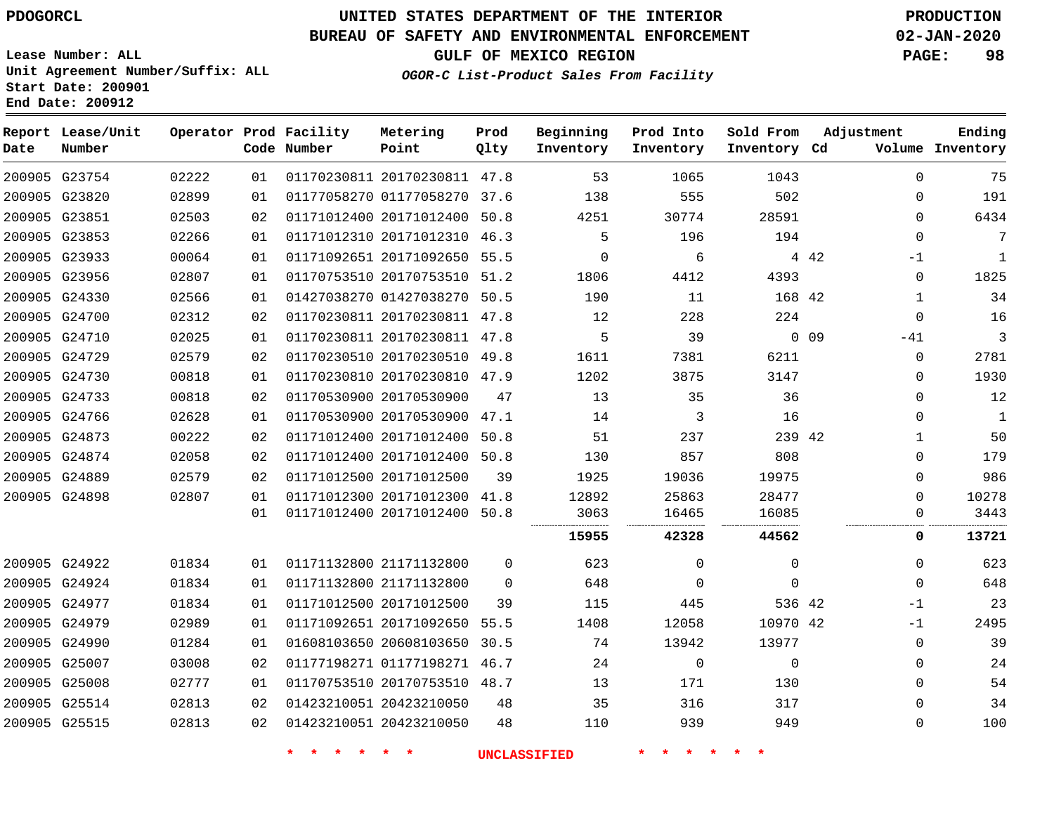# UNITED STATES DEPARTMENT OF THE INTERIOR
## BUREAU OF SAFETY AND ENVIRONMENTAL ENFORCEMENT
### GULF OF MEXICO REGION
*OGOR-C List-Product Sales From Facility*

PDOGORCL

Lease Number: ALL
Unit Agreement Number/Suffix: ALL
Start Date: 200901
End Date: 200912

PRODUCTION
02-JAN-2020

| Report Date | Lease/Unit Number | Operator | Prod Code | Facility Number | Metering Point | Prod Qlty | Beginning Inventory | Prod Into Inventory | Sold From Inventory | Adjustment Cd | Adjustment Volume | Ending Inventory |
|---|---|---|---|---|---|---|---|---|---|---|---|---|
| 200905 | G23754 | 02222 | 01 | 01170230811 | 20170230811 | 47.8 | 53 | 1065 | 1043 | | 0 | 75 |
| 200905 | G23820 | 02899 | 01 | 01177058270 | 01177058270 | 37.6 | 138 | 555 | 502 | | 0 | 191 |
| 200905 | G23851 | 02503 | 02 | 01171012400 | 20171012400 | 50.8 | 4251 | 30774 | 28591 | | 0 | 6434 |
| 200905 | G23853 | 02266 | 01 | 01171012310 | 20171012310 | 46.3 | 5 | 196 | 194 | | 0 | 7 |
| 200905 | G23933 | 00064 | 01 | 01171092651 | 20171092650 | 55.5 | 0 | 6 | 4 | 42 | -1 | 1 |
| 200905 | G23956 | 02807 | 01 | 01170753510 | 20170753510 | 51.2 | 1806 | 4412 | 4393 | | 0 | 1825 |
| 200905 | G24330 | 02566 | 01 | 01427038270 | 01427038270 | 50.5 | 190 | 11 | 168 | 42 | 1 | 34 |
| 200905 | G24700 | 02312 | 02 | 01170230811 | 20170230811 | 47.8 | 12 | 228 | 224 | | 0 | 16 |
| 200905 | G24710 | 02025 | 01 | 01170230811 | 20170230811 | 47.8 | 5 | 39 | 0 | 09 | -41 | 3 |
| 200905 | G24729 | 02579 | 02 | 01170230510 | 20170230510 | 49.8 | 1611 | 7381 | 6211 | | 0 | 2781 |
| 200905 | G24730 | 00818 | 01 | 01170230810 | 20170230810 | 47.9 | 1202 | 3875 | 3147 | | 0 | 1930 |
| 200905 | G24733 | 00818 | 02 | 01170530900 | 20170530900 | 47 | 13 | 35 | 36 | | 0 | 12 |
| 200905 | G24766 | 02628 | 01 | 01170530900 | 20170530900 | 47.1 | 14 | 3 | 16 | | 0 | 1 |
| 200905 | G24873 | 00222 | 02 | 01171012400 | 20171012400 | 50.8 | 51 | 237 | 239 | 42 | 1 | 50 |
| 200905 | G24874 | 02058 | 02 | 01171012400 | 20171012400 | 50.8 | 130 | 857 | 808 | | 0 | 179 |
| 200905 | G24889 | 02579 | 02 | 01171012500 | 20171012500 | 39 | 1925 | 19036 | 19975 | | 0 | 986 |
| 200905 | G24898 | 02807 | 01 | 01171012300 | 20171012300 | 41.8 | 12892 | 25863 | 28477 | | 0 | 10278 |
| | | | 01 | 01171012400 | 20171012400 | 50.8 | 3063 | 16465 | 16085 | | 0 | 3443 |
| | | | | | | | **15955** | **42328** | **44562** | | **0** | **13721** |
| 200905 | G24922 | 01834 | 01 | 01171132800 | 21171132800 | 0 | 623 | 0 | 0 | | 0 | 623 |
| 200905 | G24924 | 01834 | 01 | 01171132800 | 21171132800 | 0 | 648 | 0 | 0 | | 0 | 648 |
| 200905 | G24977 | 01834 | 01 | 01171012500 | 20171012500 | 39 | 115 | 445 | 536 | 42 | -1 | 23 |
| 200905 | G24979 | 02989 | 01 | 01171092651 | 20171092650 | 55.5 | 1408 | 12058 | 10970 | 42 | -1 | 2495 |
| 200905 | G24990 | 01284 | 01 | 01608103650 | 20608103650 | 30.5 | 74 | 13942 | 13977 | | 0 | 39 |
| 200905 | G25007 | 03008 | 02 | 01177198271 | 01177198271 | 46.7 | 24 | 0 | 0 | | 0 | 24 |
| 200905 | G25008 | 02777 | 01 | 01170753510 | 20170753510 | 48.7 | 13 | 171 | 130 | | 0 | 54 |
| 200905 | G25514 | 02813 | 02 | 01423210051 | 20423210050 | 48 | 35 | 316 | 317 | | 0 | 34 |
| 200905 | G25515 | 02813 | 02 | 01423210051 | 20423210050 | 48 | 110 | 939 | 949 | | 0 | 100 |

* * * * * * UNCLASSIFIED * * * * * *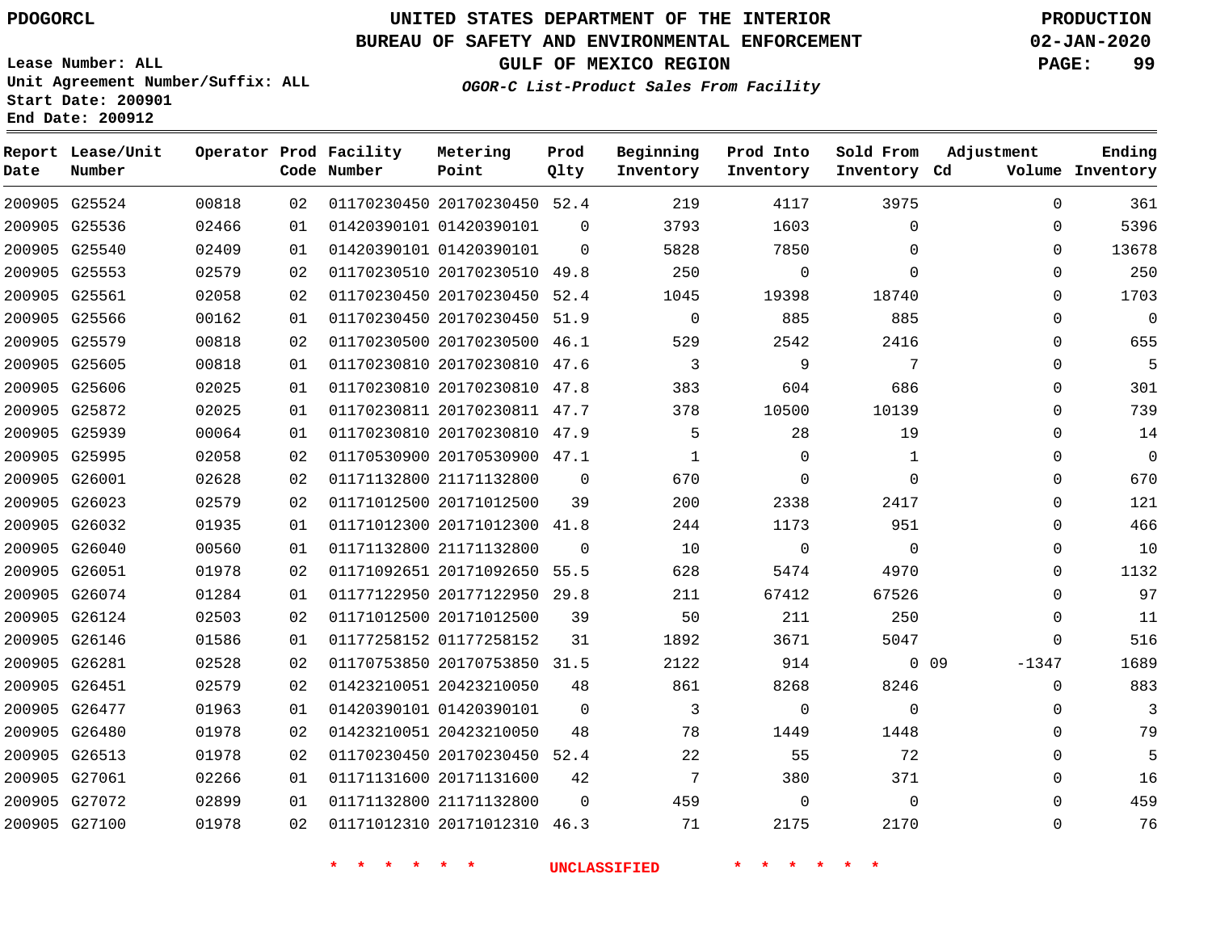PDOGORCL

# UNITED STATES DEPARTMENT OF THE INTERIOR
## BUREAU OF SAFETY AND ENVIRONMENTAL ENFORCEMENT
### GULF OF MEXICO REGION
*OGOR-C List-Product Sales From Facility*

PRODUCTION
02-JAN-2020

Lease Number: ALL
Unit Agreement Number/Suffix: ALL
Start Date: 200901
End Date: 200912

| Report Date | Lease/Unit Number | Operator | Prod Code | Facility Number | Metering Point | Prod Qlty | Beginning Inventory | Prod Into Inventory | Sold From Inventory | Adjustment Cd | Adjustment Volume | Ending Inventory |
|---|---|---|---|---|---|---|---|---|---|---|---|---|
| 200905 | G25524 | 00818 | 02 | 01170230450 | 20170230450 | 52.4 | 219 | 4117 | 3975 | | 0 | 361 |
| 200905 | G25536 | 02466 | 01 | 01420390101 | 01420390101 | 0 | 3793 | 1603 | 0 | | 0 | 5396 |
| 200905 | G25540 | 02409 | 01 | 01420390101 | 01420390101 | 0 | 5828 | 7850 | 0 | | 0 | 13678 |
| 200905 | G25553 | 02579 | 02 | 01170230510 | 20170230510 | 49.8 | 250 | 0 | 0 | | 0 | 250 |
| 200905 | G25561 | 02058 | 02 | 01170230450 | 20170230450 | 52.4 | 1045 | 19398 | 18740 | | 0 | 1703 |
| 200905 | G25566 | 00162 | 01 | 01170230450 | 20170230450 | 51.9 | 0 | 885 | 885 | | 0 | 0 |
| 200905 | G25579 | 00818 | 02 | 01170230500 | 20170230500 | 46.1 | 529 | 2542 | 2416 | | 0 | 655 |
| 200905 | G25605 | 00818 | 01 | 01170230810 | 20170230810 | 47.6 | 3 | 9 | 7 | | 0 | 5 |
| 200905 | G25606 | 02025 | 01 | 01170230810 | 20170230810 | 47.8 | 383 | 604 | 686 | | 0 | 301 |
| 200905 | G25872 | 02025 | 01 | 01170230811 | 20170230811 | 47.7 | 378 | 10500 | 10139 | | 0 | 739 |
| 200905 | G25939 | 00064 | 01 | 01170230810 | 20170230810 | 47.9 | 5 | 28 | 19 | | 0 | 14 |
| 200905 | G25995 | 02058 | 02 | 01170530900 | 20170530900 | 47.1 | 1 | 0 | 1 | | 0 | 0 |
| 200905 | G26001 | 02628 | 02 | 01171132800 | 21171132800 | 0 | 670 | 0 | 0 | | 0 | 670 |
| 200905 | G26023 | 02579 | 02 | 01171012500 | 20171012500 | 39 | 200 | 2338 | 2417 | | 0 | 121 |
| 200905 | G26032 | 01935 | 01 | 01171012300 | 20171012300 | 41.8 | 244 | 1173 | 951 | | 0 | 466 |
| 200905 | G26040 | 00560 | 01 | 01171132800 | 21171132800 | 0 | 10 | 0 | 0 | | 0 | 10 |
| 200905 | G26051 | 01978 | 02 | 01171092651 | 20171092650 | 55.5 | 628 | 5474 | 4970 | | 0 | 1132 |
| 200905 | G26074 | 01284 | 01 | 01177122950 | 20177122950 | 29.8 | 211 | 67412 | 67526 | | 0 | 97 |
| 200905 | G26124 | 02503 | 02 | 01171012500 | 20171012500 | 39 | 50 | 211 | 250 | | 0 | 11 |
| 200905 | G26146 | 01586 | 01 | 01177258152 | 01177258152 | 31 | 1892 | 3671 | 5047 | | 0 | 516 |
| 200905 | G26281 | 02528 | 02 | 01170753850 | 20170753850 | 31.5 | 2122 | 914 | 0 | 09 | -1347 | 1689 |
| 200905 | G26451 | 02579 | 02 | 01423210051 | 20423210050 | 48 | 861 | 8268 | 8246 | | 0 | 883 |
| 200905 | G26477 | 01963 | 01 | 01420390101 | 01420390101 | 0 | 3 | 0 | 0 | | 0 | 3 |
| 200905 | G26480 | 01978 | 02 | 01423210051 | 20423210050 | 48 | 78 | 1449 | 1448 | | 0 | 79 |
| 200905 | G26513 | 01978 | 02 | 01170230450 | 20170230450 | 52.4 | 22 | 55 | 72 | | 0 | 5 |
| 200905 | G27061 | 02266 | 01 | 01171131600 | 20171131600 | 42 | 7 | 380 | 371 | | 0 | 16 |
| 200905 | G27072 | 02899 | 01 | 01171132800 | 21171132800 | 0 | 459 | 0 | 0 | | 0 | 459 |
| 200905 | G27100 | 01978 | 02 | 01171012310 | 20171012310 | 46.3 | 71 | 2175 | 2170 | | 0 | 76 |

* * * * * * UNCLASSIFIED * * * * * *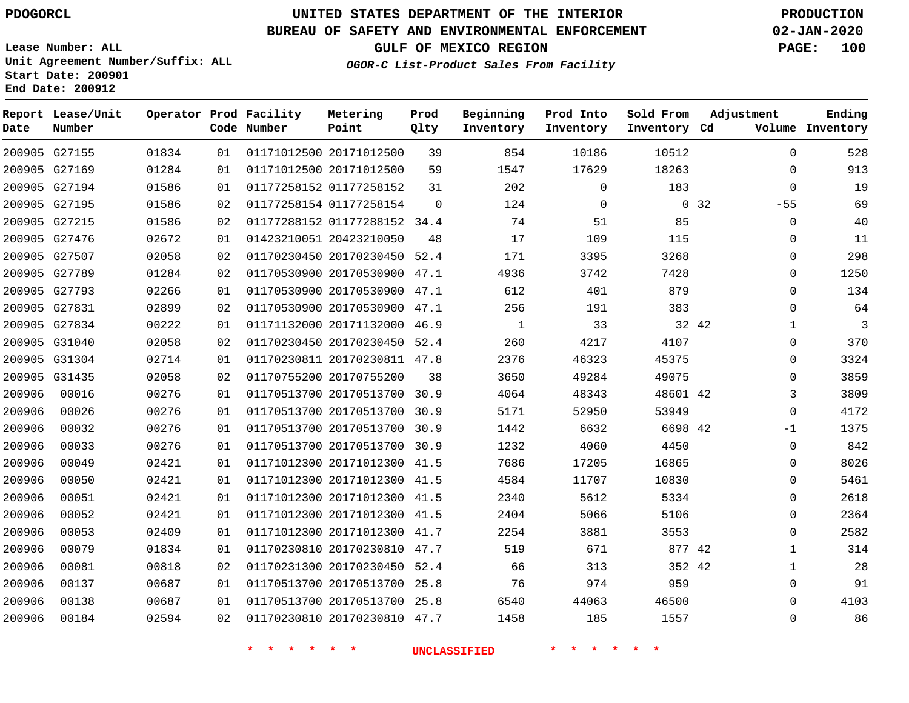PDOGORCL

Lease Number: ALL
Unit Agreement Number/Suffix: ALL
Start Date: 200901
End Date: 200912

# UNITED STATES DEPARTMENT OF THE INTERIOR
## BUREAU OF SAFETY AND ENVIRONMENTAL ENFORCEMENT
### GULF OF MEXICO REGION
*OGOR-C List-Product Sales From Facility*

PRODUCTION
02-JAN-2020

| Report Date | Lease/Unit Number | Operator | Prod Code | Facility Number | Metering Point | Prod Qlty | Beginning Inventory | Prod Into Inventory | Sold From Inventory | Adjustment Cd | Volume | Ending Inventory |
|---|---|---|---|---|---|---|---|---|---|---|---|---|
| 200905 | G27155 | 01834 | 01 | 01171012500 | 20171012500 | 39 | 854 | 10186 | 10512 | | 0 | 528 |
| 200905 | G27169 | 01284 | 01 | 01171012500 | 20171012500 | 59 | 1547 | 17629 | 18263 | | 0 | 913 |
| 200905 | G27194 | 01586 | 01 | 01177258152 | 01177258152 | 31 | 202 | 0 | 183 | | 0 | 19 |
| 200905 | G27195 | 01586 | 02 | 01177258154 | 01177258154 | 0 | 124 | 0 | 0 | 32 | -55 | 69 |
| 200905 | G27215 | 01586 | 02 | 01177288152 | 01177288152 | 34.4 | 74 | 51 | 85 | | 0 | 40 |
| 200905 | G27476 | 02672 | 01 | 01423210051 | 20423210050 | 48 | 17 | 109 | 115 | | 0 | 11 |
| 200905 | G27507 | 02058 | 02 | 01170230450 | 20170230450 | 52.4 | 171 | 3395 | 3268 | | 0 | 298 |
| 200905 | G27789 | 01284 | 02 | 01170530900 | 20170530900 | 47.1 | 4936 | 3742 | 7428 | | 0 | 1250 |
| 200905 | G27793 | 02266 | 01 | 01170530900 | 20170530900 | 47.1 | 612 | 401 | 879 | | 0 | 134 |
| 200905 | G27831 | 02899 | 02 | 01170530900 | 20170530900 | 47.1 | 256 | 191 | 383 | | 0 | 64 |
| 200905 | G27834 | 00222 | 01 | 01171132000 | 20171132000 | 46.9 | 1 | 33 | 32 | 42 | 1 | 3 |
| 200905 | G31040 | 02058 | 02 | 01170230450 | 20170230450 | 52.4 | 260 | 4217 | 4107 | | 0 | 370 |
| 200905 | G31304 | 02714 | 01 | 01170230811 | 20170230811 | 47.8 | 2376 | 46323 | 45375 | | 0 | 3324 |
| 200905 | G31435 | 02058 | 02 | 01170755200 | 20170755200 | 38 | 3650 | 49284 | 49075 | | 0 | 3859 |
| 200906 | 00016 | 00276 | 01 | 01170513700 | 20170513700 | 30.9 | 4064 | 48343 | 48601 | 42 | 3 | 3809 |
| 200906 | 00026 | 00276 | 01 | 01170513700 | 20170513700 | 30.9 | 5171 | 52950 | 53949 | | 0 | 4172 |
| 200906 | 00032 | 00276 | 01 | 01170513700 | 20170513700 | 30.9 | 1442 | 6632 | 6698 | 42 | -1 | 1375 |
| 200906 | 00033 | 00276 | 01 | 01170513700 | 20170513700 | 30.9 | 1232 | 4060 | 4450 | | 0 | 842 |
| 200906 | 00049 | 02421 | 01 | 01171012300 | 20171012300 | 41.5 | 7686 | 17205 | 16865 | | 0 | 8026 |
| 200906 | 00050 | 02421 | 01 | 01171012300 | 20171012300 | 41.5 | 4584 | 11707 | 10830 | | 0 | 5461 |
| 200906 | 00051 | 02421 | 01 | 01171012300 | 20171012300 | 41.5 | 2340 | 5612 | 5334 | | 0 | 2618 |
| 200906 | 00052 | 02421 | 01 | 01171012300 | 20171012300 | 41.5 | 2404 | 5066 | 5106 | | 0 | 2364 |
| 200906 | 00053 | 02409 | 01 | 01171012300 | 20171012300 | 41.7 | 2254 | 3881 | 3553 | | 0 | 2582 |
| 200906 | 00079 | 01834 | 01 | 01170230810 | 20170230810 | 47.7 | 519 | 671 | 877 | 42 | 1 | 314 |
| 200906 | 00081 | 00818 | 02 | 01170231300 | 20170230450 | 52.4 | 66 | 313 | 352 | 42 | 1 | 28 |
| 200906 | 00137 | 00687 | 01 | 01170513700 | 20170513700 | 25.8 | 76 | 974 | 959 | | 0 | 91 |
| 200906 | 00138 | 00687 | 01 | 01170513700 | 20170513700 | 25.8 | 6540 | 44063 | 46500 | | 0 | 4103 |
| 200906 | 00184 | 02594 | 02 | 01170230810 | 20170230810 | 47.7 | 1458 | 185 | 1557 | | 0 | 86 |

* * * * * * UNCLASSIFIED * * * * * *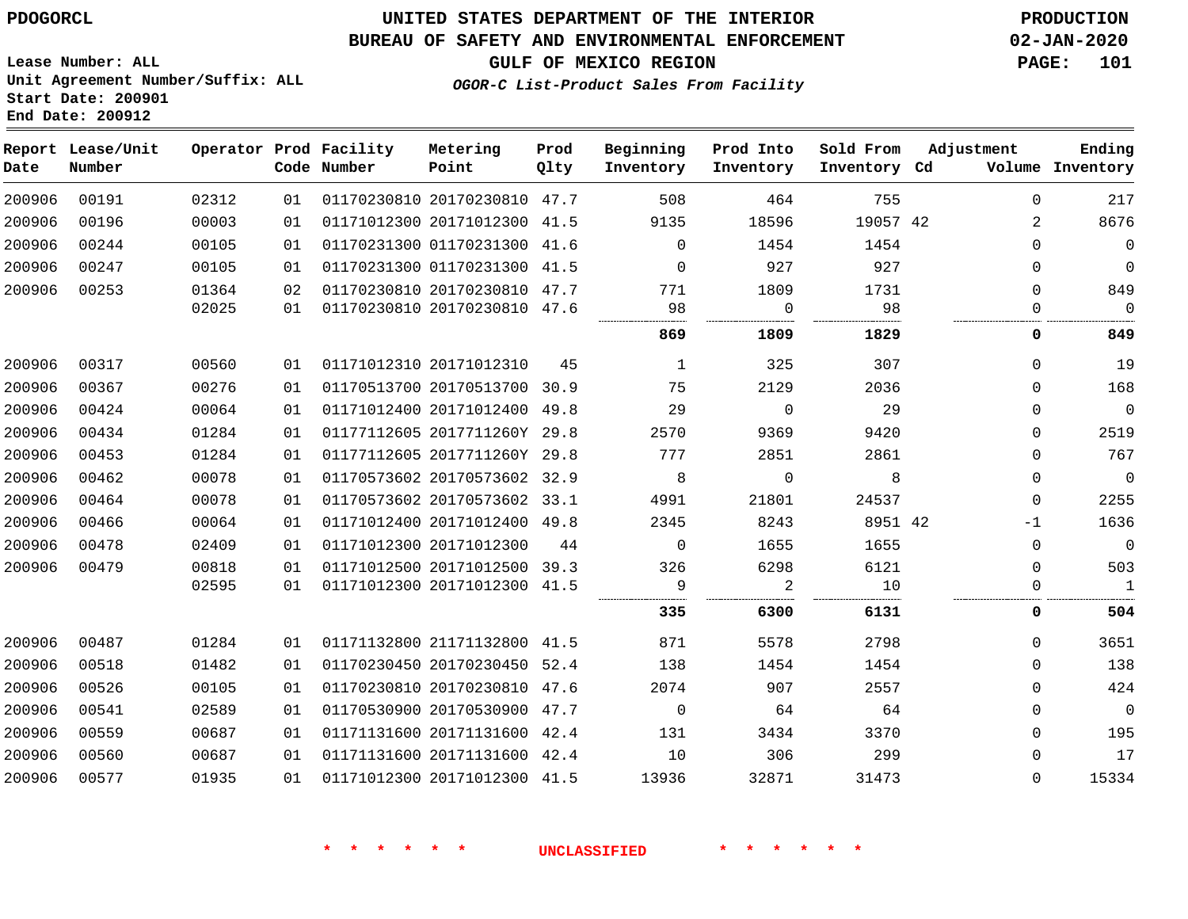PDOGORCL

# UNITED STATES DEPARTMENT OF THE INTERIOR
## BUREAU OF SAFETY AND ENVIRONMENTAL ENFORCEMENT
### GULF OF MEXICO REGION

PRODUCTION
02-JAN-2020

Lease Number: ALL
Unit Agreement Number/Suffix: ALL
Start Date: 200901
End Date: 200912

*OGOR-C List-Product Sales From Facility*

| Report Date | Lease/Unit Number | Operator | Prod Code | Facility Number | Metering Point | Prod Qlty | Beginning Inventory | Prod Into Inventory | Sold From Inventory | Adjustment Cd | Volume | Ending Inventory |
|---|---|---|---|---|---|---|---|---|---|---|---|---|
| 200906 | 00191 | 02312 | 01 | 01170230810 | 20170230810 | 47.7 | 508 | 464 | 755 | | 0 | 217 |
| 200906 | 00196 | 00003 | 01 | 01171012300 | 20171012300 | 41.5 | 9135 | 18596 | 19057 | 42 | 2 | 8676 |
| 200906 | 00244 | 00105 | 01 | 01170231300 | 01170231300 | 41.6 | 0 | 1454 | 1454 | | 0 | 0 |
| 200906 | 00247 | 00105 | 01 | 01170231300 | 01170231300 | 41.5 | 0 | 927 | 927 | | 0 | 0 |
| 200906 | 00253 | 01364 | 02 | 01170230810 | 20170230810 | 47.7 | 771 | 1809 | 1731 | | 0 | 849 |
| | | 02025 | 01 | 01170230810 | 20170230810 | 47.6 | 98 | 0 | 98 | | 0 | 0 |
| | | | | | | | **869** | **1809** | **1829** | | **0** | **849** |
| 200906 | 00317 | 00560 | 01 | 01171012310 | 20171012310 | 45 | 1 | 325 | 307 | | 0 | 19 |
| 200906 | 00367 | 00276 | 01 | 01170513700 | 20170513700 | 30.9 | 75 | 2129 | 2036 | | 0 | 168 |
| 200906 | 00424 | 00064 | 01 | 01171012400 | 20171012400 | 49.8 | 29 | 0 | 29 | | 0 | 0 |
| 200906 | 00434 | 01284 | 01 | 01177112605 | 2017711260Y | 29.8 | 2570 | 9369 | 9420 | | 0 | 2519 |
| 200906 | 00453 | 01284 | 01 | 01177112605 | 2017711260Y | 29.8 | 777 | 2851 | 2861 | | 0 | 767 |
| 200906 | 00462 | 00078 | 01 | 01170573602 | 20170573602 | 32.9 | 8 | 0 | 8 | | 0 | 0 |
| 200906 | 00464 | 00078 | 01 | 01170573602 | 20170573602 | 33.1 | 4991 | 21801 | 24537 | | 0 | 2255 |
| 200906 | 00466 | 00064 | 01 | 01171012400 | 20171012400 | 49.8 | 2345 | 8243 | 8951 | 42 | -1 | 1636 |
| 200906 | 00478 | 02409 | 01 | 01171012300 | 20171012300 | 44 | 0 | 1655 | 1655 | | 0 | 0 |
| 200906 | 00479 | 00818 | 01 | 01171012500 | 20171012500 | 39.3 | 326 | 6298 | 6121 | | 0 | 503 |
| | | 02595 | 01 | 01171012300 | 20171012300 | 41.5 | 9 | 2 | 10 | | 0 | 1 |
| | | | | | | | **335** | **6300** | **6131** | | **0** | **504** |
| 200906 | 00487 | 01284 | 01 | 01171132800 | 21171132800 | 41.5 | 871 | 5578 | 2798 | | 0 | 3651 |
| 200906 | 00518 | 01482 | 01 | 01170230450 | 20170230450 | 52.4 | 138 | 1454 | 1454 | | 0 | 138 |
| 200906 | 00526 | 00105 | 01 | 01170230810 | 20170230810 | 47.6 | 2074 | 907 | 2557 | | 0 | 424 |
| 200906 | 00541 | 02589 | 01 | 01170530900 | 20170530900 | 47.7 | 0 | 64 | 64 | | 0 | 0 |
| 200906 | 00559 | 00687 | 01 | 01171131600 | 20171131600 | 42.4 | 131 | 3434 | 3370 | | 0 | 195 |
| 200906 | 00560 | 00687 | 01 | 01171131600 | 20171131600 | 42.4 | 10 | 306 | 299 | | 0 | 17 |
| 200906 | 00577 | 01935 | 01 | 01171012300 | 20171012300 | 41.5 | 13936 | 32871 | 31473 | | 0 | 15334 |

* * * * * * UNCLASSIFIED * * * * * *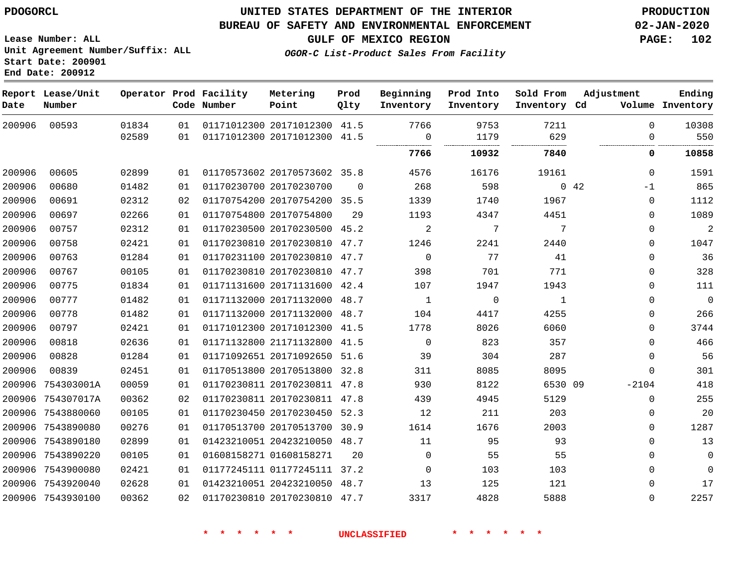PDOGORCL

# UNITED STATES DEPARTMENT OF THE INTERIOR
## BUREAU OF SAFETY AND ENVIRONMENTAL ENFORCEMENT
### GULF OF MEXICO REGION
*OGOR-C List-Product Sales From Facility*

PRODUCTION
02-JAN-2020

Lease Number: ALL
Unit Agreement Number/Suffix: ALL
Start Date: 200901
End Date: 200912

| Report Date | Lease/Unit Number | Operator | Prod Code | Facility Number | Metering Point | Prod Qlty | Beginning Inventory | Prod Into Inventory | Sold From Inventory | Adjustment Cd | Volume | Ending Inventory |
|---|---|---|---|---|---|---|---|---|---|---|---|---|
| 200906 | 00593 | 01834 | 01 | 01171012300 | 20171012300 | 41.5 | 7766 | 9753 | 7211 | | 0 | 10308 |
| | | 02589 | 01 | 01171012300 | 20171012300 | 41.5 | 0 | 1179 | 629 | | 0 | 550 |
| | | | | | | | **7766** | **10932** | **7840** | | **0** | **10858** |
| 200906 | 00605 | 02899 | 01 | 01170573602 | 20170573602 | 35.8 | 4576 | 16176 | 19161 | | 0 | 1591 |
| 200906 | 00680 | 01482 | 01 | 01170230700 | 20170230700 | 0 | 268 | 598 | 0 | 42 | -1 | 865 |
| 200906 | 00691 | 02312 | 02 | 01170754200 | 20170754200 | 35.5 | 1339 | 1740 | 1967 | | 0 | 1112 |
| 200906 | 00697 | 02266 | 01 | 01170754800 | 20170754800 | 29 | 1193 | 4347 | 4451 | | 0 | 1089 |
| 200906 | 00757 | 02312 | 01 | 01170230500 | 20170230500 | 45.2 | 2 | 7 | 7 | | 0 | 2 |
| 200906 | 00758 | 02421 | 01 | 01170230810 | 20170230810 | 47.7 | 1246 | 2241 | 2440 | | 0 | 1047 |
| 200906 | 00763 | 01284 | 01 | 01170231100 | 20170230810 | 47.7 | 0 | 77 | 41 | | 0 | 36 |
| 200906 | 00767 | 00105 | 01 | 01170230810 | 20170230810 | 47.7 | 398 | 701 | 771 | | 0 | 328 |
| 200906 | 00775 | 01834 | 01 | 01171131600 | 20171131600 | 42.4 | 107 | 1947 | 1943 | | 0 | 111 |
| 200906 | 00777 | 01482 | 01 | 01171132000 | 20171132000 | 48.7 | 1 | 0 | 1 | | 0 | 0 |
| 200906 | 00778 | 01482 | 01 | 01171132000 | 20171132000 | 48.7 | 104 | 4417 | 4255 | | 0 | 266 |
| 200906 | 00797 | 02421 | 01 | 01171012300 | 20171012300 | 41.5 | 1778 | 8026 | 6060 | | 0 | 3744 |
| 200906 | 00818 | 02636 | 01 | 01171132800 | 21171132800 | 41.5 | 0 | 823 | 357 | | 0 | 466 |
| 200906 | 00828 | 01284 | 01 | 01171092651 | 20171092650 | 51.6 | 39 | 304 | 287 | | 0 | 56 |
| 200906 | 00839 | 02451 | 01 | 01170513800 | 20170513800 | 32.8 | 311 | 8085 | 8095 | | 0 | 301 |
| 200906 | 754303001A | 00059 | 01 | 01170230811 | 20170230811 | 47.8 | 930 | 8122 | 6530 | 09 | -2104 | 418 |
| 200906 | 754307017A | 00362 | 02 | 01170230811 | 20170230811 | 47.8 | 439 | 4945 | 5129 | | 0 | 255 |
| 200906 | 7543880060 | 00105 | 01 | 01170230450 | 20170230450 | 52.3 | 12 | 211 | 203 | | 0 | 20 |
| 200906 | 7543890080 | 00276 | 01 | 01170513700 | 20170513700 | 30.9 | 1614 | 1676 | 2003 | | 0 | 1287 |
| 200906 | 7543890180 | 02899 | 01 | 01423210051 | 20423210050 | 48.7 | 11 | 95 | 93 | | 0 | 13 |
| 200906 | 7543890220 | 00105 | 01 | 01608158271 | 01608158271 | 20 | 0 | 55 | 55 | | 0 | 0 |
| 200906 | 7543900080 | 02421 | 01 | 01177245111 | 01177245111 | 37.2 | 0 | 103 | 103 | | 0 | 0 |
| 200906 | 7543920040 | 02628 | 01 | 01423210051 | 20423210050 | 48.7 | 13 | 125 | 121 | | 0 | 17 |
| 200906 | 7543930100 | 00362 | 02 | 01170230810 | 20170230810 | 47.7 | 3317 | 4828 | 5888 | | 0 | 2257 |

* * * * * * UNCLASSIFIED * * * * * *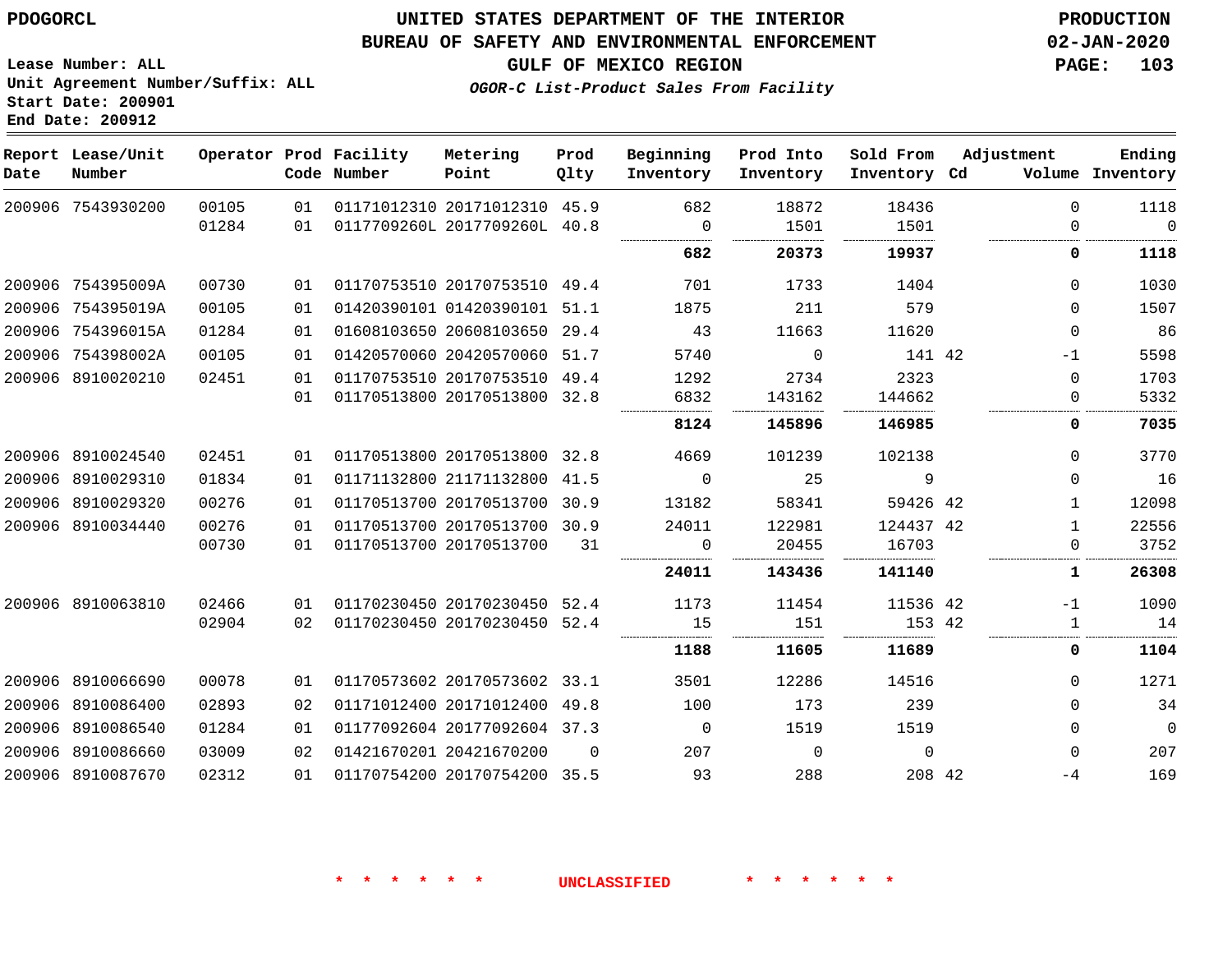PDOGORCL

# UNITED STATES DEPARTMENT OF THE INTERIOR
## BUREAU OF SAFETY AND ENVIRONMENTAL ENFORCEMENT
### GULF OF MEXICO REGION

*OGOR-C List-Product Sales From Facility*

PRODUCTION
02-JAN-2020

Lease Number: ALL
Unit Agreement Number/Suffix: ALL
Start Date: 200901
End Date: 200912

| Report Date | Lease/Unit Number | Operator | Prod Code | Facility Number | Metering Point | Prod Qlty | Beginning Inventory | Prod Into Inventory | Sold From Inventory | Adjustment Cd | Volume | Ending Inventory |
|---|---|---|---|---|---|---|---|---|---|---|---|---|
| 200906 | 7543930200 | 00105 | 01 | 01171012310 | 20171012310 | 45.9 | 682 | 18872 | 18436 | | 0 | 1118 |
| | | 01284 | 01 | 0117709260L | 2017709260L | 40.8 | 0 | 1501 | 1501 | | 0 | 0 |
| | | | | | | | **682** | **20373** | **19937** | | **0** | **1118** |
| 200906 | 754395009A | 00730 | 01 | 01170753510 | 20170753510 | 49.4 | 701 | 1733 | 1404 | | 0 | 1030 |
| 200906 | 754395019A | 00105 | 01 | 01420390101 | 01420390101 | 51.1 | 1875 | 211 | 579 | | 0 | 1507 |
| 200906 | 754396015A | 01284 | 01 | 01608103650 | 20608103650 | 29.4 | 43 | 11663 | 11620 | | 0 | 86 |
| 200906 | 754398002A | 00105 | 01 | 01420570060 | 20420570060 | 51.7 | 5740 | 0 | 141 | 42 | -1 | 5598 |
| 200906 | 8910020210 | 02451 | 01 | 01170753510 | 20170753510 | 49.4 | 1292 | 2734 | 2323 | | 0 | 1703 |
| | | | 01 | 01170513800 | 20170513800 | 32.8 | 6832 | 143162 | 144662 | | 0 | 5332 |
| | | | | | | | **8124** | **145896** | **146985** | | **0** | **7035** |
| 200906 | 8910024540 | 02451 | 01 | 01170513800 | 20170513800 | 32.8 | 4669 | 101239 | 102138 | | 0 | 3770 |
| 200906 | 8910029310 | 01834 | 01 | 01171132800 | 21171132800 | 41.5 | 0 | 25 | 9 | | 0 | 16 |
| 200906 | 8910029320 | 00276 | 01 | 01170513700 | 20170513700 | 30.9 | 13182 | 58341 | 59426 | 42 | 1 | 12098 |
| 200906 | 8910034440 | 00276 | 01 | 01170513700 | 20170513700 | 30.9 | 24011 | 122981 | 124437 | 42 | 1 | 22556 |
| | | 00730 | 01 | 01170513700 | 20170513700 | 31 | 0 | 20455 | 16703 | | 0 | 3752 |
| | | | | | | | **24011** | **143436** | **141140** | | **1** | **26308** |
| 200906 | 8910063810 | 02466 | 01 | 01170230450 | 20170230450 | 52.4 | 1173 | 11454 | 11536 | 42 | -1 | 1090 |
| | | 02904 | 02 | 01170230450 | 20170230450 | 52.4 | 15 | 151 | 153 | 42 | 1 | 14 |
| | | | | | | | **1188** | **11605** | **11689** | | **0** | **1104** |
| 200906 | 8910066690 | 00078 | 01 | 01170573602 | 20170573602 | 33.1 | 3501 | 12286 | 14516 | | 0 | 1271 |
| 200906 | 8910086400 | 02893 | 02 | 01171012400 | 20171012400 | 49.8 | 100 | 173 | 239 | | 0 | 34 |
| 200906 | 8910086540 | 01284 | 01 | 01177092604 | 20177092604 | 37.3 | 0 | 1519 | 1519 | | 0 | 0 |
| 200906 | 8910086660 | 03009 | 02 | 01421670201 | 20421670200 | 0 | 207 | 0 | 0 | | 0 | 207 |
| 200906 | 8910087670 | 02312 | 01 | 01170754200 | 20170754200 | 35.5 | 93 | 288 | 208 | 42 | -4 | 169 |

\* \* \* \* \* \* UNCLASSIFIED \* \* \* \* \* \*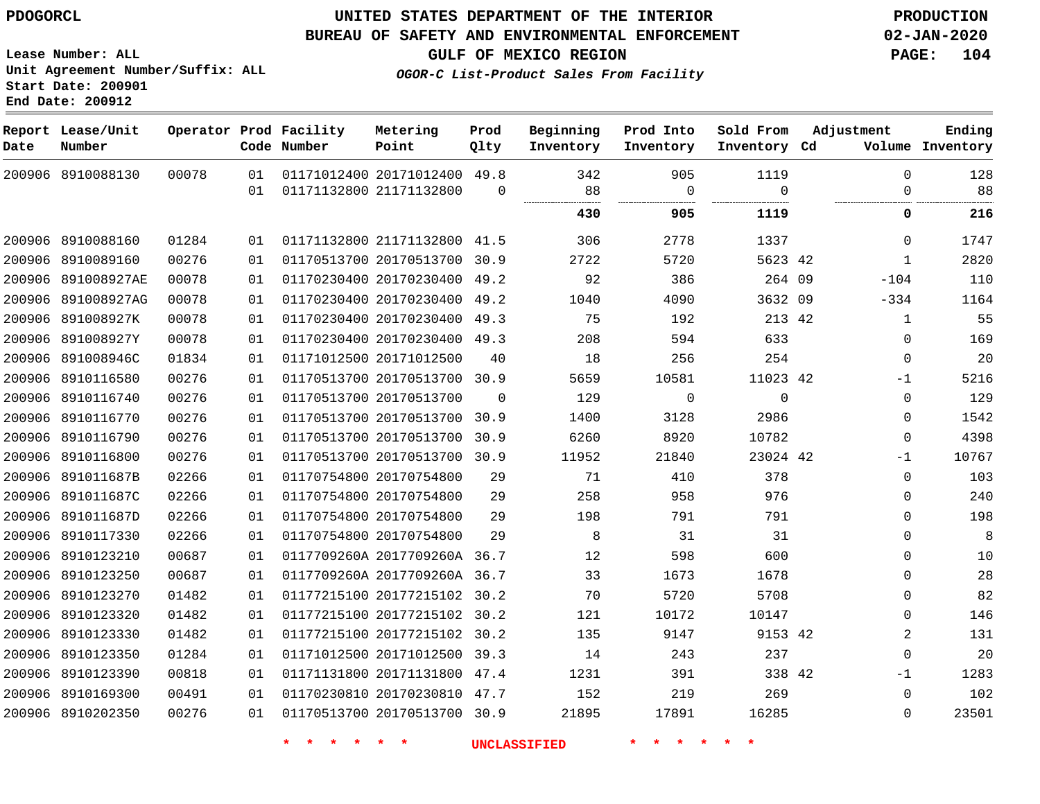PDOGORCL

# UNITED STATES DEPARTMENT OF THE INTERIOR
## BUREAU OF SAFETY AND ENVIRONMENTAL ENFORCEMENT
### GULF OF MEXICO REGION
*OGOR-C List-Product Sales From Facility*

PRODUCTION
02-JAN-2020

Lease Number: ALL
Unit Agreement Number/Suffix: ALL
Start Date: 200901
End Date: 200912

| Report Date | Lease/Unit Number | Operator | Prod Code | Facility Number | Metering Point | Prod Qlty | Beginning Inventory | Prod Into Inventory | Sold From Inventory | Adjustment Cd | Adjustment Volume | Ending Inventory |
|---|---|---|---|---|---|---|---|---|---|---|---|---|
| 200906 | 8910088130 | 00078 | 01 | 01171012400 | 20171012400 | 49.8 | 342 | 905 | 1119 | | 0 | 128 |
| | | | 01 | 01171132800 | 21171132800 | 0 | 88 | 0 | 0 | | 0 | 88 |
| | | | | | | | **430** | **905** | **1119** | | **0** | **216** |
| 200906 | 8910088160 | 01284 | 01 | 01171132800 | 21171132800 | 41.5 | 306 | 2778 | 1337 | | 0 | 1747 |
| 200906 | 8910089160 | 00276 | 01 | 01170513700 | 20170513700 | 30.9 | 2722 | 5720 | 5623 | 42 | 1 | 2820 |
| 200906 | 891008927AE | 00078 | 01 | 01170230400 | 20170230400 | 49.2 | 92 | 386 | 264 | 09 | -104 | 110 |
| 200906 | 891008927AG | 00078 | 01 | 01170230400 | 20170230400 | 49.2 | 1040 | 4090 | 3632 | 09 | -334 | 1164 |
| 200906 | 891008927K | 00078 | 01 | 01170230400 | 20170230400 | 49.3 | 75 | 192 | 213 | 42 | 1 | 55 |
| 200906 | 891008927Y | 00078 | 01 | 01170230400 | 20170230400 | 49.3 | 208 | 594 | 633 | | 0 | 169 |
| 200906 | 891008946C | 01834 | 01 | 01171012500 | 20171012500 | 40 | 18 | 256 | 254 | | 0 | 20 |
| 200906 | 8910116580 | 00276 | 01 | 01170513700 | 20170513700 | 30.9 | 5659 | 10581 | 11023 | 42 | -1 | 5216 |
| 200906 | 8910116740 | 00276 | 01 | 01170513700 | 20170513700 | 0 | 129 | 0 | 0 | | 0 | 129 |
| 200906 | 8910116770 | 00276 | 01 | 01170513700 | 20170513700 | 30.9 | 1400 | 3128 | 2986 | | 0 | 1542 |
| 200906 | 8910116790 | 00276 | 01 | 01170513700 | 20170513700 | 30.9 | 6260 | 8920 | 10782 | | 0 | 4398 |
| 200906 | 8910116800 | 00276 | 01 | 01170513700 | 20170513700 | 30.9 | 11952 | 21840 | 23024 | 42 | -1 | 10767 |
| 200906 | 891011687B | 02266 | 01 | 01170754800 | 20170754800 | 29 | 71 | 410 | 378 | | 0 | 103 |
| 200906 | 891011687C | 02266 | 01 | 01170754800 | 20170754800 | 29 | 258 | 958 | 976 | | 0 | 240 |
| 200906 | 891011687D | 02266 | 01 | 01170754800 | 20170754800 | 29 | 198 | 791 | 791 | | 0 | 198 |
| 200906 | 8910117330 | 02266 | 01 | 01170754800 | 20170754800 | 29 | 8 | 31 | 31 | | 0 | 8 |
| 200906 | 8910123210 | 00687 | 01 | 0117709260A | 2017709260A | 36.7 | 12 | 598 | 600 | | 0 | 10 |
| 200906 | 8910123250 | 00687 | 01 | 0117709260A | 2017709260A | 36.7 | 33 | 1673 | 1678 | | 0 | 28 |
| 200906 | 8910123270 | 01482 | 01 | 01177215100 | 20177215102 | 30.2 | 70 | 5720 | 5708 | | 0 | 82 |
| 200906 | 8910123320 | 01482 | 01 | 01177215100 | 20177215102 | 30.2 | 121 | 10172 | 10147 | | 0 | 146 |
| 200906 | 8910123330 | 01482 | 01 | 01177215100 | 20177215102 | 30.2 | 135 | 9147 | 9153 | 42 | 2 | 131 |
| 200906 | 8910123350 | 01284 | 01 | 01171012500 | 20171012500 | 39.3 | 14 | 243 | 237 | | 0 | 20 |
| 200906 | 8910123390 | 00818 | 01 | 01171131800 | 20171131800 | 47.4 | 1231 | 391 | 338 | 42 | -1 | 1283 |
| 200906 | 8910169300 | 00491 | 01 | 01170230810 | 20170230810 | 47.7 | 152 | 219 | 269 | | 0 | 102 |
| 200906 | 8910202350 | 00276 | 01 | 01170513700 | 20170513700 | 30.9 | 21895 | 17891 | 16285 | | 0 | 23501 |

* * * * * * UNCLASSIFIED * * * * * *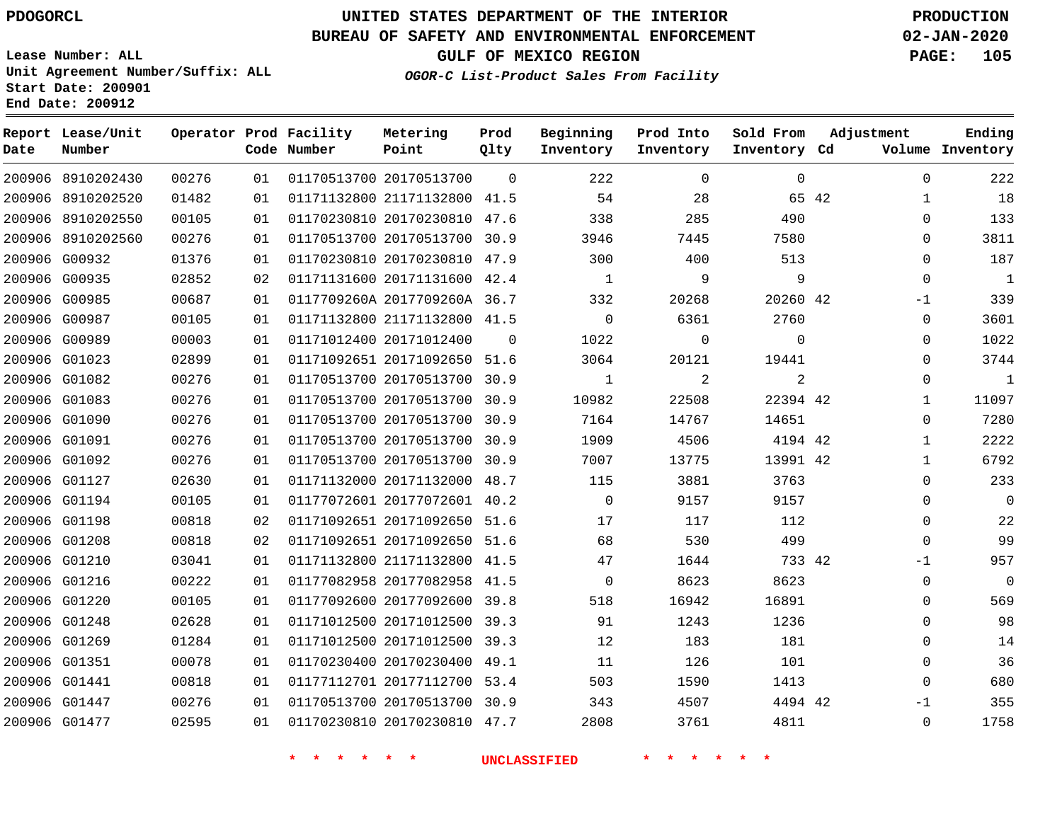PDOGORCL

# UNITED STATES DEPARTMENT OF THE INTERIOR
## BUREAU OF SAFETY AND ENVIRONMENTAL ENFORCEMENT
### GULF OF MEXICO REGION
*OGOR-C List-Product Sales From Facility*

PRODUCTION
02-JAN-2020

Lease Number: ALL
Unit Agreement Number/Suffix: ALL
Start Date: 200901
End Date: 200912

| Report Date | Lease/Unit Number | Operator | Prod Code | Facility Number | Metering Point | Prod Qlty | Beginning Inventory | Prod Into Inventory | Sold From Inventory | Adjustment Cd | Volume | Ending Inventory |
|---|---|---|---|---|---|---|---|---|---|---|---|---|
| 200906 | 8910202430 | 00276 | 01 | 01170513700 | 20170513700 | 0 | 222 | 0 | 0 | | 0 | 222 |
| 200906 | 8910202520 | 01482 | 01 | 01171132800 | 21171132800 | 41.5 | 54 | 28 | 65 | 42 | 1 | 18 |
| 200906 | 8910202550 | 00105 | 01 | 01170230810 | 20170230810 | 47.6 | 338 | 285 | 490 | | 0 | 133 |
| 200906 | 8910202560 | 00276 | 01 | 01170513700 | 20170513700 | 30.9 | 3946 | 7445 | 7580 | | 0 | 3811 |
| 200906 | G00932 | 01376 | 01 | 01170230810 | 20170230810 | 47.9 | 300 | 400 | 513 | | 0 | 187 |
| 200906 | G00935 | 02852 | 02 | 01171131600 | 20171131600 | 42.4 | 1 | 9 | 9 | | 0 | 1 |
| 200906 | G00985 | 00687 | 01 | 0117709260A | 2017709260A | 36.7 | 332 | 20268 | 20260 | 42 | -1 | 339 |
| 200906 | G00987 | 00105 | 01 | 01171132800 | 21171132800 | 41.5 | 0 | 6361 | 2760 | | 0 | 3601 |
| 200906 | G00989 | 00003 | 01 | 01171012400 | 20171012400 | 0 | 1022 | 0 | 0 | | 0 | 1022 |
| 200906 | G01023 | 02899 | 01 | 01171092651 | 20171092650 | 51.6 | 3064 | 20121 | 19441 | | 0 | 3744 |
| 200906 | G01082 | 00276 | 01 | 01170513700 | 20170513700 | 30.9 | 1 | 2 | 2 | | 0 | 1 |
| 200906 | G01083 | 00276 | 01 | 01170513700 | 20170513700 | 30.9 | 10982 | 22508 | 22394 | 42 | 1 | 11097 |
| 200906 | G01090 | 00276 | 01 | 01170513700 | 20170513700 | 30.9 | 7164 | 14767 | 14651 | | 0 | 7280 |
| 200906 | G01091 | 00276 | 01 | 01170513700 | 20170513700 | 30.9 | 1909 | 4506 | 4194 | 42 | 1 | 2222 |
| 200906 | G01092 | 00276 | 01 | 01170513700 | 20170513700 | 30.9 | 7007 | 13775 | 13991 | 42 | 1 | 6792 |
| 200906 | G01127 | 02630 | 01 | 01171132000 | 20171132000 | 48.7 | 115 | 3881 | 3763 | | 0 | 233 |
| 200906 | G01194 | 00105 | 01 | 01177072601 | 20177072601 | 40.2 | 0 | 9157 | 9157 | | 0 | 0 |
| 200906 | G01198 | 00818 | 02 | 01171092651 | 20171092650 | 51.6 | 17 | 117 | 112 | | 0 | 22 |
| 200906 | G01208 | 00818 | 02 | 01171092651 | 20171092650 | 51.6 | 68 | 530 | 499 | | 0 | 99 |
| 200906 | G01210 | 03041 | 01 | 01171132800 | 21171132800 | 41.5 | 47 | 1644 | 733 | 42 | -1 | 957 |
| 200906 | G01216 | 00222 | 01 | 01177082958 | 20177082958 | 41.5 | 0 | 8623 | 8623 | | 0 | 0 |
| 200906 | G01220 | 00105 | 01 | 01177092600 | 20177092600 | 39.8 | 518 | 16942 | 16891 | | 0 | 569 |
| 200906 | G01248 | 02628 | 01 | 01171012500 | 20171012500 | 39.3 | 91 | 1243 | 1236 | | 0 | 98 |
| 200906 | G01269 | 01284 | 01 | 01171012500 | 20171012500 | 39.3 | 12 | 183 | 181 | | 0 | 14 |
| 200906 | G01351 | 00078 | 01 | 01170230400 | 20170230400 | 49.1 | 11 | 126 | 101 | | 0 | 36 |
| 200906 | G01441 | 00818 | 01 | 01177112701 | 20177112700 | 53.4 | 503 | 1590 | 1413 | | 0 | 680 |
| 200906 | G01447 | 00276 | 01 | 01170513700 | 20170513700 | 30.9 | 343 | 4507 | 4494 | 42 | -1 | 355 |
| 200906 | G01477 | 02595 | 01 | 01170230810 | 20170230810 | 47.7 | 2808 | 3761 | 4811 | | 0 | 1758 |

* * * * * * UNCLASSIFIED * * * * * *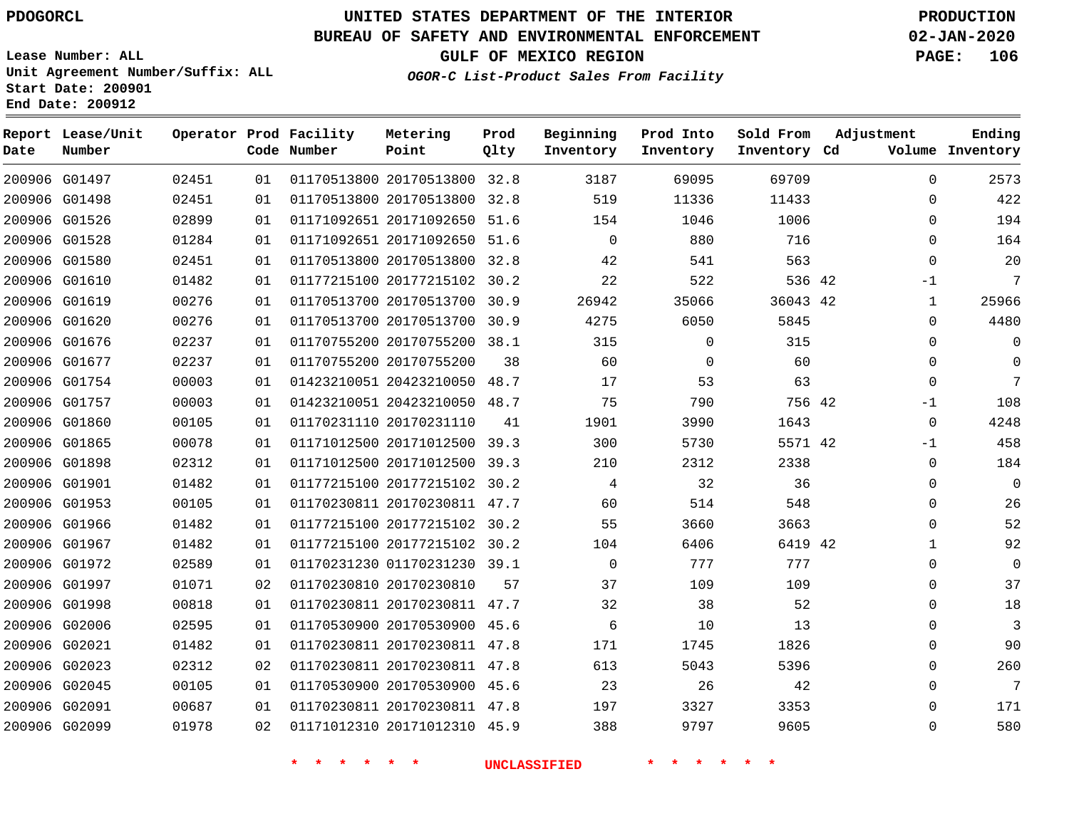**PDOGORCL**

**Lease Number: ALL**
**Unit Agreement Number/Suffix: ALL**
**Start Date: 200901**
**End Date: 200912**

# UNITED STATES DEPARTMENT OF THE INTERIOR
## BUREAU OF SAFETY AND ENVIRONMENTAL ENFORCEMENT
### GULF OF MEXICO REGION
*OGOR-C List-Product Sales From Facility*

**PRODUCTION**
**02-JAN-2020**

| Report Date | Lease/Unit Number | Operator | Prod Code | Facility Number | Metering Point | Prod Qlty | Beginning Inventory | Prod Into Inventory | Sold From Inventory | Adjustment Cd | Volume | Ending Inventory |
|---|---|---|---|---|---|---|---|---|---|---|---|---|
| 200906 | G01497 | 02451 | 01 | 01170513800 | 20170513800 | 32.8 | 3187 | 69095 | 69709 | | 0 | 2573 |
| 200906 | G01498 | 02451 | 01 | 01170513800 | 20170513800 | 32.8 | 519 | 11336 | 11433 | | 0 | 422 |
| 200906 | G01526 | 02899 | 01 | 01171092651 | 20171092650 | 51.6 | 154 | 1046 | 1006 | | 0 | 194 |
| 200906 | G01528 | 01284 | 01 | 01171092651 | 20171092650 | 51.6 | 0 | 880 | 716 | | 0 | 164 |
| 200906 | G01580 | 02451 | 01 | 01170513800 | 20170513800 | 32.8 | 42 | 541 | 563 | | 0 | 20 |
| 200906 | G01610 | 01482 | 01 | 01177215100 | 20177215102 | 30.2 | 22 | 522 | 536 | 42 | -1 | 7 |
| 200906 | G01619 | 00276 | 01 | 01170513700 | 20170513700 | 30.9 | 26942 | 35066 | 36043 | 42 | 1 | 25966 |
| 200906 | G01620 | 00276 | 01 | 01170513700 | 20170513700 | 30.9 | 4275 | 6050 | 5845 | | 0 | 4480 |
| 200906 | G01676 | 02237 | 01 | 01170755200 | 20170755200 | 38.1 | 315 | 0 | 315 | | 0 | 0 |
| 200906 | G01677 | 02237 | 01 | 01170755200 | 20170755200 | 38 | 60 | 0 | 60 | | 0 | 0 |
| 200906 | G01754 | 00003 | 01 | 01423210051 | 20423210050 | 48.7 | 17 | 53 | 63 | | 0 | 7 |
| 200906 | G01757 | 00003 | 01 | 01423210051 | 20423210050 | 48.7 | 75 | 790 | 756 | 42 | -1 | 108 |
| 200906 | G01860 | 00105 | 01 | 01170231110 | 20170231110 | 41 | 1901 | 3990 | 1643 | | 0 | 4248 |
| 200906 | G01865 | 00078 | 01 | 01171012500 | 20171012500 | 39.3 | 300 | 5730 | 5571 | 42 | -1 | 458 |
| 200906 | G01898 | 02312 | 01 | 01171012500 | 20171012500 | 39.3 | 210 | 2312 | 2338 | | 0 | 184 |
| 200906 | G01901 | 01482 | 01 | 01177215100 | 20177215102 | 30.2 | 4 | 32 | 36 | | 0 | 0 |
| 200906 | G01953 | 00105 | 01 | 01170230811 | 20170230811 | 47.7 | 60 | 514 | 548 | | 0 | 26 |
| 200906 | G01966 | 01482 | 01 | 01177215100 | 20177215102 | 30.2 | 55 | 3660 | 3663 | | 0 | 52 |
| 200906 | G01967 | 01482 | 01 | 01177215100 | 20177215102 | 30.2 | 104 | 6406 | 6419 | 42 | 1 | 92 |
| 200906 | G01972 | 02589 | 01 | 01170231230 | 01170231230 | 39.1 | 0 | 777 | 777 | | 0 | 0 |
| 200906 | G01997 | 01071 | 02 | 01170230810 | 20170230810 | 57 | 37 | 109 | 109 | | 0 | 37 |
| 200906 | G01998 | 00818 | 01 | 01170230811 | 20170230811 | 47.7 | 32 | 38 | 52 | | 0 | 18 |
| 200906 | G02006 | 02595 | 01 | 01170530900 | 20170530900 | 45.6 | 6 | 10 | 13 | | 0 | 3 |
| 200906 | G02021 | 01482 | 01 | 01170230811 | 20170230811 | 47.8 | 171 | 1745 | 1826 | | 0 | 90 |
| 200906 | G02023 | 02312 | 02 | 01170230811 | 20170230811 | 47.8 | 613 | 5043 | 5396 | | 0 | 260 |
| 200906 | G02045 | 00105 | 01 | 01170530900 | 20170530900 | 45.6 | 23 | 26 | 42 | | 0 | 7 |
| 200906 | G02091 | 00687 | 01 | 01170230811 | 20170230811 | 47.8 | 197 | 3327 | 3353 | | 0 | 171 |
| 200906 | G02099 | 01978 | 02 | 01171012310 | 20171012310 | 45.9 | 388 | 9797 | 9605 | | 0 | 580 |

* * * * * * UNCLASSIFIED * * * * * *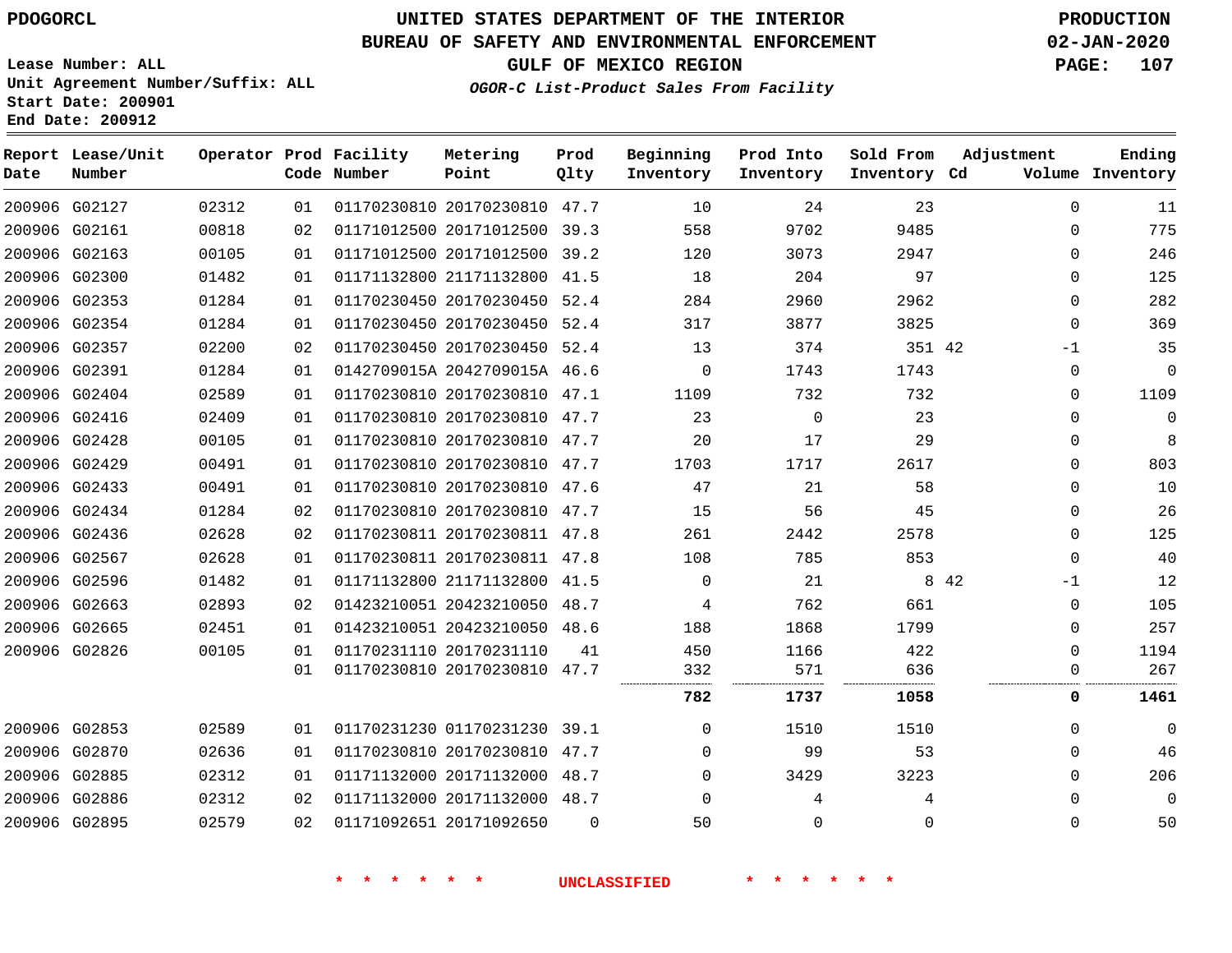# UNITED STATES DEPARTMENT OF THE INTERIOR
## BUREAU OF SAFETY AND ENVIRONMENTAL ENFORCEMENT
### GULF OF MEXICO REGION

**OGOR-C List-Product Sales From Facility**

PDOGORCL

PRODUCTION 02-JAN-2020

Lease Number: ALL
Unit Agreement Number/Suffix: ALL
Start Date: 200901
End Date: 200912

| Report Date | Lease/Unit Number | Operator | Prod Code | Facility Number | Metering Point | Prod Qlty | Beginning Inventory | Prod Into Inventory | Sold From Inventory | Adjustment Cd | Adjustment Volume | Ending Inventory |
|---|---|---|---|---|---|---|---|---|---|---|---|---|
| 200906 | G02127 | 02312 | 01 | 01170230810 | 20170230810 | 47.7 | 10 | 24 | 23 | | 0 | 11 |
| 200906 | G02161 | 00818 | 02 | 01171012500 | 20171012500 | 39.3 | 558 | 9702 | 9485 | | 0 | 775 |
| 200906 | G02163 | 00105 | 01 | 01171012500 | 20171012500 | 39.2 | 120 | 3073 | 2947 | | 0 | 246 |
| 200906 | G02300 | 01482 | 01 | 01171132800 | 21171132800 | 41.5 | 18 | 204 | 97 | | 0 | 125 |
| 200906 | G02353 | 01284 | 01 | 01170230450 | 20170230450 | 52.4 | 284 | 2960 | 2962 | | 0 | 282 |
| 200906 | G02354 | 01284 | 01 | 01170230450 | 20170230450 | 52.4 | 317 | 3877 | 3825 | | 0 | 369 |
| 200906 | G02357 | 02200 | 02 | 01170230450 | 20170230450 | 52.4 | 13 | 374 | 351 | 42 | -1 | 35 |
| 200906 | G02391 | 01284 | 01 | 0142709015A | 2042709015A | 46.6 | 0 | 1743 | 1743 | | 0 | 0 |
| 200906 | G02404 | 02589 | 01 | 01170230810 | 20170230810 | 47.1 | 1109 | 732 | 732 | | 0 | 1109 |
| 200906 | G02416 | 02409 | 01 | 01170230810 | 20170230810 | 47.7 | 23 | 0 | 23 | | 0 | 0 |
| 200906 | G02428 | 00105 | 01 | 01170230810 | 20170230810 | 47.7 | 20 | 17 | 29 | | 0 | 8 |
| 200906 | G02429 | 00491 | 01 | 01170230810 | 20170230810 | 47.7 | 1703 | 1717 | 2617 | | 0 | 803 |
| 200906 | G02433 | 00491 | 01 | 01170230810 | 20170230810 | 47.6 | 47 | 21 | 58 | | 0 | 10 |
| 200906 | G02434 | 01284 | 02 | 01170230810 | 20170230810 | 47.7 | 15 | 56 | 45 | | 0 | 26 |
| 200906 | G02436 | 02628 | 02 | 01170230811 | 20170230811 | 47.8 | 261 | 2442 | 2578 | | 0 | 125 |
| 200906 | G02567 | 02628 | 01 | 01170230811 | 20170230811 | 47.8 | 108 | 785 | 853 | | 0 | 40 |
| 200906 | G02596 | 01482 | 01 | 01171132800 | 21171132800 | 41.5 | 0 | 21 | 8 | 42 | -1 | 12 |
| 200906 | G02663 | 02893 | 02 | 01423210051 | 20423210050 | 48.7 | 4 | 762 | 661 | | 0 | 105 |
| 200906 | G02665 | 02451 | 01 | 01423210051 | 20423210050 | 48.6 | 188 | 1868 | 1799 | | 0 | 257 |
| 200906 | G02826 | 00105 | 01 | 01170231110 | 20170231110 | 41 | 450 | 1166 | 422 | | 0 | 1194 |
| | | | 01 | 01170230810 | 20170230810 | 47.7 | 332 | 571 | 636 | | 0 | 267 |
| | | | | | | | **782** | **1737** | **1058** | | **0** | **1461** |
| 200906 | G02853 | 02589 | 01 | 01170231230 | 01170231230 | 39.1 | 0 | 1510 | 1510 | | 0 | 0 |
| 200906 | G02870 | 02636 | 01 | 01170230810 | 20170230810 | 47.7 | 0 | 99 | 53 | | 0 | 46 |
| 200906 | G02885 | 02312 | 01 | 01171132000 | 20171132000 | 48.7 | 0 | 3429 | 3223 | | 0 | 206 |
| 200906 | G02886 | 02312 | 02 | 01171132000 | 20171132000 | 48.7 | 0 | 4 | 4 | | 0 | 0 |
| 200906 | G02895 | 02579 | 02 | 01171092651 | 20171092650 | 0 | 50 | 0 | 0 | | 0 | 50 |

\* \* \* \* \* \* UNCLASSIFIED \* \* \* \* \* \*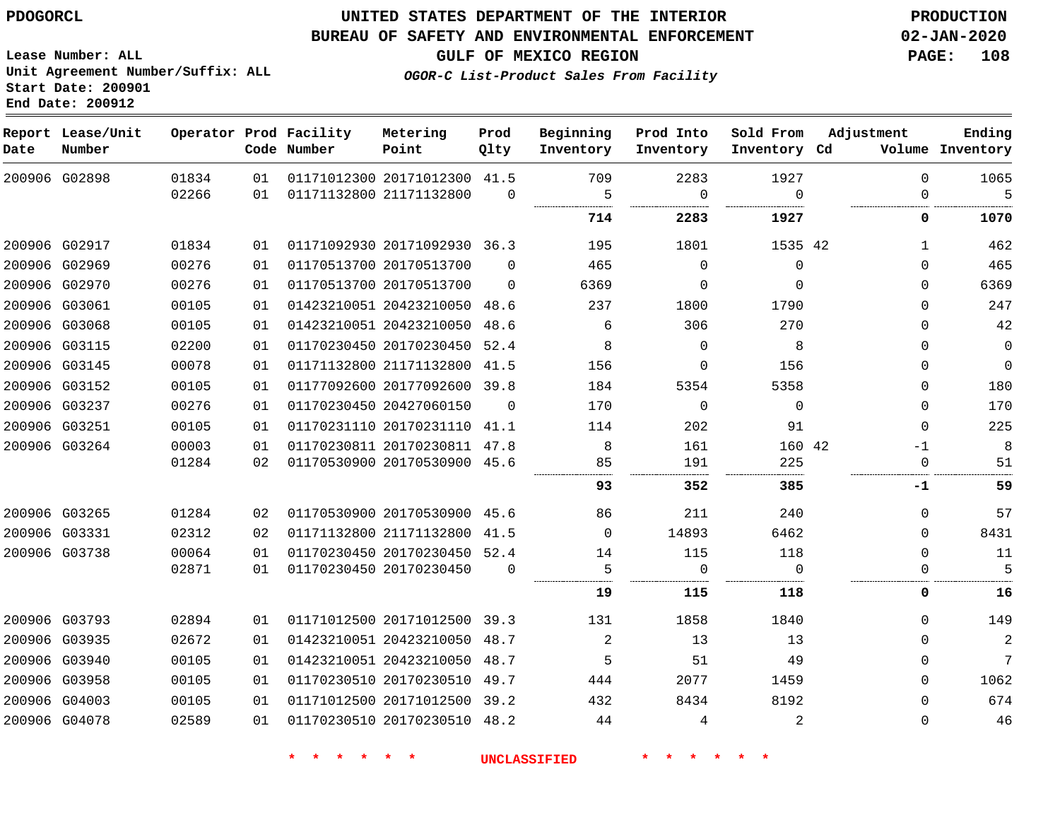PDOGORCL

# UNITED STATES DEPARTMENT OF THE INTERIOR
## BUREAU OF SAFETY AND ENVIRONMENTAL ENFORCEMENT
### GULF OF MEXICO REGION
*OGOR-C List-Product Sales From Facility*

PRODUCTION
02-JAN-2020

Lease Number: ALL
Unit Agreement Number/Suffix: ALL
Start Date: 200901
End Date: 200912

| Report Date | Lease/Unit Number | Operator | Prod Code | Facility Number | Metering Point | Prod Qlty | Beginning Inventory | Prod Into Inventory | Sold From Inventory | Adjustment Cd | Volume | Ending Inventory |
|---|---|---|---|---|---|---|---|---|---|---|---|---|
| 200906 | G02898 | 01834 | 01 | 01171012300 | 20171012300 | 41.5 | 709 | 2283 | 1927 | | 0 | 1065 |
| | | 02266 | 01 | 01171132800 | 21171132800 | 0 | 5 | 0 | 0 | | 0 | 5 |
| | | | | | | | **714** | **2283** | **1927** | | **0** | **1070** |
| 200906 | G02917 | 01834 | 01 | 01171092930 | 20171092930 | 36.3 | 195 | 1801 | 1535 | 42 | 1 | 462 |
| 200906 | G02969 | 00276 | 01 | 01170513700 | 20170513700 | 0 | 465 | 0 | 0 | | 0 | 465 |
| 200906 | G02970 | 00276 | 01 | 01170513700 | 20170513700 | 0 | 6369 | 0 | 0 | | 0 | 6369 |
| 200906 | G03061 | 00105 | 01 | 01423210051 | 20423210050 | 48.6 | 237 | 1800 | 1790 | | 0 | 247 |
| 200906 | G03068 | 00105 | 01 | 01423210051 | 20423210050 | 48.6 | 6 | 306 | 270 | | 0 | 42 |
| 200906 | G03115 | 02200 | 01 | 01170230450 | 20170230450 | 52.4 | 8 | 0 | 8 | | 0 | 0 |
| 200906 | G03145 | 00078 | 01 | 01171132800 | 21171132800 | 41.5 | 156 | 0 | 156 | | 0 | 0 |
| 200906 | G03152 | 00105 | 01 | 01177092600 | 20177092600 | 39.8 | 184 | 5354 | 5358 | | 0 | 180 |
| 200906 | G03237 | 00276 | 01 | 01170230450 | 20427060150 | 0 | 170 | 0 | 0 | | 0 | 170 |
| 200906 | G03251 | 00105 | 01 | 01170231110 | 20170231110 | 41.1 | 114 | 202 | 91 | | 0 | 225 |
| 200906 | G03264 | 00003 | 01 | 01170230811 | 20170230811 | 47.8 | 8 | 161 | 160 | 42 | -1 | 8 |
| | | 01284 | 02 | 01170530900 | 20170530900 | 45.6 | 85 | 191 | 225 | | 0 | 51 |
| | | | | | | | **93** | **352** | **385** | | **-1** | **59** |
| 200906 | G03265 | 01284 | 02 | 01170530900 | 20170530900 | 45.6 | 86 | 211 | 240 | | 0 | 57 |
| 200906 | G03331 | 02312 | 02 | 01171132800 | 21171132800 | 41.5 | 0 | 14893 | 6462 | | 0 | 8431 |
| 200906 | G03738 | 00064 | 01 | 01170230450 | 20170230450 | 52.4 | 14 | 115 | 118 | | 0 | 11 |
| | | 02871 | 01 | 01170230450 | 20170230450 | 0 | 5 | 0 | 0 | | 0 | 5 |
| | | | | | | | **19** | **115** | **118** | | **0** | **16** |
| 200906 | G03793 | 02894 | 01 | 01171012500 | 20171012500 | 39.3 | 131 | 1858 | 1840 | | 0 | 149 |
| 200906 | G03935 | 02672 | 01 | 01423210051 | 20423210050 | 48.7 | 2 | 13 | 13 | | 0 | 2 |
| 200906 | G03940 | 00105 | 01 | 01423210051 | 20423210050 | 48.7 | 5 | 51 | 49 | | 0 | 7 |
| 200906 | G03958 | 00105 | 01 | 01170230510 | 20170230510 | 49.7 | 444 | 2077 | 1459 | | 0 | 1062 |
| 200906 | G04003 | 00105 | 01 | 01171012500 | 20171012500 | 39.2 | 432 | 8434 | 8192 | | 0 | 674 |
| 200906 | G04078 | 02589 | 01 | 01170230510 | 20170230510 | 48.2 | 44 | 4 | 2 | | 0 | 46 |

\* \* \* \* \* \* UNCLASSIFIED \* \* \* \* \* \*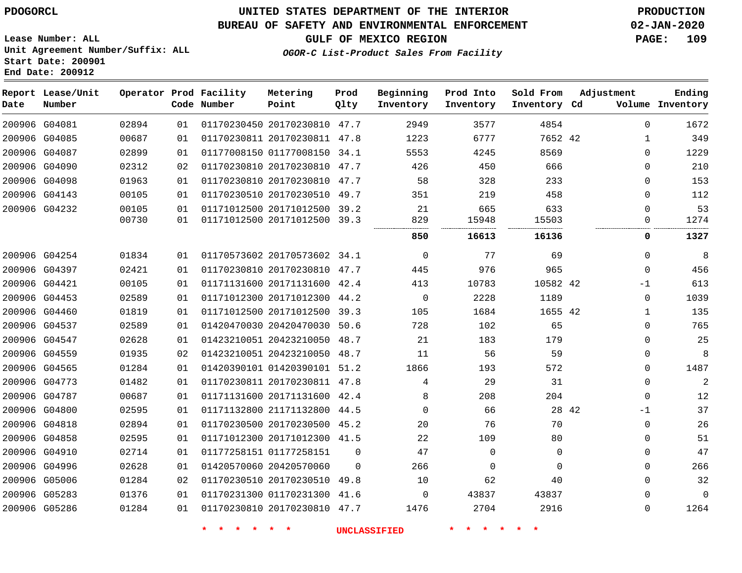# UNITED STATES DEPARTMENT OF THE INTERIOR
## BUREAU OF SAFETY AND ENVIRONMENTAL ENFORCEMENT
### GULF OF MEXICO REGION
*OGOR-C List-Product Sales From Facility*

PDOGORCL

PRODUCTION 02-JAN-2020

Lease Number: ALL
Unit Agreement Number/Suffix: ALL
Start Date: 200901
End Date: 200912

| Report Date | Lease/Unit Number | Operator | Prod Code | Facility Number | Metering Point | Prod Qlty | Beginning Inventory | Prod Into Inventory | Sold From Inventory | Adjustment Cd | Adjustment Volume | Ending Inventory |
|---|---|---|---|---|---|---|---|---|---|---|---|---|
| 200906 | G04081 | 02894 | 01 | 01170230450 | 20170230810 | 47.7 | 2949 | 3577 | 4854 | | 0 | 1672 |
| 200906 | G04085 | 00687 | 01 | 01170230811 | 20170230811 | 47.8 | 1223 | 6777 | 7652 | 42 | 1 | 349 |
| 200906 | G04087 | 02899 | 01 | 01177008150 | 01177008150 | 34.1 | 5553 | 4245 | 8569 | | 0 | 1229 |
| 200906 | G04090 | 02312 | 02 | 01170230810 | 20170230810 | 47.7 | 426 | 450 | 666 | | 0 | 210 |
| 200906 | G04098 | 01963 | 01 | 01170230810 | 20170230810 | 47.7 | 58 | 328 | 233 | | 0 | 153 |
| 200906 | G04143 | 00105 | 01 | 01170230510 | 20170230510 | 49.7 | 351 | 219 | 458 | | 0 | 112 |
| 200906 | G04232 | 00105 | 01 | 01171012500 | 20171012500 | 39.2 | 21 | 665 | 633 | | 0 | 53 |
| | | 00730 | 01 | 01171012500 | 20171012500 | 39.3 | 829 | 15948 | 15503 | | 0 | 1274 |
| | | | | | | | **850** | **16613** | **16136** | | **0** | **1327** |
| 200906 | G04254 | 01834 | 01 | 01170573602 | 20170573602 | 34.1 | 0 | 77 | 69 | | 0 | 8 |
| 200906 | G04397 | 02421 | 01 | 01170230810 | 20170230810 | 47.7 | 445 | 976 | 965 | | 0 | 456 |
| 200906 | G04421 | 00105 | 01 | 01171131600 | 20171131600 | 42.4 | 413 | 10783 | 10582 | 42 | -1 | 613 |
| 200906 | G04453 | 02589 | 01 | 01171012300 | 20171012300 | 44.2 | 0 | 2228 | 1189 | | 0 | 1039 |
| 200906 | G04460 | 01819 | 01 | 01171012500 | 20171012500 | 39.3 | 105 | 1684 | 1655 | 42 | 1 | 135 |
| 200906 | G04537 | 02589 | 01 | 01420470030 | 20420470030 | 50.6 | 728 | 102 | 65 | | 0 | 765 |
| 200906 | G04547 | 02628 | 01 | 01423210051 | 20423210050 | 48.7 | 21 | 183 | 179 | | 0 | 25 |
| 200906 | G04559 | 01935 | 02 | 01423210051 | 20423210050 | 48.7 | 11 | 56 | 59 | | 0 | 8 |
| 200906 | G04565 | 01284 | 01 | 01420390101 | 01420390101 | 51.2 | 1866 | 193 | 572 | | 0 | 1487 |
| 200906 | G04773 | 01482 | 01 | 01170230811 | 20170230811 | 47.8 | 4 | 29 | 31 | | 0 | 2 |
| 200906 | G04787 | 00687 | 01 | 01171131600 | 20171131600 | 42.4 | 8 | 208 | 204 | | 0 | 12 |
| 200906 | G04800 | 02595 | 01 | 01171132800 | 21171132800 | 44.5 | 0 | 66 | 28 | 42 | -1 | 37 |
| 200906 | G04818 | 02894 | 01 | 01170230500 | 20170230500 | 45.2 | 20 | 76 | 70 | | 0 | 26 |
| 200906 | G04858 | 02595 | 01 | 01171012300 | 20171012300 | 41.5 | 22 | 109 | 80 | | 0 | 51 |
| 200906 | G04910 | 02714 | 01 | 01177258151 | 01177258151 | 0 | 47 | 0 | 0 | | 0 | 47 |
| 200906 | G04996 | 02628 | 01 | 01420570060 | 20420570060 | 0 | 266 | 0 | 0 | | 0 | 266 |
| 200906 | G05006 | 01284 | 02 | 01170230510 | 20170230510 | 49.8 | 10 | 62 | 40 | | 0 | 32 |
| 200906 | G05283 | 01376 | 01 | 01170231300 | 01170231300 | 41.6 | 0 | 43837 | 43837 | | 0 | 0 |
| 200906 | G05286 | 01284 | 01 | 01170230810 | 20170230810 | 47.7 | 1476 | 2704 | 2916 | | 0 | 1264 |

\* \* \* \* \* \* UNCLASSIFIED \* \* \* \* \* \*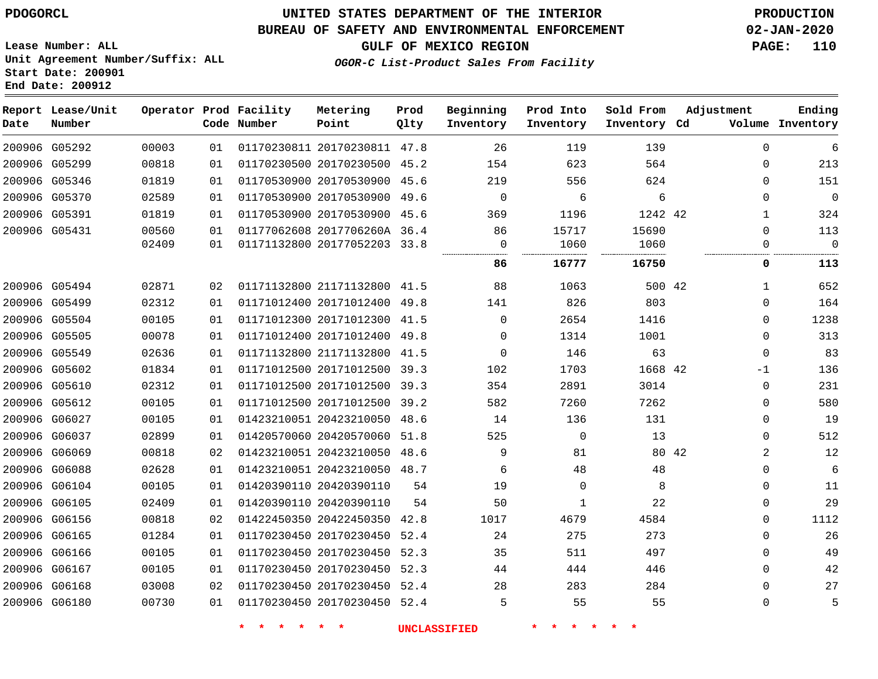PDOGORCL

# UNITED STATES DEPARTMENT OF THE INTERIOR
## BUREAU OF SAFETY AND ENVIRONMENTAL ENFORCEMENT
### GULF OF MEXICO REGION
*OGOR-C List-Product Sales From Facility*

PRODUCTION
02-JAN-2020

Lease Number: ALL
Unit Agreement Number/Suffix: ALL
Start Date: 200901
End Date: 200912

| Report Date | Lease/Unit Number | Operator | Prod Code | Facility Number | Metering Point | Prod Qlty | Beginning Inventory | Prod Into Inventory | Sold From Inventory | Adjustment Cd | Volume | Ending Inventory |
|---|---|---|---|---|---|---|---|---|---|---|---|---|
| 200906 | G05292 | 00003 | 01 | 01170230811 | 20170230811 | 47.8 | 26 | 119 | 139 | | 0 | 6 |
| 200906 | G05299 | 00818 | 01 | 01170230500 | 20170230500 | 45.2 | 154 | 623 | 564 | | 0 | 213 |
| 200906 | G05346 | 01819 | 01 | 01170530900 | 20170530900 | 45.6 | 219 | 556 | 624 | | 0 | 151 |
| 200906 | G05370 | 02589 | 01 | 01170530900 | 20170530900 | 49.6 | 0 | 6 | 6 | | 0 | 0 |
| 200906 | G05391 | 01819 | 01 | 01170530900 | 20170530900 | 45.6 | 369 | 1196 | 1242 | 42 | 1 | 324 |
| 200906 | G05431 | 00560 | 01 | 01177062608 | 2017706260A | 36.4 | 86 | 15717 | 15690 | | 0 | 113 |
| | | 02409 | 01 | 01171132800 | 20177052203 | 33.8 | 0 | 1060 | 1060 | | 0 | 0 |
| | | | | | | | **86** | **16777** | **16750** | | **0** | **113** |
| 200906 | G05494 | 02871 | 02 | 01171132800 | 21171132800 | 41.5 | 88 | 1063 | 500 | 42 | 1 | 652 |
| 200906 | G05499 | 02312 | 01 | 01171012400 | 20171012400 | 49.8 | 141 | 826 | 803 | | 0 | 164 |
| 200906 | G05504 | 00105 | 01 | 01171012300 | 20171012300 | 41.5 | 0 | 2654 | 1416 | | 0 | 1238 |
| 200906 | G05505 | 00078 | 01 | 01171012400 | 20171012400 | 49.8 | 0 | 1314 | 1001 | | 0 | 313 |
| 200906 | G05549 | 02636 | 01 | 01171132800 | 21171132800 | 41.5 | 0 | 146 | 63 | | 0 | 83 |
| 200906 | G05602 | 01834 | 01 | 01171012500 | 20171012500 | 39.3 | 102 | 1703 | 1668 | 42 | -1 | 136 |
| 200906 | G05610 | 02312 | 01 | 01171012500 | 20171012500 | 39.3 | 354 | 2891 | 3014 | | 0 | 231 |
| 200906 | G05612 | 00105 | 01 | 01171012500 | 20171012500 | 39.2 | 582 | 7260 | 7262 | | 0 | 580 |
| 200906 | G06027 | 00105 | 01 | 01423210051 | 20423210050 | 48.6 | 14 | 136 | 131 | | 0 | 19 |
| 200906 | G06037 | 02899 | 01 | 01420570060 | 20420570060 | 51.8 | 525 | 0 | 13 | | 0 | 512 |
| 200906 | G06069 | 00818 | 02 | 01423210051 | 20423210050 | 48.6 | 9 | 81 | 80 | 42 | 2 | 12 |
| 200906 | G06088 | 02628 | 01 | 01423210051 | 20423210050 | 48.7 | 6 | 48 | 48 | | 0 | 6 |
| 200906 | G06104 | 00105 | 01 | 01420390110 | 20420390110 | 54 | 19 | 0 | 8 | | 0 | 11 |
| 200906 | G06105 | 02409 | 01 | 01420390110 | 20420390110 | 54 | 50 | 1 | 22 | | 0 | 29 |
| 200906 | G06156 | 00818 | 02 | 01422450350 | 20422450350 | 42.8 | 1017 | 4679 | 4584 | | 0 | 1112 |
| 200906 | G06165 | 01284 | 01 | 01170230450 | 20170230450 | 52.4 | 24 | 275 | 273 | | 0 | 26 |
| 200906 | G06166 | 00105 | 01 | 01170230450 | 20170230450 | 52.3 | 35 | 511 | 497 | | 0 | 49 |
| 200906 | G06167 | 00105 | 01 | 01170230450 | 20170230450 | 52.3 | 44 | 444 | 446 | | 0 | 42 |
| 200906 | G06168 | 03008 | 02 | 01170230450 | 20170230450 | 52.4 | 28 | 283 | 284 | | 0 | 27 |
| 200906 | G06180 | 00730 | 01 | 01170230450 | 20170230450 | 52.4 | 5 | 55 | 55 | | 0 | 5 |

\* \* \* \* \* \* UNCLASSIFIED \* \* \* \* \* \*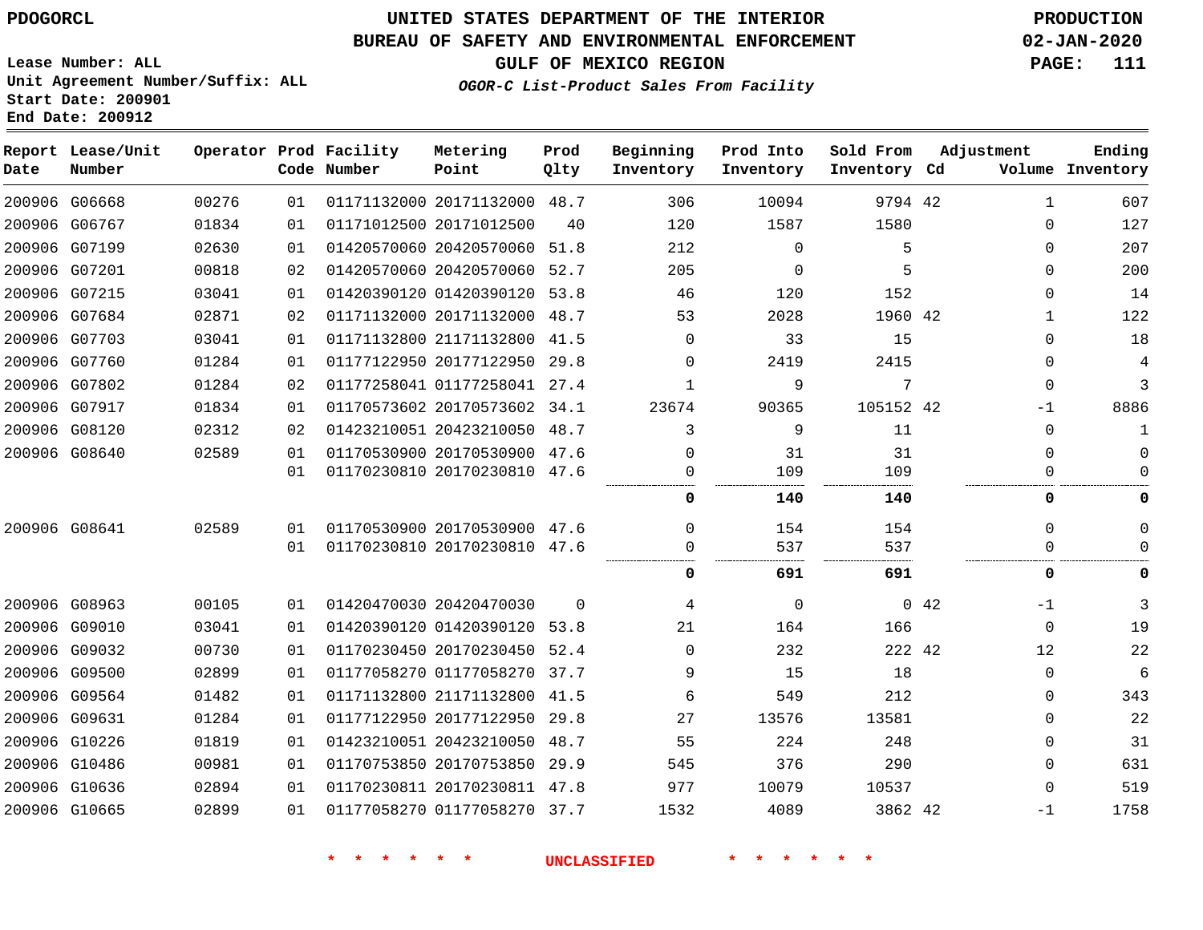PDOGORCL

# UNITED STATES DEPARTMENT OF THE INTERIOR
## BUREAU OF SAFETY AND ENVIRONMENTAL ENFORCEMENT
### GULF OF MEXICO REGION

*OGOR-C List-Product Sales From Facility*

PRODUCTION
02-JAN-2020

Lease Number: ALL
Unit Agreement Number/Suffix: ALL
Start Date: 200901
End Date: 200912

| Report Date | Lease/Unit Number | Operator | Prod Code | Facility Number | Metering Point | Prod Qlty | Beginning Inventory | Prod Into Inventory | Sold From Inventory | Adjustment Cd | Adjustment Volume | Ending Inventory |
|---|---|---|---|---|---|---|---|---|---|---|---|---|
| 200906 | G06668 | 00276 | 01 | 01171132000 | 20171132000 | 48.7 | 306 | 10094 | 9794 | 42 | 1 | 607 |
| 200906 | G06767 | 01834 | 01 | 01171012500 | 20171012500 | 40 | 120 | 1587 | 1580 | | 0 | 127 |
| 200906 | G07199 | 02630 | 01 | 01420570060 | 20420570060 | 51.8 | 212 | 0 | 5 | | 0 | 207 |
| 200906 | G07201 | 00818 | 02 | 01420570060 | 20420570060 | 52.7 | 205 | 0 | 5 | | 0 | 200 |
| 200906 | G07215 | 03041 | 01 | 01420390120 | 01420390120 | 53.8 | 46 | 120 | 152 | | 0 | 14 |
| 200906 | G07684 | 02871 | 02 | 01171132000 | 20171132000 | 48.7 | 53 | 2028 | 1960 | 42 | 1 | 122 |
| 200906 | G07703 | 03041 | 01 | 01171132800 | 21171132800 | 41.5 | 0 | 33 | 15 | | 0 | 18 |
| 200906 | G07760 | 01284 | 01 | 01177122950 | 20177122950 | 29.8 | 0 | 2419 | 2415 | | 0 | 4 |
| 200906 | G07802 | 01284 | 02 | 01177258041 | 01177258041 | 27.4 | 1 | 9 | 7 | | 0 | 3 |
| 200906 | G07917 | 01834 | 01 | 01170573602 | 20170573602 | 34.1 | 23674 | 90365 | 105152 | 42 | -1 | 8886 |
| 200906 | G08120 | 02312 | 02 | 01423210051 | 20423210050 | 48.7 | 3 | 9 | 11 | | 0 | 1 |
| 200906 | G08640 | 02589 | 01 | 01170530900 | 20170530900 | 47.6 | 0 | 31 | 31 | | 0 | 0 |
| | | | 01 | 01170230810 | 20170230810 | 47.6 | 0 | 109 | 109 | | 0 | 0 |
| | | | | | | | **0** | **140** | **140** | | **0** | **0** |
| 200906 | G08641 | 02589 | 01 | 01170530900 | 20170530900 | 47.6 | 0 | 154 | 154 | | 0 | 0 |
| | | | 01 | 01170230810 | 20170230810 | 47.6 | 0 | 537 | 537 | | 0 | 0 |
| | | | | | | | **0** | **691** | **691** | | **0** | **0** |
| 200906 | G08963 | 00105 | 01 | 01420470030 | 20420470030 | 0 | 4 | 0 | 0 | 42 | -1 | 3 |
| 200906 | G09010 | 03041 | 01 | 01420390120 | 01420390120 | 53.8 | 21 | 164 | 166 | | 0 | 19 |
| 200906 | G09032 | 00730 | 01 | 01170230450 | 20170230450 | 52.4 | 0 | 232 | 222 | 42 | 12 | 22 |
| 200906 | G09500 | 02899 | 01 | 01177058270 | 01177058270 | 37.7 | 9 | 15 | 18 | | 0 | 6 |
| 200906 | G09564 | 01482 | 01 | 01171132800 | 21171132800 | 41.5 | 6 | 549 | 212 | | 0 | 343 |
| 200906 | G09631 | 01284 | 01 | 01177122950 | 20177122950 | 29.8 | 27 | 13576 | 13581 | | 0 | 22 |
| 200906 | G10226 | 01819 | 01 | 01423210051 | 20423210050 | 48.7 | 55 | 224 | 248 | | 0 | 31 |
| 200906 | G10486 | 00981 | 01 | 01170753850 | 20170753850 | 29.9 | 545 | 376 | 290 | | 0 | 631 |
| 200906 | G10636 | 02894 | 01 | 01170230811 | 20170230811 | 47.8 | 977 | 10079 | 10537 | | 0 | 519 |
| 200906 | G10665 | 02899 | 01 | 01177058270 | 01177058270 | 37.7 | 1532 | 4089 | 3862 | 42 | -1 | 1758 |

* * * * * * UNCLASSIFIED * * * * * *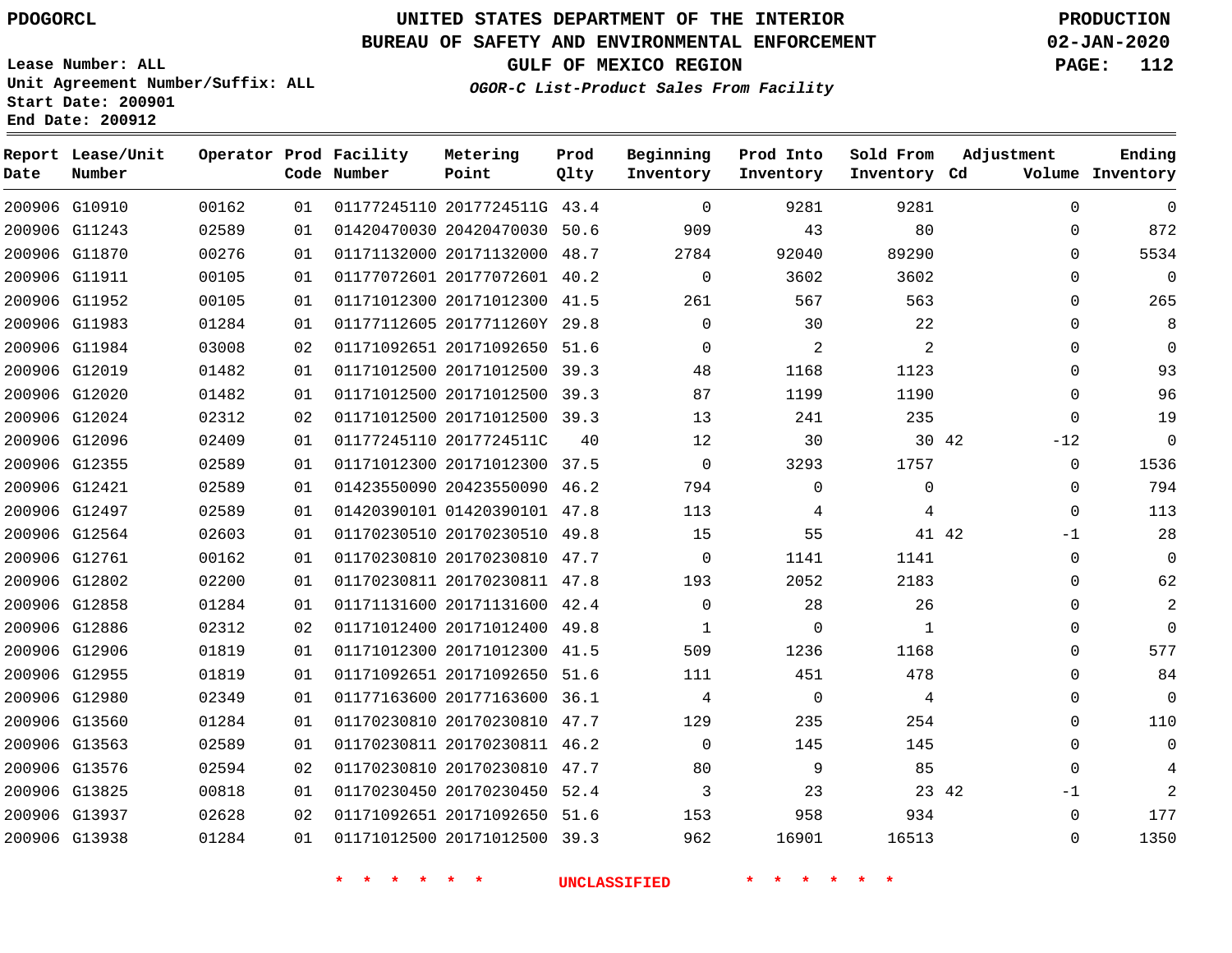PDOGORCL

Lease Number: ALL
Unit Agreement Number/Suffix: ALL
Start Date: 200901
End Date: 200912

# UNITED STATES DEPARTMENT OF THE INTERIOR
## BUREAU OF SAFETY AND ENVIRONMENTAL ENFORCEMENT
### GULF OF MEXICO REGION
*OGOR-C List-Product Sales From Facility*

PRODUCTION
02-JAN-2020

| Report Date | Lease/Unit Number | Operator | Prod Code | Facility Number | Metering Point | Prod Qlty | Beginning Inventory | Prod Into Inventory | Sold From Inventory | Adjustment Cd | Adjustment Volume | Ending Inventory |
|---|---|---|---|---|---|---|---|---|---|---|---|---|
| 200906 | G10910 | 00162 | 01 | 01177245110 | 2017724511G | 43.4 | 0 | 9281 | 9281 | | 0 | 0 |
| 200906 | G11243 | 02589 | 01 | 01420470030 | 20420470030 | 50.6 | 909 | 43 | 80 | | 0 | 872 |
| 200906 | G11870 | 00276 | 01 | 01171132000 | 20171132000 | 48.7 | 2784 | 92040 | 89290 | | 0 | 5534 |
| 200906 | G11911 | 00105 | 01 | 01177072601 | 20177072601 | 40.2 | 0 | 3602 | 3602 | | 0 | 0 |
| 200906 | G11952 | 00105 | 01 | 01171012300 | 20171012300 | 41.5 | 261 | 567 | 563 | | 0 | 265 |
| 200906 | G11983 | 01284 | 01 | 01177112605 | 2017711260Y | 29.8 | 0 | 30 | 22 | | 0 | 8 |
| 200906 | G11984 | 03008 | 02 | 01171092651 | 20171092650 | 51.6 | 0 | 2 | 2 | | 0 | 0 |
| 200906 | G12019 | 01482 | 01 | 01171012500 | 20171012500 | 39.3 | 48 | 1168 | 1123 | | 0 | 93 |
| 200906 | G12020 | 01482 | 01 | 01171012500 | 20171012500 | 39.3 | 87 | 1199 | 1190 | | 0 | 96 |
| 200906 | G12024 | 02312 | 02 | 01171012500 | 20171012500 | 39.3 | 13 | 241 | 235 | | 0 | 19 |
| 200906 | G12096 | 02409 | 01 | 01177245110 | 2017724511C | 40 | 12 | 30 | 30 | 42 | -12 | 0 |
| 200906 | G12355 | 02589 | 01 | 01171012300 | 20171012300 | 37.5 | 0 | 3293 | 1757 | | 0 | 1536 |
| 200906 | G12421 | 02589 | 01 | 01423550090 | 20423550090 | 46.2 | 794 | 0 | 0 | | 0 | 794 |
| 200906 | G12497 | 02589 | 01 | 01420390101 | 01420390101 | 47.8 | 113 | 4 | 4 | | 0 | 113 |
| 200906 | G12564 | 02603 | 01 | 01170230510 | 20170230510 | 49.8 | 15 | 55 | 41 | 42 | -1 | 28 |
| 200906 | G12761 | 00162 | 01 | 01170230810 | 20170230810 | 47.7 | 0 | 1141 | 1141 | | 0 | 0 |
| 200906 | G12802 | 02200 | 01 | 01170230811 | 20170230811 | 47.8 | 193 | 2052 | 2183 | | 0 | 62 |
| 200906 | G12858 | 01284 | 01 | 01171131600 | 20171131600 | 42.4 | 0 | 28 | 26 | | 0 | 2 |
| 200906 | G12886 | 02312 | 02 | 01171012400 | 20171012400 | 49.8 | 1 | 0 | 1 | | 0 | 0 |
| 200906 | G12906 | 01819 | 01 | 01171012300 | 20171012300 | 41.5 | 509 | 1236 | 1168 | | 0 | 577 |
| 200906 | G12955 | 01819 | 01 | 01171092651 | 20171092650 | 51.6 | 111 | 451 | 478 | | 0 | 84 |
| 200906 | G12980 | 02349 | 01 | 01177163600 | 20177163600 | 36.1 | 4 | 0 | 4 | | 0 | 0 |
| 200906 | G13560 | 01284 | 01 | 01170230810 | 20170230810 | 47.7 | 129 | 235 | 254 | | 0 | 110 |
| 200906 | G13563 | 02589 | 01 | 01170230811 | 20170230811 | 46.2 | 0 | 145 | 145 | | 0 | 0 |
| 200906 | G13576 | 02594 | 02 | 01170230810 | 20170230810 | 47.7 | 80 | 9 | 85 | | 0 | 4 |
| 200906 | G13825 | 00818 | 01 | 01170230450 | 20170230450 | 52.4 | 3 | 23 | 23 | 42 | -1 | 2 |
| 200906 | G13937 | 02628 | 02 | 01171092651 | 20171092650 | 51.6 | 153 | 958 | 934 | | 0 | 177 |
| 200906 | G13938 | 01284 | 01 | 01171012500 | 20171012500 | 39.3 | 962 | 16901 | 16513 | | 0 | 1350 |

* * * * * * UNCLASSIFIED * * * * * *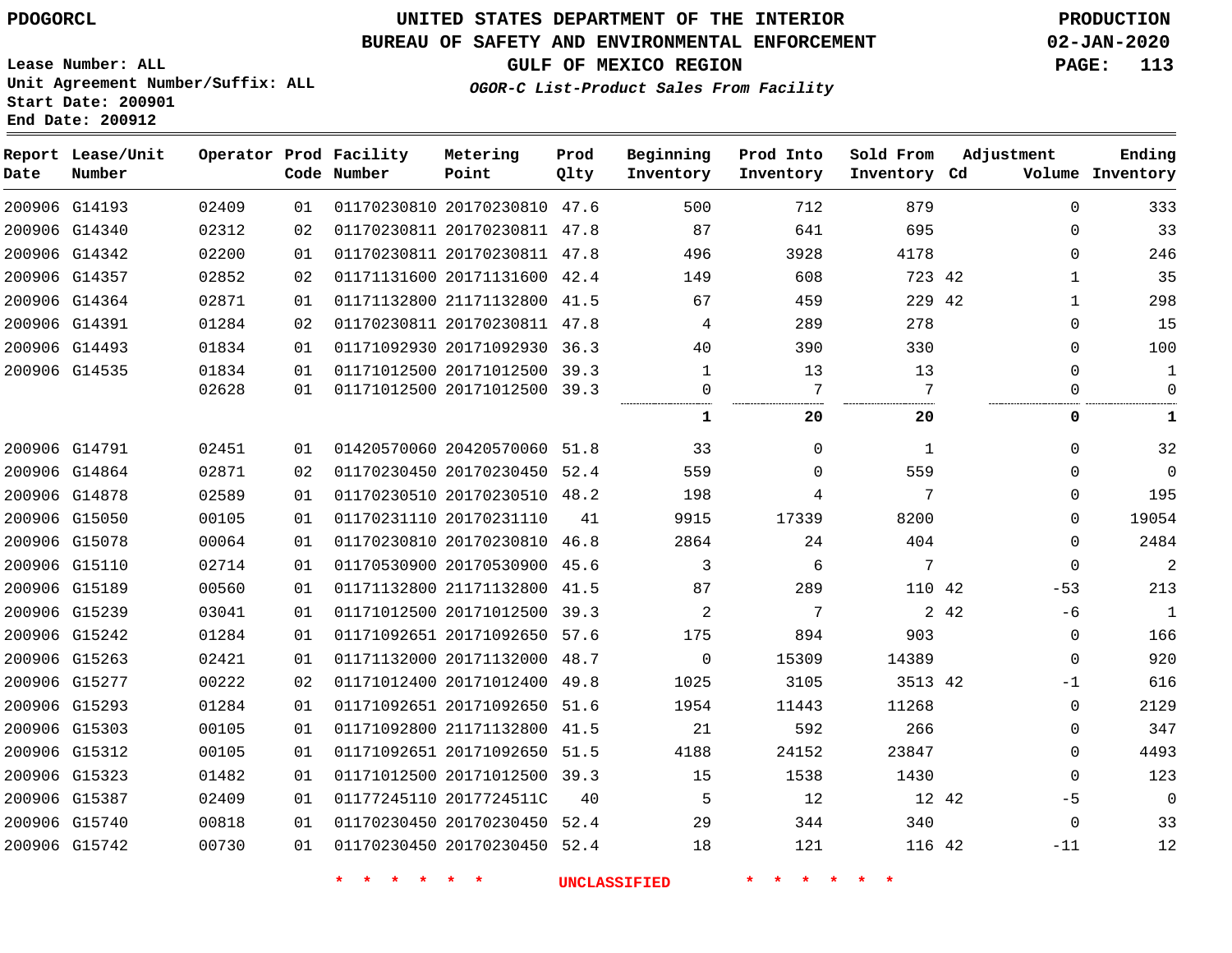PDOGORCL

# UNITED STATES DEPARTMENT OF THE INTERIOR
## BUREAU OF SAFETY AND ENVIRONMENTAL ENFORCEMENT
### GULF OF MEXICO REGION
*OGOR-C List-Product Sales From Facility*

PRODUCTION
02-JAN-2020

Lease Number: ALL
Unit Agreement Number/Suffix: ALL
Start Date: 200901
End Date: 200912

| Report Date | Lease/Unit Number | Operator | Prod Code | Facility Number | Metering Point | Prod Qlty | Beginning Inventory | Prod Into Inventory | Sold From Inventory | Adjustment Cd | Adjustment Volume | Ending Inventory |
|---|---|---|---|---|---|---|---|---|---|---|---|---|
| 200906 | G14193 | 02409 | 01 | 01170230810 | 20170230810 | 47.6 | 500 | 712 | 879 | | 0 | 333 |
| 200906 | G14340 | 02312 | 02 | 01170230811 | 20170230811 | 47.8 | 87 | 641 | 695 | | 0 | 33 |
| 200906 | G14342 | 02200 | 01 | 01170230811 | 20170230811 | 47.8 | 496 | 3928 | 4178 | | 0 | 246 |
| 200906 | G14357 | 02852 | 02 | 01171131600 | 20171131600 | 42.4 | 149 | 608 | 723 | 42 | 1 | 35 |
| 200906 | G14364 | 02871 | 01 | 01171132800 | 21171132800 | 41.5 | 67 | 459 | 229 | 42 | 1 | 298 |
| 200906 | G14391 | 01284 | 02 | 01170230811 | 20170230811 | 47.8 | 4 | 289 | 278 | | 0 | 15 |
| 200906 | G14493 | 01834 | 01 | 01171092930 | 20171092930 | 36.3 | 40 | 390 | 330 | | 0 | 100 |
| 200906 | G14535 | 01834 | 01 | 01171012500 | 20171012500 | 39.3 | 1 | 13 | 13 | | 0 | 1 |
| | | 02628 | 01 | 01171012500 | 20171012500 | 39.3 | 0 | 7 | 7 | | 0 | 0 |
| | | | | | | | **1** | **20** | **20** | | **0** | **1** |
| 200906 | G14791 | 02451 | 01 | 01420570060 | 20420570060 | 51.8 | 33 | 0 | 1 | | 0 | 32 |
| 200906 | G14864 | 02871 | 02 | 01170230450 | 20170230450 | 52.4 | 559 | 0 | 559 | | 0 | 0 |
| 200906 | G14878 | 02589 | 01 | 01170230510 | 20170230510 | 48.2 | 198 | 4 | 7 | | 0 | 195 |
| 200906 | G15050 | 00105 | 01 | 01170231110 | 20170231110 | 41 | 9915 | 17339 | 8200 | | 0 | 19054 |
| 200906 | G15078 | 00064 | 01 | 01170230810 | 20170230810 | 46.8 | 2864 | 24 | 404 | | 0 | 2484 |
| 200906 | G15110 | 02714 | 01 | 01170530900 | 20170530900 | 45.6 | 3 | 6 | 7 | | 0 | 2 |
| 200906 | G15189 | 00560 | 01 | 01171132800 | 21171132800 | 41.5 | 87 | 289 | 110 | 42 | -53 | 213 |
| 200906 | G15239 | 03041 | 01 | 01171012500 | 20171012500 | 39.3 | 2 | 7 | 2 | 42 | -6 | 1 |
| 200906 | G15242 | 01284 | 01 | 01171092651 | 20171092650 | 57.6 | 175 | 894 | 903 | | 0 | 166 |
| 200906 | G15263 | 02421 | 01 | 01171132000 | 20171132000 | 48.7 | 0 | 15309 | 14389 | | 0 | 920 |
| 200906 | G15277 | 00222 | 02 | 01171012400 | 20171012400 | 49.8 | 1025 | 3105 | 3513 | 42 | -1 | 616 |
| 200906 | G15293 | 01284 | 01 | 01171092651 | 20171092650 | 51.6 | 1954 | 11443 | 11268 | | 0 | 2129 |
| 200906 | G15303 | 00105 | 01 | 01171092800 | 21171132800 | 41.5 | 21 | 592 | 266 | | 0 | 347 |
| 200906 | G15312 | 00105 | 01 | 01171092651 | 20171092650 | 51.5 | 4188 | 24152 | 23847 | | 0 | 4493 |
| 200906 | G15323 | 01482 | 01 | 01171012500 | 20171012500 | 39.3 | 15 | 1538 | 1430 | | 0 | 123 |
| 200906 | G15387 | 02409 | 01 | 01177245110 | 2017724511C | 40 | 5 | 12 | 12 | 42 | -5 | 0 |
| 200906 | G15740 | 00818 | 01 | 01170230450 | 20170230450 | 52.4 | 29 | 344 | 340 | | 0 | 33 |
| 200906 | G15742 | 00730 | 01 | 01170230450 | 20170230450 | 52.4 | 18 | 121 | 116 | 42 | -11 | 12 |

* * * * * * UNCLASSIFIED * * * * * *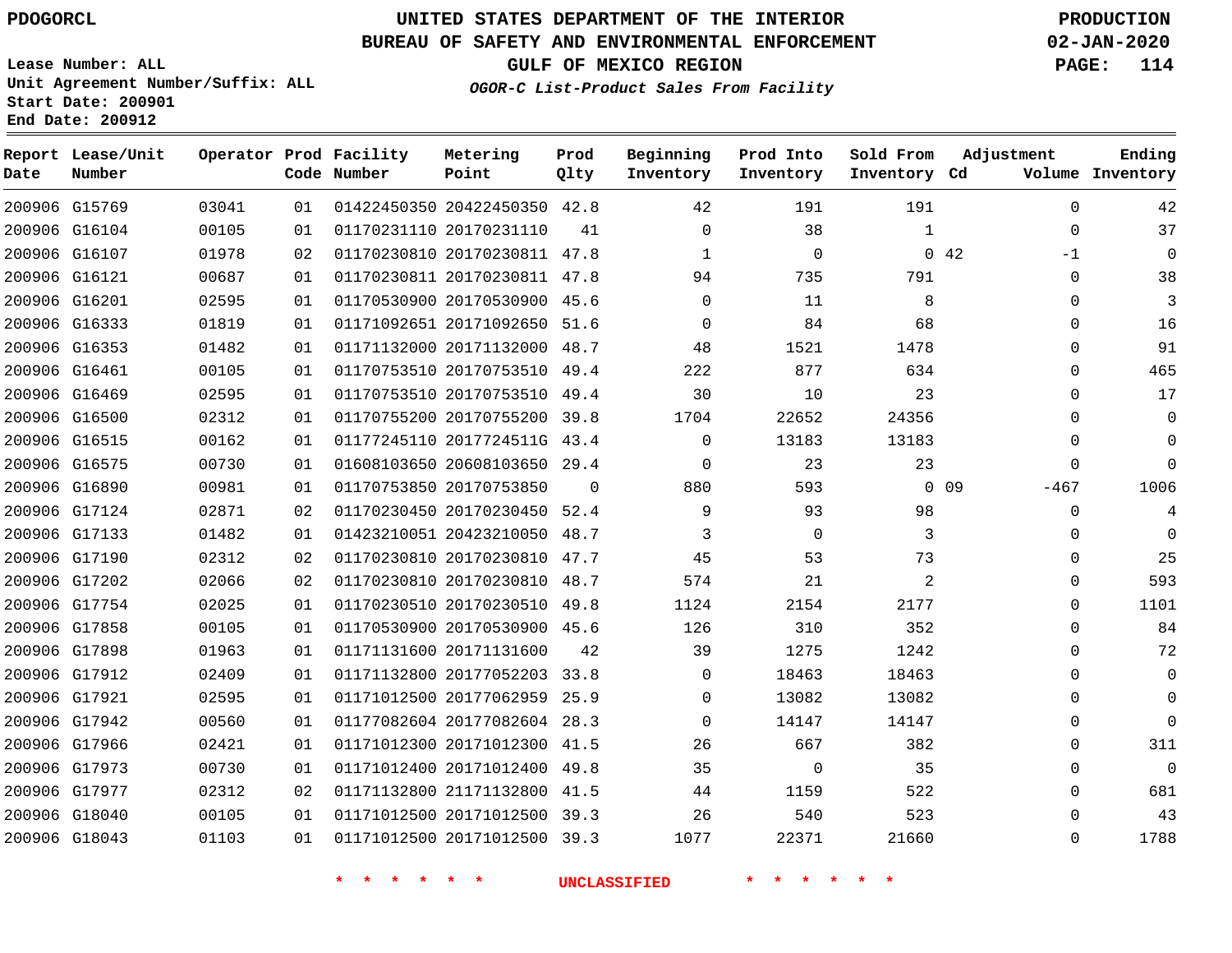PDOGORCL

# UNITED STATES DEPARTMENT OF THE INTERIOR
## BUREAU OF SAFETY AND ENVIRONMENTAL ENFORCEMENT
### GULF OF MEXICO REGION
*OGOR-C List-Product Sales From Facility*

PRODUCTION
02-JAN-2020

Lease Number: ALL
Unit Agreement Number/Suffix: ALL
Start Date: 200901
End Date: 200912

| Report Date | Lease/Unit Number | Operator | Prod Code | Facility Number | Metering Point | Prod Qlty | Beginning Inventory | Prod Into Inventory | Sold From Inventory | Adjustment Cd | Adjustment Volume | Ending Inventory |
|---|---|---|---|---|---|---|---|---|---|---|---|---|
| 200906 | G15769 | 03041 | 01 | 01422450350 | 20422450350 | 42.8 | 42 | 191 | 191 | | 0 | 42 |
| 200906 | G16104 | 00105 | 01 | 01170231110 | 20170231110 | 41 | 0 | 38 | 1 | | 0 | 37 |
| 200906 | G16107 | 01978 | 02 | 01170230810 | 20170230811 | 47.8 | 1 | 0 | 0 | 42 | -1 | 0 |
| 200906 | G16121 | 00687 | 01 | 01170230811 | 20170230811 | 47.8 | 94 | 735 | 791 | | 0 | 38 |
| 200906 | G16201 | 02595 | 01 | 01170530900 | 20170530900 | 45.6 | 0 | 11 | 8 | | 0 | 3 |
| 200906 | G16333 | 01819 | 01 | 01171092651 | 20171092650 | 51.6 | 0 | 84 | 68 | | 0 | 16 |
| 200906 | G16353 | 01482 | 01 | 01171132000 | 20171132000 | 48.7 | 48 | 1521 | 1478 | | 0 | 91 |
| 200906 | G16461 | 00105 | 01 | 01170753510 | 20170753510 | 49.4 | 222 | 877 | 634 | | 0 | 465 |
| 200906 | G16469 | 02595 | 01 | 01170753510 | 20170753510 | 49.4 | 30 | 10 | 23 | | 0 | 17 |
| 200906 | G16500 | 02312 | 01 | 01170755200 | 20170755200 | 39.8 | 1704 | 22652 | 24356 | | 0 | 0 |
| 200906 | G16515 | 00162 | 01 | 01177245110 | 2017724511G | 43.4 | 0 | 13183 | 13183 | | 0 | 0 |
| 200906 | G16575 | 00730 | 01 | 01608103650 | 20608103650 | 29.4 | 0 | 23 | 23 | | 0 | 0 |
| 200906 | G16890 | 00981 | 01 | 01170753850 | 20170753850 | 0 | 880 | 593 | 0 | 09 | -467 | 1006 |
| 200906 | G17124 | 02871 | 02 | 01170230450 | 20170230450 | 52.4 | 9 | 93 | 98 | | 0 | 4 |
| 200906 | G17133 | 01482 | 01 | 01423210051 | 20423210050 | 48.7 | 3 | 0 | 3 | | 0 | 0 |
| 200906 | G17190 | 02312 | 02 | 01170230810 | 20170230810 | 47.7 | 45 | 53 | 73 | | 0 | 25 |
| 200906 | G17202 | 02066 | 02 | 01170230810 | 20170230810 | 48.7 | 574 | 21 | 2 | | 0 | 593 |
| 200906 | G17754 | 02025 | 01 | 01170230510 | 20170230510 | 49.8 | 1124 | 2154 | 2177 | | 0 | 1101 |
| 200906 | G17858 | 00105 | 01 | 01170530900 | 20170530900 | 45.6 | 126 | 310 | 352 | | 0 | 84 |
| 200906 | G17898 | 01963 | 01 | 01171131600 | 20171131600 | 42 | 39 | 1275 | 1242 | | 0 | 72 |
| 200906 | G17912 | 02409 | 01 | 01171132800 | 20177052203 | 33.8 | 0 | 18463 | 18463 | | 0 | 0 |
| 200906 | G17921 | 02595 | 01 | 01171012500 | 20177062959 | 25.9 | 0 | 13082 | 13082 | | 0 | 0 |
| 200906 | G17942 | 00560 | 01 | 01177082604 | 20177082604 | 28.3 | 0 | 14147 | 14147 | | 0 | 0 |
| 200906 | G17966 | 02421 | 01 | 01171012300 | 20171012300 | 41.5 | 26 | 667 | 382 | | 0 | 311 |
| 200906 | G17973 | 00730 | 01 | 01171012400 | 20171012400 | 49.8 | 35 | 0 | 35 | | 0 | 0 |
| 200906 | G17977 | 02312 | 02 | 01171132800 | 21171132800 | 41.5 | 44 | 1159 | 522 | | 0 | 681 |
| 200906 | G18040 | 00105 | 01 | 01171012500 | 20171012500 | 39.3 | 26 | 540 | 523 | | 0 | 43 |
| 200906 | G18043 | 01103 | 01 | 01171012500 | 20171012500 | 39.3 | 1077 | 22371 | 21660 | | 0 | 1788 |

\* \* \* \* \* \* UNCLASSIFIED \* \* \* \* \* \*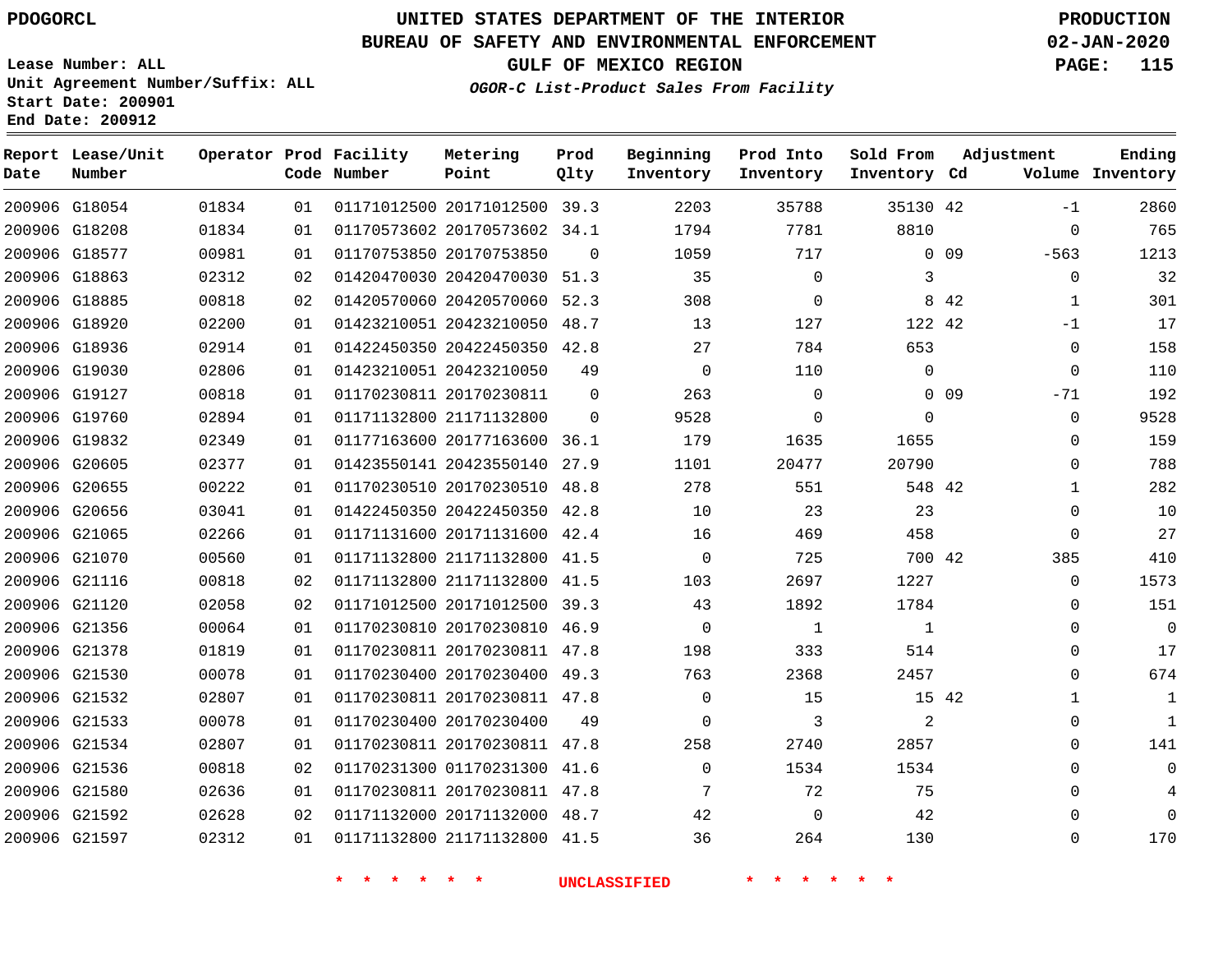PDOGORCL

Lease Number: ALL
Unit Agreement Number/Suffix: ALL
Start Date: 200901
End Date: 200912

# UNITED STATES DEPARTMENT OF THE INTERIOR
## BUREAU OF SAFETY AND ENVIRONMENTAL ENFORCEMENT
### GULF OF MEXICO REGION
*OGOR-C List-Product Sales From Facility*

PRODUCTION
02-JAN-2020

| Report Date | Lease/Unit Number | Operator | Prod Code | Facility Number | Metering Point | Prod Qlty | Beginning Inventory | Prod Into Inventory | Sold From Inventory | Adjustment Cd | Adjustment Volume | Ending Inventory |
|---|---|---|---|---|---|---|---|---|---|---|---|---|
| 200906 | G18054 | 01834 | 01 | 01171012500 | 20171012500 | 39.3 | 2203 | 35788 | 35130 | 42 | -1 | 2860 |
| 200906 | G18208 | 01834 | 01 | 01170573602 | 20170573602 | 34.1 | 1794 | 7781 | 8810 | | 0 | 765 |
| 200906 | G18577 | 00981 | 01 | 01170753850 | 20170753850 | 0 | 1059 | 717 | 0 | 09 | -563 | 1213 |
| 200906 | G18863 | 02312 | 02 | 01420470030 | 20420470030 | 51.3 | 35 | 0 | 3 | | 0 | 32 |
| 200906 | G18885 | 00818 | 02 | 01420570060 | 20420570060 | 52.3 | 308 | 0 | 8 | 42 | 1 | 301 |
| 200906 | G18920 | 02200 | 01 | 01423210051 | 20423210050 | 48.7 | 13 | 127 | 122 | 42 | -1 | 17 |
| 200906 | G18936 | 02914 | 01 | 01422450350 | 20422450350 | 42.8 | 27 | 784 | 653 | | 0 | 158 |
| 200906 | G19030 | 02806 | 01 | 01423210051 | 20423210050 | 49 | 0 | 110 | 0 | | 0 | 110 |
| 200906 | G19127 | 00818 | 01 | 01170230811 | 20170230811 | 0 | 263 | 0 | 0 | 09 | -71 | 192 |
| 200906 | G19760 | 02894 | 01 | 01171132800 | 21171132800 | 0 | 9528 | 0 | 0 | | 0 | 9528 |
| 200906 | G19832 | 02349 | 01 | 01177163600 | 20177163600 | 36.1 | 179 | 1635 | 1655 | | 0 | 159 |
| 200906 | G20605 | 02377 | 01 | 01423550141 | 20423550140 | 27.9 | 1101 | 20477 | 20790 | | 0 | 788 |
| 200906 | G20655 | 00222 | 01 | 01170230510 | 20170230510 | 48.8 | 278 | 551 | 548 | 42 | 1 | 282 |
| 200906 | G20656 | 03041 | 01 | 01422450350 | 20422450350 | 42.8 | 10 | 23 | 23 | | 0 | 10 |
| 200906 | G21065 | 02266 | 01 | 01171131600 | 20171131600 | 42.4 | 16 | 469 | 458 | | 0 | 27 |
| 200906 | G21070 | 00560 | 01 | 01171132800 | 21171132800 | 41.5 | 0 | 725 | 700 | 42 | 385 | 410 |
| 200906 | G21116 | 00818 | 02 | 01171132800 | 21171132800 | 41.5 | 103 | 2697 | 1227 | | 0 | 1573 |
| 200906 | G21120 | 02058 | 02 | 01171012500 | 20171012500 | 39.3 | 43 | 1892 | 1784 | | 0 | 151 |
| 200906 | G21356 | 00064 | 01 | 01170230810 | 20170230810 | 46.9 | 0 | 1 | 1 | | 0 | 0 |
| 200906 | G21378 | 01819 | 01 | 01170230811 | 20170230811 | 47.8 | 198 | 333 | 514 | | 0 | 17 |
| 200906 | G21530 | 00078 | 01 | 01170230400 | 20170230400 | 49.3 | 763 | 2368 | 2457 | | 0 | 674 |
| 200906 | G21532 | 02807 | 01 | 01170230811 | 20170230811 | 47.8 | 0 | 15 | 15 | 42 | 1 | 1 |
| 200906 | G21533 | 00078 | 01 | 01170230400 | 20170230400 | 49 | 0 | 3 | 2 | | 0 | 1 |
| 200906 | G21534 | 02807 | 01 | 01170230811 | 20170230811 | 47.8 | 258 | 2740 | 2857 | | 0 | 141 |
| 200906 | G21536 | 00818 | 02 | 01170231300 | 01170231300 | 41.6 | 0 | 1534 | 1534 | | 0 | 0 |
| 200906 | G21580 | 02636 | 01 | 01170230811 | 20170230811 | 47.8 | 7 | 72 | 75 | | 0 | 4 |
| 200906 | G21592 | 02628 | 02 | 01171132000 | 20171132000 | 48.7 | 42 | 0 | 42 | | 0 | 0 |
| 200906 | G21597 | 02312 | 01 | 01171132800 | 21171132800 | 41.5 | 36 | 264 | 130 | | 0 | 170 |

* * * * * * UNCLASSIFIED * * * * * *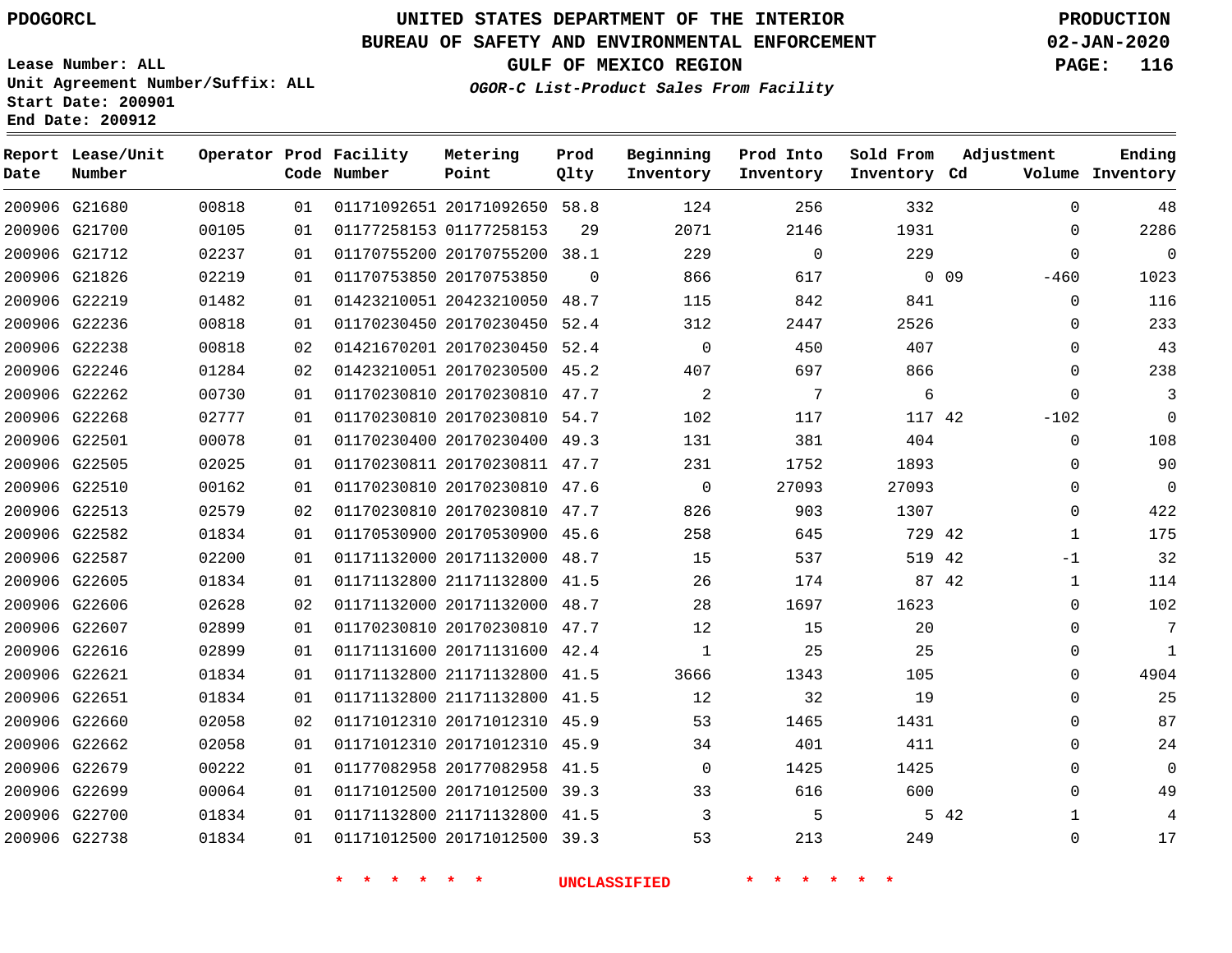PDOGORCL

Lease Number: ALL
Unit Agreement Number/Suffix: ALL
Start Date: 200901
End Date: 200912

# UNITED STATES DEPARTMENT OF THE INTERIOR
## BUREAU OF SAFETY AND ENVIRONMENTAL ENFORCEMENT
## GULF OF MEXICO REGION
### *OGOR-C List-Product Sales From Facility*

PRODUCTION
02-JAN-2020

| Report Date | Lease/Unit Number | Operator | Prod Code | Facility Number | Metering Point | Prod Qlty | Beginning Inventory | Prod Into Inventory | Sold From Inventory | Adjustment Cd | Adjustment Volume | Ending Inventory |
|---|---|---|---|---|---|---|---|---|---|---|---|---|
| 200906 | G21680 | 00818 | 01 | 01171092651 | 20171092650 | 58.8 | 124 | 256 | 332 | | 0 | 48 |
| 200906 | G21700 | 00105 | 01 | 01177258153 | 01177258153 | 29 | 2071 | 2146 | 1931 | | 0 | 2286 |
| 200906 | G21712 | 02237 | 01 | 01170755200 | 20170755200 | 38.1 | 229 | 0 | 229 | | 0 | 0 |
| 200906 | G21826 | 02219 | 01 | 01170753850 | 20170753850 | 0 | 866 | 617 | 0 | 09 | -460 | 1023 |
| 200906 | G22219 | 01482 | 01 | 01423210051 | 20423210050 | 48.7 | 115 | 842 | 841 | | 0 | 116 |
| 200906 | G22236 | 00818 | 01 | 01170230450 | 20170230450 | 52.4 | 312 | 2447 | 2526 | | 0 | 233 |
| 200906 | G22238 | 00818 | 02 | 01421670201 | 20170230450 | 52.4 | 0 | 450 | 407 | | 0 | 43 |
| 200906 | G22246 | 01284 | 02 | 01423210051 | 20170230500 | 45.2 | 407 | 697 | 866 | | 0 | 238 |
| 200906 | G22262 | 00730 | 01 | 01170230810 | 20170230810 | 47.7 | 2 | 7 | 6 | | 0 | 3 |
| 200906 | G22268 | 02777 | 01 | 01170230810 | 20170230810 | 54.7 | 102 | 117 | 117 | 42 | -102 | 0 |
| 200906 | G22501 | 00078 | 01 | 01170230400 | 20170230400 | 49.3 | 131 | 381 | 404 | | 0 | 108 |
| 200906 | G22505 | 02025 | 01 | 01170230811 | 20170230811 | 47.7 | 231 | 1752 | 1893 | | 0 | 90 |
| 200906 | G22510 | 00162 | 01 | 01170230810 | 20170230810 | 47.6 | 0 | 27093 | 27093 | | 0 | 0 |
| 200906 | G22513 | 02579 | 02 | 01170230810 | 20170230810 | 47.7 | 826 | 903 | 1307 | | 0 | 422 |
| 200906 | G22582 | 01834 | 01 | 01170530900 | 20170530900 | 45.6 | 258 | 645 | 729 | 42 | 1 | 175 |
| 200906 | G22587 | 02200 | 01 | 01171132000 | 20171132000 | 48.7 | 15 | 537 | 519 | 42 | -1 | 32 |
| 200906 | G22605 | 01834 | 01 | 01171132800 | 21171132800 | 41.5 | 26 | 174 | 87 | 42 | 1 | 114 |
| 200906 | G22606 | 02628 | 02 | 01171132000 | 20171132000 | 48.7 | 28 | 1697 | 1623 | | 0 | 102 |
| 200906 | G22607 | 02899 | 01 | 01170230810 | 20170230810 | 47.7 | 12 | 15 | 20 | | 0 | 7 |
| 200906 | G22616 | 02899 | 01 | 01171131600 | 20171131600 | 42.4 | 1 | 25 | 25 | | 0 | 1 |
| 200906 | G22621 | 01834 | 01 | 01171132800 | 21171132800 | 41.5 | 3666 | 1343 | 105 | | 0 | 4904 |
| 200906 | G22651 | 01834 | 01 | 01171132800 | 21171132800 | 41.5 | 12 | 32 | 19 | | 0 | 25 |
| 200906 | G22660 | 02058 | 02 | 01171012310 | 20171012310 | 45.9 | 53 | 1465 | 1431 | | 0 | 87 |
| 200906 | G22662 | 02058 | 01 | 01171012310 | 20171012310 | 45.9 | 34 | 401 | 411 | | 0 | 24 |
| 200906 | G22679 | 00222 | 01 | 01177082958 | 20177082958 | 41.5 | 0 | 1425 | 1425 | | 0 | 0 |
| 200906 | G22699 | 00064 | 01 | 01171012500 | 20171012500 | 39.3 | 33 | 616 | 600 | | 0 | 49 |
| 200906 | G22700 | 01834 | 01 | 01171132800 | 21171132800 | 41.5 | 3 | 5 | 5 | 42 | 1 | 4 |
| 200906 | G22738 | 01834 | 01 | 01171012500 | 20171012500 | 39.3 | 53 | 213 | 249 | | 0 | 17 |

* * * * * * UNCLASSIFIED * * * * * *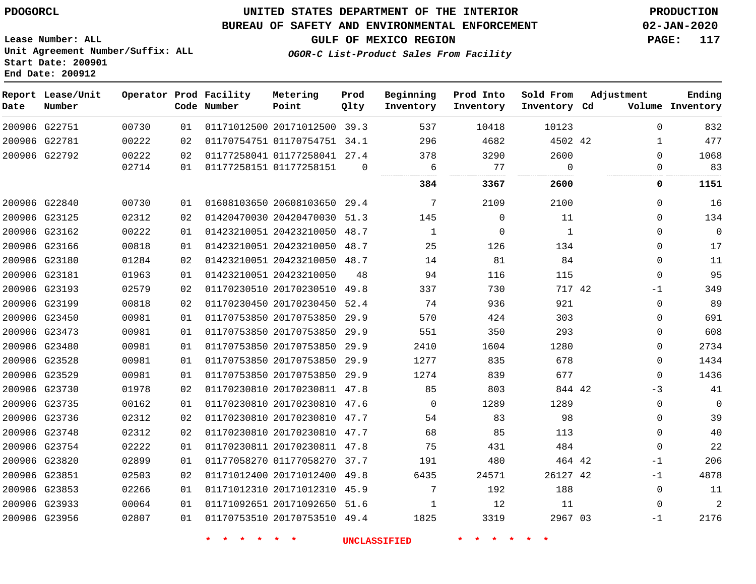PDOGORCL

# UNITED STATES DEPARTMENT OF THE INTERIOR
## BUREAU OF SAFETY AND ENVIRONMENTAL ENFORCEMENT
### GULF OF MEXICO REGION

PRODUCTION
02-JAN-2020

*OGOR-C List-Product Sales From Facility*

Lease Number: ALL
Unit Agreement Number/Suffix: ALL
Start Date: 200901
End Date: 200912

| Report Date | Lease/Unit Number | Operator | Prod Code | Facility Number | Metering Point | Prod Qlty | Beginning Inventory | Prod Into Inventory | Sold From Inventory | Adjustment Cd | Adjustment Volume | Ending Inventory |
|---|---|---|---|---|---|---|---|---|---|---|---|---|
| 200906 | G22751 | 00730 | 01 | 01171012500 | 20171012500 | 39.3 | 537 | 10418 | 10123 | | 0 | 832 |
| 200906 | G22781 | 00222 | 02 | 01170754751 | 01170754751 | 34.1 | 296 | 4682 | 4502 | 42 | 1 | 477 |
| 200906 | G22792 | 00222 | 02 | 01177258041 | 01177258041 | 27.4 | 378 | 3290 | 2600 | | 0 | 1068 |
| | | 02714 | 01 | 01177258151 | 01177258151 | 0 | 6 | 77 | 0 | | 0 | 83 |
| | | | | | | | **384** | **3367** | **2600** | | **0** | **1151** |
| 200906 | G22840 | 00730 | 01 | 01608103650 | 20608103650 | 29.4 | 7 | 2109 | 2100 | | 0 | 16 |
| 200906 | G23125 | 02312 | 02 | 01420470030 | 20420470030 | 51.3 | 145 | 0 | 11 | | 0 | 134 |
| 200906 | G23162 | 00222 | 01 | 01423210051 | 20423210050 | 48.7 | 1 | 0 | 1 | | 0 | 0 |
| 200906 | G23166 | 00818 | 01 | 01423210051 | 20423210050 | 48.7 | 25 | 126 | 134 | | 0 | 17 |
| 200906 | G23180 | 01284 | 02 | 01423210051 | 20423210050 | 48.7 | 14 | 81 | 84 | | 0 | 11 |
| 200906 | G23181 | 01963 | 01 | 01423210051 | 20423210050 | 48 | 94 | 116 | 115 | | 0 | 95 |
| 200906 | G23193 | 02579 | 02 | 01170230510 | 20170230510 | 49.8 | 337 | 730 | 717 | 42 | -1 | 349 |
| 200906 | G23199 | 00818 | 02 | 01170230450 | 20170230450 | 52.4 | 74 | 936 | 921 | | 0 | 89 |
| 200906 | G23450 | 00981 | 01 | 01170753850 | 20170753850 | 29.9 | 570 | 424 | 303 | | 0 | 691 |
| 200906 | G23473 | 00981 | 01 | 01170753850 | 20170753850 | 29.9 | 551 | 350 | 293 | | 0 | 608 |
| 200906 | G23480 | 00981 | 01 | 01170753850 | 20170753850 | 29.9 | 2410 | 1604 | 1280 | | 0 | 2734 |
| 200906 | G23528 | 00981 | 01 | 01170753850 | 20170753850 | 29.9 | 1277 | 835 | 678 | | 0 | 1434 |
| 200906 | G23529 | 00981 | 01 | 01170753850 | 20170753850 | 29.9 | 1274 | 839 | 677 | | 0 | 1436 |
| 200906 | G23730 | 01978 | 02 | 01170230810 | 20170230811 | 47.8 | 85 | 803 | 844 | 42 | -3 | 41 |
| 200906 | G23735 | 00162 | 01 | 01170230810 | 20170230810 | 47.6 | 0 | 1289 | 1289 | | 0 | 0 |
| 200906 | G23736 | 02312 | 02 | 01170230810 | 20170230810 | 47.7 | 54 | 83 | 98 | | 0 | 39 |
| 200906 | G23748 | 02312 | 02 | 01170230810 | 20170230810 | 47.7 | 68 | 85 | 113 | | 0 | 40 |
| 200906 | G23754 | 02222 | 01 | 01170230811 | 20170230811 | 47.8 | 75 | 431 | 484 | | 0 | 22 |
| 200906 | G23820 | 02899 | 01 | 01177058270 | 01177058270 | 37.7 | 191 | 480 | 464 | 42 | -1 | 206 |
| 200906 | G23851 | 02503 | 02 | 01171012400 | 20171012400 | 49.8 | 6435 | 24571 | 26127 | 42 | -1 | 4878 |
| 200906 | G23853 | 02266 | 01 | 01171012310 | 20171012310 | 45.9 | 7 | 192 | 188 | | 0 | 11 |
| 200906 | G23933 | 00064 | 01 | 01171092651 | 20171092650 | 51.6 | 1 | 12 | 11 | | 0 | 2 |
| 200906 | G23956 | 02807 | 01 | 01170753510 | 20170753510 | 49.4 | 1825 | 3319 | 2967 | 03 | -1 | 2176 |

\* \* \* \* \* \* UNCLASSIFIED \* \* \* \* \* \*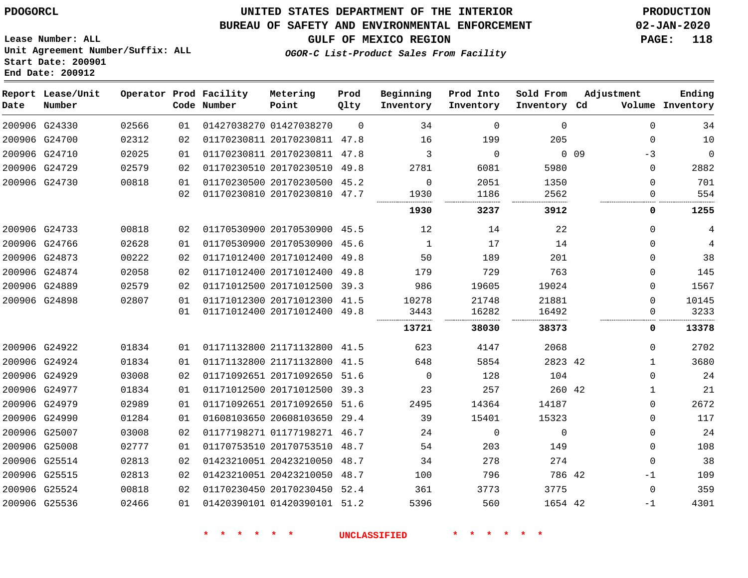PDOGORCL

# UNITED STATES DEPARTMENT OF THE INTERIOR
## BUREAU OF SAFETY AND ENVIRONMENTAL ENFORCEMENT
### GULF OF MEXICO REGION
*OGOR-C List-Product Sales From Facility*

PRODUCTION
02-JAN-2020

Lease Number: ALL
Unit Agreement Number/Suffix: ALL
Start Date: 200901
End Date: 200912

| Report Date | Lease/Unit Number | Operator | Prod Code | Facility Number | Metering Point | Prod Qlty | Beginning Inventory | Prod Into Inventory | Sold From Inventory | Adjustment Cd | Volume | Ending Inventory |
|---|---|---|---|---|---|---|---|---|---|---|---|---|
| 200906 | G24330 | 02566 | 01 | 01427038270 | 01427038270 | 0 | 34 | 0 | 0 | | 0 | 34 |
| 200906 | G24700 | 02312 | 02 | 01170230811 | 20170230811 | 47.8 | 16 | 199 | 205 | | 0 | 10 |
| 200906 | G24710 | 02025 | 01 | 01170230811 | 20170230811 | 47.8 | 3 | 0 | 0 | 09 | -3 | 0 |
| 200906 | G24729 | 02579 | 02 | 01170230510 | 20170230510 | 49.8 | 2781 | 6081 | 5980 | | 0 | 2882 |
| 200906 | G24730 | 00818 | 01 | 01170230500 | 20170230500 | 45.2 | 0 | 2051 | 1350 | | 0 | 701 |
| | | | 02 | 01170230810 | 20170230810 | 47.7 | 1930 | 1186 | 2562 | | 0 | 554 |
| | | | | | | | **1930** | **3237** | **3912** | | **0** | **1255** |
| 200906 | G24733 | 00818 | 02 | 01170530900 | 20170530900 | 45.5 | 12 | 14 | 22 | | 0 | 4 |
| 200906 | G24766 | 02628 | 01 | 01170530900 | 20170530900 | 45.6 | 1 | 17 | 14 | | 0 | 4 |
| 200906 | G24873 | 00222 | 02 | 01171012400 | 20171012400 | 49.8 | 50 | 189 | 201 | | 0 | 38 |
| 200906 | G24874 | 02058 | 02 | 01171012400 | 20171012400 | 49.8 | 179 | 729 | 763 | | 0 | 145 |
| 200906 | G24889 | 02579 | 02 | 01171012500 | 20171012500 | 39.3 | 986 | 19605 | 19024 | | 0 | 1567 |
| 200906 | G24898 | 02807 | 01 | 01171012300 | 20171012300 | 41.5 | 10278 | 21748 | 21881 | | 0 | 10145 |
| | | | 01 | 01171012400 | 20171012400 | 49.8 | 3443 | 16282 | 16492 | | 0 | 3233 |
| | | | | | | | **13721** | **38030** | **38373** | | **0** | **13378** |
| 200906 | G24922 | 01834 | 01 | 01171132800 | 21171132800 | 41.5 | 623 | 4147 | 2068 | | 0 | 2702 |
| 200906 | G24924 | 01834 | 01 | 01171132800 | 21171132800 | 41.5 | 648 | 5854 | 2823 | 42 | 1 | 3680 |
| 200906 | G24929 | 03008 | 02 | 01171092651 | 20171092650 | 51.6 | 0 | 128 | 104 | | 0 | 24 |
| 200906 | G24977 | 01834 | 01 | 01171012500 | 20171012500 | 39.3 | 23 | 257 | 260 | 42 | 1 | 21 |
| 200906 | G24979 | 02989 | 01 | 01171092651 | 20171092650 | 51.6 | 2495 | 14364 | 14187 | | 0 | 2672 |
| 200906 | G24990 | 01284 | 01 | 01608103650 | 20608103650 | 29.4 | 39 | 15401 | 15323 | | 0 | 117 |
| 200906 | G25007 | 03008 | 02 | 01177198271 | 01177198271 | 46.7 | 24 | 0 | 0 | | 0 | 24 |
| 200906 | G25008 | 02777 | 01 | 01170753510 | 20170753510 | 48.7 | 54 | 203 | 149 | | 0 | 108 |
| 200906 | G25514 | 02813 | 02 | 01423210051 | 20423210050 | 48.7 | 34 | 278 | 274 | | 0 | 38 |
| 200906 | G25515 | 02813 | 02 | 01423210051 | 20423210050 | 48.7 | 100 | 796 | 786 | 42 | -1 | 109 |
| 200906 | G25524 | 00818 | 02 | 01170230450 | 20170230450 | 52.4 | 361 | 3773 | 3775 | | 0 | 359 |
| 200906 | G25536 | 02466 | 01 | 01420390101 | 01420390101 | 51.2 | 5396 | 560 | 1654 | 42 | -1 | 4301 |

* * * * * * UNCLASSIFIED * * * * * *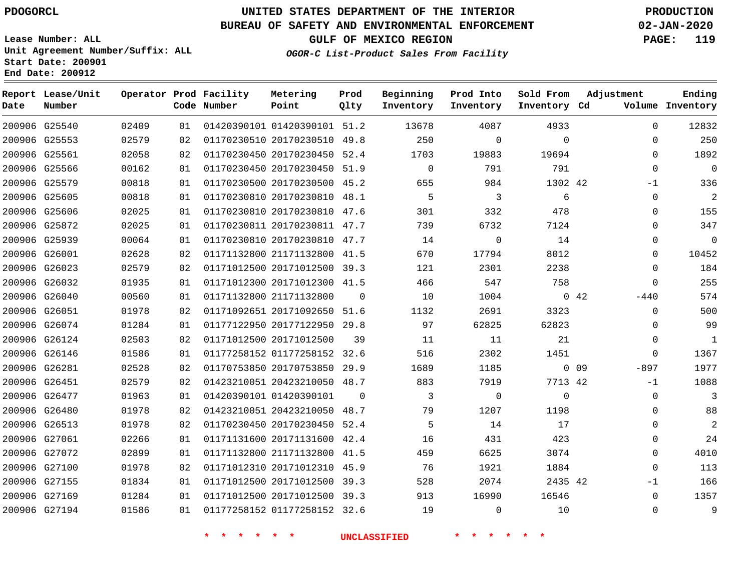UNITED STATES DEPARTMENT OF THE INTERIOR
BUREAU OF SAFETY AND ENVIRONMENTAL ENFORCEMENT
GULF OF MEXICO REGION

PDOGORCL

PRODUCTION
02-JAN-2020

Lease Number: ALL
Unit Agreement Number/Suffix: ALL
Start Date: 200901
End Date: 200912

*OGOR-C List-Product Sales From Facility*

| Report Date | Lease/Unit Number | Operator | Prod Code | Facility Number | Metering Point | Prod Qlty | Beginning Inventory | Prod Into Inventory | Sold From Inventory | Adjustment Cd | Adjustment Volume | Ending Inventory |
|---|---|---|---|---|---|---|---|---|---|---|---|---|
| 200906 | G25540 | 02409 | 01 | 01420390101 | 01420390101 | 51.2 | 13678 | 4087 | 4933 | | 0 | 12832 |
| 200906 | G25553 | 02579 | 02 | 01170230510 | 20170230510 | 49.8 | 250 | 0 | 0 | | 0 | 250 |
| 200906 | G25561 | 02058 | 02 | 01170230450 | 20170230450 | 52.4 | 1703 | 19883 | 19694 | | 0 | 1892 |
| 200906 | G25566 | 00162 | 01 | 01170230450 | 20170230450 | 51.9 | 0 | 791 | 791 | | 0 | 0 |
| 200906 | G25579 | 00818 | 01 | 01170230500 | 20170230500 | 45.2 | 655 | 984 | 1302 | 42 | -1 | 336 |
| 200906 | G25605 | 00818 | 01 | 01170230810 | 20170230810 | 48.1 | 5 | 3 | 6 | | 0 | 2 |
| 200906 | G25606 | 02025 | 01 | 01170230810 | 20170230810 | 47.6 | 301 | 332 | 478 | | 0 | 155 |
| 200906 | G25872 | 02025 | 01 | 01170230811 | 20170230811 | 47.7 | 739 | 6732 | 7124 | | 0 | 347 |
| 200906 | G25939 | 00064 | 01 | 01170230810 | 20170230810 | 47.7 | 14 | 0 | 14 | | 0 | 0 |
| 200906 | G26001 | 02628 | 02 | 01171132800 | 21171132800 | 41.5 | 670 | 17794 | 8012 | | 0 | 10452 |
| 200906 | G26023 | 02579 | 02 | 01171012500 | 20171012500 | 39.3 | 121 | 2301 | 2238 | | 0 | 184 |
| 200906 | G26032 | 01935 | 01 | 01171012300 | 20171012300 | 41.5 | 466 | 547 | 758 | | 0 | 255 |
| 200906 | G26040 | 00560 | 01 | 01171132800 | 21171132800 | 0 | 10 | 1004 | 0 | 42 | -440 | 574 |
| 200906 | G26051 | 01978 | 02 | 01171092651 | 20171092650 | 51.6 | 1132 | 2691 | 3323 | | 0 | 500 |
| 200906 | G26074 | 01284 | 01 | 01177122950 | 20177122950 | 29.8 | 97 | 62825 | 62823 | | 0 | 99 |
| 200906 | G26124 | 02503 | 02 | 01171012500 | 20171012500 | 39 | 11 | 11 | 21 | | 0 | 1 |
| 200906 | G26146 | 01586 | 01 | 01177258152 | 01177258152 | 32.6 | 516 | 2302 | 1451 | | 0 | 1367 |
| 200906 | G26281 | 02528 | 02 | 01170753850 | 20170753850 | 29.9 | 1689 | 1185 | 0 | 09 | -897 | 1977 |
| 200906 | G26451 | 02579 | 02 | 01423210051 | 20423210050 | 48.7 | 883 | 7919 | 7713 | 42 | -1 | 1088 |
| 200906 | G26477 | 01963 | 01 | 01420390101 | 01420390101 | 0 | 3 | 0 | 0 | | 0 | 3 |
| 200906 | G26480 | 01978 | 02 | 01423210051 | 20423210050 | 48.7 | 79 | 1207 | 1198 | | 0 | 88 |
| 200906 | G26513 | 01978 | 02 | 01170230450 | 20170230450 | 52.4 | 5 | 14 | 17 | | 0 | 2 |
| 200906 | G27061 | 02266 | 01 | 01171131600 | 20171131600 | 42.4 | 16 | 431 | 423 | | 0 | 24 |
| 200906 | G27072 | 02899 | 01 | 01171132800 | 21171132800 | 41.5 | 459 | 6625 | 3074 | | 0 | 4010 |
| 200906 | G27100 | 01978 | 02 | 01171012310 | 20171012310 | 45.9 | 76 | 1921 | 1884 | | 0 | 113 |
| 200906 | G27155 | 01834 | 01 | 01171012500 | 20171012500 | 39.3 | 528 | 2074 | 2435 | 42 | -1 | 166 |
| 200906 | G27169 | 01284 | 01 | 01171012500 | 20171012500 | 39.3 | 913 | 16990 | 16546 | | 0 | 1357 |
| 200906 | G27194 | 01586 | 01 | 01177258152 | 01177258152 | 32.6 | 19 | 0 | 10 | | 0 | 9 |

* * * * * * UNCLASSIFIED * * * * * *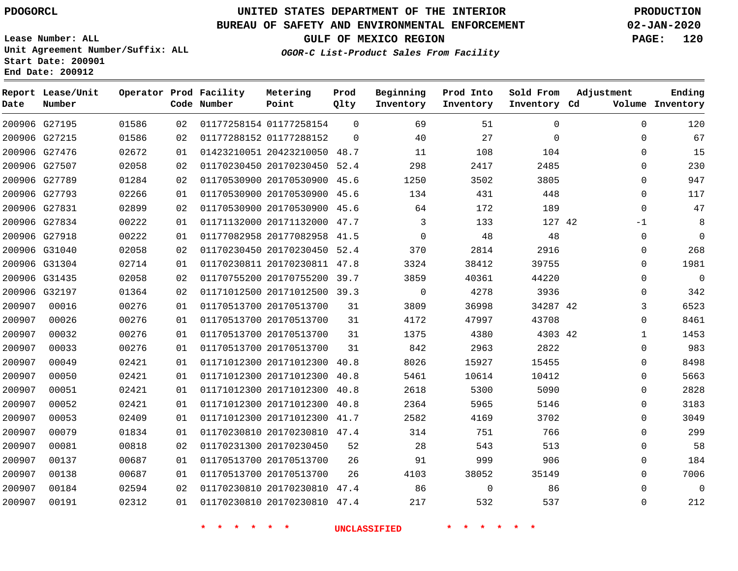PDOGORCL

# UNITED STATES DEPARTMENT OF THE INTERIOR
## BUREAU OF SAFETY AND ENVIRONMENTAL ENFORCEMENT
### GULF OF MEXICO REGION
*OGOR-C List-Product Sales From Facility*

PRODUCTION
02-JAN-2020

Lease Number: ALL
Unit Agreement Number/Suffix: ALL
Start Date: 200901
End Date: 200912

| Report Date | Lease/Unit Number | Operator | Prod Code | Facility Number | Metering Point | Prod Qlty | Beginning Inventory | Prod Into Inventory | Sold From Inventory | Adjustment Cd | Adjustment Volume | Ending Inventory |
|---|---|---|---|---|---|---|---|---|---|---|---|---|
| 200906 | G27195 | 01586 | 02 | 01177258154 | 01177258154 | 0 | 69 | 51 | 0 | | 0 | 120 |
| 200906 | G27215 | 01586 | 02 | 01177288152 | 01177288152 | 0 | 40 | 27 | 0 | | 0 | 67 |
| 200906 | G27476 | 02672 | 01 | 01423210051 | 20423210050 | 48.7 | 11 | 108 | 104 | | 0 | 15 |
| 200906 | G27507 | 02058 | 02 | 01170230450 | 20170230450 | 52.4 | 298 | 2417 | 2485 | | 0 | 230 |
| 200906 | G27789 | 01284 | 02 | 01170530900 | 20170530900 | 45.6 | 1250 | 3502 | 3805 | | 0 | 947 |
| 200906 | G27793 | 02266 | 01 | 01170530900 | 20170530900 | 45.6 | 134 | 431 | 448 | | 0 | 117 |
| 200906 | G27831 | 02899 | 02 | 01170530900 | 20170530900 | 45.6 | 64 | 172 | 189 | | 0 | 47 |
| 200906 | G27834 | 00222 | 01 | 01171132000 | 20171132000 | 47.7 | 3 | 133 | 127 | 42 | -1 | 8 |
| 200906 | G27918 | 00222 | 01 | 01177082958 | 20177082958 | 41.5 | 0 | 48 | 48 | | 0 | 0 |
| 200906 | G31040 | 02058 | 02 | 01170230450 | 20170230450 | 52.4 | 370 | 2814 | 2916 | | 0 | 268 |
| 200906 | G31304 | 02714 | 01 | 01170230811 | 20170230811 | 47.8 | 3324 | 38412 | 39755 | | 0 | 1981 |
| 200906 | G31435 | 02058 | 02 | 01170755200 | 20170755200 | 39.7 | 3859 | 40361 | 44220 | | 0 | 0 |
| 200906 | G32197 | 01364 | 02 | 01171012500 | 20171012500 | 39.3 | 0 | 4278 | 3936 | | 0 | 342 |
| 200907 | 00016 | 00276 | 01 | 01170513700 | 20170513700 | 31 | 3809 | 36998 | 34287 | 42 | 3 | 6523 |
| 200907 | 00026 | 00276 | 01 | 01170513700 | 20170513700 | 31 | 4172 | 47997 | 43708 | | 0 | 8461 |
| 200907 | 00032 | 00276 | 01 | 01170513700 | 20170513700 | 31 | 1375 | 4380 | 4303 | 42 | 1 | 1453 |
| 200907 | 00033 | 00276 | 01 | 01170513700 | 20170513700 | 31 | 842 | 2963 | 2822 | | 0 | 983 |
| 200907 | 00049 | 02421 | 01 | 01171012300 | 20171012300 | 40.8 | 8026 | 15927 | 15455 | | 0 | 8498 |
| 200907 | 00050 | 02421 | 01 | 01171012300 | 20171012300 | 40.8 | 5461 | 10614 | 10412 | | 0 | 5663 |
| 200907 | 00051 | 02421 | 01 | 01171012300 | 20171012300 | 40.8 | 2618 | 5300 | 5090 | | 0 | 2828 |
| 200907 | 00052 | 02421 | 01 | 01171012300 | 20171012300 | 40.8 | 2364 | 5965 | 5146 | | 0 | 3183 |
| 200907 | 00053 | 02409 | 01 | 01171012300 | 20171012300 | 41.7 | 2582 | 4169 | 3702 | | 0 | 3049 |
| 200907 | 00079 | 01834 | 01 | 01170230810 | 20170230810 | 47.4 | 314 | 751 | 766 | | 0 | 299 |
| 200907 | 00081 | 00818 | 02 | 01170231300 | 20170230450 | 52 | 28 | 543 | 513 | | 0 | 58 |
| 200907 | 00137 | 00687 | 01 | 01170513700 | 20170513700 | 26 | 91 | 999 | 906 | | 0 | 184 |
| 200907 | 00138 | 00687 | 01 | 01170513700 | 20170513700 | 26 | 4103 | 38052 | 35149 | | 0 | 7006 |
| 200907 | 00184 | 02594 | 02 | 01170230810 | 20170230810 | 47.4 | 86 | 0 | 86 | | 0 | 0 |
| 200907 | 00191 | 02312 | 01 | 01170230810 | 20170230810 | 47.4 | 217 | 532 | 537 | | 0 | 212 |

\* \* \* \* \* \* UNCLASSIFIED \* \* \* \* \* \*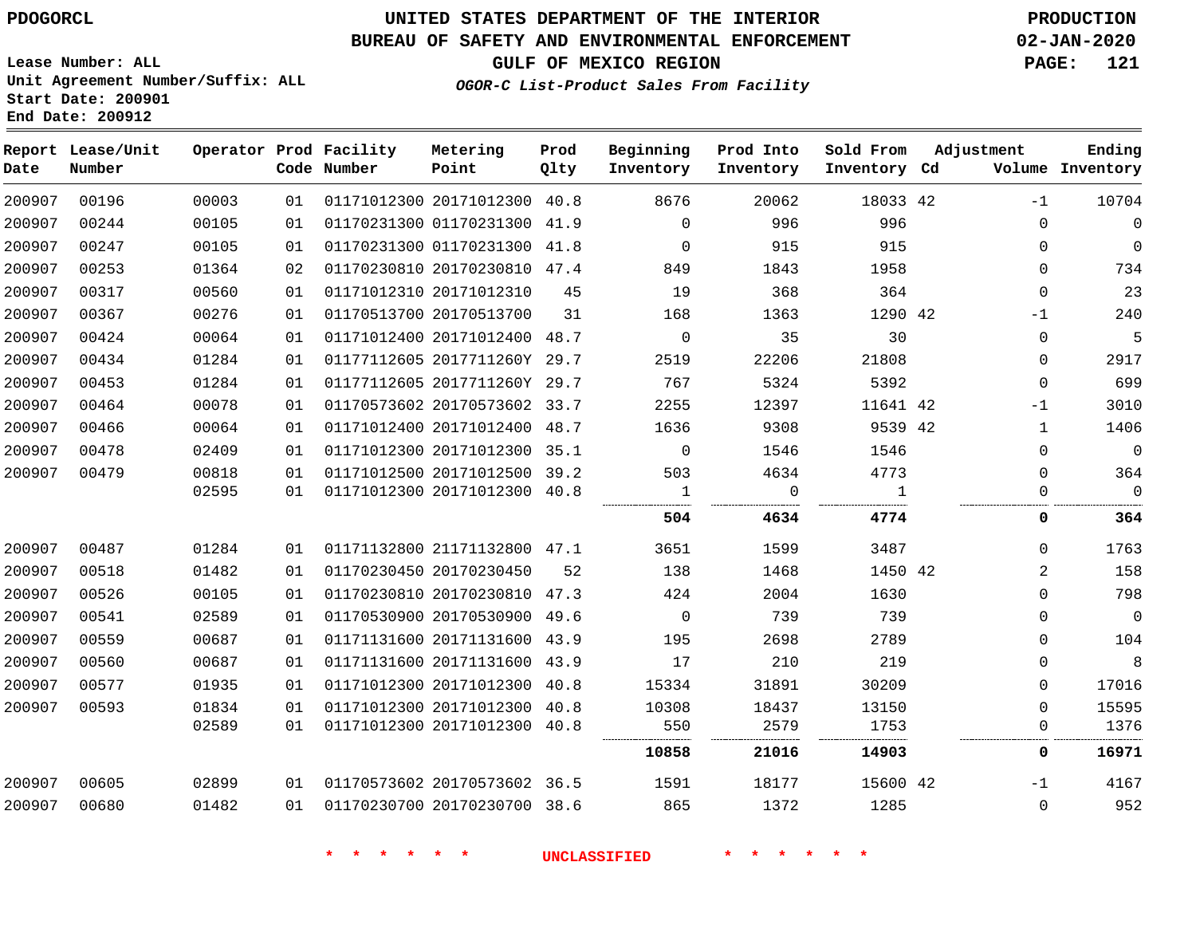**Lease Number: ALL**
**Unit Agreement Number/Suffix: ALL**
**Start Date: 200901**
**End Date: 200912**

# UNITED STATES DEPARTMENT OF THE INTERIOR
# BUREAU OF SAFETY AND ENVIRONMENTAL ENFORCEMENT
## GULF OF MEXICO REGION
### *OGOR-C List-Product Sales From Facility*

**PRODUCTION**
**02-JAN-2020**

| Report Date | Lease/Unit Number | Operator | Prod Code | Facility Number | Metering Point | Prod Qlty | Beginning Inventory | Prod Into Inventory | Sold From Inventory | Adjustment Cd | Adjustment Volume | Ending Inventory |
|---|---|---|---|---|---|---|---|---|---|---|---|---|
| 200907 | 00196 | 00003 | 01 | 01171012300 | 20171012300 | 40.8 | 8676 | 20062 | 18033 | 42 | -1 | 10704 |
| 200907 | 00244 | 00105 | 01 | 01170231300 | 01170231300 | 41.9 | 0 | 996 | 996 | | 0 | 0 |
| 200907 | 00247 | 00105 | 01 | 01170231300 | 01170231300 | 41.8 | 0 | 915 | 915 | | 0 | 0 |
| 200907 | 00253 | 01364 | 02 | 01170230810 | 20170230810 | 47.4 | 849 | 1843 | 1958 | | 0 | 734 |
| 200907 | 00317 | 00560 | 01 | 01171012310 | 20171012310 | 45 | 19 | 368 | 364 | | 0 | 23 |
| 200907 | 00367 | 00276 | 01 | 01170513700 | 20170513700 | 31 | 168 | 1363 | 1290 | 42 | -1 | 240 |
| 200907 | 00424 | 00064 | 01 | 01171012400 | 20171012400 | 48.7 | 0 | 35 | 30 | | 0 | 5 |
| 200907 | 00434 | 01284 | 01 | 01177112605 | 2017711260Y | 29.7 | 2519 | 22206 | 21808 | | 0 | 2917 |
| 200907 | 00453 | 01284 | 01 | 01177112605 | 2017711260Y | 29.7 | 767 | 5324 | 5392 | | 0 | 699 |
| 200907 | 00464 | 00078 | 01 | 01170573602 | 20170573602 | 33.7 | 2255 | 12397 | 11641 | 42 | -1 | 3010 |
| 200907 | 00466 | 00064 | 01 | 01171012400 | 20171012400 | 48.7 | 1636 | 9308 | 9539 | 42 | 1 | 1406 |
| 200907 | 00478 | 02409 | 01 | 01171012300 | 20171012300 | 35.1 | 0 | 1546 | 1546 | | 0 | 0 |
| 200907 | 00479 | 00818 | 01 | 01171012500 | 20171012500 | 39.2 | 503 | 4634 | 4773 | | 0 | 364 |
| | | 02595 | 01 | 01171012300 | 20171012300 | 40.8 | 1 | 0 | 1 | | 0 | 0 |
| | | | | | | | **504** | **4634** | **4774** | | **0** | **364** |
| 200907 | 00487 | 01284 | 01 | 01171132800 | 21171132800 | 47.1 | 3651 | 1599 | 3487 | | 0 | 1763 |
| 200907 | 00518 | 01482 | 01 | 01170230450 | 20170230450 | 52 | 138 | 1468 | 1450 | 42 | 2 | 158 |
| 200907 | 00526 | 00105 | 01 | 01170230810 | 20170230810 | 47.3 | 424 | 2004 | 1630 | | 0 | 798 |
| 200907 | 00541 | 02589 | 01 | 01170530900 | 20170530900 | 49.6 | 0 | 739 | 739 | | 0 | 0 |
| 200907 | 00559 | 00687 | 01 | 01171131600 | 20171131600 | 43.9 | 195 | 2698 | 2789 | | 0 | 104 |
| 200907 | 00560 | 00687 | 01 | 01171131600 | 20171131600 | 43.9 | 17 | 210 | 219 | | 0 | 8 |
| 200907 | 00577 | 01935 | 01 | 01171012300 | 20171012300 | 40.8 | 15334 | 31891 | 30209 | | 0 | 17016 |
| 200907 | 00593 | 01834 | 01 | 01171012300 | 20171012300 | 40.8 | 10308 | 18437 | 13150 | | 0 | 15595 |
| | | 02589 | 01 | 01171012300 | 20171012300 | 40.8 | 550 | 2579 | 1753 | | 0 | 1376 |
| | | | | | | | **10858** | **21016** | **14903** | | **0** | **16971** |
| 200907 | 00605 | 02899 | 01 | 01170573602 | 20170573602 | 36.5 | 1591 | 18177 | 15600 | 42 | -1 | 4167 |
| 200907 | 00680 | 01482 | 01 | 01170230700 | 20170230700 | 38.6 | 865 | 1372 | 1285 | | 0 | 952 |

\* \* \* \* \* \* UNCLASSIFIED \* \* \* \* \* \*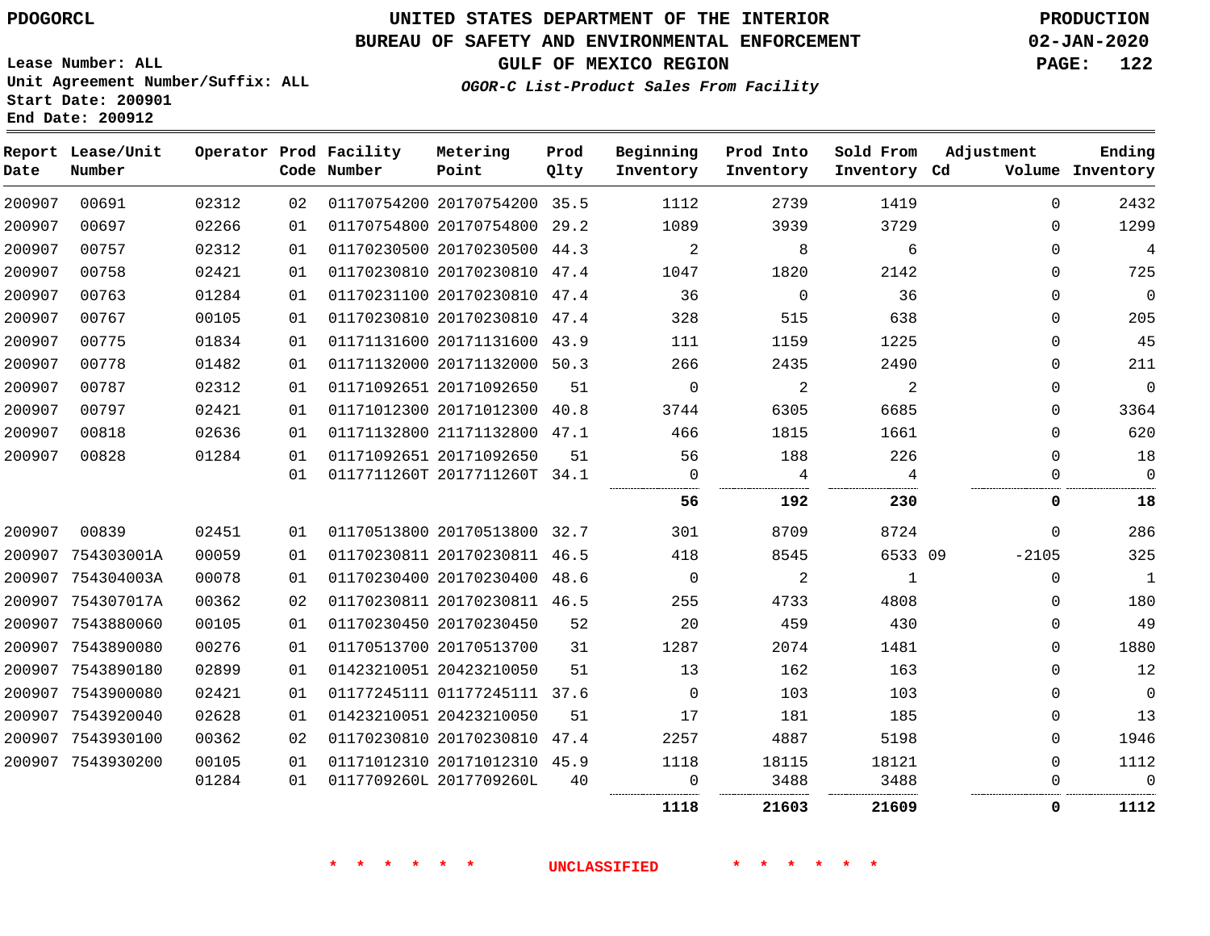# UNITED STATES DEPARTMENT OF THE INTERIOR
## BUREAU OF SAFETY AND ENVIRONMENTAL ENFORCEMENT
### GULF OF MEXICO REGION

PDOGORCL

**PRODUCTION**
**02-JAN-2020**

Lease Number: ALL
Unit Agreement Number/Suffix: ALL
Start Date: 200901
End Date: 200912

*OGOR-C List-Product Sales From Facility*

| Report Date | Lease/Unit Number | Operator | Prod Code | Facility Number | Metering Point | Prod Qlty | Beginning Inventory | Prod Into Inventory | Sold From Inventory | Adjustment Cd | Adjustment Volume | Ending Inventory |
|---|---|---|---|---|---|---|---|---|---|---|---|---|
| 200907 | 00691 | 02312 | 02 | 01170754200 | 20170754200 | 35.5 | 1112 | 2739 | 1419 | | 0 | 2432 |
| 200907 | 00697 | 02266 | 01 | 01170754800 | 20170754800 | 29.2 | 1089 | 3939 | 3729 | | 0 | 1299 |
| 200907 | 00757 | 02312 | 01 | 01170230500 | 20170230500 | 44.3 | 2 | 8 | 6 | | 0 | 4 |
| 200907 | 00758 | 02421 | 01 | 01170230810 | 20170230810 | 47.4 | 1047 | 1820 | 2142 | | 0 | 725 |
| 200907 | 00763 | 01284 | 01 | 01170231100 | 20170230810 | 47.4 | 36 | 0 | 36 | | 0 | 0 |
| 200907 | 00767 | 00105 | 01 | 01170230810 | 20170230810 | 47.4 | 328 | 515 | 638 | | 0 | 205 |
| 200907 | 00775 | 01834 | 01 | 01171131600 | 20171131600 | 43.9 | 111 | 1159 | 1225 | | 0 | 45 |
| 200907 | 00778 | 01482 | 01 | 01171132000 | 20171132000 | 50.3 | 266 | 2435 | 2490 | | 0 | 211 |
| 200907 | 00787 | 02312 | 01 | 01171092651 | 20171092650 | 51 | 0 | 2 | 2 | | 0 | 0 |
| 200907 | 00797 | 02421 | 01 | 01171012300 | 20171012300 | 40.8 | 3744 | 6305 | 6685 | | 0 | 3364 |
| 200907 | 00818 | 02636 | 01 | 01171132800 | 21171132800 | 47.1 | 466 | 1815 | 1661 | | 0 | 620 |
| 200907 | 00828 | 01284 | 01 | 01171092651 | 20171092650 | 51 | 56 | 188 | 226 | | 0 | 18 |
| | | | 01 | 0117711260T | 2017711260T | 34.1 | 0 | 4 | 4 | | 0 | 0 |
| | | | | | | | **56** | **192** | **230** | | **0** | **18** |
| 200907 | 00839 | 02451 | 01 | 01170513800 | 20170513800 | 32.7 | 301 | 8709 | 8724 | | 0 | 286 |
| 200907 | 754303001A | 00059 | 01 | 01170230811 | 20170230811 | 46.5 | 418 | 8545 | 6533 | 09 | -2105 | 325 |
| 200907 | 754304003A | 00078 | 01 | 01170230400 | 20170230400 | 48.6 | 0 | 2 | 1 | | 0 | 1 |
| 200907 | 754307017A | 00362 | 02 | 01170230811 | 20170230811 | 46.5 | 255 | 4733 | 4808 | | 0 | 180 |
| 200907 | 7543880060 | 00105 | 01 | 01170230450 | 20170230450 | 52 | 20 | 459 | 430 | | 0 | 49 |
| 200907 | 7543890080 | 00276 | 01 | 01170513700 | 20170513700 | 31 | 1287 | 2074 | 1481 | | 0 | 1880 |
| 200907 | 7543890180 | 02899 | 01 | 01423210051 | 20423210050 | 51 | 13 | 162 | 163 | | 0 | 12 |
| 200907 | 7543900080 | 02421 | 01 | 01177245111 | 01177245111 | 37.6 | 0 | 103 | 103 | | 0 | 0 |
| 200907 | 7543920040 | 02628 | 01 | 01423210051 | 20423210050 | 51 | 17 | 181 | 185 | | 0 | 13 |
| 200907 | 7543930100 | 00362 | 02 | 01170230810 | 20170230810 | 47.4 | 2257 | 4887 | 5198 | | 0 | 1946 |
| 200907 | 7543930200 | 00105 | 01 | 01171012310 | 20171012310 | 45.9 | 1118 | 18115 | 18121 | | 0 | 1112 |
| | | 01284 | 01 | 0117709260L | 2017709260L | 40 | 0 | 3488 | 3488 | | 0 | 0 |
| | | | | | | | **1118** | **21603** | **21609** | | **0** | **1112** |

\* \* \* \* \* \* UNCLASSIFIED \* \* \* \* \* \*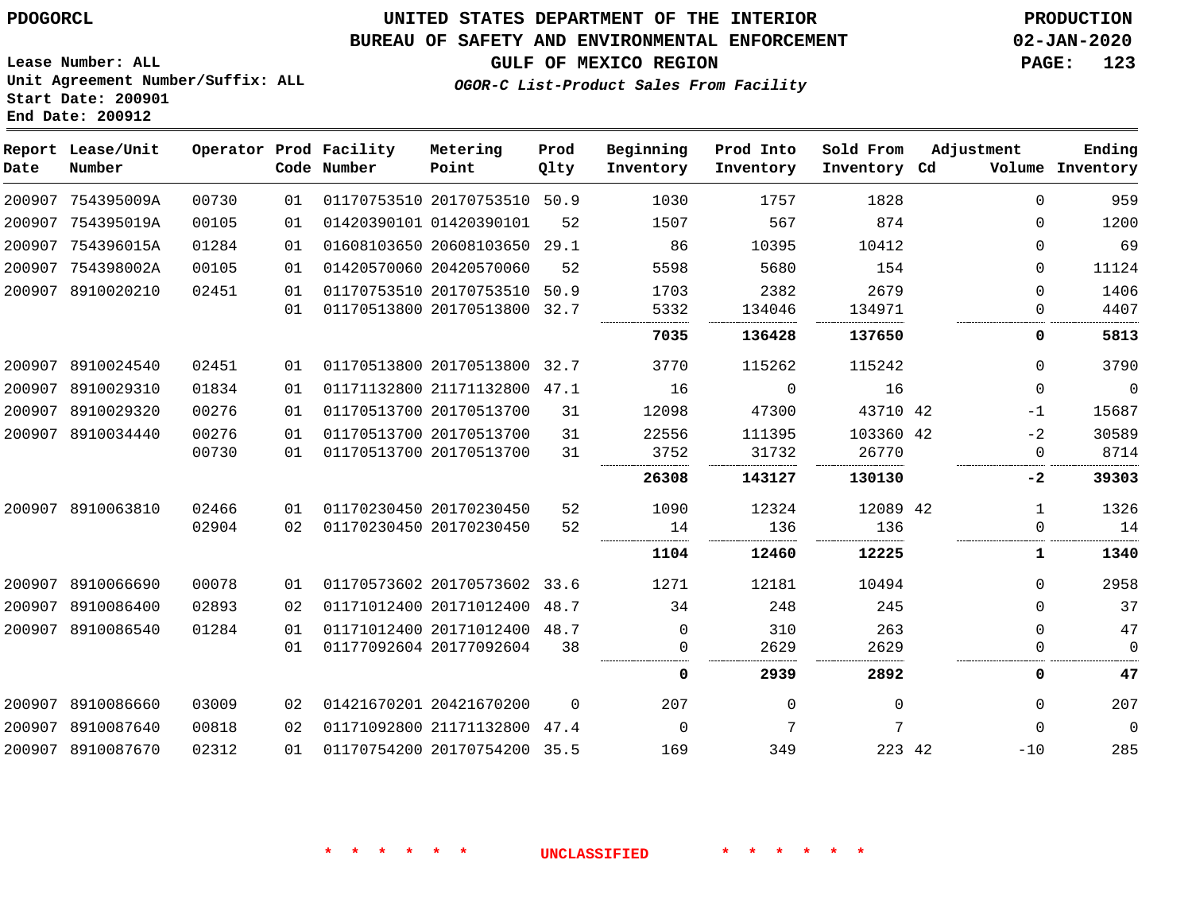PDOGORCL

Lease Number: ALL
Unit Agreement Number/Suffix: ALL
Start Date: 200901
End Date: 200912

# UNITED STATES DEPARTMENT OF THE INTERIOR
## BUREAU OF SAFETY AND ENVIRONMENTAL ENFORCEMENT
## GULF OF MEXICO REGION
### *OGOR-C List-Product Sales From Facility*

PRODUCTION
02-JAN-2020

| Report Date | Lease/Unit Number | Operator | Prod Code | Facility Number | Metering Point | Prod Qlty | Beginning Inventory | Prod Into Inventory | Sold From Inventory | Adjustment Cd | Volume | Ending Inventory |
|---|---|---|---|---|---|---|---|---|---|---|---|---|
| 200907 | 754395009A | 00730 | 01 | 01170753510 | 20170753510 | 50.9 | 1030 | 1757 | 1828 | | 0 | 959 |
| 200907 | 754395019A | 00105 | 01 | 01420390101 | 01420390101 | 52 | 1507 | 567 | 874 | | 0 | 1200 |
| 200907 | 754396015A | 01284 | 01 | 01608103650 | 20608103650 | 29.1 | 86 | 10395 | 10412 | | 0 | 69 |
| 200907 | 754398002A | 00105 | 01 | 01420570060 | 20420570060 | 52 | 5598 | 5680 | 154 | | 0 | 11124 |
| 200907 | 8910020210 | 02451 | 01 | 01170753510 | 20170753510 | 50.9 | 1703 | 2382 | 2679 | | 0 | 1406 |
| | | | 01 | 01170513800 | 20170513800 | 32.7 | 5332 | 134046 | 134971 | | 0 | 4407 |
| | | | | | | | **7035** | **136428** | **137650** | | **0** | **5813** |
| 200907 | 8910024540 | 02451 | 01 | 01170513800 | 20170513800 | 32.7 | 3770 | 115262 | 115242 | | 0 | 3790 |
| 200907 | 8910029310 | 01834 | 01 | 01171132800 | 21171132800 | 47.1 | 16 | 0 | 16 | | 0 | 0 |
| 200907 | 8910029320 | 00276 | 01 | 01170513700 | 20170513700 | 31 | 12098 | 47300 | 43710 | 42 | -1 | 15687 |
| 200907 | 8910034440 | 00276 | 01 | 01170513700 | 20170513700 | 31 | 22556 | 111395 | 103360 | 42 | -2 | 30589 |
| | | 00730 | 01 | 01170513700 | 20170513700 | 31 | 3752 | 31732 | 26770 | | 0 | 8714 |
| | | | | | | | **26308** | **143127** | **130130** | | **-2** | **39303** |
| 200907 | 8910063810 | 02466 | 01 | 01170230450 | 20170230450 | 52 | 1090 | 12324 | 12089 | 42 | 1 | 1326 |
| | | 02904 | 02 | 01170230450 | 20170230450 | 52 | 14 | 136 | 136 | | 0 | 14 |
| | | | | | | | **1104** | **12460** | **12225** | | **1** | **1340** |
| 200907 | 8910066690 | 00078 | 01 | 01170573602 | 20170573602 | 33.6 | 1271 | 12181 | 10494 | | 0 | 2958 |
| 200907 | 8910086400 | 02893 | 02 | 01171012400 | 20171012400 | 48.7 | 34 | 248 | 245 | | 0 | 37 |
| 200907 | 8910086540 | 01284 | 01 | 01171012400 | 20171012400 | 48.7 | 0 | 310 | 263 | | 0 | 47 |
| | | | 01 | 01177092604 | 20177092604 | 38 | 0 | 2629 | 2629 | | 0 | 0 |
| | | | | | | | **0** | **2939** | **2892** | | **0** | **47** |
| 200907 | 8910086660 | 03009 | 02 | 01421670201 | 20421670200 | 0 | 207 | 0 | 0 | | 0 | 207 |
| 200907 | 8910087640 | 00818 | 02 | 01171092800 | 21171132800 | 47.4 | 0 | 7 | 7 | | 0 | 0 |
| 200907 | 8910087670 | 02312 | 01 | 01170754200 | 20170754200 | 35.5 | 169 | 349 | 223 | 42 | -10 | 285 |

\* \* \* \* \* \* UNCLASSIFIED \* \* \* \* \* \*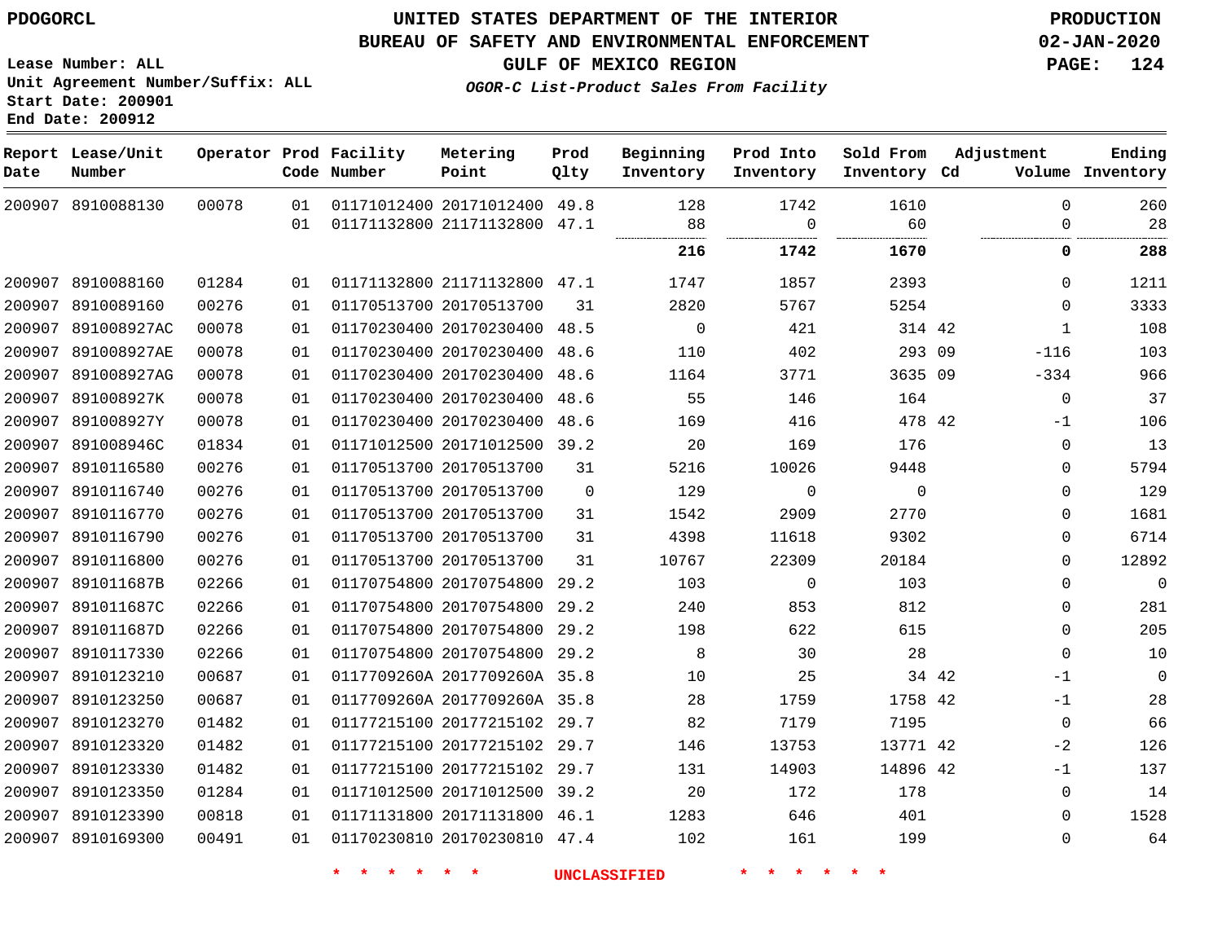PDOGORCL

# UNITED STATES DEPARTMENT OF THE INTERIOR
## BUREAU OF SAFETY AND ENVIRONMENTAL ENFORCEMENT
### GULF OF MEXICO REGION
*OGOR-C List-Product Sales From Facility*

PRODUCTION
02-JAN-2020

Lease Number: ALL
Unit Agreement Number/Suffix: ALL
Start Date: 200901
End Date: 200912

| Report Date | Lease/Unit Number | Operator | Prod Code | Facility Number | Metering Point | Prod Qlty | Beginning Inventory | Prod Into Inventory | Sold From Inventory | Adjustment Cd | Volume | Ending Inventory |
|---|---|---|---|---|---|---|---|---|---|---|---|---|
| 200907 | 8910088130 | 00078 | 01 | 01171012400 | 20171012400 | 49.8 | 128 | 1742 | 1610 | | 0 | 260 |
| | | | 01 | 01171132800 | 21171132800 | 47.1 | 88 | 0 | 60 | | 0 | 28 |
| | | | | | | | **216** | **1742** | **1670** | | **0** | **288** |
| 200907 | 8910088160 | 01284 | 01 | 01171132800 | 21171132800 | 47.1 | 1747 | 1857 | 2393 | | 0 | 1211 |
| 200907 | 8910089160 | 00276 | 01 | 01170513700 | 20170513700 | 31 | 2820 | 5767 | 5254 | | 0 | 3333 |
| 200907 | 891008927AC | 00078 | 01 | 01170230400 | 20170230400 | 48.5 | 0 | 421 | 314 | 42 | 1 | 108 |
| 200907 | 891008927AE | 00078 | 01 | 01170230400 | 20170230400 | 48.6 | 110 | 402 | 293 | 09 | -116 | 103 |
| 200907 | 891008927AG | 00078 | 01 | 01170230400 | 20170230400 | 48.6 | 1164 | 3771 | 3635 | 09 | -334 | 966 |
| 200907 | 891008927K | 00078 | 01 | 01170230400 | 20170230400 | 48.6 | 55 | 146 | 164 | | 0 | 37 |
| 200907 | 891008927Y | 00078 | 01 | 01170230400 | 20170230400 | 48.6 | 169 | 416 | 478 | 42 | -1 | 106 |
| 200907 | 891008946C | 01834 | 01 | 01171012500 | 20171012500 | 39.2 | 20 | 169 | 176 | | 0 | 13 |
| 200907 | 8910116580 | 00276 | 01 | 01170513700 | 20170513700 | 31 | 5216 | 10026 | 9448 | | 0 | 5794 |
| 200907 | 8910116740 | 00276 | 01 | 01170513700 | 20170513700 | 0 | 129 | 0 | 0 | | 0 | 129 |
| 200907 | 8910116770 | 00276 | 01 | 01170513700 | 20170513700 | 31 | 1542 | 2909 | 2770 | | 0 | 1681 |
| 200907 | 8910116790 | 00276 | 01 | 01170513700 | 20170513700 | 31 | 4398 | 11618 | 9302 | | 0 | 6714 |
| 200907 | 8910116800 | 00276 | 01 | 01170513700 | 20170513700 | 31 | 10767 | 22309 | 20184 | | 0 | 12892 |
| 200907 | 891011687B | 02266 | 01 | 01170754800 | 20170754800 | 29.2 | 103 | 0 | 103 | | 0 | 0 |
| 200907 | 891011687C | 02266 | 01 | 01170754800 | 20170754800 | 29.2 | 240 | 853 | 812 | | 0 | 281 |
| 200907 | 891011687D | 02266 | 01 | 01170754800 | 20170754800 | 29.2 | 198 | 622 | 615 | | 0 | 205 |
| 200907 | 8910117330 | 02266 | 01 | 01170754800 | 20170754800 | 29.2 | 8 | 30 | 28 | | 0 | 10 |
| 200907 | 8910123210 | 00687 | 01 | 0117709260A | 2017709260A | 35.8 | 10 | 25 | 34 | 42 | -1 | 0 |
| 200907 | 8910123250 | 00687 | 01 | 0117709260A | 2017709260A | 35.8 | 28 | 1759 | 1758 | 42 | -1 | 28 |
| 200907 | 8910123270 | 01482 | 01 | 01177215100 | 20177215102 | 29.7 | 82 | 7179 | 7195 | | 0 | 66 |
| 200907 | 8910123320 | 01482 | 01 | 01177215100 | 20177215102 | 29.7 | 146 | 13753 | 13771 | 42 | -2 | 126 |
| 200907 | 8910123330 | 01482 | 01 | 01177215100 | 20177215102 | 29.7 | 131 | 14903 | 14896 | 42 | -1 | 137 |
| 200907 | 8910123350 | 01284 | 01 | 01171012500 | 20171012500 | 39.2 | 20 | 172 | 178 | | 0 | 14 |
| 200907 | 8910123390 | 00818 | 01 | 01171131800 | 20171131800 | 46.1 | 1283 | 646 | 401 | | 0 | 1528 |
| 200907 | 8910169300 | 00491 | 01 | 01170230810 | 20170230810 | 47.4 | 102 | 161 | 199 | | 0 | 64 |

\* \* \* \* \* \* UNCLASSIFIED \* \* \* \* \* \*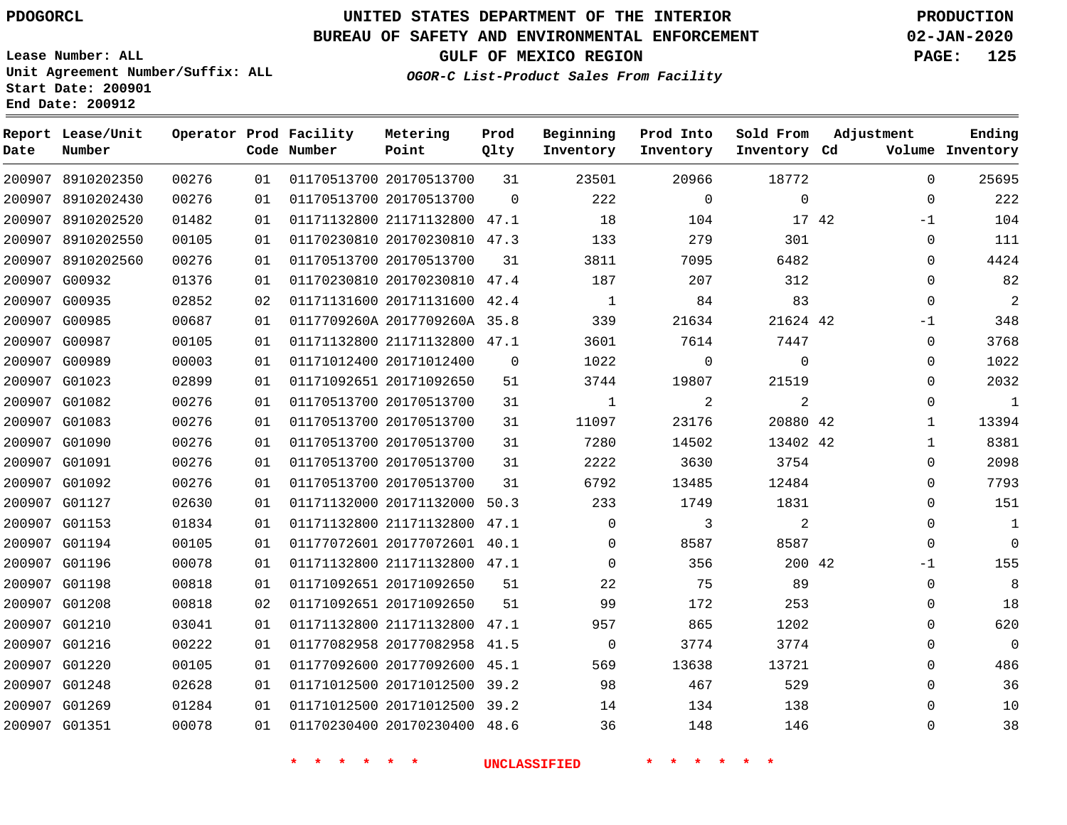PDOGORCL

# UNITED STATES DEPARTMENT OF THE INTERIOR
## BUREAU OF SAFETY AND ENVIRONMENTAL ENFORCEMENT
### GULF OF MEXICO REGION

*OGOR-C List-Product Sales From Facility*

PRODUCTION
02-JAN-2020

Lease Number: ALL
Unit Agreement Number/Suffix: ALL
Start Date: 200901
End Date: 200912

| Report Date | Lease/Unit Number | Operator | Prod Code | Facility Number | Metering Point | Prod Qlty | Beginning Inventory | Prod Into Inventory | Sold From Inventory | Adjustment Cd | Adjustment Volume | Ending Inventory |
|---|---|---|---|---|---|---|---|---|---|---|---|---|
| 200907 | 8910202350 | 00276 | 01 | 01170513700 | 20170513700 | 31 | 23501 | 20966 | 18772 | | 0 | 25695 |
| 200907 | 8910202430 | 00276 | 01 | 01170513700 | 20170513700 | 0 | 222 | 0 | 0 | | 0 | 222 |
| 200907 | 8910202520 | 01482 | 01 | 01171132800 | 21171132800 | 47.1 | 18 | 104 | 17 | 42 | -1 | 104 |
| 200907 | 8910202550 | 00105 | 01 | 01170230810 | 20170230810 | 47.3 | 133 | 279 | 301 | | 0 | 111 |
| 200907 | 8910202560 | 00276 | 01 | 01170513700 | 20170513700 | 31 | 3811 | 7095 | 6482 | | 0 | 4424 |
| 200907 | G00932 | 01376 | 01 | 01170230810 | 20170230810 | 47.4 | 187 | 207 | 312 | | 0 | 82 |
| 200907 | G00935 | 02852 | 02 | 01171131600 | 20171131600 | 42.4 | 1 | 84 | 83 | | 0 | 2 |
| 200907 | G00985 | 00687 | 01 | 0117709260A | 2017709260A | 35.8 | 339 | 21634 | 21624 | 42 | -1 | 348 |
| 200907 | G00987 | 00105 | 01 | 01171132800 | 21171132800 | 47.1 | 3601 | 7614 | 7447 | | 0 | 3768 |
| 200907 | G00989 | 00003 | 01 | 01171012400 | 20171012400 | 0 | 1022 | 0 | 0 | | 0 | 1022 |
| 200907 | G01023 | 02899 | 01 | 01171092651 | 20171092650 | 51 | 3744 | 19807 | 21519 | | 0 | 2032 |
| 200907 | G01082 | 00276 | 01 | 01170513700 | 20170513700 | 31 | 1 | 2 | 2 | | 0 | 1 |
| 200907 | G01083 | 00276 | 01 | 01170513700 | 20170513700 | 31 | 11097 | 23176 | 20880 | 42 | 1 | 13394 |
| 200907 | G01090 | 00276 | 01 | 01170513700 | 20170513700 | 31 | 7280 | 14502 | 13402 | 42 | 1 | 8381 |
| 200907 | G01091 | 00276 | 01 | 01170513700 | 20170513700 | 31 | 2222 | 3630 | 3754 | | 0 | 2098 |
| 200907 | G01092 | 00276 | 01 | 01170513700 | 20170513700 | 31 | 6792 | 13485 | 12484 | | 0 | 7793 |
| 200907 | G01127 | 02630 | 01 | 01171132000 | 20171132000 | 50.3 | 233 | 1749 | 1831 | | 0 | 151 |
| 200907 | G01153 | 01834 | 01 | 01171132800 | 21171132800 | 47.1 | 0 | 3 | 2 | | 0 | 1 |
| 200907 | G01194 | 00105 | 01 | 01177072601 | 20177072601 | 40.1 | 0 | 8587 | 8587 | | 0 | 0 |
| 200907 | G01196 | 00078 | 01 | 01171132800 | 21171132800 | 47.1 | 0 | 356 | 200 | 42 | -1 | 155 |
| 200907 | G01198 | 00818 | 01 | 01171092651 | 20171092650 | 51 | 22 | 75 | 89 | | 0 | 8 |
| 200907 | G01208 | 00818 | 02 | 01171092651 | 20171092650 | 51 | 99 | 172 | 253 | | 0 | 18 |
| 200907 | G01210 | 03041 | 01 | 01171132800 | 21171132800 | 47.1 | 957 | 865 | 1202 | | 0 | 620 |
| 200907 | G01216 | 00222 | 01 | 01177082958 | 20177082958 | 41.5 | 0 | 3774 | 3774 | | 0 | 0 |
| 200907 | G01220 | 00105 | 01 | 01177092600 | 20177092600 | 45.1 | 569 | 13638 | 13721 | | 0 | 486 |
| 200907 | G01248 | 02628 | 01 | 01171012500 | 20171012500 | 39.2 | 98 | 467 | 529 | | 0 | 36 |
| 200907 | G01269 | 01284 | 01 | 01171012500 | 20171012500 | 39.2 | 14 | 134 | 138 | | 0 | 10 |
| 200907 | G01351 | 00078 | 01 | 01170230400 | 20170230400 | 48.6 | 36 | 148 | 146 | | 0 | 38 |

\* \* \* \* \* \* UNCLASSIFIED \* \* \* \* \* \*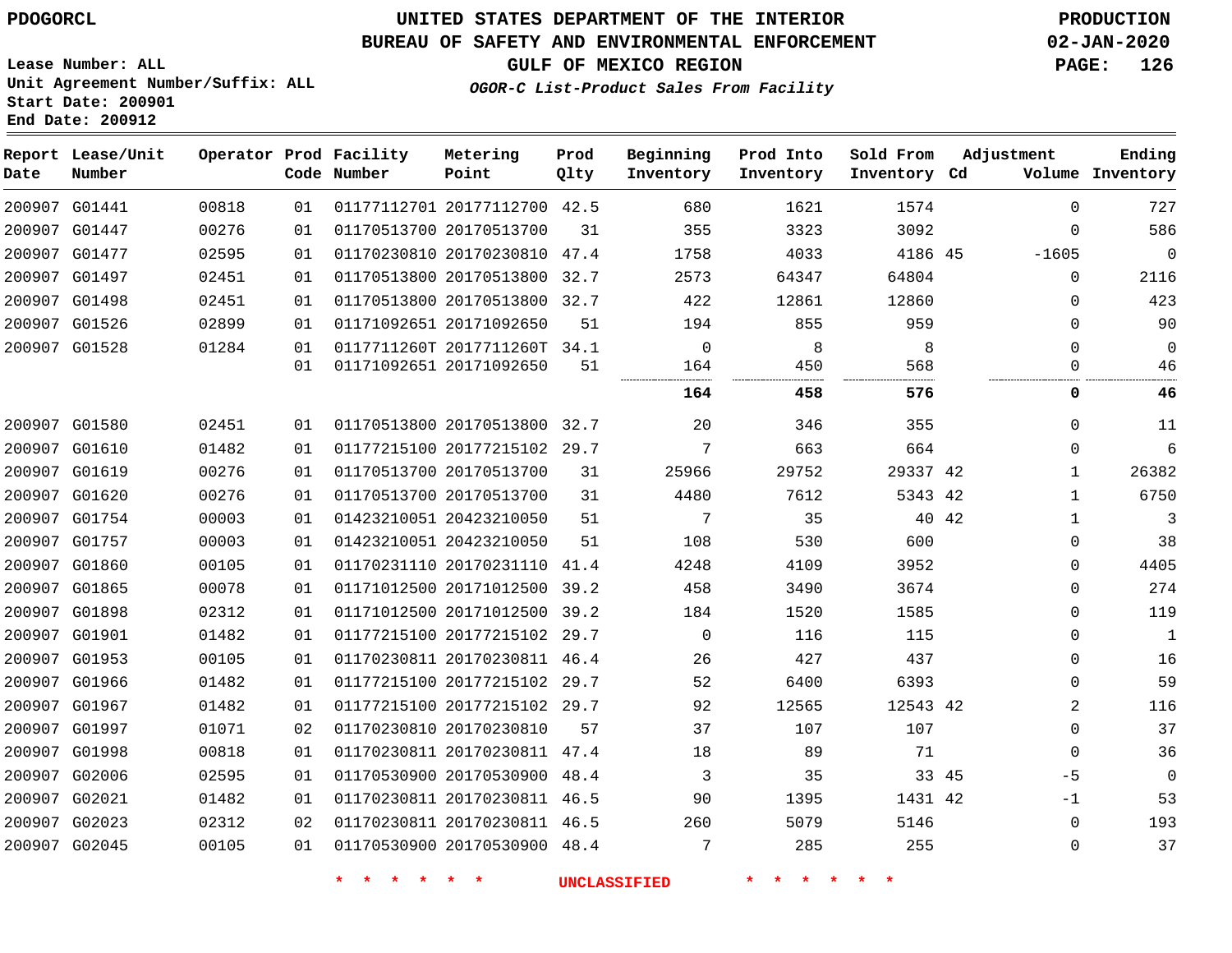# UNITED STATES DEPARTMENT OF THE INTERIOR
## BUREAU OF SAFETY AND ENVIRONMENTAL ENFORCEMENT
### GULF OF MEXICO REGION
*OGOR-C List-Product Sales From Facility*

PDOGORCL

PRODUCTION
02-JAN-2020

Lease Number: ALL
Unit Agreement Number/Suffix: ALL
Start Date: 200901
End Date: 200912

| Report Date | Lease/Unit Number | Operator | Prod Code | Facility Number | Metering Point | Prod Qlty | Beginning Inventory | Prod Into Inventory | Sold From Inventory | Adjustment Cd | Adjustment Volume | Ending Inventory |
|---|---|---|---|---|---|---|---|---|---|---|---|---|
| 200907 | G01441 | 00818 | 01 | 01177112701 | 20177112700 | 42.5 | 680 | 1621 | 1574 | | 0 | 727 |
| 200907 | G01447 | 00276 | 01 | 01170513700 | 20170513700 | 31 | 355 | 3323 | 3092 | | 0 | 586 |
| 200907 | G01477 | 02595 | 01 | 01170230810 | 20170230810 | 47.4 | 1758 | 4033 | 4186 | 45 | -1605 | 0 |
| 200907 | G01497 | 02451 | 01 | 01170513800 | 20170513800 | 32.7 | 2573 | 64347 | 64804 | | 0 | 2116 |
| 200907 | G01498 | 02451 | 01 | 01170513800 | 20170513800 | 32.7 | 422 | 12861 | 12860 | | 0 | 423 |
| 200907 | G01526 | 02899 | 01 | 01171092651 | 20171092650 | 51 | 194 | 855 | 959 | | 0 | 90 |
| 200907 | G01528 | 01284 | 01 | 0117711260T | 2017711260T | 34.1 | 0 | 8 | 8 | | 0 | 0 |
| | | | 01 | 01171092651 | 20171092650 | 51 | 164 | 450 | 568 | | 0 | 46 |
| | | | | | | | **164** | **458** | **576** | | **0** | **46** |
| 200907 | G01580 | 02451 | 01 | 01170513800 | 20170513800 | 32.7 | 20 | 346 | 355 | | 0 | 11 |
| 200907 | G01610 | 01482 | 01 | 01177215100 | 20177215102 | 29.7 | 7 | 663 | 664 | | 0 | 6 |
| 200907 | G01619 | 00276 | 01 | 01170513700 | 20170513700 | 31 | 25966 | 29752 | 29337 | 42 | 1 | 26382 |
| 200907 | G01620 | 00276 | 01 | 01170513700 | 20170513700 | 31 | 4480 | 7612 | 5343 | 42 | 1 | 6750 |
| 200907 | G01754 | 00003 | 01 | 01423210051 | 20423210050 | 51 | 7 | 35 | 40 | 42 | 1 | 3 |
| 200907 | G01757 | 00003 | 01 | 01423210051 | 20423210050 | 51 | 108 | 530 | 600 | | 0 | 38 |
| 200907 | G01860 | 00105 | 01 | 01170231110 | 20170231110 | 41.4 | 4248 | 4109 | 3952 | | 0 | 4405 |
| 200907 | G01865 | 00078 | 01 | 01171012500 | 20171012500 | 39.2 | 458 | 3490 | 3674 | | 0 | 274 |
| 200907 | G01898 | 02312 | 01 | 01171012500 | 20171012500 | 39.2 | 184 | 1520 | 1585 | | 0 | 119 |
| 200907 | G01901 | 01482 | 01 | 01177215100 | 20177215102 | 29.7 | 0 | 116 | 115 | | 0 | 1 |
| 200907 | G01953 | 00105 | 01 | 01170230811 | 20170230811 | 46.4 | 26 | 427 | 437 | | 0 | 16 |
| 200907 | G01966 | 01482 | 01 | 01177215100 | 20177215102 | 29.7 | 52 | 6400 | 6393 | | 0 | 59 |
| 200907 | G01967 | 01482 | 01 | 01177215100 | 20177215102 | 29.7 | 92 | 12565 | 12543 | 42 | 2 | 116 |
| 200907 | G01997 | 01071 | 02 | 01170230810 | 20170230810 | 57 | 37 | 107 | 107 | | 0 | 37 |
| 200907 | G01998 | 00818 | 01 | 01170230811 | 20170230811 | 47.4 | 18 | 89 | 71 | | 0 | 36 |
| 200907 | G02006 | 02595 | 01 | 01170530900 | 20170530900 | 48.4 | 3 | 35 | 33 | 45 | -5 | 0 |
| 200907 | G02021 | 01482 | 01 | 01170230811 | 20170230811 | 46.5 | 90 | 1395 | 1431 | 42 | -1 | 53 |
| 200907 | G02023 | 02312 | 02 | 01170230811 | 20170230811 | 46.5 | 260 | 5079 | 5146 | | 0 | 193 |
| 200907 | G02045 | 00105 | 01 | 01170530900 | 20170530900 | 48.4 | 7 | 285 | 255 | | 0 | 37 |

* * * * * * UNCLASSIFIED * * * * * *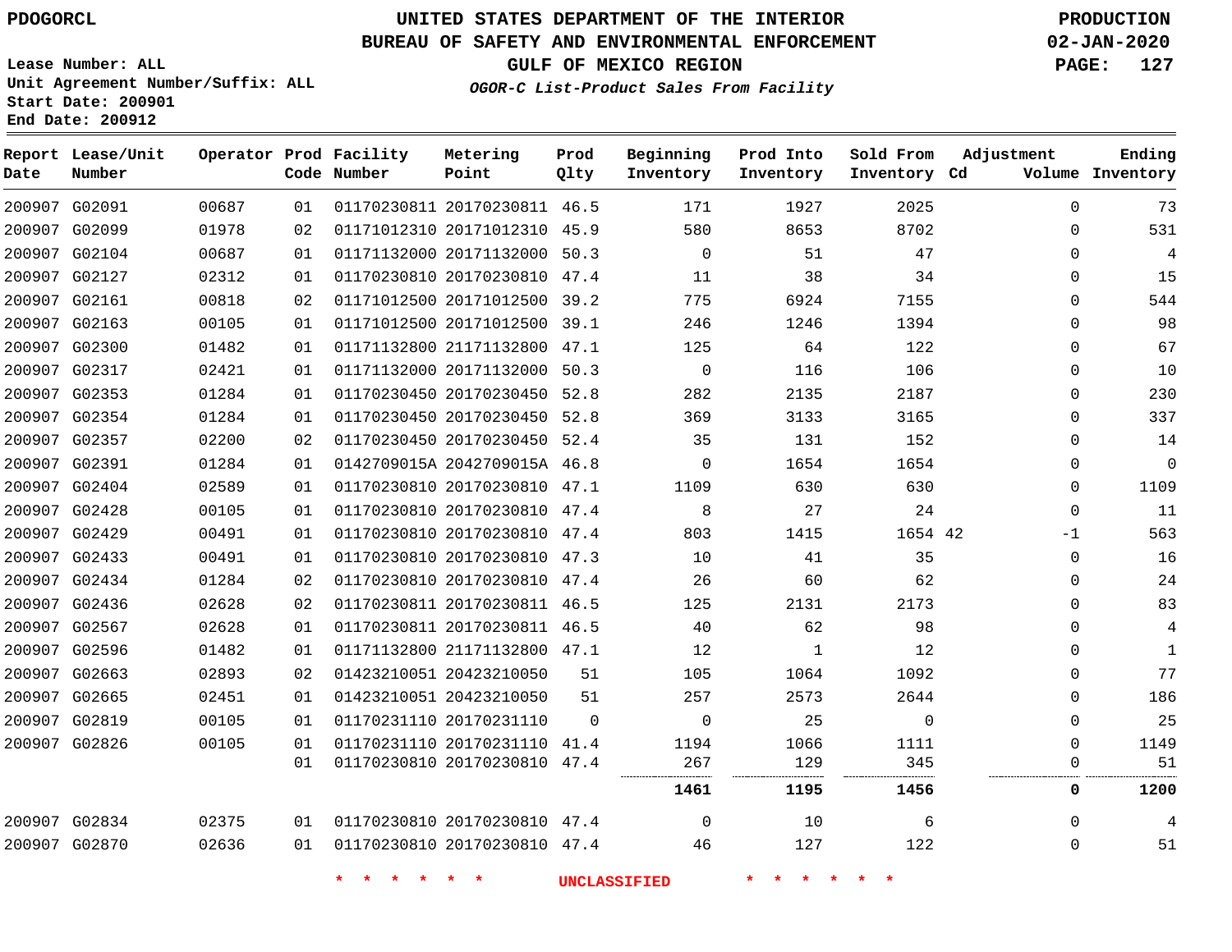PDOGORCL

# UNITED STATES DEPARTMENT OF THE INTERIOR
## BUREAU OF SAFETY AND ENVIRONMENTAL ENFORCEMENT
### GULF OF MEXICO REGION

*OGOR-C List-Product Sales From Facility*

PRODUCTION
02-JAN-2020

Lease Number: ALL
Unit Agreement Number/Suffix: ALL
Start Date: 200901
End Date: 200912

| Report Date | Lease/Unit Number | Operator | Prod Code | Facility Number | Metering Point | Prod Qlty | Beginning Inventory | Prod Into Inventory | Sold From Inventory | Adjustment Cd | Adjustment Volume | Ending Inventory |
|---|---|---|---|---|---|---|---|---|---|---|---|---|
| 200907 | G02091 | 00687 | 01 | 01170230811 | 20170230811 | 46.5 | 171 | 1927 | 2025 | | 0 | 73 |
| 200907 | G02099 | 01978 | 02 | 01171012310 | 20171012310 | 45.9 | 580 | 8653 | 8702 | | 0 | 531 |
| 200907 | G02104 | 00687 | 01 | 01171132000 | 20171132000 | 50.3 | 0 | 51 | 47 | | 0 | 4 |
| 200907 | G02127 | 02312 | 01 | 01170230810 | 20170230810 | 47.4 | 11 | 38 | 34 | | 0 | 15 |
| 200907 | G02161 | 00818 | 02 | 01171012500 | 20171012500 | 39.2 | 775 | 6924 | 7155 | | 0 | 544 |
| 200907 | G02163 | 00105 | 01 | 01171012500 | 20171012500 | 39.1 | 246 | 1246 | 1394 | | 0 | 98 |
| 200907 | G02300 | 01482 | 01 | 01171132800 | 21171132800 | 47.1 | 125 | 64 | 122 | | 0 | 67 |
| 200907 | G02317 | 02421 | 01 | 01171132000 | 20171132000 | 50.3 | 0 | 116 | 106 | | 0 | 10 |
| 200907 | G02353 | 01284 | 01 | 01170230450 | 20170230450 | 52.8 | 282 | 2135 | 2187 | | 0 | 230 |
| 200907 | G02354 | 01284 | 01 | 01170230450 | 20170230450 | 52.8 | 369 | 3133 | 3165 | | 0 | 337 |
| 200907 | G02357 | 02200 | 02 | 01170230450 | 20170230450 | 52.4 | 35 | 131 | 152 | | 0 | 14 |
| 200907 | G02391 | 01284 | 01 | 0142709015A | 2042709015A | 46.8 | 0 | 1654 | 1654 | | 0 | 0 |
| 200907 | G02404 | 02589 | 01 | 01170230810 | 20170230810 | 47.1 | 1109 | 630 | 630 | | 0 | 1109 |
| 200907 | G02428 | 00105 | 01 | 01170230810 | 20170230810 | 47.4 | 8 | 27 | 24 | | 0 | 11 |
| 200907 | G02429 | 00491 | 01 | 01170230810 | 20170230810 | 47.4 | 803 | 1415 | 1654 | 42 | -1 | 563 |
| 200907 | G02433 | 00491 | 01 | 01170230810 | 20170230810 | 47.3 | 10 | 41 | 35 | | 0 | 16 |
| 200907 | G02434 | 01284 | 02 | 01170230810 | 20170230810 | 47.4 | 26 | 60 | 62 | | 0 | 24 |
| 200907 | G02436 | 02628 | 02 | 01170230811 | 20170230811 | 46.5 | 125 | 2131 | 2173 | | 0 | 83 |
| 200907 | G02567 | 02628 | 01 | 01170230811 | 20170230811 | 46.5 | 40 | 62 | 98 | | 0 | 4 |
| 200907 | G02596 | 01482 | 01 | 01171132800 | 21171132800 | 47.1 | 12 | 1 | 12 | | 0 | 1 |
| 200907 | G02663 | 02893 | 02 | 01423210051 | 20423210050 | 51 | 105 | 1064 | 1092 | | 0 | 77 |
| 200907 | G02665 | 02451 | 01 | 01423210051 | 20423210050 | 51 | 257 | 2573 | 2644 | | 0 | 186 |
| 200907 | G02819 | 00105 | 01 | 01170231110 | 20170231110 | 0 | 0 | 25 | 0 | | 0 | 25 |
| 200907 | G02826 | 00105 | 01 | 01170231110 | 20170231110 | 41.4 | 1194 | 1066 | 1111 | | 0 | 1149 |
| | | | 01 | 01170230810 | 20170230810 | 47.4 | 267 | 129 | 345 | | 0 | 51 |
| | | | | | | | **1461** | **1195** | **1456** | | **0** | **1200** |
| 200907 | G02834 | 02375 | 01 | 01170230810 | 20170230810 | 47.4 | 0 | 10 | 6 | | 0 | 4 |
| 200907 | G02870 | 02636 | 01 | 01170230810 | 20170230810 | 47.4 | 46 | 127 | 122 | | 0 | 51 |

* * * * * * UNCLASSIFIED * * * * * *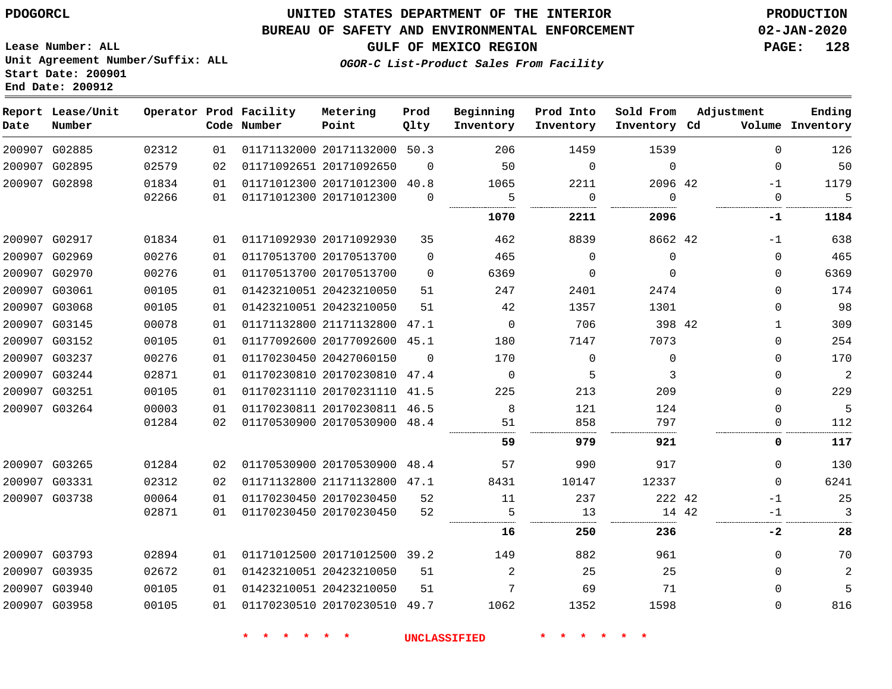PDOGORCL

# UNITED STATES DEPARTMENT OF THE INTERIOR
## BUREAU OF SAFETY AND ENVIRONMENTAL ENFORCEMENT
## GULF OF MEXICO REGION
### *OGOR-C List-Product Sales From Facility*

PRODUCTION
02-JAN-2020

Lease Number: ALL
Unit Agreement Number/Suffix: ALL
Start Date: 200901
End Date: 200912

| Report Date | Lease/Unit Number | Operator | Prod Code | Facility Number | Metering Point | Prod Qlty | Beginning Inventory | Prod Into Inventory | Sold From Inventory | Adjustment Cd | Volume | Ending Inventory |
|---|---|---|---|---|---|---|---|---|---|---|---|---|
| 200907 | G02885 | 02312 | 01 | 01171132000 | 20171132000 | 50.3 | 206 | 1459 | 1539 | | 0 | 126 |
| 200907 | G02895 | 02579 | 02 | 01171092651 | 20171092650 | 0 | 50 | 0 | 0 | | 0 | 50 |
| 200907 | G02898 | 01834 | 01 | 01171012300 | 20171012300 | 40.8 | 1065 | 2211 | 2096 | 42 | -1 | 1179 |
| | | 02266 | 01 | 01171012300 | 20171012300 | 0 | 5 | 0 | 0 | | 0 | 5 |
| | | | | | | | **1070** | **2211** | **2096** | | **-1** | **1184** |
| 200907 | G02917 | 01834 | 01 | 01171092930 | 20171092930 | 35 | 462 | 8839 | 8662 | 42 | -1 | 638 |
| 200907 | G02969 | 00276 | 01 | 01170513700 | 20170513700 | 0 | 465 | 0 | 0 | | 0 | 465 |
| 200907 | G02970 | 00276 | 01 | 01170513700 | 20170513700 | 0 | 6369 | 0 | 0 | | 0 | 6369 |
| 200907 | G03061 | 00105 | 01 | 01423210051 | 20423210050 | 51 | 247 | 2401 | 2474 | | 0 | 174 |
| 200907 | G03068 | 00105 | 01 | 01423210051 | 20423210050 | 51 | 42 | 1357 | 1301 | | 0 | 98 |
| 200907 | G03145 | 00078 | 01 | 01171132800 | 21171132800 | 47.1 | 0 | 706 | 398 | 42 | 1 | 309 |
| 200907 | G03152 | 00105 | 01 | 01177092600 | 20177092600 | 45.1 | 180 | 7147 | 7073 | | 0 | 254 |
| 200907 | G03237 | 00276 | 01 | 01170230450 | 20427060150 | 0 | 170 | 0 | 0 | | 0 | 170 |
| 200907 | G03244 | 02871 | 01 | 01170230810 | 20170230810 | 47.4 | 0 | 5 | 3 | | 0 | 2 |
| 200907 | G03251 | 00105 | 01 | 01170231110 | 20170231110 | 41.5 | 225 | 213 | 209 | | 0 | 229 |
| 200907 | G03264 | 00003 | 01 | 01170230811 | 20170230811 | 46.5 | 8 | 121 | 124 | | 0 | 5 |
| | | 01284 | 02 | 01170530900 | 20170530900 | 48.4 | 51 | 858 | 797 | | 0 | 112 |
| | | | | | | | **59** | **979** | **921** | | **0** | **117** |
| 200907 | G03265 | 01284 | 02 | 01170530900 | 20170530900 | 48.4 | 57 | 990 | 917 | | 0 | 130 |
| 200907 | G03331 | 02312 | 02 | 01171132800 | 21171132800 | 47.1 | 8431 | 10147 | 12337 | | 0 | 6241 |
| 200907 | G03738 | 00064 | 01 | 01170230450 | 20170230450 | 52 | 11 | 237 | 222 | 42 | -1 | 25 |
| | | 02871 | 01 | 01170230450 | 20170230450 | 52 | 5 | 13 | 14 | 42 | -1 | 3 |
| | | | | | | | **16** | **250** | **236** | | **-2** | **28** |
| 200907 | G03793 | 02894 | 01 | 01171012500 | 20171012500 | 39.2 | 149 | 882 | 961 | | 0 | 70 |
| 200907 | G03935 | 02672 | 01 | 01423210051 | 20423210050 | 51 | 2 | 25 | 25 | | 0 | 2 |
| 200907 | G03940 | 00105 | 01 | 01423210051 | 20423210050 | 51 | 7 | 69 | 71 | | 0 | 5 |
| 200907 | G03958 | 00105 | 01 | 01170230510 | 20170230510 | 49.7 | 1062 | 1352 | 1598 | | 0 | 816 |

\* \* \* \* \* \* UNCLASSIFIED \* \* \* \* \* \*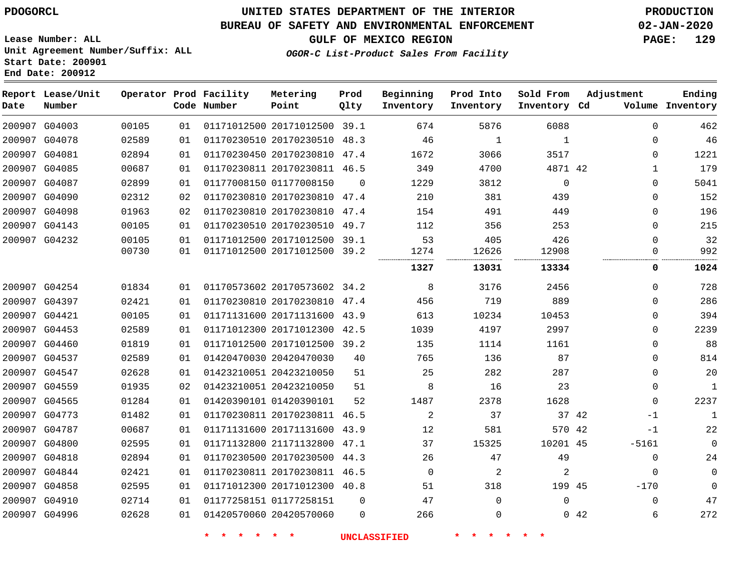PDOGORCL

# UNITED STATES DEPARTMENT OF THE INTERIOR
## BUREAU OF SAFETY AND ENVIRONMENTAL ENFORCEMENT
### GULF OF MEXICO REGION
*OGOR-C List-Product Sales From Facility*

PRODUCTION
02-JAN-2020

Lease Number: ALL
Unit Agreement Number/Suffix: ALL
Start Date: 200901
End Date: 200912

| Report Date | Lease/Unit Number | Operator | Prod Code | Facility Number | Metering Point | Prod Qlty | Beginning Inventory | Prod Into Inventory | Sold From Inventory | Adjustment Cd | Volume | Ending Inventory |
|---|---|---|---|---|---|---|---|---|---|---|---|---|
| 200907 | G04003 | 00105 | 01 | 01171012500 | 20171012500 | 39.1 | 674 | 5876 | 6088 | | 0 | 462 |
| 200907 | G04078 | 02589 | 01 | 01170230510 | 20170230510 | 48.3 | 46 | 1 | 1 | | 0 | 46 |
| 200907 | G04081 | 02894 | 01 | 01170230450 | 20170230810 | 47.4 | 1672 | 3066 | 3517 | | 0 | 1221 |
| 200907 | G04085 | 00687 | 01 | 01170230811 | 20170230811 | 46.5 | 349 | 4700 | 4871 | 42 | 1 | 179 |
| 200907 | G04087 | 02899 | 01 | 01177008150 | 01177008150 | 0 | 1229 | 3812 | 0 | | 0 | 5041 |
| 200907 | G04090 | 02312 | 02 | 01170230810 | 20170230810 | 47.4 | 210 | 381 | 439 | | 0 | 152 |
| 200907 | G04098 | 01963 | 02 | 01170230810 | 20170230810 | 47.4 | 154 | 491 | 449 | | 0 | 196 |
| 200907 | G04143 | 00105 | 01 | 01170230510 | 20170230510 | 49.7 | 112 | 356 | 253 | | 0 | 215 |
| 200907 | G04232 | 00105 | 01 | 01171012500 | 20171012500 | 39.1 | 53 | 405 | 426 | | 0 | 32 |
| | | 00730 | 01 | 01171012500 | 20171012500 | 39.2 | 1274 | 12626 | 12908 | | 0 | 992 |
| | | | | | | | **1327** | **13031** | **13334** | | **0** | **1024** |
| 200907 | G04254 | 01834 | 01 | 01170573602 | 20170573602 | 34.2 | 8 | 3176 | 2456 | | 0 | 728 |
| 200907 | G04397 | 02421 | 01 | 01170230810 | 20170230810 | 47.4 | 456 | 719 | 889 | | 0 | 286 |
| 200907 | G04421 | 00105 | 01 | 01171131600 | 20171131600 | 43.9 | 613 | 10234 | 10453 | | 0 | 394 |
| 200907 | G04453 | 02589 | 01 | 01171012300 | 20171012300 | 42.5 | 1039 | 4197 | 2997 | | 0 | 2239 |
| 200907 | G04460 | 01819 | 01 | 01171012500 | 20171012500 | 39.2 | 135 | 1114 | 1161 | | 0 | 88 |
| 200907 | G04537 | 02589 | 01 | 01420470030 | 20420470030 | 40 | 765 | 136 | 87 | | 0 | 814 |
| 200907 | G04547 | 02628 | 01 | 01423210051 | 20423210050 | 51 | 25 | 282 | 287 | | 0 | 20 |
| 200907 | G04559 | 01935 | 02 | 01423210051 | 20423210050 | 51 | 8 | 16 | 23 | | 0 | 1 |
| 200907 | G04565 | 01284 | 01 | 01420390101 | 01420390101 | 52 | 1487 | 2378 | 1628 | | 0 | 2237 |
| 200907 | G04773 | 01482 | 01 | 01170230811 | 20170230811 | 46.5 | 2 | 37 | 37 | 42 | -1 | 1 |
| 200907 | G04787 | 00687 | 01 | 01171131600 | 20171131600 | 43.9 | 12 | 581 | 570 | 42 | -1 | 22 |
| 200907 | G04800 | 02595 | 01 | 01171132800 | 21171132800 | 47.1 | 37 | 15325 | 10201 | 45 | -5161 | 0 |
| 200907 | G04818 | 02894 | 01 | 01170230500 | 20170230500 | 44.3 | 26 | 47 | 49 | | 0 | 24 |
| 200907 | G04844 | 02421 | 01 | 01170230811 | 20170230811 | 46.5 | 0 | 2 | 2 | | 0 | 0 |
| 200907 | G04858 | 02595 | 01 | 01171012300 | 20171012300 | 40.8 | 51 | 318 | 199 | 45 | -170 | 0 |
| 200907 | G04910 | 02714 | 01 | 01177258151 | 01177258151 | 0 | 47 | 0 | 0 | | 0 | 47 |
| 200907 | G04996 | 02628 | 01 | 01420570060 | 20420570060 | 0 | 266 | 0 | 0 | 42 | 6 | 272 |

\* \* \* \* \* \* UNCLASSIFIED \* \* \* \* \* \*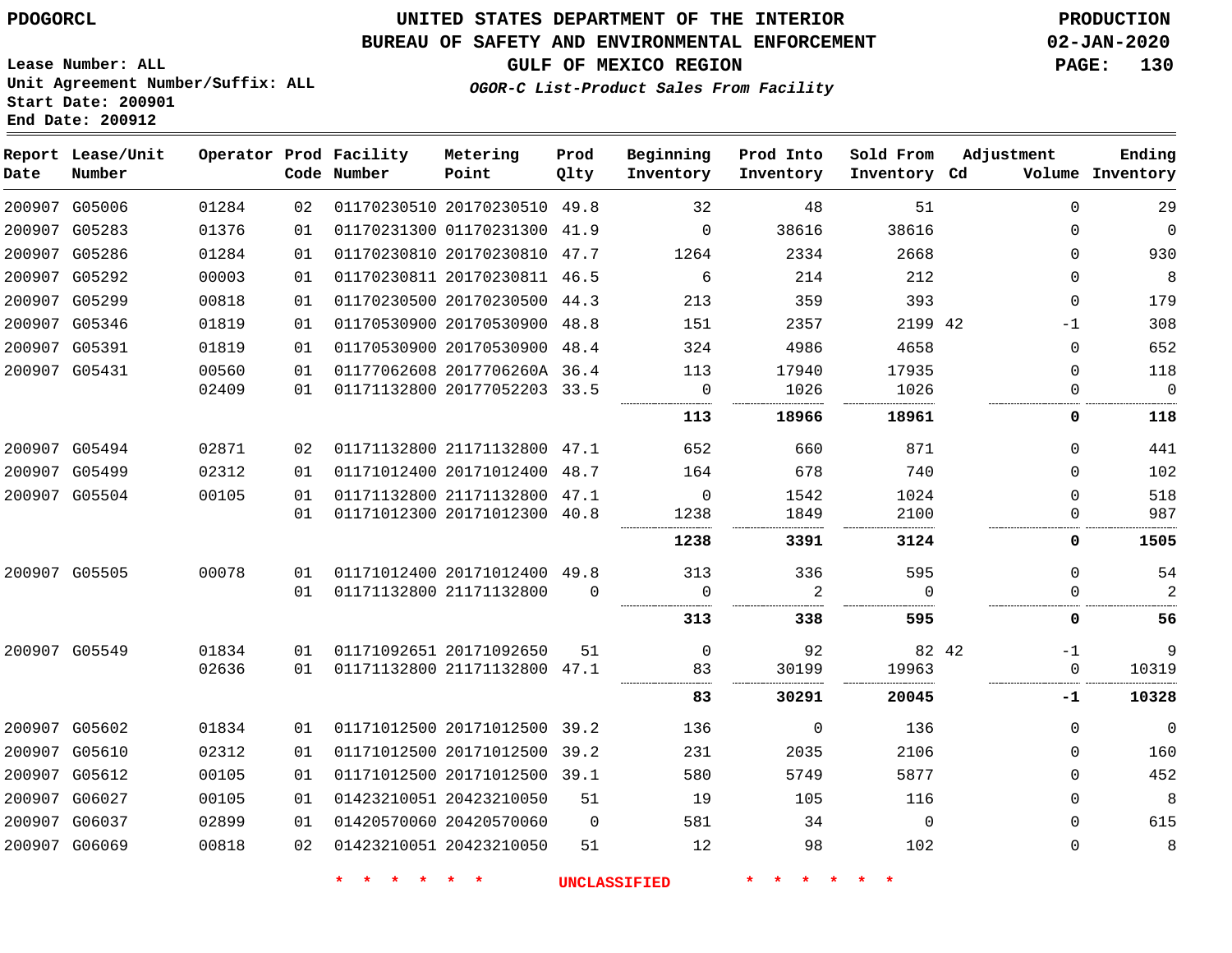PDOGORCL

# UNITED STATES DEPARTMENT OF THE INTERIOR
## BUREAU OF SAFETY AND ENVIRONMENTAL ENFORCEMENT
### GULF OF MEXICO REGION
*OGOR-C List-Product Sales From Facility*

PRODUCTION
02-JAN-2020

Lease Number: ALL
Unit Agreement Number/Suffix: ALL
Start Date: 200901
End Date: 200912

| Report Date | Lease/Unit Number | Operator | Prod Code | Facility Number | Metering Point | Prod Qlty | Beginning Inventory | Prod Into Inventory | Sold From Inventory | Adjustment Cd | Volume | Ending Inventory |
|---|---|---|---|---|---|---|---|---|---|---|---|---|
| 200907 | G05006 | 01284 | 02 | 01170230510 | 20170230510 | 49.8 | 32 | 48 | 51 | | 0 | 29 |
| 200907 | G05283 | 01376 | 01 | 01170231300 | 01170231300 | 41.9 | 0 | 38616 | 38616 | | 0 | 0 |
| 200907 | G05286 | 01284 | 01 | 01170230810 | 20170230810 | 47.7 | 1264 | 2334 | 2668 | | 0 | 930 |
| 200907 | G05292 | 00003 | 01 | 01170230811 | 20170230811 | 46.5 | 6 | 214 | 212 | | 0 | 8 |
| 200907 | G05299 | 00818 | 01 | 01170230500 | 20170230500 | 44.3 | 213 | 359 | 393 | | 0 | 179 |
| 200907 | G05346 | 01819 | 01 | 01170530900 | 20170530900 | 48.8 | 151 | 2357 | 2199 | 42 | -1 | 308 |
| 200907 | G05391 | 01819 | 01 | 01170530900 | 20170530900 | 48.4 | 324 | 4986 | 4658 | | 0 | 652 |
| 200907 | G05431 | 00560 | 01 | 01177062608 | 2017706260A | 36.4 | 113 | 17940 | 17935 | | 0 | 118 |
| | | 02409 | 01 | 01171132800 | 20177052203 | 33.5 | 0 | 1026 | 1026 | | 0 | 0 |
| | | | | | | | **113** | **18966** | **18961** | | **0** | **118** |
| 200907 | G05494 | 02871 | 02 | 01171132800 | 21171132800 | 47.1 | 652 | 660 | 871 | | 0 | 441 |
| 200907 | G05499 | 02312 | 01 | 01171012400 | 20171012400 | 48.7 | 164 | 678 | 740 | | 0 | 102 |
| 200907 | G05504 | 00105 | 01 | 01171132800 | 21171132800 | 47.1 | 0 | 1542 | 1024 | | 0 | 518 |
| | | | 01 | 01171012300 | 20171012300 | 40.8 | 1238 | 1849 | 2100 | | 0 | 987 |
| | | | | | | | **1238** | **3391** | **3124** | | **0** | **1505** |
| 200907 | G05505 | 00078 | 01 | 01171012400 | 20171012400 | 49.8 | 313 | 336 | 595 | | 0 | 54 |
| | | | 01 | 01171132800 | 21171132800 | 0 | 0 | 2 | 0 | | 0 | 2 |
| | | | | | | | **313** | **338** | **595** | | **0** | **56** |
| 200907 | G05549 | 01834 | 01 | 01171092651 | 20171092650 | 51 | 0 | 92 | 82 | 42 | -1 | 9 |
| | | 02636 | 01 | 01171132800 | 21171132800 | 47.1 | 83 | 30199 | 19963 | | 0 | 10319 |
| | | | | | | | **83** | **30291** | **20045** | | **-1** | **10328** |
| 200907 | G05602 | 01834 | 01 | 01171012500 | 20171012500 | 39.2 | 136 | 0 | 136 | | 0 | 0 |
| 200907 | G05610 | 02312 | 01 | 01171012500 | 20171012500 | 39.2 | 231 | 2035 | 2106 | | 0 | 160 |
| 200907 | G05612 | 00105 | 01 | 01171012500 | 20171012500 | 39.1 | 580 | 5749 | 5877 | | 0 | 452 |
| 200907 | G06027 | 00105 | 01 | 01423210051 | 20423210050 | 51 | 19 | 105 | 116 | | 0 | 8 |
| 200907 | G06037 | 02899 | 01 | 01420570060 | 20420570060 | 0 | 581 | 34 | 0 | | 0 | 615 |
| 200907 | G06069 | 00818 | 02 | 01423210051 | 20423210050 | 51 | 12 | 98 | 102 | | 0 | 8 |

* * * * * * UNCLASSIFIED * * * * * *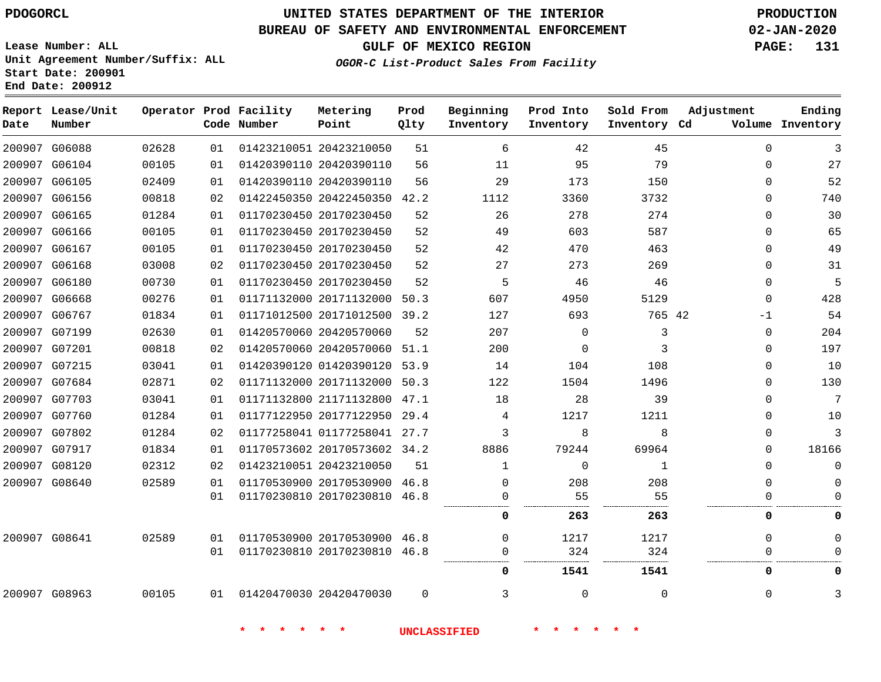PDOGORCL

Lease Number: ALL
Unit Agreement Number/Suffix: ALL
Start Date: 200901
End Date: 200912

# UNITED STATES DEPARTMENT OF THE INTERIOR
## BUREAU OF SAFETY AND ENVIRONMENTAL ENFORCEMENT
### GULF OF MEXICO REGION

*OGOR-C List-Product Sales From Facility*

PRODUCTION
02-JAN-2020

| Report Date | Lease/Unit Number | Operator | Prod Code | Facility Number | Metering Point | Prod Qlty | Beginning Inventory | Prod Into Inventory | Sold From Inventory | Adjustment Cd | Volume | Ending Inventory |
|---|---|---|---|---|---|---|---|---|---|---|---|---|
| 200907 | G06088 | 02628 | 01 | 01423210051 | 20423210050 | 51 | 6 | 42 | 45 | | 0 | 3 |
| 200907 | G06104 | 00105 | 01 | 01420390110 | 20420390110 | 56 | 11 | 95 | 79 | | 0 | 27 |
| 200907 | G06105 | 02409 | 01 | 01420390110 | 20420390110 | 56 | 29 | 173 | 150 | | 0 | 52 |
| 200907 | G06156 | 00818 | 02 | 01422450350 | 20422450350 | 42.2 | 1112 | 3360 | 3732 | | 0 | 740 |
| 200907 | G06165 | 01284 | 01 | 01170230450 | 20170230450 | 52 | 26 | 278 | 274 | | 0 | 30 |
| 200907 | G06166 | 00105 | 01 | 01170230450 | 20170230450 | 52 | 49 | 603 | 587 | | 0 | 65 |
| 200907 | G06167 | 00105 | 01 | 01170230450 | 20170230450 | 52 | 42 | 470 | 463 | | 0 | 49 |
| 200907 | G06168 | 03008 | 02 | 01170230450 | 20170230450 | 52 | 27 | 273 | 269 | | 0 | 31 |
| 200907 | G06180 | 00730 | 01 | 01170230450 | 20170230450 | 52 | 5 | 46 | 46 | | 0 | 5 |
| 200907 | G06668 | 00276 | 01 | 01171132000 | 20171132000 | 50.3 | 607 | 4950 | 5129 | | 0 | 428 |
| 200907 | G06767 | 01834 | 01 | 01171012500 | 20171012500 | 39.2 | 127 | 693 | 765 | 42 | -1 | 54 |
| 200907 | G07199 | 02630 | 01 | 01420570060 | 20420570060 | 52 | 207 | 0 | 3 | | 0 | 204 |
| 200907 | G07201 | 00818 | 02 | 01420570060 | 20420570060 | 51.1 | 200 | 0 | 3 | | 0 | 197 |
| 200907 | G07215 | 03041 | 01 | 01420390120 | 01420390120 | 53.9 | 14 | 104 | 108 | | 0 | 10 |
| 200907 | G07684 | 02871 | 02 | 01171132000 | 20171132000 | 50.3 | 122 | 1504 | 1496 | | 0 | 130 |
| 200907 | G07703 | 03041 | 01 | 01171132800 | 21171132800 | 47.1 | 18 | 28 | 39 | | 0 | 7 |
| 200907 | G07760 | 01284 | 01 | 01177122950 | 20177122950 | 29.4 | 4 | 1217 | 1211 | | 0 | 10 |
| 200907 | G07802 | 01284 | 02 | 01177258041 | 01177258041 | 27.7 | 3 | 8 | 8 | | 0 | 3 |
| 200907 | G07917 | 01834 | 01 | 01170573602 | 20170573602 | 34.2 | 8886 | 79244 | 69964 | | 0 | 18166 |
| 200907 | G08120 | 02312 | 02 | 01423210051 | 20423210050 | 51 | 1 | 0 | 1 | | 0 | 0 |
| 200907 | G08640 | 02589 | 01 | 01170530900 | 20170530900 | 46.8 | 0 | 208 | 208 | | 0 | 0 |
| | | | 01 | 01170230810 | 20170230810 | 46.8 | 0 | 55 | 55 | | 0 | 0 |
| | | | | | | | **0** | **263** | **263** | | **0** | **0** |
| 200907 | G08641 | 02589 | 01 | 01170530900 | 20170530900 | 46.8 | 0 | 1217 | 1217 | | 0 | 0 |
| | | | 01 | 01170230810 | 20170230810 | 46.8 | 0 | 324 | 324 | | 0 | 0 |
| | | | | | | | **0** | **1541** | **1541** | | **0** | **0** |
| 200907 | G08963 | 00105 | 01 | 01420470030 | 20420470030 | 0 | 3 | 0 | 0 | | 0 | 3 |

* * * * * * UNCLASSIFIED * * * * * *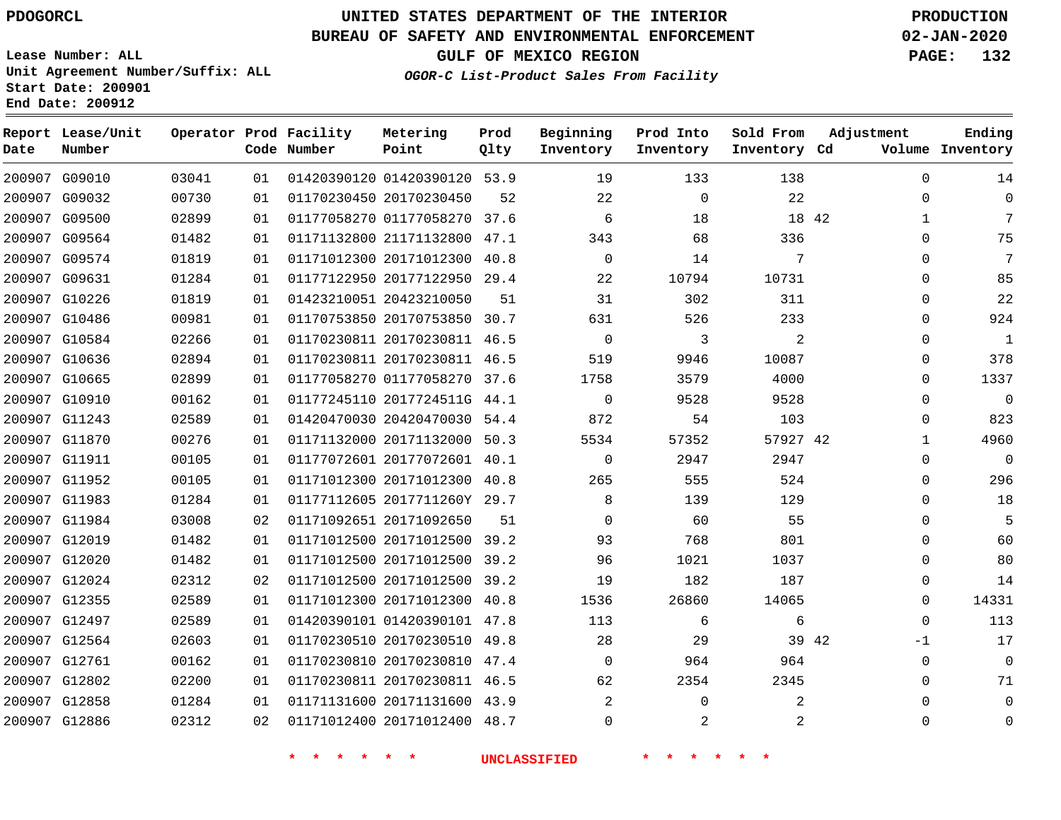# UNITED STATES DEPARTMENT OF THE INTERIOR
## BUREAU OF SAFETY AND ENVIRONMENTAL ENFORCEMENT
### GULF OF MEXICO REGION
*OGOR-C List-Product Sales From Facility*

PDOGORCL

PRODUCTION
02-JAN-2020

Lease Number: ALL
Unit Agreement Number/Suffix: ALL
Start Date: 200901
End Date: 200912

| Report Date | Lease/Unit Number | Operator | Prod Code | Facility Number | Metering Point | Prod Qlty | Beginning Inventory | Prod Into Inventory | Sold From Inventory | Adjustment Cd | Volume | Ending Inventory |
|---|---|---|---|---|---|---|---|---|---|---|---|---|
| 200907 | G09010 | 03041 | 01 | 01420390120 | 01420390120 | 53.9 | 19 | 133 | 138 | | 0 | 14 |
| 200907 | G09032 | 00730 | 01 | 01170230450 | 20170230450 | 52 | 22 | 0 | 22 | | 0 | 0 |
| 200907 | G09500 | 02899 | 01 | 01177058270 | 01177058270 | 37.6 | 6 | 18 | 18 | 42 | 1 | 7 |
| 200907 | G09564 | 01482 | 01 | 01171132800 | 21171132800 | 47.1 | 343 | 68 | 336 | | 0 | 75 |
| 200907 | G09574 | 01819 | 01 | 01171012300 | 20171012300 | 40.8 | 0 | 14 | 7 | | 0 | 7 |
| 200907 | G09631 | 01284 | 01 | 01177122950 | 20177122950 | 29.4 | 22 | 10794 | 10731 | | 0 | 85 |
| 200907 | G10226 | 01819 | 01 | 01423210051 | 20423210050 | 51 | 31 | 302 | 311 | | 0 | 22 |
| 200907 | G10486 | 00981 | 01 | 01170753850 | 20170753850 | 30.7 | 631 | 526 | 233 | | 0 | 924 |
| 200907 | G10584 | 02266 | 01 | 01170230811 | 20170230811 | 46.5 | 0 | 3 | 2 | | 0 | 1 |
| 200907 | G10636 | 02894 | 01 | 01170230811 | 20170230811 | 46.5 | 519 | 9946 | 10087 | | 0 | 378 |
| 200907 | G10665 | 02899 | 01 | 01177058270 | 01177058270 | 37.6 | 1758 | 3579 | 4000 | | 0 | 1337 |
| 200907 | G10910 | 00162 | 01 | 01177245110 | 2017724511G | 44.1 | 0 | 9528 | 9528 | | 0 | 0 |
| 200907 | G11243 | 02589 | 01 | 01420470030 | 20420470030 | 54.4 | 872 | 54 | 103 | | 0 | 823 |
| 200907 | G11870 | 00276 | 01 | 01171132000 | 20171132000 | 50.3 | 5534 | 57352 | 57927 | 42 | 1 | 4960 |
| 200907 | G11911 | 00105 | 01 | 01177072601 | 20177072601 | 40.1 | 0 | 2947 | 2947 | | 0 | 0 |
| 200907 | G11952 | 00105 | 01 | 01171012300 | 20171012300 | 40.8 | 265 | 555 | 524 | | 0 | 296 |
| 200907 | G11983 | 01284 | 01 | 01177112605 | 2017711260Y | 29.7 | 8 | 139 | 129 | | 0 | 18 |
| 200907 | G11984 | 03008 | 02 | 01171092651 | 20171092650 | 51 | 0 | 60 | 55 | | 0 | 5 |
| 200907 | G12019 | 01482 | 01 | 01171012500 | 20171012500 | 39.2 | 93 | 768 | 801 | | 0 | 60 |
| 200907 | G12020 | 01482 | 01 | 01171012500 | 20171012500 | 39.2 | 96 | 1021 | 1037 | | 0 | 80 |
| 200907 | G12024 | 02312 | 02 | 01171012500 | 20171012500 | 39.2 | 19 | 182 | 187 | | 0 | 14 |
| 200907 | G12355 | 02589 | 01 | 01171012300 | 20171012300 | 40.8 | 1536 | 26860 | 14065 | | 0 | 14331 |
| 200907 | G12497 | 02589 | 01 | 01420390101 | 01420390101 | 47.8 | 113 | 6 | 6 | | 0 | 113 |
| 200907 | G12564 | 02603 | 01 | 01170230510 | 20170230510 | 49.8 | 28 | 29 | 39 | 42 | -1 | 17 |
| 200907 | G12761 | 00162 | 01 | 01170230810 | 20170230810 | 47.4 | 0 | 964 | 964 | | 0 | 0 |
| 200907 | G12802 | 02200 | 01 | 01170230811 | 20170230811 | 46.5 | 62 | 2354 | 2345 | | 0 | 71 |
| 200907 | G12858 | 01284 | 01 | 01171131600 | 20171131600 | 43.9 | 2 | 0 | 2 | | 0 | 0 |
| 200907 | G12886 | 02312 | 02 | 01171012400 | 20171012400 | 48.7 | 0 | 2 | 2 | | 0 | 0 |

* * * * * * UNCLASSIFIED * * * * * *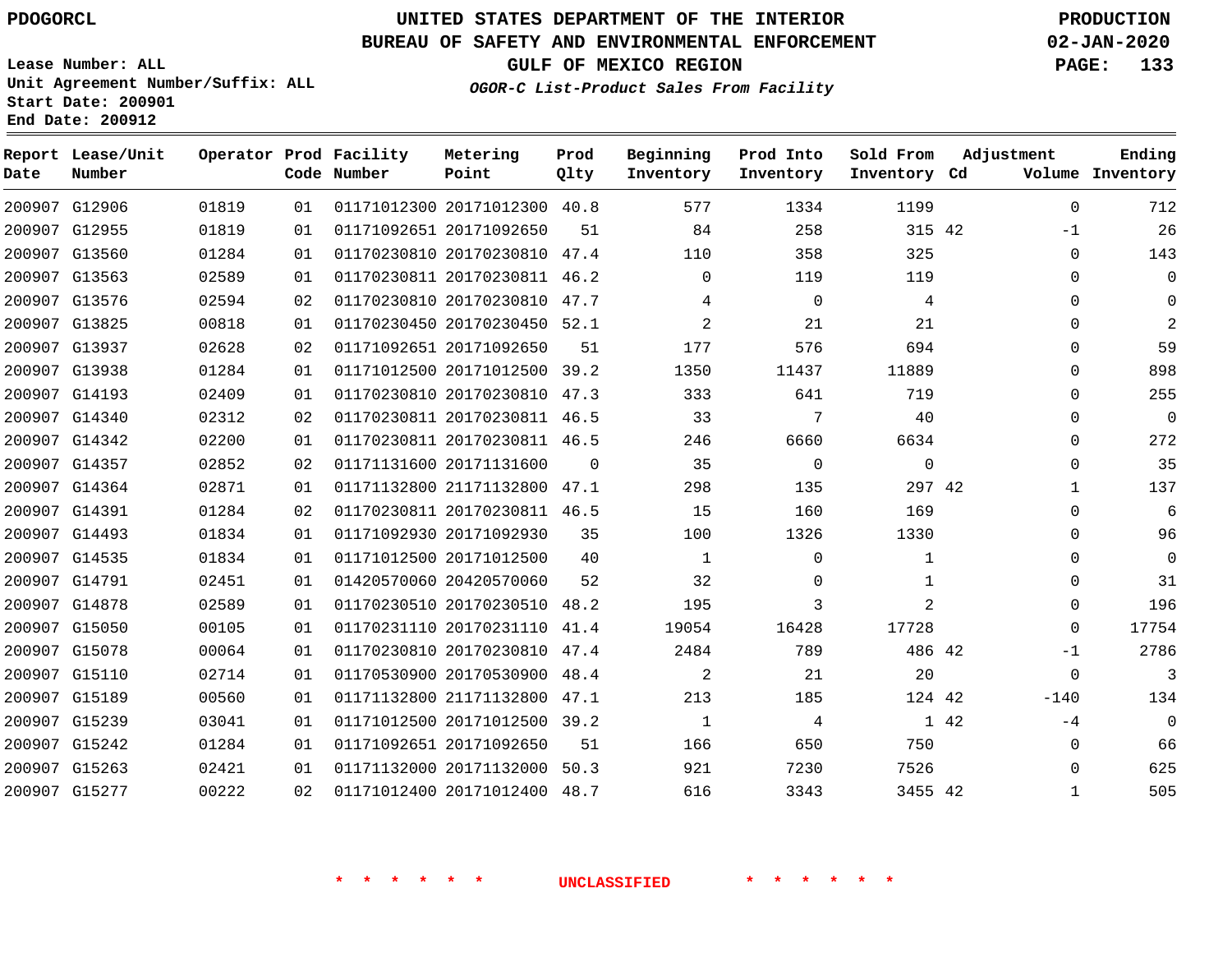PDOGORCL

# UNITED STATES DEPARTMENT OF THE INTERIOR
## BUREAU OF SAFETY AND ENVIRONMENTAL ENFORCEMENT
### GULF OF MEXICO REGION

*OGOR-C List-Product Sales From Facility*

PRODUCTION
02-JAN-2020

Lease Number: ALL
Unit Agreement Number/Suffix: ALL
Start Date: 200901
End Date: 200912

| Report Date | Lease/Unit Number | Operator | Prod Code | Facility Number | Metering Point | Prod Qlty | Beginning Inventory | Prod Into Inventory | Sold From Inventory | Adjustment Cd | Volume | Ending Inventory |
|---|---|---|---|---|---|---|---|---|---|---|---|---|
| 200907 | G12906 | 01819 | 01 | 01171012300 | 20171012300 | 40.8 | 577 | 1334 | 1199 | | 0 | 712 |
| 200907 | G12955 | 01819 | 01 | 01171092651 | 20171092650 | 51 | 84 | 258 | 315 | 42 | -1 | 26 |
| 200907 | G13560 | 01284 | 01 | 01170230810 | 20170230810 | 47.4 | 110 | 358 | 325 | | 0 | 143 |
| 200907 | G13563 | 02589 | 01 | 01170230811 | 20170230811 | 46.2 | 0 | 119 | 119 | | 0 | 0 |
| 200907 | G13576 | 02594 | 02 | 01170230810 | 20170230810 | 47.7 | 4 | 0 | 4 | | 0 | 0 |
| 200907 | G13825 | 00818 | 01 | 01170230450 | 20170230450 | 52.1 | 2 | 21 | 21 | | 0 | 2 |
| 200907 | G13937 | 02628 | 02 | 01171092651 | 20171092650 | 51 | 177 | 576 | 694 | | 0 | 59 |
| 200907 | G13938 | 01284 | 01 | 01171012500 | 20171012500 | 39.2 | 1350 | 11437 | 11889 | | 0 | 898 |
| 200907 | G14193 | 02409 | 01 | 01170230810 | 20170230810 | 47.3 | 333 | 641 | 719 | | 0 | 255 |
| 200907 | G14340 | 02312 | 02 | 01170230811 | 20170230811 | 46.5 | 33 | 7 | 40 | | 0 | 0 |
| 200907 | G14342 | 02200 | 01 | 01170230811 | 20170230811 | 46.5 | 246 | 6660 | 6634 | | 0 | 272 |
| 200907 | G14357 | 02852 | 02 | 01171131600 | 20171131600 | 0 | 35 | 0 | 0 | | 0 | 35 |
| 200907 | G14364 | 02871 | 01 | 01171132800 | 21171132800 | 47.1 | 298 | 135 | 297 | 42 | 1 | 137 |
| 200907 | G14391 | 01284 | 02 | 01170230811 | 20170230811 | 46.5 | 15 | 160 | 169 | | 0 | 6 |
| 200907 | G14493 | 01834 | 01 | 01171092930 | 20171092930 | 35 | 100 | 1326 | 1330 | | 0 | 96 |
| 200907 | G14535 | 01834 | 01 | 01171012500 | 20171012500 | 40 | 1 | 0 | 1 | | 0 | 0 |
| 200907 | G14791 | 02451 | 01 | 01420570060 | 20420570060 | 52 | 32 | 0 | 1 | | 0 | 31 |
| 200907 | G14878 | 02589 | 01 | 01170230510 | 20170230510 | 48.2 | 195 | 3 | 2 | | 0 | 196 |
| 200907 | G15050 | 00105 | 01 | 01170231110 | 20170231110 | 41.4 | 19054 | 16428 | 17728 | | 0 | 17754 |
| 200907 | G15078 | 00064 | 01 | 01170230810 | 20170230810 | 47.4 | 2484 | 789 | 486 | 42 | -1 | 2786 |
| 200907 | G15110 | 02714 | 01 | 01170530900 | 20170530900 | 48.4 | 2 | 21 | 20 | | 0 | 3 |
| 200907 | G15189 | 00560 | 01 | 01171132800 | 21171132800 | 47.1 | 213 | 185 | 124 | 42 | -140 | 134 |
| 200907 | G15239 | 03041 | 01 | 01171012500 | 20171012500 | 39.2 | 1 | 4 | 1 | 42 | -4 | 0 |
| 200907 | G15242 | 01284 | 01 | 01171092651 | 20171092650 | 51 | 166 | 650 | 750 | | 0 | 66 |
| 200907 | G15263 | 02421 | 01 | 01171132000 | 20171132000 | 50.3 | 921 | 7230 | 7526 | | 0 | 625 |
| 200907 | G15277 | 00222 | 02 | 01171012400 | 20171012400 | 48.7 | 616 | 3343 | 3455 | 42 | 1 | 505 |

* * * * * * UNCLASSIFIED * * * * * *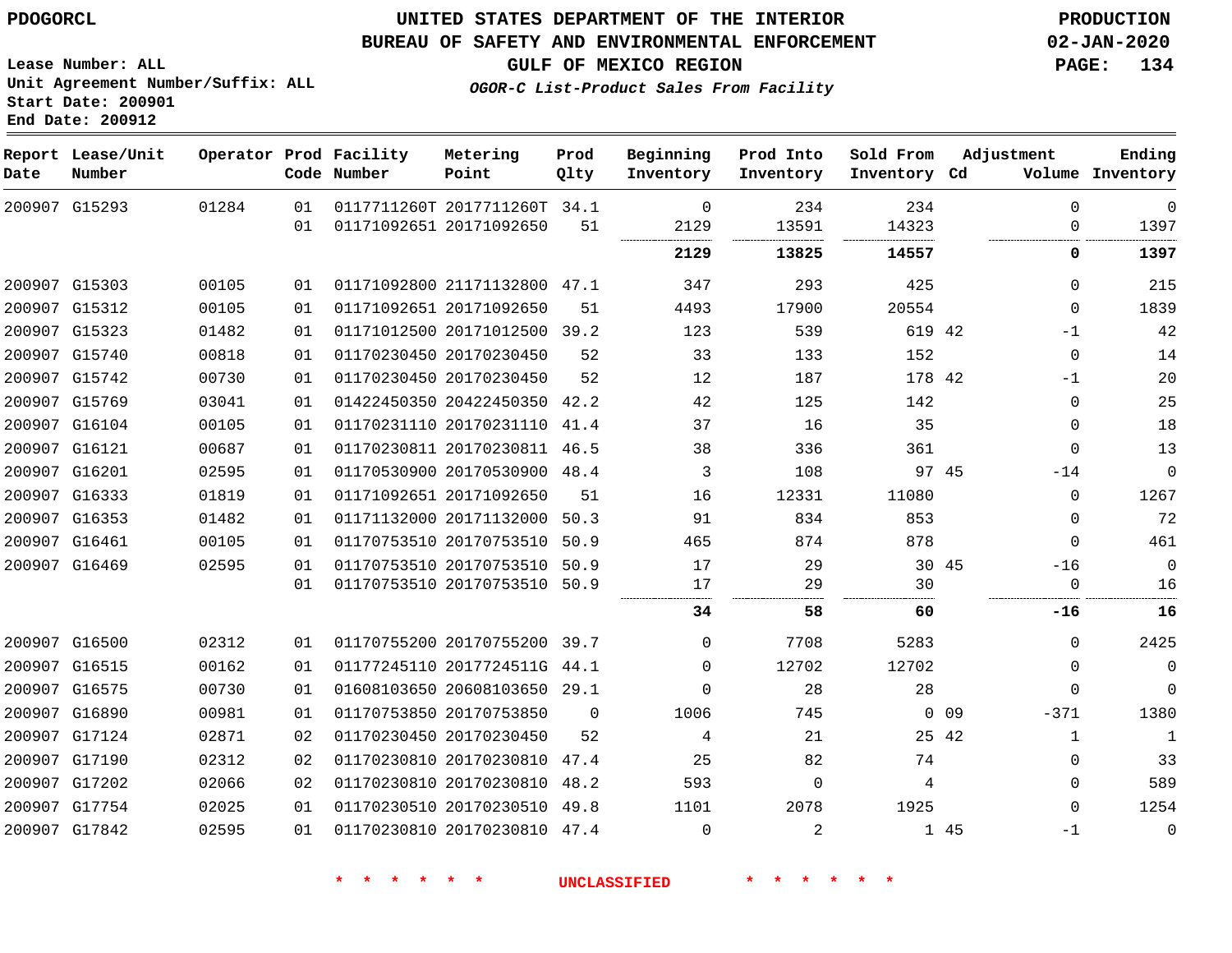PDOGORCL

# UNITED STATES DEPARTMENT OF THE INTERIOR
## BUREAU OF SAFETY AND ENVIRONMENTAL ENFORCEMENT
### GULF OF MEXICO REGION
*OGOR-C List-Product Sales From Facility*

PRODUCTION
02-JAN-2020

Lease Number: ALL
Unit Agreement Number/Suffix: ALL
Start Date: 200901
End Date: 200912

| Report Date | Lease/Unit Number | Operator | Prod Code | Facility Number | Metering Point | Prod Qlty | Beginning Inventory | Prod Into Inventory | Sold From Inventory | Adjustment Cd | Volume | Ending Inventory |
|---|---|---|---|---|---|---|---|---|---|---|---|---|
| 200907 | G15293 | 01284 | 01 | 0117711260T | 2017711260T | 34.1 | 0 | 234 | 234 | | 0 | 0 |
| | | | 01 | 01171092651 | 20171092650 | 51 | 2129 | 13591 | 14323 | | 0 | 1397 |
| | | | | | | | **2129** | **13825** | **14557** | | **0** | **1397** |
| 200907 | G15303 | 00105 | 01 | 01171092800 | 21171132800 | 47.1 | 347 | 293 | 425 | | 0 | 215 |
| 200907 | G15312 | 00105 | 01 | 01171092651 | 20171092650 | 51 | 4493 | 17900 | 20554 | | 0 | 1839 |
| 200907 | G15323 | 01482 | 01 | 01171012500 | 20171012500 | 39.2 | 123 | 539 | 619 | 42 | -1 | 42 |
| 200907 | G15740 | 00818 | 01 | 01170230450 | 20170230450 | 52 | 33 | 133 | 152 | | 0 | 14 |
| 200907 | G15742 | 00730 | 01 | 01170230450 | 20170230450 | 52 | 12 | 187 | 178 | 42 | -1 | 20 |
| 200907 | G15769 | 03041 | 01 | 01422450350 | 20422450350 | 42.2 | 42 | 125 | 142 | | 0 | 25 |
| 200907 | G16104 | 00105 | 01 | 01170231110 | 20170231110 | 41.4 | 37 | 16 | 35 | | 0 | 18 |
| 200907 | G16121 | 00687 | 01 | 01170230811 | 20170230811 | 46.5 | 38 | 336 | 361 | | 0 | 13 |
| 200907 | G16201 | 02595 | 01 | 01170530900 | 20170530900 | 48.4 | 3 | 108 | 97 | 45 | -14 | 0 |
| 200907 | G16333 | 01819 | 01 | 01171092651 | 20171092650 | 51 | 16 | 12331 | 11080 | | 0 | 1267 |
| 200907 | G16353 | 01482 | 01 | 01171132000 | 20171132000 | 50.3 | 91 | 834 | 853 | | 0 | 72 |
| 200907 | G16461 | 00105 | 01 | 01170753510 | 20170753510 | 50.9 | 465 | 874 | 878 | | 0 | 461 |
| 200907 | G16469 | 02595 | 01 | 01170753510 | 20170753510 | 50.9 | 17 | 29 | 30 | 45 | -16 | 0 |
| | | | 01 | 01170753510 | 20170753510 | 50.9 | 17 | 29 | 30 | | 0 | 16 |
| | | | | | | | **34** | **58** | **60** | | **-16** | **16** |
| 200907 | G16500 | 02312 | 01 | 01170755200 | 20170755200 | 39.7 | 0 | 7708 | 5283 | | 0 | 2425 |
| 200907 | G16515 | 00162 | 01 | 01177245110 | 2017724511G | 44.1 | 0 | 12702 | 12702 | | 0 | 0 |
| 200907 | G16575 | 00730 | 01 | 01608103650 | 20608103650 | 29.1 | 0 | 28 | 28 | | 0 | 0 |
| 200907 | G16890 | 00981 | 01 | 01170753850 | 20170753850 | 0 | 1006 | 745 | 0 | 09 | -371 | 1380 |
| 200907 | G17124 | 02871 | 02 | 01170230450 | 20170230450 | 52 | 4 | 21 | 25 | 42 | 1 | 1 |
| 200907 | G17190 | 02312 | 02 | 01170230810 | 20170230810 | 47.4 | 25 | 82 | 74 | | 0 | 33 |
| 200907 | G17202 | 02066 | 02 | 01170230810 | 20170230810 | 48.2 | 593 | 0 | 4 | | 0 | 589 |
| 200907 | G17754 | 02025 | 01 | 01170230510 | 20170230510 | 49.8 | 1101 | 2078 | 1925 | | 0 | 1254 |
| 200907 | G17842 | 02595 | 01 | 01170230810 | 20170230810 | 47.4 | 0 | 2 | 1 | 45 | -1 | 0 |

\* \* \* \* \* \* UNCLASSIFIED \* \* \* \* \* \*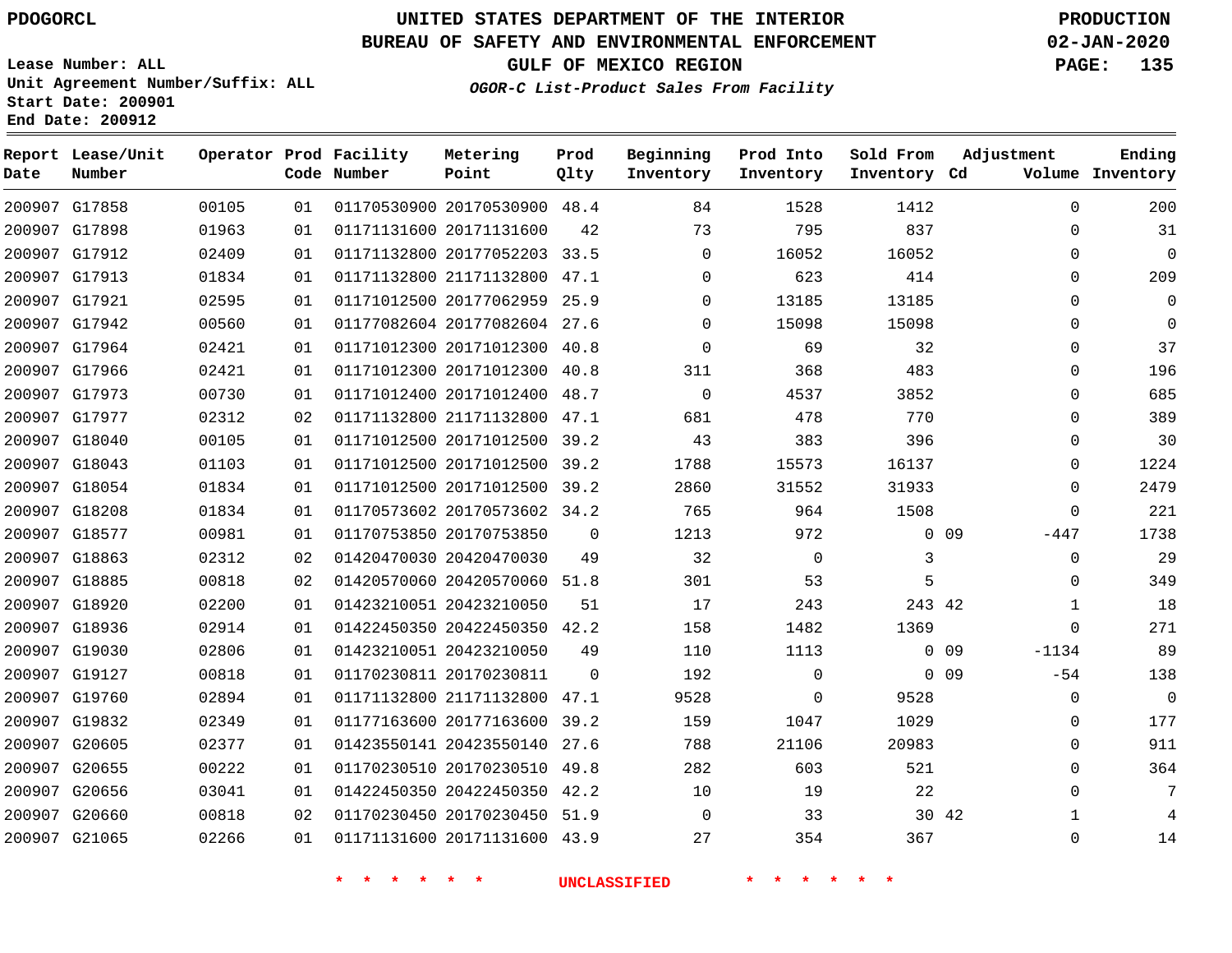PDOGORCL

# UNITED STATES DEPARTMENT OF THE INTERIOR
## BUREAU OF SAFETY AND ENVIRONMENTAL ENFORCEMENT
### GULF OF MEXICO REGION

*OGOR-C List-Product Sales From Facility*

PRODUCTION
02-JAN-2020

Lease Number: ALL
Unit Agreement Number/Suffix: ALL
Start Date: 200901
End Date: 200912

| Report Date | Lease/Unit Number | Operator | Prod Code | Facility Number | Metering Point | Prod Qlty | Beginning Inventory | Prod Into Inventory | Sold From Inventory | Adjustment Cd | Adjustment Volume | Ending Inventory |
|---|---|---|---|---|---|---|---|---|---|---|---|---|
| 200907 | G17858 | 00105 | 01 | 01170530900 | 20170530900 | 48.4 | 84 | 1528 | 1412 | | 0 | 200 |
| 200907 | G17898 | 01963 | 01 | 01171131600 | 20171131600 | 42 | 73 | 795 | 837 | | 0 | 31 |
| 200907 | G17912 | 02409 | 01 | 01171132800 | 20177052203 | 33.5 | 0 | 16052 | 16052 | | 0 | 0 |
| 200907 | G17913 | 01834 | 01 | 01171132800 | 21171132800 | 47.1 | 0 | 623 | 414 | | 0 | 209 |
| 200907 | G17921 | 02595 | 01 | 01171012500 | 20177062959 | 25.9 | 0 | 13185 | 13185 | | 0 | 0 |
| 200907 | G17942 | 00560 | 01 | 01177082604 | 20177082604 | 27.6 | 0 | 15098 | 15098 | | 0 | 0 |
| 200907 | G17964 | 02421 | 01 | 01171012300 | 20171012300 | 40.8 | 0 | 69 | 32 | | 0 | 37 |
| 200907 | G17966 | 02421 | 01 | 01171012300 | 20171012300 | 40.8 | 311 | 368 | 483 | | 0 | 196 |
| 200907 | G17973 | 00730 | 01 | 01171012400 | 20171012400 | 48.7 | 0 | 4537 | 3852 | | 0 | 685 |
| 200907 | G17977 | 02312 | 02 | 01171132800 | 21171132800 | 47.1 | 681 | 478 | 770 | | 0 | 389 |
| 200907 | G18040 | 00105 | 01 | 01171012500 | 20171012500 | 39.2 | 43 | 383 | 396 | | 0 | 30 |
| 200907 | G18043 | 01103 | 01 | 01171012500 | 20171012500 | 39.2 | 1788 | 15573 | 16137 | | 0 | 1224 |
| 200907 | G18054 | 01834 | 01 | 01171012500 | 20171012500 | 39.2 | 2860 | 31552 | 31933 | | 0 | 2479 |
| 200907 | G18208 | 01834 | 01 | 01170573602 | 20170573602 | 34.2 | 765 | 964 | 1508 | | 0 | 221 |
| 200907 | G18577 | 00981 | 01 | 01170753850 | 20170753850 | 0 | 1213 | 972 | 0 | 09 | -447 | 1738 |
| 200907 | G18863 | 02312 | 02 | 01420470030 | 20420470030 | 49 | 32 | 0 | 3 | | 0 | 29 |
| 200907 | G18885 | 00818 | 02 | 01420570060 | 20420570060 | 51.8 | 301 | 53 | 5 | | 0 | 349 |
| 200907 | G18920 | 02200 | 01 | 01423210051 | 20423210050 | 51 | 17 | 243 | 243 | 42 | 1 | 18 |
| 200907 | G18936 | 02914 | 01 | 01422450350 | 20422450350 | 42.2 | 158 | 1482 | 1369 | | 0 | 271 |
| 200907 | G19030 | 02806 | 01 | 01423210051 | 20423210050 | 49 | 110 | 1113 | 0 | 09 | -1134 | 89 |
| 200907 | G19127 | 00818 | 01 | 01170230811 | 20170230811 | 0 | 192 | 0 | 0 | 09 | -54 | 138 |
| 200907 | G19760 | 02894 | 01 | 01171132800 | 21171132800 | 47.1 | 9528 | 0 | 9528 | | 0 | 0 |
| 200907 | G19832 | 02349 | 01 | 01177163600 | 20177163600 | 39.2 | 159 | 1047 | 1029 | | 0 | 177 |
| 200907 | G20605 | 02377 | 01 | 01423550141 | 20423550140 | 27.6 | 788 | 21106 | 20983 | | 0 | 911 |
| 200907 | G20655 | 00222 | 01 | 01170230510 | 20170230510 | 49.8 | 282 | 603 | 521 | | 0 | 364 |
| 200907 | G20656 | 03041 | 01 | 01422450350 | 20422450350 | 42.2 | 10 | 19 | 22 | | 0 | 7 |
| 200907 | G20660 | 00818 | 02 | 01170230450 | 20170230450 | 51.9 | 0 | 33 | 30 | 42 | 1 | 4 |
| 200907 | G21065 | 02266 | 01 | 01171131600 | 20171131600 | 43.9 | 27 | 354 | 367 | | 0 | 14 |

* * * * * * UNCLASSIFIED * * * * * *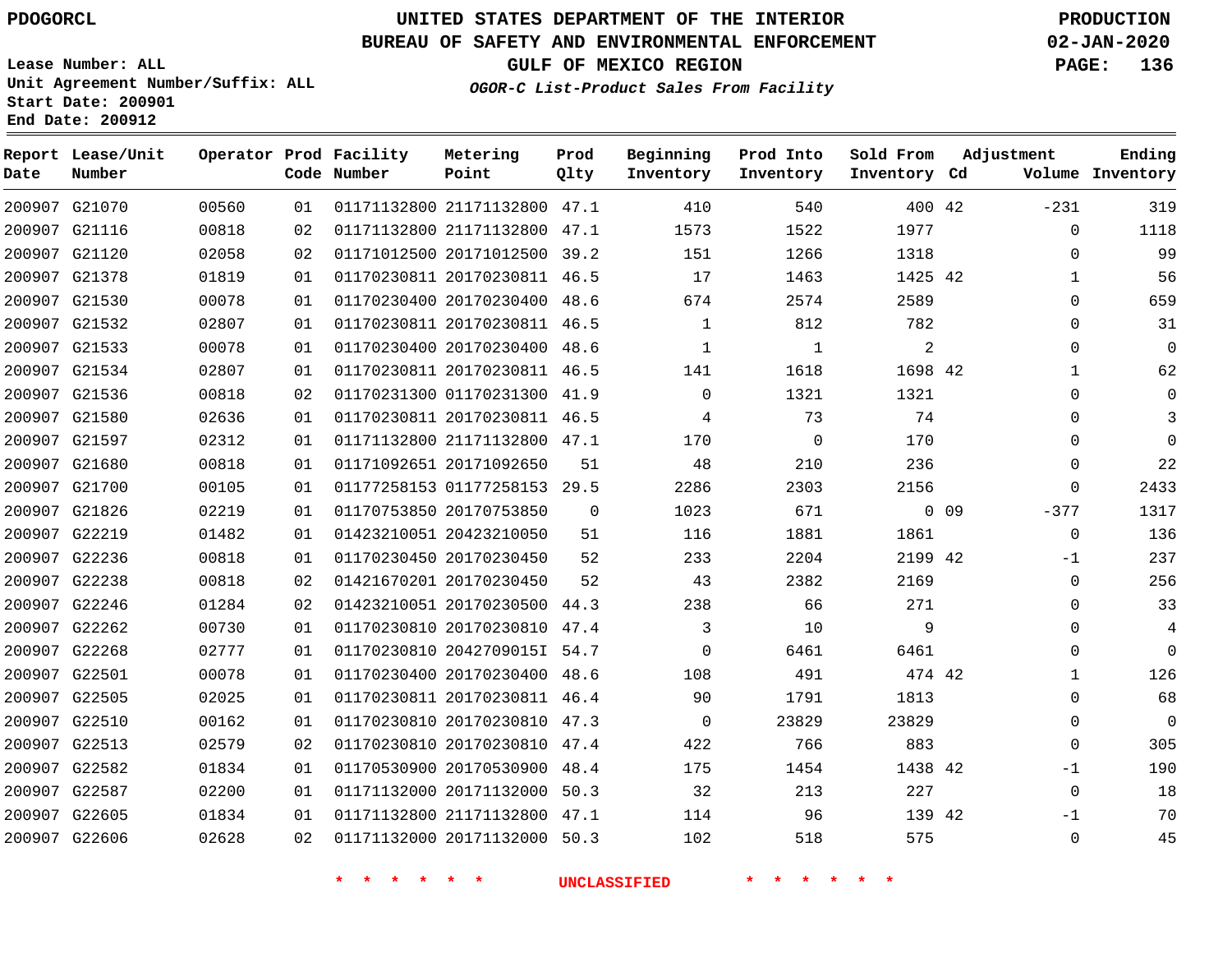PDOGORCL

# UNITED STATES DEPARTMENT OF THE INTERIOR
## BUREAU OF SAFETY AND ENVIRONMENTAL ENFORCEMENT
### GULF OF MEXICO REGION

*OGOR-C List-Product Sales From Facility*

PRODUCTION
02-JAN-2020

Lease Number: ALL
Unit Agreement Number/Suffix: ALL
Start Date: 200901
End Date: 200912

| Report Date | Lease/Unit Number | Operator | Prod Code | Facility Number | Metering Point | Prod Qlty | Beginning Inventory | Prod Into Inventory | Sold From Inventory | Adjustment Cd | Adjustment Volume | Ending Inventory |
|---|---|---|---|---|---|---|---|---|---|---|---|---|
| 200907 | G21070 | 00560 | 01 | 01171132800 | 21171132800 | 47.1 | 410 | 540 | 400 | 42 | -231 | 319 |
| 200907 | G21116 | 00818 | 02 | 01171132800 | 21171132800 | 47.1 | 1573 | 1522 | 1977 | | 0 | 1118 |
| 200907 | G21120 | 02058 | 02 | 01171012500 | 20171012500 | 39.2 | 151 | 1266 | 1318 | | 0 | 99 |
| 200907 | G21378 | 01819 | 01 | 01170230811 | 20170230811 | 46.5 | 17 | 1463 | 1425 | 42 | 1 | 56 |
| 200907 | G21530 | 00078 | 01 | 01170230400 | 20170230400 | 48.6 | 674 | 2574 | 2589 | | 0 | 659 |
| 200907 | G21532 | 02807 | 01 | 01170230811 | 20170230811 | 46.5 | 1 | 812 | 782 | | 0 | 31 |
| 200907 | G21533 | 00078 | 01 | 01170230400 | 20170230400 | 48.6 | 1 | 1 | 2 | | 0 | 0 |
| 200907 | G21534 | 02807 | 01 | 01170230811 | 20170230811 | 46.5 | 141 | 1618 | 1698 | 42 | 1 | 62 |
| 200907 | G21536 | 00818 | 02 | 01170231300 | 01170231300 | 41.9 | 0 | 1321 | 1321 | | 0 | 0 |
| 200907 | G21580 | 02636 | 01 | 01170230811 | 20170230811 | 46.5 | 4 | 73 | 74 | | 0 | 3 |
| 200907 | G21597 | 02312 | 01 | 01171132800 | 21171132800 | 47.1 | 170 | 0 | 170 | | 0 | 0 |
| 200907 | G21680 | 00818 | 01 | 01171092651 | 20171092650 | 51 | 48 | 210 | 236 | | 0 | 22 |
| 200907 | G21700 | 00105 | 01 | 01177258153 | 01177258153 | 29.5 | 2286 | 2303 | 2156 | | 0 | 2433 |
| 200907 | G21826 | 02219 | 01 | 01170753850 | 20170753850 | 0 | 1023 | 671 | 0 | 09 | -377 | 1317 |
| 200907 | G22219 | 01482 | 01 | 01423210051 | 20423210050 | 51 | 116 | 1881 | 1861 | | 0 | 136 |
| 200907 | G22236 | 00818 | 01 | 01170230450 | 20170230450 | 52 | 233 | 2204 | 2199 | 42 | -1 | 237 |
| 200907 | G22238 | 00818 | 02 | 01421670201 | 20170230450 | 52 | 43 | 2382 | 2169 | | 0 | 256 |
| 200907 | G22246 | 01284 | 02 | 01423210051 | 20170230500 | 44.3 | 238 | 66 | 271 | | 0 | 33 |
| 200907 | G22262 | 00730 | 01 | 01170230810 | 20170230810 | 47.4 | 3 | 10 | 9 | | 0 | 4 |
| 200907 | G22268 | 02777 | 01 | 01170230810 | 2042709015I | 54.7 | 0 | 6461 | 6461 | | 0 | 0 |
| 200907 | G22501 | 00078 | 01 | 01170230400 | 20170230400 | 48.6 | 108 | 491 | 474 | 42 | 1 | 126 |
| 200907 | G22505 | 02025 | 01 | 01170230811 | 20170230811 | 46.4 | 90 | 1791 | 1813 | | 0 | 68 |
| 200907 | G22510 | 00162 | 01 | 01170230810 | 20170230810 | 47.3 | 0 | 23829 | 23829 | | 0 | 0 |
| 200907 | G22513 | 02579 | 02 | 01170230810 | 20170230810 | 47.4 | 422 | 766 | 883 | | 0 | 305 |
| 200907 | G22582 | 01834 | 01 | 01170530900 | 20170530900 | 48.4 | 175 | 1454 | 1438 | 42 | -1 | 190 |
| 200907 | G22587 | 02200 | 01 | 01171132000 | 20171132000 | 50.3 | 32 | 213 | 227 | | 0 | 18 |
| 200907 | G22605 | 01834 | 01 | 01171132800 | 21171132800 | 47.1 | 114 | 96 | 139 | 42 | -1 | 70 |
| 200907 | G22606 | 02628 | 02 | 01171132000 | 20171132000 | 50.3 | 102 | 518 | 575 | | 0 | 45 |

* * * * * * UNCLASSIFIED * * * * * *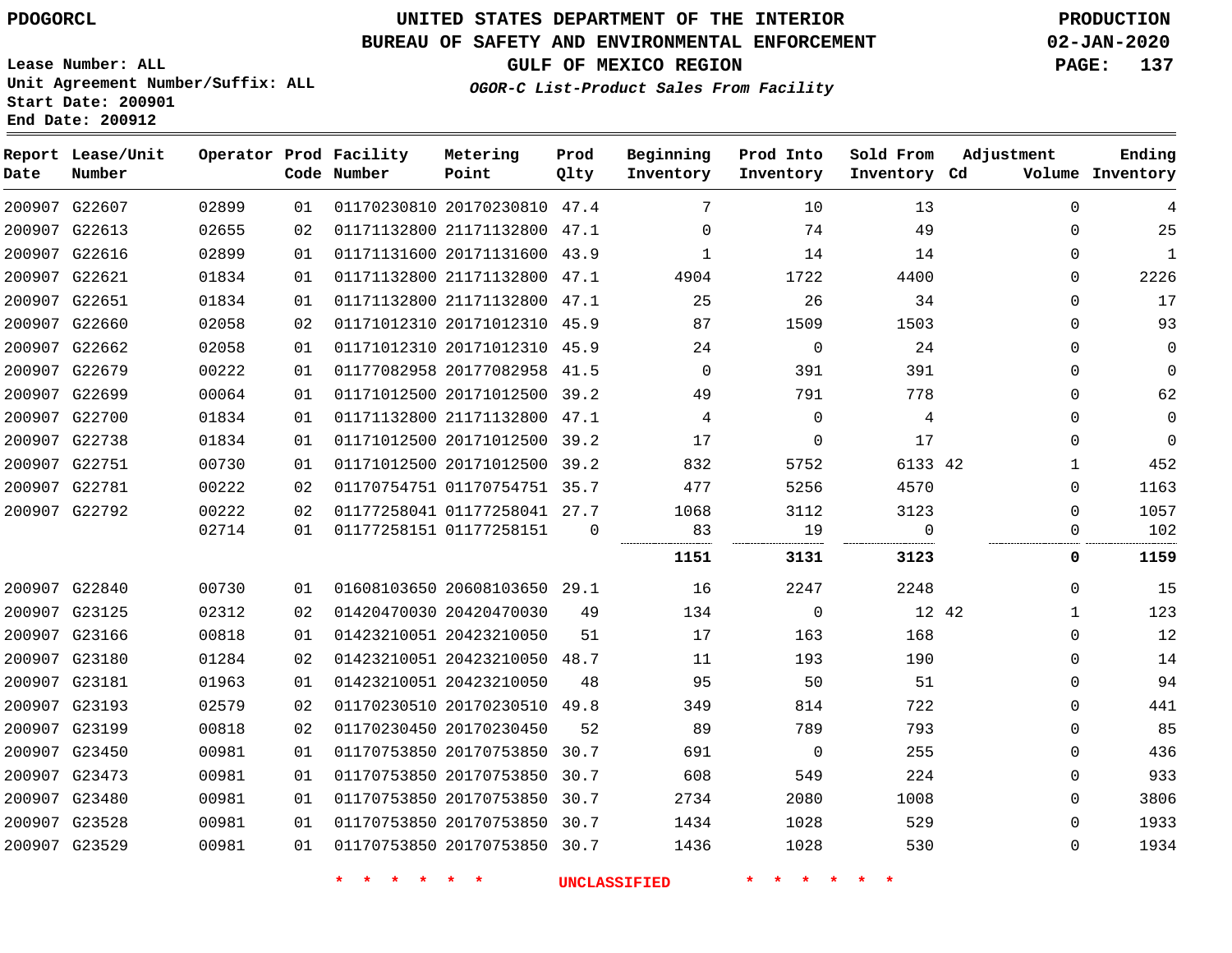# UNITED STATES DEPARTMENT OF THE INTERIOR
## BUREAU OF SAFETY AND ENVIRONMENTAL ENFORCEMENT
### GULF OF MEXICO REGION

*OGOR-C List-Product Sales From Facility*

PDOGORCL

Lease Number: ALL
Unit Agreement Number/Suffix: ALL
Start Date: 200901
End Date: 200912

PRODUCTION
02-JAN-2020

| Report Date | Lease/Unit Number | Operator | Prod Code | Facility Number | Metering Point | Prod Qlty | Beginning Inventory | Prod Into Inventory | Sold From Inventory | Adjustment Cd | Adjustment Volume | Ending Inventory |
|---|---|---|---|---|---|---|---|---|---|---|---|---|
| 200907 | G22607 | 02899 | 01 | 01170230810 | 20170230810 | 47.4 | 7 | 10 | 13 | | 0 | 4 |
| 200907 | G22613 | 02655 | 02 | 01171132800 | 21171132800 | 47.1 | 0 | 74 | 49 | | 0 | 25 |
| 200907 | G22616 | 02899 | 01 | 01171131600 | 20171131600 | 43.9 | 1 | 14 | 14 | | 0 | 1 |
| 200907 | G22621 | 01834 | 01 | 01171132800 | 21171132800 | 47.1 | 4904 | 1722 | 4400 | | 0 | 2226 |
| 200907 | G22651 | 01834 | 01 | 01171132800 | 21171132800 | 47.1 | 25 | 26 | 34 | | 0 | 17 |
| 200907 | G22660 | 02058 | 02 | 01171012310 | 20171012310 | 45.9 | 87 | 1509 | 1503 | | 0 | 93 |
| 200907 | G22662 | 02058 | 01 | 01171012310 | 20171012310 | 45.9 | 24 | 0 | 24 | | 0 | 0 |
| 200907 | G22679 | 00222 | 01 | 01177082958 | 20177082958 | 41.5 | 0 | 391 | 391 | | 0 | 0 |
| 200907 | G22699 | 00064 | 01 | 01171012500 | 20171012500 | 39.2 | 49 | 791 | 778 | | 0 | 62 |
| 200907 | G22700 | 01834 | 01 | 01171132800 | 21171132800 | 47.1 | 4 | 0 | 4 | | 0 | 0 |
| 200907 | G22738 | 01834 | 01 | 01171012500 | 20171012500 | 39.2 | 17 | 0 | 17 | | 0 | 0 |
| 200907 | G22751 | 00730 | 01 | 01171012500 | 20171012500 | 39.2 | 832 | 5752 | 6133 | 42 | 1 | 452 |
| 200907 | G22781 | 00222 | 02 | 01170754751 | 01170754751 | 35.7 | 477 | 5256 | 4570 | | 0 | 1163 |
| 200907 | G22792 | 00222 | 02 | 01177258041 | 01177258041 | 27.7 | 1068 | 3112 | 3123 | | 0 | 1057 |
| | | 02714 | 01 | 01177258151 | 01177258151 | 0 | 83 | 19 | 0 | | 0 | 102 |
| | | | | | | | **1151** | **3131** | **3123** | | **0** | **1159** |
| 200907 | G22840 | 00730 | 01 | 01608103650 | 20608103650 | 29.1 | 16 | 2247 | 2248 | | 0 | 15 |
| 200907 | G23125 | 02312 | 02 | 01420470030 | 20420470030 | 49 | 134 | 0 | 12 | 42 | 1 | 123 |
| 200907 | G23166 | 00818 | 01 | 01423210051 | 20423210050 | 51 | 17 | 163 | 168 | | 0 | 12 |
| 200907 | G23180 | 01284 | 02 | 01423210051 | 20423210050 | 48.7 | 11 | 193 | 190 | | 0 | 14 |
| 200907 | G23181 | 01963 | 01 | 01423210051 | 20423210050 | 48 | 95 | 50 | 51 | | 0 | 94 |
| 200907 | G23193 | 02579 | 02 | 01170230510 | 20170230510 | 49.8 | 349 | 814 | 722 | | 0 | 441 |
| 200907 | G23199 | 00818 | 02 | 01170230450 | 20170230450 | 52 | 89 | 789 | 793 | | 0 | 85 |
| 200907 | G23450 | 00981 | 01 | 01170753850 | 20170753850 | 30.7 | 691 | 0 | 255 | | 0 | 436 |
| 200907 | G23473 | 00981 | 01 | 01170753850 | 20170753850 | 30.7 | 608 | 549 | 224 | | 0 | 933 |
| 200907 | G23480 | 00981 | 01 | 01170753850 | 20170753850 | 30.7 | 2734 | 2080 | 1008 | | 0 | 3806 |
| 200907 | G23528 | 00981 | 01 | 01170753850 | 20170753850 | 30.7 | 1434 | 1028 | 529 | | 0 | 1933 |
| 200907 | G23529 | 00981 | 01 | 01170753850 | 20170753850 | 30.7 | 1436 | 1028 | 530 | | 0 | 1934 |

\* \* \* \* \* \* UNCLASSIFIED \* \* \* \* \* \*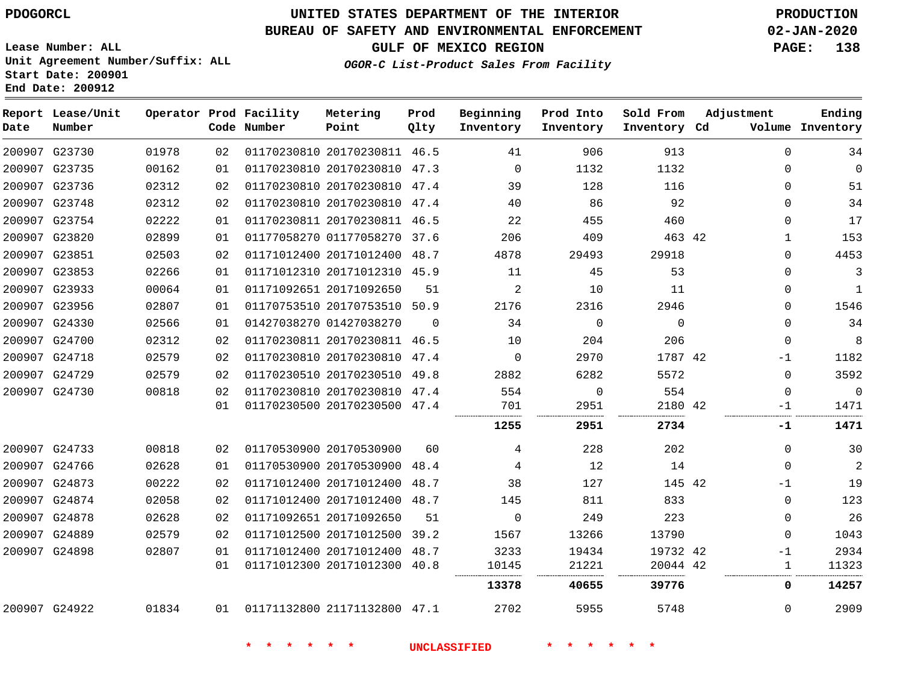PDOGORCL

Lease Number: ALL
Unit Agreement Number/Suffix: ALL
Start Date: 200901
End Date: 200912

# UNITED STATES DEPARTMENT OF THE INTERIOR
## BUREAU OF SAFETY AND ENVIRONMENTAL ENFORCEMENT
### GULF OF MEXICO REGION
*OGOR-C List-Product Sales From Facility*

PRODUCTION
02-JAN-2020

| Report Date | Lease/Unit Number | Operator | Prod Code | Facility Number | Metering Point | Prod Qlty | Beginning Inventory | Prod Into Inventory | Sold From Inventory | Adjustment Cd | Volume | Ending Inventory |
|---|---|---|---|---|---|---|---|---|---|---|---|---|
| 200907 | G23730 | 01978 | 02 | 01170230810 | 20170230811 | 46.5 | 41 | 906 | 913 | | 0 | 34 |
| 200907 | G23735 | 00162 | 01 | 01170230810 | 20170230810 | 47.3 | 0 | 1132 | 1132 | | 0 | 0 |
| 200907 | G23736 | 02312 | 02 | 01170230810 | 20170230810 | 47.4 | 39 | 128 | 116 | | 0 | 51 |
| 200907 | G23748 | 02312 | 02 | 01170230810 | 20170230810 | 47.4 | 40 | 86 | 92 | | 0 | 34 |
| 200907 | G23754 | 02222 | 01 | 01170230811 | 20170230811 | 46.5 | 22 | 455 | 460 | | 0 | 17 |
| 200907 | G23820 | 02899 | 01 | 01177058270 | 01177058270 | 37.6 | 206 | 409 | 463 | 42 | 1 | 153 |
| 200907 | G23851 | 02503 | 02 | 01171012400 | 20171012400 | 48.7 | 4878 | 29493 | 29918 | | 0 | 4453 |
| 200907 | G23853 | 02266 | 01 | 01171012310 | 20171012310 | 45.9 | 11 | 45 | 53 | | 0 | 3 |
| 200907 | G23933 | 00064 | 01 | 01171092651 | 20171092650 | 51 | 2 | 10 | 11 | | 0 | 1 |
| 200907 | G23956 | 02807 | 01 | 01170753510 | 20170753510 | 50.9 | 2176 | 2316 | 2946 | | 0 | 1546 |
| 200907 | G24330 | 02566 | 01 | 01427038270 | 01427038270 | 0 | 34 | 0 | 0 | | 0 | 34 |
| 200907 | G24700 | 02312 | 02 | 01170230811 | 20170230811 | 46.5 | 10 | 204 | 206 | | 0 | 8 |
| 200907 | G24718 | 02579 | 02 | 01170230810 | 20170230810 | 47.4 | 0 | 2970 | 1787 | 42 | -1 | 1182 |
| 200907 | G24729 | 02579 | 02 | 01170230510 | 20170230510 | 49.8 | 2882 | 6282 | 5572 | | 0 | 3592 |
| 200907 | G24730 | 00818 | 02 | 01170230810 | 20170230810 | 47.4 | 554 | 0 | 554 | | 0 | 0 |
| | | | 01 | 01170230500 | 20170230500 | 47.4 | 701 | 2951 | 2180 | 42 | -1 | 1471 |
| | | | | | | | **1255** | **2951** | **2734** | | **-1** | **1471** |
| 200907 | G24733 | 00818 | 02 | 01170530900 | 20170530900 | 60 | 4 | 228 | 202 | | 0 | 30 |
| 200907 | G24766 | 02628 | 01 | 01170530900 | 20170530900 | 48.4 | 4 | 12 | 14 | | 0 | 2 |
| 200907 | G24873 | 00222 | 02 | 01171012400 | 20171012400 | 48.7 | 38 | 127 | 145 | 42 | -1 | 19 |
| 200907 | G24874 | 02058 | 02 | 01171012400 | 20171012400 | 48.7 | 145 | 811 | 833 | | 0 | 123 |
| 200907 | G24878 | 02628 | 02 | 01171092651 | 20171092650 | 51 | 0 | 249 | 223 | | 0 | 26 |
| 200907 | G24889 | 02579 | 02 | 01171012500 | 20171012500 | 39.2 | 1567 | 13266 | 13790 | | 0 | 1043 |
| 200907 | G24898 | 02807 | 01 | 01171012400 | 20171012400 | 48.7 | 3233 | 19434 | 19732 | 42 | -1 | 2934 |
| | | | 01 | 01171012300 | 20171012300 | 40.8 | 10145 | 21221 | 20044 | 42 | 1 | 11323 |
| | | | | | | | **13378** | **40655** | **39776** | | **0** | **14257** |
| 200907 | G24922 | 01834 | 01 | 01171132800 | 21171132800 | 47.1 | 2702 | 5955 | 5748 | | 0 | 2909 |

\* \* \* \* \* \* UNCLASSIFIED \* \* \* \* \* \*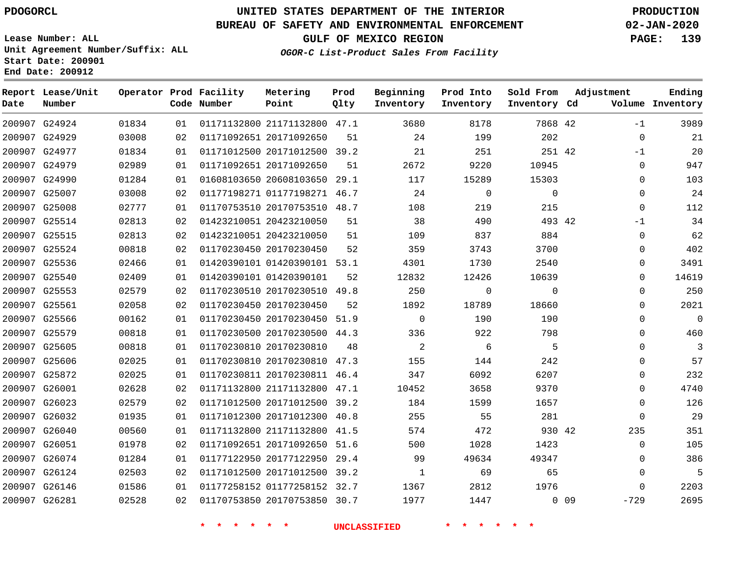PDOGORCL

# UNITED STATES DEPARTMENT OF THE INTERIOR
## BUREAU OF SAFETY AND ENVIRONMENTAL ENFORCEMENT
### GULF OF MEXICO REGION
*OGOR-C List-Product Sales From Facility*

PRODUCTION
02-JAN-2020

Lease Number: ALL
Unit Agreement Number/Suffix: ALL
Start Date: 200901
End Date: 200912

| Report Date | Lease/Unit Number | Operator | Prod Code | Facility Number | Metering Point | Prod Qlty | Beginning Inventory | Prod Into Inventory | Sold From Inventory | Adjustment Cd | Volume | Ending Inventory |
|---|---|---|---|---|---|---|---|---|---|---|---|---|
| 200907 | G24924 | 01834 | 01 | 01171132800 | 21171132800 | 47.1 | 3680 | 8178 | 7868 | 42 | -1 | 3989 |
| 200907 | G24929 | 03008 | 02 | 01171092651 | 20171092650 | 51 | 24 | 199 | 202 | | 0 | 21 |
| 200907 | G24977 | 01834 | 01 | 01171012500 | 20171012500 | 39.2 | 21 | 251 | 251 | 42 | -1 | 20 |
| 200907 | G24979 | 02989 | 01 | 01171092651 | 20171092650 | 51 | 2672 | 9220 | 10945 | | 0 | 947 |
| 200907 | G24990 | 01284 | 01 | 01608103650 | 20608103650 | 29.1 | 117 | 15289 | 15303 | | 0 | 103 |
| 200907 | G25007 | 03008 | 02 | 01177198271 | 01177198271 | 46.7 | 24 | 0 | 0 | | 0 | 24 |
| 200907 | G25008 | 02777 | 01 | 01170753510 | 20170753510 | 48.7 | 108 | 219 | 215 | | 0 | 112 |
| 200907 | G25514 | 02813 | 02 | 01423210051 | 20423210050 | 51 | 38 | 490 | 493 | 42 | -1 | 34 |
| 200907 | G25515 | 02813 | 02 | 01423210051 | 20423210050 | 51 | 109 | 837 | 884 | | 0 | 62 |
| 200907 | G25524 | 00818 | 02 | 01170230450 | 20170230450 | 52 | 359 | 3743 | 3700 | | 0 | 402 |
| 200907 | G25536 | 02466 | 01 | 01420390101 | 01420390101 | 53.1 | 4301 | 1730 | 2540 | | 0 | 3491 |
| 200907 | G25540 | 02409 | 01 | 01420390101 | 01420390101 | 52 | 12832 | 12426 | 10639 | | 0 | 14619 |
| 200907 | G25553 | 02579 | 02 | 01170230510 | 20170230510 | 49.8 | 250 | 0 | 0 | | 0 | 250 |
| 200907 | G25561 | 02058 | 02 | 01170230450 | 20170230450 | 52 | 1892 | 18789 | 18660 | | 0 | 2021 |
| 200907 | G25566 | 00162 | 01 | 01170230450 | 20170230450 | 51.9 | 0 | 190 | 190 | | 0 | 0 |
| 200907 | G25579 | 00818 | 01 | 01170230500 | 20170230500 | 44.3 | 336 | 922 | 798 | | 0 | 460 |
| 200907 | G25605 | 00818 | 01 | 01170230810 | 20170230810 | 48 | 2 | 6 | 5 | | 0 | 3 |
| 200907 | G25606 | 02025 | 01 | 01170230810 | 20170230810 | 47.3 | 155 | 144 | 242 | | 0 | 57 |
| 200907 | G25872 | 02025 | 01 | 01170230811 | 20170230811 | 46.4 | 347 | 6092 | 6207 | | 0 | 232 |
| 200907 | G26001 | 02628 | 02 | 01171132800 | 21171132800 | 47.1 | 10452 | 3658 | 9370 | | 0 | 4740 |
| 200907 | G26023 | 02579 | 02 | 01171012500 | 20171012500 | 39.2 | 184 | 1599 | 1657 | | 0 | 126 |
| 200907 | G26032 | 01935 | 01 | 01171012300 | 20171012300 | 40.8 | 255 | 55 | 281 | | 0 | 29 |
| 200907 | G26040 | 00560 | 01 | 01171132800 | 21171132800 | 41.5 | 574 | 472 | 930 | 42 | 235 | 351 |
| 200907 | G26051 | 01978 | 02 | 01171092651 | 20171092650 | 51.6 | 500 | 1028 | 1423 | | 0 | 105 |
| 200907 | G26074 | 01284 | 01 | 01177122950 | 20177122950 | 29.4 | 99 | 49634 | 49347 | | 0 | 386 |
| 200907 | G26124 | 02503 | 02 | 01171012500 | 20171012500 | 39.2 | 1 | 69 | 65 | | 0 | 5 |
| 200907 | G26146 | 01586 | 01 | 01177258152 | 01177258152 | 32.7 | 1367 | 2812 | 1976 | | 0 | 2203 |
| 200907 | G26281 | 02528 | 02 | 01170753850 | 20170753850 | 30.7 | 1977 | 1447 | 0 | 09 | -729 | 2695 |

* * * * * * UNCLASSIFIED * * * * * *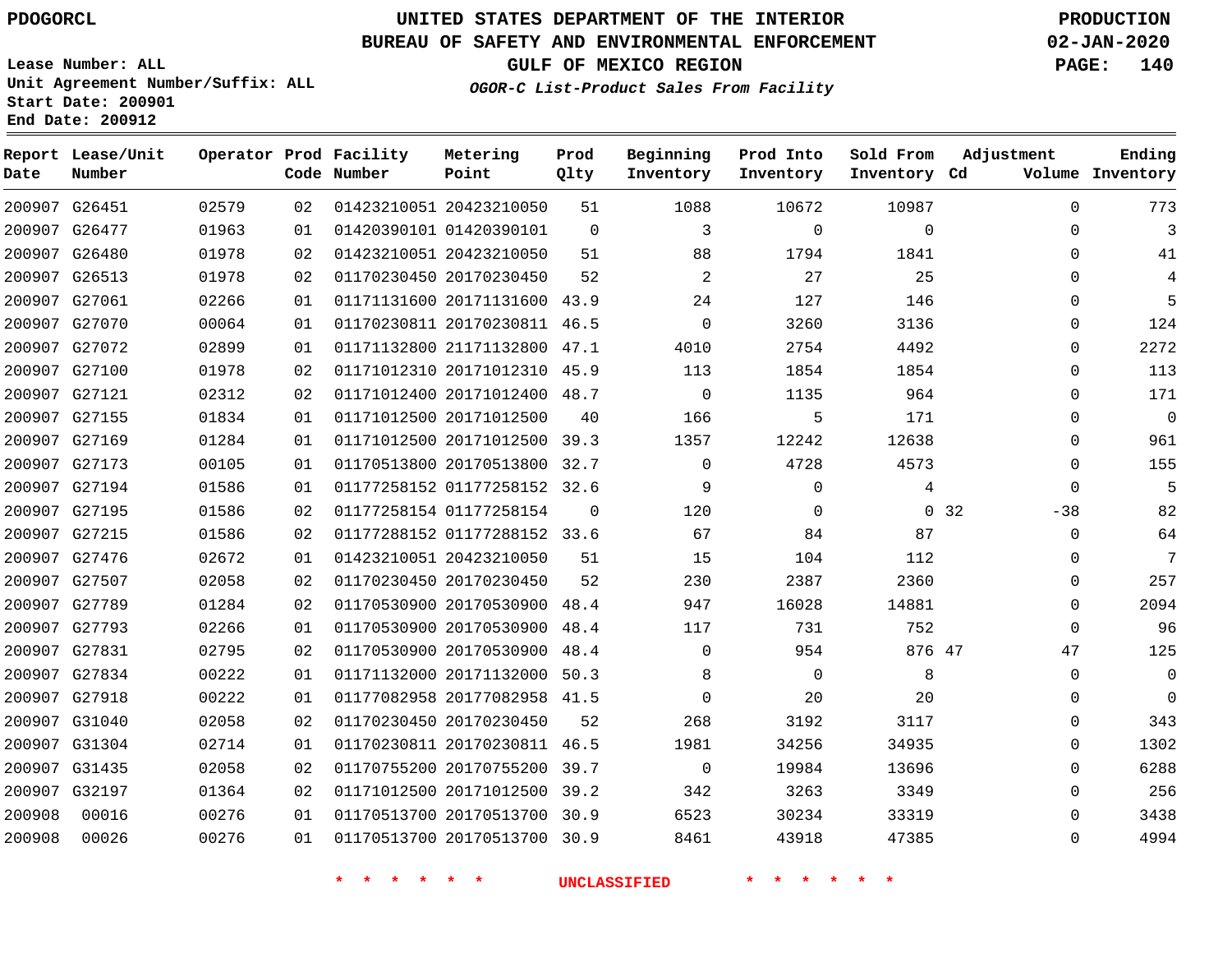# UNITED STATES DEPARTMENT OF THE INTERIOR
## BUREAU OF SAFETY AND ENVIRONMENTAL ENFORCEMENT
### GULF OF MEXICO REGION
*OGOR-C List-Product Sales From Facility*

PDOGORCL

Lease Number: ALL
Unit Agreement Number/Suffix: ALL
Start Date: 200901
End Date: 200912

PRODUCTION
02-JAN-2020

| Report Date | Lease/Unit Number | Operator | Prod Code | Facility Number | Metering Point | Prod Qlty | Beginning Inventory | Prod Into Inventory | Sold From Inventory | Adjustment Cd | Adjustment Volume | Ending Inventory |
|---|---|---|---|---|---|---|---|---|---|---|---|---|
| 200907 | G26451 | 02579 | 02 | 01423210051 | 20423210050 | 51 | 1088 | 10672 | 10987 | | 0 | 773 |
| 200907 | G26477 | 01963 | 01 | 01420390101 | 01420390101 | 0 | 3 | 0 | 0 | | 0 | 3 |
| 200907 | G26480 | 01978 | 02 | 01423210051 | 20423210050 | 51 | 88 | 1794 | 1841 | | 0 | 41 |
| 200907 | G26513 | 01978 | 02 | 01170230450 | 20170230450 | 52 | 2 | 27 | 25 | | 0 | 4 |
| 200907 | G27061 | 02266 | 01 | 01171131600 | 20171131600 | 43.9 | 24 | 127 | 146 | | 0 | 5 |
| 200907 | G27070 | 00064 | 01 | 01170230811 | 20170230811 | 46.5 | 0 | 3260 | 3136 | | 0 | 124 |
| 200907 | G27072 | 02899 | 01 | 01171132800 | 21171132800 | 47.1 | 4010 | 2754 | 4492 | | 0 | 2272 |
| 200907 | G27100 | 01978 | 02 | 01171012310 | 20171012310 | 45.9 | 113 | 1854 | 1854 | | 0 | 113 |
| 200907 | G27121 | 02312 | 02 | 01171012400 | 20171012400 | 48.7 | 0 | 1135 | 964 | | 0 | 171 |
| 200907 | G27155 | 01834 | 01 | 01171012500 | 20171012500 | 40 | 166 | 5 | 171 | | 0 | 0 |
| 200907 | G27169 | 01284 | 01 | 01171012500 | 20171012500 | 39.3 | 1357 | 12242 | 12638 | | 0 | 961 |
| 200907 | G27173 | 00105 | 01 | 01170513800 | 20170513800 | 32.7 | 0 | 4728 | 4573 | | 0 | 155 |
| 200907 | G27194 | 01586 | 01 | 01177258152 | 01177258152 | 32.6 | 9 | 0 | 4 | | 0 | 5 |
| 200907 | G27195 | 01586 | 02 | 01177258154 | 01177258154 | 0 | 120 | 0 | 0 | 32 | -38 | 82 |
| 200907 | G27215 | 01586 | 02 | 01177288152 | 01177288152 | 33.6 | 67 | 84 | 87 | | 0 | 64 |
| 200907 | G27476 | 02672 | 01 | 01423210051 | 20423210050 | 51 | 15 | 104 | 112 | | 0 | 7 |
| 200907 | G27507 | 02058 | 02 | 01170230450 | 20170230450 | 52 | 230 | 2387 | 2360 | | 0 | 257 |
| 200907 | G27789 | 01284 | 02 | 01170530900 | 20170530900 | 48.4 | 947 | 16028 | 14881 | | 0 | 2094 |
| 200907 | G27793 | 02266 | 01 | 01170530900 | 20170530900 | 48.4 | 117 | 731 | 752 | | 0 | 96 |
| 200907 | G27831 | 02795 | 02 | 01170530900 | 20170530900 | 48.4 | 0 | 954 | 876 | 47 | 47 | 125 |
| 200907 | G27834 | 00222 | 01 | 01171132000 | 20171132000 | 50.3 | 8 | 0 | 8 | | 0 | 0 |
| 200907 | G27918 | 00222 | 01 | 01177082958 | 20177082958 | 41.5 | 0 | 20 | 20 | | 0 | 0 |
| 200907 | G31040 | 02058 | 02 | 01170230450 | 20170230450 | 52 | 268 | 3192 | 3117 | | 0 | 343 |
| 200907 | G31304 | 02714 | 01 | 01170230811 | 20170230811 | 46.5 | 1981 | 34256 | 34935 | | 0 | 1302 |
| 200907 | G31435 | 02058 | 02 | 01170755200 | 20170755200 | 39.7 | 0 | 19984 | 13696 | | 0 | 6288 |
| 200907 | G32197 | 01364 | 02 | 01171012500 | 20171012500 | 39.2 | 342 | 3263 | 3349 | | 0 | 256 |
| 200908 | 00016 | 00276 | 01 | 01170513700 | 20170513700 | 30.9 | 6523 | 30234 | 33319 | | 0 | 3438 |
| 200908 | 00026 | 00276 | 01 | 01170513700 | 20170513700 | 30.9 | 8461 | 43918 | 47385 | | 0 | 4994 |

* * * * * * UNCLASSIFIED * * * * * *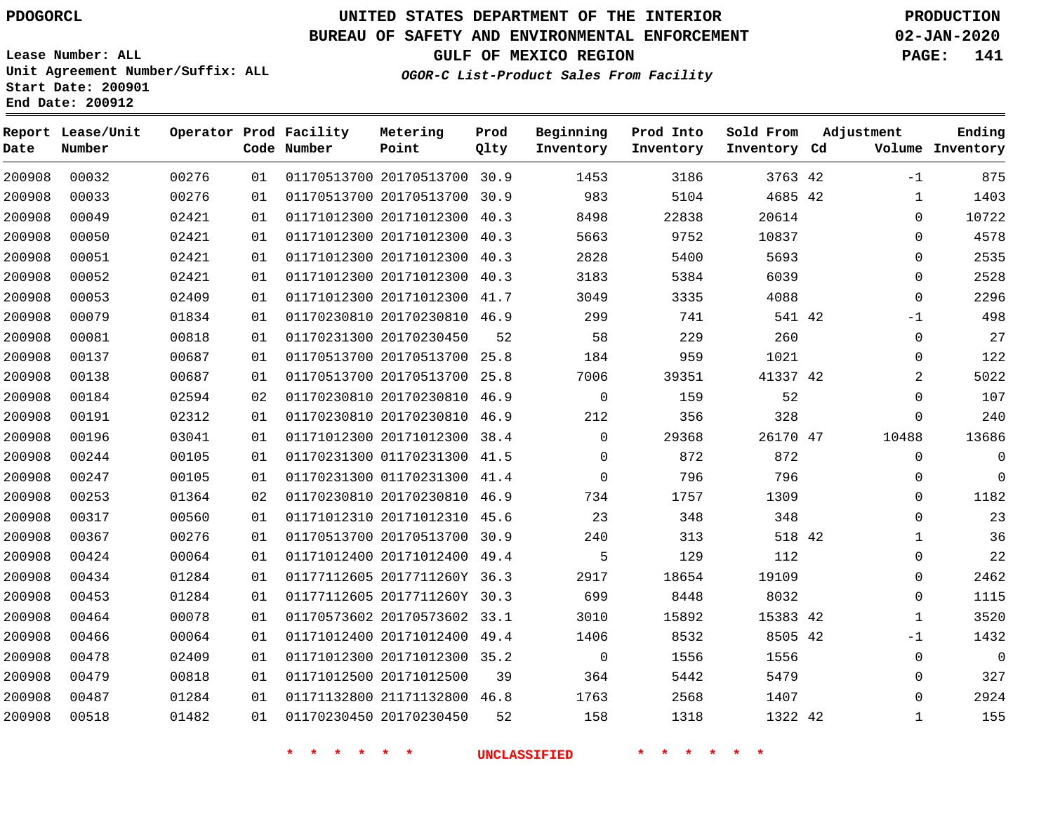PDOGORCL

Lease Number: ALL
Unit Agreement Number/Suffix: ALL
Start Date: 200901
End Date: 200912

# UNITED STATES DEPARTMENT OF THE INTERIOR
## BUREAU OF SAFETY AND ENVIRONMENTAL ENFORCEMENT
### GULF OF MEXICO REGION
*OGOR-C List-Product Sales From Facility*

PRODUCTION
02-JAN-2020

| Report Date | Lease/Unit Number | Operator | Prod Code | Facility Number | Metering Point | Prod Qlty | Beginning Inventory | Prod Into Inventory | Sold From Inventory | Adjustment Cd | Adjustment Volume | Ending Inventory |
|---|---|---|---|---|---|---|---|---|---|---|---|---|
| 200908 | 00032 | 00276 | 01 | 01170513700 | 20170513700 | 30.9 | 1453 | 3186 | 3763 | 42 | -1 | 875 |
| 200908 | 00033 | 00276 | 01 | 01170513700 | 20170513700 | 30.9 | 983 | 5104 | 4685 | 42 | 1 | 1403 |
| 200908 | 00049 | 02421 | 01 | 01171012300 | 20171012300 | 40.3 | 8498 | 22838 | 20614 | | 0 | 10722 |
| 200908 | 00050 | 02421 | 01 | 01171012300 | 20171012300 | 40.3 | 5663 | 9752 | 10837 | | 0 | 4578 |
| 200908 | 00051 | 02421 | 01 | 01171012300 | 20171012300 | 40.3 | 2828 | 5400 | 5693 | | 0 | 2535 |
| 200908 | 00052 | 02421 | 01 | 01171012300 | 20171012300 | 40.3 | 3183 | 5384 | 6039 | | 0 | 2528 |
| 200908 | 00053 | 02409 | 01 | 01171012300 | 20171012300 | 41.7 | 3049 | 3335 | 4088 | | 0 | 2296 |
| 200908 | 00079 | 01834 | 01 | 01170230810 | 20170230810 | 46.9 | 299 | 741 | 541 | 42 | -1 | 498 |
| 200908 | 00081 | 00818 | 01 | 01170231300 | 20170230450 | 52 | 58 | 229 | 260 | | 0 | 27 |
| 200908 | 00137 | 00687 | 01 | 01170513700 | 20170513700 | 25.8 | 184 | 959 | 1021 | | 0 | 122 |
| 200908 | 00138 | 00687 | 01 | 01170513700 | 20170513700 | 25.8 | 7006 | 39351 | 41337 | 42 | 2 | 5022 |
| 200908 | 00184 | 02594 | 02 | 01170230810 | 20170230810 | 46.9 | 0 | 159 | 52 | | 0 | 107 |
| 200908 | 00191 | 02312 | 01 | 01170230810 | 20170230810 | 46.9 | 212 | 356 | 328 | | 0 | 240 |
| 200908 | 00196 | 03041 | 01 | 01171012300 | 20171012300 | 38.4 | 0 | 29368 | 26170 | 47 | 10488 | 13686 |
| 200908 | 00244 | 00105 | 01 | 01170231300 | 01170231300 | 41.5 | 0 | 872 | 872 | | 0 | 0 |
| 200908 | 00247 | 00105 | 01 | 01170231300 | 01170231300 | 41.4 | 0 | 796 | 796 | | 0 | 0 |
| 200908 | 00253 | 01364 | 02 | 01170230810 | 20170230810 | 46.9 | 734 | 1757 | 1309 | | 0 | 1182 |
| 200908 | 00317 | 00560 | 01 | 01171012310 | 20171012310 | 45.6 | 23 | 348 | 348 | | 0 | 23 |
| 200908 | 00367 | 00276 | 01 | 01170513700 | 20170513700 | 30.9 | 240 | 313 | 518 | 42 | 1 | 36 |
| 200908 | 00424 | 00064 | 01 | 01171012400 | 20171012400 | 49.4 | 5 | 129 | 112 | | 0 | 22 |
| 200908 | 00434 | 01284 | 01 | 01177112605 | 2017711260Y | 36.3 | 2917 | 18654 | 19109 | | 0 | 2462 |
| 200908 | 00453 | 01284 | 01 | 01177112605 | 2017711260Y | 30.3 | 699 | 8448 | 8032 | | 0 | 1115 |
| 200908 | 00464 | 00078 | 01 | 01170573602 | 20170573602 | 33.1 | 3010 | 15892 | 15383 | 42 | 1 | 3520 |
| 200908 | 00466 | 00064 | 01 | 01171012400 | 20171012400 | 49.4 | 1406 | 8532 | 8505 | 42 | -1 | 1432 |
| 200908 | 00478 | 02409 | 01 | 01171012300 | 20171012300 | 35.2 | 0 | 1556 | 1556 | | 0 | 0 |
| 200908 | 00479 | 00818 | 01 | 01171012500 | 20171012500 | 39 | 364 | 5442 | 5479 | | 0 | 327 |
| 200908 | 00487 | 01284 | 01 | 01171132800 | 21171132800 | 46.8 | 1763 | 2568 | 1407 | | 0 | 2924 |
| 200908 | 00518 | 01482 | 01 | 01170230450 | 20170230450 | 52 | 158 | 1318 | 1322 | 42 | 1 | 155 |

* * * * * * UNCLASSIFIED * * * * * *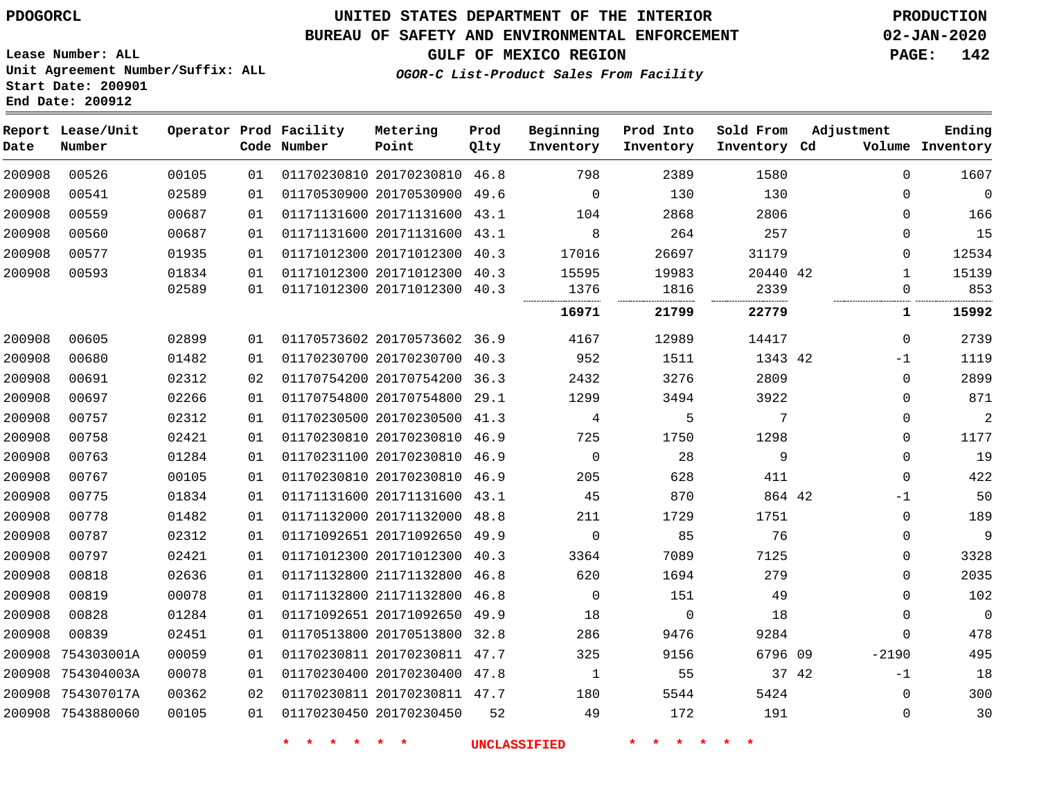# UNITED STATES DEPARTMENT OF THE INTERIOR
## BUREAU OF SAFETY AND ENVIRONMENTAL ENFORCEMENT
### GULF OF MEXICO REGION

PDOGORCL

PRODUCTION
02-JAN-2020

Lease Number: ALL
Unit Agreement Number/Suffix: ALL
Start Date: 200901
End Date: 200912

*OGOR-C List-Product Sales From Facility*

| Report Date | Lease/Unit Number | Operator | Prod Code | Facility Number | Metering Point | Prod Qlty | Beginning Inventory | Prod Into Inventory | Sold From Inventory | Adjustment Cd | Volume | Ending Inventory |
|---|---|---|---|---|---|---|---|---|---|---|---|---|
| 200908 | 00526 | 00105 | 01 | 01170230810 | 20170230810 | 46.8 | 798 | 2389 | 1580 | | 0 | 1607 |
| 200908 | 00541 | 02589 | 01 | 01170530900 | 20170530900 | 49.6 | 0 | 130 | 130 | | 0 | 0 |
| 200908 | 00559 | 00687 | 01 | 01171131600 | 20171131600 | 43.1 | 104 | 2868 | 2806 | | 0 | 166 |
| 200908 | 00560 | 00687 | 01 | 01171131600 | 20171131600 | 43.1 | 8 | 264 | 257 | | 0 | 15 |
| 200908 | 00577 | 01935 | 01 | 01171012300 | 20171012300 | 40.3 | 17016 | 26697 | 31179 | | 0 | 12534 |
| 200908 | 00593 | 01834 | 01 | 01171012300 | 20171012300 | 40.3 | 15595 | 19983 | 20440 | 42 | 1 | 15139 |
| | | 02589 | 01 | 01171012300 | 20171012300 | 40.3 | 1376 | 1816 | 2339 | | 0 | 853 |
| | | | | | | | **16971** | **21799** | **22779** | | **1** | **15992** |
| 200908 | 00605 | 02899 | 01 | 01170573602 | 20170573602 | 36.9 | 4167 | 12989 | 14417 | | 0 | 2739 |
| 200908 | 00680 | 01482 | 01 | 01170230700 | 20170230700 | 40.3 | 952 | 1511 | 1343 | 42 | -1 | 1119 |
| 200908 | 00691 | 02312 | 02 | 01170754200 | 20170754200 | 36.3 | 2432 | 3276 | 2809 | | 0 | 2899 |
| 200908 | 00697 | 02266 | 01 | 01170754800 | 20170754800 | 29.1 | 1299 | 3494 | 3922 | | 0 | 871 |
| 200908 | 00757 | 02312 | 01 | 01170230500 | 20170230500 | 41.3 | 4 | 5 | 7 | | 0 | 2 |
| 200908 | 00758 | 02421 | 01 | 01170230810 | 20170230810 | 46.9 | 725 | 1750 | 1298 | | 0 | 1177 |
| 200908 | 00763 | 01284 | 01 | 01170231100 | 20170230810 | 46.9 | 0 | 28 | 9 | | 0 | 19 |
| 200908 | 00767 | 00105 | 01 | 01170230810 | 20170230810 | 46.9 | 205 | 628 | 411 | | 0 | 422 |
| 200908 | 00775 | 01834 | 01 | 01171131600 | 20171131600 | 43.1 | 45 | 870 | 864 | 42 | -1 | 50 |
| 200908 | 00778 | 01482 | 01 | 01171132000 | 20171132000 | 48.8 | 211 | 1729 | 1751 | | 0 | 189 |
| 200908 | 00787 | 02312 | 01 | 01171092651 | 20171092650 | 49.9 | 0 | 85 | 76 | | 0 | 9 |
| 200908 | 00797 | 02421 | 01 | 01171012300 | 20171012300 | 40.3 | 3364 | 7089 | 7125 | | 0 | 3328 |
| 200908 | 00818 | 02636 | 01 | 01171132800 | 21171132800 | 46.8 | 620 | 1694 | 279 | | 0 | 2035 |
| 200908 | 00819 | 00078 | 01 | 01171132800 | 21171132800 | 46.8 | 0 | 151 | 49 | | 0 | 102 |
| 200908 | 00828 | 01284 | 01 | 01171092651 | 20171092650 | 49.9 | 18 | 0 | 18 | | 0 | 0 |
| 200908 | 00839 | 02451 | 01 | 01170513800 | 20170513800 | 32.8 | 286 | 9476 | 9284 | | 0 | 478 |
| 200908 | 754303001A | 00059 | 01 | 01170230811 | 20170230811 | 47.7 | 325 | 9156 | 6796 | 09 | -2190 | 495 |
| 200908 | 754304003A | 00078 | 01 | 01170230400 | 20170230400 | 47.8 | 1 | 55 | 37 | 42 | -1 | 18 |
| 200908 | 754307017A | 00362 | 02 | 01170230811 | 20170230811 | 47.7 | 180 | 5544 | 5424 | | 0 | 300 |
| 200908 | 7543880060 | 00105 | 01 | 01170230450 | 20170230450 | 52 | 49 | 172 | 191 | | 0 | 30 |

* * * * * * UNCLASSIFIED * * * * * *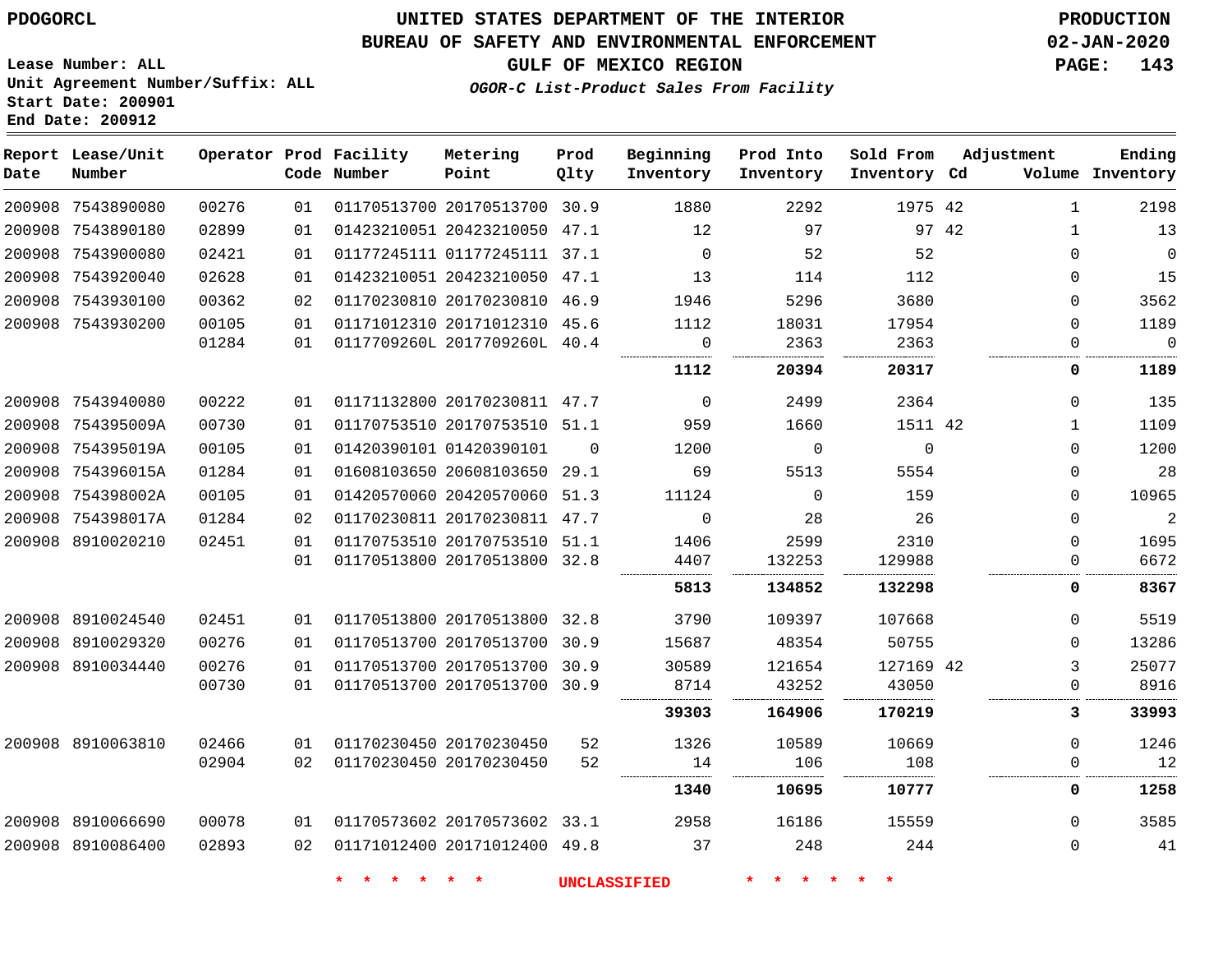# UNITED STATES DEPARTMENT OF THE INTERIOR
## BUREAU OF SAFETY AND ENVIRONMENTAL ENFORCEMENT
### GULF OF MEXICO REGION
*OGOR-C List-Product Sales From Facility*

PDOGORCL

PRODUCTION
02-JAN-2020

Lease Number: ALL
Unit Agreement Number/Suffix: ALL
Start Date: 200901
End Date: 200912

| Report Date | Lease/Unit Number | Operator | Prod Code | Facility Number | Metering Point | Prod Qlty | Beginning Inventory | Prod Into Inventory | Sold From Inventory | Adjustment Cd | Adjustment Volume | Ending Inventory |
|---|---|---|---|---|---|---|---|---|---|---|---|---|
| 200908 | 7543890080 | 00276 | 01 | 01170513700 | 20170513700 | 30.9 | 1880 | 2292 | 1975 | 42 | 1 | 2198 |
| 200908 | 7543890180 | 02899 | 01 | 01423210051 | 20423210050 | 47.1 | 12 | 97 | 97 | 42 | 1 | 13 |
| 200908 | 7543900080 | 02421 | 01 | 01177245111 | 01177245111 | 37.1 | 0 | 52 | 52 | | 0 | 0 |
| 200908 | 7543920040 | 02628 | 01 | 01423210051 | 20423210050 | 47.1 | 13 | 114 | 112 | | 0 | 15 |
| 200908 | 7543930100 | 00362 | 02 | 01170230810 | 20170230810 | 46.9 | 1946 | 5296 | 3680 | | 0 | 3562 |
| 200908 | 7543930200 | 00105 | 01 | 01171012310 | 20171012310 | 45.6 | 1112 | 18031 | 17954 | | 0 | 1189 |
| | | 01284 | 01 | 0117709260L | 2017709260L | 40.4 | 0 | 2363 | 2363 | | 0 | 0 |
| | | | | | | | **1112** | **20394** | **20317** | | **0** | **1189** |
| 200908 | 7543940080 | 00222 | 01 | 01171132800 | 20170230811 | 47.7 | 0 | 2499 | 2364 | | 0 | 135 |
| 200908 | 754395009A | 00730 | 01 | 01170753510 | 20170753510 | 51.1 | 959 | 1660 | 1511 | 42 | 1 | 1109 |
| 200908 | 754395019A | 00105 | 01 | 01420390101 | 01420390101 | 0 | 1200 | 0 | 0 | | 0 | 1200 |
| 200908 | 754396015A | 01284 | 01 | 01608103650 | 20608103650 | 29.1 | 69 | 5513 | 5554 | | 0 | 28 |
| 200908 | 754398002A | 00105 | 01 | 01420570060 | 20420570060 | 51.3 | 11124 | 0 | 159 | | 0 | 10965 |
| 200908 | 754398017A | 01284 | 02 | 01170230811 | 20170230811 | 47.7 | 0 | 28 | 26 | | 0 | 2 |
| 200908 | 8910020210 | 02451 | 01 | 01170753510 | 20170753510 | 51.1 | 1406 | 2599 | 2310 | | 0 | 1695 |
| | | | 01 | 01170513800 | 20170513800 | 32.8 | 4407 | 132253 | 129988 | | 0 | 6672 |
| | | | | | | | **5813** | **134852** | **132298** | | **0** | **8367** |
| 200908 | 8910024540 | 02451 | 01 | 01170513800 | 20170513800 | 32.8 | 3790 | 109397 | 107668 | | 0 | 5519 |
| 200908 | 8910029320 | 00276 | 01 | 01170513700 | 20170513700 | 30.9 | 15687 | 48354 | 50755 | | 0 | 13286 |
| 200908 | 8910034440 | 00276 | 01 | 01170513700 | 20170513700 | 30.9 | 30589 | 121654 | 127169 | 42 | 3 | 25077 |
| | | 00730 | 01 | 01170513700 | 20170513700 | 30.9 | 8714 | 43252 | 43050 | | 0 | 8916 |
| | | | | | | | **39303** | **164906** | **170219** | | **3** | **33993** |
| 200908 | 8910063810 | 02466 | 01 | 01170230450 | 20170230450 | 52 | 1326 | 10589 | 10669 | | 0 | 1246 |
| | | 02904 | 02 | 01170230450 | 20170230450 | 52 | 14 | 106 | 108 | | 0 | 12 |
| | | | | | | | **1340** | **10695** | **10777** | | **0** | **1258** |
| 200908 | 8910066690 | 00078 | 01 | 01170573602 | 20170573602 | 33.1 | 2958 | 16186 | 15559 | | 0 | 3585 |
| 200908 | 8910086400 | 02893 | 02 | 01171012400 | 20171012400 | 49.8 | 37 | 248 | 244 | | 0 | 41 |

* * * * * * UNCLASSIFIED * * * * * *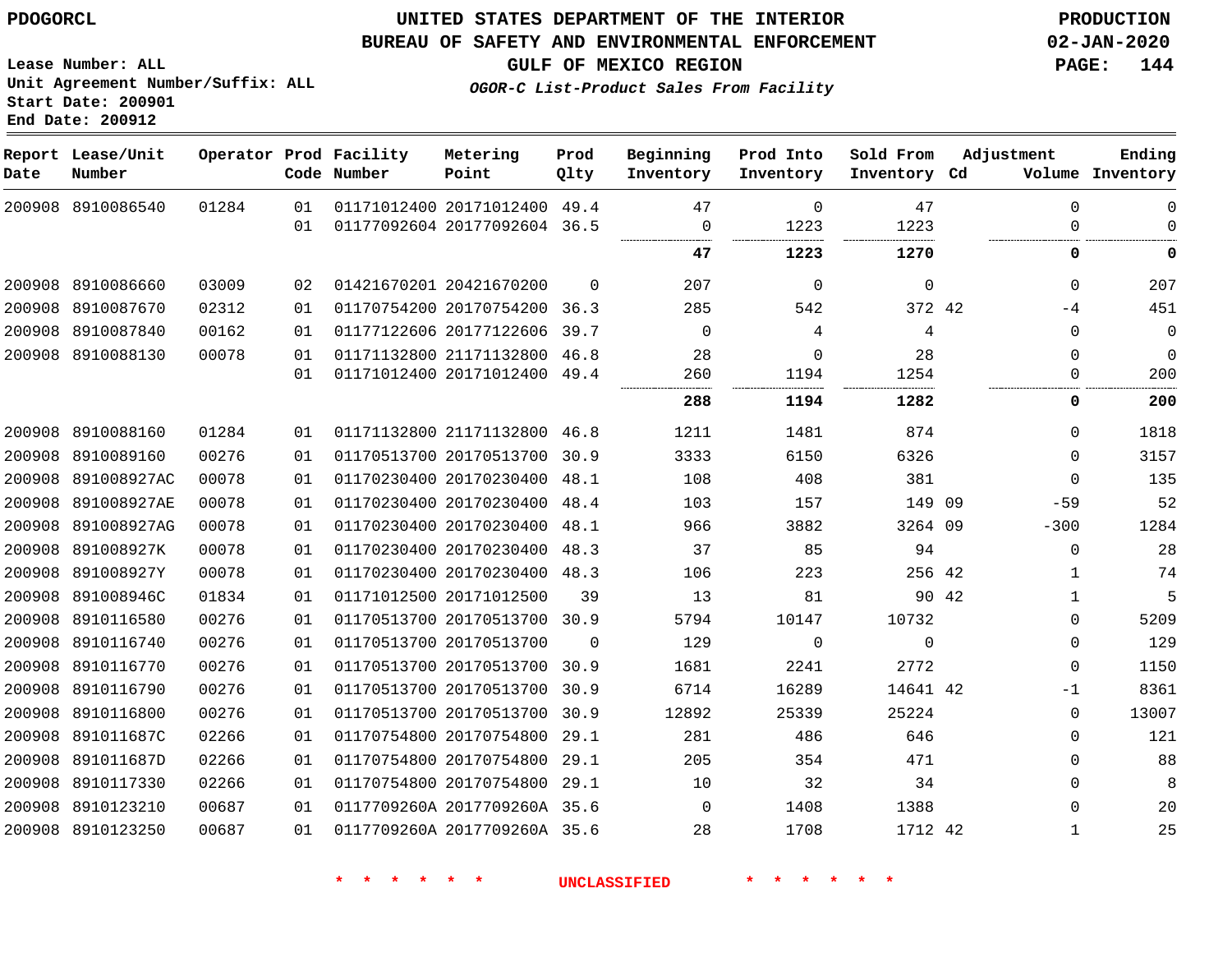PDOGORCL

**UNITED STATES DEPARTMENT OF THE INTERIOR**
**BUREAU OF SAFETY AND ENVIRONMENTAL ENFORCEMENT**
**GULF OF MEXICO REGION**
*OGOR-C List-Product Sales From Facility*

PRODUCTION
02-JAN-2020

Lease Number: ALL
Unit Agreement Number/Suffix: ALL
Start Date: 200901
End Date: 200912

| Report Date | Lease/Unit Number | Operator | Prod Code | Facility Number | Metering Point | Prod Qlty | Beginning Inventory | Prod Into Inventory | Sold From Inventory | Adjustment Cd | Adjustment Volume | Ending Inventory |
|---|---|---|---|---|---|---|---|---|---|---|---|---|
| 200908 | 8910086540 | 01284 | 01 | 01171012400 | 20171012400 | 49.4 | 47 | 0 | 47 | | 0 | 0 |
| | | | 01 | 01177092604 | 20177092604 | 36.5 | 0 | 1223 | 1223 | | 0 | 0 |
| | | | | | | | **47** | **1223** | **1270** | | **0** | **0** |
| 200908 | 8910086660 | 03009 | 02 | 01421670201 | 20421670200 | 0 | 207 | 0 | 0 | | 0 | 207 |
| 200908 | 8910087670 | 02312 | 01 | 01170754200 | 20170754200 | 36.3 | 285 | 542 | 372 | 42 | -4 | 451 |
| 200908 | 8910087840 | 00162 | 01 | 01177122606 | 20177122606 | 39.7 | 0 | 4 | 4 | | 0 | 0 |
| 200908 | 8910088130 | 00078 | 01 | 01171132800 | 21171132800 | 46.8 | 28 | 0 | 28 | | 0 | 0 |
| | | | 01 | 01171012400 | 20171012400 | 49.4 | 260 | 1194 | 1254 | | 0 | 200 |
| | | | | | | | **288** | **1194** | **1282** | | **0** | **200** |
| 200908 | 8910088160 | 01284 | 01 | 01171132800 | 21171132800 | 46.8 | 1211 | 1481 | 874 | | 0 | 1818 |
| 200908 | 8910089160 | 00276 | 01 | 01170513700 | 20170513700 | 30.9 | 3333 | 6150 | 6326 | | 0 | 3157 |
| 200908 | 891008927AC | 00078 | 01 | 01170230400 | 20170230400 | 48.1 | 108 | 408 | 381 | | 0 | 135 |
| 200908 | 891008927AE | 00078 | 01 | 01170230400 | 20170230400 | 48.4 | 103 | 157 | 149 | 09 | -59 | 52 |
| 200908 | 891008927AG | 00078 | 01 | 01170230400 | 20170230400 | 48.1 | 966 | 3882 | 3264 | 09 | -300 | 1284 |
| 200908 | 891008927K | 00078 | 01 | 01170230400 | 20170230400 | 48.3 | 37 | 85 | 94 | | 0 | 28 |
| 200908 | 891008927Y | 00078 | 01 | 01170230400 | 20170230400 | 48.3 | 106 | 223 | 256 | 42 | 1 | 74 |
| 200908 | 891008946C | 01834 | 01 | 01171012500 | 20171012500 | 39 | 13 | 81 | 90 | 42 | 1 | 5 |
| 200908 | 8910116580 | 00276 | 01 | 01170513700 | 20170513700 | 30.9 | 5794 | 10147 | 10732 | | 0 | 5209 |
| 200908 | 8910116740 | 00276 | 01 | 01170513700 | 20170513700 | 0 | 129 | 0 | 0 | | 0 | 129 |
| 200908 | 8910116770 | 00276 | 01 | 01170513700 | 20170513700 | 30.9 | 1681 | 2241 | 2772 | | 0 | 1150 |
| 200908 | 8910116790 | 00276 | 01 | 01170513700 | 20170513700 | 30.9 | 6714 | 16289 | 14641 | 42 | -1 | 8361 |
| 200908 | 8910116800 | 00276 | 01 | 01170513700 | 20170513700 | 30.9 | 12892 | 25339 | 25224 | | 0 | 13007 |
| 200908 | 891011687C | 02266 | 01 | 01170754800 | 20170754800 | 29.1 | 281 | 486 | 646 | | 0 | 121 |
| 200908 | 891011687D | 02266 | 01 | 01170754800 | 20170754800 | 29.1 | 205 | 354 | 471 | | 0 | 88 |
| 200908 | 8910117330 | 02266 | 01 | 01170754800 | 20170754800 | 29.1 | 10 | 32 | 34 | | 0 | 8 |
| 200908 | 8910123210 | 00687 | 01 | 0117709260A | 2017709260A | 35.6 | 0 | 1408 | 1388 | | 0 | 20 |
| 200908 | 8910123250 | 00687 | 01 | 0117709260A | 2017709260A | 35.6 | 28 | 1708 | 1712 | 42 | 1 | 25 |

\* \* \* \* \* \* UNCLASSIFIED \* \* \* \* \* \*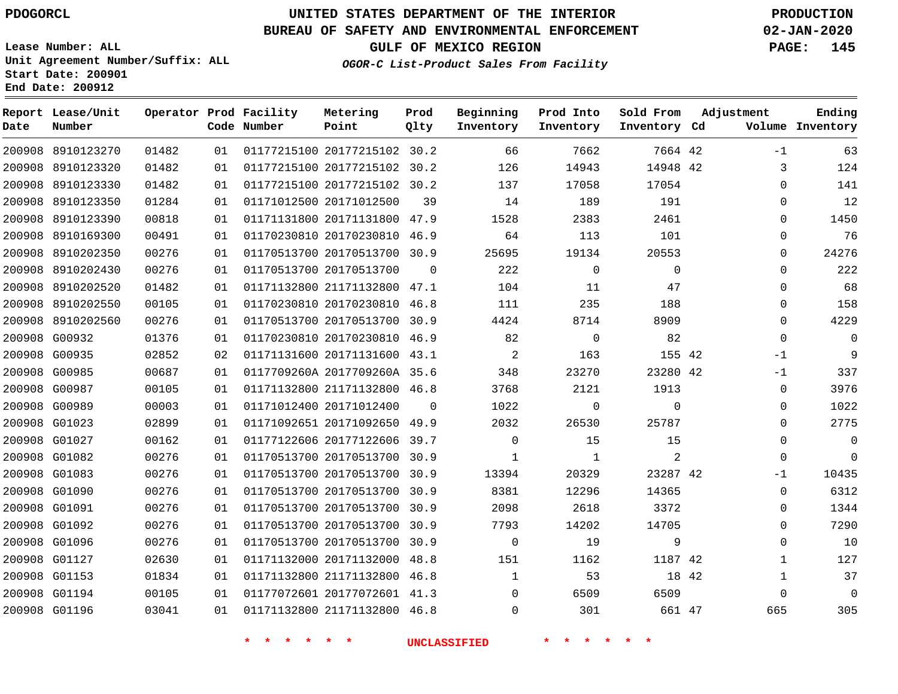PDOGORCL

# UNITED STATES DEPARTMENT OF THE INTERIOR
## BUREAU OF SAFETY AND ENVIRONMENTAL ENFORCEMENT
### GULF OF MEXICO REGION
*OGOR-C List-Product Sales From Facility*

PRODUCTION
02-JAN-2020

Lease Number: ALL
Unit Agreement Number/Suffix: ALL
Start Date: 200901
End Date: 200912

| Report Date | Lease/Unit Number | Operator | Prod Code | Facility Number | Metering Point | Prod Qlty | Beginning Inventory | Prod Into Inventory | Sold From Inventory | Adjustment Cd | Adjustment Volume | Ending Inventory |
|---|---|---|---|---|---|---|---|---|---|---|---|---|
| 200908 | 8910123270 | 01482 | 01 | 01177215100 | 20177215102 | 30.2 | 66 | 7662 | 7664 | 42 | -1 | 63 |
| 200908 | 8910123320 | 01482 | 01 | 01177215100 | 20177215102 | 30.2 | 126 | 14943 | 14948 | 42 | 3 | 124 |
| 200908 | 8910123330 | 01482 | 01 | 01177215100 | 20177215102 | 30.2 | 137 | 17058 | 17054 | | 0 | 141 |
| 200908 | 8910123350 | 01284 | 01 | 01171012500 | 20171012500 | 39 | 14 | 189 | 191 | | 0 | 12 |
| 200908 | 8910123390 | 00818 | 01 | 01171131800 | 20171131800 | 47.9 | 1528 | 2383 | 2461 | | 0 | 1450 |
| 200908 | 8910169300 | 00491 | 01 | 01170230810 | 20170230810 | 46.9 | 64 | 113 | 101 | | 0 | 76 |
| 200908 | 8910202350 | 00276 | 01 | 01170513700 | 20170513700 | 30.9 | 25695 | 19134 | 20553 | | 0 | 24276 |
| 200908 | 8910202430 | 00276 | 01 | 01170513700 | 20170513700 | 0 | 222 | 0 | 0 | | 0 | 222 |
| 200908 | 8910202520 | 01482 | 01 | 01171132800 | 21171132800 | 47.1 | 104 | 11 | 47 | | 0 | 68 |
| 200908 | 8910202550 | 00105 | 01 | 01170230810 | 20170230810 | 46.8 | 111 | 235 | 188 | | 0 | 158 |
| 200908 | 8910202560 | 00276 | 01 | 01170513700 | 20170513700 | 30.9 | 4424 | 8714 | 8909 | | 0 | 4229 |
| 200908 | G00932 | 01376 | 01 | 01170230810 | 20170230810 | 46.9 | 82 | 0 | 82 | | 0 | 0 |
| 200908 | G00935 | 02852 | 02 | 01171131600 | 20171131600 | 43.1 | 2 | 163 | 155 | 42 | -1 | 9 |
| 200908 | G00985 | 00687 | 01 | 0117709260A | 2017709260A | 35.6 | 348 | 23270 | 23280 | 42 | -1 | 337 |
| 200908 | G00987 | 00105 | 01 | 01171132800 | 21171132800 | 46.8 | 3768 | 2121 | 1913 | | 0 | 3976 |
| 200908 | G00989 | 00003 | 01 | 01171012400 | 20171012400 | 0 | 1022 | 0 | 0 | | 0 | 1022 |
| 200908 | G01023 | 02899 | 01 | 01171092651 | 20171092650 | 49.9 | 2032 | 26530 | 25787 | | 0 | 2775 |
| 200908 | G01027 | 00162 | 01 | 01177122606 | 20177122606 | 39.7 | 0 | 15 | 15 | | 0 | 0 |
| 200908 | G01082 | 00276 | 01 | 01170513700 | 20170513700 | 30.9 | 1 | 1 | 2 | | 0 | 0 |
| 200908 | G01083 | 00276 | 01 | 01170513700 | 20170513700 | 30.9 | 13394 | 20329 | 23287 | 42 | -1 | 10435 |
| 200908 | G01090 | 00276 | 01 | 01170513700 | 20170513700 | 30.9 | 8381 | 12296 | 14365 | | 0 | 6312 |
| 200908 | G01091 | 00276 | 01 | 01170513700 | 20170513700 | 30.9 | 2098 | 2618 | 3372 | | 0 | 1344 |
| 200908 | G01092 | 00276 | 01 | 01170513700 | 20170513700 | 30.9 | 7793 | 14202 | 14705 | | 0 | 7290 |
| 200908 | G01096 | 00276 | 01 | 01170513700 | 20170513700 | 30.9 | 0 | 19 | 9 | | 0 | 10 |
| 200908 | G01127 | 02630 | 01 | 01171132000 | 20171132000 | 48.8 | 151 | 1162 | 1187 | 42 | 1 | 127 |
| 200908 | G01153 | 01834 | 01 | 01171132800 | 21171132800 | 46.8 | 1 | 53 | 18 | 42 | 1 | 37 |
| 200908 | G01194 | 00105 | 01 | 01177072601 | 20177072601 | 41.3 | 0 | 6509 | 6509 | | 0 | 0 |
| 200908 | G01196 | 03041 | 01 | 01171132800 | 21171132800 | 46.8 | 0 | 301 | 661 | 47 | 665 | 305 |

\* \* \* \* \* \* UNCLASSIFIED \* \* \* \* \* \*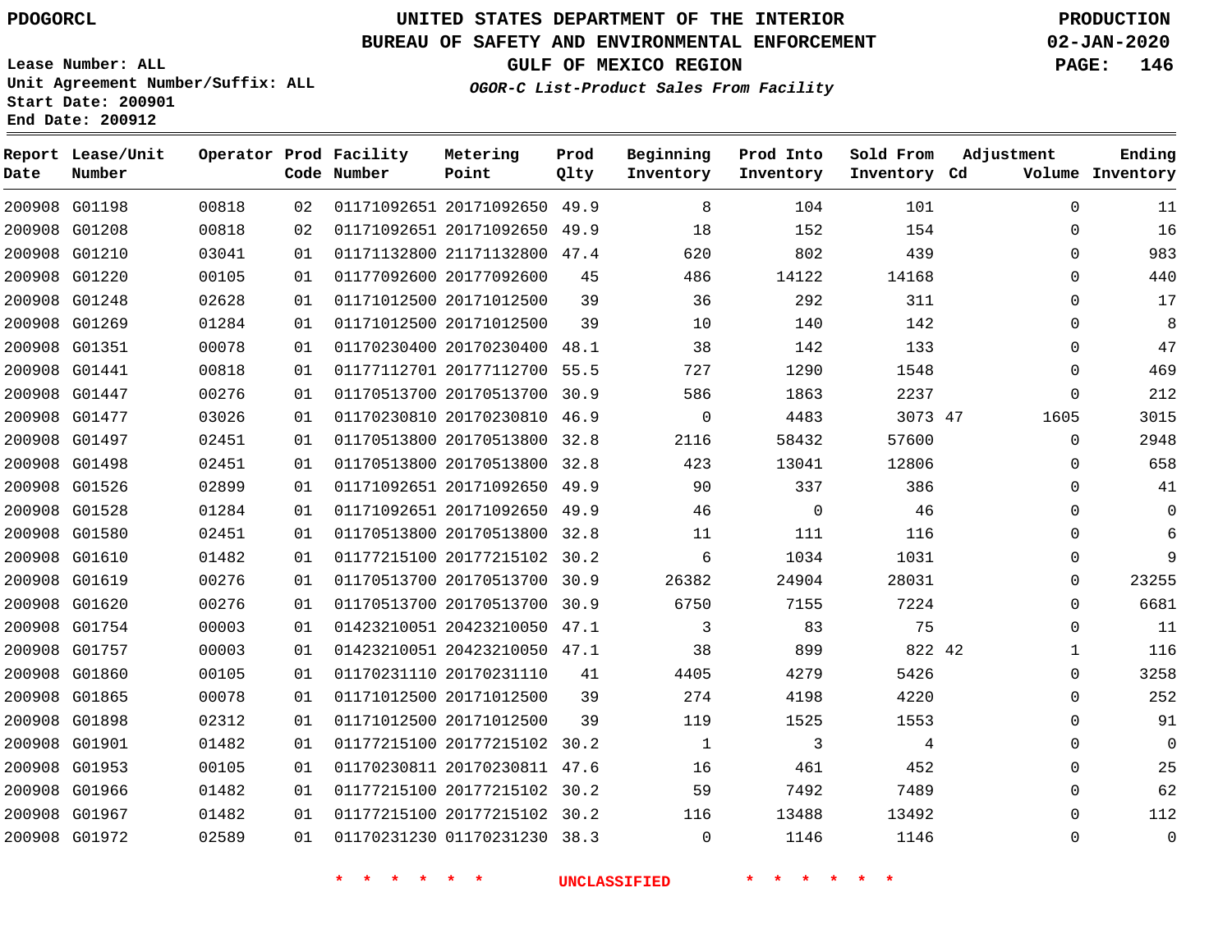PDOGORCL

# UNITED STATES DEPARTMENT OF THE INTERIOR
## BUREAU OF SAFETY AND ENVIRONMENTAL ENFORCEMENT
### GULF OF MEXICO REGION
*OGOR-C List-Product Sales From Facility*

PRODUCTION
02-JAN-2020

Lease Number: ALL
Unit Agreement Number/Suffix: ALL
Start Date: 200901
End Date: 200912

| Report Date | Lease/Unit Number | Operator | Prod Code | Facility Number | Metering Point | Prod Qlty | Beginning Inventory | Prod Into Inventory | Sold From Inventory | Adjustment Cd | Volume | Ending Inventory |
|---|---|---|---|---|---|---|---|---|---|---|---|---|
| 200908 | G01198 | 00818 | 02 | 01171092651 | 20171092650 | 49.9 | 8 | 104 | 101 | | 0 | 11 |
| 200908 | G01208 | 00818 | 02 | 01171092651 | 20171092650 | 49.9 | 18 | 152 | 154 | | 0 | 16 |
| 200908 | G01210 | 03041 | 01 | 01171132800 | 21171132800 | 47.4 | 620 | 802 | 439 | | 0 | 983 |
| 200908 | G01220 | 00105 | 01 | 01177092600 | 20177092600 | 45 | 486 | 14122 | 14168 | | 0 | 440 |
| 200908 | G01248 | 02628 | 01 | 01171012500 | 20171012500 | 39 | 36 | 292 | 311 | | 0 | 17 |
| 200908 | G01269 | 01284 | 01 | 01171012500 | 20171012500 | 39 | 10 | 140 | 142 | | 0 | 8 |
| 200908 | G01351 | 00078 | 01 | 01170230400 | 20170230400 | 48.1 | 38 | 142 | 133 | | 0 | 47 |
| 200908 | G01441 | 00818 | 01 | 01177112701 | 20177112700 | 55.5 | 727 | 1290 | 1548 | | 0 | 469 |
| 200908 | G01447 | 00276 | 01 | 01170513700 | 20170513700 | 30.9 | 586 | 1863 | 2237 | | 0 | 212 |
| 200908 | G01477 | 03026 | 01 | 01170230810 | 20170230810 | 46.9 | 0 | 4483 | 3073 | 47 | 1605 | 3015 |
| 200908 | G01497 | 02451 | 01 | 01170513800 | 20170513800 | 32.8 | 2116 | 58432 | 57600 | | 0 | 2948 |
| 200908 | G01498 | 02451 | 01 | 01170513800 | 20170513800 | 32.8 | 423 | 13041 | 12806 | | 0 | 658 |
| 200908 | G01526 | 02899 | 01 | 01171092651 | 20171092650 | 49.9 | 90 | 337 | 386 | | 0 | 41 |
| 200908 | G01528 | 01284 | 01 | 01171092651 | 20171092650 | 49.9 | 46 | 0 | 46 | | 0 | 0 |
| 200908 | G01580 | 02451 | 01 | 01170513800 | 20170513800 | 32.8 | 11 | 111 | 116 | | 0 | 6 |
| 200908 | G01610 | 01482 | 01 | 01177215100 | 20177215102 | 30.2 | 6 | 1034 | 1031 | | 0 | 9 |
| 200908 | G01619 | 00276 | 01 | 01170513700 | 20170513700 | 30.9 | 26382 | 24904 | 28031 | | 0 | 23255 |
| 200908 | G01620 | 00276 | 01 | 01170513700 | 20170513700 | 30.9 | 6750 | 7155 | 7224 | | 0 | 6681 |
| 200908 | G01754 | 00003 | 01 | 01423210051 | 20423210050 | 47.1 | 3 | 83 | 75 | | 0 | 11 |
| 200908 | G01757 | 00003 | 01 | 01423210051 | 20423210050 | 47.1 | 38 | 899 | 822 | 42 | 1 | 116 |
| 200908 | G01860 | 00105 | 01 | 01170231110 | 20170231110 | 41 | 4405 | 4279 | 5426 | | 0 | 3258 |
| 200908 | G01865 | 00078 | 01 | 01171012500 | 20171012500 | 39 | 274 | 4198 | 4220 | | 0 | 252 |
| 200908 | G01898 | 02312 | 01 | 01171012500 | 20171012500 | 39 | 119 | 1525 | 1553 | | 0 | 91 |
| 200908 | G01901 | 01482 | 01 | 01177215100 | 20177215102 | 30.2 | 1 | 3 | 4 | | 0 | 0 |
| 200908 | G01953 | 00105 | 01 | 01170230811 | 20170230811 | 47.6 | 16 | 461 | 452 | | 0 | 25 |
| 200908 | G01966 | 01482 | 01 | 01177215100 | 20177215102 | 30.2 | 59 | 7492 | 7489 | | 0 | 62 |
| 200908 | G01967 | 01482 | 01 | 01177215100 | 20177215102 | 30.2 | 116 | 13488 | 13492 | | 0 | 112 |
| 200908 | G01972 | 02589 | 01 | 01170231230 | 01170231230 | 38.3 | 0 | 1146 | 1146 | | 0 | 0 |

\* \* \* \* \* \* UNCLASSIFIED \* \* \* \* \* \*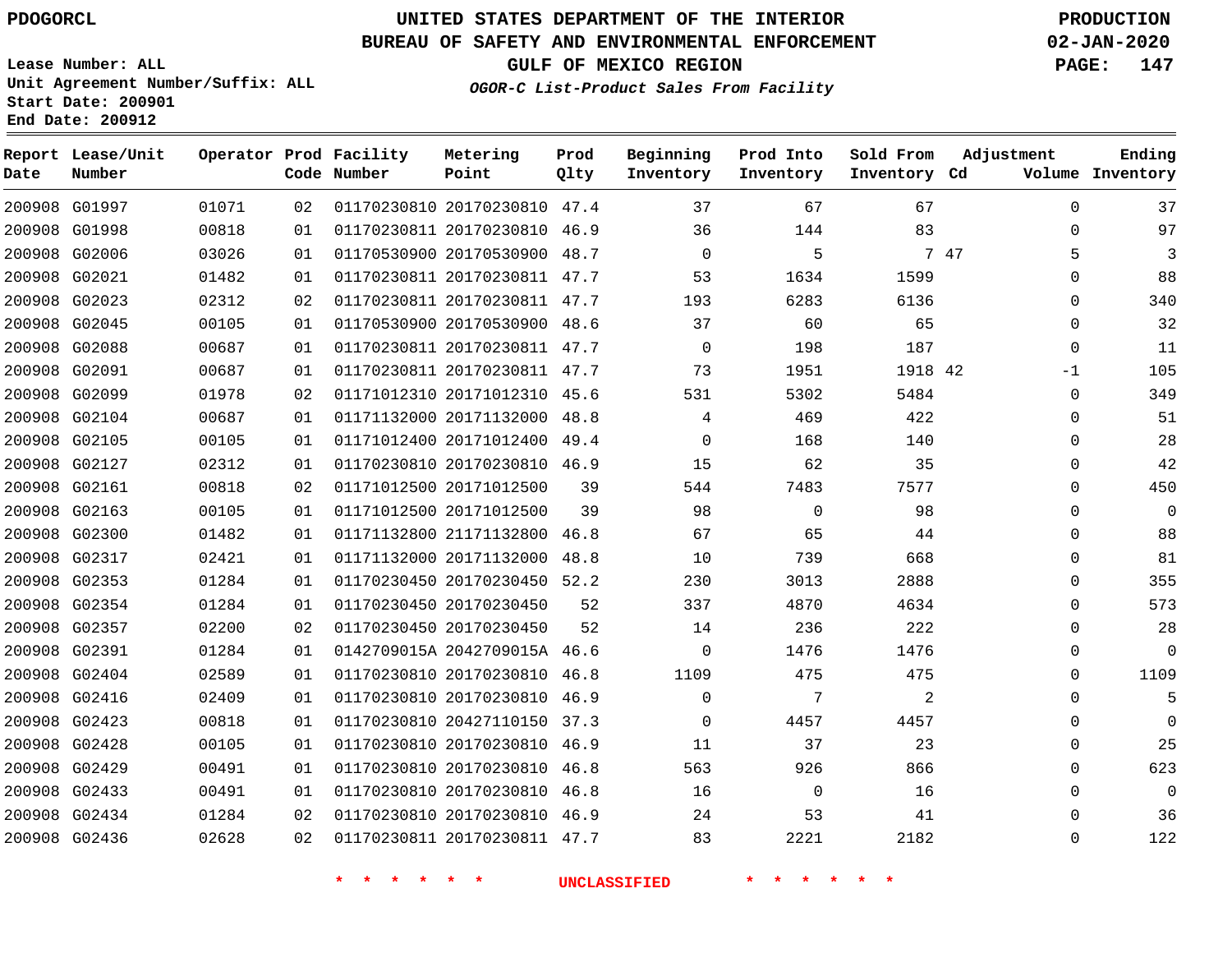PDOGORCL

# UNITED STATES DEPARTMENT OF THE INTERIOR
## BUREAU OF SAFETY AND ENVIRONMENTAL ENFORCEMENT
### GULF OF MEXICO REGION
*OGOR-C List-Product Sales From Facility*

PRODUCTION
02-JAN-2020

Lease Number: ALL
Unit Agreement Number/Suffix: ALL
Start Date: 200901
End Date: 200912

| Report Date | Lease/Unit Number | Operator | Prod Code | Facility Number | Metering Point | Prod Qlty | Beginning Inventory | Prod Into Inventory | Sold From Inventory | Adjustment Cd | Volume | Ending Inventory |
|---|---|---|---|---|---|---|---|---|---|---|---|---|
| 200908 | G01997 | 01071 | 02 | 01170230810 | 20170230810 | 47.4 | 37 | 67 | 67 | | 0 | 37 |
| 200908 | G01998 | 00818 | 01 | 01170230811 | 20170230810 | 46.9 | 36 | 144 | 83 | | 0 | 97 |
| 200908 | G02006 | 03026 | 01 | 01170530900 | 20170530900 | 48.7 | 0 | 5 | 7 | 47 | 5 | 3 |
| 200908 | G02021 | 01482 | 01 | 01170230811 | 20170230811 | 47.7 | 53 | 1634 | 1599 | | 0 | 88 |
| 200908 | G02023 | 02312 | 02 | 01170230811 | 20170230811 | 47.7 | 193 | 6283 | 6136 | | 0 | 340 |
| 200908 | G02045 | 00105 | 01 | 01170530900 | 20170530900 | 48.6 | 37 | 60 | 65 | | 0 | 32 |
| 200908 | G02088 | 00687 | 01 | 01170230811 | 20170230811 | 47.7 | 0 | 198 | 187 | | 0 | 11 |
| 200908 | G02091 | 00687 | 01 | 01170230811 | 20170230811 | 47.7 | 73 | 1951 | 1918 | 42 | -1 | 105 |
| 200908 | G02099 | 01978 | 02 | 01171012310 | 20171012310 | 45.6 | 531 | 5302 | 5484 | | 0 | 349 |
| 200908 | G02104 | 00687 | 01 | 01171132000 | 20171132000 | 48.8 | 4 | 469 | 422 | | 0 | 51 |
| 200908 | G02105 | 00105 | 01 | 01171012400 | 20171012400 | 49.4 | 0 | 168 | 140 | | 0 | 28 |
| 200908 | G02127 | 02312 | 01 | 01170230810 | 20170230810 | 46.9 | 15 | 62 | 35 | | 0 | 42 |
| 200908 | G02161 | 00818 | 02 | 01171012500 | 20171012500 | 39 | 544 | 7483 | 7577 | | 0 | 450 |
| 200908 | G02163 | 00105 | 01 | 01171012500 | 20171012500 | 39 | 98 | 0 | 98 | | 0 | 0 |
| 200908 | G02300 | 01482 | 01 | 01171132800 | 21171132800 | 46.8 | 67 | 65 | 44 | | 0 | 88 |
| 200908 | G02317 | 02421 | 01 | 01171132000 | 20171132000 | 48.8 | 10 | 739 | 668 | | 0 | 81 |
| 200908 | G02353 | 01284 | 01 | 01170230450 | 20170230450 | 52.2 | 230 | 3013 | 2888 | | 0 | 355 |
| 200908 | G02354 | 01284 | 01 | 01170230450 | 20170230450 | 52 | 337 | 4870 | 4634 | | 0 | 573 |
| 200908 | G02357 | 02200 | 02 | 01170230450 | 20170230450 | 52 | 14 | 236 | 222 | | 0 | 28 |
| 200908 | G02391 | 01284 | 01 | 0142709015A | 2042709015A | 46.6 | 0 | 1476 | 1476 | | 0 | 0 |
| 200908 | G02404 | 02589 | 01 | 01170230810 | 20170230810 | 46.8 | 1109 | 475 | 475 | | 0 | 1109 |
| 200908 | G02416 | 02409 | 01 | 01170230810 | 20170230810 | 46.9 | 0 | 7 | 2 | | 0 | 5 |
| 200908 | G02423 | 00818 | 01 | 01170230810 | 20427110150 | 37.3 | 0 | 4457 | 4457 | | 0 | 0 |
| 200908 | G02428 | 00105 | 01 | 01170230810 | 20170230810 | 46.9 | 11 | 37 | 23 | | 0 | 25 |
| 200908 | G02429 | 00491 | 01 | 01170230810 | 20170230810 | 46.8 | 563 | 926 | 866 | | 0 | 623 |
| 200908 | G02433 | 00491 | 01 | 01170230810 | 20170230810 | 46.8 | 16 | 0 | 16 | | 0 | 0 |
| 200908 | G02434 | 01284 | 02 | 01170230810 | 20170230810 | 46.9 | 24 | 53 | 41 | | 0 | 36 |
| 200908 | G02436 | 02628 | 02 | 01170230811 | 20170230811 | 47.7 | 83 | 2221 | 2182 | | 0 | 122 |

* * * * * * UNCLASSIFIED * * * * * *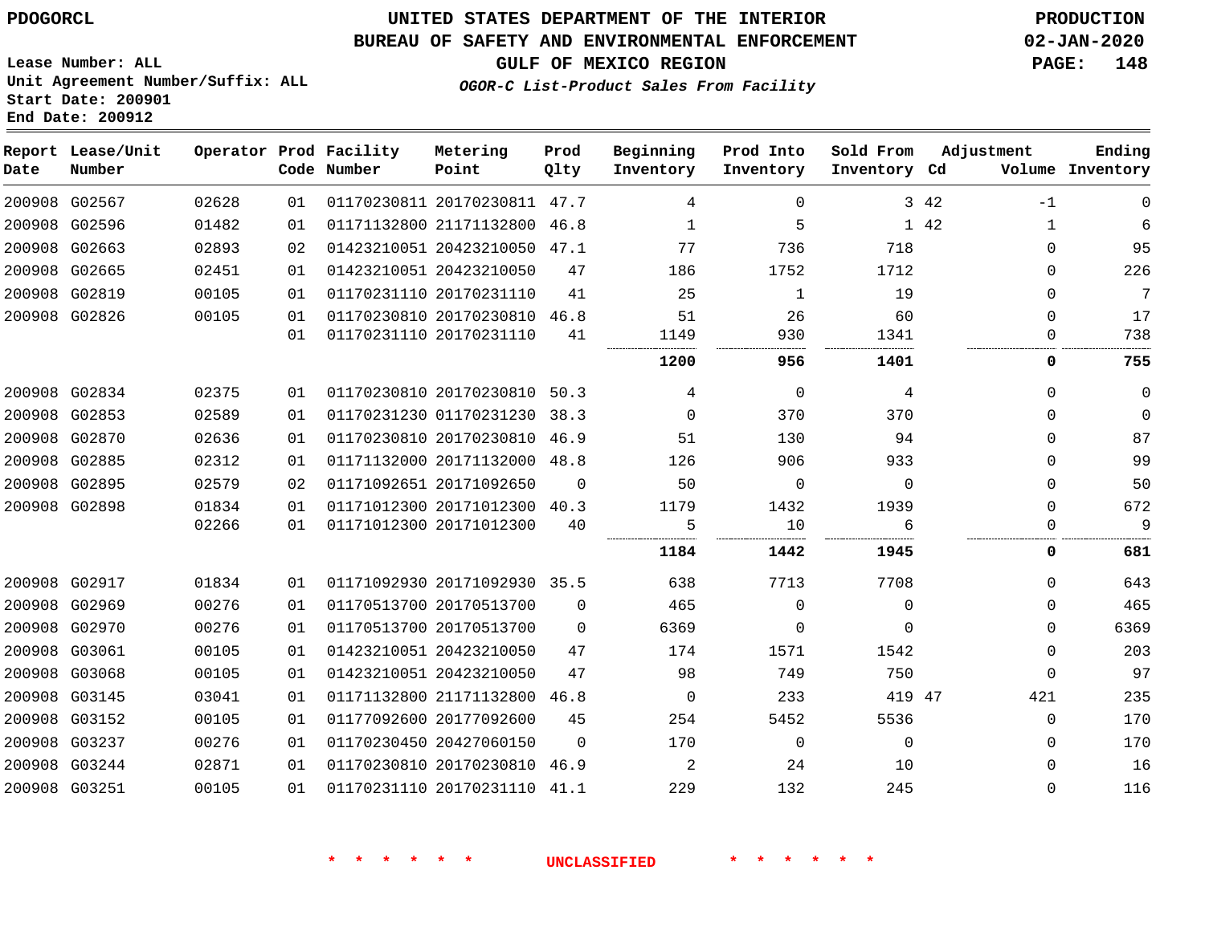PDOGORCL

# UNITED STATES DEPARTMENT OF THE INTERIOR
## BUREAU OF SAFETY AND ENVIRONMENTAL ENFORCEMENT
### GULF OF MEXICO REGION
*OGOR-C List-Product Sales From Facility*

PRODUCTION
02-JAN-2020

Lease Number: ALL
Unit Agreement Number/Suffix: ALL
Start Date: 200901
End Date: 200912

| Report Date | Lease/Unit Number | Operator | Prod Code | Facility Number | Metering Point | Prod Qlty | Beginning Inventory | Prod Into Inventory | Sold From Inventory | Adjustment Cd | Volume | Ending Inventory |
|---|---|---|---|---|---|---|---|---|---|---|---|---|
| 200908 | G02567 | 02628 | 01 | 01170230811 | 20170230811 | 47.7 | 4 | 0 | 3 | 42 | -1 | 0 |
| 200908 | G02596 | 01482 | 01 | 01171132800 | 21171132800 | 46.8 | 1 | 5 | 1 | 42 | 1 | 6 |
| 200908 | G02663 | 02893 | 02 | 01423210051 | 20423210050 | 47.1 | 77 | 736 | 718 | | 0 | 95 |
| 200908 | G02665 | 02451 | 01 | 01423210051 | 20423210050 | 47 | 186 | 1752 | 1712 | | 0 | 226 |
| 200908 | G02819 | 00105 | 01 | 01170231110 | 20170231110 | 41 | 25 | 1 | 19 | | 0 | 7 |
| 200908 | G02826 | 00105 | 01 | 01170230810 | 20170230810 | 46.8 | 51 | 26 | 60 | | 0 | 17 |
| | | | 01 | 01170231110 | 20170231110 | 41 | 1149 | 930 | 1341 | | 0 | 738 |
| | | | | | | | **1200** | **956** | **1401** | | **0** | **755** |
| 200908 | G02834 | 02375 | 01 | 01170230810 | 20170230810 | 50.3 | 4 | 0 | 4 | | 0 | 0 |
| 200908 | G02853 | 02589 | 01 | 01170231230 | 01170231230 | 38.3 | 0 | 370 | 370 | | 0 | 0 |
| 200908 | G02870 | 02636 | 01 | 01170230810 | 20170230810 | 46.9 | 51 | 130 | 94 | | 0 | 87 |
| 200908 | G02885 | 02312 | 01 | 01171132000 | 20171132000 | 48.8 | 126 | 906 | 933 | | 0 | 99 |
| 200908 | G02895 | 02579 | 02 | 01171092651 | 20171092650 | 0 | 50 | 0 | 0 | | 0 | 50 |
| 200908 | G02898 | 01834 | 01 | 01171012300 | 20171012300 | 40.3 | 1179 | 1432 | 1939 | | 0 | 672 |
| | | 02266 | 01 | 01171012300 | 20171012300 | 40 | 5 | 10 | 6 | | 0 | 9 |
| | | | | | | | **1184** | **1442** | **1945** | | **0** | **681** |
| 200908 | G02917 | 01834 | 01 | 01171092930 | 20171092930 | 35.5 | 638 | 7713 | 7708 | | 0 | 643 |
| 200908 | G02969 | 00276 | 01 | 01170513700 | 20170513700 | 0 | 465 | 0 | 0 | | 0 | 465 |
| 200908 | G02970 | 00276 | 01 | 01170513700 | 20170513700 | 0 | 6369 | 0 | 0 | | 0 | 6369 |
| 200908 | G03061 | 00105 | 01 | 01423210051 | 20423210050 | 47 | 174 | 1571 | 1542 | | 0 | 203 |
| 200908 | G03068 | 00105 | 01 | 01423210051 | 20423210050 | 47 | 98 | 749 | 750 | | 0 | 97 |
| 200908 | G03145 | 03041 | 01 | 01171132800 | 21171132800 | 46.8 | 0 | 233 | 419 | 47 | 421 | 235 |
| 200908 | G03152 | 00105 | 01 | 01177092600 | 20177092600 | 45 | 254 | 5452 | 5536 | | 0 | 170 |
| 200908 | G03237 | 00276 | 01 | 01170230450 | 20427060150 | 0 | 170 | 0 | 0 | | 0 | 170 |
| 200908 | G03244 | 02871 | 01 | 01170230810 | 20170230810 | 46.9 | 2 | 24 | 10 | | 0 | 16 |
| 200908 | G03251 | 00105 | 01 | 01170231110 | 20170231110 | 41.1 | 229 | 132 | 245 | | 0 | 116 |

\* \* \* \* \* \* UNCLASSIFIED \* \* \* \* \* \*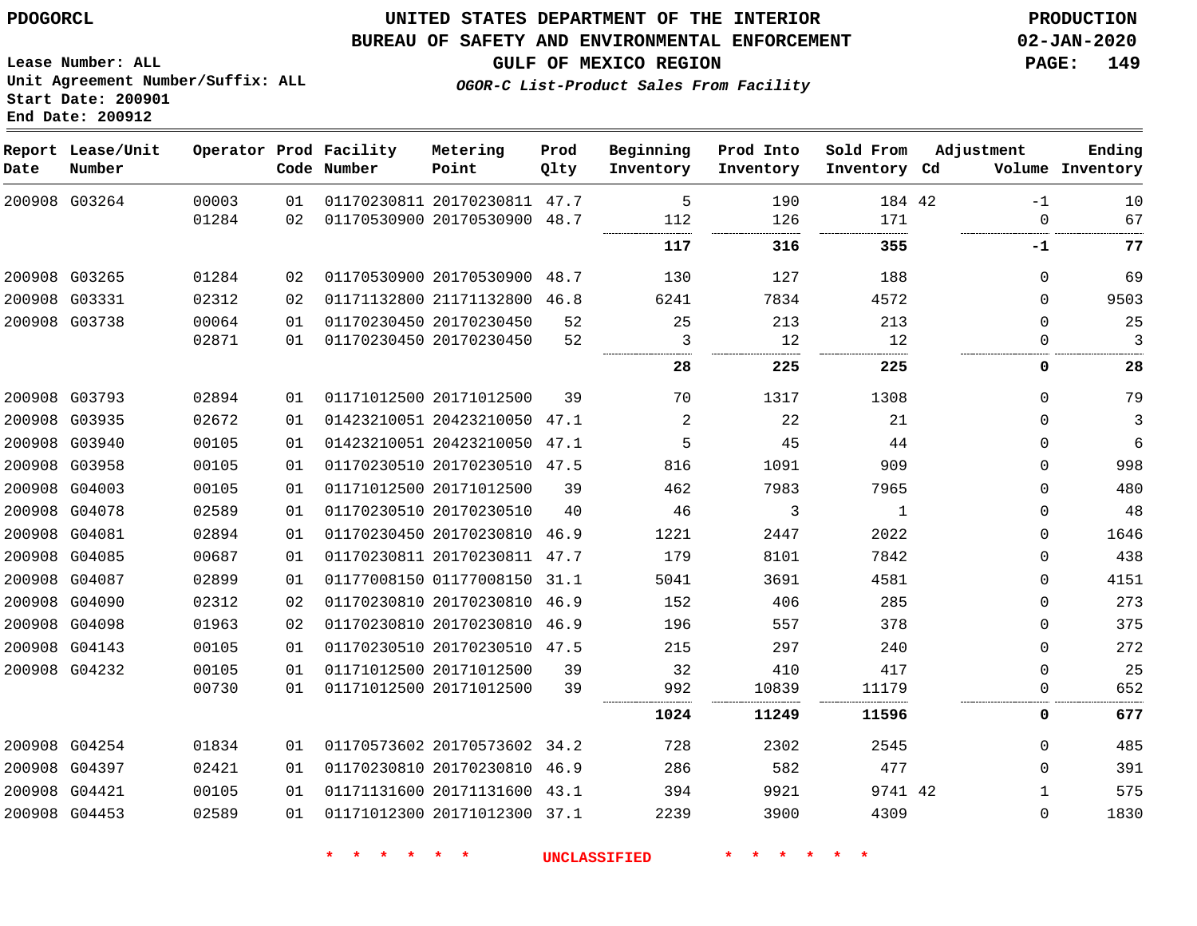# UNITED STATES DEPARTMENT OF THE INTERIOR
## BUREAU OF SAFETY AND ENVIRONMENTAL ENFORCEMENT
### GULF OF MEXICO REGION

*OGOR-C List-Product Sales From Facility*

PDOGORCL

Lease Number: ALL
Unit Agreement Number/Suffix: ALL
Start Date: 200901
End Date: 200912

PRODUCTION
02-JAN-2020

| Report Date | Lease/Unit Number | Operator | Prod Code | Facility Number | Metering Point | Prod Qlty | Beginning Inventory | Prod Into Inventory | Sold From Inventory | Adjustment Cd | Adjustment Volume | Ending Inventory |
|---|---|---|---|---|---|---|---|---|---|---|---|---|
| 200908 | G03264 | 00003 | 01 | 01170230811 | 20170230811 | 47.7 | 5 | 190 | 184 | 42 | -1 | 10 |
| | | 01284 | 02 | 01170530900 | 20170530900 | 48.7 | 112 | 126 | 171 | | 0 | 67 |
| | | | | | | | **117** | **316** | **355** | | **-1** | **77** |
| 200908 | G03265 | 01284 | 02 | 01170530900 | 20170530900 | 48.7 | 130 | 127 | 188 | | 0 | 69 |
| 200908 | G03331 | 02312 | 02 | 01171132800 | 21171132800 | 46.8 | 6241 | 7834 | 4572 | | 0 | 9503 |
| 200908 | G03738 | 00064 | 01 | 01170230450 | 20170230450 | 52 | 25 | 213 | 213 | | 0 | 25 |
| | | 02871 | 01 | 01170230450 | 20170230450 | 52 | 3 | 12 | 12 | | 0 | 3 |
| | | | | | | | **28** | **225** | **225** | | **0** | **28** |
| 200908 | G03793 | 02894 | 01 | 01171012500 | 20171012500 | 39 | 70 | 1317 | 1308 | | 0 | 79 |
| 200908 | G03935 | 02672 | 01 | 01423210051 | 20423210050 | 47.1 | 2 | 22 | 21 | | 0 | 3 |
| 200908 | G03940 | 00105 | 01 | 01423210051 | 20423210050 | 47.1 | 5 | 45 | 44 | | 0 | 6 |
| 200908 | G03958 | 00105 | 01 | 01170230510 | 20170230510 | 47.5 | 816 | 1091 | 909 | | 0 | 998 |
| 200908 | G04003 | 00105 | 01 | 01171012500 | 20171012500 | 39 | 462 | 7983 | 7965 | | 0 | 480 |
| 200908 | G04078 | 02589 | 01 | 01170230510 | 20170230510 | 40 | 46 | 3 | 1 | | 0 | 48 |
| 200908 | G04081 | 02894 | 01 | 01170230450 | 20170230810 | 46.9 | 1221 | 2447 | 2022 | | 0 | 1646 |
| 200908 | G04085 | 00687 | 01 | 01170230811 | 20170230811 | 47.7 | 179 | 8101 | 7842 | | 0 | 438 |
| 200908 | G04087 | 02899 | 01 | 01177008150 | 01177008150 | 31.1 | 5041 | 3691 | 4581 | | 0 | 4151 |
| 200908 | G04090 | 02312 | 02 | 01170230810 | 20170230810 | 46.9 | 152 | 406 | 285 | | 0 | 273 |
| 200908 | G04098 | 01963 | 02 | 01170230810 | 20170230810 | 46.9 | 196 | 557 | 378 | | 0 | 375 |
| 200908 | G04143 | 00105 | 01 | 01170230510 | 20170230510 | 47.5 | 215 | 297 | 240 | | 0 | 272 |
| 200908 | G04232 | 00105 | 01 | 01171012500 | 20171012500 | 39 | 32 | 410 | 417 | | 0 | 25 |
| | | 00730 | 01 | 01171012500 | 20171012500 | 39 | 992 | 10839 | 11179 | | 0 | 652 |
| | | | | | | | **1024** | **11249** | **11596** | | **0** | **677** |
| 200908 | G04254 | 01834 | 01 | 01170573602 | 20170573602 | 34.2 | 728 | 2302 | 2545 | | 0 | 485 |
| 200908 | G04397 | 02421 | 01 | 01170230810 | 20170230810 | 46.9 | 286 | 582 | 477 | | 0 | 391 |
| 200908 | G04421 | 00105 | 01 | 01171131600 | 20171131600 | 43.1 | 394 | 9921 | 9741 | 42 | 1 | 575 |
| 200908 | G04453 | 02589 | 01 | 01171012300 | 20171012300 | 37.1 | 2239 | 3900 | 4309 | | 0 | 1830 |

\* \* \* \* \* \* UNCLASSIFIED \* \* \* \* \* \*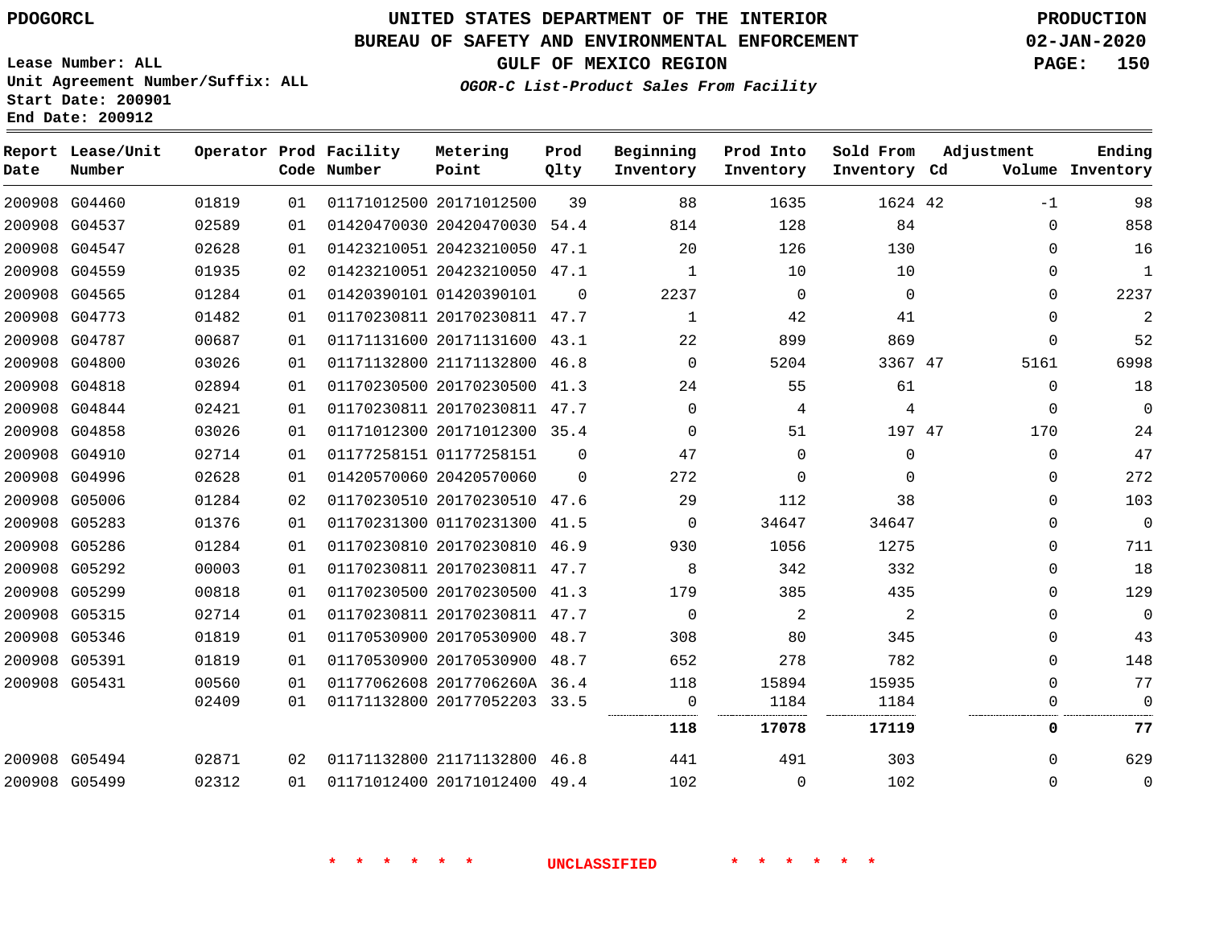UNITED STATES DEPARTMENT OF THE INTERIOR
BUREAU OF SAFETY AND ENVIRONMENTAL ENFORCEMENT
GULF OF MEXICO REGION
*OGOR-C List-Product Sales From Facility*

PDOGORCL

PRODUCTION
02-JAN-2020

Lease Number: ALL
Unit Agreement Number/Suffix: ALL
Start Date: 200901
End Date: 200912

| Report Date | Lease/Unit Number | Operator | Prod Code | Facility Number | Metering Point | Prod Qlty | Beginning Inventory | Prod Into Inventory | Sold From Inventory | Adjustment Cd | Adjustment Volume | Ending Inventory |
|---|---|---|---|---|---|---|---|---|---|---|---|---|
| 200908 | G04460 | 01819 | 01 | 01171012500 | 20171012500 | 39 | 88 | 1635 | 1624 | 42 | -1 | 98 |
| 200908 | G04537 | 02589 | 01 | 01420470030 | 20420470030 | 54.4 | 814 | 128 | 84 | | 0 | 858 |
| 200908 | G04547 | 02628 | 01 | 01423210051 | 20423210050 | 47.1 | 20 | 126 | 130 | | 0 | 16 |
| 200908 | G04559 | 01935 | 02 | 01423210051 | 20423210050 | 47.1 | 1 | 10 | 10 | | 0 | 1 |
| 200908 | G04565 | 01284 | 01 | 01420390101 | 01420390101 | 0 | 2237 | 0 | 0 | | 0 | 2237 |
| 200908 | G04773 | 01482 | 01 | 01170230811 | 20170230811 | 47.7 | 1 | 42 | 41 | | 0 | 2 |
| 200908 | G04787 | 00687 | 01 | 01171131600 | 20171131600 | 43.1 | 22 | 899 | 869 | | 0 | 52 |
| 200908 | G04800 | 03026 | 01 | 01171132800 | 21171132800 | 46.8 | 0 | 5204 | 3367 | 47 | 5161 | 6998 |
| 200908 | G04818 | 02894 | 01 | 01170230500 | 20170230500 | 41.3 | 24 | 55 | 61 | | 0 | 18 |
| 200908 | G04844 | 02421 | 01 | 01170230811 | 20170230811 | 47.7 | 0 | 4 | 4 | | 0 | 0 |
| 200908 | G04858 | 03026 | 01 | 01171012300 | 20171012300 | 35.4 | 0 | 51 | 197 | 47 | 170 | 24 |
| 200908 | G04910 | 02714 | 01 | 01177258151 | 01177258151 | 0 | 47 | 0 | 0 | | 0 | 47 |
| 200908 | G04996 | 02628 | 01 | 01420570060 | 20420570060 | 0 | 272 | 0 | 0 | | 0 | 272 |
| 200908 | G05006 | 01284 | 02 | 01170230510 | 20170230510 | 47.6 | 29 | 112 | 38 | | 0 | 103 |
| 200908 | G05283 | 01376 | 01 | 01170231300 | 01170231300 | 41.5 | 0 | 34647 | 34647 | | 0 | 0 |
| 200908 | G05286 | 01284 | 01 | 01170230810 | 20170230810 | 46.9 | 930 | 1056 | 1275 | | 0 | 711 |
| 200908 | G05292 | 00003 | 01 | 01170230811 | 20170230811 | 47.7 | 8 | 342 | 332 | | 0 | 18 |
| 200908 | G05299 | 00818 | 01 | 01170230500 | 20170230500 | 41.3 | 179 | 385 | 435 | | 0 | 129 |
| 200908 | G05315 | 02714 | 01 | 01170230811 | 20170230811 | 47.7 | 0 | 2 | 2 | | 0 | 0 |
| 200908 | G05346 | 01819 | 01 | 01170530900 | 20170530900 | 48.7 | 308 | 80 | 345 | | 0 | 43 |
| 200908 | G05391 | 01819 | 01 | 01170530900 | 20170530900 | 48.7 | 652 | 278 | 782 | | 0 | 148 |
| 200908 | G05431 | 00560 | 01 | 01177062608 | 2017706260A | 36.4 | 118 | 15894 | 15935 | | 0 | 77 |
| | | 02409 | 01 | 01171132800 | 20177052203 | 33.5 | 0 | 1184 | 1184 | | 0 | 0 |
| | | | | | | | **118** | **17078** | **17119** | | **0** | **77** |
| 200908 | G05494 | 02871 | 02 | 01171132800 | 21171132800 | 46.8 | 441 | 491 | 303 | | 0 | 629 |
| 200908 | G05499 | 02312 | 01 | 01171012400 | 20171012400 | 49.4 | 102 | 0 | 102 | | 0 | 0 |

\* \* \* \* \* \* UNCLASSIFIED \* \* \* \* \* \*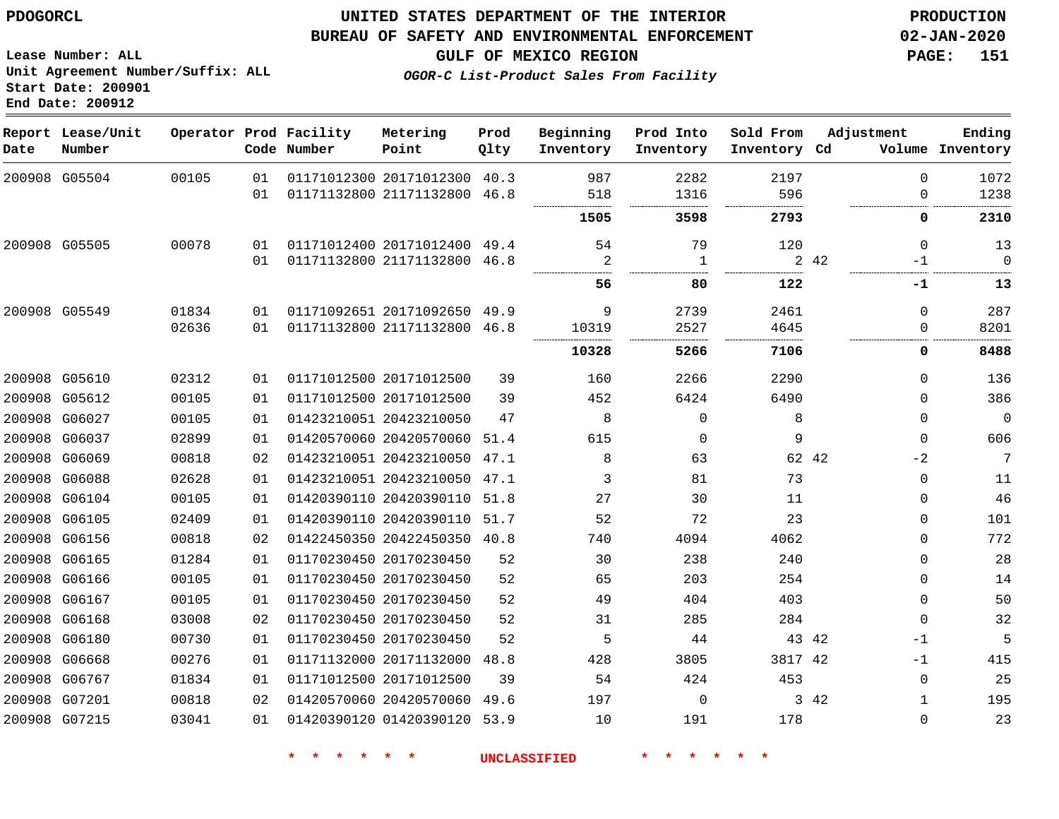PDOGORCL

# UNITED STATES DEPARTMENT OF THE INTERIOR
## BUREAU OF SAFETY AND ENVIRONMENTAL ENFORCEMENT
### GULF OF MEXICO REGION
*OGOR-C List-Product Sales From Facility*

PRODUCTION
02-JAN-2020

Lease Number: ALL
Unit Agreement Number/Suffix: ALL
Start Date: 200901
End Date: 200912

| Report Date | Lease/Unit Number | Operator | Prod Code | Facility Number | Metering Point | Prod Qlty | Beginning Inventory | Prod Into Inventory | Sold From Inventory | Adjustment Cd | Adjustment Volume | Ending Inventory |
|---|---|---|---|---|---|---|---|---|---|---|---|---|
| 200908 | G05504 | 00105 | 01 | 01171012300 | 20171012300 | 40.3 | 987 | 2282 | 2197 | | 0 | 1072 |
| | | | 01 | 01171132800 | 21171132800 | 46.8 | 518 | 1316 | 596 | | 0 | 1238 |
| | | | | | | | **1505** | **3598** | **2793** | | **0** | **2310** |
| 200908 | G05505 | 00078 | 01 | 01171012400 | 20171012400 | 49.4 | 54 | 79 | 120 | | 0 | 13 |
| | | | 01 | 01171132800 | 21171132800 | 46.8 | 2 | 1 | 2 | 42 | -1 | 0 |
| | | | | | | | **56** | **80** | **122** | | **-1** | **13** |
| 200908 | G05549 | 01834 | 01 | 01171092651 | 20171092650 | 49.9 | 9 | 2739 | 2461 | | 0 | 287 |
| | | 02636 | 01 | 01171132800 | 21171132800 | 46.8 | 10319 | 2527 | 4645 | | 0 | 8201 |
| | | | | | | | **10328** | **5266** | **7106** | | **0** | **8488** |
| 200908 | G05610 | 02312 | 01 | 01171012500 | 20171012500 | 39 | 160 | 2266 | 2290 | | 0 | 136 |
| 200908 | G05612 | 00105 | 01 | 01171012500 | 20171012500 | 39 | 452 | 6424 | 6490 | | 0 | 386 |
| 200908 | G06027 | 00105 | 01 | 01423210051 | 20423210050 | 47 | 8 | 0 | 8 | | 0 | 0 |
| 200908 | G06037 | 02899 | 01 | 01420570060 | 20420570060 | 51.4 | 615 | 0 | 9 | | 0 | 606 |
| 200908 | G06069 | 00818 | 02 | 01423210051 | 20423210050 | 47.1 | 8 | 63 | 62 | 42 | -2 | 7 |
| 200908 | G06088 | 02628 | 01 | 01423210051 | 20423210050 | 47.1 | 3 | 81 | 73 | | 0 | 11 |
| 200908 | G06104 | 00105 | 01 | 01420390110 | 20420390110 | 51.8 | 27 | 30 | 11 | | 0 | 46 |
| 200908 | G06105 | 02409 | 01 | 01420390110 | 20420390110 | 51.7 | 52 | 72 | 23 | | 0 | 101 |
| 200908 | G06156 | 00818 | 02 | 01422450350 | 20422450350 | 40.8 | 740 | 4094 | 4062 | | 0 | 772 |
| 200908 | G06165 | 01284 | 01 | 01170230450 | 20170230450 | 52 | 30 | 238 | 240 | | 0 | 28 |
| 200908 | G06166 | 00105 | 01 | 01170230450 | 20170230450 | 52 | 65 | 203 | 254 | | 0 | 14 |
| 200908 | G06167 | 00105 | 01 | 01170230450 | 20170230450 | 52 | 49 | 404 | 403 | | 0 | 50 |
| 200908 | G06168 | 03008 | 02 | 01170230450 | 20170230450 | 52 | 31 | 285 | 284 | | 0 | 32 |
| 200908 | G06180 | 00730 | 01 | 01170230450 | 20170230450 | 52 | 5 | 44 | 43 | 42 | -1 | 5 |
| 200908 | G06668 | 00276 | 01 | 01171132000 | 20171132000 | 48.8 | 428 | 3805 | 3817 | 42 | -1 | 415 |
| 200908 | G06767 | 01834 | 01 | 01171012500 | 20171012500 | 39 | 54 | 424 | 453 | | 0 | 25 |
| 200908 | G07201 | 00818 | 02 | 01420570060 | 20420570060 | 49.6 | 197 | 0 | 3 | 42 | 1 | 195 |
| 200908 | G07215 | 03041 | 01 | 01420390120 | 01420390120 | 53.9 | 10 | 191 | 178 | | 0 | 23 |

\* \* \* \* \* \* UNCLASSIFIED \* \* \* \* \* \*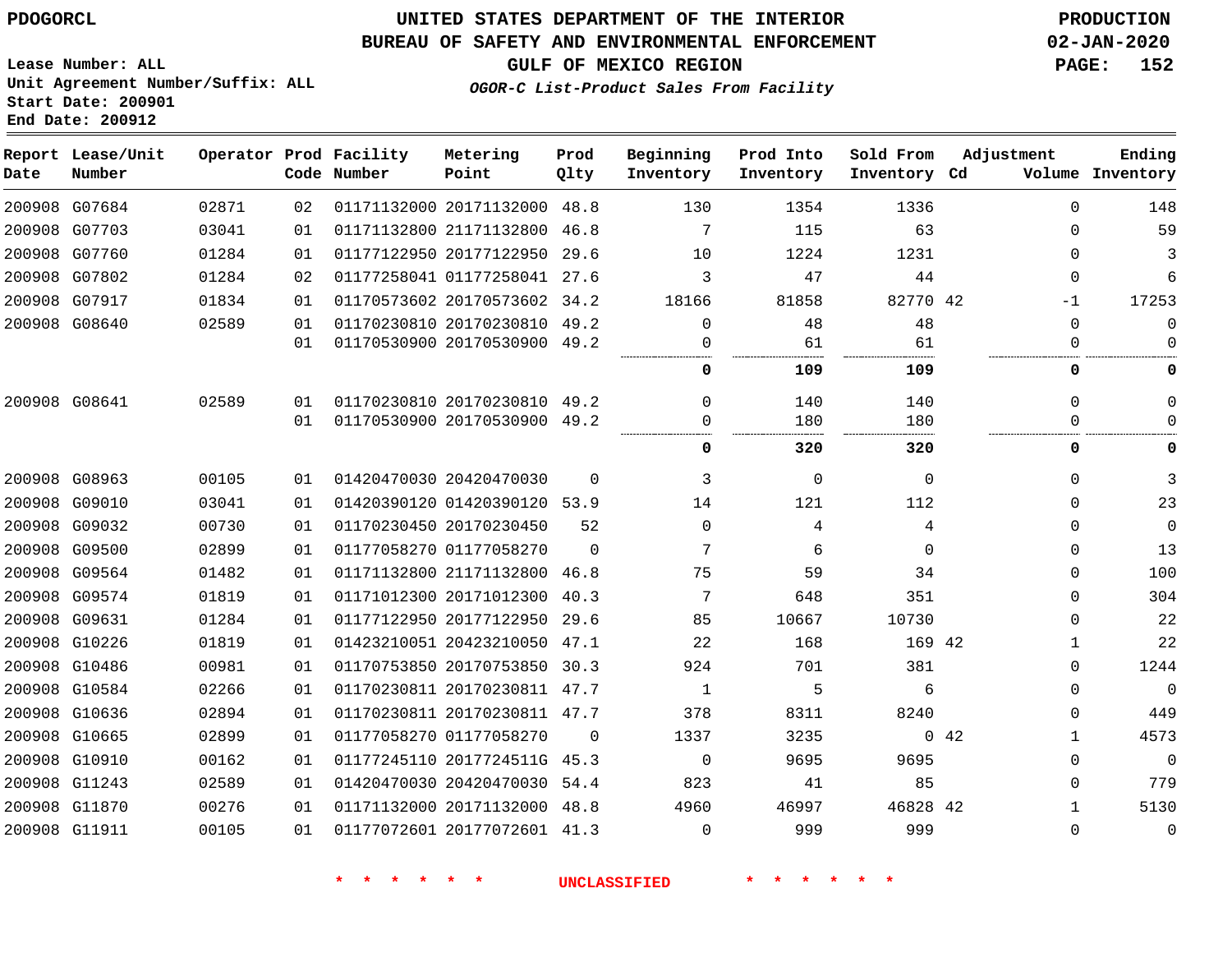PDOGORCL

# UNITED STATES DEPARTMENT OF THE INTERIOR
## BUREAU OF SAFETY AND ENVIRONMENTAL ENFORCEMENT
### GULF OF MEXICO REGION
*OGOR-C List-Product Sales From Facility*

PRODUCTION
02-JAN-2020

Lease Number: ALL
Unit Agreement Number/Suffix: ALL
Start Date: 200901
End Date: 200912

| Report Date | Lease/Unit Number | Operator | Prod Code | Facility Number | Metering Point | Prod Qlty | Beginning Inventory | Prod Into Inventory | Sold From Inventory | Adjustment Cd | Volume | Ending Inventory |
|---|---|---|---|---|---|---|---|---|---|---|---|---|
| 200908 | G07684 | 02871 | 02 | 01171132000 | 20171132000 | 48.8 | 130 | 1354 | 1336 | | 0 | 148 |
| 200908 | G07703 | 03041 | 01 | 01171132800 | 21171132800 | 46.8 | 7 | 115 | 63 | | 0 | 59 |
| 200908 | G07760 | 01284 | 01 | 01177122950 | 20177122950 | 29.6 | 10 | 1224 | 1231 | | 0 | 3 |
| 200908 | G07802 | 01284 | 02 | 01177258041 | 01177258041 | 27.6 | 3 | 47 | 44 | | 0 | 6 |
| 200908 | G07917 | 01834 | 01 | 01170573602 | 20170573602 | 34.2 | 18166 | 81858 | 82770 | 42 | -1 | 17253 |
| 200908 | G08640 | 02589 | 01 | 01170230810 | 20170230810 | 49.2 | 0 | 48 | 48 | | 0 | 0 |
| | | | 01 | 01170530900 | 20170530900 | 49.2 | 0 | 61 | 61 | | 0 | 0 |
| | | | | | | | **0** | **109** | **109** | | **0** | **0** |
| 200908 | G08641 | 02589 | 01 | 01170230810 | 20170230810 | 49.2 | 0 | 140 | 140 | | 0 | 0 |
| | | | 01 | 01170530900 | 20170530900 | 49.2 | 0 | 180 | 180 | | 0 | 0 |
| | | | | | | | **0** | **320** | **320** | | **0** | **0** |
| 200908 | G08963 | 00105 | 01 | 01420470030 | 20420470030 | 0 | 3 | 0 | 0 | | 0 | 3 |
| 200908 | G09010 | 03041 | 01 | 01420390120 | 01420390120 | 53.9 | 14 | 121 | 112 | | 0 | 23 |
| 200908 | G09032 | 00730 | 01 | 01170230450 | 20170230450 | 52 | 0 | 4 | 4 | | 0 | 0 |
| 200908 | G09500 | 02899 | 01 | 01177058270 | 01177058270 | 0 | 7 | 6 | 0 | | 0 | 13 |
| 200908 | G09564 | 01482 | 01 | 01171132800 | 21171132800 | 46.8 | 75 | 59 | 34 | | 0 | 100 |
| 200908 | G09574 | 01819 | 01 | 01171012300 | 20171012300 | 40.3 | 7 | 648 | 351 | | 0 | 304 |
| 200908 | G09631 | 01284 | 01 | 01177122950 | 20177122950 | 29.6 | 85 | 10667 | 10730 | | 0 | 22 |
| 200908 | G10226 | 01819 | 01 | 01423210051 | 20423210050 | 47.1 | 22 | 168 | 169 | 42 | 1 | 22 |
| 200908 | G10486 | 00981 | 01 | 01170753850 | 20170753850 | 30.3 | 924 | 701 | 381 | | 0 | 1244 |
| 200908 | G10584 | 02266 | 01 | 01170230811 | 20170230811 | 47.7 | 1 | 5 | 6 | | 0 | 0 |
| 200908 | G10636 | 02894 | 01 | 01170230811 | 20170230811 | 47.7 | 378 | 8311 | 8240 | | 0 | 449 |
| 200908 | G10665 | 02899 | 01 | 01177058270 | 01177058270 | 0 | 1337 | 3235 | 0 | 42 | 1 | 4573 |
| 200908 | G10910 | 00162 | 01 | 01177245110 | 2017724511G | 45.3 | 0 | 9695 | 9695 | | 0 | 0 |
| 200908 | G11243 | 02589 | 01 | 01420470030 | 20420470030 | 54.4 | 823 | 41 | 85 | | 0 | 779 |
| 200908 | G11870 | 00276 | 01 | 01171132000 | 20171132000 | 48.8 | 4960 | 46997 | 46828 | 42 | 1 | 5130 |
| 200908 | G11911 | 00105 | 01 | 01177072601 | 20177072601 | 41.3 | 0 | 999 | 999 | | 0 | 0 |

\* \* \* \* \* \* UNCLASSIFIED \* \* \* \* \* \*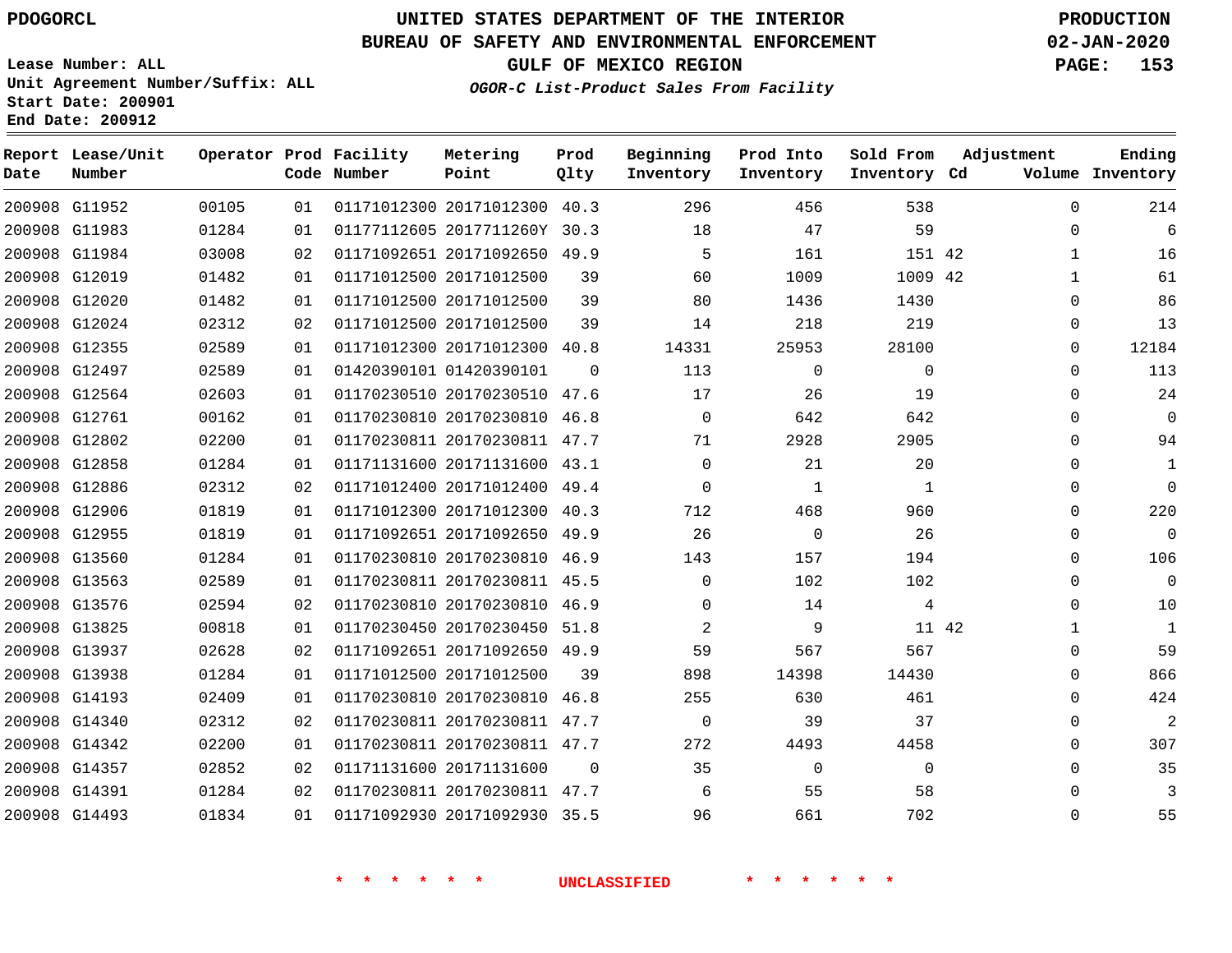PDOGORCL

# UNITED STATES DEPARTMENT OF THE INTERIOR
## BUREAU OF SAFETY AND ENVIRONMENTAL ENFORCEMENT
### GULF OF MEXICO REGION
*OGOR-C List-Product Sales From Facility*

PRODUCTION
02-JAN-2020

Lease Number: ALL
Unit Agreement Number/Suffix: ALL
Start Date: 200901
End Date: 200912

| Report Date | Lease/Unit Number | Operator | Prod Code | Facility Number | Metering Point | Prod Qlty | Beginning Inventory | Prod Into Inventory | Sold From Inventory | Adjustment Cd | Adjustment Volume | Ending Inventory |
|---|---|---|---|---|---|---|---|---|---|---|---|---|
| 200908 | G11952 | 00105 | 01 | 01171012300 | 20171012300 | 40.3 | 296 | 456 | 538 | | 0 | 214 |
| 200908 | G11983 | 01284 | 01 | 01177112605 | 2017711260Y | 30.3 | 18 | 47 | 59 | | 0 | 6 |
| 200908 | G11984 | 03008 | 02 | 01171092651 | 20171092650 | 49.9 | 5 | 161 | 151 | 42 | 1 | 16 |
| 200908 | G12019 | 01482 | 01 | 01171012500 | 20171012500 | 39 | 60 | 1009 | 1009 | 42 | 1 | 61 |
| 200908 | G12020 | 01482 | 01 | 01171012500 | 20171012500 | 39 | 80 | 1436 | 1430 | | 0 | 86 |
| 200908 | G12024 | 02312 | 02 | 01171012500 | 20171012500 | 39 | 14 | 218 | 219 | | 0 | 13 |
| 200908 | G12355 | 02589 | 01 | 01171012300 | 20171012300 | 40.8 | 14331 | 25953 | 28100 | | 0 | 12184 |
| 200908 | G12497 | 02589 | 01 | 01420390101 | 01420390101 | 0 | 113 | 0 | 0 | | 0 | 113 |
| 200908 | G12564 | 02603 | 01 | 01170230510 | 20170230510 | 47.6 | 17 | 26 | 19 | | 0 | 24 |
| 200908 | G12761 | 00162 | 01 | 01170230810 | 20170230810 | 46.8 | 0 | 642 | 642 | | 0 | 0 |
| 200908 | G12802 | 02200 | 01 | 01170230811 | 20170230811 | 47.7 | 71 | 2928 | 2905 | | 0 | 94 |
| 200908 | G12858 | 01284 | 01 | 01171131600 | 20171131600 | 43.1 | 0 | 21 | 20 | | 0 | 1 |
| 200908 | G12886 | 02312 | 02 | 01171012400 | 20171012400 | 49.4 | 0 | 1 | 1 | | 0 | 0 |
| 200908 | G12906 | 01819 | 01 | 01171012300 | 20171012300 | 40.3 | 712 | 468 | 960 | | 0 | 220 |
| 200908 | G12955 | 01819 | 01 | 01171092651 | 20171092650 | 49.9 | 26 | 0 | 26 | | 0 | 0 |
| 200908 | G13560 | 01284 | 01 | 01170230810 | 20170230810 | 46.9 | 143 | 157 | 194 | | 0 | 106 |
| 200908 | G13563 | 02589 | 01 | 01170230811 | 20170230811 | 45.5 | 0 | 102 | 102 | | 0 | 0 |
| 200908 | G13576 | 02594 | 02 | 01170230810 | 20170230810 | 46.9 | 0 | 14 | 4 | | 0 | 10 |
| 200908 | G13825 | 00818 | 01 | 01170230450 | 20170230450 | 51.8 | 2 | 9 | 11 | 42 | 1 | 1 |
| 200908 | G13937 | 02628 | 02 | 01171092651 | 20171092650 | 49.9 | 59 | 567 | 567 | | 0 | 59 |
| 200908 | G13938 | 01284 | 01 | 01171012500 | 20171012500 | 39 | 898 | 14398 | 14430 | | 0 | 866 |
| 200908 | G14193 | 02409 | 01 | 01170230810 | 20170230810 | 46.8 | 255 | 630 | 461 | | 0 | 424 |
| 200908 | G14340 | 02312 | 02 | 01170230811 | 20170230811 | 47.7 | 0 | 39 | 37 | | 0 | 2 |
| 200908 | G14342 | 02200 | 01 | 01170230811 | 20170230811 | 47.7 | 272 | 4493 | 4458 | | 0 | 307 |
| 200908 | G14357 | 02852 | 02 | 01171131600 | 20171131600 | 0 | 35 | 0 | 0 | | 0 | 35 |
| 200908 | G14391 | 01284 | 02 | 01170230811 | 20170230811 | 47.7 | 6 | 55 | 58 | | 0 | 3 |
| 200908 | G14493 | 01834 | 01 | 01171092930 | 20171092930 | 35.5 | 96 | 661 | 702 | | 0 | 55 |

\* \* \* \* \* \* UNCLASSIFIED \* \* \* \* \* \*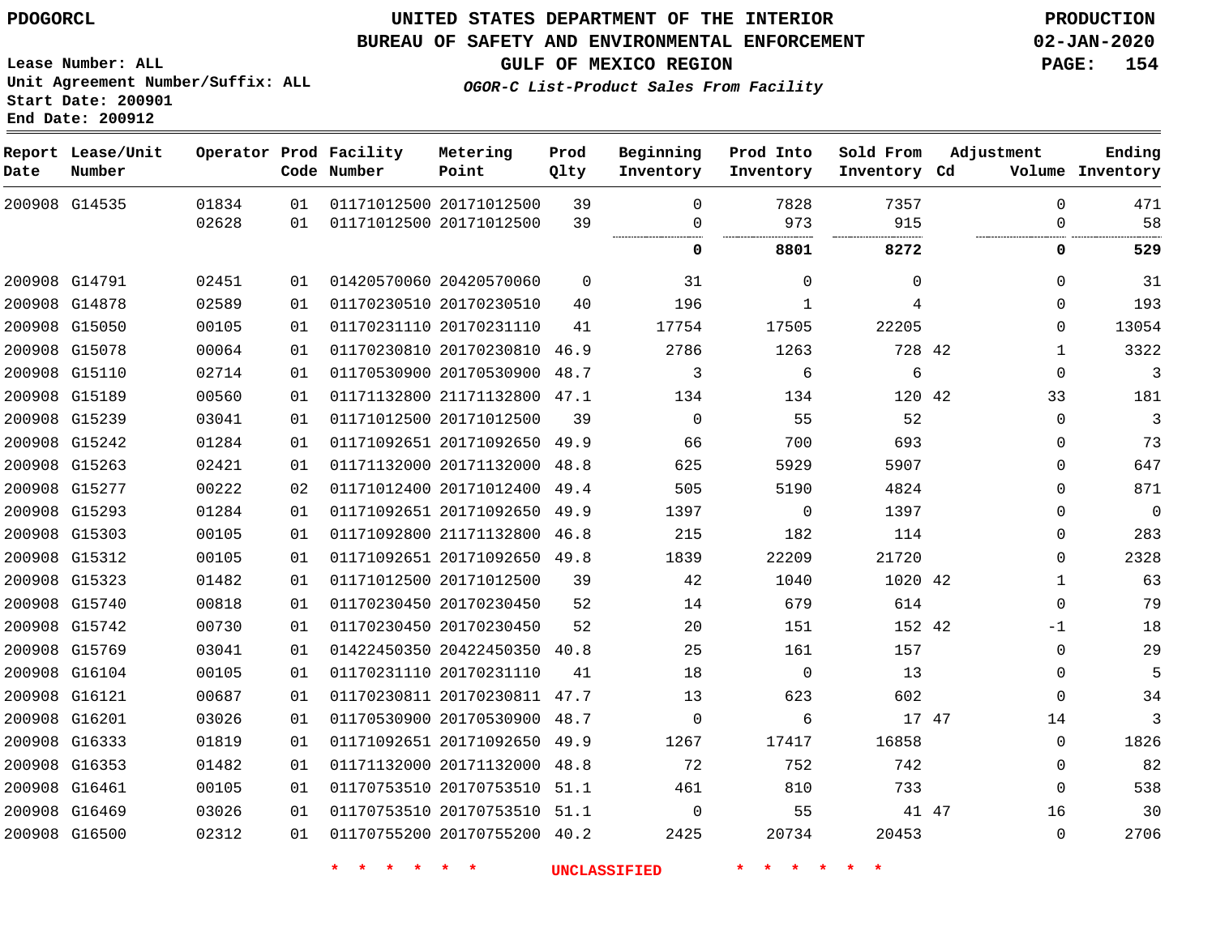# UNITED STATES DEPARTMENT OF THE INTERIOR
## BUREAU OF SAFETY AND ENVIRONMENTAL ENFORCEMENT
### GULF OF MEXICO REGION
*OGOR-C List-Product Sales From Facility*

PDOGORCL

PRODUCTION
02-JAN-2020

Lease Number: ALL
Unit Agreement Number/Suffix: ALL
Start Date: 200901
End Date: 200912

| Report Date | Lease/Unit Number | Operator | Prod Code | Facility Number | Metering Point | Prod Qlty | Beginning Inventory | Prod Into Inventory | Sold From Inventory | Adjustment Cd | Adjustment Volume | Ending Inventory |
|---|---|---|---|---|---|---|---|---|---|---|---|---|
| 200908 | G14535 | 01834 | 01 | 01171012500 | 20171012500 | 39 | 0 | 7828 | 7357 | | 0 | 471 |
| | | 02628 | 01 | 01171012500 | 20171012500 | 39 | 0 | 973 | 915 | | 0 | 58 |
| | | | | | | | **0** | **8801** | **8272** | | **0** | **529** |
| 200908 | G14791 | 02451 | 01 | 01420570060 | 20420570060 | 0 | 31 | 0 | 0 | | 0 | 31 |
| 200908 | G14878 | 02589 | 01 | 01170230510 | 20170230510 | 40 | 196 | 1 | 4 | | 0 | 193 |
| 200908 | G15050 | 00105 | 01 | 01170231110 | 20170231110 | 41 | 17754 | 17505 | 22205 | | 0 | 13054 |
| 200908 | G15078 | 00064 | 01 | 01170230810 | 20170230810 | 46.9 | 2786 | 1263 | 728 | 42 | 1 | 3322 |
| 200908 | G15110 | 02714 | 01 | 01170530900 | 20170530900 | 48.7 | 3 | 6 | 6 | | 0 | 3 |
| 200908 | G15189 | 00560 | 01 | 01171132800 | 21171132800 | 47.1 | 134 | 134 | 120 | 42 | 33 | 181 |
| 200908 | G15239 | 03041 | 01 | 01171012500 | 20171012500 | 39 | 0 | 55 | 52 | | 0 | 3 |
| 200908 | G15242 | 01284 | 01 | 01171092651 | 20171092650 | 49.9 | 66 | 700 | 693 | | 0 | 73 |
| 200908 | G15263 | 02421 | 01 | 01171132000 | 20171132000 | 48.8 | 625 | 5929 | 5907 | | 0 | 647 |
| 200908 | G15277 | 00222 | 02 | 01171012400 | 20171012400 | 49.4 | 505 | 5190 | 4824 | | 0 | 871 |
| 200908 | G15293 | 01284 | 01 | 01171092651 | 20171092650 | 49.9 | 1397 | 0 | 1397 | | 0 | 0 |
| 200908 | G15303 | 00105 | 01 | 01171092800 | 21171132800 | 46.8 | 215 | 182 | 114 | | 0 | 283 |
| 200908 | G15312 | 00105 | 01 | 01171092651 | 20171092650 | 49.8 | 1839 | 22209 | 21720 | | 0 | 2328 |
| 200908 | G15323 | 01482 | 01 | 01171012500 | 20171012500 | 39 | 42 | 1040 | 1020 | 42 | 1 | 63 |
| 200908 | G15740 | 00818 | 01 | 01170230450 | 20170230450 | 52 | 14 | 679 | 614 | | 0 | 79 |
| 200908 | G15742 | 00730 | 01 | 01170230450 | 20170230450 | 52 | 20 | 151 | 152 | 42 | -1 | 18 |
| 200908 | G15769 | 03041 | 01 | 01422450350 | 20422450350 | 40.8 | 25 | 161 | 157 | | 0 | 29 |
| 200908 | G16104 | 00105 | 01 | 01170231110 | 20170231110 | 41 | 18 | 0 | 13 | | 0 | 5 |
| 200908 | G16121 | 00687 | 01 | 01170230811 | 20170230811 | 47.7 | 13 | 623 | 602 | | 0 | 34 |
| 200908 | G16201 | 03026 | 01 | 01170530900 | 20170530900 | 48.7 | 0 | 6 | 17 | 47 | 14 | 3 |
| 200908 | G16333 | 01819 | 01 | 01171092651 | 20171092650 | 49.9 | 1267 | 17417 | 16858 | | 0 | 1826 |
| 200908 | G16353 | 01482 | 01 | 01171132000 | 20171132000 | 48.8 | 72 | 752 | 742 | | 0 | 82 |
| 200908 | G16461 | 00105 | 01 | 01170753510 | 20170753510 | 51.1 | 461 | 810 | 733 | | 0 | 538 |
| 200908 | G16469 | 03026 | 01 | 01170753510 | 20170753510 | 51.1 | 0 | 55 | 41 | 47 | 16 | 30 |
| 200908 | G16500 | 02312 | 01 | 01170755200 | 20170755200 | 40.2 | 2425 | 20734 | 20453 | | 0 | 2706 |

* * * * * * UNCLASSIFIED * * * * * *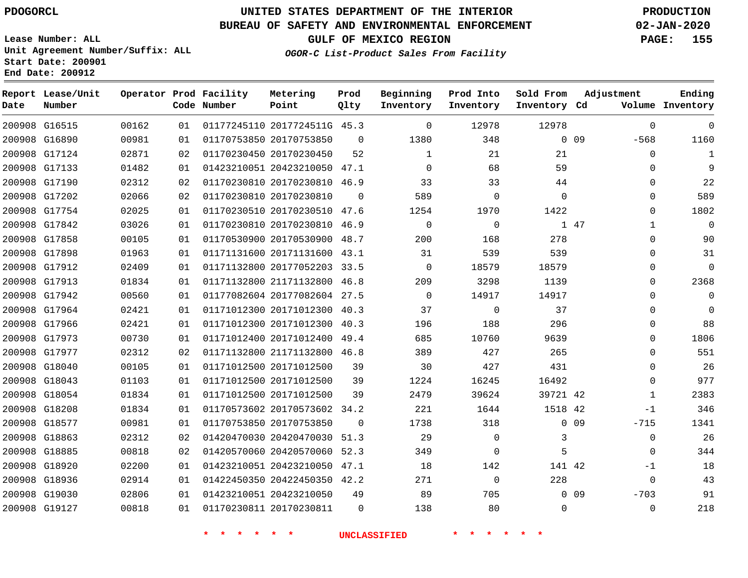PDOGORCL

Lease Number: ALL
Unit Agreement Number/Suffix: ALL
Start Date: 200901
End Date: 200912

# UNITED STATES DEPARTMENT OF THE INTERIOR
## BUREAU OF SAFETY AND ENVIRONMENTAL ENFORCEMENT
## GULF OF MEXICO REGION
*OGOR-C List-Product Sales From Facility*

PRODUCTION
02-JAN-2020

| Report Date | Lease/Unit Number | Operator | Prod Code | Facility Number | Metering Point | Prod Qlty | Beginning Inventory | Prod Into Inventory | Sold From Inventory | Adjustment Cd | Adjustment Volume | Ending Inventory |
|---|---|---|---|---|---|---|---|---|---|---|---|---|
| 200908 | G16515 | 00162 | 01 | 01177245110 | 2017724511G | 45.3 | 0 | 12978 | 12978 | | 0 | 0 |
| 200908 | G16890 | 00981 | 01 | 01170753850 | 20170753850 | 0 | 1380 | 348 | 0 | 09 | -568 | 1160 |
| 200908 | G17124 | 02871 | 02 | 01170230450 | 20170230450 | 52 | 1 | 21 | 21 | | 0 | 1 |
| 200908 | G17133 | 01482 | 01 | 01423210051 | 20423210050 | 47.1 | 0 | 68 | 59 | | 0 | 9 |
| 200908 | G17190 | 02312 | 02 | 01170230810 | 20170230810 | 46.9 | 33 | 33 | 44 | | 0 | 22 |
| 200908 | G17202 | 02066 | 02 | 01170230810 | 20170230810 | 0 | 589 | 0 | 0 | | 0 | 589 |
| 200908 | G17754 | 02025 | 01 | 01170230510 | 20170230510 | 47.6 | 1254 | 1970 | 1422 | | 0 | 1802 |
| 200908 | G17842 | 03026 | 01 | 01170230810 | 20170230810 | 46.9 | 0 | 0 | 1 | 47 | 1 | 0 |
| 200908 | G17858 | 00105 | 01 | 01170530900 | 20170530900 | 48.7 | 200 | 168 | 278 | | 0 | 90 |
| 200908 | G17898 | 01963 | 01 | 01171131600 | 20171131600 | 43.1 | 31 | 539 | 539 | | 0 | 31 |
| 200908 | G17912 | 02409 | 01 | 01171132800 | 20177052203 | 33.5 | 0 | 18579 | 18579 | | 0 | 0 |
| 200908 | G17913 | 01834 | 01 | 01171132800 | 21171132800 | 46.8 | 209 | 3298 | 1139 | | 0 | 2368 |
| 200908 | G17942 | 00560 | 01 | 01177082604 | 20177082604 | 27.5 | 0 | 14917 | 14917 | | 0 | 0 |
| 200908 | G17964 | 02421 | 01 | 01171012300 | 20171012300 | 40.3 | 37 | 0 | 37 | | 0 | 0 |
| 200908 | G17966 | 02421 | 01 | 01171012300 | 20171012300 | 40.3 | 196 | 188 | 296 | | 0 | 88 |
| 200908 | G17973 | 00730 | 01 | 01171012400 | 20171012400 | 49.4 | 685 | 10760 | 9639 | | 0 | 1806 |
| 200908 | G17977 | 02312 | 02 | 01171132800 | 21171132800 | 46.8 | 389 | 427 | 265 | | 0 | 551 |
| 200908 | G18040 | 00105 | 01 | 01171012500 | 20171012500 | 39 | 30 | 427 | 431 | | 0 | 26 |
| 200908 | G18043 | 01103 | 01 | 01171012500 | 20171012500 | 39 | 1224 | 16245 | 16492 | | 0 | 977 |
| 200908 | G18054 | 01834 | 01 | 01171012500 | 20171012500 | 39 | 2479 | 39624 | 39721 | 42 | 1 | 2383 |
| 200908 | G18208 | 01834 | 01 | 01170573602 | 20170573602 | 34.2 | 221 | 1644 | 1518 | 42 | -1 | 346 |
| 200908 | G18577 | 00981 | 01 | 01170753850 | 20170753850 | 0 | 1738 | 318 | 0 | 09 | -715 | 1341 |
| 200908 | G18863 | 02312 | 02 | 01420470030 | 20420470030 | 51.3 | 29 | 0 | 3 | | 0 | 26 |
| 200908 | G18885 | 00818 | 02 | 01420570060 | 20420570060 | 52.3 | 349 | 0 | 5 | | 0 | 344 |
| 200908 | G18920 | 02200 | 01 | 01423210051 | 20423210050 | 47.1 | 18 | 142 | 141 | 42 | -1 | 18 |
| 200908 | G18936 | 02914 | 01 | 01422450350 | 20422450350 | 42.2 | 271 | 0 | 228 | | 0 | 43 |
| 200908 | G19030 | 02806 | 01 | 01423210051 | 20423210050 | 49 | 89 | 705 | 0 | 09 | -703 | 91 |
| 200908 | G19127 | 00818 | 01 | 01170230811 | 20170230811 | 0 | 138 | 80 | 0 | | 0 | 218 |

* * * * * * UNCLASSIFIED * * * * * *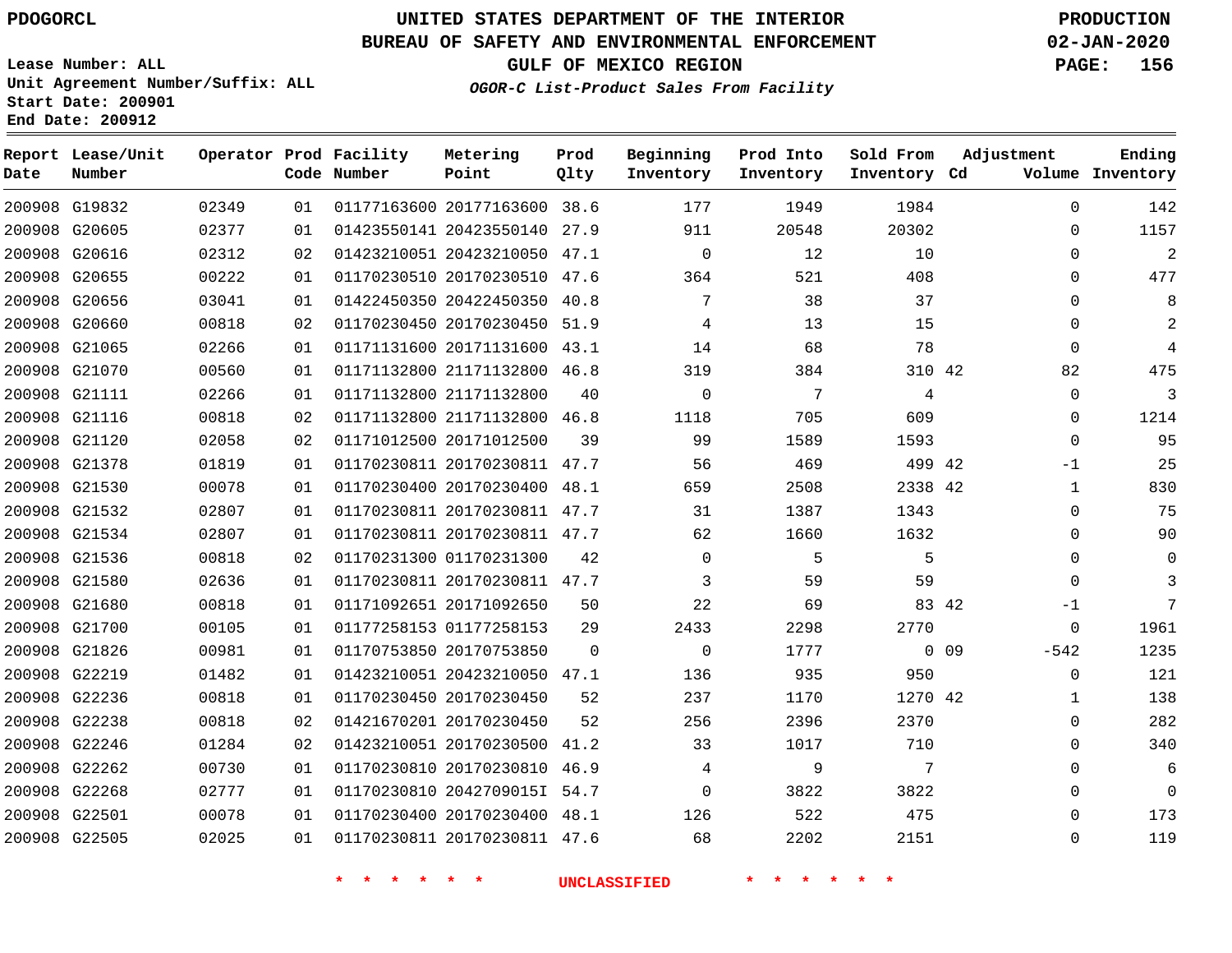PDOGORCL

# UNITED STATES DEPARTMENT OF THE INTERIOR
## BUREAU OF SAFETY AND ENVIRONMENTAL ENFORCEMENT
### GULF OF MEXICO REGION
*OGOR-C List-Product Sales From Facility*

PRODUCTION
02-JAN-2020

Lease Number: ALL
Unit Agreement Number/Suffix: ALL
Start Date: 200901
End Date: 200912

| Report Date | Lease/Unit Number | Operator | Prod Code | Facility Number | Metering Point | Prod Qlty | Beginning Inventory | Prod Into Inventory | Sold From Inventory | Adjustment Cd | Adjustment Volume | Ending Inventory |
|---|---|---|---|---|---|---|---|---|---|---|---|---|
| 200908 | G19832 | 02349 | 01 | 01177163600 | 20177163600 | 38.6 | 177 | 1949 | 1984 | | 0 | 142 |
| 200908 | G20605 | 02377 | 01 | 01423550141 | 20423550140 | 27.9 | 911 | 20548 | 20302 | | 0 | 1157 |
| 200908 | G20616 | 02312 | 02 | 01423210051 | 20423210050 | 47.1 | 0 | 12 | 10 | | 0 | 2 |
| 200908 | G20655 | 00222 | 01 | 01170230510 | 20170230510 | 47.6 | 364 | 521 | 408 | | 0 | 477 |
| 200908 | G20656 | 03041 | 01 | 01422450350 | 20422450350 | 40.8 | 7 | 38 | 37 | | 0 | 8 |
| 200908 | G20660 | 00818 | 02 | 01170230450 | 20170230450 | 51.9 | 4 | 13 | 15 | | 0 | 2 |
| 200908 | G21065 | 02266 | 01 | 01171131600 | 20171131600 | 43.1 | 14 | 68 | 78 | | 0 | 4 |
| 200908 | G21070 | 00560 | 01 | 01171132800 | 21171132800 | 46.8 | 319 | 384 | 310 | 42 | 82 | 475 |
| 200908 | G21111 | 02266 | 01 | 01171132800 | 21171132800 | 40 | 0 | 7 | 4 | | 0 | 3 |
| 200908 | G21116 | 00818 | 02 | 01171132800 | 21171132800 | 46.8 | 1118 | 705 | 609 | | 0 | 1214 |
| 200908 | G21120 | 02058 | 02 | 01171012500 | 20171012500 | 39 | 99 | 1589 | 1593 | | 0 | 95 |
| 200908 | G21378 | 01819 | 01 | 01170230811 | 20170230811 | 47.7 | 56 | 469 | 499 | 42 | -1 | 25 |
| 200908 | G21530 | 00078 | 01 | 01170230400 | 20170230400 | 48.1 | 659 | 2508 | 2338 | 42 | 1 | 830 |
| 200908 | G21532 | 02807 | 01 | 01170230811 | 20170230811 | 47.7 | 31 | 1387 | 1343 | | 0 | 75 |
| 200908 | G21534 | 02807 | 01 | 01170230811 | 20170230811 | 47.7 | 62 | 1660 | 1632 | | 0 | 90 |
| 200908 | G21536 | 00818 | 02 | 01170231300 | 01170231300 | 42 | 0 | 5 | 5 | | 0 | 0 |
| 200908 | G21580 | 02636 | 01 | 01170230811 | 20170230811 | 47.7 | 3 | 59 | 59 | | 0 | 3 |
| 200908 | G21680 | 00818 | 01 | 01171092651 | 20171092650 | 50 | 22 | 69 | 83 | 42 | -1 | 7 |
| 200908 | G21700 | 00105 | 01 | 01177258153 | 01177258153 | 29 | 2433 | 2298 | 2770 | | 0 | 1961 |
| 200908 | G21826 | 00981 | 01 | 01170753850 | 20170753850 | 0 | 0 | 1777 | 0 | 09 | -542 | 1235 |
| 200908 | G22219 | 01482 | 01 | 01423210051 | 20423210050 | 47.1 | 136 | 935 | 950 | | 0 | 121 |
| 200908 | G22236 | 00818 | 01 | 01170230450 | 20170230450 | 52 | 237 | 1170 | 1270 | 42 | 1 | 138 |
| 200908 | G22238 | 00818 | 02 | 01421670201 | 20170230450 | 52 | 256 | 2396 | 2370 | | 0 | 282 |
| 200908 | G22246 | 01284 | 02 | 01423210051 | 20170230500 | 41.2 | 33 | 1017 | 710 | | 0 | 340 |
| 200908 | G22262 | 00730 | 01 | 01170230810 | 20170230810 | 46.9 | 4 | 9 | 7 | | 0 | 6 |
| 200908 | G22268 | 02777 | 01 | 01170230810 | 2042709015I | 54.7 | 0 | 3822 | 3822 | | 0 | 0 |
| 200908 | G22501 | 00078 | 01 | 01170230400 | 20170230400 | 48.1 | 126 | 522 | 475 | | 0 | 173 |
| 200908 | G22505 | 02025 | 01 | 01170230811 | 20170230811 | 47.6 | 68 | 2202 | 2151 | | 0 | 119 |

* * * * * * UNCLASSIFIED * * * * * *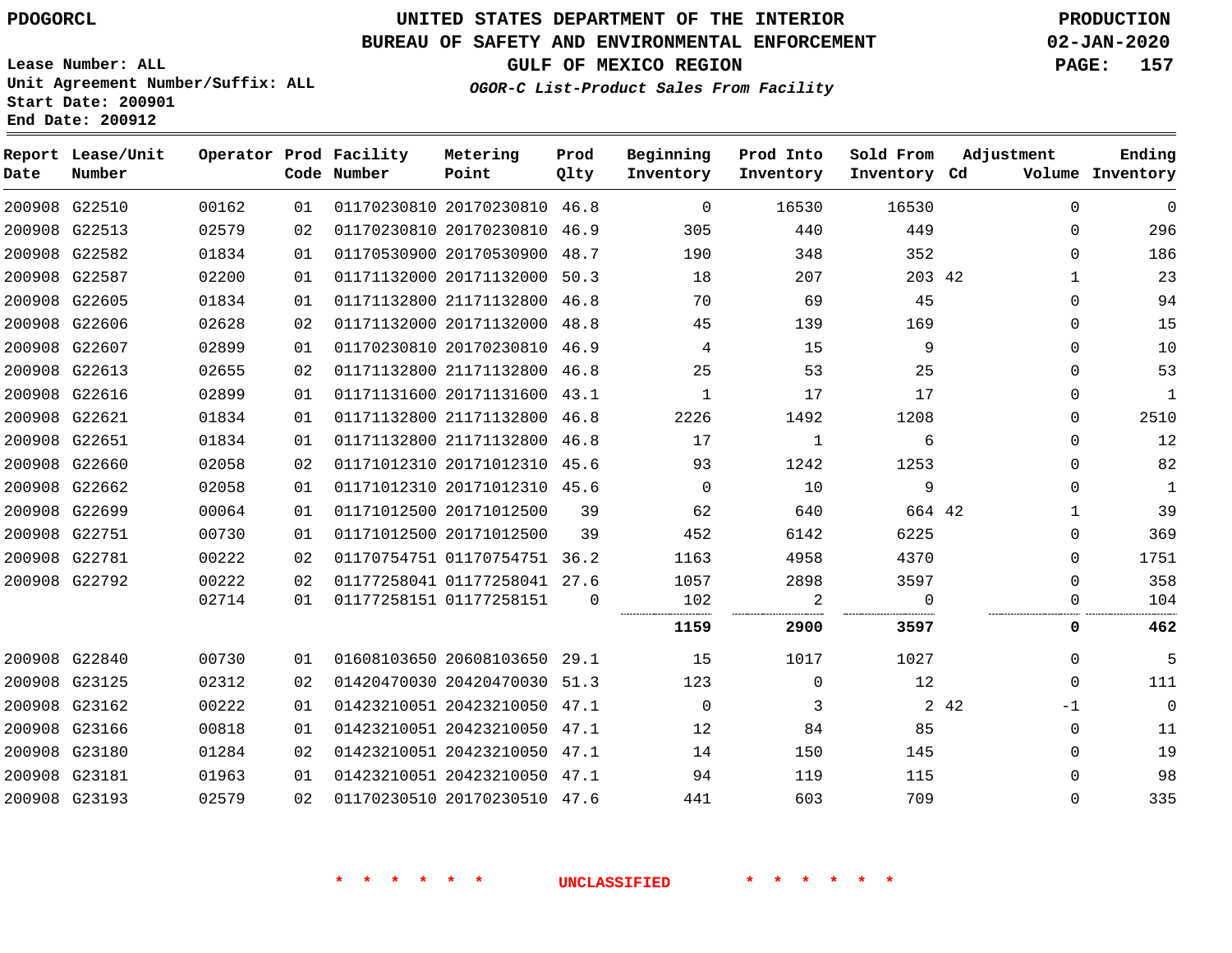PDOGORCL

# UNITED STATES DEPARTMENT OF THE INTERIOR
## BUREAU OF SAFETY AND ENVIRONMENTAL ENFORCEMENT
### GULF OF MEXICO REGION
*OGOR-C List-Product Sales From Facility*

PRODUCTION
02-JAN-2020
PAGE: 157

Lease Number: ALL
Unit Agreement Number/Suffix: ALL
Start Date: 200901
End Date: 200912

| Report Date | Lease/Unit Number | Operator | Prod Code | Facility Number | Metering Point | Prod Qlty | Beginning Inventory | Prod Into Inventory | Sold From Inventory | Adjustment Cd | Adjustment Volume | Ending Inventory |
|---|---|---|---|---|---|---|---|---|---|---|---|---|
| 200908 | G22510 | 00162 | 01 | 01170230810 | 20170230810 | 46.8 | 0 | 16530 | 16530 | | 0 | 0 |
| 200908 | G22513 | 02579 | 02 | 01170230810 | 20170230810 | 46.9 | 305 | 440 | 449 | | 0 | 296 |
| 200908 | G22582 | 01834 | 01 | 01170530900 | 20170530900 | 48.7 | 190 | 348 | 352 | | 0 | 186 |
| 200908 | G22587 | 02200 | 01 | 01171132000 | 20171132000 | 50.3 | 18 | 207 | 203 | 42 | 1 | 23 |
| 200908 | G22605 | 01834 | 01 | 01171132800 | 21171132800 | 46.8 | 70 | 69 | 45 | | 0 | 94 |
| 200908 | G22606 | 02628 | 02 | 01171132000 | 20171132000 | 48.8 | 45 | 139 | 169 | | 0 | 15 |
| 200908 | G22607 | 02899 | 01 | 01170230810 | 20170230810 | 46.9 | 4 | 15 | 9 | | 0 | 10 |
| 200908 | G22613 | 02655 | 02 | 01171132800 | 21171132800 | 46.8 | 25 | 53 | 25 | | 0 | 53 |
| 200908 | G22616 | 02899 | 01 | 01171131600 | 20171131600 | 43.1 | 1 | 17 | 17 | | 0 | 1 |
| 200908 | G22621 | 01834 | 01 | 01171132800 | 21171132800 | 46.8 | 2226 | 1492 | 1208 | | 0 | 2510 |
| 200908 | G22651 | 01834 | 01 | 01171132800 | 21171132800 | 46.8 | 17 | 1 | 6 | | 0 | 12 |
| 200908 | G22660 | 02058 | 02 | 01171012310 | 20171012310 | 45.6 | 93 | 1242 | 1253 | | 0 | 82 |
| 200908 | G22662 | 02058 | 01 | 01171012310 | 20171012310 | 45.6 | 0 | 10 | 9 | | 0 | 1 |
| 200908 | G22699 | 00064 | 01 | 01171012500 | 20171012500 | 39 | 62 | 640 | 664 | 42 | 1 | 39 |
| 200908 | G22751 | 00730 | 01 | 01171012500 | 20171012500 | 39 | 452 | 6142 | 6225 | | 0 | 369 |
| 200908 | G22781 | 00222 | 02 | 01170754751 | 01170754751 | 36.2 | 1163 | 4958 | 4370 | | 0 | 1751 |
| 200908 | G22792 | 00222 | 02 | 01177258041 | 01177258041 | 27.6 | 1057 | 2898 | 3597 | | 0 | 358 |
| | | 02714 | 01 | 01177258151 | 01177258151 | 0 | 102 | 2 | 0 | | 0 | 104 |
| | | | | | | | **1159** | **2900** | **3597** | | **0** | **462** |
| 200908 | G22840 | 00730 | 01 | 01608103650 | 20608103650 | 29.1 | 15 | 1017 | 1027 | | 0 | 5 |
| 200908 | G23125 | 02312 | 02 | 01420470030 | 20420470030 | 51.3 | 123 | 0 | 12 | | 0 | 111 |
| 200908 | G23162 | 00222 | 01 | 01423210051 | 20423210050 | 47.1 | 0 | 3 | 2 | 42 | -1 | 0 |
| 200908 | G23166 | 00818 | 01 | 01423210051 | 20423210050 | 47.1 | 12 | 84 | 85 | | 0 | 11 |
| 200908 | G23180 | 01284 | 02 | 01423210051 | 20423210050 | 47.1 | 14 | 150 | 145 | | 0 | 19 |
| 200908 | G23181 | 01963 | 01 | 01423210051 | 20423210050 | 47.1 | 94 | 119 | 115 | | 0 | 98 |
| 200908 | G23193 | 02579 | 02 | 01170230510 | 20170230510 | 47.6 | 441 | 603 | 709 | | 0 | 335 |

* * * * * * UNCLASSIFIED * * * * * *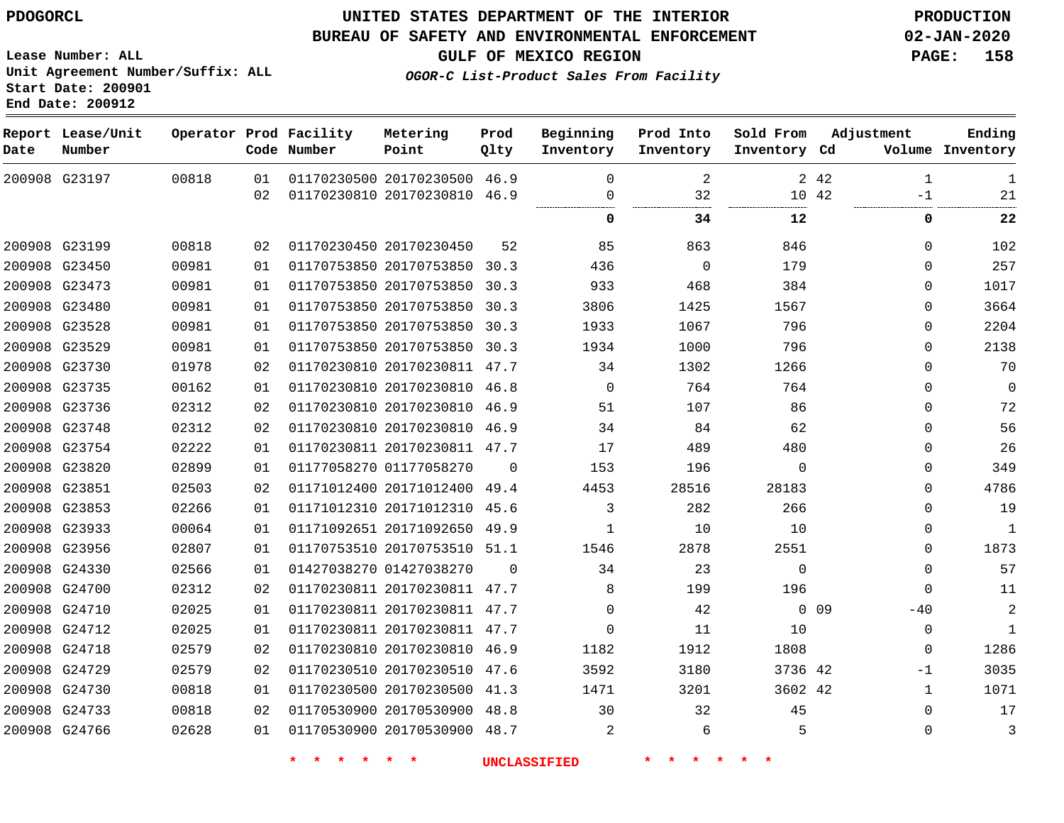PDOGORCL

# UNITED STATES DEPARTMENT OF THE INTERIOR
## BUREAU OF SAFETY AND ENVIRONMENTAL ENFORCEMENT
### GULF OF MEXICO REGION

*OGOR-C List-Product Sales From Facility*

PRODUCTION
02-JAN-2020

Lease Number: ALL
Unit Agreement Number/Suffix: ALL
Start Date: 200901
End Date: 200912

| Report Date | Lease/Unit Number | Operator | Prod Code | Facility Number | Metering Point | Prod Qlty | Beginning Inventory | Prod Into Inventory | Sold From Inventory | Adjustment Cd | Adjustment Volume | Ending Inventory |
|---|---|---|---|---|---|---|---|---|---|---|---|---|
| 200908 | G23197 | 00818 | 01 | 01170230500 | 20170230500 | 46.9 | 0 | 2 | 2 | 42 | 1 | 1 |
| | | | 02 | 01170230810 | 20170230810 | 46.9 | 0 | 32 | 10 | 42 | -1 | 21 |
| | | | | | | | **0** | **34** | **12** | | **0** | **22** |
| 200908 | G23199 | 00818 | 02 | 01170230450 | 20170230450 | 52 | 85 | 863 | 846 | | 0 | 102 |
| 200908 | G23450 | 00981 | 01 | 01170753850 | 20170753850 | 30.3 | 436 | 0 | 179 | | 0 | 257 |
| 200908 | G23473 | 00981 | 01 | 01170753850 | 20170753850 | 30.3 | 933 | 468 | 384 | | 0 | 1017 |
| 200908 | G23480 | 00981 | 01 | 01170753850 | 20170753850 | 30.3 | 3806 | 1425 | 1567 | | 0 | 3664 |
| 200908 | G23528 | 00981 | 01 | 01170753850 | 20170753850 | 30.3 | 1933 | 1067 | 796 | | 0 | 2204 |
| 200908 | G23529 | 00981 | 01 | 01170753850 | 20170753850 | 30.3 | 1934 | 1000 | 796 | | 0 | 2138 |
| 200908 | G23730 | 01978 | 02 | 01170230810 | 20170230811 | 47.7 | 34 | 1302 | 1266 | | 0 | 70 |
| 200908 | G23735 | 00162 | 01 | 01170230810 | 20170230810 | 46.8 | 0 | 764 | 764 | | 0 | 0 |
| 200908 | G23736 | 02312 | 02 | 01170230810 | 20170230810 | 46.9 | 51 | 107 | 86 | | 0 | 72 |
| 200908 | G23748 | 02312 | 02 | 01170230810 | 20170230810 | 46.9 | 34 | 84 | 62 | | 0 | 56 |
| 200908 | G23754 | 02222 | 01 | 01170230811 | 20170230811 | 47.7 | 17 | 489 | 480 | | 0 | 26 |
| 200908 | G23820 | 02899 | 01 | 01177058270 | 01177058270 | 0 | 153 | 196 | 0 | | 0 | 349 |
| 200908 | G23851 | 02503 | 02 | 01171012400 | 20171012400 | 49.4 | 4453 | 28516 | 28183 | | 0 | 4786 |
| 200908 | G23853 | 02266 | 01 | 01171012310 | 20171012310 | 45.6 | 3 | 282 | 266 | | 0 | 19 |
| 200908 | G23933 | 00064 | 01 | 01171092651 | 20171092650 | 49.9 | 1 | 10 | 10 | | 0 | 1 |
| 200908 | G23956 | 02807 | 01 | 01170753510 | 20170753510 | 51.1 | 1546 | 2878 | 2551 | | 0 | 1873 |
| 200908 | G24330 | 02566 | 01 | 01427038270 | 01427038270 | 0 | 34 | 23 | 0 | | 0 | 57 |
| 200908 | G24700 | 02312 | 02 | 01170230811 | 20170230811 | 47.7 | 8 | 199 | 196 | | 0 | 11 |
| 200908 | G24710 | 02025 | 01 | 01170230811 | 20170230811 | 47.7 | 0 | 42 | 0 | 09 | -40 | 2 |
| 200908 | G24712 | 02025 | 01 | 01170230811 | 20170230811 | 47.7 | 0 | 11 | 10 | | 0 | 1 |
| 200908 | G24718 | 02579 | 02 | 01170230810 | 20170230810 | 46.9 | 1182 | 1912 | 1808 | | 0 | 1286 |
| 200908 | G24729 | 02579 | 02 | 01170230510 | 20170230510 | 47.6 | 3592 | 3180 | 3736 | 42 | -1 | 3035 |
| 200908 | G24730 | 00818 | 01 | 01170230500 | 20170230500 | 41.3 | 1471 | 3201 | 3602 | 42 | 1 | 1071 |
| 200908 | G24733 | 00818 | 02 | 01170530900 | 20170530900 | 48.8 | 30 | 32 | 45 | | 0 | 17 |
| 200908 | G24766 | 02628 | 01 | 01170530900 | 20170530900 | 48.7 | 2 | 6 | 5 | | 0 | 3 |

* * * * * * UNCLASSIFIED * * * * * *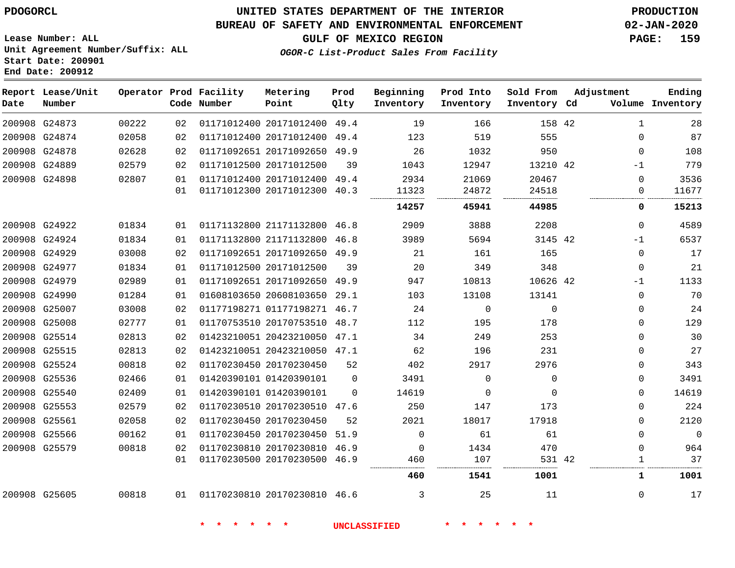PDOGORCL

# UNITED STATES DEPARTMENT OF THE INTERIOR
## BUREAU OF SAFETY AND ENVIRONMENTAL ENFORCEMENT
### GULF OF MEXICO REGION

PRODUCTION
02-JAN-2020

Lease Number: ALL
Unit Agreement Number/Suffix: ALL
Start Date: 200901
End Date: 200912

*OGOR-C List-Product Sales From Facility*

| Report Date | Lease/Unit Number | Operator | Prod Code | Facility Number | Metering Point | Prod Qlty | Beginning Inventory | Prod Into Inventory | Sold From Inventory | Adjustment Cd | Adjustment Volume | Ending Inventory |
|---|---|---|---|---|---|---|---|---|---|---|---|---|
| 200908 | G24873 | 00222 | 02 | 01171012400 | 20171012400 | 49.4 | 19 | 166 | 158 | 42 | 1 | 28 |
| 200908 | G24874 | 02058 | 02 | 01171012400 | 20171012400 | 49.4 | 123 | 519 | 555 | | 0 | 87 |
| 200908 | G24878 | 02628 | 02 | 01171092651 | 20171092650 | 49.9 | 26 | 1032 | 950 | | 0 | 108 |
| 200908 | G24889 | 02579 | 02 | 01171012500 | 20171012500 | 39 | 1043 | 12947 | 13210 | 42 | -1 | 779 |
| 200908 | G24898 | 02807 | 01 | 01171012400 | 20171012400 | 49.4 | 2934 | 21069 | 20467 | | 0 | 3536 |
| | | | 01 | 01171012300 | 20171012300 | 40.3 | 11323 | 24872 | 24518 | | 0 | 11677 |
| | | | | | | | **14257** | **45941** | **44985** | | **0** | **15213** |
| 200908 | G24922 | 01834 | 01 | 01171132800 | 21171132800 | 46.8 | 2909 | 3888 | 2208 | | 0 | 4589 |
| 200908 | G24924 | 01834 | 01 | 01171132800 | 21171132800 | 46.8 | 3989 | 5694 | 3145 | 42 | -1 | 6537 |
| 200908 | G24929 | 03008 | 02 | 01171092651 | 20171092650 | 49.9 | 21 | 161 | 165 | | 0 | 17 |
| 200908 | G24977 | 01834 | 01 | 01171012500 | 20171012500 | 39 | 20 | 349 | 348 | | 0 | 21 |
| 200908 | G24979 | 02989 | 01 | 01171092651 | 20171092650 | 49.9 | 947 | 10813 | 10626 | 42 | -1 | 1133 |
| 200908 | G24990 | 01284 | 01 | 01608103650 | 20608103650 | 29.1 | 103 | 13108 | 13141 | | 0 | 70 |
| 200908 | G25007 | 03008 | 02 | 01177198271 | 01177198271 | 46.7 | 24 | 0 | 0 | | 0 | 24 |
| 200908 | G25008 | 02777 | 01 | 01170753510 | 20170753510 | 48.7 | 112 | 195 | 178 | | 0 | 129 |
| 200908 | G25514 | 02813 | 02 | 01423210051 | 20423210050 | 47.1 | 34 | 249 | 253 | | 0 | 30 |
| 200908 | G25515 | 02813 | 02 | 01423210051 | 20423210050 | 47.1 | 62 | 196 | 231 | | 0 | 27 |
| 200908 | G25524 | 00818 | 02 | 01170230450 | 20170230450 | 52 | 402 | 2917 | 2976 | | 0 | 343 |
| 200908 | G25536 | 02466 | 01 | 01420390101 | 01420390101 | 0 | 3491 | 0 | 0 | | 0 | 3491 |
| 200908 | G25540 | 02409 | 01 | 01420390101 | 01420390101 | 0 | 14619 | 0 | 0 | | 0 | 14619 |
| 200908 | G25553 | 02579 | 02 | 01170230510 | 20170230510 | 47.6 | 250 | 147 | 173 | | 0 | 224 |
| 200908 | G25561 | 02058 | 02 | 01170230450 | 20170230450 | 52 | 2021 | 18017 | 17918 | | 0 | 2120 |
| 200908 | G25566 | 00162 | 01 | 01170230450 | 20170230450 | 51.9 | 0 | 61 | 61 | | 0 | 0 |
| 200908 | G25579 | 00818 | 02 | 01170230810 | 20170230810 | 46.9 | 0 | 1434 | 470 | | 0 | 964 |
| | | | 01 | 01170230500 | 20170230500 | 46.9 | 460 | 107 | 531 | 42 | 1 | 37 |
| | | | | | | | **460** | **1541** | **1001** | | **1** | **1001** |
| 200908 | G25605 | 00818 | 01 | 01170230810 | 20170230810 | 46.6 | 3 | 25 | 11 | | 0 | 17 |

\* \* \* \* \* \* UNCLASSIFIED \* \* \* \* \* \*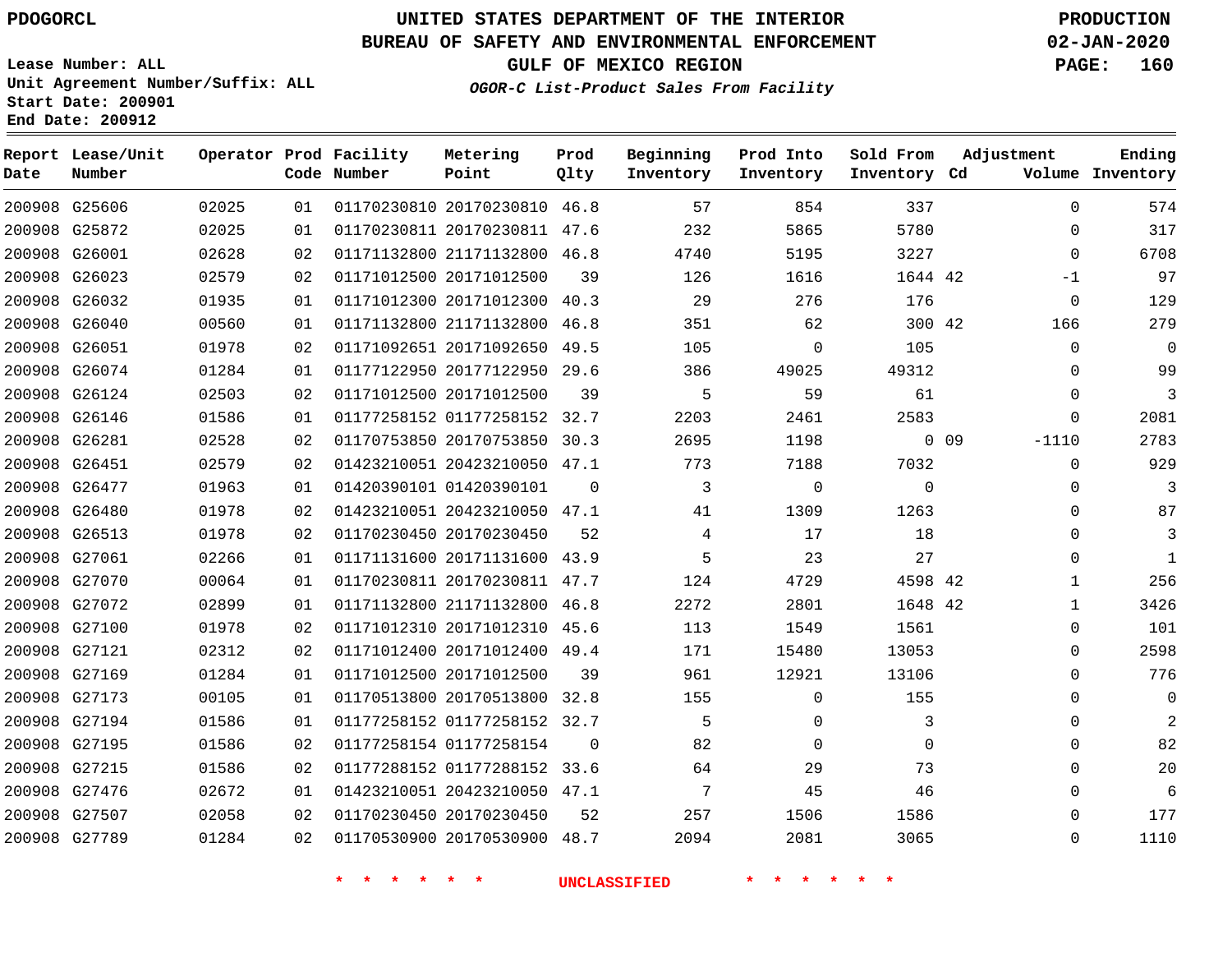PDOGORCL

# UNITED STATES DEPARTMENT OF THE INTERIOR
## BUREAU OF SAFETY AND ENVIRONMENTAL ENFORCEMENT
### GULF OF MEXICO REGION
*OGOR-C List-Product Sales From Facility*

PRODUCTION
02-JAN-2020

Lease Number: ALL
Unit Agreement Number/Suffix: ALL
Start Date: 200901
End Date: 200912

| Report Date | Lease/Unit Number | Operator | Prod Code | Facility Number | Metering Point | Prod Qlty | Beginning Inventory | Prod Into Inventory | Sold From Inventory | Adjustment Cd | Adjustment Volume | Ending Inventory |
|---|---|---|---|---|---|---|---|---|---|---|---|---|
| 200908 | G25606 | 02025 | 01 | 01170230810 | 20170230810 | 46.8 | 57 | 854 | 337 | | 0 | 574 |
| 200908 | G25872 | 02025 | 01 | 01170230811 | 20170230811 | 47.6 | 232 | 5865 | 5780 | | 0 | 317 |
| 200908 | G26001 | 02628 | 02 | 01171132800 | 21171132800 | 46.8 | 4740 | 5195 | 3227 | | 0 | 6708 |
| 200908 | G26023 | 02579 | 02 | 01171012500 | 20171012500 | 39 | 126 | 1616 | 1644 | 42 | -1 | 97 |
| 200908 | G26032 | 01935 | 01 | 01171012300 | 20171012300 | 40.3 | 29 | 276 | 176 | | 0 | 129 |
| 200908 | G26040 | 00560 | 01 | 01171132800 | 21171132800 | 46.8 | 351 | 62 | 300 | 42 | 166 | 279 |
| 200908 | G26051 | 01978 | 02 | 01171092651 | 20171092650 | 49.5 | 105 | 0 | 105 | | 0 | 0 |
| 200908 | G26074 | 01284 | 01 | 01177122950 | 20177122950 | 29.6 | 386 | 49025 | 49312 | | 0 | 99 |
| 200908 | G26124 | 02503 | 02 | 01171012500 | 20171012500 | 39 | 5 | 59 | 61 | | 0 | 3 |
| 200908 | G26146 | 01586 | 01 | 01177258152 | 01177258152 | 32.7 | 2203 | 2461 | 2583 | | 0 | 2081 |
| 200908 | G26281 | 02528 | 02 | 01170753850 | 20170753850 | 30.3 | 2695 | 1198 | 0 | 09 | -1110 | 2783 |
| 200908 | G26451 | 02579 | 02 | 01423210051 | 20423210050 | 47.1 | 773 | 7188 | 7032 | | 0 | 929 |
| 200908 | G26477 | 01963 | 01 | 01420390101 | 01420390101 | 0 | 3 | 0 | 0 | | 0 | 3 |
| 200908 | G26480 | 01978 | 02 | 01423210051 | 20423210050 | 47.1 | 41 | 1309 | 1263 | | 0 | 87 |
| 200908 | G26513 | 01978 | 02 | 01170230450 | 20170230450 | 52 | 4 | 17 | 18 | | 0 | 3 |
| 200908 | G27061 | 02266 | 01 | 01171131600 | 20171131600 | 43.9 | 5 | 23 | 27 | | 0 | 1 |
| 200908 | G27070 | 00064 | 01 | 01170230811 | 20170230811 | 47.7 | 124 | 4729 | 4598 | 42 | 1 | 256 |
| 200908 | G27072 | 02899 | 01 | 01171132800 | 21171132800 | 46.8 | 2272 | 2801 | 1648 | 42 | 1 | 3426 |
| 200908 | G27100 | 01978 | 02 | 01171012310 | 20171012310 | 45.6 | 113 | 1549 | 1561 | | 0 | 101 |
| 200908 | G27121 | 02312 | 02 | 01171012400 | 20171012400 | 49.4 | 171 | 15480 | 13053 | | 0 | 2598 |
| 200908 | G27169 | 01284 | 01 | 01171012500 | 20171012500 | 39 | 961 | 12921 | 13106 | | 0 | 776 |
| 200908 | G27173 | 00105 | 01 | 01170513800 | 20170513800 | 32.8 | 155 | 0 | 155 | | 0 | 0 |
| 200908 | G27194 | 01586 | 01 | 01177258152 | 01177258152 | 32.7 | 5 | 0 | 3 | | 0 | 2 |
| 200908 | G27195 | 01586 | 02 | 01177258154 | 01177258154 | 0 | 82 | 0 | 0 | | 0 | 82 |
| 200908 | G27215 | 01586 | 02 | 01177288152 | 01177288152 | 33.6 | 64 | 29 | 73 | | 0 | 20 |
| 200908 | G27476 | 02672 | 01 | 01423210051 | 20423210050 | 47.1 | 7 | 45 | 46 | | 0 | 6 |
| 200908 | G27507 | 02058 | 02 | 01170230450 | 20170230450 | 52 | 257 | 1506 | 1586 | | 0 | 177 |
| 200908 | G27789 | 01284 | 02 | 01170530900 | 20170530900 | 48.7 | 2094 | 2081 | 3065 | | 0 | 1110 |

* * * * * * UNCLASSIFIED * * * * * *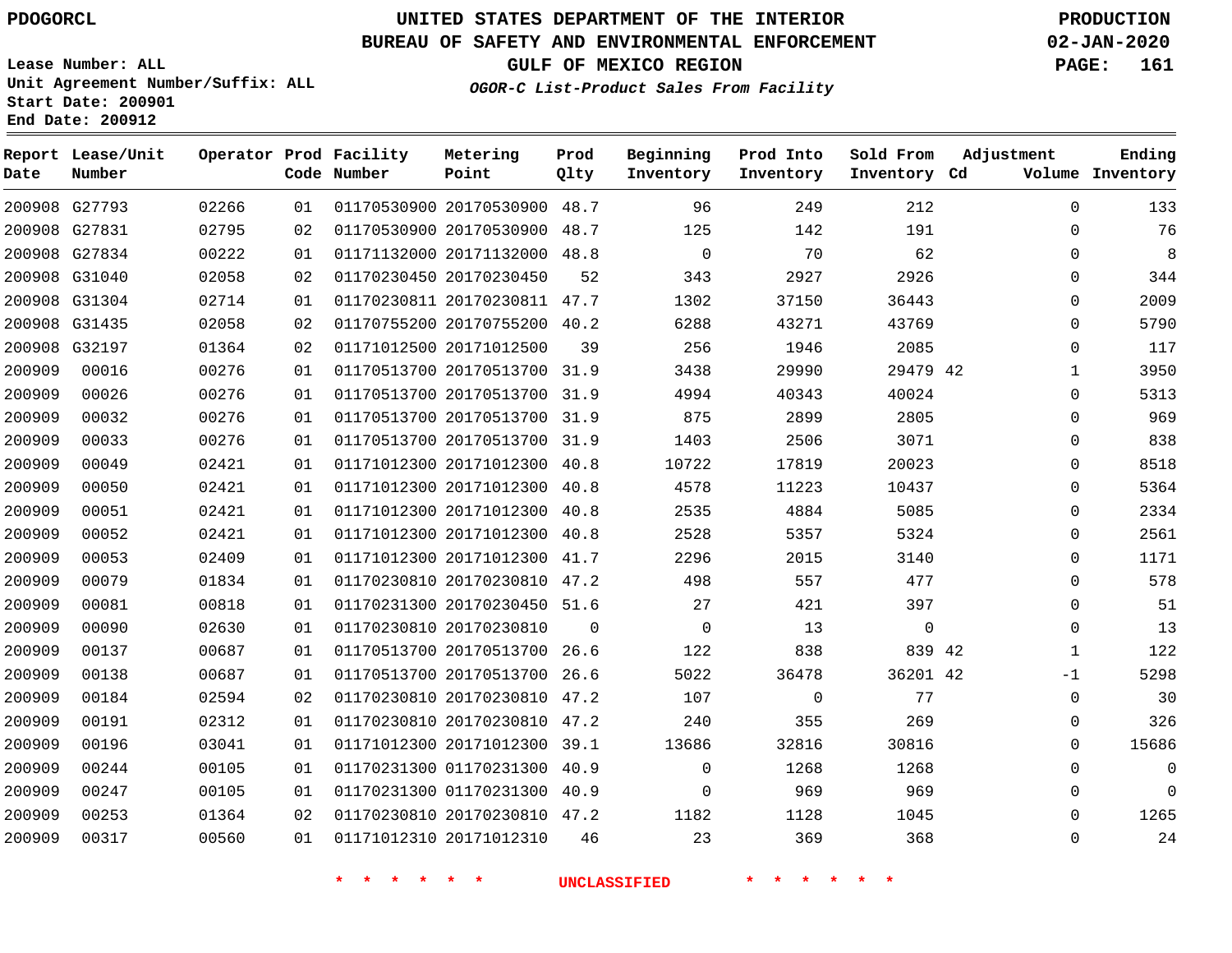# UNITED STATES DEPARTMENT OF THE INTERIOR
## BUREAU OF SAFETY AND ENVIRONMENTAL ENFORCEMENT
### GULF OF MEXICO REGION

PDOGORCL

PRODUCTION 02-JAN-2020

Lease Number: ALL
Unit Agreement Number/Suffix: ALL
Start Date: 200901
End Date: 200912

*OGOR-C List-Product Sales From Facility*

| Report Date | Lease/Unit Number | Operator | Prod Code | Facility Number | Metering Point | Prod Qlty | Beginning Inventory | Prod Into Inventory | Sold From Inventory | Adjustment Cd | Adjustment Volume | Ending Inventory |
|---|---|---|---|---|---|---|---|---|---|---|---|---|
| 200908 | G27793 | 02266 | 01 | 01170530900 | 20170530900 | 48.7 | 96 | 249 | 212 | | 0 | 133 |
| 200908 | G27831 | 02795 | 02 | 01170530900 | 20170530900 | 48.7 | 125 | 142 | 191 | | 0 | 76 |
| 200908 | G27834 | 00222 | 01 | 01171132000 | 20171132000 | 48.8 | 0 | 70 | 62 | | 0 | 8 |
| 200908 | G31040 | 02058 | 02 | 01170230450 | 20170230450 | 52 | 343 | 2927 | 2926 | | 0 | 344 |
| 200908 | G31304 | 02714 | 01 | 01170230811 | 20170230811 | 47.7 | 1302 | 37150 | 36443 | | 0 | 2009 |
| 200908 | G31435 | 02058 | 02 | 01170755200 | 20170755200 | 40.2 | 6288 | 43271 | 43769 | | 0 | 5790 |
| 200908 | G32197 | 01364 | 02 | 01171012500 | 20171012500 | 39 | 256 | 1946 | 2085 | | 0 | 117 |
| 200909 | 00016 | 00276 | 01 | 01170513700 | 20170513700 | 31.9 | 3438 | 29990 | 29479 | 42 | 1 | 3950 |
| 200909 | 00026 | 00276 | 01 | 01170513700 | 20170513700 | 31.9 | 4994 | 40343 | 40024 | | 0 | 5313 |
| 200909 | 00032 | 00276 | 01 | 01170513700 | 20170513700 | 31.9 | 875 | 2899 | 2805 | | 0 | 969 |
| 200909 | 00033 | 00276 | 01 | 01170513700 | 20170513700 | 31.9 | 1403 | 2506 | 3071 | | 0 | 838 |
| 200909 | 00049 | 02421 | 01 | 01171012300 | 20171012300 | 40.8 | 10722 | 17819 | 20023 | | 0 | 8518 |
| 200909 | 00050 | 02421 | 01 | 01171012300 | 20171012300 | 40.8 | 4578 | 11223 | 10437 | | 0 | 5364 |
| 200909 | 00051 | 02421 | 01 | 01171012300 | 20171012300 | 40.8 | 2535 | 4884 | 5085 | | 0 | 2334 |
| 200909 | 00052 | 02421 | 01 | 01171012300 | 20171012300 | 40.8 | 2528 | 5357 | 5324 | | 0 | 2561 |
| 200909 | 00053 | 02409 | 01 | 01171012300 | 20171012300 | 41.7 | 2296 | 2015 | 3140 | | 0 | 1171 |
| 200909 | 00079 | 01834 | 01 | 01170230810 | 20170230810 | 47.2 | 498 | 557 | 477 | | 0 | 578 |
| 200909 | 00081 | 00818 | 01 | 01170231300 | 20170230450 | 51.6 | 27 | 421 | 397 | | 0 | 51 |
| 200909 | 00090 | 02630 | 01 | 01170230810 | 20170230810 | 0 | 0 | 13 | 0 | | 0 | 13 |
| 200909 | 00137 | 00687 | 01 | 01170513700 | 20170513700 | 26.6 | 122 | 838 | 839 | 42 | 1 | 122 |
| 200909 | 00138 | 00687 | 01 | 01170513700 | 20170513700 | 26.6 | 5022 | 36478 | 36201 | 42 | -1 | 5298 |
| 200909 | 00184 | 02594 | 02 | 01170230810 | 20170230810 | 47.2 | 107 | 0 | 77 | | 0 | 30 |
| 200909 | 00191 | 02312 | 01 | 01170230810 | 20170230810 | 47.2 | 240 | 355 | 269 | | 0 | 326 |
| 200909 | 00196 | 03041 | 01 | 01171012300 | 20171012300 | 39.1 | 13686 | 32816 | 30816 | | 0 | 15686 |
| 200909 | 00244 | 00105 | 01 | 01170231300 | 01170231300 | 40.9 | 0 | 1268 | 1268 | | 0 | 0 |
| 200909 | 00247 | 00105 | 01 | 01170231300 | 01170231300 | 40.9 | 0 | 969 | 969 | | 0 | 0 |
| 200909 | 00253 | 01364 | 02 | 01170230810 | 20170230810 | 47.2 | 1182 | 1128 | 1045 | | 0 | 1265 |
| 200909 | 00317 | 00560 | 01 | 01171012310 | 20171012310 | 46 | 23 | 369 | 368 | | 0 | 24 |

* * * * * * UNCLASSIFIED * * * * * *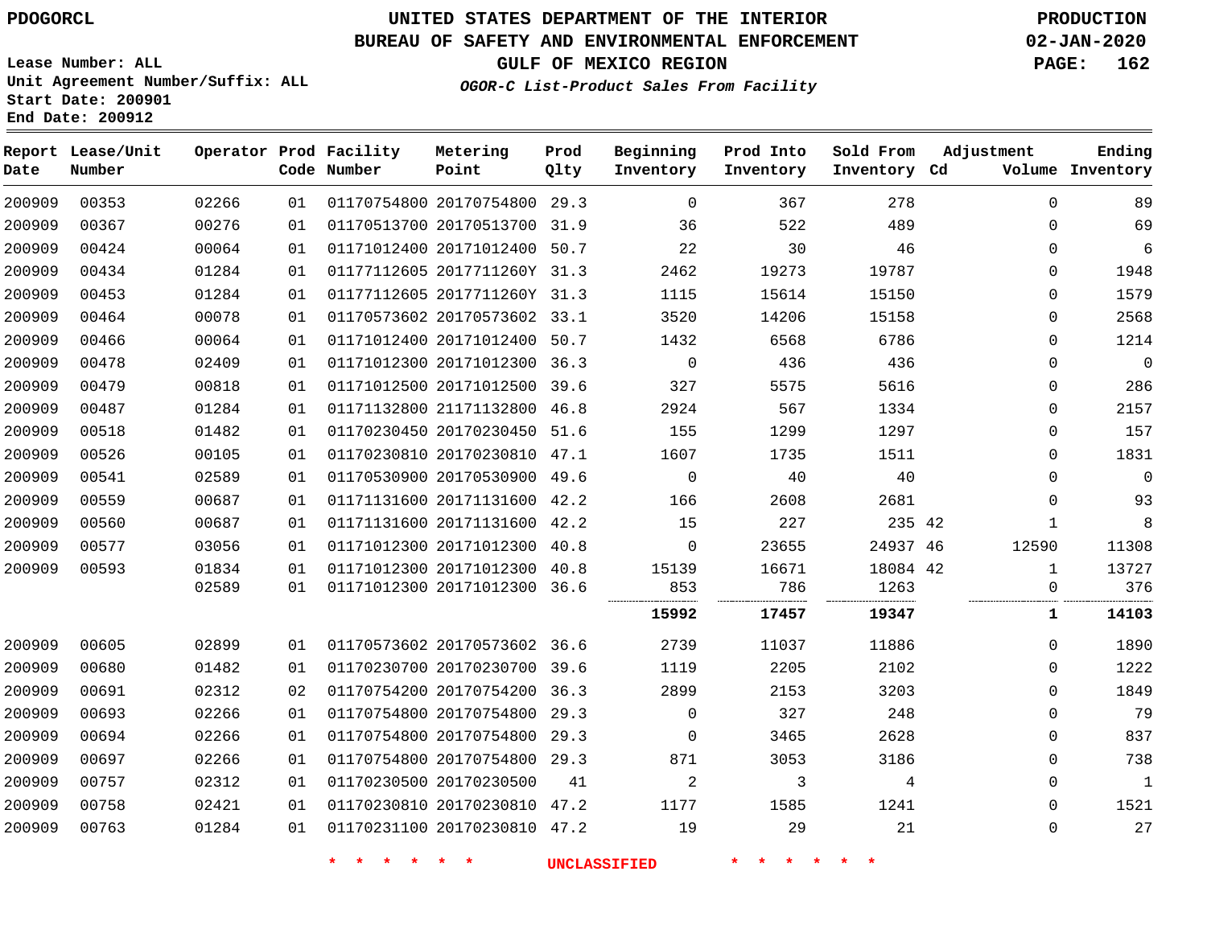PDOGORCL

# UNITED STATES DEPARTMENT OF THE INTERIOR
## BUREAU OF SAFETY AND ENVIRONMENTAL ENFORCEMENT
### GULF OF MEXICO REGION

PRODUCTION
02-JAN-2020
PAGE: 162

Lease Number: ALL
Unit Agreement Number/Suffix: ALL
Start Date: 200901
End Date: 200912

*OGOR-C List-Product Sales From Facility*

| Report Date | Lease/Unit Number | Operator | Prod Code | Facility Number | Metering Point | Prod Qlty | Beginning Inventory | Prod Into Inventory | Sold From Inventory | Adjustment Cd | Adjustment Volume | Ending Inventory |
|---|---|---|---|---|---|---|---|---|---|---|---|---|
| 200909 | 00353 | 02266 | 01 | 01170754800 | 20170754800 | 29.3 | 0 | 367 | 278 | | 0 | 89 |
| 200909 | 00367 | 00276 | 01 | 01170513700 | 20170513700 | 31.9 | 36 | 522 | 489 | | 0 | 69 |
| 200909 | 00424 | 00064 | 01 | 01171012400 | 20171012400 | 50.7 | 22 | 30 | 46 | | 0 | 6 |
| 200909 | 00434 | 01284 | 01 | 01177112605 | 2017711260Y | 31.3 | 2462 | 19273 | 19787 | | 0 | 1948 |
| 200909 | 00453 | 01284 | 01 | 01177112605 | 2017711260Y | 31.3 | 1115 | 15614 | 15150 | | 0 | 1579 |
| 200909 | 00464 | 00078 | 01 | 01170573602 | 20170573602 | 33.1 | 3520 | 14206 | 15158 | | 0 | 2568 |
| 200909 | 00466 | 00064 | 01 | 01171012400 | 20171012400 | 50.7 | 1432 | 6568 | 6786 | | 0 | 1214 |
| 200909 | 00478 | 02409 | 01 | 01171012300 | 20171012300 | 36.3 | 0 | 436 | 436 | | 0 | 0 |
| 200909 | 00479 | 00818 | 01 | 01171012500 | 20171012500 | 39.6 | 327 | 5575 | 5616 | | 0 | 286 |
| 200909 | 00487 | 01284 | 01 | 01171132800 | 21171132800 | 46.8 | 2924 | 567 | 1334 | | 0 | 2157 |
| 200909 | 00518 | 01482 | 01 | 01170230450 | 20170230450 | 51.6 | 155 | 1299 | 1297 | | 0 | 157 |
| 200909 | 00526 | 00105 | 01 | 01170230810 | 20170230810 | 47.1 | 1607 | 1735 | 1511 | | 0 | 1831 |
| 200909 | 00541 | 02589 | 01 | 01170530900 | 20170530900 | 49.6 | 0 | 40 | 40 | | 0 | 0 |
| 200909 | 00559 | 00687 | 01 | 01171131600 | 20171131600 | 42.2 | 166 | 2608 | 2681 | | 0 | 93 |
| 200909 | 00560 | 00687 | 01 | 01171131600 | 20171131600 | 42.2 | 15 | 227 | 235 | 42 | 1 | 8 |
| 200909 | 00577 | 03056 | 01 | 01171012300 | 20171012300 | 40.8 | 0 | 23655 | 24937 | 46 | 12590 | 11308 |
| 200909 | 00593 | 01834 | 01 | 01171012300 | 20171012300 | 40.8 | 15139 | 16671 | 18084 | 42 | 1 | 13727 |
| | | 02589 | 01 | 01171012300 | 20171012300 | 36.6 | 853 | 786 | 1263 | | 0 | 376 |
| | | | | | | | **15992** | **17457** | **19347** | | **1** | **14103** |
| 200909 | 00605 | 02899 | 01 | 01170573602 | 20170573602 | 36.6 | 2739 | 11037 | 11886 | | 0 | 1890 |
| 200909 | 00680 | 01482 | 01 | 01170230700 | 20170230700 | 39.6 | 1119 | 2205 | 2102 | | 0 | 1222 |
| 200909 | 00691 | 02312 | 02 | 01170754200 | 20170754200 | 36.3 | 2899 | 2153 | 3203 | | 0 | 1849 |
| 200909 | 00693 | 02266 | 01 | 01170754800 | 20170754800 | 29.3 | 0 | 327 | 248 | | 0 | 79 |
| 200909 | 00694 | 02266 | 01 | 01170754800 | 20170754800 | 29.3 | 0 | 3465 | 2628 | | 0 | 837 |
| 200909 | 00697 | 02266 | 01 | 01170754800 | 20170754800 | 29.3 | 871 | 3053 | 3186 | | 0 | 738 |
| 200909 | 00757 | 02312 | 01 | 01170230500 | 20170230500 | 41 | 2 | 3 | 4 | | 0 | 1 |
| 200909 | 00758 | 02421 | 01 | 01170230810 | 20170230810 | 47.2 | 1177 | 1585 | 1241 | | 0 | 1521 |
| 200909 | 00763 | 01284 | 01 | 01170231100 | 20170230810 | 47.2 | 19 | 29 | 21 | | 0 | 27 |

* * * * * * UNCLASSIFIED * * * * * *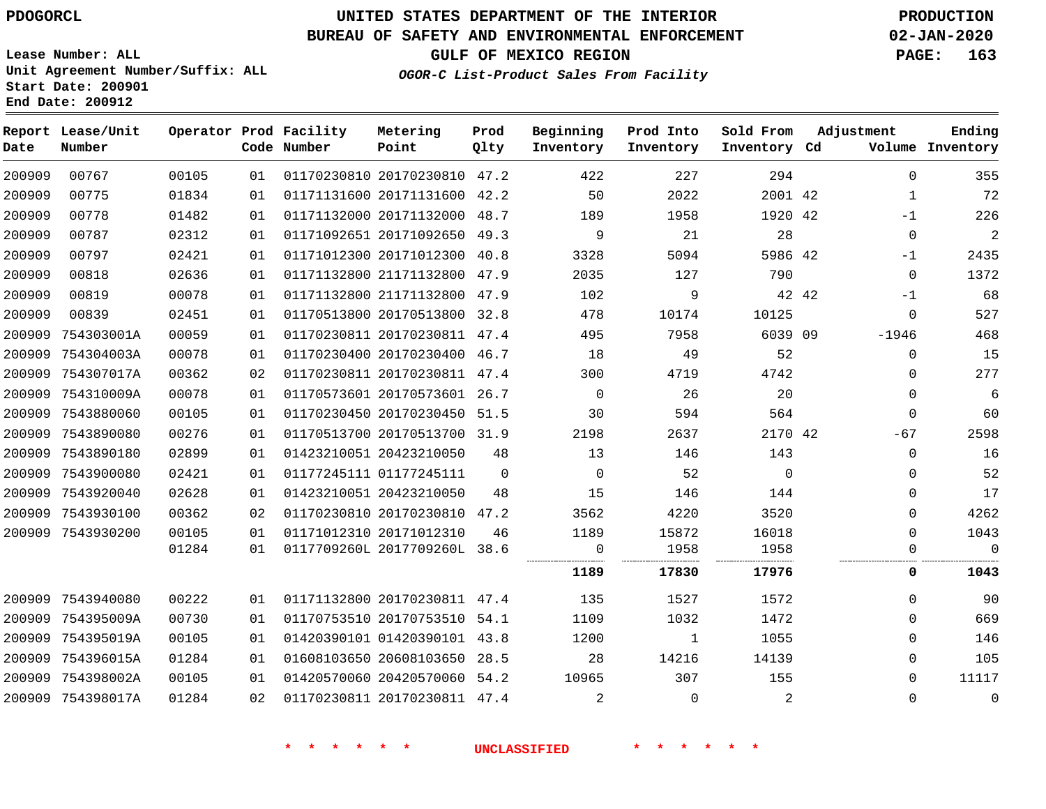PDOGORCL

Lease Number: ALL
Unit Agreement Number/Suffix: ALL
Start Date: 200901
End Date: 200912

# UNITED STATES DEPARTMENT OF THE INTERIOR
## BUREAU OF SAFETY AND ENVIRONMENTAL ENFORCEMENT
### GULF OF MEXICO REGION
*OGOR-C List-Product Sales From Facility*

PRODUCTION
02-JAN-2020

| Report Date | Lease/Unit Number | Operator | Prod Code | Facility Number | Metering Point | Prod Qlty | Beginning Inventory | Prod Into Inventory | Sold From Inventory | Adjustment Cd | Adjustment Volume | Ending Inventory |
|---|---|---|---|---|---|---|---|---|---|---|---|---|
| 200909 | 00767 | 00105 | 01 | 01170230810 | 20170230810 | 47.2 | 422 | 227 | 294 | | 0 | 355 |
| 200909 | 00775 | 01834 | 01 | 01171131600 | 20171131600 | 42.2 | 50 | 2022 | 2001 | 42 | 1 | 72 |
| 200909 | 00778 | 01482 | 01 | 01171132000 | 20171132000 | 48.7 | 189 | 1958 | 1920 | 42 | -1 | 226 |
| 200909 | 00787 | 02312 | 01 | 01171092651 | 20171092650 | 49.3 | 9 | 21 | 28 | | 0 | 2 |
| 200909 | 00797 | 02421 | 01 | 01171012300 | 20171012300 | 40.8 | 3328 | 5094 | 5986 | 42 | -1 | 2435 |
| 200909 | 00818 | 02636 | 01 | 01171132800 | 21171132800 | 47.9 | 2035 | 127 | 790 | | 0 | 1372 |
| 200909 | 00819 | 00078 | 01 | 01171132800 | 21171132800 | 47.9 | 102 | 9 | 42 | 42 | -1 | 68 |
| 200909 | 00839 | 02451 | 01 | 01170513800 | 20170513800 | 32.8 | 478 | 10174 | 10125 | | 0 | 527 |
| 200909 | 754303001A | 00059 | 01 | 01170230811 | 20170230811 | 47.4 | 495 | 7958 | 6039 | 09 | -1946 | 468 |
| 200909 | 754304003A | 00078 | 01 | 01170230400 | 20170230400 | 46.7 | 18 | 49 | 52 | | 0 | 15 |
| 200909 | 754307017A | 00362 | 02 | 01170230811 | 20170230811 | 47.4 | 300 | 4719 | 4742 | | 0 | 277 |
| 200909 | 754310009A | 00078 | 01 | 01170573601 | 20170573601 | 26.7 | 0 | 26 | 20 | | 0 | 6 |
| 200909 | 7543880060 | 00105 | 01 | 01170230450 | 20170230450 | 51.5 | 30 | 594 | 564 | | 0 | 60 |
| 200909 | 7543890080 | 00276 | 01 | 01170513700 | 20170513700 | 31.9 | 2198 | 2637 | 2170 | 42 | -67 | 2598 |
| 200909 | 7543890180 | 02899 | 01 | 01423210051 | 20423210050 | 48 | 13 | 146 | 143 | | 0 | 16 |
| 200909 | 7543900080 | 02421 | 01 | 01177245111 | 01177245111 | 0 | 0 | 52 | 0 | | 0 | 52 |
| 200909 | 7543920040 | 02628 | 01 | 01423210051 | 20423210050 | 48 | 15 | 146 | 144 | | 0 | 17 |
| 200909 | 7543930100 | 00362 | 02 | 01170230810 | 20170230810 | 47.2 | 3562 | 4220 | 3520 | | 0 | 4262 |
| 200909 | 7543930200 | 00105 | 01 | 01171012310 | 20171012310 | 46 | 1189 | 15872 | 16018 | | 0 | 1043 |
| | | 01284 | 01 | 0117709260L | 2017709260L | 38.6 | 0 | 1958 | 1958 | | 0 | 0 |
| | | | | | | | **1189** | **17830** | **17976** | | **0** | **1043** |
| 200909 | 7543940080 | 00222 | 01 | 01171132800 | 20170230811 | 47.4 | 135 | 1527 | 1572 | | 0 | 90 |
| 200909 | 754395009A | 00730 | 01 | 01170753510 | 20170753510 | 54.1 | 1109 | 1032 | 1472 | | 0 | 669 |
| 200909 | 754395019A | 00105 | 01 | 01420390101 | 01420390101 | 43.8 | 1200 | 1 | 1055 | | 0 | 146 |
| 200909 | 754396015A | 01284 | 01 | 01608103650 | 20608103650 | 28.5 | 28 | 14216 | 14139 | | 0 | 105 |
| 200909 | 754398002A | 00105 | 01 | 01420570060 | 20420570060 | 54.2 | 10965 | 307 | 155 | | 0 | 11117 |
| 200909 | 754398017A | 01284 | 02 | 01170230811 | 20170230811 | 47.4 | 2 | 0 | 2 | | 0 | 0 |

\* \* \* \* \* \* UNCLASSIFIED \* \* \* \* \* \*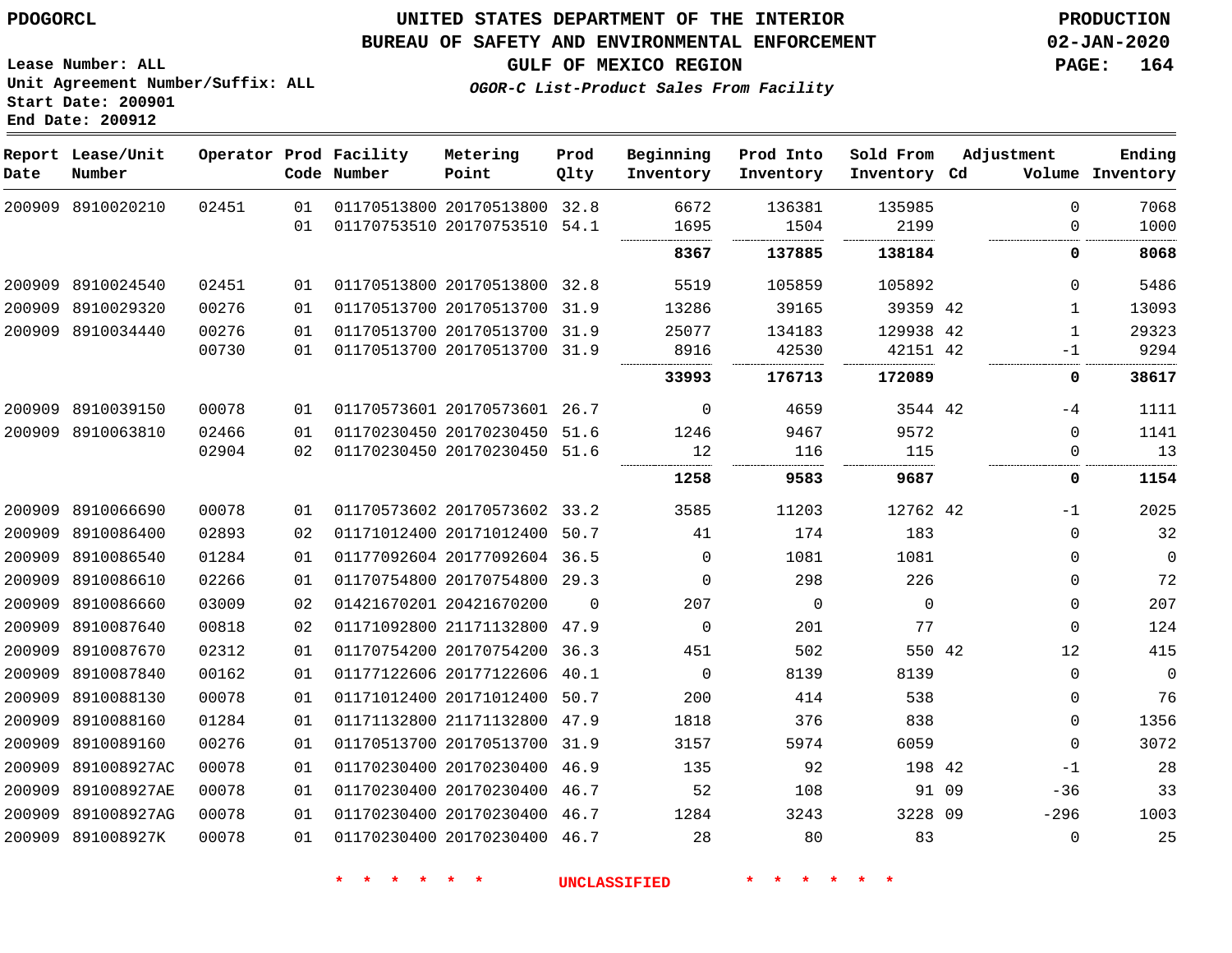PDOGORCL

# UNITED STATES DEPARTMENT OF THE INTERIOR
## BUREAU OF SAFETY AND ENVIRONMENTAL ENFORCEMENT
### GULF OF MEXICO REGION
*OGOR-C List-Product Sales From Facility*

PRODUCTION
02-JAN-2020

Lease Number: ALL
Unit Agreement Number/Suffix: ALL
Start Date: 200901
End Date: 200912

| Report Date | Lease/Unit Number | Operator | Prod Code | Facility Number | Metering Point | Prod Qlty | Beginning Inventory | Prod Into Inventory | Sold From Inventory | Adjustment Cd | Volume | Ending Inventory |
|---|---|---|---|---|---|---|---|---|---|---|---|---|
| 200909 | 8910020210 | 02451 | 01 | 01170513800 | 20170513800 | 32.8 | 6672 | 136381 | 135985 | | 0 | 7068 |
| | | | 01 | 01170753510 | 20170753510 | 54.1 | 1695 | 1504 | 2199 | | 0 | 1000 |
| | | | | | | | **8367** | **137885** | **138184** | | **0** | **8068** |
| 200909 | 8910024540 | 02451 | 01 | 01170513800 | 20170513800 | 32.8 | 5519 | 105859 | 105892 | | 0 | 5486 |
| 200909 | 8910029320 | 00276 | 01 | 01170513700 | 20170513700 | 31.9 | 13286 | 39165 | 39359 | 42 | 1 | 13093 |
| 200909 | 8910034440 | 00276 | 01 | 01170513700 | 20170513700 | 31.9 | 25077 | 134183 | 129938 | 42 | 1 | 29323 |
| | | 00730 | 01 | 01170513700 | 20170513700 | 31.9 | 8916 | 42530 | 42151 | 42 | -1 | 9294 |
| | | | | | | | **33993** | **176713** | **172089** | | **0** | **38617** |
| 200909 | 8910039150 | 00078 | 01 | 01170573601 | 20170573601 | 26.7 | 0 | 4659 | 3544 | 42 | -4 | 1111 |
| 200909 | 8910063810 | 02466 | 01 | 01170230450 | 20170230450 | 51.6 | 1246 | 9467 | 9572 | | 0 | 1141 |
| | | 02904 | 02 | 01170230450 | 20170230450 | 51.6 | 12 | 116 | 115 | | 0 | 13 |
| | | | | | | | **1258** | **9583** | **9687** | | **0** | **1154** |
| 200909 | 8910066690 | 00078 | 01 | 01170573602 | 20170573602 | 33.2 | 3585 | 11203 | 12762 | 42 | -1 | 2025 |
| 200909 | 8910086400 | 02893 | 02 | 01171012400 | 20171012400 | 50.7 | 41 | 174 | 183 | | 0 | 32 |
| 200909 | 8910086540 | 01284 | 01 | 01177092604 | 20177092604 | 36.5 | 0 | 1081 | 1081 | | 0 | 0 |
| 200909 | 8910086610 | 02266 | 01 | 01170754800 | 20170754800 | 29.3 | 0 | 298 | 226 | | 0 | 72 |
| 200909 | 8910086660 | 03009 | 02 | 01421670201 | 20421670200 | 0 | 207 | 0 | 0 | | 0 | 207 |
| 200909 | 8910087640 | 00818 | 02 | 01171092800 | 21171132800 | 47.9 | 0 | 201 | 77 | | 0 | 124 |
| 200909 | 8910087670 | 02312 | 01 | 01170754200 | 20170754200 | 36.3 | 451 | 502 | 550 | 42 | 12 | 415 |
| 200909 | 8910087840 | 00162 | 01 | 01177122606 | 20177122606 | 40.1 | 0 | 8139 | 8139 | | 0 | 0 |
| 200909 | 8910088130 | 00078 | 01 | 01171012400 | 20171012400 | 50.7 | 200 | 414 | 538 | | 0 | 76 |
| 200909 | 8910088160 | 01284 | 01 | 01171132800 | 21171132800 | 47.9 | 1818 | 376 | 838 | | 0 | 1356 |
| 200909 | 8910089160 | 00276 | 01 | 01170513700 | 20170513700 | 31.9 | 3157 | 5974 | 6059 | | 0 | 3072 |
| 200909 | 891008927AC | 00078 | 01 | 01170230400 | 20170230400 | 46.9 | 135 | 92 | 198 | 42 | -1 | 28 |
| 200909 | 891008927AE | 00078 | 01 | 01170230400 | 20170230400 | 46.7 | 52 | 108 | 91 | 09 | -36 | 33 |
| 200909 | 891008927AG | 00078 | 01 | 01170230400 | 20170230400 | 46.7 | 1284 | 3243 | 3228 | 09 | -296 | 1003 |
| 200909 | 891008927K | 00078 | 01 | 01170230400 | 20170230400 | 46.7 | 28 | 80 | 83 | | 0 | 25 |

* * * * * * UNCLASSIFIED * * * * * *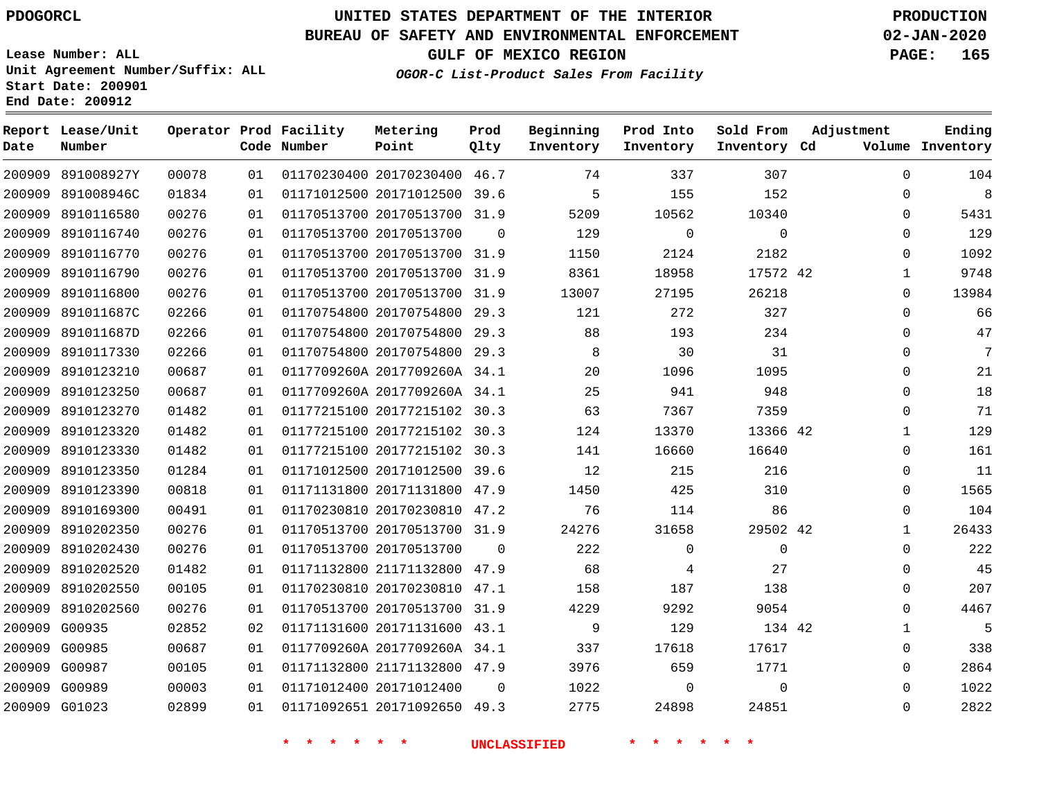# UNITED STATES DEPARTMENT OF THE INTERIOR
## BUREAU OF SAFETY AND ENVIRONMENTAL ENFORCEMENT
### GULF OF MEXICO REGION
*OGOR-C List-Product Sales From Facility*

PDOGORCL

Lease Number: ALL
Unit Agreement Number/Suffix: ALL
Start Date: 200901
End Date: 200912

PRODUCTION
02-JAN-2020

| Report Date | Lease/Unit Number | Operator | Prod Code | Facility Number | Metering Point | Prod Qlty | Beginning Inventory | Prod Into Inventory | Sold From Inventory | Adjustment Cd | Adjustment Volume | Ending Inventory |
|---|---|---|---|---|---|---|---|---|---|---|---|---|
| 200909 | 891008927Y | 00078 | 01 | 01170230400 | 20170230400 | 46.7 | 74 | 337 | 307 | | 0 | 104 |
| 200909 | 891008946C | 01834 | 01 | 01171012500 | 20171012500 | 39.6 | 5 | 155 | 152 | | 0 | 8 |
| 200909 | 8910116580 | 00276 | 01 | 01170513700 | 20170513700 | 31.9 | 5209 | 10562 | 10340 | | 0 | 5431 |
| 200909 | 8910116740 | 00276 | 01 | 01170513700 | 20170513700 | 0 | 129 | 0 | 0 | | 0 | 129 |
| 200909 | 8910116770 | 00276 | 01 | 01170513700 | 20170513700 | 31.9 | 1150 | 2124 | 2182 | | 0 | 1092 |
| 200909 | 8910116790 | 00276 | 01 | 01170513700 | 20170513700 | 31.9 | 8361 | 18958 | 17572 | 42 | 1 | 9748 |
| 200909 | 8910116800 | 00276 | 01 | 01170513700 | 20170513700 | 31.9 | 13007 | 27195 | 26218 | | 0 | 13984 |
| 200909 | 891011687C | 02266 | 01 | 01170754800 | 20170754800 | 29.3 | 121 | 272 | 327 | | 0 | 66 |
| 200909 | 891011687D | 02266 | 01 | 01170754800 | 20170754800 | 29.3 | 88 | 193 | 234 | | 0 | 47 |
| 200909 | 8910117330 | 02266 | 01 | 01170754800 | 20170754800 | 29.3 | 8 | 30 | 31 | | 0 | 7 |
| 200909 | 8910123210 | 00687 | 01 | 0117709260A | 2017709260A | 34.1 | 20 | 1096 | 1095 | | 0 | 21 |
| 200909 | 8910123250 | 00687 | 01 | 0117709260A | 2017709260A | 34.1 | 25 | 941 | 948 | | 0 | 18 |
| 200909 | 8910123270 | 01482 | 01 | 01177215100 | 20177215102 | 30.3 | 63 | 7367 | 7359 | | 0 | 71 |
| 200909 | 8910123320 | 01482 | 01 | 01177215100 | 20177215102 | 30.3 | 124 | 13370 | 13366 | 42 | 1 | 129 |
| 200909 | 8910123330 | 01482 | 01 | 01177215100 | 20177215102 | 30.3 | 141 | 16660 | 16640 | | 0 | 161 |
| 200909 | 8910123350 | 01284 | 01 | 01171012500 | 20171012500 | 39.6 | 12 | 215 | 216 | | 0 | 11 |
| 200909 | 8910123390 | 00818 | 01 | 01171131800 | 20171131800 | 47.9 | 1450 | 425 | 310 | | 0 | 1565 |
| 200909 | 8910169300 | 00491 | 01 | 01170230810 | 20170230810 | 47.2 | 76 | 114 | 86 | | 0 | 104 |
| 200909 | 8910202350 | 00276 | 01 | 01170513700 | 20170513700 | 31.9 | 24276 | 31658 | 29502 | 42 | 1 | 26433 |
| 200909 | 8910202430 | 00276 | 01 | 01170513700 | 20170513700 | 0 | 222 | 0 | 0 | | 0 | 222 |
| 200909 | 8910202520 | 01482 | 01 | 01171132800 | 21171132800 | 47.9 | 68 | 4 | 27 | | 0 | 45 |
| 200909 | 8910202550 | 00105 | 01 | 01170230810 | 20170230810 | 47.1 | 158 | 187 | 138 | | 0 | 207 |
| 200909 | 8910202560 | 00276 | 01 | 01170513700 | 20170513700 | 31.9 | 4229 | 9292 | 9054 | | 0 | 4467 |
| 200909 | G00935 | 02852 | 02 | 01171131600 | 20171131600 | 43.1 | 9 | 129 | 134 | 42 | 1 | 5 |
| 200909 | G00985 | 00687 | 01 | 0117709260A | 2017709260A | 34.1 | 337 | 17618 | 17617 | | 0 | 338 |
| 200909 | G00987 | 00105 | 01 | 01171132800 | 21171132800 | 47.9 | 3976 | 659 | 1771 | | 0 | 2864 |
| 200909 | G00989 | 00003 | 01 | 01171012400 | 20171012400 | 0 | 1022 | 0 | 0 | | 0 | 1022 |
| 200909 | G01023 | 02899 | 01 | 01171092651 | 20171092650 | 49.3 | 2775 | 24898 | 24851 | | 0 | 2822 |

\* \* \* \* \* \* UNCLASSIFIED \* \* \* \* \* \*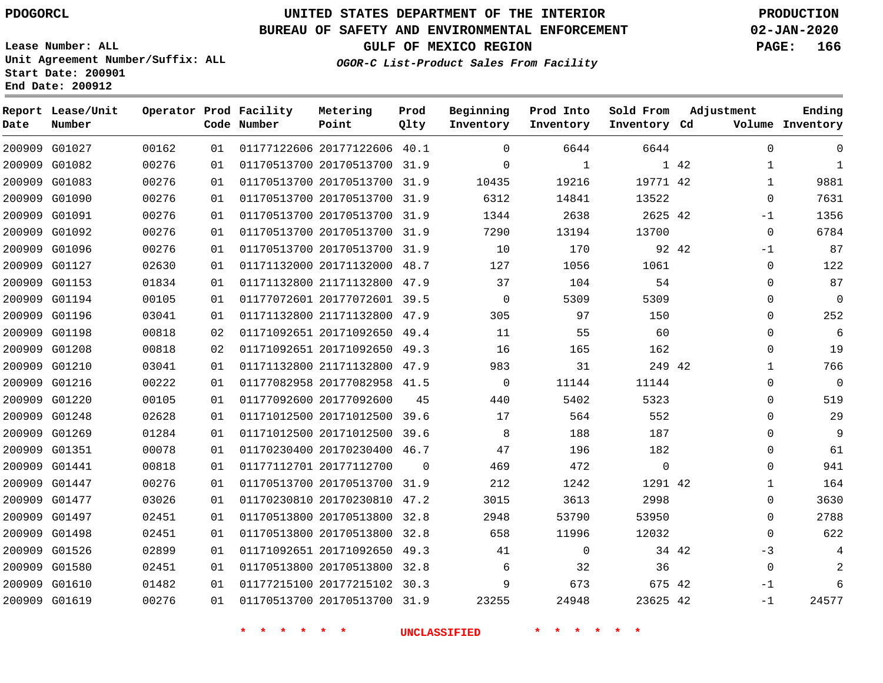PDOGORCL

# UNITED STATES DEPARTMENT OF THE INTERIOR
## BUREAU OF SAFETY AND ENVIRONMENTAL ENFORCEMENT
### GULF OF MEXICO REGION
*OGOR-C List-Product Sales From Facility*

PRODUCTION
02-JAN-2020

Lease Number: ALL
Unit Agreement Number/Suffix: ALL
Start Date: 200901
End Date: 200912

| Report Date | Lease/Unit Number | Operator | Prod Code | Facility Number | Metering Point | Prod Qlty | Beginning Inventory | Prod Into Inventory | Sold From Inventory | Adjustment Cd | Adjustment Volume | Ending Inventory |
|---|---|---|---|---|---|---|---|---|---|---|---|---|
| 200909 | G01027 | 00162 | 01 | 01177122606 | 20177122606 | 40.1 | 0 | 6644 | 6644 | | 0 | 0 |
| 200909 | G01082 | 00276 | 01 | 01170513700 | 20170513700 | 31.9 | 0 | 1 | 1 | 42 | 1 | 1 |
| 200909 | G01083 | 00276 | 01 | 01170513700 | 20170513700 | 31.9 | 10435 | 19216 | 19771 | 42 | 1 | 9881 |
| 200909 | G01090 | 00276 | 01 | 01170513700 | 20170513700 | 31.9 | 6312 | 14841 | 13522 | | 0 | 7631 |
| 200909 | G01091 | 00276 | 01 | 01170513700 | 20170513700 | 31.9 | 1344 | 2638 | 2625 | 42 | -1 | 1356 |
| 200909 | G01092 | 00276 | 01 | 01170513700 | 20170513700 | 31.9 | 7290 | 13194 | 13700 | | 0 | 6784 |
| 200909 | G01096 | 00276 | 01 | 01170513700 | 20170513700 | 31.9 | 10 | 170 | 92 | 42 | -1 | 87 |
| 200909 | G01127 | 02630 | 01 | 01171132000 | 20171132000 | 48.7 | 127 | 1056 | 1061 | | 0 | 122 |
| 200909 | G01153 | 01834 | 01 | 01171132800 | 21171132800 | 47.9 | 37 | 104 | 54 | | 0 | 87 |
| 200909 | G01194 | 00105 | 01 | 01177072601 | 20177072601 | 39.5 | 0 | 5309 | 5309 | | 0 | 0 |
| 200909 | G01196 | 03041 | 01 | 01171132800 | 21171132800 | 47.9 | 305 | 97 | 150 | | 0 | 252 |
| 200909 | G01198 | 00818 | 02 | 01171092651 | 20171092650 | 49.4 | 11 | 55 | 60 | | 0 | 6 |
| 200909 | G01208 | 00818 | 02 | 01171092651 | 20171092650 | 49.3 | 16 | 165 | 162 | | 0 | 19 |
| 200909 | G01210 | 03041 | 01 | 01171132800 | 21171132800 | 47.9 | 983 | 31 | 249 | 42 | 1 | 766 |
| 200909 | G01216 | 00222 | 01 | 01177082958 | 20177082958 | 41.5 | 0 | 11144 | 11144 | | 0 | 0 |
| 200909 | G01220 | 00105 | 01 | 01177092600 | 20177092600 | 45 | 440 | 5402 | 5323 | | 0 | 519 |
| 200909 | G01248 | 02628 | 01 | 01171012500 | 20171012500 | 39.6 | 17 | 564 | 552 | | 0 | 29 |
| 200909 | G01269 | 01284 | 01 | 01171012500 | 20171012500 | 39.6 | 8 | 188 | 187 | | 0 | 9 |
| 200909 | G01351 | 00078 | 01 | 01170230400 | 20170230400 | 46.7 | 47 | 196 | 182 | | 0 | 61 |
| 200909 | G01441 | 00818 | 01 | 01177112701 | 20177112700 | 0 | 469 | 472 | 0 | | 0 | 941 |
| 200909 | G01447 | 00276 | 01 | 01170513700 | 20170513700 | 31.9 | 212 | 1242 | 1291 | 42 | 1 | 164 |
| 200909 | G01477 | 03026 | 01 | 01170230810 | 20170230810 | 47.2 | 3015 | 3613 | 2998 | | 0 | 3630 |
| 200909 | G01497 | 02451 | 01 | 01170513800 | 20170513800 | 32.8 | 2948 | 53790 | 53950 | | 0 | 2788 |
| 200909 | G01498 | 02451 | 01 | 01170513800 | 20170513800 | 32.8 | 658 | 11996 | 12032 | | 0 | 622 |
| 200909 | G01526 | 02899 | 01 | 01171092651 | 20171092650 | 49.3 | 41 | 0 | 34 | 42 | -3 | 4 |
| 200909 | G01580 | 02451 | 01 | 01170513800 | 20170513800 | 32.8 | 6 | 32 | 36 | | 0 | 2 |
| 200909 | G01610 | 01482 | 01 | 01177215100 | 20177215102 | 30.3 | 9 | 673 | 675 | 42 | -1 | 6 |
| 200909 | G01619 | 00276 | 01 | 01170513700 | 20170513700 | 31.9 | 23255 | 24948 | 23625 | 42 | -1 | 24577 |

* * * * * * UNCLASSIFIED * * * * * *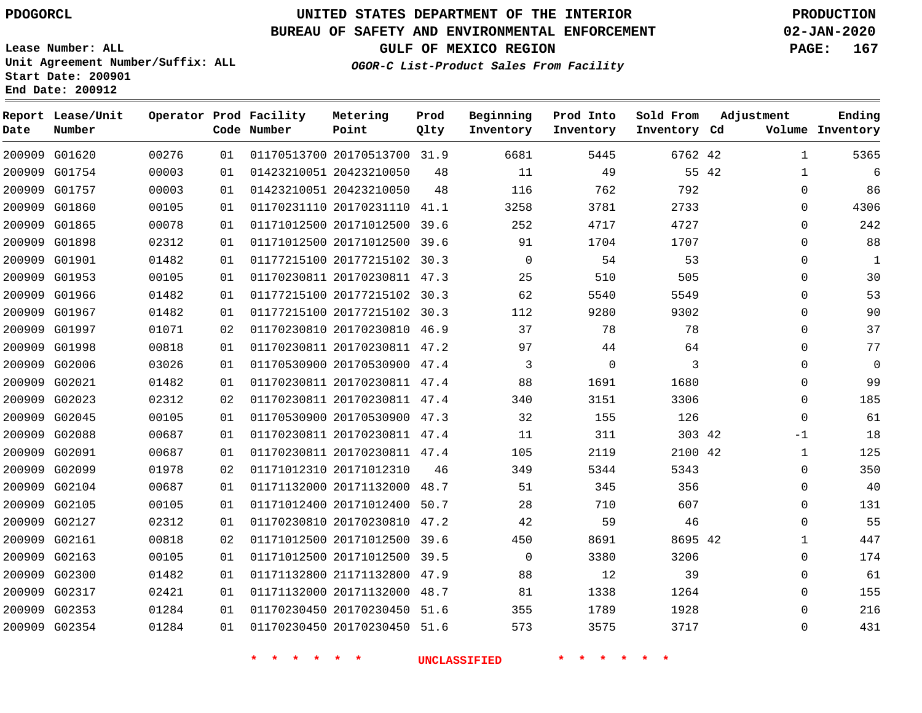PDOGORCL

# UNITED STATES DEPARTMENT OF THE INTERIOR
## BUREAU OF SAFETY AND ENVIRONMENTAL ENFORCEMENT
### GULF OF MEXICO REGION
*OGOR-C List-Product Sales From Facility*

PRODUCTION
02-JAN-2020

Lease Number: ALL
Unit Agreement Number/Suffix: ALL
Start Date: 200901
End Date: 200912

| Report Date | Lease/Unit Number | Operator | Prod Code | Facility Number | Metering Point | Prod Qlty | Beginning Inventory | Prod Into Inventory | Sold From Inventory | Adjustment Cd | Adjustment Volume | Ending Inventory |
|---|---|---|---|---|---|---|---|---|---|---|---|---|
| 200909 | G01620 | 00276 | 01 | 01170513700 | 20170513700 | 31.9 | 6681 | 5445 | 6762 | 42 | 1 | 5365 |
| 200909 | G01754 | 00003 | 01 | 01423210051 | 20423210050 | 48 | 11 | 49 | 55 | 42 | 1 | 6 |
| 200909 | G01757 | 00003 | 01 | 01423210051 | 20423210050 | 48 | 116 | 762 | 792 | | 0 | 86 |
| 200909 | G01860 | 00105 | 01 | 01170231110 | 20170231110 | 41.1 | 3258 | 3781 | 2733 | | 0 | 4306 |
| 200909 | G01865 | 00078 | 01 | 01171012500 | 20171012500 | 39.6 | 252 | 4717 | 4727 | | 0 | 242 |
| 200909 | G01898 | 02312 | 01 | 01171012500 | 20171012500 | 39.6 | 91 | 1704 | 1707 | | 0 | 88 |
| 200909 | G01901 | 01482 | 01 | 01177215100 | 20177215102 | 30.3 | 0 | 54 | 53 | | 0 | 1 |
| 200909 | G01953 | 00105 | 01 | 01170230811 | 20170230811 | 47.3 | 25 | 510 | 505 | | 0 | 30 |
| 200909 | G01966 | 01482 | 01 | 01177215100 | 20177215102 | 30.3 | 62 | 5540 | 5549 | | 0 | 53 |
| 200909 | G01967 | 01482 | 01 | 01177215100 | 20177215102 | 30.3 | 112 | 9280 | 9302 | | 0 | 90 |
| 200909 | G01997 | 01071 | 02 | 01170230810 | 20170230810 | 46.9 | 37 | 78 | 78 | | 0 | 37 |
| 200909 | G01998 | 00818 | 01 | 01170230811 | 20170230811 | 47.2 | 97 | 44 | 64 | | 0 | 77 |
| 200909 | G02006 | 03026 | 01 | 01170530900 | 20170530900 | 47.4 | 3 | 0 | 3 | | 0 | 0 |
| 200909 | G02021 | 01482 | 01 | 01170230811 | 20170230811 | 47.4 | 88 | 1691 | 1680 | | 0 | 99 |
| 200909 | G02023 | 02312 | 02 | 01170230811 | 20170230811 | 47.4 | 340 | 3151 | 3306 | | 0 | 185 |
| 200909 | G02045 | 00105 | 01 | 01170530900 | 20170530900 | 47.3 | 32 | 155 | 126 | | 0 | 61 |
| 200909 | G02088 | 00687 | 01 | 01170230811 | 20170230811 | 47.4 | 11 | 311 | 303 | 42 | -1 | 18 |
| 200909 | G02091 | 00687 | 01 | 01170230811 | 20170230811 | 47.4 | 105 | 2119 | 2100 | 42 | 1 | 125 |
| 200909 | G02099 | 01978 | 02 | 01171012310 | 20171012310 | 46 | 349 | 5344 | 5343 | | 0 | 350 |
| 200909 | G02104 | 00687 | 01 | 01171132000 | 20171132000 | 48.7 | 51 | 345 | 356 | | 0 | 40 |
| 200909 | G02105 | 00105 | 01 | 01171012400 | 20171012400 | 50.7 | 28 | 710 | 607 | | 0 | 131 |
| 200909 | G02127 | 02312 | 01 | 01170230810 | 20170230810 | 47.2 | 42 | 59 | 46 | | 0 | 55 |
| 200909 | G02161 | 00818 | 02 | 01171012500 | 20171012500 | 39.6 | 450 | 8691 | 8695 | 42 | 1 | 447 |
| 200909 | G02163 | 00105 | 01 | 01171012500 | 20171012500 | 39.5 | 0 | 3380 | 3206 | | 0 | 174 |
| 200909 | G02300 | 01482 | 01 | 01171132800 | 21171132800 | 47.9 | 88 | 12 | 39 | | 0 | 61 |
| 200909 | G02317 | 02421 | 01 | 01171132000 | 20171132000 | 48.7 | 81 | 1338 | 1264 | | 0 | 155 |
| 200909 | G02353 | 01284 | 01 | 01170230450 | 20170230450 | 51.6 | 355 | 1789 | 1928 | | 0 | 216 |
| 200909 | G02354 | 01284 | 01 | 01170230450 | 20170230450 | 51.6 | 573 | 3575 | 3717 | | 0 | 431 |

\* \* \* \* \* \* UNCLASSIFIED \* \* \* \* \* \*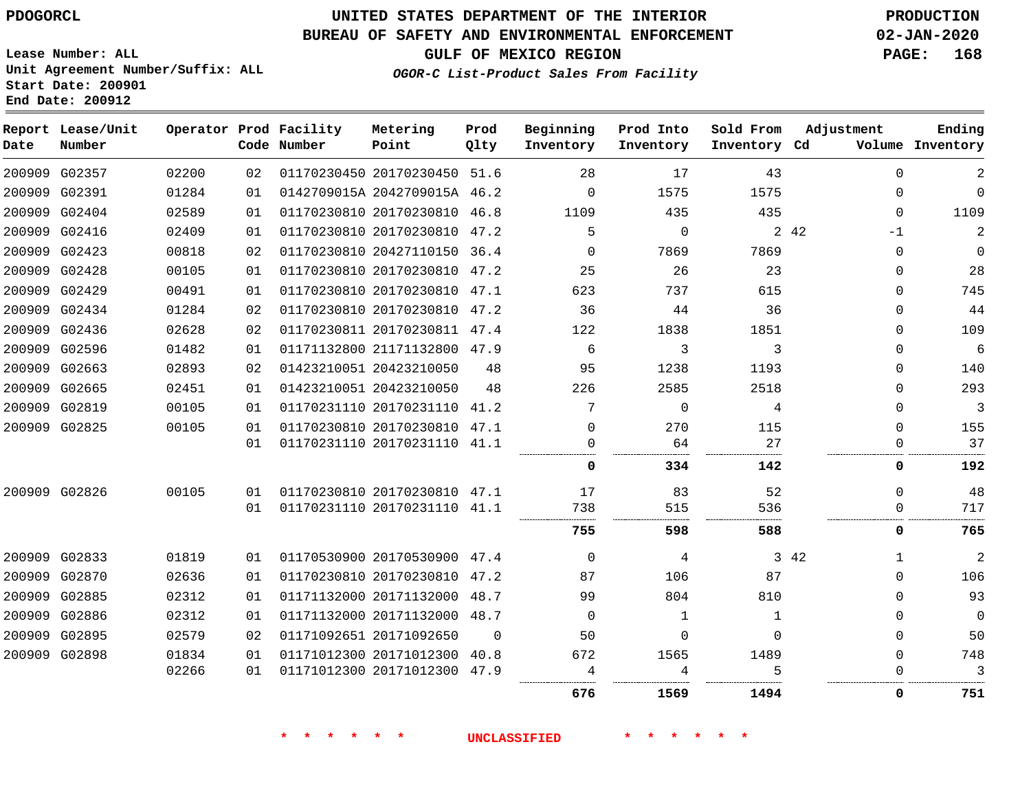PDOGORCL

Lease Number: ALL
Unit Agreement Number/Suffix: ALL
Start Date: 200901
End Date: 200912

# UNITED STATES DEPARTMENT OF THE INTERIOR
## BUREAU OF SAFETY AND ENVIRONMENTAL ENFORCEMENT
### GULF OF MEXICO REGION
*OGOR-C List-Product Sales From Facility*

PRODUCTION
02-JAN-2020
PAGE: 168

| Report Date | Lease/Unit Number | Operator | Prod Code | Facility Number | Metering Point | Prod Qlty | Beginning Inventory | Prod Into Inventory | Sold From Inventory | Adjustment Cd | Adjustment Volume | Ending Inventory |
|---|---|---|---|---|---|---|---|---|---|---|---|---|
| 200909 | G02357 | 02200 | 02 | 01170230450 | 20170230450 | 51.6 | 28 | 17 | 43 | | 0 | 2 |
| 200909 | G02391 | 01284 | 01 | 0142709015A | 2042709015A | 46.2 | 0 | 1575 | 1575 | | 0 | 0 |
| 200909 | G02404 | 02589 | 01 | 01170230810 | 20170230810 | 46.8 | 1109 | 435 | 435 | | 0 | 1109 |
| 200909 | G02416 | 02409 | 01 | 01170230810 | 20170230810 | 47.2 | 5 | 0 | 2 | 42 | -1 | 2 |
| 200909 | G02423 | 00818 | 02 | 01170230810 | 20427110150 | 36.4 | 0 | 7869 | 7869 | | 0 | 0 |
| 200909 | G02428 | 00105 | 01 | 01170230810 | 20170230810 | 47.2 | 25 | 26 | 23 | | 0 | 28 |
| 200909 | G02429 | 00491 | 01 | 01170230810 | 20170230810 | 47.1 | 623 | 737 | 615 | | 0 | 745 |
| 200909 | G02434 | 01284 | 02 | 01170230810 | 20170230810 | 47.2 | 36 | 44 | 36 | | 0 | 44 |
| 200909 | G02436 | 02628 | 02 | 01170230811 | 20170230811 | 47.4 | 122 | 1838 | 1851 | | 0 | 109 |
| 200909 | G02596 | 01482 | 01 | 01171132800 | 21171132800 | 47.9 | 6 | 3 | 3 | | 0 | 6 |
| 200909 | G02663 | 02893 | 02 | 01423210051 | 20423210050 | 48 | 95 | 1238 | 1193 | | 0 | 140 |
| 200909 | G02665 | 02451 | 01 | 01423210051 | 20423210050 | 48 | 226 | 2585 | 2518 | | 0 | 293 |
| 200909 | G02819 | 00105 | 01 | 01170231110 | 20170231110 | 41.2 | 7 | 0 | 4 | | 0 | 3 |
| 200909 | G02825 | 00105 | 01 | 01170230810 | 20170230810 | 47.1 | 0 | 270 | 115 | | 0 | 155 |
| | | | 01 | 01170231110 | 20170231110 | 41.1 | 0 | 64 | 27 | | 0 | 37 |
| | | | | | | | **0** | **334** | **142** | | **0** | **192** |
| 200909 | G02826 | 00105 | 01 | 01170230810 | 20170230810 | 47.1 | 17 | 83 | 52 | | 0 | 48 |
| | | | 01 | 01170231110 | 20170231110 | 41.1 | 738 | 515 | 536 | | 0 | 717 |
| | | | | | | | **755** | **598** | **588** | | **0** | **765** |
| 200909 | G02833 | 01819 | 01 | 01170530900 | 20170530900 | 47.4 | 0 | 4 | 3 | 42 | 1 | 2 |
| 200909 | G02870 | 02636 | 01 | 01170230810 | 20170230810 | 47.2 | 87 | 106 | 87 | | 0 | 106 |
| 200909 | G02885 | 02312 | 01 | 01171132000 | 20171132000 | 48.7 | 99 | 804 | 810 | | 0 | 93 |
| 200909 | G02886 | 02312 | 01 | 01171132000 | 20171132000 | 48.7 | 0 | 1 | 1 | | 0 | 0 |
| 200909 | G02895 | 02579 | 02 | 01171092651 | 20171092650 | 0 | 50 | 0 | 0 | | 0 | 50 |
| 200909 | G02898 | 01834 | 01 | 01171012300 | 20171012300 | 40.8 | 672 | 1565 | 1489 | | 0 | 748 |
| | | 02266 | 01 | 01171012300 | 20171012300 | 47.9 | 4 | 4 | 5 | | 0 | 3 |
| | | | | | | | **676** | **1569** | **1494** | | **0** | **751** |

\* \* \* \* \* \* UNCLASSIFIED \* \* \* \* \* \*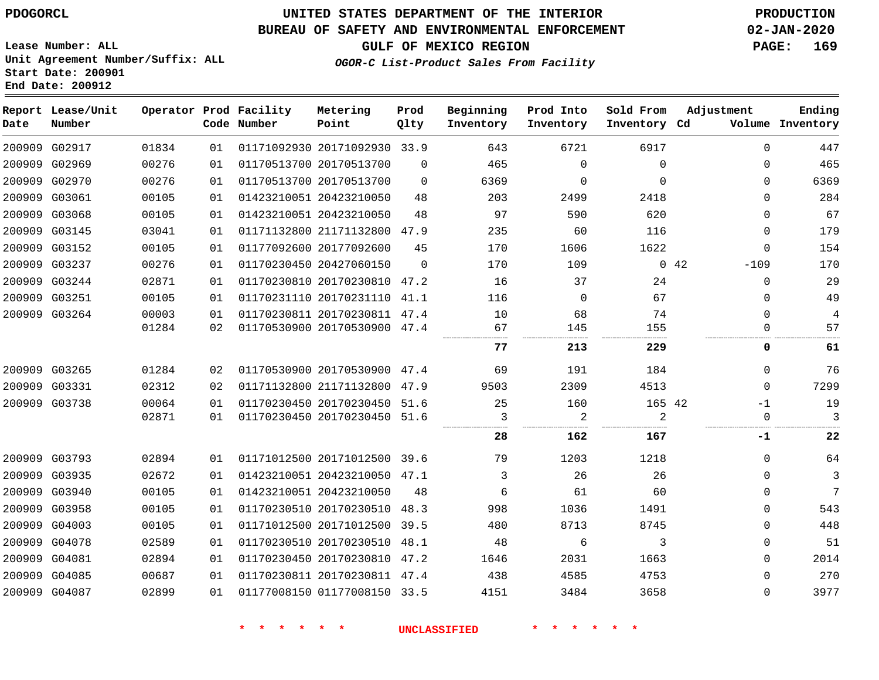PDOGORCL

# UNITED STATES DEPARTMENT OF THE INTERIOR
## BUREAU OF SAFETY AND ENVIRONMENTAL ENFORCEMENT
### GULF OF MEXICO REGION
*OGOR-C List-Product Sales From Facility*

PRODUCTION
02-JAN-2020

Lease Number: ALL
Unit Agreement Number/Suffix: ALL
Start Date: 200901
End Date: 200912

| Report Date | Lease/Unit Number | Operator | Prod Code | Facility Number | Metering Point | Prod Qlty | Beginning Inventory | Prod Into Inventory | Sold From Inventory | Adjustment Cd | Adjustment Volume | Ending Inventory |
|---|---|---|---|---|---|---|---|---|---|---|---|---|
| 200909 | G02917 | 01834 | 01 | 01171092930 | 20171092930 | 33.9 | 643 | 6721 | 6917 | | 0 | 447 |
| 200909 | G02969 | 00276 | 01 | 01170513700 | 20170513700 | 0 | 465 | 0 | 0 | | 0 | 465 |
| 200909 | G02970 | 00276 | 01 | 01170513700 | 20170513700 | 0 | 6369 | 0 | 0 | | 0 | 6369 |
| 200909 | G03061 | 00105 | 01 | 01423210051 | 20423210050 | 48 | 203 | 2499 | 2418 | | 0 | 284 |
| 200909 | G03068 | 00105 | 01 | 01423210051 | 20423210050 | 48 | 97 | 590 | 620 | | 0 | 67 |
| 200909 | G03145 | 03041 | 01 | 01171132800 | 21171132800 | 47.9 | 235 | 60 | 116 | | 0 | 179 |
| 200909 | G03152 | 00105 | 01 | 01177092600 | 20177092600 | 45 | 170 | 1606 | 1622 | | 0 | 154 |
| 200909 | G03237 | 00276 | 01 | 01170230450 | 20427060150 | 0 | 170 | 109 | 0 | 42 | -109 | 170 |
| 200909 | G03244 | 02871 | 01 | 01170230810 | 20170230810 | 47.2 | 16 | 37 | 24 | | 0 | 29 |
| 200909 | G03251 | 00105 | 01 | 01170231110 | 20170231110 | 41.1 | 116 | 0 | 67 | | 0 | 49 |
| 200909 | G03264 | 00003 | 01 | 01170230811 | 20170230811 | 47.4 | 10 | 68 | 74 | | 0 | 4 |
| | | 01284 | 02 | 01170530900 | 20170530900 | 47.4 | 67 | 145 | 155 | | 0 | 57 |
| | | | | | | | **77** | **213** | **229** | | **0** | **61** |
| 200909 | G03265 | 01284 | 02 | 01170530900 | 20170530900 | 47.4 | 69 | 191 | 184 | | 0 | 76 |
| 200909 | G03331 | 02312 | 02 | 01171132800 | 21171132800 | 47.9 | 9503 | 2309 | 4513 | | 0 | 7299 |
| 200909 | G03738 | 00064 | 01 | 01170230450 | 20170230450 | 51.6 | 25 | 160 | 165 | 42 | -1 | 19 |
| | | 02871 | 01 | 01170230450 | 20170230450 | 51.6 | 3 | 2 | 2 | | 0 | 3 |
| | | | | | | | **28** | **162** | **167** | | **-1** | **22** |
| 200909 | G03793 | 02894 | 01 | 01171012500 | 20171012500 | 39.6 | 79 | 1203 | 1218 | | 0 | 64 |
| 200909 | G03935 | 02672 | 01 | 01423210051 | 20423210050 | 47.1 | 3 | 26 | 26 | | 0 | 3 |
| 200909 | G03940 | 00105 | 01 | 01423210051 | 20423210050 | 48 | 6 | 61 | 60 | | 0 | 7 |
| 200909 | G03958 | 00105 | 01 | 01170230510 | 20170230510 | 48.3 | 998 | 1036 | 1491 | | 0 | 543 |
| 200909 | G04003 | 00105 | 01 | 01171012500 | 20171012500 | 39.5 | 480 | 8713 | 8745 | | 0 | 448 |
| 200909 | G04078 | 02589 | 01 | 01170230510 | 20170230510 | 48.1 | 48 | 6 | 3 | | 0 | 51 |
| 200909 | G04081 | 02894 | 01 | 01170230450 | 20170230810 | 47.2 | 1646 | 2031 | 1663 | | 0 | 2014 |
| 200909 | G04085 | 00687 | 01 | 01170230811 | 20170230811 | 47.4 | 438 | 4585 | 4753 | | 0 | 270 |
| 200909 | G04087 | 02899 | 01 | 01177008150 | 01177008150 | 33.5 | 4151 | 3484 | 3658 | | 0 | 3977 |

* * * * * * UNCLASSIFIED * * * * * *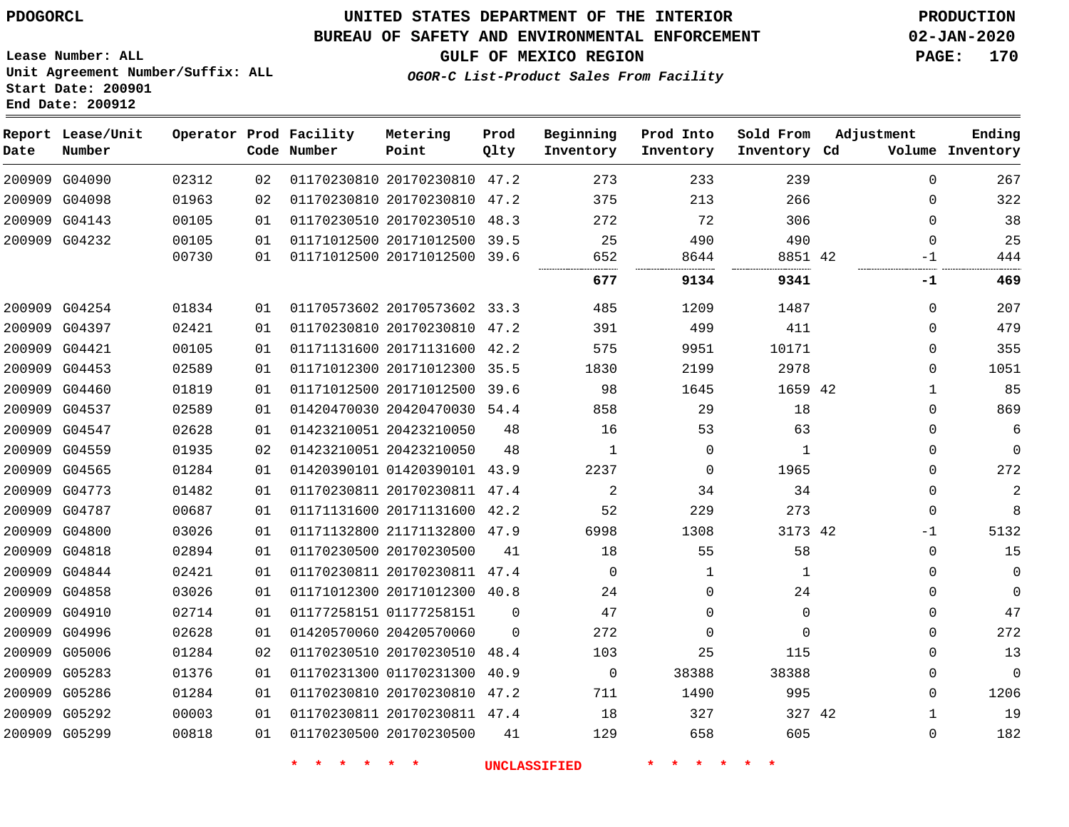PDOGORCL

Lease Number: ALL
Unit Agreement Number/Suffix: ALL
Start Date: 200901
End Date: 200912

# UNITED STATES DEPARTMENT OF THE INTERIOR
## BUREAU OF SAFETY AND ENVIRONMENTAL ENFORCEMENT
## GULF OF MEXICO REGION

*OGOR-C List-Product Sales From Facility*

PRODUCTION
02-JAN-2020

| Report Date | Lease/Unit Number | Operator | Prod Code | Facility Number | Metering Point | Prod Qlty | Beginning Inventory | Prod Into Inventory | Sold From Inventory | Adjustment Cd | Volume | Ending Inventory |
|---|---|---|---|---|---|---|---|---|---|---|---|---|
| 200909 | G04090 | 02312 | 02 | 01170230810 | 20170230810 | 47.2 | 273 | 233 | 239 | | 0 | 267 |
| 200909 | G04098 | 01963 | 02 | 01170230810 | 20170230810 | 47.2 | 375 | 213 | 266 | | 0 | 322 |
| 200909 | G04143 | 00105 | 01 | 01170230510 | 20170230510 | 48.3 | 272 | 72 | 306 | | 0 | 38 |
| 200909 | G04232 | 00105 | 01 | 01171012500 | 20171012500 | 39.5 | 25 | 490 | 490 | | 0 | 25 |
| | | 00730 | 01 | 01171012500 | 20171012500 | 39.6 | 652 | 8644 | 8851 | 42 | -1 | 444 |
| | | | | | | | **677** | **9134** | **9341** | | **-1** | **469** |
| 200909 | G04254 | 01834 | 01 | 01170573602 | 20170573602 | 33.3 | 485 | 1209 | 1487 | | 0 | 207 |
| 200909 | G04397 | 02421 | 01 | 01170230810 | 20170230810 | 47.2 | 391 | 499 | 411 | | 0 | 479 |
| 200909 | G04421 | 00105 | 01 | 01171131600 | 20171131600 | 42.2 | 575 | 9951 | 10171 | | 0 | 355 |
| 200909 | G04453 | 02589 | 01 | 01171012300 | 20171012300 | 35.5 | 1830 | 2199 | 2978 | | 0 | 1051 |
| 200909 | G04460 | 01819 | 01 | 01171012500 | 20171012500 | 39.6 | 98 | 1645 | 1659 | 42 | 1 | 85 |
| 200909 | G04537 | 02589 | 01 | 01420470030 | 20420470030 | 54.4 | 858 | 29 | 18 | | 0 | 869 |
| 200909 | G04547 | 02628 | 01 | 01423210051 | 20423210050 | 48 | 16 | 53 | 63 | | 0 | 6 |
| 200909 | G04559 | 01935 | 02 | 01423210051 | 20423210050 | 48 | 1 | 0 | 1 | | 0 | 0 |
| 200909 | G04565 | 01284 | 01 | 01420390101 | 01420390101 | 43.9 | 2237 | 0 | 1965 | | 0 | 272 |
| 200909 | G04773 | 01482 | 01 | 01170230811 | 20170230811 | 47.4 | 2 | 34 | 34 | | 0 | 2 |
| 200909 | G04787 | 00687 | 01 | 01171131600 | 20171131600 | 42.2 | 52 | 229 | 273 | | 0 | 8 |
| 200909 | G04800 | 03026 | 01 | 01171132800 | 21171132800 | 47.9 | 6998 | 1308 | 3173 | 42 | -1 | 5132 |
| 200909 | G04818 | 02894 | 01 | 01170230500 | 20170230500 | 41 | 18 | 55 | 58 | | 0 | 15 |
| 200909 | G04844 | 02421 | 01 | 01170230811 | 20170230811 | 47.4 | 0 | 1 | 1 | | 0 | 0 |
| 200909 | G04858 | 03026 | 01 | 01171012300 | 20171012300 | 40.8 | 24 | 0 | 24 | | 0 | 0 |
| 200909 | G04910 | 02714 | 01 | 01177258151 | 01177258151 | 0 | 47 | 0 | 0 | | 0 | 47 |
| 200909 | G04996 | 02628 | 01 | 01420570060 | 20420570060 | 0 | 272 | 0 | 0 | | 0 | 272 |
| 200909 | G05006 | 01284 | 02 | 01170230510 | 20170230510 | 48.4 | 103 | 25 | 115 | | 0 | 13 |
| 200909 | G05283 | 01376 | 01 | 01170231300 | 01170231300 | 40.9 | 0 | 38388 | 38388 | | 0 | 0 |
| 200909 | G05286 | 01284 | 01 | 01170230810 | 20170230810 | 47.2 | 711 | 1490 | 995 | | 0 | 1206 |
| 200909 | G05292 | 00003 | 01 | 01170230811 | 20170230811 | 47.4 | 18 | 327 | 327 | 42 | 1 | 19 |
| 200909 | G05299 | 00818 | 01 | 01170230500 | 20170230500 | 41 | 129 | 658 | 605 | | 0 | 182 |

* * * * * * UNCLASSIFIED * * * * * *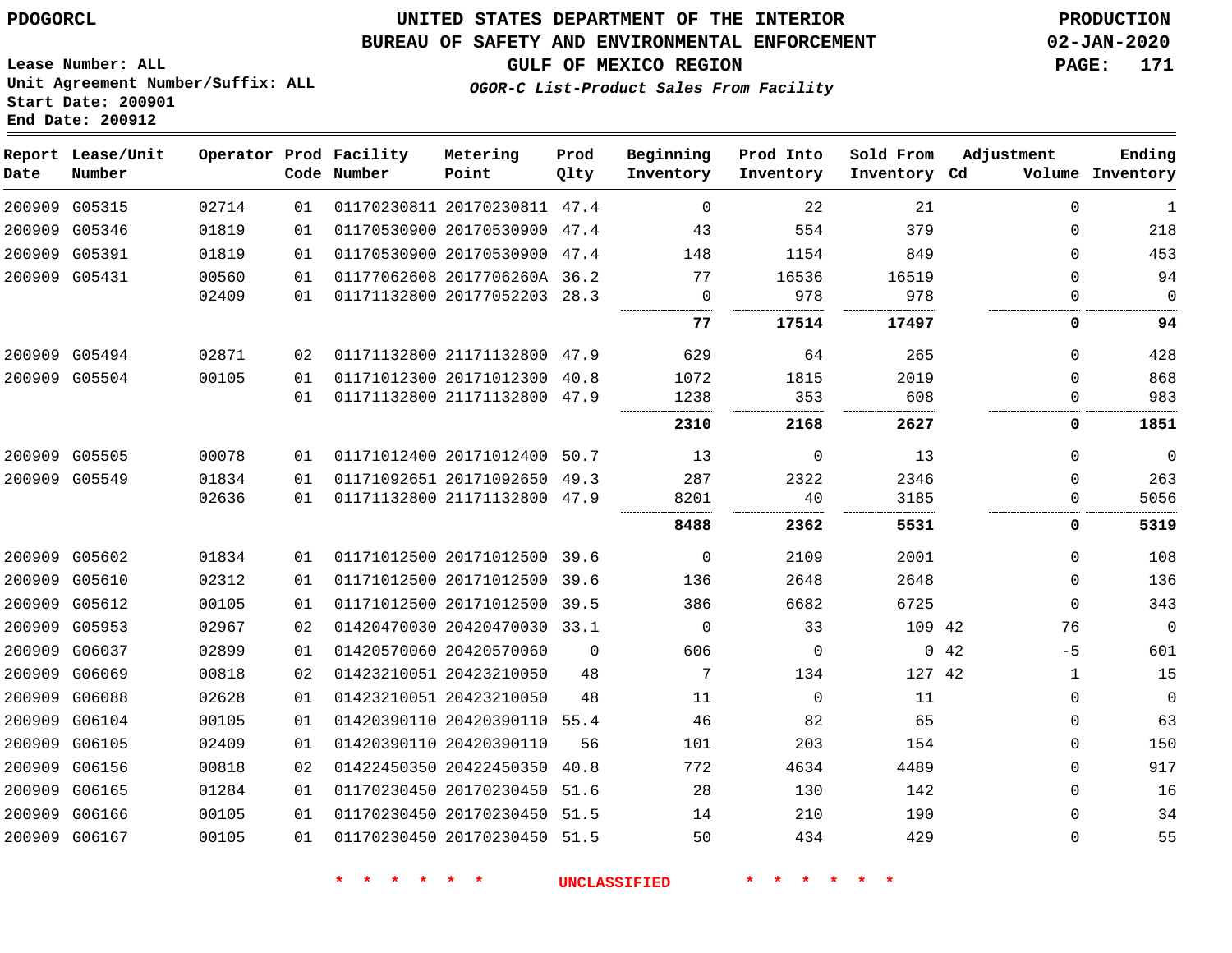PDOGORCL

Lease Number: ALL
Unit Agreement Number/Suffix: ALL
Start Date: 200901
End Date: 200912

# UNITED STATES DEPARTMENT OF THE INTERIOR
## BUREAU OF SAFETY AND ENVIRONMENTAL ENFORCEMENT
### GULF OF MEXICO REGION
*OGOR-C List-Product Sales From Facility*

PRODUCTION
02-JAN-2020

| Report Date | Lease/Unit Number | Operator | Prod Code | Facility Number | Metering Point | Prod Qlty | Beginning Inventory | Prod Into Inventory | Sold From Inventory | Adjustment Cd | Adjustment Volume | Ending Inventory |
|---|---|---|---|---|---|---|---|---|---|---|---|---|
| 200909 | G05315 | 02714 | 01 | 01170230811 | 20170230811 | 47.4 | 0 | 22 | 21 | | 0 | 1 |
| 200909 | G05346 | 01819 | 01 | 01170530900 | 20170530900 | 47.4 | 43 | 554 | 379 | | 0 | 218 |
| 200909 | G05391 | 01819 | 01 | 01170530900 | 20170530900 | 47.4 | 148 | 1154 | 849 | | 0 | 453 |
| 200909 | G05431 | 00560 | 01 | 01177062608 | 2017706260A | 36.2 | 77 | 16536 | 16519 | | 0 | 94 |
| | | 02409 | 01 | 01171132800 | 20177052203 | 28.3 | 0 | 978 | 978 | | 0 | 0 |
| | | | | | | | **77** | **17514** | **17497** | | **0** | **94** |
| 200909 | G05494 | 02871 | 02 | 01171132800 | 21171132800 | 47.9 | 629 | 64 | 265 | | 0 | 428 |
| 200909 | G05504 | 00105 | 01 | 01171012300 | 20171012300 | 40.8 | 1072 | 1815 | 2019 | | 0 | 868 |
| | | | 01 | 01171132800 | 21171132800 | 47.9 | 1238 | 353 | 608 | | 0 | 983 |
| | | | | | | | **2310** | **2168** | **2627** | | **0** | **1851** |
| 200909 | G05505 | 00078 | 01 | 01171012400 | 20171012400 | 50.7 | 13 | 0 | 13 | | 0 | 0 |
| 200909 | G05549 | 01834 | 01 | 01171092651 | 20171092650 | 49.3 | 287 | 2322 | 2346 | | 0 | 263 |
| | | 02636 | 01 | 01171132800 | 21171132800 | 47.9 | 8201 | 40 | 3185 | | 0 | 5056 |
| | | | | | | | **8488** | **2362** | **5531** | | **0** | **5319** |
| 200909 | G05602 | 01834 | 01 | 01171012500 | 20171012500 | 39.6 | 0 | 2109 | 2001 | | 0 | 108 |
| 200909 | G05610 | 02312 | 01 | 01171012500 | 20171012500 | 39.6 | 136 | 2648 | 2648 | | 0 | 136 |
| 200909 | G05612 | 00105 | 01 | 01171012500 | 20171012500 | 39.5 | 386 | 6682 | 6725 | | 0 | 343 |
| 200909 | G05953 | 02967 | 02 | 01420470030 | 20420470030 | 33.1 | 0 | 33 | 109 | 42 | 76 | 0 |
| 200909 | G06037 | 02899 | 01 | 01420570060 | 20420570060 | 0 | 606 | 0 | 0 | 42 | -5 | 601 |
| 200909 | G06069 | 00818 | 02 | 01423210051 | 20423210050 | 48 | 7 | 134 | 127 | 42 | 1 | 15 |
| 200909 | G06088 | 02628 | 01 | 01423210051 | 20423210050 | 48 | 11 | 0 | 11 | | 0 | 0 |
| 200909 | G06104 | 00105 | 01 | 01420390110 | 20420390110 | 55.4 | 46 | 82 | 65 | | 0 | 63 |
| 200909 | G06105 | 02409 | 01 | 01420390110 | 20420390110 | 56 | 101 | 203 | 154 | | 0 | 150 |
| 200909 | G06156 | 00818 | 02 | 01422450350 | 20422450350 | 40.8 | 772 | 4634 | 4489 | | 0 | 917 |
| 200909 | G06165 | 01284 | 01 | 01170230450 | 20170230450 | 51.6 | 28 | 130 | 142 | | 0 | 16 |
| 200909 | G06166 | 00105 | 01 | 01170230450 | 20170230450 | 51.5 | 14 | 210 | 190 | | 0 | 34 |
| 200909 | G06167 | 00105 | 01 | 01170230450 | 20170230450 | 51.5 | 50 | 434 | 429 | | 0 | 55 |

\* \* \* \* \* \* UNCLASSIFIED \* \* \* \* \* \*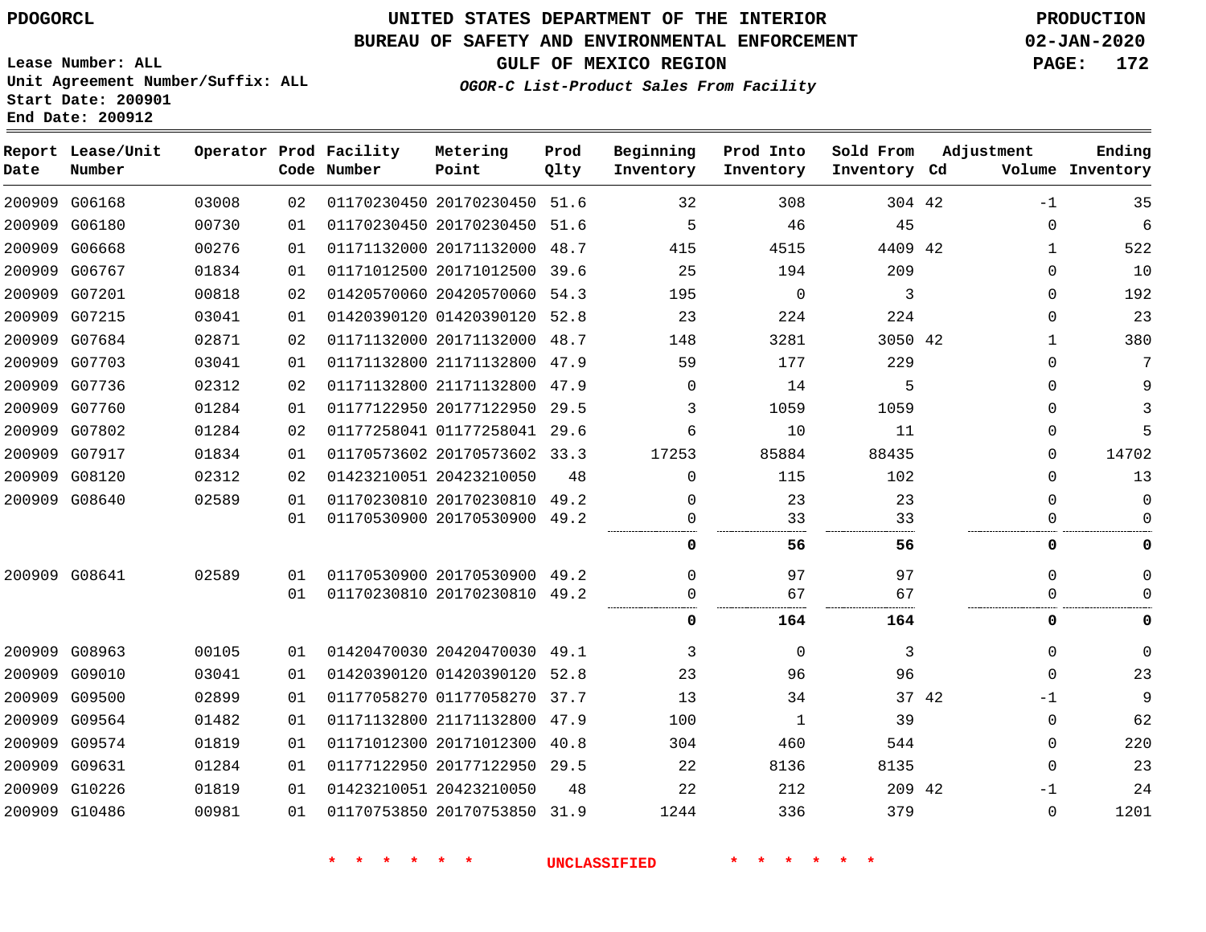PDOGORCL

# UNITED STATES DEPARTMENT OF THE INTERIOR
## BUREAU OF SAFETY AND ENVIRONMENTAL ENFORCEMENT
## GULF OF MEXICO REGION

*OGOR-C List-Product Sales From Facility*

PRODUCTION
02-JAN-2020

Lease Number: ALL
Unit Agreement Number/Suffix: ALL
Start Date: 200901
End Date: 200912

| Report Date | Lease/Unit Number | Operator | Prod Code | Facility Number | Metering Point | Prod Qlty | Beginning Inventory | Prod Into Inventory | Sold From Inventory | Adjustment Cd | Adjustment Volume | Ending Inventory |
|---|---|---|---|---|---|---|---|---|---|---|---|---|
| 200909 | G06168 | 03008 | 02 | 01170230450 | 20170230450 | 51.6 | 32 | 308 | 304 | 42 | -1 | 35 |
| 200909 | G06180 | 00730 | 01 | 01170230450 | 20170230450 | 51.6 | 5 | 46 | 45 | | 0 | 6 |
| 200909 | G06668 | 00276 | 01 | 01171132000 | 20171132000 | 48.7 | 415 | 4515 | 4409 | 42 | 1 | 522 |
| 200909 | G06767 | 01834 | 01 | 01171012500 | 20171012500 | 39.6 | 25 | 194 | 209 | | 0 | 10 |
| 200909 | G07201 | 00818 | 02 | 01420570060 | 20420570060 | 54.3 | 195 | 0 | 3 | | 0 | 192 |
| 200909 | G07215 | 03041 | 01 | 01420390120 | 01420390120 | 52.8 | 23 | 224 | 224 | | 0 | 23 |
| 200909 | G07684 | 02871 | 02 | 01171132000 | 20171132000 | 48.7 | 148 | 3281 | 3050 | 42 | 1 | 380 |
| 200909 | G07703 | 03041 | 01 | 01171132800 | 21171132800 | 47.9 | 59 | 177 | 229 | | 0 | 7 |
| 200909 | G07736 | 02312 | 02 | 01171132800 | 21171132800 | 47.9 | 0 | 14 | 5 | | 0 | 9 |
| 200909 | G07760 | 01284 | 01 | 01177122950 | 20177122950 | 29.5 | 3 | 1059 | 1059 | | 0 | 3 |
| 200909 | G07802 | 01284 | 02 | 01177258041 | 01177258041 | 29.6 | 6 | 10 | 11 | | 0 | 5 |
| 200909 | G07917 | 01834 | 01 | 01170573602 | 20170573602 | 33.3 | 17253 | 85884 | 88435 | | 0 | 14702 |
| 200909 | G08120 | 02312 | 02 | 01423210051 | 20423210050 | 48 | 0 | 115 | 102 | | 0 | 13 |
| 200909 | G08640 | 02589 | 01 | 01170230810 | 20170230810 | 49.2 | 0 | 23 | 23 | | 0 | 0 |
| | | | 01 | 01170530900 | 20170530900 | 49.2 | 0 | 33 | 33 | | 0 | 0 |
| | | | | | | | **0** | **56** | **56** | | **0** | **0** |
| 200909 | G08641 | 02589 | 01 | 01170530900 | 20170530900 | 49.2 | 0 | 97 | 97 | | 0 | 0 |
| | | | 01 | 01170230810 | 20170230810 | 49.2 | 0 | 67 | 67 | | 0 | 0 |
| | | | | | | | **0** | **164** | **164** | | **0** | **0** |
| 200909 | G08963 | 00105 | 01 | 01420470030 | 20420470030 | 49.1 | 3 | 0 | 3 | | 0 | 0 |
| 200909 | G09010 | 03041 | 01 | 01420390120 | 01420390120 | 52.8 | 23 | 96 | 96 | | 0 | 23 |
| 200909 | G09500 | 02899 | 01 | 01177058270 | 01177058270 | 37.7 | 13 | 34 | 37 | 42 | -1 | 9 |
| 200909 | G09564 | 01482 | 01 | 01171132800 | 21171132800 | 47.9 | 100 | 1 | 39 | | 0 | 62 |
| 200909 | G09574 | 01819 | 01 | 01171012300 | 20171012300 | 40.8 | 304 | 460 | 544 | | 0 | 220 |
| 200909 | G09631 | 01284 | 01 | 01177122950 | 20177122950 | 29.5 | 22 | 8136 | 8135 | | 0 | 23 |
| 200909 | G10226 | 01819 | 01 | 01423210051 | 20423210050 | 48 | 22 | 212 | 209 | 42 | -1 | 24 |
| 200909 | G10486 | 00981 | 01 | 01170753850 | 20170753850 | 31.9 | 1244 | 336 | 379 | | 0 | 1201 |

\* \* \* \* \* \* UNCLASSIFIED \* \* \* \* \* \*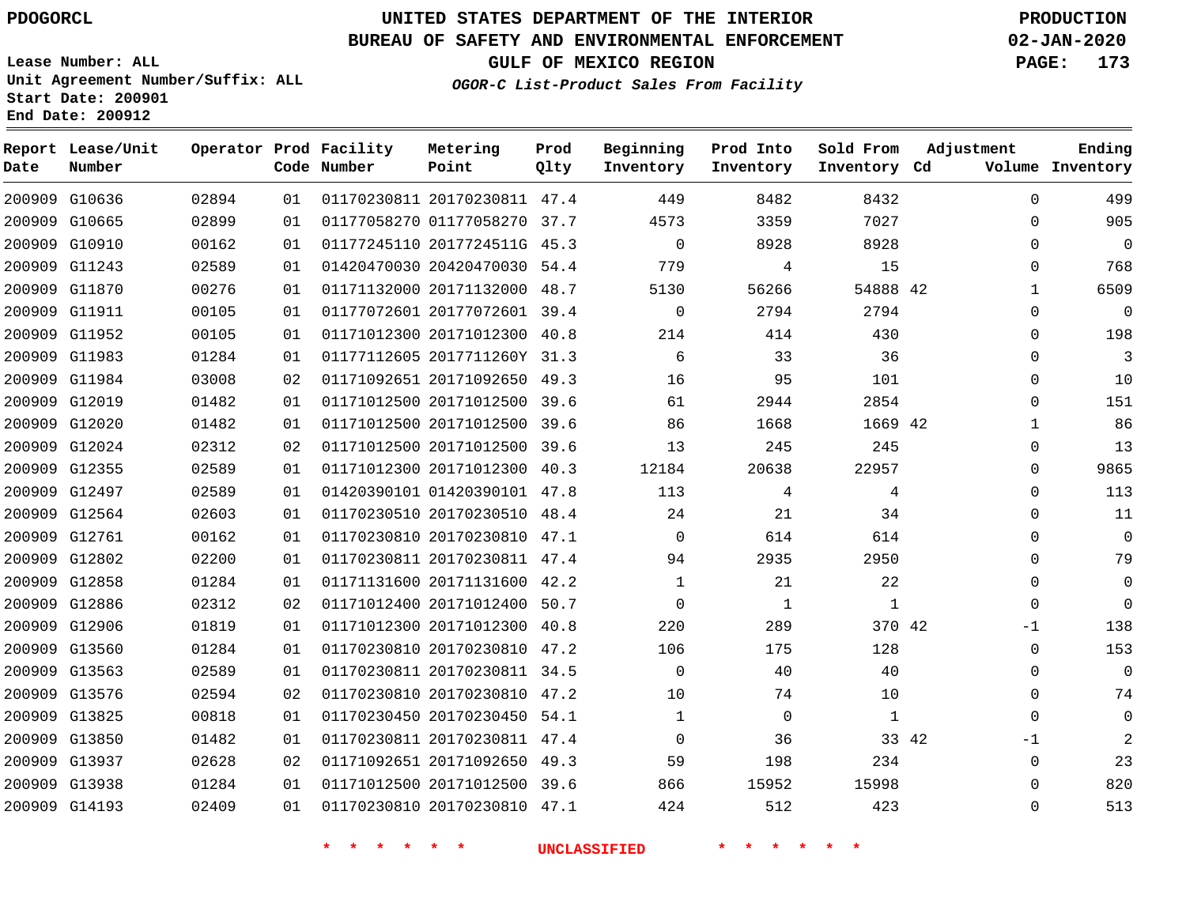Lease Number: ALL
Unit Agreement Number/Suffix: ALL
Start Date: 200901
End Date: 200912

# UNITED STATES DEPARTMENT OF THE INTERIOR
## BUREAU OF SAFETY AND ENVIRONMENTAL ENFORCEMENT
### GULF OF MEXICO REGION
*OGOR-C List-Product Sales From Facility*

PRODUCTION
02-JAN-2020

| Report Date | Lease/Unit Number | Operator | Prod Code | Facility Number | Metering Point | Prod Qlty | Beginning Inventory | Prod Into Inventory | Sold From Inventory | Adjustment Cd | Volume | Ending Inventory |
|---|---|---|---|---|---|---|---|---|---|---|---|---|
| 200909 | G10636 | 02894 | 01 | 01170230811 | 20170230811 | 47.4 | 449 | 8482 | 8432 | | 0 | 499 |
| 200909 | G10665 | 02899 | 01 | 01177058270 | 01177058270 | 37.7 | 4573 | 3359 | 7027 | | 0 | 905 |
| 200909 | G10910 | 00162 | 01 | 01177245110 | 2017724511G | 45.3 | 0 | 8928 | 8928 | | 0 | 0 |
| 200909 | G11243 | 02589 | 01 | 01420470030 | 20420470030 | 54.4 | 779 | 4 | 15 | | 0 | 768 |
| 200909 | G11870 | 00276 | 01 | 01171132000 | 20171132000 | 48.7 | 5130 | 56266 | 54888 | 42 | 1 | 6509 |
| 200909 | G11911 | 00105 | 01 | 01177072601 | 20177072601 | 39.4 | 0 | 2794 | 2794 | | 0 | 0 |
| 200909 | G11952 | 00105 | 01 | 01171012300 | 20171012300 | 40.8 | 214 | 414 | 430 | | 0 | 198 |
| 200909 | G11983 | 01284 | 01 | 01177112605 | 2017711260Y | 31.3 | 6 | 33 | 36 | | 0 | 3 |
| 200909 | G11984 | 03008 | 02 | 01171092651 | 20171092650 | 49.3 | 16 | 95 | 101 | | 0 | 10 |
| 200909 | G12019 | 01482 | 01 | 01171012500 | 20171012500 | 39.6 | 61 | 2944 | 2854 | | 0 | 151 |
| 200909 | G12020 | 01482 | 01 | 01171012500 | 20171012500 | 39.6 | 86 | 1668 | 1669 | 42 | 1 | 86 |
| 200909 | G12024 | 02312 | 02 | 01171012500 | 20171012500 | 39.6 | 13 | 245 | 245 | | 0 | 13 |
| 200909 | G12355 | 02589 | 01 | 01171012300 | 20171012300 | 40.3 | 12184 | 20638 | 22957 | | 0 | 9865 |
| 200909 | G12497 | 02589 | 01 | 01420390101 | 01420390101 | 47.8 | 113 | 4 | 4 | | 0 | 113 |
| 200909 | G12564 | 02603 | 01 | 01170230510 | 20170230510 | 48.4 | 24 | 21 | 34 | | 0 | 11 |
| 200909 | G12761 | 00162 | 01 | 01170230810 | 20170230810 | 47.1 | 0 | 614 | 614 | | 0 | 0 |
| 200909 | G12802 | 02200 | 01 | 01170230811 | 20170230811 | 47.4 | 94 | 2935 | 2950 | | 0 | 79 |
| 200909 | G12858 | 01284 | 01 | 01171131600 | 20171131600 | 42.2 | 1 | 21 | 22 | | 0 | 0 |
| 200909 | G12886 | 02312 | 02 | 01171012400 | 20171012400 | 50.7 | 0 | 1 | 1 | | 0 | 0 |
| 200909 | G12906 | 01819 | 01 | 01171012300 | 20171012300 | 40.8 | 220 | 289 | 370 | 42 | -1 | 138 |
| 200909 | G13560 | 01284 | 01 | 01170230810 | 20170230810 | 47.2 | 106 | 175 | 128 | | 0 | 153 |
| 200909 | G13563 | 02589 | 01 | 01170230811 | 20170230811 | 34.5 | 0 | 40 | 40 | | 0 | 0 |
| 200909 | G13576 | 02594 | 02 | 01170230810 | 20170230810 | 47.2 | 10 | 74 | 10 | | 0 | 74 |
| 200909 | G13825 | 00818 | 01 | 01170230450 | 20170230450 | 54.1 | 1 | 0 | 1 | | 0 | 0 |
| 200909 | G13850 | 01482 | 01 | 01170230811 | 20170230811 | 47.4 | 0 | 36 | 33 | 42 | -1 | 2 |
| 200909 | G13937 | 02628 | 02 | 01171092651 | 20171092650 | 49.3 | 59 | 198 | 234 | | 0 | 23 |
| 200909 | G13938 | 01284 | 01 | 01171012500 | 20171012500 | 39.6 | 866 | 15952 | 15998 | | 0 | 820 |
| 200909 | G14193 | 02409 | 01 | 01170230810 | 20170230810 | 47.1 | 424 | 512 | 423 | | 0 | 513 |

* * * * * * UNCLASSIFIED * * * * * *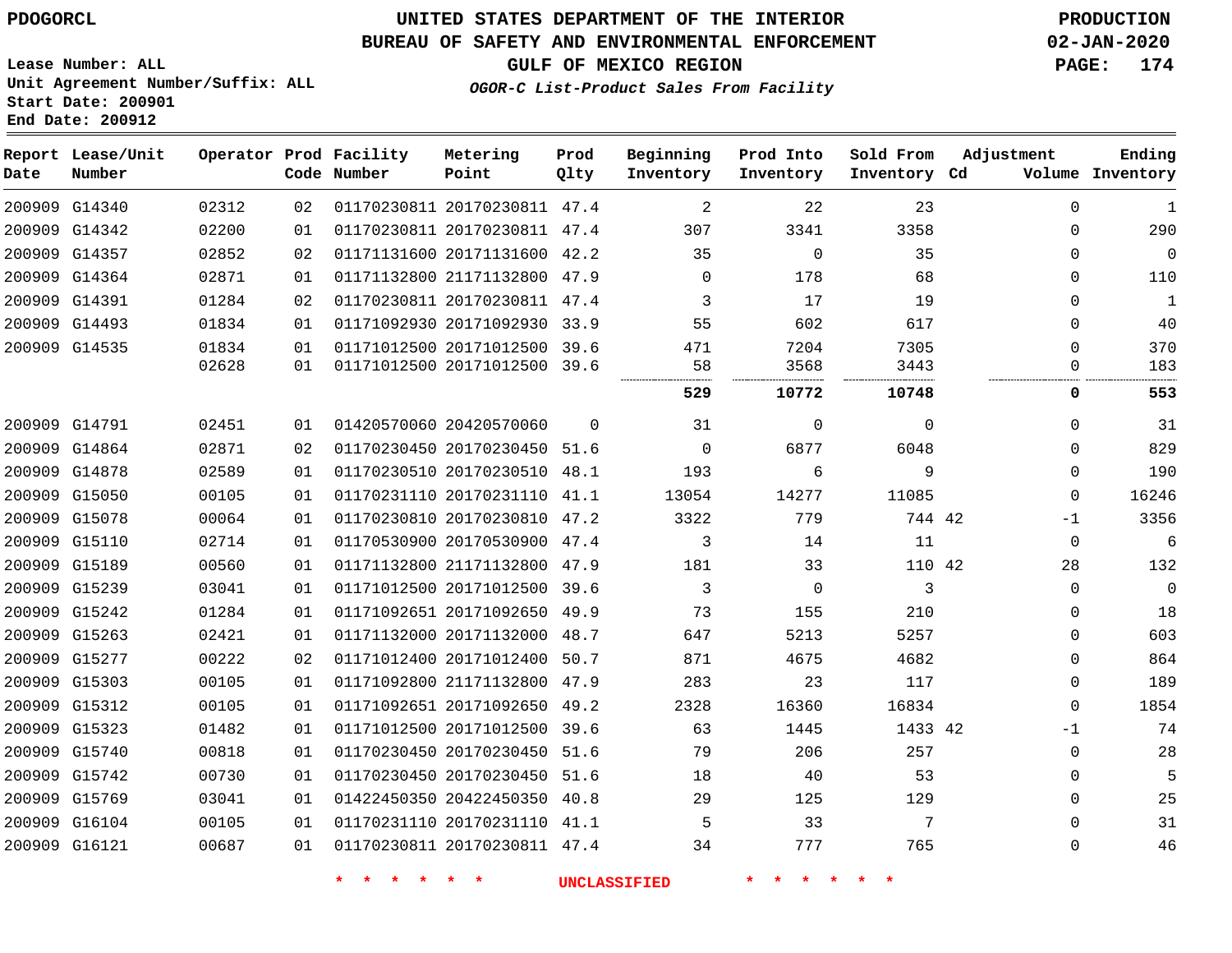PDOGORCL

# UNITED STATES DEPARTMENT OF THE INTERIOR
## BUREAU OF SAFETY AND ENVIRONMENTAL ENFORCEMENT
### GULF OF MEXICO REGION

*OGOR-C List-Product Sales From Facility*

PRODUCTION
02-JAN-2020

Lease Number: ALL
Unit Agreement Number/Suffix: ALL
Start Date: 200901
End Date: 200912

| Report Date | Lease/Unit Number | Operator | Prod Code | Facility Number | Metering Point | Prod Qlty | Beginning Inventory | Prod Into Inventory | Sold From Inventory | Adjustment Cd | Volume | Ending Inventory |
|---|---|---|---|---|---|---|---|---|---|---|---|---|
| 200909 | G14340 | 02312 | 02 | 01170230811 | 20170230811 | 47.4 | 2 | 22 | 23 | | 0 | 1 |
| 200909 | G14342 | 02200 | 01 | 01170230811 | 20170230811 | 47.4 | 307 | 3341 | 3358 | | 0 | 290 |
| 200909 | G14357 | 02852 | 02 | 01171131600 | 20171131600 | 42.2 | 35 | 0 | 35 | | 0 | 0 |
| 200909 | G14364 | 02871 | 01 | 01171132800 | 21171132800 | 47.9 | 0 | 178 | 68 | | 0 | 110 |
| 200909 | G14391 | 01284 | 02 | 01170230811 | 20170230811 | 47.4 | 3 | 17 | 19 | | 0 | 1 |
| 200909 | G14493 | 01834 | 01 | 01171092930 | 20171092930 | 33.9 | 55 | 602 | 617 | | 0 | 40 |
| 200909 | G14535 | 01834 | 01 | 01171012500 | 20171012500 | 39.6 | 471 | 7204 | 7305 | | 0 | 370 |
| | | 02628 | 01 | 01171012500 | 20171012500 | 39.6 | 58 | 3568 | 3443 | | 0 | 183 |
| | | | | | | | **529** | **10772** | **10748** | | **0** | **553** |
| 200909 | G14791 | 02451 | 01 | 01420570060 | 20420570060 | 0 | 31 | 0 | 0 | | 0 | 31 |
| 200909 | G14864 | 02871 | 02 | 01170230450 | 20170230450 | 51.6 | 0 | 6877 | 6048 | | 0 | 829 |
| 200909 | G14878 | 02589 | 01 | 01170230510 | 20170230510 | 48.1 | 193 | 6 | 9 | | 0 | 190 |
| 200909 | G15050 | 00105 | 01 | 01170231110 | 20170231110 | 41.1 | 13054 | 14277 | 11085 | | 0 | 16246 |
| 200909 | G15078 | 00064 | 01 | 01170230810 | 20170230810 | 47.2 | 3322 | 779 | 744 | 42 | -1 | 3356 |
| 200909 | G15110 | 02714 | 01 | 01170530900 | 20170530900 | 47.4 | 3 | 14 | 11 | | 0 | 6 |
| 200909 | G15189 | 00560 | 01 | 01171132800 | 21171132800 | 47.9 | 181 | 33 | 110 | 42 | 28 | 132 |
| 200909 | G15239 | 03041 | 01 | 01171012500 | 20171012500 | 39.6 | 3 | 0 | 3 | | 0 | 0 |
| 200909 | G15242 | 01284 | 01 | 01171092651 | 20171092650 | 49.9 | 73 | 155 | 210 | | 0 | 18 |
| 200909 | G15263 | 02421 | 01 | 01171132000 | 20171132000 | 48.7 | 647 | 5213 | 5257 | | 0 | 603 |
| 200909 | G15277 | 00222 | 02 | 01171012400 | 20171012400 | 50.7 | 871 | 4675 | 4682 | | 0 | 864 |
| 200909 | G15303 | 00105 | 01 | 01171092800 | 21171132800 | 47.9 | 283 | 23 | 117 | | 0 | 189 |
| 200909 | G15312 | 00105 | 01 | 01171092651 | 20171092650 | 49.2 | 2328 | 16360 | 16834 | | 0 | 1854 |
| 200909 | G15323 | 01482 | 01 | 01171012500 | 20171012500 | 39.6 | 63 | 1445 | 1433 | 42 | -1 | 74 |
| 200909 | G15740 | 00818 | 01 | 01170230450 | 20170230450 | 51.6 | 79 | 206 | 257 | | 0 | 28 |
| 200909 | G15742 | 00730 | 01 | 01170230450 | 20170230450 | 51.6 | 18 | 40 | 53 | | 0 | 5 |
| 200909 | G15769 | 03041 | 01 | 01422450350 | 20422450350 | 40.8 | 29 | 125 | 129 | | 0 | 25 |
| 200909 | G16104 | 00105 | 01 | 01170231110 | 20170231110 | 41.1 | 5 | 33 | 7 | | 0 | 31 |
| 200909 | G16121 | 00687 | 01 | 01170230811 | 20170230811 | 47.4 | 34 | 777 | 765 | | 0 | 46 |

* * * * * * UNCLASSIFIED * * * * * *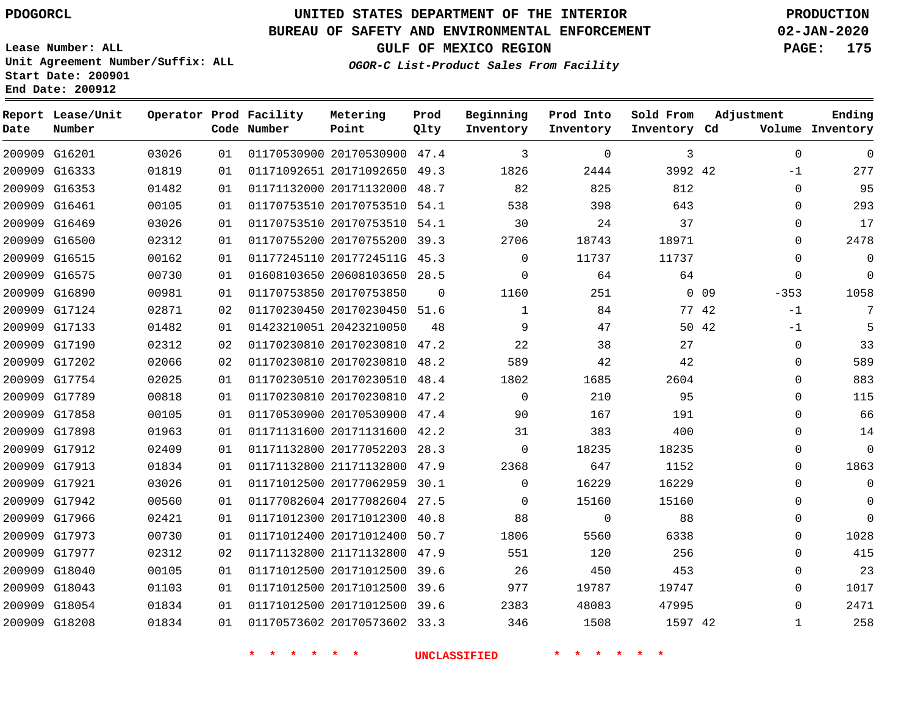# UNITED STATES DEPARTMENT OF THE INTERIOR
## BUREAU OF SAFETY AND ENVIRONMENTAL ENFORCEMENT
### GULF OF MEXICO REGION
*OGOR-C List-Product Sales From Facility*

PDOGORCL

PRODUCTION 02-JAN-2020

Lease Number: ALL
Unit Agreement Number/Suffix: ALL
Start Date: 200901
End Date: 200912

| Report Date | Lease/Unit Number | Operator | Prod Code | Facility Number | Metering Point | Prod Qlty | Beginning Inventory | Prod Into Inventory | Sold From Inventory | Adjustment Cd | Adjustment Volume | Ending Inventory |
|---|---|---|---|---|---|---|---|---|---|---|---|---|
| 200909 | G16201 | 03026 | 01 | 01170530900 | 20170530900 | 47.4 | 3 | 0 | 3 | | 0 | 0 |
| 200909 | G16333 | 01819 | 01 | 01171092651 | 20171092650 | 49.3 | 1826 | 2444 | 3992 | 42 | -1 | 277 |
| 200909 | G16353 | 01482 | 01 | 01171132000 | 20171132000 | 48.7 | 82 | 825 | 812 | | 0 | 95 |
| 200909 | G16461 | 00105 | 01 | 01170753510 | 20170753510 | 54.1 | 538 | 398 | 643 | | 0 | 293 |
| 200909 | G16469 | 03026 | 01 | 01170753510 | 20170753510 | 54.1 | 30 | 24 | 37 | | 0 | 17 |
| 200909 | G16500 | 02312 | 01 | 01170755200 | 20170755200 | 39.3 | 2706 | 18743 | 18971 | | 0 | 2478 |
| 200909 | G16515 | 00162 | 01 | 01177245110 | 2017724511G | 45.3 | 0 | 11737 | 11737 | | 0 | 0 |
| 200909 | G16575 | 00730 | 01 | 01608103650 | 20608103650 | 28.5 | 0 | 64 | 64 | | 0 | 0 |
| 200909 | G16890 | 00981 | 01 | 01170753850 | 20170753850 | 0 | 1160 | 251 | 0 | 09 | -353 | 1058 |
| 200909 | G17124 | 02871 | 02 | 01170230450 | 20170230450 | 51.6 | 1 | 84 | 77 | 42 | -1 | 7 |
| 200909 | G17133 | 01482 | 01 | 01423210051 | 20423210050 | 48 | 9 | 47 | 50 | 42 | -1 | 5 |
| 200909 | G17190 | 02312 | 02 | 01170230810 | 20170230810 | 47.2 | 22 | 38 | 27 | | 0 | 33 |
| 200909 | G17202 | 02066 | 02 | 01170230810 | 20170230810 | 48.2 | 589 | 42 | 42 | | 0 | 589 |
| 200909 | G17754 | 02025 | 01 | 01170230510 | 20170230510 | 48.4 | 1802 | 1685 | 2604 | | 0 | 883 |
| 200909 | G17789 | 00818 | 01 | 01170230810 | 20170230810 | 47.2 | 0 | 210 | 95 | | 0 | 115 |
| 200909 | G17858 | 00105 | 01 | 01170530900 | 20170530900 | 47.4 | 90 | 167 | 191 | | 0 | 66 |
| 200909 | G17898 | 01963 | 01 | 01171131600 | 20171131600 | 42.2 | 31 | 383 | 400 | | 0 | 14 |
| 200909 | G17912 | 02409 | 01 | 01171132800 | 20177052203 | 28.3 | 0 | 18235 | 18235 | | 0 | 0 |
| 200909 | G17913 | 01834 | 01 | 01171132800 | 21171132800 | 47.9 | 2368 | 647 | 1152 | | 0 | 1863 |
| 200909 | G17921 | 03026 | 01 | 01171012500 | 20177062959 | 30.1 | 0 | 16229 | 16229 | | 0 | 0 |
| 200909 | G17942 | 00560 | 01 | 01177082604 | 20177082604 | 27.5 | 0 | 15160 | 15160 | | 0 | 0 |
| 200909 | G17966 | 02421 | 01 | 01171012300 | 20171012300 | 40.8 | 88 | 0 | 88 | | 0 | 0 |
| 200909 | G17973 | 00730 | 01 | 01171012400 | 20171012400 | 50.7 | 1806 | 5560 | 6338 | | 0 | 1028 |
| 200909 | G17977 | 02312 | 02 | 01171132800 | 21171132800 | 47.9 | 551 | 120 | 256 | | 0 | 415 |
| 200909 | G18040 | 00105 | 01 | 01171012500 | 20171012500 | 39.6 | 26 | 450 | 453 | | 0 | 23 |
| 200909 | G18043 | 01103 | 01 | 01171012500 | 20171012500 | 39.6 | 977 | 19787 | 19747 | | 0 | 1017 |
| 200909 | G18054 | 01834 | 01 | 01171012500 | 20171012500 | 39.6 | 2383 | 48083 | 47995 | | 0 | 2471 |
| 200909 | G18208 | 01834 | 01 | 01170573602 | 20170573602 | 33.3 | 346 | 1508 | 1597 | 42 | 1 | 258 |

\* \* \* \* \* \* UNCLASSIFIED \* \* \* \* \* \*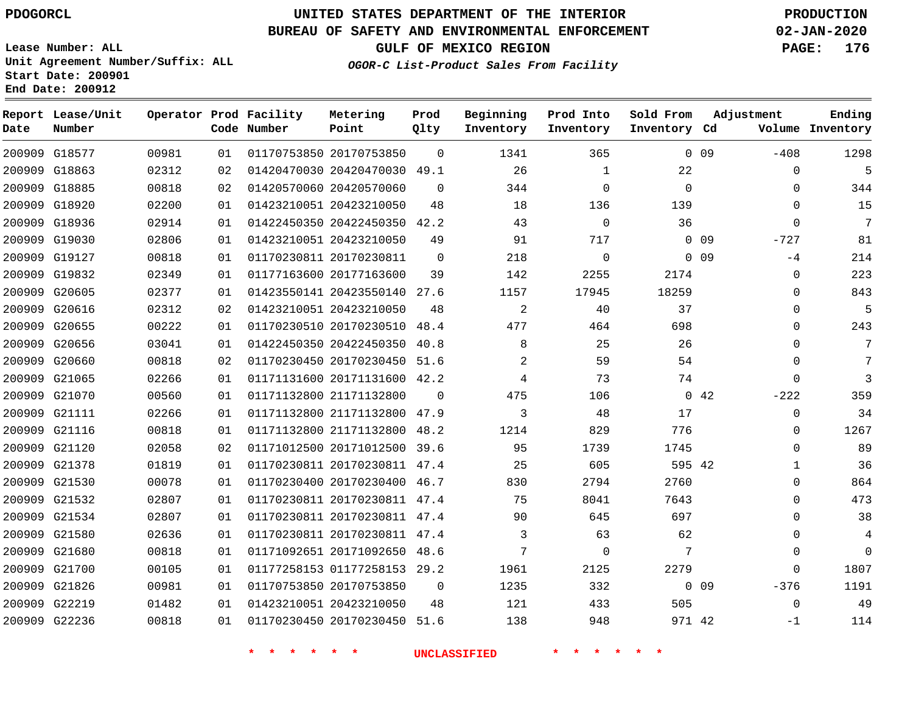# UNITED STATES DEPARTMENT OF THE INTERIOR
## BUREAU OF SAFETY AND ENVIRONMENTAL ENFORCEMENT
### GULF OF MEXICO REGION
#### *OGOR-C List-Product Sales From Facility*

PDOGORCL

PRODUCTION
02-JAN-2020

Lease Number: ALL
Unit Agreement Number/Suffix: ALL
Start Date: 200901
End Date: 200912

| Report Date | Lease/Unit Number | Operator | Prod Code | Facility Number | Metering Point | Prod Qlty | Beginning Inventory | Prod Into Inventory | Sold From Inventory | Adjustment Cd | Adjustment Volume | Ending Inventory |
|---|---|---|---|---|---|---|---|---|---|---|---|---|
| 200909 | G18577 | 00981 | 01 | 01170753850 | 20170753850 | 0 | 1341 | 365 | 0 | 09 | -408 | 1298 |
| 200909 | G18863 | 02312 | 02 | 01420470030 | 20420470030 | 49.1 | 26 | 1 | 22 | | 0 | 5 |
| 200909 | G18885 | 00818 | 02 | 01420570060 | 20420570060 | 0 | 344 | 0 | 0 | | 0 | 344 |
| 200909 | G18920 | 02200 | 01 | 01423210051 | 20423210050 | 48 | 18 | 136 | 139 | | 0 | 15 |
| 200909 | G18936 | 02914 | 01 | 01422450350 | 20422450350 | 42.2 | 43 | 0 | 36 | | 0 | 7 |
| 200909 | G19030 | 02806 | 01 | 01423210051 | 20423210050 | 49 | 91 | 717 | 0 | 09 | -727 | 81 |
| 200909 | G19127 | 00818 | 01 | 01170230811 | 20170230811 | 0 | 218 | 0 | 0 | 09 | -4 | 214 |
| 200909 | G19832 | 02349 | 01 | 01177163600 | 20177163600 | 39 | 142 | 2255 | 2174 | | 0 | 223 |
| 200909 | G20605 | 02377 | 01 | 01423550141 | 20423550140 | 27.6 | 1157 | 17945 | 18259 | | 0 | 843 |
| 200909 | G20616 | 02312 | 02 | 01423210051 | 20423210050 | 48 | 2 | 40 | 37 | | 0 | 5 |
| 200909 | G20655 | 00222 | 01 | 01170230510 | 20170230510 | 48.4 | 477 | 464 | 698 | | 0 | 243 |
| 200909 | G20656 | 03041 | 01 | 01422450350 | 20422450350 | 40.8 | 8 | 25 | 26 | | 0 | 7 |
| 200909 | G20660 | 00818 | 02 | 01170230450 | 20170230450 | 51.6 | 2 | 59 | 54 | | 0 | 7 |
| 200909 | G21065 | 02266 | 01 | 01171131600 | 20171131600 | 42.2 | 4 | 73 | 74 | | 0 | 3 |
| 200909 | G21070 | 00560 | 01 | 01171132800 | 21171132800 | 0 | 475 | 106 | 0 | 42 | -222 | 359 |
| 200909 | G21111 | 02266 | 01 | 01171132800 | 21171132800 | 47.9 | 3 | 48 | 17 | | 0 | 34 |
| 200909 | G21116 | 00818 | 01 | 01171132800 | 21171132800 | 48.2 | 1214 | 829 | 776 | | 0 | 1267 |
| 200909 | G21120 | 02058 | 02 | 01171012500 | 20171012500 | 39.6 | 95 | 1739 | 1745 | | 0 | 89 |
| 200909 | G21378 | 01819 | 01 | 01170230811 | 20170230811 | 47.4 | 25 | 605 | 595 | 42 | 1 | 36 |
| 200909 | G21530 | 00078 | 01 | 01170230400 | 20170230400 | 46.7 | 830 | 2794 | 2760 | | 0 | 864 |
| 200909 | G21532 | 02807 | 01 | 01170230811 | 20170230811 | 47.4 | 75 | 8041 | 7643 | | 0 | 473 |
| 200909 | G21534 | 02807 | 01 | 01170230811 | 20170230811 | 47.4 | 90 | 645 | 697 | | 0 | 38 |
| 200909 | G21580 | 02636 | 01 | 01170230811 | 20170230811 | 47.4 | 3 | 63 | 62 | | 0 | 4 |
| 200909 | G21680 | 00818 | 01 | 01171092651 | 20171092650 | 48.6 | 7 | 0 | 7 | | 0 | 0 |
| 200909 | G21700 | 00105 | 01 | 01177258153 | 01177258153 | 29.2 | 1961 | 2125 | 2279 | | 0 | 1807 |
| 200909 | G21826 | 00981 | 01 | 01170753850 | 20170753850 | 0 | 1235 | 332 | 0 | 09 | -376 | 1191 |
| 200909 | G22219 | 01482 | 01 | 01423210051 | 20423210050 | 48 | 121 | 433 | 505 | | 0 | 49 |
| 200909 | G22236 | 00818 | 01 | 01170230450 | 20170230450 | 51.6 | 138 | 948 | 971 | 42 | -1 | 114 |

* * * * * * UNCLASSIFIED * * * * * *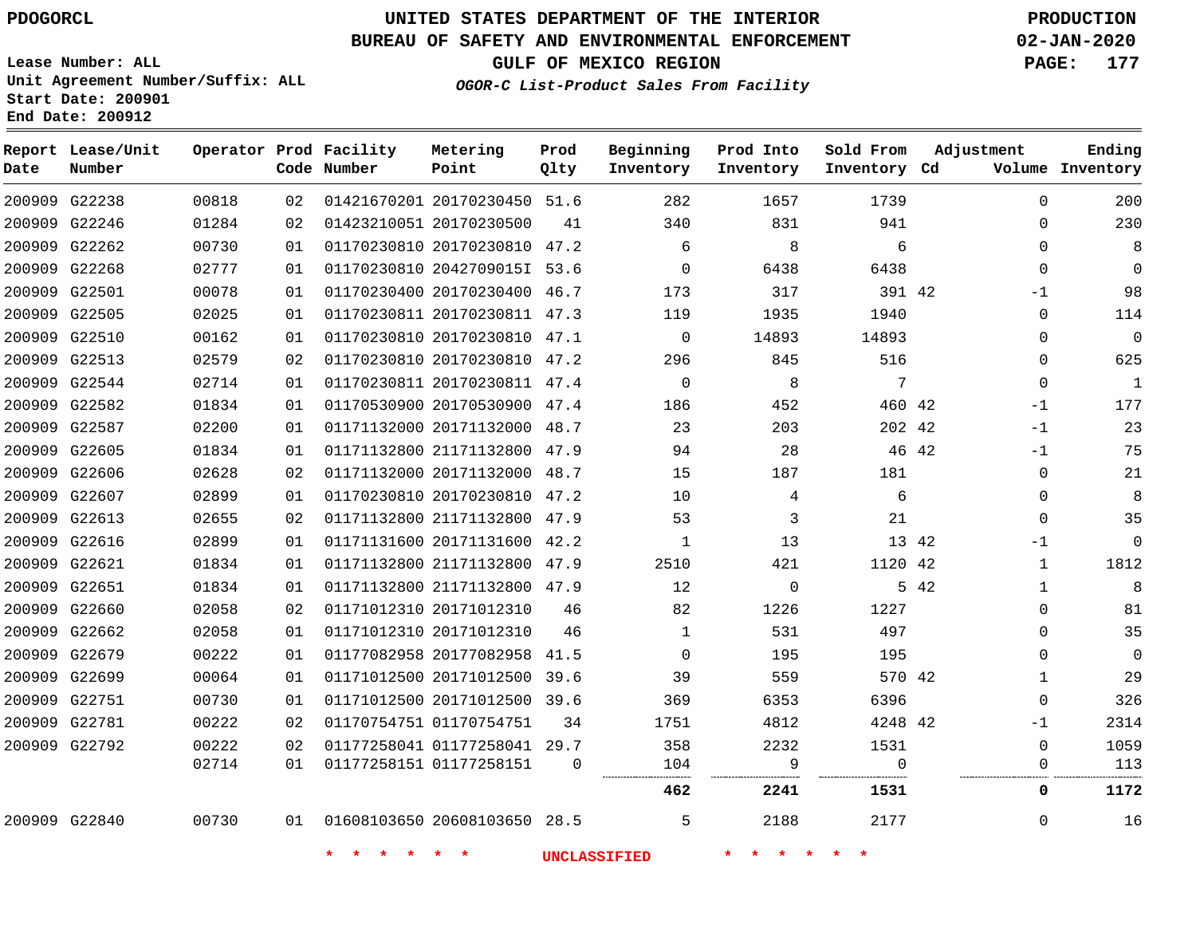PDOGORCL

# UNITED STATES DEPARTMENT OF THE INTERIOR
## BUREAU OF SAFETY AND ENVIRONMENTAL ENFORCEMENT
### GULF OF MEXICO REGION
*OGOR-C List-Product Sales From Facility*

PRODUCTION
02-JAN-2020

Lease Number: ALL
Unit Agreement Number/Suffix: ALL
Start Date: 200901
End Date: 200912

| Report Date | Lease/Unit Number | Operator | Prod Code | Facility Number | Metering Point | Prod Qlty | Beginning Inventory | Prod Into Inventory | Sold From Inventory | Adjustment Cd | Volume | Ending Inventory |
|---|---|---|---|---|---|---|---|---|---|---|---|---|
| 200909 | G22238 | 00818 | 02 | 01421670201 | 20170230450 | 51.6 | 282 | 1657 | 1739 | | 0 | 200 |
| 200909 | G22246 | 01284 | 02 | 01423210051 | 20170230500 | 41 | 340 | 831 | 941 | | 0 | 230 |
| 200909 | G22262 | 00730 | 01 | 01170230810 | 20170230810 | 47.2 | 6 | 8 | 6 | | 0 | 8 |
| 200909 | G22268 | 02777 | 01 | 01170230810 | 2042709015I | 53.6 | 0 | 6438 | 6438 | | 0 | 0 |
| 200909 | G22501 | 00078 | 01 | 01170230400 | 20170230400 | 46.7 | 173 | 317 | 391 | 42 | -1 | 98 |
| 200909 | G22505 | 02025 | 01 | 01170230811 | 20170230811 | 47.3 | 119 | 1935 | 1940 | | 0 | 114 |
| 200909 | G22510 | 00162 | 01 | 01170230810 | 20170230810 | 47.1 | 0 | 14893 | 14893 | | 0 | 0 |
| 200909 | G22513 | 02579 | 02 | 01170230810 | 20170230810 | 47.2 | 296 | 845 | 516 | | 0 | 625 |
| 200909 | G22544 | 02714 | 01 | 01170230811 | 20170230811 | 47.4 | 0 | 8 | 7 | | 0 | 1 |
| 200909 | G22582 | 01834 | 01 | 01170530900 | 20170530900 | 47.4 | 186 | 452 | 460 | 42 | -1 | 177 |
| 200909 | G22587 | 02200 | 01 | 01171132000 | 20171132000 | 48.7 | 23 | 203 | 202 | 42 | -1 | 23 |
| 200909 | G22605 | 01834 | 01 | 01171132800 | 21171132800 | 47.9 | 94 | 28 | 46 | 42 | -1 | 75 |
| 200909 | G22606 | 02628 | 02 | 01171132000 | 20171132000 | 48.7 | 15 | 187 | 181 | | 0 | 21 |
| 200909 | G22607 | 02899 | 01 | 01170230810 | 20170230810 | 47.2 | 10 | 4 | 6 | | 0 | 8 |
| 200909 | G22613 | 02655 | 02 | 01171132800 | 21171132800 | 47.9 | 53 | 3 | 21 | | 0 | 35 |
| 200909 | G22616 | 02899 | 01 | 01171131600 | 20171131600 | 42.2 | 1 | 13 | 13 | 42 | -1 | 0 |
| 200909 | G22621 | 01834 | 01 | 01171132800 | 21171132800 | 47.9 | 2510 | 421 | 1120 | 42 | 1 | 1812 |
| 200909 | G22651 | 01834 | 01 | 01171132800 | 21171132800 | 47.9 | 12 | 0 | 5 | 42 | 1 | 8 |
| 200909 | G22660 | 02058 | 02 | 01171012310 | 20171012310 | 46 | 82 | 1226 | 1227 | | 0 | 81 |
| 200909 | G22662 | 02058 | 01 | 01171012310 | 20171012310 | 46 | 1 | 531 | 497 | | 0 | 35 |
| 200909 | G22679 | 00222 | 01 | 01177082958 | 20177082958 | 41.5 | 0 | 195 | 195 | | 0 | 0 |
| 200909 | G22699 | 00064 | 01 | 01171012500 | 20171012500 | 39.6 | 39 | 559 | 570 | 42 | 1 | 29 |
| 200909 | G22751 | 00730 | 01 | 01171012500 | 20171012500 | 39.6 | 369 | 6353 | 6396 | | 0 | 326 |
| 200909 | G22781 | 00222 | 02 | 01170754751 | 01170754751 | 34 | 1751 | 4812 | 4248 | 42 | -1 | 2314 |
| 200909 | G22792 | 00222 | 02 | 01177258041 | 01177258041 | 29.7 | 358 | 2232 | 1531 | | 0 | 1059 |
| | | 02714 | 01 | 01177258151 | 01177258151 | 0 | 104 | 9 | 0 | | 0 | 113 |
| | | | | | | | **462** | **2241** | **1531** | | **0** | **1172** |
| 200909 | G22840 | 00730 | 01 | 01608103650 | 20608103650 | 28.5 | 5 | 2188 | 2177 | | 0 | 16 |

\* \* \* \* \* \* UNCLASSIFIED \* \* \* \* \* \*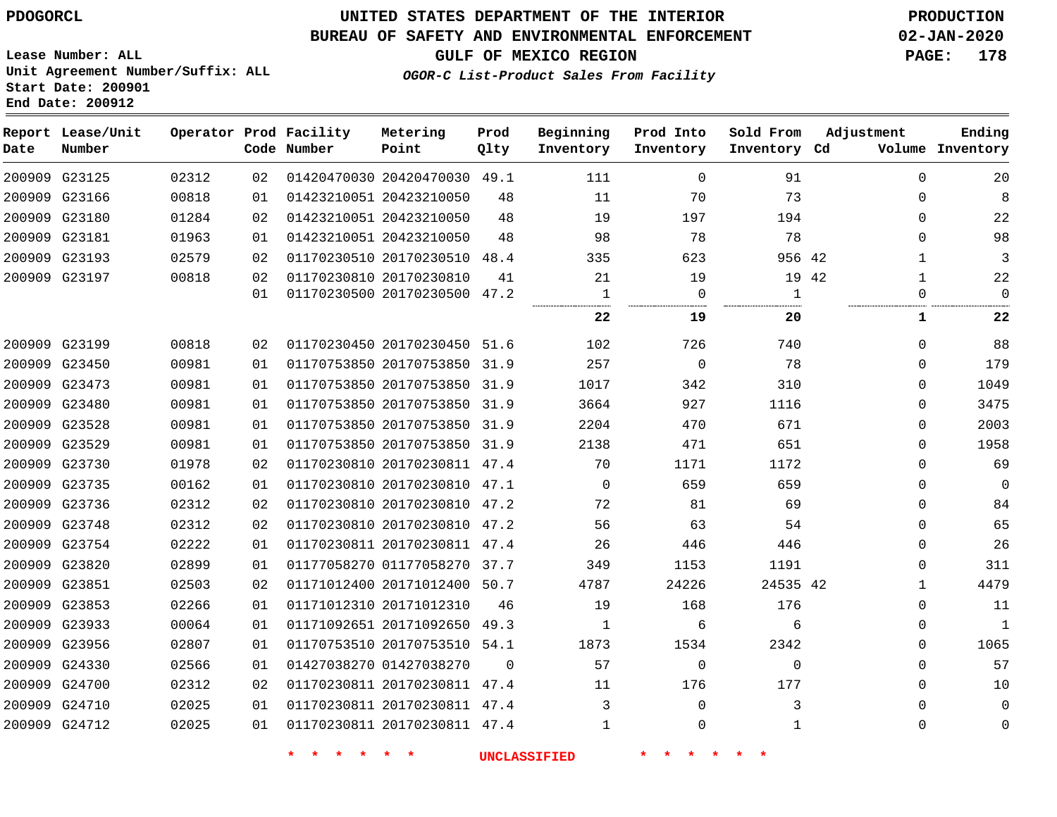PDOGORCL

# UNITED STATES DEPARTMENT OF THE INTERIOR
## BUREAU OF SAFETY AND ENVIRONMENTAL ENFORCEMENT
### GULF OF MEXICO REGION
*OGOR-C List-Product Sales From Facility*

PRODUCTION
02-JAN-2020

Lease Number: ALL
Unit Agreement Number/Suffix: ALL
Start Date: 200901
End Date: 200912

| Report Date | Lease/Unit Number | Operator | Prod Code | Facility Number | Metering Point | Prod Qlty | Beginning Inventory | Prod Into Inventory | Sold From Inventory | Adjustment Cd | Adjustment Volume | Ending Inventory |
|---|---|---|---|---|---|---|---|---|---|---|---|---|
| 200909 | G23125 | 02312 | 02 | 01420470030 | 20420470030 | 49.1 | 111 | 0 | 91 | | 0 | 20 |
| 200909 | G23166 | 00818 | 01 | 01423210051 | 20423210050 | 48 | 11 | 70 | 73 | | 0 | 8 |
| 200909 | G23180 | 01284 | 02 | 01423210051 | 20423210050 | 48 | 19 | 197 | 194 | | 0 | 22 |
| 200909 | G23181 | 01963 | 01 | 01423210051 | 20423210050 | 48 | 98 | 78 | 78 | | 0 | 98 |
| 200909 | G23193 | 02579 | 02 | 01170230510 | 20170230510 | 48.4 | 335 | 623 | 956 | 42 | 1 | 3 |
| 200909 | G23197 | 00818 | 02 | 01170230810 | 20170230810 | 41 | 21 | 19 | 19 | 42 | 1 | 22 |
| | | | 01 | 01170230500 | 20170230500 | 47.2 | 1 | 0 | 1 | | 0 | 0 |
| | | | | | | | **22** | **19** | **20** | | **1** | **22** |
| 200909 | G23199 | 00818 | 02 | 01170230450 | 20170230450 | 51.6 | 102 | 726 | 740 | | 0 | 88 |
| 200909 | G23450 | 00981 | 01 | 01170753850 | 20170753850 | 31.9 | 257 | 0 | 78 | | 0 | 179 |
| 200909 | G23473 | 00981 | 01 | 01170753850 | 20170753850 | 31.9 | 1017 | 342 | 310 | | 0 | 1049 |
| 200909 | G23480 | 00981 | 01 | 01170753850 | 20170753850 | 31.9 | 3664 | 927 | 1116 | | 0 | 3475 |
| 200909 | G23528 | 00981 | 01 | 01170753850 | 20170753850 | 31.9 | 2204 | 470 | 671 | | 0 | 2003 |
| 200909 | G23529 | 00981 | 01 | 01170753850 | 20170753850 | 31.9 | 2138 | 471 | 651 | | 0 | 1958 |
| 200909 | G23730 | 01978 | 02 | 01170230810 | 20170230811 | 47.4 | 70 | 1171 | 1172 | | 0 | 69 |
| 200909 | G23735 | 00162 | 01 | 01170230810 | 20170230810 | 47.1 | 0 | 659 | 659 | | 0 | 0 |
| 200909 | G23736 | 02312 | 02 | 01170230810 | 20170230810 | 47.2 | 72 | 81 | 69 | | 0 | 84 |
| 200909 | G23748 | 02312 | 02 | 01170230810 | 20170230810 | 47.2 | 56 | 63 | 54 | | 0 | 65 |
| 200909 | G23754 | 02222 | 01 | 01170230811 | 20170230811 | 47.4 | 26 | 446 | 446 | | 0 | 26 |
| 200909 | G23820 | 02899 | 01 | 01177058270 | 01177058270 | 37.7 | 349 | 1153 | 1191 | | 0 | 311 |
| 200909 | G23851 | 02503 | 02 | 01171012400 | 20171012400 | 50.7 | 4787 | 24226 | 24535 | 42 | 1 | 4479 |
| 200909 | G23853 | 02266 | 01 | 01171012310 | 20171012310 | 46 | 19 | 168 | 176 | | 0 | 11 |
| 200909 | G23933 | 00064 | 01 | 01171092651 | 20171092650 | 49.3 | 1 | 6 | 6 | | 0 | 1 |
| 200909 | G23956 | 02807 | 01 | 01170753510 | 20170753510 | 54.1 | 1873 | 1534 | 2342 | | 0 | 1065 |
| 200909 | G24330 | 02566 | 01 | 01427038270 | 01427038270 | 0 | 57 | 0 | 0 | | 0 | 57 |
| 200909 | G24700 | 02312 | 02 | 01170230811 | 20170230811 | 47.4 | 11 | 176 | 177 | | 0 | 10 |
| 200909 | G24710 | 02025 | 01 | 01170230811 | 20170230811 | 47.4 | 3 | 0 | 3 | | 0 | 0 |
| 200909 | G24712 | 02025 | 01 | 01170230811 | 20170230811 | 47.4 | 1 | 0 | 1 | | 0 | 0 |

\* \* \* \* \* \* UNCLASSIFIED \* \* \* \* \* \*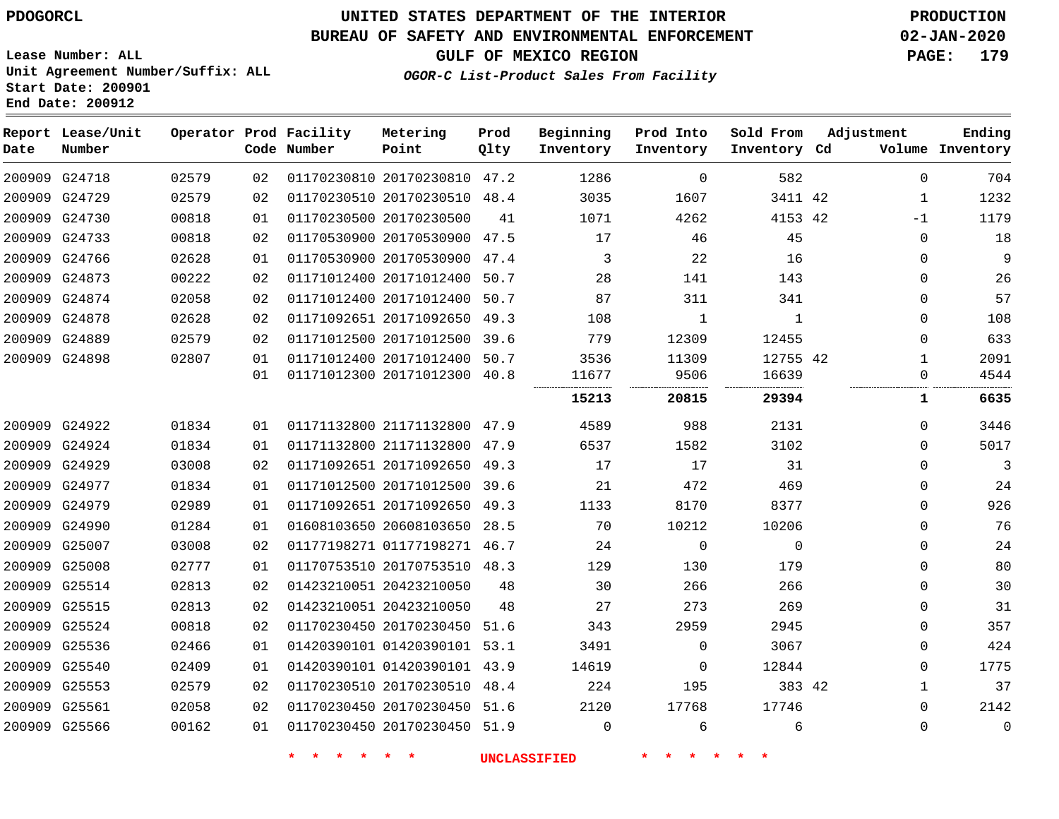PDOGORCL

# UNITED STATES DEPARTMENT OF THE INTERIOR
## BUREAU OF SAFETY AND ENVIRONMENTAL ENFORCEMENT
### GULF OF MEXICO REGION
*OGOR-C List-Product Sales From Facility*

PRODUCTION
02-JAN-2020

Lease Number: ALL
Unit Agreement Number/Suffix: ALL
Start Date: 200901
End Date: 200912

| Report Date | Lease/Unit Number | Operator | Prod Code | Facility Number | Metering Point | Prod Qlty | Beginning Inventory | Prod Into Inventory | Sold From Inventory | Adjustment Cd | Volume | Ending Inventory |
|---|---|---|---|---|---|---|---|---|---|---|---|---|
| 200909 | G24718 | 02579 | 02 | 01170230810 | 20170230810 | 47.2 | 1286 | 0 | 582 | | 0 | 704 |
| 200909 | G24729 | 02579 | 02 | 01170230510 | 20170230510 | 48.4 | 3035 | 1607 | 3411 | 42 | 1 | 1232 |
| 200909 | G24730 | 00818 | 01 | 01170230500 | 20170230500 | 41 | 1071 | 4262 | 4153 | 42 | -1 | 1179 |
| 200909 | G24733 | 00818 | 02 | 01170530900 | 20170530900 | 47.5 | 17 | 46 | 45 | | 0 | 18 |
| 200909 | G24766 | 02628 | 01 | 01170530900 | 20170530900 | 47.4 | 3 | 22 | 16 | | 0 | 9 |
| 200909 | G24873 | 00222 | 02 | 01171012400 | 20171012400 | 50.7 | 28 | 141 | 143 | | 0 | 26 |
| 200909 | G24874 | 02058 | 02 | 01171012400 | 20171012400 | 50.7 | 87 | 311 | 341 | | 0 | 57 |
| 200909 | G24878 | 02628 | 02 | 01171092651 | 20171092650 | 49.3 | 108 | 1 | 1 | | 0 | 108 |
| 200909 | G24889 | 02579 | 02 | 01171012500 | 20171012500 | 39.6 | 779 | 12309 | 12455 | | 0 | 633 |
| 200909 | G24898 | 02807 | 01 | 01171012400 | 20171012400 | 50.7 | 3536 | 11309 | 12755 | 42 | 1 | 2091 |
| | | | 01 | 01171012300 | 20171012300 | 40.8 | 11677 | 9506 | 16639 | | 0 | 4544 |
| | | | | | | | **15213** | **20815** | **29394** | | **1** | **6635** |
| 200909 | G24922 | 01834 | 01 | 01171132800 | 21171132800 | 47.9 | 4589 | 988 | 2131 | | 0 | 3446 |
| 200909 | G24924 | 01834 | 01 | 01171132800 | 21171132800 | 47.9 | 6537 | 1582 | 3102 | | 0 | 5017 |
| 200909 | G24929 | 03008 | 02 | 01171092651 | 20171092650 | 49.3 | 17 | 17 | 31 | | 0 | 3 |
| 200909 | G24977 | 01834 | 01 | 01171012500 | 20171012500 | 39.6 | 21 | 472 | 469 | | 0 | 24 |
| 200909 | G24979 | 02989 | 01 | 01171092651 | 20171092650 | 49.3 | 1133 | 8170 | 8377 | | 0 | 926 |
| 200909 | G24990 | 01284 | 01 | 01608103650 | 20608103650 | 28.5 | 70 | 10212 | 10206 | | 0 | 76 |
| 200909 | G25007 | 03008 | 02 | 01177198271 | 01177198271 | 46.7 | 24 | 0 | 0 | | 0 | 24 |
| 200909 | G25008 | 02777 | 01 | 01170753510 | 20170753510 | 48.3 | 129 | 130 | 179 | | 0 | 80 |
| 200909 | G25514 | 02813 | 02 | 01423210051 | 20423210050 | 48 | 30 | 266 | 266 | | 0 | 30 |
| 200909 | G25515 | 02813 | 02 | 01423210051 | 20423210050 | 48 | 27 | 273 | 269 | | 0 | 31 |
| 200909 | G25524 | 00818 | 02 | 01170230450 | 20170230450 | 51.6 | 343 | 2959 | 2945 | | 0 | 357 |
| 200909 | G25536 | 02466 | 01 | 01420390101 | 01420390101 | 53.1 | 3491 | 0 | 3067 | | 0 | 424 |
| 200909 | G25540 | 02409 | 01 | 01420390101 | 01420390101 | 43.9 | 14619 | 0 | 12844 | | 0 | 1775 |
| 200909 | G25553 | 02579 | 02 | 01170230510 | 20170230510 | 48.4 | 224 | 195 | 383 | 42 | 1 | 37 |
| 200909 | G25561 | 02058 | 02 | 01170230450 | 20170230450 | 51.6 | 2120 | 17768 | 17746 | | 0 | 2142 |
| 200909 | G25566 | 00162 | 01 | 01170230450 | 20170230450 | 51.9 | 0 | 6 | 6 | | 0 | 0 |

* * * * * * UNCLASSIFIED * * * * * *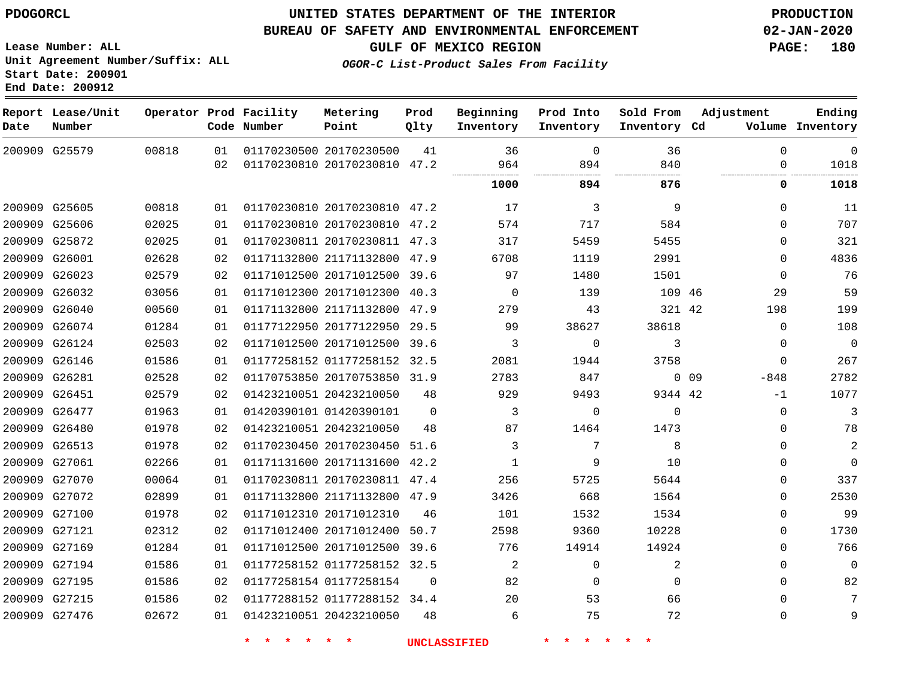PDOGORCL

# UNITED STATES DEPARTMENT OF THE INTERIOR
## BUREAU OF SAFETY AND ENVIRONMENTAL ENFORCEMENT
### GULF OF MEXICO REGION
*OGOR-C List-Product Sales From Facility*

PRODUCTION
02-JAN-2020

Lease Number: ALL
Unit Agreement Number/Suffix: ALL
Start Date: 200901
End Date: 200912

| Report Date | Lease/Unit Number | Operator | Prod Code | Facility Number | Metering Point | Prod Qlty | Beginning Inventory | Prod Into Inventory | Sold From Inventory | Adjustment Cd | Volume | Ending Inventory |
|---|---|---|---|---|---|---|---|---|---|---|---|---|
| 200909 | G25579 | 00818 | 01 | 01170230500 | 20170230500 | 41 | 36 | 0 | 36 | | 0 | 0 |
| | | | 02 | 01170230810 | 20170230810 | 47.2 | 964 | 894 | 840 | | 0 | 1018 |
| | | | | | | | **1000** | **894** | **876** | | **0** | **1018** |
| 200909 | G25605 | 00818 | 01 | 01170230810 | 20170230810 | 47.2 | 17 | 3 | 9 | | 0 | 11 |
| 200909 | G25606 | 02025 | 01 | 01170230810 | 20170230810 | 47.2 | 574 | 717 | 584 | | 0 | 707 |
| 200909 | G25872 | 02025 | 01 | 01170230811 | 20170230811 | 47.3 | 317 | 5459 | 5455 | | 0 | 321 |
| 200909 | G26001 | 02628 | 02 | 01171132800 | 21171132800 | 47.9 | 6708 | 1119 | 2991 | | 0 | 4836 |
| 200909 | G26023 | 02579 | 02 | 01171012500 | 20171012500 | 39.6 | 97 | 1480 | 1501 | | 0 | 76 |
| 200909 | G26032 | 03056 | 01 | 01171012300 | 20171012300 | 40.3 | 0 | 139 | 109 | 46 | 29 | 59 |
| 200909 | G26040 | 00560 | 01 | 01171132800 | 21171132800 | 47.9 | 279 | 43 | 321 | 42 | 198 | 199 |
| 200909 | G26074 | 01284 | 01 | 01177122950 | 20177122950 | 29.5 | 99 | 38627 | 38618 | | 0 | 108 |
| 200909 | G26124 | 02503 | 02 | 01171012500 | 20171012500 | 39.6 | 3 | 0 | 3 | | 0 | 0 |
| 200909 | G26146 | 01586 | 01 | 01177258152 | 01177258152 | 32.5 | 2081 | 1944 | 3758 | | 0 | 267 |
| 200909 | G26281 | 02528 | 02 | 01170753850 | 20170753850 | 31.9 | 2783 | 847 | 0 | 09 | -848 | 2782 |
| 200909 | G26451 | 02579 | 02 | 01423210051 | 20423210050 | 48 | 929 | 9493 | 9344 | 42 | -1 | 1077 |
| 200909 | G26477 | 01963 | 01 | 01420390101 | 01420390101 | 0 | 3 | 0 | 0 | | 0 | 3 |
| 200909 | G26480 | 01978 | 02 | 01423210051 | 20423210050 | 48 | 87 | 1464 | 1473 | | 0 | 78 |
| 200909 | G26513 | 01978 | 02 | 01170230450 | 20170230450 | 51.6 | 3 | 7 | 8 | | 0 | 2 |
| 200909 | G27061 | 02266 | 01 | 01171131600 | 20171131600 | 42.2 | 1 | 9 | 10 | | 0 | 0 |
| 200909 | G27070 | 00064 | 01 | 01170230811 | 20170230811 | 47.4 | 256 | 5725 | 5644 | | 0 | 337 |
| 200909 | G27072 | 02899 | 01 | 01171132800 | 21171132800 | 47.9 | 3426 | 668 | 1564 | | 0 | 2530 |
| 200909 | G27100 | 01978 | 02 | 01171012310 | 20171012310 | 46 | 101 | 1532 | 1534 | | 0 | 99 |
| 200909 | G27121 | 02312 | 02 | 01171012400 | 20171012400 | 50.7 | 2598 | 9360 | 10228 | | 0 | 1730 |
| 200909 | G27169 | 01284 | 01 | 01171012500 | 20171012500 | 39.6 | 776 | 14914 | 14924 | | 0 | 766 |
| 200909 | G27194 | 01586 | 01 | 01177258152 | 01177258152 | 32.5 | 2 | 0 | 2 | | 0 | 0 |
| 200909 | G27195 | 01586 | 02 | 01177258154 | 01177258154 | 0 | 82 | 0 | 0 | | 0 | 82 |
| 200909 | G27215 | 01586 | 02 | 01177288152 | 01177288152 | 34.4 | 20 | 53 | 66 | | 0 | 7 |
| 200909 | G27476 | 02672 | 01 | 01423210051 | 20423210050 | 48 | 6 | 75 | 72 | | 0 | 9 |

* * * * * * UNCLASSIFIED * * * * * *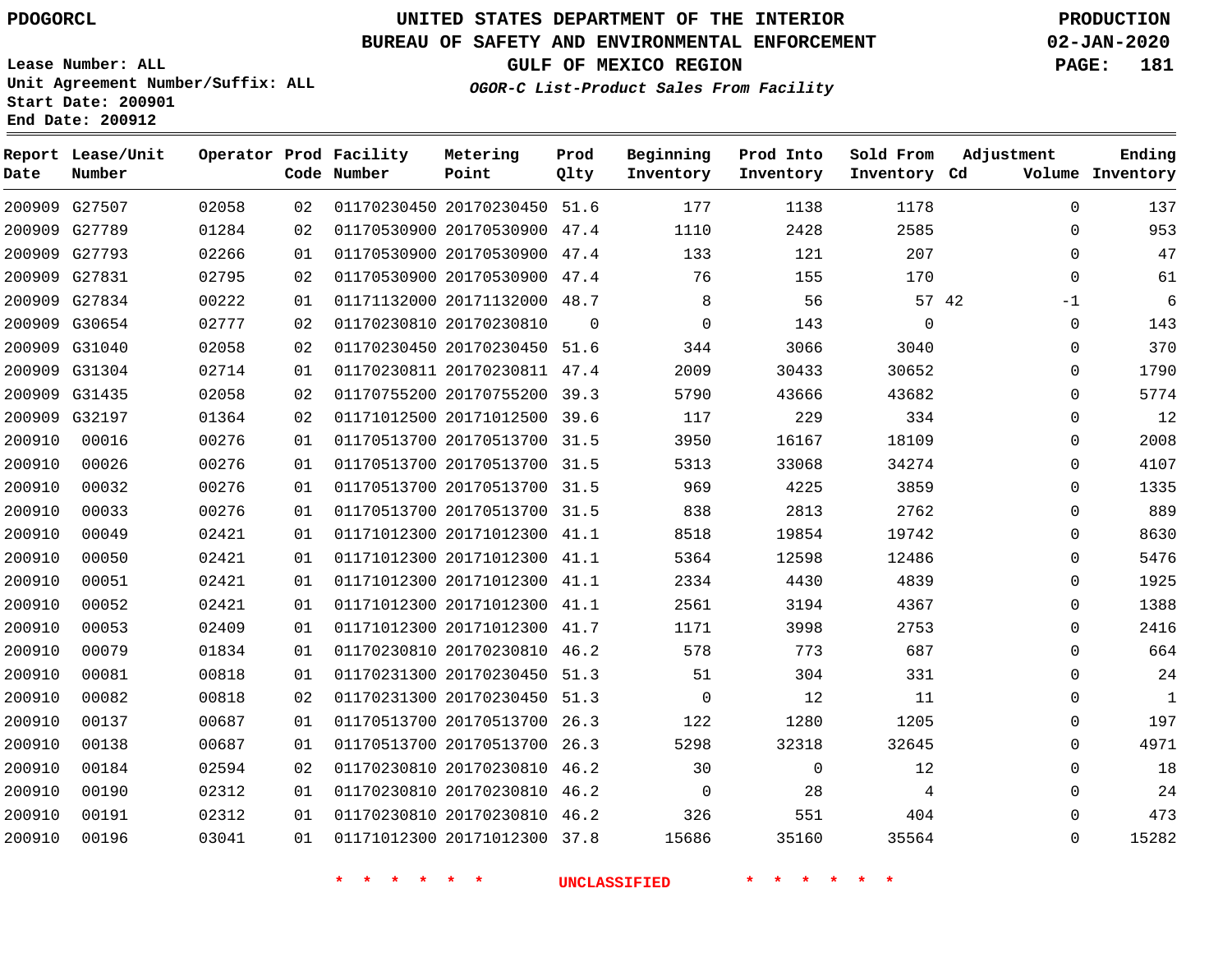PDOGORCL

Lease Number: ALL
Unit Agreement Number/Suffix: ALL
Start Date: 200901
End Date: 200912

# UNITED STATES DEPARTMENT OF THE INTERIOR
## BUREAU OF SAFETY AND ENVIRONMENTAL ENFORCEMENT
## GULF OF MEXICO REGION

*OGOR-C List-Product Sales From Facility*

PRODUCTION
02-JAN-2020

| Report Date | Lease/Unit Number | Operator | Prod Code | Facility Number | Metering Point | Prod Qlty | Beginning Inventory | Prod Into Inventory | Sold From Inventory | Adjustment Cd | Adjustment Volume | Ending Inventory |
|---|---|---|---|---|---|---|---|---|---|---|---|---|
| 200909 | G27507 | 02058 | 02 | 01170230450 | 20170230450 | 51.6 | 177 | 1138 | 1178 | | 0 | 137 |
| 200909 | G27789 | 01284 | 02 | 01170530900 | 20170530900 | 47.4 | 1110 | 2428 | 2585 | | 0 | 953 |
| 200909 | G27793 | 02266 | 01 | 01170530900 | 20170530900 | 47.4 | 133 | 121 | 207 | | 0 | 47 |
| 200909 | G27831 | 02795 | 02 | 01170530900 | 20170530900 | 47.4 | 76 | 155 | 170 | | 0 | 61 |
| 200909 | G27834 | 00222 | 01 | 01171132000 | 20171132000 | 48.7 | 8 | 56 | 57 | 42 | -1 | 6 |
| 200909 | G30654 | 02777 | 02 | 01170230810 | 20170230810 | 0 | 0 | 143 | 0 | | 0 | 143 |
| 200909 | G31040 | 02058 | 02 | 01170230450 | 20170230450 | 51.6 | 344 | 3066 | 3040 | | 0 | 370 |
| 200909 | G31304 | 02714 | 01 | 01170230811 | 20170230811 | 47.4 | 2009 | 30433 | 30652 | | 0 | 1790 |
| 200909 | G31435 | 02058 | 02 | 01170755200 | 20170755200 | 39.3 | 5790 | 43666 | 43682 | | 0 | 5774 |
| 200909 | G32197 | 01364 | 02 | 01171012500 | 20171012500 | 39.6 | 117 | 229 | 334 | | 0 | 12 |
| 200910 | 00016 | 00276 | 01 | 01170513700 | 20170513700 | 31.5 | 3950 | 16167 | 18109 | | 0 | 2008 |
| 200910 | 00026 | 00276 | 01 | 01170513700 | 20170513700 | 31.5 | 5313 | 33068 | 34274 | | 0 | 4107 |
| 200910 | 00032 | 00276 | 01 | 01170513700 | 20170513700 | 31.5 | 969 | 4225 | 3859 | | 0 | 1335 |
| 200910 | 00033 | 00276 | 01 | 01170513700 | 20170513700 | 31.5 | 838 | 2813 | 2762 | | 0 | 889 |
| 200910 | 00049 | 02421 | 01 | 01171012300 | 20171012300 | 41.1 | 8518 | 19854 | 19742 | | 0 | 8630 |
| 200910 | 00050 | 02421 | 01 | 01171012300 | 20171012300 | 41.1 | 5364 | 12598 | 12486 | | 0 | 5476 |
| 200910 | 00051 | 02421 | 01 | 01171012300 | 20171012300 | 41.1 | 2334 | 4430 | 4839 | | 0 | 1925 |
| 200910 | 00052 | 02421 | 01 | 01171012300 | 20171012300 | 41.1 | 2561 | 3194 | 4367 | | 0 | 1388 |
| 200910 | 00053 | 02409 | 01 | 01171012300 | 20171012300 | 41.7 | 1171 | 3998 | 2753 | | 0 | 2416 |
| 200910 | 00079 | 01834 | 01 | 01170230810 | 20170230810 | 46.2 | 578 | 773 | 687 | | 0 | 664 |
| 200910 | 00081 | 00818 | 01 | 01170231300 | 20170230450 | 51.3 | 51 | 304 | 331 | | 0 | 24 |
| 200910 | 00082 | 00818 | 02 | 01170231300 | 20170230450 | 51.3 | 0 | 12 | 11 | | 0 | 1 |
| 200910 | 00137 | 00687 | 01 | 01170513700 | 20170513700 | 26.3 | 122 | 1280 | 1205 | | 0 | 197 |
| 200910 | 00138 | 00687 | 01 | 01170513700 | 20170513700 | 26.3 | 5298 | 32318 | 32645 | | 0 | 4971 |
| 200910 | 00184 | 02594 | 02 | 01170230810 | 20170230810 | 46.2 | 30 | 0 | 12 | | 0 | 18 |
| 200910 | 00190 | 02312 | 01 | 01170230810 | 20170230810 | 46.2 | 0 | 28 | 4 | | 0 | 24 |
| 200910 | 00191 | 02312 | 01 | 01170230810 | 20170230810 | 46.2 | 326 | 551 | 404 | | 0 | 473 |
| 200910 | 00196 | 03041 | 01 | 01171012300 | 20171012300 | 37.8 | 15686 | 35160 | 35564 | | 0 | 15282 |

* * * * * * UNCLASSIFIED * * * * * *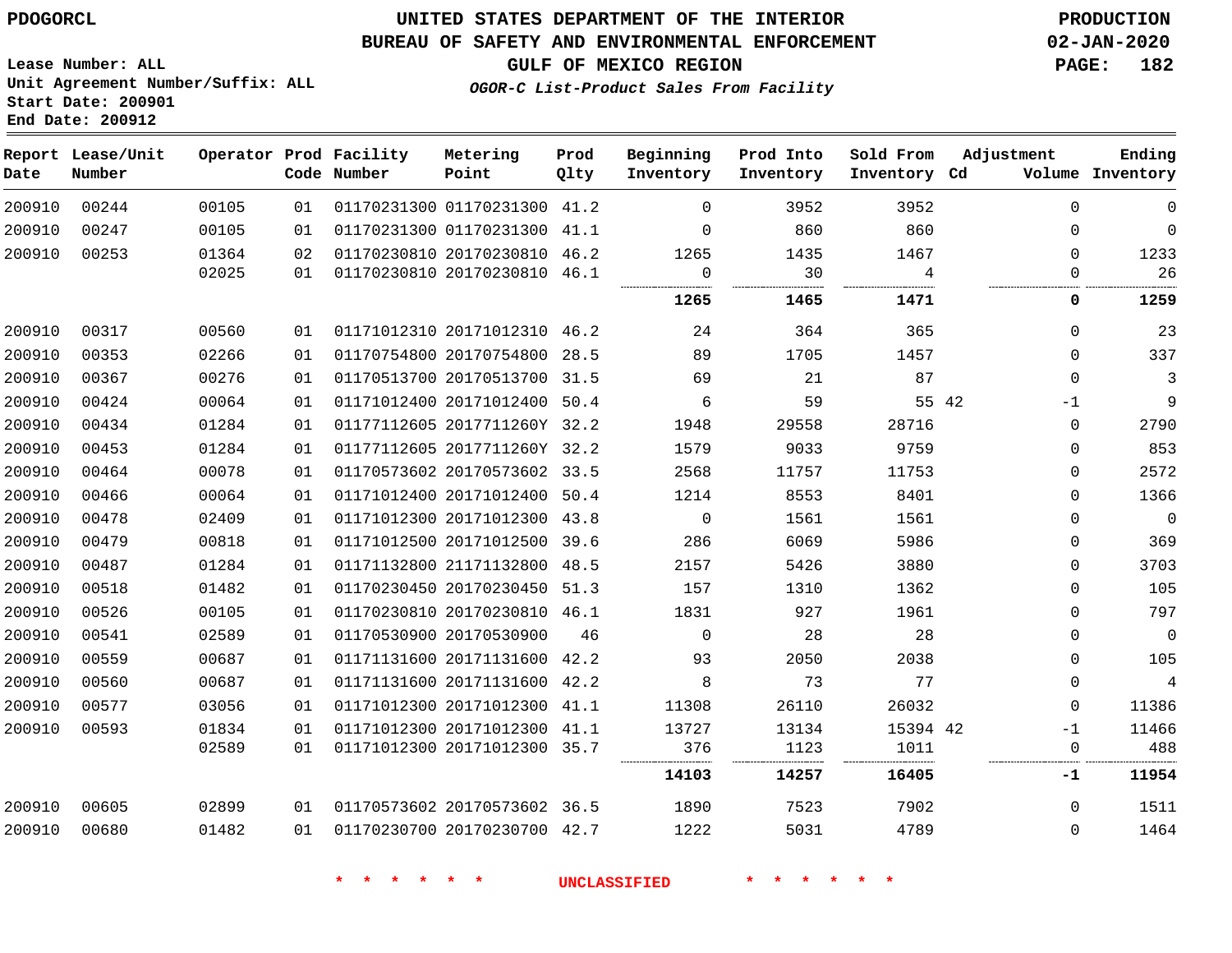PDOGORCL

# UNITED STATES DEPARTMENT OF THE INTERIOR
## BUREAU OF SAFETY AND ENVIRONMENTAL ENFORCEMENT
### GULF OF MEXICO REGION
*OGOR-C List-Product Sales From Facility*

PRODUCTION
02-JAN-2020

Lease Number: ALL
Unit Agreement Number/Suffix: ALL
Start Date: 200901
End Date: 200912

| Report Date | Lease/Unit Number | Operator | Prod Code | Facility Number | Metering Point | Prod Qlty | Beginning Inventory | Prod Into Inventory | Sold From Inventory | Adjustment Cd | Volume | Ending Inventory |
|---|---|---|---|---|---|---|---|---|---|---|---|---|
| 200910 | 00244 | 00105 | 01 | 01170231300 | 01170231300 | 41.2 | 0 | 3952 | 3952 | | 0 | 0 |
| 200910 | 00247 | 00105 | 01 | 01170231300 | 01170231300 | 41.1 | 0 | 860 | 860 | | 0 | 0 |
| 200910 | 00253 | 01364 | 02 | 01170230810 | 20170230810 | 46.2 | 1265 | 1435 | 1467 | | 0 | 1233 |
| | | 02025 | 01 | 01170230810 | 20170230810 | 46.1 | 0 | 30 | 4 | | 0 | 26 |
| | | | | | | | **1265** | **1465** | **1471** | | **0** | **1259** |
| 200910 | 00317 | 00560 | 01 | 01171012310 | 20171012310 | 46.2 | 24 | 364 | 365 | | 0 | 23 |
| 200910 | 00353 | 02266 | 01 | 01170754800 | 20170754800 | 28.5 | 89 | 1705 | 1457 | | 0 | 337 |
| 200910 | 00367 | 00276 | 01 | 01170513700 | 20170513700 | 31.5 | 69 | 21 | 87 | | 0 | 3 |
| 200910 | 00424 | 00064 | 01 | 01171012400 | 20171012400 | 50.4 | 6 | 59 | 55 | 42 | -1 | 9 |
| 200910 | 00434 | 01284 | 01 | 01177112605 | 2017711260Y | 32.2 | 1948 | 29558 | 28716 | | 0 | 2790 |
| 200910 | 00453 | 01284 | 01 | 01177112605 | 2017711260Y | 32.2 | 1579 | 9033 | 9759 | | 0 | 853 |
| 200910 | 00464 | 00078 | 01 | 01170573602 | 20170573602 | 33.5 | 2568 | 11757 | 11753 | | 0 | 2572 |
| 200910 | 00466 | 00064 | 01 | 01171012400 | 20171012400 | 50.4 | 1214 | 8553 | 8401 | | 0 | 1366 |
| 200910 | 00478 | 02409 | 01 | 01171012300 | 20171012300 | 43.8 | 0 | 1561 | 1561 | | 0 | 0 |
| 200910 | 00479 | 00818 | 01 | 01171012500 | 20171012500 | 39.6 | 286 | 6069 | 5986 | | 0 | 369 |
| 200910 | 00487 | 01284 | 01 | 01171132800 | 21171132800 | 48.5 | 2157 | 5426 | 3880 | | 0 | 3703 |
| 200910 | 00518 | 01482 | 01 | 01170230450 | 20170230450 | 51.3 | 157 | 1310 | 1362 | | 0 | 105 |
| 200910 | 00526 | 00105 | 01 | 01170230810 | 20170230810 | 46.1 | 1831 | 927 | 1961 | | 0 | 797 |
| 200910 | 00541 | 02589 | 01 | 01170530900 | 20170530900 | 46 | 0 | 28 | 28 | | 0 | 0 |
| 200910 | 00559 | 00687 | 01 | 01171131600 | 20171131600 | 42.2 | 93 | 2050 | 2038 | | 0 | 105 |
| 200910 | 00560 | 00687 | 01 | 01171131600 | 20171131600 | 42.2 | 8 | 73 | 77 | | 0 | 4 |
| 200910 | 00577 | 03056 | 01 | 01171012300 | 20171012300 | 41.1 | 11308 | 26110 | 26032 | | 0 | 11386 |
| 200910 | 00593 | 01834 | 01 | 01171012300 | 20171012300 | 41.1 | 13727 | 13134 | 15394 | 42 | -1 | 11466 |
| | | 02589 | 01 | 01171012300 | 20171012300 | 35.7 | 376 | 1123 | 1011 | | 0 | 488 |
| | | | | | | | **14103** | **14257** | **16405** | | **-1** | **11954** |
| 200910 | 00605 | 02899 | 01 | 01170573602 | 20170573602 | 36.5 | 1890 | 7523 | 7902 | | 0 | 1511 |
| 200910 | 00680 | 01482 | 01 | 01170230700 | 20170230700 | 42.7 | 1222 | 5031 | 4789 | | 0 | 1464 |

* * * * * * UNCLASSIFIED * * * * * *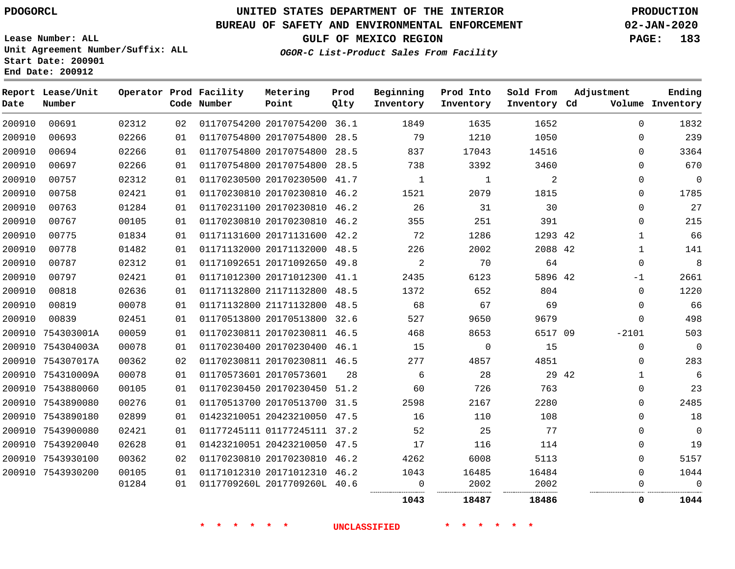PDOGORCL

# UNITED STATES DEPARTMENT OF THE INTERIOR
## BUREAU OF SAFETY AND ENVIRONMENTAL ENFORCEMENT
### GULF OF MEXICO REGION
*OGOR-C List-Product Sales From Facility*

PRODUCTION
02-JAN-2020

Lease Number: ALL
Unit Agreement Number/Suffix: ALL
Start Date: 200901
End Date: 200912

| Report Date | Lease/Unit Number | Operator | Prod Code | Facility Number | Metering Point | Prod Qlty | Beginning Inventory | Prod Into Inventory | Sold From Inventory | Adjustment Cd | Volume | Ending Inventory |
|---|---|---|---|---|---|---|---|---|---|---|---|---|
| 200910 | 00691 | 02312 | 02 | 01170754200 | 20170754200 | 36.1 | 1849 | 1635 | 1652 | | 0 | 1832 |
| 200910 | 00693 | 02266 | 01 | 01170754800 | 20170754800 | 28.5 | 79 | 1210 | 1050 | | 0 | 239 |
| 200910 | 00694 | 02266 | 01 | 01170754800 | 20170754800 | 28.5 | 837 | 17043 | 14516 | | 0 | 3364 |
| 200910 | 00697 | 02266 | 01 | 01170754800 | 20170754800 | 28.5 | 738 | 3392 | 3460 | | 0 | 670 |
| 200910 | 00757 | 02312 | 01 | 01170230500 | 20170230500 | 41.7 | 1 | 1 | 2 | | 0 | 0 |
| 200910 | 00758 | 02421 | 01 | 01170230810 | 20170230810 | 46.2 | 1521 | 2079 | 1815 | | 0 | 1785 |
| 200910 | 00763 | 01284 | 01 | 01170231100 | 20170230810 | 46.2 | 26 | 31 | 30 | | 0 | 27 |
| 200910 | 00767 | 00105 | 01 | 01170230810 | 20170230810 | 46.2 | 355 | 251 | 391 | | 0 | 215 |
| 200910 | 00775 | 01834 | 01 | 01171131600 | 20171131600 | 42.2 | 72 | 1286 | 1293 | 42 | 1 | 66 |
| 200910 | 00778 | 01482 | 01 | 01171132000 | 20171132000 | 48.5 | 226 | 2002 | 2088 | 42 | 1 | 141 |
| 200910 | 00787 | 02312 | 01 | 01171092651 | 20171092650 | 49.8 | 2 | 70 | 64 | | 0 | 8 |
| 200910 | 00797 | 02421 | 01 | 01171012300 | 20171012300 | 41.1 | 2435 | 6123 | 5896 | 42 | -1 | 2661 |
| 200910 | 00818 | 02636 | 01 | 01171132800 | 21171132800 | 48.5 | 1372 | 652 | 804 | | 0 | 1220 |
| 200910 | 00819 | 00078 | 01 | 01171132800 | 21171132800 | 48.5 | 68 | 67 | 69 | | 0 | 66 |
| 200910 | 00839 | 02451 | 01 | 01170513800 | 20170513800 | 32.6 | 527 | 9650 | 9679 | | 0 | 498 |
| 200910 | 754303001A | 00059 | 01 | 01170230811 | 20170230811 | 46.5 | 468 | 8653 | 6517 | 09 | -2101 | 503 |
| 200910 | 754304003A | 00078 | 01 | 01170230400 | 20170230400 | 46.1 | 15 | 0 | 15 | | 0 | 0 |
| 200910 | 754307017A | 00362 | 02 | 01170230811 | 20170230811 | 46.5 | 277 | 4857 | 4851 | | 0 | 283 |
| 200910 | 754310009A | 00078 | 01 | 01170573601 | 20170573601 | 28 | 6 | 28 | 29 | 42 | 1 | 6 |
| 200910 | 7543880060 | 00105 | 01 | 01170230450 | 20170230450 | 51.2 | 60 | 726 | 763 | | 0 | 23 |
| 200910 | 7543890080 | 00276 | 01 | 01170513700 | 20170513700 | 31.5 | 2598 | 2167 | 2280 | | 0 | 2485 |
| 200910 | 7543890180 | 02899 | 01 | 01423210051 | 20423210050 | 47.5 | 16 | 110 | 108 | | 0 | 18 |
| 200910 | 7543900080 | 02421 | 01 | 01177245111 | 01177245111 | 37.2 | 52 | 25 | 77 | | 0 | 0 |
| 200910 | 7543920040 | 02628 | 01 | 01423210051 | 20423210050 | 47.5 | 17 | 116 | 114 | | 0 | 19 |
| 200910 | 7543930100 | 00362 | 02 | 01170230810 | 20170230810 | 46.2 | 4262 | 6008 | 5113 | | 0 | 5157 |
| 200910 | 7543930200 | 00105 | 01 | 01171012310 | 20171012310 | 46.2 | 1043 | 16485 | 16484 | | 0 | 1044 |
| | | 01284 | 01 | 0117709260L | 2017709260L | 40.6 | 0 | 2002 | 2002 | | 0 | 0 |
| | | | | | | | **1043** | **18487** | **18486** | | **0** | **1044** |

\* \* \* \* \* \* UNCLASSIFIED \* \* \* \* \* \*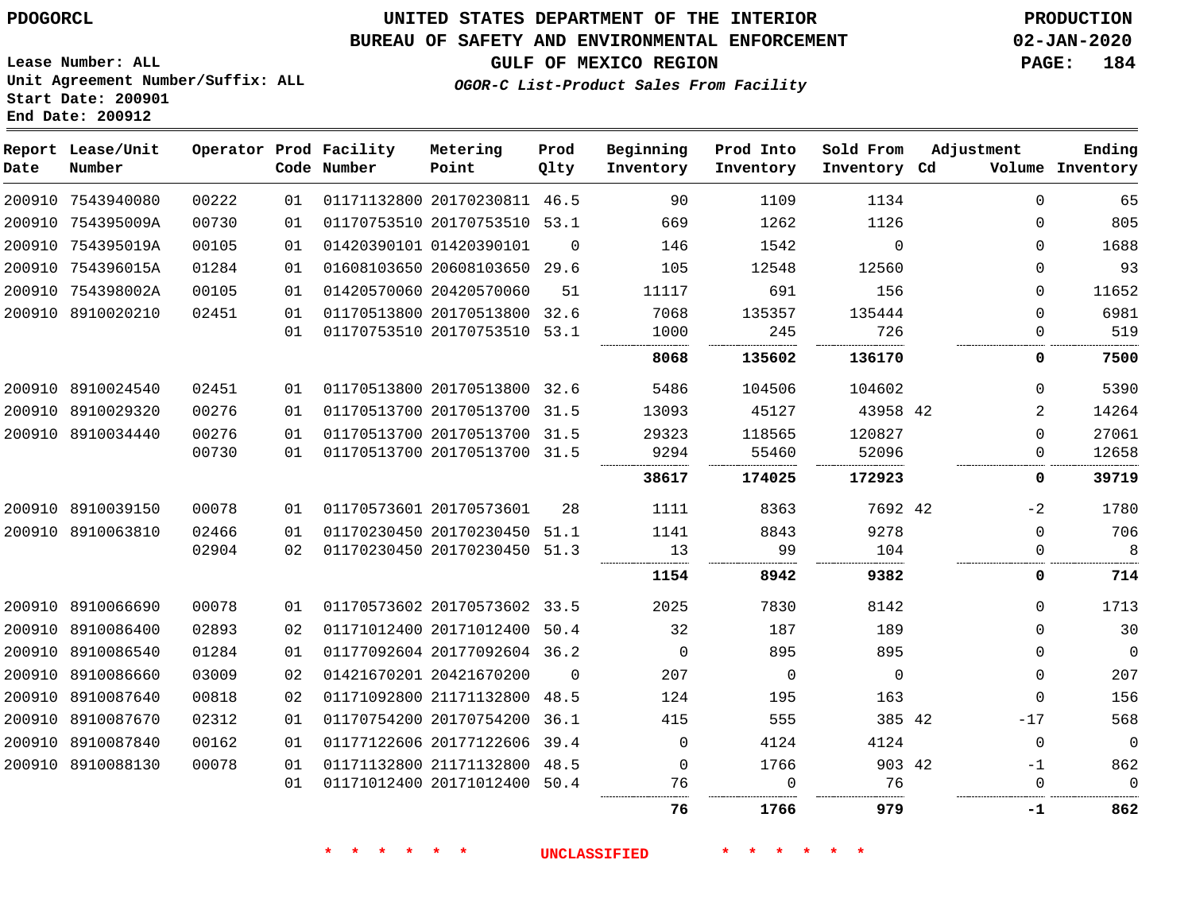PDOGORCL

# UNITED STATES DEPARTMENT OF THE INTERIOR
## BUREAU OF SAFETY AND ENVIRONMENTAL ENFORCEMENT
### GULF OF MEXICO REGION

*OGOR-C List-Product Sales From Facility*

PRODUCTION
02-JAN-2020

Lease Number: ALL
Unit Agreement Number/Suffix: ALL
Start Date: 200901
End Date: 200912

| Report Date | Lease/Unit Number | Operator | Prod Code | Facility Number | Metering Point | Prod Qlty | Beginning Inventory | Prod Into Inventory | Sold From Inventory | Adjustment Cd | Adjustment Volume | Ending Inventory |
|---|---|---|---|---|---|---|---|---|---|---|---|---|
| 200910 | 7543940080 | 00222 | 01 | 01171132800 | 20170230811 | 46.5 | 90 | 1109 | 1134 | | 0 | 65 |
| 200910 | 754395009A | 00730 | 01 | 01170753510 | 20170753510 | 53.1 | 669 | 1262 | 1126 | | 0 | 805 |
| 200910 | 754395019A | 00105 | 01 | 01420390101 | 01420390101 | 0 | 146 | 1542 | 0 | | 0 | 1688 |
| 200910 | 754396015A | 01284 | 01 | 01608103650 | 20608103650 | 29.6 | 105 | 12548 | 12560 | | 0 | 93 |
| 200910 | 754398002A | 00105 | 01 | 01420570060 | 20420570060 | 51 | 11117 | 691 | 156 | | 0 | 11652 |
| 200910 | 8910020210 | 02451 | 01 | 01170513800 | 20170513800 | 32.6 | 7068 | 135357 | 135444 | | 0 | 6981 |
| | | | 01 | 01170753510 | 20170753510 | 53.1 | 1000 | 245 | 726 | | 0 | 519 |
| | | | | | | | **8068** | **135602** | **136170** | | **0** | **7500** |
| 200910 | 8910024540 | 02451 | 01 | 01170513800 | 20170513800 | 32.6 | 5486 | 104506 | 104602 | | 0 | 5390 |
| 200910 | 8910029320 | 00276 | 01 | 01170513700 | 20170513700 | 31.5 | 13093 | 45127 | 43958 | 42 | 2 | 14264 |
| 200910 | 8910034440 | 00276 | 01 | 01170513700 | 20170513700 | 31.5 | 29323 | 118565 | 120827 | | 0 | 27061 |
| | | 00730 | 01 | 01170513700 | 20170513700 | 31.5 | 9294 | 55460 | 52096 | | 0 | 12658 |
| | | | | | | | **38617** | **174025** | **172923** | | **0** | **39719** |
| 200910 | 8910039150 | 00078 | 01 | 01170573601 | 20170573601 | 28 | 1111 | 8363 | 7692 | 42 | -2 | 1780 |
| 200910 | 8910063810 | 02466 | 01 | 01170230450 | 20170230450 | 51.1 | 1141 | 8843 | 9278 | | 0 | 706 |
| | | 02904 | 02 | 01170230450 | 20170230450 | 51.3 | 13 | 99 | 104 | | 0 | 8 |
| | | | | | | | **1154** | **8942** | **9382** | | **0** | **714** |
| 200910 | 8910066690 | 00078 | 01 | 01170573602 | 20170573602 | 33.5 | 2025 | 7830 | 8142 | | 0 | 1713 |
| 200910 | 8910086400 | 02893 | 02 | 01171012400 | 20171012400 | 50.4 | 32 | 187 | 189 | | 0 | 30 |
| 200910 | 8910086540 | 01284 | 01 | 01177092604 | 20177092604 | 36.2 | 0 | 895 | 895 | | 0 | 0 |
| 200910 | 8910086660 | 03009 | 02 | 01421670201 | 20421670200 | 0 | 207 | 0 | 0 | | 0 | 207 |
| 200910 | 8910087640 | 00818 | 02 | 01171092800 | 21171132800 | 48.5 | 124 | 195 | 163 | | 0 | 156 |
| 200910 | 8910087670 | 02312 | 01 | 01170754200 | 20170754200 | 36.1 | 415 | 555 | 385 | 42 | -17 | 568 |
| 200910 | 8910087840 | 00162 | 01 | 01177122606 | 20177122606 | 39.4 | 0 | 4124 | 4124 | | 0 | 0 |
| 200910 | 8910088130 | 00078 | 01 | 01171132800 | 21171132800 | 48.5 | 0 | 1766 | 903 | 42 | -1 | 862 |
| | | | 01 | 01171012400 | 20171012400 | 50.4 | 76 | 0 | 76 | | 0 | 0 |
| | | | | | | | **76** | **1766** | **979** | | **-1** | **862** |

\* \* \* \* \* \* UNCLASSIFIED \* \* \* \* \* \*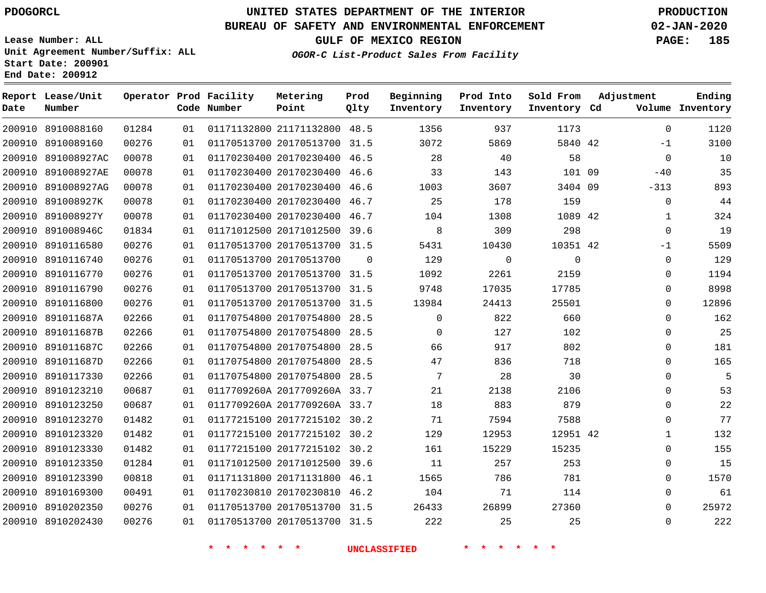PDOGORCL

# UNITED STATES DEPARTMENT OF THE INTERIOR
## BUREAU OF SAFETY AND ENVIRONMENTAL ENFORCEMENT
### GULF OF MEXICO REGION
*OGOR-C List-Product Sales From Facility*

PRODUCTION
02-JAN-2020

Lease Number: ALL
Unit Agreement Number/Suffix: ALL
Start Date: 200901
End Date: 200912

| Report Date | Lease/Unit Number | Operator | Prod Code | Facility Number | Metering Point | Prod Qlty | Beginning Inventory | Prod Into Inventory | Sold From Inventory | Adjustment Cd | Volume | Ending Inventory |
|---|---|---|---|---|---|---|---|---|---|---|---|---|
| 200910 | 8910088160 | 01284 | 01 | 01171132800 | 21171132800 | 48.5 | 1356 | 937 | 1173 | | 0 | 1120 |
| 200910 | 8910089160 | 00276 | 01 | 01170513700 | 20170513700 | 31.5 | 3072 | 5869 | 5840 | 42 | -1 | 3100 |
| 200910 | 891008927AC | 00078 | 01 | 01170230400 | 20170230400 | 46.5 | 28 | 40 | 58 | | 0 | 10 |
| 200910 | 891008927AE | 00078 | 01 | 01170230400 | 20170230400 | 46.6 | 33 | 143 | 101 | 09 | -40 | 35 |
| 200910 | 891008927AG | 00078 | 01 | 01170230400 | 20170230400 | 46.6 | 1003 | 3607 | 3404 | 09 | -313 | 893 |
| 200910 | 891008927K | 00078 | 01 | 01170230400 | 20170230400 | 46.7 | 25 | 178 | 159 | | 0 | 44 |
| 200910 | 891008927Y | 00078 | 01 | 01170230400 | 20170230400 | 46.7 | 104 | 1308 | 1089 | 42 | 1 | 324 |
| 200910 | 891008946C | 01834 | 01 | 01171012500 | 20171012500 | 39.6 | 8 | 309 | 298 | | 0 | 19 |
| 200910 | 8910116580 | 00276 | 01 | 01170513700 | 20170513700 | 31.5 | 5431 | 10430 | 10351 | 42 | -1 | 5509 |
| 200910 | 8910116740 | 00276 | 01 | 01170513700 | 20170513700 | 0 | 129 | 0 | 0 | | 0 | 129 |
| 200910 | 8910116770 | 00276 | 01 | 01170513700 | 20170513700 | 31.5 | 1092 | 2261 | 2159 | | 0 | 1194 |
| 200910 | 8910116790 | 00276 | 01 | 01170513700 | 20170513700 | 31.5 | 9748 | 17035 | 17785 | | 0 | 8998 |
| 200910 | 8910116800 | 00276 | 01 | 01170513700 | 20170513700 | 31.5 | 13984 | 24413 | 25501 | | 0 | 12896 |
| 200910 | 891011687A | 02266 | 01 | 01170754800 | 20170754800 | 28.5 | 0 | 822 | 660 | | 0 | 162 |
| 200910 | 891011687B | 02266 | 01 | 01170754800 | 20170754800 | 28.5 | 0 | 127 | 102 | | 0 | 25 |
| 200910 | 891011687C | 02266 | 01 | 01170754800 | 20170754800 | 28.5 | 66 | 917 | 802 | | 0 | 181 |
| 200910 | 891011687D | 02266 | 01 | 01170754800 | 20170754800 | 28.5 | 47 | 836 | 718 | | 0 | 165 |
| 200910 | 8910117330 | 02266 | 01 | 01170754800 | 20170754800 | 28.5 | 7 | 28 | 30 | | 0 | 5 |
| 200910 | 8910123210 | 00687 | 01 | 0117709260A | 2017709260A | 33.7 | 21 | 2138 | 2106 | | 0 | 53 |
| 200910 | 8910123250 | 00687 | 01 | 0117709260A | 2017709260A | 33.7 | 18 | 883 | 879 | | 0 | 22 |
| 200910 | 8910123270 | 01482 | 01 | 01177215100 | 20177215102 | 30.2 | 71 | 7594 | 7588 | | 0 | 77 |
| 200910 | 8910123320 | 01482 | 01 | 01177215100 | 20177215102 | 30.2 | 129 | 12953 | 12951 | 42 | 1 | 132 |
| 200910 | 8910123330 | 01482 | 01 | 01177215100 | 20177215102 | 30.2 | 161 | 15229 | 15235 | | 0 | 155 |
| 200910 | 8910123350 | 01284 | 01 | 01171012500 | 20171012500 | 39.6 | 11 | 257 | 253 | | 0 | 15 |
| 200910 | 8910123390 | 00818 | 01 | 01171131800 | 20171131800 | 46.1 | 1565 | 786 | 781 | | 0 | 1570 |
| 200910 | 8910169300 | 00491 | 01 | 01170230810 | 20170230810 | 46.2 | 104 | 71 | 114 | | 0 | 61 |
| 200910 | 8910202350 | 00276 | 01 | 01170513700 | 20170513700 | 31.5 | 26433 | 26899 | 27360 | | 0 | 25972 |
| 200910 | 8910202430 | 00276 | 01 | 01170513700 | 20170513700 | 31.5 | 222 | 25 | 25 | | 0 | 222 |

* * * * * * UNCLASSIFIED * * * * * *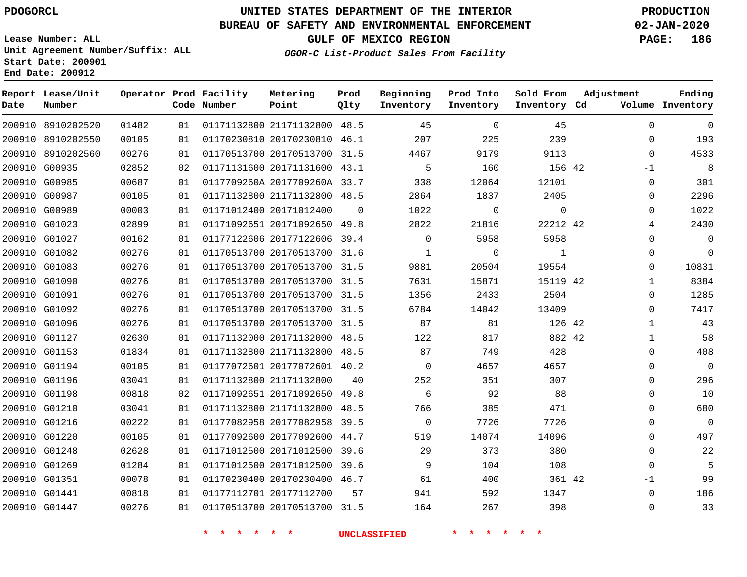PDOGORCL

Lease Number: ALL
Unit Agreement Number/Suffix: ALL
Start Date: 200901
End Date: 200912

# UNITED STATES DEPARTMENT OF THE INTERIOR
## BUREAU OF SAFETY AND ENVIRONMENTAL ENFORCEMENT
### GULF OF MEXICO REGION
*OGOR-C List-Product Sales From Facility*

PRODUCTION
02-JAN-2020

| Report Date | Lease/Unit Number | Operator | Prod Code | Facility Number | Metering Point | Prod Qlty | Beginning Inventory | Prod Into Inventory | Sold From Inventory | Adjustment Cd | Adjustment Volume | Ending Inventory |
|---|---|---|---|---|---|---|---|---|---|---|---|---|
| 200910 | 8910202520 | 01482 | 01 | 01171132800 | 21171132800 | 48.5 | 45 | 0 | 45 | | 0 | 0 |
| 200910 | 8910202550 | 00105 | 01 | 01170230810 | 20170230810 | 46.1 | 207 | 225 | 239 | | 0 | 193 |
| 200910 | 8910202560 | 00276 | 01 | 01170513700 | 20170513700 | 31.5 | 4467 | 9179 | 9113 | | 0 | 4533 |
| 200910 | G00935 | 02852 | 02 | 01171131600 | 20171131600 | 43.1 | 5 | 160 | 156 | 42 | -1 | 8 |
| 200910 | G00985 | 00687 | 01 | 0117709260A | 2017709260A | 33.7 | 338 | 12064 | 12101 | | 0 | 301 |
| 200910 | G00987 | 00105 | 01 | 01171132800 | 21171132800 | 48.5 | 2864 | 1837 | 2405 | | 0 | 2296 |
| 200910 | G00989 | 00003 | 01 | 01171012400 | 20171012400 | 0 | 1022 | 0 | 0 | | 0 | 1022 |
| 200910 | G01023 | 02899 | 01 | 01171092651 | 20171092650 | 49.8 | 2822 | 21816 | 22212 | 42 | 4 | 2430 |
| 200910 | G01027 | 00162 | 01 | 01177122606 | 20177122606 | 39.4 | 0 | 5958 | 5958 | | 0 | 0 |
| 200910 | G01082 | 00276 | 01 | 01170513700 | 20170513700 | 31.6 | 1 | 0 | 1 | | 0 | 0 |
| 200910 | G01083 | 00276 | 01 | 01170513700 | 20170513700 | 31.5 | 9881 | 20504 | 19554 | | 0 | 10831 |
| 200910 | G01090 | 00276 | 01 | 01170513700 | 20170513700 | 31.5 | 7631 | 15871 | 15119 | 42 | 1 | 8384 |
| 200910 | G01091 | 00276 | 01 | 01170513700 | 20170513700 | 31.5 | 1356 | 2433 | 2504 | | 0 | 1285 |
| 200910 | G01092 | 00276 | 01 | 01170513700 | 20170513700 | 31.5 | 6784 | 14042 | 13409 | | 0 | 7417 |
| 200910 | G01096 | 00276 | 01 | 01170513700 | 20170513700 | 31.5 | 87 | 81 | 126 | 42 | 1 | 43 |
| 200910 | G01127 | 02630 | 01 | 01171132000 | 20171132000 | 48.5 | 122 | 817 | 882 | 42 | 1 | 58 |
| 200910 | G01153 | 01834 | 01 | 01171132800 | 21171132800 | 48.5 | 87 | 749 | 428 | | 0 | 408 |
| 200910 | G01194 | 00105 | 01 | 01177072601 | 20177072601 | 40.2 | 0 | 4657 | 4657 | | 0 | 0 |
| 200910 | G01196 | 03041 | 01 | 01171132800 | 21171132800 | 40 | 252 | 351 | 307 | | 0 | 296 |
| 200910 | G01198 | 00818 | 02 | 01171092651 | 20171092650 | 49.8 | 6 | 92 | 88 | | 0 | 10 |
| 200910 | G01210 | 03041 | 01 | 01171132800 | 21171132800 | 48.5 | 766 | 385 | 471 | | 0 | 680 |
| 200910 | G01216 | 00222 | 01 | 01177082958 | 20177082958 | 39.5 | 0 | 7726 | 7726 | | 0 | 0 |
| 200910 | G01220 | 00105 | 01 | 01177092600 | 20177092600 | 44.7 | 519 | 14074 | 14096 | | 0 | 497 |
| 200910 | G01248 | 02628 | 01 | 01171012500 | 20171012500 | 39.6 | 29 | 373 | 380 | | 0 | 22 |
| 200910 | G01269 | 01284 | 01 | 01171012500 | 20171012500 | 39.6 | 9 | 104 | 108 | | 0 | 5 |
| 200910 | G01351 | 00078 | 01 | 01170230400 | 20170230400 | 46.7 | 61 | 400 | 361 | 42 | -1 | 99 |
| 200910 | G01441 | 00818 | 01 | 01177112701 | 20177112700 | 57 | 941 | 592 | 1347 | | 0 | 186 |
| 200910 | G01447 | 00276 | 01 | 01170513700 | 20170513700 | 31.5 | 164 | 267 | 398 | | 0 | 33 |

* * * * * * UNCLASSIFIED * * * * * *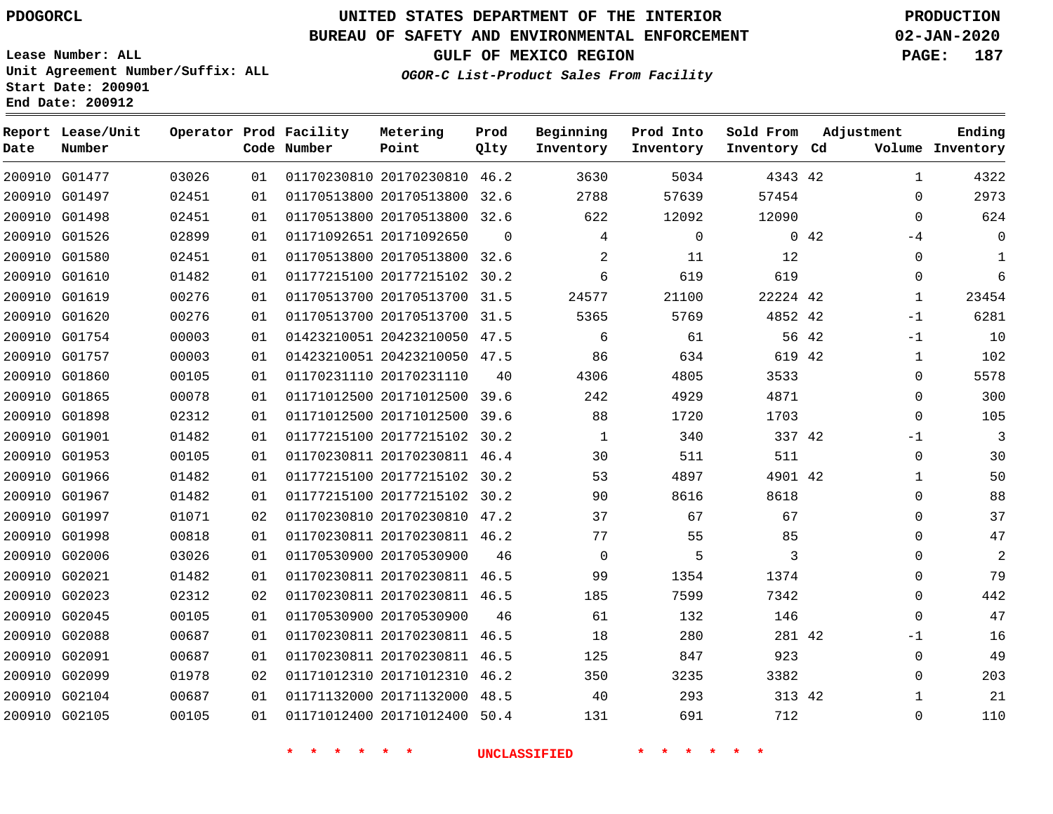PDOGORCL

# UNITED STATES DEPARTMENT OF THE INTERIOR
## BUREAU OF SAFETY AND ENVIRONMENTAL ENFORCEMENT
### GULF OF MEXICO REGION
*OGOR-C List-Product Sales From Facility*

PRODUCTION
02-JAN-2020

Lease Number: ALL
Unit Agreement Number/Suffix: ALL
Start Date: 200901
End Date: 200912

| Report Date | Lease/Unit Number | Operator | Prod Code | Facility Number | Metering Point | Prod Qlty | Beginning Inventory | Prod Into Inventory | Sold From Inventory | Adjustment Cd | Volume | Ending Inventory |
|---|---|---|---|---|---|---|---|---|---|---|---|---|
| 200910 | G01477 | 03026 | 01 | 01170230810 | 20170230810 | 46.2 | 3630 | 5034 | 4343 | 42 | 1 | 4322 |
| 200910 | G01497 | 02451 | 01 | 01170513800 | 20170513800 | 32.6 | 2788 | 57639 | 57454 | | 0 | 2973 |
| 200910 | G01498 | 02451 | 01 | 01170513800 | 20170513800 | 32.6 | 622 | 12092 | 12090 | | 0 | 624 |
| 200910 | G01526 | 02899 | 01 | 01171092651 | 20171092650 | 0 | 4 | 0 | 0 | 42 | -4 | 0 |
| 200910 | G01580 | 02451 | 01 | 01170513800 | 20170513800 | 32.6 | 2 | 11 | 12 | | 0 | 1 |
| 200910 | G01610 | 01482 | 01 | 01177215100 | 20177215102 | 30.2 | 6 | 619 | 619 | | 0 | 6 |
| 200910 | G01619 | 00276 | 01 | 01170513700 | 20170513700 | 31.5 | 24577 | 21100 | 22224 | 42 | 1 | 23454 |
| 200910 | G01620 | 00276 | 01 | 01170513700 | 20170513700 | 31.5 | 5365 | 5769 | 4852 | 42 | -1 | 6281 |
| 200910 | G01754 | 00003 | 01 | 01423210051 | 20423210050 | 47.5 | 6 | 61 | 56 | 42 | -1 | 10 |
| 200910 | G01757 | 00003 | 01 | 01423210051 | 20423210050 | 47.5 | 86 | 634 | 619 | 42 | 1 | 102 |
| 200910 | G01860 | 00105 | 01 | 01170231110 | 20170231110 | 40 | 4306 | 4805 | 3533 | | 0 | 5578 |
| 200910 | G01865 | 00078 | 01 | 01171012500 | 20171012500 | 39.6 | 242 | 4929 | 4871 | | 0 | 300 |
| 200910 | G01898 | 02312 | 01 | 01171012500 | 20171012500 | 39.6 | 88 | 1720 | 1703 | | 0 | 105 |
| 200910 | G01901 | 01482 | 01 | 01177215100 | 20177215102 | 30.2 | 1 | 340 | 337 | 42 | -1 | 3 |
| 200910 | G01953 | 00105 | 01 | 01170230811 | 20170230811 | 46.4 | 30 | 511 | 511 | | 0 | 30 |
| 200910 | G01966 | 01482 | 01 | 01177215100 | 20177215102 | 30.2 | 53 | 4897 | 4901 | 42 | 1 | 50 |
| 200910 | G01967 | 01482 | 01 | 01177215100 | 20177215102 | 30.2 | 90 | 8616 | 8618 | | 0 | 88 |
| 200910 | G01997 | 01071 | 02 | 01170230810 | 20170230810 | 47.2 | 37 | 67 | 67 | | 0 | 37 |
| 200910 | G01998 | 00818 | 01 | 01170230811 | 20170230811 | 46.2 | 77 | 55 | 85 | | 0 | 47 |
| 200910 | G02006 | 03026 | 01 | 01170530900 | 20170530900 | 46 | 0 | 5 | 3 | | 0 | 2 |
| 200910 | G02021 | 01482 | 01 | 01170230811 | 20170230811 | 46.5 | 99 | 1354 | 1374 | | 0 | 79 |
| 200910 | G02023 | 02312 | 02 | 01170230811 | 20170230811 | 46.5 | 185 | 7599 | 7342 | | 0 | 442 |
| 200910 | G02045 | 00105 | 01 | 01170530900 | 20170530900 | 46 | 61 | 132 | 146 | | 0 | 47 |
| 200910 | G02088 | 00687 | 01 | 01170230811 | 20170230811 | 46.5 | 18 | 280 | 281 | 42 | -1 | 16 |
| 200910 | G02091 | 00687 | 01 | 01170230811 | 20170230811 | 46.5 | 125 | 847 | 923 | | 0 | 49 |
| 200910 | G02099 | 01978 | 02 | 01171012310 | 20171012310 | 46.2 | 350 | 3235 | 3382 | | 0 | 203 |
| 200910 | G02104 | 00687 | 01 | 01171132000 | 20171132000 | 48.5 | 40 | 293 | 313 | 42 | 1 | 21 |
| 200910 | G02105 | 00105 | 01 | 01171012400 | 20171012400 | 50.4 | 131 | 691 | 712 | | 0 | 110 |

\* \* \* \* \* \* UNCLASSIFIED \* \* \* \* \* \*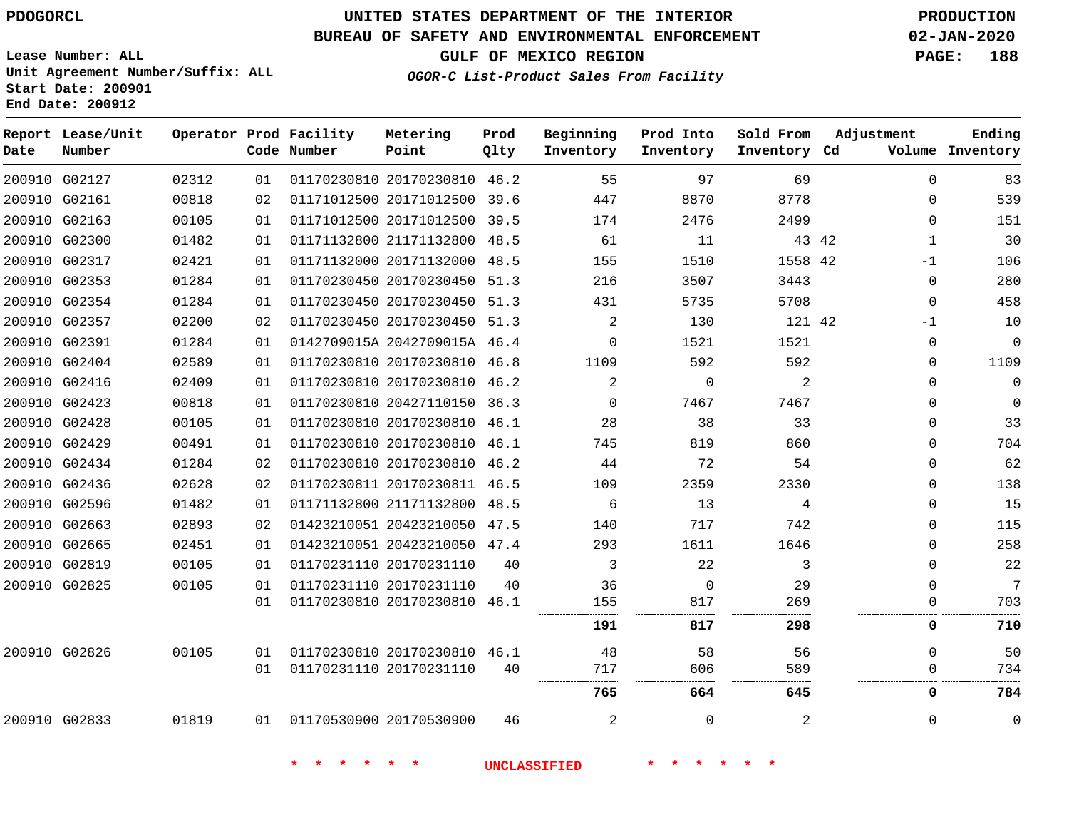PDOGORCL

# UNITED STATES DEPARTMENT OF THE INTERIOR
## BUREAU OF SAFETY AND ENVIRONMENTAL ENFORCEMENT
### GULF OF MEXICO REGION
*OGOR-C List-Product Sales From Facility*

PRODUCTION
02-JAN-2020

Lease Number: ALL
Unit Agreement Number/Suffix: ALL
Start Date: 200901
End Date: 200912

| Report Date | Lease/Unit Number | Operator | Prod Code | Facility Number | Metering Point | Prod Qlty | Beginning Inventory | Prod Into Inventory | Sold From Inventory | Adjustment Cd | Adjustment Volume | Ending Inventory |
|---|---|---|---|---|---|---|---|---|---|---|---|---|
| 200910 | G02127 | 02312 | 01 | 01170230810 | 20170230810 | 46.2 | 55 | 97 | 69 | | 0 | 83 |
| 200910 | G02161 | 00818 | 02 | 01171012500 | 20171012500 | 39.6 | 447 | 8870 | 8778 | | 0 | 539 |
| 200910 | G02163 | 00105 | 01 | 01171012500 | 20171012500 | 39.5 | 174 | 2476 | 2499 | | 0 | 151 |
| 200910 | G02300 | 01482 | 01 | 01171132800 | 21171132800 | 48.5 | 61 | 11 | 43 | 42 | 1 | 30 |
| 200910 | G02317 | 02421 | 01 | 01171132000 | 20171132000 | 48.5 | 155 | 1510 | 1558 | 42 | -1 | 106 |
| 200910 | G02353 | 01284 | 01 | 01170230450 | 20170230450 | 51.3 | 216 | 3507 | 3443 | | 0 | 280 |
| 200910 | G02354 | 01284 | 01 | 01170230450 | 20170230450 | 51.3 | 431 | 5735 | 5708 | | 0 | 458 |
| 200910 | G02357 | 02200 | 02 | 01170230450 | 20170230450 | 51.3 | 2 | 130 | 121 | 42 | -1 | 10 |
| 200910 | G02391 | 01284 | 01 | 0142709015A | 2042709015A | 46.4 | 0 | 1521 | 1521 | | 0 | 0 |
| 200910 | G02404 | 02589 | 01 | 01170230810 | 20170230810 | 46.8 | 1109 | 592 | 592 | | 0 | 1109 |
| 200910 | G02416 | 02409 | 01 | 01170230810 | 20170230810 | 46.2 | 2 | 0 | 2 | | 0 | 0 |
| 200910 | G02423 | 00818 | 01 | 01170230810 | 20427110150 | 36.3 | 0 | 7467 | 7467 | | 0 | 0 |
| 200910 | G02428 | 00105 | 01 | 01170230810 | 20170230810 | 46.1 | 28 | 38 | 33 | | 0 | 33 |
| 200910 | G02429 | 00491 | 01 | 01170230810 | 20170230810 | 46.1 | 745 | 819 | 860 | | 0 | 704 |
| 200910 | G02434 | 01284 | 02 | 01170230810 | 20170230810 | 46.2 | 44 | 72 | 54 | | 0 | 62 |
| 200910 | G02436 | 02628 | 02 | 01170230811 | 20170230811 | 46.5 | 109 | 2359 | 2330 | | 0 | 138 |
| 200910 | G02596 | 01482 | 01 | 01171132800 | 21171132800 | 48.5 | 6 | 13 | 4 | | 0 | 15 |
| 200910 | G02663 | 02893 | 02 | 01423210051 | 20423210050 | 47.5 | 140 | 717 | 742 | | 0 | 115 |
| 200910 | G02665 | 02451 | 01 | 01423210051 | 20423210050 | 47.4 | 293 | 1611 | 1646 | | 0 | 258 |
| 200910 | G02819 | 00105 | 01 | 01170231110 | 20170231110 | 40 | 3 | 22 | 3 | | 0 | 22 |
| 200910 | G02825 | 00105 | 01 | 01170231110 | 20170231110 | 40 | 36 | 0 | 29 | | 0 | 7 |
| | | | 01 | 01170230810 | 20170230810 | 46.1 | 155 | 817 | 269 | | 0 | 703 |
| | | | | | | | **191** | **817** | **298** | | **0** | **710** |
| 200910 | G02826 | 00105 | 01 | 01170230810 | 20170230810 | 46.1 | 48 | 58 | 56 | | 0 | 50 |
| | | | 01 | 01170231110 | 20170231110 | 40 | 717 | 606 | 589 | | 0 | 734 |
| | | | | | | | **765** | **664** | **645** | | **0** | **784** |
| 200910 | G02833 | 01819 | 01 | 01170530900 | 20170530900 | 46 | 2 | 0 | 2 | | 0 | 0 |

\* \* \* \* \* \* UNCLASSIFIED \* \* \* \* \* \*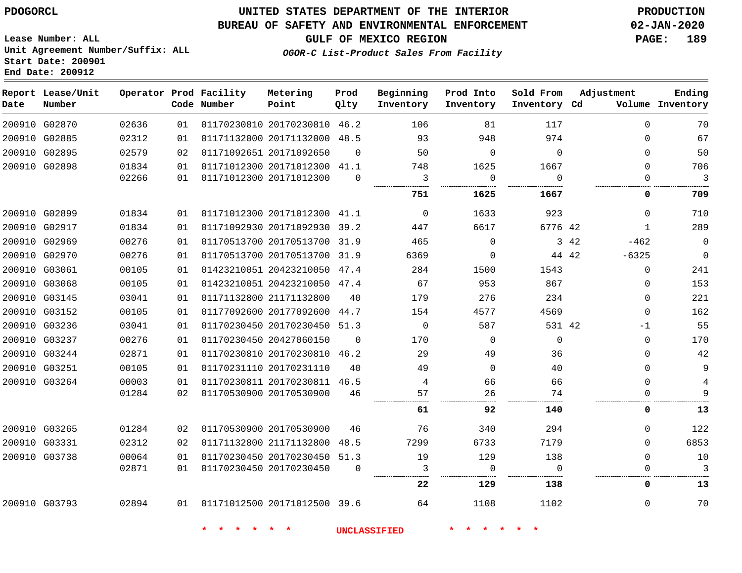**PDOGORCL**

**UNITED STATES DEPARTMENT OF THE INTERIOR**
**BUREAU OF SAFETY AND ENVIRONMENTAL ENFORCEMENT**
**GULF OF MEXICO REGION**
***OGOR-C List-Product Sales From Facility***

**PRODUCTION**
**02-JAN-2020**

**Lease Number: ALL**
**Unit Agreement Number/Suffix: ALL**
**Start Date: 200901**
**End Date: 200912**

| Report Date | Lease/Unit Number | Operator | Prod Code | Facility Number | Metering Point | Prod Qlty | Beginning Inventory | Prod Into Inventory | Sold From Inventory | Adjustment Cd | Adjustment Volume | Ending Inventory |
|---|---|---|---|---|---|---|---|---|---|---|---|---|
| 200910 | G02870 | 02636 | 01 | 01170230810 | 20170230810 | 46.2 | 106 | 81 | 117 | | 0 | 70 |
| 200910 | G02885 | 02312 | 01 | 01171132000 | 20171132000 | 48.5 | 93 | 948 | 974 | | 0 | 67 |
| 200910 | G02895 | 02579 | 02 | 01171092651 | 20171092650 | 0 | 50 | 0 | 0 | | 0 | 50 |
| 200910 | G02898 | 01834 | 01 | 01171012300 | 20171012300 | 41.1 | 748 | 1625 | 1667 | | 0 | 706 |
| | | 02266 | 01 | 01171012300 | 20171012300 | 0 | 3 | 0 | 0 | | 0 | 3 |
| | | | | | | | **751** | **1625** | **1667** | | **0** | **709** |
| 200910 | G02899 | 01834 | 01 | 01171012300 | 20171012300 | 41.1 | 0 | 1633 | 923 | | 0 | 710 |
| 200910 | G02917 | 01834 | 01 | 01171092930 | 20171092930 | 39.2 | 447 | 6617 | 6776 | 42 | 1 | 289 |
| 200910 | G02969 | 00276 | 01 | 01170513700 | 20170513700 | 31.9 | 465 | 0 | 3 | 42 | -462 | 0 |
| 200910 | G02970 | 00276 | 01 | 01170513700 | 20170513700 | 31.9 | 6369 | 0 | 44 | 42 | -6325 | 0 |
| 200910 | G03061 | 00105 | 01 | 01423210051 | 20423210050 | 47.4 | 284 | 1500 | 1543 | | 0 | 241 |
| 200910 | G03068 | 00105 | 01 | 01423210051 | 20423210050 | 47.4 | 67 | 953 | 867 | | 0 | 153 |
| 200910 | G03145 | 03041 | 01 | 01171132800 | 21171132800 | 40 | 179 | 276 | 234 | | 0 | 221 |
| 200910 | G03152 | 00105 | 01 | 01177092600 | 20177092600 | 44.7 | 154 | 4577 | 4569 | | 0 | 162 |
| 200910 | G03236 | 03041 | 01 | 01170230450 | 20170230450 | 51.3 | 0 | 587 | 531 | 42 | -1 | 55 |
| 200910 | G03237 | 00276 | 01 | 01170230450 | 20427060150 | 0 | 170 | 0 | 0 | | 0 | 170 |
| 200910 | G03244 | 02871 | 01 | 01170230810 | 20170230810 | 46.2 | 29 | 49 | 36 | | 0 | 42 |
| 200910 | G03251 | 00105 | 01 | 01170231110 | 20170231110 | 40 | 49 | 0 | 40 | | 0 | 9 |
| 200910 | G03264 | 00003 | 01 | 01170230811 | 20170230811 | 46.5 | 4 | 66 | 66 | | 0 | 4 |
| | | 01284 | 02 | 01170530900 | 20170530900 | 46 | 57 | 26 | 74 | | 0 | 9 |
| | | | | | | | **61** | **92** | **140** | | **0** | **13** |
| 200910 | G03265 | 01284 | 02 | 01170530900 | 20170530900 | 46 | 76 | 340 | 294 | | 0 | 122 |
| 200910 | G03331 | 02312 | 02 | 01171132800 | 21171132800 | 48.5 | 7299 | 6733 | 7179 | | 0 | 6853 |
| 200910 | G03738 | 00064 | 01 | 01170230450 | 20170230450 | 51.3 | 19 | 129 | 138 | | 0 | 10 |
| | | 02871 | 01 | 01170230450 | 20170230450 | 0 | 3 | 0 | 0 | | 0 | 3 |
| | | | | | | | **22** | **129** | **138** | | **0** | **13** |
| 200910 | G03793 | 02894 | 01 | 01171012500 | 20171012500 | 39.6 | 64 | 1108 | 1102 | | 0 | 70 |

* * * * * * UNCLASSIFIED * * * * * *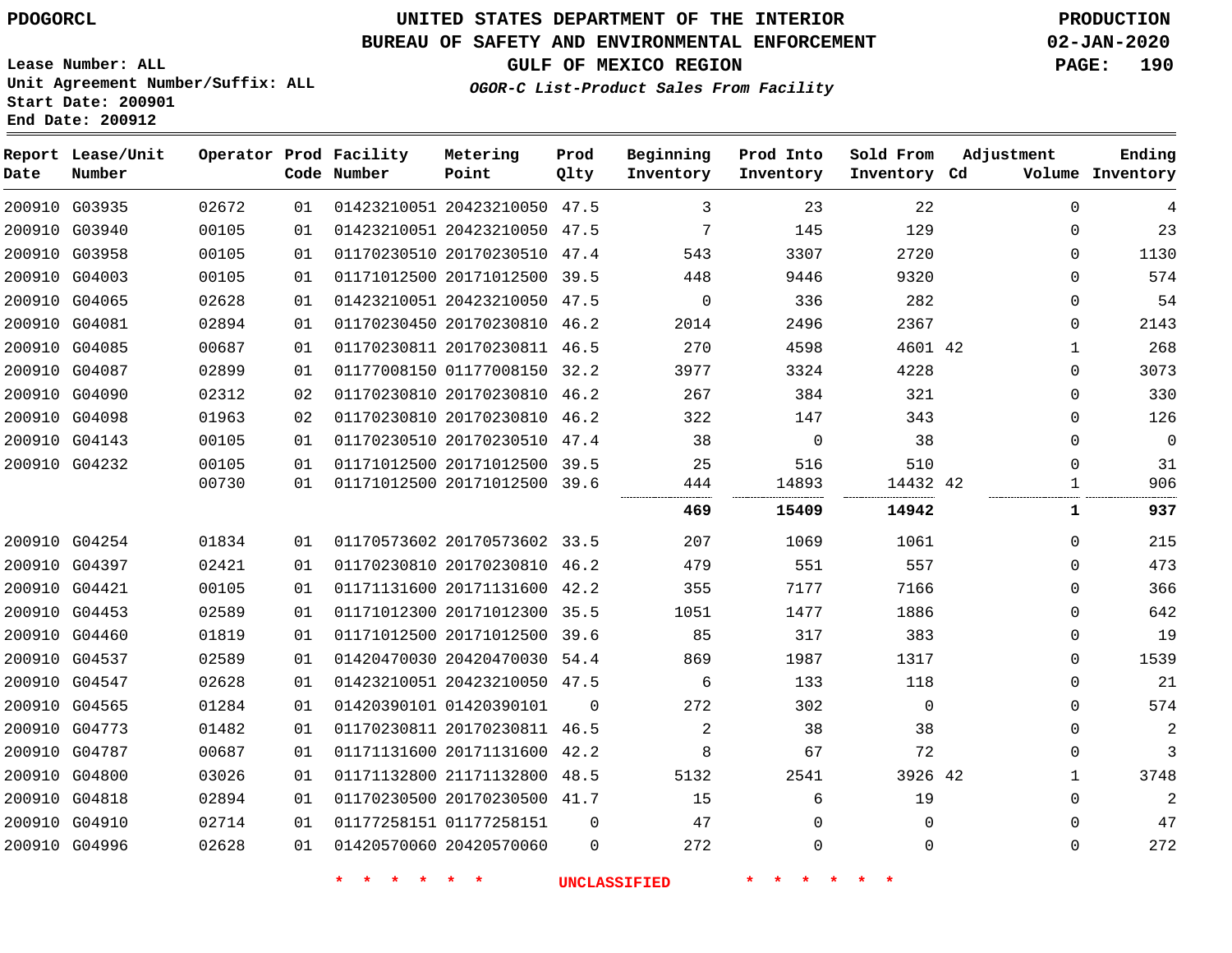PDOGORCL

# UNITED STATES DEPARTMENT OF THE INTERIOR
## BUREAU OF SAFETY AND ENVIRONMENTAL ENFORCEMENT
### GULF OF MEXICO REGION
*OGOR-C List-Product Sales From Facility*

PRODUCTION
02-JAN-2020

Lease Number: ALL
Unit Agreement Number/Suffix: ALL
Start Date: 200901
End Date: 200912

| Report Date | Lease/Unit Number | Operator | Prod Code | Facility Number | Metering Point | Prod Qlty | Beginning Inventory | Prod Into Inventory | Sold From Inventory | Adjustment Cd | Adjustment Volume | Ending Inventory |
|---|---|---|---|---|---|---|---|---|---|---|---|---|
| 200910 | G03935 | 02672 | 01 | 01423210051 | 20423210050 | 47.5 | 3 | 23 | 22 | | 0 | 4 |
| 200910 | G03940 | 00105 | 01 | 01423210051 | 20423210050 | 47.5 | 7 | 145 | 129 | | 0 | 23 |
| 200910 | G03958 | 00105 | 01 | 01170230510 | 20170230510 | 47.4 | 543 | 3307 | 2720 | | 0 | 1130 |
| 200910 | G04003 | 00105 | 01 | 01171012500 | 20171012500 | 39.5 | 448 | 9446 | 9320 | | 0 | 574 |
| 200910 | G04065 | 02628 | 01 | 01423210051 | 20423210050 | 47.5 | 0 | 336 | 282 | | 0 | 54 |
| 200910 | G04081 | 02894 | 01 | 01170230450 | 20170230810 | 46.2 | 2014 | 2496 | 2367 | | 0 | 2143 |
| 200910 | G04085 | 00687 | 01 | 01170230811 | 20170230811 | 46.5 | 270 | 4598 | 4601 | 42 | 1 | 268 |
| 200910 | G04087 | 02899 | 01 | 01177008150 | 01177008150 | 32.2 | 3977 | 3324 | 4228 | | 0 | 3073 |
| 200910 | G04090 | 02312 | 02 | 01170230810 | 20170230810 | 46.2 | 267 | 384 | 321 | | 0 | 330 |
| 200910 | G04098 | 01963 | 02 | 01170230810 | 20170230810 | 46.2 | 322 | 147 | 343 | | 0 | 126 |
| 200910 | G04143 | 00105 | 01 | 01170230510 | 20170230510 | 47.4 | 38 | 0 | 38 | | 0 | 0 |
| 200910 | G04232 | 00105 | 01 | 01171012500 | 20171012500 | 39.5 | 25 | 516 | 510 | | 0 | 31 |
| | | 00730 | 01 | 01171012500 | 20171012500 | 39.6 | 444 | 14893 | 14432 | 42 | 1 | 906 |
| | | | | | | | **469** | **15409** | **14942** | | **1** | **937** |
| 200910 | G04254 | 01834 | 01 | 01170573602 | 20170573602 | 33.5 | 207 | 1069 | 1061 | | 0 | 215 |
| 200910 | G04397 | 02421 | 01 | 01170230810 | 20170230810 | 46.2 | 479 | 551 | 557 | | 0 | 473 |
| 200910 | G04421 | 00105 | 01 | 01171131600 | 20171131600 | 42.2 | 355 | 7177 | 7166 | | 0 | 366 |
| 200910 | G04453 | 02589 | 01 | 01171012300 | 20171012300 | 35.5 | 1051 | 1477 | 1886 | | 0 | 642 |
| 200910 | G04460 | 01819 | 01 | 01171012500 | 20171012500 | 39.6 | 85 | 317 | 383 | | 0 | 19 |
| 200910 | G04537 | 02589 | 01 | 01420470030 | 20420470030 | 54.4 | 869 | 1987 | 1317 | | 0 | 1539 |
| 200910 | G04547 | 02628 | 01 | 01423210051 | 20423210050 | 47.5 | 6 | 133 | 118 | | 0 | 21 |
| 200910 | G04565 | 01284 | 01 | 01420390101 | 01420390101 | 0 | 272 | 302 | 0 | | 0 | 574 |
| 200910 | G04773 | 01482 | 01 | 01170230811 | 20170230811 | 46.5 | 2 | 38 | 38 | | 0 | 2 |
| 200910 | G04787 | 00687 | 01 | 01171131600 | 20171131600 | 42.2 | 8 | 67 | 72 | | 0 | 3 |
| 200910 | G04800 | 03026 | 01 | 01171132800 | 21171132800 | 48.5 | 5132 | 2541 | 3926 | 42 | 1 | 3748 |
| 200910 | G04818 | 02894 | 01 | 01170230500 | 20170230500 | 41.7 | 15 | 6 | 19 | | 0 | 2 |
| 200910 | G04910 | 02714 | 01 | 01177258151 | 01177258151 | 0 | 47 | 0 | 0 | | 0 | 47 |
| 200910 | G04996 | 02628 | 01 | 01420570060 | 20420570060 | 0 | 272 | 0 | 0 | | 0 | 272 |

* * * * * * UNCLASSIFIED * * * * * *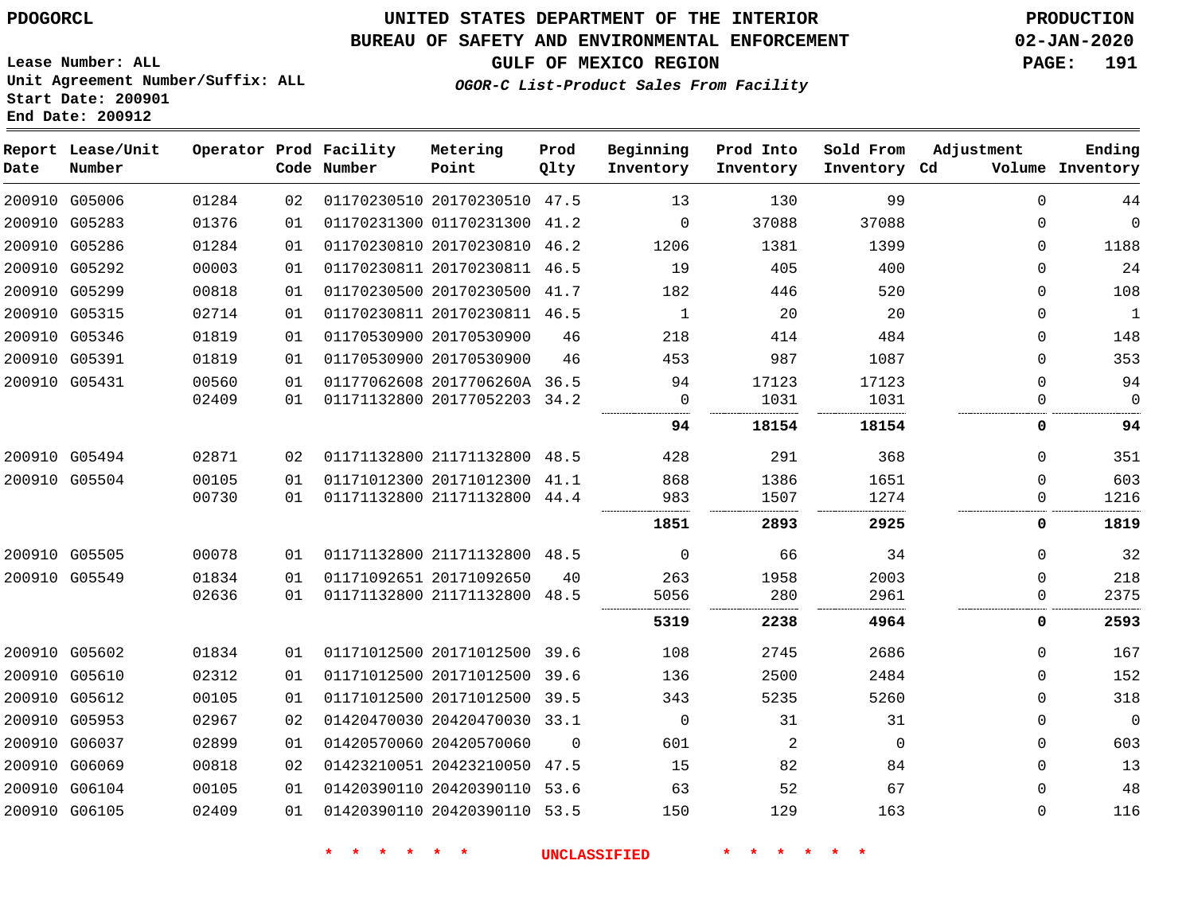PDOGORCL

# UNITED STATES DEPARTMENT OF THE INTERIOR
## BUREAU OF SAFETY AND ENVIRONMENTAL ENFORCEMENT
### GULF OF MEXICO REGION
*OGOR-C List-Product Sales From Facility*

PRODUCTION
02-JAN-2020

Lease Number: ALL
Unit Agreement Number/Suffix: ALL
Start Date: 200901
End Date: 200912

| Report Date | Lease/Unit Number | Operator | Prod Code | Facility Number | Metering Point | Prod Qlty | Beginning Inventory | Prod Into Inventory | Sold From Inventory | Adjustment Cd | Volume | Ending Inventory |
|---|---|---|---|---|---|---|---|---|---|---|---|---|
| 200910 | G05006 | 01284 | 02 | 01170230510 | 20170230510 | 47.5 | 13 | 130 | 99 | | 0 | 44 |
| 200910 | G05283 | 01376 | 01 | 01170231300 | 01170231300 | 41.2 | 0 | 37088 | 37088 | | 0 | 0 |
| 200910 | G05286 | 01284 | 01 | 01170230810 | 20170230810 | 46.2 | 1206 | 1381 | 1399 | | 0 | 1188 |
| 200910 | G05292 | 00003 | 01 | 01170230811 | 20170230811 | 46.5 | 19 | 405 | 400 | | 0 | 24 |
| 200910 | G05299 | 00818 | 01 | 01170230500 | 20170230500 | 41.7 | 182 | 446 | 520 | | 0 | 108 |
| 200910 | G05315 | 02714 | 01 | 01170230811 | 20170230811 | 46.5 | 1 | 20 | 20 | | 0 | 1 |
| 200910 | G05346 | 01819 | 01 | 01170530900 | 20170530900 | 46 | 218 | 414 | 484 | | 0 | 148 |
| 200910 | G05391 | 01819 | 01 | 01170530900 | 20170530900 | 46 | 453 | 987 | 1087 | | 0 | 353 |
| 200910 | G05431 | 00560 | 01 | 01177062608 | 2017706260A | 36.5 | 94 | 17123 | 17123 | | 0 | 94 |
| | | 02409 | 01 | 01171132800 | 20177052203 | 34.2 | 0 | 1031 | 1031 | | 0 | 0 |
| | | | | | | | **94** | **18154** | **18154** | | **0** | **94** |
| 200910 | G05494 | 02871 | 02 | 01171132800 | 21171132800 | 48.5 | 428 | 291 | 368 | | 0 | 351 |
| 200910 | G05504 | 00105 | 01 | 01171012300 | 20171012300 | 41.1 | 868 | 1386 | 1651 | | 0 | 603 |
| | | 00730 | 01 | 01171132800 | 21171132800 | 44.4 | 983 | 1507 | 1274 | | 0 | 1216 |
| | | | | | | | **1851** | **2893** | **2925** | | **0** | **1819** |
| 200910 | G05505 | 00078 | 01 | 01171132800 | 21171132800 | 48.5 | 0 | 66 | 34 | | 0 | 32 |
| 200910 | G05549 | 01834 | 01 | 01171092651 | 20171092650 | 40 | 263 | 1958 | 2003 | | 0 | 218 |
| | | 02636 | 01 | 01171132800 | 21171132800 | 48.5 | 5056 | 280 | 2961 | | 0 | 2375 |
| | | | | | | | **5319** | **2238** | **4964** | | **0** | **2593** |
| 200910 | G05602 | 01834 | 01 | 01171012500 | 20171012500 | 39.6 | 108 | 2745 | 2686 | | 0 | 167 |
| 200910 | G05610 | 02312 | 01 | 01171012500 | 20171012500 | 39.6 | 136 | 2500 | 2484 | | 0 | 152 |
| 200910 | G05612 | 00105 | 01 | 01171012500 | 20171012500 | 39.5 | 343 | 5235 | 5260 | | 0 | 318 |
| 200910 | G05953 | 02967 | 02 | 01420470030 | 20420470030 | 33.1 | 0 | 31 | 31 | | 0 | 0 |
| 200910 | G06037 | 02899 | 01 | 01420570060 | 20420570060 | 0 | 601 | 2 | 0 | | 0 | 603 |
| 200910 | G06069 | 00818 | 02 | 01423210051 | 20423210050 | 47.5 | 15 | 82 | 84 | | 0 | 13 |
| 200910 | G06104 | 00105 | 01 | 01420390110 | 20420390110 | 53.6 | 63 | 52 | 67 | | 0 | 48 |
| 200910 | G06105 | 02409 | 01 | 01420390110 | 20420390110 | 53.5 | 150 | 129 | 163 | | 0 | 116 |

* * * * * * UNCLASSIFIED * * * * * *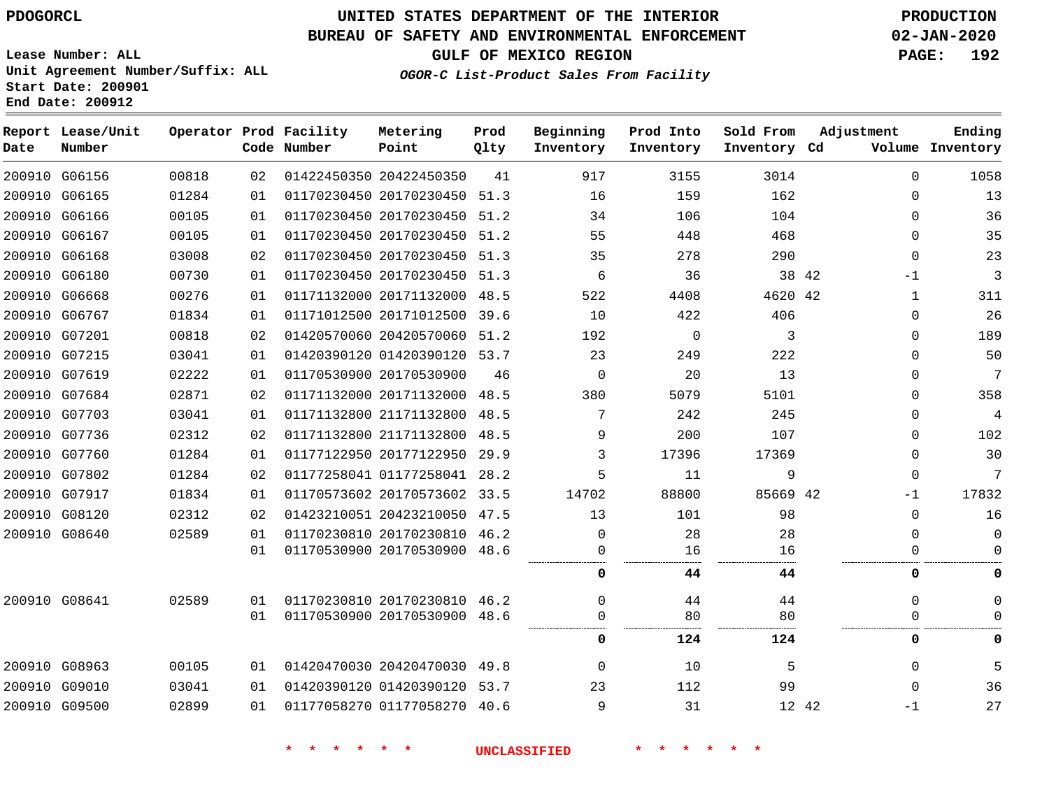PDOGORCL

# UNITED STATES DEPARTMENT OF THE INTERIOR
## BUREAU OF SAFETY AND ENVIRONMENTAL ENFORCEMENT
### GULF OF MEXICO REGION
*OGOR-C List-Product Sales From Facility*

PRODUCTION
02-JAN-2020

Lease Number: ALL
Unit Agreement Number/Suffix: ALL
Start Date: 200901
End Date: 200912

| Report Date | Lease/Unit Number | Operator | Prod Code | Facility Number | Metering Point | Prod Qlty | Beginning Inventory | Prod Into Inventory | Sold From Inventory | Adjustment Cd | Volume | Ending Inventory |
|---|---|---|---|---|---|---|---|---|---|---|---|---|
| 200910 | G06156 | 00818 | 02 | 01422450350 | 20422450350 | 41 | 917 | 3155 | 3014 | | 0 | 1058 |
| 200910 | G06165 | 01284 | 01 | 01170230450 | 20170230450 | 51.3 | 16 | 159 | 162 | | 0 | 13 |
| 200910 | G06166 | 00105 | 01 | 01170230450 | 20170230450 | 51.2 | 34 | 106 | 104 | | 0 | 36 |
| 200910 | G06167 | 00105 | 01 | 01170230450 | 20170230450 | 51.2 | 55 | 448 | 468 | | 0 | 35 |
| 200910 | G06168 | 03008 | 02 | 01170230450 | 20170230450 | 51.3 | 35 | 278 | 290 | | 0 | 23 |
| 200910 | G06180 | 00730 | 01 | 01170230450 | 20170230450 | 51.3 | 6 | 36 | 38 | 42 | -1 | 3 |
| 200910 | G06668 | 00276 | 01 | 01171132000 | 20171132000 | 48.5 | 522 | 4408 | 4620 | 42 | 1 | 311 |
| 200910 | G06767 | 01834 | 01 | 01171012500 | 20171012500 | 39.6 | 10 | 422 | 406 | | 0 | 26 |
| 200910 | G07201 | 00818 | 02 | 01420570060 | 20420570060 | 51.2 | 192 | 0 | 3 | | 0 | 189 |
| 200910 | G07215 | 03041 | 01 | 01420390120 | 01420390120 | 53.7 | 23 | 249 | 222 | | 0 | 50 |
| 200910 | G07619 | 02222 | 01 | 01170530900 | 20170530900 | 46 | 0 | 20 | 13 | | 0 | 7 |
| 200910 | G07684 | 02871 | 02 | 01171132000 | 20171132000 | 48.5 | 380 | 5079 | 5101 | | 0 | 358 |
| 200910 | G07703 | 03041 | 01 | 01171132800 | 21171132800 | 48.5 | 7 | 242 | 245 | | 0 | 4 |
| 200910 | G07736 | 02312 | 02 | 01171132800 | 21171132800 | 48.5 | 9 | 200 | 107 | | 0 | 102 |
| 200910 | G07760 | 01284 | 01 | 01177122950 | 20177122950 | 29.9 | 3 | 17396 | 17369 | | 0 | 30 |
| 200910 | G07802 | 01284 | 02 | 01177258041 | 01177258041 | 28.2 | 5 | 11 | 9 | | 0 | 7 |
| 200910 | G07917 | 01834 | 01 | 01170573602 | 20170573602 | 33.5 | 14702 | 88800 | 85669 | 42 | -1 | 17832 |
| 200910 | G08120 | 02312 | 02 | 01423210051 | 20423210050 | 47.5 | 13 | 101 | 98 | | 0 | 16 |
| 200910 | G08640 | 02589 | 01 | 01170230810 | 20170230810 | 46.2 | 0 | 28 | 28 | | 0 | 0 |
| | | | 01 | 01170530900 | 20170530900 | 48.6 | 0 | 16 | 16 | | 0 | 0 |
| | | | | | | | **0** | **44** | **44** | | **0** | **0** |
| 200910 | G08641 | 02589 | 01 | 01170230810 | 20170230810 | 46.2 | 0 | 44 | 44 | | 0 | 0 |
| | | | 01 | 01170530900 | 20170530900 | 48.6 | 0 | 80 | 80 | | 0 | 0 |
| | | | | | | | **0** | **124** | **124** | | **0** | **0** |
| 200910 | G08963 | 00105 | 01 | 01420470030 | 20420470030 | 49.8 | 0 | 10 | 5 | | 0 | 5 |
| 200910 | G09010 | 03041 | 01 | 01420390120 | 01420390120 | 53.7 | 23 | 112 | 99 | | 0 | 36 |
| 200910 | G09500 | 02899 | 01 | 01177058270 | 01177058270 | 40.6 | 9 | 31 | 12 | 42 | -1 | 27 |

\* \* \* \* \* \* UNCLASSIFIED \* \* \* \* \* \*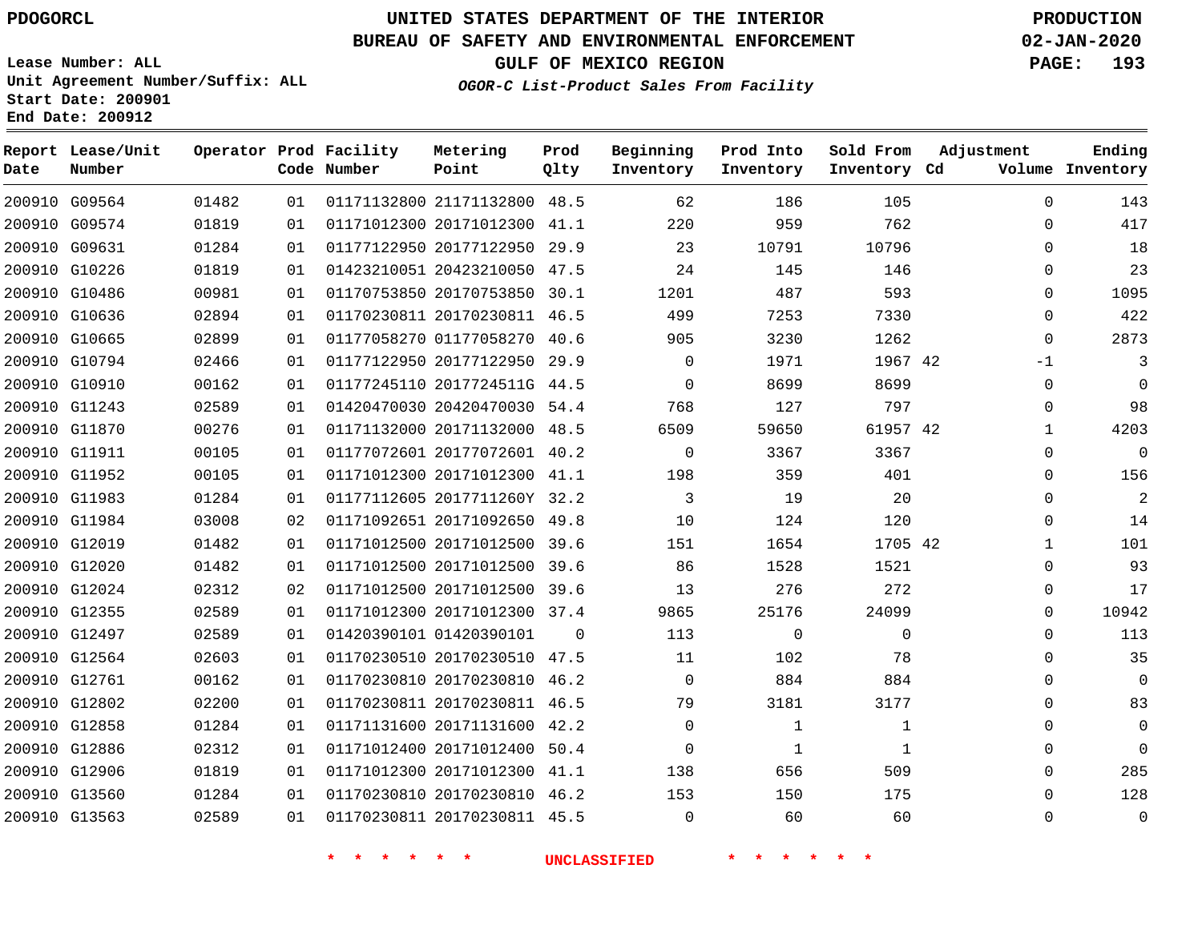# UNITED STATES DEPARTMENT OF THE INTERIOR
## BUREAU OF SAFETY AND ENVIRONMENTAL ENFORCEMENT
### GULF OF MEXICO REGION
*OGOR-C List-Product Sales From Facility*

PDOGORCL

Lease Number: ALL
Unit Agreement Number/Suffix: ALL
Start Date: 200901
End Date: 200912

PRODUCTION
02-JAN-2020

| Report Date | Lease/Unit Number | Operator | Prod Code | Facility Number | Metering Point | Prod Qlty | Beginning Inventory | Prod Into Inventory | Sold From Inventory | Adjustment Cd | Adjustment Volume | Ending Inventory |
|---|---|---|---|---|---|---|---|---|---|---|---|---|
| 200910 | G09564 | 01482 | 01 | 01171132800 | 21171132800 | 48.5 | 62 | 186 | 105 | | 0 | 143 |
| 200910 | G09574 | 01819 | 01 | 01171012300 | 20171012300 | 41.1 | 220 | 959 | 762 | | 0 | 417 |
| 200910 | G09631 | 01284 | 01 | 01177122950 | 20177122950 | 29.9 | 23 | 10791 | 10796 | | 0 | 18 |
| 200910 | G10226 | 01819 | 01 | 01423210051 | 20423210050 | 47.5 | 24 | 145 | 146 | | 0 | 23 |
| 200910 | G10486 | 00981 | 01 | 01170753850 | 20170753850 | 30.1 | 1201 | 487 | 593 | | 0 | 1095 |
| 200910 | G10636 | 02894 | 01 | 01170230811 | 20170230811 | 46.5 | 499 | 7253 | 7330 | | 0 | 422 |
| 200910 | G10665 | 02899 | 01 | 01177058270 | 01177058270 | 40.6 | 905 | 3230 | 1262 | | 0 | 2873 |
| 200910 | G10794 | 02466 | 01 | 01177122950 | 20177122950 | 29.9 | 0 | 1971 | 1967 | 42 | -1 | 3 |
| 200910 | G10910 | 00162 | 01 | 01177245110 | 2017724511G | 44.5 | 0 | 8699 | 8699 | | 0 | 0 |
| 200910 | G11243 | 02589 | 01 | 01420470030 | 20420470030 | 54.4 | 768 | 127 | 797 | | 0 | 98 |
| 200910 | G11870 | 00276 | 01 | 01171132000 | 20171132000 | 48.5 | 6509 | 59650 | 61957 | 42 | 1 | 4203 |
| 200910 | G11911 | 00105 | 01 | 01177072601 | 20177072601 | 40.2 | 0 | 3367 | 3367 | | 0 | 0 |
| 200910 | G11952 | 00105 | 01 | 01171012300 | 20171012300 | 41.1 | 198 | 359 | 401 | | 0 | 156 |
| 200910 | G11983 | 01284 | 01 | 01177112605 | 2017711260Y | 32.2 | 3 | 19 | 20 | | 0 | 2 |
| 200910 | G11984 | 03008 | 02 | 01171092651 | 20171092650 | 49.8 | 10 | 124 | 120 | | 0 | 14 |
| 200910 | G12019 | 01482 | 01 | 01171012500 | 20171012500 | 39.6 | 151 | 1654 | 1705 | 42 | 1 | 101 |
| 200910 | G12020 | 01482 | 01 | 01171012500 | 20171012500 | 39.6 | 86 | 1528 | 1521 | | 0 | 93 |
| 200910 | G12024 | 02312 | 02 | 01171012500 | 20171012500 | 39.6 | 13 | 276 | 272 | | 0 | 17 |
| 200910 | G12355 | 02589 | 01 | 01171012300 | 20171012300 | 37.4 | 9865 | 25176 | 24099 | | 0 | 10942 |
| 200910 | G12497 | 02589 | 01 | 01420390101 | 01420390101 | 0 | 113 | 0 | 0 | | 0 | 113 |
| 200910 | G12564 | 02603 | 01 | 01170230510 | 20170230510 | 47.5 | 11 | 102 | 78 | | 0 | 35 |
| 200910 | G12761 | 00162 | 01 | 01170230810 | 20170230810 | 46.2 | 0 | 884 | 884 | | 0 | 0 |
| 200910 | G12802 | 02200 | 01 | 01170230811 | 20170230811 | 46.5 | 79 | 3181 | 3177 | | 0 | 83 |
| 200910 | G12858 | 01284 | 01 | 01171131600 | 20171131600 | 42.2 | 0 | 1 | 1 | | 0 | 0 |
| 200910 | G12886 | 02312 | 01 | 01171012400 | 20171012400 | 50.4 | 0 | 1 | 1 | | 0 | 0 |
| 200910 | G12906 | 01819 | 01 | 01171012300 | 20171012300 | 41.1 | 138 | 656 | 509 | | 0 | 285 |
| 200910 | G13560 | 01284 | 01 | 01170230810 | 20170230810 | 46.2 | 153 | 150 | 175 | | 0 | 128 |
| 200910 | G13563 | 02589 | 01 | 01170230811 | 20170230811 | 45.5 | 0 | 60 | 60 | | 0 | 0 |

* * * * * * UNCLASSIFIED * * * * * *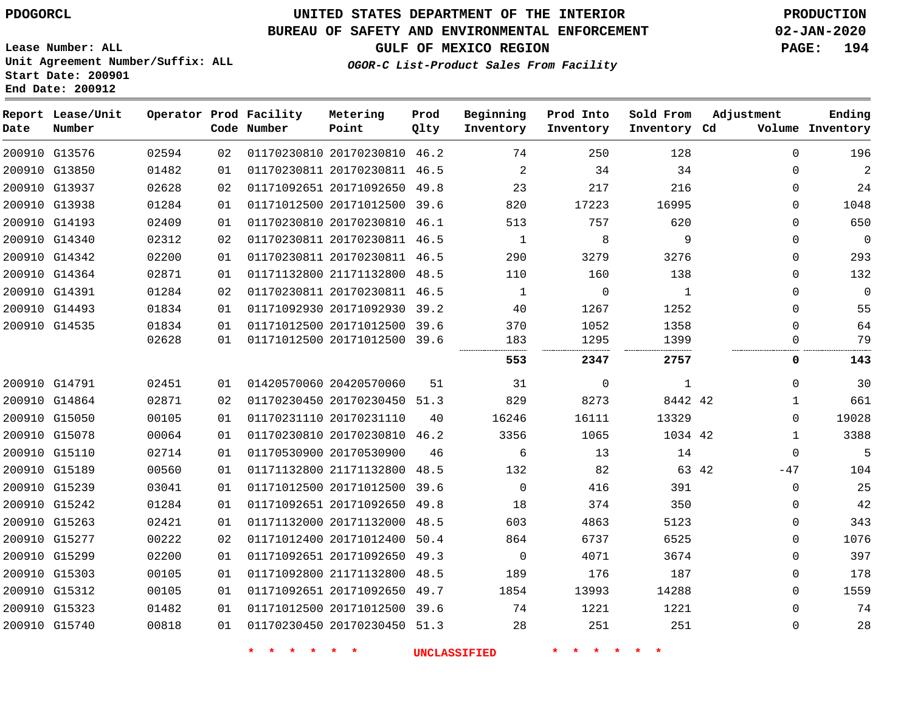PDOGORCL

# UNITED STATES DEPARTMENT OF THE INTERIOR
## BUREAU OF SAFETY AND ENVIRONMENTAL ENFORCEMENT
### GULF OF MEXICO REGION

PRODUCTION
02-JAN-2020
PAGE: 194

Lease Number: ALL
Unit Agreement Number/Suffix: ALL
Start Date: 200901
End Date: 200912

*OGOR-C List-Product Sales From Facility*

| Report Date | Lease/Unit Number | Operator | Prod Code | Facility Number | Metering Point | Prod Qlty | Beginning Inventory | Prod Into Inventory | Sold From Inventory | Adjustment Cd | Volume | Ending Inventory |
|---|---|---|---|---|---|---|---|---|---|---|---|---|
| 200910 | G13576 | 02594 | 02 | 01170230810 | 20170230810 | 46.2 | 74 | 250 | 128 | | 0 | 196 |
| 200910 | G13850 | 01482 | 01 | 01170230811 | 20170230811 | 46.5 | 2 | 34 | 34 | | 0 | 2 |
| 200910 | G13937 | 02628 | 02 | 01171092651 | 20171092650 | 49.8 | 23 | 217 | 216 | | 0 | 24 |
| 200910 | G13938 | 01284 | 01 | 01171012500 | 20171012500 | 39.6 | 820 | 17223 | 16995 | | 0 | 1048 |
| 200910 | G14193 | 02409 | 01 | 01170230810 | 20170230810 | 46.1 | 513 | 757 | 620 | | 0 | 650 |
| 200910 | G14340 | 02312 | 02 | 01170230811 | 20170230811 | 46.5 | 1 | 8 | 9 | | 0 | 0 |
| 200910 | G14342 | 02200 | 01 | 01170230811 | 20170230811 | 46.5 | 290 | 3279 | 3276 | | 0 | 293 |
| 200910 | G14364 | 02871 | 01 | 01171132800 | 21171132800 | 48.5 | 110 | 160 | 138 | | 0 | 132 |
| 200910 | G14391 | 01284 | 02 | 01170230811 | 20170230811 | 46.5 | 1 | 0 | 1 | | 0 | 0 |
| 200910 | G14493 | 01834 | 01 | 01171092930 | 20171092930 | 39.2 | 40 | 1267 | 1252 | | 0 | 55 |
| 200910 | G14535 | 01834 | 01 | 01171012500 | 20171012500 | 39.6 | 370 | 1052 | 1358 | | 0 | 64 |
| | | 02628 | 01 | 01171012500 | 20171012500 | 39.6 | 183 | 1295 | 1399 | | 0 | 79 |
| | | | | | | | **553** | **2347** | **2757** | | **0** | **143** |
| 200910 | G14791 | 02451 | 01 | 01420570060 | 20420570060 | 51 | 31 | 0 | 1 | | 0 | 30 |
| 200910 | G14864 | 02871 | 02 | 01170230450 | 20170230450 | 51.3 | 829 | 8273 | 8442 | 42 | 1 | 661 |
| 200910 | G15050 | 00105 | 01 | 01170231110 | 20170231110 | 40 | 16246 | 16111 | 13329 | | 0 | 19028 |
| 200910 | G15078 | 00064 | 01 | 01170230810 | 20170230810 | 46.2 | 3356 | 1065 | 1034 | 42 | 1 | 3388 |
| 200910 | G15110 | 02714 | 01 | 01170530900 | 20170530900 | 46 | 6 | 13 | 14 | | 0 | 5 |
| 200910 | G15189 | 00560 | 01 | 01171132800 | 21171132800 | 48.5 | 132 | 82 | 63 | 42 | -47 | 104 |
| 200910 | G15239 | 03041 | 01 | 01171012500 | 20171012500 | 39.6 | 0 | 416 | 391 | | 0 | 25 |
| 200910 | G15242 | 01284 | 01 | 01171092651 | 20171092650 | 49.8 | 18 | 374 | 350 | | 0 | 42 |
| 200910 | G15263 | 02421 | 01 | 01171132000 | 20171132000 | 48.5 | 603 | 4863 | 5123 | | 0 | 343 |
| 200910 | G15277 | 00222 | 02 | 01171012400 | 20171012400 | 50.4 | 864 | 6737 | 6525 | | 0 | 1076 |
| 200910 | G15299 | 02200 | 01 | 01171092651 | 20171092650 | 49.3 | 0 | 4071 | 3674 | | 0 | 397 |
| 200910 | G15303 | 00105 | 01 | 01171092800 | 21171132800 | 48.5 | 189 | 176 | 187 | | 0 | 178 |
| 200910 | G15312 | 00105 | 01 | 01171092651 | 20171092650 | 49.7 | 1854 | 13993 | 14288 | | 0 | 1559 |
| 200910 | G15323 | 01482 | 01 | 01171012500 | 20171012500 | 39.6 | 74 | 1221 | 1221 | | 0 | 74 |
| 200910 | G15740 | 00818 | 01 | 01170230450 | 20170230450 | 51.3 | 28 | 251 | 251 | | 0 | 28 |

* * * * * * UNCLASSIFIED * * * * * *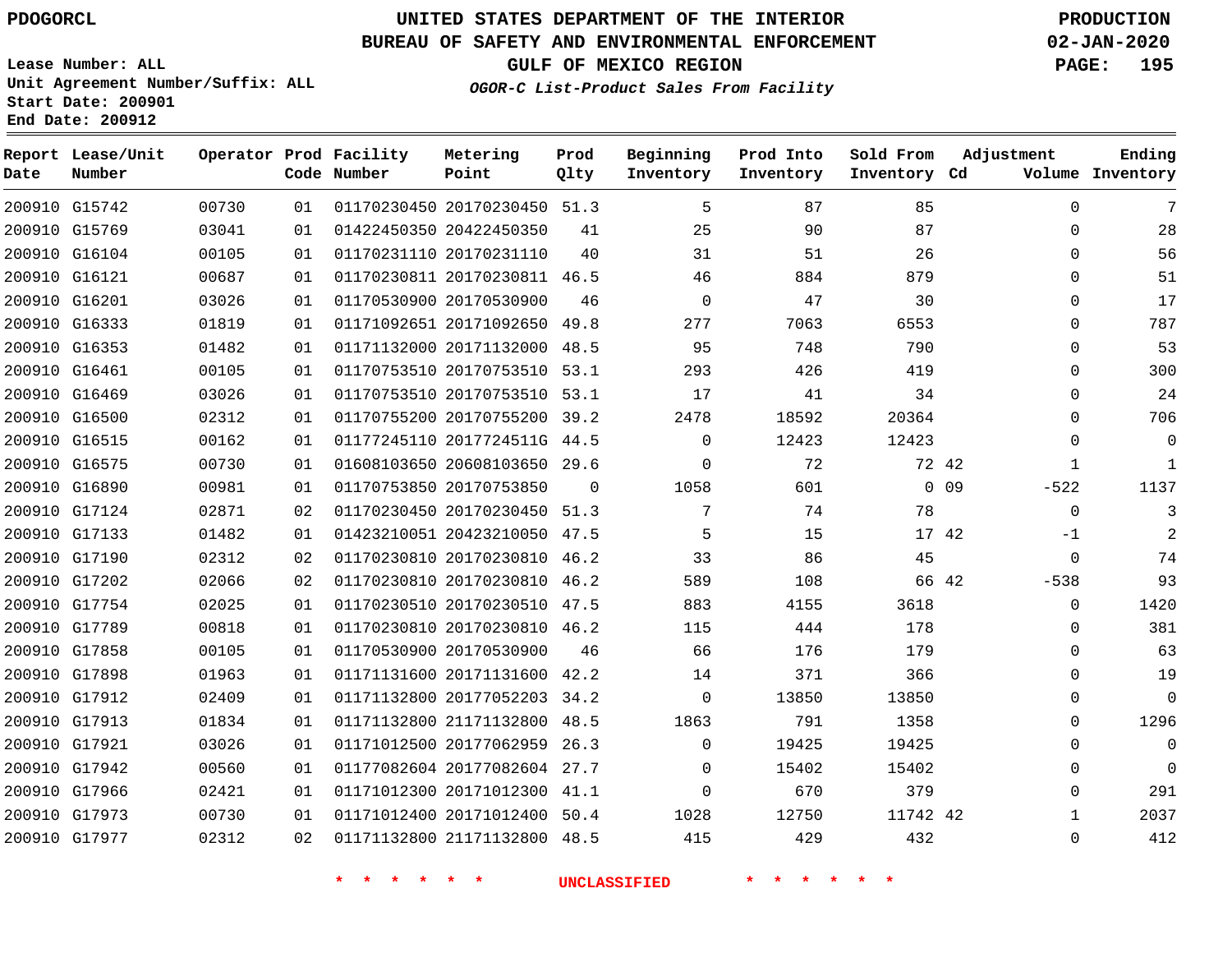UNITED STATES DEPARTMENT OF THE INTERIOR
BUREAU OF SAFETY AND ENVIRONMENTAL ENFORCEMENT
GULF OF MEXICO REGION

PDOGORCL | PRODUCTION 02-JAN-2020

Lease Number: ALL
Unit Agreement Number/Suffix: ALL
Start Date: 200901
End Date: 200912

*OGOR-C List-Product Sales From Facility*

| Report Date | Lease/Unit Number | Operator | Prod Code | Facility Number | Metering Point | Prod Qlty | Beginning Inventory | Prod Into Inventory | Sold From Inventory | Adjustment Cd | Adjustment Volume | Ending Inventory |
|---|---|---|---|---|---|---|---|---|---|---|---|---|
| 200910 | G15742 | 00730 | 01 | 01170230450 | 20170230450 | 51.3 | 5 | 87 | 85 | | 0 | 7 |
| 200910 | G15769 | 03041 | 01 | 01422450350 | 20422450350 | 41 | 25 | 90 | 87 | | 0 | 28 |
| 200910 | G16104 | 00105 | 01 | 01170231110 | 20170231110 | 40 | 31 | 51 | 26 | | 0 | 56 |
| 200910 | G16121 | 00687 | 01 | 01170230811 | 20170230811 | 46.5 | 46 | 884 | 879 | | 0 | 51 |
| 200910 | G16201 | 03026 | 01 | 01170530900 | 20170530900 | 46 | 0 | 47 | 30 | | 0 | 17 |
| 200910 | G16333 | 01819 | 01 | 01171092651 | 20171092650 | 49.8 | 277 | 7063 | 6553 | | 0 | 787 |
| 200910 | G16353 | 01482 | 01 | 01171132000 | 20171132000 | 48.5 | 95 | 748 | 790 | | 0 | 53 |
| 200910 | G16461 | 00105 | 01 | 01170753510 | 20170753510 | 53.1 | 293 | 426 | 419 | | 0 | 300 |
| 200910 | G16469 | 03026 | 01 | 01170753510 | 20170753510 | 53.1 | 17 | 41 | 34 | | 0 | 24 |
| 200910 | G16500 | 02312 | 01 | 01170755200 | 20170755200 | 39.2 | 2478 | 18592 | 20364 | | 0 | 706 |
| 200910 | G16515 | 00162 | 01 | 01177245110 | 2017724511G | 44.5 | 0 | 12423 | 12423 | | 0 | 0 |
| 200910 | G16575 | 00730 | 01 | 01608103650 | 20608103650 | 29.6 | 0 | 72 | 72 | 42 | 1 | 1 |
| 200910 | G16890 | 00981 | 01 | 01170753850 | 20170753850 | 0 | 1058 | 601 | 0 | 09 | -522 | 1137 |
| 200910 | G17124 | 02871 | 02 | 01170230450 | 20170230450 | 51.3 | 7 | 74 | 78 | | 0 | 3 |
| 200910 | G17133 | 01482 | 01 | 01423210051 | 20423210050 | 47.5 | 5 | 15 | 17 | 42 | -1 | 2 |
| 200910 | G17190 | 02312 | 02 | 01170230810 | 20170230810 | 46.2 | 33 | 86 | 45 | | 0 | 74 |
| 200910 | G17202 | 02066 | 02 | 01170230810 | 20170230810 | 46.2 | 589 | 108 | 66 | 42 | -538 | 93 |
| 200910 | G17754 | 02025 | 01 | 01170230510 | 20170230510 | 47.5 | 883 | 4155 | 3618 | | 0 | 1420 |
| 200910 | G17789 | 00818 | 01 | 01170230810 | 20170230810 | 46.2 | 115 | 444 | 178 | | 0 | 381 |
| 200910 | G17858 | 00105 | 01 | 01170530900 | 20170530900 | 46 | 66 | 176 | 179 | | 0 | 63 |
| 200910 | G17898 | 01963 | 01 | 01171131600 | 20171131600 | 42.2 | 14 | 371 | 366 | | 0 | 19 |
| 200910 | G17912 | 02409 | 01 | 01171132800 | 20177052203 | 34.2 | 0 | 13850 | 13850 | | 0 | 0 |
| 200910 | G17913 | 01834 | 01 | 01171132800 | 21171132800 | 48.5 | 1863 | 791 | 1358 | | 0 | 1296 |
| 200910 | G17921 | 03026 | 01 | 01171012500 | 20177062959 | 26.3 | 0 | 19425 | 19425 | | 0 | 0 |
| 200910 | G17942 | 00560 | 01 | 01177082604 | 20177082604 | 27.7 | 0 | 15402 | 15402 | | 0 | 0 |
| 200910 | G17966 | 02421 | 01 | 01171012300 | 20171012300 | 41.1 | 0 | 670 | 379 | | 0 | 291 |
| 200910 | G17973 | 00730 | 01 | 01171012400 | 20171012400 | 50.4 | 1028 | 12750 | 11742 | 42 | 1 | 2037 |
| 200910 | G17977 | 02312 | 02 | 01171132800 | 21171132800 | 48.5 | 415 | 429 | 432 | | 0 | 412 |

* * * * * * UNCLASSIFIED * * * * * *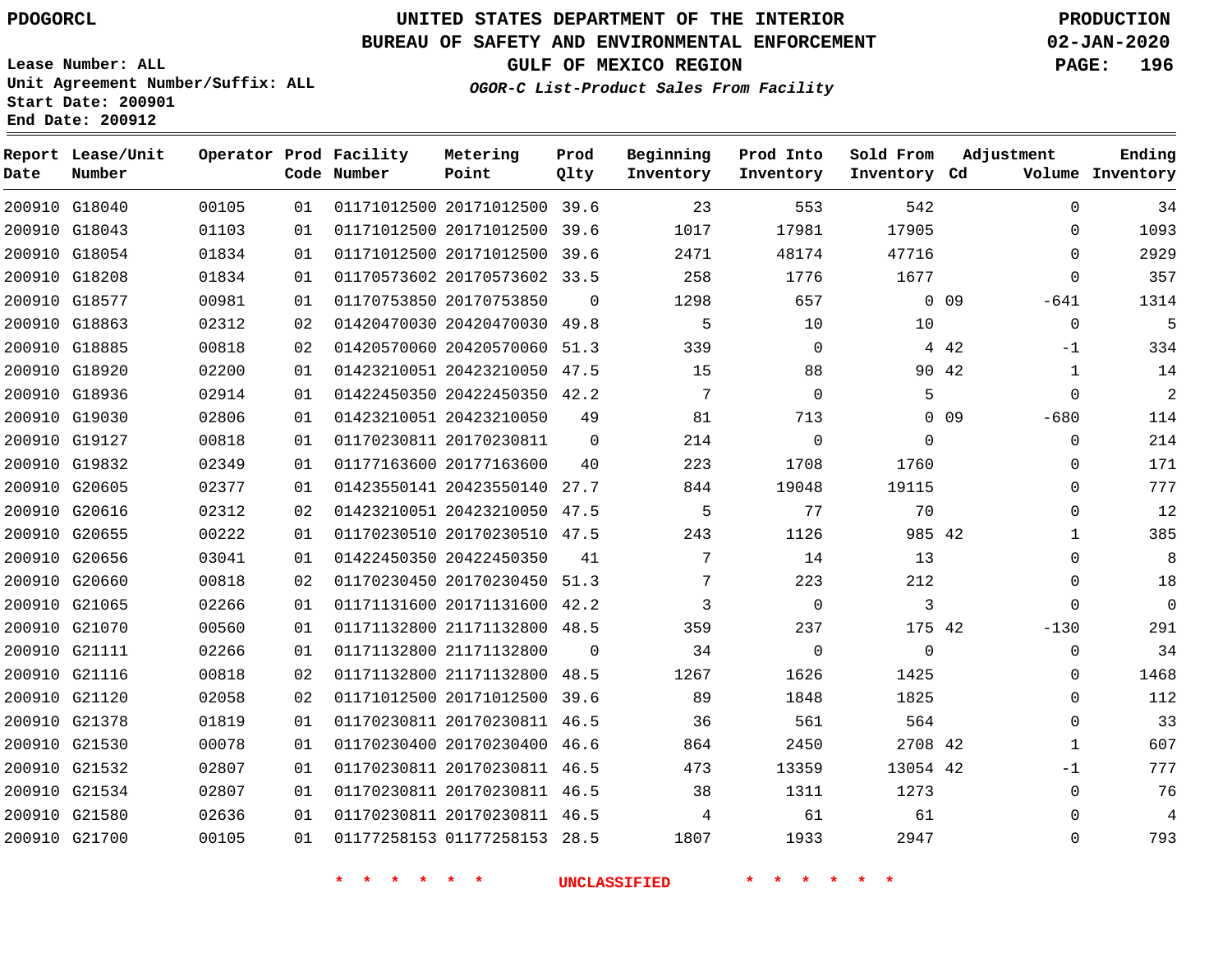PDOGORCL

Lease Number: ALL
Unit Agreement Number/Suffix: ALL
Start Date: 200901
End Date: 200912

# UNITED STATES DEPARTMENT OF THE INTERIOR
## BUREAU OF SAFETY AND ENVIRONMENTAL ENFORCEMENT
## GULF OF MEXICO REGION
### *OGOR-C List-Product Sales From Facility*

PRODUCTION
02-JAN-2020

| Report Date | Lease/Unit Number | Operator | Prod Code | Facility Number | Metering Point | Prod Qlty | Beginning Inventory | Prod Into Inventory | Sold From Inventory | Adjustment Cd | Adjustment Volume | Ending Inventory |
|---|---|---|---|---|---|---|---|---|---|---|---|---|
| 200910 | G18040 | 00105 | 01 | 01171012500 | 20171012500 | 39.6 | 23 | 553 | 542 | | 0 | 34 |
| 200910 | G18043 | 01103 | 01 | 01171012500 | 20171012500 | 39.6 | 1017 | 17981 | 17905 | | 0 | 1093 |
| 200910 | G18054 | 01834 | 01 | 01171012500 | 20171012500 | 39.6 | 2471 | 48174 | 47716 | | 0 | 2929 |
| 200910 | G18208 | 01834 | 01 | 01170573602 | 20170573602 | 33.5 | 258 | 1776 | 1677 | | 0 | 357 |
| 200910 | G18577 | 00981 | 01 | 01170753850 | 20170753850 | 0 | 1298 | 657 | 0 | 09 | -641 | 1314 |
| 200910 | G18863 | 02312 | 02 | 01420470030 | 20420470030 | 49.8 | 5 | 10 | 10 | | 0 | 5 |
| 200910 | G18885 | 00818 | 02 | 01420570060 | 20420570060 | 51.3 | 339 | 0 | 4 | 42 | -1 | 334 |
| 200910 | G18920 | 02200 | 01 | 01423210051 | 20423210050 | 47.5 | 15 | 88 | 90 | 42 | 1 | 14 |
| 200910 | G18936 | 02914 | 01 | 01422450350 | 20422450350 | 42.2 | 7 | 0 | 5 | | 0 | 2 |
| 200910 | G19030 | 02806 | 01 | 01423210051 | 20423210050 | 49 | 81 | 713 | 0 | 09 | -680 | 114 |
| 200910 | G19127 | 00818 | 01 | 01170230811 | 20170230811 | 0 | 214 | 0 | 0 | | 0 | 214 |
| 200910 | G19832 | 02349 | 01 | 01177163600 | 20177163600 | 40 | 223 | 1708 | 1760 | | 0 | 171 |
| 200910 | G20605 | 02377 | 01 | 01423550141 | 20423550140 | 27.7 | 844 | 19048 | 19115 | | 0 | 777 |
| 200910 | G20616 | 02312 | 02 | 01423210051 | 20423210050 | 47.5 | 5 | 77 | 70 | | 0 | 12 |
| 200910 | G20655 | 00222 | 01 | 01170230510 | 20170230510 | 47.5 | 243 | 1126 | 985 | 42 | 1 | 385 |
| 200910 | G20656 | 03041 | 01 | 01422450350 | 20422450350 | 41 | 7 | 14 | 13 | | 0 | 8 |
| 200910 | G20660 | 00818 | 02 | 01170230450 | 20170230450 | 51.3 | 7 | 223 | 212 | | 0 | 18 |
| 200910 | G21065 | 02266 | 01 | 01171131600 | 20171131600 | 42.2 | 3 | 0 | 3 | | 0 | 0 |
| 200910 | G21070 | 00560 | 01 | 01171132800 | 21171132800 | 48.5 | 359 | 237 | 175 | 42 | -130 | 291 |
| 200910 | G21111 | 02266 | 01 | 01171132800 | 21171132800 | 0 | 34 | 0 | 0 | | 0 | 34 |
| 200910 | G21116 | 00818 | 02 | 01171132800 | 21171132800 | 48.5 | 1267 | 1626 | 1425 | | 0 | 1468 |
| 200910 | G21120 | 02058 | 02 | 01171012500 | 20171012500 | 39.6 | 89 | 1848 | 1825 | | 0 | 112 |
| 200910 | G21378 | 01819 | 01 | 01170230811 | 20170230811 | 46.5 | 36 | 561 | 564 | | 0 | 33 |
| 200910 | G21530 | 00078 | 01 | 01170230400 | 20170230400 | 46.6 | 864 | 2450 | 2708 | 42 | 1 | 607 |
| 200910 | G21532 | 02807 | 01 | 01170230811 | 20170230811 | 46.5 | 473 | 13359 | 13054 | 42 | -1 | 777 |
| 200910 | G21534 | 02807 | 01 | 01170230811 | 20170230811 | 46.5 | 38 | 1311 | 1273 | | 0 | 76 |
| 200910 | G21580 | 02636 | 01 | 01170230811 | 20170230811 | 46.5 | 4 | 61 | 61 | | 0 | 4 |
| 200910 | G21700 | 00105 | 01 | 01177258153 | 01177258153 | 28.5 | 1807 | 1933 | 2947 | | 0 | 793 |

* * * * * * UNCLASSIFIED * * * * * *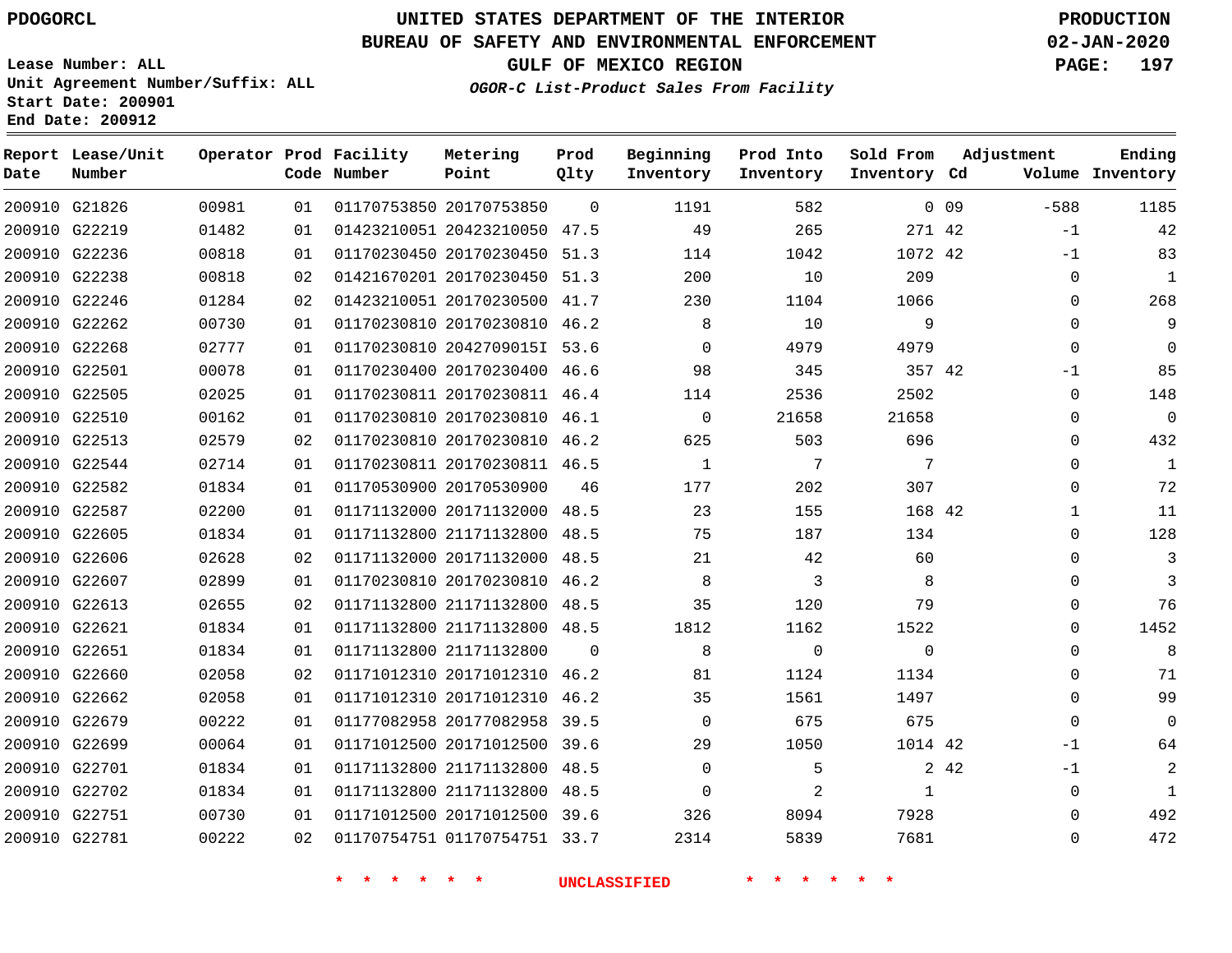PDOGORCL

# UNITED STATES DEPARTMENT OF THE INTERIOR
## BUREAU OF SAFETY AND ENVIRONMENTAL ENFORCEMENT
### GULF OF MEXICO REGION
*OGOR-C List-Product Sales From Facility*

PRODUCTION
02-JAN-2020

Lease Number: ALL
Unit Agreement Number/Suffix: ALL
Start Date: 200901
End Date: 200912

| Report Date | Lease/Unit Number | Operator | Prod Code | Facility Number | Metering Point | Prod Qlty | Beginning Inventory | Prod Into Inventory | Sold From Inventory | Adjustment Cd | Adjustment Volume | Ending Inventory |
|---|---|---|---|---|---|---|---|---|---|---|---|---|
| 200910 | G21826 | 00981 | 01 | 01170753850 | 20170753850 | 0 | 1191 | 582 | 0 | 09 | -588 | 1185 |
| 200910 | G22219 | 01482 | 01 | 01423210051 | 20423210050 | 47.5 | 49 | 265 | 271 | 42 | -1 | 42 |
| 200910 | G22236 | 00818 | 01 | 01170230450 | 20170230450 | 51.3 | 114 | 1042 | 1072 | 42 | -1 | 83 |
| 200910 | G22238 | 00818 | 02 | 01421670201 | 20170230450 | 51.3 | 200 | 10 | 209 | | 0 | 1 |
| 200910 | G22246 | 01284 | 02 | 01423210051 | 20170230500 | 41.7 | 230 | 1104 | 1066 | | 0 | 268 |
| 200910 | G22262 | 00730 | 01 | 01170230810 | 20170230810 | 46.2 | 8 | 10 | 9 | | 0 | 9 |
| 200910 | G22268 | 02777 | 01 | 01170230810 | 2042709015I | 53.6 | 0 | 4979 | 4979 | | 0 | 0 |
| 200910 | G22501 | 00078 | 01 | 01170230400 | 20170230400 | 46.6 | 98 | 345 | 357 | 42 | -1 | 85 |
| 200910 | G22505 | 02025 | 01 | 01170230811 | 20170230811 | 46.4 | 114 | 2536 | 2502 | | 0 | 148 |
| 200910 | G22510 | 00162 | 01 | 01170230810 | 20170230810 | 46.1 | 0 | 21658 | 21658 | | 0 | 0 |
| 200910 | G22513 | 02579 | 02 | 01170230810 | 20170230810 | 46.2 | 625 | 503 | 696 | | 0 | 432 |
| 200910 | G22544 | 02714 | 01 | 01170230811 | 20170230811 | 46.5 | 1 | 7 | 7 | | 0 | 1 |
| 200910 | G22582 | 01834 | 01 | 01170530900 | 20170530900 | 46 | 177 | 202 | 307 | | 0 | 72 |
| 200910 | G22587 | 02200 | 01 | 01171132000 | 20171132000 | 48.5 | 23 | 155 | 168 | 42 | 1 | 11 |
| 200910 | G22605 | 01834 | 01 | 01171132800 | 21171132800 | 48.5 | 75 | 187 | 134 | | 0 | 128 |
| 200910 | G22606 | 02628 | 02 | 01171132000 | 20171132000 | 48.5 | 21 | 42 | 60 | | 0 | 3 |
| 200910 | G22607 | 02899 | 01 | 01170230810 | 20170230810 | 46.2 | 8 | 3 | 8 | | 0 | 3 |
| 200910 | G22613 | 02655 | 02 | 01171132800 | 21171132800 | 48.5 | 35 | 120 | 79 | | 0 | 76 |
| 200910 | G22621 | 01834 | 01 | 01171132800 | 21171132800 | 48.5 | 1812 | 1162 | 1522 | | 0 | 1452 |
| 200910 | G22651 | 01834 | 01 | 01171132800 | 21171132800 | 0 | 8 | 0 | 0 | | 0 | 8 |
| 200910 | G22660 | 02058 | 02 | 01171012310 | 20171012310 | 46.2 | 81 | 1124 | 1134 | | 0 | 71 |
| 200910 | G22662 | 02058 | 01 | 01171012310 | 20171012310 | 46.2 | 35 | 1561 | 1497 | | 0 | 99 |
| 200910 | G22679 | 00222 | 01 | 01177082958 | 20177082958 | 39.5 | 0 | 675 | 675 | | 0 | 0 |
| 200910 | G22699 | 00064 | 01 | 01171012500 | 20171012500 | 39.6 | 29 | 1050 | 1014 | 42 | -1 | 64 |
| 200910 | G22701 | 01834 | 01 | 01171132800 | 21171132800 | 48.5 | 0 | 5 | 2 | 42 | -1 | 2 |
| 200910 | G22702 | 01834 | 01 | 01171132800 | 21171132800 | 48.5 | 0 | 2 | 1 | | 0 | 1 |
| 200910 | G22751 | 00730 | 01 | 01171012500 | 20171012500 | 39.6 | 326 | 8094 | 7928 | | 0 | 492 |
| 200910 | G22781 | 00222 | 02 | 01170754751 | 01170754751 | 33.7 | 2314 | 5839 | 7681 | | 0 | 472 |

\* \* \* \* \* \* UNCLASSIFIED \* \* \* \* \* \*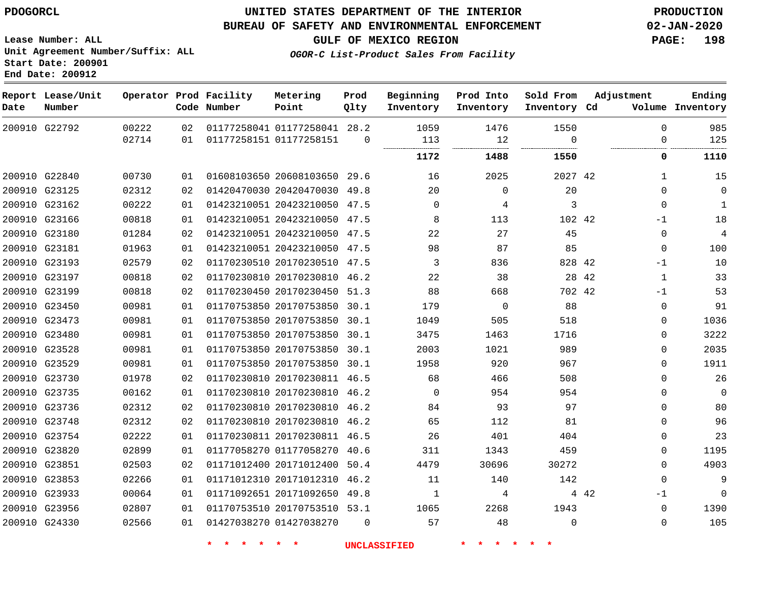PDOGORCL

# UNITED STATES DEPARTMENT OF THE INTERIOR
## BUREAU OF SAFETY AND ENVIRONMENTAL ENFORCEMENT
### GULF OF MEXICO REGION
*OGOR-C List-Product Sales From Facility*

PRODUCTION
02-JAN-2020

Lease Number: ALL
Unit Agreement Number/Suffix: ALL
Start Date: 200901
End Date: 200912

| Report Date | Lease/Unit Number | Operator | Prod Code | Facility Number | Metering Point | Prod Qlty | Beginning Inventory | Prod Into Inventory | Sold From Inventory | Adjustment Cd | Volume | Ending Inventory |
|---|---|---|---|---|---|---|---|---|---|---|---|---|
| 200910 | G22792 | 00222 | 02 | 01177258041 | 01177258041 | 28.2 | 1059 | 1476 | 1550 | | 0 | 985 |
| | | 02714 | 01 | 01177258151 | 01177258151 | 0 | 113 | 12 | 0 | | 0 | 125 |
| | | | | | | | **1172** | **1488** | **1550** | | **0** | **1110** |
| 200910 | G22840 | 00730 | 01 | 01608103650 | 20608103650 | 29.6 | 16 | 2025 | 2027 | 42 | 1 | 15 |
| 200910 | G23125 | 02312 | 02 | 01420470030 | 20420470030 | 49.8 | 20 | 0 | 20 | | 0 | 0 |
| 200910 | G23162 | 00222 | 01 | 01423210051 | 20423210050 | 47.5 | 0 | 4 | 3 | | 0 | 1 |
| 200910 | G23166 | 00818 | 01 | 01423210051 | 20423210050 | 47.5 | 8 | 113 | 102 | 42 | -1 | 18 |
| 200910 | G23180 | 01284 | 02 | 01423210051 | 20423210050 | 47.5 | 22 | 27 | 45 | | 0 | 4 |
| 200910 | G23181 | 01963 | 01 | 01423210051 | 20423210050 | 47.5 | 98 | 87 | 85 | | 0 | 100 |
| 200910 | G23193 | 02579 | 02 | 01170230510 | 20170230510 | 47.5 | 3 | 836 | 828 | 42 | -1 | 10 |
| 200910 | G23197 | 00818 | 02 | 01170230810 | 20170230810 | 46.2 | 22 | 38 | 28 | 42 | 1 | 33 |
| 200910 | G23199 | 00818 | 02 | 01170230450 | 20170230450 | 51.3 | 88 | 668 | 702 | 42 | -1 | 53 |
| 200910 | G23450 | 00981 | 01 | 01170753850 | 20170753850 | 30.1 | 179 | 0 | 88 | | 0 | 91 |
| 200910 | G23473 | 00981 | 01 | 01170753850 | 20170753850 | 30.1 | 1049 | 505 | 518 | | 0 | 1036 |
| 200910 | G23480 | 00981 | 01 | 01170753850 | 20170753850 | 30.1 | 3475 | 1463 | 1716 | | 0 | 3222 |
| 200910 | G23528 | 00981 | 01 | 01170753850 | 20170753850 | 30.1 | 2003 | 1021 | 989 | | 0 | 2035 |
| 200910 | G23529 | 00981 | 01 | 01170753850 | 20170753850 | 30.1 | 1958 | 920 | 967 | | 0 | 1911 |
| 200910 | G23730 | 01978 | 02 | 01170230810 | 20170230811 | 46.5 | 68 | 466 | 508 | | 0 | 26 |
| 200910 | G23735 | 00162 | 01 | 01170230810 | 20170230810 | 46.2 | 0 | 954 | 954 | | 0 | 0 |
| 200910 | G23736 | 02312 | 02 | 01170230810 | 20170230810 | 46.2 | 84 | 93 | 97 | | 0 | 80 |
| 200910 | G23748 | 02312 | 02 | 01170230810 | 20170230810 | 46.2 | 65 | 112 | 81 | | 0 | 96 |
| 200910 | G23754 | 02222 | 01 | 01170230811 | 20170230811 | 46.5 | 26 | 401 | 404 | | 0 | 23 |
| 200910 | G23820 | 02899 | 01 | 01177058270 | 01177058270 | 40.6 | 311 | 1343 | 459 | | 0 | 1195 |
| 200910 | G23851 | 02503 | 02 | 01171012400 | 20171012400 | 50.4 | 4479 | 30696 | 30272 | | 0 | 4903 |
| 200910 | G23853 | 02266 | 01 | 01171012310 | 20171012310 | 46.2 | 11 | 140 | 142 | | 0 | 9 |
| 200910 | G23933 | 00064 | 01 | 01171092651 | 20171092650 | 49.8 | 1 | 4 | 4 | 42 | -1 | 0 |
| 200910 | G23956 | 02807 | 01 | 01170753510 | 20170753510 | 53.1 | 1065 | 2268 | 1943 | | 0 | 1390 |
| 200910 | G24330 | 02566 | 01 | 01427038270 | 01427038270 | 0 | 57 | 48 | 0 | | 0 | 105 |

* * * * * * UNCLASSIFIED * * * * * *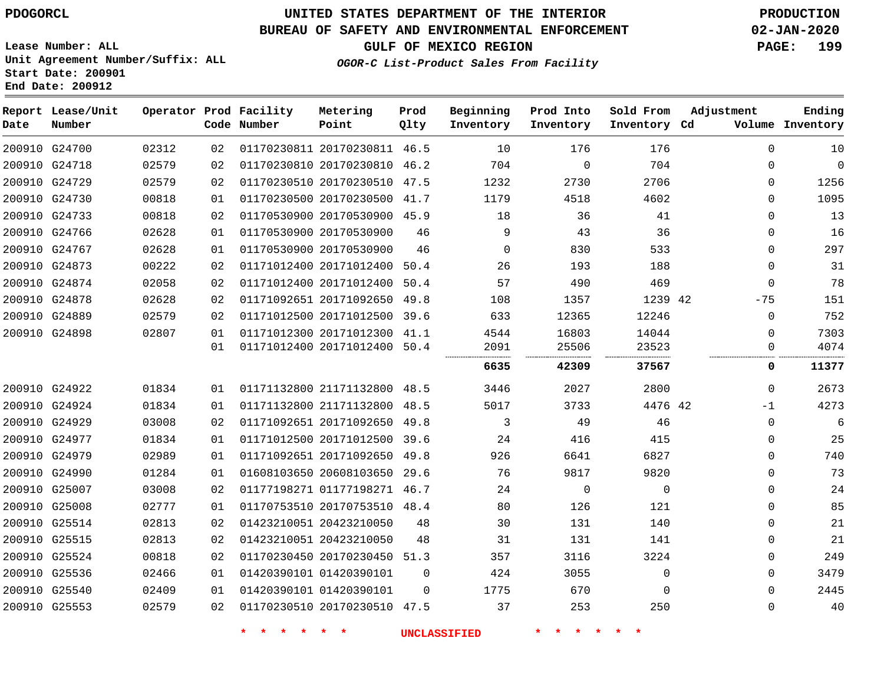PDOGORCL

# UNITED STATES DEPARTMENT OF THE INTERIOR
## BUREAU OF SAFETY AND ENVIRONMENTAL ENFORCEMENT
### GULF OF MEXICO REGION
*OGOR-C List-Product Sales From Facility*

PRODUCTION
02-JAN-2020

Lease Number: ALL
Unit Agreement Number/Suffix: ALL
Start Date: 200901
End Date: 200912

| Report Date | Lease/Unit Number | Operator | Prod Code | Facility Number | Metering Point | Prod Qlty | Beginning Inventory | Prod Into Inventory | Sold From Inventory | Adjustment Cd | Adjustment Volume | Ending Inventory |
|---|---|---|---|---|---|---|---|---|---|---|---|---|
| 200910 | G24700 | 02312 | 02 | 01170230811 | 20170230811 | 46.5 | 10 | 176 | 176 | | 0 | 10 |
| 200910 | G24718 | 02579 | 02 | 01170230810 | 20170230810 | 46.2 | 704 | 0 | 704 | | 0 | 0 |
| 200910 | G24729 | 02579 | 02 | 01170230510 | 20170230510 | 47.5 | 1232 | 2730 | 2706 | | 0 | 1256 |
| 200910 | G24730 | 00818 | 01 | 01170230500 | 20170230500 | 41.7 | 1179 | 4518 | 4602 | | 0 | 1095 |
| 200910 | G24733 | 00818 | 02 | 01170530900 | 20170530900 | 45.9 | 18 | 36 | 41 | | 0 | 13 |
| 200910 | G24766 | 02628 | 01 | 01170530900 | 20170530900 | 46 | 9 | 43 | 36 | | 0 | 16 |
| 200910 | G24767 | 02628 | 01 | 01170530900 | 20170530900 | 46 | 0 | 830 | 533 | | 0 | 297 |
| 200910 | G24873 | 00222 | 02 | 01171012400 | 20171012400 | 50.4 | 26 | 193 | 188 | | 0 | 31 |
| 200910 | G24874 | 02058 | 02 | 01171012400 | 20171012400 | 50.4 | 57 | 490 | 469 | | 0 | 78 |
| 200910 | G24878 | 02628 | 02 | 01171092651 | 20171092650 | 49.8 | 108 | 1357 | 1239 | 42 | -75 | 151 |
| 200910 | G24889 | 02579 | 02 | 01171012500 | 20171012500 | 39.6 | 633 | 12365 | 12246 | | 0 | 752 |
| 200910 | G24898 | 02807 | 01 | 01171012300 | 20171012300 | 41.1 | 4544 | 16803 | 14044 | | 0 | 7303 |
| | | | 01 | 01171012400 | 20171012400 | 50.4 | 2091 | 25506 | 23523 | | 0 | 4074 |
| | | | | | | | **6635** | **42309** | **37567** | | **0** | **11377** |
| 200910 | G24922 | 01834 | 01 | 01171132800 | 21171132800 | 48.5 | 3446 | 2027 | 2800 | | 0 | 2673 |
| 200910 | G24924 | 01834 | 01 | 01171132800 | 21171132800 | 48.5 | 5017 | 3733 | 4476 | 42 | -1 | 4273 |
| 200910 | G24929 | 03008 | 02 | 01171092651 | 20171092650 | 49.8 | 3 | 49 | 46 | | 0 | 6 |
| 200910 | G24977 | 01834 | 01 | 01171012500 | 20171012500 | 39.6 | 24 | 416 | 415 | | 0 | 25 |
| 200910 | G24979 | 02989 | 01 | 01171092651 | 20171092650 | 49.8 | 926 | 6641 | 6827 | | 0 | 740 |
| 200910 | G24990 | 01284 | 01 | 01608103650 | 20608103650 | 29.6 | 76 | 9817 | 9820 | | 0 | 73 |
| 200910 | G25007 | 03008 | 02 | 01177198271 | 01177198271 | 46.7 | 24 | 0 | 0 | | 0 | 24 |
| 200910 | G25008 | 02777 | 01 | 01170753510 | 20170753510 | 48.4 | 80 | 126 | 121 | | 0 | 85 |
| 200910 | G25514 | 02813 | 02 | 01423210051 | 20423210050 | 48 | 30 | 131 | 140 | | 0 | 21 |
| 200910 | G25515 | 02813 | 02 | 01423210051 | 20423210050 | 48 | 31 | 131 | 141 | | 0 | 21 |
| 200910 | G25524 | 00818 | 02 | 01170230450 | 20170230450 | 51.3 | 357 | 3116 | 3224 | | 0 | 249 |
| 200910 | G25536 | 02466 | 01 | 01420390101 | 01420390101 | 0 | 424 | 3055 | 0 | | 0 | 3479 |
| 200910 | G25540 | 02409 | 01 | 01420390101 | 01420390101 | 0 | 1775 | 670 | 0 | | 0 | 2445 |
| 200910 | G25553 | 02579 | 02 | 01170230510 | 20170230510 | 47.5 | 37 | 253 | 250 | | 0 | 40 |

* * * * * * UNCLASSIFIED * * * * * *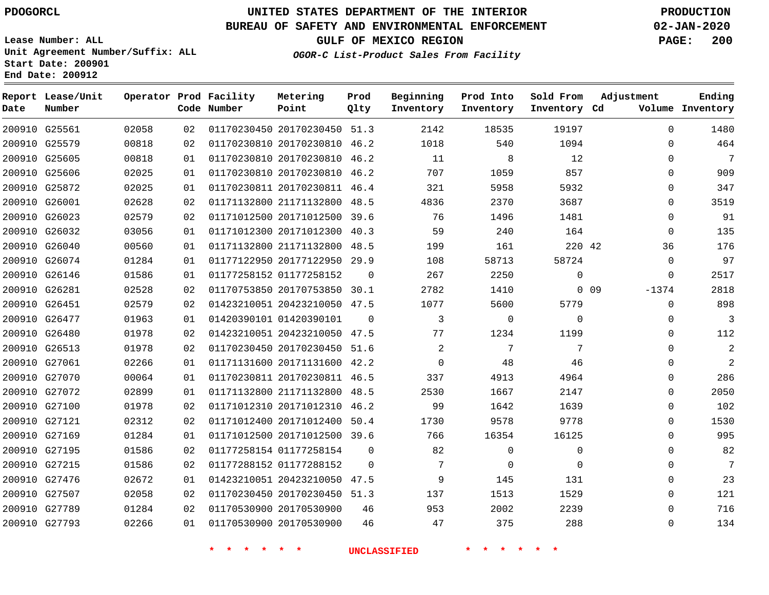PDOGORCL

# UNITED STATES DEPARTMENT OF THE INTERIOR
## BUREAU OF SAFETY AND ENVIRONMENTAL ENFORCEMENT
### GULF OF MEXICO REGION
*OGOR-C List-Product Sales From Facility*

PRODUCTION
02-JAN-2020

Lease Number: ALL
Unit Agreement Number/Suffix: ALL
Start Date: 200901
End Date: 200912

| Report Date | Lease/Unit Number | Operator | Prod Code | Facility Number | Metering Point | Prod Qlty | Beginning Inventory | Prod Into Inventory | Sold From Inventory | Adjustment Cd | Adjustment Volume | Ending Inventory |
|---|---|---|---|---|---|---|---|---|---|---|---|---|
| 200910 | G25561 | 02058 | 02 | 01170230450 | 20170230450 | 51.3 | 2142 | 18535 | 19197 | | 0 | 1480 |
| 200910 | G25579 | 00818 | 02 | 01170230810 | 20170230810 | 46.2 | 1018 | 540 | 1094 | | 0 | 464 |
| 200910 | G25605 | 00818 | 01 | 01170230810 | 20170230810 | 46.2 | 11 | 8 | 12 | | 0 | 7 |
| 200910 | G25606 | 02025 | 01 | 01170230810 | 20170230810 | 46.2 | 707 | 1059 | 857 | | 0 | 909 |
| 200910 | G25872 | 02025 | 01 | 01170230811 | 20170230811 | 46.4 | 321 | 5958 | 5932 | | 0 | 347 |
| 200910 | G26001 | 02628 | 02 | 01171132800 | 21171132800 | 48.5 | 4836 | 2370 | 3687 | | 0 | 3519 |
| 200910 | G26023 | 02579 | 02 | 01171012500 | 20171012500 | 39.6 | 76 | 1496 | 1481 | | 0 | 91 |
| 200910 | G26032 | 03056 | 01 | 01171012300 | 20171012300 | 40.3 | 59 | 240 | 164 | | 0 | 135 |
| 200910 | G26040 | 00560 | 01 | 01171132800 | 21171132800 | 48.5 | 199 | 161 | 220 | 42 | 36 | 176 |
| 200910 | G26074 | 01284 | 01 | 01177122950 | 20177122950 | 29.9 | 108 | 58713 | 58724 | | 0 | 97 |
| 200910 | G26146 | 01586 | 01 | 01177258152 | 01177258152 | 0 | 267 | 2250 | 0 | | 0 | 2517 |
| 200910 | G26281 | 02528 | 02 | 01170753850 | 20170753850 | 30.1 | 2782 | 1410 | 0 | 09 | -1374 | 2818 |
| 200910 | G26451 | 02579 | 02 | 01423210051 | 20423210050 | 47.5 | 1077 | 5600 | 5779 | | 0 | 898 |
| 200910 | G26477 | 01963 | 01 | 01420390101 | 01420390101 | 0 | 3 | 0 | 0 | | 0 | 3 |
| 200910 | G26480 | 01978 | 02 | 01423210051 | 20423210050 | 47.5 | 77 | 1234 | 1199 | | 0 | 112 |
| 200910 | G26513 | 01978 | 02 | 01170230450 | 20170230450 | 51.6 | 2 | 7 | 7 | | 0 | 2 |
| 200910 | G27061 | 02266 | 01 | 01171131600 | 20171131600 | 42.2 | 0 | 48 | 46 | | 0 | 2 |
| 200910 | G27070 | 00064 | 01 | 01170230811 | 20170230811 | 46.5 | 337 | 4913 | 4964 | | 0 | 286 |
| 200910 | G27072 | 02899 | 01 | 01171132800 | 21171132800 | 48.5 | 2530 | 1667 | 2147 | | 0 | 2050 |
| 200910 | G27100 | 01978 | 02 | 01171012310 | 20171012310 | 46.2 | 99 | 1642 | 1639 | | 0 | 102 |
| 200910 | G27121 | 02312 | 02 | 01171012400 | 20171012400 | 50.4 | 1730 | 9578 | 9778 | | 0 | 1530 |
| 200910 | G27169 | 01284 | 01 | 01171012500 | 20171012500 | 39.6 | 766 | 16354 | 16125 | | 0 | 995 |
| 200910 | G27195 | 01586 | 02 | 01177258154 | 01177258154 | 0 | 82 | 0 | 0 | | 0 | 82 |
| 200910 | G27215 | 01586 | 02 | 01177288152 | 01177288152 | 0 | 7 | 0 | 0 | | 0 | 7 |
| 200910 | G27476 | 02672 | 01 | 01423210051 | 20423210050 | 47.5 | 9 | 145 | 131 | | 0 | 23 |
| 200910 | G27507 | 02058 | 02 | 01170230450 | 20170230450 | 51.3 | 137 | 1513 | 1529 | | 0 | 121 |
| 200910 | G27789 | 01284 | 02 | 01170530900 | 20170530900 | 46 | 953 | 2002 | 2239 | | 0 | 716 |
| 200910 | G27793 | 02266 | 01 | 01170530900 | 20170530900 | 46 | 47 | 375 | 288 | | 0 | 134 |

* * * * * * UNCLASSIFIED * * * * * *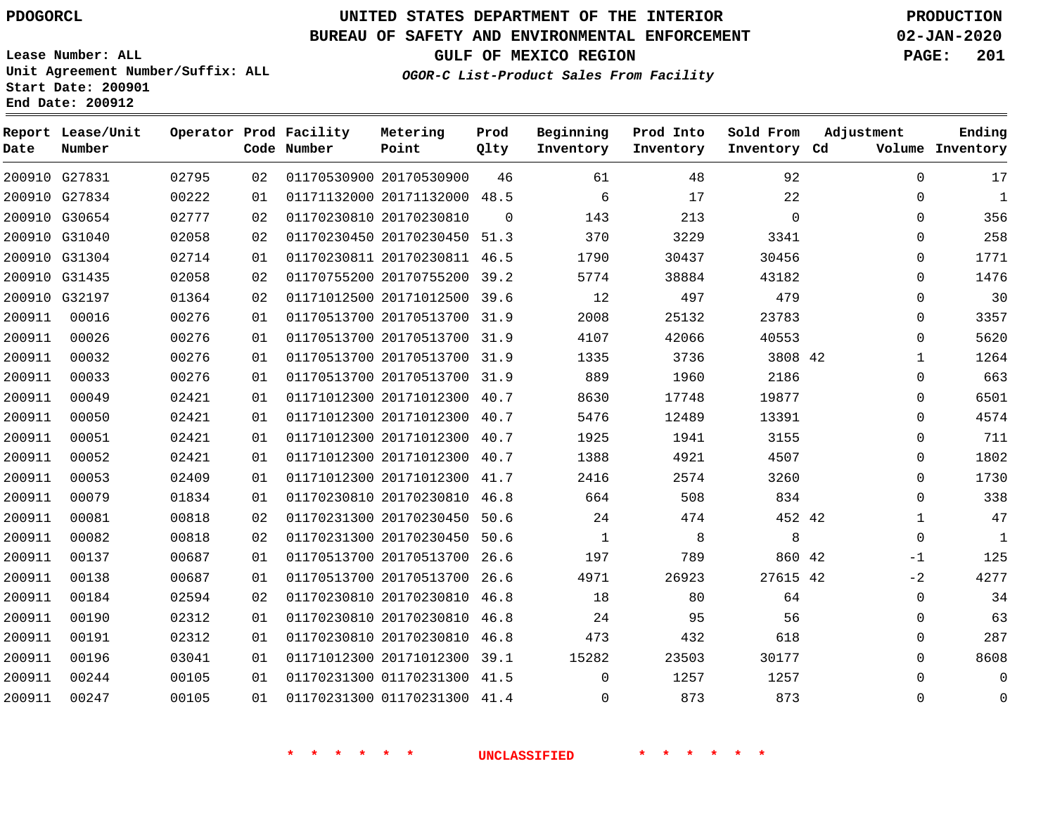PDOGORCL

# UNITED STATES DEPARTMENT OF THE INTERIOR
## BUREAU OF SAFETY AND ENVIRONMENTAL ENFORCEMENT
### GULF OF MEXICO REGION
*OGOR-C List-Product Sales From Facility*

PRODUCTION
02-JAN-2020

Lease Number: ALL
Unit Agreement Number/Suffix: ALL
Start Date: 200901
End Date: 200912

| Report Date | Lease/Unit Number | Operator | Prod Code | Facility Number | Metering Point | Prod Qlty | Beginning Inventory | Prod Into Inventory | Sold From Inventory | Adjustment Cd | Volume | Ending Inventory |
|---|---|---|---|---|---|---|---|---|---|---|---|---|
| 200910 | G27831 | 02795 | 02 | 01170530900 | 20170530900 | 46 | 61 | 48 | 92 | | 0 | 17 |
| 200910 | G27834 | 00222 | 01 | 01171132000 | 20171132000 | 48.5 | 6 | 17 | 22 | | 0 | 1 |
| 200910 | G30654 | 02777 | 02 | 01170230810 | 20170230810 | 0 | 143 | 213 | 0 | | 0 | 356 |
| 200910 | G31040 | 02058 | 02 | 01170230450 | 20170230450 | 51.3 | 370 | 3229 | 3341 | | 0 | 258 |
| 200910 | G31304 | 02714 | 01 | 01170230811 | 20170230811 | 46.5 | 1790 | 30437 | 30456 | | 0 | 1771 |
| 200910 | G31435 | 02058 | 02 | 01170755200 | 20170755200 | 39.2 | 5774 | 38884 | 43182 | | 0 | 1476 |
| 200910 | G32197 | 01364 | 02 | 01171012500 | 20171012500 | 39.6 | 12 | 497 | 479 | | 0 | 30 |
| 200911 | 00016 | 00276 | 01 | 01170513700 | 20170513700 | 31.9 | 2008 | 25132 | 23783 | | 0 | 3357 |
| 200911 | 00026 | 00276 | 01 | 01170513700 | 20170513700 | 31.9 | 4107 | 42066 | 40553 | | 0 | 5620 |
| 200911 | 00032 | 00276 | 01 | 01170513700 | 20170513700 | 31.9 | 1335 | 3736 | 3808 | 42 | 1 | 1264 |
| 200911 | 00033 | 00276 | 01 | 01170513700 | 20170513700 | 31.9 | 889 | 1960 | 2186 | | 0 | 663 |
| 200911 | 00049 | 02421 | 01 | 01171012300 | 20171012300 | 40.7 | 8630 | 17748 | 19877 | | 0 | 6501 |
| 200911 | 00050 | 02421 | 01 | 01171012300 | 20171012300 | 40.7 | 5476 | 12489 | 13391 | | 0 | 4574 |
| 200911 | 00051 | 02421 | 01 | 01171012300 | 20171012300 | 40.7 | 1925 | 1941 | 3155 | | 0 | 711 |
| 200911 | 00052 | 02421 | 01 | 01171012300 | 20171012300 | 40.7 | 1388 | 4921 | 4507 | | 0 | 1802 |
| 200911 | 00053 | 02409 | 01 | 01171012300 | 20171012300 | 41.7 | 2416 | 2574 | 3260 | | 0 | 1730 |
| 200911 | 00079 | 01834 | 01 | 01170230810 | 20170230810 | 46.8 | 664 | 508 | 834 | | 0 | 338 |
| 200911 | 00081 | 00818 | 02 | 01170231300 | 20170230450 | 50.6 | 24 | 474 | 452 | 42 | 1 | 47 |
| 200911 | 00082 | 00818 | 02 | 01170231300 | 20170230450 | 50.6 | 1 | 8 | 8 | | 0 | 1 |
| 200911 | 00137 | 00687 | 01 | 01170513700 | 20170513700 | 26.6 | 197 | 789 | 860 | 42 | -1 | 125 |
| 200911 | 00138 | 00687 | 01 | 01170513700 | 20170513700 | 26.6 | 4971 | 26923 | 27615 | 42 | -2 | 4277 |
| 200911 | 00184 | 02594 | 02 | 01170230810 | 20170230810 | 46.8 | 18 | 80 | 64 | | 0 | 34 |
| 200911 | 00190 | 02312 | 01 | 01170230810 | 20170230810 | 46.8 | 24 | 95 | 56 | | 0 | 63 |
| 200911 | 00191 | 02312 | 01 | 01170230810 | 20170230810 | 46.8 | 473 | 432 | 618 | | 0 | 287 |
| 200911 | 00196 | 03041 | 01 | 01171012300 | 20171012300 | 39.1 | 15282 | 23503 | 30177 | | 0 | 8608 |
| 200911 | 00244 | 00105 | 01 | 01170231300 | 01170231300 | 41.5 | 0 | 1257 | 1257 | | 0 | 0 |
| 200911 | 00247 | 00105 | 01 | 01170231300 | 01170231300 | 41.4 | 0 | 873 | 873 | | 0 | 0 |

\* \* \* \* \* \* UNCLASSIFIED \* \* \* \* \* \*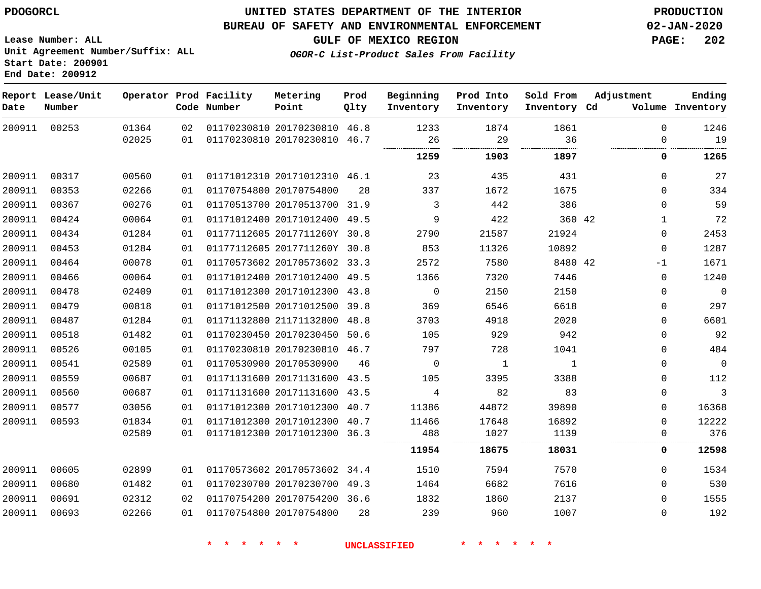PDOGORCL

# UNITED STATES DEPARTMENT OF THE INTERIOR
## BUREAU OF SAFETY AND ENVIRONMENTAL ENFORCEMENT
### GULF OF MEXICO REGION

*OGOR-C List-Product Sales From Facility*

PRODUCTION
02-JAN-2020

Lease Number: ALL
Unit Agreement Number/Suffix: ALL
Start Date: 200901
End Date: 200912

| Report Date | Lease/Unit Number | Operator | Prod Code | Facility Number | Metering Point | Prod Qlty | Beginning Inventory | Prod Into Inventory | Sold From Inventory | Adjustment Cd | Volume | Ending Inventory |
|---|---|---|---|---|---|---|---|---|---|---|---|---|
| 200911 | 00253 | 01364 | 02 | 01170230810 | 20170230810 | 46.8 | 1233 | 1874 | 1861 | | 0 | 1246 |
| | | 02025 | 01 | 01170230810 | 20170230810 | 46.7 | 26 | 29 | 36 | | 0 | 19 |
| | | | | | | | **1259** | **1903** | **1897** | | **0** | **1265** |
| 200911 | 00317 | 00560 | 01 | 01171012310 | 20171012310 | 46.1 | 23 | 435 | 431 | | 0 | 27 |
| 200911 | 00353 | 02266 | 01 | 01170754800 | 20170754800 | 28 | 337 | 1672 | 1675 | | 0 | 334 |
| 200911 | 00367 | 00276 | 01 | 01170513700 | 20170513700 | 31.9 | 3 | 442 | 386 | | 0 | 59 |
| 200911 | 00424 | 00064 | 01 | 01171012400 | 20171012400 | 49.5 | 9 | 422 | 360 | 42 | 1 | 72 |
| 200911 | 00434 | 01284 | 01 | 01177112605 | 2017711260Y | 30.8 | 2790 | 21587 | 21924 | | 0 | 2453 |
| 200911 | 00453 | 01284 | 01 | 01177112605 | 2017711260Y | 30.8 | 853 | 11326 | 10892 | | 0 | 1287 |
| 200911 | 00464 | 00078 | 01 | 01170573602 | 20170573602 | 33.3 | 2572 | 7580 | 8480 | 42 | -1 | 1671 |
| 200911 | 00466 | 00064 | 01 | 01171012400 | 20171012400 | 49.5 | 1366 | 7320 | 7446 | | 0 | 1240 |
| 200911 | 00478 | 02409 | 01 | 01171012300 | 20171012300 | 43.8 | 0 | 2150 | 2150 | | 0 | 0 |
| 200911 | 00479 | 00818 | 01 | 01171012500 | 20171012500 | 39.8 | 369 | 6546 | 6618 | | 0 | 297 |
| 200911 | 00487 | 01284 | 01 | 01171132800 | 21171132800 | 48.8 | 3703 | 4918 | 2020 | | 0 | 6601 |
| 200911 | 00518 | 01482 | 01 | 01170230450 | 20170230450 | 50.6 | 105 | 929 | 942 | | 0 | 92 |
| 200911 | 00526 | 00105 | 01 | 01170230810 | 20170230810 | 46.7 | 797 | 728 | 1041 | | 0 | 484 |
| 200911 | 00541 | 02589 | 01 | 01170530900 | 20170530900 | 46 | 0 | 1 | 1 | | 0 | 0 |
| 200911 | 00559 | 00687 | 01 | 01171131600 | 20171131600 | 43.5 | 105 | 3395 | 3388 | | 0 | 112 |
| 200911 | 00560 | 00687 | 01 | 01171131600 | 20171131600 | 43.5 | 4 | 82 | 83 | | 0 | 3 |
| 200911 | 00577 | 03056 | 01 | 01171012300 | 20171012300 | 40.7 | 11386 | 44872 | 39890 | | 0 | 16368 |
| 200911 | 00593 | 01834 | 01 | 01171012300 | 20171012300 | 40.7 | 11466 | 17648 | 16892 | | 0 | 12222 |
| | | 02589 | 01 | 01171012300 | 20171012300 | 36.3 | 488 | 1027 | 1139 | | 0 | 376 |
| | | | | | | | **11954** | **18675** | **18031** | | **0** | **12598** |
| 200911 | 00605 | 02899 | 01 | 01170573602 | 20170573602 | 34.4 | 1510 | 7594 | 7570 | | 0 | 1534 |
| 200911 | 00680 | 01482 | 01 | 01170230700 | 20170230700 | 49.3 | 1464 | 6682 | 7616 | | 0 | 530 |
| 200911 | 00691 | 02312 | 02 | 01170754200 | 20170754200 | 36.6 | 1832 | 1860 | 2137 | | 0 | 1555 |
| 200911 | 00693 | 02266 | 01 | 01170754800 | 20170754800 | 28 | 239 | 960 | 1007 | | 0 | 192 |

* * * * * * UNCLASSIFIED * * * * * *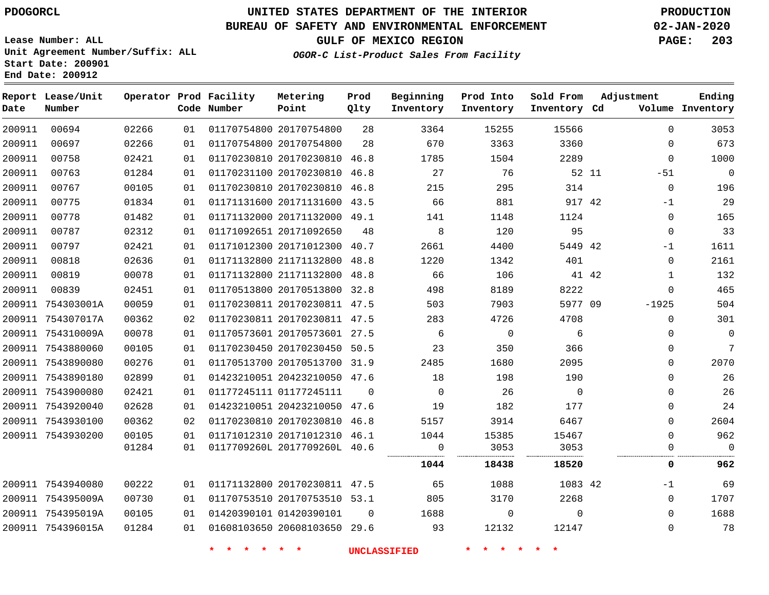PDOGORCL

# UNITED STATES DEPARTMENT OF THE INTERIOR
## BUREAU OF SAFETY AND ENVIRONMENTAL ENFORCEMENT
### GULF OF MEXICO REGION
*OGOR-C List-Product Sales From Facility*

PRODUCTION
02-JAN-2020

Lease Number: ALL
Unit Agreement Number/Suffix: ALL
Start Date: 200901
End Date: 200912

| Report Date | Lease/Unit Number | Operator | Prod Code | Facility Number | Metering Point | Prod Qlty | Beginning Inventory | Prod Into Inventory | Sold From Inventory | Adjustment Cd | Adjustment Volume | Ending Inventory |
|---|---|---|---|---|---|---|---|---|---|---|---|---|
| 200911 | 00694 | 02266 | 01 | 01170754800 | 20170754800 | 28 | 3364 | 15255 | 15566 | | 0 | 3053 |
| 200911 | 00697 | 02266 | 01 | 01170754800 | 20170754800 | 28 | 670 | 3363 | 3360 | | 0 | 673 |
| 200911 | 00758 | 02421 | 01 | 01170230810 | 20170230810 | 46.8 | 1785 | 1504 | 2289 | | 0 | 1000 |
| 200911 | 00763 | 01284 | 01 | 01170231100 | 20170230810 | 46.8 | 27 | 76 | 52 | 11 | -51 | 0 |
| 200911 | 00767 | 00105 | 01 | 01170230810 | 20170230810 | 46.8 | 215 | 295 | 314 | | 0 | 196 |
| 200911 | 00775 | 01834 | 01 | 01171131600 | 20171131600 | 43.5 | 66 | 881 | 917 | 42 | -1 | 29 |
| 200911 | 00778 | 01482 | 01 | 01171132000 | 20171132000 | 49.1 | 141 | 1148 | 1124 | | 0 | 165 |
| 200911 | 00787 | 02312 | 01 | 01171092651 | 20171092650 | 48 | 8 | 120 | 95 | | 0 | 33 |
| 200911 | 00797 | 02421 | 01 | 01171012300 | 20171012300 | 40.7 | 2661 | 4400 | 5449 | 42 | -1 | 1611 |
| 200911 | 00818 | 02636 | 01 | 01171132800 | 21171132800 | 48.8 | 1220 | 1342 | 401 | | 0 | 2161 |
| 200911 | 00819 | 00078 | 01 | 01171132800 | 21171132800 | 48.8 | 66 | 106 | 41 | 42 | 1 | 132 |
| 200911 | 00839 | 02451 | 01 | 01170513800 | 20170513800 | 32.8 | 498 | 8189 | 8222 | | 0 | 465 |
| 200911 | 754303001A | 00059 | 01 | 01170230811 | 20170230811 | 47.5 | 503 | 7903 | 5977 | 09 | -1925 | 504 |
| 200911 | 754307017A | 00362 | 02 | 01170230811 | 20170230811 | 47.5 | 283 | 4726 | 4708 | | 0 | 301 |
| 200911 | 754310009A | 00078 | 01 | 01170573601 | 20170573601 | 27.5 | 6 | 0 | 6 | | 0 | 0 |
| 200911 | 7543880060 | 00105 | 01 | 01170230450 | 20170230450 | 50.5 | 23 | 350 | 366 | | 0 | 7 |
| 200911 | 7543890080 | 00276 | 01 | 01170513700 | 20170513700 | 31.9 | 2485 | 1680 | 2095 | | 0 | 2070 |
| 200911 | 7543890180 | 02899 | 01 | 01423210051 | 20423210050 | 47.6 | 18 | 198 | 190 | | 0 | 26 |
| 200911 | 7543900080 | 02421 | 01 | 01177245111 | 01177245111 | 0 | 0 | 26 | 0 | | 0 | 26 |
| 200911 | 7543920040 | 02628 | 01 | 01423210051 | 20423210050 | 47.6 | 19 | 182 | 177 | | 0 | 24 |
| 200911 | 7543930100 | 00362 | 02 | 01170230810 | 20170230810 | 46.8 | 5157 | 3914 | 6467 | | 0 | 2604 |
| 200911 | 7543930200 | 00105 | 01 | 01171012310 | 20171012310 | 46.1 | 1044 | 15385 | 15467 | | 0 | 962 |
| | | 01284 | 01 | 0117709260L | 2017709260L | 40.6 | 0 | 3053 | 3053 | | 0 | 0 |
| | | | | | | | **1044** | **18438** | **18520** | | **0** | **962** |
| 200911 | 7543940080 | 00222 | 01 | 01171132800 | 20170230811 | 47.5 | 65 | 1088 | 1083 | 42 | -1 | 69 |
| 200911 | 754395009A | 00730 | 01 | 01170753510 | 20170753510 | 53.1 | 805 | 3170 | 2268 | | 0 | 1707 |
| 200911 | 754395019A | 00105 | 01 | 01420390101 | 01420390101 | 0 | 1688 | 0 | 0 | | 0 | 1688 |
| 200911 | 754396015A | 01284 | 01 | 01608103650 | 20608103650 | 29.6 | 93 | 12132 | 12147 | | 0 | 78 |

* * * * * * UNCLASSIFIED * * * * * *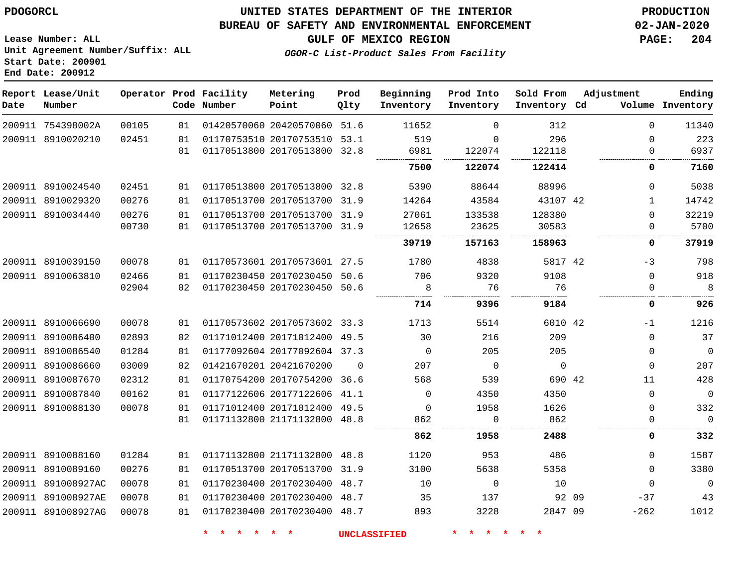PDOGORCL

# UNITED STATES DEPARTMENT OF THE INTERIOR
## BUREAU OF SAFETY AND ENVIRONMENTAL ENFORCEMENT
### GULF OF MEXICO REGION
*OGOR-C List-Product Sales From Facility*

PRODUCTION
02-JAN-2020

Lease Number: ALL
Unit Agreement Number/Suffix: ALL
Start Date: 200901
End Date: 200912

| Report Date | Lease/Unit Number | Operator | Prod Code | Facility Number | Metering Point | Prod Qlty | Beginning Inventory | Prod Into Inventory | Sold From Inventory | Adjustment Cd | Volume | Ending Inventory |
|---|---|---|---|---|---|---|---|---|---|---|---|---|
| 200911 | 754398002A | 00105 | 01 | 01420570060 | 20420570060 | 51.6 | 11652 | 0 | 312 | | 0 | 11340 |
| 200911 | 8910020210 | 02451 | 01 | 01170753510 | 20170753510 | 53.1 | 519 | 0 | 296 | | 0 | 223 |
| | | | 01 | 01170513800 | 20170513800 | 32.8 | 6981 | 122074 | 122118 | | 0 | 6937 |
| | | | | | | | **7500** | **122074** | **122414** | | **0** | **7160** |
| 200911 | 8910024540 | 02451 | 01 | 01170513800 | 20170513800 | 32.8 | 5390 | 88644 | 88996 | | 0 | 5038 |
| 200911 | 8910029320 | 00276 | 01 | 01170513700 | 20170513700 | 31.9 | 14264 | 43584 | 43107 | 42 | 1 | 14742 |
| 200911 | 8910034440 | 00276 | 01 | 01170513700 | 20170513700 | 31.9 | 27061 | 133538 | 128380 | | 0 | 32219 |
| | | 00730 | 01 | 01170513700 | 20170513700 | 31.9 | 12658 | 23625 | 30583 | | 0 | 5700 |
| | | | | | | | **39719** | **157163** | **158963** | | **0** | **37919** |
| 200911 | 8910039150 | 00078 | 01 | 01170573601 | 20170573601 | 27.5 | 1780 | 4838 | 5817 | 42 | -3 | 798 |
| 200911 | 8910063810 | 02466 | 01 | 01170230450 | 20170230450 | 50.6 | 706 | 9320 | 9108 | | 0 | 918 |
| | | 02904 | 02 | 01170230450 | 20170230450 | 50.6 | 8 | 76 | 76 | | 0 | 8 |
| | | | | | | | **714** | **9396** | **9184** | | **0** | **926** |
| 200911 | 8910066690 | 00078 | 01 | 01170573602 | 20170573602 | 33.3 | 1713 | 5514 | 6010 | 42 | -1 | 1216 |
| 200911 | 8910086400 | 02893 | 02 | 01171012400 | 20171012400 | 49.5 | 30 | 216 | 209 | | 0 | 37 |
| 200911 | 8910086540 | 01284 | 01 | 01177092604 | 20177092604 | 37.3 | 0 | 205 | 205 | | 0 | 0 |
| 200911 | 8910086660 | 03009 | 02 | 01421670201 | 20421670200 | 0 | 207 | 0 | 0 | | 0 | 207 |
| 200911 | 8910087670 | 02312 | 01 | 01170754200 | 20170754200 | 36.6 | 568 | 539 | 690 | 42 | 11 | 428 |
| 200911 | 8910087840 | 00162 | 01 | 01177122606 | 20177122606 | 41.1 | 0 | 4350 | 4350 | | 0 | 0 |
| 200911 | 8910088130 | 00078 | 01 | 01171012400 | 20171012400 | 49.5 | 0 | 1958 | 1626 | | 0 | 332 |
| | | | 01 | 01171132800 | 21171132800 | 48.8 | 862 | 0 | 862 | | 0 | 0 |
| | | | | | | | **862** | **1958** | **2488** | | **0** | **332** |
| 200911 | 8910088160 | 01284 | 01 | 01171132800 | 21171132800 | 48.8 | 1120 | 953 | 486 | | 0 | 1587 |
| 200911 | 8910089160 | 00276 | 01 | 01170513700 | 20170513700 | 31.9 | 3100 | 5638 | 5358 | | 0 | 3380 |
| 200911 | 891008927AC | 00078 | 01 | 01170230400 | 20170230400 | 48.7 | 10 | 0 | 10 | | 0 | 0 |
| 200911 | 891008927AE | 00078 | 01 | 01170230400 | 20170230400 | 48.7 | 35 | 137 | 92 | 09 | -37 | 43 |
| 200911 | 891008927AG | 00078 | 01 | 01170230400 | 20170230400 | 48.7 | 893 | 3228 | 2847 | 09 | -262 | 1012 |

* * * * * * UNCLASSIFIED * * * * * *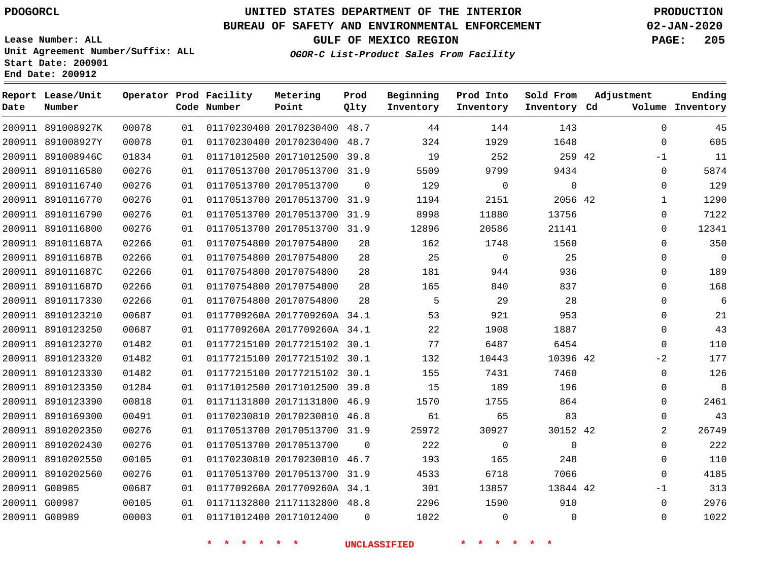PDOGORCL

# UNITED STATES DEPARTMENT OF THE INTERIOR
## BUREAU OF SAFETY AND ENVIRONMENTAL ENFORCEMENT
### GULF OF MEXICO REGION
*OGOR-C List-Product Sales From Facility*

PRODUCTION
02-JAN-2020

Lease Number: ALL
Unit Agreement Number/Suffix: ALL
Start Date: 200901
End Date: 200912

| Report Date | Lease/Unit Number | Operator | Prod Code | Facility Number | Metering Point | Prod Qlty | Beginning Inventory | Prod Into Inventory | Sold From Inventory | Adjustment Cd | Adjustment Volume | Ending Inventory |
|---|---|---|---|---|---|---|---|---|---|---|---|---|
| 200911 | 891008927K | 00078 | 01 | 01170230400 | 20170230400 | 48.7 | 44 | 144 | 143 | | 0 | 45 |
| 200911 | 891008927Y | 00078 | 01 | 01170230400 | 20170230400 | 48.7 | 324 | 1929 | 1648 | | 0 | 605 |
| 200911 | 891008946C | 01834 | 01 | 01171012500 | 20171012500 | 39.8 | 19 | 252 | 259 | 42 | -1 | 11 |
| 200911 | 8910116580 | 00276 | 01 | 01170513700 | 20170513700 | 31.9 | 5509 | 9799 | 9434 | | 0 | 5874 |
| 200911 | 8910116740 | 00276 | 01 | 01170513700 | 20170513700 | 0 | 129 | 0 | 0 | | 0 | 129 |
| 200911 | 8910116770 | 00276 | 01 | 01170513700 | 20170513700 | 31.9 | 1194 | 2151 | 2056 | 42 | 1 | 1290 |
| 200911 | 8910116790 | 00276 | 01 | 01170513700 | 20170513700 | 31.9 | 8998 | 11880 | 13756 | | 0 | 7122 |
| 200911 | 8910116800 | 00276 | 01 | 01170513700 | 20170513700 | 31.9 | 12896 | 20586 | 21141 | | 0 | 12341 |
| 200911 | 891011687A | 02266 | 01 | 01170754800 | 20170754800 | 28 | 162 | 1748 | 1560 | | 0 | 350 |
| 200911 | 891011687B | 02266 | 01 | 01170754800 | 20170754800 | 28 | 25 | 0 | 25 | | 0 | 0 |
| 200911 | 891011687C | 02266 | 01 | 01170754800 | 20170754800 | 28 | 181 | 944 | 936 | | 0 | 189 |
| 200911 | 891011687D | 02266 | 01 | 01170754800 | 20170754800 | 28 | 165 | 840 | 837 | | 0 | 168 |
| 200911 | 8910117330 | 02266 | 01 | 01170754800 | 20170754800 | 28 | 5 | 29 | 28 | | 0 | 6 |
| 200911 | 8910123210 | 00687 | 01 | 0117709260A | 2017709260A | 34.1 | 53 | 921 | 953 | | 0 | 21 |
| 200911 | 8910123250 | 00687 | 01 | 0117709260A | 2017709260A | 34.1 | 22 | 1908 | 1887 | | 0 | 43 |
| 200911 | 8910123270 | 01482 | 01 | 01177215100 | 20177215102 | 30.1 | 77 | 6487 | 6454 | | 0 | 110 |
| 200911 | 8910123320 | 01482 | 01 | 01177215100 | 20177215102 | 30.1 | 132 | 10443 | 10396 | 42 | -2 | 177 |
| 200911 | 8910123330 | 01482 | 01 | 01177215100 | 20177215102 | 30.1 | 155 | 7431 | 7460 | | 0 | 126 |
| 200911 | 8910123350 | 01284 | 01 | 01171012500 | 20171012500 | 39.8 | 15 | 189 | 196 | | 0 | 8 |
| 200911 | 8910123390 | 00818 | 01 | 01171131800 | 20171131800 | 46.9 | 1570 | 1755 | 864 | | 0 | 2461 |
| 200911 | 8910169300 | 00491 | 01 | 01170230810 | 20170230810 | 46.8 | 61 | 65 | 83 | | 0 | 43 |
| 200911 | 8910202350 | 00276 | 01 | 01170513700 | 20170513700 | 31.9 | 25972 | 30927 | 30152 | 42 | 2 | 26749 |
| 200911 | 8910202430 | 00276 | 01 | 01170513700 | 20170513700 | 0 | 222 | 0 | 0 | | 0 | 222 |
| 200911 | 8910202550 | 00105 | 01 | 01170230810 | 20170230810 | 46.7 | 193 | 165 | 248 | | 0 | 110 |
| 200911 | 8910202560 | 00276 | 01 | 01170513700 | 20170513700 | 31.9 | 4533 | 6718 | 7066 | | 0 | 4185 |
| 200911 | G00985 | 00687 | 01 | 0117709260A | 2017709260A | 34.1 | 301 | 13857 | 13844 | 42 | -1 | 313 |
| 200911 | G00987 | 00105 | 01 | 01171132800 | 21171132800 | 48.8 | 2296 | 1590 | 910 | | 0 | 2976 |
| 200911 | G00989 | 00003 | 01 | 01171012400 | 20171012400 | 0 | 1022 | 0 | 0 | | 0 | 1022 |

* * * * * * UNCLASSIFIED * * * * * *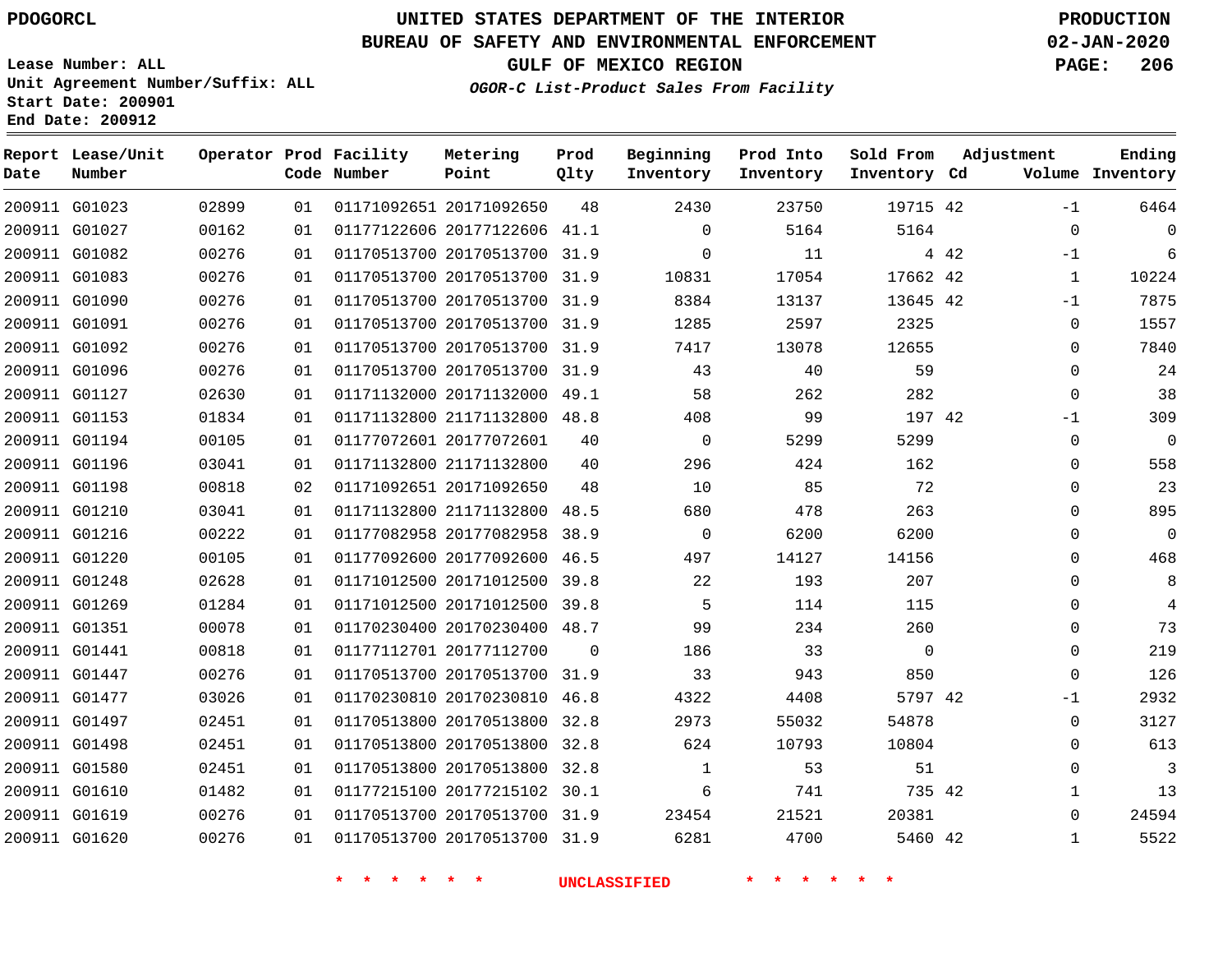PDOGORCL

Lease Number: ALL
Unit Agreement Number/Suffix: ALL
Start Date: 200901
End Date: 200912

# UNITED STATES DEPARTMENT OF THE INTERIOR
## BUREAU OF SAFETY AND ENVIRONMENTAL ENFORCEMENT
### GULF OF MEXICO REGION
*OGOR-C List-Product Sales From Facility*

PRODUCTION
02-JAN-2020

| Report Date | Lease/Unit Number | Operator | Prod Code | Facility Number | Metering Point | Prod Qlty | Beginning Inventory | Prod Into Inventory | Sold From Inventory | Adjustment Cd | Adjustment Volume | Ending Inventory |
|---|---|---|---|---|---|---|---|---|---|---|---|---|
| 200911 | G01023 | 02899 | 01 | 01171092651 | 20171092650 | 48 | 2430 | 23750 | 19715 | 42 | -1 | 6464 |
| 200911 | G01027 | 00162 | 01 | 01177122606 | 20177122606 | 41.1 | 0 | 5164 | 5164 | | 0 | 0 |
| 200911 | G01082 | 00276 | 01 | 01170513700 | 20170513700 | 31.9 | 0 | 11 | 4 | 42 | -1 | 6 |
| 200911 | G01083 | 00276 | 01 | 01170513700 | 20170513700 | 31.9 | 10831 | 17054 | 17662 | 42 | 1 | 10224 |
| 200911 | G01090 | 00276 | 01 | 01170513700 | 20170513700 | 31.9 | 8384 | 13137 | 13645 | 42 | -1 | 7875 |
| 200911 | G01091 | 00276 | 01 | 01170513700 | 20170513700 | 31.9 | 1285 | 2597 | 2325 | | 0 | 1557 |
| 200911 | G01092 | 00276 | 01 | 01170513700 | 20170513700 | 31.9 | 7417 | 13078 | 12655 | | 0 | 7840 |
| 200911 | G01096 | 00276 | 01 | 01170513700 | 20170513700 | 31.9 | 43 | 40 | 59 | | 0 | 24 |
| 200911 | G01127 | 02630 | 01 | 01171132000 | 20171132000 | 49.1 | 58 | 262 | 282 | | 0 | 38 |
| 200911 | G01153 | 01834 | 01 | 01171132800 | 21171132800 | 48.8 | 408 | 99 | 197 | 42 | -1 | 309 |
| 200911 | G01194 | 00105 | 01 | 01177072601 | 20177072601 | 40 | 0 | 5299 | 5299 | | 0 | 0 |
| 200911 | G01196 | 03041 | 01 | 01171132800 | 21171132800 | 40 | 296 | 424 | 162 | | 0 | 558 |
| 200911 | G01198 | 00818 | 02 | 01171092651 | 20171092650 | 48 | 10 | 85 | 72 | | 0 | 23 |
| 200911 | G01210 | 03041 | 01 | 01171132800 | 21171132800 | 48.5 | 680 | 478 | 263 | | 0 | 895 |
| 200911 | G01216 | 00222 | 01 | 01177082958 | 20177082958 | 38.9 | 0 | 6200 | 6200 | | 0 | 0 |
| 200911 | G01220 | 00105 | 01 | 01177092600 | 20177092600 | 46.5 | 497 | 14127 | 14156 | | 0 | 468 |
| 200911 | G01248 | 02628 | 01 | 01171012500 | 20171012500 | 39.8 | 22 | 193 | 207 | | 0 | 8 |
| 200911 | G01269 | 01284 | 01 | 01171012500 | 20171012500 | 39.8 | 5 | 114 | 115 | | 0 | 4 |
| 200911 | G01351 | 00078 | 01 | 01170230400 | 20170230400 | 48.7 | 99 | 234 | 260 | | 0 | 73 |
| 200911 | G01441 | 00818 | 01 | 01177112701 | 20177112700 | 0 | 186 | 33 | 0 | | 0 | 219 |
| 200911 | G01447 | 00276 | 01 | 01170513700 | 20170513700 | 31.9 | 33 | 943 | 850 | | 0 | 126 |
| 200911 | G01477 | 03026 | 01 | 01170230810 | 20170230810 | 46.8 | 4322 | 4408 | 5797 | 42 | -1 | 2932 |
| 200911 | G01497 | 02451 | 01 | 01170513800 | 20170513800 | 32.8 | 2973 | 55032 | 54878 | | 0 | 3127 |
| 200911 | G01498 | 02451 | 01 | 01170513800 | 20170513800 | 32.8 | 624 | 10793 | 10804 | | 0 | 613 |
| 200911 | G01580 | 02451 | 01 | 01170513800 | 20170513800 | 32.8 | 1 | 53 | 51 | | 0 | 3 |
| 200911 | G01610 | 01482 | 01 | 01177215100 | 20177215102 | 30.1 | 6 | 741 | 735 | 42 | 1 | 13 |
| 200911 | G01619 | 00276 | 01 | 01170513700 | 20170513700 | 31.9 | 23454 | 21521 | 20381 | | 0 | 24594 |
| 200911 | G01620 | 00276 | 01 | 01170513700 | 20170513700 | 31.9 | 6281 | 4700 | 5460 | 42 | 1 | 5522 |

* * * * * * UNCLASSIFIED * * * * * *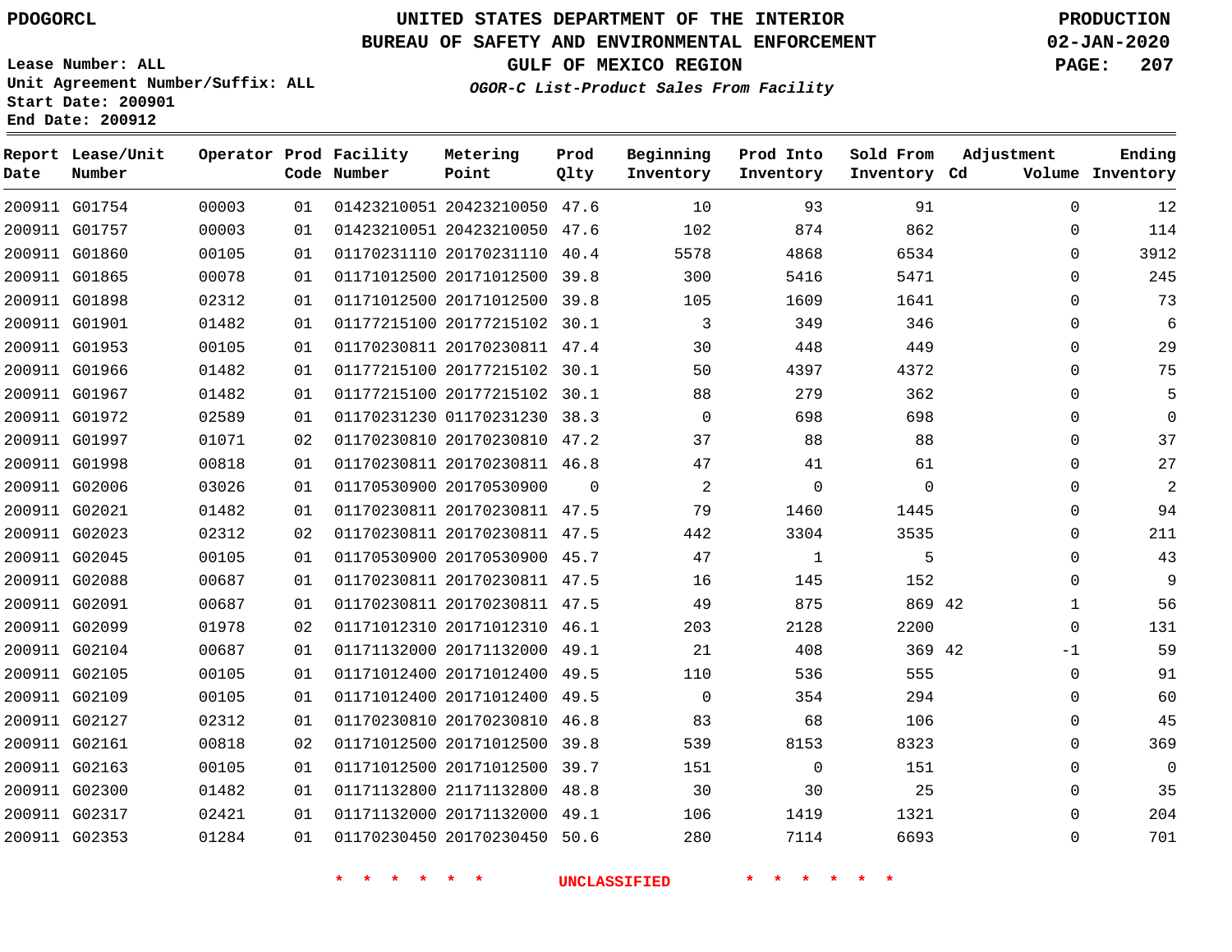# UNITED STATES DEPARTMENT OF THE INTERIOR
## BUREAU OF SAFETY AND ENVIRONMENTAL ENFORCEMENT
### GULF OF MEXICO REGION
*OGOR-C List-Product Sales From Facility*

PDOGORCL

PRODUCTION
02-JAN-2020

Lease Number: ALL
Unit Agreement Number/Suffix: ALL
Start Date: 200901
End Date: 200912

| Report Date | Lease/Unit Number | Operator | Prod Code | Facility Number | Metering Point | Prod Qlty | Beginning Inventory | Prod Into Inventory | Sold From Inventory | Adjustment Cd | Volume | Ending Inventory |
|---|---|---|---|---|---|---|---|---|---|---|---|---|
| 200911 | G01754 | 00003 | 01 | 01423210051 | 20423210050 | 47.6 | 10 | 93 | 91 | | 0 | 12 |
| 200911 | G01757 | 00003 | 01 | 01423210051 | 20423210050 | 47.6 | 102 | 874 | 862 | | 0 | 114 |
| 200911 | G01860 | 00105 | 01 | 01170231110 | 20170231110 | 40.4 | 5578 | 4868 | 6534 | | 0 | 3912 |
| 200911 | G01865 | 00078 | 01 | 01171012500 | 20171012500 | 39.8 | 300 | 5416 | 5471 | | 0 | 245 |
| 200911 | G01898 | 02312 | 01 | 01171012500 | 20171012500 | 39.8 | 105 | 1609 | 1641 | | 0 | 73 |
| 200911 | G01901 | 01482 | 01 | 01177215100 | 20177215102 | 30.1 | 3 | 349 | 346 | | 0 | 6 |
| 200911 | G01953 | 00105 | 01 | 01170230811 | 20170230811 | 47.4 | 30 | 448 | 449 | | 0 | 29 |
| 200911 | G01966 | 01482 | 01 | 01177215100 | 20177215102 | 30.1 | 50 | 4397 | 4372 | | 0 | 75 |
| 200911 | G01967 | 01482 | 01 | 01177215100 | 20177215102 | 30.1 | 88 | 279 | 362 | | 0 | 5 |
| 200911 | G01972 | 02589 | 01 | 01170231230 | 01170231230 | 38.3 | 0 | 698 | 698 | | 0 | 0 |
| 200911 | G01997 | 01071 | 02 | 01170230810 | 20170230810 | 47.2 | 37 | 88 | 88 | | 0 | 37 |
| 200911 | G01998 | 00818 | 01 | 01170230811 | 20170230811 | 46.8 | 47 | 41 | 61 | | 0 | 27 |
| 200911 | G02006 | 03026 | 01 | 01170530900 | 20170530900 | 0 | 2 | 0 | 0 | | 0 | 2 |
| 200911 | G02021 | 01482 | 01 | 01170230811 | 20170230811 | 47.5 | 79 | 1460 | 1445 | | 0 | 94 |
| 200911 | G02023 | 02312 | 02 | 01170230811 | 20170230811 | 47.5 | 442 | 3304 | 3535 | | 0 | 211 |
| 200911 | G02045 | 00105 | 01 | 01170530900 | 20170530900 | 45.7 | 47 | 1 | 5 | | 0 | 43 |
| 200911 | G02088 | 00687 | 01 | 01170230811 | 20170230811 | 47.5 | 16 | 145 | 152 | | 0 | 9 |
| 200911 | G02091 | 00687 | 01 | 01170230811 | 20170230811 | 47.5 | 49 | 875 | 869 | 42 | 1 | 56 |
| 200911 | G02099 | 01978 | 02 | 01171012310 | 20171012310 | 46.1 | 203 | 2128 | 2200 | | 0 | 131 |
| 200911 | G02104 | 00687 | 01 | 01171132000 | 20171132000 | 49.1 | 21 | 408 | 369 | 42 | -1 | 59 |
| 200911 | G02105 | 00105 | 01 | 01171012400 | 20171012400 | 49.5 | 110 | 536 | 555 | | 0 | 91 |
| 200911 | G02109 | 00105 | 01 | 01171012400 | 20171012400 | 49.5 | 0 | 354 | 294 | | 0 | 60 |
| 200911 | G02127 | 02312 | 01 | 01170230810 | 20170230810 | 46.8 | 83 | 68 | 106 | | 0 | 45 |
| 200911 | G02161 | 00818 | 02 | 01171012500 | 20171012500 | 39.8 | 539 | 8153 | 8323 | | 0 | 369 |
| 200911 | G02163 | 00105 | 01 | 01171012500 | 20171012500 | 39.7 | 151 | 0 | 151 | | 0 | 0 |
| 200911 | G02300 | 01482 | 01 | 01171132800 | 21171132800 | 48.8 | 30 | 30 | 25 | | 0 | 35 |
| 200911 | G02317 | 02421 | 01 | 01171132000 | 20171132000 | 49.1 | 106 | 1419 | 1321 | | 0 | 204 |
| 200911 | G02353 | 01284 | 01 | 01170230450 | 20170230450 | 50.6 | 280 | 7114 | 6693 | | 0 | 701 |

* * * * * * UNCLASSIFIED * * * * * *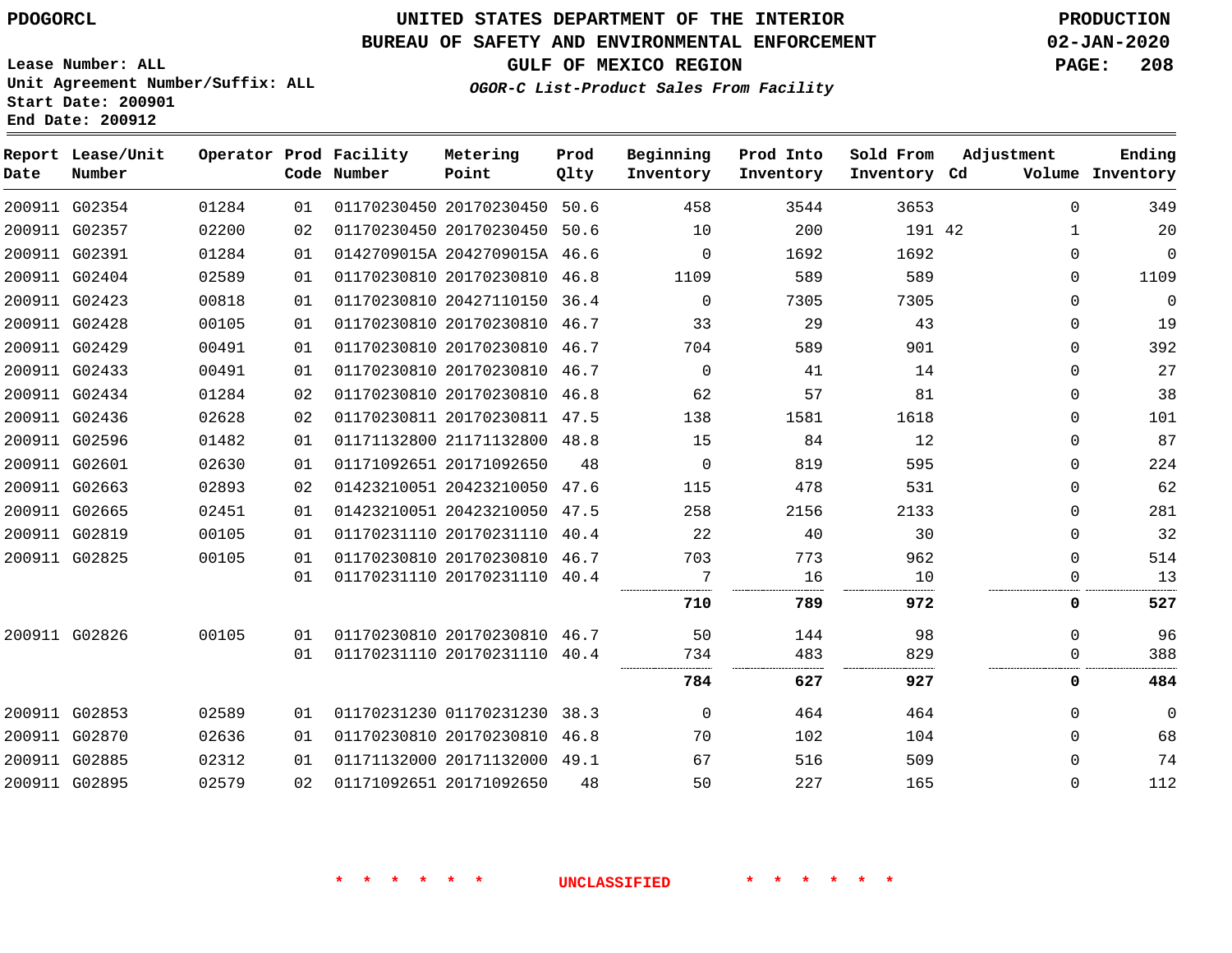UNITED STATES DEPARTMENT OF THE INTERIOR
BUREAU OF SAFETY AND ENVIRONMENTAL ENFORCEMENT
GULF OF MEXICO REGION

PDOGORCL

Lease Number: ALL
Unit Agreement Number/Suffix: ALL
Start Date: 200901
End Date: 200912

*OGOR-C List-Product Sales From Facility*

PRODUCTION
02-JAN-2020

| Report Date | Lease/Unit Number | Operator | Prod Code | Facility Number | Metering Point | Prod Qlty | Beginning Inventory | Prod Into Inventory | Sold From Inventory | Adjustment Cd | Adjustment Volume | Ending Inventory |
|---|---|---|---|---|---|---|---|---|---|---|---|---|
| 200911 | G02354 | 01284 | 01 | 01170230450 | 20170230450 | 50.6 | 458 | 3544 | 3653 | | 0 | 349 |
| 200911 | G02357 | 02200 | 02 | 01170230450 | 20170230450 | 50.6 | 10 | 200 | 191 | 42 | 1 | 20 |
| 200911 | G02391 | 01284 | 01 | 0142709015A | 2042709015A | 46.6 | 0 | 1692 | 1692 | | 0 | 0 |
| 200911 | G02404 | 02589 | 01 | 01170230810 | 20170230810 | 46.8 | 1109 | 589 | 589 | | 0 | 1109 |
| 200911 | G02423 | 00818 | 01 | 01170230810 | 20427110150 | 36.4 | 0 | 7305 | 7305 | | 0 | 0 |
| 200911 | G02428 | 00105 | 01 | 01170230810 | 20170230810 | 46.7 | 33 | 29 | 43 | | 0 | 19 |
| 200911 | G02429 | 00491 | 01 | 01170230810 | 20170230810 | 46.7 | 704 | 589 | 901 | | 0 | 392 |
| 200911 | G02433 | 00491 | 01 | 01170230810 | 20170230810 | 46.7 | 0 | 41 | 14 | | 0 | 27 |
| 200911 | G02434 | 01284 | 02 | 01170230810 | 20170230810 | 46.8 | 62 | 57 | 81 | | 0 | 38 |
| 200911 | G02436 | 02628 | 02 | 01170230811 | 20170230811 | 47.5 | 138 | 1581 | 1618 | | 0 | 101 |
| 200911 | G02596 | 01482 | 01 | 01171132800 | 21171132800 | 48.8 | 15 | 84 | 12 | | 0 | 87 |
| 200911 | G02601 | 02630 | 01 | 01171092651 | 20171092650 | 48 | 0 | 819 | 595 | | 0 | 224 |
| 200911 | G02663 | 02893 | 02 | 01423210051 | 20423210050 | 47.6 | 115 | 478 | 531 | | 0 | 62 |
| 200911 | G02665 | 02451 | 01 | 01423210051 | 20423210050 | 47.5 | 258 | 2156 | 2133 | | 0 | 281 |
| 200911 | G02819 | 00105 | 01 | 01170231110 | 20170231110 | 40.4 | 22 | 40 | 30 | | 0 | 32 |
| 200911 | G02825 | 00105 | 01 | 01170230810 | 20170230810 | 46.7 | 703 | 773 | 962 | | 0 | 514 |
| | | | 01 | 01170231110 | 20170231110 | 40.4 | 7 | 16 | 10 | | 0 | 13 |
| | | | | | | | **710** | **789** | **972** | | **0** | **527** |
| 200911 | G02826 | 00105 | 01 | 01170230810 | 20170230810 | 46.7 | 50 | 144 | 98 | | 0 | 96 |
| | | | 01 | 01170231110 | 20170231110 | 40.4 | 734 | 483 | 829 | | 0 | 388 |
| | | | | | | | **784** | **627** | **927** | | **0** | **484** |
| 200911 | G02853 | 02589 | 01 | 01170231230 | 01170231230 | 38.3 | 0 | 464 | 464 | | 0 | 0 |
| 200911 | G02870 | 02636 | 01 | 01170230810 | 20170230810 | 46.8 | 70 | 102 | 104 | | 0 | 68 |
| 200911 | G02885 | 02312 | 01 | 01171132000 | 20171132000 | 49.1 | 67 | 516 | 509 | | 0 | 74 |
| 200911 | G02895 | 02579 | 02 | 01171092651 | 20171092650 | 48 | 50 | 227 | 165 | | 0 | 112 |

* * * * * * UNCLASSIFIED * * * * * *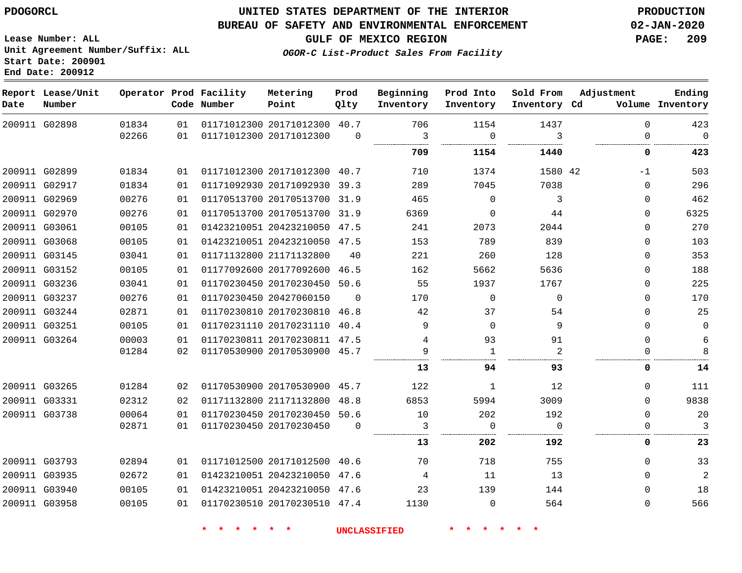Lease Number: ALL
Unit Agreement Number/Suffix: ALL
Start Date: 200901
End Date: 200912

# UNITED STATES DEPARTMENT OF THE INTERIOR
## BUREAU OF SAFETY AND ENVIRONMENTAL ENFORCEMENT
### GULF OF MEXICO REGION

*OGOR-C List-Product Sales From Facility*

PRODUCTION
02-JAN-2020

| Report Date | Lease/Unit Number | Operator | Prod Code | Facility Number | Metering Point | Prod Qlty | Beginning Inventory | Prod Into Inventory | Sold From Inventory | Adjustment Cd | Volume | Ending Inventory |
|---|---|---|---|---|---|---|---|---|---|---|---|---|
| 200911 | G02898 | 01834 | 01 | 01171012300 | 20171012300 | 40.7 | 706 | 1154 | 1437 | | 0 | 423 |
| | | 02266 | 01 | 01171012300 | 20171012300 | 0 | 3 | 0 | 3 | | 0 | 0 |
| | | | | | | | **709** | **1154** | **1440** | | **0** | **423** |
| 200911 | G02899 | 01834 | 01 | 01171012300 | 20171012300 | 40.7 | 710 | 1374 | 1580 | 42 | -1 | 503 |
| 200911 | G02917 | 01834 | 01 | 01171092930 | 20171092930 | 39.3 | 289 | 7045 | 7038 | | 0 | 296 |
| 200911 | G02969 | 00276 | 01 | 01170513700 | 20170513700 | 31.9 | 465 | 0 | 3 | | 0 | 462 |
| 200911 | G02970 | 00276 | 01 | 01170513700 | 20170513700 | 31.9 | 6369 | 0 | 44 | | 0 | 6325 |
| 200911 | G03061 | 00105 | 01 | 01423210051 | 20423210050 | 47.5 | 241 | 2073 | 2044 | | 0 | 270 |
| 200911 | G03068 | 00105 | 01 | 01423210051 | 20423210050 | 47.5 | 153 | 789 | 839 | | 0 | 103 |
| 200911 | G03145 | 03041 | 01 | 01171132800 | 21171132800 | 40 | 221 | 260 | 128 | | 0 | 353 |
| 200911 | G03152 | 00105 | 01 | 01177092600 | 20177092600 | 46.5 | 162 | 5662 | 5636 | | 0 | 188 |
| 200911 | G03236 | 03041 | 01 | 01170230450 | 20170230450 | 50.6 | 55 | 1937 | 1767 | | 0 | 225 |
| 200911 | G03237 | 00276 | 01 | 01170230450 | 20427060150 | 0 | 170 | 0 | 0 | | 0 | 170 |
| 200911 | G03244 | 02871 | 01 | 01170230810 | 20170230810 | 46.8 | 42 | 37 | 54 | | 0 | 25 |
| 200911 | G03251 | 00105 | 01 | 01170231110 | 20170231110 | 40.4 | 9 | 0 | 9 | | 0 | 0 |
| 200911 | G03264 | 00003 | 01 | 01170230811 | 20170230811 | 47.5 | 4 | 93 | 91 | | 0 | 6 |
| | | 01284 | 02 | 01170530900 | 20170530900 | 45.7 | 9 | 1 | 2 | | 0 | 8 |
| | | | | | | | **13** | **94** | **93** | | **0** | **14** |
| 200911 | G03265 | 01284 | 02 | 01170530900 | 20170530900 | 45.7 | 122 | 1 | 12 | | 0 | 111 |
| 200911 | G03331 | 02312 | 02 | 01171132800 | 21171132800 | 48.8 | 6853 | 5994 | 3009 | | 0 | 9838 |
| 200911 | G03738 | 00064 | 01 | 01170230450 | 20170230450 | 50.6 | 10 | 202 | 192 | | 0 | 20 |
| | | 02871 | 01 | 01170230450 | 20170230450 | 0 | 3 | 0 | 0 | | 0 | 3 |
| | | | | | | | **13** | **202** | **192** | | **0** | **23** |
| 200911 | G03793 | 02894 | 01 | 01171012500 | 20171012500 | 40.6 | 70 | 718 | 755 | | 0 | 33 |
| 200911 | G03935 | 02672 | 01 | 01423210051 | 20423210050 | 47.6 | 4 | 11 | 13 | | 0 | 2 |
| 200911 | G03940 | 00105 | 01 | 01423210051 | 20423210050 | 47.6 | 23 | 139 | 144 | | 0 | 18 |
| 200911 | G03958 | 00105 | 01 | 01170230510 | 20170230510 | 47.4 | 1130 | 0 | 564 | | 0 | 566 |

\* \* \* \* \* \* UNCLASSIFIED \* \* \* \* \* \*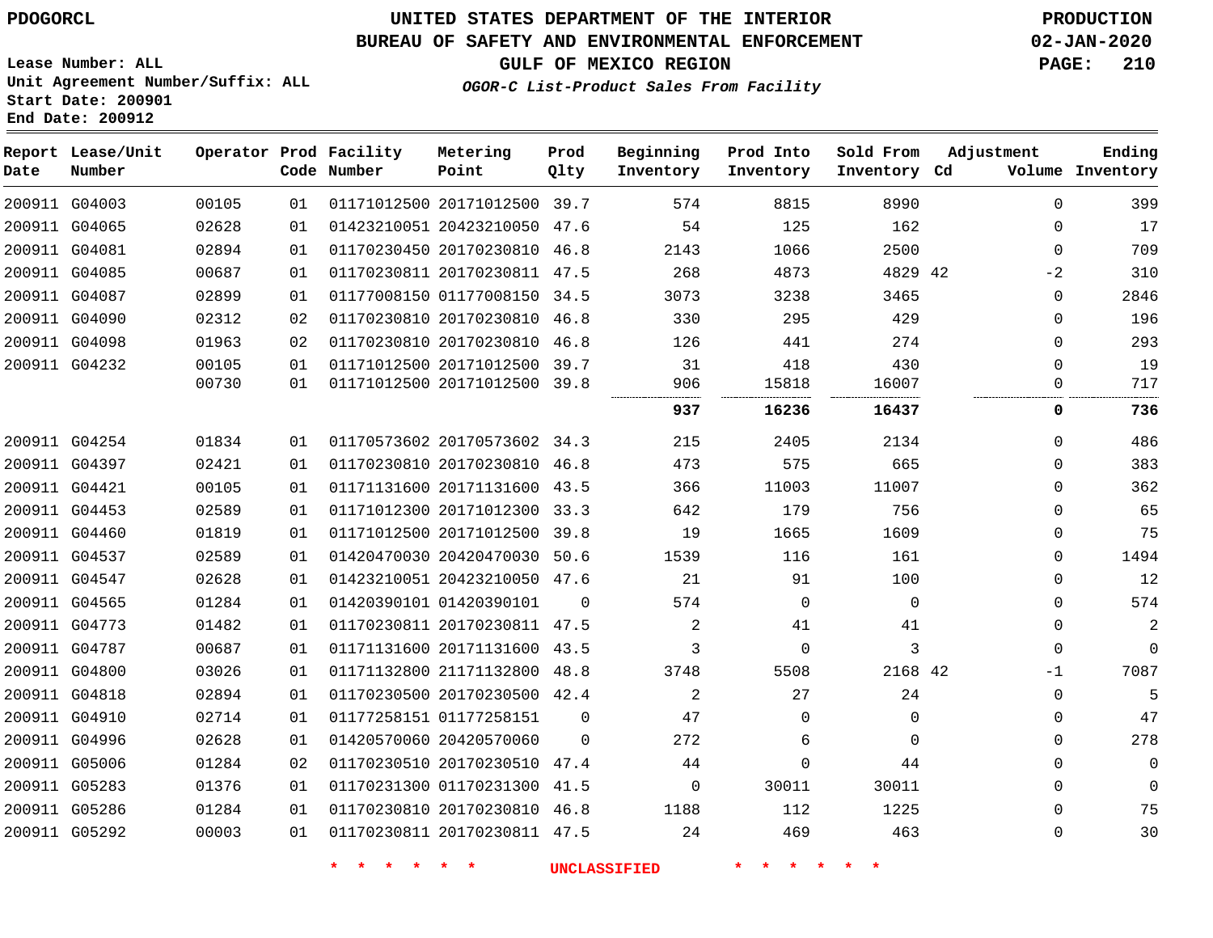PDOGORCL

# UNITED STATES DEPARTMENT OF THE INTERIOR
## BUREAU OF SAFETY AND ENVIRONMENTAL ENFORCEMENT
### GULF OF MEXICO REGION
*OGOR-C List-Product Sales From Facility*

PRODUCTION
02-JAN-2020

Lease Number: ALL
Unit Agreement Number/Suffix: ALL
Start Date: 200901
End Date: 200912

| Report Date | Lease/Unit Number | Operator | Prod Code | Facility Number | Metering Point | Prod Qlty | Beginning Inventory | Prod Into Inventory | Sold From Inventory | Adjustment Cd | Volume | Ending Inventory |
|---|---|---|---|---|---|---|---|---|---|---|---|---|
| 200911 | G04003 | 00105 | 01 | 01171012500 | 20171012500 | 39.7 | 574 | 8815 | 8990 | | 0 | 399 |
| 200911 | G04065 | 02628 | 01 | 01423210051 | 20423210050 | 47.6 | 54 | 125 | 162 | | 0 | 17 |
| 200911 | G04081 | 02894 | 01 | 01170230450 | 20170230810 | 46.8 | 2143 | 1066 | 2500 | | 0 | 709 |
| 200911 | G04085 | 00687 | 01 | 01170230811 | 20170230811 | 47.5 | 268 | 4873 | 4829 | 42 | -2 | 310 |
| 200911 | G04087 | 02899 | 01 | 01177008150 | 01177008150 | 34.5 | 3073 | 3238 | 3465 | | 0 | 2846 |
| 200911 | G04090 | 02312 | 02 | 01170230810 | 20170230810 | 46.8 | 330 | 295 | 429 | | 0 | 196 |
| 200911 | G04098 | 01963 | 02 | 01170230810 | 20170230810 | 46.8 | 126 | 441 | 274 | | 0 | 293 |
| 200911 | G04232 | 00105 | 01 | 01171012500 | 20171012500 | 39.7 | 31 | 418 | 430 | | 0 | 19 |
| | | 00730 | 01 | 01171012500 | 20171012500 | 39.8 | 906 | 15818 | 16007 | | 0 | 717 |
| | | | | | | | **937** | **16236** | **16437** | | **0** | **736** |
| 200911 | G04254 | 01834 | 01 | 01170573602 | 20170573602 | 34.3 | 215 | 2405 | 2134 | | 0 | 486 |
| 200911 | G04397 | 02421 | 01 | 01170230810 | 20170230810 | 46.8 | 473 | 575 | 665 | | 0 | 383 |
| 200911 | G04421 | 00105 | 01 | 01171131600 | 20171131600 | 43.5 | 366 | 11003 | 11007 | | 0 | 362 |
| 200911 | G04453 | 02589 | 01 | 01171012300 | 20171012300 | 33.3 | 642 | 179 | 756 | | 0 | 65 |
| 200911 | G04460 | 01819 | 01 | 01171012500 | 20171012500 | 39.8 | 19 | 1665 | 1609 | | 0 | 75 |
| 200911 | G04537 | 02589 | 01 | 01420470030 | 20420470030 | 50.6 | 1539 | 116 | 161 | | 0 | 1494 |
| 200911 | G04547 | 02628 | 01 | 01423210051 | 20423210050 | 47.6 | 21 | 91 | 100 | | 0 | 12 |
| 200911 | G04565 | 01284 | 01 | 01420390101 | 01420390101 | 0 | 574 | 0 | 0 | | 0 | 574 |
| 200911 | G04773 | 01482 | 01 | 01170230811 | 20170230811 | 47.5 | 2 | 41 | 41 | | 0 | 2 |
| 200911 | G04787 | 00687 | 01 | 01171131600 | 20171131600 | 43.5 | 3 | 0 | 3 | | 0 | 0 |
| 200911 | G04800 | 03026 | 01 | 01171132800 | 21171132800 | 48.8 | 3748 | 5508 | 2168 | 42 | -1 | 7087 |
| 200911 | G04818 | 02894 | 01 | 01170230500 | 20170230500 | 42.4 | 2 | 27 | 24 | | 0 | 5 |
| 200911 | G04910 | 02714 | 01 | 01177258151 | 01177258151 | 0 | 47 | 0 | 0 | | 0 | 47 |
| 200911 | G04996 | 02628 | 01 | 01420570060 | 20420570060 | 0 | 272 | 6 | 0 | | 0 | 278 |
| 200911 | G05006 | 01284 | 02 | 01170230510 | 20170230510 | 47.4 | 44 | 0 | 44 | | 0 | 0 |
| 200911 | G05283 | 01376 | 01 | 01170231300 | 01170231300 | 41.5 | 0 | 30011 | 30011 | | 0 | 0 |
| 200911 | G05286 | 01284 | 01 | 01170230810 | 20170230810 | 46.8 | 1188 | 112 | 1225 | | 0 | 75 |
| 200911 | G05292 | 00003 | 01 | 01170230811 | 20170230811 | 47.5 | 24 | 469 | 463 | | 0 | 30 |

\* \* \* \* \* \* UNCLASSIFIED \* \* \* \* \* \*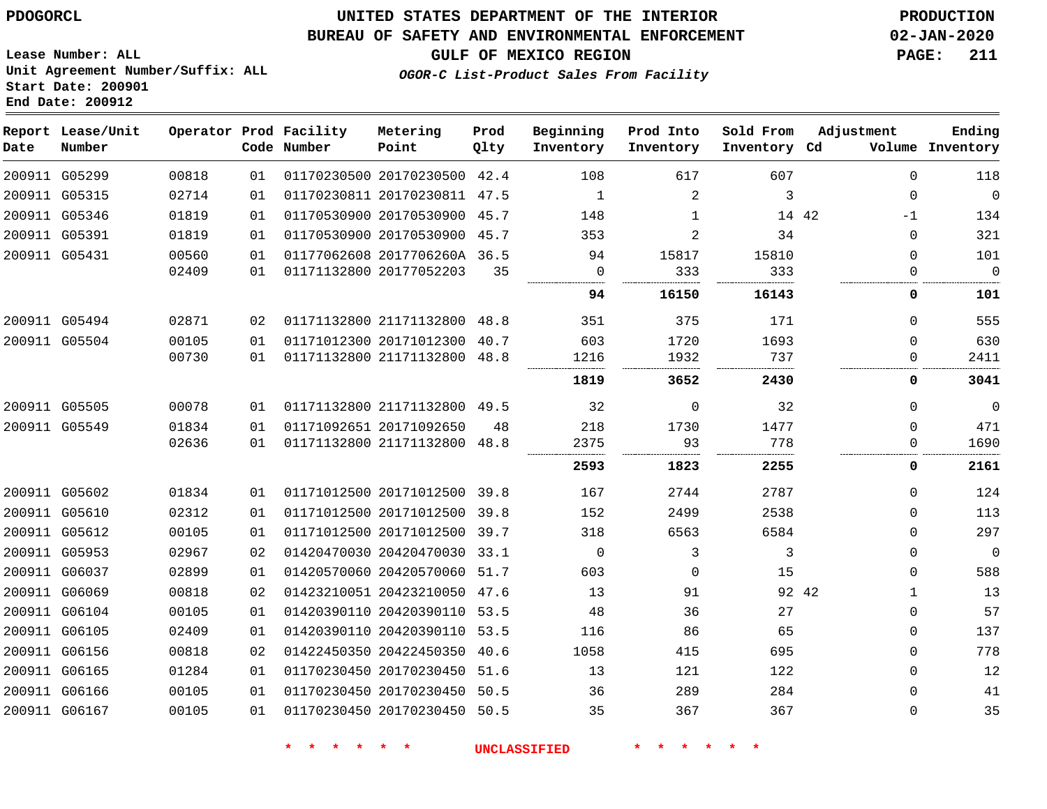PDOGORCL

Lease Number: ALL
Unit Agreement Number/Suffix: ALL
Start Date: 200901
End Date: 200912

# UNITED STATES DEPARTMENT OF THE INTERIOR
## BUREAU OF SAFETY AND ENVIRONMENTAL ENFORCEMENT
## GULF OF MEXICO REGION

*OGOR-C List-Product Sales From Facility*

PRODUCTION
02-JAN-2020

| Report Date | Lease/Unit Number | Operator | Prod Code | Facility Number | Metering Point | Prod Qlty | Beginning Inventory | Prod Into Inventory | Sold From Inventory | Adjustment Cd | Volume | Ending Inventory |
|---|---|---|---|---|---|---|---|---|---|---|---|---|
| 200911 | G05299 | 00818 | 01 | 01170230500 | 20170230500 | 42.4 | 108 | 617 | 607 | | 0 | 118 |
| 200911 | G05315 | 02714 | 01 | 01170230811 | 20170230811 | 47.5 | 1 | 2 | 3 | | 0 | 0 |
| 200911 | G05346 | 01819 | 01 | 01170530900 | 20170530900 | 45.7 | 148 | 1 | 14 | 42 | -1 | 134 |
| 200911 | G05391 | 01819 | 01 | 01170530900 | 20170530900 | 45.7 | 353 | 2 | 34 | | 0 | 321 |
| 200911 | G05431 | 00560 | 01 | 01177062608 | 2017706260A | 36.5 | 94 | 15817 | 15810 | | 0 | 101 |
| | | 02409 | 01 | 01171132800 | 20177052203 | 35 | 0 | 333 | 333 | | 0 | 0 |
| | | | | | | | **94** | **16150** | **16143** | | **0** | **101** |
| 200911 | G05494 | 02871 | 02 | 01171132800 | 21171132800 | 48.8 | 351 | 375 | 171 | | 0 | 555 |
| 200911 | G05504 | 00105 | 01 | 01171012300 | 20171012300 | 40.7 | 603 | 1720 | 1693 | | 0 | 630 |
| | | 00730 | 01 | 01171132800 | 21171132800 | 48.8 | 1216 | 1932 | 737 | | 0 | 2411 |
| | | | | | | | **1819** | **3652** | **2430** | | **0** | **3041** |
| 200911 | G05505 | 00078 | 01 | 01171132800 | 21171132800 | 49.5 | 32 | 0 | 32 | | 0 | 0 |
| 200911 | G05549 | 01834 | 01 | 01171092651 | 20171092650 | 48 | 218 | 1730 | 1477 | | 0 | 471 |
| | | 02636 | 01 | 01171132800 | 21171132800 | 48.8 | 2375 | 93 | 778 | | 0 | 1690 |
| | | | | | | | **2593** | **1823** | **2255** | | **0** | **2161** |
| 200911 | G05602 | 01834 | 01 | 01171012500 | 20171012500 | 39.8 | 167 | 2744 | 2787 | | 0 | 124 |
| 200911 | G05610 | 02312 | 01 | 01171012500 | 20171012500 | 39.8 | 152 | 2499 | 2538 | | 0 | 113 |
| 200911 | G05612 | 00105 | 01 | 01171012500 | 20171012500 | 39.7 | 318 | 6563 | 6584 | | 0 | 297 |
| 200911 | G05953 | 02967 | 02 | 01420470030 | 20420470030 | 33.1 | 0 | 3 | 3 | | 0 | 0 |
| 200911 | G06037 | 02899 | 01 | 01420570060 | 20420570060 | 51.7 | 603 | 0 | 15 | | 0 | 588 |
| 200911 | G06069 | 00818 | 02 | 01423210051 | 20423210050 | 47.6 | 13 | 91 | 92 | 42 | 1 | 13 |
| 200911 | G06104 | 00105 | 01 | 01420390110 | 20420390110 | 53.5 | 48 | 36 | 27 | | 0 | 57 |
| 200911 | G06105 | 02409 | 01 | 01420390110 | 20420390110 | 53.5 | 116 | 86 | 65 | | 0 | 137 |
| 200911 | G06156 | 00818 | 02 | 01422450350 | 20422450350 | 40.6 | 1058 | 415 | 695 | | 0 | 778 |
| 200911 | G06165 | 01284 | 01 | 01170230450 | 20170230450 | 51.6 | 13 | 121 | 122 | | 0 | 12 |
| 200911 | G06166 | 00105 | 01 | 01170230450 | 20170230450 | 50.5 | 36 | 289 | 284 | | 0 | 41 |
| 200911 | G06167 | 00105 | 01 | 01170230450 | 20170230450 | 50.5 | 35 | 367 | 367 | | 0 | 35 |

* * * * * * UNCLASSIFIED * * * * * *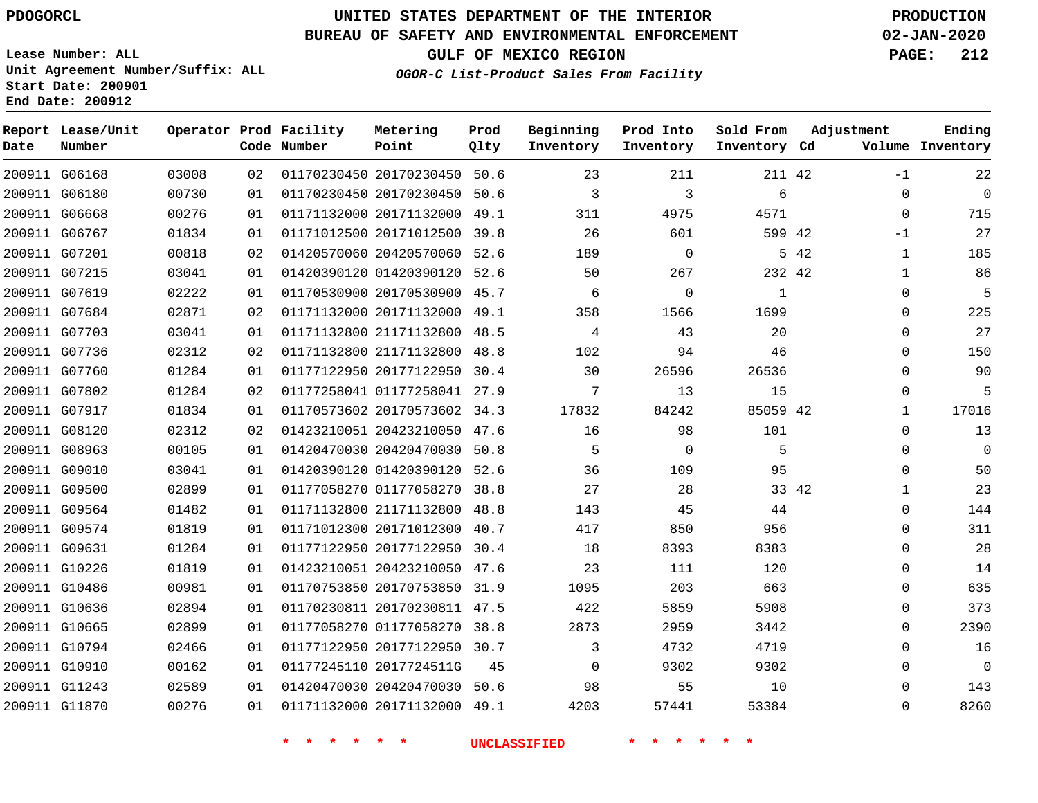PDOGORCL

# UNITED STATES DEPARTMENT OF THE INTERIOR
## BUREAU OF SAFETY AND ENVIRONMENTAL ENFORCEMENT
### GULF OF MEXICO REGION
*OGOR-C List-Product Sales From Facility*

PRODUCTION
02-JAN-2020

Lease Number: ALL
Unit Agreement Number/Suffix: ALL
Start Date: 200901
End Date: 200912

| Report Date | Lease/Unit Number | Operator | Prod Code | Facility Number | Metering Point | Prod Qlty | Beginning Inventory | Prod Into Inventory | Sold From Inventory | Adjustment Cd | Volume | Ending Inventory |
|---|---|---|---|---|---|---|---|---|---|---|---|---|
| 200911 | G06168 | 03008 | 02 | 01170230450 | 20170230450 | 50.6 | 23 | 211 | 211 | 42 | -1 | 22 |
| 200911 | G06180 | 00730 | 01 | 01170230450 | 20170230450 | 50.6 | 3 | 3 | 6 | | 0 | 0 |
| 200911 | G06668 | 00276 | 01 | 01171132000 | 20171132000 | 49.1 | 311 | 4975 | 4571 | | 0 | 715 |
| 200911 | G06767 | 01834 | 01 | 01171012500 | 20171012500 | 39.8 | 26 | 601 | 599 | 42 | -1 | 27 |
| 200911 | G07201 | 00818 | 02 | 01420570060 | 20420570060 | 52.6 | 189 | 0 | 5 | 42 | 1 | 185 |
| 200911 | G07215 | 03041 | 01 | 01420390120 | 01420390120 | 52.6 | 50 | 267 | 232 | 42 | 1 | 86 |
| 200911 | G07619 | 02222 | 01 | 01170530900 | 20170530900 | 45.7 | 6 | 0 | 1 | | 0 | 5 |
| 200911 | G07684 | 02871 | 02 | 01171132000 | 20171132000 | 49.1 | 358 | 1566 | 1699 | | 0 | 225 |
| 200911 | G07703 | 03041 | 01 | 01171132800 | 21171132800 | 48.5 | 4 | 43 | 20 | | 0 | 27 |
| 200911 | G07736 | 02312 | 02 | 01171132800 | 21171132800 | 48.8 | 102 | 94 | 46 | | 0 | 150 |
| 200911 | G07760 | 01284 | 01 | 01177122950 | 20177122950 | 30.4 | 30 | 26596 | 26536 | | 0 | 90 |
| 200911 | G07802 | 01284 | 02 | 01177258041 | 01177258041 | 27.9 | 7 | 13 | 15 | | 0 | 5 |
| 200911 | G07917 | 01834 | 01 | 01170573602 | 20170573602 | 34.3 | 17832 | 84242 | 85059 | 42 | 1 | 17016 |
| 200911 | G08120 | 02312 | 02 | 01423210051 | 20423210050 | 47.6 | 16 | 98 | 101 | | 0 | 13 |
| 200911 | G08963 | 00105 | 01 | 01420470030 | 20420470030 | 50.8 | 5 | 0 | 5 | | 0 | 0 |
| 200911 | G09010 | 03041 | 01 | 01420390120 | 01420390120 | 52.6 | 36 | 109 | 95 | | 0 | 50 |
| 200911 | G09500 | 02899 | 01 | 01177058270 | 01177058270 | 38.8 | 27 | 28 | 33 | 42 | 1 | 23 |
| 200911 | G09564 | 01482 | 01 | 01171132800 | 21171132800 | 48.8 | 143 | 45 | 44 | | 0 | 144 |
| 200911 | G09574 | 01819 | 01 | 01171012300 | 20171012300 | 40.7 | 417 | 850 | 956 | | 0 | 311 |
| 200911 | G09631 | 01284 | 01 | 01177122950 | 20177122950 | 30.4 | 18 | 8393 | 8383 | | 0 | 28 |
| 200911 | G10226 | 01819 | 01 | 01423210051 | 20423210050 | 47.6 | 23 | 111 | 120 | | 0 | 14 |
| 200911 | G10486 | 00981 | 01 | 01170753850 | 20170753850 | 31.9 | 1095 | 203 | 663 | | 0 | 635 |
| 200911 | G10636 | 02894 | 01 | 01170230811 | 20170230811 | 47.5 | 422 | 5859 | 5908 | | 0 | 373 |
| 200911 | G10665 | 02899 | 01 | 01177058270 | 01177058270 | 38.8 | 2873 | 2959 | 3442 | | 0 | 2390 |
| 200911 | G10794 | 02466 | 01 | 01177122950 | 20177122950 | 30.7 | 3 | 4732 | 4719 | | 0 | 16 |
| 200911 | G10910 | 00162 | 01 | 01177245110 | 2017724511G | 45 | 0 | 9302 | 9302 | | 0 | 0 |
| 200911 | G11243 | 02589 | 01 | 01420470030 | 20420470030 | 50.6 | 98 | 55 | 10 | | 0 | 143 |
| 200911 | G11870 | 00276 | 01 | 01171132000 | 20171132000 | 49.1 | 4203 | 57441 | 53384 | | 0 | 8260 |

* * * * * * UNCLASSIFIED * * * * * *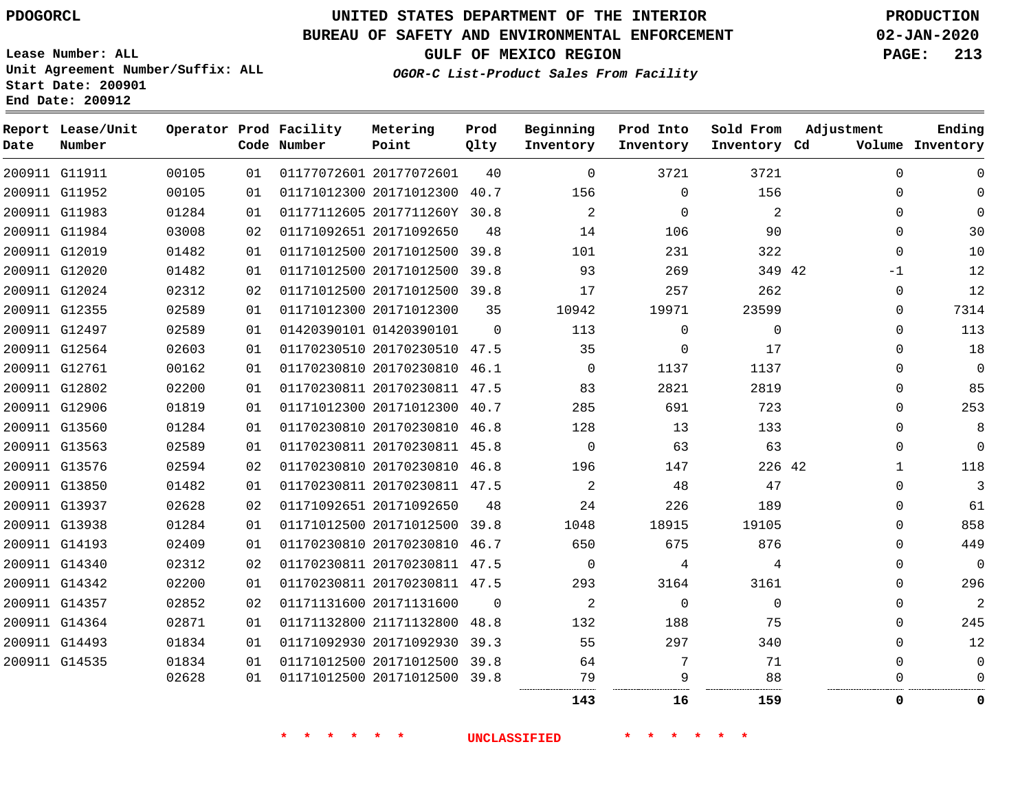PDOGORCL

# UNITED STATES DEPARTMENT OF THE INTERIOR
## BUREAU OF SAFETY AND ENVIRONMENTAL ENFORCEMENT
### GULF OF MEXICO REGION
*OGOR-C List-Product Sales From Facility*

PRODUCTION
02-JAN-2020

Lease Number: ALL
Unit Agreement Number/Suffix: ALL
Start Date: 200901
End Date: 200912

| Report Date | Lease/Unit Number | Operator | Prod Code | Facility Number | Metering Point | Prod Qlty | Beginning Inventory | Prod Into Inventory | Sold From Inventory | Adjustment Cd | Adjustment Volume | Ending Inventory |
|---|---|---|---|---|---|---|---|---|---|---|---|---|
| 200911 | G11911 | 00105 | 01 | 01177072601 | 20177072601 | 40 | 0 | 3721 | 3721 | | 0 | 0 |
| 200911 | G11952 | 00105 | 01 | 01171012300 | 20171012300 | 40.7 | 156 | 0 | 156 | | 0 | 0 |
| 200911 | G11983 | 01284 | 01 | 01177112605 | 2017711260Y | 30.8 | 2 | 0 | 2 | | 0 | 0 |
| 200911 | G11984 | 03008 | 02 | 01171092651 | 20171092650 | 48 | 14 | 106 | 90 | | 0 | 30 |
| 200911 | G12019 | 01482 | 01 | 01171012500 | 20171012500 | 39.8 | 101 | 231 | 322 | | 0 | 10 |
| 200911 | G12020 | 01482 | 01 | 01171012500 | 20171012500 | 39.8 | 93 | 269 | 349 | 42 | -1 | 12 |
| 200911 | G12024 | 02312 | 02 | 01171012500 | 20171012500 | 39.8 | 17 | 257 | 262 | | 0 | 12 |
| 200911 | G12355 | 02589 | 01 | 01171012300 | 20171012300 | 35 | 10942 | 19971 | 23599 | | 0 | 7314 |
| 200911 | G12497 | 02589 | 01 | 01420390101 | 01420390101 | 0 | 113 | 0 | 0 | | 0 | 113 |
| 200911 | G12564 | 02603 | 01 | 01170230510 | 20170230510 | 47.5 | 35 | 0 | 17 | | 0 | 18 |
| 200911 | G12761 | 00162 | 01 | 01170230810 | 20170230810 | 46.1 | 0 | 1137 | 1137 | | 0 | 0 |
| 200911 | G12802 | 02200 | 01 | 01170230811 | 20170230811 | 47.5 | 83 | 2821 | 2819 | | 0 | 85 |
| 200911 | G12906 | 01819 | 01 | 01171012300 | 20171012300 | 40.7 | 285 | 691 | 723 | | 0 | 253 |
| 200911 | G13560 | 01284 | 01 | 01170230810 | 20170230810 | 46.8 | 128 | 13 | 133 | | 0 | 8 |
| 200911 | G13563 | 02589 | 01 | 01170230811 | 20170230811 | 45.8 | 0 | 63 | 63 | | 0 | 0 |
| 200911 | G13576 | 02594 | 02 | 01170230810 | 20170230810 | 46.8 | 196 | 147 | 226 | 42 | 1 | 118 |
| 200911 | G13850 | 01482 | 01 | 01170230811 | 20170230811 | 47.5 | 2 | 48 | 47 | | 0 | 3 |
| 200911 | G13937 | 02628 | 02 | 01171092651 | 20171092650 | 48 | 24 | 226 | 189 | | 0 | 61 |
| 200911 | G13938 | 01284 | 01 | 01171012500 | 20171012500 | 39.8 | 1048 | 18915 | 19105 | | 0 | 858 |
| 200911 | G14193 | 02409 | 01 | 01170230810 | 20170230810 | 46.7 | 650 | 675 | 876 | | 0 | 449 |
| 200911 | G14340 | 02312 | 02 | 01170230811 | 20170230811 | 47.5 | 0 | 4 | 4 | | 0 | 0 |
| 200911 | G14342 | 02200 | 01 | 01170230811 | 20170230811 | 47.5 | 293 | 3164 | 3161 | | 0 | 296 |
| 200911 | G14357 | 02852 | 02 | 01171131600 | 20171131600 | 0 | 2 | 0 | 0 | | 0 | 2 |
| 200911 | G14364 | 02871 | 01 | 01171132800 | 21171132800 | 48.8 | 132 | 188 | 75 | | 0 | 245 |
| 200911 | G14493 | 01834 | 01 | 01171092930 | 20171092930 | 39.3 | 55 | 297 | 340 | | 0 | 12 |
| 200911 | G14535 | 01834 | 01 | 01171012500 | 20171012500 | 39.8 | 64 | 7 | 71 | | 0 | 0 |
| | | 02628 | 01 | 01171012500 | 20171012500 | 39.8 | 79 | 9 | 88 | | 0 | 0 |
| | | | | | | | **143** | **16** | **159** | | **0** | **0** |

\* \* \* \* \* \* UNCLASSIFIED \* \* \* \* \* \*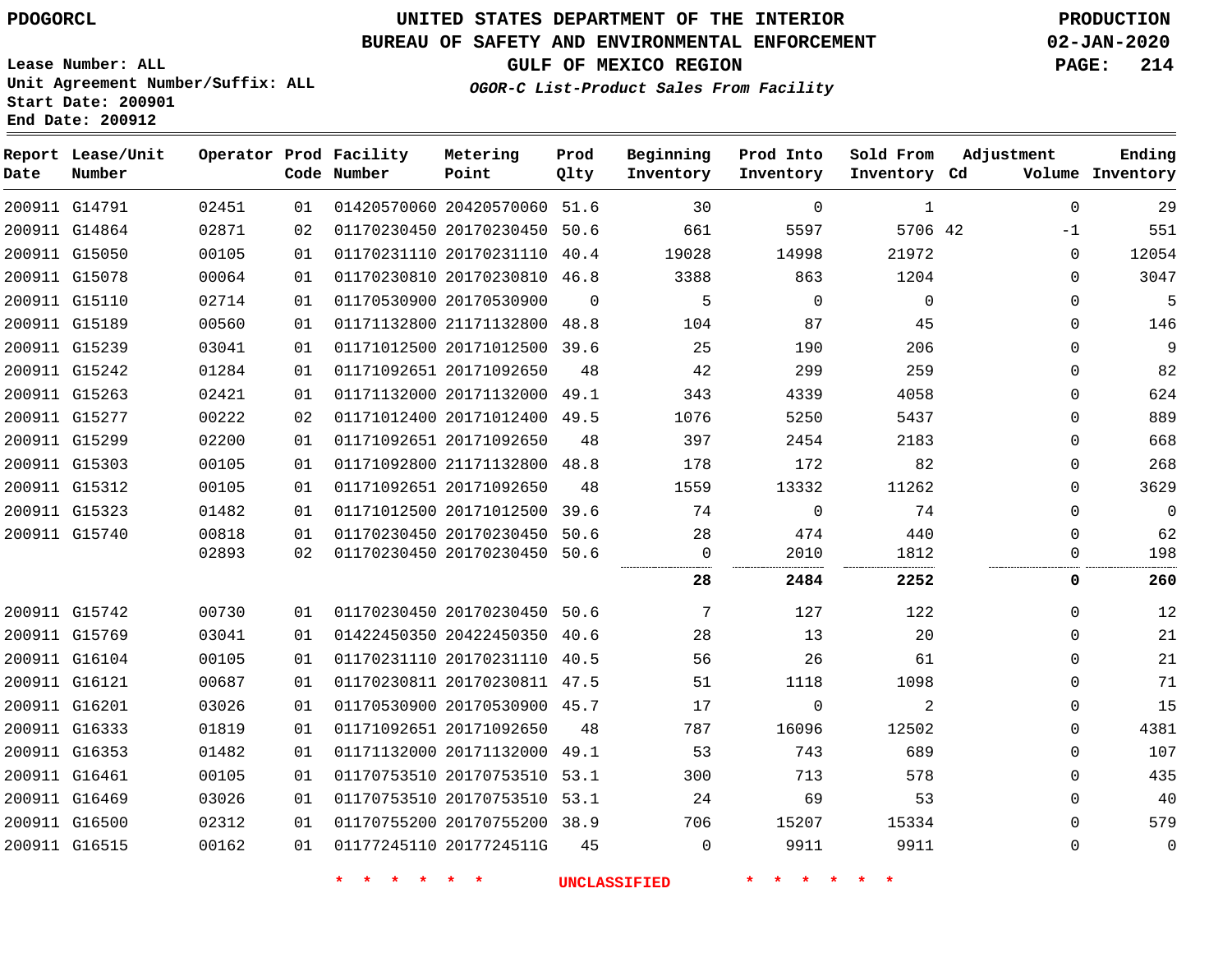PDOGORCL

# UNITED STATES DEPARTMENT OF THE INTERIOR
## BUREAU OF SAFETY AND ENVIRONMENTAL ENFORCEMENT
### GULF OF MEXICO REGION

*OGOR-C List-Product Sales From Facility*

PRODUCTION
02-JAN-2020

Lease Number: ALL
Unit Agreement Number/Suffix: ALL
Start Date: 200901
End Date: 200912

| Report Date | Lease/Unit Number | Operator | Prod Code | Facility Number | Metering Point | Prod Qlty | Beginning Inventory | Prod Into Inventory | Sold From Inventory | Adjustment Cd | Adjustment Volume | Ending Inventory |
|---|---|---|---|---|---|---|---|---|---|---|---|---|
| 200911 | G14791 | 02451 | 01 | 01420570060 | 20420570060 | 51.6 | 30 | 0 | 1 | | 0 | 29 |
| 200911 | G14864 | 02871 | 02 | 01170230450 | 20170230450 | 50.6 | 661 | 5597 | 5706 | 42 | -1 | 551 |
| 200911 | G15050 | 00105 | 01 | 01170231110 | 20170231110 | 40.4 | 19028 | 14998 | 21972 | | 0 | 12054 |
| 200911 | G15078 | 00064 | 01 | 01170230810 | 20170230810 | 46.8 | 3388 | 863 | 1204 | | 0 | 3047 |
| 200911 | G15110 | 02714 | 01 | 01170530900 | 20170530900 | 0 | 5 | 0 | 0 | | 0 | 5 |
| 200911 | G15189 | 00560 | 01 | 01171132800 | 21171132800 | 48.8 | 104 | 87 | 45 | | 0 | 146 |
| 200911 | G15239 | 03041 | 01 | 01171012500 | 20171012500 | 39.6 | 25 | 190 | 206 | | 0 | 9 |
| 200911 | G15242 | 01284 | 01 | 01171092651 | 20171092650 | 48 | 42 | 299 | 259 | | 0 | 82 |
| 200911 | G15263 | 02421 | 01 | 01171132000 | 20171132000 | 49.1 | 343 | 4339 | 4058 | | 0 | 624 |
| 200911 | G15277 | 00222 | 02 | 01171012400 | 20171012400 | 49.5 | 1076 | 5250 | 5437 | | 0 | 889 |
| 200911 | G15299 | 02200 | 01 | 01171092651 | 20171092650 | 48 | 397 | 2454 | 2183 | | 0 | 668 |
| 200911 | G15303 | 00105 | 01 | 01171092800 | 21171132800 | 48.8 | 178 | 172 | 82 | | 0 | 268 |
| 200911 | G15312 | 00105 | 01 | 01171092651 | 20171092650 | 48 | 1559 | 13332 | 11262 | | 0 | 3629 |
| 200911 | G15323 | 01482 | 01 | 01171012500 | 20171012500 | 39.6 | 74 | 0 | 74 | | 0 | 0 |
| 200911 | G15740 | 00818 | 01 | 01170230450 | 20170230450 | 50.6 | 28 | 474 | 440 | | 0 | 62 |
| | | 02893 | 02 | 01170230450 | 20170230450 | 50.6 | 0 | 2010 | 1812 | | 0 | 198 |
| | | | | | | | **28** | **2484** | **2252** | | **0** | **260** |
| 200911 | G15742 | 00730 | 01 | 01170230450 | 20170230450 | 50.6 | 7 | 127 | 122 | | 0 | 12 |
| 200911 | G15769 | 03041 | 01 | 01422450350 | 20422450350 | 40.6 | 28 | 13 | 20 | | 0 | 21 |
| 200911 | G16104 | 00105 | 01 | 01170231110 | 20170231110 | 40.5 | 56 | 26 | 61 | | 0 | 21 |
| 200911 | G16121 | 00687 | 01 | 01170230811 | 20170230811 | 47.5 | 51 | 1118 | 1098 | | 0 | 71 |
| 200911 | G16201 | 03026 | 01 | 01170530900 | 20170530900 | 45.7 | 17 | 0 | 2 | | 0 | 15 |
| 200911 | G16333 | 01819 | 01 | 01171092651 | 20171092650 | 48 | 787 | 16096 | 12502 | | 0 | 4381 |
| 200911 | G16353 | 01482 | 01 | 01171132000 | 20171132000 | 49.1 | 53 | 743 | 689 | | 0 | 107 |
| 200911 | G16461 | 00105 | 01 | 01170753510 | 20170753510 | 53.1 | 300 | 713 | 578 | | 0 | 435 |
| 200911 | G16469 | 03026 | 01 | 01170753510 | 20170753510 | 53.1 | 24 | 69 | 53 | | 0 | 40 |
| 200911 | G16500 | 02312 | 01 | 01170755200 | 20170755200 | 38.9 | 706 | 15207 | 15334 | | 0 | 579 |
| 200911 | G16515 | 00162 | 01 | 01177245110 | 2017724511G | 45 | 0 | 9911 | 9911 | | 0 | 0 |

* * * * * * UNCLASSIFIED * * * * * *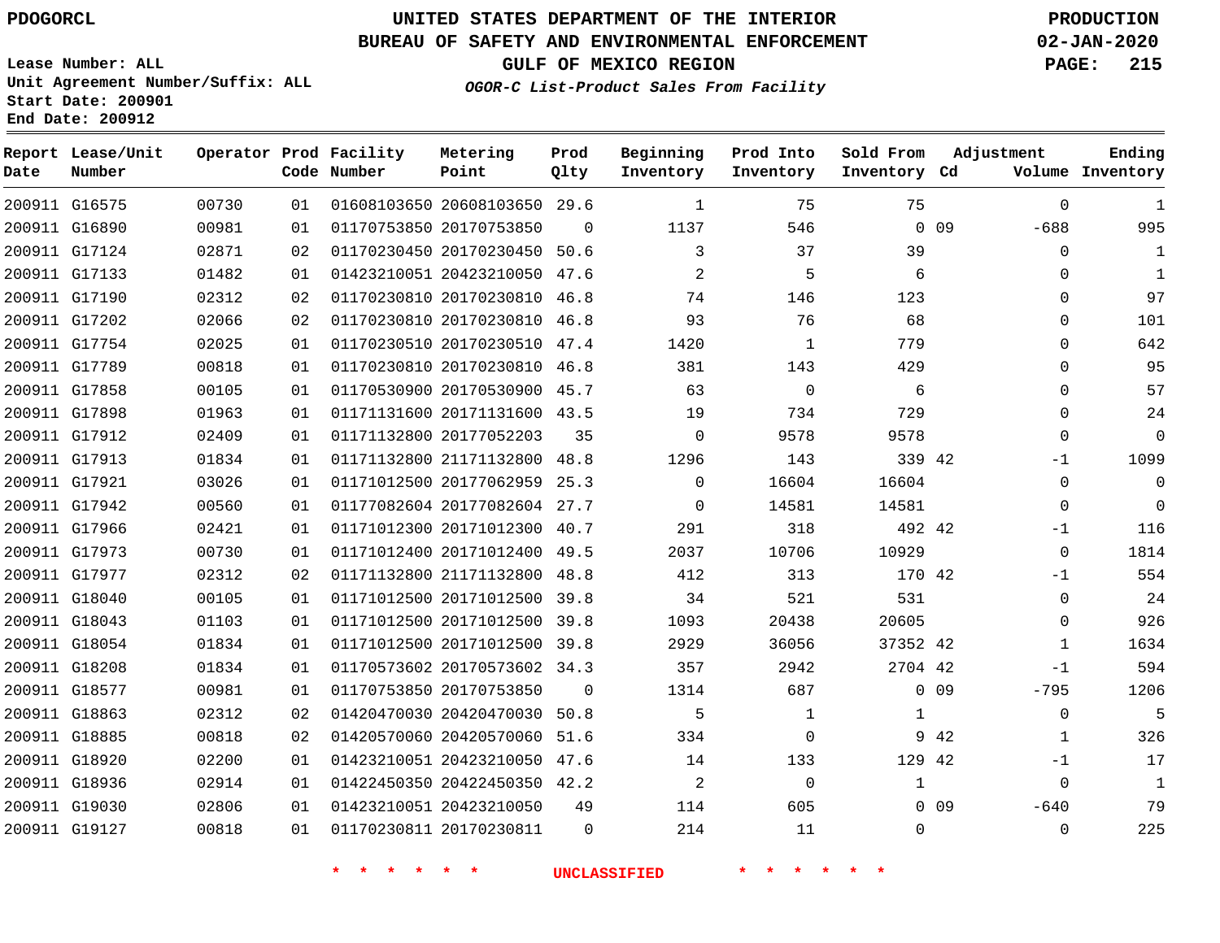PDOGORCL

# UNITED STATES DEPARTMENT OF THE INTERIOR
## BUREAU OF SAFETY AND ENVIRONMENTAL ENFORCEMENT
### GULF OF MEXICO REGION

PRODUCTION
02-JAN-2020

Lease Number: ALL
Unit Agreement Number/Suffix: ALL
Start Date: 200901
End Date: 200912

*OGOR-C List-Product Sales From Facility*

| Report Date | Lease/Unit Number | Operator | Prod Code | Facility Number | Metering Point | Prod Qlty | Beginning Inventory | Prod Into Inventory | Sold From Inventory | Adjustment Cd | Volume | Ending Inventory |
|---|---|---|---|---|---|---|---|---|---|---|---|---|
| 200911 | G16575 | 00730 | 01 | 01608103650 | 20608103650 | 29.6 | 1 | 75 | 75 | | 0 | 1 |
| 200911 | G16890 | 00981 | 01 | 01170753850 | 20170753850 | 0 | 1137 | 546 | 0 | 09 | -688 | 995 |
| 200911 | G17124 | 02871 | 02 | 01170230450 | 20170230450 | 50.6 | 3 | 37 | 39 | | 0 | 1 |
| 200911 | G17133 | 01482 | 01 | 01423210051 | 20423210050 | 47.6 | 2 | 5 | 6 | | 0 | 1 |
| 200911 | G17190 | 02312 | 02 | 01170230810 | 20170230810 | 46.8 | 74 | 146 | 123 | | 0 | 97 |
| 200911 | G17202 | 02066 | 02 | 01170230810 | 20170230810 | 46.8 | 93 | 76 | 68 | | 0 | 101 |
| 200911 | G17754 | 02025 | 01 | 01170230510 | 20170230510 | 47.4 | 1420 | 1 | 779 | | 0 | 642 |
| 200911 | G17789 | 00818 | 01 | 01170230810 | 20170230810 | 46.8 | 381 | 143 | 429 | | 0 | 95 |
| 200911 | G17858 | 00105 | 01 | 01170530900 | 20170530900 | 45.7 | 63 | 0 | 6 | | 0 | 57 |
| 200911 | G17898 | 01963 | 01 | 01171131600 | 20171131600 | 43.5 | 19 | 734 | 729 | | 0 | 24 |
| 200911 | G17912 | 02409 | 01 | 01171132800 | 20177052203 | 35 | 0 | 9578 | 9578 | | 0 | 0 |
| 200911 | G17913 | 01834 | 01 | 01171132800 | 21171132800 | 48.8 | 1296 | 143 | 339 | 42 | -1 | 1099 |
| 200911 | G17921 | 03026 | 01 | 01171012500 | 20177062959 | 25.3 | 0 | 16604 | 16604 | | 0 | 0 |
| 200911 | G17942 | 00560 | 01 | 01177082604 | 20177082604 | 27.7 | 0 | 14581 | 14581 | | 0 | 0 |
| 200911 | G17966 | 02421 | 01 | 01171012300 | 20171012300 | 40.7 | 291 | 318 | 492 | 42 | -1 | 116 |
| 200911 | G17973 | 00730 | 01 | 01171012400 | 20171012400 | 49.5 | 2037 | 10706 | 10929 | | 0 | 1814 |
| 200911 | G17977 | 02312 | 02 | 01171132800 | 21171132800 | 48.8 | 412 | 313 | 170 | 42 | -1 | 554 |
| 200911 | G18040 | 00105 | 01 | 01171012500 | 20171012500 | 39.8 | 34 | 521 | 531 | | 0 | 24 |
| 200911 | G18043 | 01103 | 01 | 01171012500 | 20171012500 | 39.8 | 1093 | 20438 | 20605 | | 0 | 926 |
| 200911 | G18054 | 01834 | 01 | 01171012500 | 20171012500 | 39.8 | 2929 | 36056 | 37352 | 42 | 1 | 1634 |
| 200911 | G18208 | 01834 | 01 | 01170573602 | 20170573602 | 34.3 | 357 | 2942 | 2704 | 42 | -1 | 594 |
| 200911 | G18577 | 00981 | 01 | 01170753850 | 20170753850 | 0 | 1314 | 687 | 0 | 09 | -795 | 1206 |
| 200911 | G18863 | 02312 | 02 | 01420470030 | 20420470030 | 50.8 | 5 | 1 | 1 | | 0 | 5 |
| 200911 | G18885 | 00818 | 02 | 01420570060 | 20420570060 | 51.6 | 334 | 0 | 9 | 42 | 1 | 326 |
| 200911 | G18920 | 02200 | 01 | 01423210051 | 20423210050 | 47.6 | 14 | 133 | 129 | 42 | -1 | 17 |
| 200911 | G18936 | 02914 | 01 | 01422450350 | 20422450350 | 42.2 | 2 | 0 | 1 | | 0 | 1 |
| 200911 | G19030 | 02806 | 01 | 01423210051 | 20423210050 | 49 | 114 | 605 | 0 | 09 | -640 | 79 |
| 200911 | G19127 | 00818 | 01 | 01170230811 | 20170230811 | 0 | 214 | 11 | 0 | | 0 | 225 |

* * * * * * UNCLASSIFIED * * * * * *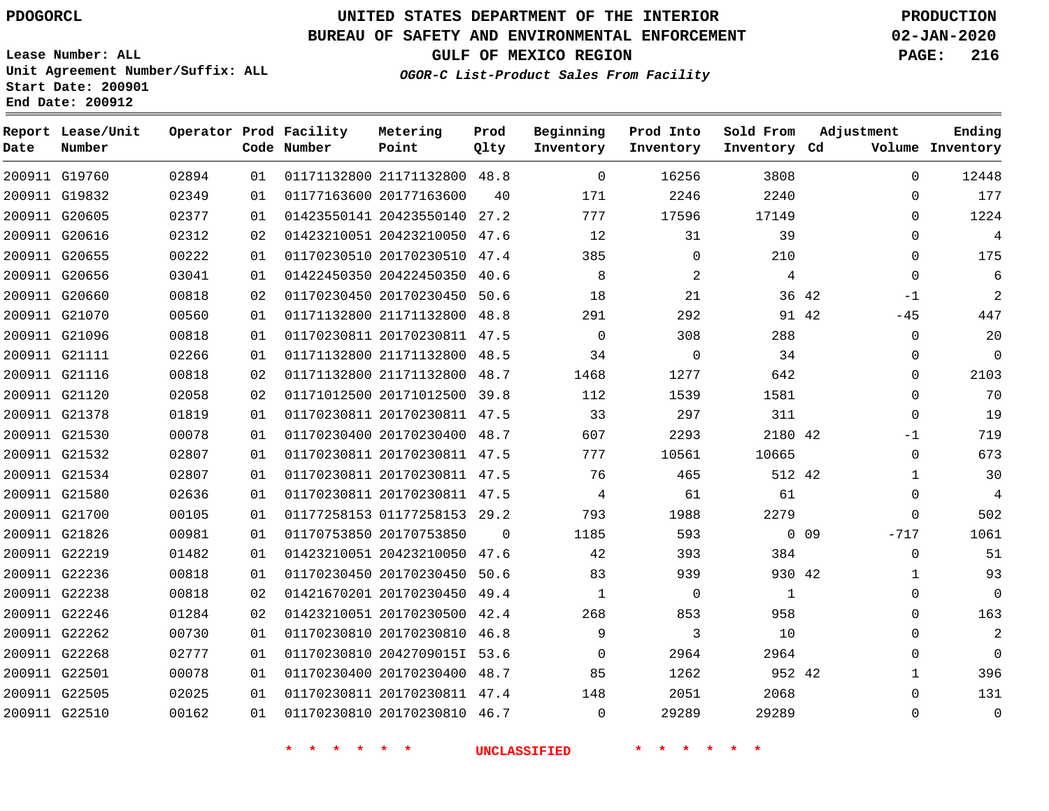PDOGORCL

# UNITED STATES DEPARTMENT OF THE INTERIOR
## BUREAU OF SAFETY AND ENVIRONMENTAL ENFORCEMENT
### GULF OF MEXICO REGION
*OGOR-C List-Product Sales From Facility*

PRODUCTION
02-JAN-2020

Lease Number: ALL
Unit Agreement Number/Suffix: ALL
Start Date: 200901
End Date: 200912

| Report Date | Lease/Unit Number | Operator | Prod Code | Facility Number | Metering Point | Prod Qlty | Beginning Inventory | Prod Into Inventory | Sold From Inventory | Adjustment Cd | Volume | Ending Inventory |
|---|---|---|---|---|---|---|---|---|---|---|---|---|
| 200911 | G19760 | 02894 | 01 | 01171132800 | 21171132800 | 48.8 | 0 | 16256 | 3808 | | 0 | 12448 |
| 200911 | G19832 | 02349 | 01 | 01177163600 | 20177163600 | 40 | 171 | 2246 | 2240 | | 0 | 177 |
| 200911 | G20605 | 02377 | 01 | 01423550141 | 20423550140 | 27.2 | 777 | 17596 | 17149 | | 0 | 1224 |
| 200911 | G20616 | 02312 | 02 | 01423210051 | 20423210050 | 47.6 | 12 | 31 | 39 | | 0 | 4 |
| 200911 | G20655 | 00222 | 01 | 01170230510 | 20170230510 | 47.4 | 385 | 0 | 210 | | 0 | 175 |
| 200911 | G20656 | 03041 | 01 | 01422450350 | 20422450350 | 40.6 | 8 | 2 | 4 | | 0 | 6 |
| 200911 | G20660 | 00818 | 02 | 01170230450 | 20170230450 | 50.6 | 18 | 21 | 36 | 42 | -1 | 2 |
| 200911 | G21070 | 00560 | 01 | 01171132800 | 21171132800 | 48.8 | 291 | 292 | 91 | 42 | -45 | 447 |
| 200911 | G21096 | 00818 | 01 | 01170230811 | 20170230811 | 47.5 | 0 | 308 | 288 | | 0 | 20 |
| 200911 | G21111 | 02266 | 01 | 01171132800 | 21171132800 | 48.5 | 34 | 0 | 34 | | 0 | 0 |
| 200911 | G21116 | 00818 | 02 | 01171132800 | 21171132800 | 48.7 | 1468 | 1277 | 642 | | 0 | 2103 |
| 200911 | G21120 | 02058 | 02 | 01171012500 | 20171012500 | 39.8 | 112 | 1539 | 1581 | | 0 | 70 |
| 200911 | G21378 | 01819 | 01 | 01170230811 | 20170230811 | 47.5 | 33 | 297 | 311 | | 0 | 19 |
| 200911 | G21530 | 00078 | 01 | 01170230400 | 20170230400 | 48.7 | 607 | 2293 | 2180 | 42 | -1 | 719 |
| 200911 | G21532 | 02807 | 01 | 01170230811 | 20170230811 | 47.5 | 777 | 10561 | 10665 | | 0 | 673 |
| 200911 | G21534 | 02807 | 01 | 01170230811 | 20170230811 | 47.5 | 76 | 465 | 512 | 42 | 1 | 30 |
| 200911 | G21580 | 02636 | 01 | 01170230811 | 20170230811 | 47.5 | 4 | 61 | 61 | | 0 | 4 |
| 200911 | G21700 | 00105 | 01 | 01177258153 | 01177258153 | 29.2 | 793 | 1988 | 2279 | | 0 | 502 |
| 200911 | G21826 | 00981 | 01 | 01170753850 | 20170753850 | 0 | 1185 | 593 | 0 | 09 | -717 | 1061 |
| 200911 | G22219 | 01482 | 01 | 01423210051 | 20423210050 | 47.6 | 42 | 393 | 384 | | 0 | 51 |
| 200911 | G22236 | 00818 | 01 | 01170230450 | 20170230450 | 50.6 | 83 | 939 | 930 | 42 | 1 | 93 |
| 200911 | G22238 | 00818 | 02 | 01421670201 | 20170230450 | 49.4 | 1 | 0 | 1 | | 0 | 0 |
| 200911 | G22246 | 01284 | 02 | 01423210051 | 20170230500 | 42.4 | 268 | 853 | 958 | | 0 | 163 |
| 200911 | G22262 | 00730 | 01 | 01170230810 | 20170230810 | 46.8 | 9 | 3 | 10 | | 0 | 2 |
| 200911 | G22268 | 02777 | 01 | 01170230810 | 2042709015I | 53.6 | 0 | 2964 | 2964 | | 0 | 0 |
| 200911 | G22501 | 00078 | 01 | 01170230400 | 20170230400 | 48.7 | 85 | 1262 | 952 | 42 | 1 | 396 |
| 200911 | G22505 | 02025 | 01 | 01170230811 | 20170230811 | 47.4 | 148 | 2051 | 2068 | | 0 | 131 |
| 200911 | G22510 | 00162 | 01 | 01170230810 | 20170230810 | 46.7 | 0 | 29289 | 29289 | | 0 | 0 |

* * * * * * UNCLASSIFIED * * * * * *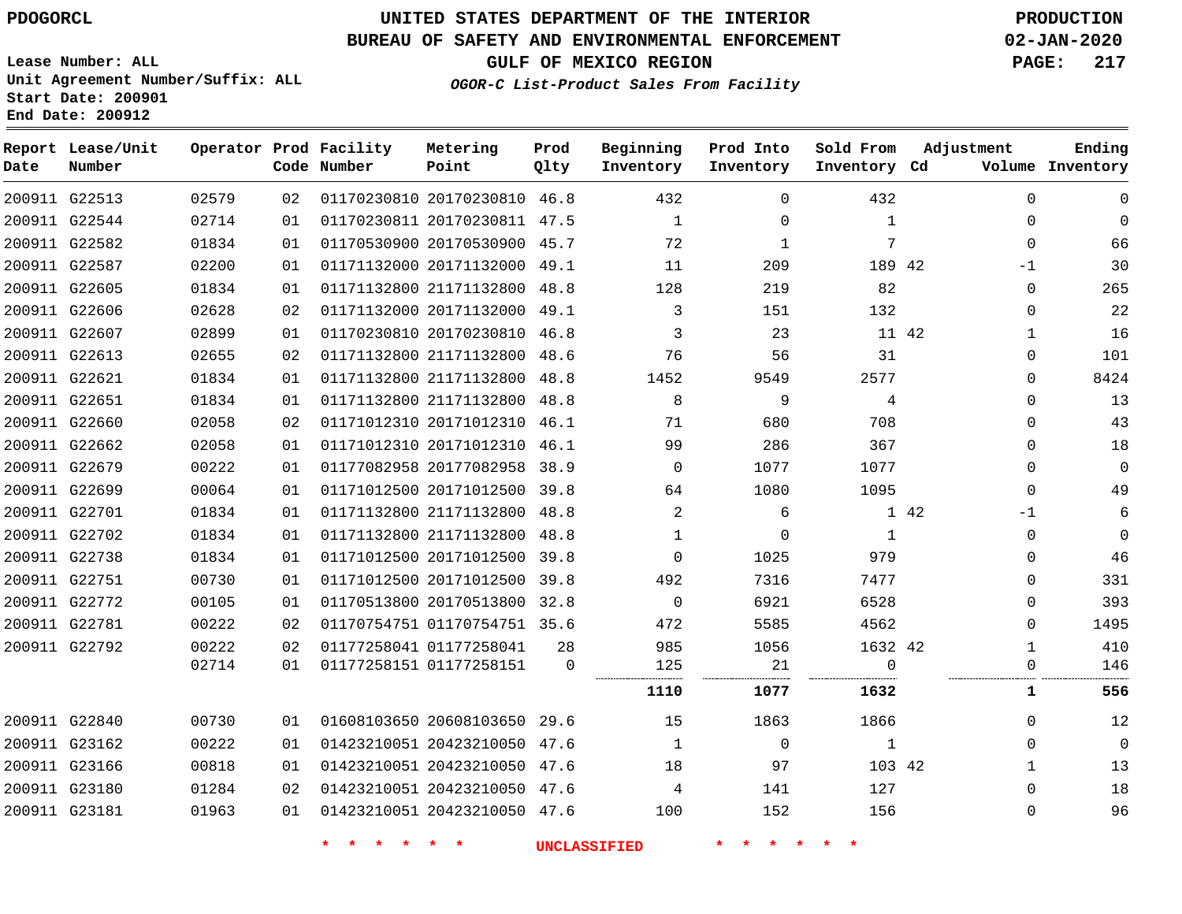PDOGORCL

# UNITED STATES DEPARTMENT OF THE INTERIOR
## BUREAU OF SAFETY AND ENVIRONMENTAL ENFORCEMENT
### GULF OF MEXICO REGION
*OGOR-C List-Product Sales From Facility*

PRODUCTION
02-JAN-2020

Lease Number: ALL
Unit Agreement Number/Suffix: ALL
Start Date: 200901
End Date: 200912

| Report Date | Lease/Unit Number | Operator | Prod Code | Facility Number | Metering Point | Prod Qlty | Beginning Inventory | Prod Into Inventory | Sold From Inventory | Adjustment Cd | Volume | Ending Inventory |
|---|---|---|---|---|---|---|---|---|---|---|---|---|
| 200911 | G22513 | 02579 | 02 | 01170230810 | 20170230810 | 46.8 | 432 | 0 | 432 | | 0 | 0 |
| 200911 | G22544 | 02714 | 01 | 01170230811 | 20170230811 | 47.5 | 1 | 0 | 1 | | 0 | 0 |
| 200911 | G22582 | 01834 | 01 | 01170530900 | 20170530900 | 45.7 | 72 | 1 | 7 | | 0 | 66 |
| 200911 | G22587 | 02200 | 01 | 01171132000 | 20171132000 | 49.1 | 11 | 209 | 189 | 42 | -1 | 30 |
| 200911 | G22605 | 01834 | 01 | 01171132800 | 21171132800 | 48.8 | 128 | 219 | 82 | | 0 | 265 |
| 200911 | G22606 | 02628 | 02 | 01171132000 | 20171132000 | 49.1 | 3 | 151 | 132 | | 0 | 22 |
| 200911 | G22607 | 02899 | 01 | 01170230810 | 20170230810 | 46.8 | 3 | 23 | 11 | 42 | 1 | 16 |
| 200911 | G22613 | 02655 | 02 | 01171132800 | 21171132800 | 48.6 | 76 | 56 | 31 | | 0 | 101 |
| 200911 | G22621 | 01834 | 01 | 01171132800 | 21171132800 | 48.8 | 1452 | 9549 | 2577 | | 0 | 8424 |
| 200911 | G22651 | 01834 | 01 | 01171132800 | 21171132800 | 48.8 | 8 | 9 | 4 | | 0 | 13 |
| 200911 | G22660 | 02058 | 02 | 01171012310 | 20171012310 | 46.1 | 71 | 680 | 708 | | 0 | 43 |
| 200911 | G22662 | 02058 | 01 | 01171012310 | 20171012310 | 46.1 | 99 | 286 | 367 | | 0 | 18 |
| 200911 | G22679 | 00222 | 01 | 01177082958 | 20177082958 | 38.9 | 0 | 1077 | 1077 | | 0 | 0 |
| 200911 | G22699 | 00064 | 01 | 01171012500 | 20171012500 | 39.8 | 64 | 1080 | 1095 | | 0 | 49 |
| 200911 | G22701 | 01834 | 01 | 01171132800 | 21171132800 | 48.8 | 2 | 6 | 1 | 42 | -1 | 6 |
| 200911 | G22702 | 01834 | 01 | 01171132800 | 21171132800 | 48.8 | 1 | 0 | 1 | | 0 | 0 |
| 200911 | G22738 | 01834 | 01 | 01171012500 | 20171012500 | 39.8 | 0 | 1025 | 979 | | 0 | 46 |
| 200911 | G22751 | 00730 | 01 | 01171012500 | 20171012500 | 39.8 | 492 | 7316 | 7477 | | 0 | 331 |
| 200911 | G22772 | 00105 | 01 | 01170513800 | 20170513800 | 32.8 | 0 | 6921 | 6528 | | 0 | 393 |
| 200911 | G22781 | 00222 | 02 | 01170754751 | 01170754751 | 35.6 | 472 | 5585 | 4562 | | 0 | 1495 |
| 200911 | G22792 | 00222 | 02 | 01177258041 | 01177258041 | 28 | 985 | 1056 | 1632 | 42 | 1 | 410 |
| | | 02714 | 01 | 01177258151 | 01177258151 | 0 | 125 | 21 | 0 | | 0 | 146 |
| | | | | | | | **1110** | **1077** | **1632** | | **1** | **556** |
| 200911 | G22840 | 00730 | 01 | 01608103650 | 20608103650 | 29.6 | 15 | 1863 | 1866 | | 0 | 12 |
| 200911 | G23162 | 00222 | 01 | 01423210051 | 20423210050 | 47.6 | 1 | 0 | 1 | | 0 | 0 |
| 200911 | G23166 | 00818 | 01 | 01423210051 | 20423210050 | 47.6 | 18 | 97 | 103 | 42 | 1 | 13 |
| 200911 | G23180 | 01284 | 02 | 01423210051 | 20423210050 | 47.6 | 4 | 141 | 127 | | 0 | 18 |
| 200911 | G23181 | 01963 | 01 | 01423210051 | 20423210050 | 47.6 | 100 | 152 | 156 | | 0 | 96 |

* * * * * * UNCLASSIFIED * * * * * *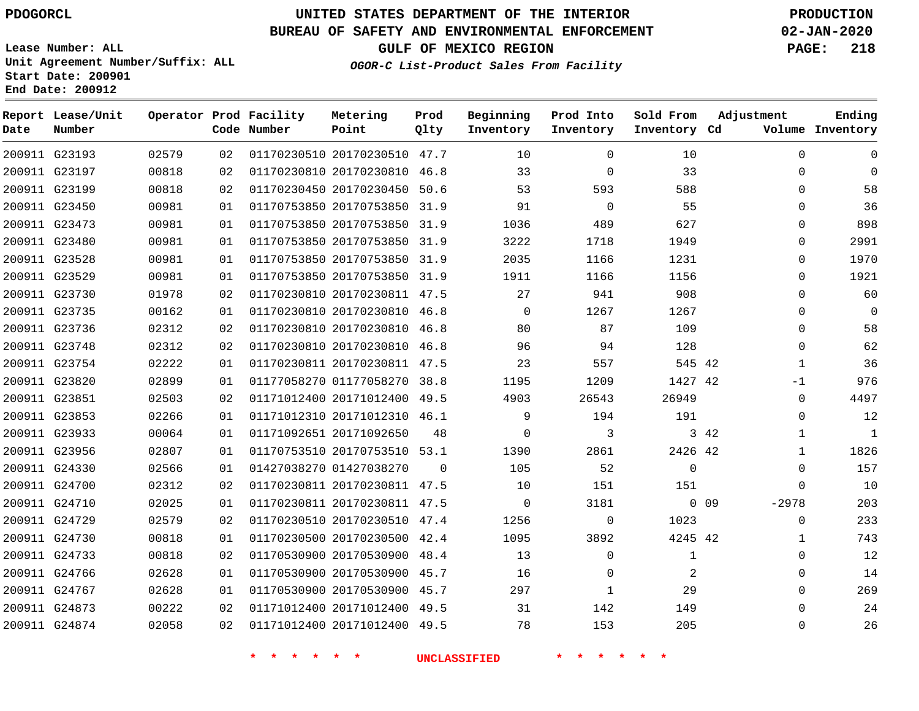PDOGORCL

# UNITED STATES DEPARTMENT OF THE INTERIOR
## BUREAU OF SAFETY AND ENVIRONMENTAL ENFORCEMENT
### GULF OF MEXICO REGION

PRODUCTION
02-JAN-2020

Lease Number: ALL
Unit Agreement Number/Suffix: ALL
Start Date: 200901
End Date: 200912

*OGOR-C List-Product Sales From Facility*

| Report Date | Lease/Unit Number | Operator | Prod Code | Facility Number | Metering Point | Prod Qlty | Beginning Inventory | Prod Into Inventory | Sold From Inventory | Adjustment Cd | Volume | Ending Inventory |
|---|---|---|---|---|---|---|---|---|---|---|---|---|
| 200911 | G23193 | 02579 | 02 | 01170230510 | 20170230510 | 47.7 | 10 | 0 | 10 | | 0 | 0 |
| 200911 | G23197 | 00818 | 02 | 01170230810 | 20170230810 | 46.8 | 33 | 0 | 33 | | 0 | 0 |
| 200911 | G23199 | 00818 | 02 | 01170230450 | 20170230450 | 50.6 | 53 | 593 | 588 | | 0 | 58 |
| 200911 | G23450 | 00981 | 01 | 01170753850 | 20170753850 | 31.9 | 91 | 0 | 55 | | 0 | 36 |
| 200911 | G23473 | 00981 | 01 | 01170753850 | 20170753850 | 31.9 | 1036 | 489 | 627 | | 0 | 898 |
| 200911 | G23480 | 00981 | 01 | 01170753850 | 20170753850 | 31.9 | 3222 | 1718 | 1949 | | 0 | 2991 |
| 200911 | G23528 | 00981 | 01 | 01170753850 | 20170753850 | 31.9 | 2035 | 1166 | 1231 | | 0 | 1970 |
| 200911 | G23529 | 00981 | 01 | 01170753850 | 20170753850 | 31.9 | 1911 | 1166 | 1156 | | 0 | 1921 |
| 200911 | G23730 | 01978 | 02 | 01170230810 | 20170230811 | 47.5 | 27 | 941 | 908 | | 0 | 60 |
| 200911 | G23735 | 00162 | 01 | 01170230810 | 20170230810 | 46.8 | 0 | 1267 | 1267 | | 0 | 0 |
| 200911 | G23736 | 02312 | 02 | 01170230810 | 20170230810 | 46.8 | 80 | 87 | 109 | | 0 | 58 |
| 200911 | G23748 | 02312 | 02 | 01170230810 | 20170230810 | 46.8 | 96 | 94 | 128 | | 0 | 62 |
| 200911 | G23754 | 02222 | 01 | 01170230811 | 20170230811 | 47.5 | 23 | 557 | 545 | 42 | 1 | 36 |
| 200911 | G23820 | 02899 | 01 | 01177058270 | 01177058270 | 38.8 | 1195 | 1209 | 1427 | 42 | -1 | 976 |
| 200911 | G23851 | 02503 | 02 | 01171012400 | 20171012400 | 49.5 | 4903 | 26543 | 26949 | | 0 | 4497 |
| 200911 | G23853 | 02266 | 01 | 01171012310 | 20171012310 | 46.1 | 9 | 194 | 191 | | 0 | 12 |
| 200911 | G23933 | 00064 | 01 | 01171092651 | 20171092650 | 48 | 0 | 3 | 3 | 42 | 1 | 1 |
| 200911 | G23956 | 02807 | 01 | 01170753510 | 20170753510 | 53.1 | 1390 | 2861 | 2426 | 42 | 1 | 1826 |
| 200911 | G24330 | 02566 | 01 | 01427038270 | 01427038270 | 0 | 105 | 52 | 0 | | 0 | 157 |
| 200911 | G24700 | 02312 | 02 | 01170230811 | 20170230811 | 47.5 | 10 | 151 | 151 | | 0 | 10 |
| 200911 | G24710 | 02025 | 01 | 01170230811 | 20170230811 | 47.5 | 0 | 3181 | 0 | 09 | -2978 | 203 |
| 200911 | G24729 | 02579 | 02 | 01170230510 | 20170230510 | 47.4 | 1256 | 0 | 1023 | | 0 | 233 |
| 200911 | G24730 | 00818 | 01 | 01170230500 | 20170230500 | 42.4 | 1095 | 3892 | 4245 | 42 | 1 | 743 |
| 200911 | G24733 | 00818 | 02 | 01170530900 | 20170530900 | 48.4 | 13 | 0 | 1 | | 0 | 12 |
| 200911 | G24766 | 02628 | 01 | 01170530900 | 20170530900 | 45.7 | 16 | 0 | 2 | | 0 | 14 |
| 200911 | G24767 | 02628 | 01 | 01170530900 | 20170530900 | 45.7 | 297 | 1 | 29 | | 0 | 269 |
| 200911 | G24873 | 00222 | 02 | 01171012400 | 20171012400 | 49.5 | 31 | 142 | 149 | | 0 | 24 |
| 200911 | G24874 | 02058 | 02 | 01171012400 | 20171012400 | 49.5 | 78 | 153 | 205 | | 0 | 26 |

* * * * * * UNCLASSIFIED * * * * * *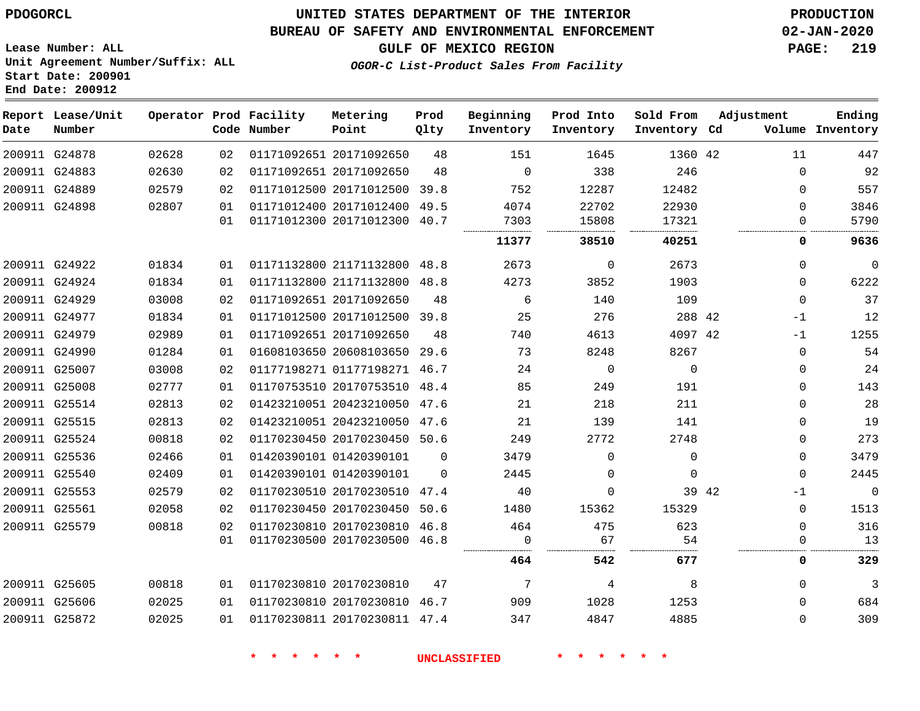PDOGORCL

# UNITED STATES DEPARTMENT OF THE INTERIOR
## BUREAU OF SAFETY AND ENVIRONMENTAL ENFORCEMENT
### GULF OF MEXICO REGION
*OGOR-C List-Product Sales From Facility*

PRODUCTION
02-JAN-2020

Lease Number: ALL
Unit Agreement Number/Suffix: ALL
Start Date: 200901
End Date: 200912

| Report Date | Lease/Unit Number | Operator | Prod Code | Facility Number | Metering Point | Prod Qlty | Beginning Inventory | Prod Into Inventory | Sold From Inventory | Adjustment Cd | Adjustment Volume | Ending Inventory |
|---|---|---|---|---|---|---|---|---|---|---|---|---|
| 200911 | G24878 | 02628 | 02 | 01171092651 | 20171092650 | 48 | 151 | 1645 | 1360 | 42 | 11 | 447 |
| 200911 | G24883 | 02630 | 02 | 01171092651 | 20171092650 | 48 | 0 | 338 | 246 | | 0 | 92 |
| 200911 | G24889 | 02579 | 02 | 01171012500 | 20171012500 | 39.8 | 752 | 12287 | 12482 | | 0 | 557 |
| 200911 | G24898 | 02807 | 01 | 01171012400 | 20171012400 | 49.5 | 4074 | 22702 | 22930 | | 0 | 3846 |
| | | | 01 | 01171012300 | 20171012300 | 40.7 | 7303 | 15808 | 17321 | | 0 | 5790 |
| | | | | | | | **11377** | **38510** | **40251** | | **0** | **9636** |
| 200911 | G24922 | 01834 | 01 | 01171132800 | 21171132800 | 48.8 | 2673 | 0 | 2673 | | 0 | 0 |
| 200911 | G24924 | 01834 | 01 | 01171132800 | 21171132800 | 48.8 | 4273 | 3852 | 1903 | | 0 | 6222 |
| 200911 | G24929 | 03008 | 02 | 01171092651 | 20171092650 | 48 | 6 | 140 | 109 | | 0 | 37 |
| 200911 | G24977 | 01834 | 01 | 01171012500 | 20171012500 | 39.8 | 25 | 276 | 288 | 42 | -1 | 12 |
| 200911 | G24979 | 02989 | 01 | 01171092651 | 20171092650 | 48 | 740 | 4613 | 4097 | 42 | -1 | 1255 |
| 200911 | G24990 | 01284 | 01 | 01608103650 | 20608103650 | 29.6 | 73 | 8248 | 8267 | | 0 | 54 |
| 200911 | G25007 | 03008 | 02 | 01177198271 | 01177198271 | 46.7 | 24 | 0 | 0 | | 0 | 24 |
| 200911 | G25008 | 02777 | 01 | 01170753510 | 20170753510 | 48.4 | 85 | 249 | 191 | | 0 | 143 |
| 200911 | G25514 | 02813 | 02 | 01423210051 | 20423210050 | 47.6 | 21 | 218 | 211 | | 0 | 28 |
| 200911 | G25515 | 02813 | 02 | 01423210051 | 20423210050 | 47.6 | 21 | 139 | 141 | | 0 | 19 |
| 200911 | G25524 | 00818 | 02 | 01170230450 | 20170230450 | 50.6 | 249 | 2772 | 2748 | | 0 | 273 |
| 200911 | G25536 | 02466 | 01 | 01420390101 | 01420390101 | 0 | 3479 | 0 | 0 | | 0 | 3479 |
| 200911 | G25540 | 02409 | 01 | 01420390101 | 01420390101 | 0 | 2445 | 0 | 0 | | 0 | 2445 |
| 200911 | G25553 | 02579 | 02 | 01170230510 | 20170230510 | 47.4 | 40 | 0 | 39 | 42 | -1 | 0 |
| 200911 | G25561 | 02058 | 02 | 01170230450 | 20170230450 | 50.6 | 1480 | 15362 | 15329 | | 0 | 1513 |
| 200911 | G25579 | 00818 | 02 | 01170230810 | 20170230810 | 46.8 | 464 | 475 | 623 | | 0 | 316 |
| | | | 01 | 01170230500 | 20170230500 | 46.8 | 0 | 67 | 54 | | 0 | 13 |
| | | | | | | | **464** | **542** | **677** | | **0** | **329** |
| 200911 | G25605 | 00818 | 01 | 01170230810 | 20170230810 | 47 | 7 | 4 | 8 | | 0 | 3 |
| 200911 | G25606 | 02025 | 01 | 01170230810 | 20170230810 | 46.7 | 909 | 1028 | 1253 | | 0 | 684 |
| 200911 | G25872 | 02025 | 01 | 01170230811 | 20170230811 | 47.4 | 347 | 4847 | 4885 | | 0 | 309 |

* * * * * * UNCLASSIFIED * * * * * *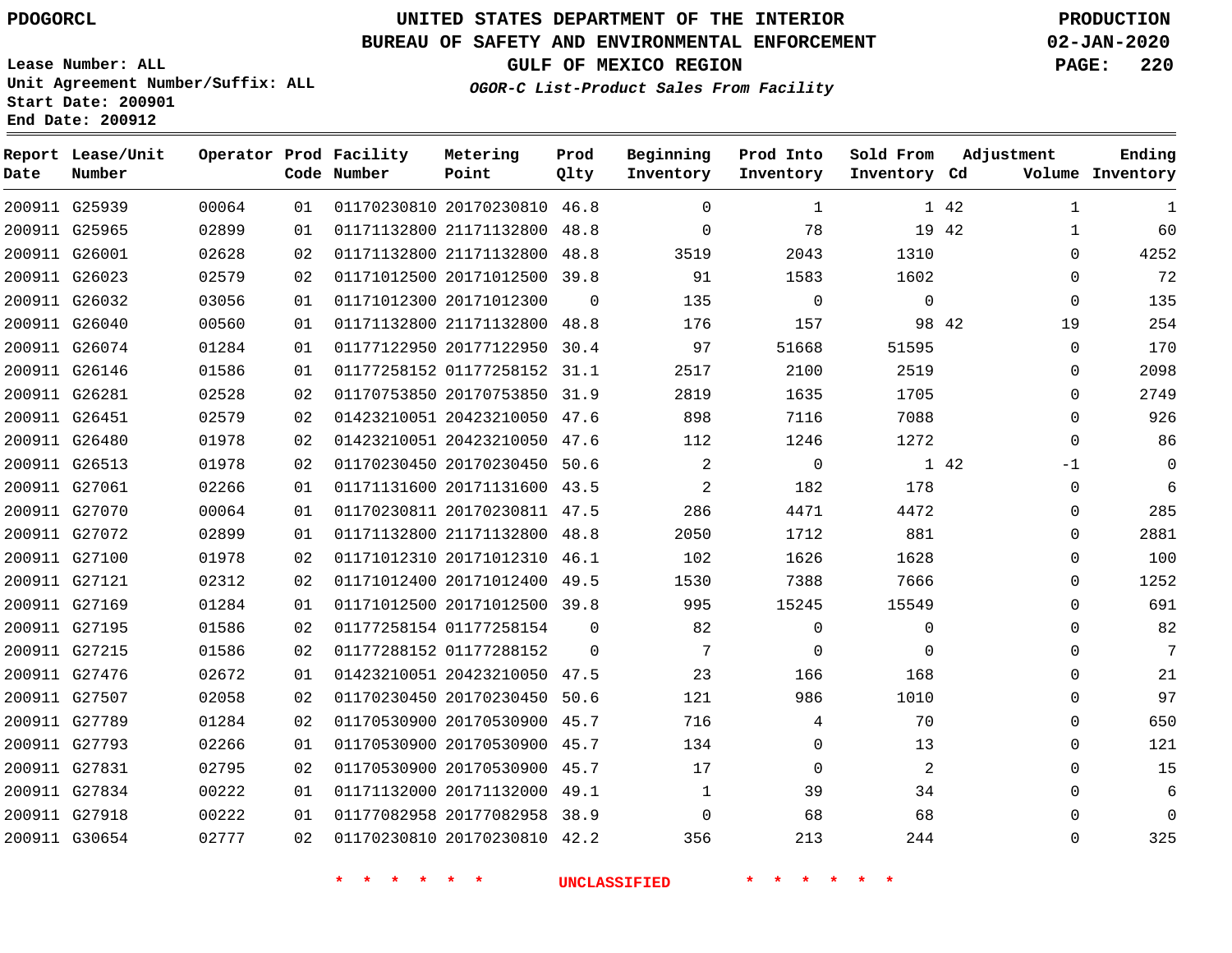PDOGORCL

# UNITED STATES DEPARTMENT OF THE INTERIOR
## BUREAU OF SAFETY AND ENVIRONMENTAL ENFORCEMENT
### GULF OF MEXICO REGION
*OGOR-C List-Product Sales From Facility*

PRODUCTION
02-JAN-2020

Lease Number: ALL
Unit Agreement Number/Suffix: ALL
Start Date: 200901
End Date: 200912

| Report Date | Lease/Unit Number | Operator | Prod Code | Facility Number | Metering Point | Prod Qlty | Beginning Inventory | Prod Into Inventory | Sold From Inventory | Adjustment Cd | Adjustment Volume | Ending Inventory |
|---|---|---|---|---|---|---|---|---|---|---|---|---|
| 200911 | G25939 | 00064 | 01 | 01170230810 | 20170230810 | 46.8 | 0 | 1 | 1 | 42 | 1 | 1 |
| 200911 | G25965 | 02899 | 01 | 01171132800 | 21171132800 | 48.8 | 0 | 78 | 19 | 42 | 1 | 60 |
| 200911 | G26001 | 02628 | 02 | 01171132800 | 21171132800 | 48.8 | 3519 | 2043 | 1310 | | 0 | 4252 |
| 200911 | G26023 | 02579 | 02 | 01171012500 | 20171012500 | 39.8 | 91 | 1583 | 1602 | | 0 | 72 |
| 200911 | G26032 | 03056 | 01 | 01171012300 | 20171012300 | 0 | 135 | 0 | 0 | | 0 | 135 |
| 200911 | G26040 | 00560 | 01 | 01171132800 | 21171132800 | 48.8 | 176 | 157 | 98 | 42 | 19 | 254 |
| 200911 | G26074 | 01284 | 01 | 01177122950 | 20177122950 | 30.4 | 97 | 51668 | 51595 | | 0 | 170 |
| 200911 | G26146 | 01586 | 01 | 01177258152 | 01177258152 | 31.1 | 2517 | 2100 | 2519 | | 0 | 2098 |
| 200911 | G26281 | 02528 | 02 | 01170753850 | 20170753850 | 31.9 | 2819 | 1635 | 1705 | | 0 | 2749 |
| 200911 | G26451 | 02579 | 02 | 01423210051 | 20423210050 | 47.6 | 898 | 7116 | 7088 | | 0 | 926 |
| 200911 | G26480 | 01978 | 02 | 01423210051 | 20423210050 | 47.6 | 112 | 1246 | 1272 | | 0 | 86 |
| 200911 | G26513 | 01978 | 02 | 01170230450 | 20170230450 | 50.6 | 2 | 0 | 1 | 42 | -1 | 0 |
| 200911 | G27061 | 02266 | 01 | 01171131600 | 20171131600 | 43.5 | 2 | 182 | 178 | | 0 | 6 |
| 200911 | G27070 | 00064 | 01 | 01170230811 | 20170230811 | 47.5 | 286 | 4471 | 4472 | | 0 | 285 |
| 200911 | G27072 | 02899 | 01 | 01171132800 | 21171132800 | 48.8 | 2050 | 1712 | 881 | | 0 | 2881 |
| 200911 | G27100 | 01978 | 02 | 01171012310 | 20171012310 | 46.1 | 102 | 1626 | 1628 | | 0 | 100 |
| 200911 | G27121 | 02312 | 02 | 01171012400 | 20171012400 | 49.5 | 1530 | 7388 | 7666 | | 0 | 1252 |
| 200911 | G27169 | 01284 | 01 | 01171012500 | 20171012500 | 39.8 | 995 | 15245 | 15549 | | 0 | 691 |
| 200911 | G27195 | 01586 | 02 | 01177258154 | 01177258154 | 0 | 82 | 0 | 0 | | 0 | 82 |
| 200911 | G27215 | 01586 | 02 | 01177288152 | 01177288152 | 0 | 7 | 0 | 0 | | 0 | 7 |
| 200911 | G27476 | 02672 | 01 | 01423210051 | 20423210050 | 47.5 | 23 | 166 | 168 | | 0 | 21 |
| 200911 | G27507 | 02058 | 02 | 01170230450 | 20170230450 | 50.6 | 121 | 986 | 1010 | | 0 | 97 |
| 200911 | G27789 | 01284 | 02 | 01170530900 | 20170530900 | 45.7 | 716 | 4 | 70 | | 0 | 650 |
| 200911 | G27793 | 02266 | 01 | 01170530900 | 20170530900 | 45.7 | 134 | 0 | 13 | | 0 | 121 |
| 200911 | G27831 | 02795 | 02 | 01170530900 | 20170530900 | 45.7 | 17 | 0 | 2 | | 0 | 15 |
| 200911 | G27834 | 00222 | 01 | 01171132000 | 20171132000 | 49.1 | 1 | 39 | 34 | | 0 | 6 |
| 200911 | G27918 | 00222 | 01 | 01177082958 | 20177082958 | 38.9 | 0 | 68 | 68 | | 0 | 0 |
| 200911 | G30654 | 02777 | 02 | 01170230810 | 20170230810 | 42.2 | 356 | 213 | 244 | | 0 | 325 |

* * * * * * UNCLASSIFIED * * * * * *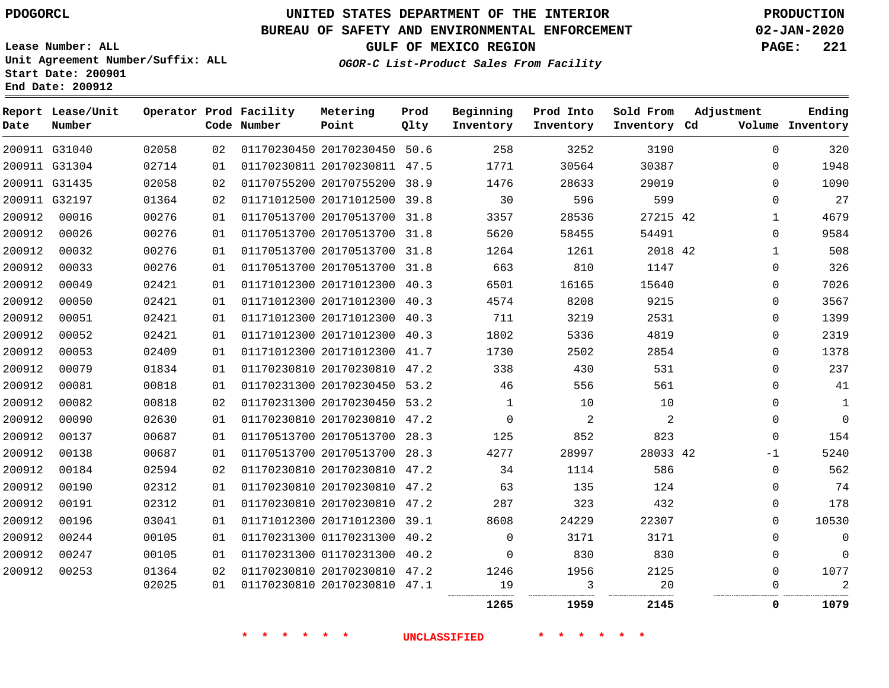PDOGORCL

# UNITED STATES DEPARTMENT OF THE INTERIOR
## BUREAU OF SAFETY AND ENVIRONMENTAL ENFORCEMENT
### GULF OF MEXICO REGION
*OGOR-C List-Product Sales From Facility*

PRODUCTION
02-JAN-2020

Lease Number: ALL
Unit Agreement Number/Suffix: ALL
Start Date: 200901
End Date: 200912

| Report Date | Lease/Unit Number | Operator | Prod Code | Facility Number | Metering Point | Prod Qlty | Beginning Inventory | Prod Into Inventory | Sold From Inventory | Adjustment Cd | Volume | Ending Inventory |
|---|---|---|---|---|---|---|---|---|---|---|---|---|
| 200911 | G31040 | 02058 | 02 | 01170230450 | 20170230450 | 50.6 | 258 | 3252 | 3190 | | 0 | 320 |
| 200911 | G31304 | 02714 | 01 | 01170230811 | 20170230811 | 47.5 | 1771 | 30564 | 30387 | | 0 | 1948 |
| 200911 | G31435 | 02058 | 02 | 01170755200 | 20170755200 | 38.9 | 1476 | 28633 | 29019 | | 0 | 1090 |
| 200911 | G32197 | 01364 | 02 | 01171012500 | 20171012500 | 39.8 | 30 | 596 | 599 | | 0 | 27 |
| 200912 | 00016 | 00276 | 01 | 01170513700 | 20170513700 | 31.8 | 3357 | 28536 | 27215 | 42 | 1 | 4679 |
| 200912 | 00026 | 00276 | 01 | 01170513700 | 20170513700 | 31.8 | 5620 | 58455 | 54491 | | 0 | 9584 |
| 200912 | 00032 | 00276 | 01 | 01170513700 | 20170513700 | 31.8 | 1264 | 1261 | 2018 | 42 | 1 | 508 |
| 200912 | 00033 | 00276 | 01 | 01170513700 | 20170513700 | 31.8 | 663 | 810 | 1147 | | 0 | 326 |
| 200912 | 00049 | 02421 | 01 | 01171012300 | 20171012300 | 40.3 | 6501 | 16165 | 15640 | | 0 | 7026 |
| 200912 | 00050 | 02421 | 01 | 01171012300 | 20171012300 | 40.3 | 4574 | 8208 | 9215 | | 0 | 3567 |
| 200912 | 00051 | 02421 | 01 | 01171012300 | 20171012300 | 40.3 | 711 | 3219 | 2531 | | 0 | 1399 |
| 200912 | 00052 | 02421 | 01 | 01171012300 | 20171012300 | 40.3 | 1802 | 5336 | 4819 | | 0 | 2319 |
| 200912 | 00053 | 02409 | 01 | 01171012300 | 20171012300 | 41.7 | 1730 | 2502 | 2854 | | 0 | 1378 |
| 200912 | 00079 | 01834 | 01 | 01170230810 | 20170230810 | 47.2 | 338 | 430 | 531 | | 0 | 237 |
| 200912 | 00081 | 00818 | 01 | 01170231300 | 20170230450 | 53.2 | 46 | 556 | 561 | | 0 | 41 |
| 200912 | 00082 | 00818 | 02 | 01170231300 | 20170230450 | 53.2 | 1 | 10 | 10 | | 0 | 1 |
| 200912 | 00090 | 02630 | 01 | 01170230810 | 20170230810 | 47.2 | 0 | 2 | 2 | | 0 | 0 |
| 200912 | 00137 | 00687 | 01 | 01170513700 | 20170513700 | 28.3 | 125 | 852 | 823 | | 0 | 154 |
| 200912 | 00138 | 00687 | 01 | 01170513700 | 20170513700 | 28.3 | 4277 | 28997 | 28033 | 42 | -1 | 5240 |
| 200912 | 00184 | 02594 | 02 | 01170230810 | 20170230810 | 47.2 | 34 | 1114 | 586 | | 0 | 562 |
| 200912 | 00190 | 02312 | 01 | 01170230810 | 20170230810 | 47.2 | 63 | 135 | 124 | | 0 | 74 |
| 200912 | 00191 | 02312 | 01 | 01170230810 | 20170230810 | 47.2 | 287 | 323 | 432 | | 0 | 178 |
| 200912 | 00196 | 03041 | 01 | 01171012300 | 20171012300 | 39.1 | 8608 | 24229 | 22307 | | 0 | 10530 |
| 200912 | 00244 | 00105 | 01 | 01170231300 | 01170231300 | 40.2 | 0 | 3171 | 3171 | | 0 | 0 |
| 200912 | 00247 | 00105 | 01 | 01170231300 | 01170231300 | 40.2 | 0 | 830 | 830 | | 0 | 0 |
| 200912 | 00253 | 01364 | 02 | 01170230810 | 20170230810 | 47.2 | 1246 | 1956 | 2125 | | 0 | 1077 |
| | | 02025 | 01 | 01170230810 | 20170230810 | 47.1 | 19 | 3 | 20 | | 0 | 2 |
| | | | | | | | **1265** | **1959** | **2145** | | **0** | **1079** |

\* \* \* \* \* \* UNCLASSIFIED \* \* \* \* \* \*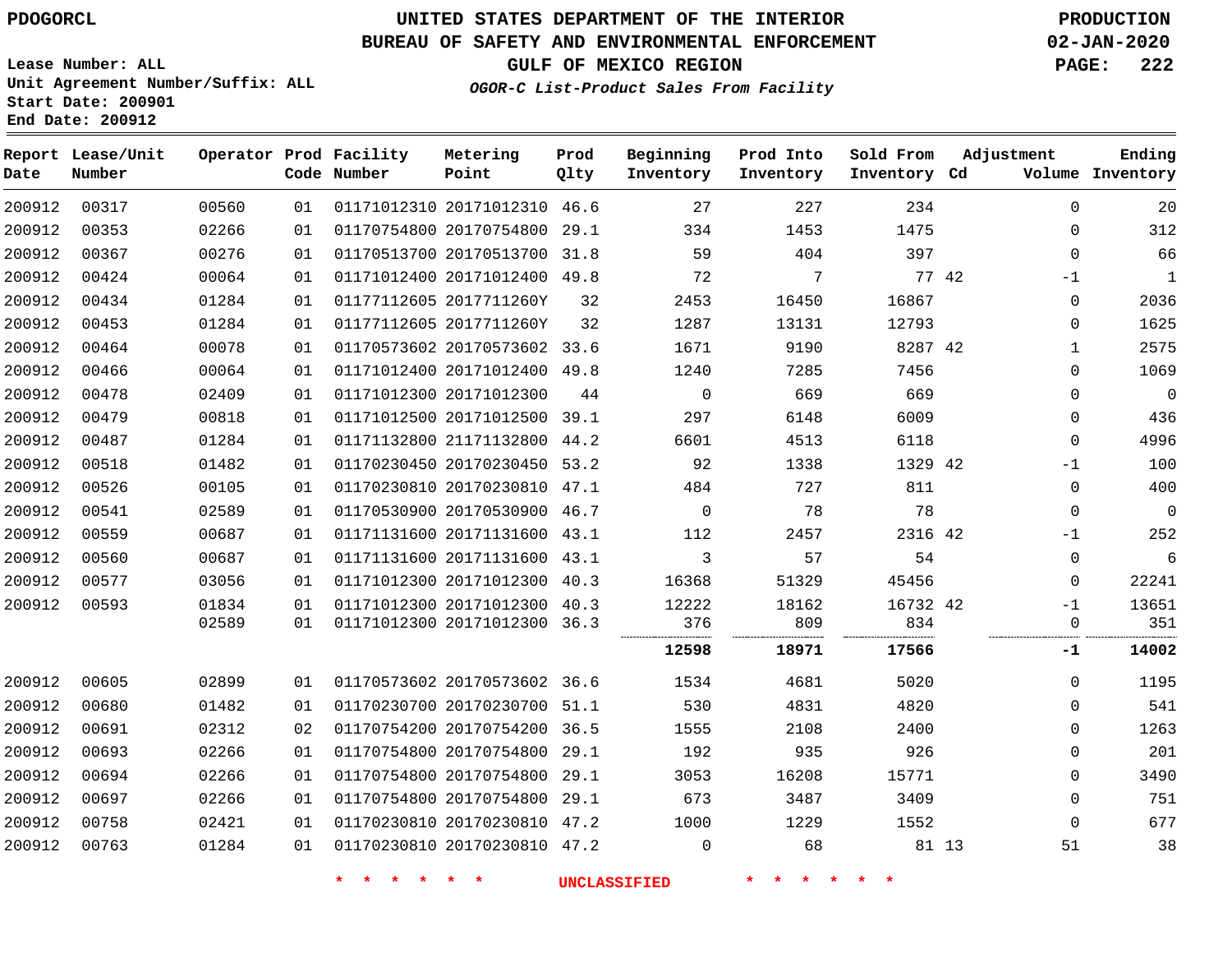UNITED STATES DEPARTMENT OF THE INTERIOR
BUREAU OF SAFETY AND ENVIRONMENTAL ENFORCEMENT
GULF OF MEXICO REGION

*OGOR-C List-Product Sales From Facility*

PDOGORCL

Lease Number: ALL
Unit Agreement Number/Suffix: ALL
Start Date: 200901
End Date: 200912

PRODUCTION
02-JAN-2020

| Report Date | Lease/Unit Number | Operator | Prod Code | Facility Number | Metering Point | Prod Qlty | Beginning Inventory | Prod Into Inventory | Sold From Inventory | Adjustment Cd | Volume | Ending Inventory |
|---|---|---|---|---|---|---|---|---|---|---|---|---|
| 200912 | 00317 | 00560 | 01 | 01171012310 | 20171012310 | 46.6 | 27 | 227 | 234 | | 0 | 20 |
| 200912 | 00353 | 02266 | 01 | 01170754800 | 20170754800 | 29.1 | 334 | 1453 | 1475 | | 0 | 312 |
| 200912 | 00367 | 00276 | 01 | 01170513700 | 20170513700 | 31.8 | 59 | 404 | 397 | | 0 | 66 |
| 200912 | 00424 | 00064 | 01 | 01171012400 | 20171012400 | 49.8 | 72 | 7 | 77 | 42 | -1 | 1 |
| 200912 | 00434 | 01284 | 01 | 01177112605 | 2017711260Y | 32 | 2453 | 16450 | 16867 | | 0 | 2036 |
| 200912 | 00453 | 01284 | 01 | 01177112605 | 2017711260Y | 32 | 1287 | 13131 | 12793 | | 0 | 1625 |
| 200912 | 00464 | 00078 | 01 | 01170573602 | 20170573602 | 33.6 | 1671 | 9190 | 8287 | 42 | 1 | 2575 |
| 200912 | 00466 | 00064 | 01 | 01171012400 | 20171012400 | 49.8 | 1240 | 7285 | 7456 | | 0 | 1069 |
| 200912 | 00478 | 02409 | 01 | 01171012300 | 20171012300 | 44 | 0 | 669 | 669 | | 0 | 0 |
| 200912 | 00479 | 00818 | 01 | 01171012500 | 20171012500 | 39.1 | 297 | 6148 | 6009 | | 0 | 436 |
| 200912 | 00487 | 01284 | 01 | 01171132800 | 21171132800 | 44.2 | 6601 | 4513 | 6118 | | 0 | 4996 |
| 200912 | 00518 | 01482 | 01 | 01170230450 | 20170230450 | 53.2 | 92 | 1338 | 1329 | 42 | -1 | 100 |
| 200912 | 00526 | 00105 | 01 | 01170230810 | 20170230810 | 47.1 | 484 | 727 | 811 | | 0 | 400 |
| 200912 | 00541 | 02589 | 01 | 01170530900 | 20170530900 | 46.7 | 0 | 78 | 78 | | 0 | 0 |
| 200912 | 00559 | 00687 | 01 | 01171131600 | 20171131600 | 43.1 | 112 | 2457 | 2316 | 42 | -1 | 252 |
| 200912 | 00560 | 00687 | 01 | 01171131600 | 20171131600 | 43.1 | 3 | 57 | 54 | | 0 | 6 |
| 200912 | 00577 | 03056 | 01 | 01171012300 | 20171012300 | 40.3 | 16368 | 51329 | 45456 | | 0 | 22241 |
| 200912 | 00593 | 01834 | 01 | 01171012300 | 20171012300 | 40.3 | 12222 | 18162 | 16732 | 42 | -1 | 13651 |
| | | 02589 | 01 | 01171012300 | 20171012300 | 36.3 | 376 | 809 | 834 | | 0 | 351 |
| | | | | | | | **12598** | **18971** | **17566** | | **-1** | **14002** |
| 200912 | 00605 | 02899 | 01 | 01170573602 | 20170573602 | 36.6 | 1534 | 4681 | 5020 | | 0 | 1195 |
| 200912 | 00680 | 01482 | 01 | 01170230700 | 20170230700 | 51.1 | 530 | 4831 | 4820 | | 0 | 541 |
| 200912 | 00691 | 02312 | 02 | 01170754200 | 20170754200 | 36.5 | 1555 | 2108 | 2400 | | 0 | 1263 |
| 200912 | 00693 | 02266 | 01 | 01170754800 | 20170754800 | 29.1 | 192 | 935 | 926 | | 0 | 201 |
| 200912 | 00694 | 02266 | 01 | 01170754800 | 20170754800 | 29.1 | 3053 | 16208 | 15771 | | 0 | 3490 |
| 200912 | 00697 | 02266 | 01 | 01170754800 | 20170754800 | 29.1 | 673 | 3487 | 3409 | | 0 | 751 |
| 200912 | 00758 | 02421 | 01 | 01170230810 | 20170230810 | 47.2 | 1000 | 1229 | 1552 | | 0 | 677 |
| 200912 | 00763 | 01284 | 01 | 01170230810 | 20170230810 | 47.2 | 0 | 68 | 81 | 13 | 51 | 38 |

* * * * * * UNCLASSIFIED * * * * * *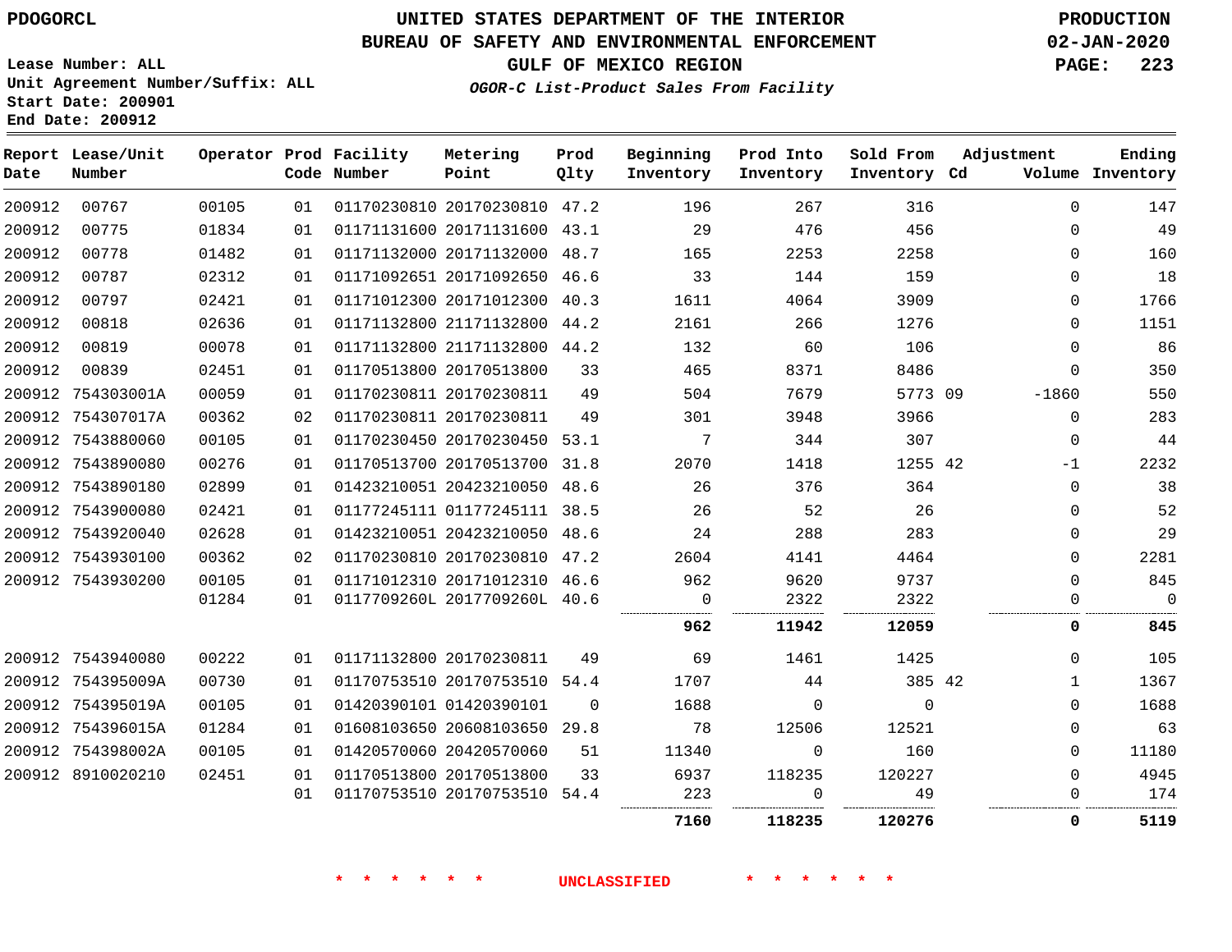PDOGORCL

# UNITED STATES DEPARTMENT OF THE INTERIOR
## BUREAU OF SAFETY AND ENVIRONMENTAL ENFORCEMENT
### GULF OF MEXICO REGION
*OGOR-C List-Product Sales From Facility*

PRODUCTION
02-JAN-2020

Lease Number: ALL
Unit Agreement Number/Suffix: ALL
Start Date: 200901
End Date: 200912

| Report Date | Lease/Unit Number | Operator | Prod Code | Facility Number | Metering Point | Prod Qlty | Beginning Inventory | Prod Into Inventory | Sold From Inventory | Adjustment Cd | Adjustment Volume | Ending Inventory |
|---|---|---|---|---|---|---|---|---|---|---|---|---|
| 200912 | 00767 | 00105 | 01 | 01170230810 | 20170230810 | 47.2 | 196 | 267 | 316 | | 0 | 147 |
| 200912 | 00775 | 01834 | 01 | 01171131600 | 20171131600 | 43.1 | 29 | 476 | 456 | | 0 | 49 |
| 200912 | 00778 | 01482 | 01 | 01171132000 | 20171132000 | 48.7 | 165 | 2253 | 2258 | | 0 | 160 |
| 200912 | 00787 | 02312 | 01 | 01171092651 | 20171092650 | 46.6 | 33 | 144 | 159 | | 0 | 18 |
| 200912 | 00797 | 02421 | 01 | 01171012300 | 20171012300 | 40.3 | 1611 | 4064 | 3909 | | 0 | 1766 |
| 200912 | 00818 | 02636 | 01 | 01171132800 | 21171132800 | 44.2 | 2161 | 266 | 1276 | | 0 | 1151 |
| 200912 | 00819 | 00078 | 01 | 01171132800 | 21171132800 | 44.2 | 132 | 60 | 106 | | 0 | 86 |
| 200912 | 00839 | 02451 | 01 | 01170513800 | 20170513800 | 33 | 465 | 8371 | 8486 | | 0 | 350 |
| 200912 | 754303001A | 00059 | 01 | 01170230811 | 20170230811 | 49 | 504 | 7679 | 5773 | 09 | -1860 | 550 |
| 200912 | 754307017A | 00362 | 02 | 01170230811 | 20170230811 | 49 | 301 | 3948 | 3966 | | 0 | 283 |
| 200912 | 7543880060 | 00105 | 01 | 01170230450 | 20170230450 | 53.1 | 7 | 344 | 307 | | 0 | 44 |
| 200912 | 7543890080 | 00276 | 01 | 01170513700 | 20170513700 | 31.8 | 2070 | 1418 | 1255 | 42 | -1 | 2232 |
| 200912 | 7543890180 | 02899 | 01 | 01423210051 | 20423210050 | 48.6 | 26 | 376 | 364 | | 0 | 38 |
| 200912 | 7543900080 | 02421 | 01 | 01177245111 | 01177245111 | 38.5 | 26 | 52 | 26 | | 0 | 52 |
| 200912 | 7543920040 | 02628 | 01 | 01423210051 | 20423210050 | 48.6 | 24 | 288 | 283 | | 0 | 29 |
| 200912 | 7543930100 | 00362 | 02 | 01170230810 | 20170230810 | 47.2 | 2604 | 4141 | 4464 | | 0 | 2281 |
| 200912 | 7543930200 | 00105 | 01 | 01171012310 | 20171012310 | 46.6 | 962 | 9620 | 9737 | | 0 | 845 |
| | | 01284 | 01 | 0117709260L | 2017709260L | 40.6 | 0 | 2322 | 2322 | | 0 | 0 |
| | | | | | | | **962** | **11942** | **12059** | | **0** | **845** |
| 200912 | 7543940080 | 00222 | 01 | 01171132800 | 20170230811 | 49 | 69 | 1461 | 1425 | | 0 | 105 |
| 200912 | 754395009A | 00730 | 01 | 01170753510 | 20170753510 | 54.4 | 1707 | 44 | 385 | 42 | 1 | 1367 |
| 200912 | 754395019A | 00105 | 01 | 01420390101 | 01420390101 | 0 | 1688 | 0 | 0 | | 0 | 1688 |
| 200912 | 754396015A | 01284 | 01 | 01608103650 | 20608103650 | 29.8 | 78 | 12506 | 12521 | | 0 | 63 |
| 200912 | 754398002A | 00105 | 01 | 01420570060 | 20420570060 | 51 | 11340 | 0 | 160 | | 0 | 11180 |
| 200912 | 8910020210 | 02451 | 01 | 01170513800 | 20170513800 | 33 | 6937 | 118235 | 120227 | | 0 | 4945 |
| | | | 01 | 01170753510 | 20170753510 | 54.4 | 223 | 0 | 49 | | 0 | 174 |
| | | | | | | | **7160** | **118235** | **120276** | | **0** | **5119** |

\* \* \* \* \* \* UNCLASSIFIED \* \* \* \* \* \*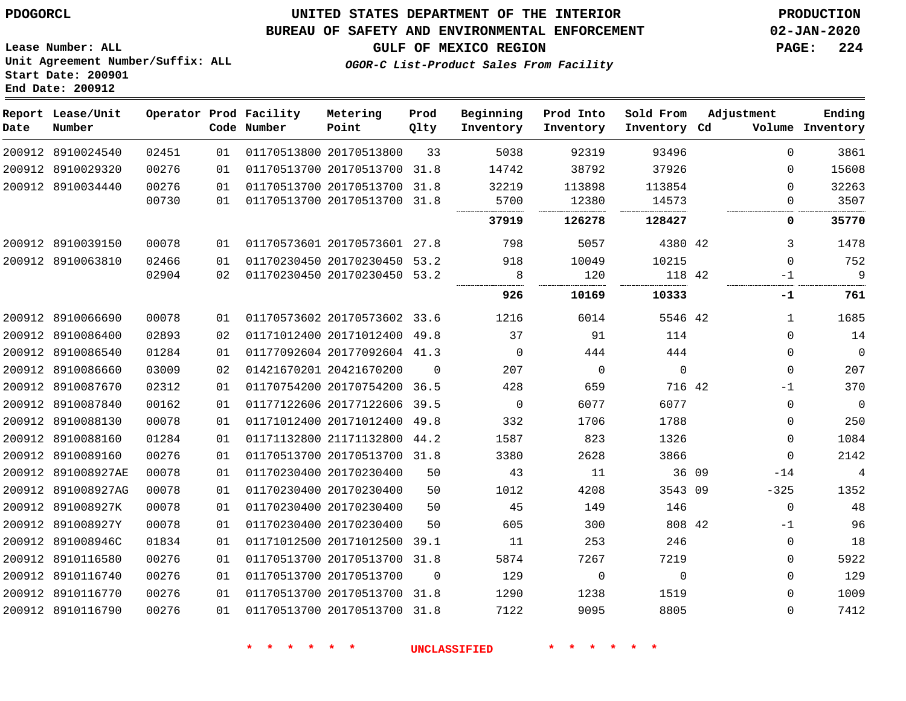PDOGORCL

Lease Number: ALL
Unit Agreement Number/Suffix: ALL
Start Date: 200901
End Date: 200912

# UNITED STATES DEPARTMENT OF THE INTERIOR
## BUREAU OF SAFETY AND ENVIRONMENTAL ENFORCEMENT
### GULF OF MEXICO REGION
*OGOR-C List-Product Sales From Facility*

PRODUCTION
02-JAN-2020

| Report Date | Lease/Unit Number | Operator | Prod Code | Facility Number | Metering Point | Prod Qlty | Beginning Inventory | Prod Into Inventory | Sold From Inventory | Adjustment Cd | Volume | Ending Inventory |
|---|---|---|---|---|---|---|---|---|---|---|---|---|
| 200912 | 8910024540 | 02451 | 01 | 01170513800 | 20170513800 | 33 | 5038 | 92319 | 93496 | | 0 | 3861 |
| 200912 | 8910029320 | 00276 | 01 | 01170513700 | 20170513700 | 31.8 | 14742 | 38792 | 37926 | | 0 | 15608 |
| 200912 | 8910034440 | 00276 | 01 | 01170513700 | 20170513700 | 31.8 | 32219 | 113898 | 113854 | | 0 | 32263 |
| | | 00730 | 01 | 01170513700 | 20170513700 | 31.8 | 5700 | 12380 | 14573 | | 0 | 3507 |
| | | | | | | | **37919** | **126278** | **128427** | | **0** | **35770** |
| 200912 | 8910039150 | 00078 | 01 | 01170573601 | 20170573601 | 27.8 | 798 | 5057 | 4380 | 42 | 3 | 1478 |
| 200912 | 8910063810 | 02466 | 01 | 01170230450 | 20170230450 | 53.2 | 918 | 10049 | 10215 | | 0 | 752 |
| | | 02904 | 02 | 01170230450 | 20170230450 | 53.2 | 8 | 120 | 118 | 42 | -1 | 9 |
| | | | | | | | **926** | **10169** | **10333** | | **-1** | **761** |
| 200912 | 8910066690 | 00078 | 01 | 01170573602 | 20170573602 | 33.6 | 1216 | 6014 | 5546 | 42 | 1 | 1685 |
| 200912 | 8910086400 | 02893 | 02 | 01171012400 | 20171012400 | 49.8 | 37 | 91 | 114 | | 0 | 14 |
| 200912 | 8910086540 | 01284 | 01 | 01177092604 | 20177092604 | 41.3 | 0 | 444 | 444 | | 0 | 0 |
| 200912 | 8910086660 | 03009 | 02 | 01421670201 | 20421670200 | 0 | 207 | 0 | 0 | | 0 | 207 |
| 200912 | 8910087670 | 02312 | 01 | 01170754200 | 20170754200 | 36.5 | 428 | 659 | 716 | 42 | -1 | 370 |
| 200912 | 8910087840 | 00162 | 01 | 01177122606 | 20177122606 | 39.5 | 0 | 6077 | 6077 | | 0 | 0 |
| 200912 | 8910088130 | 00078 | 01 | 01171012400 | 20171012400 | 49.8 | 332 | 1706 | 1788 | | 0 | 250 |
| 200912 | 8910088160 | 01284 | 01 | 01171132800 | 21171132800 | 44.2 | 1587 | 823 | 1326 | | 0 | 1084 |
| 200912 | 8910089160 | 00276 | 01 | 01170513700 | 20170513700 | 31.8 | 3380 | 2628 | 3866 | | 0 | 2142 |
| 200912 | 891008927AE | 00078 | 01 | 01170230400 | 20170230400 | 50 | 43 | 11 | 36 | 09 | -14 | 4 |
| 200912 | 891008927AG | 00078 | 01 | 01170230400 | 20170230400 | 50 | 1012 | 4208 | 3543 | 09 | -325 | 1352 |
| 200912 | 891008927K | 00078 | 01 | 01170230400 | 20170230400 | 50 | 45 | 149 | 146 | | 0 | 48 |
| 200912 | 891008927Y | 00078 | 01 | 01170230400 | 20170230400 | 50 | 605 | 300 | 808 | 42 | -1 | 96 |
| 200912 | 891008946C | 01834 | 01 | 01171012500 | 20171012500 | 39.1 | 11 | 253 | 246 | | 0 | 18 |
| 200912 | 8910116580 | 00276 | 01 | 01170513700 | 20170513700 | 31.8 | 5874 | 7267 | 7219 | | 0 | 5922 |
| 200912 | 8910116740 | 00276 | 01 | 01170513700 | 20170513700 | 0 | 129 | 0 | 0 | | 0 | 129 |
| 200912 | 8910116770 | 00276 | 01 | 01170513700 | 20170513700 | 31.8 | 1290 | 1238 | 1519 | | 0 | 1009 |
| 200912 | 8910116790 | 00276 | 01 | 01170513700 | 20170513700 | 31.8 | 7122 | 9095 | 8805 | | 0 | 7412 |

* * * * * * UNCLASSIFIED * * * * * *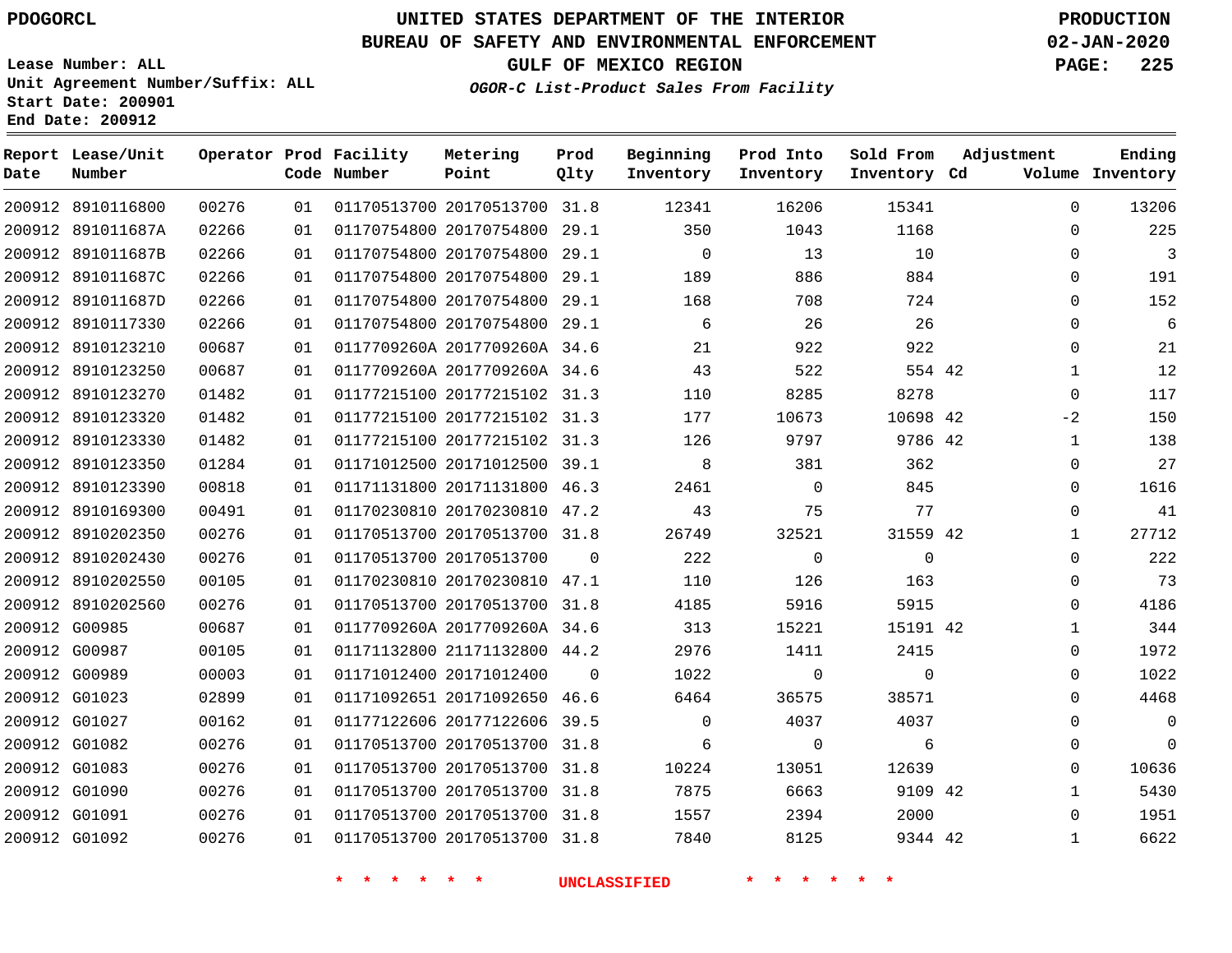# UNITED STATES DEPARTMENT OF THE INTERIOR
## BUREAU OF SAFETY AND ENVIRONMENTAL ENFORCEMENT
### GULF OF MEXICO REGION
#### *OGOR-C List-Product Sales From Facility*

PDOGORCL

Lease Number: ALL
Unit Agreement Number/Suffix: ALL
Start Date: 200901
End Date: 200912

PRODUCTION
02-JAN-2020

| Report Date | Lease/Unit Number | Operator | Prod Code | Facility Number | Metering Point | Prod Qlty | Beginning Inventory | Prod Into Inventory | Sold From Inventory | Adjustment Cd | Adjustment Volume | Ending Inventory |
|---|---|---|---|---|---|---|---|---|---|---|---|---|
| 200912 | 8910116800 | 00276 | 01 | 01170513700 | 20170513700 | 31.8 | 12341 | 16206 | 15341 | | 0 | 13206 |
| 200912 | 891011687A | 02266 | 01 | 01170754800 | 20170754800 | 29.1 | 350 | 1043 | 1168 | | 0 | 225 |
| 200912 | 891011687B | 02266 | 01 | 01170754800 | 20170754800 | 29.1 | 0 | 13 | 10 | | 0 | 3 |
| 200912 | 891011687C | 02266 | 01 | 01170754800 | 20170754800 | 29.1 | 189 | 886 | 884 | | 0 | 191 |
| 200912 | 891011687D | 02266 | 01 | 01170754800 | 20170754800 | 29.1 | 168 | 708 | 724 | | 0 | 152 |
| 200912 | 8910117330 | 02266 | 01 | 01170754800 | 20170754800 | 29.1 | 6 | 26 | 26 | | 0 | 6 |
| 200912 | 8910123210 | 00687 | 01 | 0117709260A | 2017709260A | 34.6 | 21 | 922 | 922 | | 0 | 21 |
| 200912 | 8910123250 | 00687 | 01 | 0117709260A | 2017709260A | 34.6 | 43 | 522 | 554 | 42 | 1 | 12 |
| 200912 | 8910123270 | 01482 | 01 | 01177215100 | 20177215102 | 31.3 | 110 | 8285 | 8278 | | 0 | 117 |
| 200912 | 8910123320 | 01482 | 01 | 01177215100 | 20177215102 | 31.3 | 177 | 10673 | 10698 | 42 | -2 | 150 |
| 200912 | 8910123330 | 01482 | 01 | 01177215100 | 20177215102 | 31.3 | 126 | 9797 | 9786 | 42 | 1 | 138 |
| 200912 | 8910123350 | 01284 | 01 | 01171012500 | 20171012500 | 39.1 | 8 | 381 | 362 | | 0 | 27 |
| 200912 | 8910123390 | 00818 | 01 | 01171131800 | 20171131800 | 46.3 | 2461 | 0 | 845 | | 0 | 1616 |
| 200912 | 8910169300 | 00491 | 01 | 01170230810 | 20170230810 | 47.2 | 43 | 75 | 77 | | 0 | 41 |
| 200912 | 8910202350 | 00276 | 01 | 01170513700 | 20170513700 | 31.8 | 26749 | 32521 | 31559 | 42 | 1 | 27712 |
| 200912 | 8910202430 | 00276 | 01 | 01170513700 | 20170513700 | 0 | 222 | 0 | 0 | | 0 | 222 |
| 200912 | 8910202550 | 00105 | 01 | 01170230810 | 20170230810 | 47.1 | 110 | 126 | 163 | | 0 | 73 |
| 200912 | 8910202560 | 00276 | 01 | 01170513700 | 20170513700 | 31.8 | 4185 | 5916 | 5915 | | 0 | 4186 |
| 200912 | G00985 | 00687 | 01 | 0117709260A | 2017709260A | 34.6 | 313 | 15221 | 15191 | 42 | 1 | 344 |
| 200912 | G00987 | 00105 | 01 | 01171132800 | 21171132800 | 44.2 | 2976 | 1411 | 2415 | | 0 | 1972 |
| 200912 | G00989 | 00003 | 01 | 01171012400 | 20171012400 | 0 | 1022 | 0 | 0 | | 0 | 1022 |
| 200912 | G01023 | 02899 | 01 | 01171092651 | 20171092650 | 46.6 | 6464 | 36575 | 38571 | | 0 | 4468 |
| 200912 | G01027 | 00162 | 01 | 01177122606 | 20177122606 | 39.5 | 0 | 4037 | 4037 | | 0 | 0 |
| 200912 | G01082 | 00276 | 01 | 01170513700 | 20170513700 | 31.8 | 6 | 0 | 6 | | 0 | 0 |
| 200912 | G01083 | 00276 | 01 | 01170513700 | 20170513700 | 31.8 | 10224 | 13051 | 12639 | | 0 | 10636 |
| 200912 | G01090 | 00276 | 01 | 01170513700 | 20170513700 | 31.8 | 7875 | 6663 | 9109 | 42 | 1 | 5430 |
| 200912 | G01091 | 00276 | 01 | 01170513700 | 20170513700 | 31.8 | 1557 | 2394 | 2000 | | 0 | 1951 |
| 200912 | G01092 | 00276 | 01 | 01170513700 | 20170513700 | 31.8 | 7840 | 8125 | 9344 | 42 | 1 | 6622 |

\* \* \* \* \* \* UNCLASSIFIED \* \* \* \* \* \*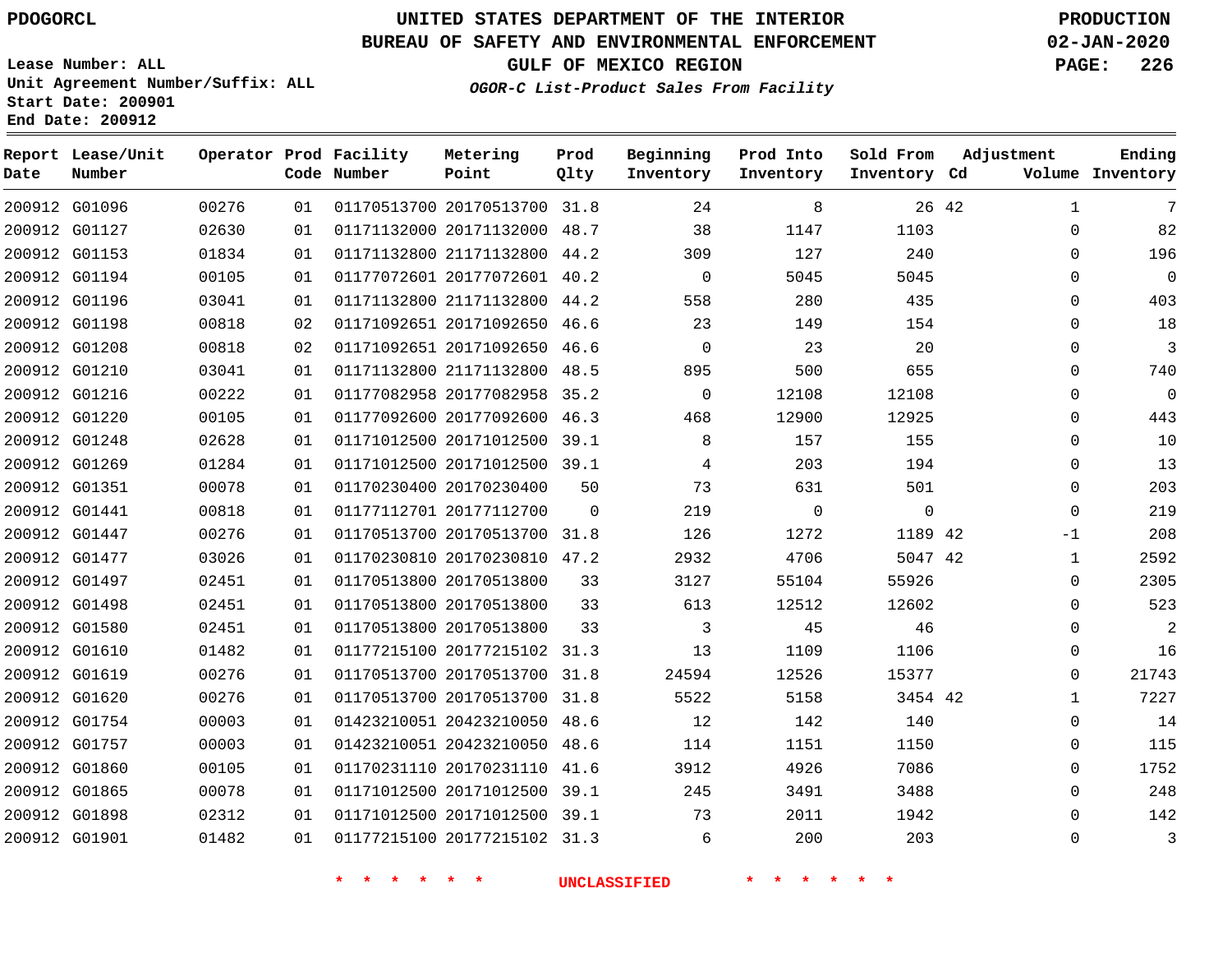PDOGORCL

Lease Number: ALL
Unit Agreement Number/Suffix: ALL
Start Date: 200901
End Date: 200912

# UNITED STATES DEPARTMENT OF THE INTERIOR
## BUREAU OF SAFETY AND ENVIRONMENTAL ENFORCEMENT
## GULF OF MEXICO REGION
### *OGOR-C List-Product Sales From Facility*

PRODUCTION
02-JAN-2020

| Report Date | Lease/Unit Number | Operator | Prod Code | Facility Number | Metering Point | Prod Qlty | Beginning Inventory | Prod Into Inventory | Sold From Inventory | Adjustment Cd | Adjustment Volume | Ending Inventory |
|---|---|---|---|---|---|---|---|---|---|---|---|---|
| 200912 | G01096 | 00276 | 01 | 01170513700 | 20170513700 | 31.8 | 24 | 8 | 26 | 42 | 1 | 7 |
| 200912 | G01127 | 02630 | 01 | 01171132000 | 20171132000 | 48.7 | 38 | 1147 | 1103 | | 0 | 82 |
| 200912 | G01153 | 01834 | 01 | 01171132800 | 21171132800 | 44.2 | 309 | 127 | 240 | | 0 | 196 |
| 200912 | G01194 | 00105 | 01 | 01177072601 | 20177072601 | 40.2 | 0 | 5045 | 5045 | | 0 | 0 |
| 200912 | G01196 | 03041 | 01 | 01171132800 | 21171132800 | 44.2 | 558 | 280 | 435 | | 0 | 403 |
| 200912 | G01198 | 00818 | 02 | 01171092651 | 20171092650 | 46.6 | 23 | 149 | 154 | | 0 | 18 |
| 200912 | G01208 | 00818 | 02 | 01171092651 | 20171092650 | 46.6 | 0 | 23 | 20 | | 0 | 3 |
| 200912 | G01210 | 03041 | 01 | 01171132800 | 21171132800 | 48.5 | 895 | 500 | 655 | | 0 | 740 |
| 200912 | G01216 | 00222 | 01 | 01177082958 | 20177082958 | 35.2 | 0 | 12108 | 12108 | | 0 | 0 |
| 200912 | G01220 | 00105 | 01 | 01177092600 | 20177092600 | 46.3 | 468 | 12900 | 12925 | | 0 | 443 |
| 200912 | G01248 | 02628 | 01 | 01171012500 | 20171012500 | 39.1 | 8 | 157 | 155 | | 0 | 10 |
| 200912 | G01269 | 01284 | 01 | 01171012500 | 20171012500 | 39.1 | 4 | 203 | 194 | | 0 | 13 |
| 200912 | G01351 | 00078 | 01 | 01170230400 | 20170230400 | 50 | 73 | 631 | 501 | | 0 | 203 |
| 200912 | G01441 | 00818 | 01 | 01177112701 | 20177112700 | 0 | 219 | 0 | 0 | | 0 | 219 |
| 200912 | G01447 | 00276 | 01 | 01170513700 | 20170513700 | 31.8 | 126 | 1272 | 1189 | 42 | -1 | 208 |
| 200912 | G01477 | 03026 | 01 | 01170230810 | 20170230810 | 47.2 | 2932 | 4706 | 5047 | 42 | 1 | 2592 |
| 200912 | G01497 | 02451 | 01 | 01170513800 | 20170513800 | 33 | 3127 | 55104 | 55926 | | 0 | 2305 |
| 200912 | G01498 | 02451 | 01 | 01170513800 | 20170513800 | 33 | 613 | 12512 | 12602 | | 0 | 523 |
| 200912 | G01580 | 02451 | 01 | 01170513800 | 20170513800 | 33 | 3 | 45 | 46 | | 0 | 2 |
| 200912 | G01610 | 01482 | 01 | 01177215100 | 20177215102 | 31.3 | 13 | 1109 | 1106 | | 0 | 16 |
| 200912 | G01619 | 00276 | 01 | 01170513700 | 20170513700 | 31.8 | 24594 | 12526 | 15377 | | 0 | 21743 |
| 200912 | G01620 | 00276 | 01 | 01170513700 | 20170513700 | 31.8 | 5522 | 5158 | 3454 | 42 | 1 | 7227 |
| 200912 | G01754 | 00003 | 01 | 01423210051 | 20423210050 | 48.6 | 12 | 142 | 140 | | 0 | 14 |
| 200912 | G01757 | 00003 | 01 | 01423210051 | 20423210050 | 48.6 | 114 | 1151 | 1150 | | 0 | 115 |
| 200912 | G01860 | 00105 | 01 | 01170231110 | 20170231110 | 41.6 | 3912 | 4926 | 7086 | | 0 | 1752 |
| 200912 | G01865 | 00078 | 01 | 01171012500 | 20171012500 | 39.1 | 245 | 3491 | 3488 | | 0 | 248 |
| 200912 | G01898 | 02312 | 01 | 01171012500 | 20171012500 | 39.1 | 73 | 2011 | 1942 | | 0 | 142 |
| 200912 | G01901 | 01482 | 01 | 01177215100 | 20177215102 | 31.3 | 6 | 200 | 203 | | 0 | 3 |

\* \* \* \* \* \* UNCLASSIFIED \* \* \* \* \* \*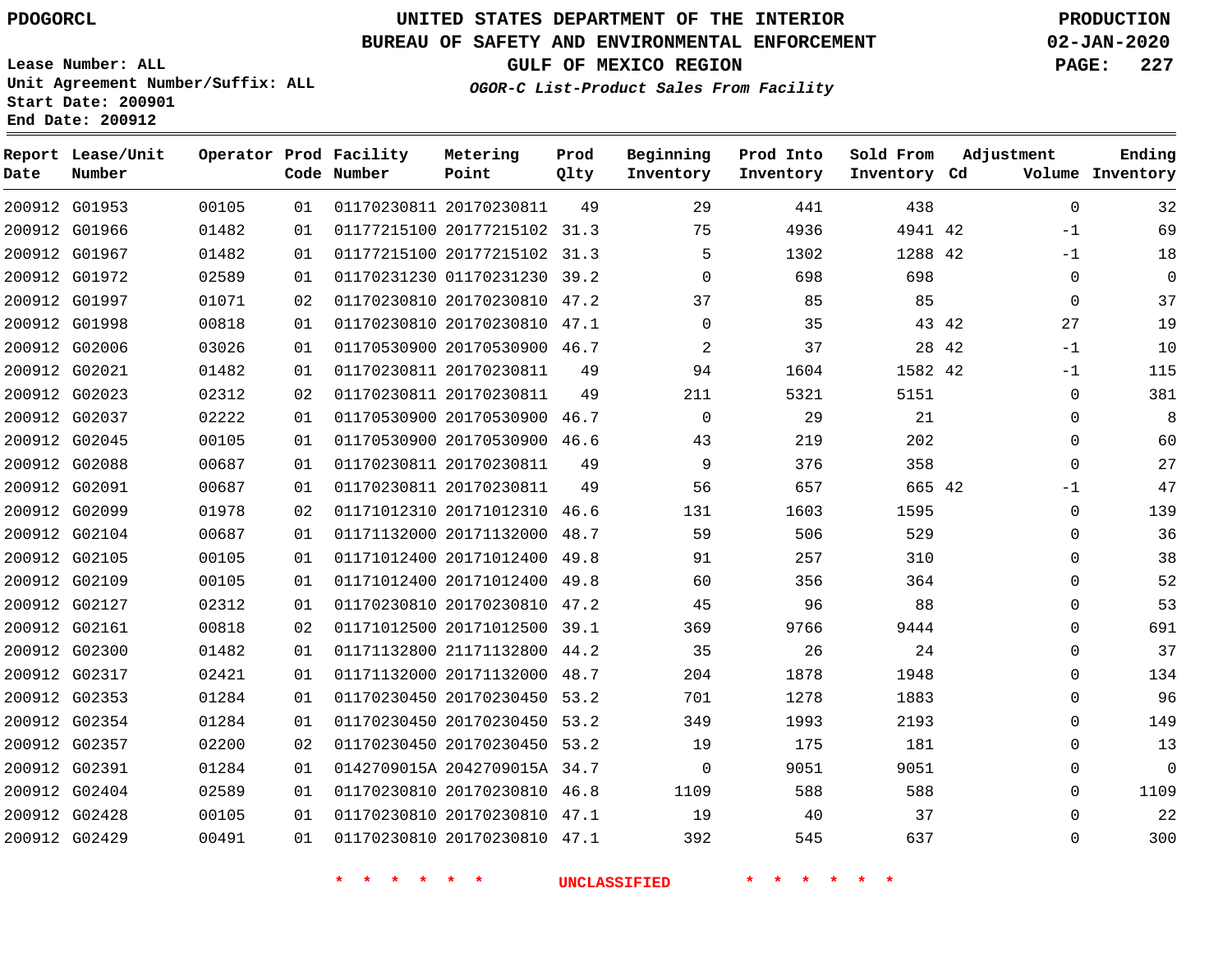PDOGORCL

# UNITED STATES DEPARTMENT OF THE INTERIOR
## BUREAU OF SAFETY AND ENVIRONMENTAL ENFORCEMENT
### GULF OF MEXICO REGION
*OGOR-C List-Product Sales From Facility*

PRODUCTION
02-JAN-2020

Lease Number: ALL
Unit Agreement Number/Suffix: ALL
Start Date: 200901
End Date: 200912

| Report Date | Lease/Unit Number | Operator | Prod Code | Facility Number | Metering Point | Prod Qlty | Beginning Inventory | Prod Into Inventory | Sold From Inventory | Adjustment Cd | Adjustment Volume | Ending Inventory |
|---|---|---|---|---|---|---|---|---|---|---|---|---|
| 200912 | G01953 | 00105 | 01 | 01170230811 | 20170230811 | 49 | 29 | 441 | 438 | | 0 | 32 |
| 200912 | G01966 | 01482 | 01 | 01177215100 | 20177215102 | 31.3 | 75 | 4936 | 4941 | 42 | -1 | 69 |
| 200912 | G01967 | 01482 | 01 | 01177215100 | 20177215102 | 31.3 | 5 | 1302 | 1288 | 42 | -1 | 18 |
| 200912 | G01972 | 02589 | 01 | 01170231230 | 01170231230 | 39.2 | 0 | 698 | 698 | | 0 | 0 |
| 200912 | G01997 | 01071 | 02 | 01170230810 | 20170230810 | 47.2 | 37 | 85 | 85 | | 0 | 37 |
| 200912 | G01998 | 00818 | 01 | 01170230810 | 20170230810 | 47.1 | 0 | 35 | 43 | 42 | 27 | 19 |
| 200912 | G02006 | 03026 | 01 | 01170530900 | 20170530900 | 46.7 | 2 | 37 | 28 | 42 | -1 | 10 |
| 200912 | G02021 | 01482 | 01 | 01170230811 | 20170230811 | 49 | 94 | 1604 | 1582 | 42 | -1 | 115 |
| 200912 | G02023 | 02312 | 02 | 01170230811 | 20170230811 | 49 | 211 | 5321 | 5151 | | 0 | 381 |
| 200912 | G02037 | 02222 | 01 | 01170530900 | 20170530900 | 46.7 | 0 | 29 | 21 | | 0 | 8 |
| 200912 | G02045 | 00105 | 01 | 01170530900 | 20170530900 | 46.6 | 43 | 219 | 202 | | 0 | 60 |
| 200912 | G02088 | 00687 | 01 | 01170230811 | 20170230811 | 49 | 9 | 376 | 358 | | 0 | 27 |
| 200912 | G02091 | 00687 | 01 | 01170230811 | 20170230811 | 49 | 56 | 657 | 665 | 42 | -1 | 47 |
| 200912 | G02099 | 01978 | 02 | 01171012310 | 20171012310 | 46.6 | 131 | 1603 | 1595 | | 0 | 139 |
| 200912 | G02104 | 00687 | 01 | 01171132000 | 20171132000 | 48.7 | 59 | 506 | 529 | | 0 | 36 |
| 200912 | G02105 | 00105 | 01 | 01171012400 | 20171012400 | 49.8 | 91 | 257 | 310 | | 0 | 38 |
| 200912 | G02109 | 00105 | 01 | 01171012400 | 20171012400 | 49.8 | 60 | 356 | 364 | | 0 | 52 |
| 200912 | G02127 | 02312 | 01 | 01170230810 | 20170230810 | 47.2 | 45 | 96 | 88 | | 0 | 53 |
| 200912 | G02161 | 00818 | 02 | 01171012500 | 20171012500 | 39.1 | 369 | 9766 | 9444 | | 0 | 691 |
| 200912 | G02300 | 01482 | 01 | 01171132800 | 21171132800 | 44.2 | 35 | 26 | 24 | | 0 | 37 |
| 200912 | G02317 | 02421 | 01 | 01171132000 | 20171132000 | 48.7 | 204 | 1878 | 1948 | | 0 | 134 |
| 200912 | G02353 | 01284 | 01 | 01170230450 | 20170230450 | 53.2 | 701 | 1278 | 1883 | | 0 | 96 |
| 200912 | G02354 | 01284 | 01 | 01170230450 | 20170230450 | 53.2 | 349 | 1993 | 2193 | | 0 | 149 |
| 200912 | G02357 | 02200 | 02 | 01170230450 | 20170230450 | 53.2 | 19 | 175 | 181 | | 0 | 13 |
| 200912 | G02391 | 01284 | 01 | 0142709015A | 2042709015A | 34.7 | 0 | 9051 | 9051 | | 0 | 0 |
| 200912 | G02404 | 02589 | 01 | 01170230810 | 20170230810 | 46.8 | 1109 | 588 | 588 | | 0 | 1109 |
| 200912 | G02428 | 00105 | 01 | 01170230810 | 20170230810 | 47.1 | 19 | 40 | 37 | | 0 | 22 |
| 200912 | G02429 | 00491 | 01 | 01170230810 | 20170230810 | 47.1 | 392 | 545 | 637 | | 0 | 300 |

\* \* \* \* \* \* UNCLASSIFIED \* \* \* \* \* \*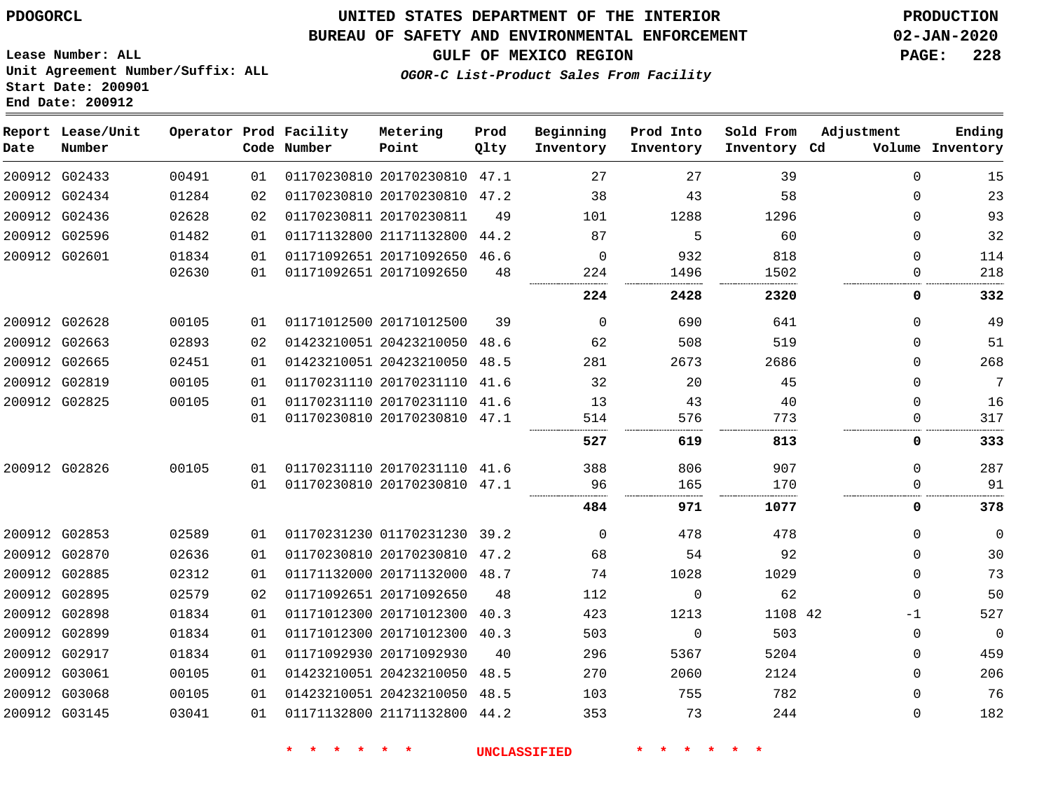PDOGORCL

# UNITED STATES DEPARTMENT OF THE INTERIOR
## BUREAU OF SAFETY AND ENVIRONMENTAL ENFORCEMENT
## GULF OF MEXICO REGION
### *OGOR-C List-Product Sales From Facility*

PRODUCTION
02-JAN-2020

Lease Number: ALL
Unit Agreement Number/Suffix: ALL
Start Date: 200901
End Date: 200912

| Report Date | Lease/Unit Number | Operator | Prod Code | Facility Number | Metering Point | Prod Qlty | Beginning Inventory | Prod Into Inventory | Sold From Inventory | Adjustment Cd | Adjustment Volume | Ending Inventory |
|---|---|---|---|---|---|---|---|---|---|---|---|---|
| 200912 | G02433 | 00491 | 01 | 01170230810 | 20170230810 | 47.1 | 27 | 27 | 39 | | 0 | 15 |
| 200912 | G02434 | 01284 | 02 | 01170230810 | 20170230810 | 47.2 | 38 | 43 | 58 | | 0 | 23 |
| 200912 | G02436 | 02628 | 02 | 01170230811 | 20170230811 | 49 | 101 | 1288 | 1296 | | 0 | 93 |
| 200912 | G02596 | 01482 | 01 | 01171132800 | 21171132800 | 44.2 | 87 | 5 | 60 | | 0 | 32 |
| 200912 | G02601 | 01834 | 01 | 01171092651 | 20171092650 | 46.6 | 0 | 932 | 818 | | 0 | 114 |
| | | 02630 | 01 | 01171092651 | 20171092650 | 48 | 224 | 1496 | 1502 | | 0 | 218 |
| | | | | | | | **224** | **2428** | **2320** | | **0** | **332** |
| 200912 | G02628 | 00105 | 01 | 01171012500 | 20171012500 | 39 | 0 | 690 | 641 | | 0 | 49 |
| 200912 | G02663 | 02893 | 02 | 01423210051 | 20423210050 | 48.6 | 62 | 508 | 519 | | 0 | 51 |
| 200912 | G02665 | 02451 | 01 | 01423210051 | 20423210050 | 48.5 | 281 | 2673 | 2686 | | 0 | 268 |
| 200912 | G02819 | 00105 | 01 | 01170231110 | 20170231110 | 41.6 | 32 | 20 | 45 | | 0 | 7 |
| 200912 | G02825 | 00105 | 01 | 01170231110 | 20170231110 | 41.6 | 13 | 43 | 40 | | 0 | 16 |
| | | | 01 | 01170230810 | 20170230810 | 47.1 | 514 | 576 | 773 | | 0 | 317 |
| | | | | | | | **527** | **619** | **813** | | **0** | **333** |
| 200912 | G02826 | 00105 | 01 | 01170231110 | 20170231110 | 41.6 | 388 | 806 | 907 | | 0 | 287 |
| | | | 01 | 01170230810 | 20170230810 | 47.1 | 96 | 165 | 170 | | 0 | 91 |
| | | | | | | | **484** | **971** | **1077** | | **0** | **378** |
| 200912 | G02853 | 02589 | 01 | 01170231230 | 01170231230 | 39.2 | 0 | 478 | 478 | | 0 | 0 |
| 200912 | G02870 | 02636 | 01 | 01170230810 | 20170230810 | 47.2 | 68 | 54 | 92 | | 0 | 30 |
| 200912 | G02885 | 02312 | 01 | 01171132000 | 20171132000 | 48.7 | 74 | 1028 | 1029 | | 0 | 73 |
| 200912 | G02895 | 02579 | 02 | 01171092651 | 20171092650 | 48 | 112 | 0 | 62 | | 0 | 50 |
| 200912 | G02898 | 01834 | 01 | 01171012300 | 20171012300 | 40.3 | 423 | 1213 | 1108 | 42 | -1 | 527 |
| 200912 | G02899 | 01834 | 01 | 01171012300 | 20171012300 | 40.3 | 503 | 0 | 503 | | 0 | 0 |
| 200912 | G02917 | 01834 | 01 | 01171092930 | 20171092930 | 40 | 296 | 5367 | 5204 | | 0 | 459 |
| 200912 | G03061 | 00105 | 01 | 01423210051 | 20423210050 | 48.5 | 270 | 2060 | 2124 | | 0 | 206 |
| 200912 | G03068 | 00105 | 01 | 01423210051 | 20423210050 | 48.5 | 103 | 755 | 782 | | 0 | 76 |
| 200912 | G03145 | 03041 | 01 | 01171132800 | 21171132800 | 44.2 | 353 | 73 | 244 | | 0 | 182 |

* * * * * * UNCLASSIFIED * * * * * *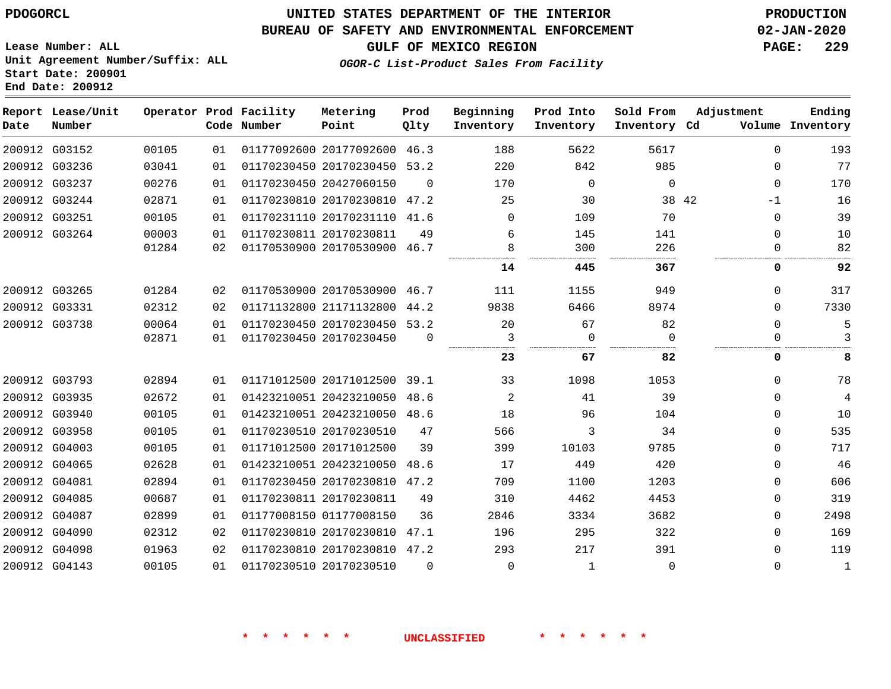PDOGORCL

# UNITED STATES DEPARTMENT OF THE INTERIOR
## BUREAU OF SAFETY AND ENVIRONMENTAL ENFORCEMENT
### GULF OF MEXICO REGION

*OGOR-C List-Product Sales From Facility*

PRODUCTION
02-JAN-2020

Lease Number: ALL
Unit Agreement Number/Suffix: ALL
Start Date: 200901
End Date: 200912

| Report Date | Lease/Unit Number | Operator | Prod Code | Facility Number | Metering Point | Prod Qlty | Beginning Inventory | Prod Into Inventory | Sold From Inventory | Adjustment Cd | Adjustment Volume | Ending Inventory |
|---|---|---|---|---|---|---|---|---|---|---|---|---|
| 200912 | G03152 | 00105 | 01 | 01177092600 | 20177092600 | 46.3 | 188 | 5622 | 5617 | | 0 | 193 |
| 200912 | G03236 | 03041 | 01 | 01170230450 | 20170230450 | 53.2 | 220 | 842 | 985 | | 0 | 77 |
| 200912 | G03237 | 00276 | 01 | 01170230450 | 20427060150 | 0 | 170 | 0 | 0 | | 0 | 170 |
| 200912 | G03244 | 02871 | 01 | 01170230810 | 20170230810 | 47.2 | 25 | 30 | 38 | 42 | -1 | 16 |
| 200912 | G03251 | 00105 | 01 | 01170231110 | 20170231110 | 41.6 | 0 | 109 | 70 | | 0 | 39 |
| 200912 | G03264 | 00003 | 01 | 01170230811 | 20170230811 | 49 | 6 | 145 | 141 | | 0 | 10 |
| | | 01284 | 02 | 01170530900 | 20170530900 | 46.7 | 8 | 300 | 226 | | 0 | 82 |
| | | | | | | | **14** | **445** | **367** | | **0** | **92** |
| 200912 | G03265 | 01284 | 02 | 01170530900 | 20170530900 | 46.7 | 111 | 1155 | 949 | | 0 | 317 |
| 200912 | G03331 | 02312 | 02 | 01171132800 | 21171132800 | 44.2 | 9838 | 6466 | 8974 | | 0 | 7330 |
| 200912 | G03738 | 00064 | 01 | 01170230450 | 20170230450 | 53.2 | 20 | 67 | 82 | | 0 | 5 |
| | | 02871 | 01 | 01170230450 | 20170230450 | 0 | 3 | 0 | 0 | | 0 | 3 |
| | | | | | | | **23** | **67** | **82** | | **0** | **8** |
| 200912 | G03793 | 02894 | 01 | 01171012500 | 20171012500 | 39.1 | 33 | 1098 | 1053 | | 0 | 78 |
| 200912 | G03935 | 02672 | 01 | 01423210051 | 20423210050 | 48.6 | 2 | 41 | 39 | | 0 | 4 |
| 200912 | G03940 | 00105 | 01 | 01423210051 | 20423210050 | 48.6 | 18 | 96 | 104 | | 0 | 10 |
| 200912 | G03958 | 00105 | 01 | 01170230510 | 20170230510 | 47 | 566 | 3 | 34 | | 0 | 535 |
| 200912 | G04003 | 00105 | 01 | 01171012500 | 20171012500 | 39 | 399 | 10103 | 9785 | | 0 | 717 |
| 200912 | G04065 | 02628 | 01 | 01423210051 | 20423210050 | 48.6 | 17 | 449 | 420 | | 0 | 46 |
| 200912 | G04081 | 02894 | 01 | 01170230450 | 20170230810 | 47.2 | 709 | 1100 | 1203 | | 0 | 606 |
| 200912 | G04085 | 00687 | 01 | 01170230811 | 20170230811 | 49 | 310 | 4462 | 4453 | | 0 | 319 |
| 200912 | G04087 | 02899 | 01 | 01177008150 | 01177008150 | 36 | 2846 | 3334 | 3682 | | 0 | 2498 |
| 200912 | G04090 | 02312 | 02 | 01170230810 | 20170230810 | 47.1 | 196 | 295 | 322 | | 0 | 169 |
| 200912 | G04098 | 01963 | 02 | 01170230810 | 20170230810 | 47.2 | 293 | 217 | 391 | | 0 | 119 |
| 200912 | G04143 | 00105 | 01 | 01170230510 | 20170230510 | 0 | 0 | 1 | 0 | | 0 | 1 |

\* \* \* \* \* \* UNCLASSIFIED \* \* \* \* \* \*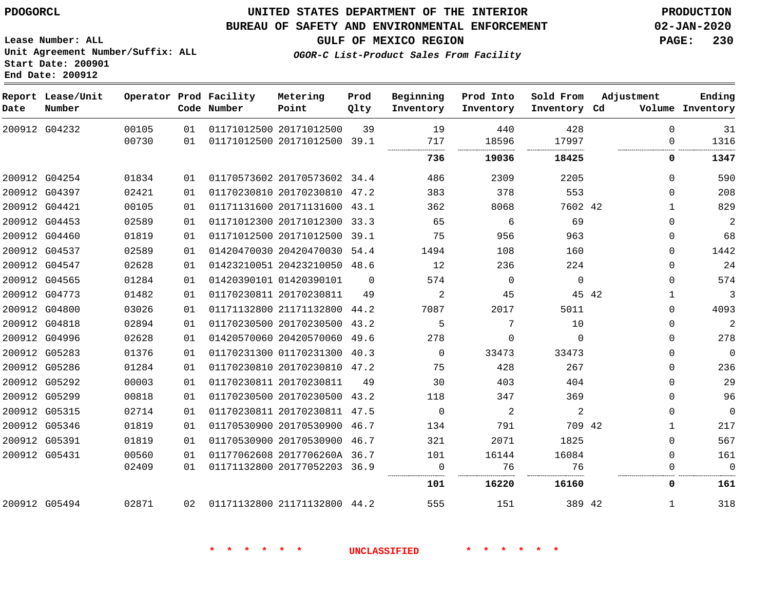PDOGORCL

# UNITED STATES DEPARTMENT OF THE INTERIOR
## BUREAU OF SAFETY AND ENVIRONMENTAL ENFORCEMENT
### GULF OF MEXICO REGION
*OGOR-C List-Product Sales From Facility*

PRODUCTION
02-JAN-2020

Lease Number: ALL
Unit Agreement Number/Suffix: ALL
Start Date: 200901
End Date: 200912

| Report Date | Lease/Unit Number | Operator | Prod Code | Facility Number | Metering Point | Prod Qlty | Beginning Inventory | Prod Into Inventory | Sold From Inventory | Adjustment Cd | Adjustment Volume | Ending Inventory |
|---|---|---|---|---|---|---|---|---|---|---|---|---|
| 200912 | G04232 | 00105 | 01 | 01171012500 | 20171012500 | 39 | 19 | 440 | 428 | | 0 | 31 |
| | | 00730 | 01 | 01171012500 | 20171012500 | 39.1 | 717 | 18596 | 17997 | | 0 | 1316 |
| | | | | | | | **736** | **19036** | **18425** | | **0** | **1347** |
| 200912 | G04254 | 01834 | 01 | 01170573602 | 20170573602 | 34.4 | 486 | 2309 | 2205 | | 0 | 590 |
| 200912 | G04397 | 02421 | 01 | 01170230810 | 20170230810 | 47.2 | 383 | 378 | 553 | | 0 | 208 |
| 200912 | G04421 | 00105 | 01 | 01171131600 | 20171131600 | 43.1 | 362 | 8068 | 7602 | 42 | 1 | 829 |
| 200912 | G04453 | 02589 | 01 | 01171012300 | 20171012300 | 33.3 | 65 | 6 | 69 | | 0 | 2 |
| 200912 | G04460 | 01819 | 01 | 01171012500 | 20171012500 | 39.1 | 75 | 956 | 963 | | 0 | 68 |
| 200912 | G04537 | 02589 | 01 | 01420470030 | 20420470030 | 54.4 | 1494 | 108 | 160 | | 0 | 1442 |
| 200912 | G04547 | 02628 | 01 | 01423210051 | 20423210050 | 48.6 | 12 | 236 | 224 | | 0 | 24 |
| 200912 | G04565 | 01284 | 01 | 01420390101 | 01420390101 | 0 | 574 | 0 | 0 | | 0 | 574 |
| 200912 | G04773 | 01482 | 01 | 01170230811 | 20170230811 | 49 | 2 | 45 | 45 | 42 | 1 | 3 |
| 200912 | G04800 | 03026 | 01 | 01171132800 | 21171132800 | 44.2 | 7087 | 2017 | 5011 | | 0 | 4093 |
| 200912 | G04818 | 02894 | 01 | 01170230500 | 20170230500 | 43.2 | 5 | 7 | 10 | | 0 | 2 |
| 200912 | G04996 | 02628 | 01 | 01420570060 | 20420570060 | 49.6 | 278 | 0 | 0 | | 0 | 278 |
| 200912 | G05283 | 01376 | 01 | 01170231300 | 01170231300 | 40.3 | 0 | 33473 | 33473 | | 0 | 0 |
| 200912 | G05286 | 01284 | 01 | 01170230810 | 20170230810 | 47.2 | 75 | 428 | 267 | | 0 | 236 |
| 200912 | G05292 | 00003 | 01 | 01170230811 | 20170230811 | 49 | 30 | 403 | 404 | | 0 | 29 |
| 200912 | G05299 | 00818 | 01 | 01170230500 | 20170230500 | 43.2 | 118 | 347 | 369 | | 0 | 96 |
| 200912 | G05315 | 02714 | 01 | 01170230811 | 20170230811 | 47.5 | 0 | 2 | 2 | | 0 | 0 |
| 200912 | G05346 | 01819 | 01 | 01170530900 | 20170530900 | 46.7 | 134 | 791 | 709 | 42 | 1 | 217 |
| 200912 | G05391 | 01819 | 01 | 01170530900 | 20170530900 | 46.7 | 321 | 2071 | 1825 | | 0 | 567 |
| 200912 | G05431 | 00560 | 01 | 01177062608 | 2017706260A | 36.7 | 101 | 16144 | 16084 | | 0 | 161 |
| | | 02409 | 01 | 01171132800 | 20177052203 | 36.9 | 0 | 76 | 76 | | 0 | 0 |
| | | | | | | | **101** | **16220** | **16160** | | **0** | **161** |
| 200912 | G05494 | 02871 | 02 | 01171132800 | 21171132800 | 44.2 | 555 | 151 | 389 | 42 | 1 | 318 |

\* \* \* \* \* \* UNCLASSIFIED \* \* \* \* \* \*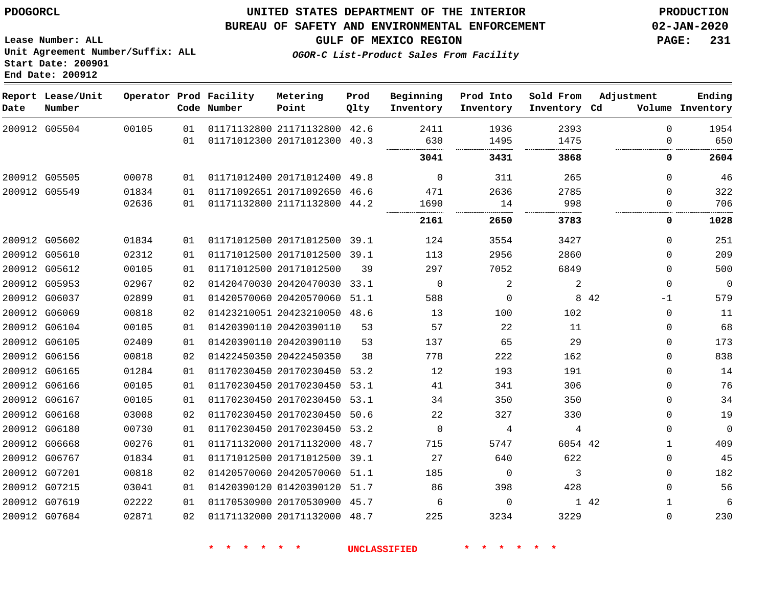PDOGORCL

# UNITED STATES DEPARTMENT OF THE INTERIOR
## BUREAU OF SAFETY AND ENVIRONMENTAL ENFORCEMENT
### GULF OF MEXICO REGION
*OGOR-C List-Product Sales From Facility*

PRODUCTION
02-JAN-2020

Lease Number: ALL
Unit Agreement Number/Suffix: ALL
Start Date: 200901
End Date: 200912

| Report Date | Lease/Unit Number | Operator | Prod Code | Facility Number | Metering Point | Prod Qlty | Beginning Inventory | Prod Into Inventory | Sold From Inventory | Adjustment Cd | Volume | Ending Inventory |
|---|---|---|---|---|---|---|---|---|---|---|---|---|
| 200912 | G05504 | 00105 | 01 | 01171132800 | 21171132800 | 42.6 | 2411 | 1936 | 2393 | | 0 | 1954 |
| | | | 01 | 01171012300 | 20171012300 | 40.3 | 630 | 1495 | 1475 | | 0 | 650 |
| | | | | | | | **3041** | **3431** | **3868** | | **0** | **2604** |
| 200912 | G05505 | 00078 | 01 | 01171012400 | 20171012400 | 49.8 | 0 | 311 | 265 | | 0 | 46 |
| 200912 | G05549 | 01834 | 01 | 01171092651 | 20171092650 | 46.6 | 471 | 2636 | 2785 | | 0 | 322 |
| | | 02636 | 01 | 01171132800 | 21171132800 | 44.2 | 1690 | 14 | 998 | | 0 | 706 |
| | | | | | | | **2161** | **2650** | **3783** | | **0** | **1028** |
| 200912 | G05602 | 01834 | 01 | 01171012500 | 20171012500 | 39.1 | 124 | 3554 | 3427 | | 0 | 251 |
| 200912 | G05610 | 02312 | 01 | 01171012500 | 20171012500 | 39.1 | 113 | 2956 | 2860 | | 0 | 209 |
| 200912 | G05612 | 00105 | 01 | 01171012500 | 20171012500 | 39 | 297 | 7052 | 6849 | | 0 | 500 |
| 200912 | G05953 | 02967 | 02 | 01420470030 | 20420470030 | 33.1 | 0 | 2 | 2 | | 0 | 0 |
| 200912 | G06037 | 02899 | 01 | 01420570060 | 20420570060 | 51.1 | 588 | 0 | 8 | 42 | -1 | 579 |
| 200912 | G06069 | 00818 | 02 | 01423210051 | 20423210050 | 48.6 | 13 | 100 | 102 | | 0 | 11 |
| 200912 | G06104 | 00105 | 01 | 01420390110 | 20420390110 | 53 | 57 | 22 | 11 | | 0 | 68 |
| 200912 | G06105 | 02409 | 01 | 01420390110 | 20420390110 | 53 | 137 | 65 | 29 | | 0 | 173 |
| 200912 | G06156 | 00818 | 02 | 01422450350 | 20422450350 | 38 | 778 | 222 | 162 | | 0 | 838 |
| 200912 | G06165 | 01284 | 01 | 01170230450 | 20170230450 | 53.2 | 12 | 193 | 191 | | 0 | 14 |
| 200912 | G06166 | 00105 | 01 | 01170230450 | 20170230450 | 53.1 | 41 | 341 | 306 | | 0 | 76 |
| 200912 | G06167 | 00105 | 01 | 01170230450 | 20170230450 | 53.1 | 34 | 350 | 350 | | 0 | 34 |
| 200912 | G06168 | 03008 | 02 | 01170230450 | 20170230450 | 50.6 | 22 | 327 | 330 | | 0 | 19 |
| 200912 | G06180 | 00730 | 01 | 01170230450 | 20170230450 | 53.2 | 0 | 4 | 4 | | 0 | 0 |
| 200912 | G06668 | 00276 | 01 | 01171132000 | 20171132000 | 48.7 | 715 | 5747 | 6054 | 42 | 1 | 409 |
| 200912 | G06767 | 01834 | 01 | 01171012500 | 20171012500 | 39.1 | 27 | 640 | 622 | | 0 | 45 |
| 200912 | G07201 | 00818 | 02 | 01420570060 | 20420570060 | 51.1 | 185 | 0 | 3 | | 0 | 182 |
| 200912 | G07215 | 03041 | 01 | 01420390120 | 01420390120 | 51.7 | 86 | 398 | 428 | | 0 | 56 |
| 200912 | G07619 | 02222 | 01 | 01170530900 | 20170530900 | 45.7 | 6 | 0 | 1 | 42 | 1 | 6 |
| 200912 | G07684 | 02871 | 02 | 01171132000 | 20171132000 | 48.7 | 225 | 3234 | 3229 | | 0 | 230 |

* * * * * * UNCLASSIFIED * * * * * *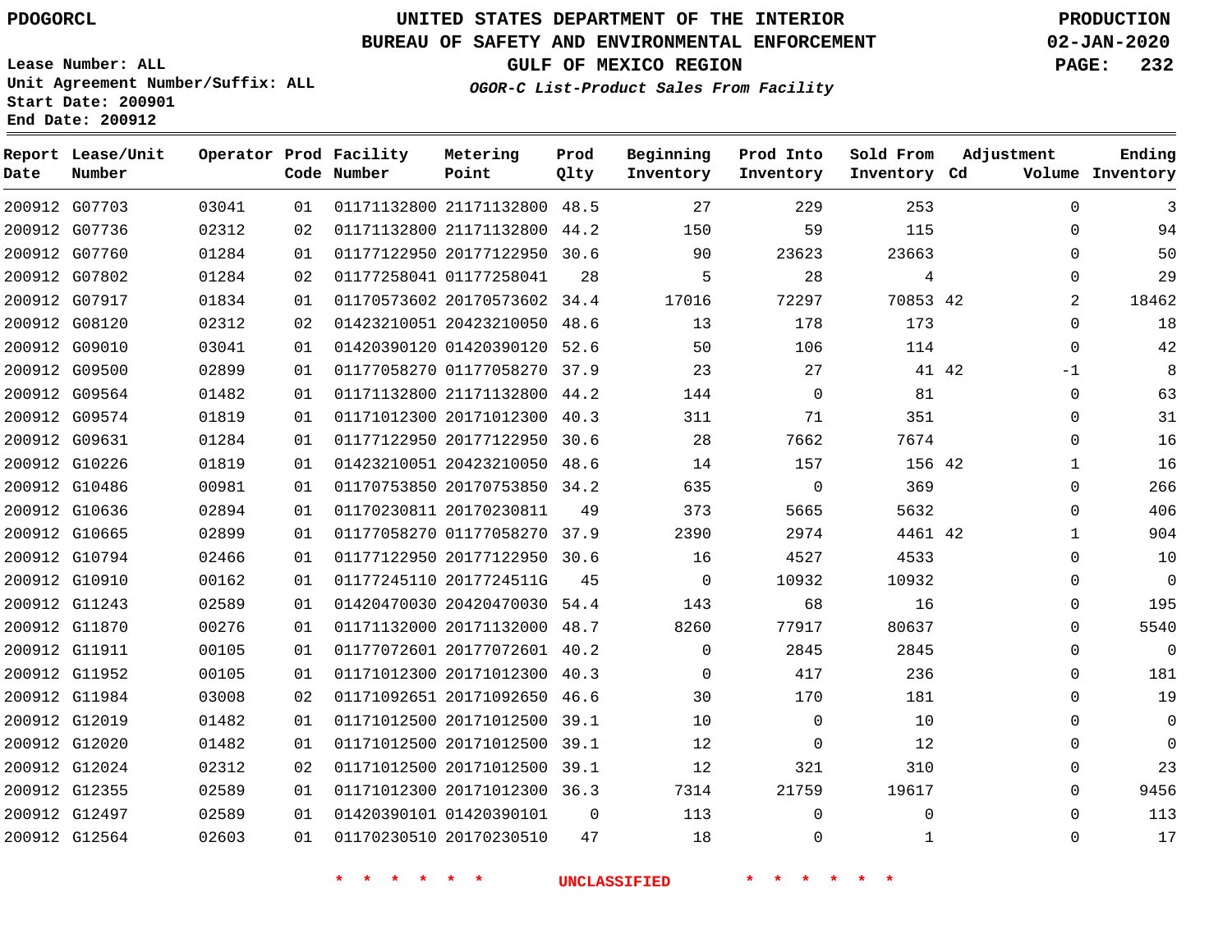PDOGORCL

Lease Number: ALL
Unit Agreement Number/Suffix: ALL
Start Date: 200901
End Date: 200912

# UNITED STATES DEPARTMENT OF THE INTERIOR
## BUREAU OF SAFETY AND ENVIRONMENTAL ENFORCEMENT
### GULF OF MEXICO REGION
*OGOR-C List-Product Sales From Facility*

PRODUCTION
02-JAN-2020

| Report Date | Lease/Unit Number | Operator | Prod Code | Facility Number | Metering Point | Prod Qlty | Beginning Inventory | Prod Into Inventory | Sold From Inventory | Adjustment Cd | Adjustment Volume | Ending Inventory |
|---|---|---|---|---|---|---|---|---|---|---|---|---|
| 200912 | G07703 | 03041 | 01 | 01171132800 | 21171132800 | 48.5 | 27 | 229 | 253 | | 0 | 3 |
| 200912 | G07736 | 02312 | 02 | 01171132800 | 21171132800 | 44.2 | 150 | 59 | 115 | | 0 | 94 |
| 200912 | G07760 | 01284 | 01 | 01177122950 | 20177122950 | 30.6 | 90 | 23623 | 23663 | | 0 | 50 |
| 200912 | G07802 | 01284 | 02 | 01177258041 | 01177258041 | 28 | 5 | 28 | 4 | | 0 | 29 |
| 200912 | G07917 | 01834 | 01 | 01170573602 | 20170573602 | 34.4 | 17016 | 72297 | 70853 | 42 | 2 | 18462 |
| 200912 | G08120 | 02312 | 02 | 01423210051 | 20423210050 | 48.6 | 13 | 178 | 173 | | 0 | 18 |
| 200912 | G09010 | 03041 | 01 | 01420390120 | 01420390120 | 52.6 | 50 | 106 | 114 | | 0 | 42 |
| 200912 | G09500 | 02899 | 01 | 01177058270 | 01177058270 | 37.9 | 23 | 27 | 41 | 42 | -1 | 8 |
| 200912 | G09564 | 01482 | 01 | 01171132800 | 21171132800 | 44.2 | 144 | 0 | 81 | | 0 | 63 |
| 200912 | G09574 | 01819 | 01 | 01171012300 | 20171012300 | 40.3 | 311 | 71 | 351 | | 0 | 31 |
| 200912 | G09631 | 01284 | 01 | 01177122950 | 20177122950 | 30.6 | 28 | 7662 | 7674 | | 0 | 16 |
| 200912 | G10226 | 01819 | 01 | 01423210051 | 20423210050 | 48.6 | 14 | 157 | 156 | 42 | 1 | 16 |
| 200912 | G10486 | 00981 | 01 | 01170753850 | 20170753850 | 34.2 | 635 | 0 | 369 | | 0 | 266 |
| 200912 | G10636 | 02894 | 01 | 01170230811 | 20170230811 | 49 | 373 | 5665 | 5632 | | 0 | 406 |
| 200912 | G10665 | 02899 | 01 | 01177058270 | 01177058270 | 37.9 | 2390 | 2974 | 4461 | 42 | 1 | 904 |
| 200912 | G10794 | 02466 | 01 | 01177122950 | 20177122950 | 30.6 | 16 | 4527 | 4533 | | 0 | 10 |
| 200912 | G10910 | 00162 | 01 | 01177245110 | 2017724511G | 45 | 0 | 10932 | 10932 | | 0 | 0 |
| 200912 | G11243 | 02589 | 01 | 01420470030 | 20420470030 | 54.4 | 143 | 68 | 16 | | 0 | 195 |
| 200912 | G11870 | 00276 | 01 | 01171132000 | 20171132000 | 48.7 | 8260 | 77917 | 80637 | | 0 | 5540 |
| 200912 | G11911 | 00105 | 01 | 01177072601 | 20177072601 | 40.2 | 0 | 2845 | 2845 | | 0 | 0 |
| 200912 | G11952 | 00105 | 01 | 01171012300 | 20171012300 | 40.3 | 0 | 417 | 236 | | 0 | 181 |
| 200912 | G11984 | 03008 | 02 | 01171092651 | 20171092650 | 46.6 | 30 | 170 | 181 | | 0 | 19 |
| 200912 | G12019 | 01482 | 01 | 01171012500 | 20171012500 | 39.1 | 10 | 0 | 10 | | 0 | 0 |
| 200912 | G12020 | 01482 | 01 | 01171012500 | 20171012500 | 39.1 | 12 | 0 | 12 | | 0 | 0 |
| 200912 | G12024 | 02312 | 02 | 01171012500 | 20171012500 | 39.1 | 12 | 321 | 310 | | 0 | 23 |
| 200912 | G12355 | 02589 | 01 | 01171012300 | 20171012300 | 36.3 | 7314 | 21759 | 19617 | | 0 | 9456 |
| 200912 | G12497 | 02589 | 01 | 01420390101 | 01420390101 | 0 | 113 | 0 | 0 | | 0 | 113 |
| 200912 | G12564 | 02603 | 01 | 01170230510 | 20170230510 | 47 | 18 | 0 | 1 | | 0 | 17 |

* * * * * * UNCLASSIFIED * * * * * *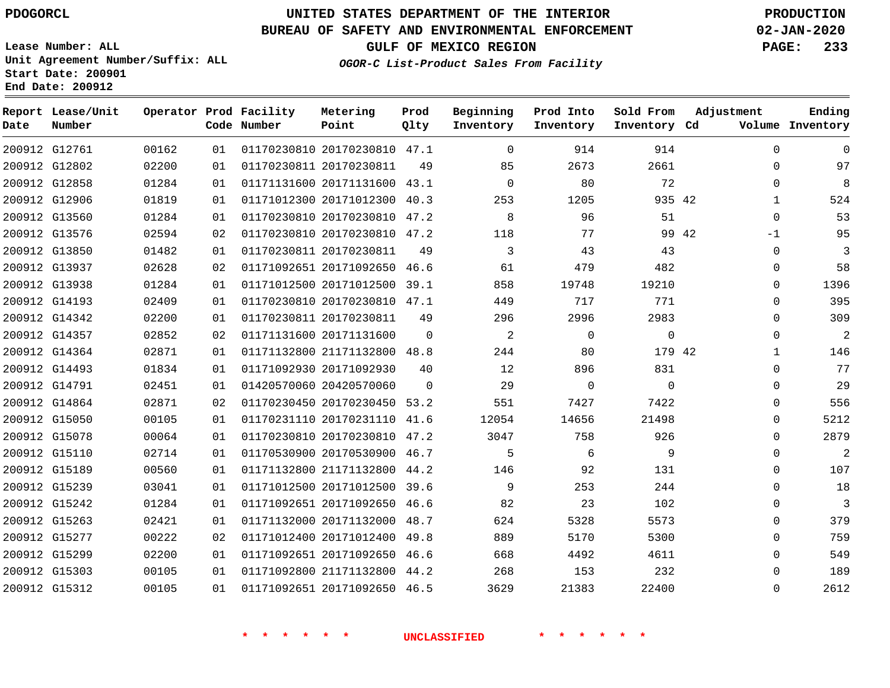PDOGORCL

# UNITED STATES DEPARTMENT OF THE INTERIOR
## BUREAU OF SAFETY AND ENVIRONMENTAL ENFORCEMENT
### GULF OF MEXICO REGION
*OGOR-C List-Product Sales From Facility*

PRODUCTION
02-JAN-2020

Lease Number: ALL
Unit Agreement Number/Suffix: ALL
Start Date: 200901
End Date: 200912

| Report Date | Lease/Unit Number | Operator | Prod Code | Facility Number | Metering Point | Prod Qlty | Beginning Inventory | Prod Into Inventory | Sold From Inventory | Adjustment Cd | Adjustment Volume | Ending Inventory |
|---|---|---|---|---|---|---|---|---|---|---|---|---|
| 200912 | G12761 | 00162 | 01 | 01170230810 | 20170230810 | 47.1 | 0 | 914 | 914 | | 0 | 0 |
| 200912 | G12802 | 02200 | 01 | 01170230811 | 20170230811 | 49 | 85 | 2673 | 2661 | | 0 | 97 |
| 200912 | G12858 | 01284 | 01 | 01171131600 | 20171131600 | 43.1 | 0 | 80 | 72 | | 0 | 8 |
| 200912 | G12906 | 01819 | 01 | 01171012300 | 20171012300 | 40.3 | 253 | 1205 | 935 | 42 | 1 | 524 |
| 200912 | G13560 | 01284 | 01 | 01170230810 | 20170230810 | 47.2 | 8 | 96 | 51 | | 0 | 53 |
| 200912 | G13576 | 02594 | 02 | 01170230810 | 20170230810 | 47.2 | 118 | 77 | 99 | 42 | -1 | 95 |
| 200912 | G13850 | 01482 | 01 | 01170230811 | 20170230811 | 49 | 3 | 43 | 43 | | 0 | 3 |
| 200912 | G13937 | 02628 | 02 | 01171092651 | 20171092650 | 46.6 | 61 | 479 | 482 | | 0 | 58 |
| 200912 | G13938 | 01284 | 01 | 01171012500 | 20171012500 | 39.1 | 858 | 19748 | 19210 | | 0 | 1396 |
| 200912 | G14193 | 02409 | 01 | 01170230810 | 20170230810 | 47.1 | 449 | 717 | 771 | | 0 | 395 |
| 200912 | G14342 | 02200 | 01 | 01170230811 | 20170230811 | 49 | 296 | 2996 | 2983 | | 0 | 309 |
| 200912 | G14357 | 02852 | 02 | 01171131600 | 20171131600 | 0 | 2 | 0 | 0 | | 0 | 2 |
| 200912 | G14364 | 02871 | 01 | 01171132800 | 21171132800 | 48.8 | 244 | 80 | 179 | 42 | 1 | 146 |
| 200912 | G14493 | 01834 | 01 | 01171092930 | 20171092930 | 40 | 12 | 896 | 831 | | 0 | 77 |
| 200912 | G14791 | 02451 | 01 | 01420570060 | 20420570060 | 0 | 29 | 0 | 0 | | 0 | 29 |
| 200912 | G14864 | 02871 | 02 | 01170230450 | 20170230450 | 53.2 | 551 | 7427 | 7422 | | 0 | 556 |
| 200912 | G15050 | 00105 | 01 | 01170231110 | 20170231110 | 41.6 | 12054 | 14656 | 21498 | | 0 | 5212 |
| 200912 | G15078 | 00064 | 01 | 01170230810 | 20170230810 | 47.2 | 3047 | 758 | 926 | | 0 | 2879 |
| 200912 | G15110 | 02714 | 01 | 01170530900 | 20170530900 | 46.7 | 5 | 6 | 9 | | 0 | 2 |
| 200912 | G15189 | 00560 | 01 | 01171132800 | 21171132800 | 44.2 | 146 | 92 | 131 | | 0 | 107 |
| 200912 | G15239 | 03041 | 01 | 01171012500 | 20171012500 | 39.6 | 9 | 253 | 244 | | 0 | 18 |
| 200912 | G15242 | 01284 | 01 | 01171092651 | 20171092650 | 46.6 | 82 | 23 | 102 | | 0 | 3 |
| 200912 | G15263 | 02421 | 01 | 01171132000 | 20171132000 | 48.7 | 624 | 5328 | 5573 | | 0 | 379 |
| 200912 | G15277 | 00222 | 02 | 01171012400 | 20171012400 | 49.8 | 889 | 5170 | 5300 | | 0 | 759 |
| 200912 | G15299 | 02200 | 01 | 01171092651 | 20171092650 | 46.6 | 668 | 4492 | 4611 | | 0 | 549 |
| 200912 | G15303 | 00105 | 01 | 01171092800 | 21171132800 | 44.2 | 268 | 153 | 232 | | 0 | 189 |
| 200912 | G15312 | 00105 | 01 | 01171092651 | 20171092650 | 46.5 | 3629 | 21383 | 22400 | | 0 | 2612 |

* * * * * * UNCLASSIFIED * * * * * *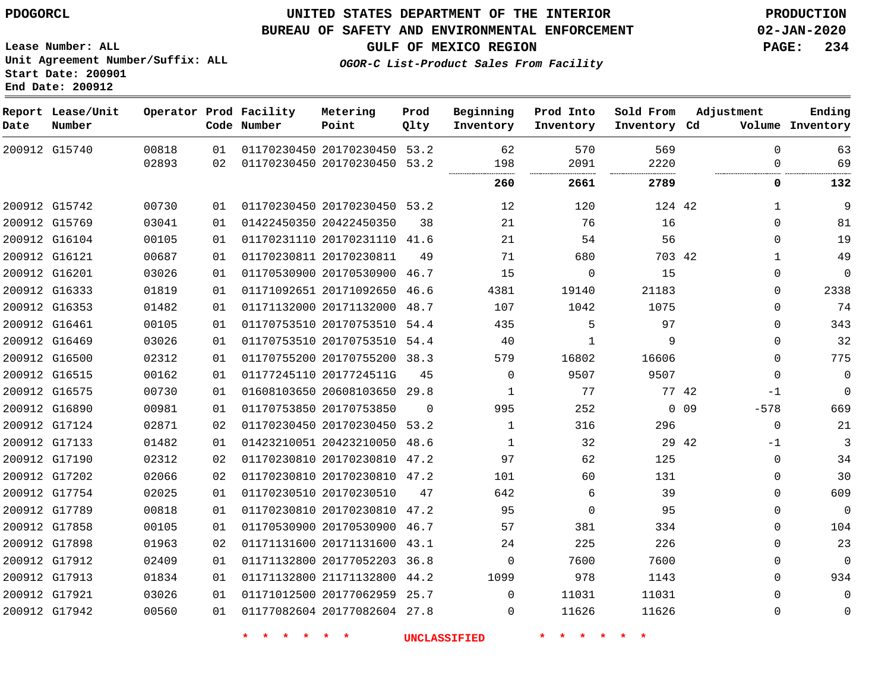PDOGORCL

# UNITED STATES DEPARTMENT OF THE INTERIOR
## BUREAU OF SAFETY AND ENVIRONMENTAL ENFORCEMENT
### GULF OF MEXICO REGION
*OGOR-C List-Product Sales From Facility*

PRODUCTION
02-JAN-2020

Lease Number: ALL
Unit Agreement Number/Suffix: ALL
Start Date: 200901
End Date: 200912

| Report Date | Lease/Unit Number | Operator | Prod Code | Facility Number | Metering Point | Prod Qlty | Beginning Inventory | Prod Into Inventory | Sold From Inventory | Adjustment Cd | Volume | Ending Inventory |
|---|---|---|---|---|---|---|---|---|---|---|---|---|
| 200912 | G15740 | 00818 | 01 | 01170230450 | 20170230450 | 53.2 | 62 | 570 | 569 | | 0 | 63 |
| | | 02893 | 02 | 01170230450 | 20170230450 | 53.2 | 198 | 2091 | 2220 | | 0 | 69 |
| | | | | | | | **260** | **2661** | **2789** | | **0** | **132** |
| 200912 | G15742 | 00730 | 01 | 01170230450 | 20170230450 | 53.2 | 12 | 120 | 124 | 42 | 1 | 9 |
| 200912 | G15769 | 03041 | 01 | 01422450350 | 20422450350 | 38 | 21 | 76 | 16 | | 0 | 81 |
| 200912 | G16104 | 00105 | 01 | 01170231110 | 20170231110 | 41.6 | 21 | 54 | 56 | | 0 | 19 |
| 200912 | G16121 | 00687 | 01 | 01170230811 | 20170230811 | 49 | 71 | 680 | 703 | 42 | 1 | 49 |
| 200912 | G16201 | 03026 | 01 | 01170530900 | 20170530900 | 46.7 | 15 | 0 | 15 | | 0 | 0 |
| 200912 | G16333 | 01819 | 01 | 01171092651 | 20171092650 | 46.6 | 4381 | 19140 | 21183 | | 0 | 2338 |
| 200912 | G16353 | 01482 | 01 | 01171132000 | 20171132000 | 48.7 | 107 | 1042 | 1075 | | 0 | 74 |
| 200912 | G16461 | 00105 | 01 | 01170753510 | 20170753510 | 54.4 | 435 | 5 | 97 | | 0 | 343 |
| 200912 | G16469 | 03026 | 01 | 01170753510 | 20170753510 | 54.4 | 40 | 1 | 9 | | 0 | 32 |
| 200912 | G16500 | 02312 | 01 | 01170755200 | 20170755200 | 38.3 | 579 | 16802 | 16606 | | 0 | 775 |
| 200912 | G16515 | 00162 | 01 | 01177245110 | 2017724511G | 45 | 0 | 9507 | 9507 | | 0 | 0 |
| 200912 | G16575 | 00730 | 01 | 01608103650 | 20608103650 | 29.8 | 1 | 77 | 77 | 42 | -1 | 0 |
| 200912 | G16890 | 00981 | 01 | 01170753850 | 20170753850 | 0 | 995 | 252 | 0 | 09 | -578 | 669 |
| 200912 | G17124 | 02871 | 02 | 01170230450 | 20170230450 | 53.2 | 1 | 316 | 296 | | 0 | 21 |
| 200912 | G17133 | 01482 | 01 | 01423210051 | 20423210050 | 48.6 | 1 | 32 | 29 | 42 | -1 | 3 |
| 200912 | G17190 | 02312 | 02 | 01170230810 | 20170230810 | 47.2 | 97 | 62 | 125 | | 0 | 34 |
| 200912 | G17202 | 02066 | 02 | 01170230810 | 20170230810 | 47.2 | 101 | 60 | 131 | | 0 | 30 |
| 200912 | G17754 | 02025 | 01 | 01170230510 | 20170230510 | 47 | 642 | 6 | 39 | | 0 | 609 |
| 200912 | G17789 | 00818 | 01 | 01170230810 | 20170230810 | 47.2 | 95 | 0 | 95 | | 0 | 0 |
| 200912 | G17858 | 00105 | 01 | 01170530900 | 20170530900 | 46.7 | 57 | 381 | 334 | | 0 | 104 |
| 200912 | G17898 | 01963 | 02 | 01171131600 | 20171131600 | 43.1 | 24 | 225 | 226 | | 0 | 23 |
| 200912 | G17912 | 02409 | 01 | 01171132800 | 20177052203 | 36.8 | 0 | 7600 | 7600 | | 0 | 0 |
| 200912 | G17913 | 01834 | 01 | 01171132800 | 21171132800 | 44.2 | 1099 | 978 | 1143 | | 0 | 934 |
| 200912 | G17921 | 03026 | 01 | 01171012500 | 20177062959 | 25.7 | 0 | 11031 | 11031 | | 0 | 0 |
| 200912 | G17942 | 00560 | 01 | 01177082604 | 20177082604 | 27.8 | 0 | 11626 | 11626 | | 0 | 0 |

* * * * * * UNCLASSIFIED * * * * * *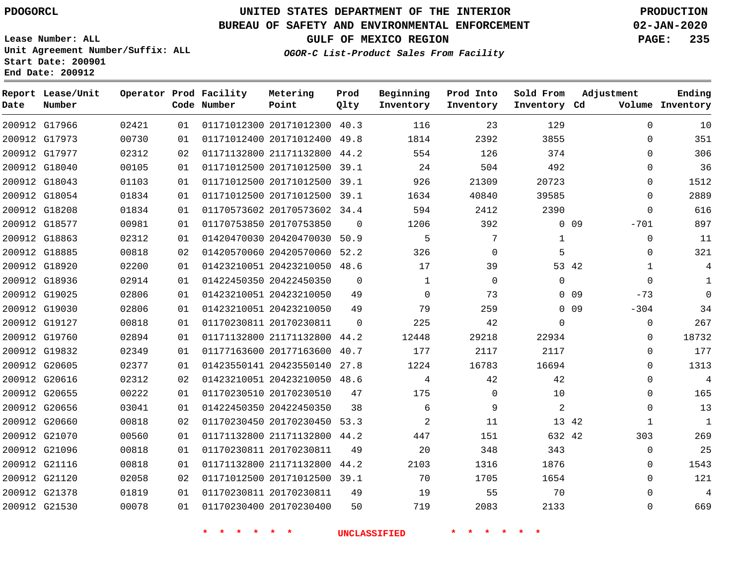PDOGORCL

Lease Number: ALL
Unit Agreement Number/Suffix: ALL
Start Date: 200901
End Date: 200912

# UNITED STATES DEPARTMENT OF THE INTERIOR
## BUREAU OF SAFETY AND ENVIRONMENTAL ENFORCEMENT
### GULF OF MEXICO REGION
*OGOR-C List-Product Sales From Facility*

PRODUCTION
02-JAN-2020

| Report Date | Lease/Unit Number | Operator | Prod Code | Facility Number | Metering Point | Prod Qlty | Beginning Inventory | Prod Into Inventory | Sold From Inventory | Adjustment Cd | Adjustment Volume | Ending Inventory |
|---|---|---|---|---|---|---|---|---|---|---|---|---|
| 200912 | G17966 | 02421 | 01 | 01171012300 | 20171012300 | 40.3 | 116 | 23 | 129 | | 0 | 10 |
| 200912 | G17973 | 00730 | 01 | 01171012400 | 20171012400 | 49.8 | 1814 | 2392 | 3855 | | 0 | 351 |
| 200912 | G17977 | 02312 | 02 | 01171132800 | 21171132800 | 44.2 | 554 | 126 | 374 | | 0 | 306 |
| 200912 | G18040 | 00105 | 01 | 01171012500 | 20171012500 | 39.1 | 24 | 504 | 492 | | 0 | 36 |
| 200912 | G18043 | 01103 | 01 | 01171012500 | 20171012500 | 39.1 | 926 | 21309 | 20723 | | 0 | 1512 |
| 200912 | G18054 | 01834 | 01 | 01171012500 | 20171012500 | 39.1 | 1634 | 40840 | 39585 | | 0 | 2889 |
| 200912 | G18208 | 01834 | 01 | 01170573602 | 20170573602 | 34.4 | 594 | 2412 | 2390 | | 0 | 616 |
| 200912 | G18577 | 00981 | 01 | 01170753850 | 20170753850 | 0 | 1206 | 392 | 0 | 09 | -701 | 897 |
| 200912 | G18863 | 02312 | 01 | 01420470030 | 20420470030 | 50.9 | 5 | 7 | 1 | | 0 | 11 |
| 200912 | G18885 | 00818 | 02 | 01420570060 | 20420570060 | 52.2 | 326 | 0 | 5 | | 0 | 321 |
| 200912 | G18920 | 02200 | 01 | 01423210051 | 20423210050 | 48.6 | 17 | 39 | 53 | 42 | 1 | 4 |
| 200912 | G18936 | 02914 | 01 | 01422450350 | 20422450350 | 0 | 1 | 0 | 0 | | 0 | 1 |
| 200912 | G19025 | 02806 | 01 | 01423210051 | 20423210050 | 49 | 0 | 73 | 0 | 09 | -73 | 0 |
| 200912 | G19030 | 02806 | 01 | 01423210051 | 20423210050 | 49 | 79 | 259 | 0 | 09 | -304 | 34 |
| 200912 | G19127 | 00818 | 01 | 01170230811 | 20170230811 | 0 | 225 | 42 | 0 | | 0 | 267 |
| 200912 | G19760 | 02894 | 01 | 01171132800 | 21171132800 | 44.2 | 12448 | 29218 | 22934 | | 0 | 18732 |
| 200912 | G19832 | 02349 | 01 | 01177163600 | 20177163600 | 40.7 | 177 | 2117 | 2117 | | 0 | 177 |
| 200912 | G20605 | 02377 | 01 | 01423550141 | 20423550140 | 27.8 | 1224 | 16783 | 16694 | | 0 | 1313 |
| 200912 | G20616 | 02312 | 02 | 01423210051 | 20423210050 | 48.6 | 4 | 42 | 42 | | 0 | 4 |
| 200912 | G20655 | 00222 | 01 | 01170230510 | 20170230510 | 47 | 175 | 0 | 10 | | 0 | 165 |
| 200912 | G20656 | 03041 | 01 | 01422450350 | 20422450350 | 38 | 6 | 9 | 2 | | 0 | 13 |
| 200912 | G20660 | 00818 | 02 | 01170230450 | 20170230450 | 53.3 | 2 | 11 | 13 | 42 | 1 | 1 |
| 200912 | G21070 | 00560 | 01 | 01171132800 | 21171132800 | 44.2 | 447 | 151 | 632 | 42 | 303 | 269 |
| 200912 | G21096 | 00818 | 01 | 01170230811 | 20170230811 | 49 | 20 | 348 | 343 | | 0 | 25 |
| 200912 | G21116 | 00818 | 01 | 01171132800 | 21171132800 | 44.2 | 2103 | 1316 | 1876 | | 0 | 1543 |
| 200912 | G21120 | 02058 | 02 | 01171012500 | 20171012500 | 39.1 | 70 | 1705 | 1654 | | 0 | 121 |
| 200912 | G21378 | 01819 | 01 | 01170230811 | 20170230811 | 49 | 19 | 55 | 70 | | 0 | 4 |
| 200912 | G21530 | 00078 | 01 | 01170230400 | 20170230400 | 50 | 719 | 2083 | 2133 | | 0 | 669 |

\* \* \* \* \* \* UNCLASSIFIED \* \* \* \* \* \*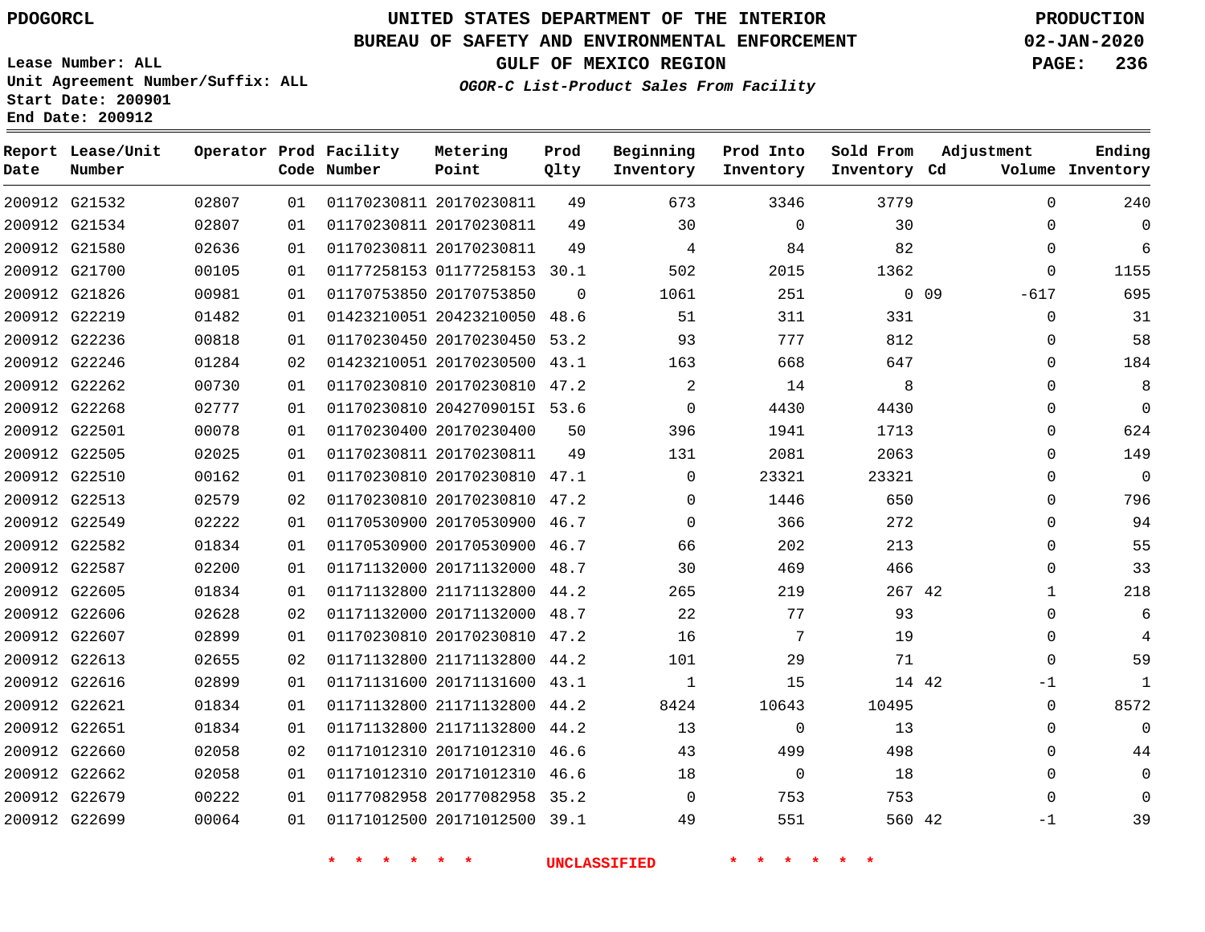PDOGORCL

# UNITED STATES DEPARTMENT OF THE INTERIOR
## BUREAU OF SAFETY AND ENVIRONMENTAL ENFORCEMENT
### GULF OF MEXICO REGION
*OGOR-C List-Product Sales From Facility*

PRODUCTION
02-JAN-2020

Lease Number: ALL
Unit Agreement Number/Suffix: ALL
Start Date: 200901
End Date: 200912

| Report Date | Lease/Unit Number | Operator | Prod Code | Facility Number | Metering Point | Prod Qlty | Beginning Inventory | Prod Into Inventory | Sold From Inventory | Adjustment Cd | Adjustment Volume | Ending Inventory |
|---|---|---|---|---|---|---|---|---|---|---|---|---|
| 200912 | G21532 | 02807 | 01 | 01170230811 | 20170230811 | 49 | 673 | 3346 | 3779 | | 0 | 240 |
| 200912 | G21534 | 02807 | 01 | 01170230811 | 20170230811 | 49 | 30 | 0 | 30 | | 0 | 0 |
| 200912 | G21580 | 02636 | 01 | 01170230811 | 20170230811 | 49 | 4 | 84 | 82 | | 0 | 6 |
| 200912 | G21700 | 00105 | 01 | 01177258153 | 01177258153 | 30.1 | 502 | 2015 | 1362 | | 0 | 1155 |
| 200912 | G21826 | 00981 | 01 | 01170753850 | 20170753850 | 0 | 1061 | 251 | 0 | 09 | -617 | 695 |
| 200912 | G22219 | 01482 | 01 | 01423210051 | 20423210050 | 48.6 | 51 | 311 | 331 | | 0 | 31 |
| 200912 | G22236 | 00818 | 01 | 01170230450 | 20170230450 | 53.2 | 93 | 777 | 812 | | 0 | 58 |
| 200912 | G22246 | 01284 | 02 | 01423210051 | 20170230500 | 43.1 | 163 | 668 | 647 | | 0 | 184 |
| 200912 | G22262 | 00730 | 01 | 01170230810 | 20170230810 | 47.2 | 2 | 14 | 8 | | 0 | 8 |
| 200912 | G22268 | 02777 | 01 | 01170230810 | 2042709015I | 53.6 | 0 | 4430 | 4430 | | 0 | 0 |
| 200912 | G22501 | 00078 | 01 | 01170230400 | 20170230400 | 50 | 396 | 1941 | 1713 | | 0 | 624 |
| 200912 | G22505 | 02025 | 01 | 01170230811 | 20170230811 | 49 | 131 | 2081 | 2063 | | 0 | 149 |
| 200912 | G22510 | 00162 | 01 | 01170230810 | 20170230810 | 47.1 | 0 | 23321 | 23321 | | 0 | 0 |
| 200912 | G22513 | 02579 | 02 | 01170230810 | 20170230810 | 47.2 | 0 | 1446 | 650 | | 0 | 796 |
| 200912 | G22549 | 02222 | 01 | 01170530900 | 20170530900 | 46.7 | 0 | 366 | 272 | | 0 | 94 |
| 200912 | G22582 | 01834 | 01 | 01170530900 | 20170530900 | 46.7 | 66 | 202 | 213 | | 0 | 55 |
| 200912 | G22587 | 02200 | 01 | 01171132000 | 20171132000 | 48.7 | 30 | 469 | 466 | | 0 | 33 |
| 200912 | G22605 | 01834 | 01 | 01171132800 | 21171132800 | 44.2 | 265 | 219 | 267 | 42 | 1 | 218 |
| 200912 | G22606 | 02628 | 02 | 01171132000 | 20171132000 | 48.7 | 22 | 77 | 93 | | 0 | 6 |
| 200912 | G22607 | 02899 | 01 | 01170230810 | 20170230810 | 47.2 | 16 | 7 | 19 | | 0 | 4 |
| 200912 | G22613 | 02655 | 02 | 01171132800 | 21171132800 | 44.2 | 101 | 29 | 71 | | 0 | 59 |
| 200912 | G22616 | 02899 | 01 | 01171131600 | 20171131600 | 43.1 | 1 | 15 | 14 | 42 | -1 | 1 |
| 200912 | G22621 | 01834 | 01 | 01171132800 | 21171132800 | 44.2 | 8424 | 10643 | 10495 | | 0 | 8572 |
| 200912 | G22651 | 01834 | 01 | 01171132800 | 21171132800 | 44.2 | 13 | 0 | 13 | | 0 | 0 |
| 200912 | G22660 | 02058 | 02 | 01171012310 | 20171012310 | 46.6 | 43 | 499 | 498 | | 0 | 44 |
| 200912 | G22662 | 02058 | 01 | 01171012310 | 20171012310 | 46.6 | 18 | 0 | 18 | | 0 | 0 |
| 200912 | G22679 | 00222 | 01 | 01177082958 | 20177082958 | 35.2 | 0 | 753 | 753 | | 0 | 0 |
| 200912 | G22699 | 00064 | 01 | 01171012500 | 20171012500 | 39.1 | 49 | 551 | 560 | 42 | -1 | 39 |

\* \* \* \* \* \* UNCLASSIFIED \* \* \* \* \* \*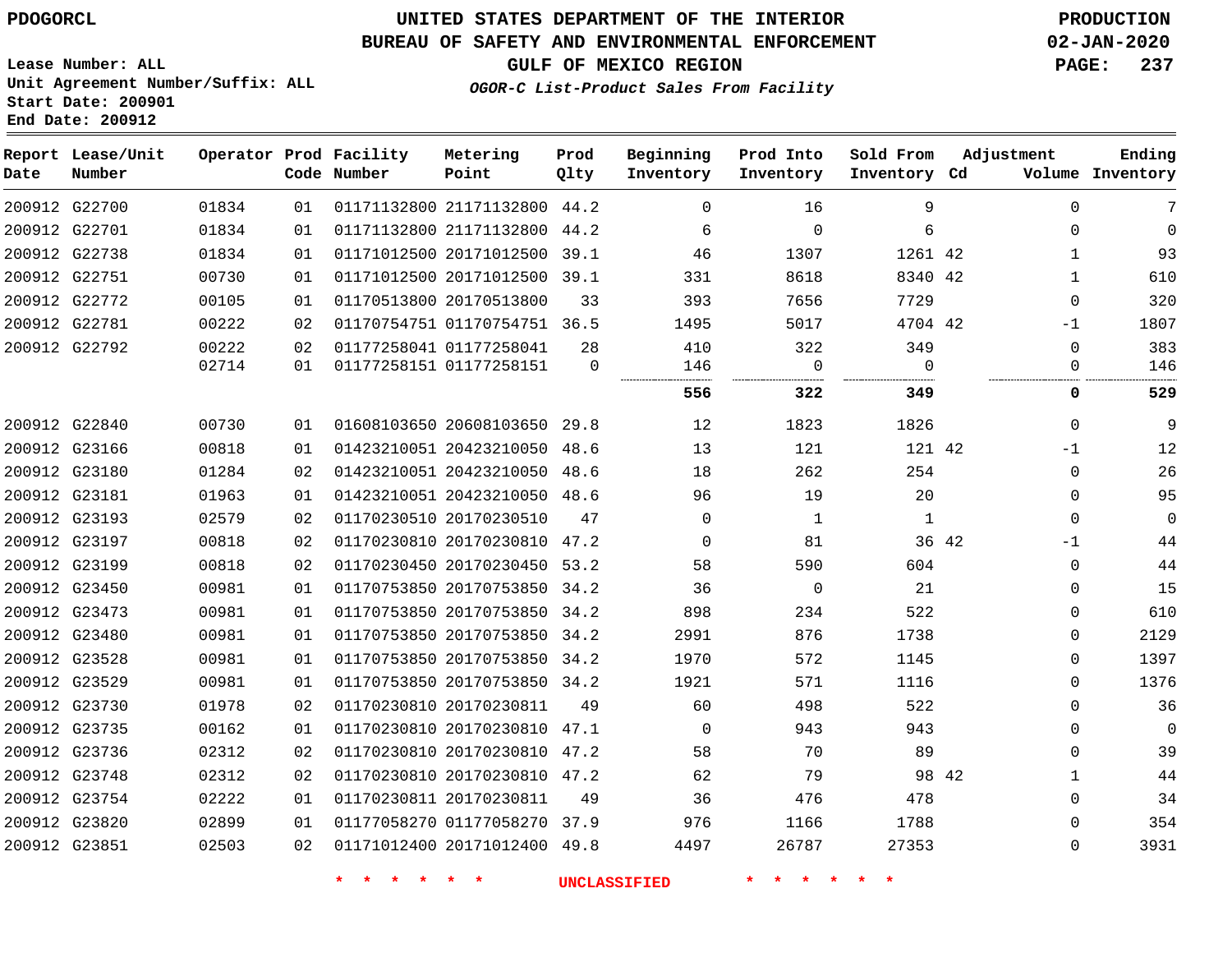PDOGORCL

# UNITED STATES DEPARTMENT OF THE INTERIOR
## BUREAU OF SAFETY AND ENVIRONMENTAL ENFORCEMENT
### GULF OF MEXICO REGION

PRODUCTION
02-JAN-2020

Lease Number: ALL
Unit Agreement Number/Suffix: ALL
Start Date: 200901
End Date: 200912

*OGOR-C List-Product Sales From Facility*

| Report Date | Lease/Unit Number | Operator | Prod Code | Facility Number | Metering Point | Prod Qlty | Beginning Inventory | Prod Into Inventory | Sold From Inventory | Adjustment Cd | Adjustment Volume | Ending Inventory |
|---|---|---|---|---|---|---|---|---|---|---|---|---|
| 200912 | G22700 | 01834 | 01 | 01171132800 | 21171132800 | 44.2 | 0 | 16 | 9 | | 0 | 7 |
| 200912 | G22701 | 01834 | 01 | 01171132800 | 21171132800 | 44.2 | 6 | 0 | 6 | | 0 | 0 |
| 200912 | G22738 | 01834 | 01 | 01171012500 | 20171012500 | 39.1 | 46 | 1307 | 1261 | 42 | 1 | 93 |
| 200912 | G22751 | 00730 | 01 | 01171012500 | 20171012500 | 39.1 | 331 | 8618 | 8340 | 42 | 1 | 610 |
| 200912 | G22772 | 00105 | 01 | 01170513800 | 20170513800 | 33 | 393 | 7656 | 7729 | | 0 | 320 |
| 200912 | G22781 | 00222 | 02 | 01170754751 | 01170754751 | 36.5 | 1495 | 5017 | 4704 | 42 | -1 | 1807 |
| 200912 | G22792 | 00222 | 02 | 01177258041 | 01177258041 | 28 | 410 | 322 | 349 | | 0 | 383 |
| | | 02714 | 01 | 01177258151 | 01177258151 | 0 | 146 | 0 | 0 | | 0 | 146 |
| | | | | | | | **556** | **322** | **349** | | **0** | **529** |
| 200912 | G22840 | 00730 | 01 | 01608103650 | 20608103650 | 29.8 | 12 | 1823 | 1826 | | 0 | 9 |
| 200912 | G23166 | 00818 | 01 | 01423210051 | 20423210050 | 48.6 | 13 | 121 | 121 | 42 | -1 | 12 |
| 200912 | G23180 | 01284 | 02 | 01423210051 | 20423210050 | 48.6 | 18 | 262 | 254 | | 0 | 26 |
| 200912 | G23181 | 01963 | 01 | 01423210051 | 20423210050 | 48.6 | 96 | 19 | 20 | | 0 | 95 |
| 200912 | G23193 | 02579 | 02 | 01170230510 | 20170230510 | 47 | 0 | 1 | 1 | | 0 | 0 |
| 200912 | G23197 | 00818 | 02 | 01170230810 | 20170230810 | 47.2 | 0 | 81 | 36 | 42 | -1 | 44 |
| 200912 | G23199 | 00818 | 02 | 01170230450 | 20170230450 | 53.2 | 58 | 590 | 604 | | 0 | 44 |
| 200912 | G23450 | 00981 | 01 | 01170753850 | 20170753850 | 34.2 | 36 | 0 | 21 | | 0 | 15 |
| 200912 | G23473 | 00981 | 01 | 01170753850 | 20170753850 | 34.2 | 898 | 234 | 522 | | 0 | 610 |
| 200912 | G23480 | 00981 | 01 | 01170753850 | 20170753850 | 34.2 | 2991 | 876 | 1738 | | 0 | 2129 |
| 200912 | G23528 | 00981 | 01 | 01170753850 | 20170753850 | 34.2 | 1970 | 572 | 1145 | | 0 | 1397 |
| 200912 | G23529 | 00981 | 01 | 01170753850 | 20170753850 | 34.2 | 1921 | 571 | 1116 | | 0 | 1376 |
| 200912 | G23730 | 01978 | 02 | 01170230810 | 20170230811 | 49 | 60 | 498 | 522 | | 0 | 36 |
| 200912 | G23735 | 00162 | 01 | 01170230810 | 20170230810 | 47.1 | 0 | 943 | 943 | | 0 | 0 |
| 200912 | G23736 | 02312 | 02 | 01170230810 | 20170230810 | 47.2 | 58 | 70 | 89 | | 0 | 39 |
| 200912 | G23748 | 02312 | 02 | 01170230810 | 20170230810 | 47.2 | 62 | 79 | 98 | 42 | 1 | 44 |
| 200912 | G23754 | 02222 | 01 | 01170230811 | 20170230811 | 49 | 36 | 476 | 478 | | 0 | 34 |
| 200912 | G23820 | 02899 | 01 | 01177058270 | 01177058270 | 37.9 | 976 | 1166 | 1788 | | 0 | 354 |
| 200912 | G23851 | 02503 | 02 | 01171012400 | 20171012400 | 49.8 | 4497 | 26787 | 27353 | | 0 | 3931 |

\* \* \* \* \* \* UNCLASSIFIED \* \* \* \* \* \*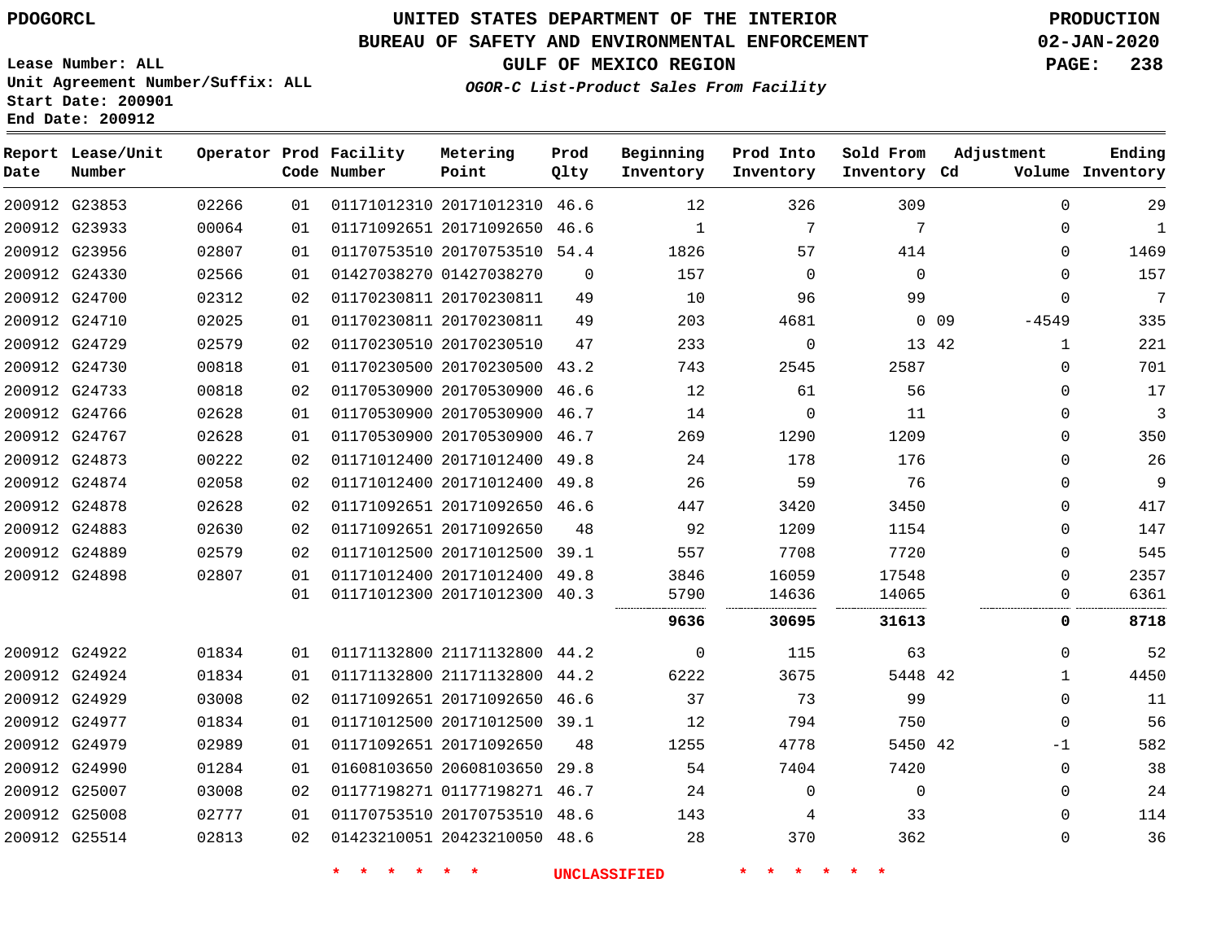PDOGORCL

# UNITED STATES DEPARTMENT OF THE INTERIOR
## BUREAU OF SAFETY AND ENVIRONMENTAL ENFORCEMENT
### GULF OF MEXICO REGION

PRODUCTION
02-JAN-2020

Lease Number: ALL
Unit Agreement Number/Suffix: ALL
Start Date: 200901
End Date: 200912

*OGOR-C List-Product Sales From Facility*

| Report Date | Lease/Unit Number | Operator | Prod Code | Facility Number | Metering Point | Prod Qlty | Beginning Inventory | Prod Into Inventory | Sold From Inventory | Adjustment Cd | Volume | Ending Inventory |
|---|---|---|---|---|---|---|---|---|---|---|---|---|
| 200912 | G23853 | 02266 | 01 | 01171012310 | 20171012310 | 46.6 | 12 | 326 | 309 | | 0 | 29 |
| 200912 | G23933 | 00064 | 01 | 01171092651 | 20171092650 | 46.6 | 1 | 7 | 7 | | 0 | 1 |
| 200912 | G23956 | 02807 | 01 | 01170753510 | 20170753510 | 54.4 | 1826 | 57 | 414 | | 0 | 1469 |
| 200912 | G24330 | 02566 | 01 | 01427038270 | 01427038270 | 0 | 157 | 0 | 0 | | 0 | 157 |
| 200912 | G24700 | 02312 | 02 | 01170230811 | 20170230811 | 49 | 10 | 96 | 99 | | 0 | 7 |
| 200912 | G24710 | 02025 | 01 | 01170230811 | 20170230811 | 49 | 203 | 4681 | 0 | 09 | -4549 | 335 |
| 200912 | G24729 | 02579 | 02 | 01170230510 | 20170230510 | 47 | 233 | 0 | 13 | 42 | 1 | 221 |
| 200912 | G24730 | 00818 | 01 | 01170230500 | 20170230500 | 43.2 | 743 | 2545 | 2587 | | 0 | 701 |
| 200912 | G24733 | 00818 | 02 | 01170530900 | 20170530900 | 46.6 | 12 | 61 | 56 | | 0 | 17 |
| 200912 | G24766 | 02628 | 01 | 01170530900 | 20170530900 | 46.7 | 14 | 0 | 11 | | 0 | 3 |
| 200912 | G24767 | 02628 | 01 | 01170530900 | 20170530900 | 46.7 | 269 | 1290 | 1209 | | 0 | 350 |
| 200912 | G24873 | 00222 | 02 | 01171012400 | 20171012400 | 49.8 | 24 | 178 | 176 | | 0 | 26 |
| 200912 | G24874 | 02058 | 02 | 01171012400 | 20171012400 | 49.8 | 26 | 59 | 76 | | 0 | 9 |
| 200912 | G24878 | 02628 | 02 | 01171092651 | 20171092650 | 46.6 | 447 | 3420 | 3450 | | 0 | 417 |
| 200912 | G24883 | 02630 | 02 | 01171092651 | 20171092650 | 48 | 92 | 1209 | 1154 | | 0 | 147 |
| 200912 | G24889 | 02579 | 02 | 01171012500 | 20171012500 | 39.1 | 557 | 7708 | 7720 | | 0 | 545 |
| 200912 | G24898 | 02807 | 01 | 01171012400 | 20171012400 | 49.8 | 3846 | 16059 | 17548 | | 0 | 2357 |
| | | | 01 | 01171012300 | 20171012300 | 40.3 | 5790 | 14636 | 14065 | | 0 | 6361 |
| | | | | | | | **9636** | **30695** | **31613** | | **0** | **8718** |
| 200912 | G24922 | 01834 | 01 | 01171132800 | 21171132800 | 44.2 | 0 | 115 | 63 | | 0 | 52 |
| 200912 | G24924 | 01834 | 01 | 01171132800 | 21171132800 | 44.2 | 6222 | 3675 | 5448 | 42 | 1 | 4450 |
| 200912 | G24929 | 03008 | 02 | 01171092651 | 20171092650 | 46.6 | 37 | 73 | 99 | | 0 | 11 |
| 200912 | G24977 | 01834 | 01 | 01171012500 | 20171012500 | 39.1 | 12 | 794 | 750 | | 0 | 56 |
| 200912 | G24979 | 02989 | 01 | 01171092651 | 20171092650 | 48 | 1255 | 4778 | 5450 | 42 | -1 | 582 |
| 200912 | G24990 | 01284 | 01 | 01608103650 | 20608103650 | 29.8 | 54 | 7404 | 7420 | | 0 | 38 |
| 200912 | G25007 | 03008 | 02 | 01177198271 | 01177198271 | 46.7 | 24 | 0 | 0 | | 0 | 24 |
| 200912 | G25008 | 02777 | 01 | 01170753510 | 20170753510 | 48.6 | 143 | 4 | 33 | | 0 | 114 |
| 200912 | G25514 | 02813 | 02 | 01423210051 | 20423210050 | 48.6 | 28 | 370 | 362 | | 0 | 36 |

* * * * * * UNCLASSIFIED * * * * * *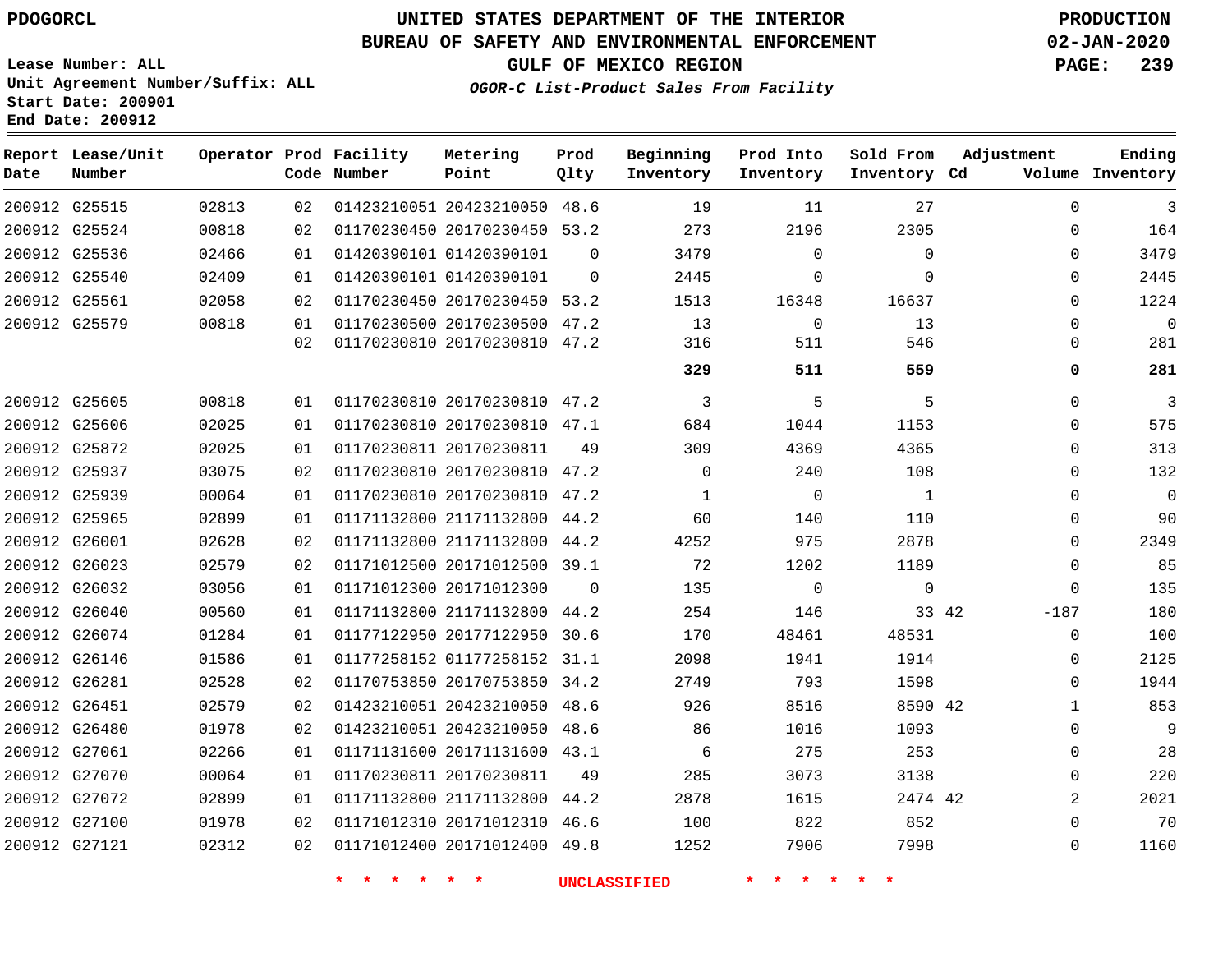PDOGORCL

# UNITED STATES DEPARTMENT OF THE INTERIOR
## BUREAU OF SAFETY AND ENVIRONMENTAL ENFORCEMENT
### GULF OF MEXICO REGION
*OGOR-C List-Product Sales From Facility*

PRODUCTION
02-JAN-2020

Lease Number: ALL
Unit Agreement Number/Suffix: ALL
Start Date: 200901
End Date: 200912

| Report Date | Lease/Unit Number | Operator | Prod Code | Facility Number | Metering Point | Prod Qlty | Beginning Inventory | Prod Into Inventory | Sold From Inventory | Adjustment Cd | Volume | Ending Inventory |
|---|---|---|---|---|---|---|---|---|---|---|---|---|
| 200912 | G25515 | 02813 | 02 | 01423210051 | 20423210050 | 48.6 | 19 | 11 | 27 | | 0 | 3 |
| 200912 | G25524 | 00818 | 02 | 01170230450 | 20170230450 | 53.2 | 273 | 2196 | 2305 | | 0 | 164 |
| 200912 | G25536 | 02466 | 01 | 01420390101 | 01420390101 | 0 | 3479 | 0 | 0 | | 0 | 3479 |
| 200912 | G25540 | 02409 | 01 | 01420390101 | 01420390101 | 0 | 2445 | 0 | 0 | | 0 | 2445 |
| 200912 | G25561 | 02058 | 02 | 01170230450 | 20170230450 | 53.2 | 1513 | 16348 | 16637 | | 0 | 1224 |
| 200912 | G25579 | 00818 | 01 | 01170230500 | 20170230500 | 47.2 | 13 | 0 | 13 | | 0 | 0 |
| | | | 02 | 01170230810 | 20170230810 | 47.2 | 316 | 511 | 546 | | 0 | 281 |
| | | | | | | | **329** | **511** | **559** | | **0** | **281** |
| 200912 | G25605 | 00818 | 01 | 01170230810 | 20170230810 | 47.2 | 3 | 5 | 5 | | 0 | 3 |
| 200912 | G25606 | 02025 | 01 | 01170230810 | 20170230810 | 47.1 | 684 | 1044 | 1153 | | 0 | 575 |
| 200912 | G25872 | 02025 | 01 | 01170230811 | 20170230811 | 49 | 309 | 4369 | 4365 | | 0 | 313 |
| 200912 | G25937 | 03075 | 02 | 01170230810 | 20170230810 | 47.2 | 0 | 240 | 108 | | 0 | 132 |
| 200912 | G25939 | 00064 | 01 | 01170230810 | 20170230810 | 47.2 | 1 | 0 | 1 | | 0 | 0 |
| 200912 | G25965 | 02899 | 01 | 01171132800 | 21171132800 | 44.2 | 60 | 140 | 110 | | 0 | 90 |
| 200912 | G26001 | 02628 | 02 | 01171132800 | 21171132800 | 44.2 | 4252 | 975 | 2878 | | 0 | 2349 |
| 200912 | G26023 | 02579 | 02 | 01171012500 | 20171012500 | 39.1 | 72 | 1202 | 1189 | | 0 | 85 |
| 200912 | G26032 | 03056 | 01 | 01171012300 | 20171012300 | 0 | 135 | 0 | 0 | | 0 | 135 |
| 200912 | G26040 | 00560 | 01 | 01171132800 | 21171132800 | 44.2 | 254 | 146 | 33 | 42 | -187 | 180 |
| 200912 | G26074 | 01284 | 01 | 01177122950 | 20177122950 | 30.6 | 170 | 48461 | 48531 | | 0 | 100 |
| 200912 | G26146 | 01586 | 01 | 01177258152 | 01177258152 | 31.1 | 2098 | 1941 | 1914 | | 0 | 2125 |
| 200912 | G26281 | 02528 | 02 | 01170753850 | 20170753850 | 34.2 | 2749 | 793 | 1598 | | 0 | 1944 |
| 200912 | G26451 | 02579 | 02 | 01423210051 | 20423210050 | 48.6 | 926 | 8516 | 8590 | 42 | 1 | 853 |
| 200912 | G26480 | 01978 | 02 | 01423210051 | 20423210050 | 48.6 | 86 | 1016 | 1093 | | 0 | 9 |
| 200912 | G27061 | 02266 | 01 | 01171131600 | 20171131600 | 43.1 | 6 | 275 | 253 | | 0 | 28 |
| 200912 | G27070 | 00064 | 01 | 01170230811 | 20170230811 | 49 | 285 | 3073 | 3138 | | 0 | 220 |
| 200912 | G27072 | 02899 | 01 | 01171132800 | 21171132800 | 44.2 | 2878 | 1615 | 2474 | 42 | 2 | 2021 |
| 200912 | G27100 | 01978 | 02 | 01171012310 | 20171012310 | 46.6 | 100 | 822 | 852 | | 0 | 70 |
| 200912 | G27121 | 02312 | 02 | 01171012400 | 20171012400 | 49.8 | 1252 | 7906 | 7998 | | 0 | 1160 |

\* \* \* \* \* \* UNCLASSIFIED \* \* \* \* \* \*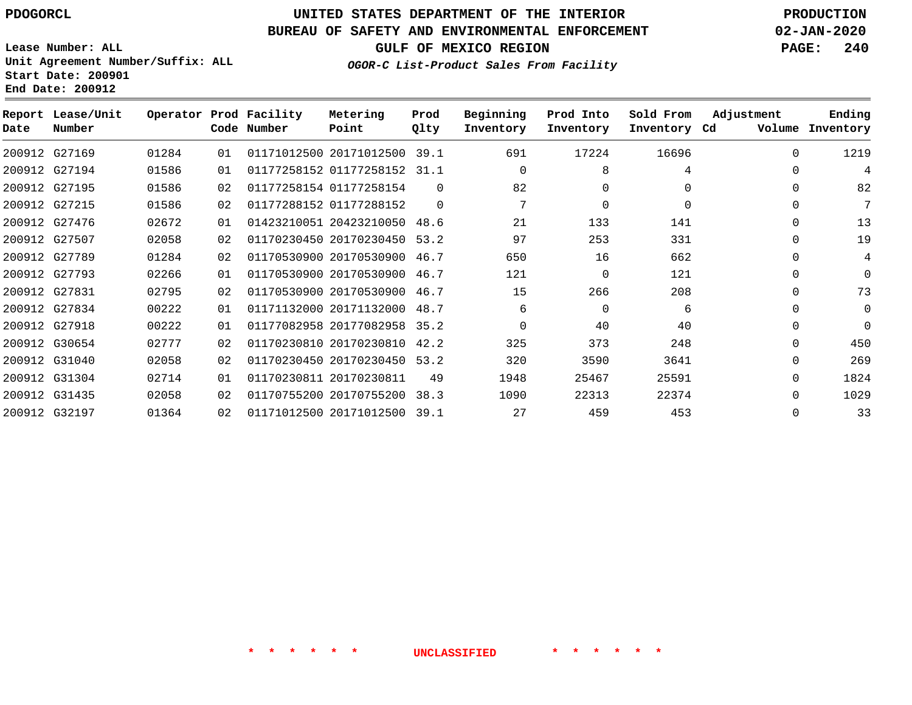PDOGORCL

# UNITED STATES DEPARTMENT OF THE INTERIOR
## BUREAU OF SAFETY AND ENVIRONMENTAL ENFORCEMENT
### GULF OF MEXICO REGION

PRODUCTION
02-JAN-2020
PAGE: 240

Lease Number: ALL
Unit Agreement Number/Suffix: ALL
Start Date: 200901
End Date: 200912

*OGOR-C List-Product Sales From Facility*

| Report Date | Lease/Unit Number | Operator | Prod Code | Facility Number | Metering Point | Prod Qlty | Beginning Inventory | Prod Into Inventory | Sold From Inventory | Adjustment Cd | Adjustment Volume | Ending Inventory |
|---|---|---|---|---|---|---|---|---|---|---|---|---|
| 200912 | G27169 | 01284 | 01 | 01171012500 | 20171012500 | 39.1 | 691 | 17224 | 16696 | | 0 | 1219 |
| 200912 | G27194 | 01586 | 01 | 01177258152 | 01177258152 | 31.1 | 0 | 8 | 4 | | 0 | 4 |
| 200912 | G27195 | 01586 | 02 | 01177258154 | 01177258154 | 0 | 82 | 0 | 0 | | 0 | 82 |
| 200912 | G27215 | 01586 | 02 | 01177288152 | 01177288152 | 0 | 7 | 0 | 0 | | 0 | 7 |
| 200912 | G27476 | 02672 | 01 | 01423210051 | 20423210050 | 48.6 | 21 | 133 | 141 | | 0 | 13 |
| 200912 | G27507 | 02058 | 02 | 01170230450 | 20170230450 | 53.2 | 97 | 253 | 331 | | 0 | 19 |
| 200912 | G27789 | 01284 | 02 | 01170530900 | 20170530900 | 46.7 | 650 | 16 | 662 | | 0 | 4 |
| 200912 | G27793 | 02266 | 01 | 01170530900 | 20170530900 | 46.7 | 121 | 0 | 121 | | 0 | 0 |
| 200912 | G27831 | 02795 | 02 | 01170530900 | 20170530900 | 46.7 | 15 | 266 | 208 | | 0 | 73 |
| 200912 | G27834 | 00222 | 01 | 01171132000 | 20171132000 | 48.7 | 6 | 0 | 6 | | 0 | 0 |
| 200912 | G27918 | 00222 | 01 | 01177082958 | 20177082958 | 35.2 | 0 | 40 | 40 | | 0 | 0 |
| 200912 | G30654 | 02777 | 02 | 01170230810 | 20170230810 | 42.2 | 325 | 373 | 248 | | 0 | 450 |
| 200912 | G31040 | 02058 | 02 | 01170230450 | 20170230450 | 53.2 | 320 | 3590 | 3641 | | 0 | 269 |
| 200912 | G31304 | 02714 | 01 | 01170230811 | 20170230811 | 49 | 1948 | 25467 | 25591 | | 0 | 1824 |
| 200912 | G31435 | 02058 | 02 | 01170755200 | 20170755200 | 38.3 | 1090 | 22313 | 22374 | | 0 | 1029 |
| 200912 | G32197 | 01364 | 02 | 01171012500 | 20171012500 | 39.1 | 27 | 459 | 453 | | 0 | 33 |

\* \* \* \* \* \* UNCLASSIFIED \* \* \* \* \* \*